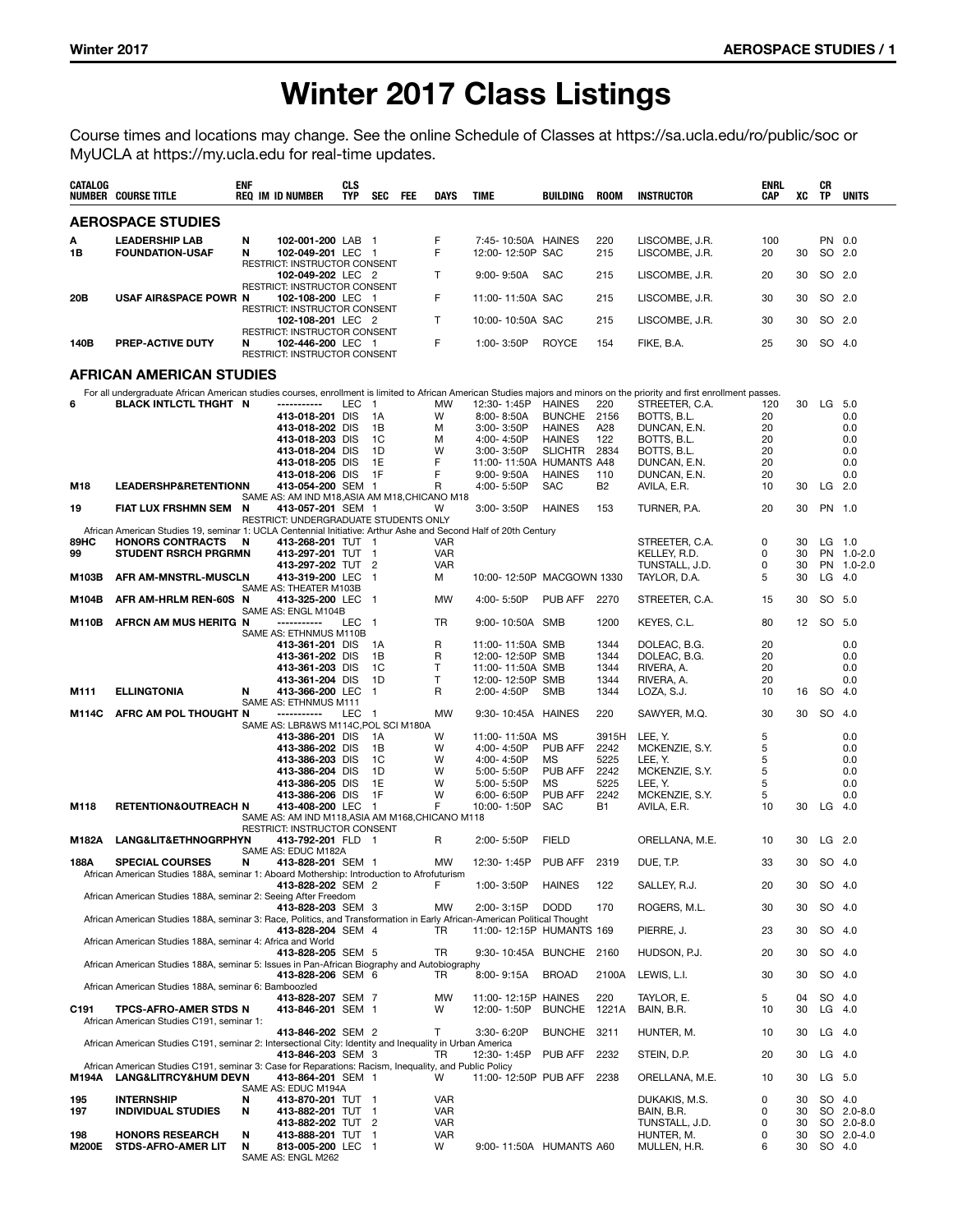# Winter 2017 Class Listings

Course times and locations may change. See the online Schedule of Classes at https://sa.ucla.edu/ro/public/soc or MyUCLA at https://my.ucla.edu for real-time updates.

| CATALOG NUMBER | COURSE TITLE | ENF REQ | IM | ID NUMBER | CLS TYP | SEC | FEE | DAYS | TIME | BUILDING | ROOM | INSTRUCTOR | ENRL CAP | XC | CR TP | UNITS |
|---|---|---|---|---|---|---|---|---|---|---|---|---|---|---|---|---|
| **AEROSPACE STUDIES** | | | | | | | | | | | | | | | | |
| A | LEADERSHIP LAB | N | | 102-001-200 | LAB | 1 | | F | 7:45- 10:50A | HAINES | 220 | LISCOMBE, J.R. | 100 | | PN | 0.0 |
| 1B | FOUNDATION-USAF | N | | 102-049-201 | LEC | 1 | | F | 12:00- 12:50P | SAC | 215 | LISCOMBE, J.R. | 20 | 30 | SO | 2.0 |
| | RESTRICT: INSTRUCTOR CONSENT | | | | | | | | | | | | | | | |
| | | | | 102-049-202 | LEC | 2 | | T | 9:00- 9:50A | SAC | 215 | LISCOMBE, J.R. | 20 | 30 | SO | 2.0 |
| | RESTRICT: INSTRUCTOR CONSENT | | | | | | | | | | | | | | | |
| 20B | USAF AIR&SPACE POWR | N | | 102-108-200 | LEC | 1 | | F | 11:00- 11:50A | SAC | 215 | LISCOMBE, J.R. | 30 | 30 | SO | 2.0 |
| | RESTRICT: INSTRUCTOR CONSENT | | | | | | | | | | | | | | | |
| | | | | 102-108-201 | LEC | 2 | | T | 10:00- 10:50A | SAC | 215 | LISCOMBE, J.R. | 30 | 30 | SO | 2.0 |
| | RESTRICT: INSTRUCTOR CONSENT | | | | | | | | | | | | | | | |
| 140B | PREP-ACTIVE DUTY | N | | 102-446-200 | LEC | 1 | | F | 1:00- 3:50P | ROYCE | 154 | FIKE, B.A. | 25 | 30 | SO | 4.0 |
| | RESTRICT: INSTRUCTOR CONSENT | | | | | | | | | | | | | | | |
| **AFRICAN AMERICAN STUDIES** | | | | | | | | | | | | | | | | |
| | For all undergraduate African American studies courses, enrollment is limited to African American Studies majors and minors on the priority and first enrollment passes. | | | | | | | | | | | | | | | |
| 6 | BLACK INTLCTL THGHT | N | | ----------- | LEC | 1 | | MW | 12:30- 1:45P | HAINES | 220 | STREETER, C.A. | 120 | 30 | LG | 5.0 |
| | | | | 413-018-201 | DIS | 1A | | W | 8:00- 8:50A | BUNCHE | 2156 | BOTTS, B.L. | 20 | | | 0.0 |
| | | | | 413-018-202 | DIS | 1B | | M | 3:00- 3:50P | HAINES | A28 | DUNCAN, E.N. | 20 | | | 0.0 |
| | | | | 413-018-203 | DIS | 1C | | M | 4:00- 4:50P | HAINES | 122 | BOTTS, B.L. | 20 | | | 0.0 |
| | | | | 413-018-204 | DIS | 1D | | W | 3:00- 3:50P | SLICHTR | 2834 | BOTTS, B.L. | 20 | | | 0.0 |
| | | | | 413-018-205 | DIS | 1E | | F | 11:00- 11:50A | HUMANTS | A48 | DUNCAN, E.N. | 20 | | | 0.0 |
| | | | | 413-018-206 | DIS | 1F | | F | 9:00- 9:50A | HAINES | 110 | DUNCAN, E.N. | 20 | | | 0.0 |
| M18 | LEADERSHP&RETENTION | N | | 413-054-200 | SEM | 1 | | R | 4:00- 5:50P | SAC | B2 | AVILA, E.R. | 10 | 30 | LG | 2.0 |
| | SAME AS: AM IND M18,ASIA AM M18,CHICANO M18 | | | | | | | | | | | | | | | |
| 19 | FIAT LUX FRSHMN SEM | N | | 413-057-201 | SEM | 1 | | W | 3:00- 3:50P | HAINES | 153 | TURNER, P.A. | 20 | 30 | PN | 1.0 |
| | RESTRICT: UNDERGRADUATE STUDENTS ONLY | | | | | | | | | | | | | | | |
| | African American Studies 19, seminar 1: UCLA Centennial Initiative: Arthur Ashe and Second Half of 20th Century | | | | | | | | | | | | | | | |
| 89HC | HONORS CONTRACTS | N | | 413-268-201 | TUT | 1 | | VAR | | | | STREETER, C.A. | 0 | 30 | LG | 1.0 |
| 99 | STUDENT RSRCH PRGRM | N | | 413-297-201 | TUT | 1 | | VAR | | | | KELLEY, R.D. | 0 | 30 | PN | 1.0-2.0 |
| | | | | 413-297-202 | TUT | 2 | | VAR | | | | TUNSTALL, J.D. | 0 | 30 | PN | 1.0-2.0 |
| M103B | AFR AM-MNSTRL-MUSCL | N | | 413-319-200 | LEC | 1 | | M | 10:00- 12:50P | MACGOWN | 1330 | TAYLOR, D.A. | 5 | 30 | LG | 4.0 |
| | SAME AS: THEATER M103B | | | | | | | | | | | | | | | |
| M104B | AFR AM-HRLM REN-60S | N | | 413-325-200 | LEC | 1 | | MW | 4:00- 5:50P | PUB AFF | 2270 | STREETER, C.A. | 15 | 30 | SO | 5.0 |
| | SAME AS: ENGL M104B | | | | | | | | | | | | | | | |
| M110B | AFRCN AM MUS HERITG | N | | ----------- | LEC | 1 | | TR | 9:00- 10:50A | SMB | 1200 | KEYES, C.L. | 80 | 12 | SO | 5.0 |
| | SAME AS: ETHNMUS M110B | | | | | | | | | | | | | | | |
| | | | | 413-361-201 | DIS | 1A | | R | 11:00- 11:50A | SMB | 1344 | DOLEAC, B.G. | 20 | | | 0.0 |
| | | | | 413-361-202 | DIS | 1B | | R | 12:00- 12:50P | SMB | 1344 | DOLEAC, B.G. | 20 | | | 0.0 |
| | | | | 413-361-203 | DIS | 1C | | T | 11:00- 11:50A | SMB | 1344 | RIVERA, A. | 20 | | | 0.0 |
| | | | | 413-361-204 | DIS | 1D | | T | 12:00- 12:50P | SMB | 1344 | RIVERA, A. | 20 | | | 0.0 |
| M111 | ELLINGTONIA | N | | 413-366-200 | LEC | 1 | | R | 2:00- 4:50P | SMB | 1344 | LOZA, S.J. | 10 | 16 | SO | 4.0 |
| | SAME AS: ETHNMUS M111 | | | | | | | | | | | | | | | |
| M114C | AFRC AM POL THOUGHT | N | | ----------- | LEC | 1 | | MW | 9:30- 10:45A | HAINES | 220 | SAWYER, M.Q. | 30 | 30 | SO | 4.0 |
| | SAME AS: LBR&WS M114C,POL SCI M180A | | | | | | | | | | | | | | | |
| | | | | 413-386-201 | DIS | 1A | | W | 11:00- 11:50A | MS | 3915H | LEE, Y. | 5 | | | 0.0 |
| | | | | 413-386-202 | DIS | 1B | | W | 4:00- 4:50P | PUB AFF | 2242 | MCKENZIE, S.Y. | 5 | | | 0.0 |
| | | | | 413-386-203 | DIS | 1C | | W | 4:00- 4:50P | MS | 5225 | LEE, Y. | 5 | | | 0.0 |
| | | | | 413-386-204 | DIS | 1D | | W | 5:00- 5:50P | PUB AFF | 2242 | MCKENZIE, S.Y. | 5 | | | 0.0 |
| | | | | 413-386-205 | DIS | 1E | | W | 5:00- 5:50P | MS | 5225 | LEE, Y. | 5 | | | 0.0 |
| | | | | 413-386-206 | DIS | 1F | | W | 6:00- 6:50P | PUB AFF | 2242 | MCKENZIE, S.Y. | 5 | | | 0.0 |
| M118 | RETENTION&OUTREACH | N | | 413-408-200 | LEC | 1 | | F | 10:00- 1:50P | SAC | B1 | AVILA, E.R. | 10 | 30 | LG | 4.0 |
| | SAME AS: AM IND M118,ASIA AM M168,CHICANO M118 | | | | | | | | | | | | | | | |
| | RESTRICT: INSTRUCTOR CONSENT | | | | | | | | | | | | | | | |
| M182A | LANG&LIT&ETHNOGRPHY | N | | 413-792-201 | FLD | 1 | | R | 2:00- 5:50P | FIELD | | ORELLANA, M.E. | 10 | 30 | LG | 2.0 |
| | SAME AS: EDUC M182A | | | | | | | | | | | | | | | |
| 188A | SPECIAL COURSES | N | | 413-828-201 | SEM | 1 | | MW | 12:30- 1:45P | PUB AFF | 2319 | DUE, T.P. | 33 | 30 | SO | 4.0 |
| | African American Studies 188A, seminar 1: Aboard Mothership: Introduction to Afrofuturism | | | | | | | | | | | | | | | |
| | | | | 413-828-202 | SEM | 2 | | F | 1:00- 3:50P | HAINES | 122 | SALLEY, R.J. | 20 | 30 | SO | 4.0 |
| | African American Studies 188A, seminar 2: Seeing After Freedom | | | | | | | | | | | | | | | |
| | | | | 413-828-203 | SEM | 3 | | MW | 2:00- 3:15P | DODD | 170 | ROGERS, M.L. | 30 | 30 | SO | 4.0 |
| | African American Studies 188A, seminar 3: Race, Politics, and Transformation in Early African-American Political Thought | | | | | | | | | | | | | | | |
| | | | | 413-828-204 | SEM | 4 | | TR | 11:00- 12:15P | HUMANTS | 169 | PIERRE, J. | 23 | 30 | SO | 4.0 |
| | African American Studies 188A, seminar 4: Africa and World | | | | | | | | | | | | | | | |
| | | | | 413-828-205 | SEM | 5 | | TR | 9:30- 10:45A | BUNCHE | 2160 | HUDSON, P.J. | 20 | 30 | SO | 4.0 |
| | African American Studies 188A, seminar 5: Issues in Pan-African Biography and Autobiography | | | | | | | | | | | | | | | |
| | | | | 413-828-206 | SEM | 6 | | TR | 8:00- 9:15A | BROAD | 2100A | LEWIS, L.I. | 30 | 30 | SO | 4.0 |
| | African American Studies 188A, seminar 6: Bamboozled | | | | | | | | | | | | | | | |
| | | | | 413-828-207 | SEM | 7 | | MW | 11:00- 12:15P | HAINES | 220 | TAYLOR, E. | 5 | 04 | SO | 4.0 |
| C191 | TPCS-AFRO-AMER STDS | N | | 413-846-201 | SEM | 1 | | W | 12:00- 1:50P | BUNCHE | 1221A | BAIN, B.R. | 10 | 30 | LG | 4.0 |
| | African American Studies C191, seminar 1: | | | | | | | | | | | | | | | |
| | | | | 413-846-202 | SEM | 2 | | T | 3:30- 6:20P | BUNCHE | 3211 | HUNTER, M. | 10 | 30 | LG | 4.0 |
| | African American Studies C191, seminar 2: Intersectional City: Identity and Inequality in Urban America | | | | | | | | | | | | | | | |
| | | | | 413-846-203 | SEM | 3 | | TR | 12:30- 1:45P | PUB AFF | 2232 | STEIN, D.P. | 20 | 30 | LG | 4.0 |
| | African American Studies C191, seminar 3: Case for Reparations: Racism, Inequality, and Public Policy | | | | | | | | | | | | | | | |
| M194A | LANG&LITRCY&HUM DEV | N | | 413-864-201 | SEM | 1 | | W | 11:00- 12:50P | PUB AFF | 2238 | ORELLANA, M.E. | 10 | 30 | LG | 5.0 |
| | SAME AS: EDUC M194A | | | | | | | | | | | | | | | |
| 195 | INTERNSHIP | N | | 413-870-201 | TUT | 1 | | VAR | | | | DUKAKIS, M.S. | 0 | 30 | SO | 4.0 |
| 197 | INDIVIDUAL STUDIES | N | | 413-882-201 | TUT | 1 | | VAR | | | | BAIN, B.R. | 0 | 30 | SO | 2.0-8.0 |
| | | | | 413-882-202 | TUT | 2 | | VAR | | | | TUNSTALL, J.D. | 0 | 30 | SO | 2.0-8.0 |
| 198 | HONORS RESEARCH | N | | 413-888-201 | TUT | 1 | | VAR | | | | HUNTER, M. | 0 | 30 | SO | 2.0-4.0 |
| M200E | STDS-AFRO-AMER LIT | N | | 813-005-200 | LEC | 1 | | W | 9:00- 11:50A | HUMANTS | A60 | MULLEN, H.R. | 6 | 30 | SO | 4.0 |
| | SAME AS: ENGL M262 | | | | | | | | | | | | | | | |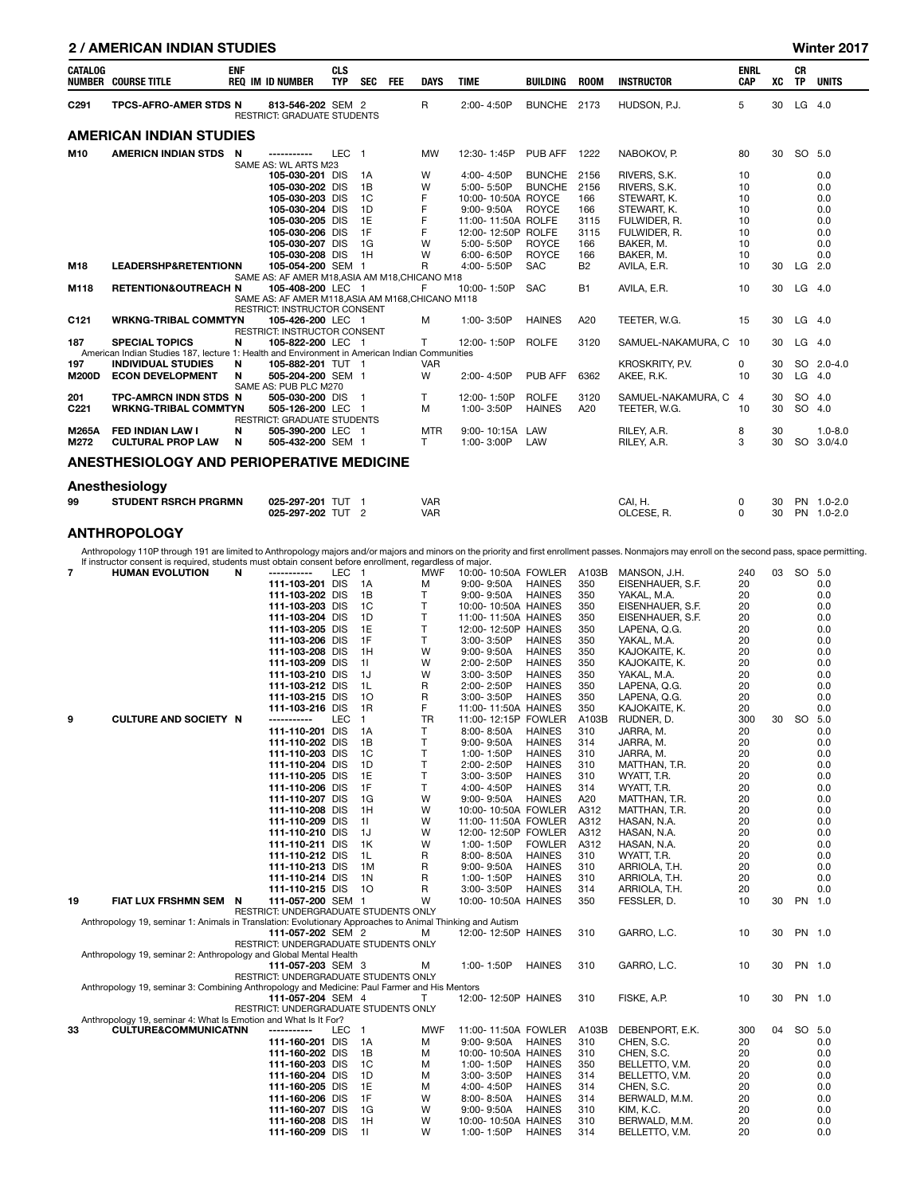| CATALOG NUMBER | COURSE TITLE | ENF REQ | IM | ID NUMBER | CLS TYP | SEC | FEE | DAYS | TIME | BUILDING | ROOM | INSTRUCTOR | ENRL CAP | XC | CR TP | UNITS |
|---|---|---|---|---|---|---|---|---|---|---|---|---|---|---|---|---|
| C291 | TPCS-AFRO-AMER STDS | N | | 813-546-202 | SEM | 2 | | R | 2:00- 4:50P | BUNCHE | 2173 | HUDSON, P.J. | 5 | 30 | LG | 4.0 |
| | RESTRICT: GRADUATE STUDENTS | | | | | | | | | | | | | | | |

## AMERICAN INDIAN STUDIES

| CATALOG NUMBER | COURSE TITLE | ENF REQ | IM | ID NUMBER | CLS TYP | SEC | FEE | DAYS | TIME | BUILDING | ROOM | INSTRUCTOR | ENRL CAP | XC | CR TP | UNITS |
|---|---|---|---|---|---|---|---|---|---|---|---|---|---|---|---|---|
| M10 | AMERICN INDIAN STDS | N | | ----------- | LEC | 1 | | MW | 12:30- 1:45P | PUB AFF | 1222 | NABOKOV, P. | 80 | 30 | SO | 5.0 |
| | SAME AS: WL ARTS M23 | | | | | | | | | | | | | | | |
| | | | | 105-030-201 | DIS | 1A | | W | 4:00- 4:50P | BUNCHE | 2156 | RIVERS, S.K. | 10 | | | 0.0 |
| | | | | 105-030-202 | DIS | 1B | | W | 5:00- 5:50P | BUNCHE | 2156 | RIVERS, S.K. | 10 | | | 0.0 |
| | | | | 105-030-203 | DIS | 1C | | F | 10:00- 10:50A | ROYCE | 166 | STEWART, K. | 10 | | | 0.0 |
| | | | | 105-030-204 | DIS | 1D | | F | 9:00- 9:50A | ROYCE | 166 | STEWART, K. | 10 | | | 0.0 |
| | | | | 105-030-205 | DIS | 1E | | F | 11:00- 11:50A | ROLFE | 3115 | FULWIDER, R. | 10 | | | 0.0 |
| | | | | 105-030-206 | DIS | 1F | | F | 12:00- 12:50P | ROLFE | 3115 | FULWIDER, R. | 10 | | | 0.0 |
| | | | | 105-030-207 | DIS | 1G | | W | 5:00- 5:50P | ROYCE | 166 | BAKER, M. | 10 | | | 0.0 |
| | | | | 105-030-208 | DIS | 1H | | W | 6:00- 6:50P | ROYCE | 166 | BAKER, M. | 10 | | | 0.0 |
| M18 | LEADERSHP&RETENTION | N | | 105-054-200 | SEM | 1 | | R | 4:00- 5:50P | SAC | B2 | AVILA, E.R. | 10 | 30 | LG | 2.0 |
| | SAME AS: AF AMER M18,ASIA AM M18,CHICANO M18 | | | | | | | | | | | | | | | |
| M118 | RETENTION&OUTREACH | N | | 105-408-200 | LEC | 1 | | F | 10:00- 1:50P | SAC | B1 | AVILA, E.R. | 10 | 30 | LG | 4.0 |
| | SAME AS: AF AMER M118,ASIA AM M168,CHICANO M118 | | | | | | | | | | | | | | | |
| | RESTRICT: INSTRUCTOR CONSENT | | | | | | | | | | | | | | | |
| C121 | WRKNG-TRIBAL COMMTY | N | | 105-426-200 | LEC | 1 | | M | 1:00- 3:50P | HAINES | A20 | TEETER, W.G. | 15 | 30 | LG | 4.0 |
| | RESTRICT: INSTRUCTOR CONSENT | | | | | | | | | | | | | | | |
| 187 | SPECIAL TOPICS | N | | 105-822-200 | LEC | 1 | | T | 12:00- 1:50P | ROLFE | 3120 | SAMUEL-NAKAMURA, C | 10 | 30 | LG | 4.0 |
| | American Indian Studies 187, lecture 1: Health and Environment in American Indian Communities | | | | | | | | | | | | | | | |
| 197 | INDIVIDUAL STUDIES | N | | 105-882-201 | TUT | 1 | | VAR | | | | KROSKRITY, P.V. | 0 | 30 | SO | 2.0-4.0 |
| M200D | ECON DEVELOPMENT | N | | 505-204-200 | SEM | 1 | | W | 2:00- 4:50P | PUB AFF | 6362 | AKEE, R.K. | 10 | 30 | LG | 4.0 |
| | SAME AS: PUB PLC M270 | | | | | | | | | | | | | | | |
| 201 | TPC-AMRCN INDN STDS | N | | 505-030-200 | DIS | 1 | | T | 12:00- 1:50P | ROLFE | 3120 | SAMUEL-NAKAMURA, C | 4 | 30 | SO | 4.0 |
| C221 | WRKNG-TRIBAL COMMTY | N | | 505-126-200 | LEC | 1 | | M | 1:00- 3:50P | HAINES | A20 | TEETER, W.G. | 10 | 30 | SO | 4.0 |
| | RESTRICT: GRADUATE STUDENTS | | | | | | | | | | | | | | | |
| M265A | FED INDIAN LAW I | N | | 505-390-200 | LEC | 1 | | MTR | 9:00- 10:15A | LAW | | RILEY, A.R. | 8 | 30 | | 1.0-8.0 |
| M272 | CULTURAL PROP LAW | N | | 505-432-200 | SEM | 1 | | T | 1:00- 3:00P | LAW | | RILEY, A.R. | 3 | 30 | SO | 3.0/4.0 |

## ANESTHESIOLOGY AND PERIOPERATIVE MEDICINE

### Anesthesiology

| CATALOG NUMBER | COURSE TITLE | ENF REQ | IM | ID NUMBER | CLS TYP | SEC | FEE | DAYS | TIME | BUILDING | ROOM | INSTRUCTOR | ENRL CAP | XC | CR TP | UNITS |
|---|---|---|---|---|---|---|---|---|---|---|---|---|---|---|---|---|
| 99 | STUDENT RSRCH PRGRM | N | | 025-297-201 | TUT | 1 | | VAR | | | | CAI, H. | 0 | 30 | PN | 1.0-2.0 |
| | | | | 025-297-202 | TUT | 2 | | VAR | | | | OLCESE, R. | 0 | 30 | PN | 1.0-2.0 |

## ANTHROPOLOGY

Anthropology 110P through 191 are limited to Anthropology majors and/or majors and minors on the priority and first enrollment passes. Nonmajors may enroll on the second pass, space permitting. If instructor consent is required, students must obtain consent before enrollment, regardless of major.

| CATALOG NUMBER | COURSE TITLE | ENF REQ | IM | ID NUMBER | CLS TYP | SEC | FEE | DAYS | TIME | BUILDING | ROOM | INSTRUCTOR | ENRL CAP | XC | CR TP | UNITS |
|---|---|---|---|---|---|---|---|---|---|---|---|---|---|---|---|---|
| 7 | HUMAN EVOLUTION | N | | ----------- | LEC | 1 | | MWF | 10:00- 10:50A | FOWLER | A103B | MANSON, J.H. | 240 | 03 | SO | 5.0 |
| | | | | 111-103-201 | DIS | 1A | | M | 9:00- 9:50A | HAINES | 350 | EISENHAUER, S.F. | 20 | | | 0.0 |
| | | | | 111-103-202 | DIS | 1B | | T | 9:00- 9:50A | HAINES | 350 | YAKAL, M.A. | 20 | | | 0.0 |
| | | | | 111-103-203 | DIS | 1C | | T | 10:00- 10:50A | HAINES | 350 | EISENHAUER, S.F. | 20 | | | 0.0 |
| | | | | 111-103-204 | DIS | 1D | | T | 11:00- 11:50A | HAINES | 350 | EISENHAUER, S.F. | 20 | | | 0.0 |
| | | | | 111-103-205 | DIS | 1E | | T | 12:00- 12:50P | HAINES | 350 | LAPENA, Q.G. | 20 | | | 0.0 |
| | | | | 111-103-206 | DIS | 1F | | T | 3:00- 3:50P | HAINES | 350 | YAKAL, M.A. | 20 | | | 0.0 |
| | | | | 111-103-208 | DIS | 1H | | W | 9:00- 9:50A | HAINES | 350 | KAJOKAITE, K. | 20 | | | 0.0 |
| | | | | 111-103-209 | DIS | 1I | | W | 2:00- 2:50P | HAINES | 350 | KAJOKAITE, K. | 20 | | | 0.0 |
| | | | | 111-103-210 | DIS | 1J | | W | 3:00- 3:50P | HAINES | 350 | YAKAL, M.A. | 20 | | | 0.0 |
| | | | | 111-103-212 | DIS | 1L | | R | 2:00- 2:50P | HAINES | 350 | LAPENA, Q.G. | 20 | | | 0.0 |
| | | | | 111-103-215 | DIS | 1O | | R | 3:00- 3:50P | HAINES | 350 | LAPENA, Q.G. | 20 | | | 0.0 |
| | | | | 111-103-216 | DIS | 1R | | F | 11:00- 11:50A | HAINES | 350 | KAJOKAITE, K. | 20 | | | 0.0 |
| 9 | CULTURE AND SOCIETY | N | | ----------- | LEC | 1 | | TR | 11:00- 12:15P | FOWLER | A103B | RUDNER, D. | 300 | 30 | SO | 5.0 |
| | | | | 111-110-201 | DIS | 1A | | T | 8:00- 8:50A | HAINES | 310 | JARRA, M. | 20 | | | 0.0 |
| | | | | 111-110-202 | DIS | 1B | | T | 9:00- 9:50A | HAINES | 314 | JARRA, M. | 20 | | | 0.0 |
| | | | | 111-110-203 | DIS | 1C | | T | 1:00- 1:50P | HAINES | 310 | JARRA, M. | 20 | | | 0.0 |
| | | | | 111-110-204 | DIS | 1D | | T | 2:00- 2:50P | HAINES | 310 | MATTHAN, T.R. | 20 | | | 0.0 |
| | | | | 111-110-205 | DIS | 1E | | T | 3:00- 3:50P | HAINES | 310 | WYATT, T.R. | 20 | | | 0.0 |
| | | | | 111-110-206 | DIS | 1F | | T | 4:00- 4:50P | HAINES | 314 | WYATT, T.R. | 20 | | | 0.0 |
| | | | | 111-110-207 | DIS | 1G | | W | 9:00- 9:50A | HAINES | A20 | MATTHAN, T.R. | 20 | | | 0.0 |
| | | | | 111-110-208 | DIS | 1H | | W | 10:00- 10:50A | FOWLER | A312 | MATTHAN, T.R. | 20 | | | 0.0 |
| | | | | 111-110-209 | DIS | 1I | | W | 11:00- 11:50A | FOWLER | A312 | HASAN, N.A. | 20 | | | 0.0 |
| | | | | 111-110-210 | DIS | 1J | | W | 12:00- 12:50P | FOWLER | A312 | HASAN, N.A. | 20 | | | 0.0 |
| | | | | 111-110-211 | DIS | 1K | | W | 1:00- 1:50P | FOWLER | A312 | HASAN, N.A. | 20 | | | 0.0 |
| | | | | 111-110-212 | DIS | 1L | | R | 8:00- 8:50A | HAINES | 310 | WYATT, T.R. | 20 | | | 0.0 |
| | | | | 111-110-213 | DIS | 1M | | R | 9:00- 9:50A | HAINES | 310 | ARRIOLA, T.H. | 20 | | | 0.0 |
| | | | | 111-110-214 | DIS | 1N | | R | 1:00- 1:50P | HAINES | 310 | ARRIOLA, T.H. | 20 | | | 0.0 |
| | | | | 111-110-215 | DIS | 1O | | R | 3:00- 3:50P | HAINES | 314 | ARRIOLA, T.H. | 20 | | | 0.0 |
| 19 | FIAT LUX FRSHMN SEM | N | | 111-057-200 | SEM | 1 | | W | 10:00- 10:50A | HAINES | 350 | FESSLER, D. | 10 | 30 | PN | 1.0 |
| | RESTRICT: UNDERGRADUATE STUDENTS ONLY | | | | | | | | | | | | | | | |
| | Anthropology 19, seminar 1: Animals in Translation: Evolutionary Approaches to Animal Thinking and Autism | | | | | | | | | | | | | | | |
| | | | | 111-057-202 | SEM | 2 | | M | 12:00- 12:50P | HAINES | 310 | GARRO, L.C. | 10 | 30 | PN | 1.0 |
| | RESTRICT: UNDERGRADUATE STUDENTS ONLY | | | | | | | | | | | | | | | |
| | Anthropology 19, seminar 2: Anthropology and Global Mental Health | | | | | | | | | | | | | | | |
| | | | | 111-057-203 | SEM | 3 | | M | 1:00- 1:50P | HAINES | 310 | GARRO, L.C. | 10 | 30 | PN | 1.0 |
| | RESTRICT: UNDERGRADUATE STUDENTS ONLY | | | | | | | | | | | | | | | |
| | Anthropology 19, seminar 3: Combining Anthropology and Medicine: Paul Farmer and His Mentors | | | | | | | | | | | | | | | |
| | | | | 111-057-204 | SEM | 4 | | T | 12:00- 12:50P | HAINES | 310 | FISKE, A.P. | 10 | 30 | PN | 1.0 |
| | RESTRICT: UNDERGRADUATE STUDENTS ONLY | | | | | | | | | | | | | | | |
| | Anthropology 19, seminar 4: What Is Emotion and What Is It For? | | | | | | | | | | | | | | | |
| 33 | CULTURE&COMMUNICATN | N | | ----------- | LEC | 1 | | MWF | 11:00- 11:50A | FOWLER | A103B | DEBENPORT, E.K. | 300 | 04 | SO | 5.0 |
| | | | | 111-160-201 | DIS | 1A | | M | 9:00- 9:50A | HAINES | 310 | CHEN, S.C. | 20 | | | 0.0 |
| | | | | 111-160-202 | DIS | 1B | | M | 10:00- 10:50A | HAINES | 310 | CHEN, S.C. | 20 | | | 0.0 |
| | | | | 111-160-203 | DIS | 1C | | M | 1:00- 1:50P | HAINES | 350 | BELLETTO, V.M. | 20 | | | 0.0 |
| | | | | 111-160-204 | DIS | 1D | | M | 3:00- 3:50P | HAINES | 314 | BELLETTO, V.M. | 20 | | | 0.0 |
| | | | | 111-160-205 | DIS | 1E | | M | 4:00- 4:50P | HAINES | 314 | CHEN, S.C. | 20 | | | 0.0 |
| | | | | 111-160-206 | DIS | 1F | | W | 8:00- 8:50A | HAINES | 314 | BERWALD, M.M. | 20 | | | 0.0 |
| | | | | 111-160-207 | DIS | 1G | | W | 9:00- 9:50A | HAINES | 310 | KIM, K.C. | 20 | | | 0.0 |
| | | | | 111-160-208 | DIS | 1H | | W | 10:00- 10:50A | HAINES | 310 | BERWALD, M.M. | 20 | | | 0.0 |
| | | | | 111-160-209 | DIS | 1I | | W | 1:00- 1:50P | HAINES | 314 | BELLETTO, V.M. | 20 | | | 0.0 |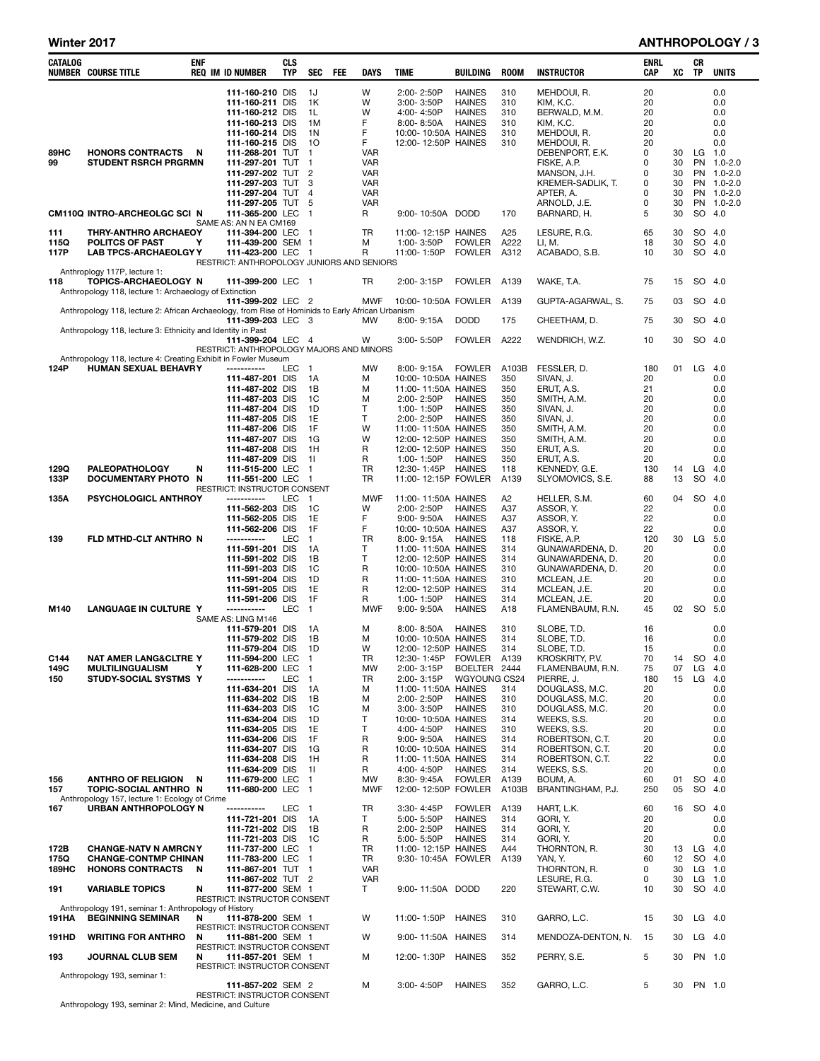## Winter 2017 — ANTHROPOLOGY

| CATALOG NUMBER | COURSE TITLE | ENF REQ | IM | ID NUMBER | CLS TYP | SEC | FEE | DAYS | TIME | BUILDING | ROOM | INSTRUCTOR | ENRL CAP | XC | CR TP | UNITS |
|---|---|---|---|---|---|---|---|---|---|---|---|---|---|---|---|---|
| | | | | 111-160-210 | DIS | 1J | | W | 2:00- 2:50P | HAINES | 310 | MEHDOUI, R. | 20 | | | 0.0 |
| | | | | 111-160-211 | DIS | 1K | | W | 3:00- 3:50P | HAINES | 310 | KIM, K.C. | 20 | | | 0.0 |
| | | | | 111-160-212 | DIS | 1L | | W | 4:00- 4:50P | HAINES | 310 | BERWALD, M.M. | 20 | | | 0.0 |
| | | | | 111-160-213 | DIS | 1M | | F | 8:00- 8:50A | HAINES | 310 | KIM, K.C. | 20 | | | 0.0 |
| | | | | 111-160-214 | DIS | 1N | | F | 10:00- 10:50A | HAINES | 310 | MEHDOUI, R. | 20 | | | 0.0 |
| | | | | 111-160-215 | DIS | 1O | | F | 12:00- 12:50P | HAINES | 310 | MEHDOUI, R. | 20 | | | 0.0 |
| 89HC | HONORS CONTRACTS | N | | 111-268-201 | TUT | 1 | | VAR | | | | DEBENPORT, E.K. | 0 | 30 | LG | 1.0 |
| 99 | STUDENT RSRCH PRGRMN | | | 111-297-201 | TUT | 1 | | VAR | | | | FISKE, A.P. | 0 | 30 | PN | 1.0-2.0 |
| | | | | 111-297-202 | TUT | 2 | | VAR | | | | MANSON, J.H. | 0 | 30 | PN | 1.0-2.0 |
| | | | | 111-297-203 | TUT | 3 | | VAR | | | | KREMER-SADLIK, T. | 0 | 30 | PN | 1.0-2.0 |
| | | | | 111-297-204 | TUT | 4 | | VAR | | | | APTER, A. | 0 | 30 | PN | 1.0-2.0 |
| | | | | 111-297-205 | TUT | 5 | | VAR | | | | ARNOLD, J.E. | 0 | 30 | PN | 1.0-2.0 |
| CM110Q | INTRO-ARCHEOLGC SCI | N | | 111-365-200 | LEC | 1 | | R | 9:00- 10:50A | DODD | 170 | BARNARD, H. | 5 | 30 | SO | 4.0 |
| | SAME AS: AN N EA CM169 | | | | | | | | | | | | | | | |
| 111 | THRY-ANTHRO ARCHAEOY | | | 111-394-200 | LEC | 1 | | TR | 11:00- 12:15P | HAINES | A25 | LESURE, R.G. | 65 | 30 | SO | 4.0 |
| 115Q | POLITCS OF PAST | Y | | 111-439-200 | SEM | 1 | | M | 1:00- 3:50P | FOWLER | A222 | LI, M. | 18 | 30 | SO | 4.0 |
| 117P | LAB TPCS-ARCHAEOLGY | Y | | 111-423-200 | LEC | 1 | | R | 11:00- 1:50P | FOWLER | A312 | ACABADO, S.B. | 10 | 30 | SO | 4.0 |
| | RESTRICT: ANTHROPOLOGY JUNIORS AND SENIORS | | | | | | | | | | | | | | | |
| | Anthropology 117P, lecture 1: | | | | | | | | | | | | | | | |
| 118 | TOPICS-ARCHAEOLOGY | N | | 111-399-200 | LEC | 1 | | TR | 2:00- 3:15P | FOWLER | A139 | WAKE, T.A. | 75 | 15 | SO | 4.0 |
| | Anthropology 118, lecture 1: Archaeology of Extinction | | | | | | | | | | | | | | | |
| | | | | 111-399-202 | LEC | 2 | | MWF | 10:00- 10:50A | FOWLER | A139 | GUPTA-AGARWAL, S. | 75 | 03 | SO | 4.0 |
| | Anthropology 118, lecture 2: African Archaeology, from Rise of Hominids to Early African Urbanism | | | | | | | | | | | | | | | |
| | | | | 111-399-203 | LEC | 3 | | MW | 8:00- 9:15A | DODD | 175 | CHEETHAM, D. | 75 | 30 | SO | 4.0 |
| | Anthropology 118, lecture 3: Ethnicity and Identity in Past | | | | | | | | | | | | | | | |
| | | | | 111-399-204 | LEC | 4 | | W | 3:00- 5:50P | FOWLER | A222 | WENDRICH, W.Z. | 10 | 30 | SO | 4.0 |
| | RESTRICT: ANTHROPOLOGY MAJORS AND MINORS | | | | | | | | | | | | | | | |
| | Anthropology 118, lecture 4: Creating Exhibit in Fowler Museum | | | | | | | | | | | | | | | |
| 124P | HUMAN SEXUAL BEHAVRY | | | ----------- | LEC | 1 | | MW | 8:00- 9:15A | FOWLER | A103B | FESSLER, D. | 180 | 01 | LG | 4.0 |
| | | | | 111-487-201 | DIS | 1A | | M | 10:00- 10:50A | HAINES | 350 | SIVAN, J. | 20 | | | 0.0 |
| | | | | 111-487-202 | DIS | 1B | | M | 11:00- 11:50A | HAINES | 350 | ERUT, A.S. | 21 | | | 0.0 |
| | | | | 111-487-203 | DIS | 1C | | M | 2:00- 2:50P | HAINES | 350 | SMITH, A.M. | 20 | | | 0.0 |
| | | | | 111-487-204 | DIS | 1D | | T | 1:00- 1:50P | HAINES | 350 | SIVAN, J. | 20 | | | 0.0 |
| | | | | 111-487-205 | DIS | 1E | | T | 2:00- 2:50P | HAINES | 350 | SIVAN, J. | 20 | | | 0.0 |
| | | | | 111-487-206 | DIS | 1F | | W | 11:00- 11:50A | HAINES | 350 | SMITH, A.M. | 20 | | | 0.0 |
| | | | | 111-487-207 | DIS | 1G | | W | 12:00- 12:50P | HAINES | 350 | SMITH, A.M. | 20 | | | 0.0 |
| | | | | 111-487-208 | DIS | 1H | | R | 12:00- 12:50P | HAINES | 350 | ERUT, A.S. | 20 | | | 0.0 |
| | | | | 111-487-209 | DIS | 1I | | R | 1:00- 1:50P | HAINES | 350 | ERUT, A.S. | 20 | | | 0.0 |
| 129Q | PALEOPATHOLOGY | N | | 111-515-200 | LEC | 1 | | TR | 12:30- 1:45P | HAINES | 118 | KENNEDY, G.E. | 130 | 14 | LG | 4.0 |
| 133P | DOCUMENTARY PHOTO | N | | 111-551-200 | LEC | 1 | | TR | 11:00- 12:15P | FOWLER | A139 | SLYOMOVICS, S.E. | 88 | 13 | SO | 4.0 |
| | RESTRICT: INSTRUCTOR CONSENT | | | | | | | | | | | | | | | |
| 135A | PSYCHOLOGICL ANTHROY | | | ----------- | LEC | 1 | | MWF | 11:00- 11:50A | HAINES | A2 | HELLER, S.M. | 60 | 04 | SO | 4.0 |
| | | | | 111-562-203 | DIS | 1C | | W | 2:00- 2:50P | HAINES | A37 | ASSOR, Y. | 22 | | | 0.0 |
| | | | | 111-562-205 | DIS | 1E | | F | 9:00- 9:50A | HAINES | A37 | ASSOR, Y. | 22 | | | 0.0 |
| | | | | 111-562-206 | DIS | 1F | | F | 10:00- 10:50A | HAINES | A37 | ASSOR, Y. | 22 | | | 0.0 |
| 139 | FLD MTHD-CLT ANTHRO | N | | ----------- | LEC | 1 | | TR | 8:00- 9:15A | HAINES | 118 | FISKE, A.P. | 120 | 30 | LG | 5.0 |
| | | | | 111-591-201 | DIS | 1A | | T | 11:00- 11:50A | HAINES | 314 | GUNAWARDENA, D. | 20 | | | 0.0 |
| | | | | 111-591-202 | DIS | 1B | | T | 12:00- 12:50P | HAINES | 314 | GUNAWARDENA, D. | 20 | | | 0.0 |
| | | | | 111-591-203 | DIS | 1C | | R | 10:00- 10:50A | HAINES | 310 | GUNAWARDENA, D. | 20 | | | 0.0 |
| | | | | 111-591-204 | DIS | 1D | | R | 11:00- 11:50A | HAINES | 310 | MCLEAN, J.E. | 20 | | | 0.0 |
| | | | | 111-591-205 | DIS | 1E | | R | 12:00- 12:50P | HAINES | 314 | MCLEAN, J.E. | 20 | | | 0.0 |
| | | | | 111-591-206 | DIS | 1F | | R | 1:00- 1:50P | HAINES | 314 | MCLEAN, J.E. | 20 | | | 0.0 |
| M140 | LANGUAGE IN CULTURE | Y | | ----------- | LEC | 1 | | MWF | 9:00- 9:50A | HAINES | A18 | FLAMENBAUM, R.N. | 45 | 02 | SO | 5.0 |
| | SAME AS: LING M146 | | | | | | | | | | | | | | | |
| | | | | 111-579-201 | DIS | 1A | | M | 8:00- 8:50A | HAINES | 310 | SLOBE, T.D. | 16 | | | 0.0 |
| | | | | 111-579-202 | DIS | 1B | | M | 10:00- 10:50A | HAINES | 314 | SLOBE, T.D. | 16 | | | 0.0 |
| | | | | 111-579-204 | DIS | 1D | | W | 12:00- 12:50P | HAINES | 314 | SLOBE, T.D. | 15 | | | 0.0 |
| C144 | NAT AMER LANG&CLTRE | Y | | 111-594-200 | LEC | 1 | | TR | 12:30- 1:45P | FOWLER | A139 | KROSKRITY, P.V. | 70 | 14 | SO | 4.0 |
| 149C | MULTILINGUALISM | Y | | 111-628-200 | LEC | 1 | | MW | 2:00- 3:15P | BOELTER | 2444 | FLAMENBAUM, R.N. | 75 | 07 | LG | 4.0 |
| 150 | STUDY-SOCIAL SYSTMS | Y | | ----------- | LEC | 1 | | TR | 2:00- 3:15P | WGYOUNG | CS24 | PIERRE, J. | 180 | 15 | LG | 4.0 |
| | | | | 111-634-201 | DIS | 1A | | M | 11:00- 11:50A | HAINES | 314 | DOUGLASS, M.C. | 20 | | | 0.0 |
| | | | | 111-634-202 | DIS | 1B | | M | 2:00- 2:50P | HAINES | 310 | DOUGLASS, M.C. | 20 | | | 0.0 |
| | | | | 111-634-203 | DIS | 1C | | M | 3:00- 3:50P | HAINES | 310 | DOUGLASS, M.C. | 20 | | | 0.0 |
| | | | | 111-634-204 | DIS | 1D | | T | 10:00- 10:50A | HAINES | 314 | WEEKS, S.S. | 20 | | | 0.0 |
| | | | | 111-634-205 | DIS | 1E | | T | 4:00- 4:50P | HAINES | 310 | WEEKS, S.S. | 20 | | | 0.0 |
| | | | | 111-634-206 | DIS | 1F | | R | 9:00- 9:50A | HAINES | 314 | ROBERTSON, C.T. | 20 | | | 0.0 |
| | | | | 111-634-207 | DIS | 1G | | R | 10:00- 10:50A | HAINES | 314 | ROBERTSON, C.T. | 20 | | | 0.0 |
| | | | | 111-634-208 | DIS | 1H | | R | 11:00- 11:50A | HAINES | 314 | ROBERTSON, C.T. | 22 | | | 0.0 |
| | | | | 111-634-209 | DIS | 1I | | R | 4:00- 4:50P | HAINES | 314 | WEEKS, S.S. | 20 | | | 0.0 |
| 156 | ANTHRO OF RELIGION | N | | 111-679-200 | LEC | 1 | | MW | 8:30- 9:45A | FOWLER | A139 | BOUM, A. | 60 | 01 | SO | 4.0 |
| 157 | TOPIC-SOCIAL ANTHRO | N | | 111-680-200 | LEC | 1 | | MWF | 12:00- 12:50P | FOWLER | A103B | BRANTINGHAM, P.J. | 250 | 05 | SO | 4.0 |
| | Anthropology 157, lecture 1: Ecology of Crime | | | | | | | | | | | | | | | |
| 167 | URBAN ANTHROPOLOGY | N | | ----------- | LEC | 1 | | TR | 3:30- 4:45P | FOWLER | A139 | HART, L.K. | 60 | 16 | SO | 4.0 |
| | | | | 111-721-201 | DIS | 1A | | T | 5:00- 5:50P | HAINES | 314 | GORI, Y. | 20 | | | 0.0 |
| | | | | 111-721-202 | DIS | 1B | | R | 2:00- 2:50P | HAINES | 314 | GORI, Y. | 20 | | | 0.0 |
| | | | | 111-721-203 | DIS | 1C | | R | 5:00- 5:50P | HAINES | 314 | GORI, Y. | 20 | | | 0.0 |
| 172B | CHANGE-NATV N AMRCN | Y | | 111-737-200 | LEC | 1 | | TR | 11:00- 12:15P | HAINES | A44 | THORNTON, R. | 30 | 13 | LG | 4.0 |
| 175Q | CHANGE-CONTMP CHINAN | | | 111-783-200 | LEC | 1 | | TR | 9:30- 10:45A | FOWLER | A139 | YAN, Y. | 60 | 12 | SO | 4.0 |
| 189HC | HONORS CONTRACTS | N | | 111-867-201 | TUT | 1 | | VAR | | | | THORNTON, R. | 0 | 30 | LG | 1.0 |
| | | | | 111-867-202 | TUT | 2 | | VAR | | | | LESURE, R.G. | 0 | 30 | LG | 1.0 |
| 191 | VARIABLE TOPICS | N | | 111-877-200 | SEM | 1 | | T | 9:00- 11:50A | DODD | 220 | STEWART, C.W. | 10 | 30 | SO | 4.0 |
| | RESTRICT: INSTRUCTOR CONSENT | | | | | | | | | | | | | | | |
| | Anthropology 191, seminar 1: Anthropology of History | | | | | | | | | | | | | | | |
| 191HA | BEGINNING SEMINAR | N | | 111-878-200 | SEM | 1 | | W | 11:00- 1:50P | HAINES | 310 | GARRO, L.C. | 15 | 30 | LG | 4.0 |
| | RESTRICT: INSTRUCTOR CONSENT | | | | | | | | | | | | | | | |
| 191HD | WRITING FOR ANTHRO | N | | 111-881-200 | SEM | 1 | | W | 9:00- 11:50A | HAINES | 314 | MENDOZA-DENTON, N. | 15 | 30 | LG | 4.0 |
| | RESTRICT: INSTRUCTOR CONSENT | | | | | | | | | | | | | | | |
| 193 | JOURNAL CLUB SEM | N | | 111-857-201 | SEM | 1 | | M | 12:00- 1:30P | HAINES | 352 | PERRY, S.E. | 5 | 30 | PN | 1.0 |
| | RESTRICT: INSTRUCTOR CONSENT | | | | | | | | | | | | | | | |
| | Anthropology 193, seminar 1: | | | | | | | | | | | | | | | |
| | | | | 111-857-202 | SEM | 2 | | M | 3:00- 4:50P | HAINES | 352 | GARRO, L.C. | 5 | 30 | PN | 1.0 |
| | RESTRICT: INSTRUCTOR CONSENT | | | | | | | | | | | | | | | |
| | Anthropology 193, seminar 2: Mind, Medicine, and Culture | | | | | | | | | | | | | | | |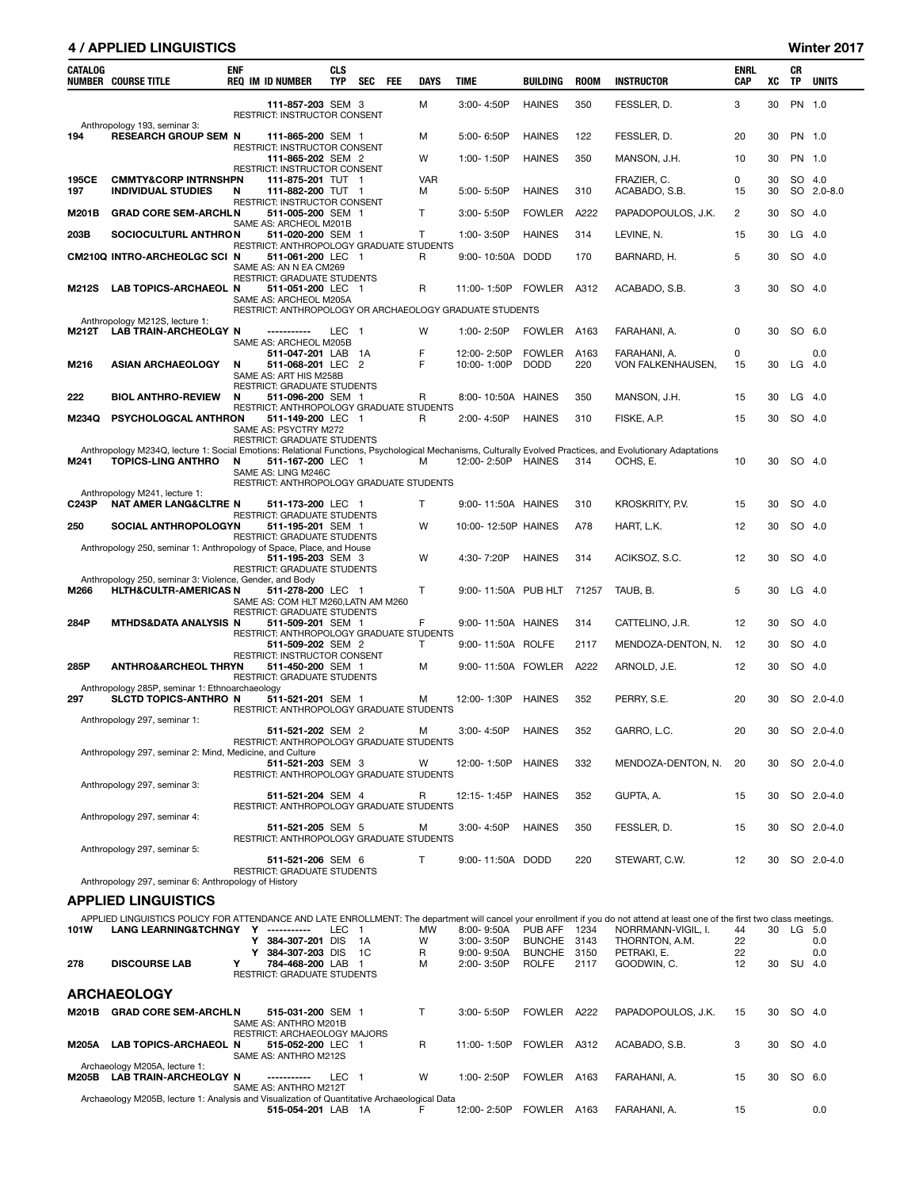## 4 / APPLIED LINGUISTICS — Winter 2017

| CATALOG NUMBER | COURSE TITLE | ENF REQ | IM | ID NUMBER | CLS TYP | SEC | FEE | DAYS | TIME | BUILDING | ROOM | INSTRUCTOR | ENRL CAP | XC | CR TP | UNITS |
|---|---|---|---|---|---|---|---|---|---|---|---|---|---|---|---|---|
| | | | | 111-857-203 | SEM | 3 | | M | 3:00- 4:50P | HAINES | 350 | FESSLER, D. | 3 | 30 | PN | 1.0 |
| | RESTRICT: INSTRUCTOR CONSENT | | | | | | | | | | | | | | | |
| | Anthropology 193, seminar 3: | | | | | | | | | | | | | | | |
| 194 | RESEARCH GROUP SEM | N | | 111-865-200 | SEM | 1 | | M | 5:00- 6:50P | HAINES | 122 | FESSLER, D. | 20 | 30 | PN | 1.0 |
| | RESTRICT: INSTRUCTOR CONSENT | | | | | | | | | | | | | | | |
| | | | | 111-865-202 | SEM | 2 | | W | 1:00- 1:50P | HAINES | 350 | MANSON, J.H. | 10 | 30 | PN | 1.0 |
| | RESTRICT: INSTRUCTOR CONSENT | | | | | | | | | | | | | | | |
| 195CE | CMMTY&CORP INTRNSHP | N | | 111-875-201 | TUT | 1 | | VAR | | | | FRAZIER, C. | 0 | 30 | SO | 4.0 |
| 197 | INDIVIDUAL STUDIES | N | | 111-882-200 | TUT | 1 | | M | 5:00- 5:50P | HAINES | 310 | ACABADO, S.B. | 15 | 30 | SO | 2.0-8.0 |
| | RESTRICT: INSTRUCTOR CONSENT | | | | | | | | | | | | | | | |
| M201B | GRAD CORE SEM-ARCHL | N | | 511-005-200 | SEM | 1 | | T | 3:00- 5:50P | FOWLER | A222 | PAPADOPOULOS, J.K. | 2 | 30 | SO | 4.0 |
| | SAME AS: ARCHEOL M201B | | | | | | | | | | | | | | | |
| 203B | SOCIOCULTURL ANTHRO | N | | 511-020-200 | SEM | 1 | | T | 1:00- 3:50P | HAINES | 314 | LEVINE, N. | 15 | 30 | LG | 4.0 |
| | RESTRICT: ANTHROPOLOGY GRADUATE STUDENTS | | | | | | | | | | | | | | | |
| CM210Q | INTRO-ARCHEOLGC SCI | N | | 511-061-200 | LEC | 1 | | R | 9:00- 10:50A | DODD | 170 | BARNARD, H. | 5 | 30 | SO | 4.0 |
| | SAME AS: AN N EA CM269; RESTRICT: GRADUATE STUDENTS | | | | | | | | | | | | | | | |
| M212S | LAB TOPICS-ARCHAEOL | N | | 511-051-200 | LEC | 1 | | R | 11:00- 1:50P | FOWLER | A312 | ACABADO, S.B. | 3 | 30 | SO | 4.0 |
| | SAME AS: ARCHEOL M205A; RESTRICT: ANTHROPOLOGY OR ARCHAEOLOGY GRADUATE STUDENTS | | | | | | | | | | | | | | | |
| | Anthropology M212S, lecture 1: | | | | | | | | | | | | | | | |
| M212T | LAB TRAIN-ARCHEOLGY | N | | ----------- | LEC | 1 | | W | 1:00- 2:50P | FOWLER | A163 | FARAHANI, A. | 0 | 30 | SO | 6.0 |
| | SAME AS: ARCHEOL M205B | | | | | | | | | | | | | | | |
| | | | | 511-047-201 | LAB | 1A | | F | 12:00- 2:50P | FOWLER | A163 | FARAHANI, A. | 0 | | | 0.0 |
| M216 | ASIAN ARCHAEOLOGY | N | | 511-068-201 | LEC | 2 | | F | 10:00- 1:00P | DODD | 220 | VON FALKENHAUSEN, | 15 | 30 | LG | 4.0 |
| | SAME AS: ART HIS M258B; RESTRICT: GRADUATE STUDENTS | | | | | | | | | | | | | | | |
| 222 | BIOL ANTHRO-REVIEW | N | | 511-096-200 | SEM | 1 | | R | 8:00- 10:50A | HAINES | 350 | MANSON, J.H. | 15 | 30 | LG | 4.0 |
| | RESTRICT: ANTHROPOLOGY GRADUATE STUDENTS | | | | | | | | | | | | | | | |
| M234Q | PSYCHOLOGCAL ANTHRO | N | | 511-149-200 | LEC | 1 | | R | 2:00- 4:50P | HAINES | 310 | FISKE, A.P. | 15 | 30 | SO | 4.0 |
| | SAME AS: PSYCTRY M272; RESTRICT: GRADUATE STUDENTS | | | | | | | | | | | | | | | |
| | Anthropology M234Q, lecture 1: Social Emotions: Relational Functions, Psychological Mechanisms, Culturally Evolved Practices, and Evolutionary Adaptations | | | | | | | | | | | | | | | |
| M241 | TOPICS-LING ANTHRO | N | | 511-167-200 | LEC | 1 | | M | 12:00- 2:50P | HAINES | 314 | OCHS, E. | 10 | 30 | SO | 4.0 |
| | SAME AS: LING M246C; RESTRICT: ANTHROPOLOGY GRADUATE STUDENTS | | | | | | | | | | | | | | | |
| | Anthropology M241, lecture 1: | | | | | | | | | | | | | | | |
| C243P | NAT AMER LANG&CLTRE | N | | 511-173-200 | LEC | 1 | | T | 9:00- 11:50A | HAINES | 310 | KROSKRITY, P.V. | 15 | 30 | SO | 4.0 |
| | RESTRICT: GRADUATE STUDENTS | | | | | | | | | | | | | | | |
| 250 | SOCIAL ANTHROPOLOGY | N | | 511-195-201 | SEM | 1 | | W | 10:00- 12:50P | HAINES | A78 | HART, L.K. | 12 | 30 | SO | 4.0 |
| | RESTRICT: GRADUATE STUDENTS | | | | | | | | | | | | | | | |
| | Anthropology 250, seminar 1: Anthropology of Space, Place, and House | | | | | | | | | | | | | | | |
| | | | | 511-195-203 | SEM | 3 | | W | 4:30- 7:20P | HAINES | 314 | ACIKSOZ, S.C. | 12 | 30 | SO | 4.0 |
| | RESTRICT: GRADUATE STUDENTS | | | | | | | | | | | | | | | |
| | Anthropology 250, seminar 3: Violence, Gender, and Body | | | | | | | | | | | | | | | |
| M266 | HLTH&CULTR-AMERICAS | N | | 511-278-200 | LEC | 1 | | T | 9:00- 11:50A | PUB HLT | 71257 | TAUB, B. | 5 | 30 | LG | 4.0 |
| | SAME AS: COM HLT M260,LATN AM M260; RESTRICT: GRADUATE STUDENTS | | | | | | | | | | | | | | | |
| 284P | MTHDS&DATA ANALYSIS | N | | 511-509-201 | SEM | 1 | | F | 9:00- 11:50A | HAINES | 314 | CATTELINO, J.R. | 12 | 30 | SO | 4.0 |
| | RESTRICT: ANTHROPOLOGY GRADUATE STUDENTS | | | | | | | | | | | | | | | |
| | | | | 511-509-202 | SEM | 2 | | T | 9:00- 11:50A | ROLFE | 2117 | MENDOZA-DENTON, N. | 12 | 30 | SO | 4.0 |
| | RESTRICT: INSTRUCTOR CONSENT | | | | | | | | | | | | | | | |
| 285P | ANTHRO&ARCHEOL THRY | N | | 511-450-200 | SEM | 1 | | M | 9:00- 11:50A | FOWLER | A222 | ARNOLD, J.E. | 12 | 30 | SO | 4.0 |
| | RESTRICT: GRADUATE STUDENTS | | | | | | | | | | | | | | | |
| | Anthropology 285P, seminar 1: Ethnoarchaeology | | | | | | | | | | | | | | | |
| 297 | SLCTD TOPICS-ANTHRO | N | | 511-521-201 | SEM | 1 | | M | 12:00- 1:30P | HAINES | 352 | PERRY, S.E. | 20 | 30 | SO | 2.0-4.0 |
| | RESTRICT: ANTHROPOLOGY GRADUATE STUDENTS | | | | | | | | | | | | | | | |
| | Anthropology 297, seminar 1: | | | | | | | | | | | | | | | |
| | | | | 511-521-202 | SEM | 2 | | M | 3:00- 4:50P | HAINES | 352 | GARRO, L.C. | 20 | 30 | SO | 2.0-4.0 |
| | RESTRICT: ANTHROPOLOGY GRADUATE STUDENTS | | | | | | | | | | | | | | | |
| | Anthropology 297, seminar 2: Mind, Medicine, and Culture | | | | | | | | | | | | | | | |
| | | | | 511-521-203 | SEM | 3 | | W | 12:00- 1:50P | HAINES | 332 | MENDOZA-DENTON, N. | 20 | 30 | SO | 2.0-4.0 |
| | RESTRICT: ANTHROPOLOGY GRADUATE STUDENTS | | | | | | | | | | | | | | | |
| | Anthropology 297, seminar 3: | | | | | | | | | | | | | | | |
| | | | | 511-521-204 | SEM | 4 | | R | 12:15- 1:45P | HAINES | 352 | GUPTA, A. | 15 | 30 | SO | 2.0-4.0 |
| | RESTRICT: ANTHROPOLOGY GRADUATE STUDENTS | | | | | | | | | | | | | | | |
| | Anthropology 297, seminar 4: | | | | | | | | | | | | | | | |
| | | | | 511-521-205 | SEM | 5 | | M | 3:00- 4:50P | HAINES | 350 | FESSLER, D. | 15 | 30 | SO | 2.0-4.0 |
| | RESTRICT: ANTHROPOLOGY GRADUATE STUDENTS | | | | | | | | | | | | | | | |
| | Anthropology 297, seminar 5: | | | | | | | | | | | | | | | |
| | | | | 511-521-206 | SEM | 6 | | T | 9:00- 11:50A | DODD | 220 | STEWART, C.W. | 12 | 30 | SO | 2.0-4.0 |
| | RESTRICT: GRADUATE STUDENTS | | | | | | | | | | | | | | | |
| | Anthropology 297, seminar 6: Anthropology of History | | | | | | | | | | | | | | | |

## APPLIED LINGUISTICS

APPLIED LINGUISTICS POLICY FOR ATTENDANCE AND LATE ENROLLMENT: The department will cancel your enrollment if you do not attend at least one of the first two class meetings.

| CATALOG NUMBER | COURSE TITLE | ENF REQ | IM | ID NUMBER | CLS TYP | SEC | FEE | DAYS | TIME | BUILDING | ROOM | INSTRUCTOR | ENRL CAP | XC | CR TP | UNITS |
|---|---|---|---|---|---|---|---|---|---|---|---|---|---|---|---|---|
| 101W | LANG LEARNING&TCHNG | Y | | ----------- | LEC | 1 | | MW | 8:00- 9:50A | PUB AFF | 1234 | NORRMANN-VIGIL, I. | 44 | 30 | LG | 5.0 |
| | | Y | | 384-307-201 | DIS | 1A | | W | 3:00- 3:50P | BUNCHE | 3143 | THORNTON, A.M. | 22 | | | 0.0 |
| | | Y | | 384-307-203 | DIS | 1C | | R | 9:00- 9:50A | BUNCHE | 3150 | PETRAKI, E. | 22 | | | 0.0 |
| 278 | DISCOURSE LAB | Y | | 784-468-200 | LAB | 1 | | M | 2:00- 3:50P | ROLFE | 2117 | GOODWIN, C. | 12 | 30 | SU | 4.0 |
| | RESTRICT: GRADUATE STUDENTS | | | | | | | | | | | | | | | |

## ARCHAEOLOGY

| CATALOG NUMBER | COURSE TITLE | ENF REQ | IM | ID NUMBER | CLS TYP | SEC | FEE | DAYS | TIME | BUILDING | ROOM | INSTRUCTOR | ENRL CAP | XC | CR TP | UNITS |
|---|---|---|---|---|---|---|---|---|---|---|---|---|---|---|---|---|
| M201B | GRAD CORE SEM-ARCHL | N | | 515-031-200 | SEM | 1 | | T | 3:00- 5:50P | FOWLER | A222 | PAPADOPOULOS, J.K. | 15 | 30 | SO | 4.0 |
| | SAME AS: ANTHRO M201B; RESTRICT: ARCHAEOLOGY MAJORS | | | | | | | | | | | | | | | |
| M205A | LAB TOPICS-ARCHAEOL | N | | 515-052-200 | LEC | 1 | | R | 11:00- 1:50P | FOWLER | A312 | ACABADO, S.B. | 3 | 30 | SO | 4.0 |
| | SAME AS: ANTHRO M212S | | | | | | | | | | | | | | | |
| | Archaeology M205A, lecture 1: | | | | | | | | | | | | | | | |
| M205B | LAB TRAIN-ARCHEOLGY | N | | ----------- | LEC | 1 | | W | 1:00- 2:50P | FOWLER | A163 | FARAHANI, A. | 15 | 30 | SO | 6.0 |
| | SAME AS: ANTHRO M212T | | | | | | | | | | | | | | | |
| | Archaeology M205B, lecture 1: Analysis and Visualization of Quantitative Archaeological Data | | | | | | | | | | | | | | | |
| | | | | 515-054-201 | LAB | 1A | | F | 12:00- 2:50P | FOWLER | A163 | FARAHANI, A. | 15 | | | 0.0 |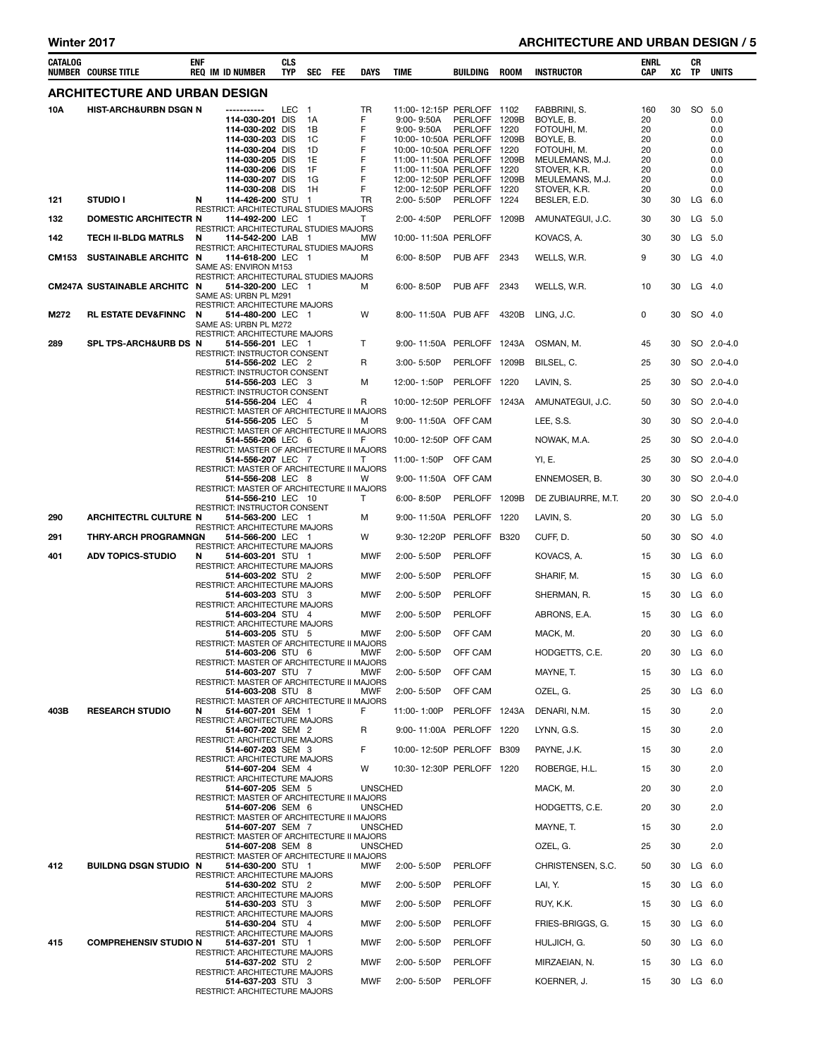## ARCHITECTURE AND URBAN DESIGN

| CATALOG NUMBER | COURSE TITLE | ENF REQ | IM | ID NUMBER | CLS TYP | SEC | FEE | DAYS | TIME | BUILDING | ROOM | INSTRUCTOR | ENRL CAP | XC | CR TP | UNITS |
|---|---|---|---|---|---|---|---|---|---|---|---|---|---|---|---|---|
| 10A | HIST-ARCH&URBN DSGN | N | | ----------- | LEC | 1 | | TR | 11:00- 12:15P | PERLOFF | 1102 | FABBRINI, S. | 160 | 30 | SO | 5.0 |
| | | | | 114-030-201 | DIS | 1A | | F | 9:00- 9:50A | PERLOFF | 1209B | BOYLE, B. | 20 | | | 0.0 |
| | | | | 114-030-202 | DIS | 1B | | F | 9:00- 9:50A | PERLOFF | 1220 | FOTOUHI, M. | 20 | | | 0.0 |
| | | | | 114-030-203 | DIS | 1C | | F | 10:00- 10:50A | PERLOFF | 1209B | BOYLE, B. | 20 | | | 0.0 |
| | | | | 114-030-204 | DIS | 1D | | F | 10:00- 10:50A | PERLOFF | 1220 | FOTOUHI, M. | 20 | | | 0.0 |
| | | | | 114-030-205 | DIS | 1E | | F | 11:00- 11:50A | PERLOFF | 1209B | MEULEMANS, M.J. | 20 | | | 0.0 |
| | | | | 114-030-206 | DIS | 1F | | F | 11:00- 11:50A | PERLOFF | 1220 | STOVER, K.R. | 20 | | | 0.0 |
| | | | | 114-030-207 | DIS | 1G | | F | 12:00- 12:50P | PERLOFF | 1209B | MEULEMANS, M.J. | 20 | | | 0.0 |
| | | | | 114-030-208 | DIS | 1H | | F | 12:00- 12:50P | PERLOFF | 1220 | STOVER, K.R. | 20 | | | 0.0 |
| 121 | STUDIO I | N | | 114-426-200 | STU | 1 | | TR | 2:00- 5:50P | PERLOFF | 1224 | BESLER, E.D. | 30 | 30 | LG | 6.0 |
| | RESTRICT: ARCHITECTURAL STUDIES MAJORS | | | | | | | | | | | | | | | |
| 132 | DOMESTIC ARCHITECTR | N | | 114-492-200 | LEC | 1 | | T | 2:00- 4:50P | PERLOFF | 1209B | AMUNATEGUI, J.C. | 30 | 30 | LG | 5.0 |
| | RESTRICT: ARCHITECTURAL STUDIES MAJORS | | | | | | | | | | | | | | | |
| 142 | TECH II-BLDG MATRLS | N | | 114-542-200 | LAB | 1 | | MW | 10:00- 11:50A | PERLOFF | | KOVACS, A. | 30 | 30 | LG | 5.0 |
| | RESTRICT: ARCHITECTURAL STUDIES MAJORS | | | | | | | | | | | | | | | |
| CM153 | SUSTAINABLE ARCHITC | N | | 114-618-200 | LEC | 1 | | M | 6:00- 8:50P | PUB AFF | 2343 | WELLS, W.R. | 9 | 30 | LG | 4.0 |
| | SAME AS: ENVIRON M153 | | | | | | | | | | | | | | | |
| | RESTRICT: ARCHITECTURAL STUDIES MAJORS | | | | | | | | | | | | | | | |
| CM247A | SUSTAINABLE ARCHITC | N | | 514-320-200 | LEC | 1 | | M | 6:00- 8:50P | PUB AFF | 2343 | WELLS, W.R. | 10 | 30 | LG | 4.0 |
| | SAME AS: URBN PL M291 | | | | | | | | | | | | | | | |
| | RESTRICT: ARCHITECTURE MAJORS | | | | | | | | | | | | | | | |
| M272 | RL ESTATE DEV&FINNC | N | | 514-480-200 | LEC | 1 | | W | 8:00- 11:50A | PUB AFF | 4320B | LING, J.C. | 0 | 30 | SO | 4.0 |
| | SAME AS: URBN PL M272 | | | | | | | | | | | | | | | |
| | RESTRICT: ARCHITECTURE MAJORS | | | | | | | | | | | | | | | |
| 289 | SPL TPS-ARCH&URB DS | N | | 514-556-201 | LEC | 1 | | T | 9:00- 11:50A | PERLOFF | 1243A | OSMAN, M. | 45 | 30 | SO | 2.0-4.0 |
| | RESTRICT: INSTRUCTOR CONSENT | | | | | | | | | | | | | | | |
| | | | | 514-556-202 | LEC | 2 | | R | 3:00- 5:50P | PERLOFF | 1209B | BILSEL, C. | 25 | 30 | SO | 2.0-4.0 |
| | RESTRICT: INSTRUCTOR CONSENT | | | | | | | | | | | | | | | |
| | | | | 514-556-203 | LEC | 3 | | M | 12:00- 1:50P | PERLOFF | 1220 | LAVIN, S. | 25 | 30 | SO | 2.0-4.0 |
| | RESTRICT: INSTRUCTOR CONSENT | | | | | | | | | | | | | | | |
| | | | | 514-556-204 | LEC | 4 | | R | 10:00- 12:50P | PERLOFF | 1243A | AMUNATEGUI, J.C. | 50 | 30 | SO | 2.0-4.0 |
| | RESTRICT: MASTER OF ARCHITECTURE II MAJORS | | | | | | | | | | | | | | | |
| | | | | 514-556-205 | LEC | 5 | | M | 9:00- 11:50A | OFF CAM | | LEE, S.S. | 30 | 30 | SO | 2.0-4.0 |
| | RESTRICT: MASTER OF ARCHITECTURE II MAJORS | | | | | | | | | | | | | | | |
| | | | | 514-556-206 | LEC | 6 | | F | 10:00- 12:50P | OFF CAM | | NOWAK, M.A. | 25 | 30 | SO | 2.0-4.0 |
| | RESTRICT: MASTER OF ARCHITECTURE II MAJORS | | | | | | | | | | | | | | | |
| | | | | 514-556-207 | LEC | 7 | | T | 11:00- 1:50P | OFF CAM | | YI, E. | 25 | 30 | SO | 2.0-4.0 |
| | RESTRICT: MASTER OF ARCHITECTURE II MAJORS | | | | | | | | | | | | | | | |
| | | | | 514-556-208 | LEC | 8 | | W | 9:00- 11:50A | OFF CAM | | ENNEMOSER, B. | 30 | 30 | SO | 2.0-4.0 |
| | RESTRICT: MASTER OF ARCHITECTURE II MAJORS | | | | | | | | | | | | | | | |
| | | | | 514-556-210 | LEC | 10 | | T | 6:00- 8:50P | PERLOFF | 1209B | DE ZUBIAURRE, M.T. | 20 | 30 | SO | 2.0-4.0 |
| | RESTRICT: INSTRUCTOR CONSENT | | | | | | | | | | | | | | | |
| 290 | ARCHITECTRL CULTURE | N | | 514-563-200 | LEC | 1 | | M | 9:00- 11:50A | PERLOFF | 1220 | LAVIN, S. | 20 | 30 | LG | 5.0 |
| | RESTRICT: ARCHITECTURE MAJORS | | | | | | | | | | | | | | | |
| 291 | THRY-ARCH PROGRAMNGN | | | 514-566-200 | LEC | 1 | | W | 9:30- 12:20P | PERLOFF | B320 | CUFF, D. | 50 | 30 | SO | 4.0 |
| | RESTRICT: ARCHITECTURE MAJORS | | | | | | | | | | | | | | | |
| 401 | ADV TOPICS-STUDIO | N | | 514-603-201 | STU | 1 | | MWF | 2:00- 5:50P | PERLOFF | | KOVACS, A. | 15 | 30 | LG | 6.0 |
| | RESTRICT: ARCHITECTURE MAJORS | | | | | | | | | | | | | | | |
| | | | | 514-603-202 | STU | 2 | | MWF | 2:00- 5:50P | PERLOFF | | SHARIF, M. | 15 | 30 | LG | 6.0 |
| | RESTRICT: ARCHITECTURE MAJORS | | | | | | | | | | | | | | | |
| | | | | 514-603-203 | STU | 3 | | MWF | 2:00- 5:50P | PERLOFF | | SHERMAN, R. | 15 | 30 | LG | 6.0 |
| | RESTRICT: ARCHITECTURE MAJORS | | | | | | | | | | | | | | | |
| | | | | 514-603-204 | STU | 4 | | MWF | 2:00- 5:50P | PERLOFF | | ABRONS, E.A. | 15 | 30 | LG | 6.0 |
| | RESTRICT: ARCHITECTURE MAJORS | | | | | | | | | | | | | | | |
| | | | | 514-603-205 | STU | 5 | | MWF | 2:00- 5:50P | OFF CAM | | MACK, M. | 20 | 30 | LG | 6.0 |
| | RESTRICT: MASTER OF ARCHITECTURE II MAJORS | | | | | | | | | | | | | | | |
| | | | | 514-603-206 | STU | 6 | | MWF | 2:00- 5:50P | OFF CAM | | HODGETTS, C.E. | 20 | 30 | LG | 6.0 |
| | RESTRICT: MASTER OF ARCHITECTURE II MAJORS | | | | | | | | | | | | | | | |
| | | | | 514-603-207 | STU | 7 | | MWF | 2:00- 5:50P | OFF CAM | | MAYNE, T. | 15 | 30 | LG | 6.0 |
| | RESTRICT: MASTER OF ARCHITECTURE II MAJORS | | | | | | | | | | | | | | | |
| | | | | 514-603-208 | STU | 8 | | MWF | 2:00- 5:50P | OFF CAM | | OZEL, G. | 25 | 30 | LG | 6.0 |
| | RESTRICT: MASTER OF ARCHITECTURE II MAJORS | | | | | | | | | | | | | | | |
| 403B | RESEARCH STUDIO | N | | 514-607-201 | SEM | 1 | | F | 11:00- 1:00P | PERLOFF | 1243A | DENARI, N.M. | 15 | 30 | | 2.0 |
| | RESTRICT: ARCHITECTURE MAJORS | | | | | | | | | | | | | | | |
| | | | | 514-607-202 | SEM | 2 | | R | 9:00- 11:00A | PERLOFF | 1220 | LYNN, G.S. | 15 | 30 | | 2.0 |
| | RESTRICT: ARCHITECTURE MAJORS | | | | | | | | | | | | | | | |
| | | | | 514-607-203 | SEM | 3 | | F | 10:00- 12:50P | PERLOFF | B309 | PAYNE, J.K. | 15 | 30 | | 2.0 |
| | RESTRICT: ARCHITECTURE MAJORS | | | | | | | | | | | | | | | |
| | | | | 514-607-204 | SEM | 4 | | W | 10:30- 12:30P | PERLOFF | 1220 | ROBERGE, H.L. | 15 | 30 | | 2.0 |
| | RESTRICT: ARCHITECTURE MAJORS | | | | | | | | | | | | | | | |
| | | | | 514-607-205 | SEM | 5 | | UNSCHED | | | | MACK, M. | 20 | 30 | | 2.0 |
| | RESTRICT: MASTER OF ARCHITECTURE II MAJORS | | | | | | | | | | | | | | | |
| | | | | 514-607-206 | SEM | 6 | | UNSCHED | | | | HODGETTS, C.E. | 20 | 30 | | 2.0 |
| | RESTRICT: MASTER OF ARCHITECTURE II MAJORS | | | | | | | | | | | | | | | |
| | | | | 514-607-207 | SEM | 7 | | UNSCHED | | | | MAYNE, T. | 15 | 30 | | 2.0 |
| | RESTRICT: MASTER OF ARCHITECTURE II MAJORS | | | | | | | | | | | | | | | |
| | | | | 514-607-208 | SEM | 8 | | UNSCHED | | | | OZEL, G. | 25 | 30 | | 2.0 |
| | RESTRICT: MASTER OF ARCHITECTURE II MAJORS | | | | | | | | | | | | | | | |
| 412 | BUILDNG DSGN STUDIO | N | | 514-630-200 | STU | 1 | | MWF | 2:00- 5:50P | PERLOFF | | CHRISTENSEN, S.C. | 50 | 30 | LG | 6.0 |
| | RESTRICT: ARCHITECTURE MAJORS | | | | | | | | | | | | | | | |
| | | | | 514-630-202 | STU | 2 | | MWF | 2:00- 5:50P | PERLOFF | | LAI, Y. | 15 | 30 | LG | 6.0 |
| | RESTRICT: ARCHITECTURE MAJORS | | | | | | | | | | | | | | | |
| | | | | 514-630-203 | STU | 3 | | MWF | 2:00- 5:50P | PERLOFF | | RUY, K.K. | 15 | 30 | LG | 6.0 |
| | RESTRICT: ARCHITECTURE MAJORS | | | | | | | | | | | | | | | |
| | | | | 514-630-204 | STU | 4 | | MWF | 2:00- 5:50P | PERLOFF | | FRIES-BRIGGS, G. | 15 | 30 | LG | 6.0 |
| | RESTRICT: ARCHITECTURE MAJORS | | | | | | | | | | | | | | | |
| 415 | COMPREHENSIV STUDIO | N | | 514-637-201 | STU | 1 | | MWF | 2:00- 5:50P | PERLOFF | | HULJICH, G. | 50 | 30 | LG | 6.0 |
| | RESTRICT: ARCHITECTURE MAJORS | | | | | | | | | | | | | | | |
| | | | | 514-637-202 | STU | 2 | | MWF | 2:00- 5:50P | PERLOFF | | MIRZAEIAN, N. | 15 | 30 | LG | 6.0 |
| | RESTRICT: ARCHITECTURE MAJORS | | | | | | | | | | | | | | | |
| | | | | 514-637-203 | STU | 3 | | MWF | 2:00- 5:50P | PERLOFF | | KOERNER, J. | 15 | 30 | LG | 6.0 |
| | RESTRICT: ARCHITECTURE MAJORS | | | | | | | | | | | | | | | |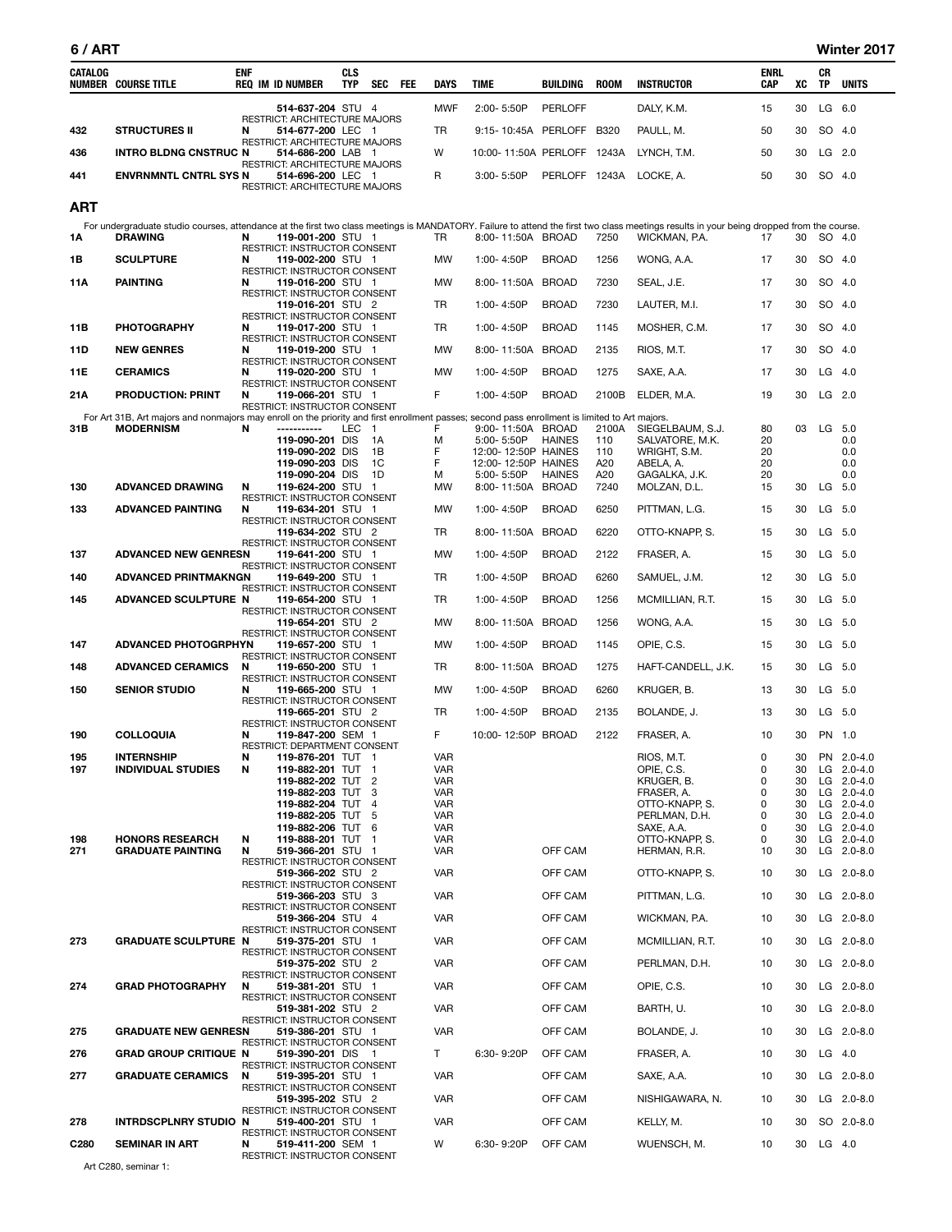| CATALOG NUMBER | COURSE TITLE | ENF REQ | IM ID NUMBER | CLS TYP | SEC | FEE | DAYS | TIME | BUILDING | ROOM | INSTRUCTOR | ENRL CAP | XC | CR TP | UNITS |
|---|---|---|---|---|---|---|---|---|---|---|---|---|---|---|---|
| | | | 514-637-204 | STU | 4 | | MWF | 2:00- 5:50P | PERLOFF | | DALY, K.M. | 15 | 30 | LG | 6.0 |
| | | | RESTRICT: ARCHITECTURE MAJORS | | | | | | | | | | | | |
| 432 | STRUCTURES II | N | 514-677-200 | LEC | 1 | | TR | 9:15- 10:45A | PERLOFF | B320 | PAULL, M. | 50 | 30 | SO | 4.0 |
| | | | RESTRICT: ARCHITECTURE MAJORS | | | | | | | | | | | | |
| 436 | INTRO BLDNG CNSTRUC | N | 514-686-200 | LAB | 1 | | W | 10:00- 11:50A | PERLOFF | 1243A | LYNCH, T.M. | 50 | 30 | LG | 2.0 |
| | | | RESTRICT: ARCHITECTURE MAJORS | | | | | | | | | | | | |
| 441 | ENVRNMNTL CNTRL SYS | N | 514-696-200 | LEC | 1 | | R | 3:00- 5:50P | PERLOFF | 1243A | LOCKE, A. | 50 | 30 | SO | 4.0 |
| | | | RESTRICT: ARCHITECTURE MAJORS | | | | | | | | | | | | |

## ART

For undergraduate studio courses, attendance at the first two class meetings is MANDATORY. Failure to attend the first two class meetings results in your being dropped from the course.

| CATALOG NUMBER | COURSE TITLE | ENF REQ | IM ID NUMBER | CLS TYP | SEC | FEE | DAYS | TIME | BUILDING | ROOM | INSTRUCTOR | ENRL CAP | XC | CR TP | UNITS |
|---|---|---|---|---|---|---|---|---|---|---|---|---|---|---|---|
| 1A | DRAWING | N | 119-001-200 | STU | 1 | | TR | 8:00- 11:50A | BROAD | 7250 | WICKMAN, P.A. | 17 | 30 | SO | 4.0 |
| | | | RESTRICT: INSTRUCTOR CONSENT | | | | | | | | | | | | |
| 1B | SCULPTURE | N | 119-002-200 | STU | 1 | | MW | 1:00- 4:50P | BROAD | 1256 | WONG, A.A. | 17 | 30 | SO | 4.0 |
| | | | RESTRICT: INSTRUCTOR CONSENT | | | | | | | | | | | | |
| 11A | PAINTING | N | 119-016-200 | STU | 1 | | MW | 8:00- 11:50A | BROAD | 7230 | SEAL, J.E. | 17 | 30 | SO | 4.0 |
| | | | RESTRICT: INSTRUCTOR CONSENT | | | | | | | | | | | | |
| | | | 119-016-201 | STU | 2 | | TR | 1:00- 4:50P | BROAD | 7230 | LAUTER, M.I. | 17 | 30 | SO | 4.0 |
| | | | RESTRICT: INSTRUCTOR CONSENT | | | | | | | | | | | | |
| 11B | PHOTOGRAPHY | N | 119-017-200 | STU | 1 | | TR | 1:00- 4:50P | BROAD | 1145 | MOSHER, C.M. | 17 | 30 | SO | 4.0 |
| | | | RESTRICT: INSTRUCTOR CONSENT | | | | | | | | | | | | |
| 11D | NEW GENRES | N | 119-019-200 | STU | 1 | | MW | 8:00- 11:50A | BROAD | 2135 | RIOS, M.T. | 17 | 30 | SO | 4.0 |
| | | | RESTRICT: INSTRUCTOR CONSENT | | | | | | | | | | | | |
| 11E | CERAMICS | N | 119-020-200 | STU | 1 | | MW | 1:00- 4:50P | BROAD | 1275 | SAXE, A.A. | 17 | 30 | LG | 4.0 |
| | | | RESTRICT: INSTRUCTOR CONSENT | | | | | | | | | | | | |
| 21A | PRODUCTION: PRINT | N | 119-066-201 | STU | 1 | | F | 1:00- 4:50P | BROAD | 2100B | ELDER, M.A. | 19 | 30 | LG | 2.0 |
| | | | RESTRICT: INSTRUCTOR CONSENT | | | | | | | | | | | | |

For Art 31B, Art majors and nonmajors may enroll on the priority and first enrollment passes; second pass enrollment is limited to Art majors.

| CATALOG NUMBER | COURSE TITLE | ENF REQ | IM ID NUMBER | CLS TYP | SEC | FEE | DAYS | TIME | BUILDING | ROOM | INSTRUCTOR | ENRL CAP | XC | CR TP | UNITS |
|---|---|---|---|---|---|---|---|---|---|---|---|---|---|---|---|
| 31B | MODERNISM | N | ----------- | LEC | 1 | | F | 9:00- 11:50A | BROAD | 2100A | SIEGELBAUM, S.J. | 80 | 03 | LG | 5.0 |
| | | | 119-090-201 | DIS | 1A | | M | 5:00- 5:50P | HAINES | 110 | SALVATORE, M.K. | 20 | | | 0.0 |
| | | | 119-090-202 | DIS | 1B | | F | 12:00- 12:50P | HAINES | 110 | WRIGHT, S.M. | 20 | | | 0.0 |
| | | | 119-090-203 | DIS | 1C | | F | 12:00- 12:50P | HAINES | A20 | ABELA, A. | 20 | | | 0.0 |
| | | | 119-090-204 | DIS | 1D | | M | 5:00- 5:50P | HAINES | A20 | GAGALKA, J.K. | 20 | | | 0.0 |
| 130 | ADVANCED DRAWING | N | 119-624-200 | STU | 1 | | MW | 8:00- 11:50A | BROAD | 7240 | MOLZAN, D.L. | 15 | 30 | LG | 5.0 |
| | | | RESTRICT: INSTRUCTOR CONSENT | | | | | | | | | | | | |
| 133 | ADVANCED PAINTING | N | 119-634-201 | STU | 1 | | MW | 1:00- 4:50P | BROAD | 6250 | PITTMAN, L.G. | 15 | 30 | LG | 5.0 |
| | | | RESTRICT: INSTRUCTOR CONSENT | | | | | | | | | | | | |
| | | | 119-634-202 | STU | 2 | | TR | 8:00- 11:50A | BROAD | 6220 | OTTO-KNAPP, S. | 15 | 30 | LG | 5.0 |
| | | | RESTRICT: INSTRUCTOR CONSENT | | | | | | | | | | | | |
| 137 | ADVANCED NEW GENRES | N | 119-641-200 | STU | 1 | | MW | 1:00- 4:50P | BROAD | 2122 | FRASER, A. | 15 | 30 | LG | 5.0 |
| | | | RESTRICT: INSTRUCTOR CONSENT | | | | | | | | | | | | |
| 140 | ADVANCED PRINTMAKNG | N | 119-649-200 | STU | 1 | | TR | 1:00- 4:50P | BROAD | 6260 | SAMUEL, J.M. | 12 | 30 | LG | 5.0 |
| | | | RESTRICT: INSTRUCTOR CONSENT | | | | | | | | | | | | |
| 145 | ADVANCED SCULPTURE | N | 119-654-200 | STU | 1 | | TR | 1:00- 4:50P | BROAD | 1256 | MCMILLIAN, R.T. | 15 | 30 | LG | 5.0 |
| | | | RESTRICT: INSTRUCTOR CONSENT | | | | | | | | | | | | |
| | | | 119-654-201 | STU | 2 | | MW | 8:00- 11:50A | BROAD | 1256 | WONG, A.A. | 15 | 30 | LG | 5.0 |
| | | | RESTRICT: INSTRUCTOR CONSENT | | | | | | | | | | | | |
| 147 | ADVANCED PHOTOGRPHY | N | 119-657-200 | STU | 1 | | MW | 1:00- 4:50P | BROAD | 1145 | OPIE, C.S. | 15 | 30 | LG | 5.0 |
| | | | RESTRICT: INSTRUCTOR CONSENT | | | | | | | | | | | | |
| 148 | ADVANCED CERAMICS | N | 119-650-200 | STU | 1 | | TR | 8:00- 11:50A | BROAD | 1275 | HAFT-CANDELL, J.K. | 15 | 30 | LG | 5.0 |
| | | | RESTRICT: INSTRUCTOR CONSENT | | | | | | | | | | | | |
| 150 | SENIOR STUDIO | N | 119-665-200 | STU | 1 | | MW | 1:00- 4:50P | BROAD | 6260 | KRUGER, B. | 13 | 30 | LG | 5.0 |
| | | | RESTRICT: INSTRUCTOR CONSENT | | | | | | | | | | | | |
| | | | 119-665-201 | STU | 2 | | TR | 1:00- 4:50P | BROAD | 2135 | BOLANDE, J. | 13 | 30 | LG | 5.0 |
| | | | RESTRICT: INSTRUCTOR CONSENT | | | | | | | | | | | | |
| 190 | COLLOQUIA | N | 119-847-200 | SEM | 1 | | F | 10:00- 12:50P | BROAD | 2122 | FRASER, A. | 10 | 30 | PN | 1.0 |
| | | | RESTRICT: DEPARTMENT CONSENT | | | | | | | | | | | | |
| 195 | INTERNSHIP | N | 119-876-201 | TUT | 1 | | VAR | | | | RIOS, M.T. | 0 | 30 | PN | 2.0-4.0 |
| 197 | INDIVIDUAL STUDIES | N | 119-882-201 | TUT | 1 | | VAR | | | | OPIE, C.S. | 0 | 30 | LG | 2.0-4.0 |
| | | | 119-882-202 | TUT | 2 | | VAR | | | | KRUGER, B. | 0 | 30 | LG | 2.0-4.0 |
| | | | 119-882-203 | TUT | 3 | | VAR | | | | FRASER, A. | 0 | 30 | LG | 2.0-4.0 |
| | | | 119-882-204 | TUT | 4 | | VAR | | | | OTTO-KNAPP, S. | 0 | 30 | LG | 2.0-4.0 |
| | | | 119-882-205 | TUT | 5 | | VAR | | | | PERLMAN, D.H. | 0 | 30 | LG | 2.0-4.0 |
| | | | 119-882-206 | TUT | 6 | | VAR | | | | SAXE, A.A. | 0 | 30 | LG | 2.0-4.0 |
| 198 | HONORS RESEARCH | N | 119-888-201 | TUT | 1 | | VAR | | | | OTTO-KNAPP, S. | 0 | 30 | LG | 2.0-4.0 |
| 271 | GRADUATE PAINTING | N | 519-366-201 | STU | 1 | | VAR | | OFF CAM | | HERMAN, R.R. | 10 | 30 | LG | 2.0-8.0 |
| | | | RESTRICT: INSTRUCTOR CONSENT | | | | | | | | | | | | |
| | | | 519-366-202 | STU | 2 | | VAR | | OFF CAM | | OTTO-KNAPP, S. | 10 | 30 | LG | 2.0-8.0 |
| | | | RESTRICT: INSTRUCTOR CONSENT | | | | | | | | | | | | |
| | | | 519-366-203 | STU | 3 | | VAR | | OFF CAM | | PITTMAN, L.G. | 10 | 30 | LG | 2.0-8.0 |
| | | | RESTRICT: INSTRUCTOR CONSENT | | | | | | | | | | | | |
| | | | 519-366-204 | STU | 4 | | VAR | | OFF CAM | | WICKMAN, P.A. | 10 | 30 | LG | 2.0-8.0 |
| | | | RESTRICT: INSTRUCTOR CONSENT | | | | | | | | | | | | |
| 273 | GRADUATE SCULPTURE | N | 519-375-201 | STU | 1 | | VAR | | OFF CAM | | MCMILLIAN, R.T. | 10 | 30 | LG | 2.0-8.0 |
| | | | RESTRICT: INSTRUCTOR CONSENT | | | | | | | | | | | | |
| | | | 519-375-202 | STU | 2 | | VAR | | OFF CAM | | PERLMAN, D.H. | 10 | 30 | LG | 2.0-8.0 |
| | | | RESTRICT: INSTRUCTOR CONSENT | | | | | | | | | | | | |
| 274 | GRAD PHOTOGRAPHY | N | 519-381-201 | STU | 1 | | VAR | | OFF CAM | | OPIE, C.S. | 10 | 30 | LG | 2.0-8.0 |
| | | | RESTRICT: INSTRUCTOR CONSENT | | | | | | | | | | | | |
| | | | 519-381-202 | STU | 2 | | VAR | | OFF CAM | | BARTH, U. | 10 | 30 | LG | 2.0-8.0 |
| | | | RESTRICT: INSTRUCTOR CONSENT | | | | | | | | | | | | |
| 275 | GRADUATE NEW GENRES | N | 519-386-201 | STU | 1 | | VAR | | OFF CAM | | BOLANDE, J. | 10 | 30 | LG | 2.0-8.0 |
| | | | RESTRICT: INSTRUCTOR CONSENT | | | | | | | | | | | | |
| 276 | GRAD GROUP CRITIQUE | N | 519-390-201 | DIS | 1 | | T | 6:30- 9:20P | OFF CAM | | FRASER, A. | 10 | 30 | LG | 4.0 |
| | | | RESTRICT: INSTRUCTOR CONSENT | | | | | | | | | | | | |
| 277 | GRADUATE CERAMICS | N | 519-395-201 | STU | 1 | | VAR | | OFF CAM | | SAXE, A.A. | 10 | 30 | LG | 2.0-8.0 |
| | | | RESTRICT: INSTRUCTOR CONSENT | | | | | | | | | | | | |
| | | | 519-395-202 | STU | 2 | | VAR | | OFF CAM | | NISHIGAWARA, N. | 10 | 30 | LG | 2.0-8.0 |
| | | | RESTRICT: INSTRUCTOR CONSENT | | | | | | | | | | | | |
| 278 | INTRDSCPLNRY STUDIO | N | 519-400-201 | STU | 1 | | VAR | | OFF CAM | | KELLY, M. | 10 | 30 | SO | 2.0-8.0 |
| | | | RESTRICT: INSTRUCTOR CONSENT | | | | | | | | | | | | |
| C280 | SEMINAR IN ART | N | 519-411-200 | SEM | 1 | | W | 6:30- 9:20P | OFF CAM | | WUENSCH, M. | 10 | 30 | LG | 4.0 |
| | | | RESTRICT: INSTRUCTOR CONSENT | | | | | | | | | | | | |

Art C280, seminar 1: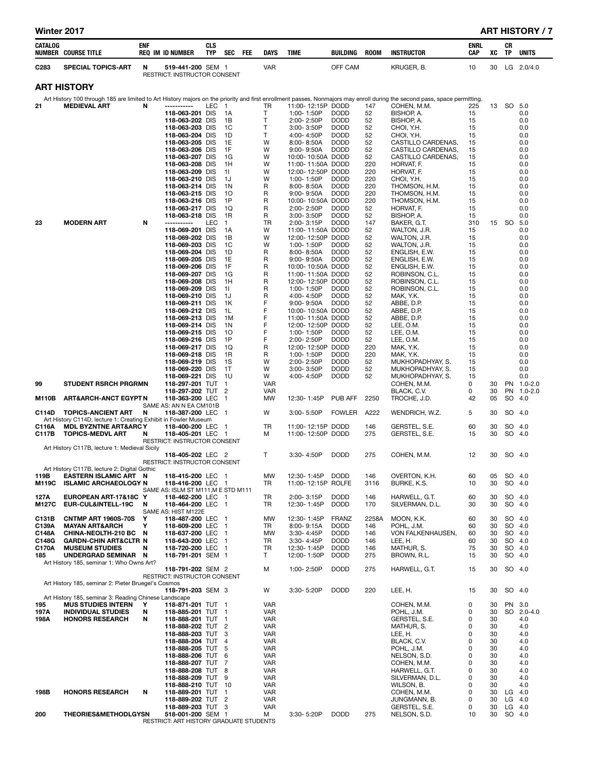| CATALOG NUMBER | COURSE TITLE | ENF REQ | IM | ID NUMBER | CLS TYP | SEC | FEE | DAYS | TIME | BUILDING | ROOM | INSTRUCTOR | ENRL CAP | XC | CR TP | UNITS |
|---|---|---|---|---|---|---|---|---|---|---|---|---|---|---|---|---|
| C283 | SPECIAL TOPICS-ART | N | | 519-441-200 | SEM | 1 | | VAR | | OFF CAM | | KRUGER, B. | 10 | 30 | LG | 2.0/4.0 |

RESTRICT: INSTRUCTOR CONSENT

## ART HISTORY

Art History 100 through 185 are limited to Art History majors on the priority and first enrollment passes. Nonmajors may enroll during the second pass, space permitting.

| CATALOG NUMBER | COURSE TITLE | ENF REQ | IM | ID NUMBER | CLS TYP | SEC | FEE | DAYS | TIME | BUILDING | ROOM | INSTRUCTOR | ENRL CAP | XC | CR TP | UNITS |
|---|---|---|---|---|---|---|---|---|---|---|---|---|---|---|---|---|
| 21 | MEDIEVAL ART | N | | ----------- | LEC | 1 | | TR | 11:00- 12:15P | DODD | 147 | COHEN, M.M. | 225 | 13 | SO | 5.0 |
| | | | | 118-063-201 | DIS | 1A | | T | 1:00- 1:50P | DODD | 52 | BISHOP, A. | 15 | | | 0.0 |
| | | | | 118-063-202 | DIS | 1B | | T | 2:00- 2:50P | DODD | 52 | BISHOP, A. | 15 | | | 0.0 |
| | | | | 118-063-203 | DIS | 1C | | T | 3:00- 3:50P | DODD | 52 | CHOI, Y.H. | 15 | | | 0.0 |
| | | | | 118-063-204 | DIS | 1D | | T | 4:00- 4:50P | DODD | 52 | CHOI, Y.H. | 15 | | | 0.0 |
| | | | | 118-063-205 | DIS | 1E | | W | 8:00- 8:50A | DODD | 52 | CASTILLO CARDENAS, | 15 | | | 0.0 |
| | | | | 118-063-206 | DIS | 1F | | W | 9:00- 9:50A | DODD | 52 | CASTILLO CARDENAS, | 15 | | | 0.0 |
| | | | | 118-063-207 | DIS | 1G | | W | 10:00- 10:50A | DODD | 52 | CASTILLO CARDENAS, | 15 | | | 0.0 |
| | | | | 118-063-208 | DIS | 1H | | W | 11:00- 11:50A | DODD | 220 | HORVAT, F. | 15 | | | 0.0 |
| | | | | 118-063-209 | DIS | 1I | | W | 12:00- 12:50P | DODD | 220 | HORVAT, F. | 15 | | | 0.0 |
| | | | | 118-063-210 | DIS | 1J | | W | 1:00- 1:50P | DODD | 220 | CHOI, Y.H. | 15 | | | 0.0 |
| | | | | 118-063-214 | DIS | 1N | | R | 8:00- 8:50A | DODD | 220 | THOMSON, H.M. | 15 | | | 0.0 |
| | | | | 118-063-215 | DIS | 1O | | R | 9:00- 9:50A | DODD | 220 | THOMSON, H.M. | 15 | | | 0.0 |
| | | | | 118-063-216 | DIS | 1P | | R | 10:00- 10:50A | DODD | 220 | THOMSON, H.M. | 15 | | | 0.0 |
| | | | | 118-063-217 | DIS | 1Q | | R | 2:00- 2:50P | DODD | 52 | HORVAT, F. | 15 | | | 0.0 |
| | | | | 118-063-218 | DIS | 1R | | R | 3:00- 3:50P | DODD | 52 | BISHOP, A. | 15 | | | 0.0 |
| 23 | MODERN ART | N | | ----------- | LEC | 1 | | TR | 2:00- 3:15P | DODD | 147 | BAKER, G.T. | 310 | 15 | SO | 5.0 |
| | | | | 118-069-201 | DIS | 1A | | W | 11:00- 11:50A | DODD | 52 | WALTON, J.R. | 15 | | | 0.0 |
| | | | | 118-069-202 | DIS | 1B | | W | 12:00- 12:50P | DODD | 52 | WALTON, J.R. | 15 | | | 0.0 |
| | | | | 118-069-203 | DIS | 1C | | W | 1:00- 1:50P | DODD | 52 | WALTON, J.R. | 15 | | | 0.0 |
| | | | | 118-069-204 | DIS | 1D | | R | 8:00- 8:50A | DODD | 52 | ENGLISH, E.W. | 15 | | | 0.0 |
| | | | | 118-069-205 | DIS | 1E | | R | 9:00- 9:50A | DODD | 52 | ENGLISH, E.W. | 15 | | | 0.0 |
| | | | | 118-069-206 | DIS | 1F | | R | 10:00- 10:50A | DODD | 52 | ENGLISH, E.W. | 15 | | | 0.0 |
| | | | | 118-069-207 | DIS | 1G | | R | 11:00- 11:50A | DODD | 52 | ROBINSON, C.L. | 15 | | | 0.0 |
| | | | | 118-069-208 | DIS | 1H | | R | 12:00- 12:50P | DODD | 52 | ROBINSON, C.L. | 15 | | | 0.0 |
| | | | | 118-069-209 | DIS | 1I | | R | 1:00- 1:50P | DODD | 52 | ROBINSON, C.L. | 15 | | | 0.0 |
| | | | | 118-069-210 | DIS | 1J | | R | 4:00- 4:50P | DODD | 52 | MAK, Y.K. | 15 | | | 0.0 |
| | | | | 118-069-211 | DIS | 1K | | F | 9:00- 9:50A | DODD | 52 | ABBE, D.P. | 15 | | | 0.0 |
| | | | | 118-069-212 | DIS | 1L | | F | 10:00- 10:50A | DODD | 52 | ABBE, D.P. | 15 | | | 0.0 |
| | | | | 118-069-213 | DIS | 1M | | F | 11:00- 11:50A | DODD | 52 | ABBE, D.P. | 15 | | | 0.0 |
| | | | | 118-069-214 | DIS | 1N | | F | 12:00- 12:50P | DODD | 52 | LEE, O.M. | 15 | | | 0.0 |
| | | | | 118-069-215 | DIS | 1O | | F | 1:00- 1:50P | DODD | 52 | LEE, O.M. | 15 | | | 0.0 |
| | | | | 118-069-216 | DIS | 1P | | F | 2:00- 2:50P | DODD | 52 | LEE, O.M. | 15 | | | 0.0 |
| | | | | 118-069-217 | DIS | 1Q | | R | 12:00- 12:50P | DODD | 220 | MAK, Y.K. | 15 | | | 0.0 |
| | | | | 118-069-218 | DIS | 1R | | R | 1:00- 1:50P | DODD | 220 | MAK, Y.K. | 15 | | | 0.0 |
| | | | | 118-069-219 | DIS | 1S | | W | 2:00- 2:50P | DODD | 52 | MUKHOPADHYAY, S. | 15 | | | 0.0 |
| | | | | 118-069-220 | DIS | 1T | | W | 3:00- 3:50P | DODD | 52 | MUKHOPADHYAY, S. | 15 | | | 0.0 |
| | | | | 118-069-221 | DIS | 1U | | W | 4:00- 4:50P | DODD | 52 | MUKHOPADHYAY, S. | 15 | | | 0.0 |
| 99 | STUDENT RSRCH PRGRMN | | | 118-297-201 | TUT | 1 | | VAR | | | | COHEN, M.M. | 0 | 30 | PN | 1.0-2.0 |
| | | | | 118-297-202 | TUT | 2 | | VAR | | | | BLACK, C.V. | 0 | 30 | PN | 1.0-2.0 |
| M110B | ART&ARCH-ANCT EGYPT | N | | 118-363-200 | LEC | 1 | | MW | 12:30- 1:45P | PUB AFF | 2250 | TROCHE, J.D. | 42 | 05 | SO | 4.0 |
| | SAME AS: AN N EA CM101B | | | | | | | | | | | | | | | |
| C114D | TOPICS-ANCIENT ART | N | | 118-387-200 | LEC | 1 | | W | 3:00- 5:50P | FOWLER | A222 | WENDRICH, W.Z. | 5 | 30 | SO | 4.0 |
| | Art History C114D, lecture 1: Creating Exhibit in Fowler Museum | | | | | | | | | | | | | | | |
| C116A | MDL BYZNTNE ART&ARC | Y | | 118-400-200 | LEC | 1 | | TR | 11:00- 12:15P | DODD | 146 | GERSTEL, S.E. | 60 | 30 | SO | 4.0 |
| C117B | TOPICS-MEDVL ART | N | | 118-405-201 | LEC | 1 | | M | 11:00- 12:50P | DODD | 275 | GERSTEL, S.E. | 15 | 30 | SO | 4.0 |
| | RESTRICT: INSTRUCTOR CONSENT; Art History C117B, lecture 1: Medieval Sicily | | | | | | | | | | | | | | | |
| | | | | 118-405-202 | LEC | 2 | | T | 3:30- 4:50P | DODD | 275 | COHEN, M.M. | 12 | 30 | SO | 4.0 |
| | RESTRICT: INSTRUCTOR CONSENT; Art History C117B, lecture 2: Digital Gothic | | | | | | | | | | | | | | | |
| 119B | EASTERN ISLAMIC ART | N | | 118-415-200 | LEC | 1 | | MW | 12:30- 1:45P | DODD | 146 | OVERTON, K.H. | 60 | 05 | SO | 4.0 |
| M119C | ISLAMIC ARCHAEOLOGY | N | | 118-416-200 | LEC | 1 | | TR | 11:00- 12:15P | ROLFE | 3116 | BURKE, K.S. | 10 | 30 | SO | 4.0 |
| | SAME AS: ISLM ST M111,M E STD M111 | | | | | | | | | | | | | | | |
| 127A | EUROPEAN ART-17&18C | Y | | 118-462-200 | LEC | 1 | | TR | 2:00- 3:15P | DODD | 146 | HARWELL, G.T. | 60 | 30 | SO | 4.0 |
| M127C | EUR-CUL&INTELL-19C | N | | 118-464-200 | LEC | 1 | | TR | 12:30- 1:45P | DODD | 170 | SILVERMAN, D.L. | 30 | 30 | SO | 4.0 |
| | SAME AS: HIST M122E | | | | | | | | | | | | | | | |
| C131B | CNTMP ART 1960S-70S | Y | | 118-487-200 | LEC | 1 | | MW | 12:30- 1:45P | FRANZ | 2258A | MOON, K.K. | 60 | 30 | SO | 4.0 |
| C139A | MAYAN ART&ARCH | Y | | 118-609-200 | LEC | 1 | | TR | 8:00- 9:15A | DODD | 146 | POHL, J.M. | 60 | 30 | SO | 4.0 |
| C148A | CHINA-NEOLTH-210 BC | N | | 118-637-200 | LEC | 1 | | MW | 3:30- 4:45P | DODD | 146 | VON FALKENHAUSEN, | 60 | 30 | SO | 4.0 |
| C148G | GARDN-CHIN ART&CLTR | N | | 118-643-200 | LEC | 1 | | TR | 3:30- 4:45P | DODD | 146 | LEE, H. | 60 | 30 | SO | 4.0 |
| C170A | MUSEUM STUDIES | N | | 118-720-200 | LEC | 1 | | TR | 12:30- 1:45P | DODD | 146 | MATHUR, S. | 75 | 30 | SO | 4.0 |
| 185 | UNDERGRAD SEMINAR | N | | 118-791-201 | SEM | 1 | | T | 12:00- 1:50P | DODD | 275 | BROWN, R.L. | 15 | 30 | SO | 4.0 |
| | Art History 185, seminar 1: Who Owns Art? | | | | | | | | | | | | | | | |
| | | | | 118-791-202 | SEM | 2 | | M | 1:00- 2:50P | DODD | 275 | HARWELL, G.T. | 15 | 30 | SO | 4.0 |
| | RESTRICT: INSTRUCTOR CONSENT; Art History 185, seminar 2: Pieter Bruegel's Cosmos | | | | | | | | | | | | | | | |
| | | | | 118-791-203 | SEM | 3 | | W | 3:30- 5:20P | DODD | 220 | LEE, H. | 15 | 30 | SO | 4.0 |
| | Art History 185, seminar 3: Reading Chinese Landscape | | | | | | | | | | | | | | | |
| 195 | MUS STUDIES INTERN | Y | | 118-871-201 | TUT | 1 | | VAR | | | | COHEN, M.M. | 0 | 30 | PN | 3.0 |
| 197A | INDIVIDUAL STUDIES | N | | 118-885-201 | TUT | 1 | | VAR | | | | POHL, J.M. | 0 | 30 | SO | 2.0-4.0 |
| 198A | HONORS RESEARCH | N | | 118-888-201 | TUT | 1 | | VAR | | | | GERSTEL, S.E. | 0 | 30 | | 4.0 |
| | | | | 118-888-202 | TUT | 2 | | VAR | | | | MATHUR, S. | 0 | 30 | | 4.0 |
| | | | | 118-888-203 | TUT | 3 | | VAR | | | | LEE, H. | 0 | 30 | | 4.0 |
| | | | | 118-888-204 | TUT | 4 | | VAR | | | | BLACK, C.V. | 0 | 30 | | 4.0 |
| | | | | 118-888-205 | TUT | 5 | | VAR | | | | POHL, J.M. | 0 | 30 | | 4.0 |
| | | | | 118-888-206 | TUT | 6 | | VAR | | | | NELSON, S.D. | 0 | 30 | | 4.0 |
| | | | | 118-888-207 | TUT | 7 | | VAR | | | | COHEN, M.M. | 0 | 30 | | 4.0 |
| | | | | 118-888-208 | TUT | 8 | | VAR | | | | HARWELL, G.T. | 0 | 30 | | 4.0 |
| | | | | 118-888-209 | TUT | 9 | | VAR | | | | SILVERMAN, D.L. | 0 | 30 | | 4.0 |
| | | | | 118-888-210 | TUT | 10 | | VAR | | | | WILSON, B. | 0 | 30 | | 4.0 |
| 198B | HONORS RESEARCH | N | | 118-889-201 | TUT | 1 | | VAR | | | | COHEN, M.M. | 0 | 30 | LG | 4.0 |
| | | | | 118-889-202 | TUT | 2 | | VAR | | | | JUNGMANN, B. | 0 | 30 | LG | 4.0 |
| | | | | 118-889-203 | TUT | 3 | | VAR | | | | GERSTEL, S.E. | 0 | 30 | LG | 4.0 |
| 200 | THEORIES&METHODLGY | SN | | 518-001-200 | SEM | 1 | | M | 3:30- 5:20P | DODD | 275 | NELSON, S.D. | 10 | 30 | SO | 4.0 |

RESTRICT: ART HISTORY GRADUATE STUDENTS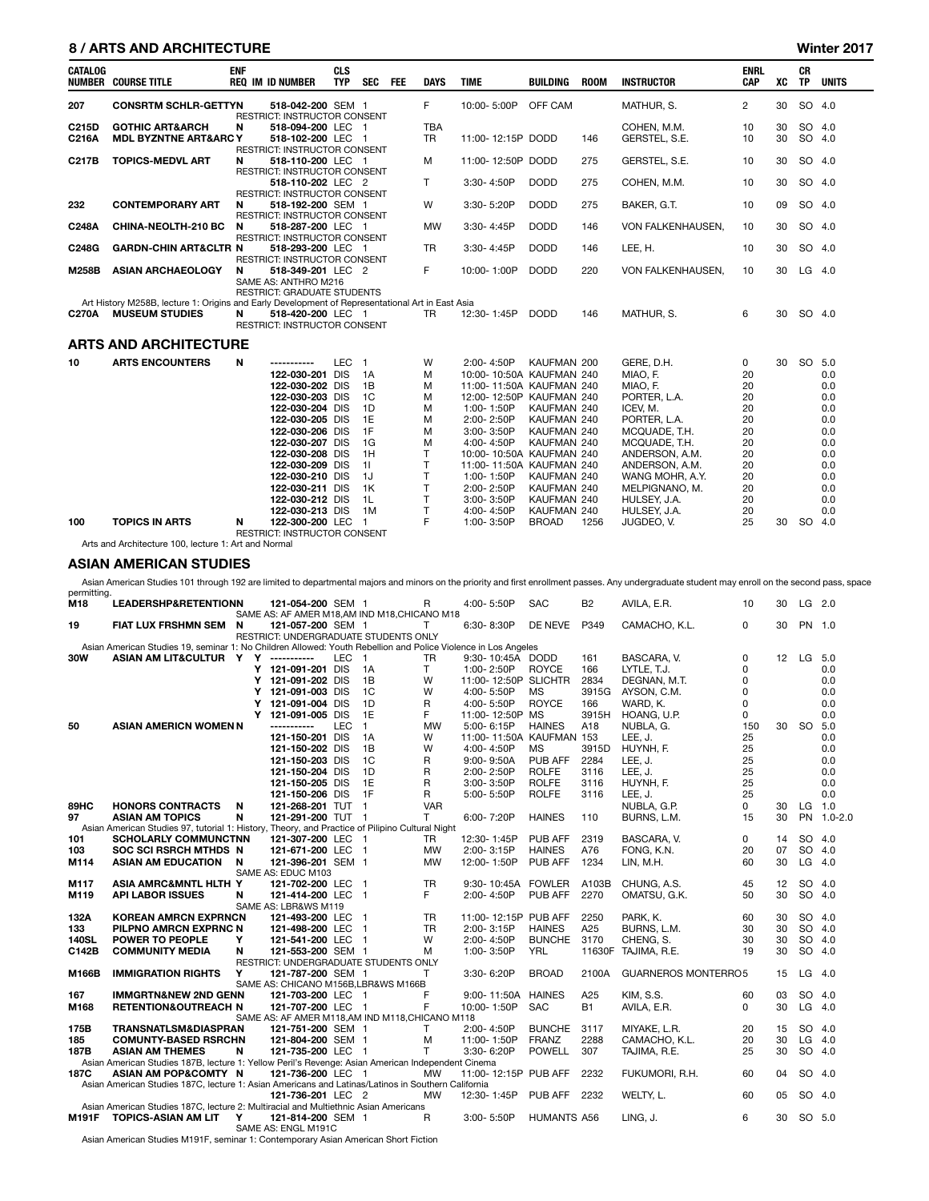| CATALOG NUMBER | COURSE TITLE | ENF REQ | IM | ID NUMBER | CLS TYP | SEC | FEE | DAYS | TIME | BUILDING | ROOM | INSTRUCTOR | ENRL CAP | XC | CR TP | UNITS |
|---|---|---|---|---|---|---|---|---|---|---|---|---|---|---|---|---|
| 207 | CONSRTM SCHLR-GETTY | N | | 518-042-200 | SEM | 1 | | F | 10:00- 5:00P | OFF CAM | | MATHUR, S. | 2 | 30 | SO | 4.0 |
| | RESTRICT: INSTRUCTOR CONSENT | | | | | | | | | | | | | | | |
| C215D | GOTHIC ART&ARCH | N | | 518-094-200 | LEC | 1 | | TBA | | | | COHEN, M.M. | 10 | 30 | SO | 4.0 |
| C216A | MDL BYZNTNE ART&ARC | Y | | 518-102-200 | LEC | 1 | | TR | 11:00- 12:15P | DODD | 146 | GERSTEL, S.E. | 10 | 30 | SO | 4.0 |
| | RESTRICT: INSTRUCTOR CONSENT | | | | | | | | | | | | | | | |
| C217B | TOPICS-MEDVL ART | N | | 518-110-200 | LEC | 1 | | M | 11:00- 12:50P | DODD | 275 | GERSTEL, S.E. | 10 | 30 | SO | 4.0 |
| | RESTRICT: INSTRUCTOR CONSENT | | | | | | | | | | | | | | | |
| | | | | 518-110-202 | LEC | 2 | | T | 3:30- 4:50P | DODD | 275 | COHEN, M.M. | 10 | 30 | SO | 4.0 |
| | RESTRICT: INSTRUCTOR CONSENT | | | | | | | | | | | | | | | |
| 232 | CONTEMPORARY ART | N | | 518-192-200 | SEM | 1 | | W | 3:30- 5:20P | DODD | 275 | BAKER, G.T. | 10 | 09 | SO | 4.0 |
| | RESTRICT: INSTRUCTOR CONSENT | | | | | | | | | | | | | | | |
| C248A | CHINA-NEOLTH-210 BC | N | | 518-287-200 | LEC | 1 | | MW | 3:30- 4:45P | DODD | 146 | VON FALKENHAUSEN, | 10 | 30 | SO | 4.0 |
| | RESTRICT: INSTRUCTOR CONSENT | | | | | | | | | | | | | | | |
| C248G | GARDN-CHIN ART&CLTR | N | | 518-293-200 | LEC | 1 | | TR | 3:30- 4:45P | DODD | 146 | LEE, H. | 10 | 30 | SO | 4.0 |
| | RESTRICT: INSTRUCTOR CONSENT | | | | | | | | | | | | | | | |
| M258B | ASIAN ARCHAEOLOGY | N | | 518-349-201 | LEC | 2 | | F | 10:00- 1:00P | DODD | 220 | VON FALKENHAUSEN, | 10 | 30 | LG | 4.0 |
| | SAME AS: ANTHRO M216 | | | | | | | | | | | | | | | |
| | RESTRICT: GRADUATE STUDENTS | | | | | | | | | | | | | | | |
| | Art History M258B, lecture 1: Origins and Early Development of Representational Art in East Asia | | | | | | | | | | | | | | | |
| C270A | MUSEUM STUDIES | N | | 518-420-200 | LEC | 1 | | TR | 12:30- 1:45P | DODD | 146 | MATHUR, S. | 6 | 30 | SO | 4.0 |
| | RESTRICT: INSTRUCTOR CONSENT | | | | | | | | | | | | | | | |

## ARTS AND ARCHITECTURE

| CATALOG NUMBER | COURSE TITLE | ENF REQ | IM | ID NUMBER | CLS TYP | SEC | FEE | DAYS | TIME | BUILDING | ROOM | INSTRUCTOR | ENRL CAP | XC | CR TP | UNITS |
|---|---|---|---|---|---|---|---|---|---|---|---|---|---|---|---|---|
| 10 | ARTS ENCOUNTERS | N | | ----------- | LEC | 1 | | W | 2:00- 4:50P | KAUFMAN | 200 | GERE, D.H. | 0 | 30 | SO | 5.0 |
| | | | | 122-030-201 | DIS | 1A | | M | 10:00- 10:50A | KAUFMAN | 240 | MIAO, F. | 20 | | | 0.0 |
| | | | | 122-030-202 | DIS | 1B | | M | 11:00- 11:50A | KAUFMAN | 240 | MIAO, F. | 20 | | | 0.0 |
| | | | | 122-030-203 | DIS | 1C | | M | 12:00- 12:50P | KAUFMAN | 240 | PORTER, L.A. | 20 | | | 0.0 |
| | | | | 122-030-204 | DIS | 1D | | M | 1:00- 1:50P | KAUFMAN | 240 | ICEV, M. | 20 | | | 0.0 |
| | | | | 122-030-205 | DIS | 1E | | M | 2:00- 2:50P | KAUFMAN | 240 | PORTER, L.A. | 20 | | | 0.0 |
| | | | | 122-030-206 | DIS | 1F | | M | 3:00- 3:50P | KAUFMAN | 240 | MCQUADE, T.H. | 20 | | | 0.0 |
| | | | | 122-030-207 | DIS | 1G | | M | 4:00- 4:50P | KAUFMAN | 240 | MCQUADE, T.H. | 20 | | | 0.0 |
| | | | | 122-030-208 | DIS | 1H | | T | 10:00- 10:50A | KAUFMAN | 240 | ANDERSON, A.M. | 20 | | | 0.0 |
| | | | | 122-030-209 | DIS | 1I | | T | 11:00- 11:50A | KAUFMAN | 240 | ANDERSON, A.M. | 20 | | | 0.0 |
| | | | | 122-030-210 | DIS | 1J | | T | 1:00- 1:50P | KAUFMAN | 240 | WANG MOHR, A.Y. | 20 | | | 0.0 |
| | | | | 122-030-211 | DIS | 1K | | T | 2:00- 2:50P | KAUFMAN | 240 | MELPIGNANO, M. | 20 | | | 0.0 |
| | | | | 122-030-212 | DIS | 1L | | T | 3:00- 3:50P | KAUFMAN | 240 | HULSEY, J.A. | 20 | | | 0.0 |
| | | | | 122-030-213 | DIS | 1M | | T | 4:00- 4:50P | KAUFMAN | 240 | HULSEY, J.A. | 20 | | | 0.0 |
| 100 | TOPICS IN ARTS | N | | 122-300-200 | LEC | 1 | | F | 1:00- 3:50P | BROAD | 1256 | JUGDEO, V. | 25 | 30 | SO | 4.0 |
| | RESTRICT: INSTRUCTOR CONSENT | | | | | | | | | | | | | | | |
| | Arts and Architecture 100, lecture 1: Art and Normal | | | | | | | | | | | | | | | |

## ASIAN AMERICAN STUDIES

Asian American Studies 101 through 192 are limited to departmental majors and minors on the priority and first enrollment passes. Any undergraduate student may enroll on the second pass, space permitting.

| CATALOG NUMBER | COURSE TITLE | ENF REQ | IM | ID NUMBER | CLS TYP | SEC | FEE | DAYS | TIME | BUILDING | ROOM | INSTRUCTOR | ENRL CAP | XC | CR TP | UNITS |
|---|---|---|---|---|---|---|---|---|---|---|---|---|---|---|---|---|
| M18 | LEADERSHP&RETENTION | N | | 121-054-200 | SEM | 1 | | R | 4:00- 5:50P | SAC | B2 | AVILA, E.R. | 10 | 30 | LG | 2.0 |
| | SAME AS: AF AMER M18,AM IND M18,CHICANO M18 | | | | | | | | | | | | | | | |
| 19 | FIAT LUX FRSHMN SEM | N | | 121-057-200 | SEM | 1 | | T | 6:30- 8:30P | DE NEVE | P349 | CAMACHO, K.L. | 0 | 30 | PN | 1.0 |
| | RESTRICT: UNDERGRADUATE STUDENTS ONLY | | | | | | | | | | | | | | | |
| | Asian American Studies 19, seminar 1: No Children Allowed: Youth Rebellion and Police Violence in Los Angeles | | | | | | | | | | | | | | | |
| 30W | ASIAN AM LIT&CULTUR | Y | Y | ----------- | LEC | 1 | | TR | 9:30- 10:45A | DODD | 161 | BASCARA, V. | 0 | 12 | LG | 5.0 |
| | | | Y | 121-091-201 | DIS | 1A | | T | 1:00- 2:50P | ROYCE | 166 | LYTLE, T.J. | 0 | | | 0.0 |
| | | | Y | 121-091-202 | DIS | 1B | | W | 11:00- 12:50P | SLICHTR | 2834 | DEGNAN, M.T. | 0 | | | 0.0 |
| | | | Y | 121-091-003 | DIS | 1C | | W | 4:00- 5:50P | MS | 3915G | AYSON, C.M. | 0 | | | 0.0 |
| | | | Y | 121-091-004 | DIS | 1D | | R | 4:00- 5:50P | ROYCE | 166 | WARD, K. | 0 | | | 0.0 |
| | | | Y | 121-091-005 | DIS | 1E | | F | 11:00- 12:50P | MS | 3915H | HOANG, U.P. | 0 | | | 0.0 |
| 50 | ASIAN AMERICN WOMEN | N | | ----------- | LEC | 1 | | MW | 5:00- 6:15P | HAINES | A18 | NUBLA, G. | 150 | 30 | SO | 5.0 |
| | | | | 121-150-201 | DIS | 1A | | W | 11:00- 11:50A | KAUFMAN | 153 | LEE, J. | 25 | | | 0.0 |
| | | | | 121-150-202 | DIS | 1B | | W | 4:00- 4:50P | MS | 3915D | HUYNH, F. | 25 | | | 0.0 |
| | | | | 121-150-203 | DIS | 1C | | R | 9:00- 9:50A | PUB AFF | 2284 | LEE, J. | 25 | | | 0.0 |
| | | | | 121-150-204 | DIS | 1D | | R | 2:00- 2:50P | ROLFE | 3116 | LEE, J. | 25 | | | 0.0 |
| | | | | 121-150-205 | DIS | 1E | | R | 3:00- 3:50P | ROLFE | 3116 | HUYNH, F. | 25 | | | 0.0 |
| | | | | 121-150-206 | DIS | 1F | | R | 5:00- 5:50P | ROLFE | 3116 | LEE, J. | 25 | | | 0.0 |
| 89HC | HONORS CONTRACTS | N | | 121-268-201 | TUT | 1 | | VAR | | | | NUBLA, G.P. | 0 | 30 | LG | 1.0 |
| 97 | ASIAN AM TOPICS | N | | 121-291-200 | TUT | 1 | | T | 6:00- 7:20P | HAINES | 110 | BURNS, L.M. | 15 | 30 | PN | 1.0-2.0 |
| | Asian American Studies 97, tutorial 1: History, Theory, and Practice of Pilipino Cultural Night | | | | | | | | | | | | | | | |
| 101 | SCHOLARLY COMMUNCTN | N | | 121-307-200 | LEC | 1 | | TR | 12:30- 1:45P | PUB AFF | 2319 | BASCARA, V. | 0 | 14 | SO | 4.0 |
| 103 | SOC SCI RSRCH MTHDS | N | | 121-671-200 | LEC | 1 | | MW | 2:00- 3:15P | HAINES | A76 | FONG, K.N. | 20 | 07 | SO | 4.0 |
| M114 | ASIAN AM EDUCATION | N | | 121-396-201 | SEM | 1 | | MW | 12:00- 1:50P | PUB AFF | 1234 | LIN, M.H. | 60 | 30 | LG | 4.0 |
| | SAME AS: EDUC M103 | | | | | | | | | | | | | | | |
| M117 | ASIA AMRC&MNTL HLTH | Y | | 121-702-200 | LEC | 1 | | TR | 9:30- 10:45A | FOWLER | A103B | CHUNG, A.S. | 45 | 12 | SO | 4.0 |
| M119 | API LABOR ISSUES | N | | 121-414-200 | LEC | 1 | | F | 2:00- 4:50P | PUB AFF | 2270 | OMATSU, G.K. | 50 | 30 | SO | 4.0 |
| | SAME AS: LBR&WS M119 | | | | | | | | | | | | | | | |
| 132A | KOREAN AMRCN EXPRNC | N | | 121-493-200 | LEC | 1 | | TR | 11:00- 12:15P | PUB AFF | 2250 | PARK, K. | 60 | 30 | SO | 4.0 |
| 133 | PILPNO AMRCN EXPRNC | N | | 121-498-200 | LEC | 1 | | TR | 2:00- 3:15P | HAINES | A25 | BURNS, L.M. | 30 | 30 | SO | 4.0 |
| 140SL | POWER TO PEOPLE | Y | | 121-541-200 | LEC | 1 | | W | 2:00- 4:50P | BUNCHE | 3170 | CHENG, S. | 30 | 30 | SO | 4.0 |
| C142B | COMMUNITY MEDIA | N | | 121-553-200 | SEM | 1 | | M | 1:00- 3:50P | YRL | 11630F | TAJIMA, R.E. | 19 | 30 | SO | 4.0 |
| | RESTRICT: UNDERGRADUATE STUDENTS ONLY | | | | | | | | | | | | | | | |
| M166B | IMMIGRATION RIGHTS | Y | | 121-787-200 | SEM | 1 | | T | 3:30- 6:20P | BROAD | 2100A | GUARNEROS MONTERRO | 5 | 15 | LG | 4.0 |
| | SAME AS: CHICANO M156B,LBR&WS M166B | | | | | | | | | | | | | | | |
| 167 | IMMGRTN&NEW 2ND GEN | N | | 121-703-200 | LEC | 1 | | F | 9:00- 11:50A | HAINES | A25 | KIM, S.S. | 60 | 03 | SO | 4.0 |
| M168 | RETENTION&OUTREACH | N | | 121-707-200 | LEC | 1 | | F | 10:00- 1:50P | SAC | B1 | AVILA, E.R. | 0 | 30 | LG | 4.0 |
| | SAME AS: AF AMER M118,AM IND M118,CHICANO M118 | | | | | | | | | | | | | | | |
| 175B | TRANSNATLSM&DIASPRA | N | | 121-751-200 | SEM | 1 | | T | 2:00- 4:50P | BUNCHE | 3117 | MIYAKE, L.R. | 20 | 15 | SO | 4.0 |
| 185 | COMUNTY-BASED RSRCH | N | | 121-804-200 | SEM | 1 | | M | 11:00- 1:50P | FRANZ | 2288 | CAMACHO, K.L. | 20 | 30 | LG | 4.0 |
| 187B | ASIAN AM THEMES | N | | 121-735-200 | LEC | 1 | | T | 3:30- 6:20P | POWELL | 307 | TAJIMA, R.E. | 25 | 30 | SO | 4.0 |
| | Asian American Studies 187B, lecture 1: Yellow Peril's Revenge: Asian American Independent Cinema | | | | | | | | | | | | | | | |
| 187C | ASIAN AM POP&COMTY | N | | 121-736-200 | LEC | 1 | | MW | 11:00- 12:15P | PUB AFF | 2232 | FUKUMORI, R.H. | 60 | 04 | SO | 4.0 |
| | Asian American Studies 187C, lecture 1: Asian Americans and Latinas/Latinos in Southern California | | | | | | | | | | | | | | | |
| | | | | 121-736-201 | LEC | 2 | | MW | 12:30- 1:45P | PUB AFF | 2232 | WELTY, L. | 60 | 05 | SO | 4.0 |
| | Asian American Studies 187C, lecture 2: Multiracial and Multiethnic Asian Americans | | | | | | | | | | | | | | | |
| M191F | TOPICS-ASIAN AM LIT | Y | | 121-814-200 | SEM | 1 | | R | 3:00- 5:50P | HUMANTS | A56 | LING, J. | 6 | 30 | SO | 5.0 |
| | SAME AS: ENGL M191C | | | | | | | | | | | | | | | |
| | Asian American Studies M191F, seminar 1: Contemporary Asian American Short Fiction | | | | | | | | | | | | | | | |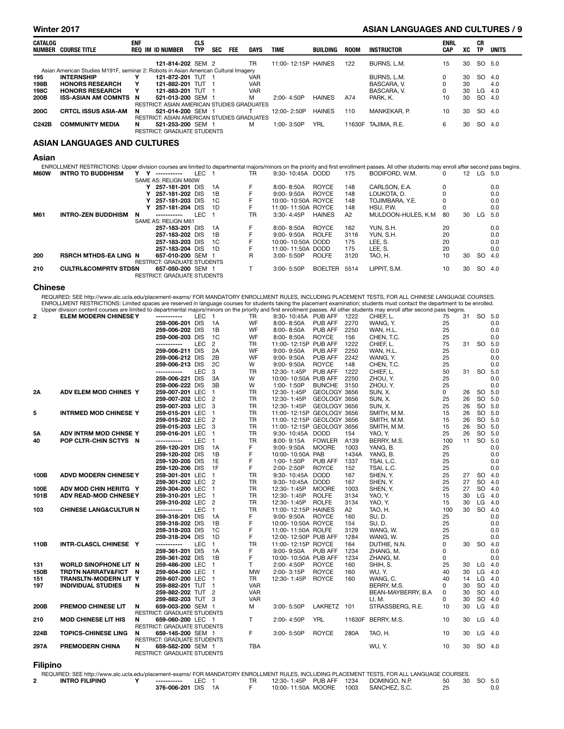| CATALOG NUMBER | COURSE TITLE | ENF REQ | IM | ID NUMBER | CLS TYP | SEC | FEE | DAYS | TIME | BUILDING | ROOM | INSTRUCTOR | ENRL CAP | XC | CR TP | UNITS |
|---|---|---|---|---|---|---|---|---|---|---|---|---|---|---|---|---|
| | | | | 121-814-202 | SEM | 2 | | TR | 11:00-12:15P | HAINES | 122 | BURNS, L.M. | 15 | 30 | SO | 5.0 |
| | Asian American Studies M191F, seminar 2: Robots in Asian American Cultural Imagery | | | | | | | | | | | | | | | |
| 195 | INTERNSHIP | Y | | 121-872-201 | TUT | 1 | | VAR | | | | BURNS, L.M. | 0 | 30 | SO | 4.0 |
| 198B | HONORS RESEARCH | Y | | 121-882-201 | TUT | 1 | | VAR | | | | BASCARA, V. | 0 | 30 | | 4.0 |
| 198C | HONORS RESEARCH | Y | | 121-883-201 | TUT | 1 | | VAR | | | | BASCARA, V. | 0 | 30 | LG | 4.0 |
| 200B | ISS-ASIAN AM COMNTS | N | | 521-013-200 | SEM | 1 | | M | 2:00-4:50P | HAINES | A74 | PARK, K. | 10 | 30 | SO | 4.0 |
| | | | | RESTRICT: ASIAN AMERICAN STUDIES GRADUATES | | | | | | | | | | | | |
| 200C | CRTCL ISSUS ASIA-AM | N | | 521-014-200 | SEM | 1 | | T | 12:00-2:50P | HAINES | 110 | MANKEKAR, P. | 10 | 30 | SO | 4.0 |
| | | | | RESTRICT: ASIAN AMERICAN STUDIES GRADUATES | | | | | | | | | | | | |
| C242B | COMMUNITY MEDIA | N | | 521-253-200 | SEM | 1 | | M | 1:00-3:50P | YRL | 11630F | TAJIMA, R.E. | 6 | 30 | SO | 4.0 |
| | | | | RESTRICT: GRADUATE STUDENTS | | | | | | | | | | | | |

## ASIAN LANGUAGES AND CULTURES

### Asian

ENROLLMENT RESTRICTIONS: Upper division courses are limited to departmental majors/minors on the priority and first enrollment passes. All other students may enroll after second pass begins.

| CATALOG NUMBER | COURSE TITLE | ENF REQ | IM | ID NUMBER | CLS TYP | SEC | FEE | DAYS | TIME | BUILDING | ROOM | INSTRUCTOR | ENRL CAP | XC | CR TP | UNITS |
|---|---|---|---|---|---|---|---|---|---|---|---|---|---|---|---|---|
| M60W | INTRO TO BUDDHISM | Y | Y | ----------- | LEC | 1 | | TR | 9:30-10:45A | DODD | 175 | BODIFORD, W.M. | 0 | 12 | LG | 5.0 |
| | | | | SAME AS: RELIGN M60W | | | | | | | | | | | | |
| | | | Y | 257-181-201 | DIS | 1A | | F | 8:00-8:50A | ROYCE | 148 | CARLSON, E.A. | 0 | | | 0.0 |
| | | | Y | 257-181-202 | DIS | 1B | | F | 9:00-9:50A | ROYCE | 148 | LOUKOTA, D. | 0 | | | 0.0 |
| | | | Y | 257-181-203 | DIS | 1C | | F | 10:00-10:50A | ROYCE | 148 | TOJIMBARA, Y.E. | 0 | | | 0.0 |
| | | | Y | 257-181-204 | DIS | 1D | | F | 11:00-11:50A | ROYCE | 148 | HSU, P.W. | 0 | | | 0.0 |
| M61 | INTRO-ZEN BUDDHISM | N | | ----------- | LEC | 1 | | TR | 3:30-4:45P | HAINES | A2 | MULDOON-HULES, K.M | 80 | 30 | LG | 5.0 |
| | | | | SAME AS: RELIGN M61 | | | | | | | | | | | | |
| | | | | 257-183-201 | DIS | 1A | | F | 8:00-8:50A | ROYCE | 162 | YUN, S.H. | 20 | | | 0.0 |
| | | | | 257-183-202 | DIS | 1B | | F | 9:00-9:50A | ROLFE | 3116 | YUN, S.H. | 20 | | | 0.0 |
| | | | | 257-183-203 | DIS | 1C | | F | 10:00-10:50A | DODD | 175 | LEE, S. | 20 | | | 0.0 |
| | | | | 257-183-204 | DIS | 1D | | F | 11:00-11:50A | DODD | 175 | LEE, S. | 20 | | | 0.0 |
| 200 | RSRCH MTHDS-EA LING | N | | 657-010-200 | SEM | 1 | | R | 3:00-5:50P | ROLFE | 3120 | TAO, H. | 10 | 30 | SO | 4.0 |
| | | | | RESTRICT: GRADUATE STUDENTS | | | | | | | | | | | | |
| 210 | CULTRL&COMPRTV STDS | N | | 657-050-200 | SEM | 1 | | T | 3:00-5:50P | BOELTER | 5514 | LIPPIT, S.M. | 10 | 30 | SO | 4.0 |
| | | | | RESTRICT: GRADUATE STUDENTS | | | | | | | | | | | | |

### Chinese

REQUIRED: SEE http://www.alc.ucla.edu/placement-exams/ FOR MANDATORY ENROLLMENT RULES, INCLUDING PLACEMENT TESTS, FOR ALL CHINESE LANGUAGE COURSES.
ENROLLMENT RESTRICTIONS: Limited spaces are reserved in language courses for students taking the placement examination; students must contact the department to be enrolled.
Upper division content courses are limited to departmental majors/minors on the priority and first enrollment passes. All other students may enroll after second pass begins.

| CATALOG NUMBER | COURSE TITLE | ENF REQ | IM | ID NUMBER | CLS TYP | SEC | FEE | DAYS | TIME | BUILDING | ROOM | INSTRUCTOR | ENRL CAP | XC | CR TP | UNITS |
|---|---|---|---|---|---|---|---|---|---|---|---|---|---|---|---|---|
| 2 | ELEM MODERN CHINESE | Y | | ----------- | LEC | 1 | | TR | 9:30-10:45A | PUB AFF | 1222 | CHIEF, L. | 75 | 31 | SO | 5.0 |
| | | | | 259-006-201 | DIS | 1A | | WF | 8:00-8:50A | PUB AFF | 2270 | WANG, Y. | 25 | | | 0.0 |
| | | | | 259-006-202 | DIS | 1B | | WF | 8:00-8:50A | PUB AFF | 2250 | WAN, H.L. | 25 | | | 0.0 |
| | | | | 259-006-203 | DIS | 1C | | WF | 8:00-8:50A | ROYCE | 156 | CHEN, T.C. | 25 | | | 0.0 |
| | | | | ----------- | LEC | 2 | | TR | 11:00-12:15P | PUB AFF | 1222 | CHIEF, L. | 75 | 31 | SO | 5.0 |
| | | | | 259-006-211 | DIS | 2A | | WF | 9:00-9:50A | PUB AFF | 2250 | WAN, H.L. | 25 | | | 0.0 |
| | | | | 259-006-212 | DIS | 2B | | WF | 9:00-9:50A | PUB AFF | 2242 | WANG, Y. | 25 | | | 0.0 |
| | | | | 259-006-213 | DIS | 2C | | W | 9:00-9:50A | ROYCE | 148 | CHEN, T.C. | 25 | | | 0.0 |
| | | | | ----------- | LEC | 3 | | TR | 12:30-1:45P | PUB AFF | 1222 | CHIEF, L. | 50 | 31 | SO | 5.0 |
| | | | | 259-006-221 | DIS | 3A | | W | 10:00-10:50A | PUB AFF | 2250 | ZHOU, Y. | 25 | | | 0.0 |
| | | | | 259-006-222 | DIS | 3B | | W | 1:00-1:50P | BUNCHE | 3150 | ZHOU, Y. | 25 | | | 0.0 |
| 2A | ADV ELEM MOD CHINES | Y | | 259-007-201 | LEC | 1 | | TR | 12:30-1:45P | GEOLOGY | 3656 | SUN, X. | 0 | 26 | SO | 5.0 |
| | | | | 259-007-202 | LEC | 2 | | TR | 12:30-1:45P | GEOLOGY | 3656 | SUN, X. | 25 | 26 | SO | 5.0 |
| | | | | 259-007-203 | LEC | 3 | | TR | 12:30-1:45P | GEOLOGY | 3656 | SUN, X. | 25 | 26 | SO | 5.0 |
| 5 | INTRMED MOD CHINESE | Y | | 259-015-201 | LEC | 1 | | TR | 11:00-12:15P | GEOLOGY | 3656 | SMITH, M.M. | 15 | 26 | SO | 5.0 |
| | | | | 259-015-202 | LEC | 2 | | TR | 11:00-12:15P | GEOLOGY | 3656 | SMITH, M.M. | 15 | 26 | SO | 5.0 |
| | | | | 259-015-203 | LEC | 3 | | TR | 11:00-12:15P | GEOLOGY | 3656 | SMITH, M.M. | 15 | 26 | SO | 5.0 |
| 5A | ADV INTRM MOD CHNSE | Y | | 259-016-201 | LEC | 1 | | TR | 9:30-10:45A | DODD | 154 | YAO, Y. | 25 | 26 | SO | 5.0 |
| 40 | POP CLTR-CHIN SCTYS | N | | ----------- | LEC | 1 | | TR | 8:00-9:15A | FOWLER | A139 | BERRY, M.S. | 100 | 11 | SO | 5.0 |
| | | | | 259-120-201 | DIS | 1A | | F | 9:00-9:50A | MOORE | 1003 | YANG, B. | 25 | | | 0.0 |
| | | | | 259-120-202 | DIS | 1B | | F | 10:00-10:50A | PAB | 1434A | YANG, B. | 25 | | | 0.0 |
| | | | | 259-120-205 | DIS | 1E | | F | 1:00-1:50P | PUB AFF | 1337 | TSAI, L.C. | 25 | | | 0.0 |
| | | | | 259-120-206 | DIS | 1F | | F | 2:00-2:50P | ROYCE | 152 | TSAI, L.C. | 25 | | | 0.0 |
| 100B | ADVD MODERN CHINESE | Y | | 259-301-201 | LEC | 1 | | TR | 9:30-10:45A | DODD | 167 | SHEN, Y. | 25 | 27 | SO | 4.0 |
| | | | | 259-301-202 | LEC | 2 | | TR | 9:30-10:45A | DODD | 167 | SHEN, Y. | 25 | 27 | SO | 4.0 |
| 100E | ADV MOD CHIN HERITG | Y | | 259-304-200 | LEC | 1 | | TR | 12:30-1:45P | MOORE | 1003 | SHEN, Y. | 25 | 27 | SO | 4.0 |
| 101B | ADV READ-MOD CHNESE | Y | | 259-310-201 | LEC | 1 | | TR | 12:30-1:45P | ROLFE | 3134 | YAO, Y. | 15 | 30 | LG | 4.0 |
| | | | | 259-310-202 | LEC | 2 | | TR | 12:30-1:45P | ROLFE | 3134 | YAO, Y. | 15 | 30 | LG | 4.0 |
| 103 | CHINESE LANG&CULTUR | N | | ----------- | LEC | 1 | | TR | 11:00-12:15P | HAINES | A2 | TAO, H. | 100 | 30 | SO | 4.0 |
| | | | | 259-318-201 | DIS | 1A | | F | 9:00-9:50A | ROYCE | 160 | SU, D. | 25 | | | 0.0 |
| | | | | 259-318-202 | DIS | 1B | | F | 10:00-10:50A | ROYCE | 154 | SU, D. | 25 | | | 0.0 |
| | | | | 259-318-203 | DIS | 1C | | F | 11:00-11:50A | ROLFE | 3129 | WANG, W. | 25 | | | 0.0 |
| | | | | 259-318-204 | DIS | 1D | | F | 12:00-12:50P | PUB AFF | 1284 | WANG, W. | 25 | | | 0.0 |
| 110B | INTR-CLASCL CHINESE | Y | | ----------- | LEC | 1 | | TR | 11:00-12:15P | ROYCE | 164 | DUTHIE, N.N. | 0 | 30 | SO | 4.0 |
| | | | | 259-361-201 | DIS | 1A | | F | 9:00-9:50A | PUB AFF | 1234 | ZHANG, M. | 0 | | | 0.0 |
| | | | | 259-361-202 | DIS | 1B | | F | 10:00-10:50A | PUB AFF | 1234 | ZHANG, M. | 0 | | | 0.0 |
| 131 | WORLD SINOPHONE LIT | N | | 259-486-200 | LEC | 1 | | T | 2:00-4:50P | ROYCE | 160 | SHIH, S. | 25 | 30 | LG | 4.0 |
| 150B | TRDTN NARRATV&FICT | N | | 259-604-200 | LEC | 1 | | MW | 2:00-3:15P | ROYCE | 160 | WU, Y. | 40 | 30 | LG | 4.0 |
| 151 | TRANSLTN-MODERN LIT | Y | | 259-607-200 | LEC | 1 | | TR | 12:30-1:45P | ROYCE | 160 | WANG, C. | 40 | 14 | LG | 4.0 |
| 197 | INDIVIDUAL STUDIES | N | | 259-882-201 | TUT | 1 | | VAR | | | | BERRY, M.S. | 0 | 30 | SO | 4.0 |
| | | | | 259-882-202 | TUT | 2 | | VAR | | | | BEAN-MAYBERRY, B.A | 0 | 30 | SO | 4.0 |
| | | | | 259-882-203 | TUT | 3 | | VAR | | | | LI, M. | 0 | 30 | SO | 4.0 |
| 200B | PREMOD CHINESE LIT | N | | 659-003-200 | SEM | 1 | | M | 3:00-5:50P | LAKRETZ | 101 | STRASSBERG, R.E. | 10 | 30 | LG | 4.0 |
| | | | | RESTRICT: GRADUATE STUDENTS | | | | | | | | | | | | |
| 210 | MOD CHINESE LIT HIS | N | | 659-060-200 | LEC | 1 | | T | 2:00-4:50P | YRL | 11630F | BERRY, M.S. | 10 | 30 | LG | 4.0 |
| | | | | RESTRICT: GRADUATE STUDENTS | | | | | | | | | | | | |
| 224B | TOPICS-CHINESE LING | N | | 659-145-200 | SEM | 1 | | F | 3:00-5:50P | ROYCE | 280A | TAO, H. | 10 | 30 | LG | 4.0 |
| | | | | RESTRICT: GRADUATE STUDENTS | | | | | | | | | | | | |
| 297A | PREMODERN CHINA | N | | 659-582-200 | SEM | 1 | | TBA | | | | WU, Y. | 10 | 30 | SO | 4.0 |
| | | | | RESTRICT: GRADUATE STUDENTS | | | | | | | | | | | | |

### Filipino

REQUIRED: SEE http://www.alc.ucla.edu/placement-exams/ FOR MANDATORY ENROLLMENT RULES, INCLUDING PLACEMENT TESTS, FOR ALL LANGUAGE COURSES.

| CATALOG NUMBER | COURSE TITLE | ENF REQ | IM | ID NUMBER | CLS TYP | SEC | FEE | DAYS | TIME | BUILDING | ROOM | INSTRUCTOR | ENRL CAP | XC | CR TP | UNITS |
|---|---|---|---|---|---|---|---|---|---|---|---|---|---|---|---|---|
| 2 | INTRO FILIPINO | Y | | ----------- | LEC | 1 | | TR | 12:30-1:45P | PUB AFF | 1234 | DOMINGO, N.P. | 50 | 30 | SO | 5.0 |
| | | | | 376-006-201 | DIS | 1A | | F | 10:00-11:50A | MOORE | 1003 | SANCHEZ, S.C. | 25 | | | 0.0 |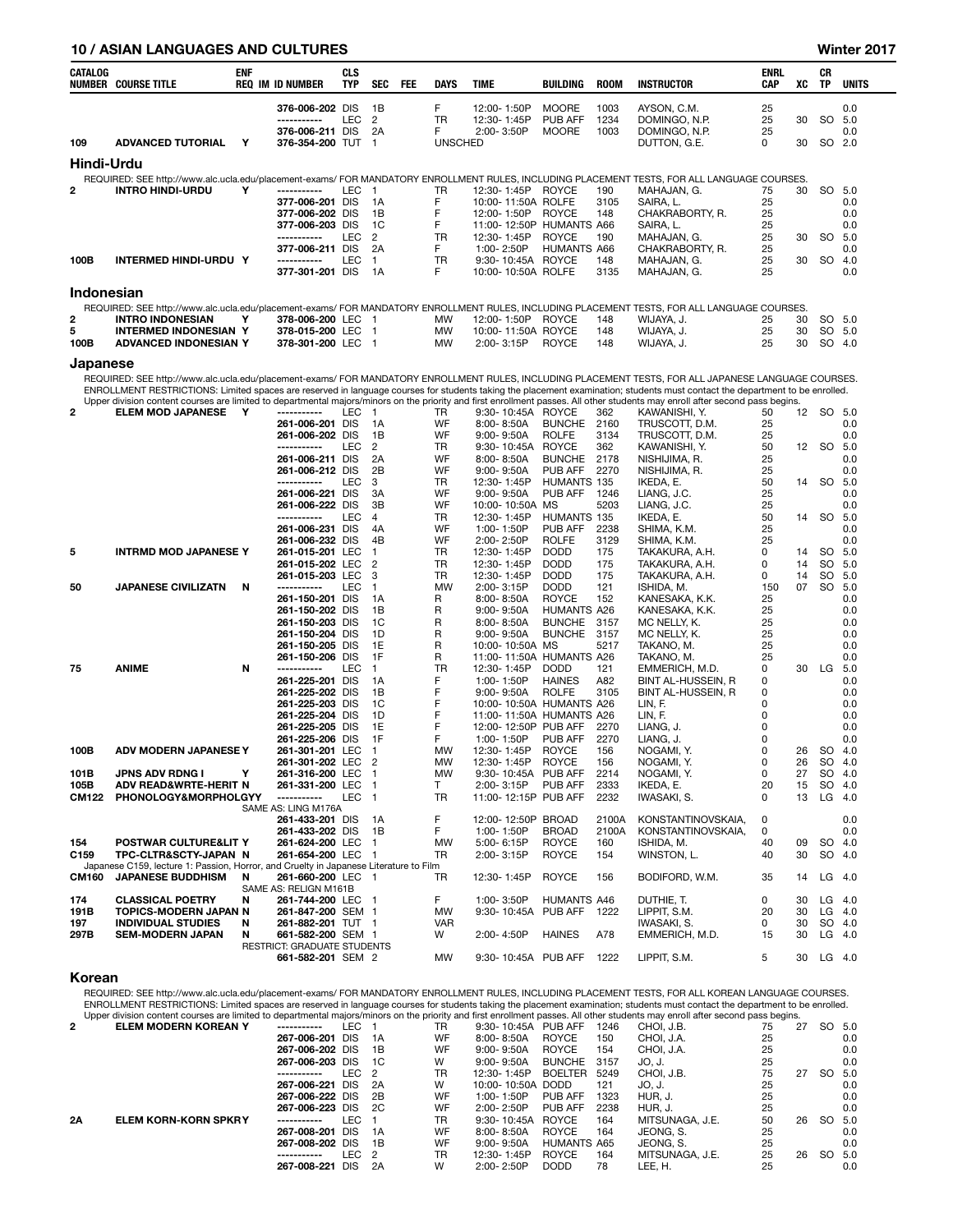## 10 / ASIAN LANGUAGES AND CULTURES — Winter 2017

| CATALOG NUMBER | COURSE TITLE | ENF REQ | IM | ID NUMBER | CLS TYP | SEC | FEE | DAYS | TIME | BUILDING | ROOM | INSTRUCTOR | ENRL CAP | XC | CR TP | UNITS |
|---|---|---|---|---|---|---|---|---|---|---|---|---|---|---|---|---|
| | | | | 376-006-202 | DIS | 1B | | F | 12:00- 1:50P | MOORE | 1003 | AYSON, C.M. | 25 | | | 0.0 |
| | | | | ----------- | LEC | 2 | | TR | 12:30- 1:45P | PUB AFF | 1234 | DOMINGO, N.P. | 25 | 30 | SO | 5.0 |
| | | | | 376-006-211 | DIS | 2A | | F | 2:00- 3:50P | MOORE | 1003 | DOMINGO, N.P. | 25 | | | 0.0 |
| 109 | ADVANCED TUTORIAL | Y | | 376-354-200 | TUT | 1 | | UNSCHED | | | | DUTTON, G.E. | 0 | 30 | SO | 2.0 |

### Hindi-Urdu

REQUIRED: SEE http://www.alc.ucla.edu/placement-exams/ FOR MANDATORY ENROLLMENT RULES, INCLUDING PLACEMENT TESTS, FOR ALL LANGUAGE COURSES.

| CATALOG NUMBER | COURSE TITLE | ENF REQ | IM | ID NUMBER | CLS TYP | SEC | FEE | DAYS | TIME | BUILDING | ROOM | INSTRUCTOR | ENRL CAP | XC | CR TP | UNITS |
|---|---|---|---|---|---|---|---|---|---|---|---|---|---|---|---|---|
| 2 | INTRO HINDI-URDU | Y | | ----------- | LEC | 1 | | TR | 12:30- 1:45P | ROYCE | 190 | MAHAJAN, G. | 75 | 30 | SO | 5.0 |
| | | | | 377-006-201 | DIS | 1A | | F | 10:00- 11:50A | ROLFE | 3105 | SAIRA, L. | 25 | | | 0.0 |
| | | | | 377-006-202 | DIS | 1B | | F | 12:00- 1:50P | ROYCE | 148 | CHAKRABORTY, R. | 25 | | | 0.0 |
| | | | | 377-006-203 | DIS | 1C | | F | 11:00- 12:50P | HUMANTS | A66 | SAIRA, L. | 25 | | | 0.0 |
| | | | | ----------- | LEC | 2 | | TR | 12:30- 1:45P | ROYCE | 190 | MAHAJAN, G. | 25 | 30 | SO | 5.0 |
| | | | | 377-006-211 | DIS | 2A | | F | 1:00- 2:50P | HUMANTS | A66 | CHAKRABORTY, R. | 25 | | | 0.0 |
| 100B | INTERMED HINDI-URDU | Y | | ----------- | LEC | 1 | | TR | 9:30- 10:45A | ROYCE | 148 | MAHAJAN, G. | 25 | 30 | SO | 4.0 |
| | | | | 377-301-201 | DIS | 1A | | F | 10:00- 10:50A | ROLFE | 3135 | MAHAJAN, G. | 25 | | | 0.0 |

### Indonesian

REQUIRED: SEE http://www.alc.ucla.edu/placement-exams/ FOR MANDATORY ENROLLMENT RULES, INCLUDING PLACEMENT TESTS, FOR ALL LANGUAGE COURSES.

| CATALOG NUMBER | COURSE TITLE | ENF REQ | IM | ID NUMBER | CLS TYP | SEC | FEE | DAYS | TIME | BUILDING | ROOM | INSTRUCTOR | ENRL CAP | XC | CR TP | UNITS |
|---|---|---|---|---|---|---|---|---|---|---|---|---|---|---|---|---|
| 2 | INTRO INDONESIAN | Y | | 378-006-200 | LEC | 1 | | MW | 12:00- 1:50P | ROYCE | 148 | WIJAYA, J. | 25 | 30 | SO | 5.0 |
| 5 | INTERMED INDONESIAN | Y | | 378-015-200 | LEC | 1 | | MW | 10:00- 11:50A | ROYCE | 148 | WIJAYA, J. | 25 | 30 | SO | 5.0 |
| 100B | ADVANCED INDONESIAN | Y | | 378-301-200 | LEC | 1 | | MW | 2:00- 3:15P | ROYCE | 148 | WIJAYA, J. | 25 | 30 | SO | 4.0 |

### Japanese

REQUIRED: SEE http://www.alc.ucla.edu/placement-exams/ FOR MANDATORY ENROLLMENT RULES, INCLUDING PLACEMENT TESTS, FOR ALL JAPANESE LANGUAGE COURSES.
ENROLLMENT RESTRICTIONS: Limited spaces are reserved in language courses for students taking the placement examination; students must contact the department to be enrolled.
Upper division content courses are limited to departmental majors/minors on the priority and first enrollment passes. All other students may enroll after second pass begins.

| CATALOG NUMBER | COURSE TITLE | ENF REQ | IM | ID NUMBER | CLS TYP | SEC | FEE | DAYS | TIME | BUILDING | ROOM | INSTRUCTOR | ENRL CAP | XC | CR TP | UNITS |
|---|---|---|---|---|---|---|---|---|---|---|---|---|---|---|---|---|
| 2 | ELEM MOD JAPANESE | Y | | ----------- | LEC | 1 | | TR | 9:30- 10:45A | ROYCE | 362 | KAWANISHI, Y. | 50 | 12 | SO | 5.0 |
| | | | | 261-006-201 | DIS | 1A | | WF | 8:00- 8:50A | BUNCHE | 2160 | TRUSCOTT, D.M. | 25 | | | 0.0 |
| | | | | 261-006-202 | DIS | 1B | | WF | 9:00- 9:50A | ROLFE | 3134 | TRUSCOTT, D.M. | 25 | | | 0.0 |
| | | | | ----------- | LEC | 2 | | TR | 9:30- 10:45A | ROYCE | 362 | KAWANISHI, Y. | 50 | 12 | SO | 5.0 |
| | | | | 261-006-211 | DIS | 2A | | WF | 8:00- 8:50A | BUNCHE | 2178 | NISHIJIMA, R. | 25 | | | 0.0 |
| | | | | 261-006-212 | DIS | 2B | | WF | 9:00- 9:50A | PUB AFF | 2270 | NISHIJIMA, R. | 25 | | | 0.0 |
| | | | | ----------- | LEC | 3 | | TR | 12:30- 1:45P | HUMANTS | 135 | IKEDA, E. | 50 | 14 | SO | 5.0 |
| | | | | 261-006-221 | DIS | 3A | | WF | 9:00- 9:50A | PUB AFF | 1246 | LIANG, J.C. | 25 | | | 0.0 |
| | | | | 261-006-222 | DIS | 3B | | WF | 10:00- 10:50A | MS | 5203 | LIANG, J.C. | 25 | | | 0.0 |
| | | | | ----------- | LEC | 4 | | TR | 12:30- 1:45P | HUMANTS | 135 | IKEDA, E. | 50 | 14 | SO | 5.0 |
| | | | | 261-006-231 | DIS | 4A | | WF | 1:00- 1:50P | PUB AFF | 2238 | SHIMA, K.M. | 25 | | | 0.0 |
| | | | | 261-006-232 | DIS | 4B | | WF | 2:00- 2:50P | ROLFE | 3129 | SHIMA, K.M. | 25 | | | 0.0 |
| 5 | INTRMD MOD JAPANESE | Y | | 261-015-201 | LEC | 1 | | TR | 12:30- 1:45P | DODD | 175 | TAKAKURA, A.H. | 0 | 14 | SO | 5.0 |
| | | | | 261-015-202 | LEC | 2 | | TR | 12:30- 1:45P | DODD | 175 | TAKAKURA, A.H. | 0 | 14 | SO | 5.0 |
| | | | | 261-015-203 | LEC | 3 | | TR | 12:30- 1:45P | DODD | 175 | TAKAKURA, A.H. | 0 | 14 | SO | 5.0 |
| 50 | JAPANESE CIVILIZATN | N | | ----------- | LEC | 1 | | MW | 2:00- 3:15P | DODD | 121 | ISHIDA, M. | 150 | 07 | SO | 5.0 |
| | | | | 261-150-201 | DIS | 1A | | R | 8:00- 8:50A | ROYCE | 152 | KANESAKA, K.K. | 25 | | | 0.0 |
| | | | | 261-150-202 | DIS | 1B | | R | 9:00- 9:50A | HUMANTS | A26 | KANESAKA, K.K. | 25 | | | 0.0 |
| | | | | 261-150-203 | DIS | 1C | | R | 8:00- 8:50A | BUNCHE | 3157 | MC NELLY, K. | 25 | | | 0.0 |
| | | | | 261-150-204 | DIS | 1D | | R | 9:00- 9:50A | BUNCHE | 3157 | MC NELLY, K. | 25 | | | 0.0 |
| | | | | 261-150-205 | DIS | 1E | | R | 10:00- 10:50A | MS | 5217 | TAKANO, M. | 25 | | | 0.0 |
| | | | | 261-150-206 | DIS | 1F | | R | 11:00- 11:50A | HUMANTS | A26 | TAKANO, M. | 25 | | | 0.0 |
| 75 | ANIME | N | | ----------- | LEC | 1 | | TR | 12:30- 1:45P | DODD | 121 | EMMERICH, M.D. | 0 | 30 | LG | 5.0 |
| | | | | 261-225-201 | DIS | 1A | | F | 1:00- 1:50P | HAINES | A82 | BINT AL-HUSSEIN, R | 0 | | | 0.0 |
| | | | | 261-225-202 | DIS | 1B | | F | 9:00- 9:50A | ROLFE | 3105 | BINT AL-HUSSEIN, R | 0 | | | 0.0 |
| | | | | 261-225-203 | DIS | 1C | | F | 10:00- 10:50A | HUMANTS | A26 | LIN, F. | 0 | | | 0.0 |
| | | | | 261-225-204 | DIS | 1D | | F | 11:00- 11:50A | HUMANTS | A26 | LIN, F. | 0 | | | 0.0 |
| | | | | 261-225-205 | DIS | 1E | | F | 12:00- 12:50P | PUB AFF | 2270 | LIANG, J. | 0 | | | 0.0 |
| | | | | 261-225-206 | DIS | 1F | | F | 1:00- 1:50P | PUB AFF | 2270 | LIANG, J. | 0 | | | 0.0 |
| 100B | ADV MODERN JAPANESE | Y | | 261-301-201 | LEC | 1 | | MW | 12:30- 1:45P | ROYCE | 156 | NOGAMI, Y. | 0 | 26 | SO | 4.0 |
| | | | | 261-301-202 | LEC | 2 | | MW | 12:30- 1:45P | ROYCE | 156 | NOGAMI, Y. | 0 | 26 | SO | 4.0 |
| 101B | JPNS ADV RDNG I | Y | | 261-316-200 | LEC | 1 | | MW | 9:30- 10:45A | PUB AFF | 2214 | NOGAMI, Y. | 0 | 27 | SO | 4.0 |
| 105B | ADV READ&WRTE-HERIT | N | | 261-331-200 | LEC | 1 | | T | 2:00- 3:15P | PUB AFF | 2333 | IKEDA, E. | 20 | 15 | SO | 4.0 |
| CM122 | PHONOLOGY&MORPHOLGY | Y | | ----------- | LEC | 1 | | TR | 11:00- 12:15P | PUB AFF | 2232 | IWASAKI, S. | 0 | 13 | LG | 4.0 |
| | SAME AS: LING M176A | | | | | | | | | | | | | | | |
| | | | | 261-433-201 | DIS | 1A | | F | 12:00- 12:50P | BROAD | 2100A | KONSTANTINOVSKAIA, | 0 | | | 0.0 |
| | | | | 261-433-202 | DIS | 1B | | F | 1:00- 1:50P | BROAD | 2100A | KONSTANTINOVSKAIA, | 0 | | | 0.0 |
| 154 | POSTWAR CULTURE&LIT | Y | | 261-624-200 | LEC | 1 | | MW | 5:00- 6:15P | ROYCE | 160 | ISHIDA, M. | 40 | 09 | SO | 4.0 |
| C159 | TPC-CLTR&SCTY-JAPAN | N | | 261-654-200 | LEC | 1 | | TR | 2:00- 3:15P | ROYCE | 154 | WINSTON, L. | 40 | 30 | SO | 4.0 |
| | Japanese C159, lecture 1: Passion, Horror, and Cruelty in Japanese Literature to Film | | | | | | | | | | | | | | | |
| CM160 | JAPANESE BUDDHISM | N | | 261-660-200 | LEC | 1 | | TR | 12:30- 1:45P | ROYCE | 156 | BODIFORD, W.M. | 35 | 14 | LG | 4.0 |
| | SAME AS: RELIGN M161B | | | | | | | | | | | | | | | |
| 174 | CLASSICAL POETRY | N | | 261-744-200 | LEC | 1 | | F | 1:00- 3:50P | HUMANTS | A46 | DUTHIE, T. | 0 | 30 | LG | 4.0 |
| 191B | TOPICS-MODERN JAPAN | N | | 261-847-200 | SEM | 1 | | MW | 9:30- 10:45A | PUB AFF | 1222 | LIPPIT, S.M. | 20 | 30 | LG | 4.0 |
| 197 | INDIVIDUAL STUDIES | N | | 261-882-201 | TUT | 1 | | VAR | | | | IWASAKI, S. | 0 | 30 | SO | 4.0 |
| 297B | SEM-MODERN JAPAN | N | | 661-582-200 | SEM | 1 | | W | 2:00- 4:50P | HAINES | A78 | EMMERICH, M.D. | 15 | 30 | LG | 4.0 |
| | RESTRICT: GRADUATE STUDENTS | | | | | | | | | | | | | | | |
| | | | | 661-582-201 | SEM | 2 | | MW | 9:30- 10:45A | PUB AFF | 1222 | LIPPIT, S.M. | 5 | 30 | LG | 4.0 |

### Korean

REQUIRED: SEE http://www.alc.ucla.edu/placement-exams/ FOR MANDATORY ENROLLMENT RULES, INCLUDING PLACEMENT TESTS, FOR ALL KOREAN LANGUAGE COURSES.
ENROLLMENT RESTRICTIONS: Limited spaces are reserved in language courses for students taking the placement examination; students must contact the department to be enrolled.
Upper division content courses are limited to departmental majors/minors on the priority and first enrollment passes. All other students may enroll after second pass begins.

| CATALOG NUMBER | COURSE TITLE | ENF REQ | IM | ID NUMBER | CLS TYP | SEC | FEE | DAYS | TIME | BUILDING | ROOM | INSTRUCTOR | ENRL CAP | XC | CR TP | UNITS |
|---|---|---|---|---|---|---|---|---|---|---|---|---|---|---|---|---|
| 2 | ELEM MODERN KOREAN | Y | | ----------- | LEC | 1 | | TR | 9:30- 10:45A | PUB AFF | 1246 | CHOI, J.B. | 75 | 27 | SO | 5.0 |
| | | | | 267-006-201 | DIS | 1A | | WF | 8:00- 8:50A | ROYCE | 150 | CHOI, J.A. | 25 | | | 0.0 |
| | | | | 267-006-202 | DIS | 1B | | WF | 9:00- 9:50A | ROYCE | 154 | CHOI, J.A. | 25 | | | 0.0 |
| | | | | 267-006-203 | DIS | 1C | | W | 9:00- 9:50A | BUNCHE | 3157 | JO, J. | 25 | | | 0.0 |
| | | | | ----------- | LEC | 2 | | TR | 12:30- 1:45P | BOELTER | 5249 | CHOI, J.B. | 75 | 27 | SO | 5.0 |
| | | | | 267-006-221 | DIS | 2A | | W | 10:00- 10:50A | DODD | 121 | JO, J. | 25 | | | 0.0 |
| | | | | 267-006-222 | DIS | 2B | | WF | 1:00- 1:50P | PUB AFF | 1323 | HUR, J. | 25 | | | 0.0 |
| | | | | 267-006-223 | DIS | 2C | | WF | 2:00- 2:50P | PUB AFF | 2238 | HUR, J. | 25 | | | 0.0 |
| 2A | ELEM KORN-KORN SPKR | Y | | ----------- | LEC | 1 | | TR | 9:30- 10:45A | ROYCE | 164 | MITSUNAGA, J.E. | 50 | 26 | SO | 5.0 |
| | | | | 267-008-201 | DIS | 1A | | WF | 8:00- 8:50A | ROYCE | 164 | JEONG, S. | 25 | | | 0.0 |
| | | | | 267-008-202 | DIS | 1B | | WF | 9:00- 9:50A | HUMANTS | A65 | JEONG, S. | 25 | | | 0.0 |
| | | | | ----------- | LEC | 2 | | TR | 12:30- 1:45P | ROYCE | 164 | MITSUNAGA, J.E. | 25 | 26 | SO | 5.0 |
| | | | | 267-008-221 | DIS | 2A | | W | 2:00- 2:50P | DODD | 78 | LEE, H. | 25 | | | 0.0 |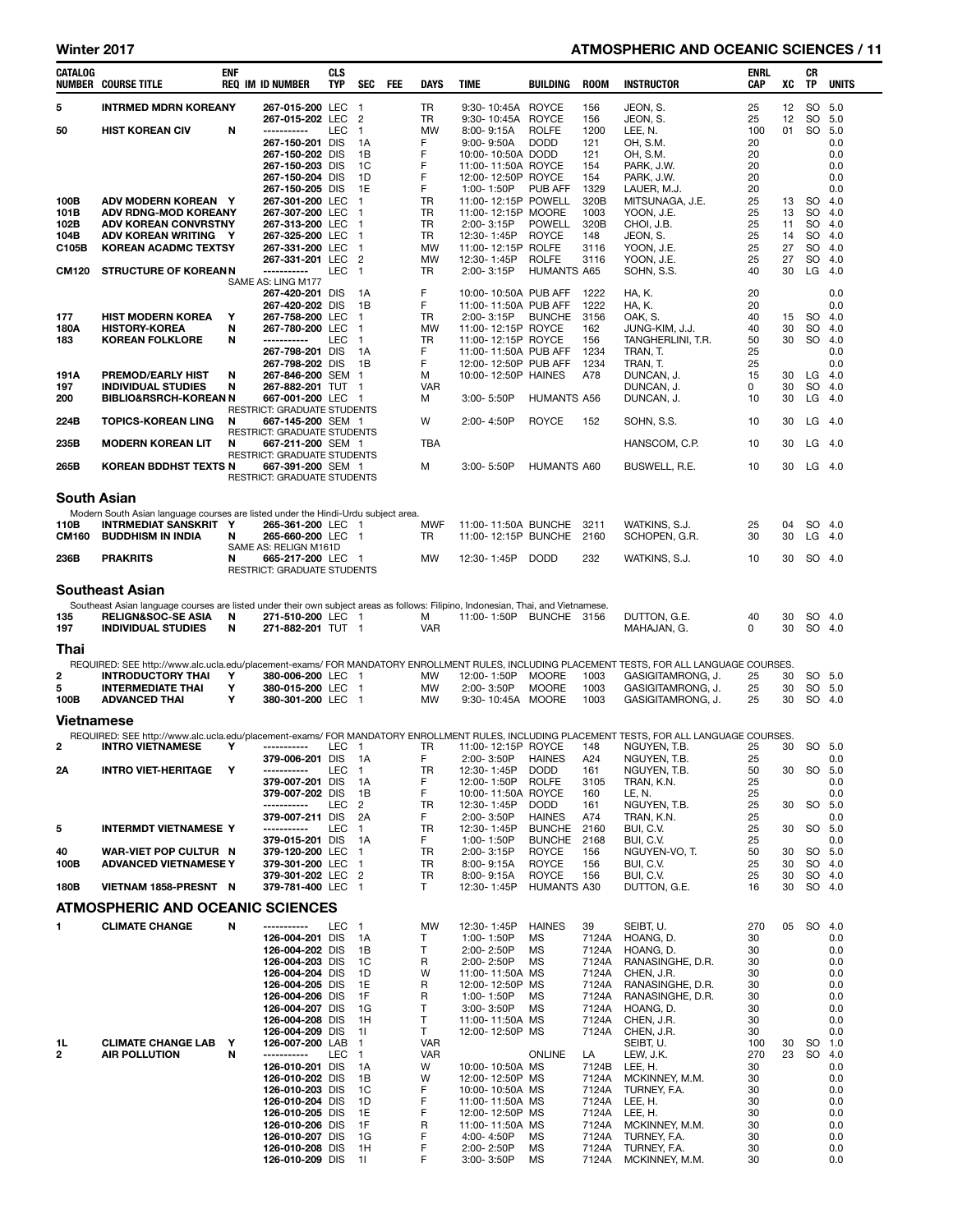| CATALOG NUMBER | COURSE TITLE | ENF REQ | IM | ID NUMBER | CLS TYP | SEC | FEE | DAYS | TIME | BUILDING | ROOM | INSTRUCTOR | ENRL CAP | XC | CR TP | UNITS |
|---|---|---|---|---|---|---|---|---|---|---|---|---|---|---|---|---|
| 5 | INTRMED MDRN KOREANY | | | 267-015-200 | LEC | 1 | | TR | 9:30- 10:45A | ROYCE | 156 | JEON, S. | 25 | 12 | SO | 5.0 |
| | | | | 267-015-202 | LEC | 2 | | TR | 9:30- 10:45A | ROYCE | 156 | JEON, S. | 25 | 12 | SO | 5.0 |
| 50 | HIST KOREAN CIV | N | | ----------- | LEC | 1 | | MW | 8:00- 9:15A | ROLFE | 1200 | LEE, N. | 100 | 01 | SO | 5.0 |
| | | | | 267-150-201 | DIS | 1A | | F | 9:00- 9:50A | DODD | 121 | OH, S.M. | 20 | | | 0.0 |
| | | | | 267-150-202 | DIS | 1B | | F | 10:00- 10:50A | DODD | 121 | OH, S.M. | 20 | | | 0.0 |
| | | | | 267-150-203 | DIS | 1C | | F | 11:00- 11:50A | ROYCE | 154 | PARK, J.W. | 20 | | | 0.0 |
| | | | | 267-150-204 | DIS | 1D | | F | 12:00- 12:50P | ROYCE | 154 | PARK, J.W. | 20 | | | 0.0 |
| | | | | 267-150-205 | DIS | 1E | | F | 1:00- 1:50P | PUB AFF | 1329 | LAUER, M.J. | 20 | | | 0.0 |
| 100B | ADV MODERN KOREAN | Y | | 267-301-200 | LEC | 1 | | TR | 11:00- 12:15P | POWELL | 320B | MITSUNAGA, J.E. | 25 | 13 | SO | 4.0 |
| 101B | ADV RDNG-MOD KOREANY | | | 267-307-200 | LEC | 1 | | TR | 11:00- 12:15P | MOORE | 1003 | YOON, J.E. | 25 | 13 | SO | 4.0 |
| 102B | ADV KOREAN CONVRSTNY | | | 267-313-200 | LEC | 1 | | TR | 2:00- 3:15P | POWELL | 320B | CHOI, J.B. | 25 | 11 | SO | 4.0 |
| 104B | ADV KOREAN WRITING | Y | | 267-325-200 | LEC | 1 | | TR | 12:30- 1:45P | ROYCE | 148 | JEON, S. | 25 | 14 | SO | 4.0 |
| C105B | KOREAN ACADMC TEXTSY | | | 267-331-200 | LEC | 1 | | MW | 11:00- 12:15P | ROLFE | 3116 | YOON, J.E. | 25 | 27 | SO | 4.0 |
| | | | | 267-331-201 | LEC | 2 | | MW | 12:30- 1:45P | ROLFE | 3116 | YOON, J.E. | 25 | 27 | SO | 4.0 |
| CM120 | STRUCTURE OF KOREAN | N | | ----------- | LEC | 1 | | TR | 2:00- 3:15P | HUMANTS | A65 | SOHN, S.S. | 40 | 30 | LG | 4.0 |
| | | | | SAME AS: LING M177 | | | | | | | | | | | | |
| | | | | 267-420-201 | DIS | 1A | | F | 10:00- 10:50A | PUB AFF | 1222 | HA, K. | 20 | | | 0.0 |
| | | | | 267-420-202 | DIS | 1B | | F | 11:00- 11:50A | PUB AFF | 1222 | HA, K. | 20 | | | 0.0 |
| 177 | HIST MODERN KOREA | Y | | 267-758-200 | LEC | 1 | | TR | 2:00- 3:15P | BUNCHE | 3156 | OAK, S. | 40 | 15 | SO | 4.0 |
| 180A | HISTORY-KOREA | N | | 267-780-200 | LEC | 1 | | MW | 11:00- 12:15P | ROYCE | 162 | JUNG-KIM, J.J. | 40 | 30 | SO | 4.0 |
| 183 | KOREAN FOLKLORE | N | | ----------- | LEC | 1 | | TR | 11:00- 12:15P | ROYCE | 156 | TANGHERLINI, T.R. | 50 | 30 | SO | 4.0 |
| | | | | 267-798-201 | DIS | 1A | | F | 11:00- 11:50A | PUB AFF | 1234 | TRAN, T. | 25 | | | 0.0 |
| | | | | 267-798-202 | DIS | 1B | | F | 12:00- 12:50P | PUB AFF | 1234 | TRAN, T. | 25 | | | 0.0 |
| 191A | PREMOD/EARLY HIST | N | | 267-846-200 | SEM | 1 | | M | 10:00- 12:50P | HAINES | A78 | DUNCAN, J. | 15 | 30 | LG | 4.0 |
| 197 | INDIVIDUAL STUDIES | N | | 267-882-201 | TUT | 1 | | VAR | | | | DUNCAN, J. | 0 | 30 | SO | 4.0 |
| 200 | BIBLIO&RSRCH-KOREAN | N | | 667-001-200 | LEC | 1 | | M | 3:00- 5:50P | HUMANTS | A56 | DUNCAN, J. | 10 | 30 | LG | 4.0 |
| | | | | RESTRICT: GRADUATE STUDENTS | | | | | | | | | | | | |
| 224B | TOPICS-KOREAN LING | N | | 667-145-200 | SEM | 1 | | W | 2:00- 4:50P | ROYCE | 152 | SOHN, S.S. | 10 | 30 | LG | 4.0 |
| | | | | RESTRICT: GRADUATE STUDENTS | | | | | | | | | | | | |
| 235B | MODERN KOREAN LIT | N | | 667-211-200 | SEM | 1 | | TBA | | | | HANSCOM, C.P. | 10 | 30 | LG | 4.0 |
| | | | | RESTRICT: GRADUATE STUDENTS | | | | | | | | | | | | |
| 265B | KOREAN BDDHST TEXTS | N | | 667-391-200 | SEM | 1 | | M | 3:00- 5:50P | HUMANTS | A60 | BUSWELL, R.E. | 10 | 30 | LG | 4.0 |
| | | | | RESTRICT: GRADUATE STUDENTS | | | | | | | | | | | | |

## South Asian

Modern South Asian language courses are listed under the Hindi-Urdu subject area.

| CATALOG NUMBER | COURSE TITLE | ENF REQ | IM | ID NUMBER | CLS TYP | SEC | FEE | DAYS | TIME | BUILDING | ROOM | INSTRUCTOR | ENRL CAP | XC | CR TP | UNITS |
|---|---|---|---|---|---|---|---|---|---|---|---|---|---|---|---|---|
| 110B | INTRMEDIAT SANSKRIT | Y | | 265-361-200 | LEC | 1 | | MWF | 11:00- 11:50A | BUNCHE | 3211 | WATKINS, S.J. | 25 | 04 | SO | 4.0 |
| CM160 | BUDDHISM IN INDIA | N | | 265-660-200 | LEC | 1 | | TR | 11:00- 12:15P | BUNCHE | 2160 | SCHOPEN, G.R. | 30 | 30 | LG | 4.0 |
| | | | | SAME AS: RELIGN M161D | | | | | | | | | | | | |
| 236B | PRAKRITS | N | | 665-217-200 | LEC | 1 | | MW | 12:30- 1:45P | DODD | 232 | WATKINS, S.J. | 10 | 30 | SO | 4.0 |
| | | | | RESTRICT: GRADUATE STUDENTS | | | | | | | | | | | | |

## Southeast Asian

Southeast Asian language courses are listed under their own subject areas as follows: Filipino, Indonesian, Thai, and Vietnamese.

| CATALOG NUMBER | COURSE TITLE | ENF REQ | IM | ID NUMBER | CLS TYP | SEC | FEE | DAYS | TIME | BUILDING | ROOM | INSTRUCTOR | ENRL CAP | XC | CR TP | UNITS |
|---|---|---|---|---|---|---|---|---|---|---|---|---|---|---|---|---|
| 135 | RELIGN&SOC-SE ASIA | N | | 271-510-200 | LEC | 1 | | M | 11:00- 1:50P | BUNCHE | 3156 | DUTTON, G.E. | 40 | 30 | SO | 4.0 |
| 197 | INDIVIDUAL STUDIES | N | | 271-882-201 | TUT | 1 | | VAR | | | | MAHAJAN, G. | 0 | 30 | SO | 4.0 |

## Thai

REQUIRED: SEE http://www.alc.ucla.edu/placement-exams/ FOR MANDATORY ENROLLMENT RULES, INCLUDING PLACEMENT TESTS, FOR ALL LANGUAGE COURSES.

| CATALOG NUMBER | COURSE TITLE | ENF REQ | IM | ID NUMBER | CLS TYP | SEC | FEE | DAYS | TIME | BUILDING | ROOM | INSTRUCTOR | ENRL CAP | XC | CR TP | UNITS |
|---|---|---|---|---|---|---|---|---|---|---|---|---|---|---|---|---|
| 2 | INTRODUCTORY THAI | Y | | 380-006-200 | LEC | 1 | | MW | 12:00- 1:50P | MOORE | 1003 | GASIGITAMRONG, J. | 25 | 30 | SO | 5.0 |
| 5 | INTERMEDIATE THAI | Y | | 380-015-200 | LEC | 1 | | MW | 2:00- 3:50P | MOORE | 1003 | GASIGITAMRONG, J. | 25 | 30 | SO | 5.0 |
| 100B | ADVANCED THAI | Y | | 380-301-200 | LEC | 1 | | MW | 9:30- 10:45A | MOORE | 1003 | GASIGITAMRONG, J. | 25 | 30 | SO | 4.0 |

## Vietnamese

REQUIRED: SEE http://www.alc.ucla.edu/placement-exams/ FOR MANDATORY ENROLLMENT RULES, INCLUDING PLACEMENT TESTS, FOR ALL LANGUAGE COURSES.

| CATALOG NUMBER | COURSE TITLE | ENF REQ | IM | ID NUMBER | CLS TYP | SEC | FEE | DAYS | TIME | BUILDING | ROOM | INSTRUCTOR | ENRL CAP | XC | CR TP | UNITS |
|---|---|---|---|---|---|---|---|---|---|---|---|---|---|---|---|---|
| 2 | INTRO VIETNAMESE | Y | | ----------- | LEC | 1 | | TR | 11:00- 12:15P | ROYCE | 148 | NGUYEN, T.B. | 25 | 30 | SO | 5.0 |
| | | | | 379-006-201 | DIS | 1A | | F | 2:00- 3:50P | HAINES | A24 | NGUYEN, T.B. | 25 | | | 0.0 |
| 2A | INTRO VIET-HERITAGE | Y | | ----------- | LEC | 1 | | TR | 12:30- 1:45P | DODD | 161 | NGUYEN, T.B. | 50 | 30 | SO | 5.0 |
| | | | | 379-007-201 | DIS | 1A | | F | 12:00- 1:50P | ROLFE | 3105 | TRAN, K.N. | 25 | | | 0.0 |
| | | | | 379-007-202 | DIS | 1B | | F | 10:00- 11:50A | ROYCE | 160 | LE, N. | 25 | | | 0.0 |
| | | | | ----------- | LEC | 2 | | TR | 12:30- 1:45P | DODD | 161 | NGUYEN, T.B. | 25 | 30 | SO | 5.0 |
| | | | | 379-007-211 | DIS | 2A | | F | 2:00- 3:50P | HAINES | A74 | TRAN, K.N. | 25 | | | 0.0 |
| 5 | INTERMDT VIETNAMESE | Y | | ----------- | LEC | 1 | | TR | 12:30- 1:45P | BUNCHE | 2160 | BUI, C.V. | 25 | 30 | SO | 5.0 |
| | | | | 379-015-201 | DIS | 1A | | F | 1:00- 1:50P | BUNCHE | 2168 | BUI, C.V. | 25 | | | 0.0 |
| 40 | WAR-VIET POP CULTUR | N | | 379-120-200 | LEC | 1 | | TR | 2:00- 3:15P | ROYCE | 156 | NGUYEN-VO, T. | 50 | 30 | SO | 5.0 |
| 100B | ADVANCED VIETNAMESE | Y | | 379-301-200 | LEC | 1 | | TR | 8:00- 9:15A | ROYCE | 156 | BUI, C.V. | 25 | 30 | SO | 4.0 |
| | | | | 379-301-202 | LEC | 2 | | TR | 8:00- 9:15A | ROYCE | 156 | BUI, C.V. | 25 | 30 | SO | 4.0 |
| 180B | VIETNAM 1858-PRESNT | N | | 379-781-400 | LEC | 1 | | T | 12:30- 1:45P | HUMANTS | A30 | DUTTON, G.E. | 16 | 30 | SO | 4.0 |

# ATMOSPHERIC AND OCEANIC SCIENCES

| CATALOG NUMBER | COURSE TITLE | ENF REQ | IM | ID NUMBER | CLS TYP | SEC | FEE | DAYS | TIME | BUILDING | ROOM | INSTRUCTOR | ENRL CAP | XC | CR TP | UNITS |
|---|---|---|---|---|---|---|---|---|---|---|---|---|---|---|---|---|
| 1 | CLIMATE CHANGE | N | | ----------- | LEC | 1 | | MW | 12:30- 1:45P | HAINES | 39 | SEIBT, U. | 270 | 05 | SO | 4.0 |
| | | | | 126-004-201 | DIS | 1A | | T | 1:00- 1:50P | MS | 7124A | HOANG, D. | 30 | | | 0.0 |
| | | | | 126-004-202 | DIS | 1B | | T | 2:00- 2:50P | MS | 7124A | HOANG, D. | 30 | | | 0.0 |
| | | | | 126-004-203 | DIS | 1C | | R | 2:00- 2:50P | MS | 7124A | RANASINGHE, D.R. | 30 | | | 0.0 |
| | | | | 126-004-204 | DIS | 1D | | W | 11:00- 11:50A | MS | 7124A | CHEN, J.R. | 30 | | | 0.0 |
| | | | | 126-004-205 | DIS | 1E | | R | 12:00- 12:50P | MS | 7124A | RANASINGHE, D.R. | 30 | | | 0.0 |
| | | | | 126-004-206 | DIS | 1F | | R | 1:00- 1:50P | MS | 7124A | RANASINGHE, D.R. | 30 | | | 0.0 |
| | | | | 126-004-207 | DIS | 1G | | T | 3:00- 3:50P | MS | 7124A | HOANG, D. | 30 | | | 0.0 |
| | | | | 126-004-208 | DIS | 1H | | T | 11:00- 11:50A | MS | 7124A | CHEN, J.R. | 30 | | | 0.0 |
| | | | | 126-004-209 | DIS | 1I | | T | 12:00- 12:50P | MS | 7124A | CHEN, J.R. | 30 | | | 0.0 |
| 1L | CLIMATE CHANGE LAB | Y | | 126-007-200 | LAB | 1 | | VAR | | | | SEIBT, U. | 100 | 30 | SO | 1.0 |
| 2 | AIR POLLUTION | N | | ----------- | LEC | 1 | | VAR | | ONLINE | LA | LEW, J.K. | 270 | 23 | SO | 4.0 |
| | | | | 126-010-201 | DIS | 1A | | W | 10:00- 10:50A | MS | 7124B | LEE, H. | 30 | | | 0.0 |
| | | | | 126-010-202 | DIS | 1B | | W | 12:00- 12:50P | MS | 7124A | MCKINNEY, M.M. | 30 | | | 0.0 |
| | | | | 126-010-203 | DIS | 1C | | F | 10:00- 10:50A | MS | 7124A | TURNEY, F.A. | 30 | | | 0.0 |
| | | | | 126-010-204 | DIS | 1D | | F | 11:00- 11:50A | MS | 7124A | LEE, H. | 30 | | | 0.0 |
| | | | | 126-010-205 | DIS | 1E | | F | 12:00- 12:50P | MS | 7124A | LEE, H. | 30 | | | 0.0 |
| | | | | 126-010-206 | DIS | 1F | | R | 11:00- 11:50A | MS | 7124A | MCKINNEY, M.M. | 30 | | | 0.0 |
| | | | | 126-010-207 | DIS | 1G | | F | 4:00- 4:50P | MS | 7124A | TURNEY, F.A. | 30 | | | 0.0 |
| | | | | 126-010-208 | DIS | 1H | | F | 2:00- 2:50P | MS | 7124A | TURNEY, F.A. | 30 | | | 0.0 |
| | | | | 126-010-209 | DIS | 1I | | F | 3:00- 3:50P | MS | 7124A | MCKINNEY, M.M. | 30 | | | 0.0 |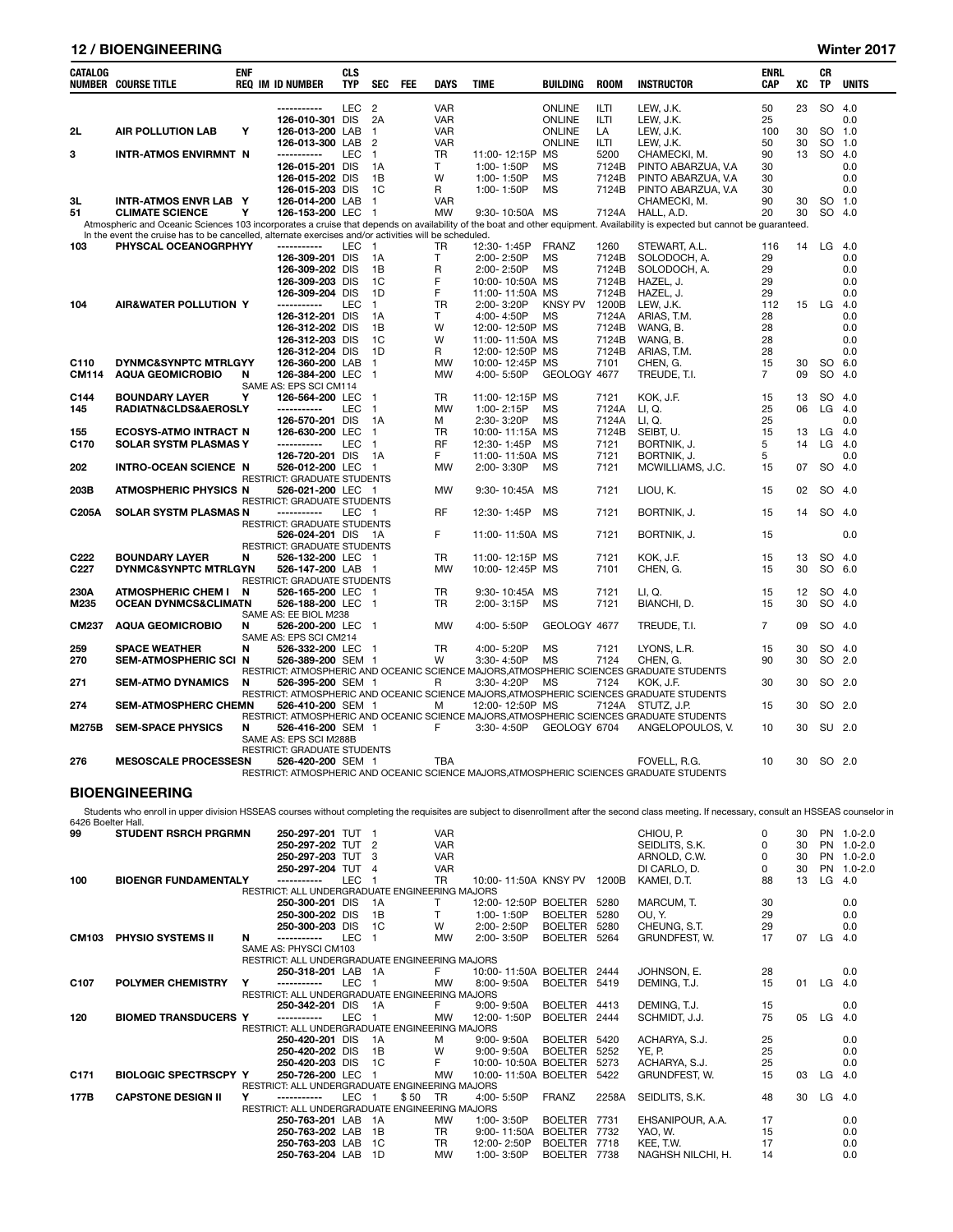| CATALOG NUMBER | COURSE TITLE | ENF REQ | IM | ID NUMBER | CLS TYP | SEC | FEE | DAYS | TIME | BUILDING | ROOM | INSTRUCTOR | ENRL CAP | XC | CR TP | UNITS |
|---|---|---|---|---|---|---|---|---|---|---|---|---|---|---|---|---|
| | | | | ----------- | LEC | 2 | | VAR | | ONLINE | ILTI | LEW, J.K. | 50 | 23 | SO | 4.0 |
| | | | | 126-010-301 | DIS | 2A | | VAR | | ONLINE | ILTI | LEW, J.K. | 25 | | | 0.0 |
| 2L | AIR POLLUTION LAB | Y | | 126-013-200 | LAB | 1 | | VAR | | ONLINE | LA | LEW, J.K. | 100 | 30 | SO | 1.0 |
| | | | | 126-013-300 | LAB | 2 | | VAR | | ONLINE | ILTI | LEW, J.K. | 50 | 30 | SO | 1.0 |
| 3 | INTR-ATMOS ENVIRMNT | N | | ----------- | LEC | 1 | | TR | 11:00-12:15P | MS | 5200 | CHAMECKI, M. | 90 | 13 | SO | 4.0 |
| | | | | 126-015-201 | DIS | 1A | | T | 1:00-1:50P | MS | 7124B | PINTO ABARZUA, V.A | 30 | | | 0.0 |
| | | | | 126-015-202 | DIS | 1B | | W | 1:00-1:50P | MS | 7124B | PINTO ABARZUA, V.A | 30 | | | 0.0 |
| | | | | 126-015-203 | DIS | 1C | | R | 1:00-1:50P | MS | 7124B | PINTO ABARZUA, V.A | 30 | | | 0.0 |
| 3L | INTR-ATMOS ENVR LAB | Y | | 126-014-200 | LAB | 1 | | VAR | | | | CHAMECKI, M. | 90 | 30 | SO | 1.0 |
| 51 | CLIMATE SCIENCE | Y | | 126-153-200 | LEC | 1 | | MW | 9:30-10:50A | MS | 7124A | HALL, A.D. | 20 | 30 | SO | 4.0 |
| Atmospheric and Oceanic Sciences 103 incorporates a cruise that depends on availability of the boat and other equipment. Availability is expected but cannot be guaranteed. In the event the cruise has to be cancelled, alternate exercises and/or activities will be scheduled. | | | | | | | | | | | | | | | | |
| 103 | PHYSCAL OCEANOGRPHY | | | ----------- | LEC | 1 | | TR | 12:30-1:45P | FRANZ | 1260 | STEWART, A.L. | 116 | 14 | LG | 4.0 |
| | | | | 126-309-201 | DIS | 1A | | T | 2:00-2:50P | MS | 7124B | SOLODOCH, A. | 29 | | | 0.0 |
| | | | | 126-309-202 | DIS | 1B | | R | 2:00-2:50P | MS | 7124B | SOLODOCH, A. | 29 | | | 0.0 |
| | | | | 126-309-203 | DIS | 1C | | F | 10:00-10:50A | MS | 7124B | HAZEL, J. | 29 | | | 0.0 |
| | | | | 126-309-204 | DIS | 1D | | F | 11:00-11:50A | MS | 7124B | HAZEL, J. | 29 | | | 0.0 |
| 104 | AIR&WATER POLLUTION | Y | | ----------- | LEC | 1 | | TR | 2:00-3:20P | KNSY PV | 1200B | LEW, J.K. | 112 | 15 | LG | 4.0 |
| | | | | 126-312-201 | DIS | 1A | | T | 4:00-4:50P | MS | 7124A | ARIAS, T.M. | 28 | | | 0.0 |
| | | | | 126-312-202 | DIS | 1B | | W | 12:00-12:50P | MS | 7124B | WANG, B. | 28 | | | 0.0 |
| | | | | 126-312-203 | DIS | 1C | | W | 11:00-11:50A | MS | 7124B | WANG, B. | 28 | | | 0.0 |
| | | | | 126-312-204 | DIS | 1D | | R | 12:00-12:50P | MS | 7124B | ARIAS, T.M. | 28 | | | 0.0 |
| C110 | DYNMC&SYNPTC MTRLGY | Y | | 126-360-200 | LAB | 1 | | MW | 10:00-12:45P | MS | 7101 | CHEN, G. | 15 | 30 | SO | 6.0 |
| CM114 | AQUA GEOMICROBIO | N | | 126-384-200 | LEC | 1 | | MW | 4:00-5:50P | GEOLOGY | 4677 | TREUDE, T.I. | 7 | 09 | SO | 4.0 |
| | SAME AS: EPS SCI CM114 | | | | | | | | | | | | | | | |
| C144 | BOUNDARY LAYER | Y | | 126-564-200 | LEC | 1 | | TR | 11:00-12:15P | MS | 7121 | KOK, J.F. | 15 | 13 | SO | 4.0 |
| 145 | RADIATN&CLDS&AEROSL | Y | | ----------- | LEC | 1 | | MW | 1:00-2:15P | MS | 7124A | LI, Q. | 25 | 06 | LG | 4.0 |
| | | | | 126-570-201 | DIS | 1A | | M | 2:30-3:20P | MS | 7124A | LI, Q. | 25 | | | 0.0 |
| 155 | ECOSYS-ATMO INTRACT | N | | 126-630-200 | LEC | 1 | | TR | 10:00-11:15A | MS | 7124B | SEIBT, U. | 15 | 13 | LG | 4.0 |
| C170 | SOLAR SYSTM PLASMAS | Y | | ----------- | LEC | 1 | | RF | 12:30-1:45P | MS | 7121 | BORTNIK, J. | 5 | 14 | LG | 4.0 |
| | | | | 126-720-201 | DIS | 1A | | F | 11:00-11:50A | MS | 7121 | BORTNIK, J. | 5 | | | 0.0 |
| 202 | INTRO-OCEAN SCIENCE | N | | 526-012-200 | LEC | 1 | | MW | 2:00-3:30P | MS | 7121 | MCWILLIAMS, J.C. | 15 | 07 | SO | 4.0 |
| | RESTRICT: GRADUATE STUDENTS | | | | | | | | | | | | | | | |
| 203B | ATMOSPHERIC PHYSICS | N | | 526-021-200 | LEC | 1 | | MW | 9:30-10:45A | MS | 7121 | LIOU, K. | 15 | 02 | SO | 4.0 |
| | RESTRICT: GRADUATE STUDENTS | | | | | | | | | | | | | | | |
| C205A | SOLAR SYSTM PLASMAS | N | | ----------- | LEC | 1 | | RF | 12:30-1:45P | MS | 7121 | BORTNIK, J. | 15 | 14 | SO | 4.0 |
| | RESTRICT: GRADUATE STUDENTS | | | | | | | | | | | | | | | |
| | | | | 526-024-201 | DIS | 1A | | F | 11:00-11:50A | MS | 7121 | BORTNIK, J. | 15 | | | 0.0 |
| | RESTRICT: GRADUATE STUDENTS | | | | | | | | | | | | | | | |
| C222 | BOUNDARY LAYER | N | | 526-132-200 | LEC | 1 | | TR | 11:00-12:15P | MS | 7121 | KOK, J.F. | 15 | 13 | SO | 4.0 |
| C227 | DYNMC&SYNPTC MTRLGY | N | | 526-147-200 | LAB | 1 | | MW | 10:00-12:45P | MS | 7101 | CHEN, G. | 15 | 30 | SO | 6.0 |
| | RESTRICT: GRADUATE STUDENTS | | | | | | | | | | | | | | | |
| 230A | ATMOSPHERIC CHEM I | N | | 526-165-200 | LEC | 1 | | TR | 9:30-10:45A | MS | 7121 | LI, Q. | 15 | 12 | SO | 4.0 |
| M235 | OCEAN DYNMCS&CLIMAT | N | | 526-188-200 | LEC | 1 | | TR | 2:00-3:15P | MS | 7121 | BIANCHI, D. | 15 | 30 | SO | 4.0 |
| | SAME AS: EE BIOL M238 | | | | | | | | | | | | | | | |
| CM237 | AQUA GEOMICROBIO | N | | 526-200-200 | LEC | 1 | | MW | 4:00-5:50P | GEOLOGY | 4677 | TREUDE, T.I. | 7 | 09 | SO | 4.0 |
| | SAME AS: EPS SCI CM214 | | | | | | | | | | | | | | | |
| 259 | SPACE WEATHER | N | | 526-332-200 | LEC | 1 | | TR | 4:00-5:20P | MS | 7121 | LYONS, L.R. | 15 | 30 | SO | 4.0 |
| 270 | SEM-ATMOSPHERIC SCI | N | | 526-389-200 | SEM | 1 | | W | 3:30-4:50P | MS | 7124 | CHEN, G. | 90 | 30 | SO | 2.0 |
| | RESTRICT: ATMOSPHERIC AND OCEANIC SCIENCE MAJORS,ATMOSPHERIC SCIENCES GRADUATE STUDENTS | | | | | | | | | | | | | | | |
| 271 | SEM-ATMO DYNAMICS | N | | 526-395-200 | SEM | 1 | | R | 3:30-4:20P | MS | 7124 | KOK, J.F. | 30 | 30 | SO | 2.0 |
| | RESTRICT: ATMOSPHERIC AND OCEANIC SCIENCE MAJORS,ATMOSPHERIC SCIENCES GRADUATE STUDENTS | | | | | | | | | | | | | | | |
| 274 | SEM-ATMOSPHERC CHEM | N | | 526-410-200 | SEM | 1 | | M | 12:00-12:50P | MS | 7124A | STUTZ, J.P. | 15 | 30 | SO | 2.0 |
| | RESTRICT: ATMOSPHERIC AND OCEANIC SCIENCE MAJORS,ATMOSPHERIC SCIENCES GRADUATE STUDENTS | | | | | | | | | | | | | | | |
| M275B | SEM-SPACE PHYSICS | N | | 526-416-200 | SEM | 1 | | F | 3:30-4:50P | GEOLOGY | 6704 | ANGELOPOULOS, V. | 10 | 30 | SU | 2.0 |
| | SAME AS: EPS SCI M288B | | | | | | | | | | | | | | | |
| | RESTRICT: GRADUATE STUDENTS | | | | | | | | | | | | | | | |
| 276 | MESOSCALE PROCESSES | N | | 526-420-200 | SEM | 1 | | TBA | | | | FOVELL, R.G. | 10 | 30 | SO | 2.0 |
| | RESTRICT: ATMOSPHERIC AND OCEANIC SCIENCE MAJORS,ATMOSPHERIC SCIENCES GRADUATE STUDENTS | | | | | | | | | | | | | | | |

## BIOENGINEERING

Students who enroll in upper division HSSEAS courses without completing the requisites are subject to disenrollment after the second class meeting. If necessary, consult an HSSEAS counselor in 6426 Boelter Hall.

| CATALOG NUMBER | COURSE TITLE | ENF REQ | IM | ID NUMBER | CLS TYP | SEC | FEE | DAYS | TIME | BUILDING | ROOM | INSTRUCTOR | ENRL CAP | XC | CR TP | UNITS |
|---|---|---|---|---|---|---|---|---|---|---|---|---|---|---|---|---|
| 99 | STUDENT RSRCH PRGRM | N | | 250-297-201 | TUT | 1 | | VAR | | | | CHIOU, P. | 0 | 30 | PN | 1.0-2.0 |
| | | | | 250-297-202 | TUT | 2 | | VAR | | | | SEIDLITS, S.K. | 0 | 30 | PN | 1.0-2.0 |
| | | | | 250-297-203 | TUT | 3 | | VAR | | | | ARNOLD, C.W. | 0 | 30 | PN | 1.0-2.0 |
| | | | | 250-297-204 | TUT | 4 | | VAR | | | | DI CARLO, D. | 0 | 30 | PN | 1.0-2.0 |
| 100 | BIOENGR FUNDAMENTAL | Y | | ----------- | LEC | 1 | | TR | 10:00-11:50A | KNSY PV | 1200B | KAMEI, D.T. | 88 | 13 | LG | 4.0 |
| | RESTRICT: ALL UNDERGRADUATE ENGINEERING MAJORS | | | | | | | | | | | | | | | |
| | | | | 250-300-201 | DIS | 1A | | T | 12:00-12:50P | BOELTER | 5280 | MARCUM, T. | 30 | | | 0.0 |
| | | | | 250-300-202 | DIS | 1B | | T | 1:00-1:50P | BOELTER | 5280 | OU, Y. | 29 | | | 0.0 |
| | | | | 250-300-203 | DIS | 1C | | W | 2:00-2:50P | BOELTER | 5280 | CHEUNG, S.T. | 29 | | | 0.0 |
| CM103 | PHYSIO SYSTEMS II | N | | ----------- | LEC | 1 | | MW | 2:00-3:50P | BOELTER | 5264 | GRUNDFEST, W. | 17 | 07 | LG | 4.0 |
| | SAME AS: PHYSCI CM103 | | | | | | | | | | | | | | | |
| | RESTRICT: ALL UNDERGRADUATE ENGINEERING MAJORS | | | | | | | | | | | | | | | |
| | | | | 250-318-201 | LAB | 1A | | F | 10:00-11:50A | BOELTER | 2444 | JOHNSON, E. | 28 | | | 0.0 |
| C107 | POLYMER CHEMISTRY | Y | | ----------- | LEC | 1 | | MW | 8:00-9:50A | BOELTER | 5419 | DEMING, T.J. | 15 | 01 | LG | 4.0 |
| | RESTRICT: ALL UNDERGRADUATE ENGINEERING MAJORS | | | | | | | | | | | | | | | |
| | | | | 250-342-201 | DIS | 1A | | F | 9:00-9:50A | BOELTER | 4413 | DEMING, T.J. | 15 | | | 0.0 |
| 120 | BIOMED TRANSDUCERS | Y | | ----------- | LEC | 1 | | MW | 12:00-1:50P | BOELTER | 2444 | SCHMIDT, J.J. | 75 | 05 | LG | 4.0 |
| | RESTRICT: ALL UNDERGRADUATE ENGINEERING MAJORS | | | | | | | | | | | | | | | |
| | | | | 250-420-201 | DIS | 1A | | M | 9:00-9:50A | BOELTER | 5420 | ACHARYA, S.J. | 25 | | | 0.0 |
| | | | | 250-420-202 | DIS | 1B | | W | 9:00-9:50A | BOELTER | 5252 | YE, P. | 25 | | | 0.0 |
| | | | | 250-420-203 | DIS | 1C | | F | 10:00-10:50A | BOELTER | 5273 | ACHARYA, S.J. | 25 | | | 0.0 |
| C171 | BIOLOGIC SPECTRSCPY | Y | | 250-726-200 | LEC | 1 | | MW | 10:00-11:50A | BOELTER | 5422 | GRUNDFEST, W. | 15 | 03 | LG | 4.0 |
| | RESTRICT: ALL UNDERGRADUATE ENGINEERING MAJORS | | | | | | | | | | | | | | | |
| 177B | CAPSTONE DESIGN II | Y | | ----------- | LEC | 1 | $50 | TR | 4:00-5:50P | FRANZ | 2258A | SEIDLITS, S.K. | 48 | 30 | LG | 4.0 |
| | RESTRICT: ALL UNDERGRADUATE ENGINEERING MAJORS | | | | | | | | | | | | | | | |
| | | | | 250-763-201 | LAB | 1A | | MW | 1:00-3:50P | BOELTER | 7731 | EHSANIPOUR, A.A. | 17 | | | 0.0 |
| | | | | 250-763-202 | LAB | 1B | | TR | 9:00-11:50A | BOELTER | 7732 | YAO, W. | 15 | | | 0.0 |
| | | | | 250-763-203 | LAB | 1C | | TR | 12:00-2:50P | BOELTER | 7718 | KEE, T.W. | 17 | | | 0.0 |
| | | | | 250-763-204 | LAB | 1D | | MW | 1:00-3:50P | BOELTER | 7738 | NAGHSH NILCHI, H. | 14 | | | 0.0 |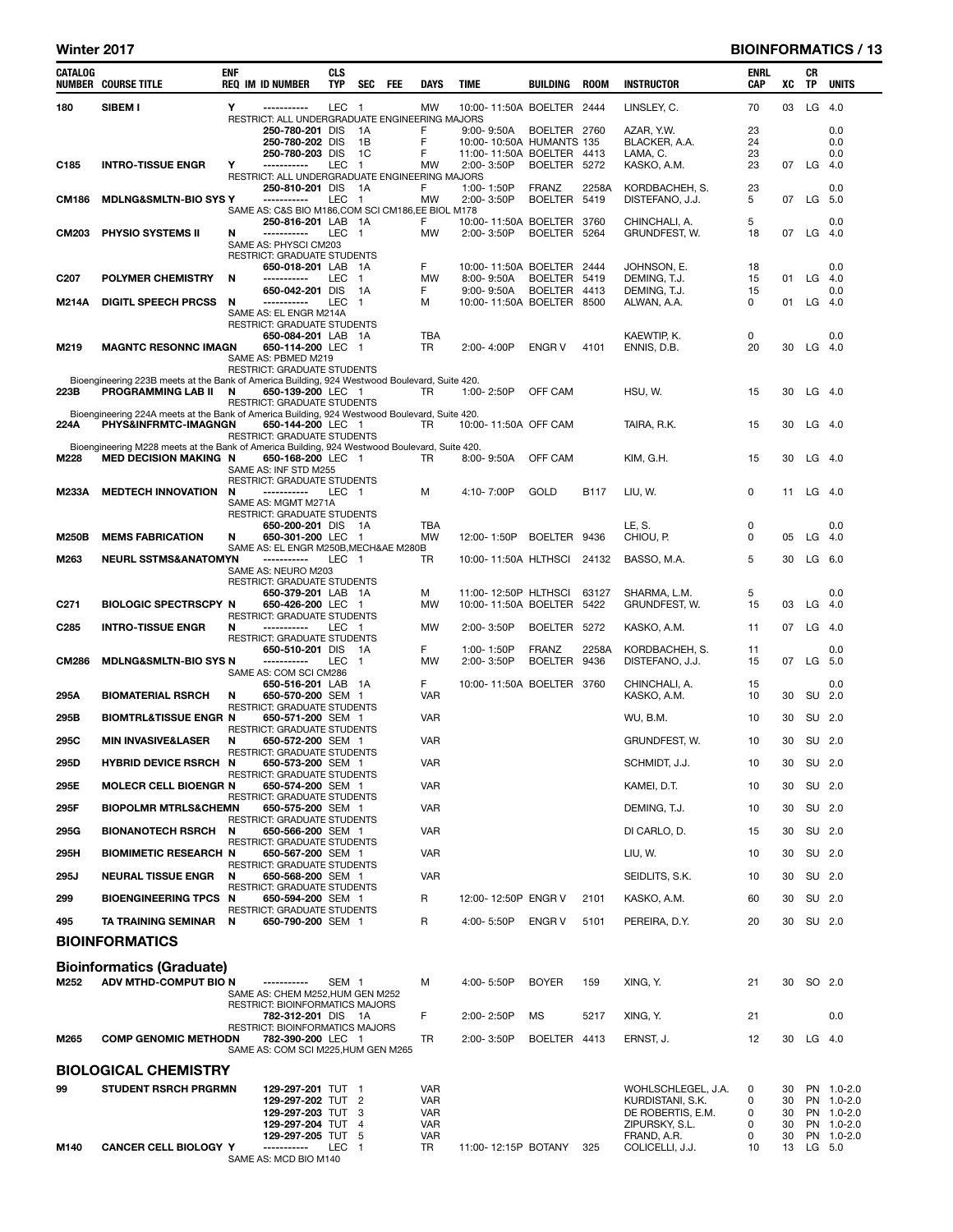| CATALOG NUMBER | COURSE TITLE | ENF REQ | IM | ID NUMBER | CLS TYP | SEC | FEE | DAYS | TIME | BUILDING | ROOM | INSTRUCTOR | ENRL CAP | XC | CR TP | UNITS |
|---|---|---|---|---|---|---|---|---|---|---|---|---|---|---|---|---|
| 180 | SIBEM I | Y | | ----------- | LEC | 1 | | MW | 10:00- 11:50A | BOELTER | 2444 | LINSLEY, C. | 70 | 03 | LG | 4.0 |
| | RESTRICT: ALL UNDERGRADUATE ENGINEERING MAJORS | | | | | | | | | | | | | | | |
| | | | | 250-780-201 | DIS | 1A | | F | 9:00- 9:50A | BOELTER | 2760 | AZAR, Y.W. | 23 | | | 0.0 |
| | | | | 250-780-202 | DIS | 1B | | F | 10:00- 10:50A | HUMANITS | 135 | BLACKER, A.A. | 24 | | | 0.0 |
| | | | | 250-780-203 | DIS | 1C | | F | 11:00- 11:50A | BOELTER | 4413 | LAMA, C. | 23 | | | 0.0 |
| C185 | INTRO-TISSUE ENGR | Y | | ----------- | LEC | 1 | | MW | 2:00- 3:50P | BOELTER | 5272 | KASKO, A.M. | 23 | 07 | LG | 4.0 |
| | RESTRICT: ALL UNDERGRADUATE ENGINEERING MAJORS | | | | | | | | | | | | | | | |
| | | | | 250-810-201 | DIS | 1A | | F | 1:00- 1:50P | FRANZ | 2258A | KORDBACHEH, S. | 23 | | | 0.0 |
| CM186 | MDLNG&SMLTN-BIO SYS | Y | | ----------- | LEC | 1 | | MW | 2:00- 3:50P | BOELTER | 5419 | DISTEFANO, J.J. | 5 | 07 | LG | 5.0 |
| | SAME AS: C&S BIO M186,COM SCI CM186,EE BIOL M178 | | | | | | | | | | | | | | | |
| | | | | 250-816-201 | LAB | 1A | | F | 10:00- 11:50A | BOELTER | 3760 | CHINCHALI, A. | 5 | | | 0.0 |
| CM203 | PHYSIO SYSTEMS II | N | | ----------- | LEC | 1 | | MW | 2:00- 3:50P | BOELTER | 5264 | GRUNDFEST, W. | 18 | 07 | LG | 4.0 |
| | SAME AS: PHYSCI CM203 | | | | | | | | | | | | | | | |
| | RESTRICT: GRADUATE STUDENTS | | | | | | | | | | | | | | | |
| | | | | 650-018-201 | LAB | 1A | | F | 10:00- 11:50A | BOELTER | 2444 | JOHNSON, E. | 18 | | | 0.0 |
| C207 | POLYMER CHEMISTRY | N | | ----------- | LEC | 1 | | MW | 8:00- 9:50A | BOELTER | 5419 | DEMING, T.J. | 15 | 01 | LG | 4.0 |
| | | | | 650-042-201 | DIS | 1A | | F | 9:00- 9:50A | BOELTER | 4413 | DEMING, T.J. | 15 | | | 0.0 |
| M214A | DIGITL SPEECH PRCSS | N | | ----------- | LEC | 1 | | M | 10:00- 11:50A | BOELTER | 8500 | ALWAN, A.A. | 0 | 01 | LG | 4.0 |
| | SAME AS: EL ENGR M214A | | | | | | | | | | | | | | | |
| | RESTRICT: GRADUATE STUDENTS | | | | | | | | | | | | | | | |
| | | | | 650-084-201 | LAB | 1A | | TBA | | | | KAEWTIP, K. | 0 | | | 0.0 |
| M219 | MAGNTC RESONNC IMAGN | | | 650-114-200 | LEC | 1 | | TR | 2:00- 4:00P | ENGR V | 4101 | ENNIS, D.B. | 20 | 30 | LG | 4.0 |
| | SAME AS: PBMED M219 | | | | | | | | | | | | | | | |
| | RESTRICT: GRADUATE STUDENTS | | | | | | | | | | | | | | | |
| | Bioengineering 223B meets at the Bank of America Building, 924 Westwood Boulevard, Suite 420. | | | | | | | | | | | | | | | |
| 223B | PROGRAMMING LAB II | N | | 650-139-200 | LEC | 1 | | TR | 1:00- 2:50P | OFF CAM | | HSU, W. | 15 | 30 | LG | 4.0 |
| | RESTRICT: GRADUATE STUDENTS | | | | | | | | | | | | | | | |
| | Bioengineering 224A meets at the Bank of America Building, 924 Westwood Boulevard, Suite 420. | | | | | | | | | | | | | | | |
| 224A | PHYS&INFRMTC-IMAGNG | N | | 650-144-200 | LEC | 1 | | TR | 10:00- 11:50A | OFF CAM | | TAIRA, R.K. | 15 | 30 | LG | 4.0 |
| | RESTRICT: GRADUATE STUDENTS | | | | | | | | | | | | | | | |
| | Bioengineering M228 meets at the Bank of America Building, 924 Westwood Boulevard, Suite 420. | | | | | | | | | | | | | | | |
| M228 | MED DECISION MAKING | N | | 650-168-200 | LEC | 1 | | TR | 8:00- 9:50A | OFF CAM | | KIM, G.H. | 15 | 30 | LG | 4.0 |
| | SAME AS: INF STD M255 | | | | | | | | | | | | | | | |
| | RESTRICT: GRADUATE STUDENTS | | | | | | | | | | | | | | | |
| M233A | MEDTECH INNOVATION | N | | ----------- | LEC | 1 | | M | 4:10- 7:00P | GOLD | B117 | LIU, W. | 0 | 11 | LG | 4.0 |
| | SAME AS: MGMT M271A | | | | | | | | | | | | | | | |
| | RESTRICT: GRADUATE STUDENTS | | | | | | | | | | | | | | | |
| | | | | 650-200-201 | DIS | 1A | | TBA | | | | LE, S. | 0 | | | 0.0 |
| M250B | MEMS FABRICATION | N | | 650-301-200 | LEC | 1 | | MW | 12:00- 1:50P | BOELTER | 9436 | CHIOU, P. | 0 | 05 | LG | 4.0 |
| | SAME AS: EL ENGR M250B,MECH&AE M280B | | | | | | | | | | | | | | | |
| M263 | NEURL SSTMS&ANATOMY | N | | ----------- | LEC | 1 | | TR | 10:00- 11:50A | HLTHSCI | 24132 | BASSO, M.A. | 5 | 30 | LG | 6.0 |
| | SAME AS: NEURO M203 | | | | | | | | | | | | | | | |
| | RESTRICT: GRADUATE STUDENTS | | | | | | | | | | | | | | | |
| | | | | 650-379-201 | LAB | 1A | | M | 11:00- 12:50P | HLTHSCI | 63127 | SHARMA, L.M. | 5 | | | 0.0 |
| C271 | BIOLOGIC SPECTRSCPY | N | | 650-426-200 | LEC | 1 | | MW | 10:00- 11:50A | BOELTER | 5422 | GRUNDFEST, W. | 15 | 03 | LG | 4.0 |
| | RESTRICT: GRADUATE STUDENTS | | | | | | | | | | | | | | | |
| C285 | INTRO-TISSUE ENGR | N | | ----------- | LEC | 1 | | MW | 2:00- 3:50P | BOELTER | 5272 | KASKO, A.M. | 11 | 07 | LG | 4.0 |
| | RESTRICT: GRADUATE STUDENTS | | | | | | | | | | | | | | | |
| | | | | 650-510-201 | DIS | 1A | | F | 1:00- 1:50P | FRANZ | 2258A | KORDBACHEH, S. | 11 | | | 0.0 |
| CM286 | MDLNG&SMLTN-BIO SYS | N | | ----------- | LEC | 1 | | MW | 2:00- 3:50P | BOELTER | 9436 | DISTEFANO, J.J. | 15 | 07 | LG | 5.0 |
| | SAME AS: COM SCI CM286 | | | | | | | | | | | | | | | |
| | | | | 650-516-201 | LAB | 1A | | F | 10:00- 11:50A | BOELTER | 3760 | CHINCHALI, A. | 15 | | | 0.0 |
| 295A | BIOMATERIAL RSRCH | N | | 650-570-200 | SEM | 1 | | VAR | | | | KASKO, A.M. | 10 | 30 | SU | 2.0 |
| | RESTRICT: GRADUATE STUDENTS | | | | | | | | | | | | | | | |
| 295B | BIOMTRL&TISSUE ENGR | N | | 650-571-200 | SEM | 1 | | VAR | | | | WU, B.M. | 10 | 30 | SU | 2.0 |
| | RESTRICT: GRADUATE STUDENTS | | | | | | | | | | | | | | | |
| 295C | MIN INVASIVE&LASER | N | | 650-572-200 | SEM | 1 | | VAR | | | | GRUNDFEST, W. | 10 | 30 | SU | 2.0 |
| | RESTRICT: GRADUATE STUDENTS | | | | | | | | | | | | | | | |
| 295D | HYBRID DEVICE RSRCH | N | | 650-573-200 | SEM | 1 | | VAR | | | | SCHMIDT, J.J. | 10 | 30 | SU | 2.0 |
| | RESTRICT: GRADUATE STUDENTS | | | | | | | | | | | | | | | |
| 295E | MOLECR CELL BIOENGR | N | | 650-574-200 | SEM | 1 | | VAR | | | | KAMEI, D.T. | 10 | 30 | SU | 2.0 |
| | RESTRICT: GRADUATE STUDENTS | | | | | | | | | | | | | | | |
| 295F | BIOPOLMR MTRLS&CHEM | N | | 650-575-200 | SEM | 1 | | VAR | | | | DEMING, T.J. | 10 | 30 | SU | 2.0 |
| | RESTRICT: GRADUATE STUDENTS | | | | | | | | | | | | | | | |
| 295G | BIONANOTECH RSRCH | N | | 650-566-200 | SEM | 1 | | VAR | | | | DI CARLO, D. | 15 | 30 | SU | 2.0 |
| | RESTRICT: GRADUATE STUDENTS | | | | | | | | | | | | | | | |
| 295H | BIOMIMETIC RESEARCH | N | | 650-567-200 | SEM | 1 | | VAR | | | | LIU, W. | 10 | 30 | SU | 2.0 |
| | RESTRICT: GRADUATE STUDENTS | | | | | | | | | | | | | | | |
| 295J | NEURAL TISSUE ENGR | N | | 650-568-200 | SEM | 1 | | VAR | | | | SEIDLITS, S.K. | 10 | 30 | SU | 2.0 |
| | RESTRICT: GRADUATE STUDENTS | | | | | | | | | | | | | | | |
| 299 | BIOENGINEERING TPCS | N | | 650-594-200 | SEM | 1 | | R | 12:00- 12:50P | ENGR V | 2101 | KASKO, A.M. | 60 | 30 | SU | 2.0 |
| | RESTRICT: GRADUATE STUDENTS | | | | | | | | | | | | | | | |
| 495 | TA TRAINING SEMINAR | N | | 650-790-200 | SEM | 1 | | R | 4:00- 5:50P | ENGR V | 5101 | PEREIRA, D.Y. | 20 | 30 | SU | 2.0 |

## BIOINFORMATICS

### Bioinformatics (Graduate)

| CATALOG NUMBER | COURSE TITLE | ENF REQ | IM | ID NUMBER | CLS TYP | SEC | FEE | DAYS | TIME | BUILDING | ROOM | INSTRUCTOR | ENRL CAP | XC | CR TP | UNITS |
|---|---|---|---|---|---|---|---|---|---|---|---|---|---|---|---|---|
| M252 | ADV MTHD-COMPUT BIO | N | | ----------- | SEM | 1 | | M | 4:00- 5:50P | BOYER | 159 | XING, Y. | 21 | 30 | SO | 2.0 |
| | SAME AS: CHEM M252,HUM GEN M252 | | | | | | | | | | | | | | | |
| | RESTRICT: BIOINFORMATICS MAJORS | | | | | | | | | | | | | | | |
| | | | | 782-312-201 | DIS | 1A | | F | 2:00- 2:50P | MS | 5217 | XING, Y. | 21 | | | 0.0 |
| | RESTRICT: BIOINFORMATICS MAJORS | | | | | | | | | | | | | | | |
| M265 | COMP GENOMIC METHOD | N | | 782-390-200 | LEC | 1 | | TR | 2:00- 3:50P | BOELTER | 4413 | ERNST, J. | 12 | 30 | LG | 4.0 |
| | SAME AS: COM SCI M225,HUM GEN M265 | | | | | | | | | | | | | | | |

## BIOLOGICAL CHEMISTRY

| CATALOG NUMBER | COURSE TITLE | ENF REQ | IM | ID NUMBER | CLS TYP | SEC | FEE | DAYS | TIME | BUILDING | ROOM | INSTRUCTOR | ENRL CAP | XC | CR TP | UNITS |
|---|---|---|---|---|---|---|---|---|---|---|---|---|---|---|---|---|
| 99 | STUDENT RSRCH PRGRM | | | 129-297-201 | TUT | 1 | | VAR | | | | WOHLSCHLEGEL, J.A. | 0 | 30 | PN | 1.0-2.0 |
| | | | | 129-297-202 | TUT | 2 | | VAR | | | | KURDISTANI, S.K. | 0 | 30 | PN | 1.0-2.0 |
| | | | | 129-297-203 | TUT | 3 | | VAR | | | | DE ROBERTIS, E.M. | 0 | 30 | PN | 1.0-2.0 |
| | | | | 129-297-204 | TUT | 4 | | VAR | | | | ZIPURSKY, S.L. | 0 | 30 | PN | 1.0-2.0 |
| | | | | 129-297-205 | TUT | 5 | | VAR | | | | FRAND, A.R. | 0 | 30 | PN | 1.0-2.0 |
| M140 | CANCER CELL BIOLOGY | Y | | ----------- | LEC | 1 | | TR | 11:00- 12:15P | BOTANY | 325 | COLICELLI, J.J. | 10 | 13 | LG | 5.0 |
| | SAME AS: MCD BIO M140 | | | | | | | | | | | | | | | |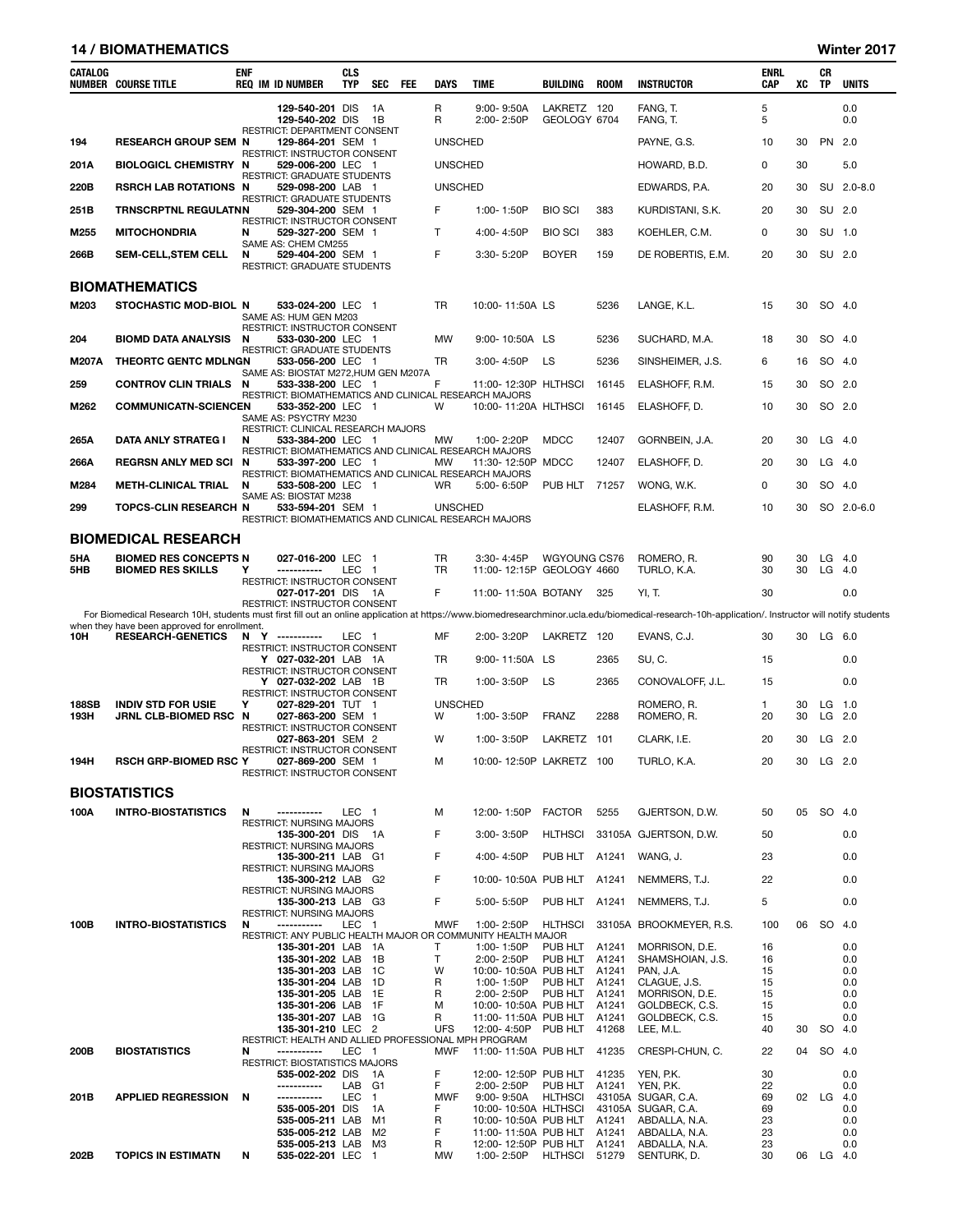| CATALOG NUMBER | COURSE TITLE | ENF REQ | IM | ID NUMBER | CLS TYP | SEC | FEE | DAYS | TIME | BUILDING | ROOM | INSTRUCTOR | ENRL CAP | XC | CR TP | UNITS |
|---|---|---|---|---|---|---|---|---|---|---|---|---|---|---|---|---|
| | | | | 129-540-201 | DIS | 1A | | R | 9:00- 9:50A | LAKRETZ | 120 | FANG, T. | 5 | | | 0.0 |
| | | | | 129-540-202 | DIS | 1B | | R | 2:00- 2:50P | GEOLOGY | 6704 | FANG, T. | 5 | | | 0.0 |
| | RESTRICT: DEPARTMENT CONSENT | | | | | | | | | | | | | | | |
| 194 | RESEARCH GROUP SEM | N | | 129-864-201 | SEM | 1 | | UNSCHED | | | | PAYNE, G.S. | 10 | 30 | PN | 2.0 |
| | RESTRICT: INSTRUCTOR CONSENT | | | | | | | | | | | | | | | |
| 201A | BIOLOGICL CHEMISTRY | N | | 529-006-200 | LEC | 1 | | UNSCHED | | | | HOWARD, B.D. | 0 | 30 | | 5.0 |
| | RESTRICT: GRADUATE STUDENTS | | | | | | | | | | | | | | | |
| 220B | RSRCH LAB ROTATIONS | N | | 529-098-200 | LAB | 1 | | UNSCHED | | | | EDWARDS, P.A. | 20 | 30 | SU | 2.0-8.0 |
| | RESTRICT: GRADUATE STUDENTS | | | | | | | | | | | | | | | |
| 251B | TRNSCRPTNL REGULATN | N | | 529-304-200 | SEM | 1 | | F | 1:00- 1:50P | BIO SCI | 383 | KURDISTANI, S.K. | 20 | 30 | SU | 2.0 |
| | RESTRICT: INSTRUCTOR CONSENT | | | | | | | | | | | | | | | |
| M255 | MITOCHONDRIA | N | | 529-327-200 | SEM | 1 | | T | 4:00- 4:50P | BIO SCI | 383 | KOEHLER, C.M. | 0 | 30 | SU | 1.0 |
| | SAME AS: CHEM CM255 | | | | | | | | | | | | | | | |
| 266B | SEM-CELL,STEM CELL | N | | 529-404-200 | SEM | 1 | | F | 3:30- 5:20P | BOYER | 159 | DE ROBERTIS, E.M. | 20 | 30 | SU | 2.0 |
| | RESTRICT: GRADUATE STUDENTS | | | | | | | | | | | | | | | |

## BIOMATHEMATICS

| CATALOG NUMBER | COURSE TITLE | ENF REQ | IM | ID NUMBER | CLS TYP | SEC | FEE | DAYS | TIME | BUILDING | ROOM | INSTRUCTOR | ENRL CAP | XC | CR TP | UNITS |
|---|---|---|---|---|---|---|---|---|---|---|---|---|---|---|---|---|
| M203 | STOCHASTIC MOD-BIOL | N | | 533-024-200 | LEC | 1 | | TR | 10:00- 11:50A | LS | 5236 | LANGE, K.L. | 15 | 30 | SO | 4.0 |
| | SAME AS: HUM GEN M203 | | | | | | | | | | | | | | | |
| | RESTRICT: INSTRUCTOR CONSENT | | | | | | | | | | | | | | | |
| 204 | BIOMD DATA ANALYSIS | N | | 533-030-200 | LEC | 1 | | MW | 9:00- 10:50A | LS | 5236 | SUCHARD, M.A. | 18 | 30 | SO | 4.0 |
| | RESTRICT: GRADUATE STUDENTS | | | | | | | | | | | | | | | |
| M207A | THEORTC GENTC MDLNG | N | | 533-056-200 | LEC | 1 | | TR | 3:00- 4:50P | LS | 5236 | SINSHEIMER, J.S. | 6 | 16 | SO | 4.0 |
| | SAME AS: BIOSTAT M272,HUM GEN M207A | | | | | | | | | | | | | | | |
| 259 | CONTROV CLIN TRIALS | N | | 533-338-200 | LEC | 1 | | F | 11:00- 12:30P | HLTHSCI | 16145 | ELASHOFF, R.M. | 15 | 30 | SO | 2.0 |
| | RESTRICT: BIOMATHEMATICS AND CLINICAL RESEARCH MAJORS | | | | | | | | | | | | | | | |
| M262 | COMMUNICATN-SCIENCE | N | | 533-352-200 | LEC | 1 | | W | 10:00- 11:20A | HLTHSCI | 16145 | ELASHOFF, D. | 10 | 30 | SO | 2.0 |
| | SAME AS: PSYCTRY M230 | | | | | | | | | | | | | | | |
| | RESTRICT: CLINICAL RESEARCH MAJORS | | | | | | | | | | | | | | | |
| 265A | DATA ANLY STRATEG I | N | | 533-384-200 | LEC | 1 | | MW | 1:00- 2:20P | MDCC | 12407 | GORNBEIN, J.A. | 20 | 30 | LG | 4.0 |
| | RESTRICT: BIOMATHEMATICS AND CLINICAL RESEARCH MAJORS | | | | | | | | | | | | | | | |
| 266A | REGRSN ANLY MED SCI | N | | 533-397-200 | LEC | 1 | | MW | 11:30- 12:50P | MDCC | 12407 | ELASHOFF, D. | 20 | 30 | LG | 4.0 |
| | RESTRICT: BIOMATHEMATICS AND CLINICAL RESEARCH MAJORS | | | | | | | | | | | | | | | |
| M284 | METH-CLINICAL TRIAL | N | | 533-508-200 | LEC | 1 | | WR | 5:00- 6:50P | PUB HLT | 71257 | WONG, W.K. | 0 | 30 | SO | 4.0 |
| | SAME AS: BIOSTAT M238 | | | | | | | | | | | | | | | |
| 299 | TOPCS-CLIN RESEARCH | N | | 533-594-201 | SEM | 1 | | UNSCHED | | | | ELASHOFF, R.M. | 10 | 30 | SO | 2.0-6.0 |
| | RESTRICT: BIOMATHEMATICS AND CLINICAL RESEARCH MAJORS | | | | | | | | | | | | | | | |

## BIOMEDICAL RESEARCH

| CATALOG NUMBER | COURSE TITLE | ENF REQ | IM | ID NUMBER | CLS TYP | SEC | FEE | DAYS | TIME | BUILDING | ROOM | INSTRUCTOR | ENRL CAP | XC | CR TP | UNITS |
|---|---|---|---|---|---|---|---|---|---|---|---|---|---|---|---|---|
| 5HA | BIOMED RES CONCEPTS | N | | 027-016-200 | LEC | 1 | | TR | 3:30- 4:45P | WGYOUNG | CS76 | ROMERO, R. | 90 | 30 | LG | 4.0 |
| 5HB | BIOMED RES SKILLS | Y | | ----------- | LEC | 1 | | TR | 11:00- 12:15P | GEOLOGY | 4660 | TURLO, K.A. | 30 | 30 | LG | 4.0 |
| | RESTRICT: INSTRUCTOR CONSENT | | | | | | | | | | | | | | | |
| | | | | 027-017-201 | DIS | 1A | | F | 11:00- 11:50A | BOTANY | 325 | YI, T. | 30 | | | 0.0 |
| | RESTRICT: INSTRUCTOR CONSENT | | | | | | | | | | | | | | | |

For Biomedical Research 10H, students must first fill out an online application at https://www.biomedresearchminor.ucla.edu/biomedical-research-10h-application/. Instructor will notify students when they have been approved for enrollment.

| CATALOG NUMBER | COURSE TITLE | ENF REQ | IM | ID NUMBER | CLS TYP | SEC | FEE | DAYS | TIME | BUILDING | ROOM | INSTRUCTOR | ENRL CAP | XC | CR TP | UNITS |
|---|---|---|---|---|---|---|---|---|---|---|---|---|---|---|---|---|
| 10H | RESEARCH-GENETICS | N | Y | ----------- | LEC | 1 | | MF | 2:00- 3:20P | LAKRETZ | 120 | EVANS, C.J. | 30 | 30 | LG | 6.0 |
| | RESTRICT: INSTRUCTOR CONSENT | | | | | | | | | | | | | | | |
| | | | Y | 027-032-201 | LAB | 1A | | TR | 9:00- 11:50A | LS | 2365 | SU, C. | 15 | | | 0.0 |
| | RESTRICT: INSTRUCTOR CONSENT | | | | | | | | | | | | | | | |
| | | | Y | 027-032-202 | LAB | 1B | | TR | 1:00- 3:50P | LS | 2365 | CONOVALOFF, J.L. | 15 | | | 0.0 |
| | RESTRICT: INSTRUCTOR CONSENT | | | | | | | | | | | | | | | |
| 188SB | INDIV STD FOR USIE | Y | | 027-829-201 | TUT | 1 | | UNSCHED | | | | ROMERO, R. | 1 | 30 | LG | 1.0 |
| 193H | JRNL CLB-BIOMED RSC | N | | 027-863-200 | SEM | 1 | | W | 1:00- 3:50P | FRANZ | 2288 | ROMERO, R. | 20 | 30 | LG | 2.0 |
| | RESTRICT: INSTRUCTOR CONSENT | | | | | | | | | | | | | | | |
| | | | | 027-863-201 | SEM | 2 | | W | 1:00- 3:50P | LAKRETZ | 101 | CLARK, I.E. | 20 | 30 | LG | 2.0 |
| | RESTRICT: INSTRUCTOR CONSENT | | | | | | | | | | | | | | | |
| 194H | RSCH GRP-BIOMED RSC | Y | | 027-869-200 | SEM | 1 | | M | 10:00- 12:50P | LAKRETZ | 100 | TURLO, K.A. | 20 | 30 | LG | 2.0 |
| | RESTRICT: INSTRUCTOR CONSENT | | | | | | | | | | | | | | | |

## BIOSTATISTICS

| CATALOG NUMBER | COURSE TITLE | ENF REQ | IM | ID NUMBER | CLS TYP | SEC | FEE | DAYS | TIME | BUILDING | ROOM | INSTRUCTOR | ENRL CAP | XC | CR TP | UNITS |
|---|---|---|---|---|---|---|---|---|---|---|---|---|---|---|---|---|
| 100A | INTRO-BIOSTATISTICS | N | | ----------- | LEC | 1 | | M | 12:00- 1:50P | FACTOR | 5255 | GJERTSON, D.W. | 50 | 05 | SO | 4.0 |
| | RESTRICT: NURSING MAJORS | | | | | | | | | | | | | | | |
| | | | | 135-300-201 | DIS | 1A | | F | 3:00- 3:50P | HLTHSCI | 33105A | GJERTSON, D.W. | 50 | | | 0.0 |
| | RESTRICT: NURSING MAJORS | | | | | | | | | | | | | | | |
| | | | | 135-300-211 | LAB | G1 | | F | 4:00- 4:50P | PUB HLT | A1241 | WANG, J. | 23 | | | 0.0 |
| | RESTRICT: NURSING MAJORS | | | | | | | | | | | | | | | |
| | | | | 135-300-212 | LAB | G2 | | F | 10:00- 10:50A | PUB HLT | A1241 | NEMMERS, T.J. | 22 | | | 0.0 |
| | RESTRICT: NURSING MAJORS | | | | | | | | | | | | | | | |
| | | | | 135-300-213 | LAB | G3 | | F | 5:00- 5:50P | PUB HLT | A1241 | NEMMERS, T.J. | 5 | | | 0.0 |
| | RESTRICT: NURSING MAJORS | | | | | | | | | | | | | | | |
| 100B | INTRO-BIOSTATISTICS | N | | ----------- | LEC | 1 | | MWF | 1:00- 2:50P | HLTHSCI | 33105A | BROOKMEYER, R.S. | 100 | 06 | SO | 4.0 |
| | RESTRICT: ANY PUBLIC HEALTH MAJOR OR COMMUNITY HEALTH MAJOR | | | | | | | | | | | | | | | |
| | | | | 135-301-201 | LAB | 1A | | T | 1:00- 1:50P | PUB HLT | A1241 | MORRISON, D.E. | 16 | | | 0.0 |
| | | | | 135-301-202 | LAB | 1B | | T | 2:00- 2:50P | PUB HLT | A1241 | SHAMSHOIAN, J.S. | 16 | | | 0.0 |
| | | | | 135-301-203 | LAB | 1C | | W | 10:00- 10:50A | PUB HLT | A1241 | PAN, J.A. | 15 | | | 0.0 |
| | | | | 135-301-204 | LAB | 1D | | R | 1:00- 1:50P | PUB HLT | A1241 | CLAGUE, J.S. | 15 | | | 0.0 |
| | | | | 135-301-205 | LAB | 1E | | R | 2:00- 2:50P | PUB HLT | A1241 | MORRISON, D.E. | 15 | | | 0.0 |
| | | | | 135-301-206 | LAB | 1F | | M | 10:00- 10:50A | PUB HLT | A1241 | GOLDBECK, C.S. | 15 | | | 0.0 |
| | | | | 135-301-207 | LAB | 1G | | R | 11:00- 11:50A | PUB HLT | A1241 | GOLDBECK, C.S. | 15 | | | 0.0 |
| | | | | 135-301-210 | LEC | 2 | | UFS | 12:00- 4:50P | PUB HLT | 41268 | LEE, M.L. | 40 | 30 | SO | 4.0 |
| | RESTRICT: HEALTH AND ALLIED PROFESSIONAL MPH PROGRAM | | | | | | | | | | | | | | | |
| 200B | BIOSTATISTICS | N | | ----------- | LEC | 1 | | MWF | 11:00- 11:50A | PUB HLT | 41235 | CRESPI-CHUN, C. | 22 | 04 | SO | 4.0 |
| | RESTRICT: BIOSTATISTICS MAJORS | | | | | | | | | | | | | | | |
| | | | | 535-002-202 | DIS | 1A | | F | 12:00- 12:50P | PUB HLT | 41235 | YEN, P.K. | 30 | | | 0.0 |
| | | | | ----------- | LAB | G1 | | F | 2:00- 2:50P | PUB HLT | A1241 | YEN, P.K. | 22 | | | 0.0 |
| 201B | APPLIED REGRESSION | N | | ----------- | LEC | 1 | | MWF | 9:00- 9:50A | HLTHSCI | 43105A | SUGAR, C.A. | 69 | 02 | LG | 4.0 |
| | | | | 535-005-201 | DIS | 1A | | F | 10:00- 10:50A | HLTHSCI | 43105A | SUGAR, C.A. | 69 | | | 0.0 |
| | | | | 535-005-211 | LAB | M1 | | R | 10:00- 10:50A | PUB HLT | A1241 | ABDALLA, N.A. | 23 | | | 0.0 |
| | | | | 535-005-212 | LAB | M2 | | F | 11:00- 11:50A | PUB HLT | A1241 | ABDALLA, N.A. | 23 | | | 0.0 |
| | | | | 535-005-213 | LAB | M3 | | R | 12:00- 12:50P | PUB HLT | A1241 | ABDALLA, N.A. | 23 | | | 0.0 |
| 202B | TOPICS IN ESTIMATN | N | | 535-022-201 | LEC | 1 | | MW | 1:00- 2:50P | HLTHSCI | 51279 | SENTURK, D. | 30 | 06 | LG | 4.0 |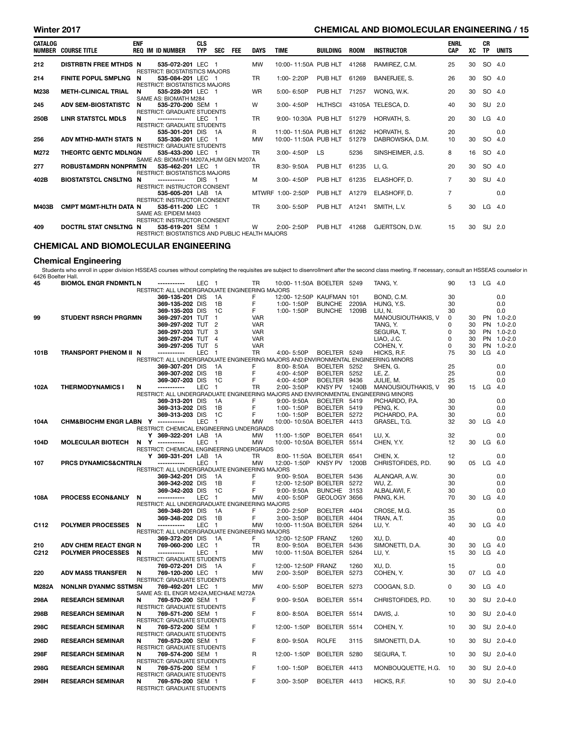| CATALOG NUMBER | COURSE TITLE | ENF REQ | IM | ID NUMBER | CLS TYP | SEC | FEE | DAYS | TIME | BUILDING | ROOM | INSTRUCTOR | ENRL CAP | XC | CR TP | UNITS |
|---|---|---|---|---|---|---|---|---|---|---|---|---|---|---|---|---|
| 212 | DISTRBTN FREE MTHDS | N | | 535-072-201 | LEC | 1 | | MW | 10:00-11:50A | PUB HLT | 41268 | RAMIREZ, C.M. | 25 | 30 | SO | 4.0 |
| | RESTRICT: BIOSTATISTICS MAJORS | | | | | | | | | | | | | | | |
| 214 | FINITE POPUL SMPLNG | N | | 535-084-201 | LEC | 1 | | TR | 1:00-2:20P | PUB HLT | 61269 | BANERJEE, S. | 26 | 30 | SO | 4.0 |
| | RESTRICT: BIOSTATISTICS MAJORS | | | | | | | | | | | | | | | |
| M238 | METH-CLINICAL TRIAL | N | | 535-228-201 | LEC | 1 | | WR | 5:00-6:50P | PUB HLT | 71257 | WONG, W.K. | 20 | 30 | SO | 4.0 |
| | SAME AS: BIOMATH M284 | | | | | | | | | | | | | | | |
| 245 | ADV SEM-BIOSTATISTC | N | | 535-270-200 | SEM | 1 | | W | 3:00-4:50P | HLTHSCI | 43105A | TELESCA, D. | 40 | 30 | SU | 2.0 |
| | RESTRICT: GRADUATE STUDENTS | | | | | | | | | | | | | | | |
| 250B | LINR STATSTCL MDLS | N | | ----------- | LEC | 1 | | TR | 9:00-10:30A | PUB HLT | 51279 | HORVATH, S. | 20 | 30 | LG | 4.0 |
| | RESTRICT: GRADUATE STUDENTS | | | | | | | | | | | | | | | |
| | | | | 535-301-201 | DIS | 1A | | R | 11:00-11:50A | PUB HLT | 61262 | HORVATH, S. | 20 | | | 0.0 |
| 256 | ADV MTHD-MATH STATS | N | | 535-336-201 | LEC | 1 | | MW | 10:00-11:50A | PUB HLT | 51279 | DABROWSKA, D.M. | 10 | 30 | SO | 4.0 |
| | RESTRICT: GRADUATE STUDENTS | | | | | | | | | | | | | | | |
| M272 | THEORTC GENTC MDLNG | N | | 535-433-200 | LEC | 1 | | TR | 3:00-4:50P | LS | 5236 | SINSHEIMER, J.S. | 8 | 16 | SO | 4.0 |
| | SAME AS: BIOMATH M207A,HUM GEN M207A | | | | | | | | | | | | | | | |
| 277 | ROBUST&MDRN NONPRMT | N | | 535-462-201 | LEC | 1 | | TR | 8:30-9:50A | PUB HLT | 61235 | LI, G. | 20 | 30 | SO | 4.0 |
| | RESTRICT: BIOSTATISTICS MAJORS | | | | | | | | | | | | | | | |
| 402B | BIOSTATSTCL CNSLTNG | N | | ----------- | DIS | 1 | | M | 3:00-4:50P | PUB HLT | 61235 | ELASHOFF, D. | 7 | 30 | SU | 4.0 |
| | RESTRICT: INSTRUCTOR CONSENT | | | | | | | | | | | | | | | |
| | | | | 535-605-201 | LAB | 1A | | MTWRF | 1:00-2:50P | PUB HLT | A1279 | ELASHOFF, D. | 7 | | | 0.0 |
| | RESTRICT: INSTRUCTOR CONSENT | | | | | | | | | | | | | | | |
| M403B | CMPT MGMT-HLTH DATA | N | | 535-611-200 | LEC | 1 | | TR | 3:00-5:50P | PUB HLT | A1241 | SMITH, L.V. | 5 | 30 | LG | 4.0 |
| | SAME AS: EPIDEM M403; RESTRICT: INSTRUCTOR CONSENT | | | | | | | | | | | | | | | |
| 409 | DOCTRL STAT CNSLTNG | N | | 535-619-201 | SEM | 1 | | W | 2:00-2:50P | PUB HLT | 41268 | GJERTSON, D.W. | 15 | 30 | SU | 2.0 |
| | RESTRICT: BIOSTATISTICS AND PUBLIC HEALTH MAJORS | | | | | | | | | | | | | | | |

## CHEMICAL AND BIOMOLECULAR ENGINEERING

### Chemical Engineering

Students who enroll in upper division HSSEAS courses without completing the requisites are subject to disenrollment after the second class meeting. If necessary, consult an HSSEAS counselor in 6426 Boelter Hall.

| CATALOG NUMBER | COURSE TITLE | ENF REQ | IM | ID NUMBER | CLS TYP | SEC | FEE | DAYS | TIME | BUILDING | ROOM | INSTRUCTOR | ENRL CAP | XC | CR TP | UNITS |
|---|---|---|---|---|---|---|---|---|---|---|---|---|---|---|---|---|
| 45 | BIOMOL ENGR FNDMNTL | N | | ----------- | LEC | 1 | | TR | 10:00-11:50A | BOELTER | 5249 | TANG, Y. | 90 | 13 | LG | 4.0 |
| | RESTRICT: ALL UNDERGRADUATE ENGINEERING MAJORS | | | | | | | | | | | | | | | |
| | | | | 369-135-201 | DIS | 1A | | F | 12:00-12:50P | KAUFMAN | 101 | BOND, C.M. | 30 | | | 0.0 |
| | | | | 369-135-202 | DIS | 1B | | F | 1:00-1:50P | BUNCHE | 2209A | HUNG, Y.S. | 30 | | | 0.0 |
| | | | | 369-135-203 | DIS | 1C | | F | 1:00-1:50P | BUNCHE | 1209B | LIU, N. | 30 | | | 0.0 |
| 99 | STUDENT RSRCH PRGRM | N | | 369-297-201 | TUT | 1 | | VAR | | | | MANOUSIOUTHAKIS, V | 0 | 30 | PN | 1.0-2.0 |
| | | | | 369-297-202 | TUT | 2 | | VAR | | | | TANG, Y. | 0 | 30 | PN | 1.0-2.0 |
| | | | | 369-297-203 | TUT | 3 | | VAR | | | | SEGURA, T. | 0 | 30 | PN | 1.0-2.0 |
| | | | | 369-297-204 | TUT | 4 | | VAR | | | | LIAO, J.C. | 0 | 30 | PN | 1.0-2.0 |
| | | | | 369-297-205 | TUT | 5 | | VAR | | | | COHEN, Y. | 0 | 30 | PN | 1.0-2.0 |
| 101B | TRANSPORT PHENOM II | N | | ----------- | LEC | 1 | | TR | 4:00-5:50P | BOELTER | 5249 | HICKS, R.F. | 75 | 30 | LG | 4.0 |
| | RESTRICT: ALL UNDERGRADUATE ENGINEERING MAJORS AND ENVIRONMENTAL ENGINEERING MINORS | | | | | | | | | | | | | | | |
| | | | | 369-307-201 | DIS | 1A | | F | 8:00-8:50A | BOELTER | 5252 | SHEN, G. | 25 | | | 0.0 |
| | | | | 369-307-202 | DIS | 1B | | F | 4:00-4:50P | BOELTER | 5252 | LE, Z. | 25 | | | 0.0 |
| | | | | 369-307-203 | DIS | 1C | | F | 4:00-4:50P | BOELTER | 9436 | JULIE, M. | 25 | | | 0.0 |
| 102A | THERMODYNAMICS I | N | | ----------- | LEC | 1 | | TR | 2:00-3:50P | KNSY PV | 1240B | MANOUSIOUTHAKIS, V | 90 | 15 | LG | 4.0 |
| | RESTRICT: ALL UNDERGRADUATE ENGINEERING MAJORS AND ENVIRONMENTAL ENGINEERING MINORS | | | | | | | | | | | | | | | |
| | | | | 369-313-201 | DIS | 1A | | F | 9:00-9:50A | BOELTER | 5419 | PICHARDO, P.A. | 30 | | | 0.0 |
| | | | | 369-313-202 | DIS | 1B | | F | 1:00-1:50P | BOELTER | 5419 | PENG, K. | 30 | | | 0.0 |
| | | | | 369-313-203 | DIS | 1C | | F | 1:00-1:50P | BOELTER | 5272 | PICHARDO, P.A. | 30 | | | 0.0 |
| 104A | CHM&BIOCHM ENGR LABN | Y | | ----------- | LEC | 1 | | MW | 10:00-10:50A | BOELTER | 4413 | GRASEL, T.G. | 32 | 30 | LG | 4.0 |
| | RESTRICT: CHEMICAL ENGINEERING UNDERGRADS | | | | | | | | | | | | | | | |
| | | Y | | 369-322-201 | LAB | 1A | | MW | 11:00-1:50P | BOELTER | 6541 | LU, X. | 32 | | | 0.0 |
| 104D | MOLECULAR BIOTECH | N | Y | ----------- | LEC | 1 | | MW | 10:00-10:50A | BOELTER | 5514 | CHEN, Y.Y. | 12 | 30 | LG | 6.0 |
| | RESTRICT: CHEMICAL ENGINEERING UNDERGRADS | | | | | | | | | | | | | | | |
| | | Y | | 369-331-201 | LAB | 1A | | TR | 8:00-11:50A | BOELTER | 6541 | CHEN, X. | 12 | | | 0.0 |
| 107 | PRCS DYNAMICS&CNTRL | N | | ----------- | LEC | 1 | | MW | 12:00-1:50P | KNSY PV | 1200B | CHRISTOFIDES, P.D. | 90 | 05 | LG | 4.0 |
| | RESTRICT: ALL UNDERGRADUATE ENGINEERING MAJORS | | | | | | | | | | | | | | | |
| | | | | 369-342-201 | DIS | 1A | | F | 9:00-9:50A | BOELTER | 5436 | ALANQAR, A.W. | 30 | | | 0.0 |
| | | | | 369-342-202 | DIS | 1B | | F | 12:00-12:50P | BOELTER | 5272 | WU, Z. | 30 | | | 0.0 |
| | | | | 369-342-203 | DIS | 1C | | F | 9:00-9:50A | BUNCHE | 3153 | ALBALAWI, F. | 30 | | | 0.0 |
| 108A | PROCESS ECON&ANLY | N | | ----------- | LEC | 1 | | MW | 4:00-5:50P | GEOLOGY | 3656 | PANG, K.H. | 70 | 30 | LG | 4.0 |
| | RESTRICT: ALL UNDERGRADUATE ENGINEERING MAJORS | | | | | | | | | | | | | | | |
| | | | | 369-348-201 | DIS | 1A | | F | 2:00-2:50P | BOELTER | 4404 | CROSE, M.G. | 35 | | | 0.0 |
| | | | | 369-348-202 | DIS | 1B | | F | 3:00-3:50P | BOELTER | 4404 | TRAN, A.T. | 35 | | | 0.0 |
| C112 | POLYMER PROCESSES | N | | ----------- | LEC | 1 | | MW | 10:00-11:50A | BOELTER | 5264 | LU, Y. | 40 | 30 | LG | 4.0 |
| | RESTRICT: ALL UNDERGRADUATE ENGINEERING MAJORS | | | | | | | | | | | | | | | |
| | | | | 369-372-201 | DIS | 1A | | F | 12:00-12:50P | FRANZ | 1260 | XU, D. | 40 | | | 0.0 |
| 210 | ADV CHEM REACT ENGR | N | | 769-060-200 | LEC | 1 | | TR | 8:00-9:50A | BOELTER | 5436 | SIMONETTI, D.A. | 30 | 30 | LG | 4.0 |
| C212 | POLYMER PROCESSES | N | | ----------- | LEC | 1 | | MW | 10:00-11:50A | BOELTER | 5264 | LU, Y. | 15 | 30 | LG | 4.0 |
| | RESTRICT: GRADUATE STUDENTS | | | | | | | | | | | | | | | |
| | | | | 769-072-201 | DIS | 1A | | F | 12:00-12:50P | FRANZ | 1260 | XU, D. | 15 | | | 0.0 |
| 220 | ADV MASS TRANSFER | N | | 769-120-200 | LEC | 1 | | MW | 2:00-3:50P | BOELTER | 5273 | COHEN, Y. | 30 | 07 | LG | 4.0 |
| | RESTRICT: GRADUATE STUDENTS | | | | | | | | | | | | | | | |
| M282A | NONLNR DYANMC SSTMS | N | | 769-492-201 | LEC | 1 | | MW | 4:00-5:50P | BOELTER | 5273 | COOGAN, S.D. | 0 | 30 | LG | 4.0 |
| | SAME AS: EL ENGR M242A,MECH&AE M272A | | | | | | | | | | | | | | | |
| 298A | RESEARCH SEMINAR | N | | 769-570-200 | SEM | 1 | | F | 9:00-9:50A | BOELTER | 5514 | CHRISTOFIDES, P.D. | 10 | 30 | SU | 2.0-4.0 |
| | RESTRICT: GRADUATE STUDENTS | | | | | | | | | | | | | | | |
| 298B | RESEARCH SEMINAR | N | | 769-571-200 | SEM | 1 | | F | 8:00-8:50A | BOELTER | 5514 | DAVIS, J. | 10 | 30 | SU | 2.0-4.0 |
| | RESTRICT: GRADUATE STUDENTS | | | | | | | | | | | | | | | |
| 298C | RESEARCH SEMINAR | N | | 769-572-200 | SEM | 1 | | F | 12:00-1:50P | BOELTER | 5514 | COHEN, Y. | 10 | 30 | SU | 2.0-4.0 |
| | RESTRICT: GRADUATE STUDENTS | | | | | | | | | | | | | | | |
| 298D | RESEARCH SEMINAR | N | | 769-573-200 | SEM | 1 | | F | 8:00-9:50A | ROLFE | 3115 | SIMONETTI, D.A. | 10 | 30 | SU | 2.0-4.0 |
| | RESTRICT: GRADUATE STUDENTS | | | | | | | | | | | | | | | |
| 298F | RESEARCH SEMINAR | N | | 769-574-200 | SEM | 1 | | R | 12:00-1:50P | BOELTER | 5280 | SEGURA, T. | 10 | 30 | SU | 2.0-4.0 |
| | RESTRICT: GRADUATE STUDENTS | | | | | | | | | | | | | | | |
| 298G | RESEARCH SEMINAR | N | | 769-575-200 | SEM | 1 | | F | 1:00-1:50P | BOELTER | 4413 | MONBOUQUETTE, H.G. | 10 | 30 | SU | 2.0-4.0 |
| | RESTRICT: GRADUATE STUDENTS | | | | | | | | | | | | | | | |
| 298H | RESEARCH SEMINAR | N | | 769-576-200 | SEM | 1 | | F | 3:00-3:50P | BOELTER | 4413 | HICKS, R.F. | 10 | 30 | SU | 2.0-4.0 |
| | RESTRICT: GRADUATE STUDENTS | | | | | | | | | | | | | | | |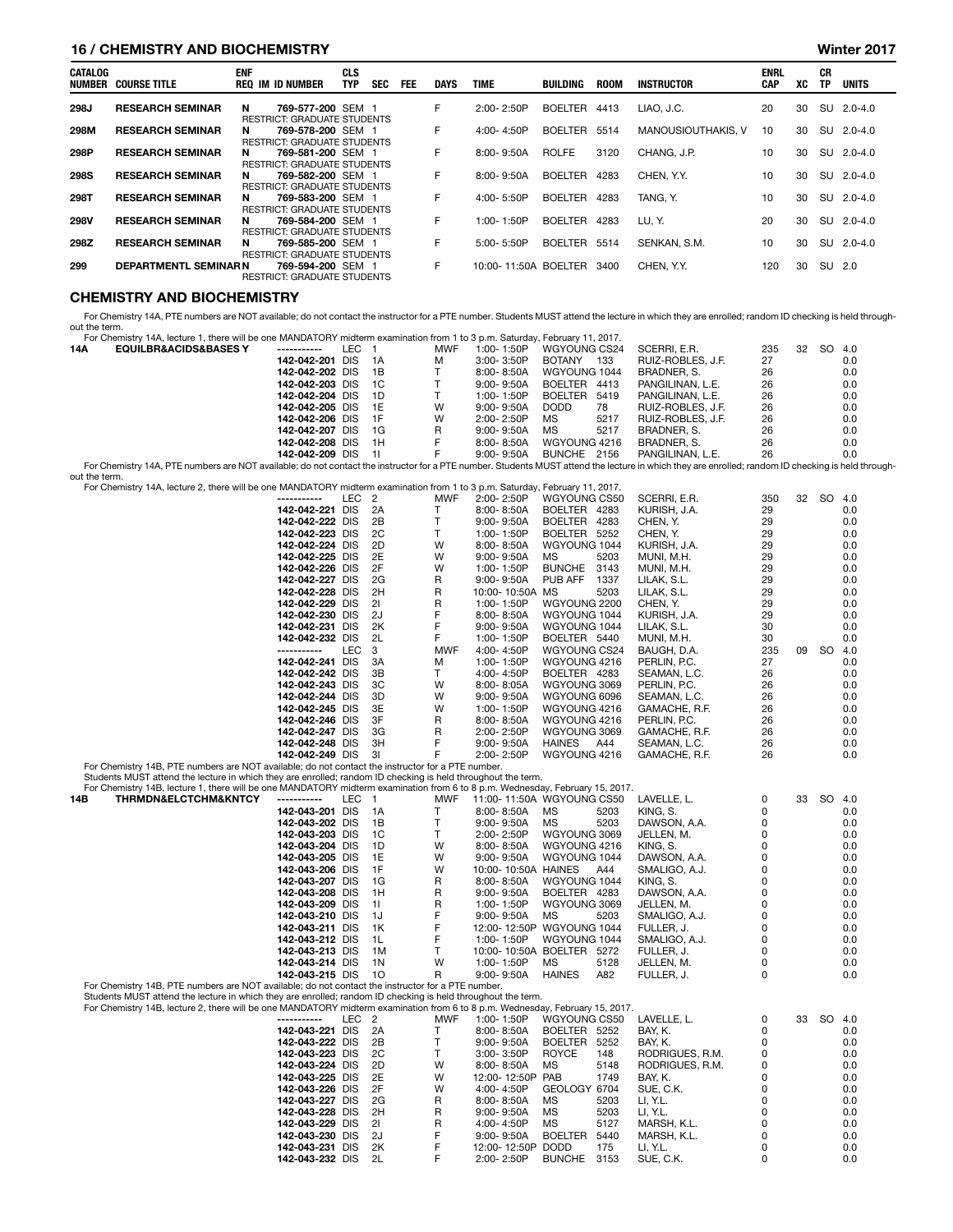| CATALOG NUMBER | COURSE TITLE | ENF REQ | IM | ID NUMBER | CLS TYP | SEC | FEE | DAYS | TIME | BUILDING | ROOM | INSTRUCTOR | ENRL CAP | XC | CR TP | UNITS |
|---|---|---|---|---|---|---|---|---|---|---|---|---|---|---|---|---|
| 298J | RESEARCH SEMINAR | N | | 769-577-200 | SEM | 1 | | F | 2:00- 2:50P | BOELTER | 4413 | LIAO, J.C. | 20 | 30 | SU | 2.0-4.0 |
| | RESTRICT: GRADUATE STUDENTS | | | | | | | | | | | | | | | |
| 298M | RESEARCH SEMINAR | N | | 769-578-200 | SEM | 1 | | F | 4:00- 4:50P | BOELTER | 5514 | MANOUSIOUTHAKIS, V | 10 | 30 | SU | 2.0-4.0 |
| | RESTRICT: GRADUATE STUDENTS | | | | | | | | | | | | | | | |
| 298P | RESEARCH SEMINAR | N | | 769-581-200 | SEM | 1 | | F | 8:00- 9:50A | ROLFE | 3120 | CHANG, J.P. | 10 | 30 | SU | 2.0-4.0 |
| | RESTRICT: GRADUATE STUDENTS | | | | | | | | | | | | | | | |
| 298S | RESEARCH SEMINAR | N | | 769-582-200 | SEM | 1 | | F | 8:00- 9:50A | BOELTER | 4283 | CHEN, Y.Y. | 10 | 30 | SU | 2.0-4.0 |
| | RESTRICT: GRADUATE STUDENTS | | | | | | | | | | | | | | | |
| 298T | RESEARCH SEMINAR | N | | 769-583-200 | SEM | 1 | | F | 4:00- 5:50P | BOELTER | 4283 | TANG, Y. | 10 | 30 | SU | 2.0-4.0 |
| | RESTRICT: GRADUATE STUDENTS | | | | | | | | | | | | | | | |
| 298V | RESEARCH SEMINAR | N | | 769-584-200 | SEM | 1 | | F | 1:00- 1:50P | BOELTER | 4283 | LU, Y. | 20 | 30 | SU | 2.0-4.0 |
| | RESTRICT: GRADUATE STUDENTS | | | | | | | | | | | | | | | |
| 298Z | RESEARCH SEMINAR | N | | 769-585-200 | SEM | 1 | | F | 5:00- 5:50P | BOELTER | 5514 | SENKAN, S.M. | 10 | 30 | SU | 2.0-4.0 |
| | RESTRICT: GRADUATE STUDENTS | | | | | | | | | | | | | | | |
| 299 | DEPARTMENTL SEMINAR | N | | 769-594-200 | SEM | 1 | | F | 10:00- 11:50A | BOELTER | 3400 | CHEN, Y.Y. | 120 | 30 | SU | 2.0 |
| | RESTRICT: GRADUATE STUDENTS | | | | | | | | | | | | | | | |

## CHEMISTRY AND BIOCHEMISTRY

For Chemistry 14A, PTE numbers are NOT available; do not contact the instructor for a PTE number. Students MUST attend the lecture in which they are enrolled; random ID checking is held throughout the term.

For Chemistry 14A, lecture 1, there will be one MANDATORY midterm examination from 1 to 3 p.m. Saturday, February 11, 2017.

| CATALOG NUMBER | COURSE TITLE | ENF REQ | IM | ID NUMBER | CLS TYP | SEC | FEE | DAYS | TIME | BUILDING | ROOM | INSTRUCTOR | ENRL CAP | XC | CR TP | UNITS |
|---|---|---|---|---|---|---|---|---|---|---|---|---|---|---|---|---|
| 14A | EQUILBR&ACIDS&BASES | Y | | ----------- | LEC | 1 | | MWF | 1:00- 1:50P | WGYOUNG | CS24 | SCERRI, E.R. | 235 | 32 | SO | 4.0 |
| | | | | 142-042-201 | DIS | 1A | | M | 3:00- 3:50P | BOTANY | 133 | RUIZ-ROBLES, J.F. | 27 | | | 0.0 |
| | | | | 142-042-202 | DIS | 1B | | T | 8:00- 8:50A | WGYOUNG | 1044 | BRADNER, S. | 26 | | | 0.0 |
| | | | | 142-042-203 | DIS | 1C | | T | 9:00- 9:50A | BOELTER | 4413 | PANGILINAN, L.E. | 26 | | | 0.0 |
| | | | | 142-042-204 | DIS | 1D | | T | 1:00- 1:50P | BOELTER | 5419 | PANGILINAN, L.E. | 26 | | | 0.0 |
| | | | | 142-042-205 | DIS | 1E | | W | 9:00- 9:50A | DODD | 78 | RUIZ-ROBLES, J.F. | 26 | | | 0.0 |
| | | | | 142-042-206 | DIS | 1F | | W | 2:00- 2:50P | MS | 5217 | RUIZ-ROBLES, J.F. | 26 | | | 0.0 |
| | | | | 142-042-207 | DIS | 1G | | R | 9:00- 9:50A | MS | 5217 | BRADNER, S. | 26 | | | 0.0 |
| | | | | 142-042-208 | DIS | 1H | | F | 8:00- 8:50A | WGYOUNG | 4216 | BRADNER, S. | 26 | | | 0.0 |
| | | | | 142-042-209 | DIS | 1I | | F | 9:00- 9:50A | BUNCHE | 2156 | PANGILINAN, L.E. | 26 | | | 0.0 |

For Chemistry 14A, PTE numbers are NOT available; do not contact the instructor for a PTE number. Students MUST attend the lecture in which they are enrolled; random ID checking is held throughout the term.

For Chemistry 14A, lecture 2, there will be one MANDATORY midterm examination from 1 to 3 p.m. Saturday, February 11, 2017.

| CATALOG NUMBER | COURSE TITLE | ENF REQ | IM | ID NUMBER | CLS TYP | SEC | FEE | DAYS | TIME | BUILDING | ROOM | INSTRUCTOR | ENRL CAP | XC | CR TP | UNITS |
|---|---|---|---|---|---|---|---|---|---|---|---|---|---|---|---|---|
| | | | | ----------- | LEC | 2 | | MWF | 2:00- 2:50P | WGYOUNG | CS50 | SCERRI, E.R. | 350 | 32 | SO | 4.0 |
| | | | | 142-042-221 | DIS | 2A | | T | 8:00- 8:50A | BOELTER | 4283 | KURISH, J.A. | 29 | | | 0.0 |
| | | | | 142-042-222 | DIS | 2B | | T | 9:00- 9:50A | BOELTER | 4283 | CHEN, Y. | 29 | | | 0.0 |
| | | | | 142-042-223 | DIS | 2C | | T | 1:00- 1:50P | BOELTER | 5252 | CHEN, Y. | 29 | | | 0.0 |
| | | | | 142-042-224 | DIS | 2D | | W | 8:00- 8:50A | WGYOUNG | 1044 | KURISH, J.A. | 29 | | | 0.0 |
| | | | | 142-042-225 | DIS | 2E | | W | 9:00- 9:50A | MS | 5203 | MUNI, M.H. | 29 | | | 0.0 |
| | | | | 142-042-226 | DIS | 2F | | W | 1:00- 1:50P | BUNCHE | 3143 | MUNI, M.H. | 29 | | | 0.0 |
| | | | | 142-042-227 | DIS | 2G | | R | 9:00- 9:50A | PUB AFF | 1337 | LILAK, S.L. | 29 | | | 0.0 |
| | | | | 142-042-228 | DIS | 2H | | R | 10:00- 10:50A | MS | 5203 | LILAK, S.L. | 29 | | | 0.0 |
| | | | | 142-042-229 | DIS | 2I | | R | 1:00- 1:50P | WGYOUNG | 2200 | CHEN, Y. | 29 | | | 0.0 |
| | | | | 142-042-230 | DIS | 2J | | F | 8:00- 8:50A | WGYOUNG | 1044 | KURISH, J.A. | 29 | | | 0.0 |
| | | | | 142-042-231 | DIS | 2K | | F | 9:00- 9:50A | WGYOUNG | 1044 | LILAK, S.L. | 30 | | | 0.0 |
| | | | | 142-042-232 | DIS | 2L | | F | 1:00- 1:50P | BOELTER | 5440 | MUNI, M.H. | 30 | | | 0.0 |
| | | | | ----------- | LEC | 3 | | MWF | 4:00- 4:50P | WGYOUNG | CS24 | BAUGH, D.A. | 235 | 09 | SO | 4.0 |
| | | | | 142-042-241 | DIS | 3A | | M | 1:00- 1:50P | WGYOUNG | 4216 | PERLIN, P.C. | 27 | | | 0.0 |
| | | | | 142-042-242 | DIS | 3B | | T | 4:00- 4:50P | BOELTER | 4283 | SEAMAN, L.C. | 26 | | | 0.0 |
| | | | | 142-042-243 | DIS | 3C | | W | 8:00- 8:05A | WGYOUNG | 3069 | PERLIN, P.C. | 26 | | | 0.0 |
| | | | | 142-042-244 | DIS | 3D | | W | 9:00- 9:50A | WGYOUNG | 6096 | SEAMAN, L.C. | 26 | | | 0.0 |
| | | | | 142-042-245 | DIS | 3E | | W | 1:00- 1:50P | WGYOUNG | 4216 | GAMACHE, R.F. | 26 | | | 0.0 |
| | | | | 142-042-246 | DIS | 3F | | R | 8:00- 8:50A | WGYOUNG | 4216 | PERLIN, P.C. | 26 | | | 0.0 |
| | | | | 142-042-247 | DIS | 3G | | R | 2:00- 2:50P | WGYOUNG | 3069 | GAMACHE, R.F. | 26 | | | 0.0 |
| | | | | 142-042-248 | DIS | 3H | | F | 9:00- 9:50A | HAINES | A44 | SEAMAN, L.C. | 26 | | | 0.0 |
| | | | | 142-042-249 | DIS | 3I | | F | 2:00- 2:50P | WGYOUNG | 4216 | GAMACHE, R.F. | 26 | | | 0.0 |

For Chemistry 14B, PTE numbers are NOT available; do not contact the instructor for a PTE number.
Students MUST attend the lecture in which they are enrolled; random ID checking is held throughout the term.
For Chemistry 14B, lecture 1, there will be one MANDATORY midterm examination from 6 to 8 p.m. Wednesday, February 15, 2017.

| CATALOG NUMBER | COURSE TITLE | ENF REQ | IM | ID NUMBER | CLS TYP | SEC | FEE | DAYS | TIME | BUILDING | ROOM | INSTRUCTOR | ENRL CAP | XC | CR TP | UNITS |
|---|---|---|---|---|---|---|---|---|---|---|---|---|---|---|---|---|
| 14B | THRMDN&ELCTCHM&KNTCY | | | ----------- | LEC | 1 | | MWF | 11:00- 11:50A | WGYOUNG | CS50 | LAVELLE, L. | 0 | 33 | SO | 4.0 |
| | | | | 142-043-201 | DIS | 1A | | T | 8:00- 8:50A | MS | 5203 | KING, S. | 0 | | | 0.0 |
| | | | | 142-043-202 | DIS | 1B | | T | 9:00- 9:50A | MS | 5203 | DAWSON, A.A. | 0 | | | 0.0 |
| | | | | 142-043-203 | DIS | 1C | | T | 2:00- 2:50P | WGYOUNG | 3069 | JELLEN, M. | 0 | | | 0.0 |
| | | | | 142-043-204 | DIS | 1D | | W | 8:00- 8:50A | WGYOUNG | 4216 | KING, S. | 0 | | | 0.0 |
| | | | | 142-043-205 | DIS | 1E | | W | 9:00- 9:50A | WGYOUNG | 1044 | DAWSON, A.A. | 0 | | | 0.0 |
| | | | | 142-043-206 | DIS | 1F | | W | 10:00- 10:50A | HAINES | A44 | SMALIGO, A.J. | 0 | | | 0.0 |
| | | | | 142-043-207 | DIS | 1G | | R | 8:00- 8:50A | WGYOUNG | 1044 | KING, S. | 0 | | | 0.0 |
| | | | | 142-043-208 | DIS | 1H | | R | 9:00- 9:50A | BOELTER | 4283 | DAWSON, A.A. | 0 | | | 0.0 |
| | | | | 142-043-209 | DIS | 1I | | R | 1:00- 1:50P | WGYOUNG | 3069 | JELLEN, M. | 0 | | | 0.0 |
| | | | | 142-043-210 | DIS | 1J | | F | 9:00- 9:50A | MS | 5203 | SMALIGO, A.J. | 0 | | | 0.0 |
| | | | | 142-043-211 | DIS | 1K | | F | 12:00- 12:50P | WGYOUNG | 1044 | FULLER, J. | 0 | | | 0.0 |
| | | | | 142-043-212 | DIS | 1L | | F | 1:00- 1:50P | WGYOUNG | 1044 | SMALIGO, A.J. | 0 | | | 0.0 |
| | | | | 142-043-213 | DIS | 1M | | T | 10:00- 10:50A | BOELTER | 5272 | FULLER, J. | 0 | | | 0.0 |
| | | | | 142-043-214 | DIS | 1N | | W | 1:00- 1:50P | MS | 5128 | JELLEN, M. | 0 | | | 0.0 |
| | | | | 142-043-215 | DIS | 1O | | R | 9:00- 9:50A | HAINES | A82 | FULLER, J. | 0 | | | 0.0 |

For Chemistry 14B, PTE numbers are NOT available; do not contact the instructor for a PTE number.
Students MUST attend the lecture in which they are enrolled; random ID checking is held throughout the term.
For Chemistry 14B, lecture 2, there will be one MANDATORY midterm examination from 6 to 8 p.m. Wednesday, February 15, 2017.

| CATALOG NUMBER | COURSE TITLE | ENF REQ | IM | ID NUMBER | CLS TYP | SEC | FEE | DAYS | TIME | BUILDING | ROOM | INSTRUCTOR | ENRL CAP | XC | CR TP | UNITS |
|---|---|---|---|---|---|---|---|---|---|---|---|---|---|---|---|---|
| | | | | ----------- | LEC | 2 | | MWF | 1:00- 1:50P | WGYOUNG | CS50 | LAVELLE, L. | 0 | 33 | SO | 4.0 |
| | | | | 142-043-221 | DIS | 2A | | T | 8:00- 8:50A | BOELTER | 5252 | BAY, K. | 0 | | | 0.0 |
| | | | | 142-043-222 | DIS | 2B | | T | 9:00- 9:50A | BOELTER | 5252 | BAY, K. | 0 | | | 0.0 |
| | | | | 142-043-223 | DIS | 2C | | T | 3:00- 3:50P | ROYCE | 148 | RODRIGUES, R.M. | 0 | | | 0.0 |
| | | | | 142-043-224 | DIS | 2D | | W | 8:00- 8:50A | MS | 5148 | RODRIGUES, R.M. | 0 | | | 0.0 |
| | | | | 142-043-225 | DIS | 2E | | W | 12:00- 12:50P | PAB | 1749 | BAY, K. | 0 | | | 0.0 |
| | | | | 142-043-226 | DIS | 2F | | W | 4:00- 4:50P | GEOLOGY | 6704 | SUE, C.K. | 0 | | | 0.0 |
| | | | | 142-043-227 | DIS | 2G | | R | 8:00- 8:50A | MS | 5203 | LI, Y.L. | 0 | | | 0.0 |
| | | | | 142-043-228 | DIS | 2H | | R | 9:00- 9:50A | MS | 5203 | LI, Y.L. | 0 | | | 0.0 |
| | | | | 142-043-229 | DIS | 2I | | R | 4:00- 4:50P | MS | 5127 | MARSH, K.L. | 0 | | | 0.0 |
| | | | | 142-043-230 | DIS | 2J | | F | 9:00- 9:50A | BOELTER | 5440 | MARSH, K.L. | 0 | | | 0.0 |
| | | | | 142-043-231 | DIS | 2K | | F | 12:00- 12:50P | DODD | 175 | LI, Y.L. | 0 | | | 0.0 |
| | | | | 142-043-232 | DIS | 2L | | F | 2:00- 2:50P | BUNCHE | 3153 | SUE, C.K. | 0 | | | 0.0 |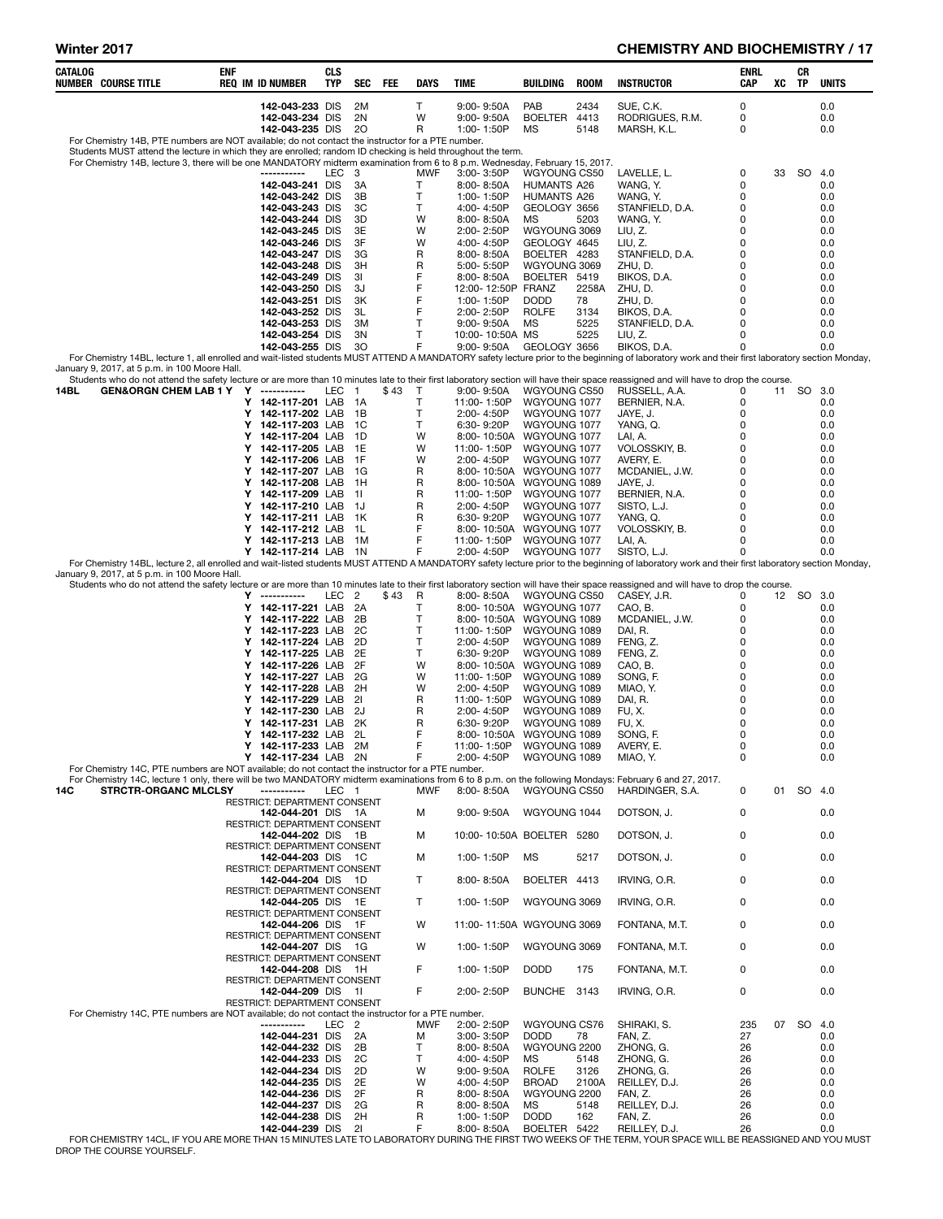| CATALOG NUMBER | COURSE TITLE | ENF REQ | IM | ID NUMBER | CLS TYP | SEC | FEE | DAYS | TIME | BUILDING | ROOM | INSTRUCTOR | ENRL CAP | XC | CR TP | UNITS |
|---|---|---|---|---|---|---|---|---|---|---|---|---|---|---|---|---|
| | | | | 142-043-233 | DIS | 2M | | T | 9:00- 9:50A | PAB | 2434 | SUE, C.K. | 0 | | | 0.0 |
| | | | | 142-043-234 | DIS | 2N | | W | 9:00- 9:50A | BOELTER | 4413 | RODRIGUES, R.M. | 0 | | | 0.0 |
| | | | | 142-043-235 | DIS | 2O | | R | 1:00- 1:50P | MS | 5148 | MARSH, K.L. | 0 | | | 0.0 |

For Chemistry 14B, PTE numbers are NOT available; do not contact the instructor for a PTE number.
Students MUST attend the lecture in which they are enrolled; random ID checking is held throughout the term.
For Chemistry 14B, lecture 3, there will be one MANDATORY midterm examination from 6 to 8 p.m. Wednesday, February 15, 2017.

| CATALOG NUMBER | COURSE TITLE | ENF REQ | IM | ID NUMBER | CLS TYP | SEC | FEE | DAYS | TIME | BUILDING | ROOM | INSTRUCTOR | ENRL CAP | XC | CR TP | UNITS |
|---|---|---|---|---|---|---|---|---|---|---|---|---|---|---|---|---|
| | | | | ----------- | LEC | 3 | | MWF | 3:00- 3:50P | WGYOUNG | CS50 | LAVELLE, L. | 0 | 33 | SO | 4.0 |
| | | | | 142-043-241 | DIS | 3A | | T | 8:00- 8:50A | HUMANTS | A26 | WANG, Y. | 0 | | | 0.0 |
| | | | | 142-043-242 | DIS | 3B | | T | 1:00- 1:50P | HUMANTS | A26 | WANG, Y. | 0 | | | 0.0 |
| | | | | 142-043-243 | DIS | 3C | | T | 4:00- 4:50P | GEOLOGY | 3656 | STANFIELD, D.A. | 0 | | | 0.0 |
| | | | | 142-043-244 | DIS | 3D | | W | 8:00- 8:50A | MS | 5203 | WANG, Y. | 0 | | | 0.0 |
| | | | | 142-043-245 | DIS | 3E | | W | 2:00- 2:50P | WGYOUNG | 3069 | LIU, Z. | 0 | | | 0.0 |
| | | | | 142-043-246 | DIS | 3F | | W | 4:00- 4:50P | GEOLOGY | 4645 | LIU, Z. | 0 | | | 0.0 |
| | | | | 142-043-247 | DIS | 3G | | R | 8:00- 8:50A | BOELTER | 4283 | STANFIELD, D.A. | 0 | | | 0.0 |
| | | | | 142-043-248 | DIS | 3H | | R | 5:00- 5:50P | WGYOUNG | 3069 | ZHU, D. | 0 | | | 0.0 |
| | | | | 142-043-249 | DIS | 3I | | F | 8:00- 8:50A | BOELTER | 5419 | BIKOS, D.A. | 0 | | | 0.0 |
| | | | | 142-043-250 | DIS | 3J | | F | 12:00- 12:50P | FRANZ | 2258A | ZHU, D. | 0 | | | 0.0 |
| | | | | 142-043-251 | DIS | 3K | | F | 1:00- 1:50P | DODD | 78 | ZHU, D. | 0 | | | 0.0 |
| | | | | 142-043-252 | DIS | 3L | | F | 2:00- 2:50P | ROLFE | 3134 | BIKOS, D.A. | 0 | | | 0.0 |
| | | | | 142-043-253 | DIS | 3M | | T | 9:00- 9:50A | MS | 5225 | STANFIELD, D.A. | 0 | | | 0.0 |
| | | | | 142-043-254 | DIS | 3N | | T | 10:00- 10:50A | MS | 5225 | LIU, Z. | 0 | | | 0.0 |
| | | | | 142-043-255 | DIS | 3O | | F | 9:00- 9:50A | GEOLOGY | 3656 | BIKOS, D.A. | 0 | | | 0.0 |

For Chemistry 14BL, lecture 1, all enrolled and wait-listed students MUST ATTEND A MANDATORY safety lecture prior to the beginning of laboratory work and their first laboratory section Monday, January 9, 2017, at 5 p.m. in 100 Moore Hall.
Students who do not attend the safety lecture or are more than 10 minutes late to their first laboratory section will have their space reassigned and will have to drop the course.

| CATALOG NUMBER | COURSE TITLE | ENF REQ | IM | ID NUMBER | CLS TYP | SEC | FEE | DAYS | TIME | BUILDING | ROOM | INSTRUCTOR | ENRL CAP | XC | CR TP | UNITS |
|---|---|---|---|---|---|---|---|---|---|---|---|---|---|---|---|---|
| 14BL | GEN&ORGN CHEM LAB 1 | Y | Y | ----------- | LEC | 1 | $43 | T | 9:00- 9:50A | WGYOUNG | CS50 | RUSSELL, A.A. | 0 | 11 | SO | 3.0 |
| | | | Y | 142-117-201 | LAB | 1A | | T | 11:00- 1:50P | WGYOUNG | 1077 | BERNIER, N.A. | 0 | | | 0.0 |
| | | | Y | 142-117-202 | LAB | 1B | | T | 2:00- 4:50P | WGYOUNG | 1077 | JAYE, J. | 0 | | | 0.0 |
| | | | Y | 142-117-203 | LAB | 1C | | T | 6:30- 9:20P | WGYOUNG | 1077 | YANG, Q. | 0 | | | 0.0 |
| | | | Y | 142-117-204 | LAB | 1D | | W | 8:00- 10:50A | WGYOUNG | 1077 | LAI, A. | 0 | | | 0.0 |
| | | | Y | 142-117-205 | LAB | 1E | | W | 11:00- 1:50P | WGYOUNG | 1077 | VOLOSSKIY, B. | 0 | | | 0.0 |
| | | | Y | 142-117-206 | LAB | 1F | | W | 2:00- 4:50P | WGYOUNG | 1077 | AVERY, E. | 0 | | | 0.0 |
| | | | Y | 142-117-207 | LAB | 1G | | R | 8:00- 10:50A | WGYOUNG | 1077 | MCDANIEL, J.W. | 0 | | | 0.0 |
| | | | Y | 142-117-208 | LAB | 1H | | R | 8:00- 10:50A | WGYOUNG | 1089 | JAYE, J. | 0 | | | 0.0 |
| | | | Y | 142-117-209 | LAB | 1I | | R | 11:00- 1:50P | WGYOUNG | 1077 | BERNIER, N.A. | 0 | | | 0.0 |
| | | | Y | 142-117-210 | LAB | 1J | | R | 2:00- 4:50P | WGYOUNG | 1077 | SISTO, L.J. | 0 | | | 0.0 |
| | | | Y | 142-117-211 | LAB | 1K | | R | 6:30- 9:20P | WGYOUNG | 1077 | YANG, Q. | 0 | | | 0.0 |
| | | | Y | 142-117-212 | LAB | 1L | | F | 8:00- 10:50A | WGYOUNG | 1077 | VOLOSSKIY, B. | 0 | | | 0.0 |
| | | | Y | 142-117-213 | LAB | 1M | | F | 11:00- 1:50P | WGYOUNG | 1077 | LAI, A. | 0 | | | 0.0 |
| | | | Y | 142-117-214 | LAB | 1N | | F | 2:00- 4:50P | WGYOUNG | 1077 | SISTO, L.J. | 0 | | | 0.0 |

For Chemistry 14BL, lecture 2, all enrolled and wait-listed students MUST ATTEND A MANDATORY safety lecture prior to the beginning of laboratory work and their first laboratory section Monday, January 9, 2017, at 5 p.m. in 100 Moore Hall.
Students who do not attend the safety lecture or are more than 10 minutes late to their first laboratory section will have their space reassigned and will have to drop the course.

| CATALOG NUMBER | COURSE TITLE | ENF REQ | IM | ID NUMBER | CLS TYP | SEC | FEE | DAYS | TIME | BUILDING | ROOM | INSTRUCTOR | ENRL CAP | XC | CR TP | UNITS |
|---|---|---|---|---|---|---|---|---|---|---|---|---|---|---|---|---|
| | | | Y | ----------- | LEC | 2 | $43 | R | 8:00- 8:50A | WGYOUNG | CS50 | CASEY, J.R. | 0 | 12 | SO | 3.0 |
| | | | Y | 142-117-221 | LAB | 2A | | T | 8:00- 10:50A | WGYOUNG | 1077 | CAO, B. | 0 | | | 0.0 |
| | | | Y | 142-117-222 | LAB | 2B | | T | 8:00- 10:50A | WGYOUNG | 1089 | MCDANIEL, J.W. | 0 | | | 0.0 |
| | | | Y | 142-117-223 | LAB | 2C | | T | 11:00- 1:50P | WGYOUNG | 1089 | DAI, R. | 0 | | | 0.0 |
| | | | Y | 142-117-224 | LAB | 2D | | T | 2:00- 4:50P | WGYOUNG | 1089 | FENG, Z. | 0 | | | 0.0 |
| | | | Y | 142-117-225 | LAB | 2E | | T | 6:30- 9:20P | WGYOUNG | 1089 | FENG, Z. | 0 | | | 0.0 |
| | | | Y | 142-117-226 | LAB | 2F | | W | 8:00- 10:50A | WGYOUNG | 1089 | CAO, B. | 0 | | | 0.0 |
| | | | Y | 142-117-227 | LAB | 2G | | W | 11:00- 1:50P | WGYOUNG | 1089 | SONG, F. | 0 | | | 0.0 |
| | | | Y | 142-117-228 | LAB | 2H | | W | 2:00- 4:50P | WGYOUNG | 1089 | MIAO, Y. | 0 | | | 0.0 |
| | | | Y | 142-117-229 | LAB | 2I | | R | 11:00- 1:50P | WGYOUNG | 1089 | DAI, R. | 0 | | | 0.0 |
| | | | Y | 142-117-230 | LAB | 2J | | R | 2:00- 4:50P | WGYOUNG | 1089 | FU, X. | 0 | | | 0.0 |
| | | | Y | 142-117-231 | LAB | 2K | | R | 6:30- 9:20P | WGYOUNG | 1089 | FU, X. | 0 | | | 0.0 |
| | | | Y | 142-117-232 | LAB | 2L | | F | 8:00- 10:50A | WGYOUNG | 1089 | SONG, F. | 0 | | | 0.0 |
| | | | Y | 142-117-233 | LAB | 2M | | F | 11:00- 1:50P | WGYOUNG | 1089 | AVERY, E. | 0 | | | 0.0 |
| | | | Y | 142-117-234 | LAB | 2N | | F | 2:00- 4:50P | WGYOUNG | 1089 | MIAO, Y. | 0 | | | 0.0 |

For Chemistry 14C, PTE numbers are NOT available; do not contact the instructor for a PTE number.
For Chemistry 14C, lecture 1 only, there will be two MANDATORY midterm examinations from 6 to 8 p.m. on the following Mondays: February 6 and 27, 2017.

| CATALOG NUMBER | COURSE TITLE | ENF REQ | IM | ID NUMBER | CLS TYP | SEC | FEE | DAYS | TIME | BUILDING | ROOM | INSTRUCTOR | ENRL CAP | XC | CR TP | UNITS |
|---|---|---|---|---|---|---|---|---|---|---|---|---|---|---|---|---|
| 14C | STRCTR-ORGANC MLCLSY | | | ----------- | LEC | 1 | | MWF | 8:00- 8:50A | WGYOUNG | CS50 | HARDINGER, S.A. | 0 | 01 | SO | 4.0 |
| | RESTRICT: DEPARTMENT CONSENT | | | | | | | | | | | | | | | |
| | | | | 142-044-201 | DIS | 1A | | M | 9:00- 9:50A | WGYOUNG | 1044 | DOTSON, J. | 0 | | | 0.0 |
| | RESTRICT: DEPARTMENT CONSENT | | | | | | | | | | | | | | | |
| | | | | 142-044-202 | DIS | 1B | | M | 10:00- 10:50A | BOELTER | 5280 | DOTSON, J. | 0 | | | 0.0 |
| | RESTRICT: DEPARTMENT CONSENT | | | | | | | | | | | | | | | |
| | | | | 142-044-203 | DIS | 1C | | M | 1:00- 1:50P | MS | 5217 | DOTSON, J. | 0 | | | 0.0 |
| | RESTRICT: DEPARTMENT CONSENT | | | | | | | | | | | | | | | |
| | | | | 142-044-204 | DIS | 1D | | T | 8:00- 8:50A | BOELTER | 4413 | IRVING, O.R. | 0 | | | 0.0 |
| | RESTRICT: DEPARTMENT CONSENT | | | | | | | | | | | | | | | |
| | | | | 142-044-205 | DIS | 1E | | T | 1:00- 1:50P | WGYOUNG | 3069 | IRVING, O.R. | 0 | | | 0.0 |
| | RESTRICT: DEPARTMENT CONSENT | | | | | | | | | | | | | | | |
| | | | | 142-044-206 | DIS | 1F | | W | 11:00- 11:50A | WGYOUNG | 3069 | FONTANA, M.T. | 0 | | | 0.0 |
| | RESTRICT: DEPARTMENT CONSENT | | | | | | | | | | | | | | | |
| | | | | 142-044-207 | DIS | 1G | | W | 1:00- 1:50P | WGYOUNG | 3069 | FONTANA, M.T. | 0 | | | 0.0 |
| | RESTRICT: DEPARTMENT CONSENT | | | | | | | | | | | | | | | |
| | | | | 142-044-208 | DIS | 1H | | F | 1:00- 1:50P | DODD | 175 | FONTANA, M.T. | 0 | | | 0.0 |
| | RESTRICT: DEPARTMENT CONSENT | | | | | | | | | | | | | | | |
| | | | | 142-044-209 | DIS | 1I | | F | 2:00- 2:50P | BUNCHE | 3143 | IRVING, O.R. | 0 | | | 0.0 |
| | RESTRICT: DEPARTMENT CONSENT | | | | | | | | | | | | | | | |

For Chemistry 14C, PTE numbers are NOT available; do not contact the instructor for a PTE number.

| CATALOG NUMBER | COURSE TITLE | ENF REQ | IM | ID NUMBER | CLS TYP | SEC | FEE | DAYS | TIME | BUILDING | ROOM | INSTRUCTOR | ENRL CAP | XC | CR TP | UNITS |
|---|---|---|---|---|---|---|---|---|---|---|---|---|---|---|---|---|
| | | | | ----------- | LEC | 2 | | MWF | 2:00- 2:50P | WGYOUNG | CS76 | SHIRAKI, S. | 235 | 07 | SO | 4.0 |
| | | | | 142-044-231 | DIS | 2A | | M | 3:00- 3:50P | DODD | 78 | FAN, Z. | 27 | | | 0.0 |
| | | | | 142-044-232 | DIS | 2B | | T | 8:00- 8:50A | WGYOUNG | 2200 | ZHONG, G. | 26 | | | 0.0 |
| | | | | 142-044-233 | DIS | 2C | | T | 4:00- 4:50P | MS | 5148 | ZHONG, G. | 26 | | | 0.0 |
| | | | | 142-044-234 | DIS | 2D | | W | 9:00- 9:50A | ROLFE | 3126 | ZHONG, G. | 26 | | | 0.0 |
| | | | | 142-044-235 | DIS | 2E | | W | 4:00- 4:50P | BROAD | 2100A | REILLEY, D.J. | 26 | | | 0.0 |
| | | | | 142-044-236 | DIS | 2F | | R | 8:00- 8:50A | WGYOUNG | 2200 | FAN, Z. | 26 | | | 0.0 |
| | | | | 142-044-237 | DIS | 2G | | R | 8:00- 8:50A | MS | 5148 | REILLEY, D.J. | 26 | | | 0.0 |
| | | | | 142-044-238 | DIS | 2H | | R | 1:00- 1:50P | DODD | 162 | FAN, Z. | 26 | | | 0.0 |
| | | | | 142-044-239 | DIS | 2I | | F | 8:00- 8:50A | BOELTER | 5422 | REILLEY, D.J. | 26 | | | 0.0 |

FOR CHEMISTRY 14CL, IF YOU ARE MORE THAN 15 MINUTES LATE TO LABORATORY DURING THE FIRST TWO WEEKS OF THE TERM, YOUR SPACE WILL BE REASSIGNED AND YOU MUST DROP THE COURSE YOURSELF.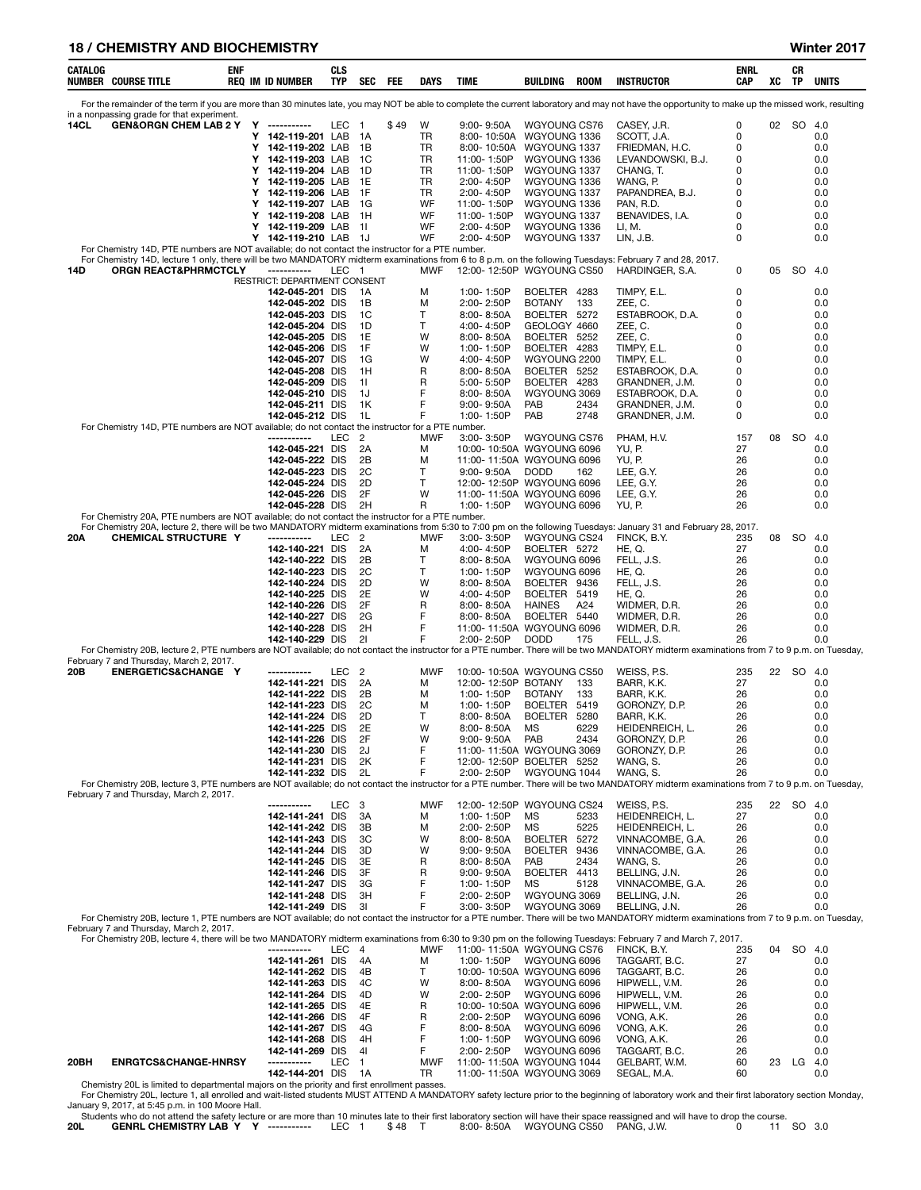## 18 / CHEMISTRY AND BIOCHEMISTRY — Winter 2017

| CATALOG NUMBER | COURSE TITLE | ENF REQ | IM | ID NUMBER | CLS TYP | SEC | FEE | DAYS | TIME | BUILDING | ROOM | INSTRUCTOR | ENRL CAP | XC | CR TP | UNITS |
|---|---|---|---|---|---|---|---|---|---|---|---|---|---|---|---|---|
| | For the remainder of the term if you are more than 30 minutes late, you may NOT be able to complete the current laboratory and may not have the opportunity to make up the missed work, resulting in a nonpassing grade for that experiment. | | | | | | | | | | | | | | | |
| 14CL | GEN&ORGN CHEM LAB 2 | Y | Y | ----------- | LEC | 1 | $49 | W | 9:00- 9:50A | WGYOUNG | CS76 | CASEY, J.R. | 0 | 02 | SO | 4.0 |
| | | | Y | 142-119-201 | LAB | 1A | | TR | 8:00- 10:50A | WGYOUNG | 1336 | SCOTT, J.A. | 0 | | | 0.0 |
| | | | Y | 142-119-202 | LAB | 1B | | TR | 8:00- 10:50A | WGYOUNG | 1337 | FRIEDMAN, H.C. | 0 | | | 0.0 |
| | | | Y | 142-119-203 | LAB | 1C | | TR | 11:00- 1:50P | WGYOUNG | 1336 | LEVANDOWSKI, B.J. | 0 | | | 0.0 |
| | | | Y | 142-119-204 | LAB | 1D | | TR | 11:00- 1:50P | WGYOUNG | 1337 | CHANG, T. | 0 | | | 0.0 |
| | | | Y | 142-119-205 | LAB | 1E | | TR | 2:00- 4:50P | WGYOUNG | 1336 | WANG, P. | 0 | | | 0.0 |
| | | | Y | 142-119-206 | LAB | 1F | | TR | 2:00- 4:50P | WGYOUNG | 1337 | PAPANDREA, B.J. | 0 | | | 0.0 |
| | | | Y | 142-119-207 | LAB | 1G | | WF | 11:00- 1:50P | WGYOUNG | 1336 | PAN, R.D. | 0 | | | 0.0 |
| | | | Y | 142-119-208 | LAB | 1H | | WF | 11:00- 1:50P | WGYOUNG | 1337 | BENAVIDES, I.A. | 0 | | | 0.0 |
| | | | Y | 142-119-209 | LAB | 1I | | WF | 2:00- 4:50P | WGYOUNG | 1336 | LI, M. | 0 | | | 0.0 |
| | | | Y | 142-119-210 | LAB | 1J | | WF | 2:00- 4:50P | WGYOUNG | 1337 | LIN, J.B. | 0 | | | 0.0 |
| | For Chemistry 14D, PTE numbers are NOT available; do not contact the instructor for a PTE number. | | | | | | | | | | | | | | | |
| | For Chemistry 14D, lecture 1 only, there will be two MANDATORY midterm examinations from 6 to 8 p.m. on the following Tuesdays: February 7 and 28, 2017. | | | | | | | | | | | | | | | |
| 14D | ORGN REACT&PHRMCTCLY | | | ----------- | LEC | 1 | | MWF | 12:00- 12:50P | WGYOUNG | CS50 | HARDINGER, S.A. | 0 | 05 | SO | 4.0 |
| | RESTRICT: DEPARTMENT CONSENT | | | | | | | | | | | | | | | |
| | | | | 142-045-201 | DIS | 1A | | M | 1:00- 1:50P | BOELTER | 4283 | TIMPY, E.L. | 0 | | | 0.0 |
| | | | | 142-045-202 | DIS | 1B | | M | 2:00- 2:50P | BOTANY | 133 | ZEE, C. | 0 | | | 0.0 |
| | | | | 142-045-203 | DIS | 1C | | T | 8:00- 8:50A | BOELTER | 5272 | ESTABROOK, D.A. | 0 | | | 0.0 |
| | | | | 142-045-204 | DIS | 1D | | T | 4:00- 4:50P | GEOLOGY | 4660 | ZEE, C. | 0 | | | 0.0 |
| | | | | 142-045-205 | DIS | 1E | | W | 8:00- 8:50A | BOELTER | 5252 | ZEE, C. | 0 | | | 0.0 |
| | | | | 142-045-206 | DIS | 1F | | W | 1:00- 1:50P | BOELTER | 4283 | TIMPY, E.L. | 0 | | | 0.0 |
| | | | | 142-045-207 | DIS | 1G | | W | 4:00- 4:50P | WGYOUNG | 2200 | TIMPY, E.L. | 0 | | | 0.0 |
| | | | | 142-045-208 | DIS | 1H | | R | 8:00- 8:50A | BOELTER | 5252 | ESTABROOK, D.A. | 0 | | | 0.0 |
| | | | | 142-045-209 | DIS | 1I | | R | 5:00- 5:50P | BOELTER | 4283 | GRANDNER, J.M. | 0 | | | 0.0 |
| | | | | 142-045-210 | DIS | 1J | | F | 8:00- 8:50A | WGYOUNG | 3069 | ESTABROOK, D.A. | 0 | | | 0.0 |
| | | | | 142-045-211 | DIS | 1K | | F | 9:00- 9:50A | PAB | 2434 | GRANDNER, J.M. | 0 | | | 0.0 |
| | | | | 142-045-212 | DIS | 1L | | F | 1:00- 1:50P | PAB | 2748 | GRANDNER, J.M. | 0 | | | 0.0 |
| | For Chemistry 14D, PTE numbers are NOT available; do not contact the instructor for a PTE number. | | | | | | | | | | | | | | | |
| | | | | ----------- | LEC | 2 | | MWF | 3:00- 3:50P | WGYOUNG | CS76 | PHAM, H.V. | 157 | 08 | SO | 4.0 |
| | | | | 142-045-221 | DIS | 2A | | M | 10:00- 10:50A | WGYOUNG | 6096 | YU, P. | 27 | | | 0.0 |
| | | | | 142-045-222 | DIS | 2B | | M | 11:00- 11:50A | WGYOUNG | 6096 | YU, P. | 26 | | | 0.0 |
| | | | | 142-045-223 | DIS | 2C | | T | 9:00- 9:50A | DODD | 162 | LEE, G.Y. | 26 | | | 0.0 |
| | | | | 142-045-224 | DIS | 2D | | T | 12:00- 12:50P | WGYOUNG | 6096 | LEE, G.Y. | 26 | | | 0.0 |
| | | | | 142-045-226 | DIS | 2F | | W | 11:00- 11:50A | WGYOUNG | 6096 | LEE, G.Y. | 26 | | | 0.0 |
| | | | | 142-045-228 | DIS | 2H | | R | 1:00- 1:50P | WGYOUNG | 6096 | YU, P. | 26 | | | 0.0 |
| | For Chemistry 20A, PTE numbers are NOT available; do not contact the instructor for a PTE number. | | | | | | | | | | | | | | | |
| | For Chemistry 20A, lecture 2, there will be two MANDATORY midterm examinations from 5:30 to 7:00 pm on the following Tuesdays: January 31 and February 28, 2017. | | | | | | | | | | | | | | | |
| 20A | CHEMICAL STRUCTURE | Y | | ----------- | LEC | 2 | | MWF | 3:00- 3:50P | WGYOUNG | CS24 | FINCK, B.Y. | 235 | 08 | SO | 4.0 |
| | | | | 142-140-221 | DIS | 2A | | M | 4:00- 4:50P | BOELTER | 5272 | HE, Q. | 27 | | | 0.0 |
| | | | | 142-140-222 | DIS | 2B | | T | 8:00- 8:50A | WGYOUNG | 6096 | FELL, J.S. | 26 | | | 0.0 |
| | | | | 142-140-223 | DIS | 2C | | T | 1:00- 1:50P | WGYOUNG | 6096 | HE, Q. | 26 | | | 0.0 |
| | | | | 142-140-224 | DIS | 2D | | W | 8:00- 8:50A | BOELTER | 9436 | FELL, J.S. | 26 | | | 0.0 |
| | | | | 142-140-225 | DIS | 2E | | W | 4:00- 4:50P | BOELTER | 5419 | HE, Q. | 26 | | | 0.0 |
| | | | | 142-140-226 | DIS | 2F | | R | 8:00- 8:50A | HAINES | A24 | WIDMER, D.R. | 26 | | | 0.0 |
| | | | | 142-140-227 | DIS | 2G | | F | 8:00- 8:50A | BOELTER | 5440 | WIDMER, D.R. | 26 | | | 0.0 |
| | | | | 142-140-228 | DIS | 2H | | F | 11:00- 11:50A | WGYOUNG | 6096 | WIDMER, D.R. | 26 | | | 0.0 |
| | | | | 142-140-229 | DIS | 2I | | F | 2:00- 2:50P | DODD | 175 | FELL, J.S. | 26 | | | 0.0 |
| | For Chemistry 20B, lecture 2, PTE numbers are NOT available; do not contact the instructor for a PTE number. There will be two MANDATORY midterm examinations from 7 to 9 p.m. on Tuesday, February 7 and Thursday, March 2, 2017. | | | | | | | | | | | | | | | |
| 20B | ENERGETICS&CHANGE | Y | | ----------- | LEC | 2 | | MWF | 10:00- 10:50A | WGYOUNG | CS50 | WEISS, P.S. | 235 | 22 | SO | 4.0 |
| | | | | 142-141-221 | DIS | 2A | | M | 12:00- 12:50P | BOTANY | 133 | BARR, K.K. | 27 | | | 0.0 |
| | | | | 142-141-222 | DIS | 2B | | M | 1:00- 1:50P | BOTANY | 133 | BARR, K.K. | 26 | | | 0.0 |
| | | | | 142-141-223 | DIS | 2C | | M | 1:00- 1:50P | BOELTER | 5419 | GORONZY, D.P. | 26 | | | 0.0 |
| | | | | 142-141-224 | DIS | 2D | | T | 8:00- 8:50A | BOELTER | 5280 | BARR, K.K. | 26 | | | 0.0 |
| | | | | 142-141-225 | DIS | 2E | | W | 8:00- 8:50A | MS | 6229 | HEIDENREICH, L. | 26 | | | 0.0 |
| | | | | 142-141-226 | DIS | 2F | | W | 9:00- 9:50A | PAB | 2434 | GORONZY, D.P. | 26 | | | 0.0 |
| | | | | 142-141-230 | DIS | 2J | | F | 11:00- 11:50A | WGYOUNG | 3069 | GORONZY, D.P. | 26 | | | 0.0 |
| | | | | 142-141-231 | DIS | 2K | | F | 12:00- 12:50P | BOELTER | 5252 | WANG, S. | 26 | | | 0.0 |
| | | | | 142-141-232 | DIS | 2L | | F | 2:00- 2:50P | WGYOUNG | 1044 | WANG, S. | 26 | | | 0.0 |
| | For Chemistry 20B, lecture 3, PTE numbers are NOT available; do not contact the instructor for a PTE number. There will be two MANDATORY midterm examinations from 7 to 9 p.m. on Tuesday, February 7 and Thursday, March 2, 2017. | | | | | | | | | | | | | | | |
| | | | | ----------- | LEC | 3 | | MWF | 12:00- 12:50P | WGYOUNG | CS24 | WEISS, P.S. | 235 | 22 | SO | 4.0 |
| | | | | 142-141-241 | DIS | 3A | | M | 1:00- 1:50P | MS | 5233 | HEIDENREICH, L. | 27 | | | 0.0 |
| | | | | 142-141-242 | DIS | 3B | | M | 2:00- 2:50P | MS | 5225 | HEIDENREICH, L. | 26 | | | 0.0 |
| | | | | 142-141-243 | DIS | 3C | | W | 8:00- 8:50A | BOELTER | 5272 | VINNACOMBE, G.A. | 26 | | | 0.0 |
| | | | | 142-141-244 | DIS | 3D | | W | 9:00- 9:50A | BOELTER | 9436 | VINNACOMBE, G.A. | 26 | | | 0.0 |
| | | | | 142-141-245 | DIS | 3E | | R | 8:00- 8:50A | PAB | 2434 | WANG, S. | 26 | | | 0.0 |
| | | | | 142-141-246 | DIS | 3F | | R | 9:00- 9:50A | BOELTER | 4413 | BELLING, J.N. | 26 | | | 0.0 |
| | | | | 142-141-247 | DIS | 3G | | F | 1:00- 1:50P | MS | 5128 | VINNACOMBE, G.A. | 26 | | | 0.0 |
| | | | | 142-141-248 | DIS | 3H | | F | 2:00- 2:50P | WGYOUNG | 3069 | BELLING, J.N. | 26 | | | 0.0 |
| | | | | 142-141-249 | DIS | 3I | | F | 3:00- 3:50P | WGYOUNG | 3069 | BELLING, J.N. | 26 | | | 0.0 |
| | For Chemistry 20B, lecture 1, PTE numbers are NOT available; do not contact the instructor for a PTE number. There will be two MANDATORY midterm examinations from 7 to 9 p.m. on Tuesday, February 7 and Thursday, March 2, 2017. | | | | | | | | | | | | | | | |
| | For Chemistry 20B, lecture 4, there will be two MANDATORY midterm examinations from 6:30 to 9:30 pm on the following Tuesdays: February 7 and March 7, 2017. | | | | | | | | | | | | | | | |
| | | | | ----------- | LEC | 4 | | MWF | 11:00- 11:50A | WGYOUNG | CS76 | FINCK, B.Y. | 235 | 04 | SO | 4.0 |
| | | | | 142-141-261 | DIS | 4A | | M | 1:00- 1:50P | WGYOUNG | 6096 | TAGGART, B.C. | 27 | | | 0.0 |
| | | | | 142-141-262 | DIS | 4B | | T | 10:00- 10:50A | WGYOUNG | 6096 | TAGGART, B.C. | 26 | | | 0.0 |
| | | | | 142-141-263 | DIS | 4C | | W | 8:00- 8:50A | WGYOUNG | 6096 | HIPWELL, V.M. | 26 | | | 0.0 |
| | | | | 142-141-264 | DIS | 4D | | W | 2:00- 2:50P | WGYOUNG | 6096 | HIPWELL, V.M. | 26 | | | 0.0 |
| | | | | 142-141-265 | DIS | 4E | | R | 10:00- 10:50A | WGYOUNG | 6096 | HIPWELL, V.M. | 26 | | | 0.0 |
| | | | | 142-141-266 | DIS | 4F | | R | 2:00- 2:50P | WGYOUNG | 6096 | VONG, A.K. | 26 | | | 0.0 |
| | | | | 142-141-267 | DIS | 4G | | F | 8:00- 8:50A | WGYOUNG | 6096 | VONG, A.K. | 26 | | | 0.0 |
| | | | | 142-141-268 | DIS | 4H | | F | 1:00- 1:50P | WGYOUNG | 6096 | VONG, A.K. | 26 | | | 0.0 |
| | | | | 142-141-269 | DIS | 4I | | F | 2:00- 2:50P | WGYOUNG | 6096 | TAGGART, B.C. | 26 | | | 0.0 |
| 20BH | ENRGTCS&CHANGE-HNRSY | | | ----------- | LEC | 1 | | MWF | 11:00- 11:50A | WGYOUNG | 1044 | GELBART, W.M. | 60 | 23 | LG | 4.0 |
| | | | | 142-144-201 | DIS | 1A | | TR | 11:00- 11:50A | WGYOUNG | 3069 | SEGAL, M.A. | 60 | | | 0.0 |
| | Chemistry 20L is limited to departmental majors on the priority and first enrollment passes. | | | | | | | | | | | | | | | |
| | For Chemistry 20L, lecture 1, all enrolled and wait-listed students MUST ATTEND A MANDATORY safety lecture prior to the beginning of laboratory work and their first laboratory section Monday, January 9, 2017, at 5:45 p.m. in 100 Moore Hall. | | | | | | | | | | | | | | | |
| | Students who do not attend the safety lecture or are more than 10 minutes late to their first laboratory section will have their space reassigned and will have to drop the course. | | | | | | | | | | | | | | | |
| 20L | GENRL CHEMISTRY LAB Y | Y | | ----------- | LEC | 1 | $48 | T | 8:00- 8:50A | WGYOUNG | CS50 | PANG, J.W. | 0 | 11 | SO | 3.0 |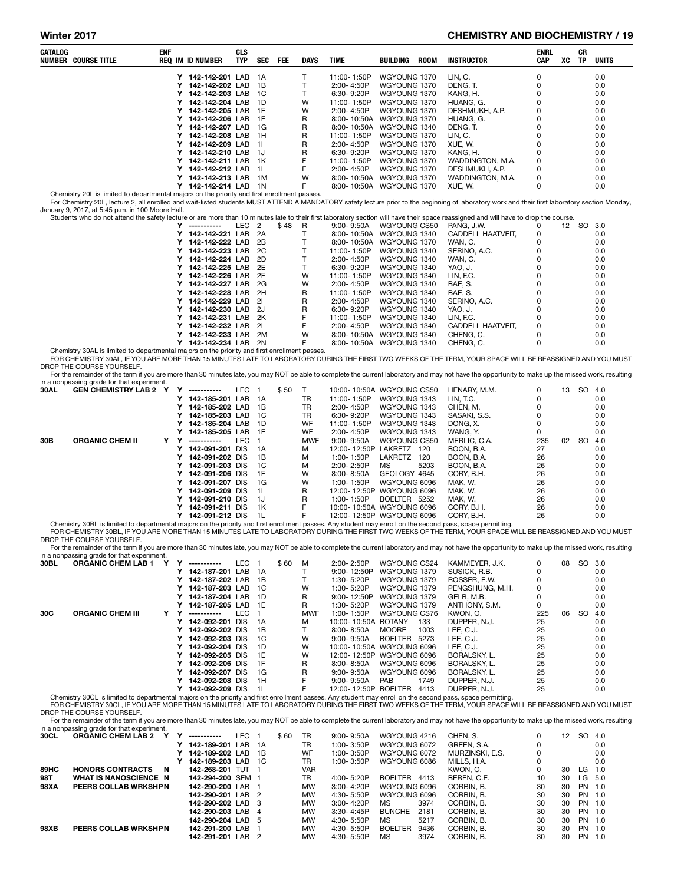| CATALOG NUMBER | COURSE TITLE | ENF REQ | IM | ID NUMBER | CLS TYP | SEC | FEE | DAYS | TIME | BUILDING | ROOM | INSTRUCTOR | ENRL CAP | XC | CR TP | UNITS |
|---|---|---|---|---|---|---|---|---|---|---|---|---|---|---|---|---|
| | | | Y | 142-142-201 | LAB | 1A | | T | 11:00- 1:50P | WGYOUNG | 1370 | LIN, C. | 0 | | | 0.0 |
| | | | Y | 142-142-202 | LAB | 1B | | T | 2:00- 4:50P | WGYOUNG | 1370 | DENG, T. | 0 | | | 0.0 |
| | | | Y | 142-142-203 | LAB | 1C | | T | 6:30- 9:20P | WGYOUNG | 1370 | KANG, H. | 0 | | | 0.0 |
| | | | Y | 142-142-204 | LAB | 1D | | W | 11:00- 1:50P | WGYOUNG | 1370 | HUANG, G. | 0 | | | 0.0 |
| | | | Y | 142-142-205 | LAB | 1E | | W | 2:00- 4:50P | WGYOUNG | 1370 | DESHMUKH, A.P. | 0 | | | 0.0 |
| | | | Y | 142-142-206 | LAB | 1F | | R | 8:00- 10:50A | WGYOUNG | 1370 | HUANG, G. | 0 | | | 0.0 |
| | | | Y | 142-142-207 | LAB | 1G | | R | 8:00- 10:50A | WGYOUNG | 1340 | DENG, T. | 0 | | | 0.0 |
| | | | Y | 142-142-208 | LAB | 1H | | R | 11:00- 1:50P | WGYOUNG | 1370 | LIN, C. | 0 | | | 0.0 |
| | | | Y | 142-142-209 | LAB | 1I | | R | 2:00- 4:50P | WGYOUNG | 1370 | XUE, W. | 0 | | | 0.0 |
| | | | Y | 142-142-210 | LAB | 1J | | R | 6:30- 9:20P | WGYOUNG | 1370 | KANG, H. | 0 | | | 0.0 |
| | | | Y | 142-142-211 | LAB | 1K | | F | 11:00- 1:50P | WGYOUNG | 1370 | WADDINGTON, M.A. | 0 | | | 0.0 |
| | | | Y | 142-142-212 | LAB | 1L | | F | 2:00- 4:50P | WGYOUNG | 1370 | DESHMUKH, A.P. | 0 | | | 0.0 |
| | | | Y | 142-142-213 | LAB | 1M | | W | 8:00- 10:50A | WGYOUNG | 1370 | WADDINGTON, M.A. | 0 | | | 0.0 |
| | | | Y | 142-142-214 | LAB | 1N | | F | 8:00- 10:50A | WGYOUNG | 1370 | XUE, W. | 0 | | | 0.0 |

Chemistry 20L is limited to departmental majors on the priority and first enrollment passes.

For Chemistry 20L, lecture 2, all enrolled and wait-listed students MUST ATTEND A MANDATORY safety lecture prior to the beginning of laboratory work and their first laboratory section Monday, January 9, 2017, at 5:45 p.m. in 100 Moore Hall.

Students who do not attend the safety lecture or are more than 10 minutes late to their first laboratory section will have their space reassigned and will have to drop the course.

| CATALOG NUMBER | COURSE TITLE | ENF REQ | IM | ID NUMBER | CLS TYP | SEC | FEE | DAYS | TIME | BUILDING | ROOM | INSTRUCTOR | ENRL CAP | XC | CR TP | UNITS |
|---|---|---|---|---|---|---|---|---|---|---|---|---|---|---|---|---|
| | | | Y | ----------- | LEC | 2 | $48 | R | 9:00- 9:50A | WGYOUNG | CS50 | PANG, J.W. | 0 | 12 | SO | 3.0 |
| | | | Y | 142-142-221 | LAB | 2A | | T | 8:00- 10:50A | WGYOUNG | 1340 | CADDELL HAATVEIT, | 0 | | | 0.0 |
| | | | Y | 142-142-222 | LAB | 2B | | T | 8:00- 10:50A | WGYOUNG | 1370 | WAN, C. | 0 | | | 0.0 |
| | | | Y | 142-142-223 | LAB | 2C | | T | 11:00- 1:50P | WGYOUNG | 1340 | SERINO, A.C. | 0 | | | 0.0 |
| | | | Y | 142-142-224 | LAB | 2D | | T | 2:00- 4:50P | WGYOUNG | 1340 | WAN, C. | 0 | | | 0.0 |
| | | | Y | 142-142-225 | LAB | 2E | | T | 6:30- 9:20P | WGYOUNG | 1340 | YAO, J. | 0 | | | 0.0 |
| | | | Y | 142-142-226 | LAB | 2F | | W | 11:00- 1:50P | WGYOUNG | 1340 | LIN, F.C. | 0 | | | 0.0 |
| | | | Y | 142-142-227 | LAB | 2G | | W | 2:00- 4:50P | WGYOUNG | 1340 | BAE, S. | 0 | | | 0.0 |
| | | | Y | 142-142-228 | LAB | 2H | | R | 11:00- 1:50P | WGYOUNG | 1340 | BAE, S. | 0 | | | 0.0 |
| | | | Y | 142-142-229 | LAB | 2I | | R | 2:00- 4:50P | WGYOUNG | 1340 | SERINO, A.C. | 0 | | | 0.0 |
| | | | Y | 142-142-230 | LAB | 2J | | R | 6:30- 9:20P | WGYOUNG | 1340 | YAO, J. | 0 | | | 0.0 |
| | | | Y | 142-142-231 | LAB | 2K | | F | 11:00- 1:50P | WGYOUNG | 1340 | LIN, F.C. | 0 | | | 0.0 |
| | | | Y | 142-142-232 | LAB | 2L | | F | 2:00- 4:50P | WGYOUNG | 1340 | CADDELL HAATVEIT, | 0 | | | 0.0 |
| | | | Y | 142-142-233 | LAB | 2M | | W | 8:00- 10:50A | WGYOUNG | 1340 | CHENG, C. | 0 | | | 0.0 |
| | | | Y | 142-142-234 | LAB | 2N | | F | 8:00- 10:50A | WGYOUNG | 1340 | CHENG, C. | 0 | | | 0.0 |

Chemistry 30AL is limited to departmental majors on the priority and first enrollment passes.

FOR CHEMISTRY 30AL, IF YOU ARE MORE THAN 15 MINUTES LATE TO LABORATORY DURING THE FIRST TWO WEEKS OF THE TERM, YOUR SPACE WILL BE REASSIGNED AND YOU MUST DROP THE COURSE YOURSELF.

For the remainder of the term if you are more than 30 minutes late, you may NOT be able to complete the current laboratory and may not have the opportunity to make up the missed work, resulting in a nonpassing grade for that experiment.

| CATALOG NUMBER | COURSE TITLE | ENF REQ | IM | ID NUMBER | CLS TYP | SEC | FEE | DAYS | TIME | BUILDING | ROOM | INSTRUCTOR | ENRL CAP | XC | CR TP | UNITS |
|---|---|---|---|---|---|---|---|---|---|---|---|---|---|---|---|---|
| **30AL** | **GEN CHEMISTRY LAB 2** | Y | Y | ----------- | LEC | 1 | $50 | T | 10:00- 10:50A | WGYOUNG | CS50 | HENARY, M.M. | 0 | 13 | SO | 4.0 |
| | | | Y | 142-185-201 | LAB | 1A | | TR | 11:00- 1:50P | WGYOUNG | 1343 | LIN, T.C. | 0 | | | 0.0 |
| | | | Y | 142-185-202 | LAB | 1B | | TR | 2:00- 4:50P | WGYOUNG | 1343 | CHEN, M. | 0 | | | 0.0 |
| | | | Y | 142-185-203 | LAB | 1C | | TR | 6:30- 9:20P | WGYOUNG | 1343 | SASAKI, S.S. | 0 | | | 0.0 |
| | | | Y | 142-185-204 | LAB | 1D | | WF | 11:00- 1:50P | WGYOUNG | 1343 | DONG, X. | 0 | | | 0.0 |
| | | | Y | 142-185-205 | LAB | 1E | | WF | 2:00- 4:50P | WGYOUNG | 1343 | WANG, Y. | 0 | | | 0.0 |
| **30B** | **ORGANIC CHEM II** | Y | Y | ----------- | LEC | 1 | | MWF | 9:00- 9:50A | WGYOUNG | CS50 | MERLIC, C.A. | 235 | 02 | SO | 4.0 |
| | | | Y | 142-091-201 | DIS | 1A | | M | 12:00- 12:50P | LAKRETZ | 120 | BOON, B.A. | 27 | | | 0.0 |
| | | | Y | 142-091-202 | DIS | 1B | | M | 1:00- 1:50P | LAKRETZ | 120 | BOON, B.A. | 26 | | | 0.0 |
| | | | Y | 142-091-203 | DIS | 1C | | M | 2:00- 2:50P | MS | 5203 | BOON, B.A. | 26 | | | 0.0 |
| | | | Y | 142-091-206 | DIS | 1F | | W | 8:00- 8:50A | GEOLOGY | 4645 | CORY, B.H. | 26 | | | 0.0 |
| | | | Y | 142-091-207 | DIS | 1G | | W | 1:00- 1:50P | WGYOUNG | 6096 | MAK, W. | 26 | | | 0.0 |
| | | | Y | 142-091-209 | DIS | 1I | | R | 12:00- 12:50P | WGYOUNG | 6096 | MAK, W. | 26 | | | 0.0 |
| | | | Y | 142-091-210 | DIS | 1J | | R | 1:00- 1:50P | BOELTER | 5252 | MAK, W. | 26 | | | 0.0 |
| | | | Y | 142-091-211 | DIS | 1K | | F | 10:00- 10:50A | WGYOUNG | 6096 | CORY, B.H. | 26 | | | 0.0 |
| | | | Y | 142-091-212 | DIS | 1L | | F | 12:00- 12:50P | WGYOUNG | 6096 | CORY, B.H. | 26 | | | 0.0 |

Chemistry 30BL is limited to departmental majors on the priority and first enrollment passes. Any student may enroll on the second pass, space permitting.

FOR CHEMISTRY 30BL, IF YOU ARE MORE THAN 15 MINUTES LATE TO LABORATORY DURING THE FIRST TWO WEEKS OF THE TERM, YOUR SPACE WILL BE REASSIGNED AND YOU MUST DROP THE COURSE YOURSELF.

For the remainder of the term if you are more than 30 minutes late, you may NOT be able to complete the current laboratory and may not have the opportunity to make up the missed work, resulting in a nonpassing grade for that experiment.

| CATALOG NUMBER | COURSE TITLE | ENF REQ | IM | ID NUMBER | CLS TYP | SEC | FEE | DAYS | TIME | BUILDING | ROOM | INSTRUCTOR | ENRL CAP | XC | CR TP | UNITS |
|---|---|---|---|---|---|---|---|---|---|---|---|---|---|---|---|---|
| **30BL** | **ORGANIC CHEM LAB 1** | Y | Y | ----------- | LEC | 1 | $60 | M | 2:00- 2:50P | WGYOUNG | CS24 | KAMMEYER, J.K. | 0 | 08 | SO | 3.0 |
| | | | Y | 142-187-201 | LAB | 1A | | T | 9:00- 12:50P | WGYOUNG | 1379 | SUSICK, R.B. | 0 | | | 0.0 |
| | | | Y | 142-187-202 | LAB | 1B | | T | 1:30- 5:20P | WGYOUNG | 1379 | ROSSER, E.W. | 0 | | | 0.0 |
| | | | Y | 142-187-203 | LAB | 1C | | W | 1:30- 5:20P | WGYOUNG | 1379 | PENGSHUNG, M.H. | 0 | | | 0.0 |
| | | | Y | 142-187-204 | LAB | 1D | | R | 9:00- 12:50P | WGYOUNG | 1379 | GELB, M.B. | 0 | | | 0.0 |
| | | | Y | 142-187-205 | LAB | 1E | | R | 1:30- 5:20P | WGYOUNG | 1379 | ANTHONY, S.M. | 0 | | | 0.0 |
| **30C** | **ORGANIC CHEM III** | Y | Y | ----------- | LEC | 1 | | MWF | 1:00- 1:50P | WGYOUNG | CS76 | KWON, O. | 225 | 06 | SO | 4.0 |
| | | | Y | 142-092-201 | DIS | 1A | | M | 10:00- 10:50A | BOTANY | 133 | DUPPER, N.J. | 25 | | | 0.0 |
| | | | Y | 142-092-202 | DIS | 1B | | T | 8:00- 8:50A | MOORE | 1003 | LEE, C.J. | 25 | | | 0.0 |
| | | | Y | 142-092-203 | DIS | 1C | | W | 9:00- 9:50A | BOELTER | 5273 | LEE, C.J. | 25 | | | 0.0 |
| | | | Y | 142-092-204 | DIS | 1D | | W | 10:00- 10:50A | WGYOUNG | 6096 | LEE, C.J. | 25 | | | 0.0 |
| | | | Y | 142-092-205 | DIS | 1E | | W | 12:00- 12:50P | WGYOUNG | 6096 | BORALSKY, L. | 25 | | | 0.0 |
| | | | Y | 142-092-206 | DIS | 1F | | R | 8:00- 8:50A | WGYOUNG | 6096 | BORALSKY, L. | 25 | | | 0.0 |
| | | | Y | 142-092-207 | DIS | 1G | | R | 9:00- 9:50A | WGYOUNG | 6096 | BORALSKY, L. | 25 | | | 0.0 |
| | | | Y | 142-092-208 | DIS | 1H | | F | 9:00- 9:50A | PAB | 1749 | DUPPER, N.J. | 25 | | | 0.0 |
| | | | Y | 142-092-209 | DIS | 1I | | F | 12:00- 12:50P | BOELTER | 4413 | DUPPER, N.J. | 25 | | | 0.0 |

Chemistry 30CL is limited to departmental majors on the priority and first enrollment passes. Any student may enroll on the second pass, space permitting.

FOR CHEMISTRY 30CL, IF YOU ARE MORE THAN 15 MINUTES LATE TO LABORATORY DURING THE FIRST TWO WEEKS OF THE TERM, YOUR SPACE WILL BE REASSIGNED AND YOU MUST DROP THE COURSE YOURSELF.

For the remainder of the term if you are more than 30 minutes late, you may NOT be able to complete the current laboratory and may not have the opportunity to make up the missed work, resulting in a nonpassing grade for that experiment.

| CATALOG NUMBER | COURSE TITLE | ENF REQ | IM | ID NUMBER | CLS TYP | SEC | FEE | DAYS | TIME | BUILDING | ROOM | INSTRUCTOR | ENRL CAP | XC | CR TP | UNITS |
|---|---|---|---|---|---|---|---|---|---|---|---|---|---|---|---|---|
| **30CL** | **ORGANIC CHEM LAB 2** | Y | Y | ----------- | LEC | 1 | $60 | TR | 9:00- 9:50A | WGYOUNG | 4216 | CHEN, S. | 0 | 12 | SO | 4.0 |
| | | | Y | 142-189-201 | LAB | 1A | | TR | 1:00- 3:50P | WGYOUNG | 6072 | GREEN, S.A. | 0 | | | 0.0 |
| | | | Y | 142-189-202 | LAB | 1B | | WF | 1:00- 3:50P | WGYOUNG | 6072 | MURZINSKI, E.S. | 0 | | | 0.0 |
| | | | Y | 142-189-203 | LAB | 1C | | TR | 1:00- 3:50P | WGYOUNG | 6086 | MILLS, H.A. | 0 | | | 0.0 |
| **89HC** | **HONORS CONTRACTS** | N | | 142-268-201 | TUT | 1 | | VAR | | | | KWON, O. | 0 | 30 | LG | 1.0 |
| **98T** | **WHAT IS NANOSCIENCE** | N | | 142-294-200 | SEM | 1 | | TR | 4:00- 5:20P | BOELTER | 4413 | BEREN, C.E. | 10 | 30 | LG | 5.0 |
| **98XA** | **PEERS COLLAB WRKSHP** | N | | 142-290-200 | LAB | 1 | | MW | 3:00- 4:20P | WGYOUNG | 6096 | CORBIN, B. | 30 | 30 | PN | 1.0 |
| | | | | 142-290-201 | LAB | 2 | | MW | 4:30- 5:50P | WGYOUNG | 6096 | CORBIN, B. | 30 | 30 | PN | 1.0 |
| | | | | 142-290-202 | LAB | 3 | | MW | 3:00- 4:20P | MS | 3974 | CORBIN, B. | 30 | 30 | PN | 1.0 |
| | | | | 142-290-203 | LAB | 4 | | MW | 3:30- 4:45P | BUNCHE | 2181 | CORBIN, B. | 30 | 30 | PN | 1.0 |
| | | | | 142-290-204 | LAB | 5 | | MW | 4:30- 5:50P | MS | 5217 | CORBIN, B. | 30 | 30 | PN | 1.0 |
| **98XB** | **PEERS COLLAB WRKSHP** | N | | 142-291-200 | LAB | 1 | | MW | 4:30- 5:50P | BOELTER | 9436 | CORBIN, B. | 30 | 30 | PN | 1.0 |
| | | | | 142-291-201 | LAB | 2 | | MW | 4:30- 5:50P | MS | 3974 | CORBIN, B. | 30 | 30 | PN | 1.0 |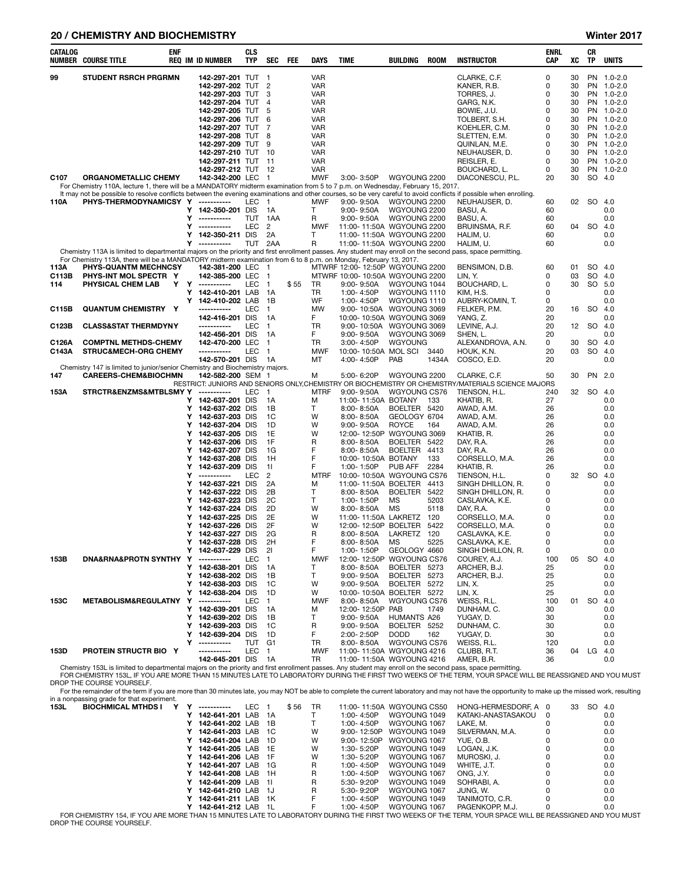## 20 / CHEMISTRY AND BIOCHEMISTRY — Winter 2017

| CATALOG NUMBER | COURSE TITLE | ENF REQ | IM | ID NUMBER | CLS TYP | SEC | FEE | DAYS | TIME | BUILDING | ROOM | INSTRUCTOR | ENRL CAP | XC | CR TP | UNITS |
|---|---|---|---|---|---|---|---|---|---|---|---|---|---|---|---|---|
| 99 | STUDENT RSRCH PRGRMN | | | 142-297-201 | TUT | 1 | | VAR | | | | CLARKE, C.F. | 0 | 30 | PN | 1.0-2.0 |
| | | | | 142-297-202 | TUT | 2 | | VAR | | | | KANER, R.B. | 0 | 30 | PN | 1.0-2.0 |
| | | | | 142-297-203 | TUT | 3 | | VAR | | | | TORRES, J. | 0 | 30 | PN | 1.0-2.0 |
| | | | | 142-297-204 | TUT | 4 | | VAR | | | | GARG, N.K. | 0 | 30 | PN | 1.0-2.0 |
| | | | | 142-297-205 | TUT | 5 | | VAR | | | | BOWIE, J.U. | 0 | 30 | PN | 1.0-2.0 |
| | | | | 142-297-206 | TUT | 6 | | VAR | | | | TOLBERT, S.H. | 0 | 30 | PN | 1.0-2.0 |
| | | | | 142-297-207 | TUT | 7 | | VAR | | | | KOEHLER, C.M. | 0 | 30 | PN | 1.0-2.0 |
| | | | | 142-297-208 | TUT | 8 | | VAR | | | | SLETTEN, E.M. | 0 | 30 | PN | 1.0-2.0 |
| | | | | 142-297-209 | TUT | 9 | | VAR | | | | QUINLAN, M.E. | 0 | 30 | PN | 1.0-2.0 |
| | | | | 142-297-210 | TUT | 10 | | VAR | | | | NEUHAUSER, D. | 0 | 30 | PN | 1.0-2.0 |
| | | | | 142-297-211 | TUT | 11 | | VAR | | | | REISLER, E. | 0 | 30 | PN | 1.0-2.0 |
| | | | | 142-297-212 | TUT | 12 | | VAR | | | | BOUCHARD, L. | 0 | 30 | PN | 1.0-2.0 |
| C107 | ORGANOMETALLIC CHEMY | | | 142-342-200 | LEC | 1 | | MWF | 3:00- 3:50P | WGYOUNG | 2200 | DIACONESCU, P.L. | 20 | 30 | SO | 4.0 |

For Chemistry 110A, lecture 1, there will be a MANDATORY midterm examination from 5 to 7 p.m. on Wednesday, February 15, 2017.
It may not be possible to resolve conflicts between the evening examinations and other courses, so be very careful to avoid conflicts if possible when enrolling.

| CATALOG NUMBER | COURSE TITLE | ENF REQ | IM | ID NUMBER | CLS TYP | SEC | FEE | DAYS | TIME | BUILDING | ROOM | INSTRUCTOR | ENRL CAP | XC | CR TP | UNITS |
|---|---|---|---|---|---|---|---|---|---|---|---|---|---|---|---|---|
| 110A | PHYS-THERMODYNAMICSY | Y | | ----------- | LEC | 1 | | MWF | 9:00- 9:50A | WGYOUNG | 2200 | NEUHAUSER, D. | 60 | 02 | SO | 4.0 |
| | | | Y | 142-350-201 | DIS | 1A | | T | 9:00- 9:50A | WGYOUNG | 2200 | BASU, A. | 60 | | | 0.0 |
| | | | Y | ----------- | TUT | 1AA | | R | 9:00- 9:50A | WGYOUNG | 2200 | BASU, A. | 60 | | | 0.0 |
| | | | Y | ----------- | LEC | 2 | | MWF | 11:00- 11:50A | WGYOUNG | 2200 | BRUINSMA, R.F. | 60 | 04 | SO | 4.0 |
| | | | Y | 142-350-211 | DIS | 2A | | T | 11:00- 11:50A | WGYOUNG | 2200 | HALIM, U. | 60 | | | 0.0 |
| | | | Y | ----------- | TUT | 2AA | | R | 11:00- 11:50A | WGYOUNG | 2200 | HALIM, U. | 60 | | | 0.0 |

Chemistry 113A is limited to departmental majors on the priority and first enrollment passes. Any student may enroll on the second pass, space permitting.
For Chemistry 113A, there will be a MANDATORY midterm examination from 6 to 8 p.m. on Monday, February 13, 2017.

| CATALOG NUMBER | COURSE TITLE | ENF REQ | IM | ID NUMBER | CLS TYP | SEC | FEE | DAYS | TIME | BUILDING | ROOM | INSTRUCTOR | ENRL CAP | XC | CR TP | UNITS |
|---|---|---|---|---|---|---|---|---|---|---|---|---|---|---|---|---|
| 113A | PHYS-QUANTM MECHNCSY | | | 142-381-200 | LEC | 1 | | MTWRF | 12:00- 12:50P | WGYOUNG | 2200 | BENSIMON, D.B. | 60 | 01 | SO | 4.0 |
| C113B | PHYS-INT MOL SPECTR | Y | | 142-385-200 | LEC | 1 | | MTWRF | 10:00- 10:50A | WGYOUNG | 2200 | LIN, Y. | 0 | 03 | SO | 4.0 |
| 114 | PHYSICAL CHEM LAB | Y | Y | ----------- | LEC | 1 | $55 | TR | 9:00- 9:50A | WGYOUNG | 1044 | BOUCHARD, L. | 0 | 30 | SO | 5.0 |
| | | | Y | 142-410-201 | LAB | 1A | | TR | 1:00- 4:50P | WGYOUNG | 1110 | KIM, H.S. | 0 | | | 0.0 |
| | | | Y | 142-410-202 | LAB | 1B | | WF | 1:00- 4:50P | WGYOUNG | 1110 | AUBRY-KOMIN, T. | 0 | | | 0.0 |
| C115B | QUANTUM CHEMISTRY | Y | | ----------- | LEC | 1 | | MW | 9:00- 10:50A | WGYOUNG | 3069 | FELKER, P.M. | 20 | 16 | SO | 4.0 |
| | | | | 142-416-201 | DIS | 1A | | F | 10:00- 10:50A | WGYOUNG | 3069 | YANG, Z. | 20 | | | 0.0 |
| C123B | CLASS&STAT THERMDYNY | | | ----------- | LEC | 1 | | TR | 9:00- 10:50A | WGYOUNG | 3069 | LEVINE, A.J. | 20 | 12 | SO | 4.0 |
| | | | | 142-456-201 | DIS | 1A | | F | 9:00- 9:50A | WGYOUNG | 3069 | SHEN, L. | 20 | | | 0.0 |
| C126A | COMPTNL METHDS-CHEMY | | | 142-470-200 | LEC | 1 | | TR | 3:00- 4:50P | WGYOUNG | | ALEXANDROVA, A.N. | 0 | 30 | SO | 4.0 |
| C143A | STRUC&MECH-ORG CHEMY | | | ----------- | LEC | 1 | | MWF | 10:00- 10:50A | MOL SCI | 3440 | HOUK, K.N. | 20 | 03 | SO | 4.0 |
| | | | | 142-570-201 | DIS | 1A | | MT | 4:00- 4:50P | PAB | 1434A | COSCO, E.D. | 20 | | | 0.0 |

Chemistry 147 is limited to junior/senior Chemistry and Biochemistry majors.

| CATALOG NUMBER | COURSE TITLE | ENF REQ | IM | ID NUMBER | CLS TYP | SEC | FEE | DAYS | TIME | BUILDING | ROOM | INSTRUCTOR | ENRL CAP | XC | CR TP | UNITS |
|---|---|---|---|---|---|---|---|---|---|---|---|---|---|---|---|---|
| 147 | CAREERS-CHEM&BIOCHMN | | | 142-582-200 | SEM | 1 | | M | 5:00- 6:20P | WGYOUNG | 2200 | CLARKE, C.F. | 50 | 30 | PN | 2.0 |

RESTRICT: JUNIORS AND SENIORS ONLY,CHEMISTRY OR BIOCHEMISTRY OR CHEMISTRY/MATERIALS SCIENCE MAJORS

| CATALOG NUMBER | COURSE TITLE | ENF REQ | IM | ID NUMBER | CLS TYP | SEC | FEE | DAYS | TIME | BUILDING | ROOM | INSTRUCTOR | ENRL CAP | XC | CR TP | UNITS |
|---|---|---|---|---|---|---|---|---|---|---|---|---|---|---|---|---|
| 153A | STRCTR&ENZMS&MTBLSMY | Y | | ----------- | LEC | 1 | | MTRF | 9:00- 9:50A | WGYOUNG | CS76 | TIENSON, H.L. | 240 | 32 | SO | 4.0 |
| | | | Y | 142-637-201 | DIS | 1A | | M | 11:00- 11:50A | BOTANY | 133 | KHATIB, R. | 27 | | | 0.0 |
| | | | Y | 142-637-202 | DIS | 1B | | T | 8:00- 8:50A | BOELTER | 5420 | AWAD, A.M. | 26 | | | 0.0 |
| | | | Y | 142-637-203 | DIS | 1C | | W | 8:00- 8:50A | GEOLOGY | 6704 | AWAD, A.M. | 26 | | | 0.0 |
| | | | Y | 142-637-204 | DIS | 1D | | W | 9:00- 9:50A | ROYCE | 164 | AWAD, A.M. | 26 | | | 0.0 |
| | | | Y | 142-637-205 | DIS | 1E | | W | 12:00- 12:50P | WGYOUNG | 3069 | KHATIB, R. | 26 | | | 0.0 |
| | | | Y | 142-637-206 | DIS | 1F | | R | 8:00- 8:50A | BOELTER | 5422 | DAY, R.A. | 26 | | | 0.0 |
| | | | Y | 142-637-207 | DIS | 1G | | F | 8:00- 8:50A | BOELTER | 4413 | DAY, R.A. | 26 | | | 0.0 |
| | | | Y | 142-637-208 | DIS | 1H | | F | 10:00- 10:50A | BOTANY | 133 | CORSELLO, M.A. | 26 | | | 0.0 |
| | | | Y | 142-637-209 | DIS | 1I | | F | 1:00- 1:50P | PUB AFF | 2284 | KHATIB, R. | 26 | | | 0.0 |
| | | | Y | ----------- | LEC | 2 | | MTRF | 10:00- 10:50A | WGYOUNG | CS76 | TIENSON, H.L. | 0 | 32 | SO | 4.0 |
| | | | Y | 142-637-221 | DIS | 2A | | M | 11:00- 11:50A | BOELTER | 4413 | SINGH DHILLON, R. | 0 | | | 0.0 |
| | | | Y | 142-637-222 | DIS | 2B | | T | 8:00- 8:50A | BOELTER | 5422 | SINGH DHILLON, R. | 0 | | | 0.0 |
| | | | Y | 142-637-223 | DIS | 2C | | T | 1:00- 1:50P | MS | 5203 | CASLAVKA, K.E. | 0 | | | 0.0 |
| | | | Y | 142-637-224 | DIS | 2D | | W | 8:00- 8:50A | MS | 5118 | DAY, R.A. | 0 | | | 0.0 |
| | | | Y | 142-637-225 | DIS | 2E | | W | 11:00- 11:50A | LAKRETZ | 120 | CORSELLO, M.A. | 0 | | | 0.0 |
| | | | Y | 142-637-226 | DIS | 2F | | W | 12:00- 12:50P | BOELTER | 5422 | CORSELLO, M.A. | 0 | | | 0.0 |
| | | | Y | 142-637-227 | DIS | 2G | | R | 8:00- 8:50A | LAKRETZ | 120 | CASLAVKA, K.E. | 0 | | | 0.0 |
| | | | Y | 142-637-228 | DIS | 2H | | F | 8:00- 8:50A | MS | 5225 | CASLAVKA, K.E. | 0 | | | 0.0 |
| | | | Y | 142-637-229 | DIS | 2I | | F | 1:00- 1:50P | GEOLOGY | 4660 | SINGH DHILLON, R. | 0 | | | 0.0 |
| 153B | DNA&RNA&PROTN SYNTHY | Y | | ----------- | LEC | 1 | | MWF | 12:00- 12:50P | WGYOUNG | CS76 | COUREY, A.J. | 100 | 05 | SO | 4.0 |
| | | | Y | 142-638-201 | DIS | 1A | | T | 8:00- 8:50A | BOELTER | 5273 | ARCHER, B.J. | 25 | | | 0.0 |
| | | | Y | 142-638-202 | DIS | 1B | | T | 9:00- 9:50A | BOELTER | 5273 | ARCHER, B.J. | 25 | | | 0.0 |
| | | | Y | 142-638-203 | DIS | 1C | | W | 9:00- 9:50A | BOELTER | 5272 | LIN, X. | 25 | | | 0.0 |
| | | | Y | 142-638-204 | DIS | 1D | | W | 10:00- 10:50A | BOELTER | 5272 | LIN, X. | 25 | | | 0.0 |
| 153C | METABOLISM&REGULATNY | Y | | ----------- | LEC | 1 | | MWF | 8:00- 8:50A | WGYOUNG | CS76 | WEISS, R.L. | 100 | 01 | SO | 4.0 |
| | | | Y | 142-639-201 | DIS | 1A | | M | 12:00- 12:50P | PAB | 1749 | DUNHAM, C. | 30 | | | 0.0 |
| | | | Y | 142-639-202 | DIS | 1B | | T | 9:00- 9:50A | HUMANTS | A26 | YUGAY, D. | 30 | | | 0.0 |
| | | | Y | 142-639-203 | DIS | 1C | | R | 9:00- 9:50A | BOELTER | 5252 | DUNHAM, C. | 30 | | | 0.0 |
| | | | Y | 142-639-204 | DIS | 1D | | F | 2:00- 2:50P | DODD | 162 | YUGAY, D. | 30 | | | 0.0 |
| | | | Y | ----------- | TUT | G1 | | TR | 8:00- 8:50A | WGYOUNG | CS76 | WEISS, R.L. | 120 | | | 0.0 |
| 153D | PROTEIN STRUCTR BIO | Y | | ----------- | LEC | 1 | | MWF | 11:00- 11:50A | WGYOUNG | 4216 | CLUBB, R.T. | 36 | 04 | LG | 4.0 |
| | | | | 142-645-201 | DIS | 1A | | TR | 11:00- 11:50A | WGYOUNG | 4216 | AMER, B.R. | 36 | | | 0.0 |

Chemistry 153L is limited to departmental majors on the priority and first enrollment passes. Any student may enroll on the second pass, space permitting.
FOR CHEMISTRY 153L, IF YOU ARE MORE THAN 15 MINUTES LATE TO LABORATORY DURING THE FIRST TWO WEEKS OF THE TERM, YOUR SPACE WILL BE REASSIGNED AND YOU MUST DROP THE COURSE YOURSELF.
For the remainder of the term if you are more than 30 minutes late, you may NOT be able to complete the current laboratory and may not have the opportunity to make up the missed work, resulting in a nonpassing grade for that experiment.

| CATALOG NUMBER | COURSE TITLE | ENF REQ | IM | ID NUMBER | CLS TYP | SEC | FEE | DAYS | TIME | BUILDING | ROOM | INSTRUCTOR | ENRL CAP | XC | CR TP | UNITS |
|---|---|---|---|---|---|---|---|---|---|---|---|---|---|---|---|---|
| 153L | BIOCHMICAL MTHDS I | Y | Y | ----------- | LEC | 1 | $56 | TR | 11:00- 11:50A | WGYOUNG | CS50 | HONG-HERMESDORF, A | 0 | 33 | SO | 4.0 |
| | | | Y | 142-641-201 | LAB | 1A | | T | 1:00- 4:50P | WGYOUNG | 1049 | KATAKI-ANASTASAKOU | 0 | | | 0.0 |
| | | | Y | 142-641-202 | LAB | 1B | | T | 1:00- 4:50P | WGYOUNG | 1067 | LAKE, M. | 0 | | | 0.0 |
| | | | Y | 142-641-203 | LAB | 1C | | W | 9:00- 12:50P | WGYOUNG | 1049 | SILVERMAN, M.A. | 0 | | | 0.0 |
| | | | Y | 142-641-204 | LAB | 1D | | W | 9:00- 12:50P | WGYOUNG | 1067 | YUE, O.B. | 0 | | | 0.0 |
| | | | Y | 142-641-205 | LAB | 1E | | W | 1:30- 5:20P | WGYOUNG | 1049 | LOGAN, J.K. | 0 | | | 0.0 |
| | | | Y | 142-641-206 | LAB | 1F | | W | 1:30- 5:20P | WGYOUNG | 1067 | MUROSKI, J. | 0 | | | 0.0 |
| | | | Y | 142-641-207 | LAB | 1G | | R | 1:00- 4:50P | WGYOUNG | 1049 | WHITE, J.T. | 0 | | | 0.0 |
| | | | Y | 142-641-208 | LAB | 1H | | R | 1:00- 4:50P | WGYOUNG | 1067 | ONG, J.Y. | 0 | | | 0.0 |
| | | | Y | 142-641-209 | LAB | 1I | | R | 5:30- 9:20P | WGYOUNG | 1049 | SOHRABI, A. | 0 | | | 0.0 |
| | | | Y | 142-641-210 | LAB | 1J | | R | 5:30- 9:20P | WGYOUNG | 1067 | JUNG, W. | 0 | | | 0.0 |
| | | | Y | 142-641-211 | LAB | 1K | | F | 1:00- 4:50P | WGYOUNG | 1049 | TANIMOTO, C.R. | 0 | | | 0.0 |
| | | | Y | 142-641-212 | LAB | 1L | | F | 1:00- 4:50P | WGYOUNG | 1067 | PAGENKOPP, M.J. | 0 | | | 0.0 |

FOR CHEMISTRY 154, IF YOU ARE MORE THAN 15 MINUTES LATE TO LABORATORY DURING THE FIRST TWO WEEKS OF THE TERM, YOUR SPACE WILL BE REASSIGNED AND YOU MUST DROP THE COURSE YOURSELF.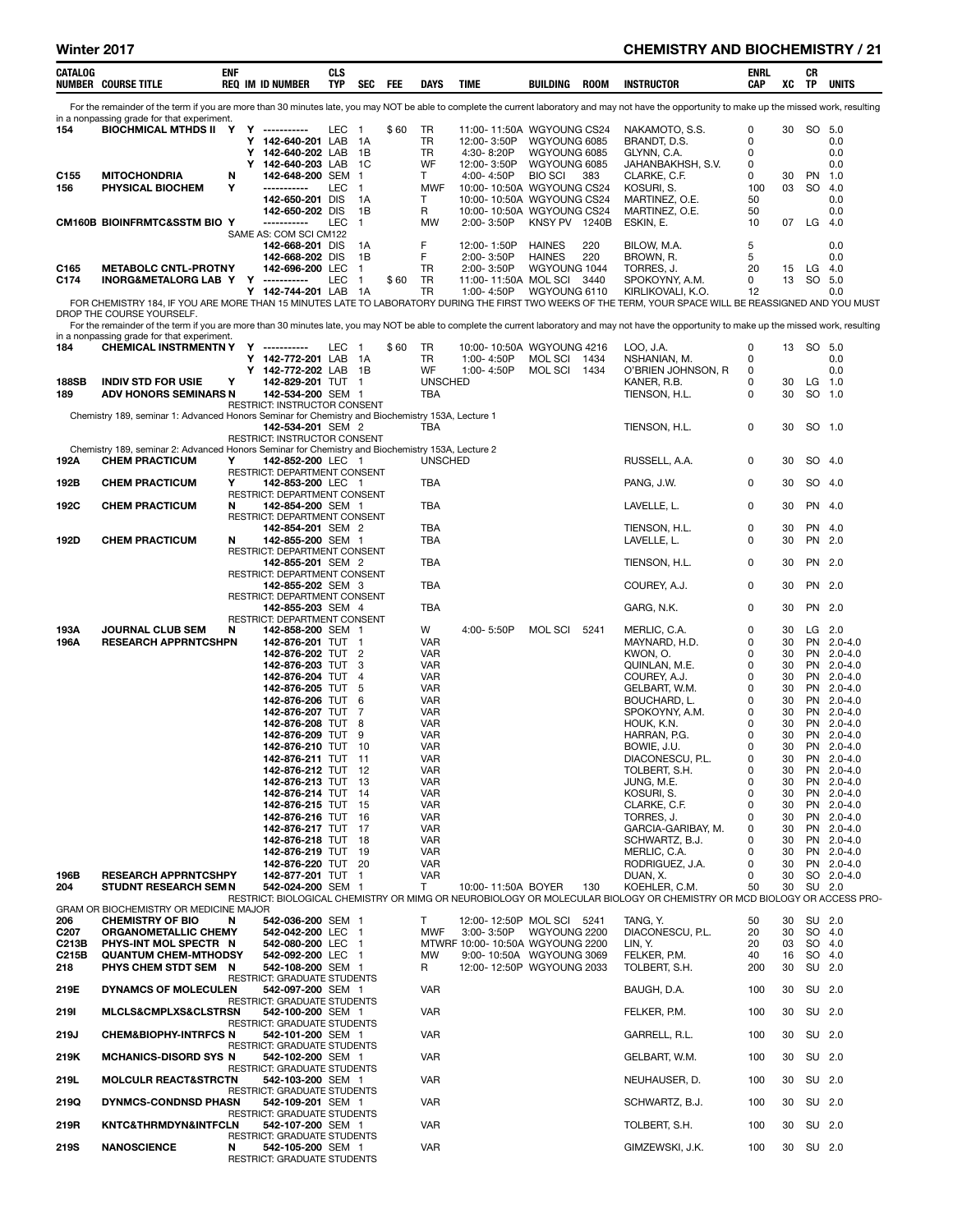## CHEMISTRY AND BIOCHEMISTRY

| CATALOG NUMBER | COURSE TITLE | ENF REQ | IM | ID NUMBER | CLS TYP | SEC | FEE | DAYS | TIME | BUILDING | ROOM | INSTRUCTOR | ENRL CAP | XC | CR TP | UNITS |
|---|---|---|---|---|---|---|---|---|---|---|---|---|---|---|---|---|
| For the remainder of the term if you are more than 30 minutes late, you may NOT be able to complete the current laboratory and may not have the opportunity to make up the missed work, resulting in a nonpassing grade for that experiment. | | | | | | | | | | | | | | | | |
| 154 | BIOCHMICAL MTHDS II | Y | Y | ----------- | LEC | 1 | $60 | TR | 11:00- 11:50A | WGYOUNG | CS24 | NAKAMOTO, S.S. | 0 | 30 | SO | 5.0 |
| | | | Y | 142-640-201 | LAB | 1A | | TR | 12:00- 3:50P | WGYOUNG | 6085 | BRANDT, D.S. | 0 | | | 0.0 |
| | | | Y | 142-640-202 | LAB | 1B | | TR | 4:30- 8:20P | WGYOUNG | 6085 | GLYNN, C.A. | 0 | | | 0.0 |
| | | | Y | 142-640-203 | LAB | 1C | | WF | 12:00- 3:50P | WGYOUNG | 6085 | JAHANBAKHSH, S.V. | 0 | | | 0.0 |
| C155 | MITOCHONDRIA | N | | 142-648-200 | SEM | 1 | | T | 4:00- 4:50P | BIO SCI | 383 | CLARKE, C.F. | 0 | 30 | PN | 1.0 |
| 156 | PHYSICAL BIOCHEM | Y | | ----------- | LEC | 1 | | MWF | 10:00- 10:50A | WGYOUNG | CS24 | KOSURI, S. | 100 | 03 | SO | 4.0 |
| | | | | 142-650-201 | DIS | 1A | | T | 10:00- 10:50A | WGYOUNG | CS24 | MARTINEZ, O.E. | 50 | | | 0.0 |
| | | | | 142-650-202 | DIS | 1B | | R | 10:00- 10:50A | WGYOUNG | CS24 | MARTINEZ, O.E. | 50 | | | 0.0 |
| CM160B | BIOINFRMTC&SSTM BIO | Y | | ----------- | LEC | 1 | | MW | 2:00- 3:50P | KNSY PV | 1240B | ESKIN, E. | 10 | 07 | LG | 4.0 |
| | SAME AS: COM SCI CM122 | | | | | | | | | | | | | | | |
| | | | | 142-668-201 | DIS | 1A | | F | 12:00- 1:50P | HAINES | 220 | BILOW, M.A. | 5 | | | 0.0 |
| | | | | 142-668-202 | DIS | 1B | | F | 2:00- 3:50P | HAINES | 220 | BROWN, R. | 5 | | | 0.0 |
| C165 | METABOLC CNTL-PROTNY | | | 142-696-200 | LEC | 1 | | TR | 2:00- 3:50P | WGYOUNG | 1044 | TORRES, J. | 20 | 15 | LG | 4.0 |
| C174 | INORG&METALORG LAB | Y | Y | ----------- | LEC | 1 | $60 | TR | 11:00- 11:50A | MOL SCI | 3440 | SPOKOYNY, A.M. | 0 | 13 | SO | 5.0 |
| | | | Y | 142-744-201 | LAB | 1A | | TR | 1:00- 4:50P | WGYOUNG | 6110 | KIRLIKOVALI, K.O. | 12 | | | 0.0 |
| FOR CHEMISTRY 184, IF YOU ARE MORE THAN 15 MINUTES LATE TO LABORATORY DURING THE FIRST TWO WEEKS OF THE TERM, YOUR SPACE WILL BE REASSIGNED AND YOU MUST DROP THE COURSE YOURSELF. | | | | | | | | | | | | | | | | |
| For the remainder of the term if you are more than 30 minutes late, you may NOT be able to complete the current laboratory and may not have the opportunity to make up the missed work, resulting in a nonpassing grade for that experiment. | | | | | | | | | | | | | | | | |
| 184 | CHEMICAL INSTRMENTN | Y | Y | ----------- | LEC | 1 | $60 | TR | 10:00- 10:50A | WGYOUNG | 4216 | LOO, J.A. | 0 | 13 | SO | 5.0 |
| | | | Y | 142-772-201 | LAB | 1A | | TR | 1:00- 4:50P | MOL SCI | 1434 | NSHANIAN, M. | 0 | | | 0.0 |
| | | | Y | 142-772-202 | LAB | 1B | | WF | 1:00- 4:50P | MOL SCI | 1434 | O'BRIEN JOHNSON, R | 0 | | | 0.0 |
| 188SB | INDIV STD FOR USIE | Y | | 142-829-201 | TUT | 1 | | UNSCHED | | | | KANER, R.B. | 0 | 30 | LG | 1.0 |
| 189 | ADV HONORS SEMINARS | N | | 142-534-200 | SEM | 1 | | TBA | | | | TIENSON, H.L. | 0 | 30 | SO | 1.0 |
| | RESTRICT: INSTRUCTOR CONSENT | | | | | | | | | | | | | | | |
| Chemistry 189, seminar 1: Advanced Honors Seminar for Chemistry and Biochemistry 153A, Lecture 1 | | | | | | | | | | | | | | | | |
| | | | | 142-534-201 | SEM | 2 | | TBA | | | | TIENSON, H.L. | 0 | 30 | SO | 1.0 |
| | RESTRICT: INSTRUCTOR CONSENT | | | | | | | | | | | | | | | |
| Chemistry 189, seminar 2: Advanced Honors Seminar for Chemistry and Biochemistry 153A, Lecture 2 | | | | | | | | | | | | | | | | |
| 192A | CHEM PRACTICUM | Y | | 142-852-200 | LEC | 1 | | UNSCHED | | | | RUSSELL, A.A. | 0 | 30 | SO | 4.0 |
| | RESTRICT: DEPARTMENT CONSENT | | | | | | | | | | | | | | | |
| 192B | CHEM PRACTICUM | Y | | 142-853-200 | LEC | 1 | | TBA | | | | PANG, J.W. | 0 | 30 | SO | 4.0 |
| | RESTRICT: DEPARTMENT CONSENT | | | | | | | | | | | | | | | |
| 192C | CHEM PRACTICUM | N | | 142-854-200 | SEM | 1 | | TBA | | | | LAVELLE, L. | 0 | 30 | PN | 4.0 |
| | RESTRICT: DEPARTMENT CONSENT | | | | | | | | | | | | | | | |
| | | | | 142-854-201 | SEM | 2 | | TBA | | | | TIENSON, H.L. | 0 | 30 | PN | 4.0 |
| 192D | CHEM PRACTICUM | N | | 142-855-200 | SEM | 1 | | TBA | | | | LAVELLE, L. | 0 | 30 | PN | 2.0 |
| | RESTRICT: DEPARTMENT CONSENT | | | | | | | | | | | | | | | |
| | | | | 142-855-201 | SEM | 2 | | TBA | | | | TIENSON, H.L. | 0 | 30 | PN | 2.0 |
| | RESTRICT: DEPARTMENT CONSENT | | | | | | | | | | | | | | | |
| | | | | 142-855-202 | SEM | 3 | | TBA | | | | COUREY, A.J. | 0 | 30 | PN | 2.0 |
| | RESTRICT: DEPARTMENT CONSENT | | | | | | | | | | | | | | | |
| | | | | 142-855-203 | SEM | 4 | | TBA | | | | GARG, N.K. | 0 | 30 | PN | 2.0 |
| | RESTRICT: DEPARTMENT CONSENT | | | | | | | | | | | | | | | |
| 193A | JOURNAL CLUB SEM | N | | 142-858-200 | SEM | 1 | | W | 4:00- 5:50P | MOL SCI | 5241 | MERLIC, C.A. | 0 | 30 | LG | 2.0 |
| 196A | RESEARCH APPRNTCSHP | N | | 142-876-201 | TUT | 1 | | VAR | | | | MAYNARD, H.D. | 0 | 30 | PN | 2.0-4.0 |
| | | | | 142-876-202 | TUT | 2 | | VAR | | | | KWON, O. | 0 | 30 | PN | 2.0-4.0 |
| | | | | 142-876-203 | TUT | 3 | | VAR | | | | QUINLAN, M.E. | 0 | 30 | PN | 2.0-4.0 |
| | | | | 142-876-204 | TUT | 4 | | VAR | | | | COUREY, A.J. | 0 | 30 | PN | 2.0-4.0 |
| | | | | 142-876-205 | TUT | 5 | | VAR | | | | GELBART, W.M. | 0 | 30 | PN | 2.0-4.0 |
| | | | | 142-876-206 | TUT | 6 | | VAR | | | | BOUCHARD, L. | 0 | 30 | PN | 2.0-4.0 |
| | | | | 142-876-207 | TUT | 7 | | VAR | | | | SPOKOYNY, A.M. | 0 | 30 | PN | 2.0-4.0 |
| | | | | 142-876-208 | TUT | 8 | | VAR | | | | HOUK, K.N. | 0 | 30 | PN | 2.0-4.0 |
| | | | | 142-876-209 | TUT | 9 | | VAR | | | | HARRAN, P.G. | 0 | 30 | PN | 2.0-4.0 |
| | | | | 142-876-210 | TUT | 10 | | VAR | | | | BOWIE, J.U. | 0 | 30 | PN | 2.0-4.0 |
| | | | | 142-876-211 | TUT | 11 | | VAR | | | | DIACONESCU, P.L. | 0 | 30 | PN | 2.0-4.0 |
| | | | | 142-876-212 | TUT | 12 | | VAR | | | | TOLBERT, S.H. | 0 | 30 | PN | 2.0-4.0 |
| | | | | 142-876-213 | TUT | 13 | | VAR | | | | JUNG, M.E. | 0 | 30 | PN | 2.0-4.0 |
| | | | | 142-876-214 | TUT | 14 | | VAR | | | | KOSURI, S. | 0 | 30 | PN | 2.0-4.0 |
| | | | | 142-876-215 | TUT | 15 | | VAR | | | | CLARKE, C.F. | 0 | 30 | PN | 2.0-4.0 |
| | | | | 142-876-216 | TUT | 16 | | VAR | | | | TORRES, J. | 0 | 30 | PN | 2.0-4.0 |
| | | | | 142-876-217 | TUT | 17 | | VAR | | | | GARCIA-GARIBAY, M. | 0 | 30 | PN | 2.0-4.0 |
| | | | | 142-876-218 | TUT | 18 | | VAR | | | | SCHWARTZ, B.J. | 0 | 30 | PN | 2.0-4.0 |
| | | | | 142-876-219 | TUT | 19 | | VAR | | | | MERLIC, C.A. | 0 | 30 | PN | 2.0-4.0 |
| | | | | 142-876-220 | TUT | 20 | | VAR | | | | RODRIGUEZ, J.A. | 0 | 30 | PN | 2.0-4.0 |
| 196B | RESEARCH APPRNTCSHP | Y | | 142-877-201 | TUT | 1 | | VAR | | | | DUAN, X. | 0 | 30 | SO | 2.0-4.0 |
| 204 | STUDNT RESEARCH SEM | N | | 542-024-200 | SEM | 1 | | T | 10:00- 11:50A | BOYER | 130 | KOEHLER, C.M. | 50 | 30 | SU | 2.0 |
| | RESTRICT: BIOLOGICAL CHEMISTRY OR MIMG OR NEUROBIOLOGY OR MOLECULAR BIOLOGY OR CHEMISTRY OR MCD BIOLOGY OR ACCESS PROGRAM OR BIOCHEMISTRY OR MEDICINE MAJOR | | | | | | | | | | | | | | | |
| 206 | CHEMISTRY OF BIO | N | | 542-036-200 | SEM | 1 | | T | 12:00- 12:50P | MOL SCI | 5241 | TANG, Y. | 50 | 30 | SU | 2.0 |
| C207 | ORGANOMETALLIC CHEMY | | | 542-042-200 | LEC | 1 | | MWF | 3:00- 3:50P | WGYOUNG | 2200 | DIACONESCU, P.L. | 20 | 30 | SO | 4.0 |
| C213B | PHYS-INT MOL SPECTR | N | | 542-080-200 | LEC | 1 | | MTWRF | 10:00- 10:50A | WGYOUNG | 2200 | LIN, Y. | 20 | 03 | SO | 4.0 |
| C215B | QUANTUM CHEM-MTHODSY | | | 542-092-200 | LEC | 1 | | MW | 9:00- 10:50A | WGYOUNG | 3069 | FELKER, P.M. | 40 | 16 | SO | 4.0 |
| 218 | PHYS CHEM STDT SEM | N | | 542-108-200 | SEM | 1 | | R | 12:00- 12:50P | WGYOUNG | 2033 | TOLBERT, S.H. | 200 | 30 | SU | 2.0 |
| | RESTRICT: GRADUATE STUDENTS | | | | | | | | | | | | | | | |
| 219E | DYNAMCS OF MOLECULEN | | | 542-097-200 | SEM | 1 | | VAR | | | | BAUGH, D.A. | 100 | 30 | SU | 2.0 |
| | RESTRICT: GRADUATE STUDENTS | | | | | | | | | | | | | | | |
| 219I | MLCLS&CMPLXS&CLSTRSN | | | 542-100-200 | SEM | 1 | | VAR | | | | FELKER, P.M. | 100 | 30 | SU | 2.0 |
| | RESTRICT: GRADUATE STUDENTS | | | | | | | | | | | | | | | |
| 219J | CHEM&BIOPHY-INTRFCS | N | | 542-101-200 | SEM | 1 | | VAR | | | | GARRELL, R.L. | 100 | 30 | SU | 2.0 |
| | RESTRICT: GRADUATE STUDENTS | | | | | | | | | | | | | | | |
| 219K | MCHANICS-DISORD SYS | N | | 542-102-200 | SEM | 1 | | VAR | | | | GELBART, W.M. | 100 | 30 | SU | 2.0 |
| | RESTRICT: GRADUATE STUDENTS | | | | | | | | | | | | | | | |
| 219L | MOLCULR REACT&STRCTN | | | 542-103-200 | SEM | 1 | | VAR | | | | NEUHAUSER, D. | 100 | 30 | SU | 2.0 |
| | RESTRICT: GRADUATE STUDENTS | | | | | | | | | | | | | | | |
| 219Q | DYNMCS-CONDNSD PHASN | | | 542-109-201 | SEM | 1 | | VAR | | | | SCHWARTZ, B.J. | 100 | 30 | SU | 2.0 |
| | RESTRICT: GRADUATE STUDENTS | | | | | | | | | | | | | | | |
| 219R | KNTC&THRMDYN&INTFCLN | | | 542-107-200 | SEM | 1 | | VAR | | | | TOLBERT, S.H. | 100 | 30 | SU | 2.0 |
| | RESTRICT: GRADUATE STUDENTS | | | | | | | | | | | | | | | |
| 219S | NANOSCIENCE | N | | 542-105-200 | SEM | 1 | | VAR | | | | GIMZEWSKI, J.K. | 100 | 30 | SU | 2.0 |
| | RESTRICT: GRADUATE STUDENTS | | | | | | | | | | | | | | | |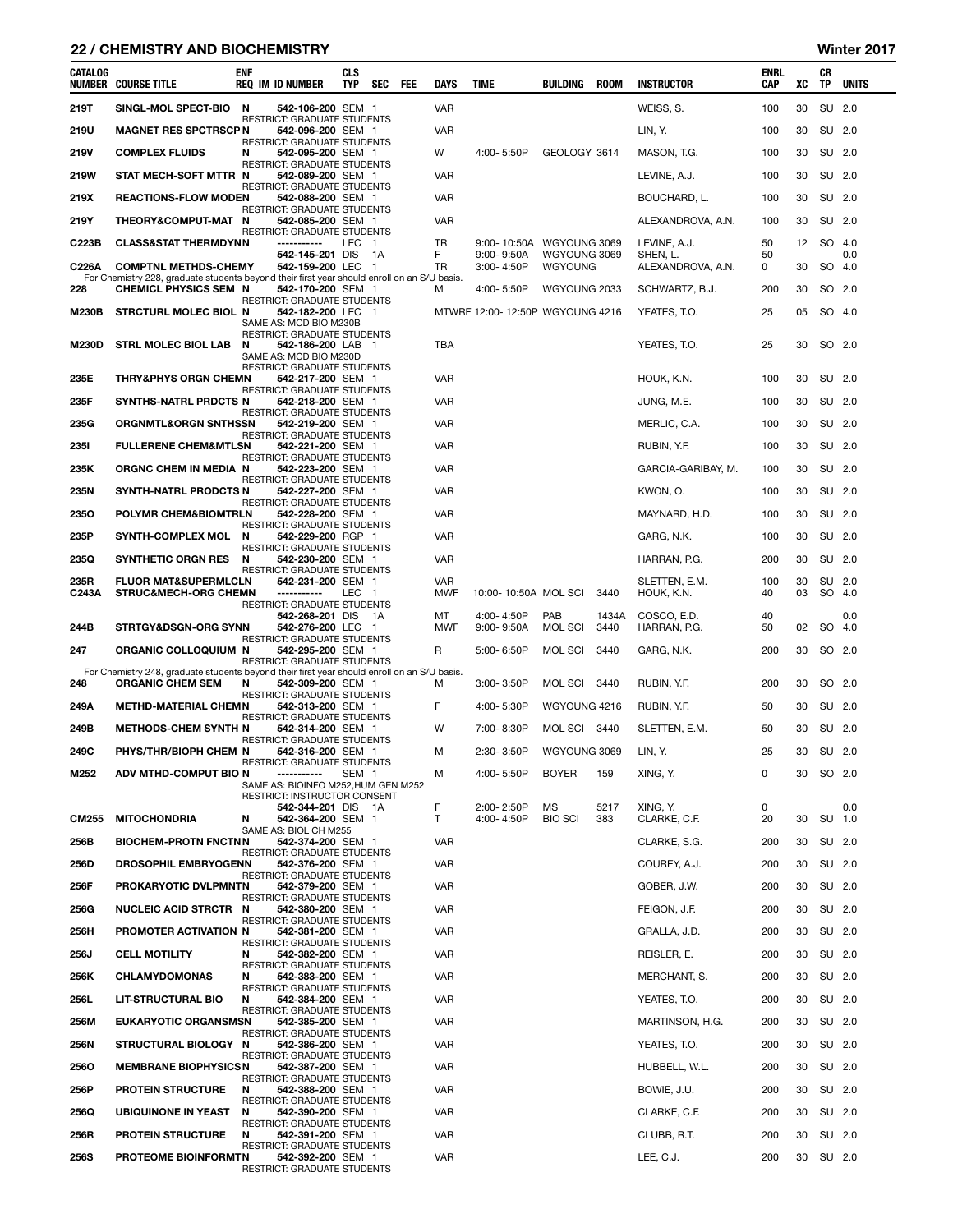## 22 / CHEMISTRY AND BIOCHEMISTRY — Winter 2017

| CATALOG NUMBER | COURSE TITLE | ENF REQ | IM | ID NUMBER | CLS TYP | SEC | FEE | DAYS | TIME | BUILDING | ROOM | INSTRUCTOR | ENRL CAP | XC | CR TP | UNITS |
|---|---|---|---|---|---|---|---|---|---|---|---|---|---|---|---|---|
| 219T | SINGL-MOL SPECT-BIO | N | | 542-106-200 | SEM | 1 | | VAR | | | | WEISS, S. | 100 | 30 | SU | 2.0 |
| | RESTRICT: GRADUATE STUDENTS | | | | | | | | | | | | | | | |
| 219U | MAGNET RES SPCTRSCP | N | | 542-096-200 | SEM | 1 | | VAR | | | | LIN, Y. | 100 | 30 | SU | 2.0 |
| | RESTRICT: GRADUATE STUDENTS | | | | | | | | | | | | | | | |
| 219V | COMPLEX FLUIDS | N | | 542-095-200 | SEM | 1 | | W | 4:00- 5:50P | GEOLOGY | 3614 | MASON, T.G. | 100 | 30 | SU | 2.0 |
| | RESTRICT: GRADUATE STUDENTS | | | | | | | | | | | | | | | |
| 219W | STAT MECH-SOFT MTTR | N | | 542-089-200 | SEM | 1 | | VAR | | | | LEVINE, A.J. | 100 | 30 | SU | 2.0 |
| | RESTRICT: GRADUATE STUDENTS | | | | | | | | | | | | | | | |
| 219X | REACTIONS-FLOW MODE | N | | 542-088-200 | SEM | 1 | | VAR | | | | BOUCHARD, L. | 100 | 30 | SU | 2.0 |
| | RESTRICT: GRADUATE STUDENTS | | | | | | | | | | | | | | | |
| 219Y | THEORY&COMPUT-MAT | N | | 542-085-200 | SEM | 1 | | VAR | | | | ALEXANDROVA, A.N. | 100 | 30 | SU | 2.0 |
| | RESTRICT: GRADUATE STUDENTS | | | | | | | | | | | | | | | |
| C223B | CLASS&STAT THERMDYN | N | | ----------- | LEC | 1 | | TR | 9:00- 10:50A | WGYOUNG | 3069 | LEVINE, A.J. | 50 | 12 | SO | 4.0 |
| | | | | 542-145-201 | DIS | 1A | | F | 9:00- 9:50A | WGYOUNG | 3069 | SHEN, L. | 50 | | | 0.0 |
| C226A | COMPTNL METHDS-CHEMY | | | 542-159-200 | LEC | 1 | | TR | 3:00- 4:50P | WGYOUNG | | ALEXANDROVA, A.N. | 0 | 30 | SO | 4.0 |
| | For Chemistry 228, graduate students beyond their first year should enroll on an S/U basis. | | | | | | | | | | | | | | | |
| 228 | CHEMICL PHYSICS SEM | N | | 542-170-200 | SEM | 1 | | M | 4:00- 5:50P | WGYOUNG | 2033 | SCHWARTZ, B.J. | 200 | 30 | SO | 2.0 |
| | RESTRICT: GRADUATE STUDENTS | | | | | | | | | | | | | | | |
| M230B | STRCTURL MOLEC BIOL | N | | 542-182-200 | LEC | 1 | | MTWRF | 12:00- 12:50P | WGYOUNG | 4216 | YEATES, T.O. | 25 | 05 | SO | 4.0 |
| | SAME AS: MCD BIO M230B | | | | | | | | | | | | | | | |
| | RESTRICT: GRADUATE STUDENTS | | | | | | | | | | | | | | | |
| M230D | STRL MOLEC BIOL LAB | N | | 542-186-200 | LAB | 1 | | TBA | | | | YEATES, T.O. | 25 | 30 | SO | 2.0 |
| | SAME AS: MCD BIO M230D | | | | | | | | | | | | | | | |
| | RESTRICT: GRADUATE STUDENTS | | | | | | | | | | | | | | | |
| 235E | THRY&PHYS ORGN CHEM | N | | 542-217-200 | SEM | 1 | | VAR | | | | HOUK, K.N. | 100 | 30 | SU | 2.0 |
| | RESTRICT: GRADUATE STUDENTS | | | | | | | | | | | | | | | |
| 235F | SYNTHS-NATRL PRDCTS | N | | 542-218-200 | SEM | 1 | | VAR | | | | JUNG, M.E. | 100 | 30 | SU | 2.0 |
| | RESTRICT: GRADUATE STUDENTS | | | | | | | | | | | | | | | |
| 235G | ORGNMTL&ORGN SNTHSS | N | | 542-219-200 | SEM | 1 | | VAR | | | | MERLIC, C.A. | 100 | 30 | SU | 2.0 |
| | RESTRICT: GRADUATE STUDENTS | | | | | | | | | | | | | | | |
| 235I | FULLERENE CHEM&MTLS | N | | 542-221-200 | SEM | 1 | | VAR | | | | RUBIN, Y.F. | 100 | 30 | SU | 2.0 |
| | RESTRICT: GRADUATE STUDENTS | | | | | | | | | | | | | | | |
| 235K | ORGNC CHEM IN MEDIA | N | | 542-223-200 | SEM | 1 | | VAR | | | | GARCIA-GARIBAY, M. | 100 | 30 | SU | 2.0 |
| | RESTRICT: GRADUATE STUDENTS | | | | | | | | | | | | | | | |
| 235N | SYNTH-NATRL PRODCTS | N | | 542-227-200 | SEM | 1 | | VAR | | | | KWON, O. | 100 | 30 | SU | 2.0 |
| | RESTRICT: GRADUATE STUDENTS | | | | | | | | | | | | | | | |
| 235O | POLYMR CHEM&BIOMTRL | N | | 542-228-200 | SEM | 1 | | VAR | | | | MAYNARD, H.D. | 100 | 30 | SU | 2.0 |
| | RESTRICT: GRADUATE STUDENTS | | | | | | | | | | | | | | | |
| 235P | SYNTH-COMPLEX MOL | N | | 542-229-200 | RGP | 1 | | VAR | | | | GARG, N.K. | 100 | 30 | SU | 2.0 |
| | RESTRICT: GRADUATE STUDENTS | | | | | | | | | | | | | | | |
| 235Q | SYNTHETIC ORGN RES | N | | 542-230-200 | SEM | 1 | | VAR | | | | HARRAN, P.G. | 200 | 30 | SU | 2.0 |
| | RESTRICT: GRADUATE STUDENTS | | | | | | | | | | | | | | | |
| 235R | FLUOR MAT&SUPERMLCL | N | | 542-231-200 | SEM | 1 | | VAR | | | | SLETTEN, E.M. | 100 | 30 | SU | 2.0 |
| C243A | STRUC&MECH-ORG CHEM | N | | ----------- | LEC | 1 | | MWF | 10:00- 10:50A | MOL SCI | 3440 | HOUK, K.N. | 40 | 03 | SO | 4.0 |
| | RESTRICT: GRADUATE STUDENTS | | | | | | | | | | | | | | | |
| | | | | 542-268-201 | DIS | 1A | | MT | 4:00- 4:50P | PAB | 1434A | COSCO, E.D. | 40 | | | 0.0 |
| 244B | STRTGY&DSGN-ORG SYN | N | | 542-276-200 | LEC | 1 | | MWF | 9:00- 9:50A | MOL SCI | 3440 | HARRAN, P.G. | 50 | 02 | SO | 4.0 |
| | RESTRICT: GRADUATE STUDENTS | | | | | | | | | | | | | | | |
| 247 | ORGANIC COLLOQUIUM | N | | 542-295-200 | SEM | 1 | | R | 5:00- 6:50P | MOL SCI | 3440 | GARG, N.K. | 200 | 30 | SO | 2.0 |
| | RESTRICT: GRADUATE STUDENTS | | | | | | | | | | | | | | | |
| | For Chemistry 248, graduate students beyond their first year should enroll on an S/U basis. | | | | | | | | | | | | | | | |
| 248 | ORGANIC CHEM SEM | N | | 542-309-200 | SEM | 1 | | M | 3:00- 3:50P | MOL SCI | 3440 | RUBIN, Y.F. | 200 | 30 | SO | 2.0 |
| | RESTRICT: GRADUATE STUDENTS | | | | | | | | | | | | | | | |
| 249A | METHD-MATERIAL CHEM | N | | 542-313-200 | SEM | 1 | | F | 4:00- 5:30P | WGYOUNG | 4216 | RUBIN, Y.F. | 50 | 30 | SU | 2.0 |
| | RESTRICT: GRADUATE STUDENTS | | | | | | | | | | | | | | | |
| 249B | METHODS-CHEM SYNTH | N | | 542-314-200 | SEM | 1 | | W | 7:00- 8:30P | MOL SCI | 3440 | SLETTEN, E.M. | 50 | 30 | SU | 2.0 |
| | RESTRICT: GRADUATE STUDENTS | | | | | | | | | | | | | | | |
| 249C | PHYS/THR/BIOPH CHEM | N | | 542-316-200 | SEM | 1 | | M | 2:30- 3:50P | WGYOUNG | 3069 | LIN, Y. | 25 | 30 | SU | 2.0 |
| | RESTRICT: GRADUATE STUDENTS | | | | | | | | | | | | | | | |
| M252 | ADV MTHD-COMPUT BIO | N | | ----------- | SEM | 1 | | M | 4:00- 5:50P | BOYER | 159 | XING, Y. | 0 | 30 | SO | 2.0 |
| | SAME AS: BIOINFO M252,HUM GEN M252 | | | | | | | | | | | | | | | |
| | RESTRICT: INSTRUCTOR CONSENT | | | | | | | | | | | | | | | |
| | | | | 542-344-201 | DIS | 1A | | F | 2:00- 2:50P | MS | 5217 | XING, Y. | 0 | | | 0.0 |
| CM255 | MITOCHONDRIA | N | | 542-364-200 | SEM | 1 | | T | 4:00- 4:50P | BIO SCI | 383 | CLARKE, C.F. | 20 | 30 | SU | 1.0 |
| | SAME AS: BIOL CH M255 | | | | | | | | | | | | | | | |
| 256B | BIOCHEM-PROTN FNCTN | N | | 542-374-200 | SEM | 1 | | VAR | | | | CLARKE, S.G. | 200 | 30 | SU | 2.0 |
| | RESTRICT: GRADUATE STUDENTS | | | | | | | | | | | | | | | |
| 256D | DROSOPHIL EMBRYOGEN | N | | 542-376-200 | SEM | 1 | | VAR | | | | COUREY, A.J. | 200 | 30 | SU | 2.0 |
| | RESTRICT: GRADUATE STUDENTS | | | | | | | | | | | | | | | |
| 256F | PROKARYOTIC DVLPMNT | N | | 542-379-200 | SEM | 1 | | VAR | | | | GOBER, J.W. | 200 | 30 | SU | 2.0 |
| | RESTRICT: GRADUATE STUDENTS | | | | | | | | | | | | | | | |
| 256G | NUCLEIC ACID STRCTR | N | | 542-380-200 | SEM | 1 | | VAR | | | | FEIGON, J.F. | 200 | 30 | SU | 2.0 |
| | RESTRICT: GRADUATE STUDENTS | | | | | | | | | | | | | | | |
| 256H | PROMOTER ACTIVATION | N | | 542-381-200 | SEM | 1 | | VAR | | | | GRALLA, J.D. | 200 | 30 | SU | 2.0 |
| | RESTRICT: GRADUATE STUDENTS | | | | | | | | | | | | | | | |
| 256J | CELL MOTILITY | N | | 542-382-200 | SEM | 1 | | VAR | | | | REISLER, E. | 200 | 30 | SU | 2.0 |
| | RESTRICT: GRADUATE STUDENTS | | | | | | | | | | | | | | | |
| 256K | CHLAMYDOMONAS | N | | 542-383-200 | SEM | 1 | | VAR | | | | MERCHANT, S. | 200 | 30 | SU | 2.0 |
| | RESTRICT: GRADUATE STUDENTS | | | | | | | | | | | | | | | |
| 256L | LIT-STRUCTURAL BIO | N | | 542-384-200 | SEM | 1 | | VAR | | | | YEATES, T.O. | 200 | 30 | SU | 2.0 |
| | RESTRICT: GRADUATE STUDENTS | | | | | | | | | | | | | | | |
| 256M | EUKARYOTIC ORGANSMS | N | | 542-385-200 | SEM | 1 | | VAR | | | | MARTINSON, H.G. | 200 | 30 | SU | 2.0 |
| | RESTRICT: GRADUATE STUDENTS | | | | | | | | | | | | | | | |
| 256N | STRUCTURAL BIOLOGY | N | | 542-386-200 | SEM | 1 | | VAR | | | | YEATES, T.O. | 200 | 30 | SU | 2.0 |
| | RESTRICT: GRADUATE STUDENTS | | | | | | | | | | | | | | | |
| 256O | MEMBRANE BIOPHYSICS | N | | 542-387-200 | SEM | 1 | | VAR | | | | HUBBELL, W.L. | 200 | 30 | SU | 2.0 |
| | RESTRICT: GRADUATE STUDENTS | | | | | | | | | | | | | | | |
| 256P | PROTEIN STRUCTURE | N | | 542-388-200 | SEM | 1 | | VAR | | | | BOWIE, J.U. | 200 | 30 | SU | 2.0 |
| | RESTRICT: GRADUATE STUDENTS | | | | | | | | | | | | | | | |
| 256Q | UBIQUINONE IN YEAST | N | | 542-390-200 | SEM | 1 | | VAR | | | | CLARKE, C.F. | 200 | 30 | SU | 2.0 |
| | RESTRICT: GRADUATE STUDENTS | | | | | | | | | | | | | | | |
| 256R | PROTEIN STRUCTURE | N | | 542-391-200 | SEM | 1 | | VAR | | | | CLUBB, R.T. | 200 | 30 | SU | 2.0 |
| | RESTRICT: GRADUATE STUDENTS | | | | | | | | | | | | | | | |
| 256S | PROTEOME BIOINFORMT | N | | 542-392-200 | SEM | 1 | | VAR | | | | LEE, C.J. | 200 | 30 | SU | 2.0 |
| | RESTRICT: GRADUATE STUDENTS | | | | | | | | | | | | | | | |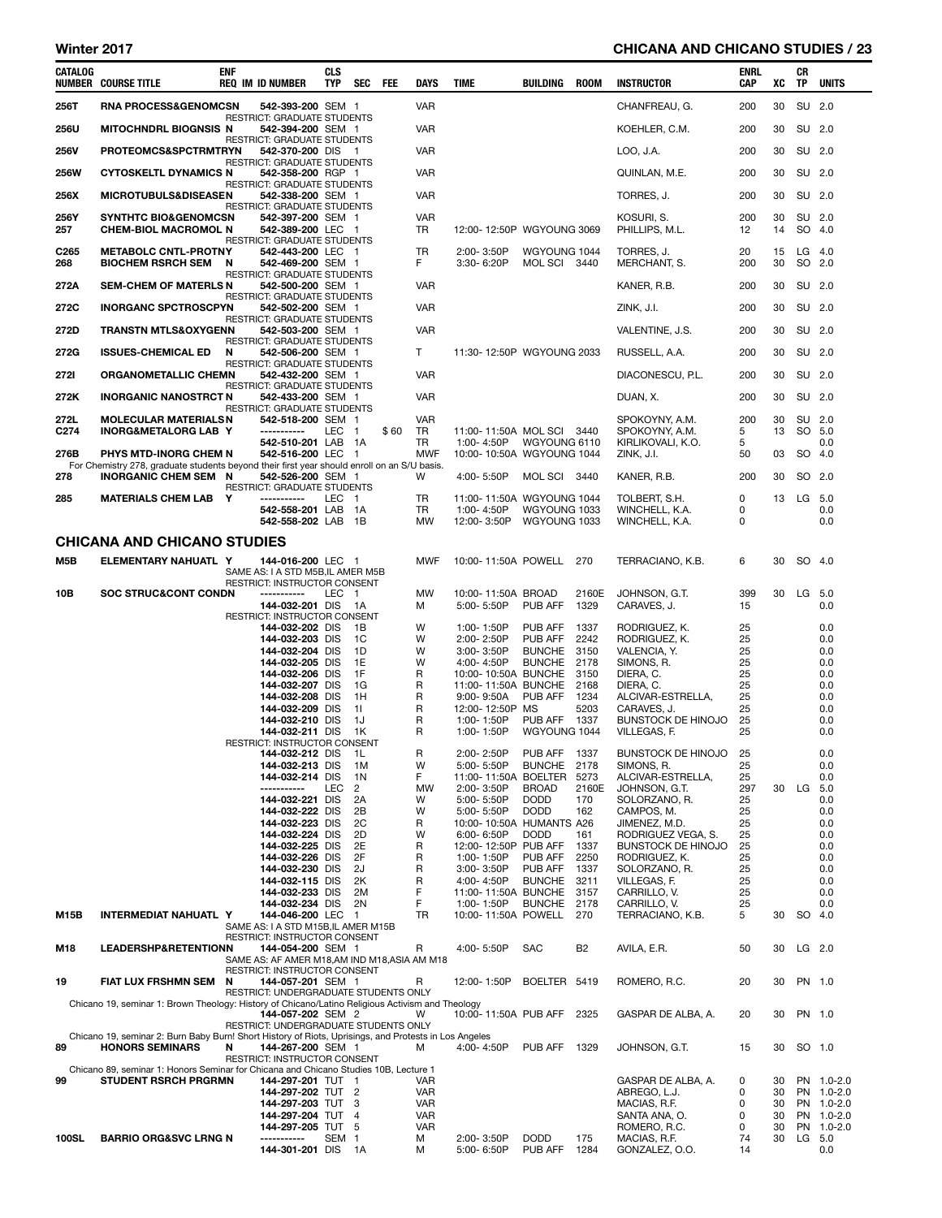| CATALOG NUMBER | COURSE TITLE | ENF REQ | IM | ID NUMBER | CLS TYP | SEC | FEE | DAYS | TIME | BUILDING | ROOM | INSTRUCTOR | ENRL CAP | XC | CR TP | UNITS |
|---|---|---|---|---|---|---|---|---|---|---|---|---|---|---|---|---|
| 256T | RNA PROCESS&GENOMCS | N | | 542-393-200 | SEM | 1 | | VAR | | | | CHANFREAU, G. | 200 | 30 | SU | 2.0 |
| | RESTRICT: GRADUATE STUDENTS | | | | | | | | | | | | | | | |
| 256U | MITOCHNDRL BIOGNSIS | N | | 542-394-200 | SEM | 1 | | VAR | | | | KOEHLER, C.M. | 200 | 30 | SU | 2.0 |
| | RESTRICT: GRADUATE STUDENTS | | | | | | | | | | | | | | | |
| 256V | PROTEOMCS&SPCTRMTRY | N | | 542-370-200 | DIS | 1 | | VAR | | | | LOO, J.A. | 200 | 30 | SU | 2.0 |
| | RESTRICT: GRADUATE STUDENTS | | | | | | | | | | | | | | | |
| 256W | CYTOSKELTL DYNAMICS | N | | 542-358-200 | RGP | 1 | | VAR | | | | QUINLAN, M.E. | 200 | 30 | SU | 2.0 |
| | RESTRICT: GRADUATE STUDENTS | | | | | | | | | | | | | | | |
| 256X | MICROTUBULS&DISEASE | N | | 542-338-200 | SEM | 1 | | VAR | | | | TORRES, J. | 200 | 30 | SU | 2.0 |
| | RESTRICT: GRADUATE STUDENTS | | | | | | | | | | | | | | | |
| 256Y | SYNTHTC BIO&GENOMCS | N | | 542-397-200 | SEM | 1 | | VAR | | | | KOSURI, S. | 200 | 30 | SU | 2.0 |
| 257 | CHEM-BIOL MACROMOL | N | | 542-389-200 | LEC | 1 | | TR | 12:00-12:50P | WGYOUNG | 3069 | PHILLIPS, M.L. | 12 | 14 | SO | 4.0 |
| | RESTRICT: GRADUATE STUDENTS | | | | | | | | | | | | | | | |
| C265 | METABOLC CNTL-PROTN | Y | | 542-443-200 | LEC | 1 | | TR | 2:00-3:50P | WGYOUNG | 1044 | TORRES, J. | 20 | 15 | LG | 4.0 |
| 268 | BIOCHEM RSRCH SEM | N | | 542-469-200 | SEM | 1 | | F | 3:30-6:20P | MOL SCI | 3440 | MERCHANT, S. | 200 | 30 | SO | 2.0 |
| | RESTRICT: GRADUATE STUDENTS | | | | | | | | | | | | | | | |
| 272A | SEM-CHEM OF MATERLS | N | | 542-500-200 | SEM | 1 | | VAR | | | | KANER, R.B. | 200 | 30 | SU | 2.0 |
| | RESTRICT: GRADUATE STUDENTS | | | | | | | | | | | | | | | |
| 272C | INORGANC SPCTROSCPY | N | | 542-502-200 | SEM | 1 | | VAR | | | | ZINK, J.I. | 200 | 30 | SU | 2.0 |
| | RESTRICT: GRADUATE STUDENTS | | | | | | | | | | | | | | | |
| 272D | TRANSTN MTLS&OXYGEN | N | | 542-503-200 | SEM | 1 | | VAR | | | | VALENTINE, J.S. | 200 | 30 | SU | 2.0 |
| | RESTRICT: GRADUATE STUDENTS | | | | | | | | | | | | | | | |
| 272G | ISSUES-CHEMICAL ED | N | | 542-506-200 | SEM | 1 | | T | 11:30-12:50P | WGYOUNG | 2033 | RUSSELL, A.A. | 200 | 30 | SU | 2.0 |
| | RESTRICT: GRADUATE STUDENTS | | | | | | | | | | | | | | | |
| 272I | ORGANOMETALLIC CHEM | N | | 542-432-200 | SEM | 1 | | VAR | | | | DIACONESCU, P.L. | 200 | 30 | SU | 2.0 |
| | RESTRICT: GRADUATE STUDENTS | | | | | | | | | | | | | | | |
| 272K | INORGANIC NANOSTRCT | N | | 542-433-200 | SEM | 1 | | VAR | | | | DUAN, X. | 200 | 30 | SU | 2.0 |
| | RESTRICT: GRADUATE STUDENTS | | | | | | | | | | | | | | | |
| 272L | MOLECULAR MATERIALS | N | | 542-518-200 | SEM | 1 | | VAR | | | | SPOKOYNY, A.M. | 200 | 30 | SU | 2.0 |
| C274 | INORG&METALORG LAB | Y | | ----------- | LEC | 1 | $60 | TR | 11:00-11:50A | MOL SCI | 3440 | SPOKOYNY, A.M. | 5 | 13 | SO | 5.0 |
| | | | | 542-510-201 | LAB | 1A | | TR | 1:00-4:50P | WGYOUNG | 6110 | KIRLIKOVALI, K.O. | 5 | | | 0.0 |
| 276B | PHYS MTD-INORG CHEM | N | | 542-516-200 | LEC | 1 | | MWF | 10:00-10:50A | WGYOUNG | 1044 | ZINK, J.I. | 50 | 03 | SO | 4.0 |
| | For Chemistry 278, graduate students beyond their first year should enroll on an S/U basis. | | | | | | | | | | | | | | | |
| 278 | INORGANIC CHEM SEM | N | | 542-526-200 | SEM | 1 | | W | 4:00-5:50P | MOL SCI | 3440 | KANER, R.B. | 200 | 30 | SO | 2.0 |
| | RESTRICT: GRADUATE STUDENTS | | | | | | | | | | | | | | | |
| 285 | MATERIALS CHEM LAB | Y | | ----------- | LEC | 1 | | TR | 11:00-11:50A | WGYOUNG | 1044 | TOLBERT, S.H. | 0 | 13 | LG | 5.0 |
| | | | | 542-558-201 | LAB | 1A | | TR | 1:00-4:50P | WGYOUNG | 1033 | WINCHELL, K.A. | 0 | | | 0.0 |
| | | | | 542-558-202 | LAB | 1B | | MW | 12:00-3:50P | WGYOUNG | 1033 | WINCHELL, K.A. | 0 | | | 0.0 |

## CHICANA AND CHICANO STUDIES

| CATALOG NUMBER | COURSE TITLE | ENF REQ | IM | ID NUMBER | CLS TYP | SEC | FEE | DAYS | TIME | BUILDING | ROOM | INSTRUCTOR | ENRL CAP | XC | CR TP | UNITS |
|---|---|---|---|---|---|---|---|---|---|---|---|---|---|---|---|---|
| M5B | ELEMENTARY NAHUATL | Y | | 144-016-200 | LEC | 1 | | MWF | 10:00-11:50A | POWELL | 270 | TERRACIANO, K.B. | 6 | 30 | SO | 4.0 |
| | SAME AS: I A STD M5B,IL AMER M5B | | | | | | | | | | | | | | | |
| | RESTRICT: INSTRUCTOR CONSENT | | | | | | | | | | | | | | | |
| 10B | SOC STRUC&CONT COND | N | | ----------- | LEC | 1 | | MW | 10:00-11:50A | BROAD | 2160E | JOHNSON, G.T. | 399 | 30 | LG | 5.0 |
| | | | | 144-032-201 | DIS | 1A | | M | 5:00-5:50P | PUB AFF | 1329 | CARAVES, J. | 15 | | | 0.0 |
| | RESTRICT: INSTRUCTOR CONSENT | | | | | | | | | | | | | | | |
| | | | | 144-032-202 | DIS | 1B | | W | 1:00-1:50P | PUB AFF | 1337 | RODRIGUEZ, K. | 25 | | | 0.0 |
| | | | | 144-032-203 | DIS | 1C | | W | 2:00-2:50P | PUB AFF | 2242 | RODRIGUEZ, K. | 25 | | | 0.0 |
| | | | | 144-032-204 | DIS | 1D | | W | 3:00-3:50P | BUNCHE | 3150 | VALENCIA, Y. | 25 | | | 0.0 |
| | | | | 144-032-205 | DIS | 1E | | W | 4:00-4:50P | BUNCHE | 2178 | SIMONS, R. | 25 | | | 0.0 |
| | | | | 144-032-206 | DIS | 1F | | R | 10:00-10:50A | BUNCHE | 3150 | DIERA, C. | 25 | | | 0.0 |
| | | | | 144-032-207 | DIS | 1G | | R | 11:00-11:50A | BUNCHE | 2168 | DIERA, C. | 25 | | | 0.0 |
| | | | | 144-032-208 | DIS | 1H | | R | 9:00-9:50A | PUB AFF | 1234 | ALCIVAR-ESTRELLA, | 25 | | | 0.0 |
| | | | | 144-032-209 | DIS | 1I | | R | 12:00-12:50P | MS | 5203 | CARAVES, J. | 25 | | | 0.0 |
| | | | | 144-032-210 | DIS | 1J | | R | 1:00-1:50P | PUB AFF | 1337 | BUNSTOCK DE HINOJO | 25 | | | 0.0 |
| | | | | 144-032-211 | DIS | 1K | | R | 1:00-1:50P | WGYOUNG | 1044 | VILLEGAS, F. | 25 | | | 0.0 |
| | RESTRICT: INSTRUCTOR CONSENT | | | | | | | | | | | | | | | |
| | | | | 144-032-212 | DIS | 1L | | R | 2:00-2:50P | PUB AFF | 1337 | BUNSTOCK DE HINOJO | 25 | | | 0.0 |
| | | | | 144-032-213 | DIS | 1M | | W | 5:00-5:50P | BUNCHE | 2178 | SIMONS, R. | 25 | | | 0.0 |
| | | | | 144-032-214 | DIS | 1N | | F | 11:00-11:50A | BOELTER | 5273 | ALCIVAR-ESTRELLA, | 25 | | | 0.0 |
| | | | | ----------- | LEC | 2 | | MW | 2:00-3:50P | BROAD | 2160E | JOHNSON, G.T. | 297 | 30 | LG | 5.0 |
| | | | | 144-032-221 | DIS | 2A | | W | 5:00-5:50P | DODD | 170 | SOLORZANO, R. | 25 | | | 0.0 |
| | | | | 144-032-222 | DIS | 2B | | W | 5:00-5:50P | DODD | 162 | CAMPOS, M. | 25 | | | 0.0 |
| | | | | 144-032-223 | DIS | 2C | | R | 10:00-10:50A | HUMANTS | A26 | JIMENEZ, M.D. | 25 | | | 0.0 |
| | | | | 144-032-224 | DIS | 2D | | W | 6:00-6:50P | DODD | 161 | RODRIGUEZ VEGA, S. | 25 | | | 0.0 |
| | | | | 144-032-225 | DIS | 2E | | R | 12:00-12:50P | PUB AFF | 1337 | BUNSTOCK DE HINOJO | 25 | | | 0.0 |
| | | | | 144-032-226 | DIS | 2F | | R | 1:00-1:50P | PUB AFF | 2250 | RODRIGUEZ, K. | 25 | | | 0.0 |
| | | | | 144-032-230 | DIS | 2J | | R | 3:00-3:50P | PUB AFF | 1337 | SOLORZANO, R. | 25 | | | 0.0 |
| | | | | 144-032-115 | DIS | 2K | | R | 4:00-4:50P | BUNCHE | 3211 | VILLEGAS, F. | 25 | | | 0.0 |
| | | | | 144-032-233 | DIS | 2M | | F | 11:00-11:50A | BUNCHE | 3157 | CARRILLO, V. | 25 | | | 0.0 |
| | | | | 144-032-234 | DIS | 2N | | F | 1:00-1:50P | BUNCHE | 2178 | CARRILLO, V. | 25 | | | 0.0 |
| M15B | INTERMEDIAT NAHUATL | Y | | 144-046-200 | LEC | 1 | | TR | 10:00-11:50A | POWELL | 270 | TERRACIANO, K.B. | 5 | 30 | SO | 4.0 |
| | SAME AS: I A STD M15B,IL AMER M15B | | | | | | | | | | | | | | | |
| | RESTRICT: INSTRUCTOR CONSENT | | | | | | | | | | | | | | | |
| M18 | LEADERSHP&RETENTION | N | | 144-054-200 | SEM | 1 | | R | 4:00-5:50P | SAC | B2 | AVILA, E.R. | 50 | 30 | LG | 2.0 |
| | SAME AS: AF AMER M18,AM IND M18,ASIA AM M18 | | | | | | | | | | | | | | | |
| | RESTRICT: INSTRUCTOR CONSENT | | | | | | | | | | | | | | | |
| 19 | FIAT LUX FRSHMN SEM | N | | 144-057-201 | SEM | 1 | | R | 12:00-1:50P | BOELTER | 5419 | ROMERO, R.C. | 20 | 30 | PN | 1.0 |
| | RESTRICT: UNDERGRADUATE STUDENTS ONLY | | | | | | | | | | | | | | | |
| | Chicano 19, seminar 1: Brown Theology: History of Chicano/Latino Religious Activism and Theology | | | | | | | | | | | | | | | |
| | | | | 144-057-202 | SEM | 2 | | W | 10:00-11:50A | PUB AFF | 2325 | GASPAR DE ALBA, A. | 20 | 30 | PN | 1.0 |
| | RESTRICT: UNDERGRADUATE STUDENTS ONLY | | | | | | | | | | | | | | | |
| | Chicano 19, seminar 2: Burn Baby Burn! Short History of Riots, Uprisings, and Protests in Los Angeles | | | | | | | | | | | | | | | |
| 89 | HONORS SEMINARS | N | | 144-267-200 | SEM | 1 | | M | 4:00-4:50P | PUB AFF | 1329 | JOHNSON, G.T. | 15 | 30 | SO | 1.0 |
| | RESTRICT: INSTRUCTOR CONSENT | | | | | | | | | | | | | | | |
| | Chicano 89, seminar 1: Honors Seminar for Chicana and Chicano Studies 10B, Lecture 1 | | | | | | | | | | | | | | | |
| 99 | STUDENT RSRCH PRGRM | N | | 144-297-201 | TUT | 1 | | VAR | | | | GASPAR DE ALBA, A. | 0 | 30 | PN | 1.0-2.0 |
| | | | | 144-297-202 | TUT | 2 | | VAR | | | | ABREGO, L.J. | 0 | 30 | PN | 1.0-2.0 |
| | | | | 144-297-203 | TUT | 3 | | VAR | | | | MACIAS, R.F. | 0 | 30 | PN | 1.0-2.0 |
| | | | | 144-297-204 | TUT | 4 | | VAR | | | | SANTA ANA, O. | 0 | 30 | PN | 1.0-2.0 |
| | | | | 144-297-205 | TUT | 5 | | VAR | | | | ROMERO, R.C. | 0 | 30 | PN | 1.0-2.0 |
| 100SL | BARRIO ORG&SVC LRNG | N | | ----------- | SEM | 1 | | M | 2:00-3:50P | DODD | 175 | MACIAS, R.F. | 74 | 30 | LG | 5.0 |
| | | | | 144-301-201 | DIS | 1A | | M | 5:00-6:50P | PUB AFF | 1284 | GONZALEZ, O.O. | 14 | | | 0.0 |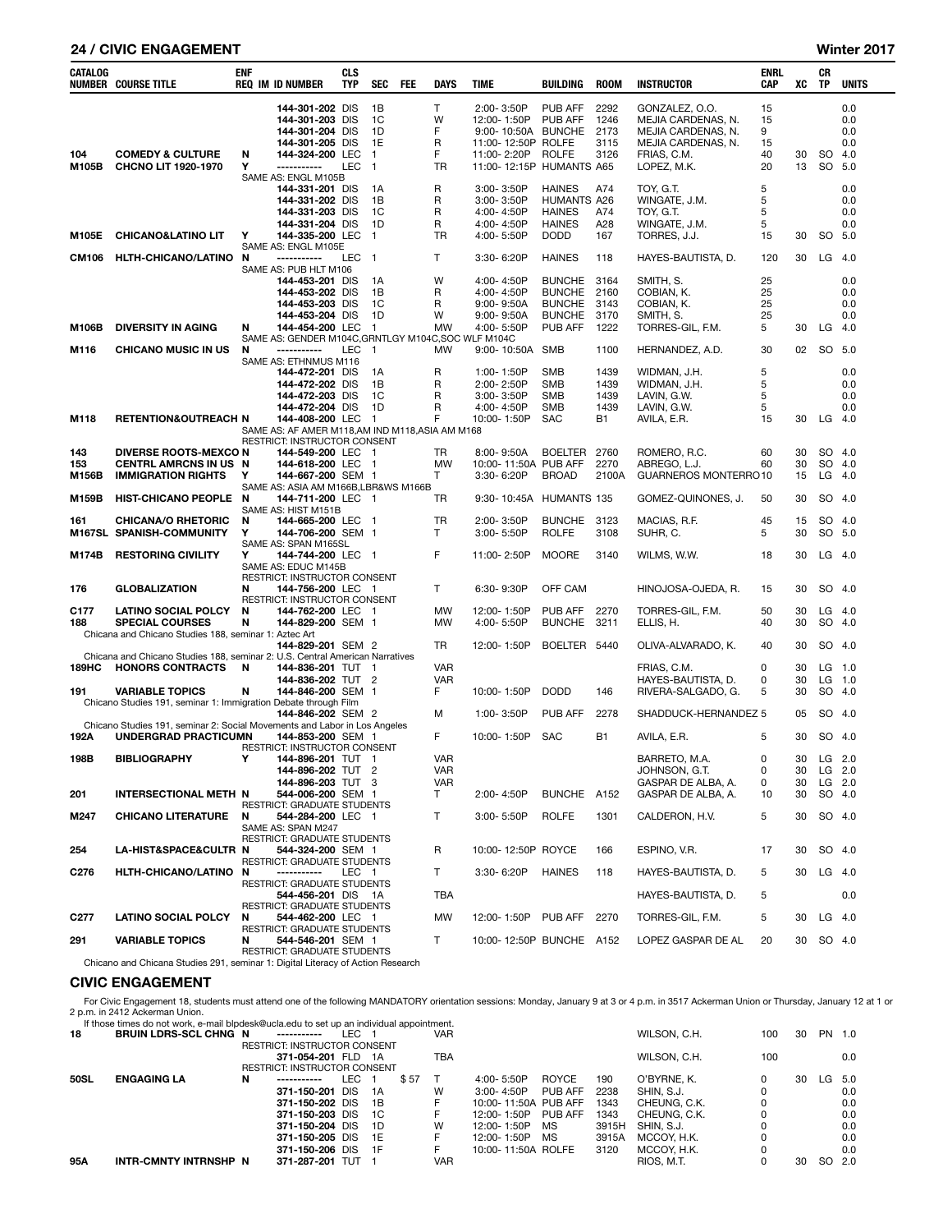## 24 / CIVIC ENGAGEMENT — Winter 2017

| CATALOG NUMBER | COURSE TITLE | ENF REQ | IM | ID NUMBER | CLS TYP | SEC | FEE | DAYS | TIME | BUILDING | ROOM | INSTRUCTOR | ENRL CAP | XC | CR TP | UNITS |
|---|---|---|---|---|---|---|---|---|---|---|---|---|---|---|---|---|
| | | | | 144-301-202 | DIS | 1B | | T | 2:00- 3:50P | PUB AFF | 2292 | GONZALEZ, O.O. | 15 | | | 0.0 |
| | | | | 144-301-203 | DIS | 1C | | W | 12:00- 1:50P | PUB AFF | 1246 | MEJIA CARDENAS, N. | 15 | | | 0.0 |
| | | | | 144-301-204 | DIS | 1D | | F | 9:00- 10:50A | BUNCHE | 2173 | MEJIA CARDENAS, N. | 9 | | | 0.0 |
| | | | | 144-301-205 | DIS | 1E | | R | 11:00- 12:50P | ROLFE | 3115 | MEJIA CARDENAS, N. | 15 | | | 0.0 |
| 104 | COMEDY & CULTURE | N | | 144-324-200 | LEC | 1 | | F | 11:00- 2:20P | ROLFE | 3126 | FRIAS, C.M. | 40 | 30 | SO | 4.0 |
| M105B | CHCNO LIT 1920-1970 | Y | | ----------- | LEC | 1 | | TR | 11:00- 12:15P | HUMANTS | A65 | LOPEZ, M.K. | 20 | 13 | SO | 5.0 |
| | SAME AS: ENGL M105B | | | | | | | | | | | | | | | |
| | | | | 144-331-201 | DIS | 1A | | R | 3:00- 3:50P | HAINES | A74 | TOY, G.T. | 5 | | | 0.0 |
| | | | | 144-331-202 | DIS | 1B | | R | 3:00- 3:50P | HUMANTS | A26 | WINGATE, J.M. | 5 | | | 0.0 |
| | | | | 144-331-203 | DIS | 1C | | R | 4:00- 4:50P | HAINES | A74 | TOY, G.T. | 5 | | | 0.0 |
| | | | | 144-331-204 | DIS | 1D | | R | 4:00- 4:50P | HAINES | A28 | WINGATE, J.M. | 5 | | | 0.0 |
| M105E | CHICANO&LATINO LIT | Y | | 144-335-200 | LEC | 1 | | TR | 4:00- 5:50P | DODD | 167 | TORRES, J.J. | 15 | 30 | SO | 5.0 |
| | SAME AS: ENGL M105E | | | | | | | | | | | | | | | |
| CM106 | HLTH-CHICANO/LATINO | N | | ----------- | LEC | 1 | | T | 3:30- 6:20P | HAINES | 118 | HAYES-BAUTISTA, D. | 120 | 30 | LG | 4.0 |
| | SAME AS: PUB HLT M106 | | | | | | | | | | | | | | | |
| | | | | 144-453-201 | DIS | 1A | | W | 4:00- 4:50P | BUNCHE | 3164 | SMITH, S. | 25 | | | 0.0 |
| | | | | 144-453-202 | DIS | 1B | | R | 4:00- 4:50P | BUNCHE | 2160 | COBIAN, K. | 25 | | | 0.0 |
| | | | | 144-453-203 | DIS | 1C | | R | 9:00- 9:50A | BUNCHE | 3143 | COBIAN, K. | 25 | | | 0.0 |
| | | | | 144-453-204 | DIS | 1D | | W | 9:00- 9:50A | BUNCHE | 3170 | SMITH, S. | 25 | | | 0.0 |
| M106B | DIVERSITY IN AGING | N | | 144-454-200 | LEC | 1 | | MW | 4:00- 5:50P | PUB AFF | 1222 | TORRES-GIL, F.M. | 5 | 30 | LG | 4.0 |
| | SAME AS: GENDER M104C,GRNTLGY M104C,SOC WLF M104C | | | | | | | | | | | | | | | |
| M116 | CHICANO MUSIC IN US | N | | ----------- | LEC | 1 | | MW | 9:00- 10:50A | SMB | 1100 | HERNANDEZ, A.D. | 30 | 02 | SO | 5.0 |
| | SAME AS: ETHNMUS M116 | | | | | | | | | | | | | | | |
| | | | | 144-472-201 | DIS | 1A | | R | 1:00- 1:50P | SMB | 1439 | WIDMAN, J.H. | 5 | | | 0.0 |
| | | | | 144-472-202 | DIS | 1B | | R | 2:00- 2:50P | SMB | 1439 | WIDMAN, J.H. | 5 | | | 0.0 |
| | | | | 144-472-203 | DIS | 1C | | R | 3:00- 3:50P | SMB | 1439 | LAVIN, G.W. | 5 | | | 0.0 |
| | | | | 144-472-204 | DIS | 1D | | R | 4:00- 4:50P | SMB | 1439 | LAVIN, G.W. | 5 | | | 0.0 |
| M118 | RETENTION&OUTREACH | N | | 144-408-200 | LEC | 1 | | F | 10:00- 1:50P | SAC | B1 | AVILA, E.R. | 15 | 30 | LG | 4.0 |
| | SAME AS: AF AMER M118,AM IND M118,ASIA AM M168 | | | | | | | | | | | | | | | |
| | RESTRICT: INSTRUCTOR CONSENT | | | | | | | | | | | | | | | |
| 143 | DIVERSE ROOTS-MEXCO | N | | 144-549-200 | LEC | 1 | | TR | 8:00- 9:50A | BOELTER | 2760 | ROMERO, R.C. | 60 | 30 | SO | 4.0 |
| 153 | CENTRL AMRCNS IN US | N | | 144-618-200 | LEC | 1 | | MW | 10:00- 11:50A | PUB AFF | 2270 | ABREGO, L.J. | 60 | 30 | SO | 4.0 |
| M156B | IMMIGRATION RIGHTS | Y | | 144-667-200 | SEM | 1 | | T | 3:30- 6:20P | BROAD | 2100A | GUARNEROS MONTERRO | 10 | 15 | LG | 4.0 |
| | SAME AS: ASIA AM M166B,LBR&WS M166B | | | | | | | | | | | | | | | |
| M159B | HIST-CHICANO PEOPLE | N | | 144-711-200 | LEC | 1 | | TR | 9:30- 10:45A | HUMANTS | 135 | GOMEZ-QUINONES, J. | 50 | 30 | SO | 4.0 |
| | SAME AS: HIST M151B | | | | | | | | | | | | | | | |
| 161 | CHICANA/O RHETORIC | N | | 144-665-200 | LEC | 1 | | TR | 2:00- 3:50P | BUNCHE | 3123 | MACIAS, R.F. | 45 | 15 | SO | 4.0 |
| M167SL | SPANISH-COMMUNITY | Y | | 144-706-200 | SEM | 1 | | T | 3:00- 5:50P | ROLFE | 3108 | SUHR, C. | 5 | 30 | SO | 5.0 |
| | SAME AS: SPAN M165SL | | | | | | | | | | | | | | | |
| M174B | RESTORING CIVILITY | Y | | 144-744-200 | LEC | 1 | | F | 11:00- 2:50P | MOORE | 3140 | WILMS, W.W. | 18 | 30 | LG | 4.0 |
| | SAME AS: EDUC M145B | | | | | | | | | | | | | | | |
| | RESTRICT: INSTRUCTOR CONSENT | | | | | | | | | | | | | | | |
| 176 | GLOBALIZATION | N | | 144-756-200 | LEC | 1 | | T | 6:30- 9:30P | OFF CAM | | HINOJOSA-OJEDA, R. | 15 | 30 | SO | 4.0 |
| | RESTRICT: INSTRUCTOR CONSENT | | | | | | | | | | | | | | | |
| C177 | LATINO SOCIAL POLCY | N | | 144-762-200 | LEC | 1 | | MW | 12:00- 1:50P | PUB AFF | 2270 | TORRES-GIL, F.M. | 50 | 30 | LG | 4.0 |
| 188 | SPECIAL COURSES | N | | 144-829-200 | SEM | 1 | | MW | 4:00- 5:50P | BUNCHE | 3211 | ELLIS, H. | 40 | 30 | SO | 4.0 |
| | Chicana and Chicano Studies 188, seminar 1: Aztec Art | | | | | | | | | | | | | | | |
| | | | | 144-829-201 | SEM | 2 | | TR | 12:00- 1:50P | BOELTER | 5440 | OLIVA-ALVARADO, K. | 40 | 30 | SO | 4.0 |
| | Chicana and Chicano Studies 188, seminar 2: U.S. Central American Narratives | | | | | | | | | | | | | | | |
| 189HC | HONORS CONTRACTS | N | | 144-836-201 | TUT | 1 | | VAR | | | | FRIAS, C.M. | 0 | 30 | LG | 1.0 |
| | | | | 144-836-202 | TUT | 2 | | VAR | | | | HAYES-BAUTISTA, D. | 0 | 30 | LG | 1.0 |
| 191 | VARIABLE TOPICS | N | | 144-846-200 | SEM | 1 | | F | 10:00- 1:50P | DODD | 146 | RIVERA-SALGADO, G. | 5 | 30 | SO | 4.0 |
| | Chicano Studies 191, seminar 1: Immigration Debate through Film | | | | | | | | | | | | | | | |
| | | | | 144-846-202 | SEM | 2 | | M | 1:00- 3:50P | PUB AFF | 2278 | SHADDUCK-HERNANDEZ | 5 | 05 | SO | 4.0 |
| | Chicano Studies 191, seminar 2: Social Movements and Labor in Los Angeles | | | | | | | | | | | | | | | |
| 192A | UNDERGRAD PRACTICUM | N | | 144-853-200 | SEM | 1 | | F | 10:00- 1:50P | SAC | B1 | AVILA, E.R. | 5 | 30 | SO | 4.0 |
| | RESTRICT: INSTRUCTOR CONSENT | | | | | | | | | | | | | | | |
| 198B | BIBLIOGRAPHY | Y | | 144-896-201 | TUT | 1 | | VAR | | | | BARRETO, M.A. | 0 | 30 | LG | 2.0 |
| | | | | 144-896-202 | TUT | 2 | | VAR | | | | JOHNSON, G.T. | 0 | 30 | LG | 2.0 |
| | | | | 144-896-203 | TUT | 3 | | VAR | | | | GASPAR DE ALBA, A. | 0 | 30 | LG | 2.0 |
| 201 | INTERSECTIONAL METH | N | | 544-006-200 | SEM | 1 | | T | 2:00- 4:50P | BUNCHE | A152 | GASPAR DE ALBA, A. | 10 | 30 | SO | 4.0 |
| | RESTRICT: GRADUATE STUDENTS | | | | | | | | | | | | | | | |
| M247 | CHICANO LITERATURE | N | | 544-284-200 | LEC | 1 | | T | 3:00- 5:50P | ROLFE | 1301 | CALDERON, H.V. | 5 | 30 | SO | 4.0 |
| | SAME AS: SPAN M247 | | | | | | | | | | | | | | | |
| | RESTRICT: GRADUATE STUDENTS | | | | | | | | | | | | | | | |
| 254 | LA-HIST&SPACE&CULTR | N | | 544-324-200 | SEM | 1 | | R | 10:00- 12:50P | ROYCE | 166 | ESPINO, V.R. | 17 | 30 | SO | 4.0 |
| | RESTRICT: GRADUATE STUDENTS | | | | | | | | | | | | | | | |
| C276 | HLTH-CHICANO/LATINO | N | | ----------- | LEC | 1 | | T | 3:30- 6:20P | HAINES | 118 | HAYES-BAUTISTA, D. | 5 | 30 | LG | 4.0 |
| | RESTRICT: GRADUATE STUDENTS | | | | | | | | | | | | | | | |
| | | | | 544-456-201 | DIS | 1A | | TBA | | | | HAYES-BAUTISTA, D. | 5 | | | 0.0 |
| | RESTRICT: GRADUATE STUDENTS | | | | | | | | | | | | | | | |
| C277 | LATINO SOCIAL POLCY | N | | 544-462-200 | LEC | 1 | | MW | 12:00- 1:50P | PUB AFF | 2270 | TORRES-GIL, F.M. | 5 | 30 | LG | 4.0 |
| | RESTRICT: GRADUATE STUDENTS | | | | | | | | | | | | | | | |
| 291 | VARIABLE TOPICS | N | | 544-546-201 | SEM | 1 | | T | 10:00- 12:50P | BUNCHE | A152 | LOPEZ GASPAR DE AL | 20 | 30 | SO | 4.0 |
| | RESTRICT: GRADUATE STUDENTS | | | | | | | | | | | | | | | |
| | Chicano and Chicana Studies 291, seminar 1: Digital Literacy of Action Research | | | | | | | | | | | | | | | |

## CIVIC ENGAGEMENT

For Civic Engagement 18, students must attend one of the following MANDATORY orientation sessions: Monday, January 9 at 3 or 4 p.m. in 3517 Ackerman Union or Thursday, January 12 at 1 or 2 p.m. in 2412 Ackerman Union.

If those times do not work, e-mail blpdesk@ucla.edu to set up an individual appointment.

| CATALOG NUMBER | COURSE TITLE | ENF REQ | IM | ID NUMBER | CLS TYP | SEC | FEE | DAYS | TIME | BUILDING | ROOM | INSTRUCTOR | ENRL CAP | XC | CR TP | UNITS |
|---|---|---|---|---|---|---|---|---|---|---|---|---|---|---|---|---|
| 18 | BRUIN LDRS-SCL CHNG | N | | ----------- | LEC | 1 | | VAR | | | | WILSON, C.H. | 100 | 30 | PN | 1.0 |
| | RESTRICT: INSTRUCTOR CONSENT | | | | | | | | | | | | | | | |
| | | | | 371-054-201 | FLD | 1A | | TBA | | | | WILSON, C.H. | 100 | | | 0.0 |
| | RESTRICT: INSTRUCTOR CONSENT | | | | | | | | | | | | | | | |
| 50SL | ENGAGING LA | N | | ----------- | LEC | 1 | $ 57 | T | 4:00- 5:50P | ROYCE | 190 | O'BYRNE, K. | 0 | 30 | LG | 5.0 |
| | | | | 371-150-201 | DIS | 1A | | W | 3:00- 4:50P | PUB AFF | 2238 | SHIN, S.J. | 0 | | | 0.0 |
| | | | | 371-150-202 | DIS | 1B | | F | 10:00- 11:50A | PUB AFF | 1343 | CHEUNG, C.K. | 0 | | | 0.0 |
| | | | | 371-150-203 | DIS | 1C | | F | 12:00- 1:50P | PUB AFF | 1343 | CHEUNG, C.K. | 0 | | | 0.0 |
| | | | | 371-150-204 | DIS | 1D | | W | 12:00- 1:50P | MS | 3915H | SHIN, S.J. | 0 | | | 0.0 |
| | | | | 371-150-205 | DIS | 1E | | F | 12:00- 1:50P | MS | 3915A | MCCOY, H.K. | 0 | | | 0.0 |
| | | | | 371-150-206 | DIS | 1F | | F | 10:00- 11:50A | ROLFE | 3120 | MCCOY, H.K. | 0 | | | 0.0 |
| 95A | INTR-CMNTY INTRNSHP | N | | 371-287-201 | TUT | 1 | | VAR | | | | RIOS, M.T. | 0 | 30 | SO | 2.0 |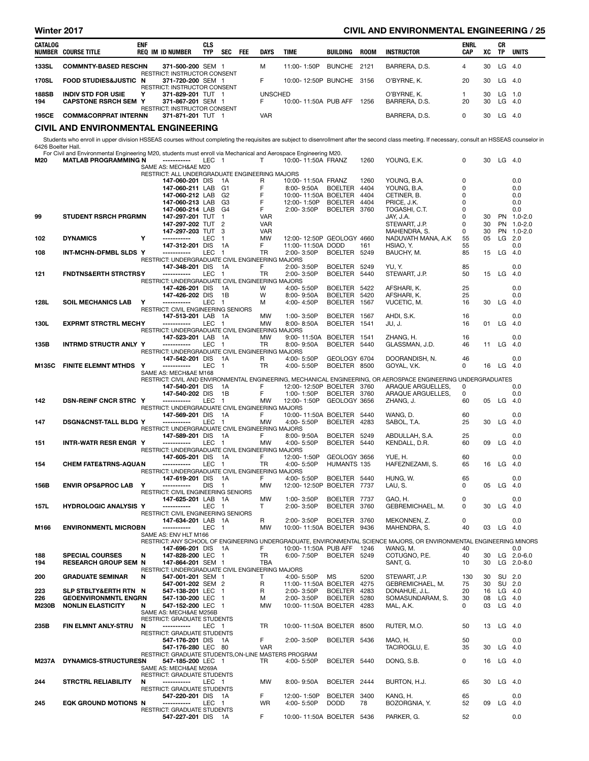| CATALOG NUMBER | COURSE TITLE | ENF REQ | IM | ID NUMBER | CLS TYP | SEC | FEE | DAYS | TIME | BUILDING | ROOM | INSTRUCTOR | ENRL CAP | XC | CR TP | UNITS |
|---|---|---|---|---|---|---|---|---|---|---|---|---|---|---|---|---|
| 133SL | COMMNTY-BASED RESCH | N | | 371-500-200 | SEM | 1 | | M | 11:00- 1:50P | BUNCHE | 2121 | BARRERA, D.S. | 4 | 30 | LG | 4.0 |
| | RESTRICT: INSTRUCTOR CONSENT | | | | | | | | | | | | | | | |
| 170SL | FOOD STUDIES&JUSTIC | N | | 371-720-200 | SEM | 1 | | F | 10:00- 12:50P | BUNCHE | 3156 | O'BYRNE, K. | 20 | 30 | LG | 4.0 |
| | RESTRICT: INSTRUCTOR CONSENT | | | | | | | | | | | | | | | |
| 188SB | INDIV STD FOR USIE | Y | | 371-829-201 | TUT | 1 | | UNSCHED | | | | O'BYRNE, K. | 1 | 30 | LG | 1.0 |
| 194 | CAPSTONE RSRCH SEM | Y | | 371-867-201 | SEM | 1 | | F | 10:00- 11:50A | PUB AFF | 1256 | BARRERA, D.S. | 20 | 30 | LG | 4.0 |
| | RESTRICT: INSTRUCTOR CONSENT | | | | | | | | | | | | | | | |
| 195CE | COMM&CORPRAT INTERN | N | | 371-871-201 | TUT | 1 | | VAR | | | | BARRERA, D.S. | 0 | 30 | LG | 4.0 |

## CIVIL AND ENVIRONMENTAL ENGINEERING

Students who enroll in upper division HSSEAS courses without completing the requisites are subject to disenrollment after the second class meeting. If necessary, consult an HSSEAS counselor in 6426 Boelter Hall.

For Civil and Environmental Engineering M20, students must enroll via Mechanical and Aerospace Engineering M20.

| CATALOG NUMBER | COURSE TITLE | ENF REQ | IM | ID NUMBER | CLS TYP | SEC | FEE | DAYS | TIME | BUILDING | ROOM | INSTRUCTOR | ENRL CAP | XC | CR TP | UNITS |
|---|---|---|---|---|---|---|---|---|---|---|---|---|---|---|---|---|
| M20 | MATLAB PROGRAMMING | N | | ----------- | LEC | 1 | | T | 10:00- 11:50A | FRANZ | 1260 | YOUNG, E.K. | 0 | 30 | LG | 4.0 |
| | SAME AS: MECH&AE M20 | | | | | | | | | | | | | | | |
| | RESTRICT: ALL UNDERGRADUATE ENGINEERING MAJORS | | | | | | | | | | | | | | | |
| | | | | 147-060-201 | DIS | 1A | | R | 10:00- 11:50A | FRANZ | 1260 | YOUNG, B.A. | 0 | | | 0.0 |
| | | | | 147-060-211 | LAB | G1 | | F | 8:00- 9:50A | BOELTER | 4404 | YOUNG, B.A. | 0 | | | 0.0 |
| | | | | 147-060-212 | LAB | G2 | | F | 10:00- 11:50A | BOELTER | 4404 | CETINER, B. | 0 | | | 0.0 |
| | | | | 147-060-213 | LAB | G3 | | F | 12:00- 1:50P | BOELTER | 4404 | PRICE, J.K. | 0 | | | 0.0 |
| | | | | 147-060-214 | LAB | G4 | | F | 2:00- 3:50P | BOELTER | 3760 | TOGASHI, C.T. | 0 | | | 0.0 |
| 99 | STUDENT RSRCH PRGRM | N | | 147-297-201 | TUT | 1 | | VAR | | | | JAY, J.A. | 0 | 30 | PN | 1.0-2.0 |
| | | | | 147-297-202 | TUT | 2 | | VAR | | | | STEWART, J.P. | 0 | 30 | PN | 1.0-2.0 |
| | | | | 147-297-203 | TUT | 3 | | VAR | | | | MAHENDRA, S. | 0 | 30 | PN | 1.0-2.0 |
| 102 | DYNAMICS | Y | | ----------- | LEC | 1 | | MW | 12:00- 12:50P | GEOLOGY | 4660 | NADUVATH MANA, A.K | 55 | 05 | LG | 2.0 |
| | | | | 147-312-201 | DIS | 1A | | F | 11:00- 11:50A | DODD | 161 | HSIAO, Y. | 55 | | | 0.0 |
| 108 | INT-MCHN-DFMBL SLDS | Y | | ----------- | LEC | 1 | | TR | 2:00- 3:50P | BOELTER | 5249 | BAUCHY, M. | 85 | 15 | LG | 4.0 |
| | RESTRICT: UNDERGRADUATE CIVIL ENGINEERING MAJORS | | | | | | | | | | | | | | | |
| | | | | 147-348-201 | DIS | 1A | | F | 2:00- 3:50P | BOELTER | 5249 | YU, Y. | 85 | | | 0.0 |
| 121 | FNDTNS&ERTH STRCTRS | Y | | ----------- | LEC | 1 | | TR | 2:00- 3:50P | BOELTER | 5440 | STEWART, J.P. | 50 | 15 | LG | 4.0 |
| | RESTRICT: UNDERGRADUATE CIVIL ENGINEERING MAJORS | | | | | | | | | | | | | | | |
| | | | | 147-426-201 | DIS | 1A | | W | 4:00- 5:50P | BOELTER | 5422 | AFSHARI, K. | 25 | | | 0.0 |
| | | | | 147-426-202 | DIS | 1B | | W | 8:00- 9:50A | BOELTER | 5420 | AFSHARI, K. | 25 | | | 0.0 |
| 128L | SOIL MECHANICS LAB | Y | | ----------- | LEC | 1 | | M | 4:00- 4:50P | BOELTER | 1567 | VUCETIC, M. | 16 | 30 | LG | 4.0 |
| | RESTRICT: CIVIL ENGINEERING SENIORS | | | | | | | | | | | | | | | |
| | | | | 147-513-201 | LAB | 1A | | MW | 1:00- 3:50P | BOELTER | 1567 | AHDI, S.K. | 16 | | | 0.0 |
| 130L | EXPRMT STRCTRL MECH | Y | | ----------- | LEC | 1 | | MW | 8:00- 8:50A | BOELTER | 1541 | JU, J. | 16 | 01 | LG | 4.0 |
| | RESTRICT: UNDERGRADUATE CIVIL ENGINEERING MAJORS | | | | | | | | | | | | | | | |
| | | | | 147-523-201 | LAB | 1A | | MW | 9:00- 11:50A | BOELTER | 1541 | ZHANG, H. | 16 | | | 0.0 |
| 135B | INTRMD STRUCTR ANLY | Y | | ----------- | LEC | 1 | | TR | 8:00- 9:50A | BOELTER | 5440 | GLASSMAN, J.D. | 46 | 11 | LG | 4.0 |
| | RESTRICT: UNDERGRADUATE CIVIL ENGINEERING MAJORS | | | | | | | | | | | | | | | |
| | | | | 147-542-201 | DIS | 1A | | R | 4:00- 5:50P | GEOLOGY | 6704 | DOORANDISH, N. | 46 | | | 0.0 |
| M135C | FINITE ELEMNT MTHDS | Y | | ----------- | LEC | 1 | | TR | 4:00- 5:50P | BOELTER | 8500 | GOYAL, V.K. | 0 | 16 | LG | 4.0 |
| | SAME AS: MECH&AE M168 | | | | | | | | | | | | | | | |
| | RESTRICT: CIVIL AND ENVIRONMENTAL ENGINEERING, MECHANICAL ENGINEERING, OR AEROSPACE ENGINEERING UNDERGRADUATES | | | | | | | | | | | | | | | |
| | | | | 147-540-201 | DIS | 1A | | F | 12:00- 12:50P | BOELTER | 3760 | ARAQUE ARGUELLES, | 0 | | | 0.0 |
| | | | | 147-540-202 | DIS | 1B | | F | 1:00- 1:50P | BOELTER | 3760 | ARAQUE ARGUELLES, | 0 | | | 0.0 |
| 142 | DSN-REINF CNCR STRC | Y | | ----------- | LEC | 1 | | MW | 12:00- 1:50P | GEOLOGY | 3656 | ZHANG, J. | 60 | 05 | LG | 4.0 |
| | RESTRICT: UNDERGRADUATE CIVIL ENGINEERING MAJORS | | | | | | | | | | | | | | | |
| | | | | 147-569-201 | DIS | 1A | | F | 10:00- 11:50A | BOELTER | 5440 | WANG, D. | 60 | | | 0.0 |
| 147 | DSGN&CNST-TALL BLDG | Y | | ----------- | LEC | 1 | | MW | 4:00- 5:50P | BOELTER | 4283 | SABOL, T.A. | 25 | 30 | LG | 4.0 |
| | RESTRICT: UNDERGRADUATE CIVIL ENGINEERING MAJORS | | | | | | | | | | | | | | | |
| | | | | 147-589-201 | DIS | 1A | | F | 8:00- 9:50A | BOELTER | 5249 | ABDULLAH, S.A. | 25 | | | 0.0 |
| 151 | INTR-WATR RESR ENGR | Y | | ----------- | LEC | 1 | | MW | 4:00- 5:50P | BOELTER | 5440 | KENDALL, D.R. | 60 | 09 | LG | 4.0 |
| | RESTRICT: UNDERGRADUATE CIVIL ENGINEERING MAJORS | | | | | | | | | | | | | | | |
| | | | | 147-605-201 | DIS | 1A | | F | 12:00- 1:50P | GEOLOGY | 3656 | YUE, H. | 60 | | | 0.0 |
| 154 | CHEM FATE&TRNS-AQUA | N | | ----------- | LEC | 1 | | TR | 4:00- 5:50P | HUMANTS | 135 | HAFEZNEZAMI, S. | 65 | 16 | LG | 4.0 |
| | RESTRICT: UNDERGRADUATE CIVIL ENGINEERING MAJORS | | | | | | | | | | | | | | | |
| | | | | 147-619-201 | DIS | 1A | | F | 4:00- 5:50P | BOELTER | 5440 | HUNG, W. | 65 | | | 0.0 |
| 156B | ENVIR OPS&PROC LAB | Y | | ----------- | DIS | 1 | | MW | 12:00- 12:50P | BOELTER | 7737 | LAU, S. | 0 | 05 | LG | 4.0 |
| | RESTRICT: CIVIL ENGINEERING SENIORS | | | | | | | | | | | | | | | |
| | | | | 147-625-201 | LAB | 1A | | MW | 1:00- 3:50P | BOELTER | 7737 | GAO, H. | 0 | | | 0.0 |
| 157L | HYDROLOGIC ANALYSIS | Y | | ----------- | LEC | 1 | | T | 2:00- 3:50P | BOELTER | 3760 | GEBREMICHAEL, M. | 0 | 30 | LG | 4.0 |
| | RESTRICT: CIVIL ENGINEERING SENIORS | | | | | | | | | | | | | | | |
| | | | | 147-634-201 | LAB | 1A | | R | 2:00- 3:50P | BOELTER | 3760 | MEKONNEN, Z. | 0 | | | 0.0 |
| M166 | ENVIRONMENTL MICROB | N | | ----------- | LEC | 1 | | MW | 10:00- 11:50A | BOELTER | 9436 | MAHENDRA, S. | 40 | 03 | LG | 4.0 |
| | SAME AS: ENV HLT M166 | | | | | | | | | | | | | | | |
| | RESTRICT: ANY SCHOOL OF ENGINEERING UNDERGRADUATE, ENVIRONMENTAL SCIENCE MAJORS, OR ENVIRONMENTAL ENGINEERING MINORS | | | | | | | | | | | | | | | |
| | | | | 147-696-201 | DIS | 1A | | F | 10:00- 11:50A | PUB AFF | 1246 | WANG, M. | 40 | | | 0.0 |
| 188 | SPECIAL COURSES | N | | 147-828-200 | LEC | 1 | | TR | 6:00- 7:50P | BOELTER | 5249 | COTUGNO, P.E. | 40 | 30 | LG | 2.0-6.0 |
| 194 | RESEARCH GROUP SEM | N | | 147-864-201 | SEM | 1 | | TBA | | | | SANT, G. | 10 | 30 | LG | 2.0-8.0 |
| | RESTRICT: UNDERGRADUATE CIVIL ENGINEERING MAJORS | | | | | | | | | | | | | | | |
| 200 | GRADUATE SEMINAR | N | | 547-001-201 | SEM | 1 | | T | 4:00- 5:50P | MS | 5200 | STEWART, J.P. | 130 | 30 | SU | 2.0 |
| | | | | 547-001-202 | SEM | 2 | | R | 11:00- 11:50A | BOELTER | 4275 | GEBREMICHAEL, M. | 75 | 30 | SU | 2.0 |
| 223 | SLP STBLTY&ERTH RTN | N | | 547-138-201 | LEC | 1 | | R | 2:00- 3:50P | BOELTER | 4283 | DONAHUE, J.L. | 20 | 16 | LG | 4.0 |
| 226 | GEOENVIRONMNTL ENGR | N | | 547-130-200 | LEC | 1 | | M | 2:00- 3:50P | BOELTER | 5280 | SOMASUNDARAM, S. | 30 | 08 | LG | 4.0 |
| M230B | NONLIN ELASTICITY | N | | 547-152-200 | LEC | 1 | | MW | 10:00- 11:50A | BOELTER | 4283 | MAL, A.K. | 0 | 03 | LG | 4.0 |
| | SAME AS: MECH&AE M256B | | | | | | | | | | | | | | | |
| | RESTRICT: GRADUATE STUDENTS | | | | | | | | | | | | | | | |
| 235B | FIN ELMNT ANLY-STRU | N | | ----------- | LEC | 1 | | TR | 10:00- 11:50A | BOELTER | 8500 | RUTER, M.O. | 50 | 13 | LG | 4.0 |
| | RESTRICT: GRADUATE STUDENTS | | | | | | | | | | | | | | | |
| | | | | 547-176-201 | DIS | 1A | | F | 2:00- 3:50P | BOELTER | 5436 | MAO, H. | 50 | | | 0.0 |
| | | | | 547-176-280 | LEC | 80 | | VAR | | | | TACIROGLU, E. | 35 | 30 | LG | 4.0 |
| | RESTRICT: GRADUATE STUDENTS,ON-LINE MASTERS PROGRAM | | | | | | | | | | | | | | | |
| M237A | DYNAMICS-STRUCTURES | N | | 547-185-200 | LEC | 1 | | TR | 4:00- 5:50P | BOELTER | 5440 | DONG, S.B. | 0 | 16 | LG | 4.0 |
| | SAME AS: MECH&AE M269A | | | | | | | | | | | | | | | |
| | RESTRICT: GRADUATE STUDENTS | | | | | | | | | | | | | | | |
| 244 | STRCTRL RELIABILITY | N | | ----------- | LEC | 1 | | MW | 8:00- 9:50A | BOELTER | 2444 | BURTON, H.J. | 65 | 30 | LG | 4.0 |
| | RESTRICT: GRADUATE STUDENTS | | | | | | | | | | | | | | | |
| | | | | 547-220-201 | DIS | 1A | | F | 12:00- 1:50P | BOELTER | 3400 | KANG, H. | 65 | | | 0.0 |
| 245 | EQK GROUND MOTIONS | N | | ----------- | LEC | 1 | | WR | 4:00- 5:50P | DODD | 78 | BOZORGNIA, Y. | 52 | 09 | LG | 4.0 |
| | RESTRICT: GRADUATE STUDENTS | | | | | | | | | | | | | | | |
| | | | | 547-227-201 | DIS | 1A | | F | 10:00- 11:50A | BOELTER | 5436 | PARKER, G. | 52 | | | 0.0 |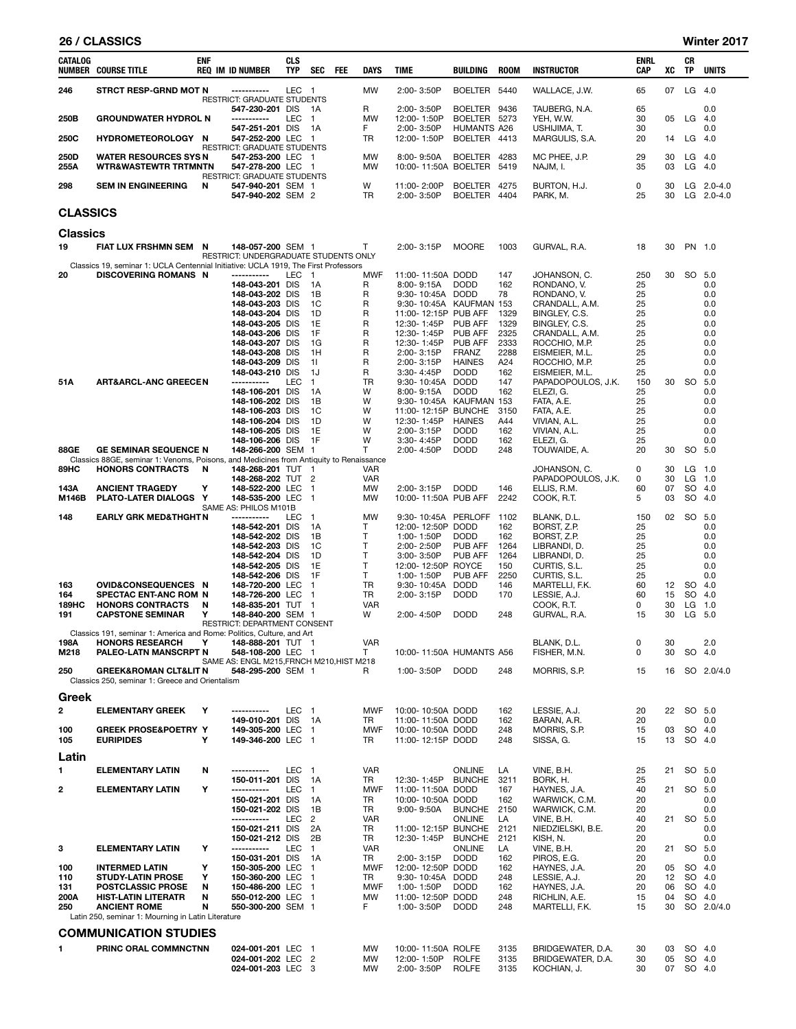## 26 / CLASSICS — Winter 2017

| CATALOG NUMBER | COURSE TITLE | ENF REQ | IM | ID NUMBER | CLS TYP | SEC | FEE | DAYS | TIME | BUILDING | ROOM | INSTRUCTOR | ENRL CAP | XC | CR TP | UNITS |
|---|---|---|---|---|---|---|---|---|---|---|---|---|---|---|---|---|
| 246 | STRCT RESP-GRND MOT | N | | ----------- | LEC | 1 | | MW | 2:00- 3:50P | BOELTER | 5440 | WALLACE, J.W. | 65 | 07 | LG | 4.0 |
| | RESTRICT: GRADUATE STUDENTS | | | | | | | | | | | | | | | |
| | | | | 547-230-201 | DIS | 1A | | R | 2:00- 3:50P | BOELTER | 9436 | TAUBERG, N.A. | 65 | | | 0.0 |
| 250B | GROUNDWATER HYDROL | N | | ----------- | LEC | 1 | | MW | 12:00- 1:50P | BOELTER | 5273 | YEH, W.W. | 30 | 05 | LG | 4.0 |
| | | | | 547-251-201 | DIS | 1A | | F | 2:00- 3:50P | HUMANTS | A26 | USHIJIMA, T. | 30 | | | 0.0 |
| 250C | HYDROMETEOROLOGY | N | | 547-252-200 | LEC | 1 | | TR | 12:00- 1:50P | BOELTER | 4413 | MARGULIS, S.A. | 20 | 14 | LG | 4.0 |
| | RESTRICT: GRADUATE STUDENTS | | | | | | | | | | | | | | | |
| 250D | WATER RESOURCES SYS | N | | 547-253-200 | LEC | 1 | | MW | 8:00- 9:50A | BOELTER | 4283 | MC PHEE, J.P. | 29 | 30 | LG | 4.0 |
| 255A | WTR&WASTEWTR TRTMNT | N | | 547-278-200 | LEC | 1 | | MW | 10:00- 11:50A | BOELTER | 5419 | NAJM, I. | 35 | 03 | LG | 4.0 |
| | RESTRICT: GRADUATE STUDENTS | | | | | | | | | | | | | | | |
| 298 | SEM IN ENGINEERING | N | | 547-940-201 | SEM | 1 | | W | 11:00- 2:00P | BOELTER | 4275 | BURTON, H.J. | 0 | 30 | LG | 2.0-4.0 |
| | | | | 547-940-202 | SEM | 2 | | TR | 2:00- 3:50P | BOELTER | 4404 | PARK, M. | 25 | 30 | LG | 2.0-4.0 |

## CLASSICS

### Classics

| CATALOG NUMBER | COURSE TITLE | ENF REQ | IM | ID NUMBER | CLS TYP | SEC | FEE | DAYS | TIME | BUILDING | ROOM | INSTRUCTOR | ENRL CAP | XC | CR TP | UNITS |
|---|---|---|---|---|---|---|---|---|---|---|---|---|---|---|---|---|
| 19 | FIAT LUX FRSHMN SEM | N | | 148-057-200 | SEM | 1 | | T | 2:00- 3:15P | MOORE | 1003 | GURVAL, R.A. | 18 | 30 | PN | 1.0 |
| | RESTRICT: UNDERGRADUATE STUDENTS ONLY | | | | | | | | | | | | | | | |
| | Classics 19, seminar 1: UCLA Centennial Initiative: UCLA 1919, The First Professors | | | | | | | | | | | | | | | |
| 20 | DISCOVERING ROMANS | N | | ----------- | LEC | 1 | | MWF | 11:00- 11:50A | DODD | 147 | JOHANSON, C. | 250 | 30 | SO | 5.0 |
| | | | | 148-043-201 | DIS | 1A | | R | 8:00- 9:15A | DODD | 162 | RONDANO, V. | 25 | | | 0.0 |
| | | | | 148-043-202 | DIS | 1B | | R | 9:30- 10:45A | DODD | 78 | RONDANO, V. | 25 | | | 0.0 |
| | | | | 148-043-203 | DIS | 1C | | R | 9:30- 10:45A | KAUFMAN | 153 | CRANDALL, A.M. | 25 | | | 0.0 |
| | | | | 148-043-204 | DIS | 1D | | R | 11:00- 12:15P | PUB AFF | 1329 | BINGLEY, C.S. | 25 | | | 0.0 |
| | | | | 148-043-205 | DIS | 1E | | R | 12:30- 1:45P | PUB AFF | 1329 | BINGLEY, C.S. | 25 | | | 0.0 |
| | | | | 148-043-206 | DIS | 1F | | R | 12:30- 1:45P | PUB AFF | 2325 | CRANDALL, A.M. | 25 | | | 0.0 |
| | | | | 148-043-207 | DIS | 1G | | R | 12:30- 1:45P | PUB AFF | 2333 | ROCCHIO, M.P. | 25 | | | 0.0 |
| | | | | 148-043-208 | DIS | 1H | | R | 2:00- 3:15P | FRANZ | 2288 | EISMEIER, M.L. | 25 | | | 0.0 |
| | | | | 148-043-209 | DIS | 1I | | R | 2:00- 3:15P | HAINES | A24 | ROCCHIO, M.P. | 25 | | | 0.0 |
| | | | | 148-043-210 | DIS | 1J | | R | 3:30- 4:45P | DODD | 162 | EISMEIER, M.L. | 25 | | | 0.0 |
| 51A | ART&ARCL-ANC GREECE | N | | ----------- | LEC | 1 | | TR | 9:30- 10:45A | DODD | 147 | PAPADOPOULOS, J.K. | 150 | 30 | SO | 5.0 |
| | | | | 148-106-201 | DIS | 1A | | W | 8:00- 9:15A | DODD | 162 | ELEZI, G. | 25 | | | 0.0 |
| | | | | 148-106-202 | DIS | 1B | | W | 9:30- 10:45A | KAUFMAN | 153 | FATA, A.E. | 25 | | | 0.0 |
| | | | | 148-106-203 | DIS | 1C | | W | 11:00- 12:15P | BUNCHE | 3150 | FATA, A.E. | 25 | | | 0.0 |
| | | | | 148-106-204 | DIS | 1D | | W | 12:30- 1:45P | HAINES | A44 | VIVIAN, A.L. | 25 | | | 0.0 |
| | | | | 148-106-205 | DIS | 1E | | W | 2:00- 3:15P | DODD | 162 | VIVIAN, A.L. | 25 | | | 0.0 |
| | | | | 148-106-206 | DIS | 1F | | W | 3:30- 4:45P | DODD | 162 | ELEZI, G. | 25 | | | 0.0 |
| 88GE | GE SEMINAR SEQUENCE | N | | 148-266-200 | SEM | 1 | | T | 2:00- 4:50P | DODD | 248 | TOUWAIDE, A. | 20 | 30 | SO | 5.0 |
| | Classics 88GE, seminar 1: Venoms, Poisons, and Medicines from Antiquity to Renaissance | | | | | | | | | | | | | | | |
| 89HC | HONORS CONTRACTS | N | | 148-268-201 | TUT | 1 | | VAR | | | | JOHANSON, C. | 0 | 30 | LG | 1.0 |
| | | | | 148-268-202 | TUT | 2 | | VAR | | | | PAPADOPOULOS, J.K. | 0 | 30 | LG | 1.0 |
| 143A | ANCIENT TRAGEDY | Y | | 148-522-200 | LEC | 1 | | MW | 2:00- 3:15P | DODD | 146 | ELLIS, R.M. | 60 | 07 | SO | 4.0 |
| M146B | PLATO-LATER DIALOGS | Y | | 148-535-200 | LEC | 1 | | MW | 10:00- 11:50A | PUB AFF | 2242 | COOK, R.T. | 5 | 03 | SO | 4.0 |
| | SAME AS: PHILOS M101B | | | | | | | | | | | | | | | |
| 148 | EARLY GRK MED&THGHT | N | | ----------- | LEC | 1 | | MW | 9:30- 10:45A | PERLOFF | 1102 | BLANK, D.L. | 150 | 02 | SO | 5.0 |
| | | | | 148-542-201 | DIS | 1A | | T | 12:00- 12:50P | DODD | 162 | BORST, Z.P. | 25 | | | 0.0 |
| | | | | 148-542-202 | DIS | 1B | | T | 1:00- 1:50P | DODD | 162 | BORST, Z.P. | 25 | | | 0.0 |
| | | | | 148-542-203 | DIS | 1C | | T | 2:00- 2:50P | PUB AFF | 1264 | LIBRANDI, D. | 25 | | | 0.0 |
| | | | | 148-542-204 | DIS | 1D | | T | 3:00- 3:50P | PUB AFF | 1264 | LIBRANDI, D. | 25 | | | 0.0 |
| | | | | 148-542-205 | DIS | 1E | | T | 12:00- 12:50P | ROYCE | 150 | CURTIS, S.L. | 25 | | | 0.0 |
| | | | | 148-542-206 | DIS | 1F | | T | 1:00- 1:50P | PUB AFF | 2250 | CURTIS, S.L. | 25 | | | 0.0 |
| 163 | OVID&CONSEQUENCES | N | | 148-720-200 | LEC | 1 | | TR | 9:30- 10:45A | DODD | 146 | MARTELLI, F.K. | 60 | 12 | SO | 4.0 |
| 164 | SPECTAC ENT-ANC ROM | N | | 148-726-200 | LEC | 1 | | TR | 2:00- 3:15P | DODD | 170 | LESSIE, A.J. | 60 | 15 | SO | 4.0 |
| 189HC | HONORS CONTRACTS | N | | 148-835-201 | TUT | 1 | | VAR | | | | COOK, R.T. | 0 | 30 | LG | 1.0 |
| 191 | CAPSTONE SEMINAR | Y | | 148-840-200 | SEM | 1 | | W | 2:00- 4:50P | DODD | 248 | GURVAL, R.A. | 15 | 30 | LG | 5.0 |
| | RESTRICT: DEPARTMENT CONSENT | | | | | | | | | | | | | | | |
| | Classics 191, seminar 1: America and Rome: Politics, Culture, and Art | | | | | | | | | | | | | | | |
| 198A | HONORS RESEARCH | Y | | 148-888-201 | TUT | 1 | | VAR | | | | BLANK, D.L. | 0 | 30 | | 2.0 |
| M218 | PALEO-LATN MANSCRPT | N | | 548-108-200 | LEC | 1 | | T | 10:00- 11:50A | HUMANTS | A56 | FISHER, M.N. | 0 | 30 | SO | 4.0 |
| | SAME AS: ENGL M215,FRNCH M210,HIST M218 | | | | | | | | | | | | | | | |
| 250 | GREEK&ROMAN CLT&LIT | N | | 548-295-200 | SEM | 1 | | R | 1:00- 3:50P | DODD | 248 | MORRIS, S.P. | 15 | 16 | SO | 2.0/4.0 |
| | Classics 250, seminar 1: Greece and Orientalism | | | | | | | | | | | | | | | |

### Greek

| CATALOG NUMBER | COURSE TITLE | ENF REQ | IM | ID NUMBER | CLS TYP | SEC | FEE | DAYS | TIME | BUILDING | ROOM | INSTRUCTOR | ENRL CAP | XC | CR TP | UNITS |
|---|---|---|---|---|---|---|---|---|---|---|---|---|---|---|---|---|
| 2 | ELEMENTARY GREEK | Y | | ----------- | LEC | 1 | | MWF | 10:00- 10:50A | DODD | 162 | LESSIE, A.J. | 20 | 22 | SO | 5.0 |
| | | | | 149-010-201 | DIS | 1A | | TR | 11:00- 11:50A | DODD | 162 | BARAN, A.R. | 20 | | | 0.0 |
| 100 | GREEK PROSE&POETRY | Y | | 149-305-200 | LEC | 1 | | MWF | 10:00- 10:50A | DODD | 248 | MORRIS, S.P. | 15 | 03 | SO | 4.0 |
| 105 | EURIPIDES | Y | | 149-346-200 | LEC | 1 | | TR | 11:00- 12:15P | DODD | 248 | SISSA, G. | 15 | 13 | SO | 4.0 |

### Latin

| CATALOG NUMBER | COURSE TITLE | ENF REQ | IM | ID NUMBER | CLS TYP | SEC | FEE | DAYS | TIME | BUILDING | ROOM | INSTRUCTOR | ENRL CAP | XC | CR TP | UNITS |
|---|---|---|---|---|---|---|---|---|---|---|---|---|---|---|---|---|
| 1 | ELEMENTARY LATIN | N | | ----------- | LEC | 1 | | VAR | | ONLINE | LA | VINE, B.H. | 25 | 21 | SO | 5.0 |
| | | | | 150-011-201 | DIS | 1A | | TR | 12:30- 1:45P | BUNCHE | 3211 | BORK, H. | 25 | | | 0.0 |
| 2 | ELEMENTARY LATIN | Y | | ----------- | LEC | 1 | | MWF | 11:00- 11:50A | DODD | 167 | HAYNES, J.A. | 40 | 21 | SO | 5.0 |
| | | | | 150-021-201 | DIS | 1A | | TR | 10:00- 10:50A | DODD | 162 | WARWICK, C.M. | 20 | | | 0.0 |
| | | | | 150-021-202 | DIS | 1B | | TR | 9:00- 9:50A | BUNCHE | 2150 | WARWICK, C.M. | 20 | | | 0.0 |
| | | | | ----------- | LEC | 2 | | VAR | | ONLINE | LA | VINE, B.H. | 40 | 21 | SO | 5.0 |
| | | | | 150-021-211 | DIS | 2A | | TR | 11:00- 12:15P | BUNCHE | 2121 | NIEDZIELSKI, B.E. | 20 | | | 0.0 |
| | | | | 150-021-212 | DIS | 2B | | TR | 12:30- 1:45P | BUNCHE | 2121 | KISH, N. | 20 | | | 0.0 |
| 3 | ELEMENTARY LATIN | Y | | ----------- | LEC | 1 | | VAR | | ONLINE | LA | VINE, B.H. | 20 | 21 | SO | 5.0 |
| | | | | 150-031-201 | DIS | 1A | | TR | 2:00- 3:15P | DODD | 162 | PIROS, E.G. | 20 | | | 0.0 |
| 100 | INTERMED LATIN | Y | | 150-305-200 | LEC | 1 | | MWF | 12:00- 12:50P | DODD | 162 | HAYNES, J.A. | 20 | 05 | SO | 4.0 |
| 110 | STUDY-LATIN PROSE | Y | | 150-360-200 | LEC | 1 | | TR | 9:30- 10:45A | DODD | 248 | LESSIE, A.J. | 20 | 12 | SO | 4.0 |
| 131 | POSTCLASSIC PROSE | N | | 150-486-200 | LEC | 1 | | MWF | 1:00- 1:50P | DODD | 162 | HAYNES, J.A. | 20 | 06 | SO | 4.0 |
| 200A | HIST-LATIN LITERATR | N | | 550-012-200 | LEC | 1 | | MW | 11:00- 12:50P | DODD | 248 | RICHLIN, A.E. | 15 | 04 | SO | 4.0 |
| 250 | ANCIENT ROME | N | | 550-300-200 | SEM | 1 | | F | 1:00- 3:50P | DODD | 248 | MARTELLI, F.K. | 15 | 30 | SO | 2.0/4.0 |
| | Latin 250, seminar 1: Mourning in Latin Literature | | | | | | | | | | | | | | | |

## COMMUNICATION STUDIES

| CATALOG NUMBER | COURSE TITLE | ENF REQ | IM | ID NUMBER | CLS TYP | SEC | FEE | DAYS | TIME | BUILDING | ROOM | INSTRUCTOR | ENRL CAP | XC | CR TP | UNITS |
|---|---|---|---|---|---|---|---|---|---|---|---|---|---|---|---|---|
| 1 | PRINC ORAL COMMNCTNN | | | 024-001-201 | LEC | 1 | | MW | 10:00- 11:50A | ROLFE | 3135 | BRIDGEWATER, D.A. | 30 | 03 | SO | 4.0 |
| | | | | 024-001-202 | LEC | 2 | | MW | 12:00- 1:50P | ROLFE | 3135 | BRIDGEWATER, D.A. | 30 | 05 | SO | 4.0 |
| | | | | 024-001-203 | LEC | 3 | | MW | 2:00- 3:50P | ROLFE | 3135 | KOCHIAN, J. | 30 | 07 | SO | 4.0 |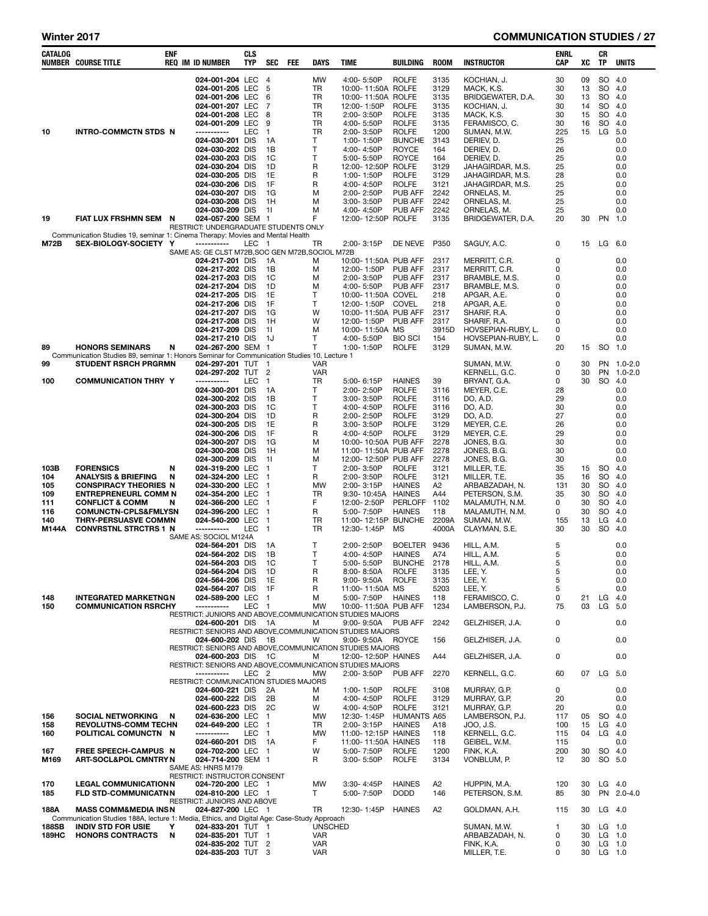| CATALOG NUMBER | COURSE TITLE | ENF REQ | IM | ID NUMBER | CLS TYP | SEC | FEE | DAYS | TIME | BUILDING | ROOM | INSTRUCTOR | ENRL CAP | XC | CR TP | UNITS |
|---|---|---|---|---|---|---|---|---|---|---|---|---|---|---|---|---|
| | | | | 024-001-204 | LEC | 4 | | MW | 4:00- 5:50P | ROLFE | 3135 | KOCHIAN, J. | 30 | 09 | SO | 4.0 |
| | | | | 024-001-205 | LEC | 5 | | TR | 10:00- 11:50A | ROLFE | 3129 | MACK, K.S. | 30 | 13 | SO | 4.0 |
| | | | | 024-001-206 | LEC | 6 | | TR | 10:00- 11:50A | ROLFE | 3135 | BRIDGEWATER, D.A. | 30 | 13 | SO | 4.0 |
| | | | | 024-001-207 | LEC | 7 | | TR | 12:00- 1:50P | ROLFE | 3135 | KOCHIAN, J. | 30 | 14 | SO | 4.0 |
| | | | | 024-001-208 | LEC | 8 | | TR | 2:00- 3:50P | ROLFE | 3135 | MACK, K.S. | 30 | 15 | SO | 4.0 |
| | | | | 024-001-209 | LEC | 9 | | TR | 4:00- 5:50P | ROLFE | 3135 | FERAMISCO, C. | 30 | 16 | SO | 4.0 |
| 10 | INTRO-COMMCTN STDS | N | | ----------- | LEC | 1 | | TR | 2:00- 3:50P | ROLFE | 1200 | SUMAN, M.W. | 225 | 15 | LG | 5.0 |
| | | | | 024-030-201 | DIS | 1A | | T | 1:00- 1:50P | BUNCHE | 3143 | DERIEV, D. | 25 | | | 0.0 |
| | | | | 024-030-202 | DIS | 1B | | T | 4:00- 4:50P | ROYCE | 164 | DERIEV, D. | 26 | | | 0.0 |
| | | | | 024-030-203 | DIS | 1C | | T | 5:00- 5:50P | ROYCE | 164 | DERIEV, D. | 25 | | | 0.0 |
| | | | | 024-030-204 | DIS | 1D | | R | 12:00- 12:50P | ROLFE | 3129 | JAHAGIRDAR, M.S. | 25 | | | 0.0 |
| | | | | 024-030-205 | DIS | 1E | | R | 1:00- 1:50P | ROLFE | 3129 | JAHAGIRDAR, M.S. | 28 | | | 0.0 |
| | | | | 024-030-206 | DIS | 1F | | R | 4:00- 4:50P | ROLFE | 3121 | JAHAGIRDAR, M.S. | 25 | | | 0.0 |
| | | | | 024-030-207 | DIS | 1G | | M | 2:00- 2:50P | PUB AFF | 2242 | ORNELAS, M. | 25 | | | 0.0 |
| | | | | 024-030-208 | DIS | 1H | | M | 3:00- 3:50P | PUB AFF | 2242 | ORNELAS, M. | 25 | | | 0.0 |
| | | | | 024-030-209 | DIS | 1I | | M | 4:00- 4:50P | PUB AFF | 2242 | ORNELAS, M. | 25 | | | 0.0 |
| 19 | FIAT LUX FRSHMN SEM | N | | 024-057-200 | SEM | 1 | | F | 12:00- 12:50P | ROLFE | 3135 | BRIDGEWATER, D.A. | 20 | 30 | PN | 1.0 |
| | RESTRICT: UNDERGRADUATE STUDENTS ONLY | | | | | | | | | | | | | | | |
| | Communication Studies 19, seminar 1: Cinema Therapy: Movies and Mental Health | | | | | | | | | | | | | | | |
| M72B | SEX-BIOLOGY-SOCIETY | Y | | ----------- | LEC | 1 | | TR | 2:00- 3:15P | DE NEVE | P350 | SAGUY, A.C. | 0 | 15 | LG | 6.0 |
| | SAME AS: GE CLST M72B,SOC GEN M72B,SOCIOL M72B | | | | | | | | | | | | | | | |
| | | | | 024-217-201 | DIS | 1A | | M | 10:00- 11:50A | PUB AFF | 2317 | MERRITT, C.R. | 0 | | | 0.0 |
| | | | | 024-217-202 | DIS | 1B | | M | 12:00- 1:50P | PUB AFF | 2317 | MERRITT, C.R. | 0 | | | 0.0 |
| | | | | 024-217-203 | DIS | 1C | | M | 2:00- 3:50P | PUB AFF | 2317 | BRAMBLE, M.S. | 0 | | | 0.0 |
| | | | | 024-217-204 | DIS | 1D | | M | 4:00- 5:50P | PUB AFF | 2317 | BRAMBLE, M.S. | 0 | | | 0.0 |
| | | | | 024-217-205 | DIS | 1E | | T | 10:00- 11:50A | COVEL | 218 | APGAR, A.E. | 0 | | | 0.0 |
| | | | | 024-217-206 | DIS | 1F | | T | 12:00- 1:50P | COVEL | 218 | APGAR, A.E. | 0 | | | 0.0 |
| | | | | 024-217-207 | DIS | 1G | | W | 10:00- 11:50A | PUB AFF | 2317 | SHARIF, R.A. | 0 | | | 0.0 |
| | | | | 024-217-208 | DIS | 1H | | W | 12:00- 1:50P | PUB AFF | 2317 | SHARIF, R.A. | 0 | | | 0.0 |
| | | | | 024-217-209 | DIS | 1I | | M | 10:00- 11:50A | MS | 3915D | HOVSEPIAN-RUBY, L. | 0 | | | 0.0 |
| | | | | 024-217-210 | DIS | 1J | | T | 4:00- 5:50P | BIO SCI | 154 | HOVSEPIAN-RUBY, L. | 0 | | | 0.0 |
| 89 | HONORS SEMINARS | N | | 024-267-200 | SEM | 1 | | T | 1:00- 1:50P | ROLFE | 3129 | SUMAN, M.W. | 20 | 15 | SO | 1.0 |
| | Communication Studies 89, seminar 1: Honors Seminar for Communication Studies 10, Lecture 1 | | | | | | | | | | | | | | | |
| 99 | STUDENT RSRCH PRGRMN | | | 024-297-201 | TUT | 1 | | VAR | | | | SUMAN, M.W. | 0 | 30 | PN | 1.0-2.0 |
| | | | | 024-297-202 | TUT | 2 | | VAR | | | | KERNELL, G.C. | 0 | 30 | PN | 1.0-2.0 |
| 100 | COMMUNICATION THRY | Y | | ----------- | LEC | 1 | | TR | 5:00- 6:15P | HAINES | 39 | BRYANT, G.A. | 0 | 30 | SO | 4.0 |
| | | | | 024-300-201 | DIS | 1A | | T | 2:00- 2:50P | ROLFE | 3116 | MEYER, C.E. | 28 | | | 0.0 |
| | | | | 024-300-202 | DIS | 1B | | T | 3:00- 3:50P | ROLFE | 3116 | DO, A.D. | 29 | | | 0.0 |
| | | | | 024-300-203 | DIS | 1C | | T | 4:00- 4:50P | ROLFE | 3116 | DO, A.D. | 30 | | | 0.0 |
| | | | | 024-300-204 | DIS | 1D | | R | 2:00- 2:50P | ROLFE | 3129 | DO, A.D. | 27 | | | 0.0 |
| | | | | 024-300-205 | DIS | 1E | | R | 3:00- 3:50P | ROLFE | 3129 | MEYER, C.E. | 26 | | | 0.0 |
| | | | | 024-300-206 | DIS | 1F | | R | 4:00- 4:50P | ROLFE | 3129 | MEYER, C.E. | 29 | | | 0.0 |
| | | | | 024-300-207 | DIS | 1G | | M | 10:00- 10:50A | PUB AFF | 2278 | JONES, B.G. | 30 | | | 0.0 |
| | | | | 024-300-208 | DIS | 1H | | M | 11:00- 11:50A | PUB AFF | 2278 | JONES, B.G. | 30 | | | 0.0 |
| | | | | 024-300-209 | DIS | 1I | | M | 12:00- 12:50P | PUB AFF | 2278 | JONES, B.G. | 30 | | | 0.0 |
| 103B | FORENSICS | N | | 024-319-200 | LEC | 1 | | T | 2:00- 3:50P | ROLFE | 3121 | MILLER, T.E. | 35 | 15 | SO | 4.0 |
| 104 | ANALYSIS & BRIEFING | N | | 024-324-200 | LEC | 1 | | R | 2:00- 3:50P | ROLFE | 3121 | MILLER, T.E. | 35 | 16 | SO | 4.0 |
| 105 | CONSPIRACY THEORIES | N | | 024-330-200 | LEC | 1 | | MW | 2:00- 3:15P | HAINES | A2 | ARBABZADAH, N. | 131 | 30 | SO | 4.0 |
| 109 | ENTREPRENEURL COMM | N | | 024-354-200 | LEC | 1 | | TR | 9:30- 10:45A | HAINES | A44 | PETERSON, S.M. | 35 | 30 | SO | 4.0 |
| 111 | CONFLICT & COMM | N | | 024-366-200 | LEC | 1 | | F | 12:00- 2:50P | PERLOFF | 1102 | MALAMUTH, N.M. | 0 | 30 | SO | 4.0 |
| 116 | COMUNCTN-CPLS&FMLY | SN | | 024-396-200 | LEC | 1 | | R | 5:00- 7:50P | HAINES | 118 | MALAMUTH, N.M. | 0 | 30 | SO | 4.0 |
| 140 | THRY-PERSUASVE COMM | N | | 024-540-200 | LEC | 1 | | TR | 11:00- 12:15P | BUNCHE | 2209A | SUMAN, M.W. | 155 | 13 | LG | 4.0 |
| M144A | CONVRSTNL STRCTRS 1 | N | | ----------- | LEC | 1 | | TR | 12:30- 1:45P | MS | 4000A | CLAYMAN, S.E. | 30 | 30 | SO | 4.0 |
| | SAME AS: SOCIOL M124A | | | | | | | | | | | | | | | |
| | | | | 024-564-201 | DIS | 1A | | T | 2:00- 2:50P | BOELTER | 9436 | HILL, A.M. | 5 | | | 0.0 |
| | | | | 024-564-202 | DIS | 1B | | T | 4:00- 4:50P | HAINES | A74 | HILL, A.M. | 5 | | | 0.0 |
| | | | | 024-564-203 | DIS | 1C | | T | 5:00- 5:50P | BUNCHE | 2178 | HILL, A.M. | 5 | | | 0.0 |
| | | | | 024-564-204 | DIS | 1D | | R | 8:00- 8:50A | ROLFE | 3135 | LEE, Y. | 5 | | | 0.0 |
| | | | | 024-564-206 | DIS | 1E | | R | 9:00- 9:50A | ROLFE | 3135 | LEE, Y. | 5 | | | 0.0 |
| | | | | 024-564-207 | DIS | 1F | | R | 11:00- 11:50A | MS | 5203 | LEE, Y. | 5 | | | 0.0 |
| 148 | INTEGRATED MARKETNG | N | | 024-589-200 | LEC | 1 | | M | 5:00- 7:50P | HAINES | 118 | FERAMISCO, C. | 0 | 21 | LG | 4.0 |
| 150 | COMMUNICATION RSRCH | Y | | ----------- | LEC | 1 | | MW | 10:00- 11:50A | PUB AFF | 1234 | LAMBERSON, P.J. | 75 | 03 | LG | 5.0 |
| | RESTRICT: JUNIORS AND ABOVE,COMMUNICATION STUDIES MAJORS | | | | | | | | | | | | | | | |
| | | | | 024-600-201 | DIS | 1A | | M | 9:00- 9:50A | PUB AFF | 2242 | GELZHISER, J.A. | 0 | | | 0.0 |
| | RESTRICT: SENIORS AND ABOVE,COMMUNICATION STUDIES MAJORS | | | | | | | | | | | | | | | |
| | | | | 024-600-202 | DIS | 1B | | W | 9:00- 9:50A | ROYCE | 156 | GELZHISER, J.A. | 0 | | | 0.0 |
| | RESTRICT: SENIORS AND ABOVE,COMMUNICATION STUDIES MAJORS | | | | | | | | | | | | | | | |
| | | | | 024-600-203 | DIS | 1C | | M | 12:00- 12:50P | HAINES | A44 | GELZHISER, J.A. | 0 | | | 0.0 |
| | RESTRICT: SENIORS AND ABOVE,COMMUNICATION STUDIES MAJORS | | | | | | | | | | | | | | | |
| | | | | ----------- | LEC | 2 | | MW | 2:00- 3:50P | PUB AFF | 2270 | KERNELL, G.C. | 60 | 07 | LG | 5.0 |
| | RESTRICT: COMMUNICATION STUDIES MAJORS | | | | | | | | | | | | | | | |
| | | | | 024-600-221 | DIS | 2A | | M | 1:00- 1:50P | ROLFE | 3108 | MURRAY, G.P. | 0 | | | 0.0 |
| | | | | 024-600-222 | DIS | 2B | | M | 4:00- 4:50P | ROLFE | 3129 | MURRAY, G.P. | 20 | | | 0.0 |
| | | | | 024-600-223 | DIS | 2C | | W | 4:00- 4:50P | ROLFE | 3121 | MURRAY, G.P. | 20 | | | 0.0 |
| 156 | SOCIAL NETWORKING | N | | 024-636-200 | LEC | 1 | | MW | 12:30- 1:45P | HUMANTS | A65 | LAMBERSON, P.J. | 117 | 05 | SO | 4.0 |
| 158 | REVOLUTNS-COMM TECH | N | | 024-649-200 | LEC | 1 | | TR | 2:00- 3:15P | HAINES | A18 | JOO, J.S. | 100 | 15 | LG | 4.0 |
| 160 | POLITICAL COMUNCTN | N | | ----------- | LEC | 1 | | MW | 11:00- 12:15P | HAINES | 118 | KERNELL, G.C. | 115 | 04 | LG | 4.0 |
| | | | | 024-660-201 | DIS | 1A | | F | 11:00- 11:50A | HAINES | 118 | GEIBEL, W.M. | 115 | | | 0.0 |
| 167 | FREE SPEECH-CAMPUS | N | | 024-702-200 | LEC | 1 | | W | 5:00- 7:50P | ROLFE | 1200 | FINK, K.A. | 200 | 30 | SO | 4.0 |
| M169 | ART-SOCL&POL CMNTRY | N | | 024-714-200 | SEM | 1 | | R | 3:00- 5:50P | ROLFE | 3134 | VONBLUM, P. | 12 | 30 | SO | 5.0 |
| | SAME AS: HNRS M179 | | | | | | | | | | | | | | | |
| | RESTRICT: INSTRUCTOR CONSENT | | | | | | | | | | | | | | | |
| 170 | LEGAL COMMUNICATION | N | | 024-720-200 | LEC | 1 | | MW | 3:30- 4:45P | HAINES | A2 | HUPPIN, M.A. | 120 | 30 | LG | 4.0 |
| 185 | FLD STD-COMMUNICATN | N | | 024-810-200 | LEC | 1 | | T | 5:00- 7:50P | DODD | 146 | PETERSON, S.M. | 85 | 30 | PN | 2.0-4.0 |
| | RESTRICT: JUNIORS AND ABOVE | | | | | | | | | | | | | | | |
| 188A | MASS COMM&MEDIA INS | N | | 024-827-200 | LEC | 1 | | TR | 12:30- 1:45P | HAINES | A2 | GOLDMAN, A.H. | 115 | 30 | LG | 4.0 |
| | Communication Studies 188A, lecture 1: Media, Ethics, and Digital Age: Case-Study Approach | | | | | | | | | | | | | | | |
| 188SB | INDIV STD FOR USIE | Y | | 024-833-201 | TUT | 1 | | UNSCHED | | | | SUMAN, M.W. | 1 | 30 | LG | 1.0 |
| 189HC | HONORS CONTRACTS | N | | 024-835-201 | TUT | 1 | | VAR | | | | ARBABZADAH, N. | 0 | 30 | LG | 1.0 |
| | | | | 024-835-202 | TUT | 2 | | VAR | | | | FINK, K.A. | 0 | 30 | LG | 1.0 |
| | | | | 024-835-203 | TUT | 3 | | VAR | | | | MILLER, T.E. | 0 | 30 | LG | 1.0 |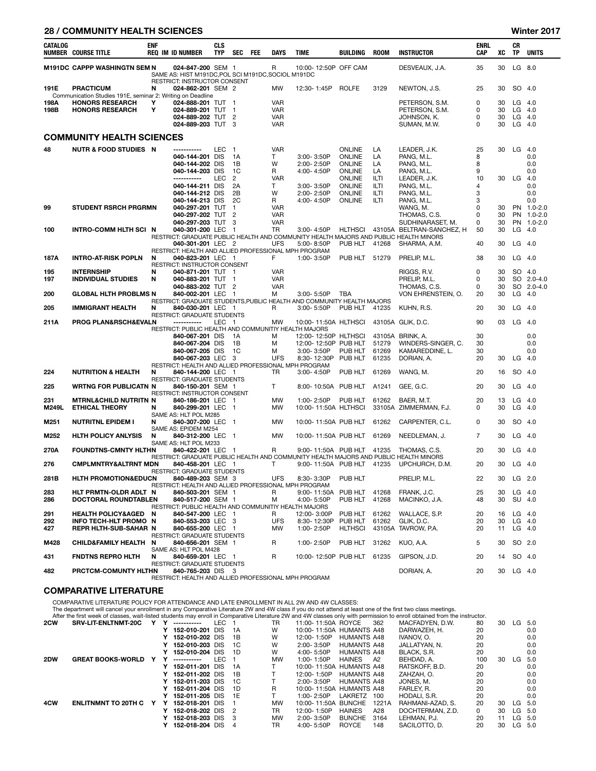| CATALOG NUMBER | COURSE TITLE | ENF REQ | IM | ID NUMBER | CLS TYP | SEC | FEE | DAYS | TIME | BUILDING | ROOM | INSTRUCTOR | ENRL CAP | XC | CR TP | UNITS |
|---|---|---|---|---|---|---|---|---|---|---|---|---|---|---|---|---|
| M191DC | CAPPP WASHINGTN SEM | N | | 024-847-200 | SEM | 1 | | R | 10:00- 12:50P | OFF CAM | | DESVEAUX, J.A. | 35 | 30 | LG | 8.0 |
| | SAME AS: HIST M191DC,POL SCI M191DC,SOCIOL M191DC | | | | | | | | | | | | | | | |
| | RESTRICT: INSTRUCTOR CONSENT | | | | | | | | | | | | | | | |
| 191E | PRACTICUM | N | | 024-862-201 | SEM | 2 | | MW | 12:30- 1:45P | ROLFE | 3129 | NEWTON, J.S. | 25 | 30 | SO | 4.0 |
| | Communication Studies 191E, seminar 2: Writing on Deadline | | | | | | | | | | | | | | | |
| 198A | HONORS RESEARCH | Y | | 024-888-201 | TUT | 1 | | VAR | | | | PETERSON, S.M. | 0 | 30 | LG | 4.0 |
| 198B | HONORS RESEARCH | Y | | 024-889-201 | TUT | 1 | | VAR | | | | PETERSON, S.M. | 0 | 30 | LG | 4.0 |
| | | | | 024-889-202 | TUT | 2 | | VAR | | | | JOHNSON, K. | 0 | 30 | LG | 4.0 |
| | | | | 024-889-203 | TUT | 3 | | VAR | | | | SUMAN, M.W. | 0 | 30 | LG | 4.0 |

## COMMUNITY HEALTH SCIENCES

| CATALOG NUMBER | COURSE TITLE | ENF REQ | IM | ID NUMBER | CLS TYP | SEC | FEE | DAYS | TIME | BUILDING | ROOM | INSTRUCTOR | ENRL CAP | XC | CR TP | UNITS |
|---|---|---|---|---|---|---|---|---|---|---|---|---|---|---|---|---|
| 48 | NUTR & FOOD STUDIES | N | | ----------- | LEC | 1 | | VAR | | ONLINE | LA | LEADER, J.K. | 25 | 30 | LG | 4.0 |
| | | | | 040-144-201 | DIS | 1A | | T | 3:00- 3:50P | ONLINE | LA | PANG, M.L. | 8 | | | 0.0 |
| | | | | 040-144-202 | DIS | 1B | | W | 2:00- 2:50P | ONLINE | LA | PANG, M.L. | 8 | | | 0.0 |
| | | | | 040-144-203 | DIS | 1C | | R | 4:00- 4:50P | ONLINE | LA | PANG, M.L. | 9 | | | 0.0 |
| | | | | ----------- | LEC | 2 | | VAR | | ONLINE | ILTI | LEADER, J.K. | 10 | 30 | LG | 4.0 |
| | | | | 040-144-211 | DIS | 2A | | T | 3:00- 3:50P | ONLINE | ILTI | PANG, M.L. | 4 | | | 0.0 |
| | | | | 040-144-212 | DIS | 2B | | W | 2:00- 2:50P | ONLINE | ILTI | PANG, M.L. | 3 | | | 0.0 |
| | | | | 040-144-213 | DIS | 2C | | R | 4:00- 4:50P | ONLINE | ILTI | PANG, M.L. | 3 | | | 0.0 |
| 99 | STUDENT RSRCH PRGRMN | | | 040-297-201 | TUT | 1 | | VAR | | | | WANG, M. | 0 | 30 | PN | 1.0-2.0 |
| | | | | 040-297-202 | TUT | 2 | | VAR | | | | THOMAS, C.S. | 0 | 30 | PN | 1.0-2.0 |
| | | | | 040-297-203 | TUT | 3 | | VAR | | | | SUDHINARASET, M. | 0 | 30 | PN | 1.0-2.0 |
| 100 | INTRO-COMM HLTH SCI | N | | 040-301-200 | LEC | 1 | | TR | 3:00- 4:50P | HLTHSCI | 43105A | BELTRAN-SANCHEZ, H | 50 | 30 | LG | 4.0 |
| | RESTRICT: GRADUATE PUBLIC HEALTH AND COMMUNITY HEALTH MAJORS AND PUBLIC HEALTH MINORS | | | | | | | | | | | | | | | |
| | | | | 040-301-201 | LEC | 2 | | UFS | 5:00- 8:50P | PUB HLT | 41268 | SHARMA, A.M. | 40 | 30 | LG | 4.0 |
| | RESTRICT: HEALTH AND ALLIED PROFESSIONAL MPH PROGRAM | | | | | | | | | | | | | | | |
| 187A | INTRO-AT-RISK POPLN | N | | 040-823-201 | LEC | 1 | | F | 1:00- 3:50P | PUB HLT | 51279 | PRELIP, M.L. | 38 | 30 | LG | 4.0 |
| | RESTRICT: INSTRUCTOR CONSENT | | | | | | | | | | | | | | | |
| 195 | INTERNSHIP | N | | 040-871-201 | TUT | 1 | | VAR | | | | RIGGS, R.V. | 0 | 30 | SO | 4.0 |
| 197 | INDIVIDUAL STUDIES | N | | 040-883-201 | TUT | 1 | | VAR | | | | PRELIP, M.L. | 0 | 30 | SO | 2.0-4.0 |
| | | | | 040-883-202 | TUT | 2 | | VAR | | | | THOMAS, C.S. | 0 | 30 | SO | 2.0-4.0 |
| 200 | GLOBAL HLTH PROBLMS | N | | 840-002-201 | LEC | 1 | | M | 3:00- 5:50P | TBA | | VON EHRENSTEIN, O. | 20 | 30 | LG | 4.0 |
| | RESTRICT: GRADUATE STUDENTS,PUBLIC HEALTH AND COMMUNITY HEALTH MAJORS | | | | | | | | | | | | | | | |
| 205 | IMMIGRANT HEALTH | N | | 840-030-201 | LEC | 1 | | R | 3:00- 5:50P | PUB HLT | 41235 | KUHN, R.S. | 20 | 30 | LG | 4.0 |
| | RESTRICT: GRADUATE STUDENTS | | | | | | | | | | | | | | | |
| 211A | PROG PLAN&RSCH&EVALN | | | ----------- | LEC | 1 | | MW | 10:00- 11:50A | HLTHSCI | 43105A | GLIK, D.C. | 90 | 03 | LG | 4.0 |
| | RESTRICT: PUBLIC HEALTH AND COMMUNITIY HEALTH MAJORS | | | | | | | | | | | | | | | |
| | | | | 840-067-201 | DIS | 1A | | M | 12:00- 12:50P | HLTHSCI | 43105A | BRINK, A. | 30 | | | 0.0 |
| | | | | 840-067-204 | DIS | 1B | | M | 12:00- 12:50P | PUB HLT | 51279 | WINDERS-SINGER, C. | 30 | | | 0.0 |
| | | | | 840-067-205 | DIS | 1C | | M | 3:00- 3:50P | PUB HLT | 61269 | KAMAREDDINE, L. | 30 | | | 0.0 |
| | | | | 840-067-203 | LEC | 3 | | UFS | 8:30- 12:30P | PUB HLT | 61235 | DORIAN, A. | 20 | 30 | LG | 4.0 |
| | RESTRICT: HEALTH AND ALLIED PROFESSIONAL MPH PROGRAM | | | | | | | | | | | | | | | |
| 224 | NUTRITION & HEALTH | N | | 840-144-200 | LEC | 1 | | TR | 3:00- 4:50P | PUB HLT | 61269 | WANG, M. | 20 | 16 | SO | 4.0 |
| | RESTRICT: GRADUATE STUDENTS | | | | | | | | | | | | | | | |
| 225 | WRTNG FOR PUBLICATN | N | | 840-150-201 | SEM | 1 | | T | 8:00- 10:50A | PUB HLT | A1241 | GEE, G.C. | 20 | 30 | LG | 4.0 |
| | RESTRICT: INSTRUCTOR CONSENT | | | | | | | | | | | | | | | |
| 231 | MTRNL&CHILD NUTRITN | N | | 840-186-201 | LEC | 1 | | MW | 1:00- 2:50P | PUB HLT | 61262 | BAER, M.T. | 20 | 13 | LG | 4.0 |
| M249L | ETHICAL THEORY | N | | 840-299-201 | LEC | 1 | | MW | 10:00- 11:50A | HLTHSCI | 33105A | ZIMMERMAN, F.J. | 0 | 30 | LG | 4.0 |
| | SAME AS: HLT POL M285 | | | | | | | | | | | | | | | |
| M251 | NUTRITNL EPIDEM I | N | | 840-307-200 | LEC | 1 | | MW | 10:00- 11:50A | PUB HLT | 61262 | CARPENTER, C.L. | 0 | 30 | SO | 4.0 |
| | SAME AS: EPIDEM M254 | | | | | | | | | | | | | | | |
| M252 | HLTH POLICY ANLYSIS | N | | 840-312-200 | LEC | 1 | | MW | 10:00- 11:50A | PUB HLT | 61269 | NEEDLEMAN, J. | 7 | 30 | LG | 4.0 |
| | SAME AS: HLT POL M233 | | | | | | | | | | | | | | | |
| 270A | FOUNDTNS-CMNTY HLTH | N | | 840-422-201 | LEC | 1 | | R | 9:00- 11:50A | PUB HLT | 41235 | THOMAS, C.S. | 20 | 30 | LG | 4.0 |
| | RESTRICT: GRADUATE PUBLIC HEALTH AND COMMUNITY HEALTH MAJORS AND PUBLIC HEALTH MINORS | | | | | | | | | | | | | | | |
| 276 | CMPLMNTRY&ALTRNT MD | N | | 840-458-201 | LEC | 1 | | T | 9:00- 11:50A | PUB HLT | 41235 | UPCHURCH, D.M. | 20 | 30 | LG | 4.0 |
| | RESTRICT: GRADUATE STUDENTS | | | | | | | | | | | | | | | |
| 281B | HLTH PROMOTION&EDUC | N | | 840-489-203 | SEM | 3 | | UFS | 8:30- 3:30P | PUB HLT | | PRELIP, M.L. | 22 | 30 | LG | 2.0 |
| | RESTRICT: HEALTH AND ALLIED PROFESSIONAL MPH PROGRAM | | | | | | | | | | | | | | | |
| 283 | HLT PRMTN-OLDR ADLT | N | | 840-503-201 | SEM | 1 | | R | 9:00- 11:50A | PUB HLT | 41268 | FRANK, J.C. | 25 | 30 | LG | 4.0 |
| 286 | DOCTORAL ROUNDTABLE | N | | 840-517-200 | SEM | 1 | | M | 4:00- 5:50P | PUB HLT | 41268 | MACINKO, J.A. | 48 | 30 | SU | 4.0 |
| | RESTRICT: PUBLIC HEALTH AND COMMUNITIY HEALTH MAJORS | | | | | | | | | | | | | | | |
| 291 | HEALTH POLICY&AGED | N | | 840-547-200 | LEC | 1 | | R | 12:00- 3:00P | PUB HLT | 61262 | WALLACE, S.P. | 20 | 16 | LG | 4.0 |
| 292 | INFO TECH-HLT PROMO | N | | 840-553-203 | LEC | 3 | | UFS | 8:30- 12:30P | PUB HLT | 61262 | GLIK, D.C. | 20 | 30 | LG | 4.0 |
| 427 | REPR HLTH-SUB-SAHAR | N | | 840-655-200 | LEC | 1 | | MW | 1:00- 2:50P | HLTHSCI | 43105A | TAVROW, P.A. | 20 | 11 | LG | 4.0 |
| | RESTRICT: GRADUATE STUDENTS | | | | | | | | | | | | | | | |
| M428 | CHILD&FAMILY HEALTH | N | | 840-656-201 | SEM | 1 | | R | 1:00- 2:50P | PUB HLT | 31262 | KUO, A.A. | 5 | 30 | SO | 2.0 |
| | SAME AS: HLT POL M428 | | | | | | | | | | | | | | | |
| 431 | FNDTNS REPRO HLTH | N | | 840-659-201 | LEC | 1 | | R | 10:00- 12:50P | PUB HLT | 61235 | GIPSON, J.D. | 20 | 14 | SO | 4.0 |
| | RESTRICT: GRADUATE STUDENTS | | | | | | | | | | | | | | | |
| 482 | PRCTCM-COMUNTY HLTH | N | | 840-765-203 | DIS | 3 | | | | | | DORIAN, A. | 20 | 30 | LG | 4.0 |
| | RESTRICT: HEALTH AND ALLIED PROFESSIONAL MPH PROGRAM | | | | | | | | | | | | | | | |

## COMPARATIVE LITERATURE

COMPARATIVE LITERATURE POLICY FOR ATTENDANCE AND LATE ENROLLMENT IN ALL 2W AND 4W CLASSES:
The department will cancel your enrollment in any Comparative Literature 2W and 4W class if you do not attend at least one of the first two class meetings.
After the first week of classes, wait-listed students may enroll in Comparative Literature 2W and 4W classes only with permission to enroll obtained from the instructor.

| CATALOG NUMBER | COURSE TITLE | ENF REQ | IM | ID NUMBER | CLS TYP | SEC | FEE | DAYS | TIME | BUILDING | ROOM | INSTRUCTOR | ENRL CAP | XC | CR TP | UNITS |
|---|---|---|---|---|---|---|---|---|---|---|---|---|---|---|---|---|
| 2CW | SRV-LIT-ENLTNMT-20C | Y | Y | ----------- | LEC | 1 | | TR | 11:00- 11:50A | ROYCE | 362 | MACFADYEN, D.W. | 80 | 30 | LG | 5.0 |
| | | | Y | 152-010-201 | DIS | 1A | | W | 10:00- 11:50A | HUMANTS | A48 | DARWAZEH, H. | 20 | | | 0.0 |
| | | | Y | 152-010-202 | DIS | 1B | | W | 12:00- 1:50P | HUMANTS | A48 | IVANOV, O. | 20 | | | 0.0 |
| | | | Y | 152-010-203 | DIS | 1C | | W | 2:00- 3:50P | HUMANTS | A48 | JALLATYAN, N. | 20 | | | 0.0 |
| | | | Y | 152-010-204 | DIS | 1D | | W | 4:00- 5:50P | HUMANTS | A48 | BLACK, S.R. | 20 | | | 0.0 |
| 2DW | GREAT BOOKS-WORLD | Y | Y | ----------- | LEC | 1 | | MW | 1:00- 1:50P | HAINES | A2 | BEHDAD, A. | 100 | 30 | LG | 5.0 |
| | | | Y | 152-011-201 | DIS | 1A | | T | 10:00- 11:50A | HUMANTS | A48 | RATSKOFF, B.D. | 20 | | | 0.0 |
| | | | Y | 152-011-202 | DIS | 1B | | T | 12:00- 1:50P | HUMANTS | A48 | ZAHZAH, O. | 20 | | | 0.0 |
| | | | Y | 152-011-203 | DIS | 1C | | T | 2:00- 3:50P | HUMANTS | A48 | JONES, M. | 20 | | | 0.0 |
| | | | Y | 152-011-204 | DIS | 1D | | R | 10:00- 11:50A | HUMANTS | A48 | FARLEY, R. | 20 | | | 0.0 |
| | | | Y | 152-011-205 | DIS | 1E | | T | 1:00- 2:50P | LAKRETZ | 100 | HODALI, S.R. | 20 | | | 0.0 |
| 4CW | ENLITNMNT TO 20TH C | Y | Y | 152-018-201 | DIS | 1 | | MW | 10:00- 11:50A | BUNCHE | 1221A | RAHMANI-AZAD, S. | 20 | 30 | LG | 5.0 |
| | | | Y | 152-018-202 | DIS | 2 | | TR | 12:00- 1:50P | HAINES | A28 | DOCHTERMAN, Z.D. | 0 | 30 | LG | 5.0 |
| | | | Y | 152-018-203 | DIS | 3 | | MW | 2:00- 3:50P | BUNCHE | 3164 | LEHMAN, P.J. | 20 | 11 | LG | 5.0 |
| | | | Y | 152-018-204 | DIS | 4 | | TR | 4:00- 5:50P | ROYCE | 148 | SACILOTTO, D. | 20 | 30 | LG | 5.0 |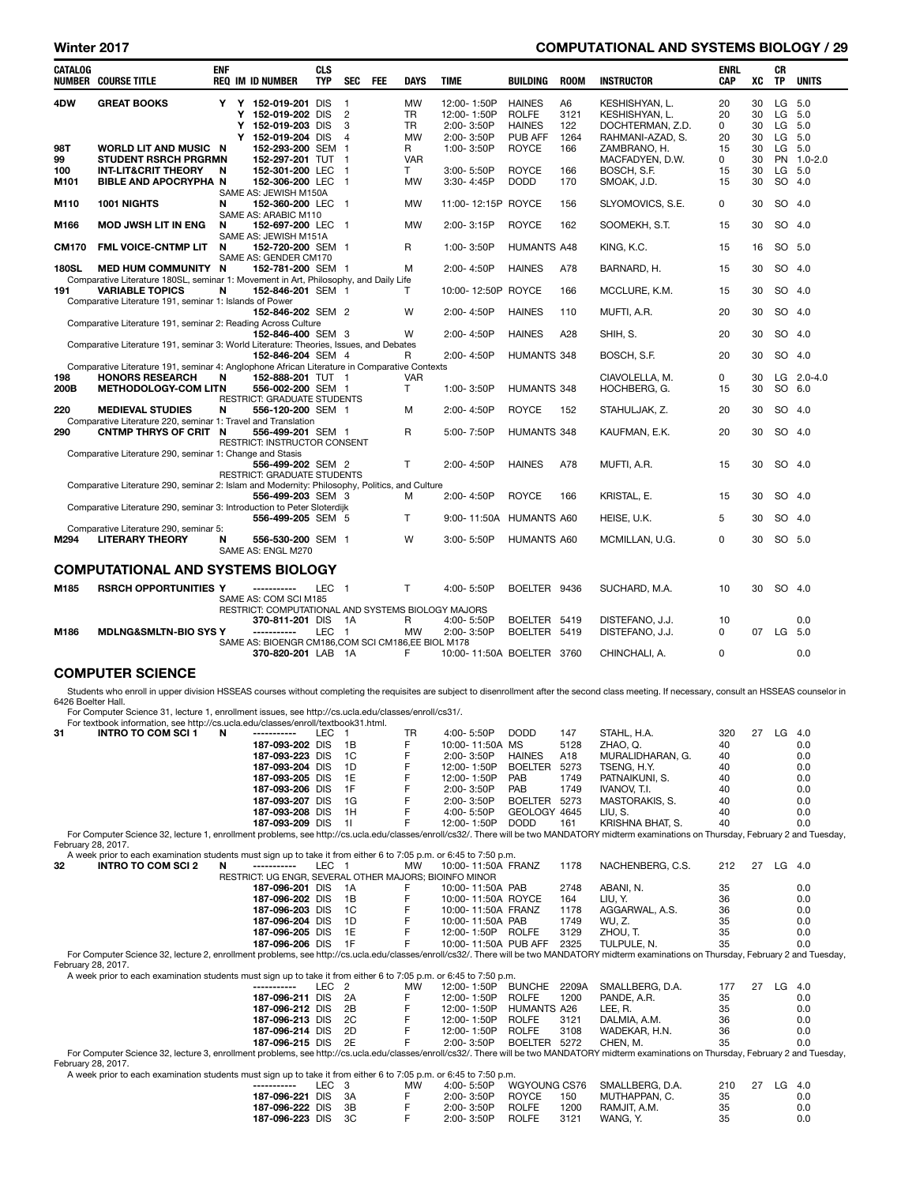| CATALOG NUMBER | COURSE TITLE | ENF REQ | IM | ID NUMBER | CLS TYP | SEC | FEE | DAYS | TIME | BUILDING | ROOM | INSTRUCTOR | ENRL CAP | XC | CR TP | UNITS |
|---|---|---|---|---|---|---|---|---|---|---|---|---|---|---|---|---|
| 4DW | GREAT BOOKS | Y | Y | 152-019-201 | DIS | 1 | | MW | 12:00- 1:50P | HAINES | A6 | KESHISHYAN, L. | 20 | 30 | LG | 5.0 |
| | | | Y | 152-019-202 | DIS | 2 | | TR | 12:00- 1:50P | ROLFE | 3121 | KESHISHYAN, L. | 20 | 30 | LG | 5.0 |
| | | | Y | 152-019-203 | DIS | 3 | | TR | 2:00- 3:50P | HAINES | 122 | DOCHTERMAN, Z.D. | 0 | 30 | LG | 5.0 |
| | | | Y | 152-019-204 | DIS | 4 | | MW | 2:00- 3:50P | PUB AFF | 1264 | RAHMANI-AZAD, S. | 20 | 30 | LG | 5.0 |
| 98T | WORLD LIT AND MUSIC | N | | 152-293-200 | SEM | 1 | | R | 1:00- 3:50P | ROYCE | 166 | ZAMBRANO, H. | 15 | 30 | LG | 5.0 |
| 99 | STUDENT RSRCH PRGRM | N | | 152-297-201 | TUT | 1 | | VAR | | | | MACFADYEN, D.W. | 0 | 30 | PN | 1.0-2.0 |
| 100 | INT-LIT&CRIT THEORY | N | | 152-301-200 | LEC | 1 | | T | 3:00- 5:50P | ROYCE | 166 | BOSCH, S.F. | 15 | 30 | LG | 5.0 |
| M101 | BIBLE AND APOCRYPHA | N | | 152-306-200 | LEC | 1 | | MW | 3:30- 4:45P | DODD | 170 | SMOAK, J.D. | 15 | 30 | SO | 4.0 |
| | SAME AS: JEWISH M150A | | | | | | | | | | | | | | | |
| M110 | 1001 NIGHTS | N | | 152-360-200 | LEC | 1 | | MW | 11:00- 12:15P | ROYCE | 156 | SLYOMOVICS, S.E. | 0 | 30 | SO | 4.0 |
| | SAME AS: ARABIC M110 | | | | | | | | | | | | | | | |
| M166 | MOD JWSH LIT IN ENG | N | | 152-697-200 | LEC | 1 | | MW | 2:00- 3:15P | ROYCE | 162 | SOOMEKH, S.T. | 15 | 30 | SO | 4.0 |
| | SAME AS: JEWISH M151A | | | | | | | | | | | | | | | |
| CM170 | FML VOICE-CNTMP LIT | N | | 152-720-200 | SEM | 1 | | R | 1:00- 3:50P | HUMANTS | A48 | KING, K.C. | 15 | 16 | SO | 5.0 |
| | SAME AS: GENDER CM170 | | | | | | | | | | | | | | | |
| 180SL | MED HUM COMMUNITY | N | | 152-781-200 | SEM | 1 | | M | 2:00- 4:50P | HAINES | A78 | BARNARD, H. | 15 | 30 | SO | 4.0 |
| | Comparative Literature 180SL, seminar 1: Movement in Art, Philosophy, and Daily Life | | | | | | | | | | | | | | | |
| 191 | VARIABLE TOPICS | N | | 152-846-201 | SEM | 1 | | T | 10:00- 12:50P | ROYCE | 166 | MCCLURE, K.M. | 15 | 30 | SO | 4.0 |
| | Comparative Literature 191, seminar 1: Islands of Power | | | | | | | | | | | | | | | |
| | | | | 152-846-202 | SEM | 2 | | W | 2:00- 4:50P | HAINES | 110 | MUFTI, A.R. | 20 | 30 | SO | 4.0 |
| | Comparative Literature 191, seminar 2: Reading Across Culture | | | | | | | | | | | | | | | |
| | | | | 152-846-400 | SEM | 3 | | W | 2:00- 4:50P | HAINES | A28 | SHIH, S. | 20 | 30 | SO | 4.0 |
| | Comparative Literature 191, seminar 3: World Literature: Theories, Issues, and Debates | | | | | | | | | | | | | | | |
| | | | | 152-846-204 | SEM | 4 | | R | 2:00- 4:50P | HUMANTS | 348 | BOSCH, S.F. | 20 | 30 | SO | 4.0 |
| | Comparative Literature 191, seminar 4: Anglophone African Literature in Comparative Contexts | | | | | | | | | | | | | | | |
| 198 | HONORS RESEARCH | N | | 152-888-201 | TUT | 1 | | VAR | | | | CIAVOLELLA, M. | 0 | 30 | LG | 2.0-4.0 |
| 200B | METHODOLOGY-COM LIT | N | | 556-002-200 | SEM | 1 | | T | 1:00- 3:50P | HUMANTS | 348 | HOCHBERG, G. | 15 | 30 | SO | 6.0 |
| | RESTRICT: GRADUATE STUDENTS | | | | | | | | | | | | | | | |
| 220 | MEDIEVAL STUDIES | N | | 556-120-200 | SEM | 1 | | M | 2:00- 4:50P | ROYCE | 152 | STAHULJAK, Z. | 20 | 30 | SO | 4.0 |
| | Comparative Literature 220, seminar 1: Travel and Translation | | | | | | | | | | | | | | | |
| 290 | CNTMP THRYS OF CRIT | N | | 556-499-201 | SEM | 1 | | R | 5:00- 7:50P | HUMANTS | 348 | KAUFMAN, E.K. | 20 | 30 | SO | 4.0 |
| | RESTRICT: INSTRUCTOR CONSENT | | | | | | | | | | | | | | | |
| | Comparative Literature 290, seminar 1: Change and Stasis | | | | | | | | | | | | | | | |
| | | | | 556-499-202 | SEM | 2 | | T | 2:00- 4:50P | HAINES | A78 | MUFTI, A.R. | 15 | 30 | SO | 4.0 |
| | RESTRICT: GRADUATE STUDENTS | | | | | | | | | | | | | | | |
| | Comparative Literature 290, seminar 2: Islam and Modernity: Philosophy, Politics, and Culture | | | | | | | | | | | | | | | |
| | | | | 556-499-203 | SEM | 3 | | M | 2:00- 4:50P | ROYCE | 166 | KRISTAL, E. | 15 | 30 | SO | 4.0 |
| | Comparative Literature 290, seminar 3: Introduction to Peter Sloterdijk | | | | | | | | | | | | | | | |
| | | | | 556-499-205 | SEM | 5 | | T | 9:00- 11:50A | HUMANTS | A60 | HEISE, U.K. | 5 | 30 | SO | 4.0 |
| | Comparative Literature 290, seminar 5: | | | | | | | | | | | | | | | |
| M294 | LITERARY THEORY | N | | 556-530-200 | SEM | 1 | | W | 3:00- 5:50P | HUMANTS | A60 | MCMILLAN, U.G. | 0 | 30 | SO | 5.0 |
| | SAME AS: ENGL M270 | | | | | | | | | | | | | | | |

## COMPUTATIONAL AND SYSTEMS BIOLOGY

| CATALOG NUMBER | COURSE TITLE | ENF REQ | IM | ID NUMBER | CLS TYP | SEC | FEE | DAYS | TIME | BUILDING | ROOM | INSTRUCTOR | ENRL CAP | XC | CR TP | UNITS |
|---|---|---|---|---|---|---|---|---|---|---|---|---|---|---|---|---|
| M185 | RSRCH OPPORTUNITIES | Y | | ----------- | LEC | 1 | | T | 4:00- 5:50P | BOELTER | 9436 | SUCHARD, M.A. | 10 | 30 | SO | 4.0 |
| | SAME AS: COM SCI M185 | | | | | | | | | | | | | | | |
| | RESTRICT: COMPUTATIONAL AND SYSTEMS BIOLOGY MAJORS | | | | | | | | | | | | | | | |
| | | | | 370-811-201 | DIS | 1A | | R | 4:00- 5:50P | BOELTER | 5419 | DISTEFANO, J.J. | 10 | | | 0.0 |
| M186 | MDLNG&SMLTN-BIO SYS | Y | | ----------- | LEC | 1 | | MW | 2:00- 3:50P | BOELTER | 5419 | DISTEFANO, J.J. | 0 | 07 | LG | 5.0 |
| | SAME AS: BIOENGR CM186,COM SCI CM186,EE BIOL M178 | | | | | | | | | | | | | | | |
| | | | | 370-820-201 | LAB | 1A | | F | 10:00- 11:50A | BOELTER | 3760 | CHINCHALI, A. | 0 | | | 0.0 |

## COMPUTER SCIENCE

Students who enroll in upper division HSSEAS courses without completing the requisites are subject to disenrollment after the second class meeting. If necessary, consult an HSSEAS counselor in 6426 Boelter Hall.

For Computer Science 31, lecture 1, enrollment issues, see http://cs.ucla.edu/classes/enroll/cs31/.

For textbook information, see http://cs.ucla.edu/classes/enroll/textbook31.html.

| CATALOG NUMBER | COURSE TITLE | ENF REQ | IM | ID NUMBER | CLS TYP | SEC | FEE | DAYS | TIME | BUILDING | ROOM | INSTRUCTOR | ENRL CAP | XC | CR TP | UNITS |
|---|---|---|---|---|---|---|---|---|---|---|---|---|---|---|---|---|
| 31 | INTRO TO COM SCI 1 | N | | ----------- | LEC | 1 | | TR | 4:00- 5:50P | DODD | 147 | STAHL, H.A. | 320 | 27 | LG | 4.0 |
| | | | | 187-093-202 | DIS | 1B | | F | 10:00- 11:50A | MS | 5128 | ZHAO, Q. | 40 | | | 0.0 |
| | | | | 187-093-223 | DIS | 1C | | F | 2:00- 3:50P | HAINES | A18 | MURALIDHARAN, G. | 40 | | | 0.0 |
| | | | | 187-093-204 | DIS | 1D | | F | 12:00- 1:50P | BOELTER | 5273 | TSENG, H.Y. | 40 | | | 0.0 |
| | | | | 187-093-205 | DIS | 1E | | F | 12:00- 1:50P | PAB | 1749 | PATNAIKUNI, S. | 40 | | | 0.0 |
| | | | | 187-093-206 | DIS | 1F | | F | 2:00- 3:50P | PAB | 1749 | IVANOV, T.I. | 40 | | | 0.0 |
| | | | | 187-093-207 | DIS | 1G | | F | 2:00- 3:50P | BOELTER | 5273 | MASTORAKIS, S. | 40 | | | 0.0 |
| | | | | 187-093-208 | DIS | 1H | | F | 4:00- 5:50P | GEOLOGY | 4645 | LIU, S. | 40 | | | 0.0 |
| | | | | 187-093-209 | DIS | 1I | | F | 12:00- 1:50P | DODD | 161 | KRISHNA BHAT, S. | 40 | | | 0.0 |

For Computer Science 32, lecture 1, enrollment problems, see http://cs.ucla.edu/classes/enroll/cs32/. There will be two MANDATORY midterm examinations on Thursday, February 2 and Tuesday, February 28, 2017.

A week prior to each examination students must sign up to take it from either 6 to 7:05 p.m. or 6:45 to 7:50 p.m.

| CATALOG NUMBER | COURSE TITLE | ENF REQ | IM | ID NUMBER | CLS TYP | SEC | FEE | DAYS | TIME | BUILDING | ROOM | INSTRUCTOR | ENRL CAP | XC | CR TP | UNITS |
|---|---|---|---|---|---|---|---|---|---|---|---|---|---|---|---|---|
| 32 | INTRO TO COM SCI 2 | N | | ----------- | LEC | 1 | | MW | 10:00- 11:50A | FRANZ | 1178 | NACHENBERG, C.S. | 212 | 27 | LG | 4.0 |
| | RESTRICT: UG ENGR, SEVERAL OTHER MAJORS; BIOINFO MINOR | | | | | | | | | | | | | | | |
| | | | | 187-096-201 | DIS | 1A | | F | 10:00- 11:50A | PAB | 2748 | ABANI, N. | 35 | | | 0.0 |
| | | | | 187-096-202 | DIS | 1B | | F | 10:00- 11:50A | ROYCE | 164 | LIU, Y. | 36 | | | 0.0 |
| | | | | 187-096-203 | DIS | 1C | | F | 10:00- 11:50A | FRANZ | 1178 | AGGARWAL, A.S. | 36 | | | 0.0 |
| | | | | 187-096-204 | DIS | 1D | | F | 10:00- 11:50A | PAB | 1749 | WU, Z. | 35 | | | 0.0 |
| | | | | 187-096-205 | DIS | 1E | | F | 12:00- 1:50P | ROLFE | 3129 | ZHOU, T. | 35 | | | 0.0 |
| | | | | 187-096-206 | DIS | 1F | | F | 10:00- 11:50A | PUB AFF | 2325 | TULPULE, N. | 35 | | | 0.0 |

For Computer Science 32, lecture 2, enrollment problems, see http://cs.ucla.edu/classes/enroll/cs32/. There will be two MANDATORY midterm examinations on Thursday, February 2 and Tuesday, February 28, 2017.

A week prior to each examination students must sign up to take it from either 6 to 7:05 p.m. or 6:45 to 7:50 p.m.

| CATALOG NUMBER | COURSE TITLE | ENF REQ | IM | ID NUMBER | CLS TYP | SEC | FEE | DAYS | TIME | BUILDING | ROOM | INSTRUCTOR | ENRL CAP | XC | CR TP | UNITS |
|---|---|---|---|---|---|---|---|---|---|---|---|---|---|---|---|---|
| | | | | ----------- | LEC | 2 | | MW | 12:00- 1:50P | BUNCHE | 2209A | SMALLBERG, D.A. | 177 | 27 | LG | 4.0 |
| | | | | 187-096-211 | DIS | 2A | | F | 12:00- 1:50P | ROLFE | 1200 | PANDE, A.R. | 35 | | | 0.0 |
| | | | | 187-096-212 | DIS | 2B | | F | 12:00- 1:50P | HUMANTS | A26 | LEE, R. | 35 | | | 0.0 |
| | | | | 187-096-213 | DIS | 2C | | F | 12:00- 1:50P | ROLFE | 3121 | DALMIA, A.M. | 36 | | | 0.0 |
| | | | | 187-096-214 | DIS | 2D | | F | 12:00- 1:50P | ROLFE | 3108 | WADEKAR, H.N. | 36 | | | 0.0 |
| | | | | 187-096-215 | DIS | 2E | | F | 2:00- 3:50P | BOELTER | 5272 | CHEN, M. | 35 | | | 0.0 |

For Computer Science 32, lecture 3, enrollment problems, see http://cs.ucla.edu/classes/enroll/cs32/. There will be two MANDATORY midterm examinations on Thursday, February 2 and Tuesday, February 28, 2017.

A week prior to each examination students must sign up to take it from either 6 to 7:05 p.m. or 6:45 to 7:50 p.m.

| CATALOG NUMBER | COURSE TITLE | ENF REQ | IM | ID NUMBER | CLS TYP | SEC | FEE | DAYS | TIME | BUILDING | ROOM | INSTRUCTOR | ENRL CAP | XC | CR TP | UNITS |
|---|---|---|---|---|---|---|---|---|---|---|---|---|---|---|---|---|
| | | | | ----------- | LEC | 3 | | MW | 4:00- 5:50P | WGYOUNG | CS76 | SMALLBERG, D.A. | 210 | 27 | LG | 4.0 |
| | | | | 187-096-221 | DIS | 3A | | F | 2:00- 3:50P | ROYCE | 150 | MUTHAPPAN, C. | 35 | | | 0.0 |
| | | | | 187-096-222 | DIS | 3B | | F | 2:00- 3:50P | ROLFE | 1200 | RAMJIT, A.M. | 35 | | | 0.0 |
| | | | | 187-096-223 | DIS | 3C | | F | 2:00- 3:50P | ROLFE | 3121 | WANG, Y. | 35 | | | 0.0 |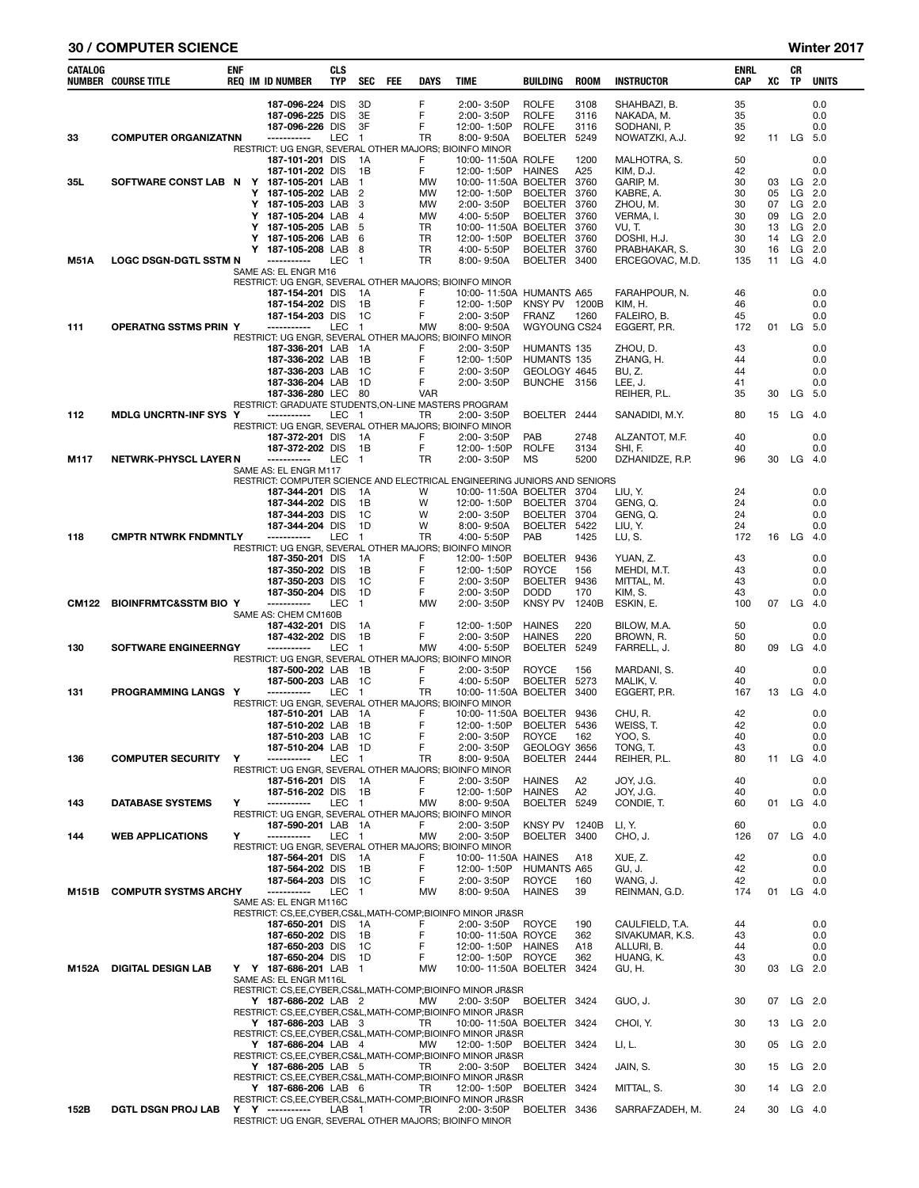## COMPUTER SCIENCE — Winter 2017

| CATALOG NUMBER | COURSE TITLE | ENF REQ | IM | ID NUMBER | CLS TYP | SEC | FEE | DAYS | TIME | BUILDING | ROOM | INSTRUCTOR | ENRL CAP | XC | CR TP | UNITS |
|---|---|---|---|---|---|---|---|---|---|---|---|---|---|---|---|---|
| | | | | 187-096-224 | DIS | 3D | | F | 2:00- 3:50P | ROLFE | 3108 | SHAHBAZI, B. | 35 | | | 0.0 |
| | | | | 187-096-225 | DIS | 3E | | F | 2:00- 3:50P | ROLFE | 3116 | NAKADA, M. | 35 | | | 0.0 |
| | | | | 187-096-226 | DIS | 3F | | F | 12:00- 1:50P | ROLFE | 3116 | SODHANI, P. | 35 | | | 0.0 |
| 33 | COMPUTER ORGANIZATNN | | | ----------- | LEC | 1 | | TR | 8:00- 9:50A | BOELTER | 5249 | NOWATZKI, A.J. | 92 | 11 | LG | 5.0 |
| | RESTRICT: UG ENGR, SEVERAL OTHER MAJORS; BIOINFO MINOR | | | | | | | | | | | | | | | |
| | | | | 187-101-201 | DIS | 1A | | F | 10:00- 11:50A | ROLFE | 1200 | MALHOTRA, S. | 50 | | | 0.0 |
| | | | | 187-101-202 | DIS | 1B | | F | 12:00- 1:50P | HAINES | A25 | KIM, D.J. | 42 | | | 0.0 |
| 35L | SOFTWARE CONST LAB | N | Y | 187-105-201 | LAB | 1 | | MW | 10:00- 11:50A | BOELTER | 3760 | GARIP, M. | 30 | 03 | LG | 2.0 |
| | | | Y | 187-105-202 | LAB | 2 | | MW | 12:00- 1:50P | BOELTER | 3760 | KABRE, A. | 30 | 05 | LG | 2.0 |
| | | | Y | 187-105-203 | LAB | 3 | | MW | 2:00- 3:50P | BOELTER | 3760 | ZHOU, M. | 30 | 07 | LG | 2.0 |
| | | | Y | 187-105-204 | LAB | 4 | | MW | 4:00- 5:50P | BOELTER | 3760 | VERMA, I. | 30 | 09 | LG | 2.0 |
| | | | Y | 187-105-205 | LAB | 5 | | TR | 10:00- 11:50A | BOELTER | 3760 | VU, T. | 30 | 13 | LG | 2.0 |
| | | | Y | 187-105-206 | LAB | 6 | | TR | 12:00- 1:50P | BOELTER | 3760 | DOSHI, H.J. | 30 | 14 | LG | 2.0 |
| | | | Y | 187-105-208 | LAB | 8 | | TR | 4:00- 5:50P | BOELTER | 3760 | PRABHAKAR, S. | 30 | 16 | LG | 2.0 |
| M51A | LOGC DSGN-DGTL SSTM | N | | ----------- | LEC | 1 | | TR | 8:00- 9:50A | BOELTER | 3400 | ERCEGOVAC, M.D. | 135 | 11 | LG | 4.0 |
| | SAME AS: EL ENGR M16 | | | | | | | | | | | | | | | |
| | RESTRICT: UG ENGR, SEVERAL OTHER MAJORS; BIOINFO MINOR | | | | | | | | | | | | | | | |
| | | | | 187-154-201 | DIS | 1A | | F | 10:00- 11:50A | HUMANTS | A65 | FARAHPOUR, N. | 46 | | | 0.0 |
| | | | | 187-154-202 | DIS | 1B | | F | 12:00- 1:50P | KNSY PV | 1200B | KIM, H. | 46 | | | 0.0 |
| | | | | 187-154-203 | DIS | 1C | | F | 2:00- 3:50P | FRANZ | 1260 | FALEIRO, B. | 45 | | | 0.0 |
| 111 | OPERATNG SSTMS PRIN | Y | | ----------- | LEC | 1 | | MW | 8:00- 9:50A | WGYOUNG | CS24 | EGGERT, P.R. | 172 | 01 | LG | 5.0 |
| | RESTRICT: UG ENGR, SEVERAL OTHER MAJORS; BIOINFO MINOR | | | | | | | | | | | | | | | |
| | | | | 187-336-201 | LAB | 1A | | F | 2:00- 3:50P | HUMANTS | 135 | ZHOU, D. | 43 | | | 0.0 |
| | | | | 187-336-202 | LAB | 1B | | F | 12:00- 1:50P | HUMANTS | 135 | ZHANG, H. | 44 | | | 0.0 |
| | | | | 187-336-203 | LAB | 1C | | F | 2:00- 3:50P | GEOLOGY | 4645 | BU, Z. | 44 | | | 0.0 |
| | | | | 187-336-204 | LAB | 1D | | F | 2:00- 3:50P | BUNCHE | 3156 | LEE, J. | 41 | | | 0.0 |
| | | | | 187-336-280 | LEC | 80 | | VAR | | | | REIHER, P.L. | 35 | 30 | LG | 5.0 |
| | RESTRICT: GRADUATE STUDENTS,ON-LINE MASTERS PROGRAM | | | | | | | | | | | | | | | |
| 112 | MDLG UNCRTN-INF SYS | Y | | ----------- | LEC | 1 | | TR | 2:00- 3:50P | BOELTER | 2444 | SANADIDI, M.Y. | 80 | 15 | LG | 4.0 |
| | RESTRICT: UG ENGR, SEVERAL OTHER MAJORS; BIOINFO MINOR | | | | | | | | | | | | | | | |
| | | | | 187-372-201 | DIS | 1A | | F | 2:00- 3:50P | PAB | 2748 | ALZANTOT, M.F. | 40 | | | 0.0 |
| | | | | 187-372-202 | DIS | 1B | | F | 12:00- 1:50P | ROLFE | 3134 | SHI, F. | 40 | | | 0.0 |
| M117 | NETWRK-PHYSCL LAYER | N | | ----------- | LEC | 1 | | TR | 2:00- 3:50P | MS | 5200 | DZHANIDZE, R.P. | 96 | 30 | LG | 4.0 |
| | SAME AS: EL ENGR M117 | | | | | | | | | | | | | | | |
| | RESTRICT: COMPUTER SCIENCE AND ELECTRICAL ENGINEERING JUNIORS AND SENIORS | | | | | | | | | | | | | | | |
| | | | | 187-344-201 | DIS | 1A | | W | 10:00- 11:50A | BOELTER | 3704 | LIU, Y. | 24 | | | 0.0 |
| | | | | 187-344-202 | DIS | 1B | | W | 12:00- 1:50P | BOELTER | 3704 | GENG, Q. | 24 | | | 0.0 |
| | | | | 187-344-203 | DIS | 1C | | W | 2:00- 3:50P | BOELTER | 3704 | GENG, Q. | 24 | | | 0.0 |
| | | | | 187-344-204 | DIS | 1D | | W | 8:00- 9:50A | BOELTER | 5422 | LIU, Y. | 24 | | | 0.0 |
| 118 | CMPTR NTWRK FNDMNTLY | | | ----------- | LEC | 1 | | TR | 4:00- 5:50P | PAB | 1425 | LU, S. | 172 | 16 | LG | 4.0 |
| | RESTRICT: UG ENGR, SEVERAL OTHER MAJORS; BIOINFO MINOR | | | | | | | | | | | | | | | |
| | | | | 187-350-201 | DIS | 1A | | F | 12:00- 1:50P | BOELTER | 9436 | YUAN, Z. | 43 | | | 0.0 |
| | | | | 187-350-202 | DIS | 1B | | F | 12:00- 1:50P | ROYCE | 156 | MEHDI, M.T. | 43 | | | 0.0 |
| | | | | 187-350-203 | DIS | 1C | | F | 2:00- 3:50P | BOELTER | 9436 | MITTAL, M. | 43 | | | 0.0 |
| | | | | 187-350-204 | DIS | 1D | | F | 2:00- 3:50P | DODD | 170 | KIM, S. | 43 | | | 0.0 |
| CM122 | BIOINFRMTC&SSTM BIO | Y | | ----------- | LEC | 1 | | MW | 2:00- 3:50P | KNSY PV | 1240B | ESKIN, E. | 100 | 07 | LG | 4.0 |
| | SAME AS: CHEM CM160B | | | | | | | | | | | | | | | |
| | | | | 187-432-201 | DIS | 1A | | F | 12:00- 1:50P | HAINES | 220 | BILOW, M.A. | 50 | | | 0.0 |
| | | | | 187-432-202 | DIS | 1B | | F | 2:00- 3:50P | HAINES | 220 | BROWN, R. | 50 | | | 0.0 |
| 130 | SOFTWARE ENGINEERNGY | | | ----------- | LEC | 1 | | MW | 4:00- 5:50P | BOELTER | 5249 | FARRELL, J. | 80 | 09 | LG | 4.0 |
| | RESTRICT: UG ENGR, SEVERAL OTHER MAJORS; BIOINFO MINOR | | | | | | | | | | | | | | | |
| | | | | 187-500-202 | LAB | 1B | | F | 2:00- 3:50P | ROYCE | 156 | MARDANI, S. | 40 | | | 0.0 |
| | | | | 187-500-203 | LAB | 1C | | F | 4:00- 5:50P | BOELTER | 5273 | MALIK, V. | 40 | | | 0.0 |
| 131 | PROGRAMMING LANGS | Y | | ----------- | LEC | 1 | | TR | 10:00- 11:50A | BOELTER | 3400 | EGGERT, P.R. | 167 | 13 | LG | 4.0 |
| | RESTRICT: UG ENGR, SEVERAL OTHER MAJORS; BIOINFO MINOR | | | | | | | | | | | | | | | |
| | | | | 187-510-201 | LAB | 1A | | F | 10:00- 11:50A | BOELTER | 9436 | CHU, R. | 42 | | | 0.0 |
| | | | | 187-510-202 | LAB | 1B | | F | 12:00- 1:50P | BOELTER | 5436 | WEISS, T. | 42 | | | 0.0 |
| | | | | 187-510-203 | LAB | 1C | | F | 2:00- 3:50P | ROYCE | 162 | YOO, S. | 40 | | | 0.0 |
| | | | | 187-510-204 | LAB | 1D | | F | 2:00- 3:50P | GEOLOGY | 3656 | TONG, T. | 43 | | | 0.0 |
| 136 | COMPUTER SECURITY | Y | | ----------- | LEC | 1 | | TR | 8:00- 9:50A | BOELTER | 2444 | REIHER, P.L. | 80 | 11 | LG | 4.0 |
| | RESTRICT: UG ENGR, SEVERAL OTHER MAJORS; BIOINFO MINOR | | | | | | | | | | | | | | | |
| | | | | 187-516-201 | DIS | 1A | | F | 2:00- 3:50P | HAINES | A2 | JOY, J.G. | 40 | | | 0.0 |
| | | | | 187-516-202 | DIS | 1B | | F | 12:00- 1:50P | HAINES | A2 | JOY, J.G. | 40 | | | 0.0 |
| 143 | DATABASE SYSTEMS | Y | | ----------- | LEC | 1 | | MW | 8:00- 9:50A | BOELTER | 5249 | CONDIE, T. | 60 | 01 | LG | 4.0 |
| | RESTRICT: UG ENGR, SEVERAL OTHER MAJORS; BIOINFO MINOR | | | | | | | | | | | | | | | |
| | | | | 187-590-201 | LAB | 1A | | F | 2:00- 3:50P | KNSY PV | 1240B | LI, Y. | 60 | | | 0.0 |
| 144 | WEB APPLICATIONS | Y | | ----------- | LEC | 1 | | MW | 2:00- 3:50P | BOELTER | 3400 | CHO, J. | 126 | 07 | LG | 4.0 |
| | RESTRICT: UG ENGR, SEVERAL OTHER MAJORS; BIOINFO MINOR | | | | | | | | | | | | | | | |
| | | | | 187-564-201 | DIS | 1A | | F | 10:00- 11:50A | HAINES | A18 | XUE, Z. | 42 | | | 0.0 |
| | | | | 187-564-202 | DIS | 1B | | F | 12:00- 1:50P | HUMANTS | A65 | GU, J. | 42 | | | 0.0 |
| | | | | 187-564-203 | DIS | 1C | | F | 2:00- 3:50P | ROYCE | 160 | WANG, J. | 42 | | | 0.0 |
| M151B | COMPUTR SYSTMS ARCHY | | | ----------- | LEC | 1 | | MW | 8:00- 9:50A | HAINES | 39 | REINMAN, G.D. | 174 | 01 | LG | 4.0 |
| | SAME AS: EL ENGR M116C | | | | | | | | | | | | | | | |
| | RESTRICT: CS,EE,CYBER,CS&L,MATH-COMP;BIOINFO MINOR JR&SR | | | | | | | | | | | | | | | |
| | | | | 187-650-201 | DIS | 1A | | F | 2:00- 3:50P | ROYCE | 190 | CAULFIELD, T.A. | 44 | | | 0.0 |
| | | | | 187-650-202 | DIS | 1B | | F | 10:00- 11:50A | ROYCE | 362 | SIVAKUMAR, K.S. | 43 | | | 0.0 |
| | | | | 187-650-203 | DIS | 1C | | F | 12:00- 1:50P | HAINES | A18 | ALLURI, B. | 44 | | | 0.0 |
| | | | | 187-650-204 | DIS | 1D | | F | 12:00- 1:50P | ROYCE | 362 | HUANG, K. | 43 | | | 0.0 |
| M152A | DIGITAL DESIGN LAB | Y | Y | 187-686-201 | LAB | 1 | | MW | 10:00- 11:50A | BOELTER | 3424 | GU, H. | 30 | 03 | LG | 2.0 |
| | SAME AS: EL ENGR M116L | | | | | | | | | | | | | | | |
| | RESTRICT: CS,EE,CYBER,CS&L,MATH-COMP;BIOINFO MINOR JR&SR | | | | | | | | | | | | | | | |
| | | | Y | 187-686-202 | LAB | 2 | | MW | 2:00- 3:50P | BOELTER | 3424 | GUO, J. | 30 | 07 | LG | 2.0 |
| | RESTRICT: CS,EE,CYBER,CS&L,MATH-COMP;BIOINFO MINOR JR&SR | | | | | | | | | | | | | | | |
| | | | Y | 187-686-203 | LAB | 3 | | TR | 10:00- 11:50A | BOELTER | 3424 | CHOI, Y. | 30 | 13 | LG | 2.0 |
| | RESTRICT: CS,EE,CYBER,CS&L,MATH-COMP;BIOINFO MINOR JR&SR | | | | | | | | | | | | | | | |
| | | | Y | 187-686-204 | LAB | 4 | | MW | 12:00- 1:50P | BOELTER | 3424 | LI, L. | 30 | 05 | LG | 2.0 |
| | RESTRICT: CS,EE,CYBER,CS&L,MATH-COMP;BIOINFO MINOR JR&SR | | | | | | | | | | | | | | | |
| | | | Y | 187-686-205 | LAB | 5 | | TR | 2:00- 3:50P | BOELTER | 3424 | JAIN, S. | 30 | 15 | LG | 2.0 |
| | RESTRICT: CS,EE,CYBER,CS&L,MATH-COMP;BIOINFO MINOR JR&SR | | | | | | | | | | | | | | | |
| | | | Y | 187-686-206 | LAB | 6 | | TR | 12:00- 1:50P | BOELTER | 3424 | MITTAL, S. | 30 | 14 | LG | 2.0 |
| | RESTRICT: CS,EE,CYBER,CS&L,MATH-COMP;BIOINFO MINOR JR&SR | | | | | | | | | | | | | | | |
| 152B | DGTL DSGN PROJ LAB | Y | Y | ----------- | LAB | 1 | | TR | 2:00- 3:50P | BOELTER | 3436 | SARRAFZADEH, M. | 24 | 30 | LG | 4.0 |
| | RESTRICT: UG ENGR, SEVERAL OTHER MAJORS; BIOINFO MINOR | | | | | | | | | | | | | | | |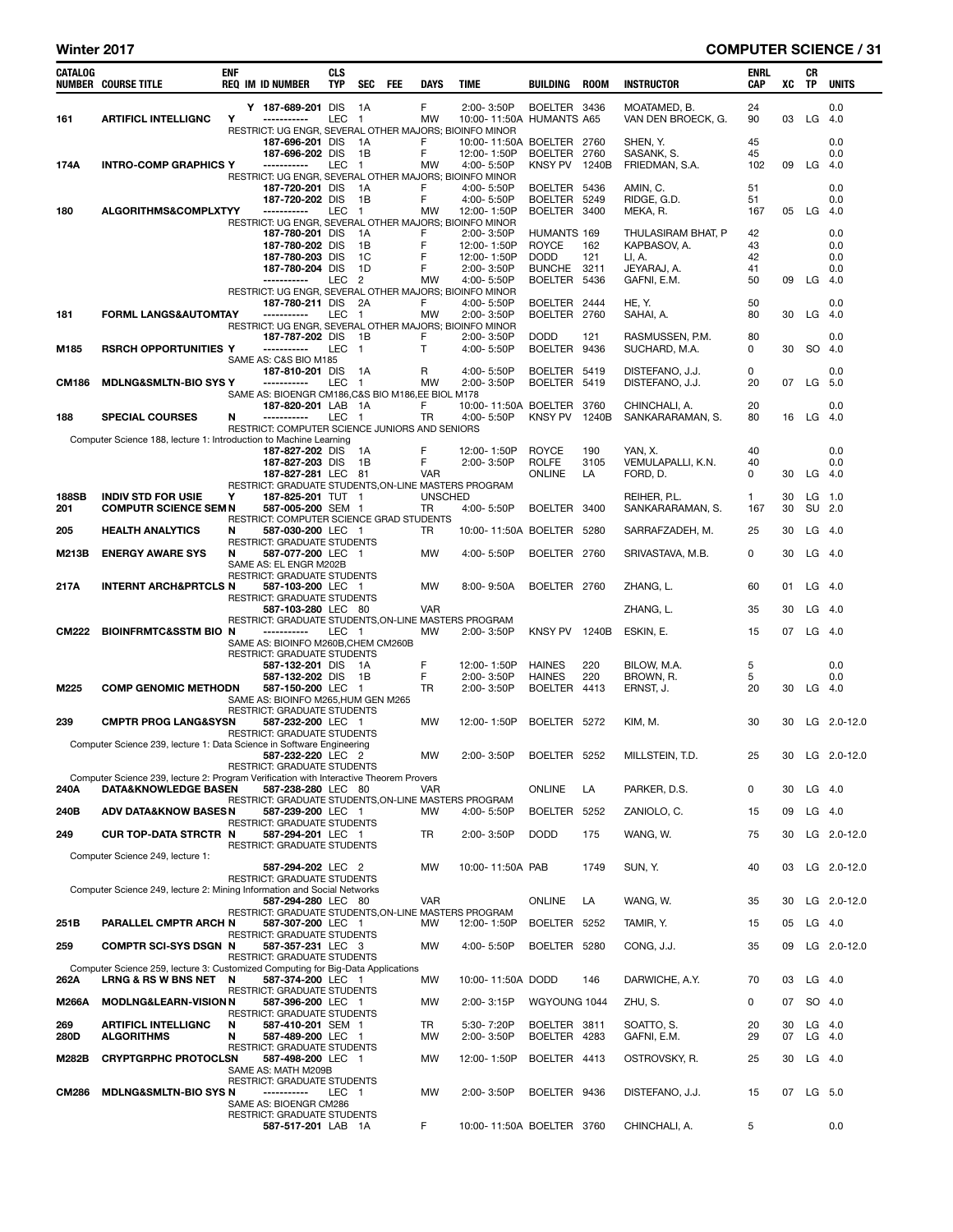# Winter 2017 — COMPUTER SCIENCE

| CATALOG NUMBER | COURSE TITLE | ENF REQ | IM | ID NUMBER | CLS TYP | SEC | FEE | DAYS | TIME | BUILDING | ROOM | INSTRUCTOR | ENRL CAP | XC | CR TP | UNITS |
|---|---|---|---|---|---|---|---|---|---|---|---|---|---|---|---|---|
| | | | Y | 187-689-201 | DIS | 1A | | F | 2:00- 3:50P | BOELTER | 3436 | MOATAMED, B. | 24 | | | 0.0 |
| 161 | ARTIFICL INTELLIGNC | Y | | ----------- | LEC | 1 | | MW | 10:00- 11:50A | HUMANTS | A65 | VAN DEN BROECK, G. | 90 | 03 | LG | 4.0 |
| | RESTRICT: UG ENGR, SEVERAL OTHER MAJORS; BIOINFO MINOR | | | | | | | | | | | | | | | |
| | | | | 187-696-201 | DIS | 1A | | F | 10:00- 11:50A | BOELTER | 2760 | SHEN, Y. | 45 | | | 0.0 |
| | | | | 187-696-202 | DIS | 1B | | F | 12:00- 1:50P | BOELTER | 2760 | SASANK, S. | 45 | | | 0.0 |
| 174A | INTRO-COMP GRAPHICS | Y | | ----------- | LEC | 1 | | MW | 4:00- 5:50P | KNSY PV | 1240B | FRIEDMAN, S.A. | 102 | 09 | LG | 4.0 |
| | RESTRICT: UG ENGR, SEVERAL OTHER MAJORS; BIOINFO MINOR | | | | | | | | | | | | | | | |
| | | | | 187-720-201 | DIS | 1A | | F | 4:00- 5:50P | BOELTER | 5436 | AMIN, C. | 51 | | | 0.0 |
| | | | | 187-720-202 | DIS | 1B | | F | 4:00- 5:50P | BOELTER | 5249 | RIDGE, G.D. | 51 | | | 0.0 |
| 180 | ALGORITHMS&COMPLXTY | Y | | ----------- | LEC | 1 | | MW | 12:00- 1:50P | BOELTER | 3400 | MEKA, R. | 167 | 05 | LG | 4.0 |
| | RESTRICT: UG ENGR, SEVERAL OTHER MAJORS; BIOINFO MINOR | | | | | | | | | | | | | | | |
| | | | | 187-780-201 | DIS | 1A | | F | 2:00- 3:50P | HUMANTS | 169 | THULASIRAM BHAT, P | 42 | | | 0.0 |
| | | | | 187-780-202 | DIS | 1B | | F | 12:00- 1:50P | ROYCE | 162 | KAPBASOV, A. | 43 | | | 0.0 |
| | | | | 187-780-203 | DIS | 1C | | F | 12:00- 1:50P | DODD | 121 | LI, A. | 42 | | | 0.0 |
| | | | | 187-780-204 | DIS | 1D | | F | 2:00- 3:50P | BUNCHE | 3211 | JEYARAJ, A. | 41 | | | 0.0 |
| | | | | ----------- | LEC | 2 | | MW | 4:00- 5:50P | BOELTER | 5436 | GAFNI, E.M. | 50 | 09 | LG | 4.0 |
| | RESTRICT: UG ENGR, SEVERAL OTHER MAJORS; BIOINFO MINOR | | | | | | | | | | | | | | | |
| | | | | 187-780-211 | DIS | 2A | | F | 4:00- 5:50P | BOELTER | 2444 | HE, Y. | 50 | | | 0.0 |
| 181 | FORML LANGS&AUTOMTA | Y | | ----------- | LEC | 1 | | MW | 2:00- 3:50P | BOELTER | 2760 | SAHAI, A. | 80 | 30 | LG | 4.0 |
| | RESTRICT: UG ENGR, SEVERAL OTHER MAJORS; BIOINFO MINOR | | | | | | | | | | | | | | | |
| | | | | 187-787-202 | DIS | 1B | | F | 2:00- 3:50P | DODD | 121 | RASMUSSEN, P.M. | 80 | | | 0.0 |
| M185 | RSRCH OPPORTUNITIES | Y | | ----------- | LEC | 1 | | T | 4:00- 5:50P | BOELTER | 9436 | SUCHARD, M.A. | 0 | 30 | SO | 4.0 |
| | SAME AS: C&S BIO M185 | | | | | | | | | | | | | | | |
| | | | | 187-810-201 | DIS | 1A | | R | 4:00- 5:50P | BOELTER | 5419 | DISTEFANO, J.J. | 0 | | | 0.0 |
| CM186 | MDLNG&SMLTN-BIO SYS | Y | | ----------- | LEC | 1 | | MW | 2:00- 3:50P | BOELTER | 5419 | DISTEFANO, J.J. | 20 | 07 | LG | 5.0 |
| | SAME AS: BIOENGR CM186,C&S BIO M186,EE BIOL M178 | | | | | | | | | | | | | | | |
| | | | | 187-820-201 | LAB | 1A | | F | 10:00- 11:50A | BOELTER | 3760 | CHINCHALI, A. | 20 | | | 0.0 |
| 188 | SPECIAL COURSES | N | | ----------- | LEC | 1 | | TR | 4:00- 5:50P | KNSY PV | 1240B | SANKARARAMAN, S. | 80 | 16 | LG | 4.0 |
| | RESTRICT: COMPUTER SCIENCE JUNIORS AND SENIORS | | | | | | | | | | | | | | | |
| | Computer Science 188, lecture 1: Introduction to Machine Learning | | | | | | | | | | | | | | | |
| | | | | 187-827-202 | DIS | 1A | | F | 12:00- 1:50P | ROYCE | 190 | YAN, X. | 40 | | | 0.0 |
| | | | | 187-827-203 | DIS | 1B | | F | 2:00- 3:50P | ROLFE | 3105 | VEMULAPALLI, K.N. | 40 | | | 0.0 |
| | | | | 187-827-281 | LEC | 81 | | VAR | | ONLINE | LA | FORD, D. | 0 | 30 | LG | 4.0 |
| | RESTRICT: GRADUATE STUDENTS,ON-LINE MASTERS PROGRAM | | | | | | | | | | | | | | | |
| 188SB | INDIV STD FOR USIE | Y | | 187-825-201 | TUT | 1 | | UNSCHED | | | | REIHER, P.L. | 1 | 30 | LG | 1.0 |
| 201 | COMPUTR SCIENCE SEM | N | | 587-005-200 | SEM | 1 | | TR | 4:00- 5:50P | BOELTER | 3400 | SANKARARAMAN, S. | 167 | 30 | SU | 2.0 |
| | RESTRICT: COMPUTER SCIENCE GRAD STUDENTS | | | | | | | | | | | | | | | |
| 205 | HEALTH ANALYTICS | N | | 587-030-200 | LEC | 1 | | TR | 10:00- 11:50A | BOELTER | 5280 | SARRAFZADEH, M. | 25 | 30 | LG | 4.0 |
| | RESTRICT: GRADUATE STUDENTS | | | | | | | | | | | | | | | |
| M213B | ENERGY AWARE SYS | N | | 587-077-200 | LEC | 1 | | MW | 4:00- 5:50P | BOELTER | 2760 | SRIVASTAVA, M.B. | 0 | 30 | LG | 4.0 |
| | SAME AS: EL ENGR M202B | | | | | | | | | | | | | | | |
| | RESTRICT: GRADUATE STUDENTS | | | | | | | | | | | | | | | |
| 217A | INTERNT ARCH&PRTCLS | N | | 587-103-200 | LEC | 1 | | MW | 8:00- 9:50A | BOELTER | 2760 | ZHANG, L. | 60 | 01 | LG | 4.0 |
| | RESTRICT: GRADUATE STUDENTS | | | | | | | | | | | | | | | |
| | | | | 587-103-280 | LEC | 80 | | VAR | | | | ZHANG, L. | 35 | 30 | LG | 4.0 |
| | RESTRICT: GRADUATE STUDENTS,ON-LINE MASTERS PROGRAM | | | | | | | | | | | | | | | |
| CM222 | BIOINFRMTC&SSTM BIO | N | | ----------- | LEC | 1 | | MW | 2:00- 3:50P | KNSY PV | 1240B | ESKIN, E. | 15 | 07 | LG | 4.0 |
| | SAME AS: BIOINFO M260B,CHEM CM260B | | | | | | | | | | | | | | | |
| | RESTRICT: GRADUATE STUDENTS | | | | | | | | | | | | | | | |
| | | | | 587-132-201 | DIS | 1A | | F | 12:00- 1:50P | HAINES | 220 | BILOW, M.A. | 5 | | | 0.0 |
| | | | | 587-132-202 | DIS | 1B | | F | 2:00- 3:50P | HAINES | 220 | BROWN, R. | 5 | | | 0.0 |
| M225 | COMP GENOMIC METHOD | N | | 587-150-200 | LEC | 1 | | TR | 2:00- 3:50P | BOELTER | 4413 | ERNST, J. | 20 | 30 | LG | 4.0 |
| | SAME AS: BIOINFO M265,HUM GEN M265 | | | | | | | | | | | | | | | |
| | RESTRICT: GRADUATE STUDENTS | | | | | | | | | | | | | | | |
| 239 | CMPTR PROG LANG&SYS | N | | 587-232-200 | LEC | 1 | | MW | 12:00- 1:50P | BOELTER | 5272 | KIM, M. | 30 | 30 | LG | 2.0-12.0 |
| | RESTRICT: GRADUATE STUDENTS | | | | | | | | | | | | | | | |
| | Computer Science 239, lecture 1: Data Science in Software Engineering | | | | | | | | | | | | | | | |
| | | | | 587-232-220 | LEC | 2 | | MW | 2:00- 3:50P | BOELTER | 5252 | MILLSTEIN, T.D. | 25 | 30 | LG | 2.0-12.0 |
| | RESTRICT: GRADUATE STUDENTS | | | | | | | | | | | | | | | |
| | Computer Science 239, lecture 2: Program Verification with Interactive Theorem Provers | | | | | | | | | | | | | | | |
| 240A | DATA&KNOWLEDGE BASE | N | | 587-238-280 | LEC | 80 | | VAR | | ONLINE | LA | PARKER, D.S. | 0 | 30 | LG | 4.0 |
| | RESTRICT: GRADUATE STUDENTS,ON-LINE MASTERS PROGRAM | | | | | | | | | | | | | | | |
| 240B | ADV DATA&KNOW BASES | N | | 587-239-200 | LEC | 1 | | MW | 4:00- 5:50P | BOELTER | 5252 | ZANIOLO, C. | 15 | 09 | LG | 4.0 |
| | RESTRICT: GRADUATE STUDENTS | | | | | | | | | | | | | | | |
| 249 | CUR TOP-DATA STRCTR | N | | 587-294-201 | LEC | 1 | | TR | 2:00- 3:50P | DODD | 175 | WANG, W. | 75 | 30 | LG | 2.0-12.0 |
| | RESTRICT: GRADUATE STUDENTS | | | | | | | | | | | | | | | |
| | Computer Science 249, lecture 1: | | | | | | | | | | | | | | | |
| | | | | 587-294-202 | LEC | 2 | | MW | 10:00- 11:50A | PAB | 1749 | SUN, Y. | 40 | 03 | LG | 2.0-12.0 |
| | RESTRICT: GRADUATE STUDENTS | | | | | | | | | | | | | | | |
| | Computer Science 249, lecture 2: Mining Information and Social Networks | | | | | | | | | | | | | | | |
| | | | | 587-294-280 | LEC | 80 | | VAR | | ONLINE | LA | WANG, W. | 35 | 30 | LG | 2.0-12.0 |
| | RESTRICT: GRADUATE STUDENTS,ON-LINE MASTERS PROGRAM | | | | | | | | | | | | | | | |
| 251B | PARALLEL CMPTR ARCH | N | | 587-307-200 | LEC | 1 | | MW | 12:00- 1:50P | BOELTER | 5252 | TAMIR, Y. | 15 | 05 | LG | 4.0 |
| | RESTRICT: GRADUATE STUDENTS | | | | | | | | | | | | | | | |
| 259 | COMPTR SCI-SYS DSGN | N | | 587-357-231 | LEC | 3 | | MW | 4:00- 5:50P | BOELTER | 5280 | CONG, J.J. | 35 | 09 | LG | 2.0-12.0 |
| | RESTRICT: GRADUATE STUDENTS | | | | | | | | | | | | | | | |
| | Computer Science 259, lecture 3: Customized Computing for Big-Data Applications | | | | | | | | | | | | | | | |
| 262A | LRNG & RS W BNS NET | N | | 587-374-200 | LEC | 1 | | MW | 10:00- 11:50A | DODD | 146 | DARWICHE, A.Y. | 70 | 03 | LG | 4.0 |
| | RESTRICT: GRADUATE STUDENTS | | | | | | | | | | | | | | | |
| M266A | MODLNG&LEARN-VISION | N | | 587-396-200 | LEC | 1 | | MW | 2:00- 3:15P | WGYOUNG | 1044 | ZHU, S. | 0 | 07 | SO | 4.0 |
| | RESTRICT: GRADUATE STUDENTS | | | | | | | | | | | | | | | |
| 269 | ARTIFICL INTELLIGNC | N | | 587-410-201 | SEM | 1 | | TR | 5:30- 7:20P | BOELTER | 3811 | SOATTO, S. | 20 | 30 | LG | 4.0 |
| 280D | ALGORITHMS | N | | 587-489-200 | LEC | 1 | | MW | 2:00- 3:50P | BOELTER | 4283 | GAFNI, E.M. | 29 | 07 | LG | 4.0 |
| | RESTRICT: GRADUATE STUDENTS | | | | | | | | | | | | | | | |
| M282B | CRYPTGRPHC PROTOCLS | N | | 587-498-200 | LEC | 1 | | MW | 12:00- 1:50P | BOELTER | 4413 | OSTROVSKY, R. | 25 | 30 | LG | 4.0 |
| | SAME AS: MATH M209B | | | | | | | | | | | | | | | |
| | RESTRICT: GRADUATE STUDENTS | | | | | | | | | | | | | | | |
| CM286 | MDLNG&SMLTN-BIO SYS | N | | ----------- | LEC | 1 | | MW | 2:00- 3:50P | BOELTER | 9436 | DISTEFANO, J.J. | 15 | 07 | LG | 5.0 |
| | SAME AS: BIOENGR CM286 | | | | | | | | | | | | | | | |
| | RESTRICT: GRADUATE STUDENTS | | | | | | | | | | | | | | | |
| | | | | 587-517-201 | LAB | 1A | | F | 10:00- 11:50A | BOELTER | 3760 | CHINCHALI, A. | 5 | | | 0.0 |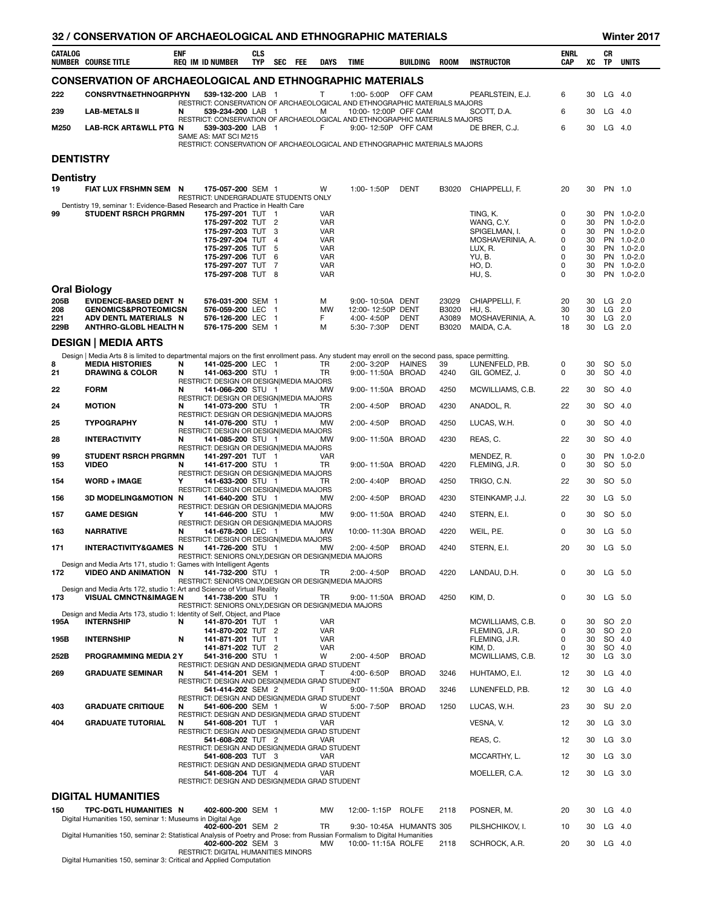## CONSERVATION OF ARCHAEOLOGICAL AND ETHNOGRAPHIC MATERIALS

| CATALOG NUMBER | COURSE TITLE | ENF REQ | IM | ID NUMBER | CLS TYP | SEC | FEE | DAYS | TIME | BUILDING | ROOM | INSTRUCTOR | ENRL CAP | XC | CR TP | UNITS |
|---|---|---|---|---|---|---|---|---|---|---|---|---|---|---|---|---|
| 222 | CONSRVTN&ETHNOGRPHYN | | | 539-132-200 | LAB | 1 | | T | 1:00- 5:00P | OFF CAM | | PEARLSTEIN, E.J. | 6 | 30 | LG | 4.0 |
| | RESTRICT: CONSERVATION OF ARCHAEOLOGICAL AND ETHNOGRAPHIC MATERIALS MAJORS | | | | | | | | | | | | | | | |
| 239 | LAB-METALS II | N | | 539-234-200 | LAB | 1 | | M | 10:00- 12:00P | OFF CAM | | SCOTT, D.A. | 6 | 30 | LG | 4.0 |
| | RESTRICT: CONSERVATION OF ARCHAEOLOGICAL AND ETHNOGRAPHIC MATERIALS MAJORS | | | | | | | | | | | | | | | |
| M250 | LAB-RCK ART&WLL PTG | N | | 539-303-200 | LAB | 1 | | F | 9:00- 12:50P | OFF CAM | | DE BRER, C.J. | 6 | 30 | LG | 4.0 |
| | SAME AS: MAT SCI M215 | | | | | | | | | | | | | | | |
| | RESTRICT: CONSERVATION OF ARCHAEOLOGICAL AND ETHNOGRAPHIC MATERIALS MAJORS | | | | | | | | | | | | | | | |

## DENTISTRY

### Dentistry

| CATALOG NUMBER | COURSE TITLE | ENF REQ | IM | ID NUMBER | CLS TYP | SEC | FEE | DAYS | TIME | BUILDING | ROOM | INSTRUCTOR | ENRL CAP | XC | CR TP | UNITS |
|---|---|---|---|---|---|---|---|---|---|---|---|---|---|---|---|---|
| 19 | FIAT LUX FRSHMN SEM | N | | 175-057-200 | SEM | 1 | | W | 1:00- 1:50P | DENT | B3020 | CHIAPPELLI, F. | 20 | 30 | PN | 1.0 |
| | RESTRICT: UNDERGRADUATE STUDENTS ONLY | | | | | | | | | | | | | | | |
| | Dentistry 19, seminar 1: Evidence-Based Research and Practice in Health Care | | | | | | | | | | | | | | | |
| 99 | STUDENT RSRCH PRGRMN | | | 175-297-201 | TUT | 1 | | VAR | | | | TING, K. | 0 | 30 | PN | 1.0-2.0 |
| | | | | 175-297-202 | TUT | 2 | | VAR | | | | WANG, C.Y. | 0 | 30 | PN | 1.0-2.0 |
| | | | | 175-297-203 | TUT | 3 | | VAR | | | | SPIGELMAN, I. | 0 | 30 | PN | 1.0-2.0 |
| | | | | 175-297-204 | TUT | 4 | | VAR | | | | MOSHAVERINIA, A. | 0 | 30 | PN | 1.0-2.0 |
| | | | | 175-297-205 | TUT | 5 | | VAR | | | | LUX, R. | 0 | 30 | PN | 1.0-2.0 |
| | | | | 175-297-206 | TUT | 6 | | VAR | | | | YU, B. | 0 | 30 | PN | 1.0-2.0 |
| | | | | 175-297-207 | TUT | 7 | | VAR | | | | HO, D. | 0 | 30 | PN | 1.0-2.0 |
| | | | | 175-297-208 | TUT | 8 | | VAR | | | | HU, S. | 0 | 30 | PN | 1.0-2.0 |

### Oral Biology

| CATALOG NUMBER | COURSE TITLE | ENF REQ | IM | ID NUMBER | CLS TYP | SEC | FEE | DAYS | TIME | BUILDING | ROOM | INSTRUCTOR | ENRL CAP | XC | CR TP | UNITS |
|---|---|---|---|---|---|---|---|---|---|---|---|---|---|---|---|---|
| 205B | EVIDENCE-BASED DENT | N | | 576-031-200 | SEM | 1 | | M | 9:00- 10:50A | DENT | 23029 | CHIAPPELLI, F. | 20 | 30 | LG | 2.0 |
| 208 | GENOMICS&PROTEOMICS | N | | 576-059-200 | LEC | 1 | | MW | 12:00- 12:50P | DENT | B3020 | HU, S. | 30 | 30 | LG | 2.0 |
| 221 | ADV DENTL MATERIALS | N | | 576-126-200 | LEC | 1 | | F | 4:00- 4:50P | DENT | A3089 | MOSHAVERINIA, A. | 10 | 30 | LG | 2.0 |
| 229B | ANTHRO-GLOBL HEALTH | N | | 576-175-200 | SEM | 1 | | M | 5:30- 7:30P | DENT | B3020 | MAIDA, C.A. | 18 | 30 | LG | 2.0 |

## DESIGN | MEDIA ARTS

Design | Media Arts 8 is limited to departmental majors on the first enrollment pass. Any student may enroll on the second pass, space permitting.

| CATALOG NUMBER | COURSE TITLE | ENF REQ | IM | ID NUMBER | CLS TYP | SEC | FEE | DAYS | TIME | BUILDING | ROOM | INSTRUCTOR | ENRL CAP | XC | CR TP | UNITS |
|---|---|---|---|---|---|---|---|---|---|---|---|---|---|---|---|---|
| 8 | MEDIA HISTORIES | N | | 141-025-200 | LEC | 1 | | TR | 2:00- 3:20P | HAINES | 39 | LUNENFELD, P.B. | 0 | 30 | SO | 5.0 |
| 21 | DRAWING & COLOR | N | | 141-063-200 | STU | 1 | | TR | 9:00- 11:50A | BROAD | 4240 | GIL GOMEZ, J. | 0 | 30 | SO | 4.0 |
| | RESTRICT: DESIGN OR DESIGN\|MEDIA MAJORS | | | | | | | | | | | | | | | |
| 22 | FORM | N | | 141-066-200 | STU | 1 | | MW | 9:00- 11:50A | BROAD | 4250 | MCWILLIAMS, C.B. | 22 | 30 | SO | 4.0 |
| | RESTRICT: DESIGN OR DESIGN\|MEDIA MAJORS | | | | | | | | | | | | | | | |
| 24 | MOTION | N | | 141-073-200 | STU | 1 | | TR | 2:00- 4:50P | BROAD | 4230 | ANADOL, R. | 22 | 30 | SO | 4.0 |
| | RESTRICT: DESIGN OR DESIGN\|MEDIA MAJORS | | | | | | | | | | | | | | | |
| 25 | TYPOGRAPHY | N | | 141-076-200 | STU | 1 | | MW | 2:00- 4:50P | BROAD | 4250 | LUCAS, W.H. | 0 | 30 | SO | 4.0 |
| | RESTRICT: DESIGN OR DESIGN\|MEDIA MAJORS | | | | | | | | | | | | | | | |
| 28 | INTERACTIVITY | N | | 141-085-200 | STU | 1 | | MW | 9:00- 11:50A | BROAD | 4230 | REAS, C. | 22 | 30 | SO | 4.0 |
| | RESTRICT: DESIGN OR DESIGN\|MEDIA MAJORS | | | | | | | | | | | | | | | |
| 99 | STUDENT RSRCH PRGRM | N | | 141-297-201 | TUT | 1 | | VAR | | | | MENDEZ, R. | 0 | 30 | PN | 1.0-2.0 |
| 153 | VIDEO | N | | 141-617-200 | STU | 1 | | TR | 9:00- 11:50A | BROAD | 4220 | FLEMING, J.R. | 0 | 30 | SO | 5.0 |
| | RESTRICT: DESIGN OR DESIGN\|MEDIA MAJORS | | | | | | | | | | | | | | | |
| 154 | WORD + IMAGE | Y | | 141-633-200 | STU | 1 | | TR | 2:00- 4:40P | BROAD | 4250 | TRIGO, C.N. | 22 | 30 | SO | 5.0 |
| | RESTRICT: DESIGN OR DESIGN\|MEDIA MAJORS | | | | | | | | | | | | | | | |
| 156 | 3D MODELING&MOTION | N | | 141-640-200 | STU | 1 | | MW | 2:00- 4:50P | BROAD | 4230 | STEINKAMP, J.J. | 22 | 30 | LG | 5.0 |
| | RESTRICT: DESIGN OR DESIGN\|MEDIA MAJORS | | | | | | | | | | | | | | | |
| 157 | GAME DESIGN | Y | | 141-646-200 | STU | 1 | | MW | 9:00- 11:50A | BROAD | 4240 | STERN, E.I. | 0 | 30 | SO | 5.0 |
| | RESTRICT: DESIGN OR DESIGN\|MEDIA MAJORS | | | | | | | | | | | | | | | |
| 163 | NARRATIVE | N | | 141-678-200 | LEC | 1 | | MW | 10:00- 11:30A | BROAD | 4220 | WEIL, P.E. | 0 | 30 | LG | 5.0 |
| | RESTRICT: DESIGN OR DESIGN\|MEDIA MAJORS | | | | | | | | | | | | | | | |
| 171 | INTERACTIVITY&GAMES | N | | 141-726-200 | STU | 1 | | MW | 2:00- 4:50P | BROAD | 4240 | STERN, E.I. | 20 | 30 | LG | 5.0 |
| | RESTRICT: SENIORS ONLY,DESIGN OR DESIGN\|MEDIA MAJORS | | | | | | | | | | | | | | | |
| | Design and Media Arts 171, studio 1: Games with Intelligent Agents | | | | | | | | | | | | | | | |
| 172 | VIDEO AND ANIMATION | N | | 141-732-200 | STU | 1 | | TR | 2:00- 4:50P | BROAD | 4220 | LANDAU, D.H. | 0 | 30 | LG | 5.0 |
| | RESTRICT: SENIORS ONLY,DESIGN OR DESIGN\|MEDIA MAJORS | | | | | | | | | | | | | | | |
| | Design and Media Arts 172, studio 1: Art and Science of Virtual Reality | | | | | | | | | | | | | | | |
| 173 | VISUAL CMNCTN&IMAGE | N | | 141-738-200 | STU | 1 | | TR | 9:00- 11:50A | BROAD | 4250 | KIM, D. | 0 | 30 | LG | 5.0 |
| | RESTRICT: SENIORS ONLY,DESIGN OR DESIGN\|MEDIA MAJORS | | | | | | | | | | | | | | | |
| | Design and Media Arts 173, studio 1: Identity of Self, Object, and Place | | | | | | | | | | | | | | | |
| 195A | INTERNSHIP | N | | 141-870-201 | TUT | 1 | | VAR | | | | MCWILLIAMS, C.B. | 0 | 30 | SO | 2.0 |
| | | | | 141-870-202 | TUT | 2 | | VAR | | | | FLEMING, J.R. | 0 | 30 | SO | 2.0 |
| 195B | INTERNSHIP | N | | 141-871-201 | TUT | 1 | | VAR | | | | FLEMING, J.R. | 0 | 30 | SO | 4.0 |
| | | | | 141-871-202 | TUT | 2 | | VAR | | | | KIM, D. | 0 | 30 | SO | 4.0 |
| 252B | PROGRAMMING MEDIA 2 | Y | | 541-316-200 | STU | 1 | | W | 2:00- 4:50P | BROAD | | MCWILLIAMS, C.B. | 12 | 30 | LG | 3.0 |
| | RESTRICT: DESIGN AND DESIGN\|MEDIA GRAD STUDENT | | | | | | | | | | | | | | | |
| 269 | GRADUATE SEMINAR | N | | 541-414-201 | SEM | 1 | | T | 4:00- 6:50P | BROAD | 3246 | HUHTAMO, E.I. | 12 | 30 | LG | 4.0 |
| | RESTRICT: DESIGN AND DESIGN\|MEDIA GRAD STUDENT | | | | | | | | | | | | | | | |
| | | | | 541-414-202 | SEM | 2 | | T | 9:00- 11:50A | BROAD | 3246 | LUNENFELD, P.B. | 12 | 30 | LG | 4.0 |
| | RESTRICT: DESIGN AND DESIGN\|MEDIA GRAD STUDENT | | | | | | | | | | | | | | | |
| 403 | GRADUATE CRITIQUE | N | | 541-606-200 | SEM | 1 | | W | 5:00- 7:50P | BROAD | 1250 | LUCAS, W.H. | 23 | 30 | SU | 2.0 |
| | RESTRICT: DESIGN AND DESIGN\|MEDIA GRAD STUDENT | | | | | | | | | | | | | | | |
| 404 | GRADUATE TUTORIAL | N | | 541-608-201 | TUT | 1 | | VAR | | | | VESNA, V. | 12 | 30 | LG | 3.0 |
| | RESTRICT: DESIGN AND DESIGN\|MEDIA GRAD STUDENT | | | | | | | | | | | | | | | |
| | | | | 541-608-202 | TUT | 2 | | VAR | | | | REAS, C. | 12 | 30 | LG | 3.0 |
| | RESTRICT: DESIGN AND DESIGN\|MEDIA GRAD STUDENT | | | | | | | | | | | | | | | |
| | | | | 541-608-203 | TUT | 3 | | VAR | | | | MCCARTHY, L. | 12 | 30 | LG | 3.0 |
| | RESTRICT: DESIGN AND DESIGN\|MEDIA GRAD STUDENT | | | | | | | | | | | | | | | |
| | | | | 541-608-204 | TUT | 4 | | VAR | | | | MOELLER, C.A. | 12 | 30 | LG | 3.0 |
| | RESTRICT: DESIGN AND DESIGN\|MEDIA GRAD STUDENT | | | | | | | | | | | | | | | |

## DIGITAL HUMANITIES

| CATALOG NUMBER | COURSE TITLE | ENF REQ | IM | ID NUMBER | CLS TYP | SEC | FEE | DAYS | TIME | BUILDING | ROOM | INSTRUCTOR | ENRL CAP | XC | CR TP | UNITS |
|---|---|---|---|---|---|---|---|---|---|---|---|---|---|---|---|---|
| 150 | TPC-DGTL HUMANITIES | N | | 402-600-200 | SEM | 1 | | MW | 12:00- 1:15P | ROLFE | 2118 | POSNER, M. | 20 | 30 | LG | 4.0 |
| | Digital Humanities 150, seminar 1: Museums in Digital Age | | | | | | | | | | | | | | | |
| | | | | 402-600-201 | SEM | 2 | | TR | 9:30- 10:45A | HUMANTS | 305 | PILSHCHIKOV, I. | 10 | 30 | LG | 4.0 |
| | Digital Humanities 150, seminar 2: Statistical Analysis of Poetry and Prose: from Russian Formalism to Digital Humanities | | | | | | | | | | | | | | | |
| | | | | 402-600-202 | SEM | 3 | | MW | 10:00- 11:15A | ROLFE | 2118 | SCHROCK, A.R. | 20 | 30 | LG | 4.0 |
| | RESTRICT: DIGITAL HUMANITIES MINORS | | | | | | | | | | | | | | | |
| | Digital Humanities 150, seminar 3: Critical and Applied Computation | | | | | | | | | | | | | | | |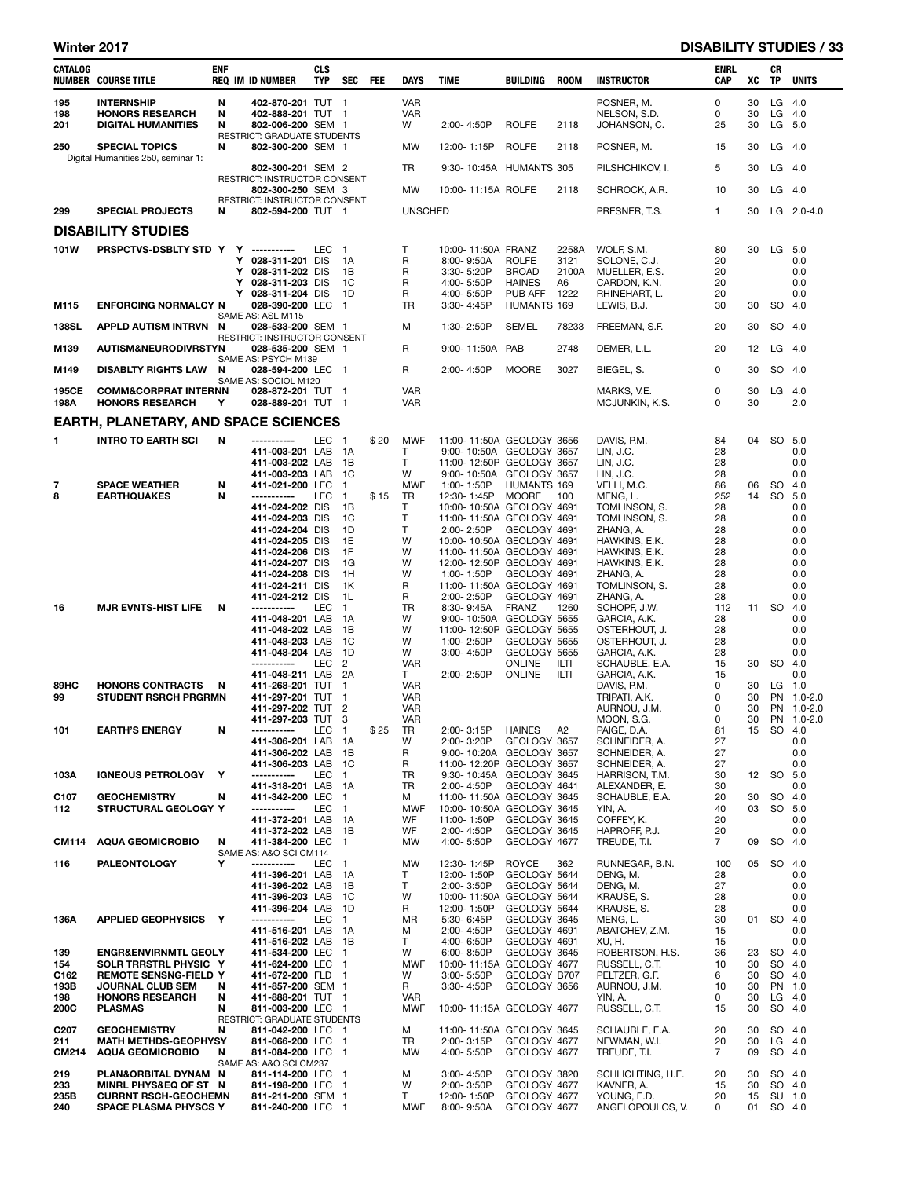Winter 2017 — DISABILITY STUDIES

| CATALOG NUMBER | COURSE TITLE | ENF REQ | IM | ID NUMBER | CLS TYP | SEC | FEE | DAYS | TIME | BUILDING | ROOM | INSTRUCTOR | ENRL CAP | XC | CR TP | UNITS |
|---|---|---|---|---|---|---|---|---|---|---|---|---|---|---|---|---|
| 195 | INTERNSHIP | N | | 402-870-201 | TUT | 1 | | VAR | | | | POSNER, M. | 0 | 30 | LG | 4.0 |
| 198 | HONORS RESEARCH | N | | 402-888-201 | TUT | 1 | | VAR | | | | NELSON, S.D. | 0 | 30 | LG | 4.0 |
| 201 | DIGITAL HUMANITIES | N | | 802-006-200 | SEM | 1 | | W | 2:00- 4:50P | ROLFE | 2118 | JOHANSON, C. | 25 | 30 | LG | 5.0 |
| | RESTRICT: GRADUATE STUDENTS | | | | | | | | | | | | | | | |
| 250 | SPECIAL TOPICS | N | | 802-300-200 | SEM | 1 | | MW | 12:00- 1:15P | ROLFE | 2118 | POSNER, M. | 15 | 30 | LG | 4.0 |
| | Digital Humanities 250, seminar 1: | | | | | | | | | | | | | | | |
| | | | | 802-300-201 | SEM | 2 | | TR | 9:30- 10:45A | HUMANTS | 305 | PILSHCHIKOV, I. | 5 | 30 | LG | 4.0 |
| | RESTRICT: INSTRUCTOR CONSENT | | | | | | | | | | | | | | | |
| | | | | 802-300-250 | SEM | 3 | | MW | 10:00- 11:15A | ROLFE | 2118 | SCHROCK, A.R. | 10 | 30 | LG | 4.0 |
| | RESTRICT: INSTRUCTOR CONSENT | | | | | | | | | | | | | | | |
| 299 | SPECIAL PROJECTS | N | | 802-594-200 | TUT | 1 | | UNSCHED | | | | PRESNER, T.S. | 1 | 30 | LG | 2.0-4.0 |

## DISABILITY STUDIES

| CATALOG NUMBER | COURSE TITLE | ENF REQ | IM | ID NUMBER | CLS TYP | SEC | FEE | DAYS | TIME | BUILDING | ROOM | INSTRUCTOR | ENRL CAP | XC | CR TP | UNITS |
|---|---|---|---|---|---|---|---|---|---|---|---|---|---|---|---|---|
| 101W | PRSPCTVS-DSBLTY STD | Y | Y | ----------- | LEC | 1 | | T | 10:00- 11:50A | FRANZ | 2258A | WOLF, S.M. | 80 | 30 | LG | 5.0 |
| | | | Y | 028-311-201 | DIS | 1A | | R | 8:00- 9:50A | ROLFE | 3121 | SOLONE, C.J. | 20 | | | 0.0 |
| | | | Y | 028-311-202 | DIS | 1B | | R | 3:30- 5:20P | BROAD | 2100A | MUELLER, E.S. | 20 | | | 0.0 |
| | | | Y | 028-311-203 | DIS | 1C | | R | 4:00- 5:50P | HAINES | A6 | CARDON, K.N. | 20 | | | 0.0 |
| | | | Y | 028-311-204 | DIS | 1D | | R | 4:00- 5:50P | PUB AFF | 1222 | RHINEHART, L. | 20 | | | 0.0 |
| M115 | ENFORCING NORMALCY | N | | 028-390-200 | LEC | 1 | | TR | 3:30- 4:45P | HUMANTS | 169 | LEWIS, B.J. | 30 | 30 | SO | 4.0 |
| | SAME AS: ASL M115 | | | | | | | | | | | | | | | |
| 138SL | APPLD AUTISM INTRVN | N | | 028-533-200 | SEM | 1 | | M | 1:30- 2:50P | SEMEL | 78233 | FREEMAN, S.F. | 20 | 30 | SO | 4.0 |
| | RESTRICT: INSTRUCTOR CONSENT | | | | | | | | | | | | | | | |
| M139 | AUTISM&NEURODIVRSTYN | | | 028-535-200 | SEM | 1 | | R | 9:00- 11:50A | PAB | 2748 | DEMER, L.L. | 20 | 12 | LG | 4.0 |
| | SAME AS: PSYCH M139 | | | | | | | | | | | | | | | |
| M149 | DISABLTY RIGHTS LAW | N | | 028-594-200 | LEC | 1 | | R | 2:00- 4:50P | MOORE | 3027 | BIEGEL, S. | 0 | 30 | SO | 4.0 |
| | SAME AS: SOCIOL M120 | | | | | | | | | | | | | | | |
| 195CE | COMM&CORPRAT INTERNN | | | 028-872-201 | TUT | 1 | | VAR | | | | MARKS, V.E. | 0 | 30 | LG | 4.0 |
| 198A | HONORS RESEARCH | Y | | 028-889-201 | TUT | 1 | | VAR | | | | MCJUNKIN, K.S. | 0 | 30 | | 2.0 |

## EARTH, PLANETARY, AND SPACE SCIENCES

| CATALOG NUMBER | COURSE TITLE | ENF REQ | IM | ID NUMBER | CLS TYP | SEC | FEE | DAYS | TIME | BUILDING | ROOM | INSTRUCTOR | ENRL CAP | XC | CR TP | UNITS |
|---|---|---|---|---|---|---|---|---|---|---|---|---|---|---|---|---|
| 1 | INTRO TO EARTH SCI | N | | ----------- | LEC | 1 | $ 20 | MWF | 11:00- 11:50A | GEOLOGY | 3656 | DAVIS, P.M. | 84 | 04 | SO | 5.0 |
| | | | | 411-003-201 | LAB | 1A | | T | 9:00- 10:50A | GEOLOGY | 3657 | LIN, J.C. | 28 | | | 0.0 |
| | | | | 411-003-202 | LAB | 1B | | T | 11:00- 12:50P | GEOLOGY | 3657 | LIN, J.C. | 28 | | | 0.0 |
| | | | | 411-003-203 | LAB | 1C | | W | 9:00- 10:50A | GEOLOGY | 3657 | LIN, J.C. | 28 | | | 0.0 |
| 7 | SPACE WEATHER | N | | 411-021-200 | LEC | 1 | | MWF | 1:00- 1:50P | HUMANTS | 169 | VELLI, M.C. | 86 | 06 | SO | 4.0 |
| 8 | EARTHQUAKES | N | | ----------- | LEC | 1 | $ 15 | TR | 12:30- 1:45P | MOORE | 100 | MENG, L. | 252 | 14 | SO | 5.0 |
| | | | | 411-024-202 | DIS | 1B | | T | 10:00- 10:50A | GEOLOGY | 4691 | TOMLINSON, S. | 28 | | | 0.0 |
| | | | | 411-024-203 | DIS | 1C | | T | 11:00- 11:50A | GEOLOGY | 4691 | TOMLINSON, S. | 28 | | | 0.0 |
| | | | | 411-024-204 | DIS | 1D | | T | 2:00- 2:50P | GEOLOGY | 4691 | ZHANG, A. | 28 | | | 0.0 |
| | | | | 411-024-205 | DIS | 1E | | W | 10:00- 10:50A | GEOLOGY | 4691 | HAWKINS, E.K. | 28 | | | 0.0 |
| | | | | 411-024-206 | DIS | 1F | | W | 11:00- 11:50A | GEOLOGY | 4691 | HAWKINS, E.K. | 28 | | | 0.0 |
| | | | | 411-024-207 | DIS | 1G | | W | 12:00- 12:50P | GEOLOGY | 4691 | HAWKINS, E.K. | 28 | | | 0.0 |
| | | | | 411-024-208 | DIS | 1H | | W | 1:00- 1:50P | GEOLOGY | 4691 | ZHANG, A. | 28 | | | 0.0 |
| | | | | 411-024-211 | DIS | 1K | | R | 11:00- 11:50A | GEOLOGY | 4691 | TOMLINSON, S. | 28 | | | 0.0 |
| | | | | 411-024-212 | DIS | 1L | | R | 2:00- 2:50P | GEOLOGY | 4691 | ZHANG, A. | 28 | | | 0.0 |
| 16 | MJR EVNTS-HIST LIFE | N | | ----------- | LEC | 1 | | TR | 8:30- 9:45A | FRANZ | 1260 | SCHOPF, J.W. | 112 | 11 | SO | 4.0 |
| | | | | 411-048-201 | LAB | 1A | | W | 9:00- 10:50A | GEOLOGY | 5655 | GARCIA, A.K. | 28 | | | 0.0 |
| | | | | 411-048-202 | LAB | 1B | | W | 11:00- 12:50P | GEOLOGY | 5655 | OSTERHOUT, J. | 28 | | | 0.0 |
| | | | | 411-048-203 | LAB | 1C | | W | 1:00- 2:50P | GEOLOGY | 5655 | OSTERHOUT, J. | 28 | | | 0.0 |
| | | | | 411-048-204 | LAB | 1D | | W | 3:00- 4:50P | GEOLOGY | 5655 | GARCIA, A.K. | 28 | | | 0.0 |
| | | | | ----------- | LEC | 2 | | VAR | | ONLINE | ILTI | SCHAUBLE, E.A. | 15 | 30 | SO | 4.0 |
| | | | | 411-048-211 | LAB | 2A | | T | 2:00- 2:50P | ONLINE | ILTI | GARCIA, A.K. | 15 | | | 0.0 |
| 89HC | HONORS CONTRACTS | N | | 411-268-201 | TUT | 1 | | VAR | | | | DAVIS, P.M. | 0 | 30 | LG | 1.0 |
| 99 | STUDENT RSRCH PRGRMN | | | 411-297-201 | TUT | 1 | | VAR | | | | TRIPATI, A.K. | 0 | 30 | PN | 1.0-2.0 |
| | | | | 411-297-202 | TUT | 2 | | VAR | | | | AURNOU, J.M. | 0 | 30 | PN | 1.0-2.0 |
| | | | | 411-297-203 | TUT | 3 | | VAR | | | | MOON, S.G. | 0 | 30 | PN | 1.0-2.0 |
| 101 | EARTH'S ENERGY | N | | ----------- | LEC | 1 | $ 25 | TR | 2:00- 3:15P | HAINES | A2 | PAIGE, D.A. | 81 | 15 | SO | 4.0 |
| | | | | 411-306-201 | LAB | 1A | | W | 2:00- 3:20P | GEOLOGY | 3657 | SCHNEIDER, A. | 27 | | | 0.0 |
| | | | | 411-306-202 | LAB | 1B | | R | 9:00- 10:20A | GEOLOGY | 3657 | SCHNEIDER, A. | 27 | | | 0.0 |
| | | | | 411-306-203 | LAB | 1C | | R | 11:00- 12:20P | GEOLOGY | 3657 | SCHNEIDER, A. | 27 | | | 0.0 |
| 103A | IGNEOUS PETROLOGY | Y | | ----------- | LEC | 1 | | TR | 9:30- 10:45A | GEOLOGY | 3645 | HARRISON, T.M. | 30 | 12 | SO | 5.0 |
| | | | | 411-318-201 | LAB | 1A | | TR | 2:00- 4:50P | GEOLOGY | 4641 | ALEXANDER, E. | 30 | | | 0.0 |
| C107 | GEOCHEMISTRY | N | | 411-342-200 | LEC | 1 | | M | 11:00- 11:50A | GEOLOGY | 3645 | SCHAUBLE, E.A. | 20 | 30 | SO | 4.0 |
| 112 | STRUCTURAL GEOLOGY | Y | | ----------- | LEC | 1 | | MWF | 10:00- 10:50A | GEOLOGY | 3645 | YIN, A. | 40 | 03 | SO | 5.0 |
| | | | | 411-372-201 | LAB | 1A | | WF | 11:00- 1:50P | GEOLOGY | 3645 | COFFEY, K. | 20 | | | 0.0 |
| | | | | 411-372-202 | LAB | 1B | | WF | 2:00- 4:50P | GEOLOGY | 3645 | HAPROFF, P.J. | 20 | | | 0.0 |
| CM114 | AQUA GEOMICROBIO | N | | 411-384-200 | LEC | 1 | | MW | 4:00- 5:50P | GEOLOGY | 4677 | TREUDE, T.I. | 7 | 09 | SO | 4.0 |
| | SAME AS: A&O SCI CM114 | | | | | | | | | | | | | | | |
| 116 | PALEONTOLOGY | Y | | ----------- | LEC | 1 | | MW | 12:30- 1:45P | ROYCE | 362 | RUNNEGAR, B.N. | 100 | 05 | SO | 4.0 |
| | | | | 411-396-201 | LAB | 1A | | T | 12:00- 1:50P | GEOLOGY | 5644 | DENG, M. | 28 | | | 0.0 |
| | | | | 411-396-202 | LAB | 1B | | T | 2:00- 3:50P | GEOLOGY | 5644 | DENG, M. | 27 | | | 0.0 |
| | | | | 411-396-203 | LAB | 1C | | W | 10:00- 11:50A | GEOLOGY | 5644 | KRAUSE, S. | 28 | | | 0.0 |
| | | | | 411-396-204 | LAB | 1D | | R | 12:00- 1:50P | GEOLOGY | 5644 | KRAUSE, S. | 28 | | | 0.0 |
| 136A | APPLIED GEOPHYSICS | Y | | ----------- | LEC | 1 | | MR | 5:30- 6:45P | GEOLOGY | 3645 | MENG, L. | 30 | 01 | SO | 4.0 |
| | | | | 411-516-201 | LAB | 1A | | M | 2:00- 4:50P | GEOLOGY | 4691 | ABATCHEV, Z.M. | 15 | | | 0.0 |
| | | | | 411-516-202 | LAB | 1B | | T | 4:00- 6:50P | GEOLOGY | 4691 | XU, H. | 15 | | | 0.0 |
| 139 | ENGR&ENVIRNMTL GEOLY | | | 411-534-200 | LEC | 1 | | W | 6:00- 8:50P | GEOLOGY | 3645 | ROBERTSON, H.S. | 36 | 23 | SO | 4.0 |
| 154 | SOLR TRRSTRL PHYSIC | Y | | 411-624-200 | LEC | 1 | | MWF | 10:00- 11:15A | GEOLOGY | 4677 | RUSSELL, C.T. | 10 | 30 | SO | 4.0 |
| C162 | REMOTE SENSNG-FIELD | Y | | 411-672-200 | FLD | 1 | | W | 3:00- 5:50P | GEOLOGY | B707 | PELTZER, G.F. | 6 | 30 | SO | 4.0 |
| 193B | JOURNAL CLUB SEM | N | | 411-857-200 | SEM | 1 | | R | 3:30- 4:50P | GEOLOGY | 3656 | AURNOU, J.M. | 10 | 30 | PN | 1.0 |
| 198 | HONORS RESEARCH | N | | 411-888-201 | TUT | 1 | | VAR | | | | YIN, A. | 0 | 30 | LG | 4.0 |
| 200C | PLASMAS | N | | 811-003-200 | LEC | 1 | | MWF | 10:00- 11:15A | GEOLOGY | 4677 | RUSSELL, C.T. | 15 | 30 | SO | 4.0 |
| | RESTRICT: GRADUATE STUDENTS | | | | | | | | | | | | | | | |
| C207 | GEOCHEMISTRY | N | | 811-042-200 | LEC | 1 | | M | 11:00- 11:50A | GEOLOGY | 3645 | SCHAUBLE, E.A. | 20 | 30 | SO | 4.0 |
| 211 | MATH METHDS-GEOPHYSY | | | 811-066-200 | LEC | 1 | | TR | 2:00- 3:15P | GEOLOGY | 4677 | NEWMAN, W.I. | 20 | 30 | LG | 4.0 |
| CM214 | AQUA GEOMICROBIO | N | | 811-084-200 | LEC | 1 | | MW | 4:00- 5:50P | GEOLOGY | 4677 | TREUDE, T.I. | 7 | 09 | SO | 4.0 |
| | SAME AS: A&O SCI CM237 | | | | | | | | | | | | | | | |
| 219 | PLAN&ORBITAL DYNAM | N | | 811-114-200 | LEC | 1 | | M | 3:00- 4:50P | GEOLOGY | 3820 | SCHLICHTING, H.E. | 20 | 30 | SO | 4.0 |
| 233 | MINRL PHYS&EQ OF ST | N | | 811-198-200 | LEC | 1 | | W | 2:00- 3:50P | GEOLOGY | 4677 | KAVNER, A. | 15 | 30 | SO | 4.0 |
| 235B | CURRNT RSCH-GEOCHEMN | | | 811-211-200 | SEM | 1 | | T | 12:00- 1:50P | GEOLOGY | 4677 | YOUNG, E.D. | 20 | 15 | SU | 1.0 |
| 240 | SPACE PLASMA PHYSCS | Y | | 811-240-200 | LEC | 1 | | MWF | 8:00- 9:50A | GEOLOGY | 4677 | ANGELOPOULOS, V. | 0 | 01 | SO | 4.0 |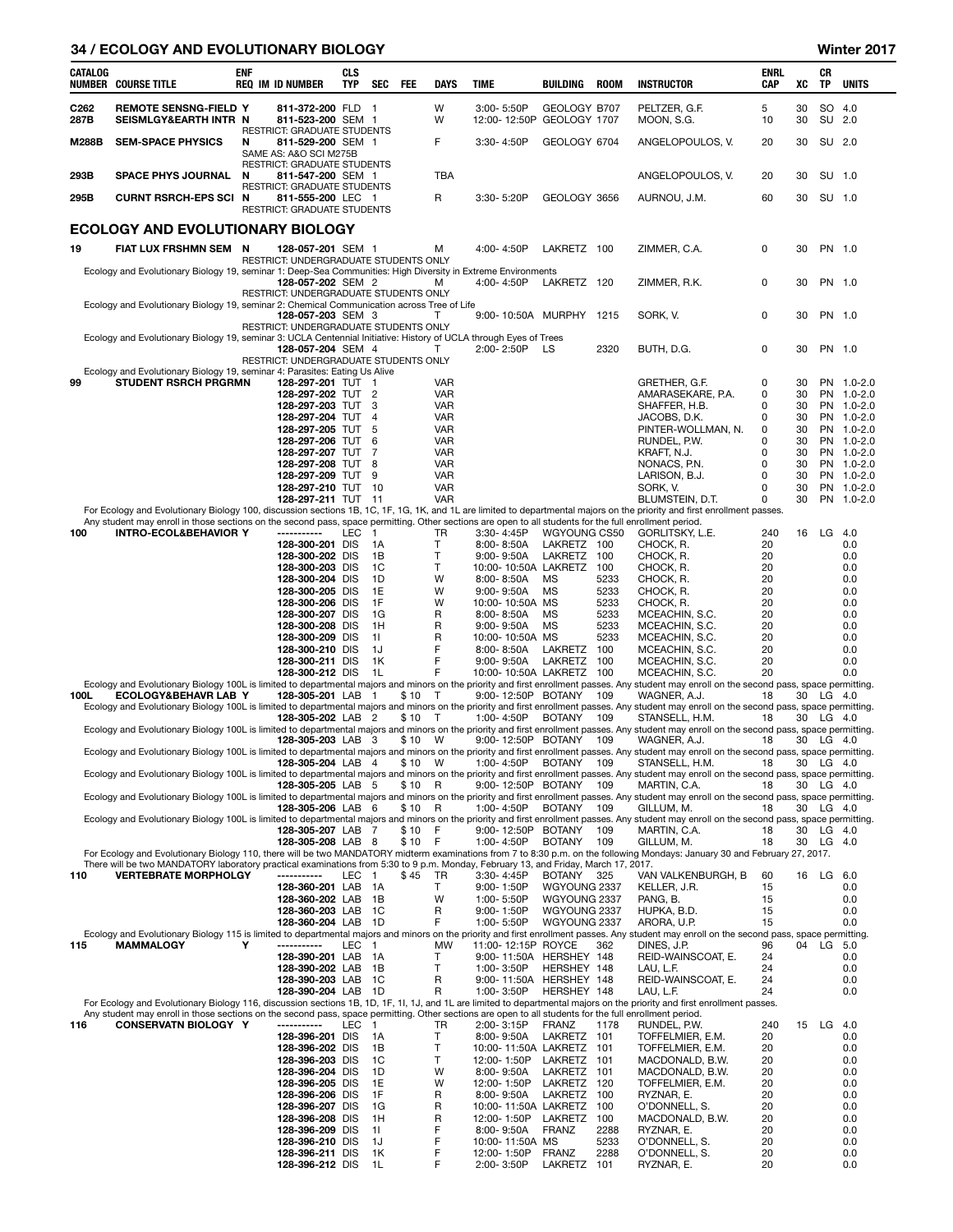| CATALOG NUMBER | COURSE TITLE | ENF REQ | IM | ID NUMBER | CLS TYP | SEC | FEE | DAYS | TIME | BUILDING | ROOM | INSTRUCTOR | ENRL CAP | XC | CR TP | UNITS |
|---|---|---|---|---|---|---|---|---|---|---|---|---|---|---|---|---|
| C262 | REMOTE SENSNG-FIELD | Y | | 811-372-200 | FLD | 1 | | W | 3:00- 5:50P | GEOLOGY | B707 | PELTZER, G.F. | 5 | 30 | SO | 4.0 |
| 287B | SEISMLGY&EARTH INTR | N | | 811-523-200 | SEM | 1 | | W | 12:00- 12:50P | GEOLOGY | 1707 | MOON, S.G. | 10 | 30 | SU | 2.0 |
| | RESTRICT: GRADUATE STUDENTS | | | | | | | | | | | | | | | |
| M288B | SEM-SPACE PHYSICS | N | | 811-529-200 | SEM | 1 | | F | 3:30- 4:50P | GEOLOGY | 6704 | ANGELOPOULOS, V. | 20 | 30 | SU | 2.0 |
| | SAME AS: A&O SCI M275B | | | | | | | | | | | | | | | |
| | RESTRICT: GRADUATE STUDENTS | | | | | | | | | | | | | | | |
| 293B | SPACE PHYS JOURNAL | N | | 811-547-200 | SEM | 1 | | TBA | | | | ANGELOPOULOS, V. | 20 | 30 | SU | 1.0 |
| | RESTRICT: GRADUATE STUDENTS | | | | | | | | | | | | | | | |
| 295B | CURNT RSRCH-EPS SCI | N | | 811-555-200 | LEC | 1 | | R | 3:30- 5:20P | GEOLOGY | 3656 | AURNOU, J.M. | 60 | 30 | SU | 1.0 |
| | RESTRICT: GRADUATE STUDENTS | | | | | | | | | | | | | | | |

## ECOLOGY AND EVOLUTIONARY BIOLOGY

| CATALOG NUMBER | COURSE TITLE | ENF REQ | IM | ID NUMBER | CLS TYP | SEC | FEE | DAYS | TIME | BUILDING | ROOM | INSTRUCTOR | ENRL CAP | XC | CR TP | UNITS |
|---|---|---|---|---|---|---|---|---|---|---|---|---|---|---|---|---|
| 19 | FIAT LUX FRSHMN SEM | N | | 128-057-201 | SEM | 1 | | M | 4:00- 4:50P | LAKRETZ | 100 | ZIMMER, C.A. | 0 | 30 | PN | 1.0 |
| | RESTRICT: UNDERGRADUATE STUDENTS ONLY | | | | | | | | | | | | | | | |
| | Ecology and Evolutionary Biology 19, seminar 1: Deep-Sea Communities: High Diversity in Extreme Environments | | | | | | | | | | | | | | | |
| | | | | 128-057-202 | SEM | 2 | | M | 4:00- 4:50P | LAKRETZ | 120 | ZIMMER, R.K. | 0 | 30 | PN | 1.0 |
| | RESTRICT: UNDERGRADUATE STUDENTS ONLY | | | | | | | | | | | | | | | |
| | Ecology and Evolutionary Biology 19, seminar 2: Chemical Communication across Tree of Life | | | | | | | | | | | | | | | |
| | | | | 128-057-203 | SEM | 3 | | T | 9:00- 10:50A | MURPHY | 1215 | SORK, V. | 0 | 30 | PN | 1.0 |
| | RESTRICT: UNDERGRADUATE STUDENTS ONLY | | | | | | | | | | | | | | | |
| | Ecology and Evolutionary Biology 19, seminar 3: UCLA Centennial Initiative: History of UCLA through Eyes of Trees | | | | | | | | | | | | | | | |
| | | | | 128-057-204 | SEM | 4 | | T | 2:00- 2:50P | LS | 2320 | BUTH, D.G. | 0 | 30 | PN | 1.0 |
| | RESTRICT: UNDERGRADUATE STUDENTS ONLY | | | | | | | | | | | | | | | |
| | Ecology and Evolutionary Biology 19, seminar 4: Parasites: Eating Us Alive | | | | | | | | | | | | | | | |
| 99 | STUDENT RSRCH PRGRMN | | | 128-297-201 | TUT | 1 | | VAR | | | | GRETHER, G.F. | 0 | 30 | PN | 1.0-2.0 |
| | | | | 128-297-202 | TUT | 2 | | VAR | | | | AMARASEKARE, P.A. | 0 | 30 | PN | 1.0-2.0 |
| | | | | 128-297-203 | TUT | 3 | | VAR | | | | SHAFFER, H.B. | 0 | 30 | PN | 1.0-2.0 |
| | | | | 128-297-204 | TUT | 4 | | VAR | | | | JACOBS, D.K. | 0 | 30 | PN | 1.0-2.0 |
| | | | | 128-297-205 | TUT | 5 | | VAR | | | | PINTER-WOLLMAN, N. | 0 | 30 | PN | 1.0-2.0 |
| | | | | 128-297-206 | TUT | 6 | | VAR | | | | RUNDEL, P.W. | 0 | 30 | PN | 1.0-2.0 |
| | | | | 128-297-207 | TUT | 7 | | VAR | | | | KRAFT, N.J. | 0 | 30 | PN | 1.0-2.0 |
| | | | | 128-297-208 | TUT | 8 | | VAR | | | | NONACS, P.N. | 0 | 30 | PN | 1.0-2.0 |
| | | | | 128-297-209 | TUT | 9 | | VAR | | | | LARISON, B.J. | 0 | 30 | PN | 1.0-2.0 |
| | | | | 128-297-210 | TUT | 10 | | VAR | | | | SORK, V. | 0 | 30 | PN | 1.0-2.0 |
| | | | | 128-297-211 | TUT | 11 | | VAR | | | | BLUMSTEIN, D.T. | 0 | 30 | PN | 1.0-2.0 |
| | For Ecology and Evolutionary Biology 100, discussion sections 1B, 1C, 1F, 1G, 1K, and 1L are limited to departmental majors on the priority and first enrollment passes. Any student may enroll in those sections on the second pass, space permitting. Other sections are open to all students for the full enrollment period. | | | | | | | | | | | | | | | |
| 100 | INTRO-ECOL&BEHAVIOR | Y | | ----------- | LEC | 1 | | TR | 3:30- 4:45P | WGYOUNG | CS50 | GORLITSKY, L.E. | 240 | 16 | LG | 4.0 |
| | | | | 128-300-201 | DIS | 1A | | T | 8:00- 8:50A | LAKRETZ | 100 | CHOCK, R. | 20 | | | 0.0 |
| | | | | 128-300-202 | DIS | 1B | | T | 9:00- 9:50A | LAKRETZ | 100 | CHOCK, R. | 20 | | | 0.0 |
| | | | | 128-300-203 | DIS | 1C | | T | 10:00- 10:50A | LAKRETZ | 100 | CHOCK, R. | 20 | | | 0.0 |
| | | | | 128-300-204 | DIS | 1D | | W | 8:00- 8:50A | MS | 5233 | CHOCK, R. | 20 | | | 0.0 |
| | | | | 128-300-205 | DIS | 1E | | W | 9:00- 9:50A | MS | 5233 | CHOCK, R. | 20 | | | 0.0 |
| | | | | 128-300-206 | DIS | 1F | | W | 10:00- 10:50A | MS | 5233 | CHOCK, R. | 20 | | | 0.0 |
| | | | | 128-300-207 | DIS | 1G | | R | 8:00- 8:50A | MS | 5233 | MCEACHIN, S.C. | 20 | | | 0.0 |
| | | | | 128-300-208 | DIS | 1H | | R | 9:00- 9:50A | MS | 5233 | MCEACHIN, S.C. | 20 | | | 0.0 |
| | | | | 128-300-209 | DIS | 1I | | R | 10:00- 10:50A | MS | 5233 | MCEACHIN, S.C. | 20 | | | 0.0 |
| | | | | 128-300-210 | DIS | 1J | | F | 8:00- 8:50A | LAKRETZ | 100 | MCEACHIN, S.C. | 20 | | | 0.0 |
| | | | | 128-300-211 | DIS | 1K | | F | 9:00- 9:50A | LAKRETZ | 100 | MCEACHIN, S.C. | 20 | | | 0.0 |
| | | | | 128-300-212 | DIS | 1L | | F | 10:00- 10:50A | LAKRETZ | 100 | MCEACHIN, S.C. | 20 | | | 0.0 |
| | Ecology and Evolutionary Biology 100L is limited to departmental majors and minors on the priority and first enrollment passes. Any student may enroll on the second pass, space permitting. | | | | | | | | | | | | | | | |
| 100L | ECOLOGY&BEHAVR LAB | Y | | 128-305-201 | LAB | 1 | $ 10 | T | 9:00- 12:50P | BOTANY | 109 | WAGNER, A.J. | 18 | 30 | LG | 4.0 |
| | Ecology and Evolutionary Biology 100L is limited to departmental majors and minors on the priority and first enrollment passes. Any student may enroll on the second pass, space permitting. | | | | | | | | | | | | | | | |
| | | | | 128-305-202 | LAB | 2 | $ 10 | T | 1:00- 4:50P | BOTANY | 109 | STANSELL, H.M. | 18 | 30 | LG | 4.0 |
| | Ecology and Evolutionary Biology 100L is limited to departmental majors and minors on the priority and first enrollment passes. Any student may enroll on the second pass, space permitting. | | | | | | | | | | | | | | | |
| | | | | 128-305-203 | LAB | 3 | $ 10 | W | 9:00- 12:50P | BOTANY | 109 | WAGNER, A.J. | 18 | 30 | LG | 4.0 |
| | Ecology and Evolutionary Biology 100L is limited to departmental majors and minors on the priority and first enrollment passes. Any student may enroll on the second pass, space permitting. | | | | | | | | | | | | | | | |
| | | | | 128-305-204 | LAB | 4 | $ 10 | W | 1:00- 4:50P | BOTANY | 109 | STANSELL, H.M. | 18 | 30 | LG | 4.0 |
| | Ecology and Evolutionary Biology 100L is limited to departmental majors and minors on the priority and first enrollment passes. Any student may enroll on the second pass, space permitting. | | | | | | | | | | | | | | | |
| | | | | 128-305-205 | LAB | 5 | $ 10 | R | 9:00- 12:50P | BOTANY | 109 | MARTIN, C.A. | 18 | 30 | LG | 4.0 |
| | Ecology and Evolutionary Biology 100L is limited to departmental majors and minors on the priority and first enrollment passes. Any student may enroll on the second pass, space permitting. | | | | | | | | | | | | | | | |
| | | | | 128-305-206 | LAB | 6 | $ 10 | R | 1:00- 4:50P | BOTANY | 109 | GILLUM, M. | 18 | 30 | LG | 4.0 |
| | Ecology and Evolutionary Biology 100L is limited to departmental majors and minors on the priority and first enrollment passes. Any student may enroll on the second pass, space permitting. | | | | | | | | | | | | | | | |
| | | | | 128-305-207 | LAB | 7 | $ 10 | F | 9:00- 12:50P | BOTANY | 109 | MARTIN, C.A. | 18 | 30 | LG | 4.0 |
| | | | | 128-305-208 | LAB | 8 | $ 10 | F | 1:00- 4:50P | BOTANY | 109 | GILLUM, M. | 18 | 30 | LG | 4.0 |
| | For Ecology and Evolutionary Biology 110, there will be two MANDATORY midterm examinations from 7 to 8:30 p.m. on the following Mondays: January 30 and February 27, 2017. There will be two MANDATORY laboratory practical examinations from 5:30 to 9 p.m. Monday, February 13, and Friday, March 17, 2017. | | | | | | | | | | | | | | | |
| 110 | VERTEBRATE MORPHOLGY | | | ----------- | LEC | 1 | $ 45 | TR | 3:30- 4:45P | BOTANY | 325 | VAN VALKENBURGH, B | 60 | 16 | LG | 6.0 |
| | | | | 128-360-201 | LAB | 1A | | T | 9:00- 1:50P | WGYOUNG | 2337 | KELLER, J.R. | 15 | | | 0.0 |
| | | | | 128-360-202 | LAB | 1B | | W | 1:00- 5:50P | WGYOUNG | 2337 | PANG, B. | 15 | | | 0.0 |
| | | | | 128-360-203 | LAB | 1C | | R | 9:00- 1:50P | WGYOUNG | 2337 | HUPKA, B.D. | 15 | | | 0.0 |
| | | | | 128-360-204 | LAB | 1D | | F | 1:00- 5:50P | WGYOUNG | 2337 | ARORA, U.P. | 15 | | | 0.0 |
| | Ecology and Evolutionary Biology 115 is limited to departmental majors and minors on the priority and first enrollment passes. Any student may enroll on the second pass, space permitting. | | | | | | | | | | | | | | | |
| 115 | MAMMALOGY | Y | | ----------- | LEC | 1 | | MW | 11:00- 12:15P | ROYCE | 362 | DINES, J.P. | 96 | 04 | LG | 5.0 |
| | | | | 128-390-201 | LAB | 1A | | T | 9:00- 11:50A | HERSHEY | 148 | REID-WAINSCOAT, E. | 24 | | | 0.0 |
| | | | | 128-390-202 | LAB | 1B | | T | 1:00- 3:50P | HERSHEY | 148 | LAU, L.F. | 24 | | | 0.0 |
| | | | | 128-390-203 | LAB | 1C | | R | 9:00- 11:50A | HERSHEY | 148 | REID-WAINSCOAT, E. | 24 | | | 0.0 |
| | | | | 128-390-204 | LAB | 1D | | R | 1:00- 3:50P | HERSHEY | 148 | LAU, L.F. | 24 | | | 0.0 |
| | For Ecology and Evolutionary Biology 116, discussion sections 1B, 1D, 1F, 1I, 1J, and 1L are limited to departmental majors on the priority and first enrollment passes. Any student may enroll in those sections on the second pass, space permitting. Other sections are open to all students for the full enrollment period. | | | | | | | | | | | | | | | |
| 116 | CONSERVATN BIOLOGY | Y | | ----------- | LEC | 1 | | TR | 2:00- 3:15P | FRANZ | 1178 | RUNDEL, P.W. | 240 | 15 | LG | 4.0 |
| | | | | 128-396-201 | DIS | 1A | | T | 8:00- 9:50A | LAKRETZ | 101 | TOFFELMIER, E.M. | 20 | | | 0.0 |
| | | | | 128-396-202 | DIS | 1B | | T | 10:00- 11:50A | LAKRETZ | 101 | TOFFELMIER, E.M. | 20 | | | 0.0 |
| | | | | 128-396-203 | DIS | 1C | | T | 12:00- 1:50P | LAKRETZ | 101 | MACDONALD, B.W. | 20 | | | 0.0 |
| | | | | 128-396-204 | DIS | 1D | | W | 8:00- 9:50A | LAKRETZ | 101 | MACDONALD, B.W. | 20 | | | 0.0 |
| | | | | 128-396-205 | DIS | 1E | | W | 12:00- 1:50P | LAKRETZ | 120 | TOFFELMIER, E.M. | 20 | | | 0.0 |
| | | | | 128-396-206 | DIS | 1F | | R | 8:00- 9:50A | LAKRETZ | 100 | RYZNAR, E. | 20 | | | 0.0 |
| | | | | 128-396-207 | DIS | 1G | | R | 10:00- 11:50A | LAKRETZ | 100 | O'DONNELL, S. | 20 | | | 0.0 |
| | | | | 128-396-208 | DIS | 1H | | R | 12:00- 1:50P | LAKRETZ | 100 | MACDONALD, B.W. | 20 | | | 0.0 |
| | | | | 128-396-209 | DIS | 1I | | F | 8:00- 9:50A | FRANZ | 2288 | RYZNAR, E. | 20 | | | 0.0 |
| | | | | 128-396-210 | DIS | 1J | | F | 10:00- 11:50A | MS | 5233 | O'DONNELL, S. | 20 | | | 0.0 |
| | | | | 128-396-211 | DIS | 1K | | F | 12:00- 1:50P | FRANZ | 2288 | O'DONNELL, S. | 20 | | | 0.0 |
| | | | | 128-396-212 | DIS | 1L | | F | 2:00- 3:50P | LAKRETZ | 101 | RYZNAR, E. | 20 | | | 0.0 |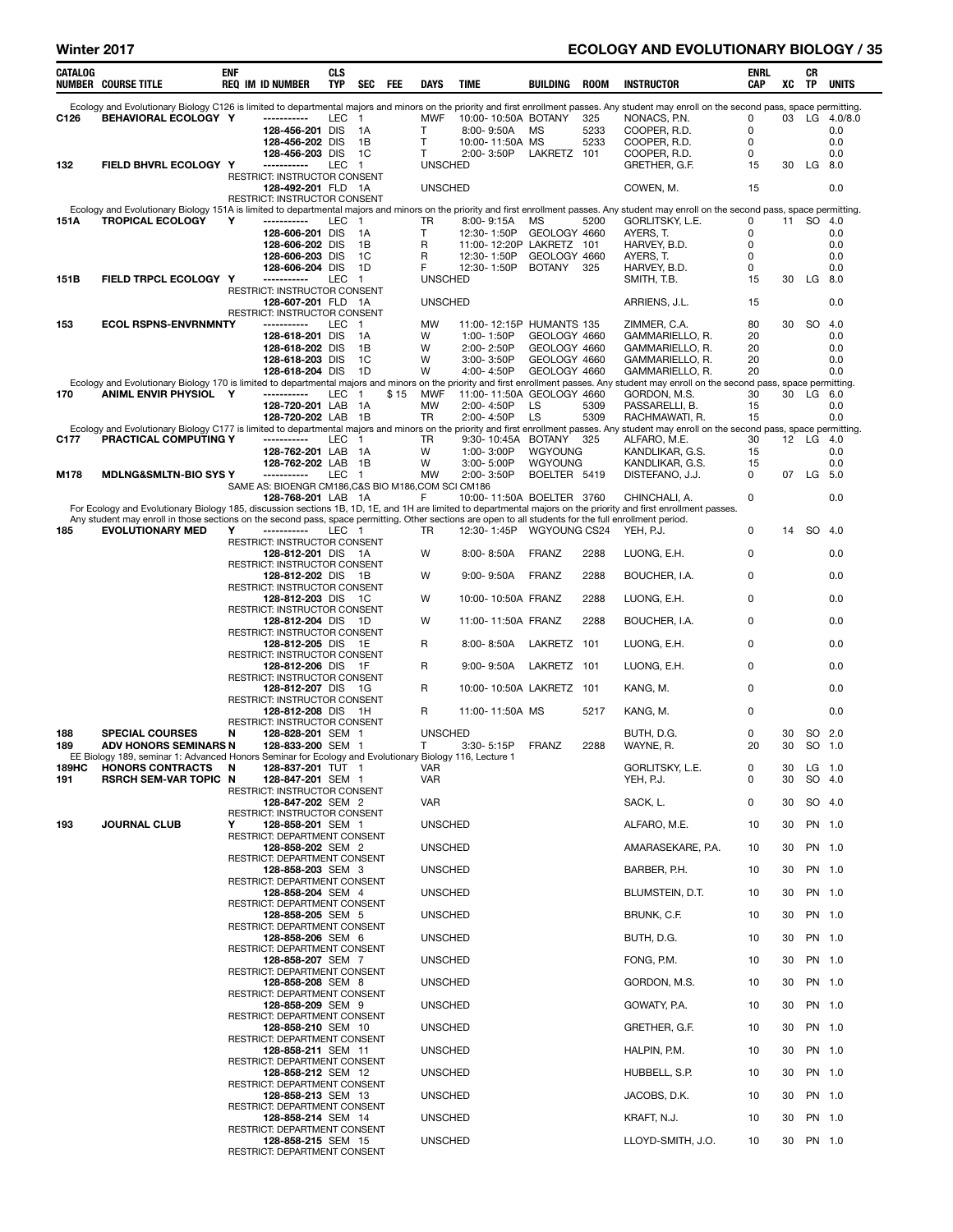## ECOLOGY AND EVOLUTIONARY BIOLOGY

| CATALOG NUMBER | COURSE TITLE | ENF REQ | IM | ID NUMBER | CLS TYP | SEC | FEE | DAYS | TIME | BUILDING | ROOM | INSTRUCTOR | ENRL CAP | XC | CR TP | UNITS |
|---|---|---|---|---|---|---|---|---|---|---|---|---|---|---|---|---|
| Ecology and Evolutionary Biology C126 is limited to departmental majors and minors on the priority and first enrollment passes. Any student may enroll on the second pass, space permitting. | | | | | | | | | | | | | | | | |
| C126 | BEHAVIORAL ECOLOGY | Y | | ----------- | LEC | 1 | | MWF | 10:00-10:50A | BOTANY | 325 | NONACS, P.N. | 0 | 03 | LG | 4.0/8.0 |
| | | | | 128-456-201 | DIS | 1A | | T | 8:00-9:50A | MS | 5233 | COOPER, R.D. | 0 | | | 0.0 |
| | | | | 128-456-202 | DIS | 1B | | T | 10:00-11:50A | MS | 5233 | COOPER, R.D. | 0 | | | 0.0 |
| | | | | 128-456-203 | DIS | 1C | | T | 2:00-3:50P | LAKRETZ | 101 | COOPER, R.D. | 0 | | | 0.0 |
| 132 | FIELD BHVRL ECOLOGY | Y | | ----------- | LEC | 1 | | UNSCHED | | | | GRETHER, G.F. | 15 | 30 | LG | 8.0 |
| | RESTRICT: INSTRUCTOR CONSENT | | | | | | | | | | | | | | | |
| | | | | 128-492-201 | FLD | 1A | | UNSCHED | | | | COWEN, M. | 15 | | | 0.0 |
| | RESTRICT: INSTRUCTOR CONSENT | | | | | | | | | | | | | | | |
| Ecology and Evolutionary Biology 151A is limited to departmental majors and minors on the priority and first enrollment passes. Any student may enroll on the second pass, space permitting. | | | | | | | | | | | | | | | | |
| 151A | TROPICAL ECOLOGY | Y | | ----------- | LEC | 1 | | TR | 8:00-9:15A | MS | 5200 | GORLITSKY, L.E. | 0 | 11 | SO | 4.0 |
| | | | | 128-606-201 | DIS | 1A | | T | 12:30-1:50P | GEOLOGY | 4660 | AYERS, T. | 0 | | | 0.0 |
| | | | | 128-606-202 | DIS | 1B | | R | 11:00-12:20P | LAKRETZ | 101 | HARVEY, B.D. | 0 | | | 0.0 |
| | | | | 128-606-203 | DIS | 1C | | R | 12:30-1:50P | GEOLOGY | 4660 | AYERS, T. | 0 | | | 0.0 |
| | | | | 128-606-204 | DIS | 1D | | F | 12:30-1:50P | BOTANY | 325 | HARVEY, B.D. | 0 | | | 0.0 |
| 151B | FIELD TRPCL ECOLOGY | Y | | ----------- | LEC | 1 | | UNSCHED | | | | SMITH, T.B. | 15 | 30 | LG | 8.0 |
| | RESTRICT: INSTRUCTOR CONSENT | | | | | | | | | | | | | | | |
| | | | | 128-607-201 | FLD | 1A | | UNSCHED | | | | ARRIENS, J.L. | 15 | | | 0.0 |
| | RESTRICT: INSTRUCTOR CONSENT | | | | | | | | | | | | | | | |
| 153 | ECOL RSPNS-ENVRNMNTY | | | ----------- | LEC | 1 | | MW | 11:00-12:15P | HUMANTS | 135 | ZIMMER, C.A. | 80 | 30 | SO | 4.0 |
| | | | | 128-618-201 | DIS | 1A | | W | 1:00-1:50P | GEOLOGY | 4660 | GAMMARIELLO, R. | 20 | | | 0.0 |
| | | | | 128-618-202 | DIS | 1B | | W | 2:00-2:50P | GEOLOGY | 4660 | GAMMARIELLO, R. | 20 | | | 0.0 |
| | | | | 128-618-203 | DIS | 1C | | W | 3:00-3:50P | GEOLOGY | 4660 | GAMMARIELLO, R. | 20 | | | 0.0 |
| | | | | 128-618-204 | DIS | 1D | | W | 4:00-4:50P | GEOLOGY | 4660 | GAMMARIELLO, R. | 20 | | | 0.0 |
| Ecology and Evolutionary Biology 170 is limited to departmental majors and minors on the priority and first enrollment passes. Any student may enroll on the second pass, space permitting. | | | | | | | | | | | | | | | | |
| 170 | ANIML ENVIR PHYSIOL | Y | | ----------- | LEC | 1 | $15 | MWF | 11:00-11:50A | GEOLOGY | 4660 | GORDON, M.S. | 30 | 30 | LG | 6.0 |
| | | | | 128-720-201 | LAB | 1A | | MW | 2:00-4:50P | LS | 5309 | PASSARELLI, B. | 15 | | | 0.0 |
| | | | | 128-720-202 | LAB | 1B | | TR | 2:00-4:50P | LS | 5309 | RACHMAWATI, R. | 15 | | | 0.0 |
| Ecology and Evolutionary Biology C177 is limited to departmental majors and minors on the priority and first enrollment passes. Any student may enroll on the second pass, space permitting. | | | | | | | | | | | | | | | | |
| C177 | PRACTICAL COMPUTING | Y | | ----------- | LEC | 1 | | TR | 9:30-10:45A | BOTANY | 325 | ALFARO, M.E. | 30 | 12 | LG | 4.0 |
| | | | | 128-762-201 | LAB | 1A | | W | 1:00-3:00P | WGYOUNG | | KANDLIKAR, G.S. | 15 | | | 0.0 |
| | | | | 128-762-202 | LAB | 1B | | W | 3:00-5:00P | WGYOUNG | | KANDLIKAR, G.S. | 15 | | | 0.0 |
| M178 | MDLNG&SMLTN-BIO SYS | Y | | ----------- | LEC | 1 | | MW | 2:00-3:50P | BOELTER | 5419 | DISTEFANO, J.J. | 0 | 07 | LG | 5.0 |
| | SAME AS: BIOENGR CM186,C&S BIO M186,COM SCI CM186 | | | | | | | | | | | | | | | |
| | | | | 128-768-201 | LAB | 1A | | F | 10:00-11:50A | BOELTER | 3760 | CHINCHALI, A. | 0 | | | 0.0 |
| For Ecology and Evolutionary Biology 185, discussion sections 1B, 1D, 1E, and 1H are limited to departmental majors on the priority and first enrollment passes. Any student may enroll in those sections on the second pass, space permitting. Other sections are open to all students for the full enrollment period. | | | | | | | | | | | | | | | | |
| 185 | EVOLUTIONARY MED | Y | | ----------- | LEC | 1 | | TR | 12:30-1:45P | WGYOUNG | CS24 | YEH, P.J. | 0 | 14 | SO | 4.0 |
| | RESTRICT: INSTRUCTOR CONSENT | | | | | | | | | | | | | | | |
| | | | | 128-812-201 | DIS | 1A | | W | 8:00-8:50A | FRANZ | 2288 | LUONG, E.H. | 0 | | | 0.0 |
| | RESTRICT: INSTRUCTOR CONSENT | | | | | | | | | | | | | | | |
| | | | | 128-812-202 | DIS | 1B | | W | 9:00-9:50A | FRANZ | 2288 | BOUCHER, I.A. | 0 | | | 0.0 |
| | RESTRICT: INSTRUCTOR CONSENT | | | | | | | | | | | | | | | |
| | | | | 128-812-203 | DIS | 1C | | W | 10:00-10:50A | FRANZ | 2288 | LUONG, E.H. | 0 | | | 0.0 |
| | RESTRICT: INSTRUCTOR CONSENT | | | | | | | | | | | | | | | |
| | | | | 128-812-204 | DIS | 1D | | W | 11:00-11:50A | FRANZ | 2288 | BOUCHER, I.A. | 0 | | | 0.0 |
| | RESTRICT: INSTRUCTOR CONSENT | | | | | | | | | | | | | | | |
| | | | | 128-812-205 | DIS | 1E | | R | 8:00-8:50A | LAKRETZ | 101 | LUONG, E.H. | 0 | | | 0.0 |
| | RESTRICT: INSTRUCTOR CONSENT | | | | | | | | | | | | | | | |
| | | | | 128-812-206 | DIS | 1F | | R | 9:00-9:50A | LAKRETZ | 101 | LUONG, E.H. | 0 | | | 0.0 |
| | RESTRICT: INSTRUCTOR CONSENT | | | | | | | | | | | | | | | |
| | | | | 128-812-207 | DIS | 1G | | R | 10:00-10:50A | LAKRETZ | 101 | KANG, M. | 0 | | | 0.0 |
| | RESTRICT: INSTRUCTOR CONSENT | | | | | | | | | | | | | | | |
| | | | | 128-812-208 | DIS | 1H | | R | 11:00-11:50A | MS | 5217 | KANG, M. | 0 | | | 0.0 |
| | RESTRICT: INSTRUCTOR CONSENT | | | | | | | | | | | | | | | |
| 188 | SPECIAL COURSES | N | | 128-828-201 | SEM | 1 | | UNSCHED | | | | BUTH, D.G. | 0 | 30 | SO | 2.0 |
| 189 | ADV HONORS SEMINARS | N | | 128-833-200 | SEM | 1 | | T | 3:30-5:15P | FRANZ | 2288 | WAYNE, R. | 20 | 30 | SO | 1.0 |
| | EE Biology 189, seminar 1: Advanced Honors Seminar for Ecology and Evolutionary Biology 116, Lecture 1 | | | | | | | | | | | | | | | |
| 189HC | HONORS CONTRACTS | N | | 128-837-201 | TUT | 1 | | VAR | | | | GORLITSKY, L.E. | 0 | 30 | LG | 1.0 |
| 191 | RSRCH SEM-VAR TOPIC | N | | 128-847-201 | SEM | 1 | | VAR | | | | YEH, P.J. | 0 | 30 | SO | 4.0 |
| | RESTRICT: INSTRUCTOR CONSENT | | | | | | | | | | | | | | | |
| | | | | 128-847-202 | SEM | 2 | | VAR | | | | SACK, L. | 0 | 30 | SO | 4.0 |
| | RESTRICT: INSTRUCTOR CONSENT | | | | | | | | | | | | | | | |
| 193 | JOURNAL CLUB | Y | | 128-858-201 | SEM | 1 | | UNSCHED | | | | ALFARO, M.E. | 10 | 30 | PN | 1.0 |
| | RESTRICT: DEPARTMENT CONSENT | | | | | | | | | | | | | | | |
| | | | | 128-858-202 | SEM | 2 | | UNSCHED | | | | AMARASEKARE, P.A. | 10 | 30 | PN | 1.0 |
| | RESTRICT: DEPARTMENT CONSENT | | | | | | | | | | | | | | | |
| | | | | 128-858-203 | SEM | 3 | | UNSCHED | | | | BARBER, P.H. | 10 | 30 | PN | 1.0 |
| | RESTRICT: DEPARTMENT CONSENT | | | | | | | | | | | | | | | |
| | | | | 128-858-204 | SEM | 4 | | UNSCHED | | | | BLUMSTEIN, D.T. | 10 | 30 | PN | 1.0 |
| | RESTRICT: DEPARTMENT CONSENT | | | | | | | | | | | | | | | |
| | | | | 128-858-205 | SEM | 5 | | UNSCHED | | | | BRUNK, C.F. | 10 | 30 | PN | 1.0 |
| | RESTRICT: DEPARTMENT CONSENT | | | | | | | | | | | | | | | |
| | | | | 128-858-206 | SEM | 6 | | UNSCHED | | | | BUTH, D.G. | 10 | 30 | PN | 1.0 |
| | RESTRICT: DEPARTMENT CONSENT | | | | | | | | | | | | | | | |
| | | | | 128-858-207 | SEM | 7 | | UNSCHED | | | | FONG, P.M. | 10 | 30 | PN | 1.0 |
| | RESTRICT: DEPARTMENT CONSENT | | | | | | | | | | | | | | | |
| | | | | 128-858-208 | SEM | 8 | | UNSCHED | | | | GORDON, M.S. | 10 | 30 | PN | 1.0 |
| | RESTRICT: DEPARTMENT CONSENT | | | | | | | | | | | | | | | |
| | | | | 128-858-209 | SEM | 9 | | UNSCHED | | | | GOWATY, P.A. | 10 | 30 | PN | 1.0 |
| | RESTRICT: DEPARTMENT CONSENT | | | | | | | | | | | | | | | |
| | | | | 128-858-210 | SEM | 10 | | UNSCHED | | | | GRETHER, G.F. | 10 | 30 | PN | 1.0 |
| | RESTRICT: DEPARTMENT CONSENT | | | | | | | | | | | | | | | |
| | | | | 128-858-211 | SEM | 11 | | UNSCHED | | | | HALPIN, P.M. | 10 | 30 | PN | 1.0 |
| | RESTRICT: DEPARTMENT CONSENT | | | | | | | | | | | | | | | |
| | | | | 128-858-212 | SEM | 12 | | UNSCHED | | | | HUBBELL, S.P. | 10 | 30 | PN | 1.0 |
| | RESTRICT: DEPARTMENT CONSENT | | | | | | | | | | | | | | | |
| | | | | 128-858-213 | SEM | 13 | | UNSCHED | | | | JACOBS, D.K. | 10 | 30 | PN | 1.0 |
| | RESTRICT: DEPARTMENT CONSENT | | | | | | | | | | | | | | | |
| | | | | 128-858-214 | SEM | 14 | | UNSCHED | | | | KRAFT, N.J. | 10 | 30 | PN | 1.0 |
| | RESTRICT: DEPARTMENT CONSENT | | | | | | | | | | | | | | | |
| | | | | 128-858-215 | SEM | 15 | | UNSCHED | | | | LLOYD-SMITH, J.O. | 10 | 30 | PN | 1.0 |
| | RESTRICT: DEPARTMENT CONSENT | | | | | | | | | | | | | | | |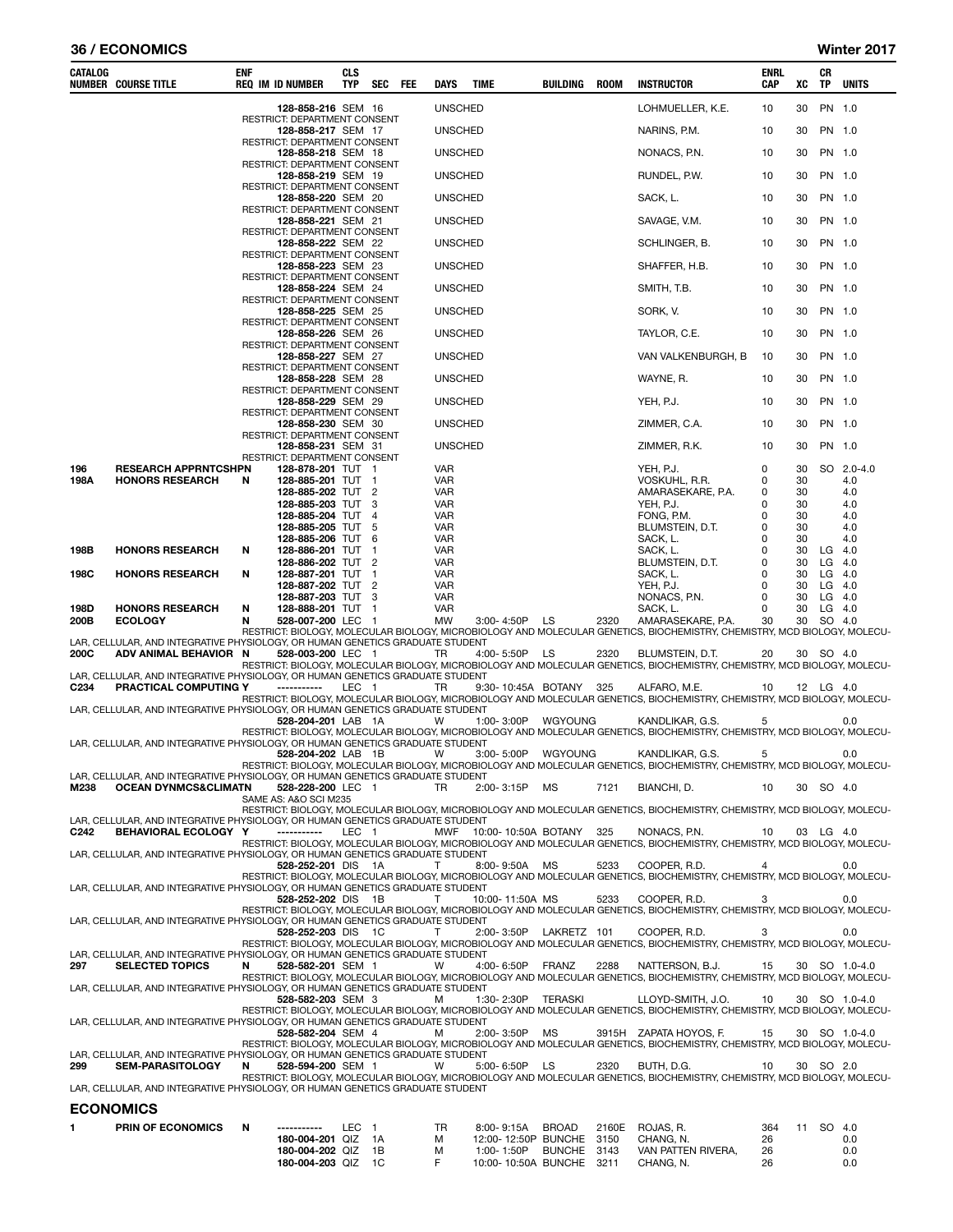| CATALOG NUMBER | COURSE TITLE | ENF REQ | IM | ID NUMBER | CLS TYP | SEC | FEE | DAYS | TIME | BUILDING | ROOM | INSTRUCTOR | ENRL CAP | XC | CR TP | UNITS |
|---|---|---|---|---|---|---|---|---|---|---|---|---|---|---|---|---|
| | | | | 128-858-216 | SEM | 16 | | UNSCHED | | | | LOHMUELLER, K.E. | 10 | 30 | PN | 1.0 |
| | RESTRICT: DEPARTMENT CONSENT | | | | | | | | | | | | | | | |
| | | | | 128-858-217 | SEM | 17 | | UNSCHED | | | | NARINS, P.M. | 10 | 30 | PN | 1.0 |
| | RESTRICT: DEPARTMENT CONSENT | | | | | | | | | | | | | | | |
| | | | | 128-858-218 | SEM | 18 | | UNSCHED | | | | NONACS, P.N. | 10 | 30 | PN | 1.0 |
| | RESTRICT: DEPARTMENT CONSENT | | | | | | | | | | | | | | | |
| | | | | 128-858-219 | SEM | 19 | | UNSCHED | | | | RUNDEL, P.W. | 10 | 30 | PN | 1.0 |
| | RESTRICT: DEPARTMENT CONSENT | | | | | | | | | | | | | | | |
| | | | | 128-858-220 | SEM | 20 | | UNSCHED | | | | SACK, L. | 10 | 30 | PN | 1.0 |
| | RESTRICT: DEPARTMENT CONSENT | | | | | | | | | | | | | | | |
| | | | | 128-858-221 | SEM | 21 | | UNSCHED | | | | SAVAGE, V.M. | 10 | 30 | PN | 1.0 |
| | RESTRICT: DEPARTMENT CONSENT | | | | | | | | | | | | | | | |
| | | | | 128-858-222 | SEM | 22 | | UNSCHED | | | | SCHLINGER, B. | 10 | 30 | PN | 1.0 |
| | RESTRICT: DEPARTMENT CONSENT | | | | | | | | | | | | | | | |
| | | | | 128-858-223 | SEM | 23 | | UNSCHED | | | | SHAFFER, H.B. | 10 | 30 | PN | 1.0 |
| | RESTRICT: DEPARTMENT CONSENT | | | | | | | | | | | | | | | |
| | | | | 128-858-224 | SEM | 24 | | UNSCHED | | | | SMITH, T.B. | 10 | 30 | PN | 1.0 |
| | RESTRICT: DEPARTMENT CONSENT | | | | | | | | | | | | | | | |
| | | | | 128-858-225 | SEM | 25 | | UNSCHED | | | | SORK, V. | 10 | 30 | PN | 1.0 |
| | RESTRICT: DEPARTMENT CONSENT | | | | | | | | | | | | | | | |
| | | | | 128-858-226 | SEM | 26 | | UNSCHED | | | | TAYLOR, C.E. | 10 | 30 | PN | 1.0 |
| | RESTRICT: DEPARTMENT CONSENT | | | | | | | | | | | | | | | |
| | | | | 128-858-227 | SEM | 27 | | UNSCHED | | | | VAN VALKENBURGH, B | 10 | 30 | PN | 1.0 |
| | RESTRICT: DEPARTMENT CONSENT | | | | | | | | | | | | | | | |
| | | | | 128-858-228 | SEM | 28 | | UNSCHED | | | | WAYNE, R. | 10 | 30 | PN | 1.0 |
| | RESTRICT: DEPARTMENT CONSENT | | | | | | | | | | | | | | | |
| | | | | 128-858-229 | SEM | 29 | | UNSCHED | | | | YEH, P.J. | 10 | 30 | PN | 1.0 |
| | RESTRICT: DEPARTMENT CONSENT | | | | | | | | | | | | | | | |
| | | | | 128-858-230 | SEM | 30 | | UNSCHED | | | | ZIMMER, C.A. | 10 | 30 | PN | 1.0 |
| | RESTRICT: DEPARTMENT CONSENT | | | | | | | | | | | | | | | |
| | | | | 128-858-231 | SEM | 31 | | UNSCHED | | | | ZIMMER, R.K. | 10 | 30 | PN | 1.0 |
| | RESTRICT: DEPARTMENT CONSENT | | | | | | | | | | | | | | | |
| 196 | RESEARCH APPRNTCSHPN | | | 128-878-201 | TUT | 1 | | VAR | | | | YEH, P.J. | 0 | 30 | SO | 2.0-4.0 |
| 198A | HONORS RESEARCH | N | | 128-885-201 | TUT | 1 | | VAR | | | | VOSKUHL, R.R. | 0 | 30 | | 4.0 |
| | | | | 128-885-202 | TUT | 2 | | VAR | | | | AMARASEKARE, P.A. | 0 | 30 | | 4.0 |
| | | | | 128-885-203 | TUT | 3 | | VAR | | | | YEH, P.J. | 0 | 30 | | 4.0 |
| | | | | 128-885-204 | TUT | 4 | | VAR | | | | FONG, P.M. | 0 | 30 | | 4.0 |
| | | | | 128-885-205 | TUT | 5 | | VAR | | | | BLUMSTEIN, D.T. | 0 | 30 | | 4.0 |
| | | | | 128-885-206 | TUT | 6 | | VAR | | | | SACK, L. | 0 | 30 | | 4.0 |
| 198B | HONORS RESEARCH | N | | 128-886-201 | TUT | 1 | | VAR | | | | SACK, L. | 0 | 30 | LG | 4.0 |
| | | | | 128-886-202 | TUT | 2 | | VAR | | | | BLUMSTEIN, D.T. | 0 | 30 | LG | 4.0 |
| 198C | HONORS RESEARCH | N | | 128-887-201 | TUT | 1 | | VAR | | | | SACK, L. | 0 | 30 | LG | 4.0 |
| | | | | 128-887-202 | TUT | 2 | | VAR | | | | YEH, P.J. | 0 | 30 | LG | 4.0 |
| | | | | 128-887-203 | TUT | 3 | | VAR | | | | NONACS, P.N. | 0 | 30 | LG | 4.0 |
| 198D | HONORS RESEARCH | N | | 128-888-201 | TUT | 1 | | VAR | | | | SACK, L. | 0 | 30 | LG | 4.0 |
| 200B | ECOLOGY | N | | 528-007-200 | LEC | 1 | | MW | 3:00- 4:50P | LS | 2320 | AMARASEKARE, P.A. | 30 | 30 | SO | 4.0 |
| | RESTRICT: BIOLOGY, MOLECULAR BIOLOGY, MICROBIOLOGY AND MOLECULAR GENETICS, BIOCHEMISTRY, CHEMISTRY, MCD BIOLOGY, MOLECULAR, CELLULAR, AND INTEGRATIVE PHYSIOLOGY, OR HUMAN GENETICS GRADUATE STUDENT | | | | | | | | | | | | | | | |
| 200C | ADV ANIMAL BEHAVIOR | N | | 528-003-200 | LEC | 1 | | TR | 4:00- 5:50P | LS | 2320 | BLUMSTEIN, D.T. | 20 | 30 | SO | 4.0 |
| | RESTRICT: BIOLOGY, MOLECULAR BIOLOGY, MICROBIOLOGY AND MOLECULAR GENETICS, BIOCHEMISTRY, CHEMISTRY, MCD BIOLOGY, MOLECULAR, CELLULAR, AND INTEGRATIVE PHYSIOLOGY, OR HUMAN GENETICS GRADUATE STUDENT | | | | | | | | | | | | | | | |
| C234 | PRACTICAL COMPUTING | Y | | ----------- | LEC | 1 | | TR | 9:30- 10:45A | BOTANY | 325 | ALFARO, M.E. | 10 | 12 | LG | 4.0 |
| | RESTRICT: BIOLOGY, MOLECULAR BIOLOGY, MICROBIOLOGY AND MOLECULAR GENETICS, BIOCHEMISTRY, CHEMISTRY, MCD BIOLOGY, MOLECULAR, CELLULAR, AND INTEGRATIVE PHYSIOLOGY, OR HUMAN GENETICS GRADUATE STUDENT | | | | | | | | | | | | | | | |
| | | | | 528-204-201 | LAB | 1A | | W | 1:00- 3:00P | WGYOUNG | | KANDLIKAR, G.S. | 5 | | | 0.0 |
| | RESTRICT: BIOLOGY, MOLECULAR BIOLOGY, MICROBIOLOGY AND MOLECULAR GENETICS, BIOCHEMISTRY, CHEMISTRY, MCD BIOLOGY, MOLECULAR, CELLULAR, AND INTEGRATIVE PHYSIOLOGY, OR HUMAN GENETICS GRADUATE STUDENT | | | | | | | | | | | | | | | |
| | | | | 528-204-202 | LAB | 1B | | W | 3:00- 5:00P | WGYOUNG | | KANDLIKAR, G.S. | 5 | | | 0.0 |
| | RESTRICT: BIOLOGY, MOLECULAR BIOLOGY, MICROBIOLOGY AND MOLECULAR GENETICS, BIOCHEMISTRY, CHEMISTRY, MCD BIOLOGY, MOLECULAR, CELLULAR, AND INTEGRATIVE PHYSIOLOGY, OR HUMAN GENETICS GRADUATE STUDENT | | | | | | | | | | | | | | | |
| M238 | OCEAN DYNMCS&CLIMATN | | | 528-228-200 | LEC | 1 | | TR | 2:00- 3:15P | MS | 7121 | BIANCHI, D. | 10 | 30 | SO | 4.0 |
| | SAME AS: A&O SCI M235 | | | | | | | | | | | | | | | |
| | RESTRICT: BIOLOGY, MOLECULAR BIOLOGY, MICROBIOLOGY AND MOLECULAR GENETICS, BIOCHEMISTRY, CHEMISTRY, MCD BIOLOGY, MOLECULAR, CELLULAR, AND INTEGRATIVE PHYSIOLOGY, OR HUMAN GENETICS GRADUATE STUDENT | | | | | | | | | | | | | | | |
| C242 | BEHAVIORAL ECOLOGY | Y | | ----------- | LEC | 1 | | MWF | 10:00- 10:50A | BOTANY | 325 | NONACS, P.N. | 10 | 03 | LG | 4.0 |
| | RESTRICT: BIOLOGY, MOLECULAR BIOLOGY, MICROBIOLOGY AND MOLECULAR GENETICS, BIOCHEMISTRY, CHEMISTRY, MCD BIOLOGY, MOLECULAR, CELLULAR, AND INTEGRATIVE PHYSIOLOGY, OR HUMAN GENETICS GRADUATE STUDENT | | | | | | | | | | | | | | | |
| | | | | 528-252-201 | DIS | 1A | | T | 8:00- 9:50A | MS | 5233 | COOPER, R.D. | 4 | | | 0.0 |
| | RESTRICT: BIOLOGY, MOLECULAR BIOLOGY, MICROBIOLOGY AND MOLECULAR GENETICS, BIOCHEMISTRY, CHEMISTRY, MCD BIOLOGY, MOLECULAR, CELLULAR, AND INTEGRATIVE PHYSIOLOGY, OR HUMAN GENETICS GRADUATE STUDENT | | | | | | | | | | | | | | | |
| | | | | 528-252-202 | DIS | 1B | | T | 10:00- 11:50A | MS | 5233 | COOPER, R.D. | 3 | | | 0.0 |
| | RESTRICT: BIOLOGY, MOLECULAR BIOLOGY, MICROBIOLOGY AND MOLECULAR GENETICS, BIOCHEMISTRY, CHEMISTRY, MCD BIOLOGY, MOLECULAR, CELLULAR, AND INTEGRATIVE PHYSIOLOGY, OR HUMAN GENETICS GRADUATE STUDENT | | | | | | | | | | | | | | | |
| | | | | 528-252-203 | DIS | 1C | | T | 2:00- 3:50P | LAKRETZ | 101 | COOPER, R.D. | 3 | | | 0.0 |
| | RESTRICT: BIOLOGY, MOLECULAR BIOLOGY, MICROBIOLOGY AND MOLECULAR GENETICS, BIOCHEMISTRY, CHEMISTRY, MCD BIOLOGY, MOLECULAR, CELLULAR, AND INTEGRATIVE PHYSIOLOGY, OR HUMAN GENETICS GRADUATE STUDENT | | | | | | | | | | | | | | | |
| 297 | SELECTED TOPICS | N | | 528-582-201 | SEM | 1 | | W | 4:00- 6:50P | FRANZ | 2288 | NATTERSON, B.J. | 15 | 30 | SO | 1.0-4.0 |
| | RESTRICT: BIOLOGY, MOLECULAR BIOLOGY, MICROBIOLOGY AND MOLECULAR GENETICS, BIOCHEMISTRY, CHEMISTRY, MCD BIOLOGY, MOLECULAR, CELLULAR, AND INTEGRATIVE PHYSIOLOGY, OR HUMAN GENETICS GRADUATE STUDENT | | | | | | | | | | | | | | | |
| | | | | 528-582-203 | SEM | 3 | | M | 1:30- 2:30P | TERASKI | | LLOYD-SMITH, J.O. | 10 | 30 | SO | 1.0-4.0 |
| | RESTRICT: BIOLOGY, MOLECULAR BIOLOGY, MICROBIOLOGY AND MOLECULAR GENETICS, BIOCHEMISTRY, CHEMISTRY, MCD BIOLOGY, MOLECULAR, CELLULAR, AND INTEGRATIVE PHYSIOLOGY, OR HUMAN GENETICS GRADUATE STUDENT | | | | | | | | | | | | | | | |
| | | | | 528-582-204 | SEM | 4 | | M | 2:00- 3:50P | MS | 3915H | ZAPATA HOYOS, F. | 15 | 30 | SO | 1.0-4.0 |
| | RESTRICT: BIOLOGY, MOLECULAR BIOLOGY, MICROBIOLOGY AND MOLECULAR GENETICS, BIOCHEMISTRY, CHEMISTRY, MCD BIOLOGY, MOLECULAR, CELLULAR, AND INTEGRATIVE PHYSIOLOGY, OR HUMAN GENETICS GRADUATE STUDENT | | | | | | | | | | | | | | | |
| 299 | SEM-PARASITOLOGY | N | | 528-594-200 | SEM | 1 | | W | 5:00- 6:50P | LS | 2320 | BUTH, D.G. | 10 | 30 | SO | 2.0 |
| | RESTRICT: BIOLOGY, MOLECULAR BIOLOGY, MICROBIOLOGY AND MOLECULAR GENETICS, BIOCHEMISTRY, CHEMISTRY, MCD BIOLOGY, MOLECULAR, CELLULAR, AND INTEGRATIVE PHYSIOLOGY, OR HUMAN GENETICS GRADUATE STUDENT | | | | | | | | | | | | | | | |

## ECONOMICS

| CATALOG NUMBER | COURSE TITLE | ENF REQ | IM | ID NUMBER | CLS TYP | SEC | FEE | DAYS | TIME | BUILDING | ROOM | INSTRUCTOR | ENRL CAP | XC | CR TP | UNITS |
|---|---|---|---|---|---|---|---|---|---|---|---|---|---|---|---|---|
| 1 | PRIN OF ECONOMICS | N | | ----------- | LEC | 1 | | TR | 8:00- 9:15A | BROAD | 2160E | ROJAS, R. | 364 | 11 | SO | 4.0 |
| | | | | 180-004-201 | QIZ | 1A | | M | 12:00- 12:50P | BUNCHE | 3150 | CHANG, N. | 26 | | | 0.0 |
| | | | | 180-004-202 | QIZ | 1B | | M | 1:00- 1:50P | BUNCHE | 3143 | VAN PATTEN RIVERA, | 26 | | | 0.0 |
| | | | | 180-004-203 | QIZ | 1C | | F | 10:00- 10:50A | BUNCHE | 3211 | CHANG, N. | 26 | | | 0.0 |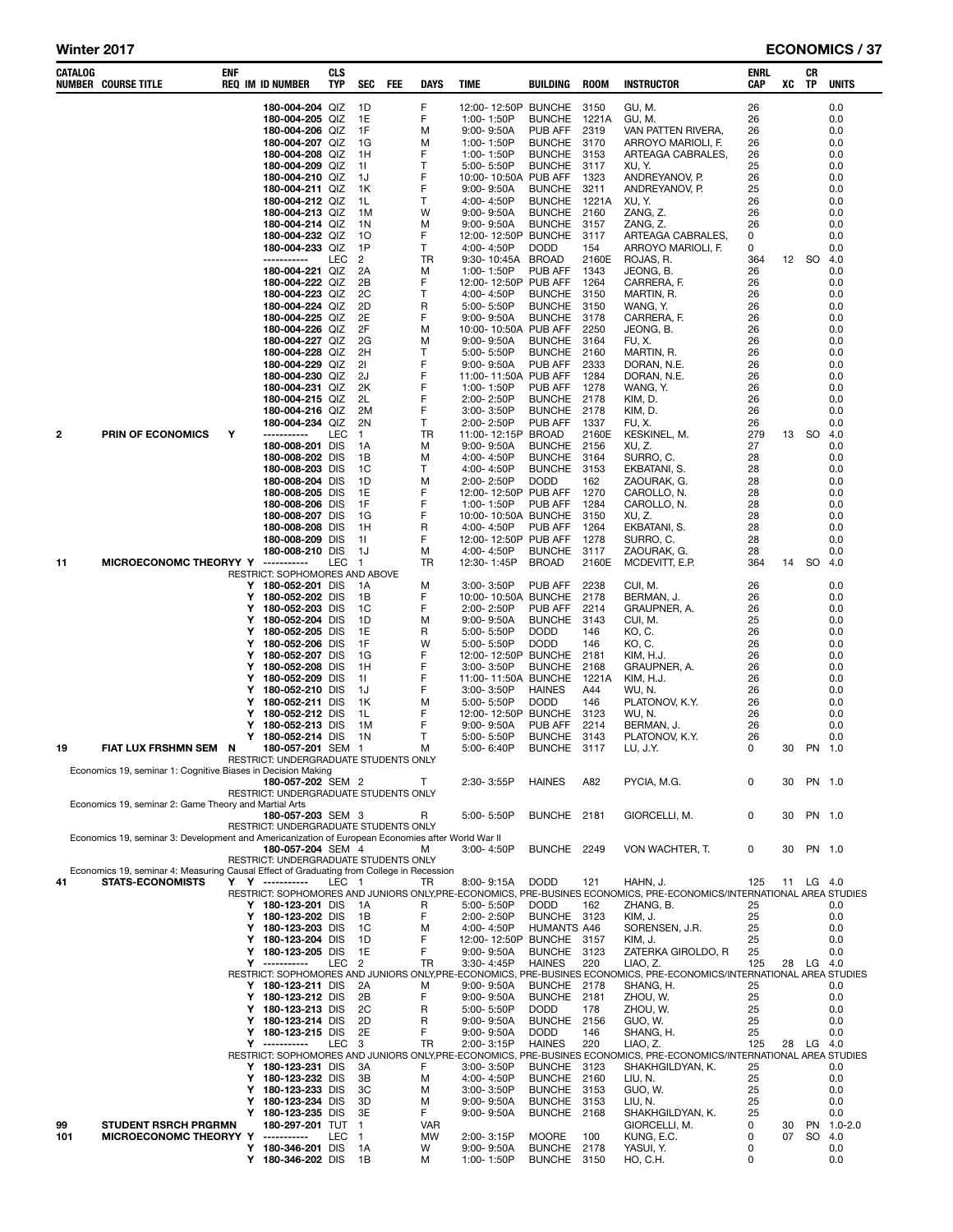| CATALOG NUMBER | COURSE TITLE | ENF REQ | IM | ID NUMBER | CLS TYP | SEC | FEE | DAYS | TIME | BUILDING | ROOM | INSTRUCTOR | ENRL CAP | XC | CR TP | UNITS |
|---|---|---|---|---|---|---|---|---|---|---|---|---|---|---|---|---|
| | | | | 180-004-204 | QIZ | 1D | | F | 12:00- 12:50P | BUNCHE | 3150 | GU, M. | 26 | | | 0.0 |
| | | | | 180-004-205 | QIZ | 1E | | F | 1:00- 1:50P | BUNCHE | 1221A | GU, M. | 26 | | | 0.0 |
| | | | | 180-004-206 | QIZ | 1F | | M | 9:00- 9:50A | PUB AFF | 2319 | VAN PATTEN RIVERA, | 26 | | | 0.0 |
| | | | | 180-004-207 | QIZ | 1G | | M | 1:00- 1:50P | BUNCHE | 3170 | ARROYO MARIOLI, F. | 26 | | | 0.0 |
| | | | | 180-004-208 | QIZ | 1H | | F | 1:00- 1:50P | BUNCHE | 3153 | ARTEAGA CABRALES, | 26 | | | 0.0 |
| | | | | 180-004-209 | QIZ | 1I | | T | 5:00- 5:50P | BUNCHE | 3117 | XU, Y. | 25 | | | 0.0 |
| | | | | 180-004-210 | QIZ | 1J | | F | 10:00- 10:50A | PUB AFF | 1323 | ANDREYANOV, P. | 26 | | | 0.0 |
| | | | | 180-004-211 | QIZ | 1K | | F | 9:00- 9:50A | BUNCHE | 3211 | ANDREYANOV, P. | 25 | | | 0.0 |
| | | | | 180-004-212 | QIZ | 1L | | T | 4:00- 4:50P | BUNCHE | 1221A | XU, Y. | 26 | | | 0.0 |
| | | | | 180-004-213 | QIZ | 1M | | W | 9:00- 9:50A | BUNCHE | 2160 | ZANG, Z. | 26 | | | 0.0 |
| | | | | 180-004-214 | QIZ | 1N | | M | 9:00- 9:50A | BUNCHE | 3157 | ZANG, Z. | 26 | | | 0.0 |
| | | | | 180-004-232 | QIZ | 1O | | F | 12:00- 12:50P | BUNCHE | 3117 | ARTEAGA CABRALES, | 0 | | | 0.0 |
| | | | | 180-004-233 | QIZ | 1P | | T | 4:00- 4:50P | DODD | 154 | ARROYO MARIOLI, F. | 0 | | | 0.0 |
| | | | | ----------- | LEC | 2 | | TR | 9:30- 10:45A | BROAD | 2160E | ROJAS, R. | 364 | 12 | SO | 4.0 |
| | | | | 180-004-221 | QIZ | 2A | | M | 1:00- 1:50P | PUB AFF | 1343 | JEONG, B. | 26 | | | 0.0 |
| | | | | 180-004-222 | QIZ | 2B | | F | 12:00- 12:50P | PUB AFF | 1264 | CARRERA, F. | 26 | | | 0.0 |
| | | | | 180-004-223 | QIZ | 2C | | T | 4:00- 4:50P | BUNCHE | 3150 | MARTIN, R. | 26 | | | 0.0 |
| | | | | 180-004-224 | QIZ | 2D | | R | 5:00- 5:50P | BUNCHE | 3150 | WANG, Y. | 26 | | | 0.0 |
| | | | | 180-004-225 | QIZ | 2E | | F | 9:00- 9:50A | BUNCHE | 3178 | CARRERA, F. | 26 | | | 0.0 |
| | | | | 180-004-226 | QIZ | 2F | | M | 10:00- 10:50A | PUB AFF | 2250 | JEONG, B. | 26 | | | 0.0 |
| | | | | 180-004-227 | QIZ | 2G | | M | 9:00- 9:50A | BUNCHE | 3164 | FU, X. | 26 | | | 0.0 |
| | | | | 180-004-228 | QIZ | 2H | | T | 5:00- 5:50P | BUNCHE | 2160 | MARTIN, R. | 26 | | | 0.0 |
| | | | | 180-004-229 | QIZ | 2I | | F | 9:00- 9:50A | PUB AFF | 2333 | DORAN, N.E. | 26 | | | 0.0 |
| | | | | 180-004-230 | QIZ | 2J | | F | 11:00- 11:50A | PUB AFF | 1284 | DORAN, N.E. | 26 | | | 0.0 |
| | | | | 180-004-231 | QIZ | 2K | | F | 1:00- 1:50P | PUB AFF | 1278 | WANG, Y. | 26 | | | 0.0 |
| | | | | 180-004-215 | QIZ | 2L | | F | 2:00- 2:50P | BUNCHE | 2178 | KIM, D. | 26 | | | 0.0 |
| | | | | 180-004-216 | QIZ | 2M | | F | 3:00- 3:50P | BUNCHE | 2178 | KIM, D. | 26 | | | 0.0 |
| | | | | 180-004-234 | QIZ | 2N | | T | 2:00- 2:50P | PUB AFF | 1337 | FU, X. | 26 | | | 0.0 |
| 2 | PRIN OF ECONOMICS | Y | | ----------- | LEC | 1 | | TR | 11:00- 12:15P | BROAD | 2160E | KESKINEL, M. | 279 | 13 | SO | 4.0 |
| | | | | 180-008-201 | DIS | 1A | | M | 9:00- 9:50A | BUNCHE | 2156 | XU, Z. | 27 | | | 0.0 |
| | | | | 180-008-202 | DIS | 1B | | M | 4:00- 4:50P | BUNCHE | 3164 | SURRO, C. | 28 | | | 0.0 |
| | | | | 180-008-203 | DIS | 1C | | T | 4:00- 4:50P | BUNCHE | 3153 | EKBATANI, S. | 28 | | | 0.0 |
| | | | | 180-008-204 | DIS | 1D | | M | 2:00- 2:50P | DODD | 162 | ZAOURAK, G. | 28 | | | 0.0 |
| | | | | 180-008-205 | DIS | 1E | | F | 12:00- 12:50P | PUB AFF | 1270 | CAROLLO, N. | 28 | | | 0.0 |
| | | | | 180-008-206 | DIS | 1F | | F | 1:00- 1:50P | PUB AFF | 1284 | CAROLLO, N. | 28 | | | 0.0 |
| | | | | 180-008-207 | DIS | 1G | | F | 10:00- 10:50A | BUNCHE | 3150 | XU, Z. | 28 | | | 0.0 |
| | | | | 180-008-208 | DIS | 1H | | R | 4:00- 4:50P | PUB AFF | 1264 | EKBATANI, S. | 28 | | | 0.0 |
| | | | | 180-008-209 | DIS | 1I | | F | 12:00- 12:50P | PUB AFF | 1278 | SURRO, C. | 28 | | | 0.0 |
| | | | | 180-008-210 | DIS | 1J | | M | 4:00- 4:50P | BUNCHE | 3117 | ZAOURAK, G. | 28 | | | 0.0 |
| 11 | MICROECONOMC THEORY | Y | | ----------- | LEC | 1 | | TR | 12:30- 1:45P | BROAD | 2160E | MCDEVITT, E.P. | 364 | 14 | SO | 4.0 |
| | RESTRICT: SOPHOMORES AND ABOVE | | | | | | | | | | | | | | | |
| | | | Y | 180-052-201 | DIS | 1A | | M | 3:00- 3:50P | PUB AFF | 2238 | CUI, M. | 26 | | | 0.0 |
| | | | Y | 180-052-202 | DIS | 1B | | F | 10:00- 10:50A | BUNCHE | 2178 | BERMAN, J. | 26 | | | 0.0 |
| | | | Y | 180-052-203 | DIS | 1C | | F | 2:00- 2:50P | PUB AFF | 2214 | GRAUPNER, A. | 26 | | | 0.0 |
| | | | Y | 180-052-204 | DIS | 1D | | M | 9:00- 9:50A | BUNCHE | 3143 | CUI, M. | 25 | | | 0.0 |
| | | | Y | 180-052-205 | DIS | 1E | | R | 5:00- 5:50P | DODD | 146 | KO, C. | 26 | | | 0.0 |
| | | | Y | 180-052-206 | DIS | 1F | | W | 5:00- 5:50P | DODD | 146 | KO, C. | 26 | | | 0.0 |
| | | | Y | 180-052-207 | DIS | 1G | | F | 12:00- 12:50P | BUNCHE | 2181 | KIM, H.J. | 26 | | | 0.0 |
| | | | Y | 180-052-208 | DIS | 1H | | F | 3:00- 3:50P | BUNCHE | 2168 | GRAUPNER, A. | 26 | | | 0.0 |
| | | | Y | 180-052-209 | DIS | 1I | | F | 11:00- 11:50A | BUNCHE | 1221A | KIM, H.J. | 26 | | | 0.0 |
| | | | Y | 180-052-210 | DIS | 1J | | F | 3:00- 3:50P | HAINES | A44 | WU, N. | 26 | | | 0.0 |
| | | | Y | 180-052-211 | DIS | 1K | | M | 5:00- 5:50P | DODD | 146 | PLATONOV, K.Y. | 26 | | | 0.0 |
| | | | Y | 180-052-212 | DIS | 1L | | F | 12:00- 12:50P | BUNCHE | 3123 | WU, N. | 26 | | | 0.0 |
| | | | Y | 180-052-213 | DIS | 1M | | F | 9:00- 9:50A | PUB AFF | 2214 | BERMAN, J. | 26 | | | 0.0 |
| | | | Y | 180-052-214 | DIS | 1N | | T | 5:00- 5:50P | BUNCHE | 3143 | PLATONOV, K.Y. | 26 | | | 0.0 |
| 19 | FIAT LUX FRSHMN SEM | N | | 180-057-201 | SEM | 1 | | M | 5:00- 6:40P | BUNCHE | 3117 | LU, J.Y. | 0 | 30 | PN | 1.0 |
| | RESTRICT: UNDERGRADUATE STUDENTS ONLY | | | | | | | | | | | | | | | |
| | Economics 19, seminar 1: Cognitive Biases in Decision Making | | | | | | | | | | | | | | | |
| | | | | 180-057-202 | SEM | 2 | | T | 2:30- 3:55P | HAINES | A82 | PYCIA, M.G. | 0 | 30 | PN | 1.0 |
| | RESTRICT: UNDERGRADUATE STUDENTS ONLY | | | | | | | | | | | | | | | |
| | Economics 19, seminar 2: Game Theory and Martial Arts | | | | | | | | | | | | | | | |
| | | | | 180-057-203 | SEM | 3 | | R | 5:00- 5:50P | BUNCHE | 2181 | GIORCELLI, M. | 0 | 30 | PN | 1.0 |
| | RESTRICT: UNDERGRADUATE STUDENTS ONLY | | | | | | | | | | | | | | | |
| | Economics 19, seminar 3: Development and Americanization of European Economies after World War II | | | | | | | | | | | | | | | |
| | | | | 180-057-204 | SEM | 4 | | M | 3:00- 4:50P | BUNCHE | 2249 | VON WACHTER, T. | 0 | 30 | PN | 1.0 |
| | RESTRICT: UNDERGRADUATE STUDENTS ONLY | | | | | | | | | | | | | | | |
| | Economics 19, seminar 4: Measuring Causal Effect of Graduating from College in Recession | | | | | | | | | | | | | | | |
| 41 | STATS-ECONOMISTS | Y | Y | ----------- | LEC | 1 | | TR | 8:00- 9:15A | DODD | 121 | HAHN, J. | 125 | 11 | LG | 4.0 |
| | RESTRICT: SOPHOMORES AND JUNIORS ONLY,PRE-ECONOMICS, PRE-BUSINES ECONOMICS, PRE-ECONOMICS/INTERNATIONAL AREA STUDIES | | | | | | | | | | | | | | | |
| | | | Y | 180-123-201 | DIS | 1A | | R | 5:00- 5:50P | DODD | 162 | ZHANG, B. | 25 | | | 0.0 |
| | | | Y | 180-123-202 | DIS | 1B | | F | 2:00- 2:50P | BUNCHE | 3123 | KIM, J. | 25 | | | 0.0 |
| | | | Y | 180-123-203 | DIS | 1C | | M | 4:00- 4:50P | HUMANTS | A46 | SORENSEN, J.R. | 25 | | | 0.0 |
| | | | Y | 180-123-204 | DIS | 1D | | F | 12:00- 12:50P | BUNCHE | 3157 | KIM, J. | 25 | | | 0.0 |
| | | | Y | 180-123-205 | DIS | 1E | | F | 9:00- 9:50A | BUNCHE | 3123 | ZATERKA GIROLDO, R | 25 | | | 0.0 |
| | | | Y | ----------- | LEC | 2 | | TR | 3:30- 4:45P | HAINES | 220 | LIAO, Z. | 125 | 28 | LG | 4.0 |
| | RESTRICT: SOPHOMORES AND JUNIORS ONLY,PRE-ECONOMICS, PRE-BUSINES ECONOMICS, PRE-ECONOMICS/INTERNATIONAL AREA STUDIES | | | | | | | | | | | | | | | |
| | | | Y | 180-123-211 | DIS | 2A | | M | 9:00- 9:50A | BUNCHE | 2178 | SHANG, H. | 25 | | | 0.0 |
| | | | Y | 180-123-212 | DIS | 2B | | F | 9:00- 9:50A | BUNCHE | 2181 | ZHOU, W. | 25 | | | 0.0 |
| | | | Y | 180-123-213 | DIS | 2C | | R | 5:00- 5:50P | DODD | 178 | ZHOU, W. | 25 | | | 0.0 |
| | | | Y | 180-123-214 | DIS | 2D | | R | 9:00- 9:50A | BUNCHE | 2156 | GUO, W. | 25 | | | 0.0 |
| | | | Y | 180-123-215 | DIS | 2E | | F | 9:00- 9:50A | DODD | 146 | SHANG, H. | 25 | | | 0.0 |
| | | | Y | ----------- | LEC | 3 | | TR | 2:00- 3:15P | HAINES | 220 | LIAO, Z. | 125 | 28 | LG | 4.0 |
| | RESTRICT: SOPHOMORES AND JUNIORS ONLY,PRE-ECONOMICS, PRE-BUSINES ECONOMICS, PRE-ECONOMICS/INTERNATIONAL AREA STUDIES | | | | | | | | | | | | | | | |
| | | | Y | 180-123-231 | DIS | 3A | | F | 3:00- 3:50P | BUNCHE | 3123 | SHAKHGILDYAN, K. | 25 | | | 0.0 |
| | | | Y | 180-123-232 | DIS | 3B | | M | 4:00- 4:50P | BUNCHE | 2160 | LIU, N. | 25 | | | 0.0 |
| | | | Y | 180-123-233 | DIS | 3C | | M | 3:00- 3:50P | BUNCHE | 3153 | GUO, W. | 25 | | | 0.0 |
| | | | Y | 180-123-234 | DIS | 3D | | M | 9:00- 9:50A | BUNCHE | 3153 | LIU, N. | 25 | | | 0.0 |
| | | | Y | 180-123-235 | DIS | 3E | | F | 9:00- 9:50A | BUNCHE | 2168 | SHAKHGILDYAN, K. | 25 | | | 0.0 |
| 99 | STUDENT RSRCH PRGRMN | | | 180-297-201 | TUT | 1 | | VAR | | | | GIORCELLI, M. | 0 | 30 | PN | 1.0-2.0 |
| 101 | MICROECONOMC THEORY | Y | | ----------- | LEC | 1 | | MW | 2:00- 3:15P | MOORE | 100 | KUNG, E.C. | 0 | 07 | SO | 4.0 |
| | | | Y | 180-346-201 | DIS | 1A | | W | 9:00- 9:50A | BUNCHE | 2178 | YASUI, Y. | 0 | | | 0.0 |
| | | | Y | 180-346-202 | DIS | 1B | | M | 1:00- 1:50P | BUNCHE | 3150 | HO, C.H. | 0 | | | 0.0 |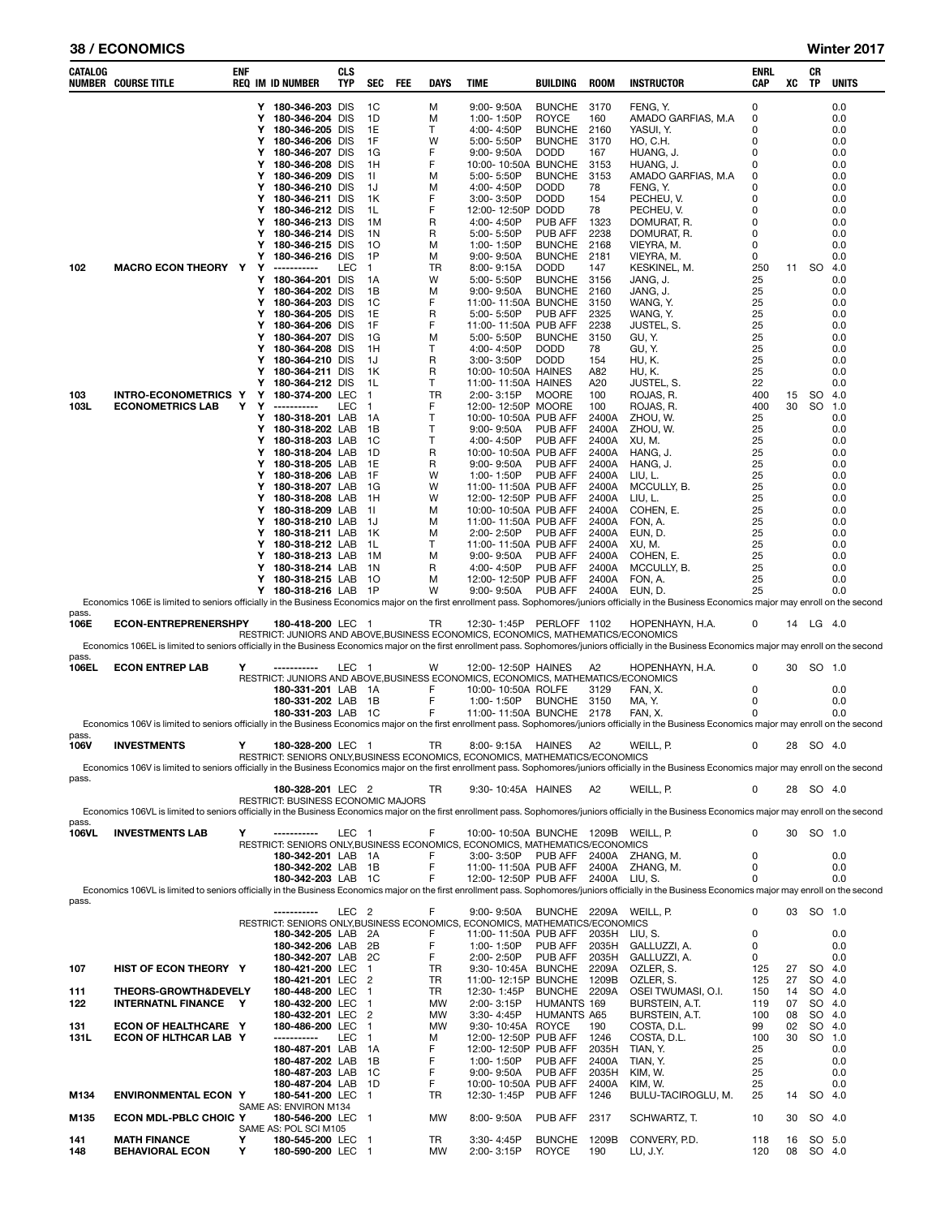## ECONOMICS

| CATALOG NUMBER | COURSE TITLE | ENF REQ | IM | ID NUMBER | CLS TYP | SEC | FEE | DAYS | TIME | BUILDING | ROOM | INSTRUCTOR | ENRL CAP | XC | CR TP | UNITS |
|---|---|---|---|---|---|---|---|---|---|---|---|---|---|---|---|---|
| | | | Y | 180-346-203 | DIS | 1C | | M | 9:00- 9:50A | BUNCHE | 3170 | FENG, Y. | 0 | | | 0.0 |
| | | | Y | 180-346-204 | DIS | 1D | | M | 1:00- 1:50P | ROYCE | 160 | AMADO GARFIAS, M.A | 0 | | | 0.0 |
| | | | Y | 180-346-205 | DIS | 1E | | T | 4:00- 4:50P | BUNCHE | 2160 | YASUI, Y. | 0 | | | 0.0 |
| | | | Y | 180-346-206 | DIS | 1F | | W | 5:00- 5:50P | BUNCHE | 3170 | HO, C.H. | 0 | | | 0.0 |
| | | | Y | 180-346-207 | DIS | 1G | | F | 9:00- 9:50A | DODD | 167 | HUANG, J. | 0 | | | 0.0 |
| | | | Y | 180-346-208 | DIS | 1H | | F | 10:00- 10:50A | BUNCHE | 3153 | HUANG, J. | 0 | | | 0.0 |
| | | | Y | 180-346-209 | DIS | 1I | | M | 5:00- 5:50P | BUNCHE | 3153 | AMADO GARFIAS, M.A | 0 | | | 0.0 |
| | | | Y | 180-346-210 | DIS | 1J | | M | 4:00- 4:50P | DODD | 78 | FENG, Y. | 0 | | | 0.0 |
| | | | Y | 180-346-211 | DIS | 1K | | F | 3:00- 3:50P | DODD | 154 | PECHEU, V. | 0 | | | 0.0 |
| | | | Y | 180-346-212 | DIS | 1L | | F | 12:00- 12:50P | DODD | 78 | PECHEU, V. | 0 | | | 0.0 |
| | | | Y | 180-346-213 | DIS | 1M | | R | 4:00- 4:50P | PUB AFF | 1323 | DOMURAT, R. | 0 | | | 0.0 |
| | | | Y | 180-346-214 | DIS | 1N | | R | 5:00- 5:50P | PUB AFF | 2238 | DOMURAT, R. | 0 | | | 0.0 |
| | | | Y | 180-346-215 | DIS | 1O | | M | 1:00- 1:50P | BUNCHE | 2168 | VIEYRA, M. | 0 | | | 0.0 |
| | | | Y | 180-346-216 | DIS | 1P | | M | 9:00- 9:50A | BUNCHE | 2181 | VIEYRA, M. | 0 | | | 0.0 |
| 102 | MACRO ECON THEORY | Y | Y | ----------- | LEC | 1 | | TR | 8:00- 9:15A | DODD | 147 | KESKINEL, M. | 250 | 11 | SO | 4.0 |
| | | | Y | 180-364-201 | DIS | 1A | | W | 5:00- 5:50P | BUNCHE | 3156 | JANG, J. | 25 | | | 0.0 |
| | | | Y | 180-364-202 | DIS | 1B | | M | 9:00- 9:50A | BUNCHE | 2160 | JANG, J. | 25 | | | 0.0 |
| | | | Y | 180-364-203 | DIS | 1C | | F | 11:00- 11:50A | BUNCHE | 3150 | WANG, Y. | 25 | | | 0.0 |
| | | | Y | 180-364-205 | DIS | 1E | | R | 5:00- 5:50P | PUB AFF | 2325 | WANG, Y. | 25 | | | 0.0 |
| | | | Y | 180-364-206 | DIS | 1F | | F | 11:00- 11:50A | PUB AFF | 2238 | JUSTEL, S. | 25 | | | 0.0 |
| | | | Y | 180-364-207 | DIS | 1G | | M | 5:00- 5:50P | BUNCHE | 3150 | GU, Y. | 25 | | | 0.0 |
| | | | Y | 180-364-208 | DIS | 1H | | T | 4:00- 4:50P | DODD | 78 | GU, Y. | 25 | | | 0.0 |
| | | | Y | 180-364-210 | DIS | 1J | | R | 3:00- 3:50P | DODD | 154 | HU, K. | 25 | | | 0.0 |
| | | | Y | 180-364-211 | DIS | 1K | | R | 10:00- 10:50A | HAINES | A82 | HU, K. | 25 | | | 0.0 |
| | | | Y | 180-364-212 | DIS | 1L | | T | 11:00- 11:50A | HAINES | A20 | JUSTEL, S. | 22 | | | 0.0 |
| 103 | INTRO-ECONOMETRICS | Y | Y | 180-374-200 | LEC | 1 | | TR | 2:00- 3:15P | MOORE | 100 | ROJAS, R. | 400 | 15 | SO | 4.0 |
| 103L | ECONOMETRICS LAB | Y | Y | ----------- | LEC | 1 | | F | 12:00- 12:50P | MOORE | 100 | ROJAS, R. | 400 | 30 | SO | 1.0 |
| | | | Y | 180-318-201 | LAB | 1A | | T | 10:00- 10:50A | PUB AFF | 2400A | ZHOU, W. | 25 | | | 0.0 |
| | | | Y | 180-318-202 | LAB | 1B | | T | 9:00- 9:50A | PUB AFF | 2400A | ZHOU, W. | 25 | | | 0.0 |
| | | | Y | 180-318-203 | LAB | 1C | | T | 4:00- 4:50P | PUB AFF | 2400A | XU, M. | 25 | | | 0.0 |
| | | | Y | 180-318-204 | LAB | 1D | | R | 10:00- 10:50A | PUB AFF | 2400A | HANG, J. | 25 | | | 0.0 |
| | | | Y | 180-318-205 | LAB | 1E | | R | 9:00- 9:50A | PUB AFF | 2400A | HANG, J. | 25 | | | 0.0 |
| | | | Y | 180-318-206 | LAB | 1F | | W | 1:00- 1:50P | PUB AFF | 2400A | LIU, L. | 25 | | | 0.0 |
| | | | Y | 180-318-207 | LAB | 1G | | W | 11:00- 11:50A | PUB AFF | 2400A | MCCULLY, B. | 25 | | | 0.0 |
| | | | Y | 180-318-208 | LAB | 1H | | W | 12:00- 12:50P | PUB AFF | 2400A | LIU, L. | 25 | | | 0.0 |
| | | | Y | 180-318-209 | LAB | 1I | | M | 10:00- 10:50A | PUB AFF | 2400A | COHEN, E. | 25 | | | 0.0 |
| | | | Y | 180-318-210 | LAB | 1J | | M | 11:00- 11:50A | PUB AFF | 2400A | FON, A. | 25 | | | 0.0 |
| | | | Y | 180-318-211 | LAB | 1K | | M | 2:00- 2:50P | PUB AFF | 2400A | EUN, D. | 25 | | | 0.0 |
| | | | Y | 180-318-212 | LAB | 1L | | T | 11:00- 11:50A | PUB AFF | 2400A | XU, M. | 25 | | | 0.0 |
| | | | Y | 180-318-213 | LAB | 1M | | M | 9:00- 9:50A | PUB AFF | 2400A | COHEN, E. | 25 | | | 0.0 |
| | | | Y | 180-318-214 | LAB | 1N | | R | 4:00- 4:50P | PUB AFF | 2400A | MCCULLY, B. | 25 | | | 0.0 |
| | | | Y | 180-318-215 | LAB | 1O | | M | 12:00- 12:50P | PUB AFF | 2400A | FON, A. | 25 | | | 0.0 |
| | | | Y | 180-318-216 | LAB | 1P | | W | 9:00- 9:50A | PUB AFF | 2400A | EUN, D. | 25 | | | 0.0 |

Economics 106E is limited to seniors officially in the Business Economics major on the first enrollment pass. Sophomores/juniors officially in the Business Economics major may enroll on the second pass.

| CATALOG NUMBER | COURSE TITLE | ENF REQ | IM | ID NUMBER | CLS TYP | SEC | FEE | DAYS | TIME | BUILDING | ROOM | INSTRUCTOR | ENRL CAP | XC | CR TP | UNITS |
|---|---|---|---|---|---|---|---|---|---|---|---|---|---|---|---|---|
| 106E | ECON-ENTREPRENERSHPY | | | 180-418-200 | LEC | 1 | | TR | 12:30- 1:45P | PERLOFF | 1102 | HOPENHAYN, H.A. | 0 | 14 | LG | 4.0 |

RESTRICT: JUNIORS AND ABOVE,BUSINESS ECONOMICS, ECONOMICS, MATHEMATICS/ECONOMICS

Economics 106EL is limited to seniors officially in the Business Economics major on the first enrollment pass. Sophomores/juniors officially in the Business Economics major may enroll on the second pass.

| CATALOG NUMBER | COURSE TITLE | ENF REQ | IM | ID NUMBER | CLS TYP | SEC | FEE | DAYS | TIME | BUILDING | ROOM | INSTRUCTOR | ENRL CAP | XC | CR TP | UNITS |
|---|---|---|---|---|---|---|---|---|---|---|---|---|---|---|---|---|
| 106EL | ECON ENTREP LAB | Y | | ----------- | LEC | 1 | | W | 12:00- 12:50P | HAINES | A2 | HOPENHAYN, H.A. | 0 | 30 | SO | 1.0 |

RESTRICT: JUNIORS AND ABOVE,BUSINESS ECONOMICS, ECONOMICS, MATHEMATICS/ECONOMICS

| CATALOG NUMBER | COURSE TITLE | ENF REQ | IM | ID NUMBER | CLS TYP | SEC | FEE | DAYS | TIME | BUILDING | ROOM | INSTRUCTOR | ENRL CAP | XC | CR TP | UNITS |
|---|---|---|---|---|---|---|---|---|---|---|---|---|---|---|---|---|
| | | | | 180-331-201 | LAB | 1A | | F | 10:00- 10:50A | ROLFE | 3129 | FAN, X. | 0 | | | 0.0 |
| | | | | 180-331-202 | LAB | 1B | | F | 1:00- 1:50P | BUNCHE | 3150 | MA, Y. | 0 | | | 0.0 |
| | | | | 180-331-203 | LAB | 1C | | F | 11:00- 11:50A | BUNCHE | 2178 | FAN, X. | 0 | | | 0.0 |

Economics 106V is limited to seniors officially in the Business Economics major on the first enrollment pass. Sophomores/juniors officially in the Business Economics major may enroll on the second pass.

| CATALOG NUMBER | COURSE TITLE | ENF REQ | IM | ID NUMBER | CLS TYP | SEC | FEE | DAYS | TIME | BUILDING | ROOM | INSTRUCTOR | ENRL CAP | XC | CR TP | UNITS |
|---|---|---|---|---|---|---|---|---|---|---|---|---|---|---|---|---|
| 106V | INVESTMENTS | Y | | 180-328-200 | LEC | 1 | | TR | 8:00- 9:15A | HAINES | A2 | WEILL, P. | 0 | 28 | SO | 4.0 |

RESTRICT: SENIORS ONLY,BUSINESS ECONOMICS, ECONOMICS, MATHEMATICS/ECONOMICS

Economics 106V is limited to seniors officially in the Business Economics major on the first enrollment pass. Sophomores/juniors officially in the Business Economics major may enroll on the second pass.

| CATALOG NUMBER | COURSE TITLE | ENF REQ | IM | ID NUMBER | CLS TYP | SEC | FEE | DAYS | TIME | BUILDING | ROOM | INSTRUCTOR | ENRL CAP | XC | CR TP | UNITS |
|---|---|---|---|---|---|---|---|---|---|---|---|---|---|---|---|---|
| | | | | 180-328-201 | LEC | 2 | | TR | 9:30- 10:45A | HAINES | A2 | WEILL, P. | 0 | 28 | SO | 4.0 |

RESTRICT: BUSINESS ECONOMIC MAJORS

Economics 106VL is limited to seniors officially in the Business Economics major on the first enrollment pass. Sophomores/juniors officially in the Business Economics major may enroll on the second pass.

| CATALOG NUMBER | COURSE TITLE | ENF REQ | IM | ID NUMBER | CLS TYP | SEC | FEE | DAYS | TIME | BUILDING | ROOM | INSTRUCTOR | ENRL CAP | XC | CR TP | UNITS |
|---|---|---|---|---|---|---|---|---|---|---|---|---|---|---|---|---|
| 106VL | INVESTMENTS LAB | Y | | ----------- | LEC | 1 | | F | 10:00- 10:50A | BUNCHE | 1209B | WEILL, P. | 0 | 30 | SO | 1.0 |

RESTRICT: SENIORS ONLY,BUSINESS ECONOMICS, ECONOMICS, MATHEMATICS/ECONOMICS

| CATALOG NUMBER | COURSE TITLE | ENF REQ | IM | ID NUMBER | CLS TYP | SEC | FEE | DAYS | TIME | BUILDING | ROOM | INSTRUCTOR | ENRL CAP | XC | CR TP | UNITS |
|---|---|---|---|---|---|---|---|---|---|---|---|---|---|---|---|---|
| | | | | 180-342-201 | LAB | 1A | | F | 3:00- 3:50P | PUB AFF | 2400A | ZHANG, M. | 0 | | | 0.0 |
| | | | | 180-342-202 | LAB | 1B | | F | 11:00- 11:50A | PUB AFF | 2400A | ZHANG, M. | 0 | | | 0.0 |
| | | | | 180-342-203 | LAB | 1C | | F | 12:00- 12:50P | PUB AFF | 2400A | LIU, S. | 0 | | | 0.0 |

Economics 106VL is limited to seniors officially in the Business Economics major on the first enrollment pass. Sophomores/juniors officially in the Business Economics major may enroll on the second pass.

| CATALOG NUMBER | COURSE TITLE | ENF REQ | IM | ID NUMBER | CLS TYP | SEC | FEE | DAYS | TIME | BUILDING | ROOM | INSTRUCTOR | ENRL CAP | XC | CR TP | UNITS |
|---|---|---|---|---|---|---|---|---|---|---|---|---|---|---|---|---|
| | | | | ----------- | LEC | 2 | | F | 9:00- 9:50A | BUNCHE | 2209A | WEILL, P. | 0 | 03 | SO | 1.0 |

RESTRICT: SENIORS ONLY,BUSINESS ECONOMICS, ECONOMICS, MATHEMATICS/ECONOMICS

| CATALOG NUMBER | COURSE TITLE | ENF REQ | IM | ID NUMBER | CLS TYP | SEC | FEE | DAYS | TIME | BUILDING | ROOM | INSTRUCTOR | ENRL CAP | XC | CR TP | UNITS |
|---|---|---|---|---|---|---|---|---|---|---|---|---|---|---|---|---|
| | | | | 180-342-205 | LAB | 2A | | F | 11:00- 11:50A | PUB AFF | 2035H | LIU, S. | 0 | | | 0.0 |
| | | | | 180-342-206 | LAB | 2B | | F | 1:00- 1:50P | PUB AFF | 2035H | GALLUZZI, A. | 0 | | | 0.0 |
| | | | | 180-342-207 | LAB | 2C | | F | 2:00- 2:50P | PUB AFF | 2035H | GALLUZZI, A. | 0 | | | 0.0 |
| 107 | HIST OF ECON THEORY | Y | | 180-421-200 | LEC | 1 | | TR | 9:30- 10:45A | BUNCHE | 2209A | OZLER, S. | 125 | 27 | SO | 4.0 |
| | | | | 180-421-201 | LEC | 2 | | TR | 11:00- 12:15P | BUNCHE | 1209B | OZLER, S. | 125 | 27 | SO | 4.0 |
| 111 | THEORS-GROWTH&DEVELY | | | 180-448-200 | LEC | 1 | | TR | 12:30- 1:45P | BUNCHE | 2209A | OSEI TWUMASI, O.I. | 150 | 14 | SO | 4.0 |
| 122 | INTERNATNL FINANCE | Y | | 180-432-200 | LEC | 1 | | MW | 2:00- 3:15P | HUMANTS | 169 | BURSTEIN, A.T. | 119 | 07 | SO | 4.0 |
| | | | | 180-432-201 | LEC | 2 | | MW | 3:30- 4:45P | HUMANTS | A65 | BURSTEIN, A.T. | 100 | 08 | SO | 4.0 |
| 131 | ECON OF HEALTHCARE | Y | | 180-486-200 | LEC | 1 | | MW | 9:30- 10:45A | ROYCE | 190 | COSTA, D.L. | 99 | 02 | SO | 4.0 |
| 131L | ECON OF HLTHCAR LAB | Y | | ----------- | LEC | 1 | | M | 12:00- 12:50P | PUB AFF | 1246 | COSTA, D.L. | 100 | 30 | SO | 1.0 |
| | | | | 180-487-201 | LAB | 1A | | F | 12:00- 12:50P | PUB AFF | 2035H | TIAN, Y. | 25 | | | 0.0 |
| | | | | 180-487-202 | LAB | 1B | | F | 1:00- 1:50P | PUB AFF | 2400A | TIAN, Y. | 25 | | | 0.0 |
| | | | | 180-487-203 | LAB | 1C | | F | 9:00- 9:50A | PUB AFF | 2035H | KIM, W. | 25 | | | 0.0 |
| | | | | 180-487-204 | LAB | 1D | | F | 10:00- 10:50A | PUB AFF | 2400A | KIM, W. | 25 | | | 0.0 |
| M134 | ENVIRONMENTAL ECON | Y | | 180-541-200 | LEC | 1 | | TR | 12:30- 1:45P | PUB AFF | 1246 | BULU-TACIROGLU, M. | 25 | 14 | SO | 4.0 |

SAME AS: ENVIRON M134

| CATALOG NUMBER | COURSE TITLE | ENF REQ | IM | ID NUMBER | CLS TYP | SEC | FEE | DAYS | TIME | BUILDING | ROOM | INSTRUCTOR | ENRL CAP | XC | CR TP | UNITS |
|---|---|---|---|---|---|---|---|---|---|---|---|---|---|---|---|---|
| M135 | ECON MDL-PBLC CHOIC | Y | | 180-546-200 | LEC | 1 | | MW | 8:00- 9:50A | PUB AFF | 2317 | SCHWARTZ, T. | 10 | 30 | SO | 4.0 |

SAME AS: POL SCI M105

| CATALOG NUMBER | COURSE TITLE | ENF REQ | IM | ID NUMBER | CLS TYP | SEC | FEE | DAYS | TIME | BUILDING | ROOM | INSTRUCTOR | ENRL CAP | XC | CR TP | UNITS |
|---|---|---|---|---|---|---|---|---|---|---|---|---|---|---|---|---|
| 141 | MATH FINANCE | Y | | 180-545-200 | LEC | 1 | | TR | 3:30- 4:45P | BUNCHE | 1209B | CONVERY, P.D. | 118 | 16 | SO | 5.0 |
| 148 | BEHAVIORAL ECON | Y | | 180-590-200 | LEC | 1 | | MW | 2:00- 3:15P | ROYCE | 190 | LU, J.Y. | 120 | 08 | SO | 4.0 |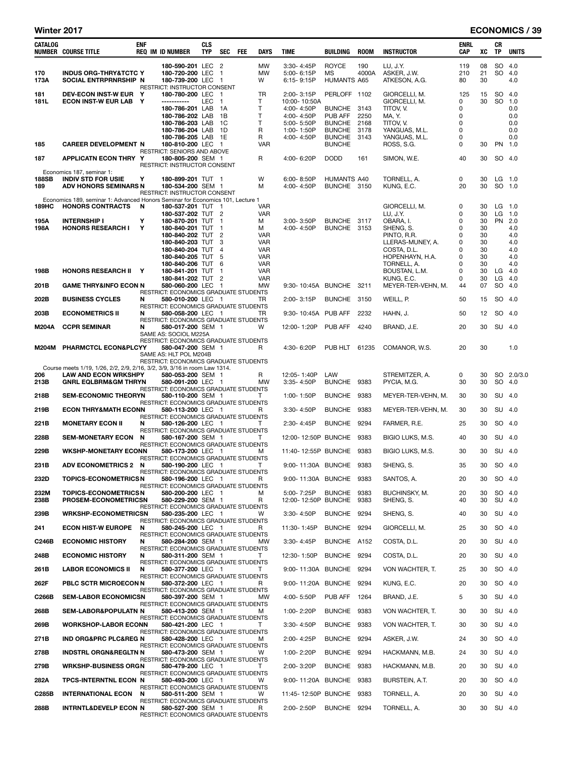| CATALOG NUMBER | COURSE TITLE | ENF REQ | IM | ID NUMBER | CLS TYP | SEC | FEE | DAYS | TIME | BUILDING | ROOM | INSTRUCTOR | ENRL CAP | XC | CR TP | UNITS |
|---|---|---|---|---|---|---|---|---|---|---|---|---|---|---|---|---|
| | | | | 180-590-201 | LEC | 2 | | MW | 3:30- 4:45P | ROYCE | 190 | LU, J.Y. | 119 | 08 | SO | 4.0 |
| 170 | INDUS ORG-THRY&TCTC | Y | | 180-720-200 | LEC | 1 | | MW | 5:00- 6:15P | MS | 4000A | ASKER, J.W. | 210 | 21 | SO | 4.0 |
| 173A | SOCIAL ENTRPRNRSHIP | N | | 180-739-200 | LEC | 1 | | W | 6:15- 9:15P | HUMANTS | A65 | ATKESON, A.G. | 80 | 30 | | 4.0 |
| | RESTRICT: INSTRUCTOR CONSENT | | | | | | | | | | | | | | | |
| 181 | DEV-ECON INST-W EUR | Y | | 180-780-200 | LEC | 1 | | TR | 2:00- 3:15P | PERLOFF | 1102 | GIORCELLI, M. | 125 | 15 | SO | 4.0 |
| 181L | ECON INST-W EUR LAB | Y | | ----------- | LEC | 1 | | T | 10:00- 10:50A | | | GIORCELLI, M. | 0 | 30 | SO | 1.0 |
| | | | | 180-786-201 | LAB | 1A | | T | 4:00- 4:50P | BUNCHE | 3143 | TITOV, V. | 0 | | | 0.0 |
| | | | | 180-786-202 | LAB | 1B | | T | 4:00- 4:50P | PUB AFF | 2250 | MA, Y. | 0 | | | 0.0 |
| | | | | 180-786-203 | LAB | 1C | | T | 5:00- 5:50P | BUNCHE | 2168 | TITOV, V. | 0 | | | 0.0 |
| | | | | 180-786-204 | LAB | 1D | | R | 1:00- 1:50P | BUNCHE | 3178 | YANGUAS, M.L. | 0 | | | 0.0 |
| | | | | 180-786-205 | LAB | 1E | | R | 4:00- 4:50P | BUNCHE | 3143 | YANGUAS, M.L. | 0 | | | 0.0 |
| 185 | CAREER DEVELOPMENT | N | | 180-810-200 | LEC | 1 | | VAR | | BUNCHE | | ROSS, S.G. | 0 | 30 | PN | 1.0 |
| | RESTRICT: SENIORS AND ABOVE | | | | | | | | | | | | | | | |
| 187 | APPLICATN ECON THRY | Y | | 180-805-200 | SEM | 1 | | R | 4:00- 6:20P | DODD | 161 | SIMON, W.E. | 40 | 30 | SO | 4.0 |
| | RESTRICT: INSTRUCTOR CONSENT | | | | | | | | | | | | | | | |
| | Economics 187, seminar 1: | | | | | | | | | | | | | | | |
| 188SB | INDIV STD FOR USIE | Y | | 180-899-201 | TUT | 1 | | W | 6:00- 8:50P | HUMANTS | A40 | TORNELL, A. | 0 | 30 | LG | 1.0 |
| 189 | ADV HONORS SEMINARS | N | | 180-534-200 | SEM | 1 | | M | 4:00- 4:50P | BUNCHE | 3150 | KUNG, E.C. | 20 | 30 | SO | 1.0 |
| | RESTRICT: INSTRUCTOR CONSENT | | | | | | | | | | | | | | | |
| | Economics 189, seminar 1: Advanced Honors Seminar for Economics 101, Lecture 1 | | | | | | | | | | | | | | | |
| 189HC | HONORS CONTRACTS | N | | 180-537-201 | TUT | 1 | | VAR | | | | GIORCELLI, M. | 0 | 30 | LG | 1.0 |
| | | | | 180-537-202 | TUT | 2 | | VAR | | | | LU, J.Y. | 0 | 30 | LG | 1.0 |
| 195A | INTERNSHIP I | Y | | 180-870-201 | TUT | 1 | | M | 3:00- 3:50P | BUNCHE | 3117 | OBARA, I. | 0 | 30 | PN | 2.0 |
| 198A | HONORS RESEARCH I | Y | | 180-840-201 | TUT | 1 | | M | 4:00- 4:50P | BUNCHE | 3153 | SHENG, S. | 0 | 30 | | 4.0 |
| | | | | 180-840-202 | TUT | 2 | | VAR | | | | PINTO, R.R. | 0 | 30 | | 4.0 |
| | | | | 180-840-203 | TUT | 3 | | VAR | | | | LLERAS-MUNEY, A. | 0 | 30 | | 4.0 |
| | | | | 180-840-204 | TUT | 4 | | VAR | | | | COSTA, D.L. | 0 | 30 | | 4.0 |
| | | | | 180-840-205 | TUT | 5 | | VAR | | | | HOPENHAYN, H.A. | 0 | 30 | | 4.0 |
| | | | | 180-840-206 | TUT | 6 | | VAR | | | | TORNELL, A. | 0 | 30 | | 4.0 |
| 198B | HONORS RESEARCH II | Y | | 180-841-201 | TUT | 1 | | VAR | | | | BOUSTAN, L.M. | 0 | 30 | LG | 4.0 |
| | | | | 180-841-202 | TUT | 2 | | VAR | | | | KUNG, E.C. | 0 | 30 | LG | 4.0 |
| 201B | GAME THRY&INFO ECON | N | | 580-060-200 | LEC | 1 | | MW | 9:30- 10:45A | BUNCHE | 3211 | MEYER-TER-VEHN, M. | 44 | 07 | SO | 4.0 |
| | RESTRICT: ECONOMICS GRADUATE STUDENTS | | | | | | | | | | | | | | | |
| 202B | BUSINESS CYCLES | N | | 580-010-200 | LEC | 1 | | TR | 2:00- 3:15P | BUNCHE | 3150 | WEILL, P. | 50 | 15 | SO | 4.0 |
| | RESTRICT: ECONOMICS GRADUATE STUDENTS | | | | | | | | | | | | | | | |
| 203B | ECONOMETRICS II | N | | 580-058-200 | LEC | 1 | | TR | 9:30- 10:45A | PUB AFF | 2232 | HAHN, J. | 50 | 12 | SO | 4.0 |
| | RESTRICT: ECONOMICS GRADUATE STUDENTS | | | | | | | | | | | | | | | |
| M204A | CCPR SEMINAR | N | | 580-017-200 | SEM | 1 | | W | 12:00- 1:20P | PUB AFF | 4240 | BRAND, J.E. | 20 | 30 | SU | 4.0 |
| | SAME AS: SOCIOL M225A | | | | | | | | | | | | | | | |
| | RESTRICT: ECONOMICS GRADUATE STUDENTS | | | | | | | | | | | | | | | |
| M204M | PHARMCTCL ECON&PLCYY | | | 580-047-200 | SEM | 1 | | R | 4:30- 6:20P | PUB HLT | 61235 | COMANOR, W.S. | 20 | 30 | | 1.0 |
| | SAME AS: HLT POL M204B | | | | | | | | | | | | | | | |
| | RESTRICT: ECONOMICS GRADUATE STUDENTS | | | | | | | | | | | | | | | |
| | Course meets 1/19, 1/26, 2/2, 2/9, 2/16, 3/2, 3/9, 3/16 in room Law 1314. | | | | | | | | | | | | | | | |
| 206 | LAW AND ECON WRKSHPY | | | 580-053-200 | SEM | 1 | | R | 12:05- 1:40P | LAW | | STREMITZER, A. | 0 | 30 | SO | 2.0/3.0 |
| 213B | GNRL EQLBRM&GM THRYN | | | 580-091-200 | LEC | 1 | | MW | 3:35- 4:50P | BUNCHE | 9383 | PYCIA, M.G. | 30 | 30 | SO | 4.0 |
| | RESTRICT: ECONOMICS GRADUATE STUDENTS | | | | | | | | | | | | | | | |
| 218B | SEM-ECONOMIC THEORYN | | | 580-110-200 | SEM | 1 | | T | 1:00- 1:50P | BUNCHE | 9383 | MEYER-TER-VEHN, M. | 30 | 30 | SU | 4.0 |
| | RESTRICT: ECONOMICS GRADUATE STUDENTS | | | | | | | | | | | | | | | |
| 219B | ECON THRY&MATH ECONN | | | 580-113-200 | LEC | 1 | | R | 3:30- 4:50P | BUNCHE | 9383 | MEYER-TER-VEHN, M. | 30 | 30 | SU | 4.0 |
| | RESTRICT: ECONOMICS GRADUATE STUDENTS | | | | | | | | | | | | | | | |
| 221B | MONETARY ECON II | N | | 580-126-200 | LEC | 1 | | T | 2:30- 4:45P | BUNCHE | 9294 | FARMER, R.E. | 25 | 30 | SO | 4.0 |
| | RESTRICT: ECONOMICS GRADUATE STUDENTS | | | | | | | | | | | | | | | |
| 228B | SEM-MONETARY ECON | N | | 580-167-200 | SEM | 1 | | T | 12:00- 12:50P | BUNCHE | 9383 | BIGIO LUKS, M.S. | 40 | 30 | SU | 4.0 |
| | RESTRICT: ECONOMICS GRADUATE STUDENTS | | | | | | | | | | | | | | | |
| 229B | WKSHP-MONETARY ECONN | | | 580-173-200 | LEC | 1 | | M | 11:40- 12:55P | BUNCHE | 9383 | BIGIO LUKS, M.S. | 30 | 30 | SU | 4.0 |
| | RESTRICT: ECONOMICS GRADUATE STUDENTS | | | | | | | | | | | | | | | |
| 231B | ADV ECONOMETRICS 2 | N | | 580-190-200 | LEC | 1 | | T | 9:00- 11:30A | BUNCHE | 9383 | SHENG, S. | 35 | 30 | SO | 4.0 |
| | RESTRICT: ECONOMICS GRADUATE STUDENTS | | | | | | | | | | | | | | | |
| 232D | TOPICS-ECONOMETRICSN | | | 580-196-200 | LEC | 1 | | R | 9:00- 11:30A | BUNCHE | 9383 | SANTOS, A. | 20 | 30 | SO | 4.0 |
| | RESTRICT: ECONOMICS GRADUATE STUDENTS | | | | | | | | | | | | | | | |
| 232M | TOPICS-ECONOMETRICSN | | | 580-200-200 | LEC | 1 | | M | 5:00- 7:25P | BUNCHE | 9383 | BUCHINSKY, M. | 20 | 30 | SO | 4.0 |
| 238B | PROSEM-ECONOMETRICSN | | | 580-229-200 | SEM | 1 | | R | 12:00- 12:50P | BUNCHE | 9383 | SHENG, S. | 40 | 30 | SU | 4.0 |
| | RESTRICT: ECONOMICS GRADUATE STUDENTS | | | | | | | | | | | | | | | |
| 239B | WRKSHP-ECONOMETRICSN | | | 580-235-200 | LEC | 1 | | W | 3:30- 4:50P | BUNCHE | 9294 | SHENG, S. | 40 | 30 | SU | 4.0 |
| | RESTRICT: ECONOMICS GRADUATE STUDENTS | | | | | | | | | | | | | | | |
| 241 | ECON HIST-W EUROPE | N | | 580-245-200 | LEC | 1 | | R | 11:30- 1:45P | BUNCHE | 9294 | GIORCELLI, M. | 25 | 30 | SO | 4.0 |
| | RESTRICT: ECONOMICS GRADUATE STUDENTS | | | | | | | | | | | | | | | |
| C246B | ECONOMIC HISTORY | N | | 580-284-200 | SEM | 1 | | MW | 3:30- 4:45P | BUNCHE | A152 | COSTA, D.L. | 20 | 30 | SU | 4.0 |
| | RESTRICT: ECONOMICS GRADUATE STUDENTS | | | | | | | | | | | | | | | |
| 248B | ECONOMIC HISTORY | N | | 580-311-200 | SEM | 1 | | T | 12:30- 1:50P | BUNCHE | 9294 | COSTA, D.L. | 20 | 30 | SU | 4.0 |
| | RESTRICT: ECONOMICS GRADUATE STUDENTS | | | | | | | | | | | | | | | |
| 261B | LABOR ECONOMICS II | N | | 580-377-200 | LEC | 1 | | T | 9:00- 11:30A | BUNCHE | 9294 | VON WACHTER, T. | 25 | 30 | SO | 4.0 |
| | RESTRICT: ECONOMICS GRADUATE STUDENTS | | | | | | | | | | | | | | | |
| 262F | PBLC SCTR MICROECON N | | | 580-372-200 | LEC | 1 | | R | 9:00- 11:20A | BUNCHE | 9294 | KUNG, E.C. | 20 | 30 | SO | 4.0 |
| | RESTRICT: ECONOMICS GRADUATE STUDENTS | | | | | | | | | | | | | | | |
| C266B | SEM-LABOR ECONOMICSN | | | 580-397-200 | SEM | 1 | | MW | 4:00- 5:50P | PUB AFF | 1264 | BRAND, J.E. | 5 | 30 | SU | 4.0 |
| | RESTRICT: ECONOMICS GRADUATE STUDENTS | | | | | | | | | | | | | | | |
| 268B | SEM-LABOR&POPULATN N | | | 580-413-200 | SEM | 1 | | M | 1:00- 2:20P | BUNCHE | 9383 | VON WACHTER, T. | 30 | 30 | SU | 4.0 |
| | RESTRICT: ECONOMICS GRADUATE STUDENTS | | | | | | | | | | | | | | | |
| 269B | WORKSHOP-LABOR ECONN | | | 580-421-200 | LEC | 1 | | T | 3:30- 4:50P | BUNCHE | 9383 | VON WACHTER, T. | 30 | 30 | SU | 4.0 |
| | RESTRICT: ECONOMICS GRADUATE STUDENTS | | | | | | | | | | | | | | | |
| 271B | IND ORG&PRC PLC&REG N | | | 580-428-200 | LEC | 1 | | M | 2:00- 4:25P | BUNCHE | 9294 | ASKER, J.W. | 24 | 30 | SO | 4.0 |
| | RESTRICT: ECONOMICS GRADUATE STUDENTS | | | | | | | | | | | | | | | |
| 278B | INDSTRL ORGN&REGLTN N | | | 580-473-200 | SEM | 1 | | W | 1:00- 2:20P | BUNCHE | 9294 | HACKMANN, M.B. | 24 | 30 | SU | 4.0 |
| | RESTRICT: ECONOMICS GRADUATE STUDENTS | | | | | | | | | | | | | | | |
| 279B | WRKSHP-BUSINESS ORGN | | | 580-479-200 | LEC | 1 | | T | 2:00- 3:20P | BUNCHE | 9383 | HACKMANN, M.B. | 20 | 30 | SU | 4.0 |
| | RESTRICT: ECONOMICS GRADUATE STUDENTS | | | | | | | | | | | | | | | |
| 282A | TPCS-INTERNTNL ECON N | | | 580-493-200 | LEC | 1 | | W | 9:00- 11:20A | BUNCHE | 9383 | BURSTEIN, A.T. | 20 | 30 | SO | 4.0 |
| | RESTRICT: ECONOMICS GRADUATE STUDENTS | | | | | | | | | | | | | | | |
| C285B | INTERNATIONAL ECON | N | | 580-511-200 | SEM | 1 | | W | 11:45- 12:50P | BUNCHE | 9383 | TORNELL, A. | 20 | 30 | SU | 4.0 |
| | RESTRICT: ECONOMICS GRADUATE STUDENTS | | | | | | | | | | | | | | | |
| 288B | INTRNTL&DEVELP ECON N | | | 580-527-200 | SEM | 1 | | R | 2:00- 2:50P | BUNCHE | 9294 | TORNELL, A. | 30 | 30 | SU | 4.0 |
| | RESTRICT: ECONOMICS GRADUATE STUDENTS | | | | | | | | | | | | | | | |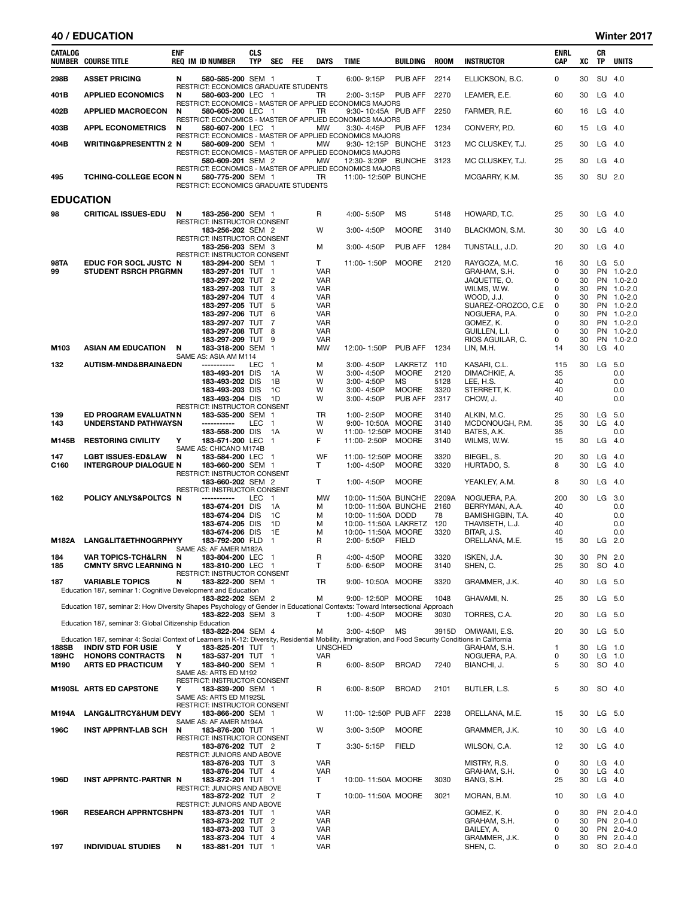## 40 / EDUCATION — Winter 2017

| CATALOG NUMBER | COURSE TITLE | ENF REQ | IM | ID NUMBER | CLS TYP | SEC | FEE | DAYS | TIME | BUILDING | ROOM | INSTRUCTOR | ENRL CAP | XC | CR TP | UNITS |
|---|---|---|---|---|---|---|---|---|---|---|---|---|---|---|---|---|
| 298B | ASSET PRICING | N | | 580-585-200 | SEM | 1 | | T | 6:00- 9:15P | PUB AFF | 2214 | ELLICKSON, B.C. | 0 | 30 | SU | 4.0 |
| | RESTRICT: ECONOMICS GRADUATE STUDENTS | | | | | | | | | | | | | | | |
| 401B | APPLIED ECONOMICS | N | | 580-603-200 | LEC | 1 | | TR | 2:00- 3:15P | PUB AFF | 2270 | LEAMER, E.E. | 60 | 30 | LG | 4.0 |
| | RESTRICT: ECONOMICS - MASTER OF APPLIED ECONOMICS MAJORS | | | | | | | | | | | | | | | |
| 402B | APPLIED MACROECON | N | | 580-605-200 | LEC | 1 | | TR | 9:30- 10:45A | PUB AFF | 2250 | FARMER, R.E. | 60 | 16 | LG | 4.0 |
| | RESTRICT: ECONOMICS - MASTER OF APPLIED ECONOMICS MAJORS | | | | | | | | | | | | | | | |
| 403B | APPL ECONOMETRICS | N | | 580-607-200 | LEC | 1 | | MW | 3:30- 4:45P | PUB AFF | 1234 | CONVERY, P.D. | 60 | 15 | LG | 4.0 |
| | RESTRICT: ECONOMICS - MASTER OF APPLIED ECONOMICS MAJORS | | | | | | | | | | | | | | | |
| 404B | WRITING&PRESENTTN 2 | N | | 580-609-200 | SEM | 1 | | MW | 9:30- 12:15P | BUNCHE | 3123 | MC CLUSKEY, T.J. | 25 | 30 | LG | 4.0 |
| | RESTRICT: ECONOMICS - MASTER OF APPLIED ECONOMICS MAJORS | | | | | | | | | | | | | | | |
| | | | | 580-609-201 | SEM | 2 | | MW | 12:30- 3:20P | BUNCHE | 3123 | MC CLUSKEY, T.J. | 25 | 30 | LG | 4.0 |
| | RESTRICT: ECONOMICS - MASTER OF APPLIED ECONOMICS MAJORS | | | | | | | | | | | | | | | |
| 495 | TCHING-COLLEGE ECON | N | | 580-775-200 | SEM | 1 | | TR | 11:00- 12:50P | BUNCHE | | MCGARRY, K.M. | 35 | 30 | SU | 2.0 |
| | RESTRICT: ECONOMICS GRADUATE STUDENTS | | | | | | | | | | | | | | | |

## EDUCATION

| CATALOG NUMBER | COURSE TITLE | ENF REQ | IM | ID NUMBER | CLS TYP | SEC | FEE | DAYS | TIME | BUILDING | ROOM | INSTRUCTOR | ENRL CAP | XC | CR TP | UNITS |
|---|---|---|---|---|---|---|---|---|---|---|---|---|---|---|---|---|
| 98 | CRITICAL ISSUES-EDU | N | | 183-256-200 | SEM | 1 | | R | 4:00- 5:50P | MS | 5148 | HOWARD, T.C. | 25 | 30 | LG | 4.0 |
| | RESTRICT: INSTRUCTOR CONSENT | | | | | | | | | | | | | | | |
| | | | | 183-256-202 | SEM | 2 | | W | 3:00- 4:50P | MOORE | 3140 | BLACKMON, S.M. | 30 | 30 | LG | 4.0 |
| | RESTRICT: INSTRUCTOR CONSENT | | | | | | | | | | | | | | | |
| | | | | 183-256-203 | SEM | 3 | | M | 3:00- 4:50P | PUB AFF | 1284 | TUNSTALL, J.D. | 20 | 30 | LG | 4.0 |
| | RESTRICT: INSTRUCTOR CONSENT | | | | | | | | | | | | | | | |
| 98TA | EDUC FOR SOCL JUSTC | N | | 183-294-200 | SEM | 1 | | T | 11:00- 1:50P | MOORE | 2120 | RAYGOZA, M.C. | 16 | 30 | LG | 5.0 |
| 99 | STUDENT RSRCH PRGRMN | | | 183-297-201 | TUT | 1 | | VAR | | | | GRAHAM, S.H. | 0 | 30 | PN | 1.0-2.0 |
| | | | | 183-297-202 | TUT | 2 | | VAR | | | | JAQUETTE, O. | 0 | 30 | PN | 1.0-2.0 |
| | | | | 183-297-203 | TUT | 3 | | VAR | | | | WILMS, W.W. | 0 | 30 | PN | 1.0-2.0 |
| | | | | 183-297-204 | TUT | 4 | | VAR | | | | WOOD, J.J. | 0 | 30 | PN | 1.0-2.0 |
| | | | | 183-297-205 | TUT | 5 | | VAR | | | | SUAREZ-OROZCO, C.E | 0 | 30 | PN | 1.0-2.0 |
| | | | | 183-297-206 | TUT | 6 | | VAR | | | | NOGUERA, P.A. | 0 | 30 | PN | 1.0-2.0 |
| | | | | 183-297-207 | TUT | 7 | | VAR | | | | GOMEZ, K. | 0 | 30 | PN | 1.0-2.0 |
| | | | | 183-297-208 | TUT | 8 | | VAR | | | | GUILLEN, L.I. | 0 | 30 | PN | 1.0-2.0 |
| | | | | 183-297-209 | TUT | 9 | | VAR | | | | RIOS AGUILAR, C. | 0 | 30 | PN | 1.0-2.0 |
| M103 | ASIAN AM EDUCATION | N | | 183-318-200 | SEM | 1 | | MW | 12:00- 1:50P | PUB AFF | 1234 | LIN, M.H. | 14 | 30 | LG | 4.0 |
| | SAME AS: ASIA AM M114 | | | | | | | | | | | | | | | |
| 132 | AUTISM-MND&BRAIN&EDN | | | ----------- | LEC | 1 | | M | 3:00- 4:50P | LAKRETZ | 110 | KASARI, C.L. | 115 | 30 | LG | 5.0 |
| | | | | 183-493-201 | DIS | 1A | | W | 3:00- 4:50P | MOORE | 2120 | DIMACHKIE, A. | 35 | | | 0.0 |
| | | | | 183-493-202 | DIS | 1B | | W | 3:00- 4:50P | MS | 5128 | LEE, H.S. | 40 | | | 0.0 |
| | | | | 183-493-203 | DIS | 1C | | W | 3:00- 4:50P | MOORE | 3320 | STERRETT, K. | 40 | | | 0.0 |
| | | | | 183-493-204 | DIS | 1D | | W | 3:00- 4:50P | PUB AFF | 2317 | CHOW, J. | 40 | | | 0.0 |
| | RESTRICT: INSTRUCTOR CONSENT | | | | | | | | | | | | | | | |
| 139 | ED PROGRAM EVALUATN | N | | 183-535-200 | SEM | 1 | | TR | 1:00- 2:50P | MOORE | 3140 | ALKIN, M.C. | 25 | 30 | LG | 5.0 |
| 143 | UNDERSTAND PATHWAYS | N | | ----------- | LEC | 1 | | W | 9:00- 10:50A | MOORE | 3140 | MCDONOUGH, P.M. | 35 | 30 | LG | 4.0 |
| | | | | 183-558-200 | DIS | 1A | | W | 11:00- 12:50P | MOORE | 3140 | BATES, A.K. | 35 | | | 0.0 |
| M145B | RESTORING CIVILITY | Y | | 183-571-200 | LEC | 1 | | F | 11:00- 2:50P | MOORE | 3140 | WILMS, W.W. | 15 | 30 | LG | 4.0 |
| | SAME AS: CHICANO M174B | | | | | | | | | | | | | | | |
| 147 | LGBT ISSUES-ED&LAW | N | | 183-584-200 | LEC | 1 | | WF | 11:00- 12:50P | MOORE | 3320 | BIEGEL, S. | 20 | 30 | LG | 4.0 |
| C160 | INTERGROUP DIALOGUE | N | | 183-660-200 | SEM | 1 | | T | 1:00- 4:50P | MOORE | 3320 | HURTADO, S. | 8 | 30 | LG | 4.0 |
| | RESTRICT: INSTRUCTOR CONSENT | | | | | | | | | | | | | | | |
| | | | | 183-660-202 | SEM | 2 | | T | 1:00- 4:50P | MOORE | | YEAKLEY, A.M. | 8 | 30 | LG | 4.0 |
| | RESTRICT: INSTRUCTOR CONSENT | | | | | | | | | | | | | | | |
| 162 | POLICY ANLYS&POLTCS | N | | ----------- | LEC | 1 | | MW | 10:00- 11:50A | BUNCHE | 2209A | NOGUERA, P.A. | 200 | 30 | LG | 3.0 |
| | | | | 183-674-201 | DIS | 1A | | M | 10:00- 11:50A | BUNCHE | 2160 | BERRYMAN, A.A. | 40 | | | 0.0 |
| | | | | 183-674-204 | DIS | 1C | | M | 10:00- 11:50A | DODD | 78 | BAMISHIGBIN, T.A. | 40 | | | 0.0 |
| | | | | 183-674-205 | DIS | 1D | | M | 10:00- 11:50A | LAKRETZ | 120 | THAVISETH, L.J. | 40 | | | 0.0 |
| | | | | 183-674-206 | DIS | 1E | | M | 10:00- 11:50A | MOORE | 3320 | BITAR, J.S. | 40 | | | 0.0 |
| M182A | LANG&LIT&ETHNOGRPHY | Y | | 183-792-200 | FLD | 1 | | R | 2:00- 5:50P | FIELD | | ORELLANA, M.E. | 15 | 30 | LG | 2.0 |
| | SAME AS: AF AMER M182A | | | | | | | | | | | | | | | |
| 184 | VAR TOPICS-TCH&LRN | N | | 183-804-200 | LEC | 1 | | R | 4:00- 4:50P | MOORE | 3320 | ISKEN, J.A. | 30 | 30 | PN | 2.0 |
| 185 | CMNTY SRVC LEARNING | N | | 183-810-200 | LEC | 1 | | T | 5:00- 6:50P | MOORE | 3140 | SHEN, C. | 25 | 30 | SO | 4.0 |
| | RESTRICT: INSTRUCTOR CONSENT | | | | | | | | | | | | | | | |
| 187 | VARIABLE TOPICS | N | | 183-822-200 | SEM | 1 | | TR | 9:00- 10:50A | MOORE | 3320 | GRAMMER, J.K. | 40 | 30 | LG | 5.0 |
| | Education 187, seminar 1: Cognitive Development and Education | | | | | | | | | | | | | | | |
| | | | | 183-822-202 | SEM | 2 | | M | 9:00- 12:50P | MOORE | 1048 | GHAVAMI, N. | 25 | 30 | LG | 5.0 |
| | Education 187, seminar 2: How Diversity Shapes Psychology of Gender in Educational Contexts: Toward Intersectional Approach | | | | | | | | | | | | | | | |
| | | | | 183-822-203 | SEM | 3 | | T | 1:00- 4:50P | MOORE | 3030 | TORRES, C.A. | 20 | 30 | LG | 5.0 |
| | Education 187, seminar 3: Global Citizenship Education | | | | | | | | | | | | | | | |
| | | | | 183-822-204 | SEM | 4 | | M | 3:00- 4:50P | MS | 3915D | OMWAMI, E.S. | 20 | 30 | LG | 5.0 |
| | Education 187, seminar 4: Social Context of Learners in K-12: Diversity, Residential Mobility, Immigration, and Food Security Conditions in California | | | | | | | | | | | | | | | |
| 188SB | INDIV STD FOR USIE | Y | | 183-825-201 | TUT | 1 | | UNSCHED | | | | GRAHAM, S.H. | 1 | 30 | LG | 1.0 |
| 189HC | HONORS CONTRACTS | N | | 183-537-201 | TUT | 1 | | VAR | | | | NOGUERA, P.A. | 0 | 30 | LG | 1.0 |
| M190 | ARTS ED PRACTICUM | Y | | 183-840-200 | SEM | 1 | | R | 6:00- 8:50P | BROAD | 7240 | BIANCHI, J. | 5 | 30 | SO | 4.0 |
| | SAME AS: ARTS ED M192 | | | | | | | | | | | | | | | |
| | RESTRICT: INSTRUCTOR CONSENT | | | | | | | | | | | | | | | |
| M190SL | ARTS ED CAPSTONE | Y | | 183-839-200 | SEM | 1 | | R | 6:00- 8:50P | BROAD | 2101 | BUTLER, L.S. | 5 | 30 | SO | 4.0 |
| | SAME AS: ARTS ED M192SL | | | | | | | | | | | | | | | |
| | RESTRICT: INSTRUCTOR CONSENT | | | | | | | | | | | | | | | |
| M194A | LANG&LITRCY&HUM DEV | Y | | 183-866-200 | SEM | 1 | | W | 11:00- 12:50P | PUB AFF | 2238 | ORELLANA, M.E. | 15 | 30 | LG | 5.0 |
| | SAME AS: AF AMER M194A | | | | | | | | | | | | | | | |
| 196C | INST APPRNT-LAB SCH | N | | 183-876-200 | TUT | 1 | | W | 3:00- 3:50P | MOORE | | GRAMMER, J.K. | 10 | 30 | LG | 4.0 |
| | RESTRICT: INSTRUCTOR CONSENT | | | | | | | | | | | | | | | |
| | | | | 183-876-202 | TUT | 2 | | T | 3:30- 5:15P | FIELD | | WILSON, C.A. | 12 | 30 | LG | 4.0 |
| | RESTRICT: JUNIORS AND ABOVE | | | | | | | | | | | | | | | |
| | | | | 183-876-203 | TUT | 3 | | VAR | | | | MISTRY, R.S. | 0 | 30 | LG | 4.0 |
| | | | | 183-876-204 | TUT | 4 | | VAR | | | | GRAHAM, S.H. | 0 | 30 | LG | 4.0 |
| 196D | INST APPRNTC-PARTNR | N | | 183-872-201 | TUT | 1 | | T | 10:00- 11:50A | MOORE | 3030 | BANG, S.H. | 25 | 30 | LG | 4.0 |
| | RESTRICT: JUNIORS AND ABOVE | | | | | | | | | | | | | | | |
| | | | | 183-872-202 | TUT | 2 | | T | 10:00- 11:50A | MOORE | 3021 | MORAN, B.M. | 10 | 30 | LG | 4.0 |
| | RESTRICT: JUNIORS AND ABOVE | | | | | | | | | | | | | | | |
| 196R | RESEARCH APPRNTCSHP | N | | 183-873-201 | TUT | 1 | | VAR | | | | GOMEZ, K. | 0 | 30 | PN | 2.0-4.0 |
| | | | | 183-873-202 | TUT | 2 | | VAR | | | | GRAHAM, S.H. | 0 | 30 | PN | 2.0-4.0 |
| | | | | 183-873-203 | TUT | 3 | | VAR | | | | BAILEY, A. | 0 | 30 | PN | 2.0-4.0 |
| | | | | 183-873-204 | TUT | 4 | | VAR | | | | GRAMMER, J.K. | 0 | 30 | PN | 2.0-4.0 |
| 197 | INDIVIDUAL STUDIES | N | | 183-881-201 | TUT | 1 | | VAR | | | | SHEN, C. | 0 | 30 | SO | 2.0-4.0 |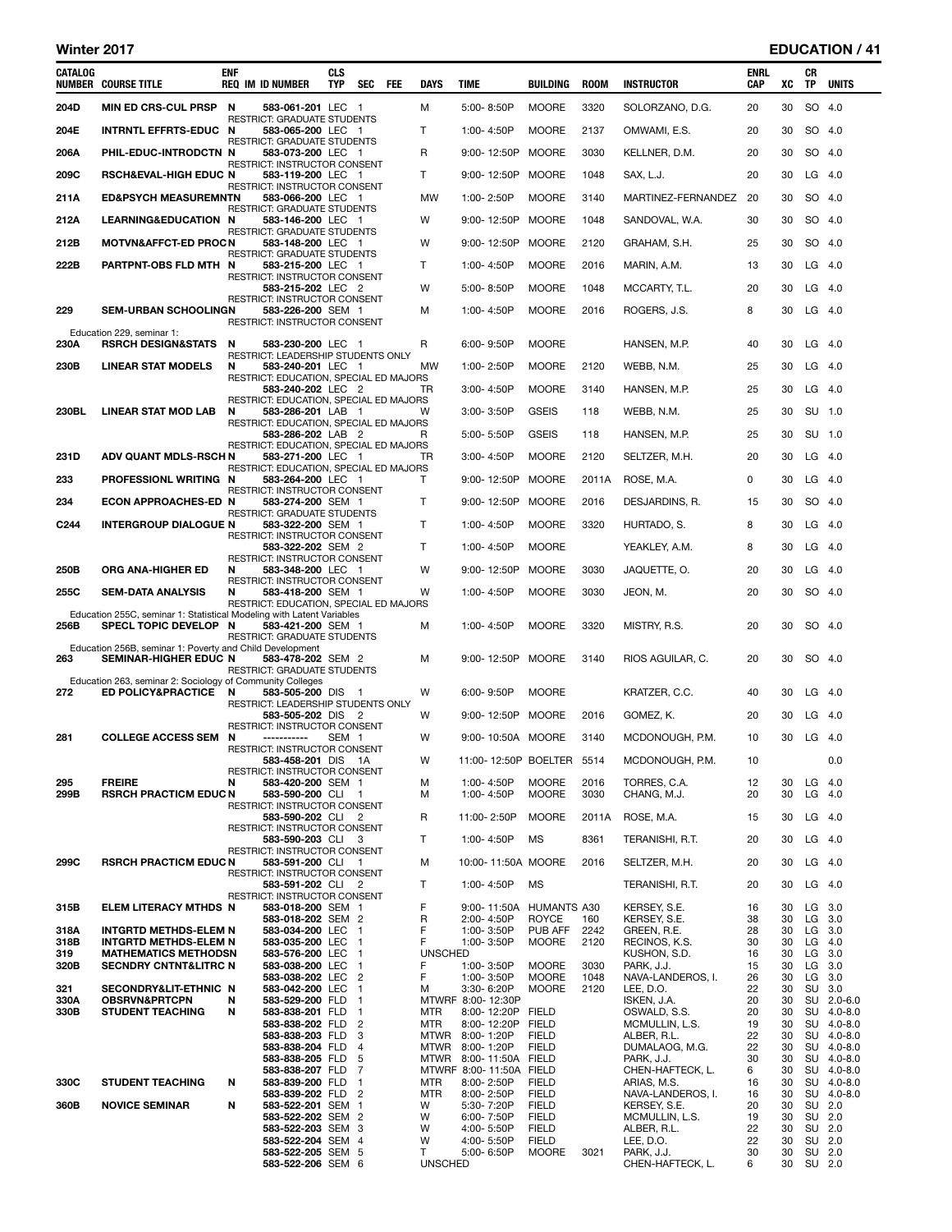# Winter 2017 — EDUCATION

| CATALOG NUMBER | COURSE TITLE | ENF REQ | IM | ID NUMBER | CLS TYP | SEC | FEE | DAYS | TIME | BUILDING | ROOM | INSTRUCTOR | ENRL CAP | XC | CR TP | UNITS |
|---|---|---|---|---|---|---|---|---|---|---|---|---|---|---|---|---|
| 204D | MIN ED CRS-CUL PRSP | N | | 583-061-201 | LEC | 1 | | M | 5:00- 8:50P | MOORE | 3320 | SOLORZANO, D.G. | 20 | 30 | SO | 4.0 |
| | RESTRICT: GRADUATE STUDENTS | | | | | | | | | | | | | | | |
| 204E | INTRNTL EFFRTS-EDUC | N | | 583-065-200 | LEC | 1 | | T | 1:00- 4:50P | MOORE | 2137 | OMWAMI, E.S. | 20 | 30 | SO | 4.0 |
| | RESTRICT: GRADUATE STUDENTS | | | | | | | | | | | | | | | |
| 206A | PHIL-EDUC-INTRODCTN | N | | 583-073-200 | LEC | 1 | | R | 9:00- 12:50P | MOORE | 3030 | KELLNER, D.M. | 20 | 30 | SO | 4.0 |
| | RESTRICT: INSTRUCTOR CONSENT | | | | | | | | | | | | | | | |
| 209C | RSCH&EVAL-HIGH EDUC | N | | 583-119-200 | LEC | 1 | | T | 9:00- 12:50P | MOORE | 1048 | SAX, L.J. | 20 | 30 | LG | 4.0 |
| | RESTRICT: INSTRUCTOR CONSENT | | | | | | | | | | | | | | | |
| 211A | ED&PSYCH MEASUREMNT | N | | 583-066-200 | LEC | 1 | | MW | 1:00- 2:50P | MOORE | 3140 | MARTINEZ-FERNANDEZ | 20 | 30 | SO | 4.0 |
| | RESTRICT: GRADUATE STUDENTS | | | | | | | | | | | | | | | |
| 212A | LEARNING&EDUCATION | N | | 583-146-200 | LEC | 1 | | W | 9:00- 12:50P | MOORE | 1048 | SANDOVAL, W.A. | 30 | 30 | SO | 4.0 |
| | RESTRICT: GRADUATE STUDENTS | | | | | | | | | | | | | | | |
| 212B | MOTVN&AFFCT-ED PROC | N | | 583-148-200 | LEC | 1 | | W | 9:00- 12:50P | MOORE | 2120 | GRAHAM, S.H. | 25 | 30 | SO | 4.0 |
| | RESTRICT: GRADUATE STUDENTS | | | | | | | | | | | | | | | |
| 222B | PARTPNT-OBS FLD MTH | N | | 583-215-200 | LEC | 1 | | T | 1:00- 4:50P | MOORE | 2016 | MARIN, A.M. | 13 | 30 | LG | 4.0 |
| | RESTRICT: INSTRUCTOR CONSENT | | | | | | | | | | | | | | | |
| | | | | 583-215-202 | LEC | 2 | | W | 5:00- 8:50P | MOORE | 1048 | MCCARTY, T.L. | 20 | 30 | LG | 4.0 |
| | RESTRICT: INSTRUCTOR CONSENT | | | | | | | | | | | | | | | |
| 229 | SEM-URBAN SCHOOLING | N | | 583-226-200 | SEM | 1 | | M | 1:00- 4:50P | MOORE | 2016 | ROGERS, J.S. | 8 | 30 | LG | 4.0 |
| | RESTRICT: INSTRUCTOR CONSENT | | | | | | | | | | | | | | | |
| | Education 229, seminar 1: | | | | | | | | | | | | | | | |
| 230A | RSRCH DESIGN&STATS | N | | 583-230-200 | LEC | 1 | | R | 6:00- 9:50P | MOORE | | HANSEN, M.P. | 40 | 30 | LG | 4.0 |
| | RESTRICT: LEADERSHIP STUDENTS ONLY | | | | | | | | | | | | | | | |
| 230B | LINEAR STAT MODELS | N | | 583-240-201 | LEC | 1 | | MW | 1:00- 2:50P | MOORE | 2120 | WEBB, N.M. | 25 | 30 | LG | 4.0 |
| | RESTRICT: EDUCATION, SPECIAL ED MAJORS | | | | | | | | | | | | | | | |
| | | | | 583-240-202 | LEC | 2 | | TR | 3:00- 4:50P | MOORE | 3140 | HANSEN, M.P. | 25 | 30 | LG | 4.0 |
| | RESTRICT: EDUCATION, SPECIAL ED MAJORS | | | | | | | | | | | | | | | |
| 230BL | LINEAR STAT MOD LAB | N | | 583-286-201 | LAB | 1 | | W | 3:00- 3:50P | GSEIS | 118 | WEBB, N.M. | 25 | 30 | SU | 1.0 |
| | RESTRICT: EDUCATION, SPECIAL ED MAJORS | | | | | | | | | | | | | | | |
| | | | | 583-286-202 | LAB | 2 | | R | 5:00- 5:50P | GSEIS | 118 | HANSEN, M.P. | 25 | 30 | SU | 1.0 |
| | RESTRICT: EDUCATION, SPECIAL ED MAJORS | | | | | | | | | | | | | | | |
| 231D | ADV QUANT MDLS-RSCH | N | | 583-271-200 | LEC | 1 | | TR | 3:00- 4:50P | MOORE | 2120 | SELTZER, M.H. | 20 | 30 | LG | 4.0 |
| | RESTRICT: EDUCATION, SPECIAL ED MAJORS | | | | | | | | | | | | | | | |
| 233 | PROFESSIONL WRITING | N | | 583-264-200 | LEC | 1 | | T | 9:00- 12:50P | MOORE | 2011A | ROSE, M.A. | 0 | 30 | LG | 4.0 |
| | RESTRICT: INSTRUCTOR CONSENT | | | | | | | | | | | | | | | |
| 234 | ECON APPROACHES-ED | N | | 583-274-200 | SEM | 1 | | T | 9:00- 12:50P | MOORE | 2016 | DESJARDINS, R. | 15 | 30 | SO | 4.0 |
| | RESTRICT: GRADUATE STUDENTS | | | | | | | | | | | | | | | |
| C244 | INTERGROUP DIALOGUE | N | | 583-322-200 | SEM | 1 | | T | 1:00- 4:50P | MOORE | 3320 | HURTADO, S. | 8 | 30 | LG | 4.0 |
| | RESTRICT: INSTRUCTOR CONSENT | | | | | | | | | | | | | | | |
| | | | | 583-322-202 | SEM | 2 | | T | 1:00- 4:50P | MOORE | | YEAKLEY, A.M. | 8 | 30 | LG | 4.0 |
| | RESTRICT: INSTRUCTOR CONSENT | | | | | | | | | | | | | | | |
| 250B | ORG ANA-HIGHER ED | N | | 583-348-200 | LEC | 1 | | W | 9:00- 12:50P | MOORE | 3030 | JAQUETTE, O. | 20 | 30 | LG | 4.0 |
| | RESTRICT: INSTRUCTOR CONSENT | | | | | | | | | | | | | | | |
| 255C | SEM-DATA ANALYSIS | N | | 583-418-200 | SEM | 1 | | W | 1:00- 4:50P | MOORE | 3030 | JEON, M. | 20 | 30 | SO | 4.0 |
| | RESTRICT: EDUCATION, SPECIAL ED MAJORS | | | | | | | | | | | | | | | |
| | Education 255C, seminar 1: Statistical Modeling with Latent Variables | | | | | | | | | | | | | | | |
| 256B | SPECL TOPIC DEVELOP | N | | 583-421-200 | SEM | 1 | | M | 1:00- 4:50P | MOORE | 3320 | MISTRY, R.S. | 20 | 30 | SO | 4.0 |
| | RESTRICT: GRADUATE STUDENTS | | | | | | | | | | | | | | | |
| | Education 256B, seminar 1: Poverty and Child Development | | | | | | | | | | | | | | | |
| 263 | SEMINAR-HIGHER EDUC | N | | 583-478-202 | SEM | 2 | | M | 9:00- 12:50P | MOORE | 3140 | RIOS AGUILAR, C. | 20 | 30 | SO | 4.0 |
| | RESTRICT: GRADUATE STUDENTS | | | | | | | | | | | | | | | |
| | Education 263, seminar 2: Sociology of Community Colleges | | | | | | | | | | | | | | | |
| 272 | ED POLICY&PRACTICE | N | | 583-505-200 | DIS | 1 | | W | 6:00- 9:50P | MOORE | | KRATZER, C.C. | 40 | 30 | LG | 4.0 |
| | RESTRICT: LEADERSHIP STUDENTS ONLY | | | | | | | | | | | | | | | |
| | | | | 583-505-202 | DIS | 2 | | W | 9:00- 12:50P | MOORE | 2016 | GOMEZ, K. | 20 | 30 | LG | 4.0 |
| | RESTRICT: INSTRUCTOR CONSENT | | | | | | | | | | | | | | | |
| 281 | COLLEGE ACCESS SEM | N | | ----------- | SEM | 1 | | W | 9:00- 10:50A | MOORE | 3140 | MCDONOUGH, P.M. | 10 | 30 | LG | 4.0 |
| | RESTRICT: INSTRUCTOR CONSENT | | | | | | | | | | | | | | | |
| | | | | 583-458-201 | DIS | 1A | | W | 11:00- 12:50P | BOELTER | 5514 | MCDONOUGH, P.M. | 10 | | | 0.0 |
| | RESTRICT: INSTRUCTOR CONSENT | | | | | | | | | | | | | | | |
| 295 | FREIRE | N | | 583-420-200 | SEM | 1 | | M | 1:00- 4:50P | MOORE | 2016 | TORRES, C.A. | 12 | 30 | LG | 4.0 |
| 299B | RSRCH PRACTICM EDUC | N | | 583-590-200 | CLI | 1 | | M | 1:00- 4:50P | MOORE | 3030 | CHANG, M.J. | 20 | 30 | LG | 4.0 |
| | RESTRICT: INSTRUCTOR CONSENT | | | | | | | | | | | | | | | |
| | | | | 583-590-202 | CLI | 2 | | R | 11:00- 2:50P | MOORE | 2011A | ROSE, M.A. | 15 | 30 | LG | 4.0 |
| | RESTRICT: INSTRUCTOR CONSENT | | | | | | | | | | | | | | | |
| | | | | 583-590-203 | CLI | 3 | | T | 1:00- 4:50P | MS | 8361 | TERANISHI, R.T. | 20 | 30 | LG | 4.0 |
| | RESTRICT: INSTRUCTOR CONSENT | | | | | | | | | | | | | | | |
| 299C | RSRCH PRACTICM EDUC | N | | 583-591-200 | CLI | 1 | | M | 10:00- 11:50A | MOORE | 2016 | SELTZER, M.H. | 20 | 30 | LG | 4.0 |
| | RESTRICT: INSTRUCTOR CONSENT | | | | | | | | | | | | | | | |
| | | | | 583-591-202 | CLI | 2 | | T | 1:00- 4:50P | MS | | TERANISHI, R.T. | 20 | 30 | LG | 4.0 |
| | RESTRICT: INSTRUCTOR CONSENT | | | | | | | | | | | | | | | |
| 315B | ELEM LITERACY MTHDS | N | | 583-018-200 | SEM | 1 | | F | 9:00- 11:50A | HUMANTS | A30 | KERSEY, S.E. | 16 | 30 | LG | 3.0 |
| | | | | 583-018-202 | SEM | 2 | | R | 2:00- 4:50P | ROYCE | 160 | KERSEY, S.E. | 38 | 30 | LG | 3.0 |
| 318A | INTGRTD METHDS-ELEM | N | | 583-034-200 | LEC | 1 | | F | 1:00- 3:50P | PUB AFF | 2242 | GREEN, R.E. | 28 | 30 | LG | 3.0 |
| 318B | INTGRTD METHDS-ELEM | N | | 583-035-200 | LEC | 1 | | F | 1:00- 3:50P | MOORE | 2120 | RECINOS, K.S. | 30 | 30 | LG | 4.0 |
| 319 | MATHEMATICS METHODS | N | | 583-576-200 | LEC | 1 | | UNSCHED | | | | KUSHON, S.D. | 16 | 30 | LG | 3.0 |
| 320B | SECNDRY CNTNT&LITRC | N | | 583-038-200 | LEC | 1 | | F | 1:00- 3:50P | MOORE | 3030 | PARK, J.J. | 15 | 30 | LG | 3.0 |
| | | | | 583-038-202 | LEC | 2 | | F | 1:00- 3:50P | MOORE | 1048 | NAVA-LANDEROS, I. | 26 | 30 | LG | 3.0 |
| 321 | SECONDRY&LIT-ETHNIC | N | | 583-042-200 | LEC | 1 | | M | 3:30- 6:20P | MOORE | 2120 | LEE, D.O. | 22 | 30 | SU | 3.0 |
| 330A | OBSRVN&PRTCPN | N | | 583-529-200 | FLD | 1 | | MTWRF | 8:00- 12:30P | | | ISKEN, J.A. | 20 | 30 | SU | 2.0-6.0 |
| 330B | STUDENT TEACHING | N | | 583-838-201 | FLD | 1 | | MTR | 8:00- 12:20P | FIELD | | OSWALD, S.S. | 20 | 30 | SU | 4.0-8.0 |
| | | | | 583-838-202 | FLD | 2 | | MTR | 8:00- 12:20P | FIELD | | MCMULLIN, L.S. | 19 | 30 | SU | 4.0-8.0 |
| | | | | 583-838-203 | FLD | 3 | | MTWR | 8:00- 1:20P | FIELD | | ALBER, R.L. | 22 | 30 | SU | 4.0-8.0 |
| | | | | 583-838-204 | FLD | 4 | | MTWR | 8:00- 1:20P | FIELD | | DUMALAOG, M.G. | 22 | 30 | SU | 4.0-8.0 |
| | | | | 583-838-205 | FLD | 5 | | MTWR | 8:00- 11:50A | FIELD | | PARK, J.J. | 30 | 30 | SU | 4.0-8.0 |
| | | | | 583-838-207 | FLD | 7 | | MTWRF | 8:00- 11:50A | FIELD | | CHEN-HAFTECK, L. | 6 | 30 | SU | 4.0-8.0 |
| 330C | STUDENT TEACHING | N | | 583-839-200 | FLD | 1 | | MTR | 8:00- 2:50P | FIELD | | ARIAS, M.S. | 16 | 30 | SU | 4.0-8.0 |
| | | | | 583-839-202 | FLD | 2 | | MTR | 8:00- 2:50P | FIELD | | NAVA-LANDEROS, I. | 16 | 30 | SU | 4.0-8.0 |
| 360B | NOVICE SEMINAR | N | | 583-522-201 | SEM | 1 | | W | 5:30- 7:20P | FIELD | | KERSEY, S.E. | 20 | 30 | SU | 2.0 |
| | | | | 583-522-202 | SEM | 2 | | W | 6:00- 7:50P | FIELD | | MCMULLIN, L.S. | 19 | 30 | SU | 2.0 |
| | | | | 583-522-203 | SEM | 3 | | W | 4:00- 5:50P | FIELD | | ALBER, R.L. | 22 | 30 | SU | 2.0 |
| | | | | 583-522-204 | SEM | 4 | | W | 4:00- 5:50P | FIELD | | LEE, D.O. | 22 | 30 | SU | 2.0 |
| | | | | 583-522-205 | SEM | 5 | | T | 5:00- 6:50P | MOORE | 3021 | PARK, J.J. | 30 | 30 | SU | 2.0 |
| | | | | 583-522-206 | SEM | 6 | | UNSCHED | | | | CHEN-HAFTECK, L. | 6 | 30 | SU | 2.0 |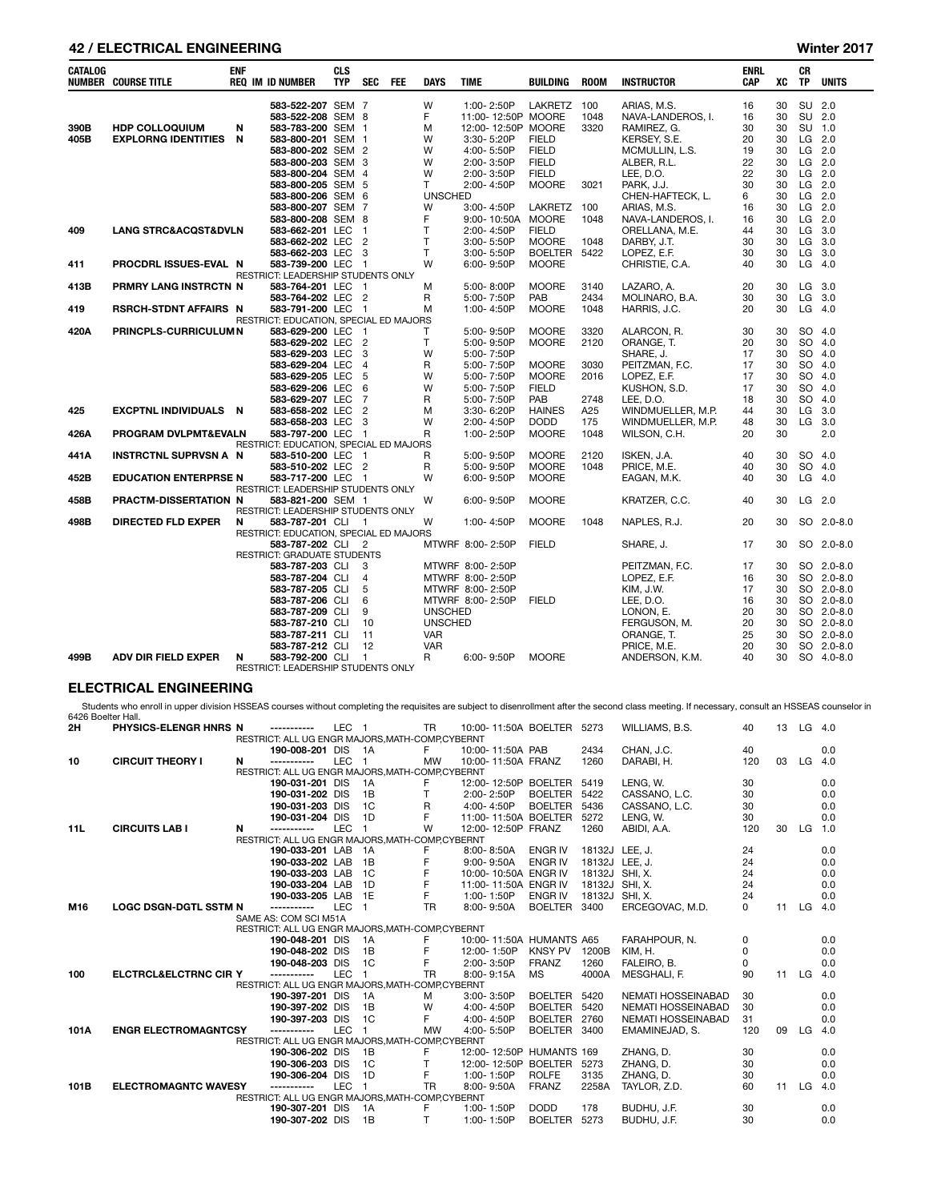| CATALOG NUMBER | COURSE TITLE | ENF REQ | IM | ID NUMBER | CLS TYP | SEC | FEE | DAYS | TIME | BUILDING | ROOM | INSTRUCTOR | ENRL CAP | XC | CR TP | UNITS |
|---|---|---|---|---|---|---|---|---|---|---|---|---|---|---|---|---|
| | | | | 583-522-207 | SEM | 7 | | W | 1:00- 2:50P | LAKRETZ | 100 | ARIAS, M.S. | 16 | 30 | SU | 2.0 |
| | | | | 583-522-208 | SEM | 8 | | F | 11:00- 12:50P | MOORE | 1048 | NAVA-LANDEROS, I. | 16 | 30 | SU | 2.0 |
| 390B | HDP COLLOQUIUM | N | | 583-783-200 | SEM | 1 | | M | 12:00- 12:50P | MOORE | 3320 | RAMIREZ, G. | 30 | 30 | SU | 1.0 |
| 405B | EXPLORNG IDENTITIES | N | | 583-800-201 | SEM | 1 | | W | 3:30- 5:20P | FIELD | | KERSEY, S.E. | 20 | 30 | LG | 2.0 |
| | | | | 583-800-202 | SEM | 2 | | W | 4:00- 5:50P | FIELD | | MCMULLIN, L.S. | 19 | 30 | LG | 2.0 |
| | | | | 583-800-203 | SEM | 3 | | W | 2:00- 3:50P | FIELD | | ALBER, R.L. | 22 | 30 | LG | 2.0 |
| | | | | 583-800-204 | SEM | 4 | | W | 2:00- 3:50P | FIELD | | LEE, D.O. | 22 | 30 | LG | 2.0 |
| | | | | 583-800-205 | SEM | 5 | | T | 2:00- 4:50P | MOORE | 3021 | PARK, J.J. | 30 | 30 | LG | 2.0 |
| | | | | 583-800-206 | SEM | 6 | | UNSCHED | | | | CHEN-HAFTECK, L. | 6 | 30 | LG | 2.0 |
| | | | | 583-800-207 | SEM | 7 | | W | 3:00- 4:50P | LAKRETZ | 100 | ARIAS, M.S. | 16 | 30 | LG | 2.0 |
| | | | | 583-800-208 | SEM | 8 | | F | 9:00- 10:50A | MOORE | 1048 | NAVA-LANDEROS, I. | 16 | 30 | LG | 2.0 |
| 409 | LANG STRC&ACQST&DVLN | | | 583-662-201 | LEC | 1 | | T | 2:00- 4:50P | FIELD | | ORELLANA, M.E. | 44 | 30 | LG | 3.0 |
| | | | | 583-662-202 | LEC | 2 | | T | 3:00- 5:50P | MOORE | 1048 | DARBY, J.T. | 30 | 30 | LG | 3.0 |
| | | | | 583-662-203 | LEC | 3 | | T | 3:00- 5:50P | BOELTER | 5422 | LOPEZ, E.F. | 30 | 30 | LG | 3.0 |
| 411 | PROCDRL ISSUES-EVAL | N | | 583-739-200 | LEC | 1 | | W | 6:00- 9:50P | MOORE | | CHRISTIE, C.A. | 40 | 30 | LG | 4.0 |
| | | | | RESTRICT: LEADERSHIP STUDENTS ONLY | | | | | | | | | | | | |
| 413B | PRMRY LANG INSTRCTN | N | | 583-764-201 | LEC | 1 | | M | 5:00- 8:00P | MOORE | 3140 | LAZARO, A. | 20 | 30 | LG | 3.0 |
| | | | | 583-764-202 | LEC | 2 | | R | 5:00- 7:50P | PAB | 2434 | MOLINARO, B.A. | 30 | 30 | LG | 3.0 |
| 419 | RSRCH-STDNT AFFAIRS | N | | 583-791-200 | LEC | 1 | | M | 1:00- 4:50P | MOORE | 1048 | HARRIS, J.C. | 20 | 30 | LG | 4.0 |
| | | | | RESTRICT: EDUCATION, SPECIAL ED MAJORS | | | | | | | | | | | | |
| 420A | PRINCPLS-CURRICULUM | N | | 583-629-200 | LEC | 1 | | T | 5:00- 9:50P | MOORE | 3320 | ALARCON, R. | 30 | 30 | SO | 4.0 |
| | | | | 583-629-202 | LEC | 2 | | T | 5:00- 9:50P | MOORE | 2120 | ORANGE, T. | 20 | 30 | SO | 4.0 |
| | | | | 583-629-203 | LEC | 3 | | W | 5:00- 7:50P | | | SHARE, J. | 17 | 30 | SO | 4.0 |
| | | | | 583-629-204 | LEC | 4 | | R | 5:00- 7:50P | MOORE | 3030 | PEITZMAN, F.C. | 17 | 30 | SO | 4.0 |
| | | | | 583-629-205 | LEC | 5 | | W | 5:00- 7:50P | MOORE | 2016 | LOPEZ, E.F. | 17 | 30 | SO | 4.0 |
| | | | | 583-629-206 | LEC | 6 | | W | 5:00- 7:50P | FIELD | | KUSHON, S.D. | 17 | 30 | SO | 4.0 |
| | | | | 583-629-207 | LEC | 7 | | R | 5:00- 7:50P | PAB | 2748 | LEE, D.O. | 18 | 30 | SO | 4.0 |
| 425 | EXCPTNL INDIVIDUALS | N | | 583-658-202 | LEC | 2 | | M | 3:30- 6:20P | HAINES | A25 | WINDMUELLER, M.P. | 44 | 30 | LG | 3.0 |
| | | | | 583-658-203 | LEC | 3 | | W | 2:00- 4:50P | DODD | 175 | WINDMUELLER, M.P. | 48 | 30 | LG | 3.0 |
| 426A | PROGRAM DVLPMT&EVALN | | | 583-797-200 | LEC | 1 | | R | 1:00- 2:50P | MOORE | 1048 | WILSON, C.H. | 20 | 30 | | 2.0 |
| | | | | RESTRICT: EDUCATION, SPECIAL ED MAJORS | | | | | | | | | | | | |
| 441A | INSTRCTNL SUPRVSN A | N | | 583-510-200 | LEC | 1 | | R | 5:00- 9:50P | MOORE | 2120 | ISKEN, J.A. | 40 | 30 | SO | 4.0 |
| | | | | 583-510-202 | LEC | 2 | | R | 5:00- 9:50P | MOORE | 1048 | PRICE, M.E. | 40 | 30 | SO | 4.0 |
| 452B | EDUCATION ENTERPRSE | N | | 583-717-200 | LEC | 1 | | W | 6:00- 9:50P | MOORE | | EAGAN, M.K. | 40 | 30 | LG | 4.0 |
| | | | | RESTRICT: LEADERSHIP STUDENTS ONLY | | | | | | | | | | | | |
| 458B | PRACTM-DISSERTATION | N | | 583-821-200 | SEM | 1 | | W | 6:00- 9:50P | MOORE | | KRATZER, C.C. | 40 | 30 | LG | 2.0 |
| | | | | RESTRICT: LEADERSHIP STUDENTS ONLY | | | | | | | | | | | | |
| 498B | DIRECTED FLD EXPER | N | | 583-787-201 | CLI | 1 | | W | 1:00- 4:50P | MOORE | 1048 | NAPLES, R.J. | 20 | 30 | SO | 2.0-8.0 |
| | | | | RESTRICT: EDUCATION, SPECIAL ED MAJORS | | | | | | | | | | | | |
| | | | | 583-787-202 | CLI | 2 | | MTWRF | 8:00- 2:50P | FIELD | | SHARE, J. | 17 | 30 | SO | 2.0-8.0 |
| | | | | RESTRICT: GRADUATE STUDENTS | | | | | | | | | | | | |
| | | | | 583-787-203 | CLI | 3 | | MTWRF | 8:00- 2:50P | | | PEITZMAN, F.C. | 17 | 30 | SO | 2.0-8.0 |
| | | | | 583-787-204 | CLI | 4 | | MTWRF | 8:00- 2:50P | | | LOPEZ, E.F. | 16 | 30 | SO | 2.0-8.0 |
| | | | | 583-787-205 | CLI | 5 | | MTWRF | 8:00- 2:50P | | | KIM, J.W. | 17 | 30 | SO | 2.0-8.0 |
| | | | | 583-787-206 | CLI | 6 | | MTWRF | 8:00- 2:50P | FIELD | | LEE, D.O. | 16 | 30 | SO | 2.0-8.0 |
| | | | | 583-787-209 | CLI | 9 | | UNSCHED | | | | LONON, E. | 20 | 30 | SO | 2.0-8.0 |
| | | | | 583-787-210 | CLI | 10 | | UNSCHED | | | | FERGUSON, M. | 20 | 30 | SO | 2.0-8.0 |
| | | | | 583-787-211 | CLI | 11 | | VAR | | | | ORANGE, T. | 25 | 30 | SO | 2.0-8.0 |
| | | | | 583-787-212 | CLI | 12 | | VAR | | | | PRICE, M.E. | 20 | 30 | SO | 2.0-8.0 |
| 499B | ADV DIR FIELD EXPER | N | | 583-792-200 | CLI | 1 | | R | 6:00- 9:50P | MOORE | | ANDERSON, K.M. | 40 | 30 | SO | 4.0-8.0 |
| | | | | RESTRICT: LEADERSHIP STUDENTS ONLY | | | | | | | | | | | | |

## ELECTRICAL ENGINEERING

Students who enroll in upper division HSSEAS courses without completing the requisites are subject to disenrollment after the second class meeting. If necessary, consult an HSSEAS counselor in 6426 Boelter Hall.

| CATALOG NUMBER | COURSE TITLE | ENF REQ | IM | ID NUMBER | CLS TYP | SEC | FEE | DAYS | TIME | BUILDING | ROOM | INSTRUCTOR | ENRL CAP | XC | CR TP | UNITS |
|---|---|---|---|---|---|---|---|---|---|---|---|---|---|---|---|---|
| 2H | PHYSICS-ELENGR HNRS | N | | ----------- | LEC | 1 | | TR | 10:00- 11:50A | BOELTER | 5273 | WILLIAMS, B.S. | 40 | 13 | LG | 4.0 |
| | | | | RESTRICT: ALL UG ENGR MAJORS,MATH-COMP,CYBERNT | | | | | | | | | | | | |
| | | | | 190-008-201 | DIS | 1A | | F | 10:00- 11:50A | PAB | 2434 | CHAN, J.C. | 40 | | | 0.0 |
| 10 | CIRCUIT THEORY I | N | | ----------- | LEC | 1 | | MW | 10:00- 11:50A | FRANZ | 1260 | DARABI, H. | 120 | 03 | LG | 4.0 |
| | | | | RESTRICT: ALL UG ENGR MAJORS,MATH-COMP,CYBERNT | | | | | | | | | | | | |
| | | | | 190-031-201 | DIS | 1A | | F | 12:00- 12:50P | BOELTER | 5419 | LENG, W. | 30 | | | 0.0 |
| | | | | 190-031-202 | DIS | 1B | | T | 2:00- 2:50P | BOELTER | 5422 | CASSANO, L.C. | 30 | | | 0.0 |
| | | | | 190-031-203 | DIS | 1C | | R | 4:00- 4:50P | BOELTER | 5436 | CASSANO, L.C. | 30 | | | 0.0 |
| | | | | 190-031-204 | DIS | 1D | | F | 11:00- 11:50A | BOELTER | 5272 | LENG, W. | 30 | | | 0.0 |
| 11L | CIRCUITS LAB I | N | | ----------- | LEC | 1 | | W | 12:00- 12:50P | FRANZ | 1260 | ABIDI, A.A. | 120 | 30 | LG | 1.0 |
| | | | | RESTRICT: ALL UG ENGR MAJORS,MATH-COMP,CYBERNT | | | | | | | | | | | | |
| | | | | 190-033-201 | LAB | 1A | | F | 8:00- 8:50A | ENGR IV | 18132J | LEE, J. | 24 | | | 0.0 |
| | | | | 190-033-202 | LAB | 1B | | F | 9:00- 9:50A | ENGR IV | 18132J | LEE, J. | 24 | | | 0.0 |
| | | | | 190-033-203 | LAB | 1C | | F | 10:00- 10:50A | ENGR IV | 18132J | SHI, X. | 24 | | | 0.0 |
| | | | | 190-033-204 | LAB | 1D | | F | 11:00- 11:50A | ENGR IV | 18132J | SHI, X. | 24 | | | 0.0 |
| | | | | 190-033-205 | LAB | 1E | | F | 1:00- 1:50P | ENGR IV | 18132J | SHI, X. | 24 | | | 0.0 |
| M16 | LOGC DSGN-DGTL SSTM | N | | ----------- | LEC | 1 | | TR | 8:00- 9:50A | BOELTER | 3400 | ERCEGOVAC, M.D. | 0 | 11 | LG | 4.0 |
| | | | | SAME AS: COM SCI M51A | | | | | | | | | | | | |
| | | | | RESTRICT: ALL UG ENGR MAJORS,MATH-COMP,CYBERNT | | | | | | | | | | | | |
| | | | | 190-048-201 | DIS | 1A | | F | 10:00- 11:50A | HUMANTS | A65 | FARAHPOUR, N. | 0 | | | 0.0 |
| | | | | 190-048-202 | DIS | 1B | | F | 12:00- 1:50P | KNSY PV | 1200B | KIM, H. | 0 | | | 0.0 |
| | | | | 190-048-203 | DIS | 1C | | F | 2:00- 3:50P | FRANZ | 1260 | FALEIRO, B. | 0 | | | 0.0 |
| 100 | ELCTRCL&ELCTRNC CIR | Y | | ----------- | LEC | 1 | | TR | 8:00- 9:15A | MS | 4000A | MESGHALI, F. | 90 | 11 | LG | 4.0 |
| | | | | RESTRICT: ALL UG ENGR MAJORS,MATH-COMP,CYBERNT | | | | | | | | | | | | |
| | | | | 190-397-201 | DIS | 1A | | M | 3:00- 3:50P | BOELTER | 5420 | NEMATI HOSSEINABAD | 30 | | | 0.0 |
| | | | | 190-397-202 | DIS | 1B | | W | 4:00- 4:50P | BOELTER | 5420 | NEMATI HOSSEINABAD | 30 | | | 0.0 |
| | | | | 190-397-203 | DIS | 1C | | F | 4:00- 4:50P | BOELTER | 2760 | NEMATI HOSSEINABAD | 31 | | | 0.0 |
| 101A | ENGR ELECTROMAGNTCSY | | | ----------- | LEC | 1 | | MW | 4:00- 5:50P | BOELTER | 3400 | EMAMINEJAD, S. | 120 | 09 | LG | 4.0 |
| | | | | RESTRICT: ALL UG ENGR MAJORS,MATH-COMP,CYBERNT | | | | | | | | | | | | |
| | | | | 190-306-202 | DIS | 1B | | F | 12:00- 12:50P | HUMANTS | 169 | ZHANG, D. | 30 | | | 0.0 |
| | | | | 190-306-203 | DIS | 1C | | T | 12:00- 12:50P | BOELTER | 5273 | ZHANG, D. | 30 | | | 0.0 |
| | | | | 190-306-204 | DIS | 1D | | F | 1:00- 1:50P | ROLFE | 3135 | ZHANG, D. | 30 | | | 0.0 |
| 101B | ELECTROMAGNTC WAVESY | | | ----------- | LEC | 1 | | TR | 8:00- 9:50A | FRANZ | 2258A | TAYLOR, Z.D. | 60 | 11 | LG | 4.0 |
| | | | | RESTRICT: ALL UG ENGR MAJORS,MATH-COMP,CYBERNT | | | | | | | | | | | | |
| | | | | 190-307-201 | DIS | 1A | | F | 1:00- 1:50P | DODD | 178 | BUDHU, J.F. | 30 | | | 0.0 |
| | | | | 190-307-202 | DIS | 1B | | T | 1:00- 1:50P | BOELTER | 5273 | BUDHU, J.F. | 30 | | | 0.0 |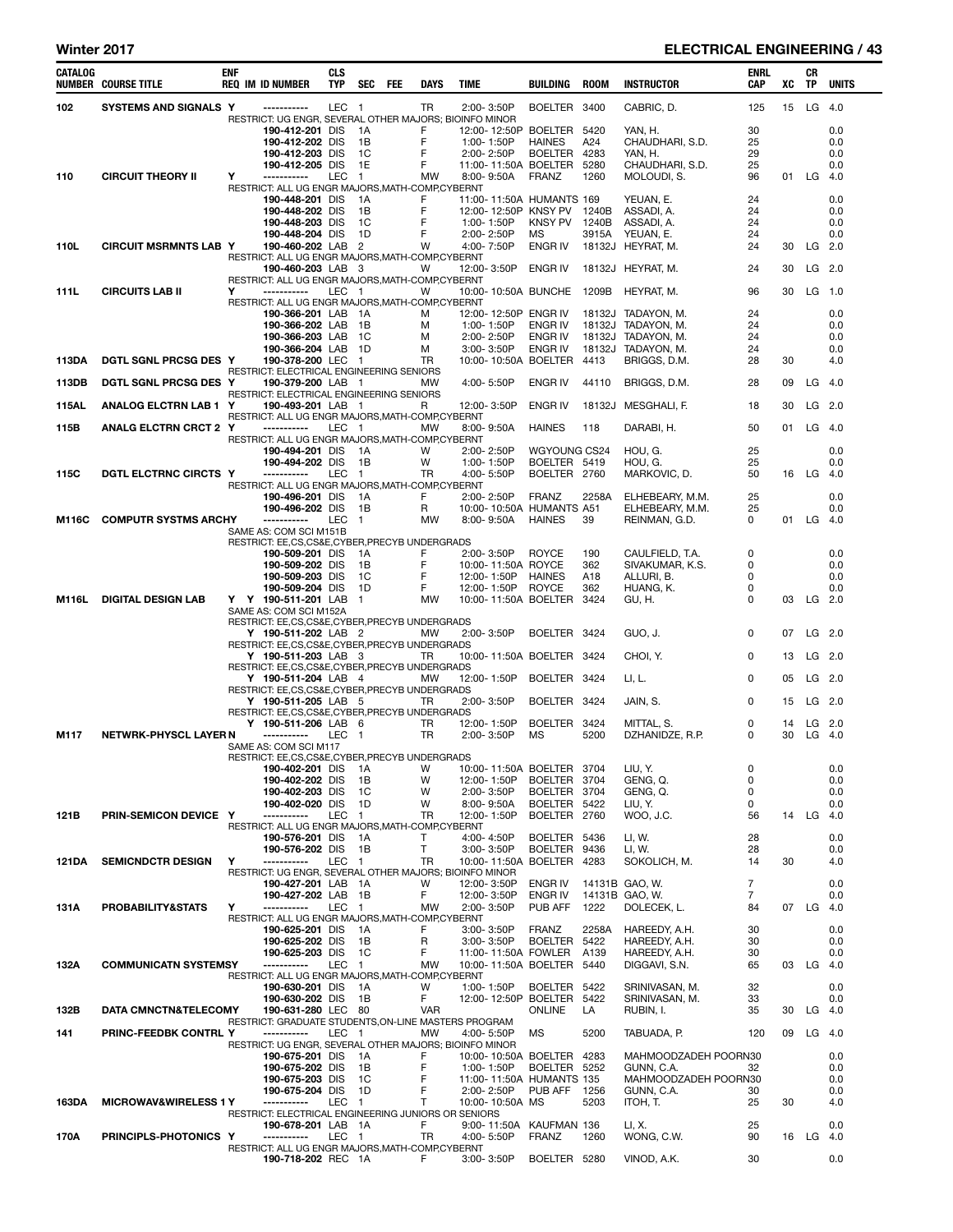## Winter 2017 — ELECTRICAL ENGINEERING

| CATALOG NUMBER | COURSE TITLE | ENF REQ | IM | ID NUMBER | CLS TYP | SEC | FEE | DAYS | TIME | BUILDING | ROOM | INSTRUCTOR | ENRL CAP | XC | CR TP | UNITS |
|---|---|---|---|---|---|---|---|---|---|---|---|---|---|---|---|---|
| 102 | SYSTEMS AND SIGNALS | Y | | ----------- | LEC | 1 | | TR | 2:00- 3:50P | BOELTER | 3400 | CABRIC, D. | 125 | 15 | LG | 4.0 |
| | RESTRICT: UG ENGR, SEVERAL OTHER MAJORS; BIOINFO MINOR | | | | | | | | | | | | | | | |
| | | | | 190-412-201 | DIS | 1A | | F | 12:00- 12:50P | BOELTER | 5420 | YAN, H. | 30 | | | 0.0 |
| | | | | 190-412-202 | DIS | 1B | | F | 1:00- 1:50P | HAINES | A24 | CHAUDHARI, S.D. | 25 | | | 0.0 |
| | | | | 190-412-203 | DIS | 1C | | F | 2:00- 2:50P | BOELTER | 4283 | YAN, H. | 29 | | | 0.0 |
| | | | | 190-412-205 | DIS | 1E | | F | 11:00- 11:50A | BOELTER | 5280 | CHAUDHARI, S.D. | 25 | | | 0.0 |
| 110 | CIRCUIT THEORY II | Y | | ----------- | LEC | 1 | | MW | 8:00- 9:50A | FRANZ | 1260 | MOLOUDI, S. | 96 | 01 | LG | 4.0 |
| | RESTRICT: ALL UG ENGR MAJORS,MATH-COMP,CYBERNT | | | | | | | | | | | | | | | |
| | | | | 190-448-201 | DIS | 1A | | F | 11:00- 11:50A | HUMANTS | 169 | YEUAN, E. | 24 | | | 0.0 |
| | | | | 190-448-202 | DIS | 1B | | F | 12:00- 12:50P | KNSY PV | 1240B | ASSADI, A. | 24 | | | 0.0 |
| | | | | 190-448-203 | DIS | 1C | | F | 1:00- 1:50P | KNSY PV | 1240B | ASSADI, A. | 24 | | | 0.0 |
| | | | | 190-448-204 | DIS | 1D | | F | 2:00- 2:50P | MS | 3915A | YEUAN, E. | 24 | | | 0.0 |
| 110L | CIRCUIT MSRMNTS LAB | Y | | 190-460-202 | LAB | 2 | | W | 4:00- 7:50P | ENGR IV | 18132J | HEYRAT, M. | 24 | 30 | LG | 2.0 |
| | RESTRICT: ALL UG ENGR MAJORS,MATH-COMP,CYBERNT | | | | | | | | | | | | | | | |
| | | | | 190-460-203 | LAB | 3 | | W | 12:00- 3:50P | ENGR IV | 18132J | HEYRAT, M. | 24 | 30 | LG | 2.0 |
| | RESTRICT: ALL UG ENGR MAJORS,MATH-COMP,CYBERNT | | | | | | | | | | | | | | | |
| 111L | CIRCUITS LAB II | Y | | ----------- | LEC | 1 | | W | 10:00- 10:50A | BUNCHE | 1209B | HEYRAT, M. | 96 | 30 | LG | 1.0 |
| | RESTRICT: ALL UG ENGR MAJORS,MATH-COMP,CYBERNT | | | | | | | | | | | | | | | |
| | | | | 190-366-201 | LAB | 1A | | M | 12:00- 12:50P | ENGR IV | 18132J | TADAYON, M. | 24 | | | 0.0 |
| | | | | 190-366-202 | LAB | 1B | | M | 1:00- 1:50P | ENGR IV | 18132J | TADAYON, M. | 24 | | | 0.0 |
| | | | | 190-366-203 | LAB | 1C | | M | 2:00- 2:50P | ENGR IV | 18132J | TADAYON, M. | 24 | | | 0.0 |
| | | | | 190-366-204 | LAB | 1D | | M | 3:00- 3:50P | ENGR IV | 18132J | TADAYON, M. | 24 | | | 0.0 |
| 113DA | DGTL SGNL PRCSG DES | Y | | 190-378-200 | LEC | 1 | | TR | 10:00- 10:50A | BOELTER | 4413 | BRIGGS, D.M. | 28 | 30 | | 4.0 |
| | RESTRICT: ELECTRICAL ENGINEERING SENIORS | | | | | | | | | | | | | | | |
| 113DB | DGTL SGNL PRCSG DES | Y | | 190-379-200 | LAB | 1 | | MW | 4:00- 5:50P | ENGR IV | 44110 | BRIGGS, D.M. | 28 | 09 | LG | 4.0 |
| | RESTRICT: ELECTRICAL ENGINEERING SENIORS | | | | | | | | | | | | | | | |
| 115AL | ANALOG ELCTRN LAB 1 | Y | | 190-493-201 | LAB | 1 | | R | 12:00- 3:50P | ENGR IV | 18132J | MESGHALI, F. | 18 | 30 | LG | 2.0 |
| | RESTRICT: ALL UG ENGR MAJORS,MATH-COMP,CYBERNT | | | | | | | | | | | | | | | |
| 115B | ANALG ELCTRN CRCT 2 | Y | | ----------- | LEC | 1 | | MW | 8:00- 9:50A | HAINES | 118 | DARABI, H. | 50 | 01 | LG | 4.0 |
| | RESTRICT: ALL UG ENGR MAJORS,MATH-COMP,CYBERNT | | | | | | | | | | | | | | | |
| | | | | 190-494-201 | DIS | 1A | | W | 2:00- 2:50P | WGYOUNG | CS24 | HOU, G. | 25 | | | 0.0 |
| | | | | 190-494-202 | DIS | 1B | | W | 1:00- 1:50P | BOELTER | 5419 | HOU, G. | 25 | | | 0.0 |
| 115C | DGTL ELCTRNC CIRCTS | Y | | ----------- | LEC | 1 | | TR | 4:00- 5:50P | BOELTER | 2760 | MARKOVIC, D. | 50 | 16 | LG | 4.0 |
| | RESTRICT: ALL UG ENGR MAJORS,MATH-COMP,CYBERNT | | | | | | | | | | | | | | | |
| | | | | 190-496-201 | DIS | 1A | | F | 2:00- 2:50P | FRANZ | 2258A | ELHEBEARY, M.M. | 25 | | | 0.0 |
| | | | | 190-496-202 | DIS | 1B | | R | 10:00- 10:50A | HUMANTS | A51 | ELHEBEARY, M.M. | 25 | | | 0.0 |
| M116C | COMPUTR SYSTMS ARCHY | | | ----------- | LEC | 1 | | MW | 8:00- 9:50A | HAINES | 39 | REINMAN, G.D. | 0 | 01 | LG | 4.0 |
| | SAME AS: COM SCI M151B | | | | | | | | | | | | | | | |
| | RESTRICT: EE,CS,CS&E,CYBER,PRECYB UNDERGRADS | | | | | | | | | | | | | | | |
| | | | | 190-509-201 | DIS | 1A | | F | 2:00- 3:50P | ROYCE | 190 | CAULFIELD, T.A. | 0 | | | 0.0 |
| | | | | 190-509-202 | DIS | 1B | | F | 10:00- 11:50A | ROYCE | 362 | SIVAKUMAR, K.S. | 0 | | | 0.0 |
| | | | | 190-509-203 | DIS | 1C | | F | 12:00- 1:50P | HAINES | A18 | ALLURI, B. | 0 | | | 0.0 |
| | | | | 190-509-204 | DIS | 1D | | F | 12:00- 1:50P | ROYCE | 362 | HUANG, K. | 0 | | | 0.0 |
| M116L | DIGITAL DESIGN LAB | Y | Y | 190-511-201 | LAB | 1 | | MW | 10:00- 11:50A | BOELTER | 3424 | GU, H. | 0 | 03 | LG | 2.0 |
| | SAME AS: COM SCI M152A | | | | | | | | | | | | | | | |
| | RESTRICT: EE,CS,CS&E,CYBER,PRECYB UNDERGRADS | | | | | | | | | | | | | | | |
| | | | Y | 190-511-202 | LAB | 2 | | MW | 2:00- 3:50P | BOELTER | 3424 | GUO, J. | 0 | 07 | LG | 2.0 |
| | RESTRICT: EE,CS,CS&E,CYBER,PRECYB UNDERGRADS | | | | | | | | | | | | | | | |
| | | | Y | 190-511-203 | LAB | 3 | | TR | 10:00- 11:50A | BOELTER | 3424 | CHOI, Y. | 0 | 13 | LG | 2.0 |
| | RESTRICT: EE,CS,CS&E,CYBER,PRECYB UNDERGRADS | | | | | | | | | | | | | | | |
| | | | Y | 190-511-204 | LAB | 4 | | MW | 12:00- 1:50P | BOELTER | 3424 | LI, L. | 0 | 05 | LG | 2.0 |
| | RESTRICT: EE,CS,CS&E,CYBER,PRECYB UNDERGRADS | | | | | | | | | | | | | | | |
| | | | Y | 190-511-205 | LAB | 5 | | TR | 2:00- 3:50P | BOELTER | 3424 | JAIN, S. | 0 | 15 | LG | 2.0 |
| | RESTRICT: EE,CS,CS&E,CYBER,PRECYB UNDERGRADS | | | | | | | | | | | | | | | |
| | | | Y | 190-511-206 | LAB | 6 | | TR | 12:00- 1:50P | BOELTER | 3424 | MITTAL, S. | 0 | 14 | LG | 2.0 |
| M117 | NETWRK-PHYSCL LAYER | N | | ----------- | LEC | 1 | | TR | 2:00- 3:50P | MS | 5200 | DZHANIDZE, R.P. | 0 | 30 | LG | 4.0 |
| | SAME AS: COM SCI M117 | | | | | | | | | | | | | | | |
| | RESTRICT: EE,CS,CS&E,CYBER,PRECYB UNDERGRADS | | | | | | | | | | | | | | | |
| | | | | 190-402-201 | DIS | 1A | | W | 10:00- 11:50A | BOELTER | 3704 | LIU, Y. | 0 | | | 0.0 |
| | | | | 190-402-202 | DIS | 1B | | W | 12:00- 1:50P | BOELTER | 3704 | GENG, Q. | 0 | | | 0.0 |
| | | | | 190-402-203 | DIS | 1C | | W | 2:00- 3:50P | BOELTER | 3704 | GENG, Q. | 0 | | | 0.0 |
| | | | | 190-402-020 | DIS | 1D | | W | 8:00- 9:50A | BOELTER | 5422 | LIU, Y. | 0 | | | 0.0 |
| 121B | PRIN-SEMICON DEVICE | Y | | ----------- | LEC | 1 | | TR | 12:00- 1:50P | BOELTER | 2760 | WOO, J.C. | 56 | 14 | LG | 4.0 |
| | RESTRICT: ALL UG ENGR MAJORS,MATH-COMP,CYBERNT | | | | | | | | | | | | | | | |
| | | | | 190-576-201 | DIS | 1A | | T | 4:00- 4:50P | BOELTER | 5436 | LI, W. | 28 | | | 0.0 |
| | | | | 190-576-202 | DIS | 1B | | T | 3:00- 3:50P | BOELTER | 9436 | LI, W. | 28 | | | 0.0 |
| 121DA | SEMICNDCTR DESIGN | Y | | ----------- | LEC | 1 | | TR | 10:00- 11:50A | BOELTER | 4283 | SOKOLICH, M. | 14 | 30 | | 4.0 |
| | RESTRICT: UG ENGR, SEVERAL OTHER MAJORS; BIOINFO MINOR | | | | | | | | | | | | | | | |
| | | | | 190-427-201 | LAB | 1A | | W | 12:00- 3:50P | ENGR IV | 14131B | GAO, W. | 7 | | | 0.0 |
| | | | | 190-427-202 | LAB | 1B | | F | 12:00- 3:50P | ENGR IV | 14131B | GAO, W. | 7 | | | 0.0 |
| 131A | PROBABILITY&STATS | Y | | ----------- | LEC | 1 | | MW | 2:00- 3:50P | PUB AFF | 1222 | DOLECEK, L. | 84 | 07 | LG | 4.0 |
| | RESTRICT: ALL UG ENGR MAJORS,MATH-COMP,CYBERNT | | | | | | | | | | | | | | | |
| | | | | 190-625-201 | DIS | 1A | | F | 3:00- 3:50P | FRANZ | 2258A | HAREEDY, A.H. | 30 | | | 0.0 |
| | | | | 190-625-202 | DIS | 1B | | R | 3:00- 3:50P | BOELTER | 5422 | HAREEDY, A.H. | 30 | | | 0.0 |
| | | | | 190-625-203 | DIS | 1C | | F | 11:00- 11:50A | FOWLER | A139 | HAREEDY, A.H. | 30 | | | 0.0 |
| 132A | COMMUNICATN SYSTEMS | Y | | ----------- | LEC | 1 | | MW | 10:00- 11:50A | BOELTER | 5440 | DIGGAVI, S.N. | 65 | 03 | LG | 4.0 |
| | RESTRICT: ALL UG ENGR MAJORS,MATH-COMP,CYBERNT | | | | | | | | | | | | | | | |
| | | | | 190-630-201 | DIS | 1A | | W | 1:00- 1:50P | BOELTER | 5422 | SRINIVASAN, M. | 32 | | | 0.0 |
| | | | | 190-630-202 | DIS | 1B | | F | 12:00- 12:50P | BOELTER | 5422 | SRINIVASAN, M. | 33 | | | 0.0 |
| 132B | DATA CMNCTN&TELECOM | Y | | 190-631-280 | LEC | 80 | | VAR | | ONLINE | LA | RUBIN, I. | 35 | 30 | LG | 4.0 |
| | RESTRICT: GRADUATE STUDENTS,ON-LINE MASTERS PROGRAM | | | | | | | | | | | | | | | |
| 141 | PRINC-FEEDBK CONTRL | Y | | ----------- | LEC | 1 | | MW | 4:00- 5:50P | MS | 5200 | TABUADA, P. | 120 | 09 | LG | 4.0 |
| | RESTRICT: UG ENGR, SEVERAL OTHER MAJORS; BIOINFO MINOR | | | | | | | | | | | | | | | |
| | | | | 190-675-201 | DIS | 1A | | F | 10:00- 10:50A | BOELTER | 4283 | MAHMOODZADEH POORN | 30 | | | 0.0 |
| | | | | 190-675-202 | DIS | 1B | | F | 1:00- 1:50P | BOELTER | 5252 | GUNN, C.A. | 32 | | | 0.0 |
| | | | | 190-675-203 | DIS | 1C | | F | 11:00- 11:50A | HUMANTS | 135 | MAHMOODZADEH POORN | 30 | | | 0.0 |
| | | | | 190-675-204 | DIS | 1D | | F | 2:00- 2:50P | PUB AFF | 1256 | GUNN, C.A. | 30 | | | 0.0 |
| 163DA | MICROWAV&WIRELESS 1 | Y | | ----------- | LEC | 1 | | T | 10:00- 10:50A | MS | 5203 | ITOH, T. | 25 | 30 | | 4.0 |
| | RESTRICT: ELECTRICAL ENGINEERING JUNIORS OR SENIORS | | | | | | | | | | | | | | | |
| | | | | 190-678-201 | LAB | 1A | | F | 9:00- 11:50A | KAUFMAN | 136 | LI, X. | 25 | | | 0.0 |
| 170A | PRINCIPLS-PHOTONICS | Y | | ----------- | LEC | 1 | | TR | 4:00- 5:50P | FRANZ | 1260 | WONG, C.W. | 90 | 16 | LG | 4.0 |
| | RESTRICT: ALL UG ENGR MAJORS,MATH-COMP,CYBERNT | | | | | | | | | | | | | | | |
| | | | | 190-718-202 | REC | 1A | | F | 3:00- 3:50P | BOELTER | 5280 | VINOD, A.K. | 30 | | | 0.0 |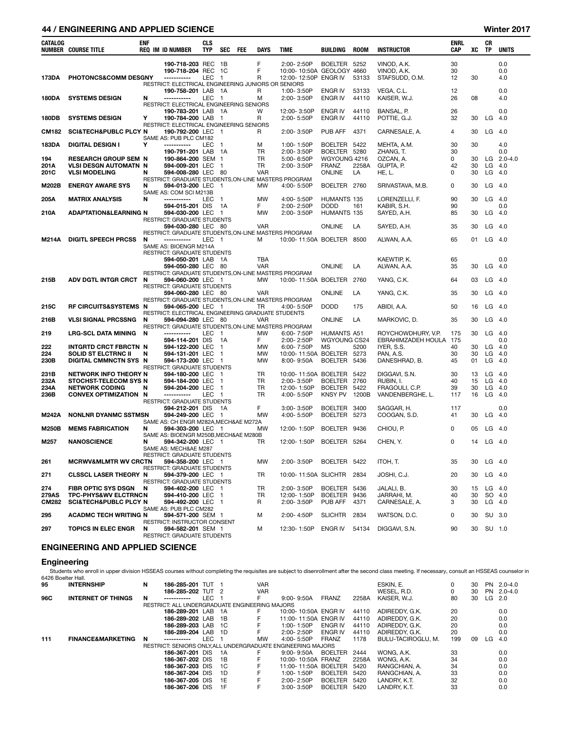| CATALOG NUMBER | COURSE TITLE | ENF REQ | IM | ID NUMBER | CLS TYP | SEC | FEE | DAYS | TIME | BUILDING | ROOM | INSTRUCTOR | ENRL CAP | XC | CR TP | UNITS |
|---|---|---|---|---|---|---|---|---|---|---|---|---|---|---|---|---|
| | | | | 190-718-203 | REC | 1B | | F | 2:00- 2:50P | BOELTER | 5252 | VINOD, A.K. | 30 | | | 0.0 |
| | | | | 190-718-204 | REC | 1C | | F | 10:00- 10:50A | GEOLOGY | 4660 | VINOD, A.K. | 30 | | | 0.0 |
| 173DA | PHOTONCS&COMM DESGNY | | | ----------- | LEC | 1 | | R | 12:00- 12:50P | ENGR IV | 53133 | STAFSUDD, O.M. | 12 | 30 | | 4.0 |
| | RESTRICT: ELECTRICAL ENGINEERING JUNIORS OR SENIORS | | | | | | | | | | | | | | | |
| | | | | 190-758-201 | LAB | 1A | | R | 1:00- 3:50P | ENGR IV | 53133 | VEGA, C.L. | 12 | | | 0.0 |
| 180DA | SYSTEMS DESIGN | N | | ----------- | LEC | 1 | | M | 2:00- 3:50P | ENGR IV | 44110 | KAISER, W.J. | 26 | 08 | | 4.0 |
| | RESTRICT: ELECTRICAL ENGINEERING SENIORS | | | | | | | | | | | | | | | |
| | | | | 190-783-201 | LAB | 1A | | W | 12:00- 3:50P | ENGR IV | 44110 | BANSAL, P. | 26 | | | 0.0 |
| 180DB | SYSTEMS DESIGN | Y | | 190-784-200 | LAB | 1 | | R | 2:00- 5:50P | ENGR IV | 44110 | POTTIE, G.J. | 32 | 30 | LG | 4.0 |
| | RESTRICT: ELECTRICAL ENGINEERING SENIORS | | | | | | | | | | | | | | | |
| CM182 | SCI&TECH&PUBLC PLCY | N | | 190-792-200 | LEC | 1 | | R | 2:00- 3:50P | PUB AFF | 4371 | CARNESALE, A. | 4 | 30 | LG | 4.0 |
| | SAME AS: PUB PLC CM182 | | | | | | | | | | | | | | | |
| 183DA | DIGITAL DESIGN I | Y | | ----------- | LEC | 1 | | M | 1:00- 1:50P | BOELTER | 5422 | MEHTA, A.M. | 30 | 30 | | 4.0 |
| | | | | 190-791-201 | LAB | 1A | | TR | 2:00- 3:50P | BOELTER | 5280 | ZHANG, T. | 30 | | | 0.0 |
| 194 | RESEARCH GROUP SEM | N | | 190-864-200 | SEM | 1 | | TR | 5:00- 6:50P | WGYOUNG | 4216 | OZCAN, A. | 0 | 30 | LG | 2.0-4.0 |
| 201A | VLSI DESGN AUTOMATN | N | | 594-009-201 | LEC | 1 | | TR | 2:00- 3:50P | FRANZ | 2258A | GUPTA, P. | 42 | 30 | LG | 4.0 |
| 201C | VLSI MODELING | N | | 594-008-280 | LEC | 80 | | VAR | | ONLINE | LA | HE, L. | 0 | 30 | LG | 4.0 |
| | RESTRICT: GRADUATE STUDENTS,ON-LINE MASTERS PROGRAM | | | | | | | | | | | | | | | |
| M202B | ENERGY AWARE SYS | N | | 594-013-200 | LEC | 1 | | MW | 4:00- 5:50P | BOELTER | 2760 | SRIVASTAVA, M.B. | 0 | 30 | LG | 4.0 |
| | SAME AS: COM SCI M213B | | | | | | | | | | | | | | | |
| 205A | MATRIX ANALYSIS | N | | ----------- | LEC | 1 | | MW | 4:00- 5:50P | HUMANTS | 135 | LORENZELLI, F. | 90 | 30 | LG | 4.0 |
| | | | | 594-015-201 | DIS | 1A | | F | 2:00- 2:50P | DODD | 161 | KABIR, S.H. | 90 | | | 0.0 |
| 210A | ADAPTATION&LEARNING | N | | 594-030-200 | LEC | 1 | | MW | 2:00- 3:50P | HUMANTS | 135 | SAYED, A.H. | 85 | 30 | LG | 4.0 |
| | RESTRICT: GRADUATE STUDENTS | | | | | | | | | | | | | | | |
| | | | | 594-030-280 | LEC | 80 | | VAR | | ONLINE | LA | SAYED, A.H. | 35 | 30 | LG | 4.0 |
| | RESTRICT: GRADUATE STUDENTS,ON-LINE MASTERS PROGRAM | | | | | | | | | | | | | | | |
| M214A | DIGITL SPEECH PRCSS | N | | ----------- | LEC | 1 | | M | 10:00- 11:50A | BOELTER | 8500 | ALWAN, A.A. | 65 | 01 | LG | 4.0 |
| | SAME AS: BIOENGR M214A | | | | | | | | | | | | | | | |
| | RESTRICT: GRADUATE STUDENTS | | | | | | | | | | | | | | | |
| | | | | 594-050-201 | LAB | 1A | | TBA | | | | KAEWTIP, K. | 65 | | | 0.0 |
| | | | | 594-050-280 | LEC | 80 | | VAR | | ONLINE | LA | ALWAN, A.A. | 35 | 30 | LG | 4.0 |
| | RESTRICT: GRADUATE STUDENTS,ON-LINE MASTERS PROGRAM | | | | | | | | | | | | | | | |
| 215B | ADV DGTL INTGR CRCT | N | | 594-060-200 | LEC | 1 | | MW | 10:00- 11:50A | BOELTER | 2760 | YANG, C.K. | 64 | 03 | LG | 4.0 |
| | RESTRICT: GRADUATE STUDENTS | | | | | | | | | | | | | | | |
| | | | | 594-060-280 | LEC | 80 | | VAR | | ONLINE | LA | YANG, C.K. | 35 | 30 | LG | 4.0 |
| | RESTRICT: GRADUATE STUDENTS,ON-LINE MASTERS PROGRAM | | | | | | | | | | | | | | | |
| 215C | RF CIRCUITS&SYSTEMS | N | | 594-065-200 | LEC | 1 | | TR | 4:00- 5:50P | DODD | 175 | ABIDI, A.A. | 50 | 16 | LG | 4.0 |
| | RESTRICT: ELECTRICAL ENGINEERING GRADUATE STUDENTS | | | | | | | | | | | | | | | |
| 216B | VLSI SIGNAL PRCSSNG | N | | 594-094-280 | LEC | 80 | | VAR | | ONLINE | LA | MARKOVIC, D. | 35 | 30 | LG | 4.0 |
| | RESTRICT: GRADUATE STUDENTS,ON-LINE MASTERS PROGRAM | | | | | | | | | | | | | | | |
| 219 | LRG-SCL DATA MINING | N | | ----------- | LEC | 1 | | MW | 6:00- 7:50P | HUMANTS | A51 | ROYCHOWDHURY, V.P. | 175 | 30 | LG | 4.0 |
| | | | | 594-114-201 | DIS | 1A | | F | 2:00- 2:50P | WGYOUNG | CS24 | EBRAHIMZADEH HOULA | 175 | | | 0.0 |
| 222 | INTGRTD CRCT FBRCTN | N | | 594-122-200 | LEC | 1 | | MW | 6:00- 7:50P | MS | 5200 | IYER, S.S. | 40 | 30 | LG | 4.0 |
| 224 | SOLID ST ELCTRNC II | N | | 594-131-201 | LEC | 1 | | MW | 10:00- 11:50A | BOELTER | 5273 | PAN, A.S. | 30 | 30 | LG | 4.0 |
| 230B | DIGITAL CMMNCTN SYS | N | | 594-173-200 | LEC | 1 | | MW | 8:00- 9:50A | BOELTER | 5436 | DANESHRAD, B. | 45 | 01 | LG | 4.0 |
| | RESTRICT: GRADUATE STUDENTS | | | | | | | | | | | | | | | |
| 231B | NETWORK INFO THEORY | N | | 594-180-200 | LEC | 1 | | TR | 10:00- 11:50A | BOELTER | 5422 | DIGGAVI, S.N. | 30 | 13 | LG | 4.0 |
| 232A | STOCHST-TELECOM SYS | N | | 594-184-200 | LEC | 1 | | TR | 2:00- 3:50P | BOELTER | 2760 | RUBIN, I. | 40 | 15 | LG | 4.0 |
| 234A | NETWORK CODING | N | | 594-204-200 | LEC | 1 | | TR | 12:00- 1:50P | BOELTER | 5422 | FRAGOULI, C.P. | 39 | 30 | LG | 4.0 |
| 236B | CONVEX OPTIMIZATION | N | | ----------- | LEC | 1 | | TR | 4:00- 5:50P | KNSY PV | 1200B | VANDENBERGHE, L. | 117 | 16 | LG | 4.0 |
| | RESTRICT: GRADUATE STUDENTS | | | | | | | | | | | | | | | |
| | | | | 594-212-201 | DIS | 1A | | F | 3:00- 3:50P | BOELTER | 3400 | SAGGAR, H. | 117 | | | 0.0 |
| M242A | NONLNR DYNAMC SSTMS | N | | 594-249-200 | LEC | 1 | | MW | 4:00- 5:50P | BOELTER | 5273 | COOGAN, S.D. | 41 | 30 | LG | 4.0 |
| | SAME AS: CH ENGR M282A,MECH&AE M272A | | | | | | | | | | | | | | | |
| M250B | MEMS FABRICATION | N | | 594-303-200 | LEC | 1 | | MW | 12:00- 1:50P | BOELTER | 9436 | CHIOU, P. | 0 | 05 | LG | 4.0 |
| | SAME AS: BIOENGR M250B,MECH&AE M280B | | | | | | | | | | | | | | | |
| M257 | NANOSCIENCE | N | | 594-342-200 | LEC | 1 | | TR | 12:00- 1:50P | BOELTER | 5264 | CHEN, Y. | 0 | 14 | LG | 4.0 |
| | SAME AS: MECH&AE M287 | | | | | | | | | | | | | | | |
| | RESTRICT: GRADUATE STUDENTS | | | | | | | | | | | | | | | |
| 261 | MCRWV&MLMTR WV CRCT | N | | 594-358-200 | LEC | 1 | | MW | 2:00- 3:50P | BOELTER | 5422 | ITOH, T. | 35 | 30 | LG | 4.0 |
| | RESTRICT: GRADUATE STUDENTS | | | | | | | | | | | | | | | |
| 271 | CLSSCL LASER THEORY | N | | 594-379-200 | LEC | 1 | | TR | 10:00- 11:50A | SLICHTR | 2834 | JOSHI, C.J. | 20 | 30 | LG | 4.0 |
| | RESTRICT: GRADUATE STUDENTS | | | | | | | | | | | | | | | |
| 274 | FIBR OPTIC SYS DSGN | N | | 594-402-200 | LEC | 1 | | TR | 2:00- 3:50P | BOELTER | 5436 | JALALI, B. | 30 | 15 | LG | 4.0 |
| 279AS | TPC-PHYS&WV ELCTRNC | N | | 594-410-200 | LEC | 1 | | TR | 12:00- 1:50P | BOELTER | 9436 | JARRAHI, M. | 40 | 30 | SO | 4.0 |
| CM282 | SCI&TECH&PUBLC PLCY | N | | 594-492-200 | LEC | 1 | | R | 2:00- 3:50P | PUB AFF | 4371 | CARNESALE, A. | 3 | 30 | LG | 4.0 |
| | SAME AS: PUB PLC CM282 | | | | | | | | | | | | | | | |
| 295 | ACADMC TECH WRITING | N | | 594-571-200 | SEM | 1 | | M | 2:00- 4:50P | SLICHTR | 2834 | WATSON, D.C. | 0 | 30 | SU | 3.0 |
| | RESTRICT: INSTRUCTOR CONSENT | | | | | | | | | | | | | | | |
| 297 | TOPICS IN ELEC ENGR | N | | 594-582-201 | SEM | 1 | | M | 12:30- 1:50P | ENGR IV | 54134 | DIGGAVI, S.N. | 90 | 30 | SU | 1.0 |
| | RESTRICT: GRADUATE STUDENTS | | | | | | | | | | | | | | | |

## ENGINEERING AND APPLIED SCIENCE

### Engineering

Students who enroll in upper division HSSEAS courses without completing the requisites are subject to disenrollment after the second class meeting. If necessary, consult an HSSEAS counselor in 6426 Boelter Hall.

| CATALOG NUMBER | COURSE TITLE | ENF REQ | IM | ID NUMBER | CLS TYP | SEC | FEE | DAYS | TIME | BUILDING | ROOM | INSTRUCTOR | ENRL CAP | XC | CR TP | UNITS |
|---|---|---|---|---|---|---|---|---|---|---|---|---|---|---|---|---|
| 95 | INTERNSHIP | N | | 186-285-201 | TUT | 1 | | VAR | | | | ESKIN, E. | 0 | 30 | PN | 2.0-4.0 |
| | | | | 186-285-202 | TUT | 2 | | VAR | | | | WESEL, R.D. | 0 | 30 | PN | 2.0-4.0 |
| 96C | INTERNET OF THINGS | N | | ----------- | LEC | 1 | | F | 9:00- 9:50A | FRANZ | 2258A | KAISER, W.J. | 80 | 30 | LG | 2.0 |
| | RESTRICT: ALL UNDERGRADUATE ENGINEERING MAJORS | | | | | | | | | | | | | | | |
| | | | | 186-289-201 | LAB | 1A | | F | 10:00- 10:50A | ENGR IV | 44110 | ADIREDDY, G.K. | 20 | | | 0.0 |
| | | | | 186-289-202 | LAB | 1B | | F | 11:00- 11:50A | ENGR IV | 44110 | ADIREDDY, G.K. | 20 | | | 0.0 |
| | | | | 186-289-203 | LAB | 1C | | F | 1:00- 1:50P | ENGR IV | 44110 | ADIREDDY, G.K. | 20 | | | 0.0 |
| | | | | 186-289-204 | LAB | 1D | | F | 2:00- 2:50P | ENGR IV | 44110 | ADIREDDY, G.K. | 20 | | | 0.0 |
| 111 | FINANCE&MARKETING | N | | ----------- | LEC | 1 | | MW | 4:00- 5:50P | FRANZ | 1178 | BULU-TACIROGLU, M. | 199 | 09 | LG | 4.0 |
| | RESTRICT: SENIORS ONLY,ALL UNDERGRADUATE ENGINEERING MAJORS | | | | | | | | | | | | | | | |
| | | | | 186-367-201 | DIS | 1A | | F | 9:00- 9:50A | BOELTER | 2444 | WONG, A.K. | 33 | | | 0.0 |
| | | | | 186-367-202 | DIS | 1B | | F | 10:00- 10:50A | FRANZ | 2258A | WONG, A.K. | 34 | | | 0.0 |
| | | | | 186-367-203 | DIS | 1C | | F | 11:00- 11:50A | BOELTER | 5420 | RANGCHIAN, A. | 34 | | | 0.0 |
| | | | | 186-367-204 | DIS | 1D | | F | 1:00- 1:50P | BOELTER | 5420 | RANGCHIAN, A. | 33 | | | 0.0 |
| | | | | 186-367-205 | DIS | 1E | | F | 2:00- 2:50P | BOELTER | 5420 | LANDRY, K.T. | 32 | | | 0.0 |
| | | | | 186-367-206 | DIS | 1F | | F | 3:00- 3:50P | BOELTER | 5420 | LANDRY, K.T. | 33 | | | 0.0 |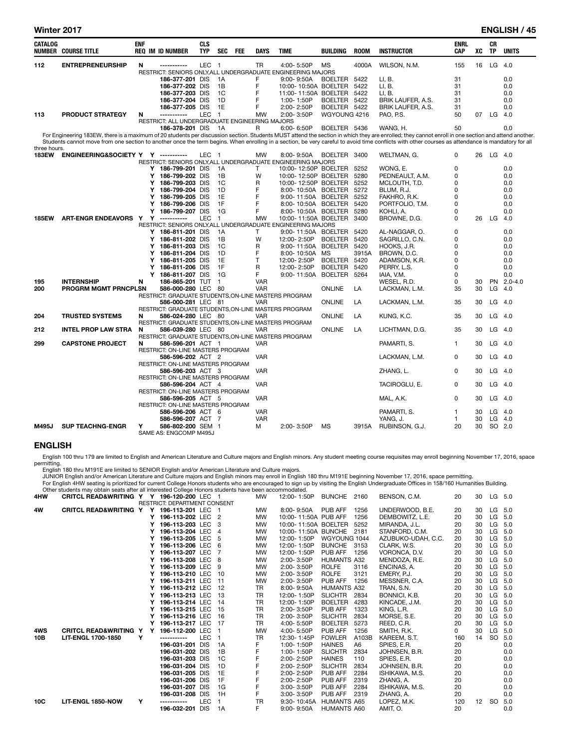| CATALOG NUMBER | COURSE TITLE | ENF REQ | IM | ID NUMBER | CLS TYP | SEC | FEE | DAYS | TIME | BUILDING | ROOM | INSTRUCTOR | ENRL CAP | XC | CR TP | UNITS |
|---|---|---|---|---|---|---|---|---|---|---|---|---|---|---|---|---|
| 112 | ENTREPRENEURSHIP | N | | ----------- | LEC | 1 | | TR | 4:00- 5:50P | MS | 4000A | WILSON, N.M. | 155 | 16 | LG | 4.0 |
| | RESTRICT: SENIORS ONLY,ALL UNDERGRADUATE ENGINEERING MAJORS | | | | | | | | | | | | | | | |
| | | | | 186-377-201 | DIS | 1A | | F | 9:00- 9:50A | BOELTER | 5422 | LI, B. | 31 | | | 0.0 |
| | | | | 186-377-202 | DIS | 1B | | F | 10:00- 10:50A | BOELTER | 5422 | LI, B. | 31 | | | 0.0 |
| | | | | 186-377-203 | DIS | 1C | | F | 11:00- 11:50A | BOELTER | 5422 | LI, B. | 31 | | | 0.0 |
| | | | | 186-377-204 | DIS | 1D | | F | 1:00- 1:50P | BOELTER | 5422 | BRIK LAUFER, A.S. | 31 | | | 0.0 |
| | | | | 186-377-205 | DIS | 1E | | F | 2:00- 2:50P | BOELTER | 5422 | BRIK LAUFER, A.S. | 31 | | | 0.0 |
| 113 | PRODUCT STRATEGY | N | | ----------- | LEC | 1 | | MW | 2:00- 3:50P | WGYOUNG | 4216 | PAO, P.S. | 50 | 07 | LG | 4.0 |
| | RESTRICT: ALL UNDERGRADUATE ENGINEERING MAJORS | | | | | | | | | | | | | | | |
| | | | | 186-378-201 | DIS | 1A | | R | 6:00- 6:50P | BOELTER | 5436 | WANG, H. | 50 | | | 0.0 |

For Engineering 183EW, there is a maximum of 20 students per discussion section. Students MUST attend the section in which they are enrolled; they cannot enroll in one section and attend another. Students cannot move from one section to another once the term begins. When enrolling in a section, be very careful to avoid time conflicts with other courses as attendance is mandatory for all three hours.

| CATALOG NUMBER | COURSE TITLE | ENF REQ | IM | ID NUMBER | CLS TYP | SEC | FEE | DAYS | TIME | BUILDING | ROOM | INSTRUCTOR | ENRL CAP | XC | CR TP | UNITS |
|---|---|---|---|---|---|---|---|---|---|---|---|---|---|---|---|---|
| 183EW | ENGINEERING&SOCIETY | Y | Y | ----------- | LEC | 1 | | MW | 8:00- 9:50A | BOELTER | 3400 | WELTMAN, G. | 0 | 26 | LG | 4.0 |
| | RESTRICT: SENIORS ONLY,ALL UNDERGRADUATE ENGINEERING MAJORS | | | | | | | | | | | | | | | |
| | | | Y | 186-799-201 | DIS | 1A | | T | 10:00- 12:50P | BOELTER | 5252 | WONG, E. | 0 | | | 0.0 |
| | | | Y | 186-799-202 | DIS | 1B | | W | 10:00- 12:50P | BOELTER | 5280 | PEDNEAULT, A.M. | 0 | | | 0.0 |
| | | | Y | 186-799-203 | DIS | 1C | | R | 10:00- 12:50P | BOELTER | 5252 | MCLOUTH, T.D. | 0 | | | 0.0 |
| | | | Y | 186-799-204 | DIS | 1D | | F | 8:00- 10:50A | BOELTER | 5272 | BLUM, R.J. | 0 | | | 0.0 |
| | | | Y | 186-799-205 | DIS | 1E | | F | 9:00- 11:50A | BOELTER | 5252 | FAKHRO, R.K. | 0 | | | 0.0 |
| | | | Y | 186-799-206 | DIS | 1F | | F | 8:00- 10:50A | BOELTER | 5420 | PORTFOLIO, T.M. | 0 | | | 0.0 |
| | | | Y | 186-799-207 | DIS | 1G | | F | 8:00- 10:50A | BOELTER | 5280 | KOHLI, A. | 0 | | | 0.0 |
| 185EW | ART-ENGR ENDEAVORS | Y | Y | ----------- | LEC | 1 | | MW | 10:00- 11:50A | BOELTER | 3400 | BROWNE, D.G. | 0 | 26 | LG | 4.0 |
| | RESTRICT: SENIORS ONLY,ALL UNDERGRADUATE ENGINEERING MAJORS | | | | | | | | | | | | | | | |
| | | | Y | 186-811-201 | DIS | 1A | | T | 9:00- 11:50A | BOELTER | 5420 | AL-NAGGAR, O. | 0 | | | 0.0 |
| | | | Y | 186-811-202 | DIS | 1B | | W | 12:00- 2:50P | BOELTER | 5420 | SAGRILLO, C.N. | 0 | | | 0.0 |
| | | | Y | 186-811-203 | DIS | 1C | | R | 9:00- 11:50A | BOELTER | 5420 | HOOKS, J.R. | 0 | | | 0.0 |
| | | | Y | 186-811-204 | DIS | 1D | | F | 8:00- 10:50A | MS | 3915A | BROWN, D.C. | 0 | | | 0.0 |
| | | | Y | 186-811-205 | DIS | 1E | | T | 12:00- 2:50P | BOELTER | 5420 | ADAMSON, K.R. | 0 | | | 0.0 |
| | | | Y | 186-811-206 | DIS | 1F | | R | 12:00- 2:50P | BOELTER | 5420 | PERRY, L.S. | 0 | | | 0.0 |
| | | | Y | 186-811-207 | DIS | 1G | | F | 9:00- 11:50A | BOELTER | 5264 | IAIA, V.M. | 0 | | | 0.0 |
| 195 | INTERNSHIP | N | | 186-865-201 | TUT | 1 | | VAR | | | | WESEL, R.D. | 0 | 30 | PN | 2.0-4.0 |
| 200 | PROGRM MGMT PRNCPLS | N | | 586-000-280 | LEC | 80 | | VAR | | ONLINE | LA | LACKMAN, L.M. | 35 | 30 | LG | 4.0 |
| | RESTRICT: GRADUATE STUDENTS,ON-LINE MASTERS PROGRAM | | | | | | | | | | | | | | | |
| | | | | 586-000-281 | LEC | 81 | | VAR | | ONLINE | LA | LACKMAN, L.M. | 35 | 30 | LG | 4.0 |
| | RESTRICT: GRADUATE STUDENTS,ON-LINE MASTERS PROGRAM | | | | | | | | | | | | | | | |
| 204 | TRUSTED SYSTEMS | N | | 586-024-280 | LEC | 80 | | VAR | | ONLINE | LA | KUNG, K.C. | 35 | 30 | LG | 4.0 |
| | RESTRICT: GRADUATE STUDENTS,ON-LINE MASTERS PROGRAM | | | | | | | | | | | | | | | |
| 212 | INTEL PROP LAW STRA | N | | 586-039-280 | LEC | 80 | | VAR | | ONLINE | LA | LICHTMAN, D.G. | 35 | 30 | LG | 4.0 |
| | RESTRICT: GRADUATE STUDENTS,ON-LINE MASTERS PROGRAM | | | | | | | | | | | | | | | |
| 299 | CAPSTONE PROJECT | N | | 586-596-201 | ACT | 1 | | VAR | | | | PAMARTI, S. | 1 | 30 | LG | 4.0 |
| | RESTRICT: ON-LINE MASTERS PROGRAM | | | | | | | | | | | | | | | |
| | | | | 586-596-202 | ACT | 2 | | VAR | | | | LACKMAN, L.M. | 0 | 30 | LG | 4.0 |
| | RESTRICT: ON-LINE MASTERS PROGRAM | | | | | | | | | | | | | | | |
| | | | | 586-596-203 | ACT | 3 | | VAR | | | | ZHANG, L. | 0 | 30 | LG | 4.0 |
| | RESTRICT: ON-LINE MASTERS PROGRAM | | | | | | | | | | | | | | | |
| | | | | 586-596-204 | ACT | 4 | | VAR | | | | TACIROGLU, E. | 0 | 30 | LG | 4.0 |
| | RESTRICT: ON-LINE MASTERS PROGRAM | | | | | | | | | | | | | | | |
| | | | | 586-596-205 | ACT | 5 | | VAR | | | | MAL, A.K. | 0 | 30 | LG | 4.0 |
| | RESTRICT: ON-LINE MASTERS PROGRAM | | | | | | | | | | | | | | | |
| | | | | 586-596-206 | ACT | 6 | | VAR | | | | PAMARTI, S. | 1 | 30 | LG | 4.0 |
| | | | | 586-596-207 | ACT | 7 | | VAR | | | | YANG, J. | 1 | 30 | LG | 4.0 |
| M495J | SUP TEACHNG-ENGR | Y | | 586-802-200 | SEM | 1 | | M | 2:00- 3:50P | MS | 3915A | RUBINSON, G.J. | 20 | 30 | SO | 2.0 |
| | SAME AS: ENGCOMP M495J | | | | | | | | | | | | | | | |

## ENGLISH

English 100 thru 179 are limited to English and American Literature and Culture majors and English minors. Any student meeting course requisites may enroll beginning November 17, 2016, space permitting.

English 180 thru M191E are limited to SENIOR English and/or American Literature and Culture majors.

JUNIOR English and/or American Literature and Culture majors and English minors may enroll in English 180 thru M191E beginning November 17, 2016, space permitting.

For English 4HW seating is prioritized for current College Honors students who are encouraged to sign up by visiting the English Undergraduate Offices in 158/160 Humanities Building. Other students may obtain seats after all interested College Honors students have been accommodated.

| CATALOG NUMBER | COURSE TITLE | ENF REQ | IM | ID NUMBER | CLS TYP | SEC | FEE | DAYS | TIME | BUILDING | ROOM | INSTRUCTOR | ENRL CAP | XC | CR TP | UNITS |
|---|---|---|---|---|---|---|---|---|---|---|---|---|---|---|---|---|
| 4HW | CRITCL READ&WRITING | Y | Y | 196-120-200 | LEC | 1 | | MW | 12:00- 1:50P | BUNCHE | 2160 | BENSON, C.M. | 20 | 30 | LG | 5.0 |
| | RESTRICT: DEPARTMENT CONSENT | | | | | | | | | | | | | | | |
| 4W | CRITCL READ&WRITING | Y | Y | 196-113-201 | LEC | 1 | | MW | 8:00- 9:50A | PUB AFF | 1256 | UNDERWOOD, B.E. | 20 | 30 | LG | 5.0 |
| | | | Y | 196-113-202 | LEC | 2 | | MW | 10:00- 11:50A | PUB AFF | 1256 | DEMBOWITZ, L.E. | 20 | 30 | LG | 5.0 |
| | | | Y | 196-113-203 | LEC | 3 | | MW | 10:00- 11:50A | BOELTER | 5252 | MIRANDA, J.L. | 20 | 30 | LG | 5.0 |
| | | | Y | 196-113-204 | LEC | 4 | | MW | 10:00- 11:50A | BUNCHE | 2181 | STANFORD, C.M. | 20 | 30 | LG | 5.0 |
| | | | Y | 196-113-205 | LEC | 5 | | MW | 12:00- 1:50P | WGYOUNG | 1044 | AZUBUKO-UDAH, C.C. | 20 | 30 | LG | 5.0 |
| | | | Y | 196-113-206 | LEC | 6 | | MW | 12:00- 1:50P | BUNCHE | 3153 | CLARK, W.S. | 20 | 30 | LG | 5.0 |
| | | | Y | 196-113-207 | LEC | 7 | | MW | 12:00- 1:50P | PUB AFF | 1256 | VORONCA, D.V. | 20 | 30 | LG | 5.0 |
| | | | Y | 196-113-208 | LEC | 8 | | MW | 2:00- 3:50P | HUMANTS | A32 | MENDOZA, R.E. | 20 | 30 | LG | 5.0 |
| | | | Y | 196-113-209 | LEC | 9 | | MW | 2:00- 3:50P | ROLFE | 3116 | ENCINAS, A. | 20 | 30 | LG | 5.0 |
| | | | Y | 196-113-210 | LEC | 10 | | MW | 2:00- 3:50P | ROLFE | 3121 | EMERY, P.J. | 20 | 30 | LG | 5.0 |
| | | | Y | 196-113-211 | LEC | 11 | | MW | 2:00- 3:50P | PUB AFF | 1256 | MESSNER, C.A. | 20 | 30 | LG | 5.0 |
| | | | Y | 196-113-212 | LEC | 12 | | TR | 8:00- 9:50A | HUMANTS | A32 | TRAN, S.N. | 20 | 30 | LG | 5.0 |
| | | | Y | 196-113-213 | LEC | 13 | | TR | 12:00- 1:50P | SLICHTR | 2834 | BONNICI, K.B. | 20 | 30 | LG | 5.0 |
| | | | Y | 196-113-214 | LEC | 14 | | TR | 12:00- 1:50P | BOELTER | 4283 | KINCADE, J.M. | 20 | 30 | LG | 5.0 |
| | | | Y | 196-113-215 | LEC | 15 | | TR | 2:00- 3:50P | PUB AFF | 1323 | KING, L.R. | 20 | 30 | LG | 5.0 |
| | | | Y | 196-113-216 | LEC | 16 | | TR | 2:00- 3:50P | SLICHTR | 2834 | MORSE, S.E. | 20 | 30 | LG | 5.0 |
| | | | Y | 196-113-217 | LEC | 17 | | TR | 4:00- 5:50P | BOELTER | 5273 | REED, C.R. | 20 | 30 | LG | 5.0 |
| 4WS | CRITCL READ&WRITING | Y | Y | 196-112-200 | LEC | 1 | | MW | 4:00- 5:50P | PUB AFF | 1256 | SMITH, R.K. | 0 | 30 | LG | 5.0 |
| 10B | LIT-ENGL 1700-1850 | Y | | ----------- | LEC | 1 | | TR | 12:30- 1:45P | FOWLER | A103B | KAREEM, S.T. | 160 | 14 | SO | 5.0 |
| | | | | 196-031-201 | DIS | 1A | | F | 1:00- 1:50P | HAINES | A6 | SPIES, E.R. | 20 | | | 0.0 |
| | | | | 196-031-202 | DIS | 1B | | F | 1:00- 1:50P | SLICHTR | 2834 | JOHNSEN, B.R. | 20 | | | 0.0 |
| | | | | 196-031-203 | DIS | 1C | | F | 2:00- 2:50P | HAINES | 110 | SPIES, E.R. | 20 | | | 0.0 |
| | | | | 196-031-204 | DIS | 1D | | F | 2:00- 2:50P | SLICHTR | 2834 | JOHNSEN, B.R. | 20 | | | 0.0 |
| | | | | 196-031-205 | DIS | 1E | | F | 2:00- 2:50P | PUB AFF | 2284 | ISHIKAWA, M.S. | 20 | | | 0.0 |
| | | | | 196-031-206 | DIS | 1F | | F | 2:00- 2:50P | PUB AFF | 2319 | ZHANG, A. | 20 | | | 0.0 |
| | | | | 196-031-207 | DIS | 1G | | F | 3:00- 3:50P | PUB AFF | 2284 | ISHIKAWA, M.S. | 20 | | | 0.0 |
| | | | | 196-031-208 | DIS | 1H | | F | 3:00- 3:50P | PUB AFF | 2319 | ZHANG, A. | 20 | | | 0.0 |
| 10C | LIT-ENGL 1850-NOW | Y | | ----------- | LEC | 1 | | TR | 9:30- 10:45A | HUMANTS | A65 | LOPEZ, M.K. | 120 | 12 | SO | 5.0 |
| | | | | 196-032-201 | DIS | 1A | | F | 9:00- 9:50A | HUMANTS | A60 | AMIT, O. | 20 | | | 0.0 |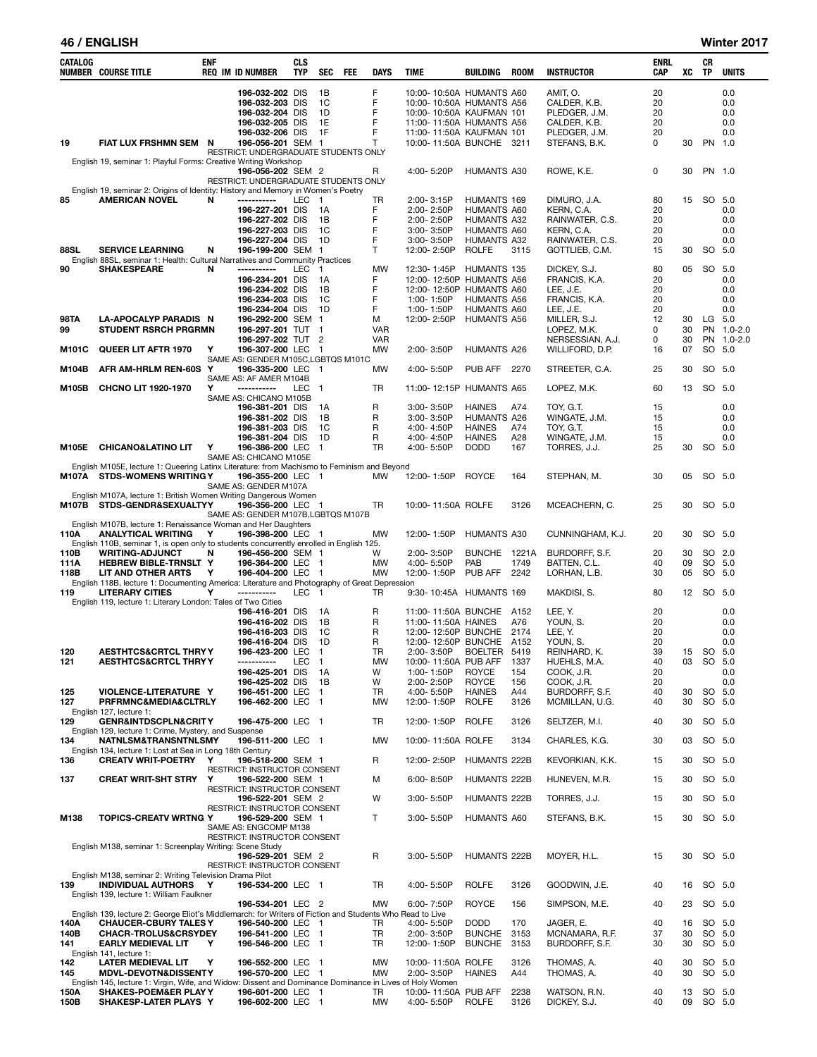## ENGLISH — Winter 2017

| CATALOG NUMBER | COURSE TITLE | ENF REQ | IM | ID NUMBER | CLS TYP | SEC | FEE | DAYS | TIME | BUILDING | ROOM | INSTRUCTOR | ENRL CAP | XC | CR TP | UNITS |
|---|---|---|---|---|---|---|---|---|---|---|---|---|---|---|---|---|
| | | | | 196-032-202 | DIS | 1B | | F | 10:00- 10:50A | HUMANTS | A60 | AMIT, O. | 20 | | | 0.0 |
| | | | | 196-032-203 | DIS | 1C | | F | 10:00- 10:50A | HUMANTS | A56 | CALDER, K.B. | 20 | | | 0.0 |
| | | | | 196-032-204 | DIS | 1D | | F | 10:00- 10:50A | KAUFMAN | 101 | PLEDGER, J.M. | 20 | | | 0.0 |
| | | | | 196-032-205 | DIS | 1E | | F | 11:00- 11:50A | HUMANTS | A56 | CALDER, K.B. | 20 | | | 0.0 |
| | | | | 196-032-206 | DIS | 1F | | F | 11:00- 11:50A | KAUFMAN | 101 | PLEDGER, J.M. | 20 | | | 0.0 |
| 19 | FIAT LUX FRSHMN SEM | N | | 196-056-201 | SEM | 1 | | T | 10:00- 11:50A | BUNCHE | 3211 | STEFANS, B.K. | 0 | 30 | PN | 1.0 |
| | RESTRICT: UNDERGRADUATE STUDENTS ONLY | | | | | | | | | | | | | | | |
| | English 19, seminar 1: Playful Forms: Creative Writing Workshop | | | | | | | | | | | | | | | |
| | | | | 196-056-202 | SEM | 2 | | R | 4:00- 5:20P | HUMANTS | A30 | ROWE, K.E. | 0 | 30 | PN | 1.0 |
| | RESTRICT: UNDERGRADUATE STUDENTS ONLY | | | | | | | | | | | | | | | |
| | English 19, seminar 2: Origins of Identity: History and Memory in Women's Poetry | | | | | | | | | | | | | | | |
| 85 | AMERICAN NOVEL | N | | ----------- | LEC | 1 | | TR | 2:00- 3:15P | HUMANTS | 169 | DIMURO, J.A. | 80 | 15 | SO | 5.0 |
| | | | | 196-227-201 | DIS | 1A | | F | 2:00- 2:50P | HUMANTS | A60 | KERN, C.A. | 20 | | | 0.0 |
| | | | | 196-227-202 | DIS | 1B | | F | 2:00- 2:50P | HUMANTS | A32 | RAINWATER, C.S. | 20 | | | 0.0 |
| | | | | 196-227-203 | DIS | 1C | | F | 3:00- 3:50P | HUMANTS | A60 | KERN, C.A. | 20 | | | 0.0 |
| | | | | 196-227-204 | DIS | 1D | | F | 3:00- 3:50P | HUMANTS | A32 | RAINWATER, C.S. | 20 | | | 0.0 |
| 88SL | SERVICE LEARNING | N | | 196-199-200 | SEM | 1 | | T | 12:00- 2:50P | ROLFE | 3115 | GOTTLIEB, C.M. | 15 | 30 | SO | 5.0 |
| | English 88SL, seminar 1: Health: Cultural Narratives and Community Practices | | | | | | | | | | | | | | | |
| 90 | SHAKESPEARE | N | | ----------- | LEC | 1 | | MW | 12:30- 1:45P | HUMANTS | 135 | DICKEY, S.J. | 80 | 05 | SO | 5.0 |
| | | | | 196-234-201 | DIS | 1A | | F | 12:00- 12:50P | HUMANTS | A56 | FRANCIS, K.A. | 20 | | | 0.0 |
| | | | | 196-234-202 | DIS | 1B | | F | 12:00- 12:50P | HUMANTS | A60 | LEE, J.E. | 20 | | | 0.0 |
| | | | | 196-234-203 | DIS | 1C | | F | 1:00- 1:50P | HUMANTS | A56 | FRANCIS, K.A. | 20 | | | 0.0 |
| | | | | 196-234-204 | DIS | 1D | | F | 1:00- 1:50P | HUMANTS | A60 | LEE, J.E. | 20 | | | 0.0 |
| 98TA | LA-APOCALYP PARADIS | N | | 196-292-200 | SEM | 1 | | M | 12:00- 2:50P | HUMANTS | A56 | MILLER, S.J. | 12 | 30 | LG | 5.0 |
| 99 | STUDENT RSRCH PRGRMN | | | 196-297-201 | TUT | 1 | | VAR | | | | LOPEZ, M.K. | 0 | 30 | PN | 1.0-2.0 |
| | | | | 196-297-202 | TUT | 2 | | VAR | | | | NERSESSIAN, A.J. | 0 | 30 | PN | 1.0-2.0 |
| M101C | QUEER LIT AFTR 1970 | Y | | 196-307-200 | LEC | 1 | | MW | 2:00- 3:50P | HUMANTS | A26 | WILLIFORD, D.P. | 16 | 07 | SO | 5.0 |
| | SAME AS: GENDER M105C,LGBTQS M101C | | | | | | | | | | | | | | | |
| M104B | AFR AM-HRLM REN-60S | Y | | 196-335-200 | LEC | 1 | | MW | 4:00- 5:50P | PUB AFF | 2270 | STREETER, C.A. | 25 | 30 | SO | 5.0 |
| | SAME AS: AF AMER M104B | | | | | | | | | | | | | | | |
| M105B | CHCNO LIT 1920-1970 | Y | | ----------- | LEC | 1 | | TR | 11:00- 12:15P | HUMANTS | A65 | LOPEZ, M.K. | 60 | 13 | SO | 5.0 |
| | SAME AS: CHICANO M105B | | | | | | | | | | | | | | | |
| | | | | 196-381-201 | DIS | 1A | | R | 3:00- 3:50P | HAINES | A74 | TOY, G.T. | 15 | | | 0.0 |
| | | | | 196-381-202 | DIS | 1B | | R | 3:00- 3:50P | HUMANTS | A26 | WINGATE, J.M. | 15 | | | 0.0 |
| | | | | 196-381-203 | DIS | 1C | | R | 4:00- 4:50P | HAINES | A74 | TOY, G.T. | 15 | | | 0.0 |
| | | | | 196-381-204 | DIS | 1D | | R | 4:00- 4:50P | HAINES | A28 | WINGATE, J.M. | 15 | | | 0.0 |
| M105E | CHICANO&LATINO LIT | Y | | 196-386-200 | LEC | 1 | | TR | 4:00- 5:50P | DODD | 167 | TORRES, J.J. | 25 | 30 | SO | 5.0 |
| | SAME AS: CHICANO M105E | | | | | | | | | | | | | | | |
| | English M105E, lecture 1: Queering Latinx Literature: from Machismo to Feminism and Beyond | | | | | | | | | | | | | | | |
| M107A | STDS-WOMENS WRITING | Y | | 196-355-200 | LEC | 1 | | MW | 12:00- 1:50P | ROYCE | 164 | STEPHAN, M. | 30 | 05 | SO | 5.0 |
| | SAME AS: GENDER M107A | | | | | | | | | | | | | | | |
| | English M107A, lecture 1: British Women Writing Dangerous Women | | | | | | | | | | | | | | | |
| M107B | STDS-GENDR&SEXUALTY | Y | | 196-356-200 | LEC | 1 | | TR | 10:00- 11:50A | ROLFE | 3126 | MCEACHERN, C. | 25 | 30 | SO | 5.0 |
| | SAME AS: GENDER M107B,LGBTQS M107B | | | | | | | | | | | | | | | |
| | English M107B, lecture 1: Renaissance Woman and Her Daughters | | | | | | | | | | | | | | | |
| 110A | ANALYTICAL WRITING | Y | | 196-398-200 | LEC | 1 | | MW | 12:00- 1:50P | HUMANTS | A30 | CUNNINGHAM, K.J. | 20 | 30 | SO | 5.0 |
| | English 110B, seminar 1, is open only to students concurrently enrolled in English 125. | | | | | | | | | | | | | | | |
| 110B | WRITING-ADJUNCT | N | | 196-456-200 | SEM | 1 | | W | 2:00- 3:50P | BUNCHE | 1221A | BURDORFF, S.F. | 20 | 30 | SO | 2.0 |
| 111A | HEBREW BIBLE-TRNSLT | Y | | 196-364-200 | LEC | 1 | | MW | 4:00- 5:50P | PAB | 1749 | BATTEN, C.L. | 40 | 09 | SO | 5.0 |
| 118B | LIT AND OTHER ARTS | Y | | 196-404-200 | LEC | 1 | | MW | 12:00- 1:50P | PUB AFF | 2242 | LORHAN, L.B. | 30 | 05 | SO | 5.0 |
| | English 118B, lecture 1: Documenting America: Literature and Photography of Great Depression | | | | | | | | | | | | | | | |
| 119 | LITERARY CITIES | Y | | ----------- | LEC | 1 | | TR | 9:30- 10:45A | HUMANTS | 169 | MAKDISI, S. | 80 | 12 | SO | 5.0 |
| | English 119, lecture 1: Literary London: Tales of Two Cities | | | | | | | | | | | | | | | |
| | | | | 196-416-201 | DIS | 1A | | R | 11:00- 11:50A | BUNCHE | A152 | LEE, Y. | 20 | | | 0.0 |
| | | | | 196-416-202 | DIS | 1B | | R | 11:00- 11:50A | HAINES | A76 | YOUN, S. | 20 | | | 0.0 |
| | | | | 196-416-203 | DIS | 1C | | R | 12:00- 12:50P | BUNCHE | 2174 | LEE, Y. | 20 | | | 0.0 |
| | | | | 196-416-204 | DIS | 1D | | R | 12:00- 12:50P | BUNCHE | A152 | YOUN, S. | 20 | | | 0.0 |
| 120 | AESTHTCS&CRTCL THRY | Y | | 196-423-200 | LEC | 1 | | TR | 2:00- 3:50P | BOELTER | 5419 | REINHARD, K. | 39 | 15 | SO | 5.0 |
| 121 | AESTHTCS&CRTCL THRY | Y | | ----------- | LEC | 1 | | MW | 10:00- 11:50A | PUB AFF | 1337 | HUEHLS, M.A. | 40 | 03 | SO | 5.0 |
| | | | | 196-425-201 | DIS | 1A | | W | 1:00- 1:50P | ROYCE | 154 | COOK, J.R. | 20 | | | 0.0 |
| | | | | 196-425-202 | DIS | 1B | | W | 2:00- 2:50P | ROYCE | 156 | COOK, J.R. | 20 | | | 0.0 |
| 125 | VIOLENCE-LITERATURE | Y | | 196-451-200 | LEC | 1 | | TR | 4:00- 5:50P | HAINES | A44 | BURDORFF, S.F. | 40 | 30 | SO | 5.0 |
| 127 | PRFRMNC&MEDIA&CLTRLY | | | 196-462-200 | LEC | 1 | | MW | 12:00- 1:50P | ROLFE | 3126 | MCMILLAN, U.G. | 40 | 30 | SO | 5.0 |
| | English 127, lecture 1: | | | | | | | | | | | | | | | |
| 129 | GENR&INTDSCPLN&CRIT | Y | | 196-475-200 | LEC | 1 | | TR | 12:00- 1:50P | ROLFE | 3126 | SELTZER, M.I. | 40 | 30 | SO | 5.0 |
| | English 129, lecture 1: Crime, Mystery, and Suspense | | | | | | | | | | | | | | | |
| 134 | NATNLSM&TRANSNTNLSMY | | | 196-511-200 | LEC | 1 | | MW | 10:00- 11:50A | ROLFE | 3134 | CHARLES, K.G. | 30 | 03 | SO | 5.0 |
| | English 134, lecture 1: Lost at Sea in Long 18th Century | | | | | | | | | | | | | | | |
| 136 | CREATV WRIT-POETRY | Y | | 196-518-200 | SEM | 1 | | R | 12:00- 2:50P | HUMANTS | 222B | KEVORKIAN, K.K. | 15 | 30 | SO | 5.0 |
| | RESTRICT: INSTRUCTOR CONSENT | | | | | | | | | | | | | | | |
| 137 | CREAT WRIT-SHT STRY | Y | | 196-522-200 | SEM | 1 | | M | 6:00- 8:50P | HUMANTS | 222B | HUNEVEN, M.R. | 15 | 30 | SO | 5.0 |
| | RESTRICT: INSTRUCTOR CONSENT | | | | | | | | | | | | | | | |
| | | | | 196-522-201 | SEM | 2 | | W | 3:00- 5:50P | HUMANTS | 222B | TORRES, J.J. | 15 | 30 | SO | 5.0 |
| | RESTRICT: INSTRUCTOR CONSENT | | | | | | | | | | | | | | | |
| M138 | TOPICS-CREATV WRTNG | Y | | 196-529-200 | SEM | 1 | | T | 3:00- 5:50P | HUMANTS | A60 | STEFANS, B.K. | 15 | 30 | SO | 5.0 |
| | SAME AS: ENGCOMP M138 | | | | | | | | | | | | | | | |
| | RESTRICT: INSTRUCTOR CONSENT | | | | | | | | | | | | | | | |
| | English M138, seminar 1: Screenplay Writing: Scene Study | | | | | | | | | | | | | | | |
| | | | | 196-529-201 | SEM | 2 | | R | 3:00- 5:50P | HUMANTS | 222B | MOYER, H.L. | 15 | 30 | SO | 5.0 |
| | RESTRICT: INSTRUCTOR CONSENT | | | | | | | | | | | | | | | |
| | English M138, seminar 2: Writing Television Drama Pilot | | | | | | | | | | | | | | | |
| 139 | INDIVIDUAL AUTHORS | Y | | 196-534-200 | LEC | 1 | | TR | 4:00- 5:50P | ROLFE | 3126 | GOODWIN, J.E. | 40 | 16 | SO | 5.0 |
| | English 139, lecture 1: William Faulkner | | | | | | | | | | | | | | | |
| | | | | 196-534-201 | LEC | 2 | | MW | 6:00- 7:50P | ROYCE | 156 | SIMPSON, M.E. | 40 | 23 | SO | 5.0 |
| | English 139, lecture 2: George Eliot's Middlemarch: for Writers of Fiction and Students Who Read to Live | | | | | | | | | | | | | | | |
| 140A | CHAUCER-CBURY TALES | Y | | 196-540-200 | LEC | 1 | | TR | 4:00- 5:50P | DODD | 170 | JAGER, E. | 40 | 16 | SO | 5.0 |
| 140B | CHACR-TROLUS&CRSYDE | Y | | 196-541-200 | LEC | 1 | | TR | 2:00- 3:50P | BUNCHE | 3153 | MCNAMARA, R.F. | 37 | 30 | SO | 5.0 |
| 141 | EARLY MEDIEVAL LIT | Y | | 196-546-200 | LEC | 1 | | TR | 12:00- 1:50P | BUNCHE | 3153 | BURDORFF, S.F. | 30 | 30 | SO | 5.0 |
| | English 141, lecture 1: | | | | | | | | | | | | | | | |
| 142 | LATER MEDIEVAL LIT | Y | | 196-552-200 | LEC | 1 | | MW | 10:00- 11:50A | ROLFE | 3126 | THOMAS, A. | 40 | 30 | SO | 5.0 |
| 145 | MDVL-DEVOTN&DISSENT | Y | | 196-570-200 | LEC | 1 | | MW | 2:00- 3:50P | HAINES | A44 | THOMAS, A. | 40 | 30 | SO | 5.0 |
| | English 145, lecture 1: Virgin, Wife, and Widow: Dissent and Dominance Dominance in Lives of Holy Women | | | | | | | | | | | | | | | |
| 150A | SHAKES-POEM&ER PLAY | Y | | 196-601-200 | LEC | 1 | | TR | 10:00- 11:50A | PUB AFF | 2238 | WATSON, R.N. | 40 | 13 | SO | 5.0 |
| 150B | SHAKESP-LATER PLAYS | Y | | 196-602-200 | LEC | 1 | | MW | 4:00- 5:50P | ROLFE | 3126 | DICKEY, S.J. | 40 | 09 | SO | 5.0 |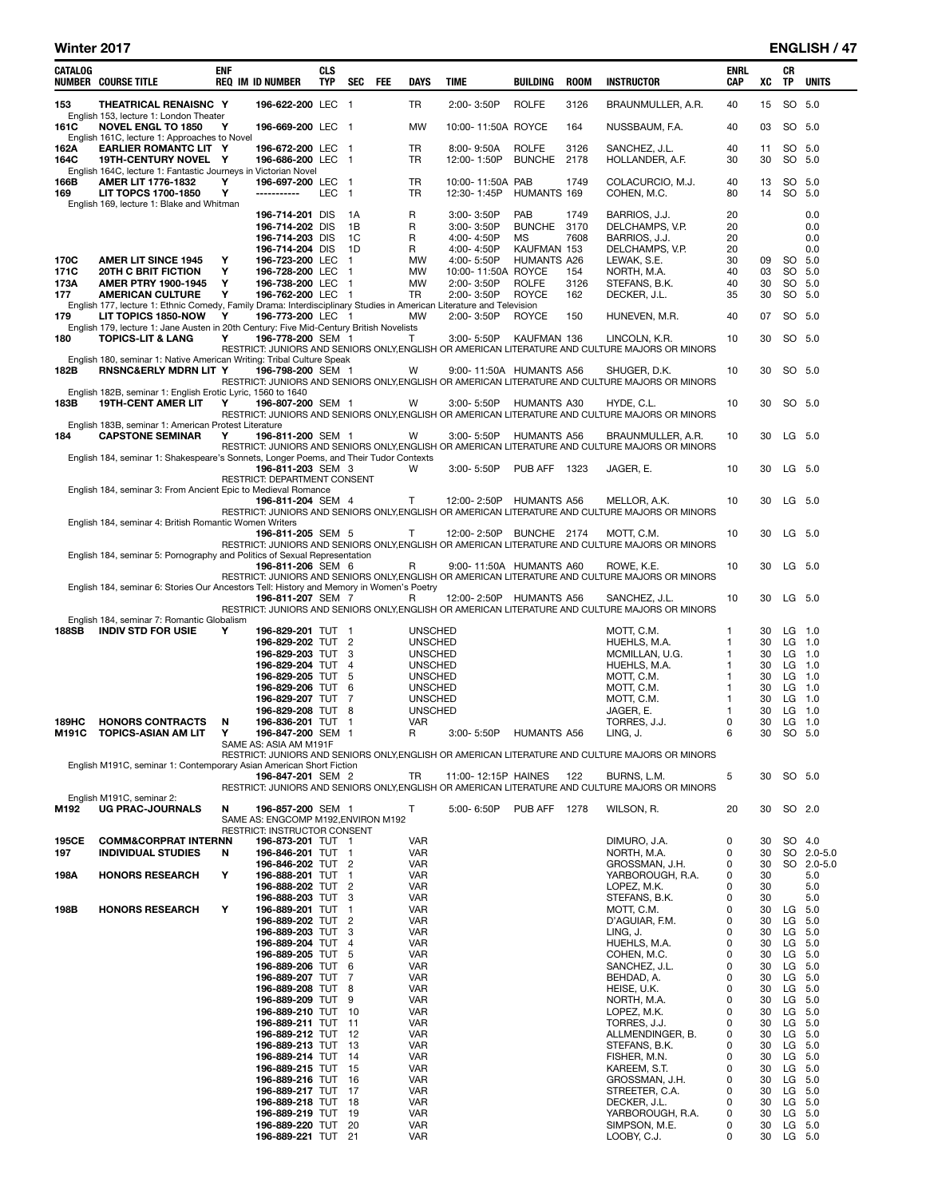## Winter 2017 — ENGLISH

| CATALOG NUMBER | COURSE TITLE | ENF REQ | IM | ID NUMBER | CLS TYP | SEC | FEE | DAYS | TIME | BUILDING | ROOM | INSTRUCTOR | ENRL CAP | XC | CR TP | UNITS |
|---|---|---|---|---|---|---|---|---|---|---|---|---|---|---|---|---|
| 153 | THEATRICAL RENAISNC | Y | | 196-622-200 | LEC | 1 | | TR | 2:00- 3:50P | ROLFE | 3126 | BRAUNMULLER, A.R. | 40 | 15 | SO | 5.0 |
| | English 153, lecture 1: London Theater | | | | | | | | | | | | | | | |
| 161C | NOVEL ENGL TO 1850 | Y | | 196-669-200 | LEC | 1 | | MW | 10:00- 11:50A | ROYCE | 164 | NUSSBAUM, F.A. | 40 | 03 | SO | 5.0 |
| | English 161C, lecture 1: Approaches to Novel | | | | | | | | | | | | | | | |
| 162A | EARLIER ROMANTC LIT | Y | | 196-672-200 | LEC | 1 | | TR | 8:00- 9:50A | ROLFE | 3126 | SANCHEZ, J.L. | 40 | 11 | SO | 5.0 |
| 164C | 19TH-CENTURY NOVEL | Y | | 196-686-200 | LEC | 1 | | TR | 12:00- 1:50P | BUNCHE | 2178 | HOLLANDER, A.F. | 30 | 30 | SO | 5.0 |
| | English 164C, lecture 1: Fantastic Journeys in Victorian Novel | | | | | | | | | | | | | | | |
| 166B | AMER LIT 1776-1832 | Y | | 196-697-200 | LEC | 1 | | TR | 10:00- 11:50A | PAB | 1749 | COLACURCIO, M.J. | 40 | 13 | SO | 5.0 |
| 169 | LIT TOPCS 1700-1850 | Y | | ----------- | LEC | 1 | | TR | 12:30- 1:45P | HUMANTS | 169 | COHEN, M.C. | 80 | 14 | SO | 5.0 |
| | English 169, lecture 1: Blake and Whitman | | | | | | | | | | | | | | | |
| | | | | 196-714-201 | DIS | 1A | | R | 3:00- 3:50P | PAB | 1749 | BARRIOS, J.J. | 20 | | | 0.0 |
| | | | | 196-714-202 | DIS | 1B | | R | 3:00- 3:50P | BUNCHE | 3170 | DELCHAMPS, V.P. | 20 | | | 0.0 |
| | | | | 196-714-203 | DIS | 1C | | R | 4:00- 4:50P | MS | 7608 | BARRIOS, J.J. | 20 | | | 0.0 |
| | | | | 196-714-204 | DIS | 1D | | R | 4:00- 4:50P | KAUFMAN | 153 | DELCHAMPS, V.P. | 20 | | | 0.0 |
| 170C | AMER LIT SINCE 1945 | Y | | 196-723-200 | LEC | 1 | | MW | 4:00- 5:50P | HUMANTS | A26 | LEWAK, S.E. | 30 | 09 | SO | 5.0 |
| 171C | 20TH C BRIT FICTION | Y | | 196-728-200 | LEC | 1 | | MW | 10:00- 11:50A | ROYCE | 154 | NORTH, M.A. | 40 | 03 | SO | 5.0 |
| 173A | AMER PTRY 1900-1945 | Y | | 196-738-200 | LEC | 1 | | MW | 2:00- 3:50P | ROLFE | 3126 | STEFANS, B.K. | 40 | 30 | SO | 5.0 |
| 177 | AMERICAN CULTURE | Y | | 196-762-200 | LEC | 1 | | TR | 2:00- 3:50P | ROYCE | 162 | DECKER, J.L. | 35 | 30 | SO | 5.0 |
| | English 177, lecture 1: Ethnic Comedy, Family Drama: Interdisciplinary Studies in American Literature and Television | | | | | | | | | | | | | | | |
| 179 | LIT TOPICS 1850-NOW | Y | | 196-773-200 | LEC | 1 | | MW | 2:00- 3:50P | ROYCE | 150 | HUNEVEN, M.R. | 40 | 07 | SO | 5.0 |
| | English 179, lecture 1: Jane Austen in 20th Century: Five Mid-Century British Novelists | | | | | | | | | | | | | | | |
| 180 | TOPICS-LIT & LANG | Y | | 196-778-200 | SEM | 1 | | T | 3:00- 5:50P | KAUFMAN | 136 | LINCOLN, K.R. | 10 | 30 | SO | 5.0 |
| | RESTRICT: JUNIORS AND SENIORS ONLY,ENGLISH OR AMERICAN LITERATURE AND CULTURE MAJORS OR MINORS | | | | | | | | | | | | | | | |
| | English 180, seminar 1: Native American Writing: Tribal Culture Speak | | | | | | | | | | | | | | | |
| 182B | RNSNC&ERLY MDRN LIT | Y | | 196-798-200 | SEM | 1 | | W | 9:00- 11:50A | HUMANTS | A56 | SHUGER, D.K. | 10 | 30 | SO | 5.0 |
| | RESTRICT: JUNIORS AND SENIORS ONLY,ENGLISH OR AMERICAN LITERATURE AND CULTURE MAJORS OR MINORS | | | | | | | | | | | | | | | |
| | English 182B, seminar 1: English Erotic Lyric, 1560 to 1640 | | | | | | | | | | | | | | | |
| 183B | 19TH-CENT AMER LIT | Y | | 196-807-200 | SEM | 1 | | W | 3:00- 5:50P | HUMANTS | A30 | HYDE, C.L. | 10 | 30 | SO | 5.0 |
| | RESTRICT: JUNIORS AND SENIORS ONLY,ENGLISH OR AMERICAN LITERATURE AND CULTURE MAJORS OR MINORS | | | | | | | | | | | | | | | |
| | English 183B, seminar 1: American Protest Literature | | | | | | | | | | | | | | | |
| 184 | CAPSTONE SEMINAR | Y | | 196-811-200 | SEM | 1 | | W | 3:00- 5:50P | HUMANTS | A56 | BRAUNMULLER, A.R. | 10 | 30 | LG | 5.0 |
| | RESTRICT: JUNIORS AND SENIORS ONLY,ENGLISH OR AMERICAN LITERATURE AND CULTURE MAJORS OR MINORS | | | | | | | | | | | | | | | |
| | English 184, seminar 1: Shakespeare's Sonnets, Longer Poems, and Their Tudor Contexts | | | | | | | | | | | | | | | |
| | | | | 196-811-203 | SEM | 3 | | W | 3:00- 5:50P | PUB AFF | 1323 | JAGER, E. | 10 | 30 | LG | 5.0 |
| | RESTRICT: DEPARTMENT CONSENT | | | | | | | | | | | | | | | |
| | English 184, seminar 3: From Ancient Epic to Medieval Romance | | | | | | | | | | | | | | | |
| | | | | 196-811-204 | SEM | 4 | | T | 12:00- 2:50P | HUMANTS | A56 | MELLOR, A.K. | 10 | 30 | LG | 5.0 |
| | RESTRICT: JUNIORS AND SENIORS ONLY,ENGLISH OR AMERICAN LITERATURE AND CULTURE MAJORS OR MINORS | | | | | | | | | | | | | | | |
| | English 184, seminar 4: British Romantic Women Writers | | | | | | | | | | | | | | | |
| | | | | 196-811-205 | SEM | 5 | | T | 12:00- 2:50P | BUNCHE | 2174 | MOTT, C.M. | 10 | 30 | LG | 5.0 |
| | RESTRICT: JUNIORS AND SENIORS ONLY,ENGLISH OR AMERICAN LITERATURE AND CULTURE MAJORS OR MINORS | | | | | | | | | | | | | | | |
| | English 184, seminar 5: Pornography and Politics of Sexual Representation | | | | | | | | | | | | | | | |
| | | | | 196-811-206 | SEM | 6 | | R | 9:00- 11:50A | HUMANTS | A60 | ROWE, K.E. | 10 | 30 | LG | 5.0 |
| | RESTRICT: JUNIORS AND SENIORS ONLY,ENGLISH OR AMERICAN LITERATURE AND CULTURE MAJORS OR MINORS | | | | | | | | | | | | | | | |
| | English 184, seminar 6: Stories Our Ancestors Tell: History and Memory in Women's Poetry | | | | | | | | | | | | | | | |
| | | | | 196-811-207 | SEM | 7 | | R | 12:00- 2:50P | HUMANTS | A56 | SANCHEZ, J.L. | 10 | 30 | LG | 5.0 |
| | RESTRICT: JUNIORS AND SENIORS ONLY,ENGLISH OR AMERICAN LITERATURE AND CULTURE MAJORS OR MINORS | | | | | | | | | | | | | | | |
| | English 184, seminar 7: Romantic Globalism | | | | | | | | | | | | | | | |
| 188SB | INDIV STD FOR USIE | Y | | 196-829-201 | TUT | 1 | | UNSCHED | | | | MOTT, C.M. | 1 | 30 | LG | 1.0 |
| | | | | 196-829-202 | TUT | 2 | | UNSCHED | | | | HUEHLS, M.A. | 1 | 30 | LG | 1.0 |
| | | | | 196-829-203 | TUT | 3 | | UNSCHED | | | | MCMILLAN, U.G. | 1 | 30 | LG | 1.0 |
| | | | | 196-829-204 | TUT | 4 | | UNSCHED | | | | HUEHLS, M.A. | 1 | 30 | LG | 1.0 |
| | | | | 196-829-205 | TUT | 5 | | UNSCHED | | | | MOTT, C.M. | 1 | 30 | LG | 1.0 |
| | | | | 196-829-206 | TUT | 6 | | UNSCHED | | | | MOTT, C.M. | 1 | 30 | LG | 1.0 |
| | | | | 196-829-207 | TUT | 7 | | UNSCHED | | | | MOTT, C.M. | 1 | 30 | LG | 1.0 |
| | | | | 196-829-208 | TUT | 8 | | UNSCHED | | | | JAGER, E. | 1 | 30 | LG | 1.0 |
| 189HC | HONORS CONTRACTS | N | | 196-836-201 | TUT | 1 | | VAR | | | | TORRES, J.J. | 0 | 30 | LG | 1.0 |
| M191C | TOPICS-ASIAN AM LIT | Y | | 196-847-200 | SEM | 1 | | R | 3:00- 5:50P | HUMANTS | A56 | LING, J. | 6 | 30 | SO | 5.0 |
| | SAME AS: ASIA AM M191F | | | | | | | | | | | | | | | |
| | RESTRICT: JUNIORS AND SENIORS ONLY,ENGLISH OR AMERICAN LITERATURE AND CULTURE MAJORS OR MINORS | | | | | | | | | | | | | | | |
| | English M191C, seminar 1: Contemporary Asian American Short Fiction | | | | | | | | | | | | | | | |
| | | | | 196-847-201 | SEM | 2 | | TR | 11:00- 12:15P | HAINES | 122 | BURNS, L.M. | 5 | 30 | SO | 5.0 |
| | RESTRICT: JUNIORS AND SENIORS ONLY,ENGLISH OR AMERICAN LITERATURE AND CULTURE MAJORS OR MINORS | | | | | | | | | | | | | | | |
| | English M191C, seminar 2: | | | | | | | | | | | | | | | |
| M192 | UG PRAC-JOURNALS | N | | 196-857-200 | SEM | 1 | | T | 5:00- 6:50P | PUB AFF | 1278 | WILSON, R. | 20 | 30 | SO | 2.0 |
| | SAME AS: ENGCOMP M192,ENVIRON M192 | | | | | | | | | | | | | | | |
| | RESTRICT: INSTRUCTOR CONSENT | | | | | | | | | | | | | | | |
| 195CE | COMM&CORPRAT INTERNN | | | 196-873-201 | TUT | 1 | | VAR | | | | DIMURO, J.A. | 0 | 30 | SO | 4.0 |
| 197 | INDIVIDUAL STUDIES | N | | 196-846-201 | TUT | 1 | | VAR | | | | NORTH, M.A. | 0 | 30 | SO | 2.0-5.0 |
| | | | | 196-846-202 | TUT | 2 | | VAR | | | | GROSSMAN, J.H. | 0 | 30 | SO | 2.0-5.0 |
| 198A | HONORS RESEARCH | Y | | 196-888-201 | TUT | 1 | | VAR | | | | YARBOROUGH, R.A. | 0 | 30 | | 5.0 |
| | | | | 196-888-202 | TUT | 2 | | VAR | | | | LOPEZ, M.K. | 0 | 30 | | 5.0 |
| | | | | 196-888-203 | TUT | 3 | | VAR | | | | STEFANS, B.K. | 0 | 30 | | 5.0 |
| 198B | HONORS RESEARCH | Y | | 196-889-201 | TUT | 1 | | VAR | | | | MOTT, C.M. | 0 | 30 | LG | 5.0 |
| | | | | 196-889-202 | TUT | 2 | | VAR | | | | D'AGUIAR, F.M. | 0 | 30 | LG | 5.0 |
| | | | | 196-889-203 | TUT | 3 | | VAR | | | | LING, J. | 0 | 30 | LG | 5.0 |
| | | | | 196-889-204 | TUT | 4 | | VAR | | | | HUEHLS, M.A. | 0 | 30 | LG | 5.0 |
| | | | | 196-889-205 | TUT | 5 | | VAR | | | | COHEN, M.C. | 0 | 30 | LG | 5.0 |
| | | | | 196-889-206 | TUT | 6 | | VAR | | | | SANCHEZ, J.L. | 0 | 30 | LG | 5.0 |
| | | | | 196-889-207 | TUT | 7 | | VAR | | | | BEHDAD, A. | 0 | 30 | LG | 5.0 |
| | | | | 196-889-208 | TUT | 8 | | VAR | | | | HEISE, U.K. | 0 | 30 | LG | 5.0 |
| | | | | 196-889-209 | TUT | 9 | | VAR | | | | NORTH, M.A. | 0 | 30 | LG | 5.0 |
| | | | | 196-889-210 | TUT | 10 | | VAR | | | | LOPEZ, M.K. | 0 | 30 | LG | 5.0 |
| | | | | 196-889-211 | TUT | 11 | | VAR | | | | TORRES, J.J. | 0 | 30 | LG | 5.0 |
| | | | | 196-889-212 | TUT | 12 | | VAR | | | | ALLMENDINGER, B. | 0 | 30 | LG | 5.0 |
| | | | | 196-889-213 | TUT | 13 | | VAR | | | | STEFANS, B.K. | 0 | 30 | LG | 5.0 |
| | | | | 196-889-214 | TUT | 14 | | VAR | | | | FISHER, M.N. | 0 | 30 | LG | 5.0 |
| | | | | 196-889-215 | TUT | 15 | | VAR | | | | KAREEM, S.T. | 0 | 30 | LG | 5.0 |
| | | | | 196-889-216 | TUT | 16 | | VAR | | | | GROSSMAN, J.H. | 0 | 30 | LG | 5.0 |
| | | | | 196-889-217 | TUT | 17 | | VAR | | | | STREETER, C.A. | 0 | 30 | LG | 5.0 |
| | | | | 196-889-218 | TUT | 18 | | VAR | | | | DECKER, J.L. | 0 | 30 | LG | 5.0 |
| | | | | 196-889-219 | TUT | 19 | | VAR | | | | YARBOROUGH, R.A. | 0 | 30 | LG | 5.0 |
| | | | | 196-889-220 | TUT | 20 | | VAR | | | | SIMPSON, M.E. | 0 | 30 | LG | 5.0 |
| | | | | 196-889-221 | TUT | 21 | | VAR | | | | LOOBY, C.J. | 0 | 30 | LG | 5.0 |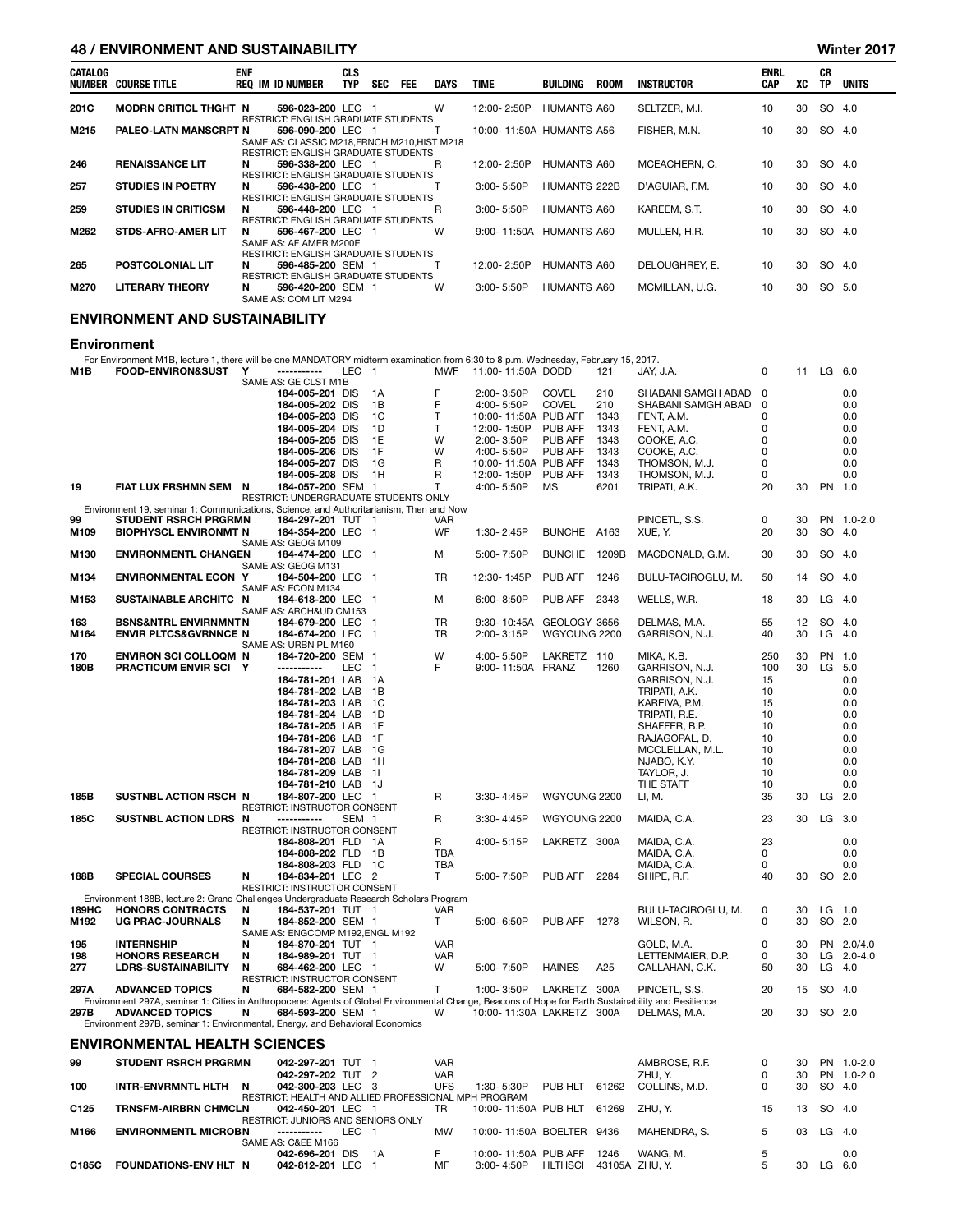| CATALOG NUMBER | COURSE TITLE | ENF REQ | IM | ID NUMBER | CLS TYP | SEC | FEE | DAYS | TIME | BUILDING | ROOM | INSTRUCTOR | ENRL CAP | XC | CR TP | UNITS |
|---|---|---|---|---|---|---|---|---|---|---|---|---|---|---|---|---|
| 201C | MODRN CRITICL THGHT | N | | 596-023-200 | LEC | 1 | | W | 12:00- 2:50P | HUMANTS | A60 | SELTZER, M.I. | 10 | 30 | SO | 4.0 |
| | RESTRICT: ENGLISH GRADUATE STUDENTS | | | | | | | | | | | | | | | |
| M215 | PALEO-LATN MANSCRPT | N | | 596-090-200 | LEC | 1 | | T | 10:00- 11:50A | HUMANTS | A56 | FISHER, M.N. | 10 | 30 | SO | 4.0 |
| | SAME AS: CLASSIC M218,FRNCH M210,HIST M218 | | | | | | | | | | | | | | | |
| | RESTRICT: ENGLISH GRADUATE STUDENTS | | | | | | | | | | | | | | | |
| 246 | RENAISSANCE LIT | N | | 596-338-200 | LEC | 1 | | R | 12:00- 2:50P | HUMANTS | A60 | MCEACHERN, C. | 10 | 30 | SO | 4.0 |
| | RESTRICT: ENGLISH GRADUATE STUDENTS | | | | | | | | | | | | | | | |
| 257 | STUDIES IN POETRY | N | | 596-438-200 | LEC | 1 | | T | 3:00- 5:50P | HUMANTS | 222B | D'AGUIAR, F.M. | 10 | 30 | SO | 4.0 |
| | RESTRICT: ENGLISH GRADUATE STUDENTS | | | | | | | | | | | | | | | |
| 259 | STUDIES IN CRITICSM | N | | 596-448-200 | LEC | 1 | | R | 3:00- 5:50P | HUMANTS | A60 | KAREEM, S.T. | 10 | 30 | SO | 4.0 |
| | RESTRICT: ENGLISH GRADUATE STUDENTS | | | | | | | | | | | | | | | |
| M262 | STDS-AFRO-AMER LIT | N | | 596-467-200 | LEC | 1 | | W | 9:00- 11:50A | HUMANTS | A60 | MULLEN, H.R. | 10 | 30 | SO | 4.0 |
| | SAME AS: AF AMER M200E | | | | | | | | | | | | | | | |
| | RESTRICT: ENGLISH GRADUATE STUDENTS | | | | | | | | | | | | | | | |
| 265 | POSTCOLONIAL LIT | N | | 596-485-200 | SEM | 1 | | T | 12:00- 2:50P | HUMANTS | A60 | DELOUGHREY, E. | 10 | 30 | SO | 4.0 |
| | RESTRICT: ENGLISH GRADUATE STUDENTS | | | | | | | | | | | | | | | |
| M270 | LITERARY THEORY | N | | 596-420-200 | SEM | 1 | | W | 3:00- 5:50P | HUMANTS | A60 | MCMILLAN, U.G. | 10 | 30 | SO | 5.0 |
| | SAME AS: COM LIT M294 | | | | | | | | | | | | | | | |

## ENVIRONMENT AND SUSTAINABILITY

### Environment

For Environment M1B, lecture 1, there will be one MANDATORY midterm examination from 6:30 to 8 p.m. Wednesday, February 15, 2017.

| CATALOG NUMBER | COURSE TITLE | ENF REQ | IM | ID NUMBER | CLS TYP | SEC | FEE | DAYS | TIME | BUILDING | ROOM | INSTRUCTOR | ENRL CAP | XC | CR TP | UNITS |
|---|---|---|---|---|---|---|---|---|---|---|---|---|---|---|---|---|
| M1B | FOOD-ENVIRON&SUST | Y | | ----------- | LEC | 1 | | MWF | 11:00- 11:50A | DODD | 121 | JAY, J.A. | 0 | 11 | LG | 6.0 |
| | SAME AS: GE CLST M1B | | | | | | | | | | | | | | | |
| | | | | 184-005-201 | DIS | 1A | | F | 2:00- 3:50P | COVEL | 210 | SHABANI SAMGH ABAD | 0 | | | 0.0 |
| | | | | 184-005-202 | DIS | 1B | | F | 4:00- 5:50P | COVEL | 210 | SHABANI SAMGH ABAD | 0 | | | 0.0 |
| | | | | 184-005-203 | DIS | 1C | | T | 10:00- 11:50A | PUB AFF | 1343 | FENT, A.M. | 0 | | | 0.0 |
| | | | | 184-005-204 | DIS | 1D | | T | 12:00- 1:50P | PUB AFF | 1343 | FENT, A.M. | 0 | | | 0.0 |
| | | | | 184-005-205 | DIS | 1E | | W | 2:00- 3:50P | PUB AFF | 1343 | COOKE, A.C. | 0 | | | 0.0 |
| | | | | 184-005-206 | DIS | 1F | | W | 4:00- 5:50P | PUB AFF | 1343 | COOKE, A.C. | 0 | | | 0.0 |
| | | | | 184-005-207 | DIS | 1G | | R | 10:00- 11:50A | PUB AFF | 1343 | THOMSON, M.J. | 0 | | | 0.0 |
| | | | | 184-005-208 | DIS | 1H | | R | 12:00- 1:50P | PUB AFF | 1343 | THOMSON, M.J. | 0 | | | 0.0 |
| 19 | FIAT LUX FRSHMN SEM | N | | 184-057-200 | SEM | 1 | | T | 4:00- 5:50P | MS | 6201 | TRIPATI, A.K. | 20 | 30 | PN | 1.0 |
| | RESTRICT: UNDERGRADUATE STUDENTS ONLY | | | | | | | | | | | | | | | |
| | Environment 19, seminar 1: Communications, Science, and Authoritarianism, Then and Now | | | | | | | | | | | | | | | |
| 99 | STUDENT RSRCH PRGRMN | | | 184-297-201 | TUT | 1 | | VAR | | | | PINCETL, S.S. | 0 | 30 | PN | 1.0-2.0 |
| M109 | BIOPHYSCL ENVIRONMT | N | | 184-354-200 | LEC | 1 | | WF | 1:30- 2:45P | BUNCHE | A163 | XUE, Y. | 20 | 30 | SO | 4.0 |
| | SAME AS: GEOG M109 | | | | | | | | | | | | | | | |
| M130 | ENVIRONMENTL CHANGEN | | | 184-474-200 | LEC | 1 | | M | 5:00- 7:50P | BUNCHE | 1209B | MACDONALD, G.M. | 30 | 30 | SO | 4.0 |
| | SAME AS: GEOG M131 | | | | | | | | | | | | | | | |
| M134 | ENVIRONMENTL ECON | Y | | 184-504-200 | LEC | 1 | | TR | 12:30- 1:45P | PUB AFF | 1246 | BULU-TACIROGLU, M. | 50 | 14 | SO | 4.0 |
| | SAME AS: ECON M134 | | | | | | | | | | | | | | | |
| M153 | SUSTAINABLE ARCHITC | N | | 184-618-200 | LEC | 1 | | M | 6:00- 8:50P | PUB AFF | 2343 | WELLS, W.R. | 18 | 30 | LG | 4.0 |
| | SAME AS: ARCH&UD CM153 | | | | | | | | | | | | | | | |
| 163 | BSNS&NTRL ENVIRNMNT | N | | 184-679-200 | LEC | 1 | | TR | 9:30- 10:45A | GEOLOGY | 3656 | DELMAS, M.A. | 55 | 12 | SO | 4.0 |
| M164 | ENVIR PLTCS&GVRNNCE | N | | 184-674-200 | LEC | 1 | | TR | 2:00- 3:15P | WGYOUNG | 2200 | GARRISON, N.J. | 40 | 30 | LG | 4.0 |
| | SAME AS: URBN PL M160 | | | | | | | | | | | | | | | |
| 170 | ENVIRON SCI COLLOQM | N | | 184-720-200 | SEM | 1 | | W | 4:00- 5:50P | LAKRETZ | 110 | MIKA, K.B. | 250 | 30 | PN | 1.0 |
| 180B | PRACTICUM ENVIR SCI | Y | | ----------- | LEC | 1 | | F | 9:00- 11:50A | FRANZ | 1260 | GARRISON, N.J. | 100 | 30 | LG | 5.0 |
| | | | | 184-781-201 | LAB | 1A | | | | | | GARRISON, N.J. | 15 | | | 0.0 |
| | | | | 184-781-202 | LAB | 1B | | | | | | TRIPATI, A.K. | 10 | | | 0.0 |
| | | | | 184-781-203 | LAB | 1C | | | | | | KAREIVA, P.M. | 15 | | | 0.0 |
| | | | | 184-781-204 | LAB | 1D | | | | | | TRIPATI, R.E. | 10 | | | 0.0 |
| | | | | 184-781-205 | LAB | 1E | | | | | | SHAFFER, B.P. | 10 | | | 0.0 |
| | | | | 184-781-206 | LAB | 1F | | | | | | RAJAGOPAL, D. | 10 | | | 0.0 |
| | | | | 184-781-207 | LAB | 1G | | | | | | MCCLELLAN, M.L. | 10 | | | 0.0 |
| | | | | 184-781-208 | LAB | 1H | | | | | | NJABO, K.Y. | 10 | | | 0.0 |
| | | | | 184-781-209 | LAB | 1I | | | | | | TAYLOR, J. | 10 | | | 0.0 |
| | | | | 184-781-210 | LAB | 1J | | | | | | THE STAFF | 10 | | | 0.0 |
| 185B | SUSTNBL ACTION RSCH | N | | 184-807-200 | LEC | 1 | | R | 3:30- 4:45P | WGYOUNG | 2200 | LI, M. | 35 | 30 | LG | 2.0 |
| | RESTRICT: INSTRUCTOR CONSENT | | | | | | | | | | | | | | | |
| 185C | SUSTNBL ACTION LDRS | N | | ----------- | SEM | 1 | | R | 3:30- 4:45P | WGYOUNG | 2200 | MAIDA, C.A. | 23 | 30 | LG | 3.0 |
| | RESTRICT: INSTRUCTOR CONSENT | | | | | | | | | | | | | | | |
| | | | | 184-808-201 | FLD | 1A | | R | 4:00- 5:15P | LAKRETZ | 300A | MAIDA, C.A. | 23 | | | 0.0 |
| | | | | 184-808-202 | FLD | 1B | | TBA | | | | MAIDA, C.A. | 0 | | | 0.0 |
| | | | | 184-808-203 | FLD | 1C | | TBA | | | | MAIDA, C.A. | 0 | | | 0.0 |
| 188B | SPECIAL COURSES | N | | 184-834-201 | LEC | 2 | | T | 5:00- 7:50P | PUB AFF | 2284 | SHIPE, R.F. | 40 | 30 | SO | 2.0 |
| | RESTRICT: INSTRUCTOR CONSENT | | | | | | | | | | | | | | | |
| | Environment 188B, lecture 2: Grand Challenges Undergraduate Research Scholars Program | | | | | | | | | | | | | | | |
| 189HC | HONORS CONTRACTS | N | | 184-537-201 | TUT | 1 | | VAR | | | | BULU-TACIROGLU, M. | 0 | 30 | LG | 1.0 |
| M192 | UG PRAC-JOURNALS | N | | 184-852-200 | SEM | 1 | | T | 5:00- 6:50P | PUB AFF | 1278 | WILSON, R. | 0 | 30 | SO | 2.0 |
| | SAME AS: ENGCOMP M192,ENGL M192 | | | | | | | | | | | | | | | |
| 195 | INTERNSHIP | N | | 184-870-201 | TUT | 1 | | VAR | | | | GOLD, M.A. | 0 | 30 | PN | 2.0/4.0 |
| 198 | HONORS RESEARCH | N | | 184-989-201 | TUT | 1 | | VAR | | | | LETTENMAIER, D.P. | 0 | 30 | LG | 2.0-4.0 |
| 277 | LDRS-SUSTAINABILITY | N | | 684-462-200 | LEC | 1 | | W | 5:00- 7:50P | HAINES | A25 | CALLAHAN, C.K. | 50 | 30 | LG | 4.0 |
| | RESTRICT: INSTRUCTOR CONSENT | | | | | | | | | | | | | | | |
| 297A | ADVANCED TOPICS | N | | 684-582-200 | SEM | 1 | | T | 1:00- 3:50P | LAKRETZ | 300A | PINCETL, S.S. | 20 | 15 | SO | 4.0 |
| | Environment 297A, seminar 1: Cities in Anthropocene: Agents of Global Environmental Change, Beacons of Hope for Earth Sustainability and Resilience | | | | | | | | | | | | | | | |
| 297B | ADVANCED TOPICS | N | | 684-593-200 | SEM | 1 | | W | 10:00- 11:30A | LAKRETZ | 300A | DELMAS, M.A. | 20 | 30 | SO | 2.0 |
| | Environment 297B, seminar 1: Environmental, Energy, and Behavioral Economics | | | | | | | | | | | | | | | |

## ENVIRONMENTAL HEALTH SCIENCES

| CATALOG NUMBER | COURSE TITLE | ENF REQ | IM | ID NUMBER | CLS TYP | SEC | FEE | DAYS | TIME | BUILDING | ROOM | INSTRUCTOR | ENRL CAP | XC | CR TP | UNITS |
|---|---|---|---|---|---|---|---|---|---|---|---|---|---|---|---|---|
| 99 | STUDENT RSRCH PRGRMN | | | 042-297-201 | TUT | 1 | | VAR | | | | AMBROSE, R.F. | 0 | 30 | PN | 1.0-2.0 |
| | | | | 042-297-202 | TUT | 2 | | VAR | | | | ZHU, Y. | 0 | 30 | PN | 1.0-2.0 |
| 100 | INTR-ENVRMNTL HLTH | N | | 042-300-203 | LEC | 3 | | UFS | 1:30- 5:30P | PUB HLT | 61262 | COLLINS, M.D. | 0 | 30 | SO | 4.0 |
| | RESTRICT: HEALTH AND ALLIED PROFESSIONAL MPH PROGRAM | | | | | | | | | | | | | | | |
| C125 | TRNSFM-AIRBRN CHMCL | N | | 042-450-201 | LEC | 1 | | TR | 10:00- 11:50A | PUB HLT | 61269 | ZHU, Y. | 15 | 13 | SO | 4.0 |
| | RESTRICT: JUNIORS AND SENIORS ONLY | | | | | | | | | | | | | | | |
| M166 | ENVIRONMENTL MICROB | N | | ----------- | LEC | 1 | | MW | 10:00- 11:50A | BOELTER | 9436 | MAHENDRA, S. | 5 | 03 | LG | 4.0 |
| | SAME AS: C&EE M166 | | | | | | | | | | | | | | | |
| | | | | 042-696-201 | DIS | 1A | | F | 10:00- 11:50A | PUB AFF | 1246 | WANG, M. | 5 | | | 0.0 |
| C185C | FOUNDATIONS-ENV HLT | N | | 042-812-201 | LEC | 1 | | MF | 3:00- 4:50P | HLTHSCI | 43105A | ZHU, Y. | 5 | 30 | LG | 6.0 |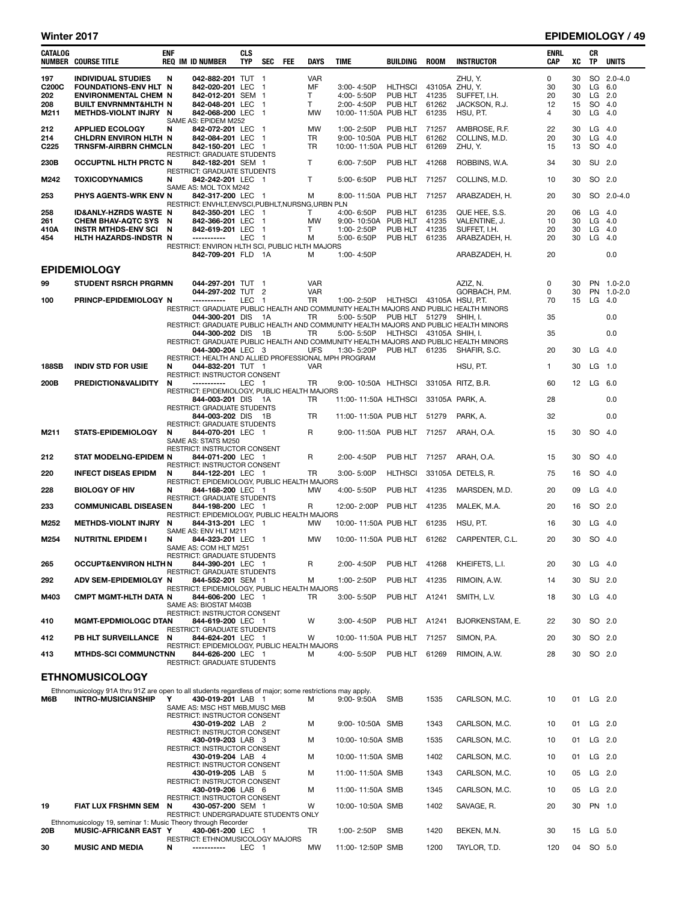## Winter 2017 — EPIDEMIOLOGY

| CATALOG NUMBER | COURSE TITLE | ENF REQ | IM | ID NUMBER | CLS TYP | SEC | FEE | DAYS | TIME | BUILDING | ROOM | INSTRUCTOR | ENRL CAP | XC | CR TP | UNITS |
|---|---|---|---|---|---|---|---|---|---|---|---|---|---|---|---|---|
| 197 | INDIVIDUAL STUDIES | N | | 042-882-201 | TUT | 1 | | VAR | | | | ZHU, Y. | 0 | 30 | SO | 2.0-4.0 |
| C200C | FOUNDATIONS-ENV HLT | N | | 842-020-201 | LEC | 1 | | MF | 3:00- 4:50P | HLTHSCI | 43105A | ZHU, Y. | 30 | 30 | LG | 6.0 |
| 202 | ENVIRONMENTAL CHEM | N | | 842-012-201 | SEM | 1 | | T | 4:00- 5:50P | PUB HLT | 41235 | SUFFET, I.H. | 20 | 30 | LG | 2.0 |
| 208 | BUILT ENVRNMNT&HLTH | N | | 842-048-201 | LEC | 1 | | T | 2:00- 4:50P | PUB HLT | 61262 | JACKSON, R.J. | 12 | 15 | SO | 4.0 |
| M211 | METHDS-VIOLNT INJRY | N | | 842-068-200 | LEC | 1 | | MW | 10:00- 11:50A | PUB HLT | 61235 | HSU, P.T. | 4 | 30 | LG | 4.0 |
| | SAME AS: EPIDEM M252 | | | | | | | | | | | | | | | |
| 212 | APPLIED ECOLOGY | N | | 842-072-201 | LEC | 1 | | MW | 1:00- 2:50P | PUB HLT | 71257 | AMBROSE, R.F. | 22 | 30 | LG | 4.0 |
| 214 | CHLDRN ENVIRON HLTH | N | | 842-084-201 | LEC | 1 | | TR | 9:00- 10:50A | PUB HLT | 61262 | COLLINS, M.D. | 20 | 30 | LG | 4.0 |
| C225 | TRNSFM-AIRBRN CHMCL | N | | 842-150-201 | LEC | 1 | | TR | 10:00- 11:50A | PUB HLT | 61269 | ZHU, Y. | 15 | 13 | SO | 4.0 |
| | RESTRICT: GRADUATE STUDENTS | | | | | | | | | | | | | | | |
| 230B | OCCUPTNL HLTH PRCTC | N | | 842-182-201 | SEM | 1 | | T | 6:00- 7:50P | PUB HLT | 41268 | ROBBINS, W.A. | 34 | 30 | SU | 2.0 |
| | RESTRICT: GRADUATE STUDENTS | | | | | | | | | | | | | | | |
| M242 | TOXICODYNAMICS | N | | 842-242-201 | LEC | 1 | | T | 5:00- 6:50P | PUB HLT | 71257 | COLLINS, M.D. | 10 | 30 | SO | 2.0 |
| | SAME AS: MOL TOX M242 | | | | | | | | | | | | | | | |
| 253 | PHYS AGENTS-WRK ENV | N | | 842-317-200 | LEC | 1 | | M | 8:00- 11:50A | PUB HLT | 71257 | ARABZADEH, H. | 20 | 30 | SO | 2.0-4.0 |
| | RESTRICT: ENVHLT,ENVSCI,PUBHLT,NURSNG,URBN PLN | | | | | | | | | | | | | | | |
| 258 | ID&ANLY-HZRDS WASTE | N | | 842-350-201 | LEC | 1 | | T | 4:00- 6:50P | PUB HLT | 61235 | QUE HEE, S.S. | 20 | 06 | LG | 4.0 |
| 261 | CHEM BHAV-AQTC SYS | N | | 842-366-201 | LEC | 1 | | MW | 9:00- 10:50A | PUB HLT | 41235 | VALENTINE, J. | 10 | 30 | LG | 4.0 |
| 410A | INSTR MTHDS-ENV SCI | N | | 842-619-201 | LEC | 1 | | T | 1:00- 2:50P | PUB HLT | 41235 | SUFFET, I.H. | 20 | 30 | LG | 4.0 |
| 454 | HLTH HAZARDS-INDSTR | N | | ----------- | LEC | 1 | | M | 5:00- 6:50P | PUB HLT | 61235 | ARABZADEH, H. | 20 | 30 | LG | 4.0 |
| | RESTRICT: ENVIRON HLTH SCI, PUBLIC HLTH MAJORS | | | | | | | | | | | | | | | |
| | | | | 842-709-201 | FLD | 1A | | M | 1:00- 4:50P | | | ARABZADEH, H. | 20 | | | 0.0 |

## EPIDEMIOLOGY

| CATALOG NUMBER | COURSE TITLE | ENF REQ | IM | ID NUMBER | CLS TYP | SEC | FEE | DAYS | TIME | BUILDING | ROOM | INSTRUCTOR | ENRL CAP | XC | CR TP | UNITS |
|---|---|---|---|---|---|---|---|---|---|---|---|---|---|---|---|---|
| 99 | STUDENT RSRCH PRGRM | N | | 044-297-201 | TUT | 1 | | VAR | | | | AZIZ, N. | 0 | 30 | PN | 1.0-2.0 |
| | | | | 044-297-202 | TUT | 2 | | VAR | | | | GORBACH, P.M. | 0 | 30 | PN | 1.0-2.0 |
| 100 | PRINCP-EPIDEMIOLOGY | N | | ----------- | LEC | 1 | | TR | 1:00- 2:50P | HLTHSCI | 43105A | HSU, P.T. | 70 | 15 | LG | 4.0 |
| | RESTRICT: GRADUATE PUBLIC HEALTH AND COMMUNITY HEALTH MAJORS AND PUBLIC HEALTH MINORS | | | | | | | | | | | | | | | |
| | | | | 044-300-201 | DIS | 1A | | TR | 5:00- 5:50P | PUB HLT | 51279 | SHIH, I. | 35 | | | 0.0 |
| | RESTRICT: GRADUATE PUBLIC HEALTH AND COMMUNITY HEALTH MAJORS AND PUBLIC HEALTH MINORS | | | | | | | | | | | | | | | |
| | | | | 044-300-202 | DIS | 1B | | TR | 5:00- 5:50P | HLTHSCI | 43105A | SHIH, I. | 35 | | | 0.0 |
| | RESTRICT: GRADUATE PUBLIC HEALTH AND COMMUNITY HEALTH MAJORS AND PUBLIC HEALTH MINORS | | | | | | | | | | | | | | | |
| | | | | 044-300-204 | LEC | 3 | | UFS | 1:30- 5:20P | PUB HLT | 61235 | SHAFIR, S.C. | 20 | 30 | LG | 4.0 |
| | RESTRICT: HEALTH AND ALLIED PROFESSIONAL MPH PROGRAM | | | | | | | | | | | | | | | |
| 188SB | INDIV STD FOR USIE | N | | 044-832-201 | TUT | 1 | | VAR | | | | HSU, P.T. | 1 | 30 | LG | 1.0 |
| | RESTRICT: INSTRUCTOR CONSENT | | | | | | | | | | | | | | | |
| 200B | PREDICTION&VALIDITY | N | | ----------- | LEC | 1 | | TR | 9:00- 10:50A | HLTHSCI | 33105A | RITZ, B.R. | 60 | 12 | LG | 6.0 |
| | RESTRICT: EPIDEMIOLOGY, PUBLIC HEALTH MAJORS | | | | | | | | | | | | | | | |
| | | | | 844-003-201 | DIS | 1A | | TR | 11:00- 11:50A | HLTHSCI | 33105A | PARK, A. | 28 | | | 0.0 |
| | RESTRICT: GRADUATE STUDENTS | | | | | | | | | | | | | | | |
| | | | | 844-003-202 | DIS | 1B | | TR | 11:00- 11:50A | PUB HLT | 51279 | PARK, A. | 32 | | | 0.0 |
| | RESTRICT: GRADUATE STUDENTS | | | | | | | | | | | | | | | |
| M211 | STATS-EPIDEMIOLOGY | N | | 844-070-201 | LEC | 1 | | R | 9:00- 11:50A | PUB HLT | 71257 | ARAH, O.A. | 15 | 30 | SO | 4.0 |
| | SAME AS: STATS M250 | | | | | | | | | | | | | | | |
| | RESTRICT: INSTRUCTOR CONSENT | | | | | | | | | | | | | | | |
| 212 | STAT MODELNG-EPIDEM | N | | 844-071-200 | LEC | 1 | | R | 2:00- 4:50P | PUB HLT | 71257 | ARAH, O.A. | 15 | 30 | SO | 4.0 |
| | RESTRICT: INSTRUCTOR CONSENT | | | | | | | | | | | | | | | |
| 220 | INFECT DISEAS EPIDM | N | | 844-122-201 | LEC | 1 | | TR | 3:00- 5:00P | HLTHSCI | 33105A | DETELS, R. | 75 | 16 | SO | 4.0 |
| | RESTRICT: EPIDEMIOLOGY, PUBLIC HEALTH MAJORS | | | | | | | | | | | | | | | |
| 228 | BIOLOGY OF HIV | N | | 844-168-200 | LEC | 1 | | MW | 4:00- 5:50P | PUB HLT | 41235 | MARSDEN, M.D. | 20 | 09 | LG | 4.0 |
| | RESTRICT: GRADUATE STUDENTS | | | | | | | | | | | | | | | |
| 233 | COMMUNICABL DISEASE | N | | 844-198-200 | LEC | 1 | | R | 12:00- 2:00P | PUB HLT | 41235 | MALEK, M.A. | 20 | 16 | SO | 2.0 |
| | RESTRICT: EPIDEMIOLOGY, PUBLIC HEALTH MAJORS | | | | | | | | | | | | | | | |
| M252 | METHDS-VIOLNT INJRY | N | | 844-313-201 | LEC | 1 | | MW | 10:00- 11:50A | PUB HLT | 61235 | HSU, P.T. | 16 | 30 | LG | 4.0 |
| | SAME AS: ENV HLT M211 | | | | | | | | | | | | | | | |
| M254 | NUTRITNL EPIDEM I | N | | 844-323-201 | LEC | 1 | | MW | 10:00- 11:50A | PUB HLT | 61262 | CARPENTER, C.L. | 20 | 30 | SO | 4.0 |
| | SAME AS: COM HLT M251 | | | | | | | | | | | | | | | |
| | RESTRICT: GRADUATE STUDENTS | | | | | | | | | | | | | | | |
| 265 | OCCUPT&ENVIRON HLTH | N | | 844-390-201 | LEC | 1 | | R | 2:00- 4:50P | PUB HLT | 41268 | KHEIFETS, L.I. | 20 | 30 | LG | 4.0 |
| | RESTRICT: GRADUATE STUDENTS | | | | | | | | | | | | | | | |
| 292 | ADV SEM-EPIDEMIOLGY | N | | 844-552-201 | SEM | 1 | | M | 1:00- 2:50P | PUB HLT | 41235 | RIMOIN, A.W. | 14 | 30 | SU | 2.0 |
| | RESTRICT: EPIDEMIOLOGY, PUBLIC HEALTH MAJORS | | | | | | | | | | | | | | | |
| M403 | CMPT MGMT-HLTH DATA | N | | 844-606-200 | LEC | 1 | | TR | 3:00- 5:50P | PUB HLT | A1241 | SMITH, L.V. | 18 | 30 | LG | 4.0 |
| | SAME AS: BIOSTAT M403B | | | | | | | | | | | | | | | |
| | RESTRICT: INSTRUCTOR CONSENT | | | | | | | | | | | | | | | |
| 410 | MGMT-EPDMIOLOGC DTA | N | | 844-619-200 | LEC | 1 | | W | 3:00- 4:50P | PUB HLT | A1241 | BJORKENSTAM, E. | 22 | 30 | SO | 2.0 |
| | RESTRICT: GRADUATE STUDENTS | | | | | | | | | | | | | | | |
| 412 | PB HLT SURVEILLANCE | N | | 844-624-201 | LEC | 1 | | W | 10:00- 11:50A | PUB HLT | 71257 | SIMON, P.A. | 20 | 30 | SO | 2.0 |
| | RESTRICT: EPIDEMIOLOGY, PUBLIC HEALTH MAJORS | | | | | | | | | | | | | | | |
| 413 | MTHDS-SCI COMMUNCTN | N | | 844-626-200 | LEC | 1 | | M | 4:00- 5:50P | PUB HLT | 61269 | RIMOIN, A.W. | 28 | 30 | SO | 2.0 |
| | RESTRICT: GRADUATE STUDENTS | | | | | | | | | | | | | | | |

## ETHNOMUSICOLOGY

Ethnomusicology 91A thru 91Z are open to all students regardless of major; some restrictions may apply.

| CATALOG NUMBER | COURSE TITLE | ENF REQ | IM | ID NUMBER | CLS TYP | SEC | FEE | DAYS | TIME | BUILDING | ROOM | INSTRUCTOR | ENRL CAP | XC | CR TP | UNITS |
|---|---|---|---|---|---|---|---|---|---|---|---|---|---|---|---|---|
| M6B | INTRO-MUSICIANSHIP | Y | | 430-019-201 | LAB | 1 | | M | 9:00- 9:50A | SMB | 1535 | CARLSON, M.C. | 10 | 01 | LG | 2.0 |
| | SAME AS: MSC HST M6B,MUSC M6B | | | | | | | | | | | | | | | |
| | RESTRICT: INSTRUCTOR CONSENT | | | | | | | | | | | | | | | |
| | | | | 430-019-202 | LAB | 2 | | M | 9:00- 10:50A | SMB | 1343 | CARLSON, M.C. | 10 | 01 | LG | 2.0 |
| | RESTRICT: INSTRUCTOR CONSENT | | | | | | | | | | | | | | | |
| | | | | 430-019-203 | LAB | 3 | | M | 10:00- 10:50A | SMB | 1535 | CARLSON, M.C. | 10 | 01 | LG | 2.0 |
| | RESTRICT: INSTRUCTOR CONSENT | | | | | | | | | | | | | | | |
| | | | | 430-019-204 | LAB | 4 | | M | 10:00- 11:50A | SMB | 1402 | CARLSON, M.C. | 10 | 01 | LG | 2.0 |
| | RESTRICT: INSTRUCTOR CONSENT | | | | | | | | | | | | | | | |
| | | | | 430-019-205 | LAB | 5 | | M | 11:00- 11:50A | SMB | 1343 | CARLSON, M.C. | 10 | 05 | LG | 2.0 |
| | RESTRICT: INSTRUCTOR CONSENT | | | | | | | | | | | | | | | |
| | | | | 430-019-206 | LAB | 6 | | M | 11:00- 11:50A | SMB | 1345 | CARLSON, M.C. | 10 | 05 | LG | 2.0 |
| | RESTRICT: INSTRUCTOR CONSENT | | | | | | | | | | | | | | | |
| 19 | FIAT LUX FRSHMN SEM | N | | 430-057-200 | SEM | 1 | | W | 10:00- 10:50A | SMB | 1402 | SAVAGE, R. | 20 | 30 | PN | 1.0 |
| | RESTRICT: UNDERGRADUATE STUDENTS ONLY | | | | | | | | | | | | | | | |
| | Ethnomusicology 19, seminar 1: Music Theory through Recorder | | | | | | | | | | | | | | | |
| 20B | MUSIC-AFRIC&NR EAST | Y | | 430-061-200 | LEC | 1 | | TR | 1:00- 2:50P | SMB | 1420 | BEKEN, M.N. | 30 | 15 | LG | 5.0 |
| | RESTRICT: ETHNOMUSICOLOGY MAJORS | | | | | | | | | | | | | | | |
| 30 | MUSIC AND MEDIA | N | | ----------- | LEC | 1 | | MW | 11:00- 12:50P | SMB | 1200 | TAYLOR, T.D. | 120 | 04 | SO | 5.0 |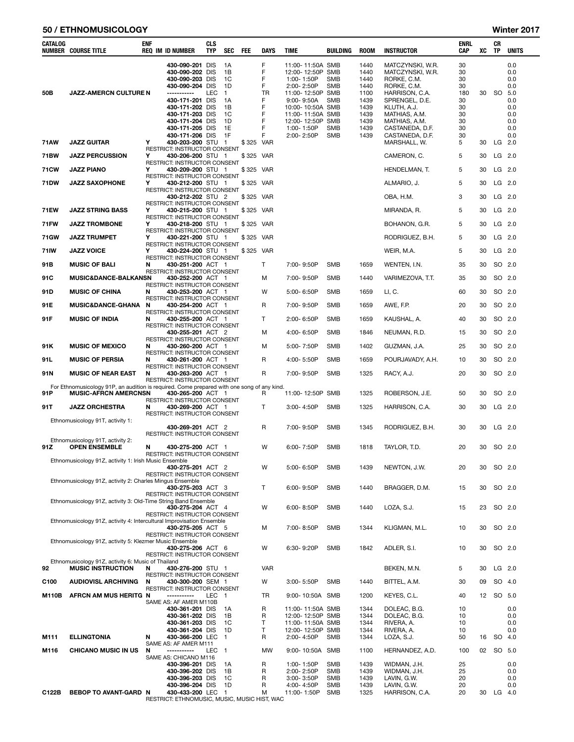# 50 / ETHNOMUSICOLOGY — Winter 2017

| CATALOG NUMBER | COURSE TITLE | ENF REQ | IM | ID NUMBER | CLS TYP | SEC | FEE | DAYS | TIME | BUILDING | ROOM | INSTRUCTOR | ENRL CAP | XC | CR TP | UNITS |
|---|---|---|---|---|---|---|---|---|---|---|---|---|---|---|---|---|
| | | | | 430-090-201 | DIS | 1A | | F | 11:00- 11:50A | SMB | 1440 | MATCZYNSKI, W.R. | 30 | | | 0.0 |
| | | | | 430-090-202 | DIS | 1B | | F | 12:00- 12:50P | SMB | 1440 | MATCZYNSKI, W.R. | 30 | | | 0.0 |
| | | | | 430-090-203 | DIS | 1C | | F | 1:00- 1:50P | SMB | 1440 | RORKE, C.M. | 30 | | | 0.0 |
| | | | | 430-090-204 | DIS | 1D | | F | 2:00- 2:50P | SMB | 1440 | RORKE, C.M. | 30 | | | 0.0 |
| 50B | JAZZ-AMERCN CULTURE | N | | ----------- | LEC | 1 | | TR | 11:00- 12:50P | SMB | 1100 | HARRISON, C.A. | 180 | 30 | SO | 5.0 |
| | | | | 430-171-201 | DIS | 1A | | F | 9:00- 9:50A | SMB | 1439 | SPRENGEL, D.E. | 30 | | | 0.0 |
| | | | | 430-171-202 | DIS | 1B | | F | 10:00- 10:50A | SMB | 1439 | KLUTH, A.J. | 30 | | | 0.0 |
| | | | | 430-171-203 | DIS | 1C | | F | 11:00- 11:50A | SMB | 1439 | MATHIAS, A.M. | 30 | | | 0.0 |
| | | | | 430-171-204 | DIS | 1D | | F | 12:00- 12:50P | SMB | 1439 | MATHIAS, A.M. | 30 | | | 0.0 |
| | | | | 430-171-205 | DIS | 1E | | F | 1:00- 1:50P | SMB | 1439 | CASTANEDA, D.F. | 30 | | | 0.0 |
| | | | | 430-171-206 | DIS | 1F | | F | 2:00- 2:50P | SMB | 1439 | CASTANEDA, D.F. | 30 | | | 0.0 |
| 71AW | JAZZ GUITAR | Y | | 430-203-200 | STU | 1 | $325 | VAR | | | | MARSHALL, W. | 5 | 30 | LG | 2.0 |
| | RESTRICT: INSTRUCTOR CONSENT | | | | | | | | | | | | | | | |
| 71BW | JAZZ PERCUSSION | Y | | 430-206-200 | STU | 1 | $325 | VAR | | | | CAMERON, C. | 5 | 30 | LG | 2.0 |
| | RESTRICT: INSTRUCTOR CONSENT | | | | | | | | | | | | | | | |
| 71CW | JAZZ PIANO | Y | | 430-209-200 | STU | 1 | $325 | VAR | | | | HENDELMAN, T. | 5 | 30 | LG | 2.0 |
| | RESTRICT: INSTRUCTOR CONSENT | | | | | | | | | | | | | | | |
| 71DW | JAZZ SAXOPHONE | Y | | 430-212-200 | STU | 1 | $325 | VAR | | | | ALMARIO, J. | 5 | 30 | LG | 2.0 |
| | RESTRICT: INSTRUCTOR CONSENT | | | | | | | | | | | | | | | |
| | | | | 430-212-202 | STU | 2 | $325 | VAR | | | | OBA, H.M. | 3 | 30 | LG | 2.0 |
| | RESTRICT: INSTRUCTOR CONSENT | | | | | | | | | | | | | | | |
| 71EW | JAZZ STRING BASS | Y | | 430-215-200 | STU | 1 | $325 | VAR | | | | MIRANDA, R. | 5 | 30 | LG | 2.0 |
| | RESTRICT: INSTRUCTOR CONSENT | | | | | | | | | | | | | | | |
| 71FW | JAZZ TROMBONE | Y | | 430-218-200 | STU | 1 | $325 | VAR | | | | BOHANON, G.R. | 5 | 30 | LG | 2.0 |
| | RESTRICT: INSTRUCTOR CONSENT | | | | | | | | | | | | | | | |
| 71GW | JAZZ TRUMPET | Y | | 430-221-200 | STU | 1 | $325 | VAR | | | | RODRIGUEZ, B.H. | 5 | 30 | LG | 2.0 |
| | RESTRICT: INSTRUCTOR CONSENT | | | | | | | | | | | | | | | |
| 71IW | JAZZ VOICE | Y | | 430-224-200 | STU | 1 | $325 | VAR | | | | WEIR, M.A. | 5 | 30 | LG | 2.0 |
| | RESTRICT: INSTRUCTOR CONSENT | | | | | | | | | | | | | | | |
| 91B | MUSIC OF BALI | N | | 430-251-200 | ACT | 1 | | T | 7:00- 9:50P | SMB | 1659 | WENTEN, I.N. | 35 | 30 | SO | 2.0 |
| | RESTRICT: INSTRUCTOR CONSENT | | | | | | | | | | | | | | | |
| 91C | MUSIC&DANCE-BALKAN | N | | 430-252-200 | ACT | 1 | | M | 7:00- 9:50P | SMB | 1440 | VARIMEZOVA, T.T. | 35 | 30 | SO | 2.0 |
| | RESTRICT: INSTRUCTOR CONSENT | | | | | | | | | | | | | | | |
| 91D | MUSIC OF CHINA | N | | 430-253-200 | ACT | 1 | | W | 5:00- 6:50P | SMB | 1659 | LI, C. | 60 | 30 | SO | 2.0 |
| | RESTRICT: INSTRUCTOR CONSENT | | | | | | | | | | | | | | | |
| 91E | MUSIC&DANCE-GHANA | N | | 430-254-200 | ACT | 1 | | R | 7:00- 9:50P | SMB | 1659 | AWE, F.P. | 20 | 30 | SO | 2.0 |
| | RESTRICT: INSTRUCTOR CONSENT | | | | | | | | | | | | | | | |
| 91F | MUSIC OF INDIA | N | | 430-255-200 | ACT | 1 | | T | 2:00- 6:50P | SMB | 1659 | KAUSHAL, A. | 40 | 30 | SO | 2.0 |
| | RESTRICT: INSTRUCTOR CONSENT | | | | | | | | | | | | | | | |
| | | | | 430-255-201 | ACT | 2 | | M | 4:00- 6:50P | SMB | 1846 | NEUMAN, R.D. | 15 | 30 | SO | 2.0 |
| | RESTRICT: INSTRUCTOR CONSENT | | | | | | | | | | | | | | | |
| 91K | MUSIC OF MEXICO | N | | 430-260-200 | ACT | 1 | | M | 5:00- 7:50P | SMB | 1402 | GUZMAN, J.A. | 25 | 30 | SO | 2.0 |
| | RESTRICT: INSTRUCTOR CONSENT | | | | | | | | | | | | | | | |
| 91L | MUSIC OF PERSIA | N | | 430-261-200 | ACT | 1 | | R | 4:00- 5:50P | SMB | 1659 | POURJAVADY, A.H. | 10 | 30 | SO | 2.0 |
| | RESTRICT: INSTRUCTOR CONSENT | | | | | | | | | | | | | | | |
| 91N | MUSIC OF NEAR EAST | N | | 430-263-200 | ACT | 1 | | R | 7:00- 9:50P | SMB | 1325 | RACY, A.J. | 20 | 30 | SO | 2.0 |
| | RESTRICT: INSTRUCTOR CONSENT | | | | | | | | | | | | | | | |
| | For Ethnomusicology 91P, an audition is required. Come prepared with one song of any kind. | | | | | | | | | | | | | | | |
| 91P | MUSIC-AFRCN AMERCN | N | | 430-265-200 | ACT | 1 | | R | 11:00- 12:50P | SMB | 1325 | ROBERSON, J.E. | 50 | 30 | SO | 2.0 |
| | RESTRICT: INSTRUCTOR CONSENT | | | | | | | | | | | | | | | |
| 91T | JAZZ ORCHESTRA | N | | 430-269-200 | ACT | 1 | | T | 3:00- 4:50P | SMB | 1325 | HARRISON, C.A. | 30 | 30 | LG | 2.0 |
| | RESTRICT: INSTRUCTOR CONSENT | | | | | | | | | | | | | | | |
| | Ethnomusicology 91T, activity 1: | | | | | | | | | | | | | | | |
| | | | | 430-269-201 | ACT | 2 | | R | 7:00- 9:50P | SMB | 1345 | RODRIGUEZ, B.H. | 30 | 30 | LG | 2.0 |
| | RESTRICT: INSTRUCTOR CONSENT | | | | | | | | | | | | | | | |
| | Ethnomusicology 91T, activity 2: | | | | | | | | | | | | | | | |
| 91Z | OPEN ENSEMBLE | N | | 430-275-200 | ACT | 1 | | W | 6:00- 7:50P | SMB | 1818 | TAYLOR, T.D. | 20 | 30 | SO | 2.0 |
| | RESTRICT: INSTRUCTOR CONSENT | | | | | | | | | | | | | | | |
| | Ethnomusicology 91Z, activity 1: Irish Music Ensemble | | | | | | | | | | | | | | | |
| | | | | 430-275-201 | ACT | 2 | | W | 5:00- 6:50P | SMB | 1439 | NEWTON, J.W. | 20 | 30 | SO | 2.0 |
| | RESTRICT: INSTRUCTOR CONSENT | | | | | | | | | | | | | | | |
| | Ethnomusicology 91Z, activity 2: Charles Mingus Ensemble | | | | | | | | | | | | | | | |
| | | | | 430-275-203 | ACT | 3 | | T | 6:00- 9:50P | SMB | 1440 | BRAGGER, D.M. | 15 | 30 | SO | 2.0 |
| | RESTRICT: INSTRUCTOR CONSENT | | | | | | | | | | | | | | | |
| | Ethnomusicology 91Z, activity 3: Old-Time String Band Ensemble | | | | | | | | | | | | | | | |
| | | | | 430-275-204 | ACT | 4 | | W | 6:00- 8:50P | SMB | 1440 | LOZA, S.J. | 15 | 23 | SO | 2.0 |
| | RESTRICT: INSTRUCTOR CONSENT | | | | | | | | | | | | | | | |
| | Ethnomusicology 91Z, activity 4: Intercultural Improvisation Ensemble | | | | | | | | | | | | | | | |
| | | | | 430-275-205 | ACT | 5 | | M | 7:00- 8:50P | SMB | 1344 | KLIGMAN, M.L. | 10 | 30 | SO | 2.0 |
| | RESTRICT: INSTRUCTOR CONSENT | | | | | | | | | | | | | | | |
| | Ethnomusicology 91Z, activity 5: Klezmer Music Ensemble | | | | | | | | | | | | | | | |
| | | | | 430-275-206 | ACT | 6 | | W | 6:30- 9:20P | SMB | 1842 | ADLER, S.I. | 10 | 30 | SO | 2.0 |
| | RESTRICT: INSTRUCTOR CONSENT | | | | | | | | | | | | | | | |
| | Ethnomusicology 91Z, activity 6: Music of Thailand | | | | | | | | | | | | | | | |
| 92 | MUSIC INSTRUCTION | N | | 430-276-200 | STU | 1 | | VAR | | | | BEKEN, M.N. | 5 | 30 | LG | 2.0 |
| | RESTRICT: INSTRUCTOR CONSENT | | | | | | | | | | | | | | | |
| C100 | AUDIOVISL ARCHIVING | N | | 430-300-200 | SEM | 1 | | W | 3:00- 5:50P | SMB | 1440 | BITTEL, A.M. | 30 | 09 | SO | 4.0 |
| | RESTRICT: INSTRUCTOR CONSENT | | | | | | | | | | | | | | | |
| M110B | AFRCN AM MUS HERITG | N | | ----------- | LEC | 1 | | TR | 9:00- 10:50A | SMB | 1200 | KEYES, C.L. | 40 | 12 | SO | 5.0 |
| | SAME AS: AF AMER M110B | | | | | | | | | | | | | | | |
| | | | | 430-361-201 | DIS | 1A | | R | 11:00- 11:50A | SMB | 1344 | DOLEAC, B.G. | 10 | | | 0.0 |
| | | | | 430-361-202 | DIS | 1B | | R | 12:00- 12:50P | SMB | 1344 | DOLEAC, B.G. | 10 | | | 0.0 |
| | | | | 430-361-203 | DIS | 1C | | T | 11:00- 11:50A | SMB | 1344 | RIVERA, A. | 10 | | | 0.0 |
| | | | | 430-361-204 | DIS | 1D | | T | 12:00- 12:50P | SMB | 1344 | RIVERA, A. | 10 | | | 0.0 |
| M111 | ELLINGTONIA | N | | 430-366-200 | LEC | 1 | | R | 2:00- 4:50P | SMB | 1344 | LOZA, S.J. | 50 | 16 | SO | 4.0 |
| | SAME AS: AF AMER M111 | | | | | | | | | | | | | | | |
| M116 | CHICANO MUSIC IN US | N | | ----------- | LEC | 1 | | MW | 9:00- 10:50A | SMB | 1100 | HERNANDEZ, A.D. | 100 | 02 | SO | 5.0 |
| | SAME AS: CHICANO M116 | | | | | | | | | | | | | | | |
| | | | | 430-396-201 | DIS | 1A | | R | 1:00- 1:50P | SMB | 1439 | WIDMAN, J.H. | 25 | | | 0.0 |
| | | | | 430-396-202 | DIS | 1B | | R | 2:00- 2:50P | SMB | 1439 | WIDMAN, J.H. | 25 | | | 0.0 |
| | | | | 430-396-203 | DIS | 1C | | R | 3:00- 3:50P | SMB | 1439 | LAVIN, G.W. | 20 | | | 0.0 |
| | | | | 430-396-204 | DIS | 1D | | R | 4:00- 4:50P | SMB | 1439 | LAVIN, G.W. | 20 | | | 0.0 |
| C122B | BEBOP TO AVANT-GARD | N | | 430-433-200 | LEC | 1 | | M | 11:00- 1:50P | SMB | 1325 | HARRISON, C.A. | 20 | 30 | LG | 4.0 |
| | RESTRICT: ETHNOMUSIC, MUSIC, MUSIC HIST, WAC | | | | | | | | | | | | | | | |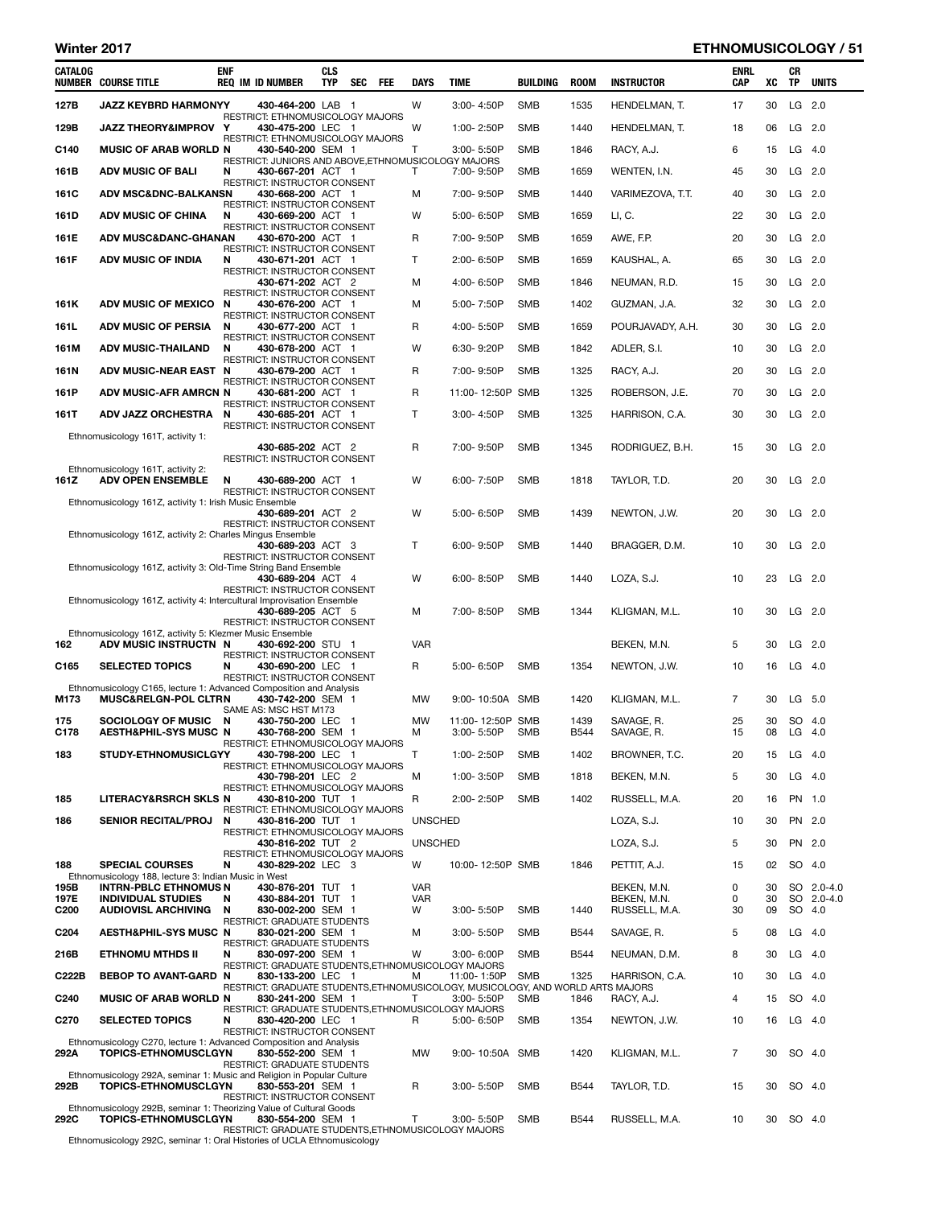| CATALOG NUMBER | COURSE TITLE | ENF REQ | IM | ID NUMBER | CLS TYP | SEC | FEE | DAYS | TIME | BUILDING | ROOM | INSTRUCTOR | ENRL CAP | XC | CR TP | UNITS |
|---|---|---|---|---|---|---|---|---|---|---|---|---|---|---|---|---|
| 127B | JAZZ KEYBRD HARMONYY | | | 430-464-200 | LAB | 1 | | W | 3:00- 4:50P | SMB | 1535 | HENDELMAN, T. | 17 | 30 | LG | 2.0 |
| | RESTRICT: ETHNOMUSICOLOGY MAJORS | | | | | | | | | | | | | | | |
| 129B | JAZZ THEORY&IMPROV | Y | | 430-475-200 | LEC | 1 | | W | 1:00- 2:50P | SMB | 1440 | HENDELMAN, T. | 18 | 06 | LG | 2.0 |
| | RESTRICT: ETHNOMUSICOLOGY MAJORS | | | | | | | | | | | | | | | |
| C140 | MUSIC OF ARAB WORLD | N | | 430-540-200 | SEM | 1 | | T | 3:00- 5:50P | SMB | 1846 | RACY, A.J. | 6 | 15 | LG | 4.0 |
| | RESTRICT: JUNIORS AND ABOVE,ETHNOMUSICOLOGY MAJORS | | | | | | | | | | | | | | | |
| 161B | ADV MUSIC OF BALI | N | | 430-667-201 | ACT | 1 | | T | 7:00- 9:50P | SMB | 1659 | WENTEN, I.N. | 45 | 30 | LG | 2.0 |
| | RESTRICT: INSTRUCTOR CONSENT | | | | | | | | | | | | | | | |
| 161C | ADV MSC&DNC-BALKANSN | | | 430-668-200 | ACT | 1 | | M | 7:00- 9:50P | SMB | 1440 | VARIMEZOVA, T.T. | 40 | 30 | LG | 2.0 |
| | RESTRICT: INSTRUCTOR CONSENT | | | | | | | | | | | | | | | |
| 161D | ADV MUSIC OF CHINA | N | | 430-669-200 | ACT | 1 | | W | 5:00- 6:50P | SMB | 1659 | LI, C. | 22 | 30 | LG | 2.0 |
| | RESTRICT: INSTRUCTOR CONSENT | | | | | | | | | | | | | | | |
| 161E | ADV MUSC&DANC-GHANAN | | | 430-670-200 | ACT | 1 | | R | 7:00- 9:50P | SMB | 1659 | AWE, F.P. | 20 | 30 | LG | 2.0 |
| | RESTRICT: INSTRUCTOR CONSENT | | | | | | | | | | | | | | | |
| 161F | ADV MUSIC OF INDIA | N | | 430-671-201 | ACT | 1 | | T | 2:00- 6:50P | SMB | 1659 | KAUSHAL, A. | 65 | 30 | LG | 2.0 |
| | RESTRICT: INSTRUCTOR CONSENT | | | | | | | | | | | | | | | |
| | | | | 430-671-202 | ACT | 2 | | M | 4:00- 6:50P | SMB | 1846 | NEUMAN, R.D. | 15 | 30 | LG | 2.0 |
| | RESTRICT: INSTRUCTOR CONSENT | | | | | | | | | | | | | | | |
| 161K | ADV MUSIC OF MEXICO | N | | 430-676-200 | ACT | 1 | | M | 5:00- 7:50P | SMB | 1402 | GUZMAN, J.A. | 32 | 30 | LG | 2.0 |
| | RESTRICT: INSTRUCTOR CONSENT | | | | | | | | | | | | | | | |
| 161L | ADV MUSIC OF PERSIA | N | | 430-677-200 | ACT | 1 | | R | 4:00- 5:50P | SMB | 1659 | POURJAVADY, A.H. | 30 | 30 | LG | 2.0 |
| | RESTRICT: INSTRUCTOR CONSENT | | | | | | | | | | | | | | | |
| 161M | ADV MUSIC-THAILAND | N | | 430-678-200 | ACT | 1 | | W | 6:30- 9:20P | SMB | 1842 | ADLER, S.I. | 10 | 30 | LG | 2.0 |
| | RESTRICT: INSTRUCTOR CONSENT | | | | | | | | | | | | | | | |
| 161N | ADV MUSIC-NEAR EAST | N | | 430-679-200 | ACT | 1 | | R | 7:00- 9:50P | SMB | 1325 | RACY, A.J. | 20 | 30 | LG | 2.0 |
| | RESTRICT: INSTRUCTOR CONSENT | | | | | | | | | | | | | | | |
| 161P | ADV MUSIC-AFR AMRCN | N | | 430-681-200 | ACT | 1 | | R | 11:00- 12:50P | SMB | 1325 | ROBERSON, J.E. | 70 | 30 | LG | 2.0 |
| | RESTRICT: INSTRUCTOR CONSENT | | | | | | | | | | | | | | | |
| 161T | ADV JAZZ ORCHESTRA | N | | 430-685-201 | ACT | 1 | | T | 3:00- 4:50P | SMB | 1325 | HARRISON, C.A. | 30 | 30 | LG | 2.0 |
| | RESTRICT: INSTRUCTOR CONSENT | | | | | | | | | | | | | | | |
| | Ethnomusicology 161T, activity 1: | | | | | | | | | | | | | | | |
| | | | | 430-685-202 | ACT | 2 | | R | 7:00- 9:50P | SMB | 1345 | RODRIGUEZ, B.H. | 15 | 30 | LG | 2.0 |
| | RESTRICT: INSTRUCTOR CONSENT | | | | | | | | | | | | | | | |
| | Ethnomusicology 161T, activity 2: | | | | | | | | | | | | | | | |
| 161Z | ADV OPEN ENSEMBLE | N | | 430-689-200 | ACT | 1 | | W | 6:00- 7:50P | SMB | 1818 | TAYLOR, T.D. | 20 | 30 | LG | 2.0 |
| | RESTRICT: INSTRUCTOR CONSENT | | | | | | | | | | | | | | | |
| | Ethnomusicology 161Z, activity 1: Irish Music Ensemble | | | | | | | | | | | | | | | |
| | | | | 430-689-201 | ACT | 2 | | W | 5:00- 6:50P | SMB | 1439 | NEWTON, J.W. | 20 | 30 | LG | 2.0 |
| | RESTRICT: INSTRUCTOR CONSENT | | | | | | | | | | | | | | | |
| | Ethnomusicology 161Z, activity 2: Charles Mingus Ensemble | | | | | | | | | | | | | | | |
| | | | | 430-689-203 | ACT | 3 | | T | 6:00- 9:50P | SMB | 1440 | BRAGGER, D.M. | 10 | 30 | LG | 2.0 |
| | RESTRICT: INSTRUCTOR CONSENT | | | | | | | | | | | | | | | |
| | Ethnomusicology 161Z, activity 3: Old-Time String Band Ensemble | | | | | | | | | | | | | | | |
| | | | | 430-689-204 | ACT | 4 | | W | 6:00- 8:50P | SMB | 1440 | LOZA, S.J. | 10 | 23 | LG | 2.0 |
| | RESTRICT: INSTRUCTOR CONSENT | | | | | | | | | | | | | | | |
| | Ethnomusicology 161Z, activity 4: Intercultural Improvisation Ensemble | | | | | | | | | | | | | | | |
| | | | | 430-689-205 | ACT | 5 | | M | 7:00- 8:50P | SMB | 1344 | KLIGMAN, M.L. | 10 | 30 | LG | 2.0 |
| | RESTRICT: INSTRUCTOR CONSENT | | | | | | | | | | | | | | | |
| | Ethnomusicology 161Z, activity 5: Klezmer Music Ensemble | | | | | | | | | | | | | | | |
| 162 | ADV MUSIC INSTRUCTN | N | | 430-692-200 | STU | 1 | | VAR | | | | BEKEN, M.N. | 5 | 30 | LG | 2.0 |
| | RESTRICT: INSTRUCTOR CONSENT | | | | | | | | | | | | | | | |
| C165 | SELECTED TOPICS | N | | 430-690-200 | LEC | 1 | | R | 5:00- 6:50P | SMB | 1354 | NEWTON, J.W. | 10 | 16 | LG | 4.0 |
| | RESTRICT: INSTRUCTOR CONSENT | | | | | | | | | | | | | | | |
| | Ethnomusicology C165, lecture 1: Advanced Composition and Analysis | | | | | | | | | | | | | | | |
| M173 | MUSC&RELGN-POL CLTRN | | | 430-742-200 | SEM | 1 | | MW | 9:00- 10:50A | SMB | 1420 | KLIGMAN, M.L. | 7 | 30 | LG | 5.0 |
| | SAME AS: MSC HST M173 | | | | | | | | | | | | | | | |
| 175 | SOCIOLOGY OF MUSIC | N | | 430-750-200 | LEC | 1 | | MW | 11:00- 12:50P | SMB | 1439 | SAVAGE, R. | 25 | 30 | SO | 4.0 |
| C178 | AESTH&PHIL-SYS MUSC | N | | 430-768-200 | SEM | 1 | | M | 3:00- 5:50P | SMB | B544 | SAVAGE, R. | 15 | 08 | LG | 4.0 |
| | RESTRICT: ETHNOMUSICOLOGY MAJORS | | | | | | | | | | | | | | | |
| 183 | STUDY-ETHNOMUSICLGYY | | | 430-798-200 | LEC | 1 | | T | 1:00- 2:50P | SMB | 1402 | BROWNER, T.C. | 20 | 15 | LG | 4.0 |
| | RESTRICT: ETHNOMUSICOLOGY MAJORS | | | | | | | | | | | | | | | |
| | | | | 430-798-201 | LEC | 2 | | M | 1:00- 3:50P | SMB | 1818 | BEKEN, M.N. | 5 | 30 | LG | 4.0 |
| | RESTRICT: ETHNOMUSICOLOGY MAJORS | | | | | | | | | | | | | | | |
| 185 | LITERACY&RSRCH SKLS | N | | 430-810-200 | TUT | 1 | | R | 2:00- 2:50P | SMB | 1402 | RUSSELL, M.A. | 20 | 16 | PN | 1.0 |
| | RESTRICT: ETHNOMUSICOLOGY MAJORS | | | | | | | | | | | | | | | |
| 186 | SENIOR RECITAL/PROJ | N | | 430-816-200 | TUT | 1 | | UNSCHED | | | | LOZA, S.J. | 10 | 30 | PN | 2.0 |
| | RESTRICT: ETHNOMUSICOLOGY MAJORS | | | | | | | | | | | | | | | |
| | | | | 430-816-202 | TUT | 2 | | UNSCHED | | | | LOZA, S.J. | 5 | 30 | PN | 2.0 |
| | RESTRICT: ETHNOMUSICOLOGY MAJORS | | | | | | | | | | | | | | | |
| 188 | SPECIAL COURSES | N | | 430-829-202 | LEC | 3 | | W | 10:00- 12:50P | SMB | 1846 | PETTIT, A.J. | 15 | 02 | SO | 4.0 |
| | Ethnomusicology 188, lecture 3: Indian Music in West | | | | | | | | | | | | | | | |
| 195B | INTRN-PBLC ETHNOMUS | N | | 430-876-201 | TUT | 1 | | VAR | | | | BEKEN, M.N. | 0 | 30 | SO | 2.0-4.0 |
| 197E | INDIVIDUAL STUDIES | N | | 430-884-201 | TUT | 1 | | VAR | | | | BEKEN, M.N. | 0 | 30 | SO | 2.0-4.0 |
| C200 | AUDIOVISL ARCHIVING | N | | 830-002-200 | SEM | 1 | | W | 3:00- 5:50P | SMB | 1440 | RUSSELL, M.A. | 30 | 09 | SO | 4.0 |
| | RESTRICT: GRADUATE STUDENTS | | | | | | | | | | | | | | | |
| C204 | AESTH&PHIL-SYS MUSC | N | | 830-021-200 | SEM | 1 | | M | 3:00- 5:50P | SMB | B544 | SAVAGE, R. | 5 | 08 | LG | 4.0 |
| | RESTRICT: GRADUATE STUDENTS | | | | | | | | | | | | | | | |
| 216B | ETHNOMU MTHDS II | N | | 830-097-200 | SEM | 1 | | W | 3:00- 6:00P | SMB | B544 | NEUMAN, D.M. | 8 | 30 | LG | 4.0 |
| | RESTRICT: GRADUATE STUDENTS,ETHNOMUSICOLOGY MAJORS | | | | | | | | | | | | | | | |
| C222B | BEBOP TO AVANT-GARD | N | | 830-133-200 | LEC | 1 | | M | 11:00- 1:50P | SMB | 1325 | HARRISON, C.A. | 10 | 30 | LG | 4.0 |
| | RESTRICT: GRADUATE STUDENTS,ETHNOMUSICOLOGY, MUSICOLOGY, AND WORLD ARTS MAJORS | | | | | | | | | | | | | | | |
| C240 | MUSIC OF ARAB WORLD | N | | 830-241-200 | SEM | 1 | | T | 3:00- 5:50P | SMB | 1846 | RACY, A.J. | 4 | 15 | SO | 4.0 |
| | RESTRICT: GRADUATE STUDENTS,ETHNOMUSICOLOGY MAJORS | | | | | | | | | | | | | | | |
| C270 | SELECTED TOPICS | N | | 830-420-200 | LEC | 1 | | R | 5:00- 6:50P | SMB | 1354 | NEWTON, J.W. | 10 | 16 | LG | 4.0 |
| | RESTRICT: INSTRUCTOR CONSENT | | | | | | | | | | | | | | | |
| | Ethnomusicology C270, lecture 1: Advanced Composition and Analysis | | | | | | | | | | | | | | | |
| 292A | TOPICS-ETHNOMUSCLGYN | | | 830-552-200 | SEM | 1 | | MW | 9:00- 10:50A | SMB | 1420 | KLIGMAN, M.L. | 7 | 30 | SO | 4.0 |
| | RESTRICT: GRADUATE STUDENTS | | | | | | | | | | | | | | | |
| | Ethnomusicology 292A, seminar 1: Music and Religion in Popular Culture | | | | | | | | | | | | | | | |
| 292B | TOPICS-ETHNOMUSCLGYN | | | 830-553-201 | SEM | 1 | | R | 3:00- 5:50P | SMB | B544 | TAYLOR, T.D. | 15 | 30 | SO | 4.0 |
| | RESTRICT: INSTRUCTOR CONSENT | | | | | | | | | | | | | | | |
| | Ethnomusicology 292B, seminar 1: Theorizing Value of Cultural Goods | | | | | | | | | | | | | | | |
| 292C | TOPICS-ETHNOMUSCLGYN | | | 830-554-200 | SEM | 1 | | T | 3:00- 5:50P | SMB | B544 | RUSSELL, M.A. | 10 | 30 | SO | 4.0 |
| | RESTRICT: GRADUATE STUDENTS,ETHNOMUSICOLOGY MAJORS | | | | | | | | | | | | | | | |
| | Ethnomusicology 292C, seminar 1: Oral Histories of UCLA Ethnomusicology | | | | | | | | | | | | | | | |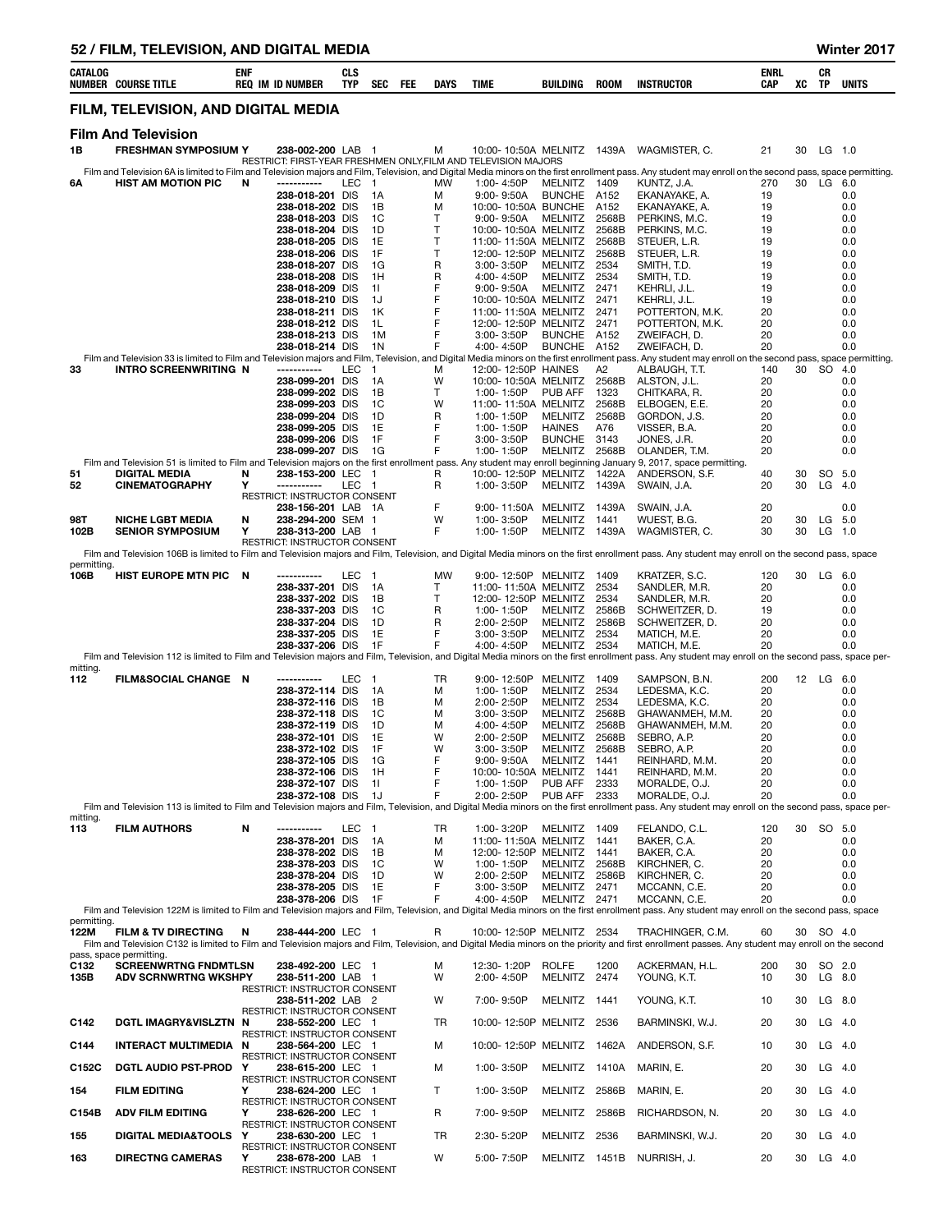## FILM, TELEVISION, AND DIGITAL MEDIA

### Film And Television

| CATALOG NUMBER | COURSE TITLE | ENF REQ | IM | ID NUMBER | CLS TYP | SEC | FEE | DAYS | TIME | BUILDING | ROOM | INSTRUCTOR | ENRL CAP | XC | CR TP | UNITS |
|---|---|---|---|---|---|---|---|---|---|---|---|---|---|---|---|---|
| 1B | FRESHMAN SYMPOSIUM | Y | | 238-002-200 | LAB | 1 | | M | 10:00- 10:50A | MELNITZ | 1439A | WAGMISTER, C. | 21 | 30 | LG | 1.0 |
| | RESTRICT: FIRST-YEAR FRESHMEN ONLY,FILM AND TELEVISION MAJORS | | | | | | | | | | | | | | | |
| | Film and Television 6A is limited to Film and Television majors and Film, Television, and Digital Media minors on the first enrollment pass. Any student may enroll on the second pass, space permitting. | | | | | | | | | | | | | | | |
| 6A | HIST AM MOTION PIC | N | | ----------- | LEC | 1 | | MW | 1:00- 4:50P | MELNITZ | 1409 | KUNTZ, J.A. | 270 | 30 | LG | 6.0 |
| | | | | 238-018-201 | DIS | 1A | | M | 9:00- 9:50A | BUNCHE | A152 | EKANAYAKE, A. | 19 | | | 0.0 |
| | | | | 238-018-202 | DIS | 1B | | M | 10:00- 10:50A | BUNCHE | A152 | EKANAYAKE, A. | 19 | | | 0.0 |
| | | | | 238-018-203 | DIS | 1C | | T | 9:00- 9:50A | MELNITZ | 2568B | PERKINS, M.C. | 19 | | | 0.0 |
| | | | | 238-018-204 | DIS | 1D | | T | 10:00- 10:50A | MELNITZ | 2568B | PERKINS, M.C. | 19 | | | 0.0 |
| | | | | 238-018-205 | DIS | 1E | | T | 11:00- 11:50A | MELNITZ | 2568B | STEUER, L.R. | 19 | | | 0.0 |
| | | | | 238-018-206 | DIS | 1F | | T | 12:00- 12:50P | MELNITZ | 2568B | STEUER, L.R. | 19 | | | 0.0 |
| | | | | 238-018-207 | DIS | 1G | | R | 3:00- 3:50P | MELNITZ | 2534 | SMITH, T.D. | 19 | | | 0.0 |
| | | | | 238-018-208 | DIS | 1H | | R | 4:00- 4:50P | MELNITZ | 2534 | SMITH, T.D. | 19 | | | 0.0 |
| | | | | 238-018-209 | DIS | 1I | | F | 9:00- 9:50A | MELNITZ | 2471 | KEHRLI, J.L. | 19 | | | 0.0 |
| | | | | 238-018-210 | DIS | 1J | | F | 10:00- 10:50A | MELNITZ | 2471 | KEHRLI, J.L. | 19 | | | 0.0 |
| | | | | 238-018-211 | DIS | 1K | | F | 11:00- 11:50A | MELNITZ | 2471 | POTTERTON, M.K. | 20 | | | 0.0 |
| | | | | 238-018-212 | DIS | 1L | | F | 12:00- 12:50P | MELNITZ | 2471 | POTTERTON, M.K. | 20 | | | 0.0 |
| | | | | 238-018-213 | DIS | 1M | | F | 3:00- 3:50P | BUNCHE | A152 | ZWEIFACH, D. | 20 | | | 0.0 |
| | | | | 238-018-214 | DIS | 1N | | F | 4:00- 4:50P | BUNCHE | A152 | ZWEIFACH, D. | 20 | | | 0.0 |
| | Film and Television 33 is limited to Film and Television majors and Film, Television, and Digital Media minors on the first enrollment pass. Any student may enroll on the second pass, space permitting. | | | | | | | | | | | | | | | |
| 33 | INTRO SCREENWRITING | N | | ----------- | LEC | 1 | | M | 12:00- 12:50P | HAINES | A2 | ALBAUGH, T.T. | 140 | 30 | SO | 4.0 |
| | | | | 238-099-201 | DIS | 1A | | W | 10:00- 10:50A | MELNITZ | 2568B | ALSTON, J.L. | 20 | | | 0.0 |
| | | | | 238-099-202 | DIS | 1B | | T | 1:00- 1:50P | PUB AFF | 1323 | CHITKARA, R. | 20 | | | 0.0 |
| | | | | 238-099-203 | DIS | 1C | | W | 11:00- 11:50A | MELNITZ | 2568B | ELBOGEN, E.E. | 20 | | | 0.0 |
| | | | | 238-099-204 | DIS | 1D | | R | 1:00- 1:50P | MELNITZ | 2568B | GORDON, J.S. | 20 | | | 0.0 |
| | | | | 238-099-205 | DIS | 1E | | F | 1:00- 1:50P | HAINES | A76 | VISSER, B.A. | 20 | | | 0.0 |
| | | | | 238-099-206 | DIS | 1F | | F | 3:00- 3:50P | BUNCHE | 3143 | JONES, J.R. | 20 | | | 0.0 |
| | | | | 238-099-207 | DIS | 1G | | F | 1:00- 1:50P | MELNITZ | 2568B | OLANDER, T.M. | 20 | | | 0.0 |
| | Film and Television 51 is limited to Film and Television majors on the first enrollment pass. Any student may enroll beginning January 9, 2017, space permitting. | | | | | | | | | | | | | | | |
| 51 | DIGITAL MEDIA | N | | 238-153-200 | LEC | 1 | | R | 10:00- 12:50P | MELNITZ | 1422A | ANDERSON, S.F. | 40 | 30 | SO | 5.0 |
| 52 | CINEMATOGRAPHY | Y | | ----------- | LEC | 1 | | R | 1:00- 3:50P | MELNITZ | 1439A | SWAIN, J.A. | 20 | 30 | LG | 4.0 |
| | RESTRICT: INSTRUCTOR CONSENT | | | | | | | | | | | | | | | |
| | | | | 238-156-201 | LAB | 1A | | F | 9:00- 11:50A | MELNITZ | 1439A | SWAIN, J.A. | 20 | | | 0.0 |
| 98T | NICHE LGBT MEDIA | N | | 238-294-200 | SEM | 1 | | W | 1:00- 3:50P | MELNITZ | 1441 | WUEST, B.G. | 20 | 30 | LG | 5.0 |
| 102B | SENIOR SYMPOSIUM | Y | | 238-313-200 | LAB | 1 | | F | 1:00- 1:50P | MELNITZ | 1439A | WAGMISTER, C. | 30 | 30 | LG | 1.0 |
| | RESTRICT: INSTRUCTOR CONSENT | | | | | | | | | | | | | | | |
| | Film and Television 106B is limited to Film and Television majors and Film, Television, and Digital Media minors on the first enrollment pass. Any student may enroll on the second pass, space permitting. | | | | | | | | | | | | | | | |
| 106B | HIST EUROPE MTN PIC | N | | ----------- | LEC | 1 | | MW | 9:00- 12:50P | MELNITZ | 1409 | KRATZER, S.C. | 120 | 30 | LG | 6.0 |
| | | | | 238-337-201 | DIS | 1A | | T | 11:00- 11:50A | MELNITZ | 2534 | SANDLER, M.R. | 20 | | | 0.0 |
| | | | | 238-337-202 | DIS | 1B | | T | 12:00- 12:50P | MELNITZ | 2534 | SANDLER, M.R. | 20 | | | 0.0 |
| | | | | 238-337-203 | DIS | 1C | | R | 1:00- 1:50P | MELNITZ | 2586B | SCHWEITZER, D. | 19 | | | 0.0 |
| | | | | 238-337-204 | DIS | 1D | | R | 2:00- 2:50P | MELNITZ | 2586B | SCHWEITZER, D. | 20 | | | 0.0 |
| | | | | 238-337-205 | DIS | 1E | | F | 3:00- 3:50P | MELNITZ | 2534 | MATICH, M.E. | 20 | | | 0.0 |
| | | | | 238-337-206 | DIS | 1F | | F | 4:00- 4:50P | MELNITZ | 2534 | MATICH, M.E. | 20 | | | 0.0 |
| | Film and Television 112 is limited to Film and Television majors and Film, Television, and Digital Media minors on the first enrollment pass. Any student may enroll on the second pass, space permitting. | | | | | | | | | | | | | | | |
| 112 | FILM&SOCIAL CHANGE | N | | ----------- | LEC | 1 | | TR | 9:00- 12:50P | MELNITZ | 1409 | SAMPSON, B.N. | 200 | 12 | LG | 6.0 |
| | | | | 238-372-114 | DIS | 1A | | M | 1:00- 1:50P | MELNITZ | 2534 | LEDESMA, K.C. | 20 | | | 0.0 |
| | | | | 238-372-116 | DIS | 1B | | M | 2:00- 2:50P | MELNITZ | 2534 | LEDESMA, K.C. | 20 | | | 0.0 |
| | | | | 238-372-118 | DIS | 1C | | M | 3:00- 3:50P | MELNITZ | 2568B | GHAWANMEH, M.M. | 20 | | | 0.0 |
| | | | | 238-372-119 | DIS | 1D | | M | 4:00- 4:50P | MELNITZ | 2568B | GHAWANMEH, M.M. | 20 | | | 0.0 |
| | | | | 238-372-101 | DIS | 1E | | W | 2:00- 2:50P | MELNITZ | 2568B | SEBRO, A.P. | 20 | | | 0.0 |
| | | | | 238-372-102 | DIS | 1F | | W | 3:00- 3:50P | MELNITZ | 2568B | SEBRO, A.P. | 20 | | | 0.0 |
| | | | | 238-372-105 | DIS | 1G | | F | 9:00- 9:50A | MELNITZ | 1441 | REINHARD, M.M. | 20 | | | 0.0 |
| | | | | 238-372-106 | DIS | 1H | | F | 10:00- 10:50A | MELNITZ | 1441 | REINHARD, M.M. | 20 | | | 0.0 |
| | | | | 238-372-107 | DIS | 1I | | F | 1:00- 1:50P | PUB AFF | 2333 | MORALDE, O.J. | 20 | | | 0.0 |
| | | | | 238-372-108 | DIS | 1J | | F | 2:00- 2:50P | PUB AFF | 2333 | MORALDE, O.J. | 20 | | | 0.0 |
| | Film and Television 113 is limited to Film and Television majors and Film, Television, and Digital Media minors on the first enrollment pass. Any student may enroll on the second pass, space permitting. | | | | | | | | | | | | | | | |
| 113 | FILM AUTHORS | N | | ----------- | LEC | 1 | | TR | 1:00- 3:20P | MELNITZ | 1409 | FELANDO, C.L. | 120 | 30 | SO | 5.0 |
| | | | | 238-378-201 | DIS | 1A | | M | 11:00- 11:50A | MELNITZ | 1441 | BAKER, C.A. | 20 | | | 0.0 |
| | | | | 238-378-202 | DIS | 1B | | M | 12:00- 12:50P | MELNITZ | 1441 | BAKER, C.A. | 20 | | | 0.0 |
| | | | | 238-378-203 | DIS | 1C | | W | 1:00- 1:50P | MELNITZ | 2568B | KIRCHNER, C. | 20 | | | 0.0 |
| | | | | 238-378-204 | DIS | 1D | | W | 2:00- 2:50P | MELNITZ | 2586B | KIRCHNER, C. | 20 | | | 0.0 |
| | | | | 238-378-205 | DIS | 1E | | F | 3:00- 3:50P | MELNITZ | 2471 | MCCANN, C.E. | 20 | | | 0.0 |
| | | | | 238-378-206 | DIS | 1F | | F | 4:00- 4:50P | MELNITZ | 2471 | MCCANN, C.E. | 20 | | | 0.0 |
| | Film and Television 122M is limited to Film and Television majors and Film, Television, and Digital Media minors on the first enrollment pass. Any student may enroll on the second pass, space permitting. | | | | | | | | | | | | | | | |
| 122M | FILM & TV DIRECTING | N | | 238-444-200 | LEC | 1 | | R | 10:00- 12:50P | MELNITZ | 2534 | TRACHINGER, C.M. | 60 | 30 | SO | 4.0 |
| | Film and Television C132 is limited to Film and Television majors and Film, Television, and Digital Media minors on the priority and first enrollment passes. Any student may enroll on the second pass, space permitting. | | | | | | | | | | | | | | | |
| C132 | SCREENWRTNG FNDMTLS | N | | 238-492-200 | LEC | 1 | | M | 12:30- 1:20P | ROLFE | 1200 | ACKERMAN, H.L. | 200 | 30 | SO | 2.0 |
| 135B | ADV SCRNWRTNG WKSHP | Y | | 238-511-200 | LAB | 1 | | W | 2:00- 4:50P | MELNITZ | 2474 | YOUNG, K.T. | 10 | 30 | LG | 8.0 |
| | RESTRICT: INSTRUCTOR CONSENT | | | | | | | | | | | | | | | |
| | | | | 238-511-202 | LAB | 2 | | W | 7:00- 9:50P | MELNITZ | 1441 | YOUNG, K.T. | 10 | 30 | LG | 8.0 |
| | RESTRICT: INSTRUCTOR CONSENT | | | | | | | | | | | | | | | |
| C142 | DGTL IMAGRY&VISLZTN | N | | 238-552-200 | LEC | 1 | | TR | 10:00- 12:50P | MELNITZ | 2536 | BARMINSKI, W.J. | 20 | 30 | LG | 4.0 |
| | RESTRICT: INSTRUCTOR CONSENT | | | | | | | | | | | | | | | |
| C144 | INTERACT MULTIMEDIA | N | | 238-564-200 | LEC | 1 | | M | 10:00- 12:50P | MELNITZ | 1462A | ANDERSON, S.F. | 10 | 30 | LG | 4.0 |
| | RESTRICT: INSTRUCTOR CONSENT | | | | | | | | | | | | | | | |
| C152C | DGTL AUDIO PST-PROD | Y | | 238-615-200 | LEC | 1 | | M | 1:00- 3:50P | MELNITZ | 1410A | MARIN, E. | 20 | 30 | LG | 4.0 |
| | RESTRICT: INSTRUCTOR CONSENT | | | | | | | | | | | | | | | |
| 154 | FILM EDITING | Y | | 238-624-200 | LEC | 1 | | T | 1:00- 3:50P | MELNITZ | 2586B | MARIN, E. | 20 | 30 | LG | 4.0 |
| | RESTRICT: INSTRUCTOR CONSENT | | | | | | | | | | | | | | | |
| C154B | ADV FILM EDITING | Y | | 238-626-200 | LEC | 1 | | R | 7:00- 9:50P | MELNITZ | 2586B | RICHARDSON, N. | 20 | 30 | LG | 4.0 |
| | RESTRICT: INSTRUCTOR CONSENT | | | | | | | | | | | | | | | |
| 155 | DIGITAL MEDIA&TOOLS | Y | | 238-630-200 | LEC | 1 | | TR | 2:30- 5:20P | MELNITZ | 2536 | BARMINSKI, W.J. | 20 | 30 | LG | 4.0 |
| | RESTRICT: INSTRUCTOR CONSENT | | | | | | | | | | | | | | | |
| 163 | DIRECTNG CAMERAS | Y | | 238-678-200 | LAB | 1 | | W | 5:00- 7:50P | MELNITZ | 1451B | NURRISH, J. | 20 | 30 | LG | 4.0 |
| | RESTRICT: INSTRUCTOR CONSENT | | | | | | | | | | | | | | | |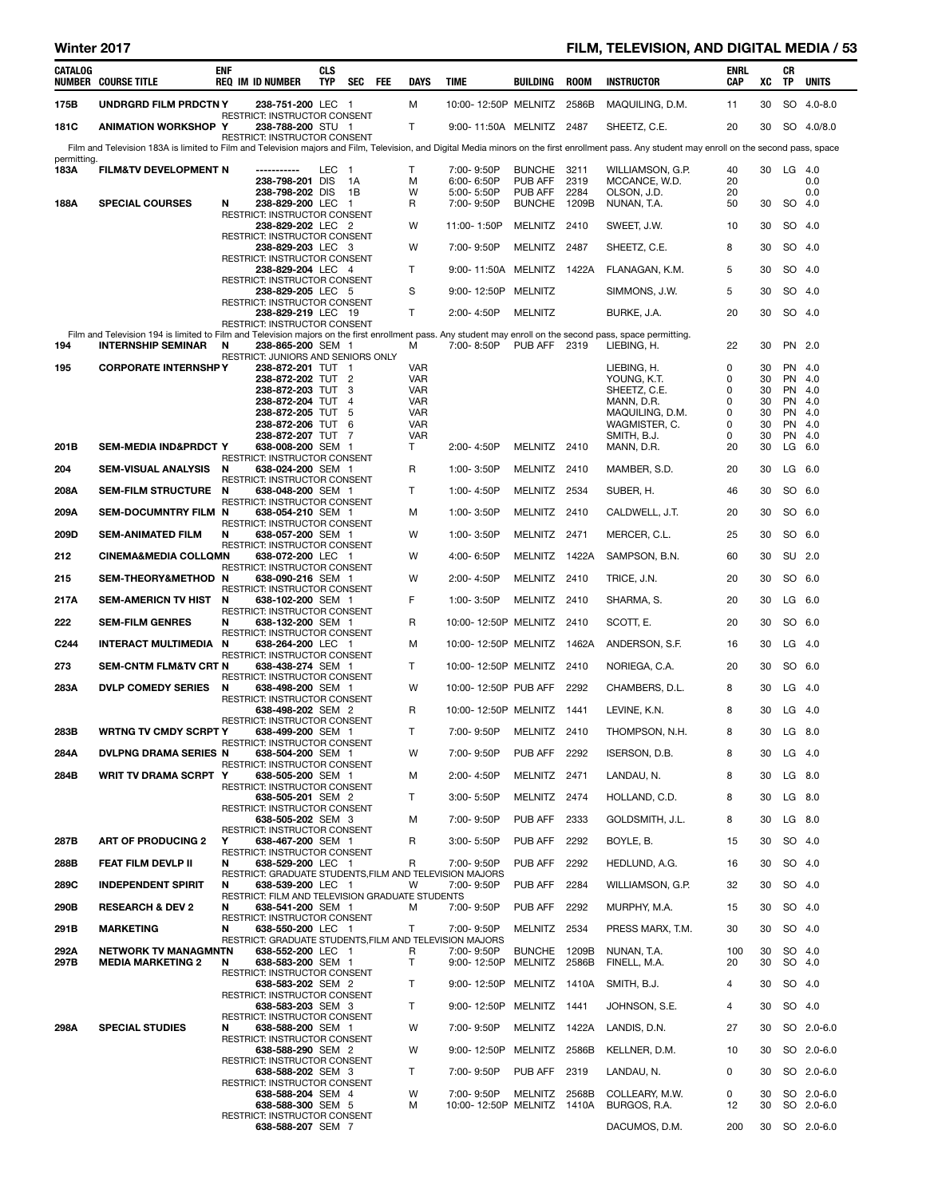## Winter 2017 — FILM, TELEVISION, AND DIGITAL MEDIA

| CATALOG NUMBER | COURSE TITLE | ENF REQ | IM | ID NUMBER | CLS TYP | SEC | FEE | DAYS | TIME | BUILDING | ROOM | INSTRUCTOR | ENRL CAP | XC | CR TP | UNITS |
|---|---|---|---|---|---|---|---|---|---|---|---|---|---|---|---|---|
| 175B | UNDRGRD FILM PRDCTN | Y | | 238-751-200 | LEC | 1 | | M | 10:00- 12:50P | MELNITZ | 2586B | MAQUILING, D.M. | 11 | 30 | SO | 4.0-8.0 |
| | RESTRICT: INSTRUCTOR CONSENT | | | | | | | | | | | | | | | |
| 181C | ANIMATION WORKSHOP | Y | | 238-788-200 | STU | 1 | | T | 9:00- 11:50A | MELNITZ | 2487 | SHEETZ, C.E. | 20 | 30 | SO | 4.0/8.0 |
| | RESTRICT: INSTRUCTOR CONSENT | | | | | | | | | | | | | | | |

Film and Television 183A is limited to Film and Television majors and Film, Television, and Digital Media minors on the first enrollment pass. Any student may enroll on the second pass, space permitting.

| CATALOG NUMBER | COURSE TITLE | ENF REQ | IM | ID NUMBER | CLS TYP | SEC | FEE | DAYS | TIME | BUILDING | ROOM | INSTRUCTOR | ENRL CAP | XC | CR TP | UNITS |
|---|---|---|---|---|---|---|---|---|---|---|---|---|---|---|---|---|
| 183A | FILM&TV DEVELOPMENT | N | | ----------- | LEC | 1 | | T | 7:00- 9:50P | BUNCHE | 3211 | WILLIAMSON, G.P. | 40 | 30 | LG | 4.0 |
| | | | | 238-798-201 | DIS | 1A | | M | 6:00- 6:50P | PUB AFF | 2319 | MCCANCE, W.D. | 20 | | | 0.0 |
| | | | | 238-798-202 | DIS | 1B | | W | 5:00- 5:50P | PUB AFF | 2284 | OLSON, J.D. | 20 | | | 0.0 |
| 188A | SPECIAL COURSES | N | | 238-829-200 | LEC | 1 | | R | 7:00- 9:50P | BUNCHE | 1209B | NUNAN, T.A. | 50 | 30 | SO | 4.0 |
| | RESTRICT: INSTRUCTOR CONSENT | | | | | | | | | | | | | | | |
| | | | | 238-829-202 | LEC | 2 | | W | 11:00- 1:50P | MELNITZ | 2410 | SWEET, J.W. | 10 | 30 | SO | 4.0 |
| | RESTRICT: INSTRUCTOR CONSENT | | | | | | | | | | | | | | | |
| | | | | 238-829-203 | LEC | 3 | | W | 7:00- 9:50P | MELNITZ | 2487 | SHEETZ, C.E. | 8 | 30 | SO | 4.0 |
| | RESTRICT: INSTRUCTOR CONSENT | | | | | | | | | | | | | | | |
| | | | | 238-829-204 | LEC | 4 | | T | 9:00- 11:50A | MELNITZ | 1422A | FLANAGAN, K.M. | 5 | 30 | SO | 4.0 |
| | RESTRICT: INSTRUCTOR CONSENT | | | | | | | | | | | | | | | |
| | | | | 238-829-205 | LEC | 5 | | S | 9:00- 12:50P | MELNITZ | | SIMMONS, J.W. | 5 | 30 | SO | 4.0 |
| | RESTRICT: INSTRUCTOR CONSENT | | | | | | | | | | | | | | | |
| | | | | 238-829-219 | LEC | 19 | | T | 2:00- 4:50P | MELNITZ | | BURKE, J.A. | 20 | 30 | SO | 4.0 |
| | RESTRICT: INSTRUCTOR CONSENT | | | | | | | | | | | | | | | |

Film and Television 194 is limited to Film and Television majors on the first enrollment pass. Any student may enroll on the second pass, space permitting.

| CATALOG NUMBER | COURSE TITLE | ENF REQ | IM | ID NUMBER | CLS TYP | SEC | FEE | DAYS | TIME | BUILDING | ROOM | INSTRUCTOR | ENRL CAP | XC | CR TP | UNITS |
|---|---|---|---|---|---|---|---|---|---|---|---|---|---|---|---|---|
| 194 | INTERNSHIP SEMINAR | N | | 238-865-200 | SEM | 1 | | M | 7:00- 8:50P | PUB AFF | 2319 | LIEBING, H. | 22 | 30 | PN | 2.0 |
| | RESTRICT: JUNIORS AND SENIORS ONLY | | | | | | | | | | | | | | | |
| 195 | CORPORATE INTERNSHP | Y | | 238-872-201 | TUT | 1 | | VAR | | | | LIEBING, H. | 0 | 30 | PN | 4.0 |
| | | | | 238-872-202 | TUT | 2 | | VAR | | | | YOUNG, K.T. | 0 | 30 | PN | 4.0 |
| | | | | 238-872-203 | TUT | 3 | | VAR | | | | SHEETZ, C.E. | 0 | 30 | PN | 4.0 |
| | | | | 238-872-204 | TUT | 4 | | VAR | | | | MANN, D.R. | 0 | 30 | PN | 4.0 |
| | | | | 238-872-205 | TUT | 5 | | VAR | | | | MAQUILING, D.M. | 0 | 30 | PN | 4.0 |
| | | | | 238-872-206 | TUT | 6 | | VAR | | | | WAGMISTER, C. | 0 | 30 | PN | 4.0 |
| | | | | 238-872-207 | TUT | 7 | | VAR | | | | SMITH, B.J. | 0 | 30 | PN | 4.0 |
| 201B | SEM-MEDIA IND&PRDCT | Y | | 638-008-200 | SEM | 1 | | T | 2:00- 4:50P | MELNITZ | 2410 | MANN, D.R. | 20 | 30 | LG | 6.0 |
| | RESTRICT: INSTRUCTOR CONSENT | | | | | | | | | | | | | | | |
| 204 | SEM-VISUAL ANALYSIS | N | | 638-024-200 | SEM | 1 | | R | 1:00- 3:50P | MELNITZ | 2410 | MAMBER, S.D. | 20 | 30 | LG | 6.0 |
| | RESTRICT: INSTRUCTOR CONSENT | | | | | | | | | | | | | | | |
| 208A | SEM-FILM STRUCTURE | N | | 638-048-200 | SEM | 1 | | T | 1:00- 4:50P | MELNITZ | 2534 | SUBER, H. | 46 | 30 | SO | 6.0 |
| | RESTRICT: INSTRUCTOR CONSENT | | | | | | | | | | | | | | | |
| 209A | SEM-DOCUMNTRY FILM | N | | 638-054-210 | SEM | 1 | | M | 1:00- 3:50P | MELNITZ | 2410 | CALDWELL, J.T. | 20 | 30 | SO | 6.0 |
| | RESTRICT: INSTRUCTOR CONSENT | | | | | | | | | | | | | | | |
| 209D | SEM-ANIMATED FILM | N | | 638-057-200 | SEM | 1 | | W | 1:00- 3:50P | MELNITZ | 2471 | MERCER, C.L. | 25 | 30 | SO | 6.0 |
| | RESTRICT: INSTRUCTOR CONSENT | | | | | | | | | | | | | | | |
| 212 | CINEMA&MEDIA COLLQM | N | | 638-072-200 | LEC | 1 | | W | 4:00- 6:50P | MELNITZ | 1422A | SAMPSON, B.N. | 60 | 30 | SU | 2.0 |
| | RESTRICT: INSTRUCTOR CONSENT | | | | | | | | | | | | | | | |
| 215 | SEM-THEORY&METHOD | N | | 638-090-216 | SEM | 1 | | W | 2:00- 4:50P | MELNITZ | 2410 | TRICE, J.N. | 20 | 30 | SO | 6.0 |
| | RESTRICT: INSTRUCTOR CONSENT | | | | | | | | | | | | | | | |
| 217A | SEM-AMERICN TV HIST | N | | 638-102-200 | SEM | 1 | | F | 1:00- 3:50P | MELNITZ | 2410 | SHARMA, S. | 20 | 30 | LG | 6.0 |
| | RESTRICT: INSTRUCTOR CONSENT | | | | | | | | | | | | | | | |
| 222 | SEM-FILM GENRES | N | | 638-132-200 | SEM | 1 | | R | 10:00- 12:50P | MELNITZ | 2410 | SCOTT, E. | 20 | 30 | SO | 6.0 |
| | RESTRICT: INSTRUCTOR CONSENT | | | | | | | | | | | | | | | |
| C244 | INTERACT MULTIMEDIA | N | | 638-264-200 | LEC | 1 | | M | 10:00- 12:50P | MELNITZ | 1462A | ANDERSON, S.F. | 16 | 30 | LG | 4.0 |
| | RESTRICT: INSTRUCTOR CONSENT | | | | | | | | | | | | | | | |
| 273 | SEM-CNTM FLM&TV CRT | N | | 638-438-274 | SEM | 1 | | T | 10:00- 12:50P | MELNITZ | 2410 | NORIEGA, C.A. | 20 | 30 | SO | 6.0 |
| | RESTRICT: INSTRUCTOR CONSENT | | | | | | | | | | | | | | | |
| 283A | DVLP COMEDY SERIES | N | | 638-498-200 | SEM | 1 | | W | 10:00- 12:50P | PUB AFF | 2292 | CHAMBERS, D.L. | 8 | 30 | LG | 4.0 |
| | RESTRICT: INSTRUCTOR CONSENT | | | | | | | | | | | | | | | |
| | | | | 638-498-202 | SEM | 2 | | R | 10:00- 12:50P | MELNITZ | 1441 | LEVINE, K.N. | 8 | 30 | LG | 4.0 |
| | RESTRICT: INSTRUCTOR CONSENT | | | | | | | | | | | | | | | |
| 283B | WRTNG TV CMDY SCRPT | Y | | 638-499-200 | SEM | 1 | | T | 7:00- 9:50P | MELNITZ | 2410 | THOMPSON, N.H. | 8 | 30 | LG | 8.0 |
| | RESTRICT: INSTRUCTOR CONSENT | | | | | | | | | | | | | | | |
| 284A | DVLPNG DRAMA SERIES | N | | 638-504-200 | SEM | 1 | | W | 7:00- 9:50P | PUB AFF | 2292 | ISERSON, D.B. | 8 | 30 | LG | 4.0 |
| | RESTRICT: INSTRUCTOR CONSENT | | | | | | | | | | | | | | | |
| 284B | WRIT TV DRAMA SCRPT | Y | | 638-505-200 | SEM | 1 | | M | 2:00- 4:50P | MELNITZ | 2471 | LANDAU, N. | 8 | 30 | LG | 8.0 |
| | RESTRICT: INSTRUCTOR CONSENT | | | | | | | | | | | | | | | |
| | | | | 638-505-201 | SEM | 2 | | T | 3:00- 5:50P | MELNITZ | 2474 | HOLLAND, C.D. | 8 | 30 | LG | 8.0 |
| | RESTRICT: INSTRUCTOR CONSENT | | | | | | | | | | | | | | | |
| | | | | 638-505-202 | SEM | 3 | | M | 7:00- 9:50P | PUB AFF | 2333 | GOLDSMITH, J.L. | 8 | 30 | LG | 8.0 |
| | RESTRICT: INSTRUCTOR CONSENT | | | | | | | | | | | | | | | |
| 287B | ART OF PRODUCING 2 | Y | | 638-467-200 | SEM | 1 | | R | 3:00- 5:50P | PUB AFF | 2292 | BOYLE, B. | 15 | 30 | SO | 4.0 |
| | RESTRICT: INSTRUCTOR CONSENT | | | | | | | | | | | | | | | |
| 288B | FEAT FILM DEVLP II | N | | 638-529-200 | LEC | 1 | | R | 7:00- 9:50P | PUB AFF | 2292 | HEDLUND, A.G. | 16 | 30 | SO | 4.0 |
| | RESTRICT: GRADUATE STUDENTS,FILM AND TELEVISION MAJORS | | | | | | | | | | | | | | | |
| 289C | INDEPENDENT SPIRIT | N | | 638-539-200 | LEC | 1 | | W | 7:00- 9:50P | PUB AFF | 2284 | WILLIAMSON, G.P. | 32 | 30 | SO | 4.0 |
| | RESTRICT: FILM AND TELEVISION GRADUATE STUDENTS | | | | | | | | | | | | | | | |
| 290B | RESEARCH & DEV 2 | N | | 638-541-200 | SEM | 1 | | M | 7:00- 9:50P | PUB AFF | 2292 | MURPHY, M.A. | 15 | 30 | SO | 4.0 |
| | RESTRICT: INSTRUCTOR CONSENT | | | | | | | | | | | | | | | |
| 291B | MARKETING | N | | 638-550-200 | LEC | 1 | | T | 7:00- 9:50P | MELNITZ | 2534 | PRESS MARX, T.M. | 30 | 30 | SO | 4.0 |
| | RESTRICT: GRADUATE STUDENTS,FILM AND TELEVISION MAJORS | | | | | | | | | | | | | | | |
| 292A | NETWORK TV MANAGMNT | N | | 638-552-200 | LEC | 1 | | R | 7:00- 9:50P | BUNCHE | 1209B | NUNAN, T.A. | 100 | 30 | SO | 4.0 |
| 297B | MEDIA MARKETING 2 | N | | 638-583-200 | SEM | 1 | | T | 9:00- 12:50P | MELNITZ | 2586B | FINELL, M.A. | 20 | 30 | SO | 4.0 |
| | RESTRICT: INSTRUCTOR CONSENT | | | | | | | | | | | | | | | |
| | | | | 638-583-202 | SEM | 2 | | T | 9:00- 12:50P | MELNITZ | 1410A | SMITH, B.J. | 4 | 30 | SO | 4.0 |
| | RESTRICT: INSTRUCTOR CONSENT | | | | | | | | | | | | | | | |
| | | | | 638-583-203 | SEM | 3 | | T | 9:00- 12:50P | MELNITZ | 1441 | JOHNSON, S.E. | 4 | 30 | SO | 4.0 |
| | RESTRICT: INSTRUCTOR CONSENT | | | | | | | | | | | | | | | |
| 298A | SPECIAL STUDIES | N | | 638-588-200 | SEM | 1 | | W | 7:00- 9:50P | MELNITZ | 1422A | LANDIS, D.N. | 27 | 30 | SO | 2.0-6.0 |
| | RESTRICT: INSTRUCTOR CONSENT | | | | | | | | | | | | | | | |
| | | | | 638-588-290 | SEM | 2 | | W | 9:00- 12:50P | MELNITZ | 2586B | KELLNER, D.M. | 10 | 30 | SO | 2.0-6.0 |
| | RESTRICT: INSTRUCTOR CONSENT | | | | | | | | | | | | | | | |
| | | | | 638-588-202 | SEM | 3 | | T | 7:00- 9:50P | PUB AFF | 2319 | LANDAU, N. | 0 | 30 | SO | 2.0-6.0 |
| | RESTRICT: INSTRUCTOR CONSENT | | | | | | | | | | | | | | | |
| | | | | 638-588-204 | SEM | 4 | | W | 7:00- 9:50P | MELNITZ | 2568B | COLLEARY, M.W. | 0 | 30 | SO | 2.0-6.0 |
| | | | | 638-588-300 | SEM | 5 | | M | 10:00- 12:50P | MELNITZ | 1410A | BURGOS, R.A. | 12 | 30 | SO | 2.0-6.0 |
| | RESTRICT: INSTRUCTOR CONSENT | | | | | | | | | | | | | | | |
| | | | | 638-588-207 | SEM | 7 | | | | | | DACUMOS, D.M. | 200 | 30 | SO | 2.0-6.0 |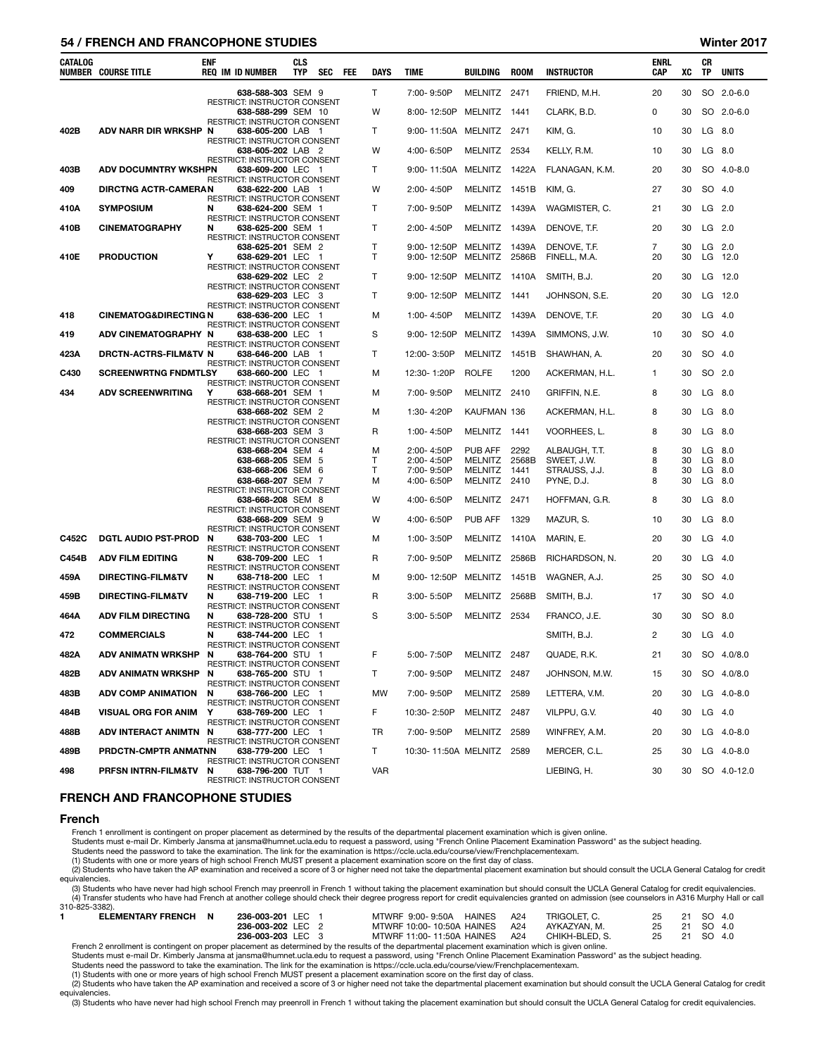| CATALOG NUMBER | COURSE TITLE | ENF REQ | IM | ID NUMBER | CLS TYP | SEC | FEE | DAYS | TIME | BUILDING | ROOM | INSTRUCTOR | ENRL CAP | XC | CR TP | UNITS |
|---|---|---|---|---|---|---|---|---|---|---|---|---|---|---|---|---|
| | | | | 638-588-303 | SEM | 9 | | T | 7:00- 9:50P | MELNITZ | 2471 | FRIEND, M.H. | 20 | 30 | SO | 2.0-6.0 |
| | | RESTRICT: INSTRUCTOR CONSENT | | | | | | | | | | | | | | |
| | | | | 638-588-299 | SEM | 10 | | W | 8:00- 12:50P | MELNITZ | 1441 | CLARK, B.D. | 0 | 30 | SO | 2.0-6.0 |
| | | RESTRICT: INSTRUCTOR CONSENT | | | | | | | | | | | | | | |
| 402B | ADV NARR DIR WRKSHP | N | | 638-605-200 | LAB | 1 | | T | 9:00- 11:50A | MELNITZ | 2471 | KIM, G. | 10 | 30 | LG | 8.0 |
| | | RESTRICT: INSTRUCTOR CONSENT | | | | | | | | | | | | | | |
| | | | | 638-605-202 | LAB | 2 | | W | 4:00- 6:50P | MELNITZ | 2534 | KELLY, R.M. | 10 | 30 | LG | 8.0 |
| | | RESTRICT: INSTRUCTOR CONSENT | | | | | | | | | | | | | | |
| 403B | ADV DOCUMNTRY WKSHP | N | | 638-609-200 | LEC | 1 | | T | 9:00- 11:50A | MELNITZ | 1422A | FLANAGAN, K.M. | 20 | 30 | SO | 4.0-8.0 |
| | | RESTRICT: INSTRUCTOR CONSENT | | | | | | | | | | | | | | |
| 409 | DIRCTNG ACTR-CAMERA | N | | 638-622-200 | LAB | 1 | | W | 2:00- 4:50P | MELNITZ | 1451B | KIM, G. | 27 | 30 | SO | 4.0 |
| | | RESTRICT: INSTRUCTOR CONSENT | | | | | | | | | | | | | | |
| 410A | SYMPOSIUM | N | | 638-624-200 | SEM | 1 | | T | 7:00- 9:50P | MELNITZ | 1439A | WAGMISTER, C. | 21 | 30 | LG | 2.0 |
| | | RESTRICT: INSTRUCTOR CONSENT | | | | | | | | | | | | | | |
| 410B | CINEMATOGRAPHY | N | | 638-625-200 | SEM | 1 | | T | 2:00- 4:50P | MELNITZ | 1439A | DENOVE, T.F. | 20 | 30 | LG | 2.0 |
| | | RESTRICT: INSTRUCTOR CONSENT | | | | | | | | | | | | | | |
| | | | | 638-625-201 | SEM | 2 | | T | 9:00- 12:50P | MELNITZ | 1439A | DENOVE, T.F. | 7 | 30 | LG | 2.0 |
| 410E | PRODUCTION | Y | | 638-629-201 | LEC | 1 | | T | 9:00- 12:50P | MELNITZ | 2586B | FINELL, M.A. | 20 | 30 | LG | 12.0 |
| | | RESTRICT: INSTRUCTOR CONSENT | | | | | | | | | | | | | | |
| | | | | 638-629-202 | LEC | 2 | | T | 9:00- 12:50P | MELNITZ | 1410A | SMITH, B.J. | 20 | 30 | LG | 12.0 |
| | | RESTRICT: INSTRUCTOR CONSENT | | | | | | | | | | | | | | |
| | | | | 638-629-203 | LEC | 3 | | T | 9:00- 12:50P | MELNITZ | 1441 | JOHNSON, S.E. | 20 | 30 | LG | 12.0 |
| | | RESTRICT: INSTRUCTOR CONSENT | | | | | | | | | | | | | | |
| 418 | CINEMATOG&DIRECTING | N | | 638-636-200 | LEC | 1 | | M | 1:00- 4:50P | MELNITZ | 1439A | DENOVE, T.F. | 20 | 30 | LG | 4.0 |
| | | RESTRICT: INSTRUCTOR CONSENT | | | | | | | | | | | | | | |
| 419 | ADV CINEMATOGRAPHY | N | | 638-638-200 | LEC | 1 | | S | 9:00- 12:50P | MELNITZ | 1439A | SIMMONS, J.W. | 10 | 30 | SO | 4.0 |
| | | RESTRICT: INSTRUCTOR CONSENT | | | | | | | | | | | | | | |
| 423A | DRCTN-ACTRS-FILM&TV | N | | 638-646-200 | LAB | 1 | | T | 12:00- 3:50P | MELNITZ | 1451B | SHAWHAN, A. | 20 | 30 | SO | 4.0 |
| | | RESTRICT: INSTRUCTOR CONSENT | | | | | | | | | | | | | | |
| C430 | SCREENWRTNG FNDMTLS | Y | | 638-660-200 | LEC | 1 | | M | 12:30- 1:20P | ROLFE | 1200 | ACKERMAN, H.L. | 1 | 30 | SO | 2.0 |
| | | RESTRICT: INSTRUCTOR CONSENT | | | | | | | | | | | | | | |
| 434 | ADV SCREENWRITING | Y | | 638-668-201 | SEM | 1 | | M | 7:00- 9:50P | MELNITZ | 2410 | GRIFFIN, N.E. | 8 | 30 | LG | 8.0 |
| | | RESTRICT: INSTRUCTOR CONSENT | | | | | | | | | | | | | | |
| | | | | 638-668-202 | SEM | 2 | | M | 1:30- 4:20P | KAUFMAN | 136 | ACKERMAN, H.L. | 8 | 30 | LG | 8.0 |
| | | RESTRICT: INSTRUCTOR CONSENT | | | | | | | | | | | | | | |
| | | | | 638-668-203 | SEM | 3 | | R | 1:00- 4:50P | MELNITZ | 1441 | VOORHEES, L. | 8 | 30 | LG | 8.0 |
| | | RESTRICT: INSTRUCTOR CONSENT | | | | | | | | | | | | | | |
| | | | | 638-668-204 | SEM | 4 | | M | 2:00- 4:50P | PUB AFF | 2292 | ALBAUGH, T.T. | 8 | 30 | LG | 8.0 |
| | | | | 638-668-205 | SEM | 5 | | T | 2:00- 4:50P | MELNITZ | 2568B | SWEET, J.W. | 8 | 30 | LG | 8.0 |
| | | | | 638-668-206 | SEM | 6 | | T | 7:00- 9:50P | MELNITZ | 1441 | STRAUSS, J.J. | 8 | 30 | LG | 8.0 |
| | | | | 638-668-207 | SEM | 7 | | M | 4:00- 6:50P | MELNITZ | 2410 | PYNE, D.J. | 8 | 30 | LG | 8.0 |
| | | RESTRICT: INSTRUCTOR CONSENT | | | | | | | | | | | | | | |
| | | | | 638-668-208 | SEM | 8 | | W | 4:00- 6:50P | MELNITZ | 2471 | HOFFMAN, G.R. | 8 | 30 | LG | 8.0 |
| | | RESTRICT: INSTRUCTOR CONSENT | | | | | | | | | | | | | | |
| | | | | 638-668-209 | SEM | 9 | | W | 4:00- 6:50P | PUB AFF | 1329 | MAZUR, S. | 10 | 30 | LG | 8.0 |
| | | RESTRICT: INSTRUCTOR CONSENT | | | | | | | | | | | | | | |
| C452C | DGTL AUDIO PST-PROD | N | | 638-703-200 | LEC | 1 | | M | 1:00- 3:50P | MELNITZ | 1410A | MARIN, E. | 20 | 30 | LG | 4.0 |
| | | RESTRICT: INSTRUCTOR CONSENT | | | | | | | | | | | | | | |
| C454B | ADV FILM EDITING | N | | 638-709-200 | LEC | 1 | | R | 7:00- 9:50P | MELNITZ | 2586B | RICHARDSON, N. | 20 | 30 | LG | 4.0 |
| | | RESTRICT: INSTRUCTOR CONSENT | | | | | | | | | | | | | | |
| 459A | DIRECTING-FILM&TV | N | | 638-718-200 | LEC | 1 | | M | 9:00- 12:50P | MELNITZ | 1451B | WAGNER, A.J. | 25 | 30 | SO | 4.0 |
| | | RESTRICT: INSTRUCTOR CONSENT | | | | | | | | | | | | | | |
| 459B | DIRECTING-FILM&TV | N | | 638-719-200 | LEC | 1 | | R | 3:00- 5:50P | MELNITZ | 2568B | SMITH, B.J. | 17 | 30 | SO | 4.0 |
| | | RESTRICT: INSTRUCTOR CONSENT | | | | | | | | | | | | | | |
| 464A | ADV FILM DIRECTING | N | | 638-728-200 | STU | 1 | | S | 3:00- 5:50P | MELNITZ | 2534 | FRANCO, J.E. | 30 | 30 | SO | 8.0 |
| | | RESTRICT: INSTRUCTOR CONSENT | | | | | | | | | | | | | | |
| 472 | COMMERCIALS | N | | 638-744-200 | LEC | 1 | | | | | | SMITH, B.J. | 2 | 30 | LG | 4.0 |
| | | RESTRICT: INSTRUCTOR CONSENT | | | | | | | | | | | | | | |
| 482A | ADV ANIMATN WRKSHP | N | | 638-764-200 | STU | 1 | | F | 5:00- 7:50P | MELNITZ | 2487 | QUADE, R.K. | 21 | 30 | SO | 4.0/8.0 |
| | | RESTRICT: INSTRUCTOR CONSENT | | | | | | | | | | | | | | |
| 482B | ADV ANIMATN WRKSHP | N | | 638-765-200 | STU | 1 | | T | 7:00- 9:50P | MELNITZ | 2487 | JOHNSON, M.W. | 15 | 30 | SO | 4.0/8.0 |
| | | RESTRICT: INSTRUCTOR CONSENT | | | | | | | | | | | | | | |
| 483B | ADV COMP ANIMATION | N | | 638-766-200 | LEC | 1 | | MW | 7:00- 9:50P | MELNITZ | 2589 | LETTERA, V.M. | 20 | 30 | LG | 4.0-8.0 |
| | | RESTRICT: INSTRUCTOR CONSENT | | | | | | | | | | | | | | |
| 484B | VISUAL ORG FOR ANIM | Y | | 638-769-200 | LEC | 1 | | F | 10:30- 2:50P | MELNITZ | 2487 | VILPPU, G.V. | 40 | 30 | LG | 4.0 |
| | | RESTRICT: INSTRUCTOR CONSENT | | | | | | | | | | | | | | |
| 488B | ADV INTERACT ANIMTN | N | | 638-777-200 | LEC | 1 | | TR | 7:00- 9:50P | MELNITZ | 2589 | WINFREY, A.M. | 20 | 30 | LG | 4.0-8.0 |
| | | RESTRICT: INSTRUCTOR CONSENT | | | | | | | | | | | | | | |
| 489B | PRDCTN-CMPTR ANMATN | N | | 638-779-200 | LEC | 1 | | T | 10:30- 11:50A | MELNITZ | 2589 | MERCER, C.L. | 25 | 30 | LG | 4.0-8.0 |
| | | RESTRICT: INSTRUCTOR CONSENT | | | | | | | | | | | | | | |
| 498 | PRFSN INTRN-FILM&TV | N | | 638-796-200 | TUT | 1 | | VAR | | | | LIEBING, H. | 30 | 30 | SO | 4.0-12.0 |
| | | RESTRICT: INSTRUCTOR CONSENT | | | | | | | | | | | | | | |

## FRENCH AND FRANCOPHONE STUDIES

### French

French 1 enrollment is contingent on proper placement as determined by the results of the departmental placement examination which is given online.
Students must e-mail Dr. Kimberly Jansma at jansma@humnet.ucla.edu to request a password, using "French Online Placement Examination Password" as the subject heading.
Students need the password to take the examination. The link for the examination is https://ccle.ucla.edu/course/view/Frenchplacementexam.
(1) Students with one or more years of high school French MUST present a placement examination score on the first day of class.
(2) Students who have taken the AP examination and received a score of 3 or higher need not take the departmental placement examination but should consult the UCLA General Catalog for credit equivalencies.
(3) Students who have never had high school French may preenroll in French 1 without taking the placement examination but should consult the UCLA General Catalog for credit equivalencies.
(4) Transfer students who have had French at another college should check their degree progress report for credit equivalencies granted on admission (see counselors in A316 Murphy Hall or call 310-825-3382).

| CATALOG NUMBER | COURSE TITLE | ENF REQ | IM | ID NUMBER | CLS TYP | SEC | FEE | DAYS | TIME | BUILDING | ROOM | INSTRUCTOR | ENRL CAP | XC | CR TP | UNITS |
|---|---|---|---|---|---|---|---|---|---|---|---|---|---|---|---|---|
| 1 | ELEMENTARY FRENCH | N | | 236-003-201 | LEC | 1 | | MTWRF | 9:00- 9:50A | HAINES | A24 | TRIGOLET, C. | 25 | 21 | SO | 4.0 |
| | | | | 236-003-202 | LEC | 2 | | MTWRF | 10:00- 10:50A | HAINES | A24 | AYKAZYAN, M. | 25 | 21 | SO | 4.0 |
| | | | | 236-003-203 | LEC | 3 | | MTWRF | 11:00- 11:50A | HAINES | A24 | CHIKH-BLED, S. | 25 | 21 | SO | 4.0 |

French 2 enrollment is contingent on proper placement as determined by the results of the departmental placement examination which is given online.
Students must e-mail Dr. Kimberly Jansma at jansma@humnet.ucla.edu to request a password, using "French Online Placement Examination Password" as the subject heading.
Students need the password to take the examination. The link for the examination is https://ccle.ucla.edu/course/view/Frenchplacementexam.
(1) Students with one or more years of high school French MUST present a placement examination score on the first day of class.
(2) Students who have taken the AP examination and received a score of 3 or higher need not take the departmental placement examination but should consult the UCLA General Catalog for credit equivalencies.
(3) Students who have never had high school French may preenroll in French 1 without taking the placement examination but should consult the UCLA General Catalog for credit equivalencies.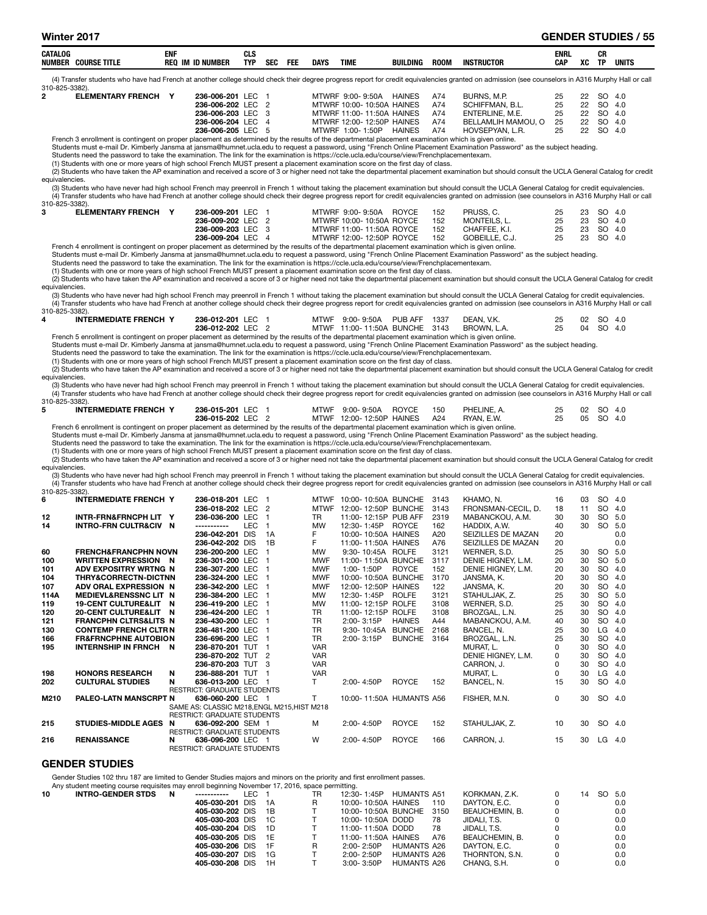| CATALOG NUMBER | COURSE TITLE | ENF REQ | IM | ID NUMBER | CLS TYP | SEC | FEE | DAYS | TIME | BUILDING | ROOM | INSTRUCTOR | ENRL CAP | XC | CR TP | UNITS |
|---|---|---|---|---|---|---|---|---|---|---|---|---|---|---|---|---|

(4) Transfer students who have had French at another college should check their degree progress report for credit equivalencies granted on admission (see counselors in A316 Murphy Hall or call 310-825-3382).

| CATALOG NUMBER | COURSE TITLE | ENF REQ | IM | ID NUMBER | CLS TYP | SEC | FEE | DAYS | TIME | BUILDING | ROOM | INSTRUCTOR | ENRL CAP | XC | CR TP | UNITS |
|---|---|---|---|---|---|---|---|---|---|---|---|---|---|---|---|---|
| 2 | ELEMENTARY FRENCH | Y | | 236-006-201 | LEC | 1 | | MTWRF | 9:00- 9:50A | HAINES | A74 | BURNS, M.P. | 25 | 22 | SO | 4.0 |
| | | | | 236-006-202 | LEC | 2 | | MTWRF | 10:00- 10:50A | HAINES | A74 | SCHIFFMAN, B.L. | 25 | 22 | SO | 4.0 |
| | | | | 236-006-203 | LEC | 3 | | MTWRF | 11:00- 11:50A | HAINES | A74 | ENTERLINE, M.E. | 25 | 22 | SO | 4.0 |
| | | | | 236-006-204 | LEC | 4 | | MTWRF | 12:00- 12:50P | HAINES | A74 | BELLAMLIH MAMOU, O | 25 | 22 | SO | 4.0 |
| | | | | 236-006-205 | LEC | 5 | | MTWRF | 1:00- 1:50P | HAINES | A74 | HOVSEPYAN, L.R. | 25 | 22 | SO | 4.0 |

French 3 enrollment is contingent on proper placement as determined by the results of the departmental placement examination which is given online.
Students must e-mail Dr. Kimberly Jansma at jansma@humnet.ucla.edu to request a password, using "French Online Placement Examination Password" as the subject heading.
Students need the password to take the examination. The link for the examination is https://ccle.ucla.edu/course/view/Frenchplacementexam.
(1) Students with one or more years of high school French MUST present a placement examination score on the first day of class.
(2) Students who have taken the AP examination and received a score of 3 or higher need not take the departmental placement examination but should consult the UCLA General Catalog for credit equivalencies.
(3) Students who have never had high school French may preenroll in French 1 without taking the placement examination but should consult the UCLA General Catalog for credit equivalencies.
(4) Transfer students who have had French at another college should check their degree progress report for credit equivalencies granted on admission (see counselors in A316 Murphy Hall or call 310-825-3382).

| CATALOG NUMBER | COURSE TITLE | ENF REQ | IM | ID NUMBER | CLS TYP | SEC | FEE | DAYS | TIME | BUILDING | ROOM | INSTRUCTOR | ENRL CAP | XC | CR TP | UNITS |
|---|---|---|---|---|---|---|---|---|---|---|---|---|---|---|---|---|
| 3 | ELEMENTARY FRENCH | Y | | 236-009-201 | LEC | 1 | | MTWRF | 9:00- 9:50A | ROYCE | 152 | PRUSS, C. | 25 | 23 | SO | 4.0 |
| | | | | 236-009-202 | LEC | 2 | | MTWRF | 10:00- 10:50A | ROYCE | 152 | MONTEILS, L. | 25 | 23 | SO | 4.0 |
| | | | | 236-009-203 | LEC | 3 | | MTWRF | 11:00- 11:50A | ROYCE | 152 | CHAFFEE, K.I. | 25 | 23 | SO | 4.0 |
| | | | | 236-009-204 | LEC | 4 | | MTWRF | 12:00- 12:50P | ROYCE | 152 | GOBEILLE, C.J. | 25 | 23 | SO | 4.0 |

French 4 enrollment is contingent on proper placement as determined by the results of the departmental placement examination which is given online.
Students must e-mail Dr. Kimberly Jansma at jansma@humnet.ucla.edu to request a password, using "French Online Placement Examination Password" as the subject heading.
Students need the password to take the examination. The link for the examination is https://ccle.ucla.edu/course/view/Frenchplacementexam.
(1) Students with one or more years of high school French MUST present a placement examination score on the first day of class.
(2) Students who have taken the AP examination and received a score of 3 or higher need not take the departmental placement examination but should consult the UCLA General Catalog for credit equivalencies.
(3) Students who have never had high school French may preenroll in French 1 without taking the placement examination but should consult the UCLA General Catalog for credit equivalencies.
(4) Transfer students who have had French at another college should check their degree progress report for credit equivalencies granted on admission (see counselors in A316 Murphy Hall or call 310-825-3382).

| CATALOG NUMBER | COURSE TITLE | ENF REQ | IM | ID NUMBER | CLS TYP | SEC | FEE | DAYS | TIME | BUILDING | ROOM | INSTRUCTOR | ENRL CAP | XC | CR TP | UNITS |
|---|---|---|---|---|---|---|---|---|---|---|---|---|---|---|---|---|
| 4 | INTERMEDIATE FRENCH | Y | | 236-012-201 | LEC | 1 | | MTWF | 9:00- 9:50A | PUB AFF | 1337 | DEAN, V.K. | 25 | 02 | SO | 4.0 |
| | | | | 236-012-202 | LEC | 2 | | MTWF | 11:00- 11:50A | BUNCHE | 3143 | BROWN, L.A. | 25 | 04 | SO | 4.0 |

French 5 enrollment is contingent on proper placement as determined by the results of the departmental placement examination which is given online.
Students must e-mail Dr. Kimberly Jansma at jansma@humnet.ucla.edu to request a password, using "French Online Placement Examination Password" as the subject heading.
Students need the password to take the examination. The link for the examination is https://ccle.ucla.edu/course/view/Frenchplacementexam.
(1) Students with one or more years of high school French MUST present a placement examination score on the first day of class.
(2) Students who have taken the AP examination and received a score of 3 or higher need not take the departmental placement examination but should consult the UCLA General Catalog for credit equivalencies.
(3) Students who have never had high school French may preenroll in French 1 without taking the placement examination but should consult the UCLA General Catalog for credit equivalencies.
(4) Transfer students who have had French at another college should check their degree progress report for credit equivalencies granted on admission (see counselors in A316 Murphy Hall or call 310-825-3382).

| CATALOG NUMBER | COURSE TITLE | ENF REQ | IM | ID NUMBER | CLS TYP | SEC | FEE | DAYS | TIME | BUILDING | ROOM | INSTRUCTOR | ENRL CAP | XC | CR TP | UNITS |
|---|---|---|---|---|---|---|---|---|---|---|---|---|---|---|---|---|
| 5 | INTERMEDIATE FRENCH | Y | | 236-015-201 | LEC | 1 | | MTWF | 9:00- 9:50A | ROYCE | 150 | PHELINE, A. | 25 | 02 | SO | 4.0 |
| | | | | 236-015-202 | LEC | 2 | | MTWF | 12:00- 12:50P | HAINES | A24 | RYAN, E.W. | 25 | 05 | SO | 4.0 |

French 6 enrollment is contingent on proper placement as determined by the results of the departmental placement examination which is given online.
Students must e-mail Dr. Kimberly Jansma at jansma@humnet.ucla.edu to request a password, using "French Online Placement Examination Password" as the subject heading.
Students need the password to take the examination. The link for the examination is https://ccle.ucla.edu/course/view/Frenchplacementexam.
(1) Students with one or more years of high school French MUST present a placement examination score on the first day of class.
(2) Students who have taken the AP examination and received a score of 3 or higher need not take the departmental placement examination but should consult the UCLA General Catalog for credit equivalencies.
(3) Students who have never had high school French may preenroll in French 1 without taking the placement examination but should consult the UCLA General Catalog for credit equivalencies.
(4) Transfer students who have had French at another college should check their degree progress report for credit equivalencies granted on admission (see counselors in A316 Murphy Hall or call 310-825-3382).

| CATALOG NUMBER | COURSE TITLE | ENF REQ | IM | ID NUMBER | CLS TYP | SEC | FEE | DAYS | TIME | BUILDING | ROOM | INSTRUCTOR | ENRL CAP | XC | CR TP | UNITS |
|---|---|---|---|---|---|---|---|---|---|---|---|---|---|---|---|---|
| 6 | INTERMEDIATE FRENCH | Y | | 236-018-201 | LEC | 1 | | MTWF | 10:00- 10:50A | BUNCHE | 3143 | KHAMO, N. | 16 | 03 | SO | 4.0 |
| | | | | 236-018-202 | LEC | 2 | | MTWF | 12:00- 12:50P | BUNCHE | 3143 | FRONSMAN-CECIL, D. | 18 | 11 | SO | 4.0 |
| 12 | INTR-FRN&FRNCPH LIT | Y | | 236-036-200 | LEC | 1 | | TR | 11:00- 12:15P | PUB AFF | 2319 | MABANCKOU, A.M. | 30 | 30 | SO | 5.0 |
| 14 | INTRO-FRN CULTR&CIV | N | | ----------- | LEC | 1 | | MW | 12:30- 1:45P | ROYCE | 162 | HADDIX, A.W. | 40 | 30 | SO | 5.0 |
| | | | | 236-042-201 | DIS | 1A | | F | 10:00- 10:50A | HAINES | A20 | SEIZILLES DE MAZAN | 20 | | | 0.0 |
| | | | | 236-042-202 | DIS | 1B | | F | 11:00- 11:50A | HAINES | A76 | SEIZILLES DE MAZAN | 20 | | | 0.0 |
| 60 | FRENCH&FRANCPHN NOV | N | | 236-200-200 | LEC | 1 | | MW | 9:30- 10:45A | ROLFE | 3121 | WERNER, S.D. | 25 | 30 | SO | 5.0 |
| 100 | WRITTEN EXPRESSION | N | | 236-301-200 | LEC | 1 | | MWF | 11:00- 11:50A | BUNCHE | 3117 | DENIE HIGNEY, L.M. | 20 | 30 | SO | 5.0 |
| 101 | ADV EXPOSITRY WRTNG | N | | 236-307-200 | LEC | 1 | | MWF | 1:00- 1:50P | ROYCE | 152 | DENIE HIGNEY, L.M. | 20 | 30 | SO | 4.0 |
| 104 | THRY&CORRECTN-DICTN | N | | 236-324-200 | LEC | 1 | | MWF | 10:00- 10:50A | BUNCHE | 3170 | JANSMA, K. | 20 | 30 | SO | 4.0 |
| 107 | ADV ORAL EXPRESSION | N | | 236-342-200 | LEC | 1 | | MWF | 12:00- 12:50P | HAINES | 122 | JANSMA, K. | 20 | 30 | SO | 4.0 |
| 114A | MEDIEVL&RENSSNC LIT | N | | 236-384-200 | LEC | 1 | | MW | 12:30- 1:45P | ROLFE | 3121 | STAHULJAK, Z. | 25 | 30 | SO | 5.0 |
| 119 | 19-CENT CULTURE&LIT | N | | 236-419-200 | LEC | 1 | | MW | 11:00- 12:15P | ROLFE | 3108 | WERNER, S.D. | 25 | 30 | SO | 4.0 |
| 120 | 20-CENT CULTURE&LIT | N | | 236-424-200 | LEC | 1 | | TR | 11:00- 12:15P | ROLFE | 3108 | BROZGAL, L.N. | 25 | 30 | SO | 4.0 |
| 121 | FRANCPHN CLTRS&LITS | N | | 236-430-200 | LEC | 1 | | TR | 2:00- 3:15P | HAINES | A44 | MABANCKOU, A.M. | 40 | 30 | SO | 4.0 |
| 130 | CONTEMP FRENCH CLTR | N | | 236-481-200 | LEC | 1 | | TR | 9:30- 10:45A | BUNCHE | 2168 | BANCEL, N. | 25 | 30 | LG | 4.0 |
| 166 | FR&FRNCPHNE AUTOBIO | N | | 236-696-200 | LEC | 1 | | TR | 2:00- 3:15P | BUNCHE | 3164 | BROZGAL, L.N. | 25 | 30 | SO | 4.0 |
| 195 | INTERNSHIP IN FRNCH | N | | 236-870-201 | TUT | 1 | | VAR | | | | MURAT, L. | 0 | 30 | SO | 4.0 |
| | | | | 236-870-202 | TUT | 2 | | VAR | | | | DENIE HIGNEY, L.M. | 0 | 30 | SO | 4.0 |
| | | | | 236-870-203 | TUT | 3 | | VAR | | | | CARRON, J. | 0 | 30 | SO | 4.0 |
| 198 | HONORS RESEARCH | N | | 236-888-201 | TUT | 1 | | VAR | | | | MURAT, L. | 0 | 30 | LG | 4.0 |
| 202 | CULTURAL STUDIES | N | | 636-013-200 | LEC | 1 | | T | 2:00- 4:50P | ROYCE | 152 | BANCEL, N. | 15 | 30 | SO | 4.0 |
| | | | | RESTRICT: GRADUATE STUDENTS | | | | | | | | | | | | |
| M210 | PALEO-LATN MANSCRPT | N | | 636-060-200 | LEC | 1 | | T | 10:00- 11:50A | HUMANTS | A56 | FISHER, M.N. | 0 | 30 | SO | 4.0 |
| | | | | SAME AS: CLASSIC M218,ENGL M215,HIST M218 | | | | | | | | | | | | |
| | | | | RESTRICT: GRADUATE STUDENTS | | | | | | | | | | | | |
| 215 | STUDIES-MIDDLE AGES | N | | 636-092-200 | SEM | 1 | | M | 2:00- 4:50P | ROYCE | 152 | STAHULJAK, Z. | 10 | 30 | SO | 4.0 |
| | | | | RESTRICT: GRADUATE STUDENTS | | | | | | | | | | | | |
| 216 | RENAISSANCE | N | | 636-096-200 | LEC | 1 | | W | 2:00- 4:50P | ROYCE | 166 | CARRON, J. | 15 | 30 | LG | 4.0 |
| | | | | RESTRICT: GRADUATE STUDENTS | | | | | | | | | | | | |

## GENDER STUDIES

Gender Studies 102 thru 187 are limited to Gender Studies majors and minors on the priority and first enrollment passes.
Any student meeting course requisites may enroll beginning November 17, 2016, space permitting.

| CATALOG NUMBER | COURSE TITLE | ENF REQ | IM | ID NUMBER | CLS TYP | SEC | FEE | DAYS | TIME | BUILDING | ROOM | INSTRUCTOR | ENRL CAP | XC | CR TP | UNITS |
|---|---|---|---|---|---|---|---|---|---|---|---|---|---|---|---|---|
| 10 | INTRO-GENDER STDS | N | | ----------- | LEC | 1 | | TR | 12:30- 1:45P | HUMANTS | A51 | KORKMAN, Z.K. | 0 | 14 | SO | 5.0 |
| | | | | 405-030-201 | DIS | 1A | | R | 10:00- 10:50A | HAINES | 110 | DAYTON, E.C. | 0 | | | 0.0 |
| | | | | 405-030-202 | DIS | 1B | | T | 10:00- 10:50A | BUNCHE | 3150 | BEAUCHEMIN, B. | 0 | | | 0.0 |
| | | | | 405-030-203 | DIS | 1C | | T | 10:00- 10:50A | DODD | 78 | JIDALI, T.S. | 0 | | | 0.0 |
| | | | | 405-030-204 | DIS | 1D | | T | 11:00- 11:50A | DODD | 78 | JIDALI, T.S. | 0 | | | 0.0 |
| | | | | 405-030-205 | DIS | 1E | | T | 11:00- 11:50A | HAINES | A76 | BEAUCHEMIN, B. | 0 | | | 0.0 |
| | | | | 405-030-206 | DIS | 1F | | R | 2:00- 2:50P | HUMANTS | A26 | DAYTON, E.C. | 0 | | | 0.0 |
| | | | | 405-030-207 | DIS | 1G | | T | 2:00- 2:50P | HUMANTS | A26 | THORNTON, S.N. | 0 | | | 0.0 |
| | | | | 405-030-208 | DIS | 1H | | T | 3:00- 3:50P | HUMANTS | A26 | CHANG, S.H. | 0 | | | 0.0 |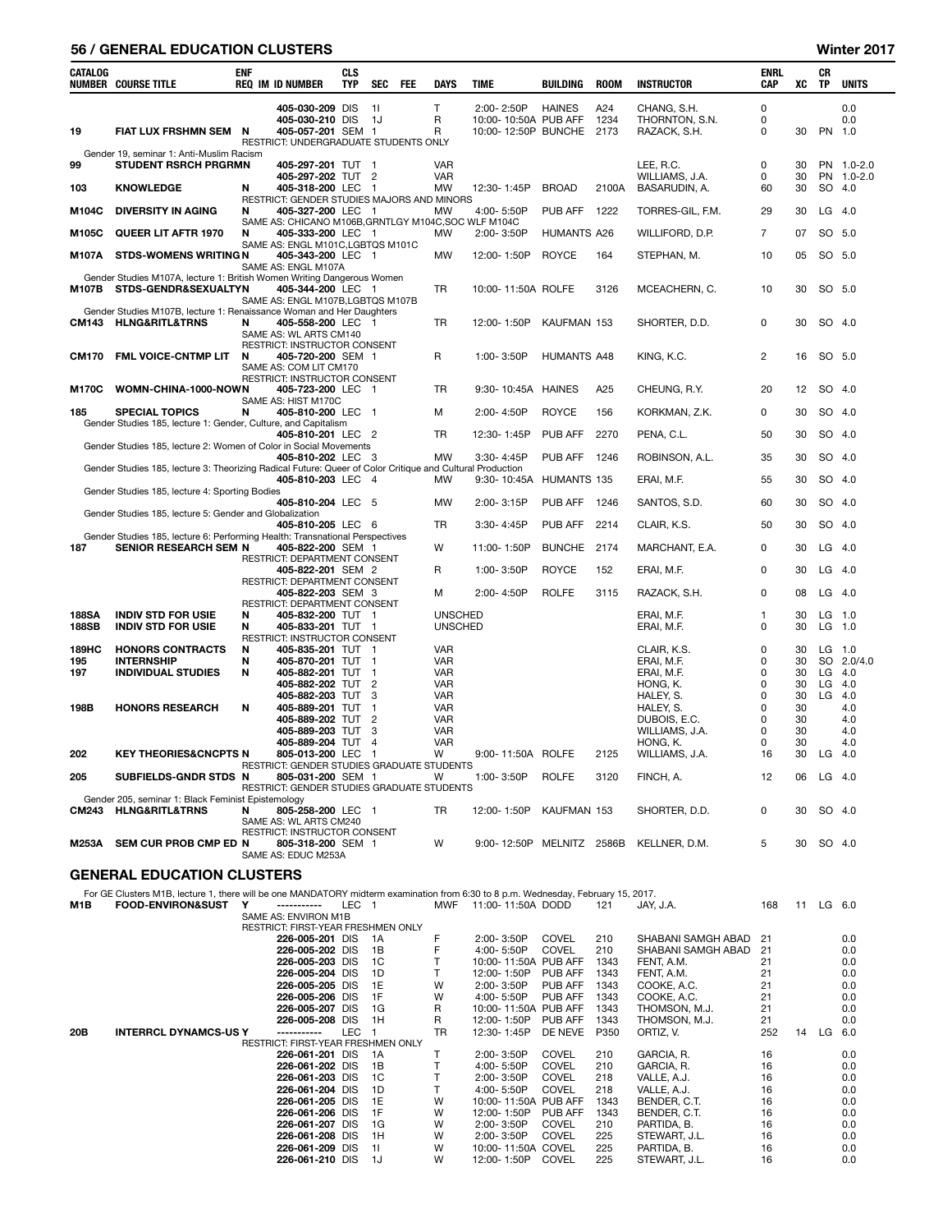| CATALOG NUMBER | COURSE TITLE | ENF REQ | IM | ID NUMBER | CLS TYP | SEC | FEE | DAYS | TIME | BUILDING | ROOM | INSTRUCTOR | ENRL CAP | XC | CR TP | UNITS |
|---|---|---|---|---|---|---|---|---|---|---|---|---|---|---|---|---|
| | | | | 405-030-209 | DIS | 1I | | T | 2:00- 2:50P | HAINES | A24 | CHANG, S.H. | 0 | | | 0.0 |
| | | | | 405-030-210 | DIS | 1J | | R | 10:00- 10:50A | PUB AFF | 1234 | THORNTON, S.N. | 0 | | | 0.0 |
| 19 | FIAT LUX FRSHMN SEM | N | | 405-057-201 | SEM | 1 | | R | 10:00- 12:50P | BUNCHE | 2173 | RAZACK, S.H. | 0 | 30 | PN | 1.0 |
| | RESTRICT: UNDERGRADUATE STUDENTS ONLY | | | | | | | | | | | | | | | |
| | Gender 19, seminar 1: Anti-Muslim Racism | | | | | | | | | | | | | | | |
| 99 | STUDENT RSRCH PRGRMN | | | 405-297-201 | TUT | 1 | | VAR | | | | LEE, R.C. | 0 | 30 | PN | 1.0-2.0 |
| | | | | 405-297-202 | TUT | 2 | | VAR | | | | WILLIAMS, J.A. | 0 | 30 | PN | 1.0-2.0 |
| 103 | KNOWLEDGE | N | | 405-318-200 | LEC | 1 | | MW | 12:30- 1:45P | BROAD | 2100A | BASARUDIN, A. | 60 | 30 | SO | 4.0 |
| | RESTRICT: GENDER STUDIES MAJORS AND MINORS | | | | | | | | | | | | | | | |
| M104C | DIVERSITY IN AGING | N | | 405-327-200 | LEC | 1 | | MW | 4:00- 5:50P | PUB AFF | 1222 | TORRES-GIL, F.M. | 29 | 30 | LG | 4.0 |
| | SAME AS: CHICANO M106B,GRNTLGY M104C,SOC WLF M104C | | | | | | | | | | | | | | | |
| M105C | QUEER LIT AFTR 1970 | N | | 405-333-200 | LEC | 1 | | MW | 2:00- 3:50P | HUMANTS | A26 | WILLIFORD, D.P. | 7 | 07 | SO | 5.0 |
| | SAME AS: ENGL M101C,LGBTQS M101C | | | | | | | | | | | | | | | |
| M107A | STDS-WOMENS WRITING | N | | 405-343-200 | LEC | 1 | | MW | 12:00- 1:50P | ROYCE | 164 | STEPHAN, M. | 10 | 05 | SO | 5.0 |
| | SAME AS: ENGL M107A | | | | | | | | | | | | | | | |
| | Gender Studies M107A, lecture 1: British Women Writing Dangerous Women | | | | | | | | | | | | | | | |
| M107B | STDS-GENDR&SEXUALTY | N | | 405-344-200 | LEC | 1 | | TR | 10:00- 11:50A | ROLFE | 3126 | MCEACHERN, C. | 10 | 30 | SO | 5.0 |
| | SAME AS: ENGL M107B,LGBTQS M107B | | | | | | | | | | | | | | | |
| | Gender Studies M107B, lecture 1: Renaissance Woman and Her Daughters | | | | | | | | | | | | | | | |
| CM143 | HLNG&RITL&TRNS | N | | 405-558-200 | LEC | 1 | | TR | 12:00- 1:50P | KAUFMAN | 153 | SHORTER, D.D. | 0 | 30 | SO | 4.0 |
| | SAME AS: WL ARTS CM140 | | | | | | | | | | | | | | | |
| | RESTRICT: INSTRUCTOR CONSENT | | | | | | | | | | | | | | | |
| CM170 | FML VOICE-CNTMP LIT | N | | 405-720-200 | SEM | 1 | | R | 1:00- 3:50P | HUMANTS | A48 | KING, K.C. | 2 | 16 | SO | 5.0 |
| | SAME AS: COM LIT CM170 | | | | | | | | | | | | | | | |
| | RESTRICT: INSTRUCTOR CONSENT | | | | | | | | | | | | | | | |
| M170C | WOMN-CHINA-1000-NOW | N | | 405-723-200 | LEC | 1 | | TR | 9:30- 10:45A | HAINES | A25 | CHEUNG, R.Y. | 20 | 12 | SO | 4.0 |
| | SAME AS: HIST M170C | | | | | | | | | | | | | | | |
| 185 | SPECIAL TOPICS | N | | 405-810-200 | LEC | 1 | | M | 2:00- 4:50P | ROYCE | 156 | KORKMAN, Z.K. | 0 | 30 | SO | 4.0 |
| | Gender Studies 185, lecture 1: Gender, Culture, and Capitalism | | | | | | | | | | | | | | | |
| | | | | 405-810-201 | LEC | 2 | | TR | 12:30- 1:45P | PUB AFF | 2270 | PENA, C.L. | 50 | 30 | SO | 4.0 |
| | Gender Studies 185, lecture 2: Women of Color in Social Movements | | | | | | | | | | | | | | | |
| | | | | 405-810-202 | LEC | 3 | | MW | 3:30- 4:45P | PUB AFF | 1246 | ROBINSON, A.L. | 35 | 30 | SO | 4.0 |
| | Gender Studies 185, lecture 3: Theorizing Radical Future: Queer of Color Critique and Cultural Production | | | | | | | | | | | | | | | |
| | | | | 405-810-203 | LEC | 4 | | MW | 9:30- 10:45A | HUMANTS | 135 | ERAI, M.F. | 55 | 30 | SO | 4.0 |
| | Gender Studies 185, lecture 4: Sporting Bodies | | | | | | | | | | | | | | | |
| | | | | 405-810-204 | LEC | 5 | | MW | 2:00- 3:15P | PUB AFF | 1246 | SANTOS, S.D. | 60 | 30 | SO | 4.0 |
| | Gender Studies 185, lecture 5: Gender and Globalization | | | | | | | | | | | | | | | |
| | | | | 405-810-205 | LEC | 6 | | TR | 3:30- 4:45P | PUB AFF | 2214 | CLAIR, K.S. | 50 | 30 | SO | 4.0 |
| | Gender Studies 185, lecture 6: Performing Health: Transnational Perspectives | | | | | | | | | | | | | | | |
| 187 | SENIOR RESEARCH SEM | N | | 405-822-200 | SEM | 1 | | W | 11:00- 1:50P | BUNCHE | 2174 | MARCHANT, E.A. | 0 | 30 | LG | 4.0 |
| | RESTRICT: DEPARTMENT CONSENT | | | | | | | | | | | | | | | |
| | | | | 405-822-201 | SEM | 2 | | R | 1:00- 3:50P | ROYCE | 152 | ERAI, M.F. | 0 | 30 | LG | 4.0 |
| | RESTRICT: DEPARTMENT CONSENT | | | | | | | | | | | | | | | |
| | | | | 405-822-203 | SEM | 3 | | M | 2:00- 4:50P | ROLFE | 3115 | RAZACK, S.H. | 0 | 08 | LG | 4.0 |
| | RESTRICT: DEPARTMENT CONSENT | | | | | | | | | | | | | | | |
| 188SA | INDIV STD FOR USIE | N | | 405-832-200 | TUT | 1 | | UNSCHED | | | | ERAI, M.F. | 1 | 30 | LG | 1.0 |
| 188SB | INDIV STD FOR USIE | N | | 405-833-201 | TUT | 1 | | UNSCHED | | | | ERAI, M.F. | 0 | 30 | LG | 1.0 |
| | RESTRICT: INSTRUCTOR CONSENT | | | | | | | | | | | | | | | |
| 189HC | HONORS CONTRACTS | N | | 405-835-201 | TUT | 1 | | VAR | | | | CLAIR, K.S. | 0 | 30 | LG | 1.0 |
| 195 | INTERNSHIP | N | | 405-870-201 | TUT | 1 | | VAR | | | | ERAI, M.F. | 0 | 30 | SO | 2.0/4.0 |
| 197 | INDIVIDUAL STUDIES | N | | 405-882-201 | TUT | 1 | | VAR | | | | ERAI, M.F. | 0 | 30 | LG | 4.0 |
| | | | | 405-882-202 | TUT | 2 | | VAR | | | | HONG, K. | 0 | 30 | LG | 4.0 |
| | | | | 405-882-203 | TUT | 3 | | VAR | | | | HALEY, S. | 0 | 30 | LG | 4.0 |
| 198B | HONORS RESEARCH | N | | 405-889-201 | TUT | 1 | | VAR | | | | HALEY, S. | 0 | 30 | | 4.0 |
| | | | | 405-889-202 | TUT | 2 | | VAR | | | | DUBOIS, E.C. | 0 | 30 | | 4.0 |
| | | | | 405-889-203 | TUT | 3 | | VAR | | | | WILLIAMS, J.A. | 0 | 30 | | 4.0 |
| | | | | 405-889-204 | TUT | 4 | | VAR | | | | HONG, K. | 0 | 30 | | 4.0 |
| 202 | KEY THEORIES&CNCPTS | N | | 805-013-200 | LEC | 1 | | W | 9:00- 11:50A | ROLFE | 2125 | WILLIAMS, J.A. | 16 | 30 | LG | 4.0 |
| | RESTRICT: GENDER STUDIES GRADUATE STUDENTS | | | | | | | | | | | | | | | |
| 205 | SUBFIELDS-GNDR STDS | N | | 805-031-200 | SEM | 1 | | W | 1:00- 3:50P | ROLFE | 3120 | FINCH, A. | 12 | 06 | LG | 4.0 |
| | RESTRICT: GENDER STUDIES GRADUATE STUDENTS | | | | | | | | | | | | | | | |
| | Gender 205, seminar 1: Black Feminist Epistemology | | | | | | | | | | | | | | | |
| CM243 | HLNG&RITL&TRNS | N | | 805-258-200 | LEC | 1 | | TR | 12:00- 1:50P | KAUFMAN | 153 | SHORTER, D.D. | 0 | 30 | SO | 4.0 |
| | SAME AS: WL ARTS CM240 | | | | | | | | | | | | | | | |
| | RESTRICT: INSTRUCTOR CONSENT | | | | | | | | | | | | | | | |
| M253A | SEM CUR PROB CMP ED | N | | 805-318-200 | SEM | 1 | | W | 9:00- 12:50P | MELNITZ | 2586B | KELLNER, D.M. | 5 | 30 | SO | 4.0 |
| | SAME AS: EDUC M253A | | | | | | | | | | | | | | | |

## GENERAL EDUCATION CLUSTERS

For GE Clusters M1B, lecture 1, there will be one MANDATORY midterm examination from 6:30 to 8 p.m. Wednesday, February 15, 2017.

| CATALOG NUMBER | COURSE TITLE | ENF REQ | IM | ID NUMBER | CLS TYP | SEC | FEE | DAYS | TIME | BUILDING | ROOM | INSTRUCTOR | ENRL CAP | XC | CR TP | UNITS |
|---|---|---|---|---|---|---|---|---|---|---|---|---|---|---|---|---|
| M1B | FOOD-ENVIRON&SUST | Y | | ----------- | LEC | 1 | | MWF | 11:00- 11:50A | DODD | 121 | JAY, J.A. | 168 | 11 | LG | 6.0 |
| | SAME AS: ENVIRON M1B | | | | | | | | | | | | | | | |
| | RESTRICT: FIRST-YEAR FRESHMEN ONLY | | | | | | | | | | | | | | | |
| | | | | 226-005-201 | DIS | 1A | | F | 2:00- 3:50P | COVEL | 210 | SHABANI SAMGH ABAD | 21 | | | 0.0 |
| | | | | 226-005-202 | DIS | 1B | | F | 4:00- 5:50P | COVEL | 210 | SHABANI SAMGH ABAD | 21 | | | 0.0 |
| | | | | 226-005-203 | DIS | 1C | | T | 10:00- 11:50A | PUB AFF | 1343 | FENT, A.M. | 21 | | | 0.0 |
| | | | | 226-005-204 | DIS | 1D | | T | 12:00- 1:50P | PUB AFF | 1343 | FENT, A.M. | 21 | | | 0.0 |
| | | | | 226-005-205 | DIS | 1E | | W | 2:00- 3:50P | PUB AFF | 1343 | COOKE, A.C. | 21 | | | 0.0 |
| | | | | 226-005-206 | DIS | 1F | | W | 4:00- 5:50P | PUB AFF | 1343 | COOKE, A.C. | 21 | | | 0.0 |
| | | | | 226-005-207 | DIS | 1G | | R | 10:00- 11:50A | PUB AFF | 1343 | THOMSON, M.J. | 21 | | | 0.0 |
| | | | | 226-005-208 | DIS | 1H | | R | 12:00- 1:50P | PUB AFF | 1343 | THOMSON, M.J. | 21 | | | 0.0 |
| 20B | INTERRCL DYNAMCS-US | Y | | ----------- | LEC | 1 | | TR | 12:30- 1:45P | DE NEVE | P350 | ORTIZ, V. | 252 | 14 | LG | 6.0 |
| | RESTRICT: FIRST-YEAR FRESHMEN ONLY | | | | | | | | | | | | | | | |
| | | | | 226-061-201 | DIS | 1A | | T | 2:00- 3:50P | COVEL | 210 | GARCIA, R. | 16 | | | 0.0 |
| | | | | 226-061-202 | DIS | 1B | | T | 4:00- 5:50P | COVEL | 210 | GARCIA, R. | 16 | | | 0.0 |
| | | | | 226-061-203 | DIS | 1C | | T | 2:00- 3:50P | COVEL | 218 | VALLE, A.J. | 16 | | | 0.0 |
| | | | | 226-061-204 | DIS | 1D | | T | 4:00- 5:50P | COVEL | 218 | VALLE, A.J. | 16 | | | 0.0 |
| | | | | 226-061-205 | DIS | 1E | | W | 10:00- 11:50A | PUB AFF | 1343 | BENDER, C.T. | 16 | | | 0.0 |
| | | | | 226-061-206 | DIS | 1F | | W | 12:00- 1:50P | PUB AFF | 1343 | BENDER, C.T. | 16 | | | 0.0 |
| | | | | 226-061-207 | DIS | 1G | | W | 2:00- 3:50P | COVEL | 210 | PARTIDA, B. | 16 | | | 0.0 |
| | | | | 226-061-208 | DIS | 1H | | W | 2:00- 3:50P | COVEL | 225 | STEWART, J.L. | 16 | | | 0.0 |
| | | | | 226-061-209 | DIS | 1I | | W | 10:00- 11:50A | COVEL | 225 | PARTIDA, B. | 16 | | | 0.0 |
| | | | | 226-061-210 | DIS | 1J | | W | 12:00- 1:50P | COVEL | 225 | STEWART, J.L. | 16 | | | 0.0 |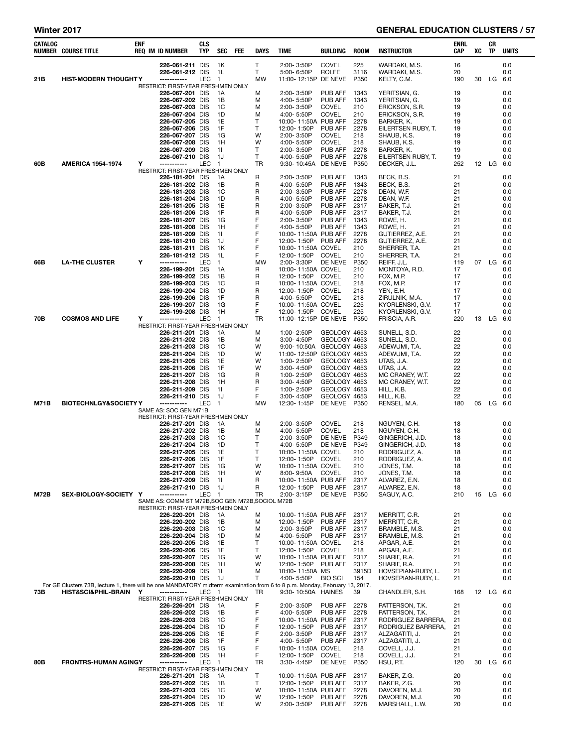## Winter 2017 — GENERAL EDUCATION CLUSTERS

| CATALOG NUMBER | COURSE TITLE | ENF REQ | IM | ID NUMBER | CLS TYP | SEC | FEE | DAYS | TIME | BUILDING | ROOM | INSTRUCTOR | ENRL CAP | XC | CR TP | UNITS |
|---|---|---|---|---|---|---|---|---|---|---|---|---|---|---|---|---|
| | | | | 226-061-211 | DIS | 1K | | T | 2:00- 3:50P | COVEL | 225 | WARDAKI, M.S. | 16 | | | 0.0 |
| | | | | 226-061-212 | DIS | 1L | | T | 5:00- 6:50P | ROLFE | 3116 | WARDAKI, M.S. | 20 | | | 0.0 |
| 21B | HIST-MODERN THOUGHT | Y | | ----------- | LEC | 1 | | MW | 11:00- 12:15P | DE NEVE | P350 | KELTY, C.M. | 190 | 30 | LG | 6.0 |
| | RESTRICT: FIRST-YEAR FRESHMEN ONLY | | | | | | | | | | | | | | | |
| | | | | 226-067-201 | DIS | 1A | | M | 2:00- 3:50P | PUB AFF | 1343 | YERITSIAN, G. | 19 | | | 0.0 |
| | | | | 226-067-202 | DIS | 1B | | M | 4:00- 5:50P | PUB AFF | 1343 | YERITSIAN, G. | 19 | | | 0.0 |
| | | | | 226-067-203 | DIS | 1C | | M | 2:00- 3:50P | COVEL | 210 | ERICKSON, S.R. | 19 | | | 0.0 |
| | | | | 226-067-204 | DIS | 1D | | M | 4:00- 5:50P | COVEL | 210 | ERICKSON, S.R. | 19 | | | 0.0 |
| | | | | 226-067-205 | DIS | 1E | | T | 10:00- 11:50A | PUB AFF | 2278 | BARKER, K. | 19 | | | 0.0 |
| | | | | 226-067-206 | DIS | 1F | | T | 12:00- 1:50P | PUB AFF | 2278 | EILERTSEN RUBY, T. | 19 | | | 0.0 |
| | | | | 226-067-207 | DIS | 1G | | W | 2:00- 3:50P | COVEL | 218 | SHAUB, K.S. | 19 | | | 0.0 |
| | | | | 226-067-208 | DIS | 1H | | W | 4:00- 5:50P | COVEL | 218 | SHAUB, K.S. | 19 | | | 0.0 |
| | | | | 226-067-209 | DIS | 1I | | T | 2:00- 3:50P | PUB AFF | 2278 | BARKER, K. | 19 | | | 0.0 |
| | | | | 226-067-210 | DIS | 1J | | T | 4:00- 5:50P | PUB AFF | 2278 | EILERTSEN RUBY, T. | 19 | | | 0.0 |
| 60B | AMERICA 1954-1974 | Y | | ----------- | LEC | 1 | | TR | 9:30- 10:45A | DE NEVE | P350 | DECKER, J.L. | 252 | 12 | LG | 6.0 |
| | RESTRICT: FIRST-YEAR FRESHMEN ONLY | | | | | | | | | | | | | | | |
| | | | | 226-181-201 | DIS | 1A | | R | 2:00- 3:50P | PUB AFF | 1343 | BECK, B.S. | 21 | | | 0.0 |
| | | | | 226-181-202 | DIS | 1B | | R | 4:00- 5:50P | PUB AFF | 1343 | BECK, B.S. | 21 | | | 0.0 |
| | | | | 226-181-203 | DIS | 1C | | R | 2:00- 3:50P | PUB AFF | 2278 | DEAN, W.F. | 21 | | | 0.0 |
| | | | | 226-181-204 | DIS | 1D | | R | 4:00- 5:50P | PUB AFF | 2278 | DEAN, W.F. | 21 | | | 0.0 |
| | | | | 226-181-205 | DIS | 1E | | R | 2:00- 3:50P | PUB AFF | 2317 | BAKER, T.J. | 21 | | | 0.0 |
| | | | | 226-181-206 | DIS | 1F | | R | 4:00- 5:50P | PUB AFF | 2317 | BAKER, T.J. | 21 | | | 0.0 |
| | | | | 226-181-207 | DIS | 1G | | F | 2:00- 3:50P | PUB AFF | 1343 | ROWE, H. | 21 | | | 0.0 |
| | | | | 226-181-208 | DIS | 1H | | F | 4:00- 5:50P | PUB AFF | 1343 | ROWE, H. | 21 | | | 0.0 |
| | | | | 226-181-209 | DIS | 1I | | F | 10:00- 11:50A | PUB AFF | 2278 | GUTIERREZ, A.E. | 21 | | | 0.0 |
| | | | | 226-181-210 | DIS | 1J | | F | 12:00- 1:50P | PUB AFF | 2278 | GUTIERREZ, A.E. | 21 | | | 0.0 |
| | | | | 226-181-211 | DIS | 1K | | F | 10:00- 11:50A | COVEL | 210 | SHERRER, T.A. | 21 | | | 0.0 |
| | | | | 226-181-212 | DIS | 1L | | F | 12:00- 1:50P | COVEL | 210 | SHERRER, T.A. | 21 | | | 0.0 |
| 66B | LA-THE CLUSTER | Y | | ----------- | LEC | 1 | | MW | 2:00- 3:30P | DE NEVE | P350 | REIFF, J.L. | 119 | 07 | LG | 6.0 |
| | | | | 226-199-201 | DIS | 1A | | R | 10:00- 11:50A | COVEL | 210 | MONTOYA, R.D. | 17 | | | 0.0 |
| | | | | 226-199-202 | DIS | 1B | | R | 12:00- 1:50P | COVEL | 210 | FOX, M.P. | 17 | | | 0.0 |
| | | | | 226-199-203 | DIS | 1C | | R | 10:00- 11:50A | COVEL | 218 | FOX, M.P. | 17 | | | 0.0 |
| | | | | 226-199-204 | DIS | 1D | | R | 12:00- 1:50P | COVEL | 218 | YEN, E.H. | 17 | | | 0.0 |
| | | | | 226-199-206 | DIS | 1F | | R | 4:00- 5:50P | COVEL | 218 | ZIRULNIK, M.A. | 17 | | | 0.0 |
| | | | | 226-199-207 | DIS | 1G | | F | 10:00- 11:50A | COVEL | 225 | KYORLENSKI, G.V. | 17 | | | 0.0 |
| | | | | 226-199-208 | DIS | 1H | | F | 12:00- 1:50P | COVEL | 225 | KYORLENSKI, G.V. | 17 | | | 0.0 |
| 70B | COSMOS AND LIFE | Y | | ----------- | LEC | 1 | | TR | 11:00- 12:15P | DE NEVE | P350 | FRISCIA, A.R. | 220 | 13 | LG | 6.0 |
| | RESTRICT: FIRST-YEAR FRESHMEN ONLY | | | | | | | | | | | | | | | |
| | | | | 226-211-201 | DIS | 1A | | M | 1:00- 2:50P | GEOLOGY | 4653 | SUNELL, S.D. | 22 | | | 0.0 |
| | | | | 226-211-202 | DIS | 1B | | M | 3:00- 4:50P | GEOLOGY | 4653 | SUNELL, S.D. | 22 | | | 0.0 |
| | | | | 226-211-203 | DIS | 1C | | W | 9:00- 10:50A | GEOLOGY | 4653 | ADEWUMI, T.A. | 22 | | | 0.0 |
| | | | | 226-211-204 | DIS | 1D | | W | 11:00- 12:50P | GEOLOGY | 4653 | ADEWUMI, T.A. | 22 | | | 0.0 |
| | | | | 226-211-205 | DIS | 1E | | W | 1:00- 2:50P | GEOLOGY | 4653 | UTAS, J.A. | 22 | | | 0.0 |
| | | | | 226-211-206 | DIS | 1F | | W | 3:00- 4:50P | GEOLOGY | 4653 | UTAS, J.A. | 22 | | | 0.0 |
| | | | | 226-211-207 | DIS | 1G | | R | 1:00- 2:50P | GEOLOGY | 4653 | MC CRANEY, W.T. | 22 | | | 0.0 |
| | | | | 226-211-208 | DIS | 1H | | R | 3:00- 4:50P | GEOLOGY | 4653 | MC CRANEY, W.T. | 22 | | | 0.0 |
| | | | | 226-211-209 | DIS | 1I | | F | 1:00- 2:50P | GEOLOGY | 4653 | HILL, K.B. | 22 | | | 0.0 |
| | | | | 226-211-210 | DIS | 1J | | F | 3:00- 4:50P | GEOLOGY | 4653 | HILL, K.B. | 22 | | | 0.0 |
| M71B | BIOTECHNLGY&SOCIETY | Y | | ----------- | LEC | 1 | | MW | 12:30- 1:45P | DE NEVE | P350 | RENSEL, M.A. | 180 | 05 | LG | 6.0 |
| | SAME AS: SOC GEN M71B | | | | | | | | | | | | | | | |
| | RESTRICT: FIRST-YEAR FRESHMEN ONLY | | | | | | | | | | | | | | | |
| | | | | 226-217-201 | DIS | 1A | | M | 2:00- 3:50P | COVEL | 218 | NGUYEN, C.H. | 18 | | | 0.0 |
| | | | | 226-217-202 | DIS | 1B | | M | 4:00- 5:50P | COVEL | 218 | NGUYEN, C.H. | 18 | | | 0.0 |
| | | | | 226-217-203 | DIS | 1C | | T | 2:00- 3:50P | DE NEVE | P349 | GINGERICH, J.D. | 18 | | | 0.0 |
| | | | | 226-217-204 | DIS | 1D | | T | 4:00- 5:50P | DE NEVE | P349 | GINGERICH, J.D. | 18 | | | 0.0 |
| | | | | 226-217-205 | DIS | 1E | | T | 10:00- 11:50A | COVEL | 210 | RODRIGUEZ, A. | 18 | | | 0.0 |
| | | | | 226-217-206 | DIS | 1F | | T | 12:00- 1:50P | COVEL | 210 | RODRIGUEZ, A. | 18 | | | 0.0 |
| | | | | 226-217-207 | DIS | 1G | | W | 10:00- 11:50A | COVEL | 210 | JONES, T.M. | 18 | | | 0.0 |
| | | | | 226-217-208 | DIS | 1H | | W | 8:00- 9:50A | COVEL | 210 | JONES, T.M. | 18 | | | 0.0 |
| | | | | 226-217-209 | DIS | 1I | | R | 10:00- 11:50A | PUB AFF | 2317 | ALVAREZ, E.N. | 18 | | | 0.0 |
| | | | | 226-217-210 | DIS | 1J | | R | 12:00- 1:50P | PUB AFF | 2317 | ALVAREZ, E.N. | 18 | | | 0.0 |
| M72B | SEX-BIOLOGY-SOCIETY | Y | | ----------- | LEC | 1 | | TR | 2:00- 3:15P | DE NEVE | P350 | SAGUY, A.C. | 210 | 15 | LG | 6.0 |
| | SAME AS: COMM ST M72B,SOC GEN M72B,SOCIOL M72B | | | | | | | | | | | | | | | |
| | RESTRICT: FIRST-YEAR FRESHMEN ONLY | | | | | | | | | | | | | | | |
| | | | | 226-220-201 | DIS | 1A | | M | 10:00- 11:50A | PUB AFF | 2317 | MERRITT, C.R. | 21 | | | 0.0 |
| | | | | 226-220-202 | DIS | 1B | | M | 12:00- 1:50P | PUB AFF | 2317 | MERRITT, C.R. | 21 | | | 0.0 |
| | | | | 226-220-203 | DIS | 1C | | M | 2:00- 3:50P | PUB AFF | 2317 | BRAMBLE, M.S. | 21 | | | 0.0 |
| | | | | 226-220-204 | DIS | 1D | | M | 4:00- 5:50P | PUB AFF | 2317 | BRAMBLE, M.S. | 21 | | | 0.0 |
| | | | | 226-220-205 | DIS | 1E | | T | 10:00- 11:50A | COVEL | 218 | APGAR, A.E. | 21 | | | 0.0 |
| | | | | 226-220-206 | DIS | 1F | | T | 12:00- 1:50P | COVEL | 218 | APGAR, A.E. | 21 | | | 0.0 |
| | | | | 226-220-207 | DIS | 1G | | W | 10:00- 11:50A | PUB AFF | 2317 | SHARIF, R.A. | 21 | | | 0.0 |
| | | | | 226-220-208 | DIS | 1H | | W | 12:00- 1:50P | PUB AFF | 2317 | SHARIF, R.A. | 21 | | | 0.0 |
| | | | | 226-220-209 | DIS | 1I | | M | 10:00- 11:50A | MS | 3915D | HOVSEPIAN-RUBY, L. | 21 | | | 0.0 |
| | | | | 226-220-210 | DIS | 1J | | T | 4:00- 5:50P | BIO SCI | 154 | HOVSEPIAN-RUBY, L. | 21 | | | 0.0 |
| | For GE Clusters 73B, lecture 1, there will be one MANDATORY midterm examination from 6 to 8 p.m. Monday, February 13, 2017. | | | | | | | | | | | | | | | |
| 73B | HIST&SCI&PHIL-BRAIN | Y | | ----------- | LEC | 1 | | TR | 9:30- 10:50A | HAINES | 39 | CHANDLER, S.H. | 168 | 12 | LG | 6.0 |
| | RESTRICT: FIRST-YEAR FRESHMEN ONLY | | | | | | | | | | | | | | | |
| | | | | 226-226-201 | DIS | 1A | | F | 2:00- 3:50P | PUB AFF | 2278 | PATTERSON, T.K. | 21 | | | 0.0 |
| | | | | 226-226-202 | DIS | 1B | | F | 4:00- 5:50P | PUB AFF | 2278 | PATTERSON, T.K. | 21 | | | 0.0 |
| | | | | 226-226-203 | DIS | 1C | | F | 10:00- 11:50A | PUB AFF | 2317 | RODRIGUEZ BARRERA, | 21 | | | 0.0 |
| | | | | 226-226-204 | DIS | 1D | | F | 12:00- 1:50P | PUB AFF | 2317 | RODRIGUEZ BARRERA, | 21 | | | 0.0 |
| | | | | 226-226-205 | DIS | 1E | | F | 2:00- 3:50P | PUB AFF | 2317 | ALZAGATITI, J. | 21 | | | 0.0 |
| | | | | 226-226-206 | DIS | 1F | | F | 4:00- 5:50P | PUB AFF | 2317 | ALZAGATITI, J. | 21 | | | 0.0 |
| | | | | 226-226-207 | DIS | 1G | | F | 10:00- 11:50A | COVEL | 218 | COVELL, J.J. | 21 | | | 0.0 |
| | | | | 226-226-208 | DIS | 1H | | F | 12:00- 1:50P | COVEL | 218 | COVELL, J.J. | 21 | | | 0.0 |
| 80B | FRONTRS-HUMAN AGINGY | | | ----------- | LEC | 1 | | TR | 3:30- 4:45P | DE NEVE | P350 | HSU, P.T. | 120 | 30 | LG | 6.0 |
| | RESTRICT: FIRST-YEAR FRESHMEN ONLY | | | | | | | | | | | | | | | |
| | | | | 226-271-201 | DIS | 1A | | T | 10:00- 11:50A | PUB AFF | 2317 | BAKER, Z.G. | 20 | | | 0.0 |
| | | | | 226-271-202 | DIS | 1B | | T | 12:00- 1:50P | PUB AFF | 2317 | BAKER, Z.G. | 20 | | | 0.0 |
| | | | | 226-271-203 | DIS | 1C | | W | 10:00- 11:50A | PUB AFF | 2278 | DAVOREN, M.J. | 20 | | | 0.0 |
| | | | | 226-271-204 | DIS | 1D | | W | 12:00- 1:50P | PUB AFF | 2278 | DAVOREN, M.J. | 20 | | | 0.0 |
| | | | | 226-271-205 | DIS | 1E | | W | 2:00- 3:50P | PUB AFF | 2278 | MARSHALL, L.W. | 20 | | | 0.0 |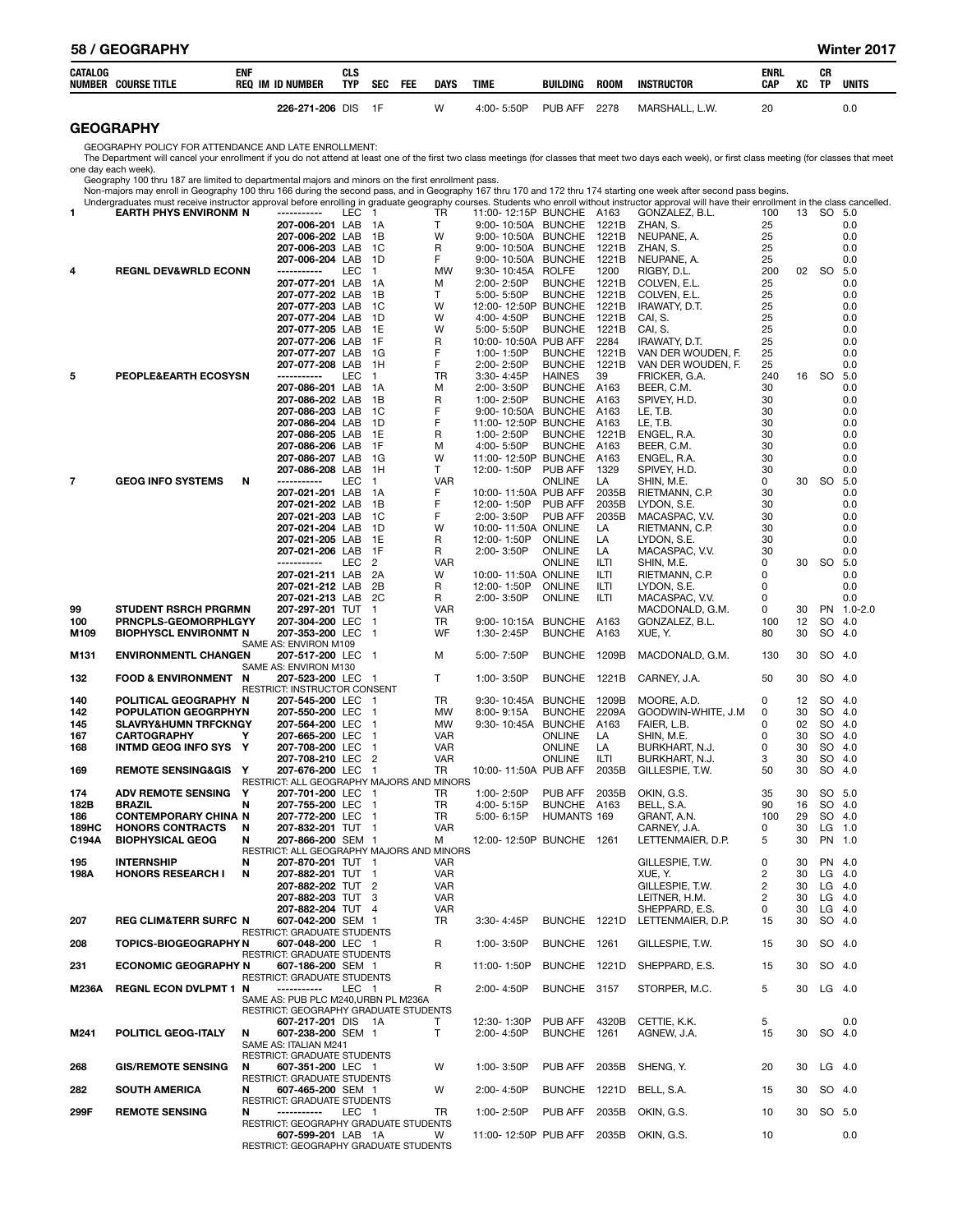| CATALOG NUMBER | COURSE TITLE | ENF REQ | IM | ID NUMBER | CLS TYP | SEC | FEE | DAYS | TIME | BUILDING | ROOM | INSTRUCTOR | ENRL CAP | XC | CR TP | UNITS |
|---|---|---|---|---|---|---|---|---|---|---|---|---|---|---|---|---|
| | | | | 226-271-206 | DIS | 1F | | W | 4:00- 5:50P | PUB AFF | 2278 | MARSHALL, L.W. | 20 | | | 0.0 |

## GEOGRAPHY

GEOGRAPHY POLICY FOR ATTENDANCE AND LATE ENROLLMENT:
The Department will cancel your enrollment if you do not attend at least one of the first two class meetings (for classes that meet two days each week), or first class meeting (for classes that meet one day each week).
Geography 100 thru 187 are limited to departmental majors and minors on the first enrollment pass.
Non-majors may enroll in Geography 100 thru 166 during the second pass, and in Geography 167 thru 170 and 172 thru 174 starting one week after second pass begins.
Undergraduates must receive instructor approval before enrolling in graduate geography courses. Students who enroll without instructor approval will have their enrollment in the class cancelled.

| CATALOG NUMBER | COURSE TITLE | ENF REQ | IM | ID NUMBER | CLS TYP | SEC | FEE | DAYS | TIME | BUILDING | ROOM | INSTRUCTOR | ENRL CAP | XC | CR TP | UNITS |
|---|---|---|---|---|---|---|---|---|---|---|---|---|---|---|---|---|
| 1 | EARTH PHYS ENVIRONM | N | | ----------- | LEC | 1 | | TR | 11:00- 12:15P | BUNCHE | A163 | GONZALEZ, B.L. | 100 | 13 | SO | 5.0 |
| | | | | 207-006-201 | LAB | 1A | | T | 9:00- 10:50A | BUNCHE | 1221B | ZHAN, S. | 25 | | | 0.0 |
| | | | | 207-006-202 | LAB | 1B | | W | 9:00- 10:50A | BUNCHE | 1221B | NEUPANE, A. | 25 | | | 0.0 |
| | | | | 207-006-203 | LAB | 1C | | R | 9:00- 10:50A | BUNCHE | 1221B | ZHAN, S. | 25 | | | 0.0 |
| | | | | 207-006-204 | LAB | 1D | | F | 9:00- 10:50A | BUNCHE | 1221B | NEUPANE, A. | 25 | | | 0.0 |
| 4 | REGNL DEV&WRLD ECON | N | | ----------- | LEC | 1 | | MW | 9:30- 10:45A | ROLFE | 1200 | RIGBY, D.L. | 200 | 02 | SO | 5.0 |
| | | | | 207-077-201 | LAB | 1A | | M | 2:00- 2:50P | BUNCHE | 1221B | COLVEN, E.L. | 25 | | | 0.0 |
| | | | | 207-077-202 | LAB | 1B | | T | 5:00- 5:50P | BUNCHE | 1221B | COLVEN, E.L. | 25 | | | 0.0 |
| | | | | 207-077-203 | LAB | 1C | | W | 12:00- 12:50P | BUNCHE | 1221B | IRAWATY, D.T. | 25 | | | 0.0 |
| | | | | 207-077-204 | LAB | 1D | | W | 4:00- 4:50P | BUNCHE | 1221B | CAI, S. | 25 | | | 0.0 |
| | | | | 207-077-205 | LAB | 1E | | W | 5:00- 5:50P | BUNCHE | 1221B | CAI, S. | 25 | | | 0.0 |
| | | | | 207-077-206 | LAB | 1F | | R | 10:00- 10:50A | PUB AFF | 2284 | IRAWATY, D.T. | 25 | | | 0.0 |
| | | | | 207-077-207 | LAB | 1G | | F | 1:00- 1:50P | BUNCHE | 1221B | VAN DER WOUDEN, F. | 25 | | | 0.0 |
| | | | | 207-077-208 | LAB | 1H | | F | 2:00- 2:50P | BUNCHE | 1221B | VAN DER WOUDEN, F. | 25 | | | 0.0 |
| 5 | PEOPLE&EARTH ECOSYS | N | | ----------- | LEC | 1 | | TR | 3:30- 4:45P | HAINES | 39 | FRICKER, G.A. | 240 | 16 | SO | 5.0 |
| | | | | 207-086-201 | LAB | 1A | | M | 2:00- 3:50P | BUNCHE | A163 | BEER, C.M. | 30 | | | 0.0 |
| | | | | 207-086-202 | LAB | 1B | | R | 1:00- 2:50P | BUNCHE | A163 | SPIVEY, H.D. | 30 | | | 0.0 |
| | | | | 207-086-203 | LAB | 1C | | F | 9:00- 10:50A | BUNCHE | A163 | LE, T.B. | 30 | | | 0.0 |
| | | | | 207-086-204 | LAB | 1D | | F | 11:00- 12:50P | BUNCHE | A163 | LE, T.B. | 30 | | | 0.0 |
| | | | | 207-086-205 | LAB | 1E | | R | 1:00- 2:50P | BUNCHE | 1221B | ENGEL, R.A. | 30 | | | 0.0 |
| | | | | 207-086-206 | LAB | 1F | | M | 4:00- 5:50P | BUNCHE | A163 | BEER, C.M. | 30 | | | 0.0 |
| | | | | 207-086-207 | LAB | 1G | | W | 11:00- 12:50P | BUNCHE | A163 | ENGEL, R.A. | 30 | | | 0.0 |
| | | | | 207-086-208 | LAB | 1H | | T | 12:00- 1:50P | PUB AFF | 1329 | SPIVEY, H.D. | 30 | | | 0.0 |
| 7 | GEOG INFO SYSTEMS | N | | ----------- | LEC | 1 | | VAR | | ONLINE | LA | SHIN, M.E. | 0 | 30 | SO | 5.0 |
| | | | | 207-021-201 | LAB | 1A | | F | 10:00- 11:50A | PUB AFF | 2035B | RIETMANN, C.P. | 30 | | | 0.0 |
| | | | | 207-021-202 | LAB | 1B | | F | 12:00- 1:50P | PUB AFF | 2035B | LYDON, S.E. | 30 | | | 0.0 |
| | | | | 207-021-203 | LAB | 1C | | F | 2:00- 3:50P | PUB AFF | 2035B | MACASPAC, V.V. | 30 | | | 0.0 |
| | | | | 207-021-204 | LAB | 1D | | W | 10:00- 11:50A | ONLINE | LA | RIETMANN, C.P. | 30 | | | 0.0 |
| | | | | 207-021-205 | LAB | 1E | | R | 12:00- 1:50P | ONLINE | LA | LYDON, S.E. | 30 | | | 0.0 |
| | | | | 207-021-206 | LAB | 1F | | R | 2:00- 3:50P | ONLINE | LA | MACASPAC, V.V. | 30 | | | 0.0 |
| | | | | ----------- | LEC | 2 | | VAR | | ONLINE | ILTI | SHIN, M.E. | 0 | 30 | SO | 5.0 |
| | | | | 207-021-211 | LAB | 2A | | W | 10:00- 11:50A | ONLINE | ILTI | RIETMANN, C.P. | 0 | | | 0.0 |
| | | | | 207-021-212 | LAB | 2B | | R | 12:00- 1:50P | ONLINE | ILTI | LYDON, S.E. | 0 | | | 0.0 |
| | | | | 207-021-213 | LAB | 2C | | R | 2:00- 3:50P | ONLINE | ILTI | MACASPAC, V.V. | 0 | | | 0.0 |
| 99 | STUDENT RSRCH PRGRM | N | | 207-297-201 | TUT | 1 | | VAR | | | | MACDONALD, G.M. | 0 | 30 | PN | 1.0-2.0 |
| 100 | PRNCPLS-GEOMORPHLGY | Y | | 207-304-200 | LEC | 1 | | TR | 9:00- 10:15A | BUNCHE | A163 | GONZALEZ, B.L. | 100 | 12 | SO | 4.0 |
| M109 | BIOPHYSCL ENVIRONMT | N | | 207-353-200 | LEC | 1 | | WF | 1:30- 2:45P | BUNCHE | A163 | XUE, Y. | 80 | 30 | SO | 4.0 |
| | | | | SAME AS: ENVIRON M109 | | | | | | | | | | | | |
| M131 | ENVIRONMENTL CHANGE | N | | 207-517-200 | LEC | 1 | | M | 5:00- 7:50P | BUNCHE | 1209B | MACDONALD, G.M. | 130 | 30 | SO | 4.0 |
| | | | | SAME AS: ENVIRON M130 | | | | | | | | | | | | |
| 132 | FOOD & ENVIRONMENT | N | | 207-523-200 | LEC | 1 | | T | 1:00- 3:50P | BUNCHE | 1221B | CARNEY, J.A. | 50 | 30 | SO | 4.0 |
| | | | | RESTRICT: INSTRUCTOR CONSENT | | | | | | | | | | | | |
| 140 | POLITICAL GEOGRAPHY | N | | 207-545-200 | LEC | 1 | | TR | 9:30- 10:45A | BUNCHE | 1209B | MOORE, A.D. | 0 | 12 | SO | 4.0 |
| 142 | POPULATION GEOGRPHY | N | | 207-550-200 | LEC | 1 | | MW | 8:00- 9:15A | BUNCHE | 2209A | GOODWIN-WHITE, J.M | 0 | 30 | SO | 4.0 |
| 145 | SLAVRY&HUMN TRFCKNG | Y | | 207-564-200 | LEC | 1 | | MW | 9:30- 10:45A | BUNCHE | A163 | FAIER, L.B. | 0 | 02 | SO | 4.0 |
| 167 | CARTOGRAPHY | Y | | 207-665-200 | LEC | 1 | | VAR | | ONLINE | LA | SHIN, M.E. | 0 | 30 | SO | 4.0 |
| 168 | INTMD GEOG INFO SYS | Y | | 207-708-200 | LEC | 1 | | VAR | | ONLINE | LA | BURKHART, N.J. | 0 | 30 | SO | 4.0 |
| | | | | 207-708-210 | LEC | 2 | | VAR | | ONLINE | ILTI | BURKHART, N.J. | 3 | 30 | SO | 4.0 |
| 169 | REMOTE SENSING&GIS | Y | | 207-676-200 | LEC | 1 | | TR | 10:00- 11:50A | PUB AFF | 2035B | GILLESPIE, T.W. | 50 | 30 | SO | 4.0 |
| | | | | RESTRICT: ALL GEOGRAPHY MAJORS AND MINORS | | | | | | | | | | | | |
| 174 | ADV REMOTE SENSING | Y | | 207-701-200 | LEC | 1 | | TR | 1:00- 2:50P | PUB AFF | 2035B | OKIN, G.S. | 35 | 30 | SO | 5.0 |
| 182B | BRAZIL | N | | 207-755-200 | LEC | 1 | | TR | 4:00- 5:15P | BUNCHE | A163 | BELL, S.A. | 90 | 16 | SO | 4.0 |
| 186 | CONTEMPORARY CHINA | N | | 207-772-200 | LEC | 1 | | TR | 5:00- 6:15P | HUMANTS | 169 | GRANT, A.N. | 100 | 29 | SO | 4.0 |
| 189HC | HONORS CONTRACTS | N | | 207-832-201 | TUT | 1 | | VAR | | | | CARNEY, J.A. | 0 | 30 | LG | 1.0 |
| C194A | BIOPHYSICAL GEOG | N | | 207-866-200 | SEM | 1 | | M | 12:00- 12:50P | BUNCHE | 1261 | LETTENMAIER, D.P. | 5 | 30 | PN | 1.0 |
| | | | | RESTRICT: ALL GEOGRAPHY MAJORS AND MINORS | | | | | | | | | | | | |
| 195 | INTERNSHIP | N | | 207-870-201 | TUT | 1 | | VAR | | | | GILLESPIE, T.W. | 0 | 30 | PN | 4.0 |
| 198A | HONORS RESEARCH I | N | | 207-882-201 | TUT | 1 | | VAR | | | | XUE, Y. | 2 | 30 | LG | 4.0 |
| | | | | 207-882-202 | TUT | 2 | | VAR | | | | GILLESPIE, T.W. | 2 | 30 | LG | 4.0 |
| | | | | 207-882-203 | TUT | 3 | | VAR | | | | LEITNER, H.M. | 2 | 30 | LG | 4.0 |
| | | | | 207-882-204 | TUT | 4 | | VAR | | | | SHEPPARD, E.S. | 0 | 30 | LG | 4.0 |
| 207 | REG CLIM&TERR SURFC | N | | 607-042-200 | SEM | 1 | | TR | 3:30- 4:45P | BUNCHE | 1221D | LETTENMAIER, D.P. | 15 | 30 | SO | 4.0 |
| | | | | RESTRICT: GRADUATE STUDENTS | | | | | | | | | | | | |
| 208 | TOPICS-BIOGEOGRAPHY | N | | 607-048-200 | LEC | 1 | | R | 1:00- 3:50P | BUNCHE | 1261 | GILLESPIE, T.W. | 15 | 30 | SO | 4.0 |
| | | | | RESTRICT: GRADUATE STUDENTS | | | | | | | | | | | | |
| 231 | ECONOMIC GEOGRAPHY | N | | 607-186-200 | SEM | 1 | | R | 11:00- 1:50P | BUNCHE | 1221D | SHEPPARD, E.S. | 15 | 30 | SO | 4.0 |
| | | | | RESTRICT: GRADUATE STUDENTS | | | | | | | | | | | | |
| M236A | REGNL ECON DVLPMT 1 | N | | ----------- | LEC | 1 | | R | 2:00- 4:50P | BUNCHE | 3157 | STORPER, M.C. | 5 | 30 | LG | 4.0 |
| | | | | SAME AS: PUB PLC M240,URBN PL M236A | | | | | | | | | | | | |
| | | | | RESTRICT: GEOGRAPHY GRADUATE STUDENTS | | | | | | | | | | | | |
| | | | | 607-217-201 | DIS | 1A | | T | 12:30- 1:30P | PUB AFF | 4320B | CETTIE, K.K. | 5 | | | 0.0 |
| M241 | POLITICL GEOG-ITALY | N | | 607-238-200 | SEM | 1 | | T | 2:00- 4:50P | BUNCHE | 1261 | AGNEW, J.A. | 15 | 30 | SO | 4.0 |
| | | | | SAME AS: ITALIAN M241 | | | | | | | | | | | | |
| | | | | RESTRICT: GRADUATE STUDENTS | | | | | | | | | | | | |
| 268 | GIS/REMOTE SENSING | N | | 607-351-200 | LEC | 1 | | W | 1:00- 3:50P | PUB AFF | 2035B | SHENG, Y. | 20 | 30 | LG | 4.0 |
| | | | | RESTRICT: GRADUATE STUDENTS | | | | | | | | | | | | |
| 282 | SOUTH AMERICA | N | | 607-465-200 | SEM | 1 | | W | 2:00- 4:50P | BUNCHE | 1221D | BELL, S.A. | 15 | 30 | SO | 4.0 |
| | | | | RESTRICT: GRADUATE STUDENTS | | | | | | | | | | | | |
| 299F | REMOTE SENSING | N | | ----------- | LEC | 1 | | TR | 1:00- 2:50P | PUB AFF | 2035B | OKIN, G.S. | 10 | 30 | SO | 5.0 |
| | | | | RESTRICT: GEOGRAPHY GRADUATE STUDENTS | | | | | | | | | | | | |
| | | | | 607-599-201 | LAB | 1A | | W | 11:00- 12:50P | PUB AFF | 2035B | OKIN, G.S. | 10 | | | 0.0 |
| | | | | RESTRICT: GEOGRAPHY GRADUATE STUDENTS | | | | | | | | | | | | |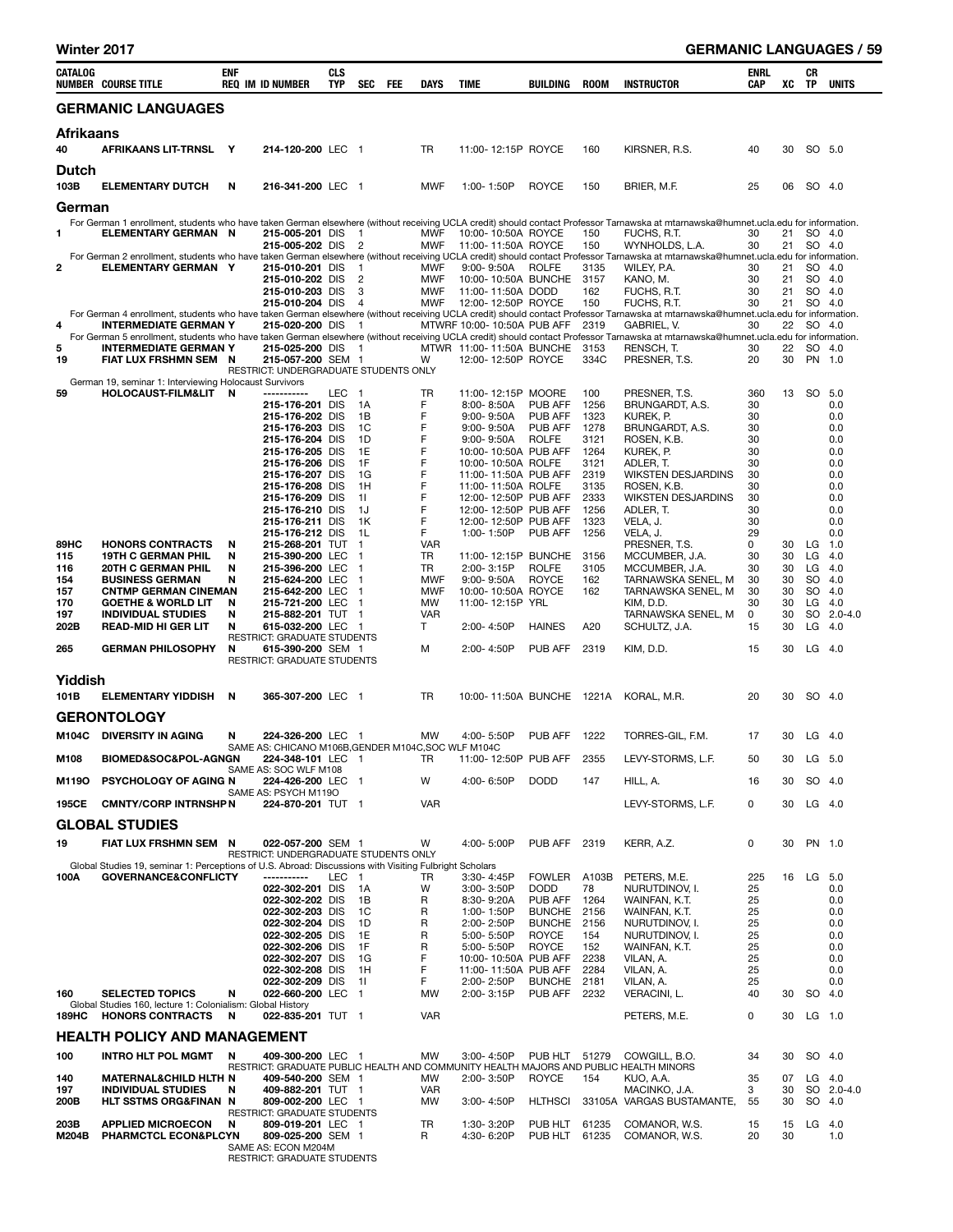| CATALOG NUMBER | COURSE TITLE | ENF REQ | IM | ID NUMBER | CLS TYP | SEC | FEE | DAYS | TIME | BUILDING | ROOM | INSTRUCTOR | ENRL CAP | XC | CR TP | UNITS |
|---|---|---|---|---|---|---|---|---|---|---|---|---|---|---|---|---|

## GERMANIC LANGUAGES

### Afrikaans

| CATALOG NUMBER | COURSE TITLE | ENF REQ | IM | ID NUMBER | CLS TYP | SEC | FEE | DAYS | TIME | BUILDING | ROOM | INSTRUCTOR | ENRL CAP | XC | CR TP | UNITS |
|---|---|---|---|---|---|---|---|---|---|---|---|---|---|---|---|---|
| 40 | **AFRIKAANS LIT-TRNSL** | Y | | 214-120-200 | LEC | 1 | | TR | 11:00- 12:15P | ROYCE | 160 | KIRSNER, R.S. | 40 | 30 | SO | 5.0 |

### Dutch

| CATALOG NUMBER | COURSE TITLE | ENF REQ | IM | ID NUMBER | CLS TYP | SEC | FEE | DAYS | TIME | BUILDING | ROOM | INSTRUCTOR | ENRL CAP | XC | CR TP | UNITS |
|---|---|---|---|---|---|---|---|---|---|---|---|---|---|---|---|---|
| 103B | **ELEMENTARY DUTCH** | N | | 216-341-200 | LEC | 1 | | MWF | 1:00- 1:50P | ROYCE | 150 | BRIER, M.F. | 25 | 06 | SO | 4.0 |

### German

For German 1 enrollment, students who have taken German elsewhere (without receiving UCLA credit) should contact Professor Tarnawska at mtarnawska@humnet.ucla.edu for information.

| CATALOG NUMBER | COURSE TITLE | ENF REQ | IM | ID NUMBER | CLS TYP | SEC | FEE | DAYS | TIME | BUILDING | ROOM | INSTRUCTOR | ENRL CAP | XC | CR TP | UNITS |
|---|---|---|---|---|---|---|---|---|---|---|---|---|---|---|---|---|
| 1 | **ELEMENTARY GERMAN** | N | | 215-005-201 | DIS | 1 | | MWF | 10:00- 10:50A | ROYCE | 150 | FUCHS, R.T. | 30 | 21 | SO | 4.0 |
| | | | | 215-005-202 | DIS | 2 | | MWF | 11:00- 11:50A | ROYCE | 150 | WYNHOLDS, L.A. | 30 | 21 | SO | 4.0 |

For German 2 enrollment, students who have taken German elsewhere (without receiving UCLA credit) should contact Professor Tarnawska at mtarnawska@humnet.ucla.edu for information.

| CATALOG NUMBER | COURSE TITLE | ENF REQ | IM | ID NUMBER | CLS TYP | SEC | FEE | DAYS | TIME | BUILDING | ROOM | INSTRUCTOR | ENRL CAP | XC | CR TP | UNITS |
|---|---|---|---|---|---|---|---|---|---|---|---|---|---|---|---|---|
| 2 | **ELEMENTARY GERMAN** | Y | | 215-010-201 | DIS | 1 | | MWF | 9:00- 9:50A | ROLFE | 3135 | WILEY, P.A. | 30 | 21 | SO | 4.0 |
| | | | | 215-010-202 | DIS | 2 | | MWF | 10:00- 10:50A | BUNCHE | 3157 | KANO, M. | 30 | 21 | SO | 4.0 |
| | | | | 215-010-203 | DIS | 3 | | MWF | 11:00- 11:50A | DODD | 162 | FUCHS, R.T. | 30 | 21 | SO | 4.0 |
| | | | | 215-010-204 | DIS | 4 | | MWF | 12:00- 12:50P | ROYCE | 150 | FUCHS, R.T. | 30 | 21 | SO | 4.0 |

For German 4 enrollment, students who have taken German elsewhere (without receiving UCLA credit) should contact Professor Tarnawska at mtarnawska@humnet.ucla.edu for information.

| CATALOG NUMBER | COURSE TITLE | ENF REQ | IM | ID NUMBER | CLS TYP | SEC | FEE | DAYS | TIME | BUILDING | ROOM | INSTRUCTOR | ENRL CAP | XC | CR TP | UNITS |
|---|---|---|---|---|---|---|---|---|---|---|---|---|---|---|---|---|
| 4 | **INTERMEDIATE GERMAN** | Y | | 215-020-200 | DIS | 1 | | MTWRF | 10:00- 10:50A | PUB AFF | 2319 | GABRIEL, V. | 30 | 22 | SO | 4.0 |

For German 5 enrollment, students who have taken German elsewhere (without receiving UCLA credit) should contact Professor Tarnawska at mtarnawska@humnet.ucla.edu for information.

| CATALOG NUMBER | COURSE TITLE | ENF REQ | IM | ID NUMBER | CLS TYP | SEC | FEE | DAYS | TIME | BUILDING | ROOM | INSTRUCTOR | ENRL CAP | XC | CR TP | UNITS |
|---|---|---|---|---|---|---|---|---|---|---|---|---|---|---|---|---|
| 5 | **INTERMEDIATE GERMAN** | Y | | 215-025-200 | DIS | 1 | | MTWR | 11:00- 11:50A | BUNCHE | 3153 | RENSCH, T. | 30 | 22 | SO | 4.0 |
| 19 | **FIAT LUX FRSHMN SEM** | N | | 215-057-200 | SEM | 1 | | W | 12:00- 12:50P | ROYCE | 334C | PRESNER, T.S. | 20 | 30 | PN | 1.0 |
| | RESTRICT: UNDERGRADUATE STUDENTS ONLY | | | | | | | | | | | | | | | |

German 19, seminar 1: Interviewing Holocaust Survivors

| CATALOG NUMBER | COURSE TITLE | ENF REQ | IM | ID NUMBER | CLS TYP | SEC | FEE | DAYS | TIME | BUILDING | ROOM | INSTRUCTOR | ENRL CAP | XC | CR TP | UNITS |
|---|---|---|---|---|---|---|---|---|---|---|---|---|---|---|---|---|
| 59 | **HOLOCAUST-FILM&LIT** | N | | ----------- | LEC | 1 | | TR | 11:00- 12:15P | MOORE | 100 | PRESNER, T.S. | 360 | 13 | SO | 5.0 |
| | | | | 215-176-201 | DIS | 1A | | F | 8:00- 8:50A | PUB AFF | 1256 | BRUNGARDT, A.S. | 30 | | | 0.0 |
| | | | | 215-176-202 | DIS | 1B | | F | 9:00- 9:50A | PUB AFF | 1323 | KUREK, P. | 30 | | | 0.0 |
| | | | | 215-176-203 | DIS | 1C | | F | 9:00- 9:50A | PUB AFF | 1278 | BRUNGARDT, A.S. | 30 | | | 0.0 |
| | | | | 215-176-204 | DIS | 1D | | F | 9:00- 9:50A | ROLFE | 3121 | ROSEN, K.B. | 30 | | | 0.0 |
| | | | | 215-176-205 | DIS | 1E | | F | 10:00- 10:50A | PUB AFF | 1264 | KUREK, P. | 30 | | | 0.0 |
| | | | | 215-176-206 | DIS | 1F | | F | 10:00- 10:50A | ROLFE | 3121 | ADLER, T. | 30 | | | 0.0 |
| | | | | 215-176-207 | DIS | 1G | | F | 11:00- 11:50A | PUB AFF | 2319 | WIKSTEN DESJARDINS | 30 | | | 0.0 |
| | | | | 215-176-208 | DIS | 1H | | F | 11:00- 11:50A | ROLFE | 3135 | ROSEN, K.B. | 30 | | | 0.0 |
| | | | | 215-176-209 | DIS | 1I | | F | 12:00- 12:50P | PUB AFF | 2333 | WIKSTEN DESJARDINS | 30 | | | 0.0 |
| | | | | 215-176-210 | DIS | 1J | | F | 12:00- 12:50P | PUB AFF | 1256 | ADLER, T. | 30 | | | 0.0 |
| | | | | 215-176-211 | DIS | 1K | | F | 12:00- 12:50P | PUB AFF | 1323 | VELA, J. | 30 | | | 0.0 |
| | | | | 215-176-212 | DIS | 1L | | F | 1:00- 1:50P | PUB AFF | 1256 | VELA, J. | 29 | | | 0.0 |
| 89HC | **HONORS CONTRACTS** | N | | 215-268-201 | TUT | 1 | | VAR | | | | PRESNER, T.S. | 0 | 30 | LG | 1.0 |
| 115 | **19TH C GERMAN PHIL** | N | | 215-390-200 | LEC | 1 | | TR | 11:00- 12:15P | BUNCHE | 3156 | MCCUMBER, J.A. | 30 | 30 | LG | 4.0 |
| 116 | **20TH C GERMAN PHIL** | N | | 215-396-200 | LEC | 1 | | TR | 2:00- 3:15P | ROLFE | 3105 | MCCUMBER, J.A. | 30 | 30 | LG | 4.0 |
| 154 | **BUSINESS GERMAN** | N | | 215-624-200 | LEC | 1 | | MWF | 9:00- 9:50A | ROYCE | 162 | TARNAWSKA SENEL, M | 30 | 30 | SO | 4.0 |
| 157 | **CNTMP GERMAN CINEMA** | N | | 215-642-200 | LEC | 1 | | MWF | 10:00- 10:50A | ROYCE | 162 | TARNAWSKA SENEL, M | 30 | 30 | SO | 4.0 |
| 170 | **GOETHE & WORLD LIT** | N | | 215-721-200 | LEC | 1 | | MW | 11:00- 12:15P | YRL | | KIM, D.D. | 30 | 30 | LG | 4.0 |
| 197 | **INDIVIDUAL STUDIES** | N | | 215-882-201 | TUT | 1 | | VAR | | | | TARNAWSKA SENEL, M | 0 | 30 | SO | 2.0-4.0 |
| 202B | **READ-MID HI GER LIT** | N | | 615-032-200 | LEC | 1 | | T | 2:00- 4:50P | HAINES | A20 | SCHULTZ, J.A. | 15 | 30 | LG | 4.0 |
| | RESTRICT: GRADUATE STUDENTS | | | | | | | | | | | | | | | |
| 265 | **GERMAN PHILOSOPHY** | N | | 615-390-200 | SEM | 1 | | M | 2:00- 4:50P | PUB AFF | 2319 | KIM, D.D. | 15 | 30 | LG | 4.0 |
| | RESTRICT: GRADUATE STUDENTS | | | | | | | | | | | | | | | |

### Yiddish

| CATALOG NUMBER | COURSE TITLE | ENF REQ | IM | ID NUMBER | CLS TYP | SEC | FEE | DAYS | TIME | BUILDING | ROOM | INSTRUCTOR | ENRL CAP | XC | CR TP | UNITS |
|---|---|---|---|---|---|---|---|---|---|---|---|---|---|---|---|---|
| 101B | **ELEMENTARY YIDDISH** | N | | 365-307-200 | LEC | 1 | | TR | 10:00- 11:50A | BUNCHE | 1221A | KORAL, M.R. | 20 | 30 | SO | 4.0 |

## GERONTOLOGY

| CATALOG NUMBER | COURSE TITLE | ENF REQ | IM | ID NUMBER | CLS TYP | SEC | FEE | DAYS | TIME | BUILDING | ROOM | INSTRUCTOR | ENRL CAP | XC | CR TP | UNITS |
|---|---|---|---|---|---|---|---|---|---|---|---|---|---|---|---|---|
| M104C | **DIVERSITY IN AGING** | N | | 224-326-200 | LEC | 1 | | MW | 4:00- 5:50P | PUB AFF | 1222 | TORRES-GIL, F.M. | 17 | 30 | LG | 4.0 |
| | SAME AS: CHICANO M106B,GENDER M104C,SOC WLF M104C | | | | | | | | | | | | | | | |
| M108 | **BIOMED&SOC&POL-AGNG** | N | | 224-348-101 | LEC | 1 | | TR | 11:00- 12:50P | PUB AFF | 2355 | LEVY-STORMS, L.F. | 50 | 30 | LG | 5.0 |
| | SAME AS: SOC WLF M108 | | | | | | | | | | | | | | | |
| M119O | **PSYCHOLOGY OF AGING** | N | | 224-426-200 | LEC | 1 | | W | 4:00- 6:50P | DODD | 147 | HILL, A. | 16 | 30 | SO | 4.0 |
| | SAME AS: PSYCH M119O | | | | | | | | | | | | | | | |
| 195CE | **CMNTY/CORP INTRNSHP** | N | | 224-870-201 | TUT | 1 | | VAR | | | | LEVY-STORMS, L.F. | 0 | 30 | LG | 4.0 |

## GLOBAL STUDIES

| CATALOG NUMBER | COURSE TITLE | ENF REQ | IM | ID NUMBER | CLS TYP | SEC | FEE | DAYS | TIME | BUILDING | ROOM | INSTRUCTOR | ENRL CAP | XC | CR TP | UNITS |
|---|---|---|---|---|---|---|---|---|---|---|---|---|---|---|---|---|
| 19 | **FIAT LUX FRSHMN SEM** | N | | 022-057-200 | SEM | 1 | | W | 4:00- 5:00P | PUB AFF | 2319 | KERR, A.Z. | 0 | 30 | PN | 1.0 |
| | RESTRICT: UNDERGRADUATE STUDENTS ONLY | | | | | | | | | | | | | | | |

Global Studies 19, seminar 1: Perceptions of U.S. Abroad: Discussions with Visiting Fulbright Scholars

| CATALOG NUMBER | COURSE TITLE | ENF REQ | IM | ID NUMBER | CLS TYP | SEC | FEE | DAYS | TIME | BUILDING | ROOM | INSTRUCTOR | ENRL CAP | XC | CR TP | UNITS |
|---|---|---|---|---|---|---|---|---|---|---|---|---|---|---|---|---|
| 100A | **GOVERNANCE&CONFLICT** | Y | | ----------- | LEC | 1 | | TR | 3:30- 4:45P | FOWLER | A103B | PETERS, M.E. | 225 | 16 | LG | 5.0 |
| | | | | 022-302-201 | DIS | 1A | | W | 3:00- 3:50P | DODD | 78 | NURUTDINOV, I. | 25 | | | 0.0 |
| | | | | 022-302-202 | DIS | 1B | | R | 8:30- 9:20A | PUB AFF | 1264 | WAINFAN, K.T. | 25 | | | 0.0 |
| | | | | 022-302-203 | DIS | 1C | | R | 1:00- 1:50P | BUNCHE | 2156 | WAINFAN, K.T. | 25 | | | 0.0 |
| | | | | 022-302-204 | DIS | 1D | | R | 2:00- 2:50P | BUNCHE | 2156 | NURUTDINOV, I. | 25 | | | 0.0 |
| | | | | 022-302-205 | DIS | 1E | | R | 5:00- 5:50P | ROYCE | 154 | NURUTDINOV, I. | 25 | | | 0.0 |
| | | | | 022-302-206 | DIS | 1F | | R | 5:00- 5:50P | ROYCE | 152 | WAINFAN, K.T. | 25 | | | 0.0 |
| | | | | 022-302-207 | DIS | 1G | | F | 10:00- 10:50A | PUB AFF | 2238 | VILAN, A. | 25 | | | 0.0 |
| | | | | 022-302-208 | DIS | 1H | | F | 11:00- 11:50A | PUB AFF | 2284 | VILAN, A. | 25 | | | 0.0 |
| | | | | 022-302-209 | DIS | 1I | | F | 2:00- 2:50P | BUNCHE | 2181 | VILAN, A. | 25 | | | 0.0 |
| 160 | **SELECTED TOPICS** | N | | 022-660-200 | LEC | 1 | | MW | 2:00- 3:15P | PUB AFF | 2232 | VERACINI, L. | 40 | 30 | SO | 4.0 |

Global Studies 160, lecture 1: Colonialism: Global History

| CATALOG NUMBER | COURSE TITLE | ENF REQ | IM | ID NUMBER | CLS TYP | SEC | FEE | DAYS | TIME | BUILDING | ROOM | INSTRUCTOR | ENRL CAP | XC | CR TP | UNITS |
|---|---|---|---|---|---|---|---|---|---|---|---|---|---|---|---|---|
| 189HC | **HONORS CONTRACTS** | N | | 022-835-201 | TUT | 1 | | VAR | | | | PETERS, M.E. | 0 | 30 | LG | 1.0 |

## HEALTH POLICY AND MANAGEMENT

| CATALOG NUMBER | COURSE TITLE | ENF REQ | IM | ID NUMBER | CLS TYP | SEC | FEE | DAYS | TIME | BUILDING | ROOM | INSTRUCTOR | ENRL CAP | XC | CR TP | UNITS |
|---|---|---|---|---|---|---|---|---|---|---|---|---|---|---|---|---|
| 100 | **INTRO HLT POL MGMT** | N | | 409-300-200 | LEC | 1 | | MW | 3:00- 4:50P | PUB HLT | 51279 | COWGILL, B.O. | 34 | 30 | SO | 4.0 |
| | RESTRICT: GRADUATE PUBLIC HEALTH AND COMMUNITY HEALTH MAJORS AND PUBLIC HEALTH MINORS | | | | | | | | | | | | | | | |
| 140 | **MATERNAL&CHILD HLTH** | N | | 409-540-200 | SEM | 1 | | MW | 2:00- 3:50P | ROYCE | 154 | KUO, A.A. | 35 | 07 | LG | 4.0 |
| 197 | **INDIVIDUAL STUDIES** | N | | 409-882-201 | TUT | 1 | | VAR | | | | MACINKO, J.A. | 3 | 30 | SO | 2.0-4.0 |
| 200B | **HLT SSTMS ORG&FINAN** | N | | 809-002-200 | LEC | 1 | | MW | 3:00- 4:50P | HLTHSCI | 33105A | VARGAS BUSTAMANTE, | 55 | 30 | SO | 4.0 |
| | RESTRICT: GRADUATE STUDENTS | | | | | | | | | | | | | | | |
| 203B | **APPLIED MICROECON** | N | | 809-019-201 | LEC | 1 | | TR | 1:30- 3:20P | PUB HLT | 61235 | COMANOR, W.S. | 15 | 15 | LG | 4.0 |
| M204B | **PHARMCTCL ECON&PLCY** | N | | 809-025-200 | SEM | 1 | | R | 4:30- 6:20P | PUB HLT | 61235 | COMANOR, W.S. | 20 | 30 | | 1.0 |
| | SAME AS: ECON M204M | | | | | | | | | | | | | | | |
| | RESTRICT: GRADUATE STUDENTS | | | | | | | | | | | | | | | |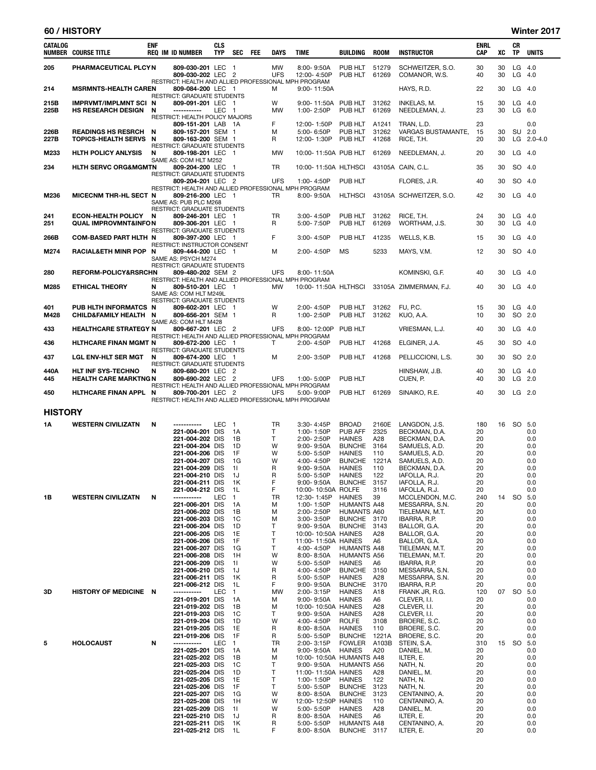| CATALOG NUMBER | COURSE TITLE | ENF REQ | IM | ID NUMBER | CLS TYP | SEC | FEE | DAYS | TIME | BUILDING | ROOM | INSTRUCTOR | ENRL CAP | XC | CR TP | UNITS |
|---|---|---|---|---|---|---|---|---|---|---|---|---|---|---|---|---|
| 205 | PHARMACEUTICAL PLCY | N | | 809-030-201 | LEC | 1 | | MW | 8:00- 9:50A | PUB HLT | 51279 | SCHWEITZER, S.O. | 30 | 30 | LG | 4.0 |
| | | | | 809-030-202 | LEC | 2 | | UFS | 12:00- 4:50P | PUB HLT | 61269 | COMANOR, W.S. | 40 | 30 | LG | 4.0 |
| | RESTRICT: HEALTH AND ALLIED PROFESSIONAL MPH PROGRAM | | | | | | | | | | | | | | | |
| 214 | MSRMNTS-HEALTH CARE | N | | 809-084-200 | LEC | 1 | | M | 9:00- 11:50A | | | HAYS, R.D. | 22 | 30 | LG | 4.0 |
| | RESTRICT: GRADUATE STUDENTS | | | | | | | | | | | | | | | |
| 215B | IMPRVMT/IMPLMNT SCI | N | | 809-091-201 | LEC | 1 | | W | 9:00- 11:50A | PUB HLT | 31262 | INKELAS, M. | 15 | 30 | LG | 4.0 |
| 225B | HS RESEARCH DESIGN | N | | ----------- | LEC | 1 | | MW | 1:00- 2:50P | PUB HLT | 61269 | NEEDLEMAN, J. | 23 | 30 | LG | 6.0 |
| | RESTRICT: HEALTH POLICY MAJORS | | | | | | | | | | | | | | | |
| | | | | 809-151-201 | LAB | 1A | | F | 12:00- 1:50P | PUB HLT | A1241 | TRAN, L.D. | 23 | | | 0.0 |
| 226B | READINGS HS RESRCH | N | | 809-157-201 | SEM | 1 | | M | 5:00- 6:50P | PUB HLT | 31262 | VARGAS BUSTAMANTE, | 15 | 30 | SU | 2.0 |
| 227B | TOPICS-HEALTH SERVS | N | | 809-163-200 | SEM | 1 | | R | 12:00- 1:30P | PUB HLT | 41268 | RICE, T.H. | 20 | 30 | LG | 2.0-4.0 |
| | RESTRICT: GRADUATE STUDENTS | | | | | | | | | | | | | | | |
| M233 | HLTH POLICY ANLYSIS | N | | 809-198-201 | LEC | 1 | | MW | 10:00- 11:50A | PUB HLT | 61269 | NEEDLEMAN, J. | 20 | 30 | LG | 4.0 |
| | SAME AS: COM HLT M252 | | | | | | | | | | | | | | | |
| 234 | HLTH SERVC ORG&MGMT | N | | 809-204-200 | LEC | 1 | | TR | 10:00- 11:50A | HLTHSCI | 43105A | CAIN, C.L. | 35 | 30 | SO | 4.0 |
| | RESTRICT: GRADUATE STUDENTS | | | | | | | | | | | | | | | |
| | | | | 809-204-201 | LEC | 2 | | UFS | 1:00- 4:50P | PUB HLT | | FLORES, J.R. | 40 | 30 | SO | 4.0 |
| | RESTRICT: HEALTH AND ALLIED PROFESSIONAL MPH PROGRAM | | | | | | | | | | | | | | | |
| M236 | MICECNM THR-HL SECT | N | | 809-216-200 | LEC | 1 | | TR | 8:00- 9:50A | HLTHSCI | 43105A | SCHWEITZER, S.O. | 42 | 30 | LG | 4.0 |
| | SAME AS: PUB PLC M268 | | | | | | | | | | | | | | | |
| | RESTRICT: GRADUATE STUDENTS | | | | | | | | | | | | | | | |
| 241 | ECON-HEALTH POLICY | N | | 809-246-201 | LEC | 1 | | TR | 3:00- 4:50P | PUB HLT | 31262 | RICE, T.H. | 24 | 30 | LG | 4.0 |
| 251 | QUAL IMPROVMNT&INFO | N | | 809-306-201 | LEC | 1 | | R | 5:00- 7:50P | PUB HLT | 61269 | WORTHAM, J.S. | 30 | 30 | LG | 4.0 |
| | RESTRICT: GRADUATE STUDENTS | | | | | | | | | | | | | | | |
| 266B | COM-BASED PART HLTH | N | | 809-397-200 | LEC | 1 | | F | 3:00- 4:50P | PUB HLT | 41235 | WELLS, K.B. | 15 | 30 | LG | 4.0 |
| | RESTRICT: INSTRUCTOR CONSENT | | | | | | | | | | | | | | | |
| M274 | RACIAL&ETH MINR POP | N | | 809-444-200 | LEC | 1 | | M | 2:00- 4:50P | MS | 5233 | MAYS, V.M. | 12 | 30 | SO | 4.0 |
| | SAME AS: PSYCH M274 | | | | | | | | | | | | | | | |
| | RESTRICT: GRADUATE STUDENTS | | | | | | | | | | | | | | | |
| 280 | REFORM-POLICY&RSRCH | N | | 809-480-202 | SEM | 2 | | UFS | 8:00- 11:50A | | | KOMINSKI, G.F. | 40 | 30 | LG | 4.0 |
| | RESTRICT: HEALTH AND ALLIED PROFESSIONAL MPH PROGRAM | | | | | | | | | | | | | | | |
| M285 | ETHICAL THEORY | N | | 809-510-201 | LEC | 1 | | MW | 10:00- 11:50A | HLTHSCI | 33105A | ZIMMERMAN, F.J. | 40 | 30 | LG | 4.0 |
| | SAME AS: COM HLT M249L | | | | | | | | | | | | | | | |
| | RESTRICT: GRADUATE STUDENTS | | | | | | | | | | | | | | | |
| 401 | PUB HLTH INFORMATCS | N | | 809-602-201 | LEC | 1 | | W | 2:00- 4:50P | PUB HLT | 31262 | FU, P.C. | 15 | 30 | LG | 4.0 |
| M428 | CHILD&FAMILY HEALTH | N | | 809-656-201 | SEM | 1 | | R | 1:00- 2:50P | PUB HLT | 31262 | KUO, A.A. | 10 | 30 | SO | 2.0 |
| | SAME AS: COM HLT M428 | | | | | | | | | | | | | | | |
| 433 | HEALTHCARE STRATEGY | N | | 809-667-201 | LEC | 2 | | UFS | 8:00- 12:00P | PUB HLT | | VRIESMAN, L.J. | 40 | 30 | LG | 4.0 |
| | RESTRICT: HEALTH AND ALLIED PROFESSIONAL MPH PROGRAM | | | | | | | | | | | | | | | |
| 436 | HLTHCARE FINAN MGMT | N | | 809-672-200 | LEC | 1 | | T | 2:00- 4:50P | PUB HLT | 41268 | ELGINER, J.A. | 45 | 30 | SO | 4.0 |
| | RESTRICT: GRADUATE STUDENTS | | | | | | | | | | | | | | | |
| 437 | LGL ENV-HLT SER MGT | N | | 809-674-200 | LEC | 1 | | M | 2:00- 3:50P | PUB HLT | 41268 | PELLICCIONI, L.S. | 30 | 30 | SO | 2.0 |
| | RESTRICT: GRADUATE STUDENTS | | | | | | | | | | | | | | | |
| 440A | HLT INF SYS-TECHNO | N | | 809-680-201 | LEC | 2 | | | | | | HINSHAW, J.B. | 40 | 30 | LG | 4.0 |
| 445 | HEALTH CARE MARKTNG | N | | 809-690-202 | LEC | 2 | | UFS | 1:00- 5:00P | PUB HLT | | CUEN, P. | 40 | 30 | LG | 2.0 |
| | RESTRICT: HEALTH AND ALLIED PROFESSIONAL MPH PROGRAM | | | | | | | | | | | | | | | |
| 450 | HLTHCARE FINAN APPL | N | | 809-700-201 | LEC | 2 | | UFS | 5:00- 9:00P | PUB HLT | 61269 | SINAIKO, R.E. | 40 | 30 | LG | 2.0 |
| | RESTRICT: HEALTH AND ALLIED PROFESSIONAL MPH PROGRAM | | | | | | | | | | | | | | | |

## HISTORY

| CATALOG NUMBER | COURSE TITLE | ENF REQ | IM | ID NUMBER | CLS TYP | SEC | FEE | DAYS | TIME | BUILDING | ROOM | INSTRUCTOR | ENRL CAP | XC | CR TP | UNITS |
|---|---|---|---|---|---|---|---|---|---|---|---|---|---|---|---|---|
| 1A | WESTERN CIVILIZATN | N | | ----------- | LEC | 1 | | TR | 3:30- 4:45P | BROAD | 2160E | LANGDON, J.S. | 180 | 16 | SO | 5.0 |
| | | | | 221-004-201 | DIS | 1A | | T | 1:00- 1:50P | PUB AFF | 2325 | BECKMAN, D.A. | 20 | | | 0.0 |
| | | | | 221-004-202 | DIS | 1B | | T | 2:00- 2:50P | HAINES | A28 | BECKMAN, D.A. | 20 | | | 0.0 |
| | | | | 221-004-204 | DIS | 1D | | W | 9:00- 9:50A | BUNCHE | 3164 | SAMUELS, A.D. | 20 | | | 0.0 |
| | | | | 221-004-206 | DIS | 1F | | W | 5:00- 5:50P | HAINES | 110 | SAMUELS, A.D. | 20 | | | 0.0 |
| | | | | 221-004-207 | DIS | 1G | | W | 4:00- 4:50P | BUNCHE | 1221A | SAMUELS, A.D. | 20 | | | 0.0 |
| | | | | 221-004-209 | DIS | 1I | | R | 9:00- 9:50A | HAINES | 110 | BECKMAN, D.A. | 20 | | | 0.0 |
| | | | | 221-004-210 | DIS | 1J | | R | 5:00- 5:50P | HAINES | 122 | IAFOLLA, R.J. | 20 | | | 0.0 |
| | | | | 221-004-211 | DIS | 1K | | F | 9:00- 9:50A | BUNCHE | 3157 | IAFOLLA, R.J. | 20 | | | 0.0 |
| | | | | 221-004-212 | DIS | 1L | | F | 10:00- 10:50A | ROLFE | 3116 | IAFOLLA, R.J. | 20 | | | 0.0 |
| 1B | WESTERN CIVILIZATN | N | | ----------- | LEC | 1 | | TR | 12:30- 1:45P | HAINES | 39 | MCCLENDON, M.C. | 240 | 14 | SO | 5.0 |
| | | | | 221-006-201 | DIS | 1A | | M | 1:00- 1:50P | HUMANTS | A48 | MESSARRA, S.N. | 20 | | | 0.0 |
| | | | | 221-006-202 | DIS | 1B | | M | 2:00- 2:50P | HUMANTS | A60 | TIELEMAN, M.T. | 20 | | | 0.0 |
| | | | | 221-006-203 | DIS | 1C | | M | 3:00- 3:50P | BUNCHE | 3170 | IBARRA, R.P. | 20 | | | 0.0 |
| | | | | 221-006-204 | DIS | 1D | | T | 9:00- 9:50A | BUNCHE | 3143 | BALLOR, G.A. | 20 | | | 0.0 |
| | | | | 221-006-205 | DIS | 1E | | T | 10:00- 10:50A | HAINES | A28 | BALLOR, G.A. | 20 | | | 0.0 |
| | | | | 221-006-206 | DIS | 1F | | T | 11:00- 11:50A | HAINES | A6 | BALLOR, G.A. | 20 | | | 0.0 |
| | | | | 221-006-207 | DIS | 1G | | T | 4:00- 4:50P | HUMANTS | A48 | TIELEMAN, M.T. | 20 | | | 0.0 |
| | | | | 221-006-208 | DIS | 1H | | W | 8:00- 8:50A | HUMANTS | A56 | TIELEMAN, M.T. | 20 | | | 0.0 |
| | | | | 221-006-209 | DIS | 1I | | W | 5:00- 5:50P | HAINES | A6 | IBARRA, R.P. | 20 | | | 0.0 |
| | | | | 221-006-210 | DIS | 1J | | R | 4:00- 4:50P | BUNCHE | 3150 | MESSARRA, S.N. | 20 | | | 0.0 |
| | | | | 221-006-211 | DIS | 1K | | R | 5:00- 5:50P | HAINES | A28 | MESSARRA, S.N. | 20 | | | 0.0 |
| | | | | 221-006-212 | DIS | 1L | | F | 9:00- 9:50A | BUNCHE | 3170 | IBARRA, R.P. | 20 | | | 0.0 |
| 3D | HISTORY OF MEDICINE | N | | ----------- | LEC | 1 | | MW | 2:00- 3:15P | HAINES | A18 | FRANK JR, R.G. | 120 | 07 | SO | 5.0 |
| | | | | 221-019-201 | DIS | 1A | | M | 9:00- 9:50A | HAINES | A6 | CLEVER, I.I. | 20 | | | 0.0 |
| | | | | 221-019-202 | DIS | 1B | | M | 10:00- 10:50A | HAINES | A28 | CLEVER, I.I. | 20 | | | 0.0 |
| | | | | 221-019-203 | DIS | 1C | | T | 9:00- 9:50A | HAINES | A28 | CLEVER, I.I. | 20 | | | 0.0 |
| | | | | 221-019-204 | DIS | 1D | | W | 4:00- 4:50P | ROLFE | 3108 | BROERE, S.C. | 20 | | | 0.0 |
| | | | | 221-019-205 | DIS | 1E | | R | 8:00- 8:50A | HAINES | 110 | BROERE, S.C. | 20 | | | 0.0 |
| | | | | 221-019-206 | DIS | 1F | | R | 5:00- 5:50P | BUNCHE | 1221A | BROERE, S.C. | 20 | | | 0.0 |
| 5 | HOLOCAUST | N | | ----------- | LEC | 1 | | TR | 2:00- 3:15P | FOWLER | A103B | STEIN, S.A. | 310 | 15 | SO | 5.0 |
| | | | | 221-025-201 | DIS | 1A | | M | 9:00- 9:50A | HAINES | A20 | DANIEL, M. | 20 | | | 0.0 |
| | | | | 221-025-202 | DIS | 1B | | M | 10:00- 10:50A | HUMANTS | A48 | ILTER, E. | 20 | | | 0.0 |
| | | | | 221-025-203 | DIS | 1C | | T | 9:00- 9:50A | HUMANTS | A56 | NATH, N. | 20 | | | 0.0 |
| | | | | 221-025-204 | DIS | 1D | | T | 11:00- 11:50A | HAINES | A28 | DANIEL, M. | 20 | | | 0.0 |
| | | | | 221-025-205 | DIS | 1E | | T | 1:00- 1:50P | HAINES | 122 | NATH, N. | 20 | | | 0.0 |
| | | | | 221-025-206 | DIS | 1F | | T | 5:00- 5:50P | BUNCHE | 3123 | NATH, N. | 20 | | | 0.0 |
| | | | | 221-025-207 | DIS | 1G | | W | 8:00- 8:50A | BUNCHE | 3123 | CENTANINO, A. | 20 | | | 0.0 |
| | | | | 221-025-208 | DIS | 1H | | W | 12:00- 12:50P | HAINES | 110 | CENTANINO, A. | 20 | | | 0.0 |
| | | | | 221-025-209 | DIS | 1I | | W | 5:00- 5:50P | HAINES | A28 | DANIEL, M. | 20 | | | 0.0 |
| | | | | 221-025-210 | DIS | 1J | | R | 8:00- 8:50A | HAINES | A6 | ILTER, E. | 20 | | | 0.0 |
| | | | | 221-025-211 | DIS | 1K | | R | 5:00- 5:50P | HUMANTS | A48 | CENTANINO, A. | 20 | | | 0.0 |
| | | | | 221-025-212 | DIS | 1L | | F | 8:00- 8:50A | BUNCHE | 3117 | ILTER, E. | 20 | | | 0.0 |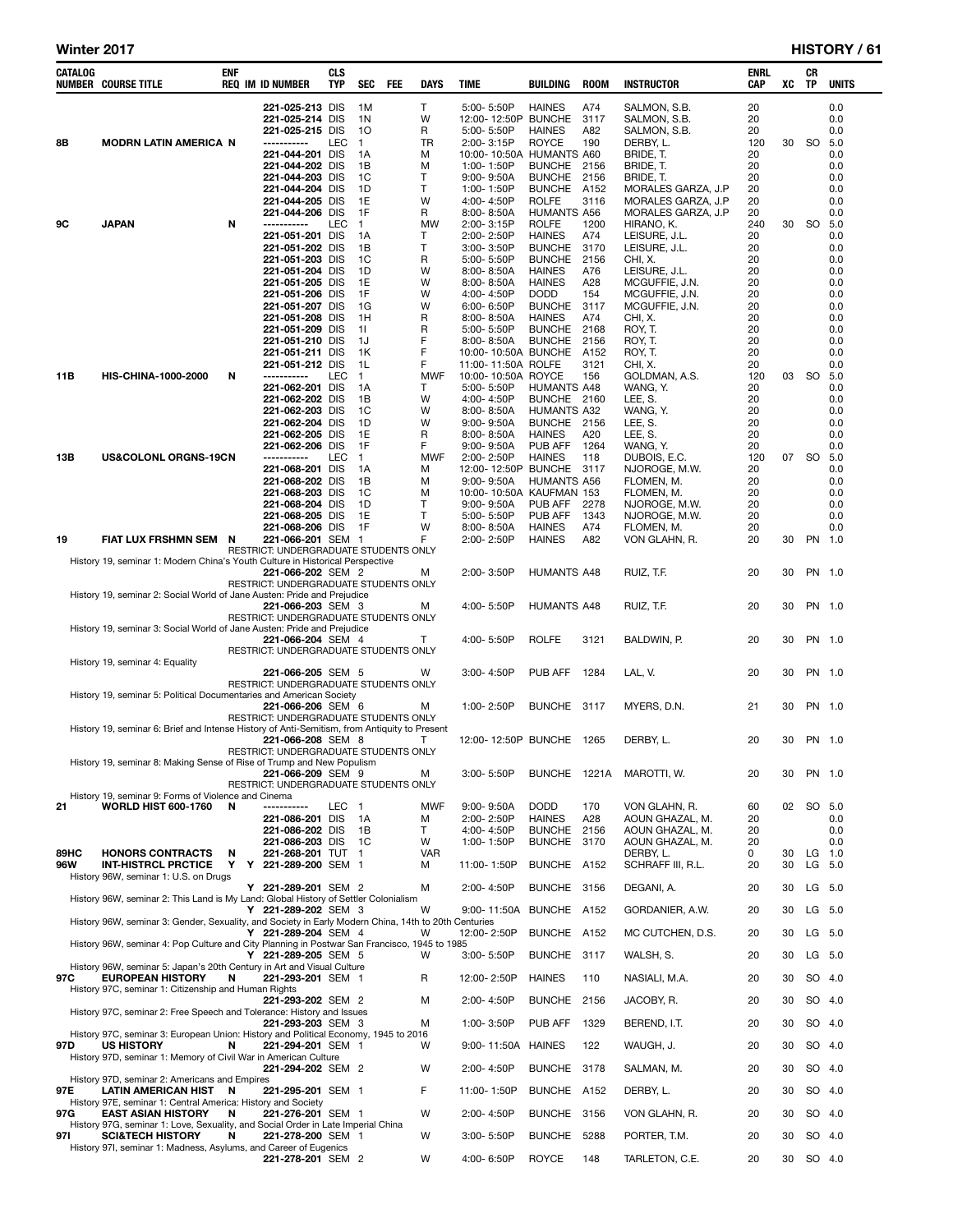## Winter 2017 — HISTORY

| CATALOG NUMBER | COURSE TITLE | ENF REQ | IM | ID NUMBER | CLS TYP | SEC | FEE | DAYS | TIME | BUILDING | ROOM | INSTRUCTOR | ENRL CAP | XC | CR TP | UNITS |
|---|---|---|---|---|---|---|---|---|---|---|---|---|---|---|---|---|
| | | | | 221-025-213 | DIS | 1M | | T | 5:00- 5:50P | HAINES | A74 | SALMON, S.B. | 20 | | | 0.0 |
| | | | | 221-025-214 | DIS | 1N | | W | 12:00- 12:50P | BUNCHE | 3117 | SALMON, S.B. | 20 | | | 0.0 |
| | | | | 221-025-215 | DIS | 1O | | R | 5:00- 5:50P | HAINES | A82 | SALMON, S.B. | 20 | | | 0.0 |
| 8B | MODRN LATIN AMERICA | N | | ----------- | LEC | 1 | | TR | 2:00- 3:15P | ROYCE | 190 | DERBY, L. | 120 | 30 | SO | 5.0 |
| | | | | 221-044-201 | DIS | 1A | | M | 10:00- 10:50A | HUMANTS | A60 | BRIDE, T. | 20 | | | 0.0 |
| | | | | 221-044-202 | DIS | 1B | | M | 1:00- 1:50P | BUNCHE | 2156 | BRIDE, T. | 20 | | | 0.0 |
| | | | | 221-044-203 | DIS | 1C | | T | 9:00- 9:50A | BUNCHE | 2156 | BRIDE, T. | 20 | | | 0.0 |
| | | | | 221-044-204 | DIS | 1D | | T | 1:00- 1:50P | BUNCHE | A152 | MORALES GARZA, J.P | 20 | | | 0.0 |
| | | | | 221-044-205 | DIS | 1E | | W | 4:00- 4:50P | ROLFE | 3116 | MORALES GARZA, J.P | 20 | | | 0.0 |
| | | | | 221-044-206 | DIS | 1F | | R | 8:00- 8:50A | HUMANTS | A56 | MORALES GARZA, J.P | 20 | | | 0.0 |
| 9C | JAPAN | N | | ----------- | LEC | 1 | | MW | 2:00- 3:15P | ROLFE | 1200 | HIRANO, K. | 240 | 30 | SO | 5.0 |
| | | | | 221-051-201 | DIS | 1A | | T | 2:00- 2:50P | HAINES | A74 | LEISURE, J.L. | 20 | | | 0.0 |
| | | | | 221-051-202 | DIS | 1B | | T | 3:00- 3:50P | BUNCHE | 3170 | LEISURE, J.L. | 20 | | | 0.0 |
| | | | | 221-051-203 | DIS | 1C | | R | 5:00- 5:50P | BUNCHE | 2156 | CHI, X. | 20 | | | 0.0 |
| | | | | 221-051-204 | DIS | 1D | | W | 8:00- 8:50A | HAINES | A76 | LEISURE, J.L. | 20 | | | 0.0 |
| | | | | 221-051-205 | DIS | 1E | | W | 8:00- 8:50A | HAINES | A28 | MCGUFFIE, J.N. | 20 | | | 0.0 |
| | | | | 221-051-206 | DIS | 1F | | W | 4:00- 4:50P | DODD | 154 | MCGUFFIE, J.N. | 20 | | | 0.0 |
| | | | | 221-051-207 | DIS | 1G | | W | 6:00- 6:50P | BUNCHE | 3117 | MCGUFFIE, J.N. | 20 | | | 0.0 |
| | | | | 221-051-208 | DIS | 1H | | R | 8:00- 8:50A | HAINES | A74 | CHI, X. | 20 | | | 0.0 |
| | | | | 221-051-209 | DIS | 1I | | R | 5:00- 5:50P | BUNCHE | 2168 | ROY, T. | 20 | | | 0.0 |
| | | | | 221-051-210 | DIS | 1J | | F | 8:00- 8:50A | BUNCHE | 2156 | ROY, T. | 20 | | | 0.0 |
| | | | | 221-051-211 | DIS | 1K | | F | 10:00- 10:50A | BUNCHE | A152 | ROY, T. | 20 | | | 0.0 |
| | | | | 221-051-212 | DIS | 1L | | F | 11:00- 11:50A | ROLFE | 3121 | CHI, X. | 20 | | | 0.0 |
| 11B | HIS-CHINA-1000-2000 | N | | ----------- | LEC | 1 | | MWF | 10:00- 10:50A | ROYCE | 156 | GOLDMAN, A.S. | 120 | 03 | SO | 5.0 |
| | | | | 221-062-201 | DIS | 1A | | T | 5:00- 5:50P | HUMANTS | A48 | WANG, Y. | 20 | | | 0.0 |
| | | | | 221-062-202 | DIS | 1B | | W | 4:00- 4:50P | BUNCHE | 2160 | LEE, S. | 20 | | | 0.0 |
| | | | | 221-062-203 | DIS | 1C | | W | 8:00- 8:50A | HUMANTS | A32 | WANG, Y. | 20 | | | 0.0 |
| | | | | 221-062-204 | DIS | 1D | | W | 9:00- 9:50A | BUNCHE | 2156 | LEE, S. | 20 | | | 0.0 |
| | | | | 221-062-205 | DIS | 1E | | R | 8:00- 8:50A | HAINES | A20 | LEE, S. | 20 | | | 0.0 |
| | | | | 221-062-206 | DIS | 1F | | F | 9:00- 9:50A | PUB AFF | 1264 | WANG, Y. | 20 | | | 0.0 |
| 13B | US&COLONL ORGNS-19C | N | | ----------- | LEC | 1 | | MWF | 2:00- 2:50P | HAINES | 118 | DUBOIS, E.C. | 120 | 07 | SO | 5.0 |
| | | | | 221-068-201 | DIS | 1A | | M | 12:00- 12:50P | BUNCHE | 3117 | NJOROGE, M.W. | 20 | | | 0.0 |
| | | | | 221-068-202 | DIS | 1B | | M | 9:00- 9:50A | HUMANTS | A56 | FLOMEN, M. | 20 | | | 0.0 |
| | | | | 221-068-203 | DIS | 1C | | M | 10:00- 10:50A | KAUFMAN | 153 | FLOMEN, M. | 20 | | | 0.0 |
| | | | | 221-068-204 | DIS | 1D | | T | 9:00- 9:50A | PUB AFF | 2278 | NJOROGE, M.W. | 20 | | | 0.0 |
| | | | | 221-068-205 | DIS | 1E | | T | 5:00- 5:50P | PUB AFF | 1343 | NJOROGE, M.W. | 20 | | | 0.0 |
| | | | | 221-068-206 | DIS | 1F | | W | 8:00- 8:50A | HAINES | A74 | FLOMEN, M. | 20 | | | 0.0 |
| 19 | FIAT LUX FRSHMN SEM | N | | 221-066-201 | SEM | 1 | | F | 2:00- 2:50P | HAINES | A82 | VON GLAHN, R. | 20 | 30 | PN | 1.0 |
| | RESTRICT: UNDERGRADUATE STUDENTS ONLY | | | | | | | | | | | | | | | |
| | History 19, seminar 1: Modern China's Youth Culture in Historical Perspective | | | | | | | | | | | | | | | |
| | | | | 221-066-202 | SEM | 2 | | M | 2:00- 3:50P | HUMANTS | A48 | RUIZ, T.F. | 20 | 30 | PN | 1.0 |
| | RESTRICT: UNDERGRADUATE STUDENTS ONLY | | | | | | | | | | | | | | | |
| | History 19, seminar 2: Social World of Jane Austen: Pride and Prejudice | | | | | | | | | | | | | | | |
| | | | | 221-066-203 | SEM | 3 | | M | 4:00- 5:50P | HUMANTS | A48 | RUIZ, T.F. | 20 | 30 | PN | 1.0 |
| | RESTRICT: UNDERGRADUATE STUDENTS ONLY | | | | | | | | | | | | | | | |
| | History 19, seminar 3: Social World of Jane Austen: Pride and Prejudice | | | | | | | | | | | | | | | |
| | | | | 221-066-204 | SEM | 4 | | T | 4:00- 5:50P | ROLFE | 3121 | BALDWIN, P. | 20 | 30 | PN | 1.0 |
| | RESTRICT: UNDERGRADUATE STUDENTS ONLY | | | | | | | | | | | | | | | |
| | History 19, seminar 4: Equality | | | | | | | | | | | | | | | |
| | | | | 221-066-205 | SEM | 5 | | W | 3:00- 4:50P | PUB AFF | 1284 | LAL, V. | 20 | 30 | PN | 1.0 |
| | RESTRICT: UNDERGRADUATE STUDENTS ONLY | | | | | | | | | | | | | | | |
| | History 19, seminar 5: Political Documentaries and American Society | | | | | | | | | | | | | | | |
| | | | | 221-066-206 | SEM | 6 | | M | 1:00- 2:50P | BUNCHE | 3117 | MYERS, D.N. | 21 | 30 | PN | 1.0 |
| | RESTRICT: UNDERGRADUATE STUDENTS ONLY | | | | | | | | | | | | | | | |
| | History 19, seminar 6: Brief and Intense History of Anti-Semitism, from Antiquity to Present | | | | | | | | | | | | | | | |
| | | | | 221-066-208 | SEM | 8 | | T | 12:00- 12:50P | BUNCHE | 1265 | DERBY, L. | 20 | 30 | PN | 1.0 |
| | RESTRICT: UNDERGRADUATE STUDENTS ONLY | | | | | | | | | | | | | | | |
| | History 19, seminar 8: Making Sense of Rise of Trump and New Populism | | | | | | | | | | | | | | | |
| | | | | 221-066-209 | SEM | 9 | | M | 3:00- 5:50P | BUNCHE | 1221A | MAROTTI, W. | 20 | 30 | PN | 1.0 |
| | RESTRICT: UNDERGRADUATE STUDENTS ONLY | | | | | | | | | | | | | | | |
| | History 19, seminar 9: Forms of Violence and Cinema | | | | | | | | | | | | | | | |
| 21 | WORLD HIST 600-1760 | N | | ----------- | LEC | 1 | | MWF | 9:00- 9:50A | DODD | 170 | VON GLAHN, R. | 60 | 02 | SO | 5.0 |
| | | | | 221-086-201 | DIS | 1A | | M | 2:00- 2:50P | HAINES | A28 | AOUN GHAZAL, M. | 20 | | | 0.0 |
| | | | | 221-086-202 | DIS | 1B | | T | 4:00- 4:50P | BUNCHE | 2156 | AOUN GHAZAL, M. | 20 | | | 0.0 |
| | | | | 221-086-203 | DIS | 1C | | W | 1:00- 1:50P | BUNCHE | 3170 | AOUN GHAZAL, M. | 20 | | | 0.0 |
| 89HC | HONORS CONTRACTS | N | | 221-268-201 | TUT | 1 | | VAR | | | | DERBY, L. | 0 | 30 | LG | 1.0 |
| 96W | INT-HISTRCL PRCTICE | Y | Y | 221-289-200 | SEM | 1 | | M | 11:00- 1:50P | BUNCHE | A152 | SCHRAFF III, R.L. | 20 | 30 | LG | 5.0 |
| | History 96W, seminar 1: U.S. on Drugs | | | | | | | | | | | | | | | |
| | | | Y | 221-289-201 | SEM | 2 | | M | 2:00- 4:50P | BUNCHE | 3156 | DEGANI, A. | 20 | 30 | LG | 5.0 |
| | History 96W, seminar 2: This Land is My Land: Global History of Settler Colonialism | | | | | | | | | | | | | | | |
| | | | Y | 221-289-202 | SEM | 3 | | W | 9:00- 11:50A | BUNCHE | A152 | GORDANIER, A.W. | 20 | 30 | LG | 5.0 |
| | History 96W, seminar 3: Gender, Sexuality, and Society in Early Modern China, 14th to 20th Centuries | | | | | | | | | | | | | | | |
| | | | Y | 221-289-204 | SEM | 4 | | W | 12:00- 2:50P | BUNCHE | A152 | MC CUTCHEN, D.S. | 20 | 30 | LG | 5.0 |
| | History 96W, seminar 4: Pop Culture and City Planning in Postwar San Francisco, 1945 to 1985 | | | | | | | | | | | | | | | |
| | | | Y | 221-289-205 | SEM | 5 | | W | 3:00- 5:50P | BUNCHE | 3117 | WALSH, S. | 20 | 30 | LG | 5.0 |
| | History 96W, seminar 5: Japan's 20th Century in Art and Visual Culture | | | | | | | | | | | | | | | |
| 97C | EUROPEAN HISTORY | N | | 221-293-201 | SEM | 1 | | R | 12:00- 2:50P | HAINES | 110 | NASIALI, M.A. | 20 | 30 | SO | 4.0 |
| | History 97C, seminar 1: Citizenship and Human Rights | | | | | | | | | | | | | | | |
| | | | | 221-293-202 | SEM | 2 | | M | 2:00- 4:50P | BUNCHE | 2156 | JACOBY, R. | 20 | 30 | SO | 4.0 |
| | History 97C, seminar 2: Free Speech and Tolerance: History and Issues | | | | | | | | | | | | | | | |
| | | | | 221-293-203 | SEM | 3 | | M | 1:00- 3:50P | PUB AFF | 1329 | BEREND, I.T. | 20 | 30 | SO | 4.0 |
| | History 97C, seminar 3: European Union: History and Political Economy, 1945 to 2016 | | | | | | | | | | | | | | | |
| 97D | US HISTORY | N | | 221-294-201 | SEM | 1 | | W | 9:00- 11:50A | HAINES | 122 | WAUGH, J. | 20 | 30 | SO | 4.0 |
| | History 97D, seminar 1: Memory of Civil War in American Culture | | | | | | | | | | | | | | | |
| | | | | 221-294-202 | SEM | 2 | | W | 2:00- 4:50P | BUNCHE | 3178 | SALMAN, M. | 20 | 30 | SO | 4.0 |
| | History 97D, seminar 2: Americans and Empires | | | | | | | | | | | | | | | |
| 97E | LATIN AMERICAN HIST | N | | 221-295-201 | SEM | 1 | | F | 11:00- 1:50P | BUNCHE | A152 | DERBY, L. | 20 | 30 | SO | 4.0 |
| | History 97E, seminar 1: Central America: History and Society | | | | | | | | | | | | | | | |
| 97G | EAST ASIAN HISTORY | N | | 221-276-201 | SEM | 1 | | W | 2:00- 4:50P | BUNCHE | 3156 | VON GLAHN, R. | 20 | 30 | SO | 4.0 |
| | History 97G, seminar 1: Love, Sexuality, and Social Order in Late Imperial China | | | | | | | | | | | | | | | |
| 97I | SCI&TECH HISTORY | N | | 221-278-200 | SEM | 1 | | W | 3:00- 5:50P | BUNCHE | 5288 | PORTER, T.M. | 20 | 30 | SO | 4.0 |
| | History 97I, seminar 1: Madness, Asylums, and Career of Eugenics | | | | | | | | | | | | | | | |
| | | | | 221-278-201 | SEM | 2 | | W | 4:00- 6:50P | ROYCE | 148 | TARLETON, C.E. | 20 | 30 | SO | 4.0 |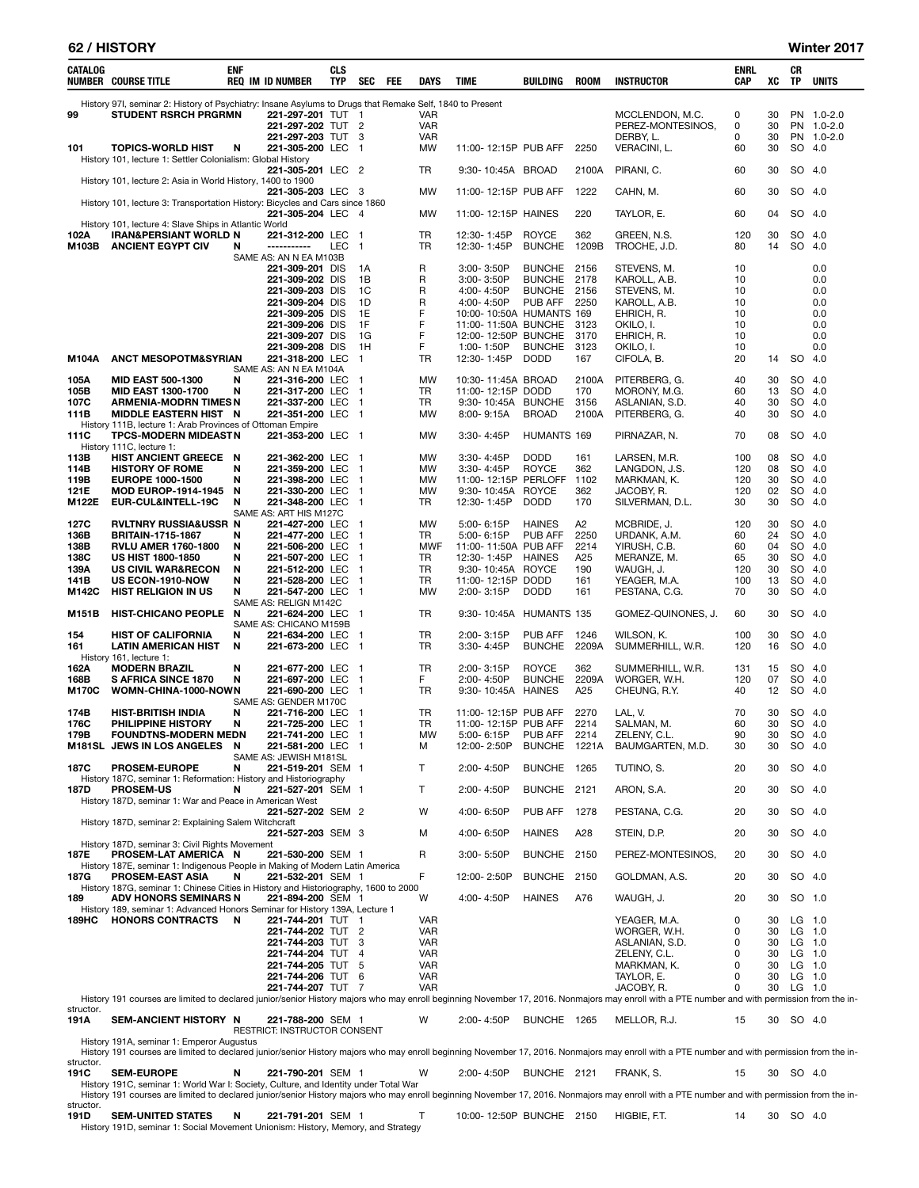## 62 / HISTORY — Winter 2017

| CATALOG NUMBER | COURSE TITLE | ENF REQ | IM | ID NUMBER | CLS TYP | SEC | FEE | DAYS | TIME | BUILDING | ROOM | INSTRUCTOR | ENRL CAP | XC | CR TP | UNITS |
|---|---|---|---|---|---|---|---|---|---|---|---|---|---|---|---|---|
| | History 97I, seminar 2: History of Psychiatry: Insane Asylums to Drugs that Remake Self, 1840 to Present | | | | | | | | | | | | | | | |
| 99 | STUDENT RSRCH PRGRMN | | | 221-297-201 | TUT | 1 | | VAR | | | | MCCLENDON, M.C. | 0 | 30 | PN | 1.0-2.0 |
| | | | | 221-297-202 | TUT | 2 | | VAR | | | | PEREZ-MONTESINOS, | 0 | 30 | PN | 1.0-2.0 |
| | | | | 221-297-203 | TUT | 3 | | VAR | | | | DERBY, L. | 0 | 30 | PN | 1.0-2.0 |
| 101 | TOPICS-WORLD HIST | N | | 221-305-200 | LEC | 1 | | MW | 11:00-12:15P | PUB AFF | 2250 | VERACINI, L. | 60 | 30 | SO | 4.0 |
| | History 101, lecture 1: Settler Colonialism: Global History | | | | | | | | | | | | | | | |
| | | | | 221-305-201 | LEC | 2 | | TR | 9:30-10:45A | BROAD | 2100A | PIRANI, C. | 60 | 30 | SO | 4.0 |
| | History 101, lecture 2: Asia in World History, 1400 to 1900 | | | | | | | | | | | | | | | |
| | | | | 221-305-203 | LEC | 3 | | MW | 11:00-12:15P | PUB AFF | 1222 | CAHN, M. | 60 | 30 | SO | 4.0 |
| | History 101, lecture 3: Transportation History: Bicycles and Cars since 1860 | | | | | | | | | | | | | | | |
| | | | | 221-305-204 | LEC | 4 | | MW | 11:00-12:15P | HAINES | 220 | TAYLOR, E. | 60 | 04 | SO | 4.0 |
| | History 101, lecture 4: Slave Ships in Atlantic World | | | | | | | | | | | | | | | |
| 102A | IRAN&PERSIANT WORLD | N | | 221-312-200 | LEC | 1 | | TR | 12:30-1:45P | ROYCE | 362 | GREEN, N.S. | 120 | 30 | SO | 4.0 |
| M103B | ANCIENT EGYPT CIV | N | | ----------- | LEC | 1 | | TR | 12:30-1:45P | BUNCHE | 1209B | TROCHE, J.D. | 80 | 14 | SO | 4.0 |
| | SAME AS: AN N EA M103B | | | | | | | | | | | | | | | |
| | | | | 221-309-201 | DIS | 1A | | R | 3:00-3:50P | BUNCHE | 2156 | STEVENS, M. | 10 | | | 0.0 |
| | | | | 221-309-202 | DIS | 1B | | R | 3:00-3:50P | BUNCHE | 2178 | KAROLL, A.B. | 10 | | | 0.0 |
| | | | | 221-309-203 | DIS | 1C | | R | 4:00-4:50P | BUNCHE | 2156 | STEVENS, M. | 10 | | | 0.0 |
| | | | | 221-309-204 | DIS | 1D | | R | 4:00-4:50P | PUB AFF | 2250 | KAROLL, A.B. | 10 | | | 0.0 |
| | | | | 221-309-205 | DIS | 1E | | F | 10:00-10:50A | HUMANTS | 169 | EHRICH, R. | 10 | | | 0.0 |
| | | | | 221-309-206 | DIS | 1F | | F | 11:00-11:50A | BUNCHE | 3123 | OKILO, I. | 10 | | | 0.0 |
| | | | | 221-309-207 | DIS | 1G | | F | 12:00-12:50P | BUNCHE | 3170 | EHRICH, R. | 10 | | | 0.0 |
| | | | | 221-309-208 | DIS | 1H | | F | 1:00-1:50P | BUNCHE | 3123 | OKILO, I. | 10 | | | 0.0 |
| M104A | ANCT MESOPOTM&SYRIAN | | | 221-318-200 | LEC | 1 | | TR | 12:30-1:45P | DODD | 167 | CIFOLA, B. | 20 | 14 | SO | 4.0 |
| | SAME AS: AN N EA M104A | | | | | | | | | | | | | | | |
| 105A | MID EAST 500-1300 | N | | 221-316-200 | LEC | 1 | | MW | 10:30-11:45A | BROAD | 2100A | PITERBERG, G. | 40 | 30 | SO | 4.0 |
| 105B | MID EAST 1300-1700 | N | | 221-317-200 | LEC | 1 | | TR | 11:00-12:15P | DODD | 170 | MORONY, M.G. | 60 | 13 | SO | 4.0 |
| 107C | ARMENIA-MODRN TIMES | N | | 221-337-200 | LEC | 1 | | TR | 9:30-10:45A | BUNCHE | 3156 | ASLANIAN, S.D. | 40 | 30 | SO | 4.0 |
| 111B | MIDDLE EASTERN HIST | N | | 221-351-200 | LEC | 1 | | MW | 8:00-9:15A | BROAD | 2100A | PITERBERG, G. | 40 | 30 | SO | 4.0 |
| | History 111B, lecture 1: Arab Provinces of Ottoman Empire | | | | | | | | | | | | | | | |
| 111C | TPCS-MODERN MIDEAST | N | | 221-353-200 | LEC | 1 | | MW | 3:30-4:45P | HUMANTS | 169 | PIRNAZAR, N. | 70 | 08 | SO | 4.0 |
| | History 111C, lecture 1: | | | | | | | | | | | | | | | |
| 113B | HIST ANCIENT GREECE | N | | 221-362-200 | LEC | 1 | | MW | 3:30-4:45P | DODD | 161 | LARSEN, M.R. | 100 | 08 | SO | 4.0 |
| 114B | HISTORY OF ROME | N | | 221-359-200 | LEC | 1 | | MW | 3:30-4:45P | ROYCE | 362 | LANGDON, J.S. | 120 | 08 | SO | 4.0 |
| 119B | EUROPE 1000-1500 | N | | 221-398-200 | LEC | 1 | | MW | 11:00-12:15P | PERLOFF | 1102 | MARKMAN, K. | 120 | 30 | SO | 4.0 |
| 121E | MOD EUROP-1914-1945 | N | | 221-330-200 | LEC | 1 | | MW | 9:30-10:45A | ROYCE | 362 | JACOBY, R. | 120 | 02 | SO | 4.0 |
| M122E | EUR-CUL&INTELL-19C | N | | 221-348-200 | LEC | 1 | | TR | 12:30-1:45P | DODD | 170 | SILVERMAN, D.L. | 30 | 30 | SO | 4.0 |
| | SAME AS: ART HIS M127C | | | | | | | | | | | | | | | |
| 127C | RVLTNRY RUSSIA&USSR | N | | 221-427-200 | LEC | 1 | | MW | 5:00-6:15P | HAINES | A2 | MCBRIDE, J. | 120 | 30 | SO | 4.0 |
| 136B | BRITAIN-1715-1867 | N | | 221-477-200 | LEC | 1 | | TR | 5:00-6:15P | PUB AFF | 2250 | URDANK, A.M. | 60 | 24 | SO | 4.0 |
| 138B | RVLU AMER 1760-1800 | N | | 221-506-200 | LEC | 1 | | MWF | 11:00-11:50A | PUB AFF | 2214 | YIRUSH, C.B. | 60 | 04 | SO | 4.0 |
| 138C | US HIST 1800-1850 | N | | 221-507-200 | LEC | 1 | | TR | 12:30-1:45P | HAINES | A25 | MERANZE, M. | 65 | 30 | SO | 4.0 |
| 139A | US CIVIL WAR&RECON | N | | 221-512-200 | LEC | 1 | | TR | 9:30-10:45A | ROYCE | 190 | WAUGH, J. | 120 | 30 | SO | 4.0 |
| 141B | US ECON-1910-NOW | N | | 221-528-200 | LEC | 1 | | TR | 11:00-12:15P | DODD | 161 | YEAGER, M.A. | 100 | 13 | SO | 4.0 |
| M142C | HIST RELIGION IN US | N | | 221-547-200 | LEC | 1 | | MW | 2:00-3:15P | DODD | 161 | PESTANA, C.G. | 70 | 30 | SO | 4.0 |
| | SAME AS: RELIGN M142C | | | | | | | | | | | | | | | |
| M151B | HIST-CHICANO PEOPLE | N | | 221-624-200 | LEC | 1 | | TR | 9:30-10:45A | HUMANTS | 135 | GOMEZ-QUINONES, J. | 60 | 30 | SO | 4.0 |
| | SAME AS: CHICANO M159B | | | | | | | | | | | | | | | |
| 154 | HIST OF CALIFORNIA | N | | 221-634-200 | LEC | 1 | | TR | 2:00-3:15P | PUB AFF | 1246 | WILSON, K. | 100 | 30 | SO | 4.0 |
| 161 | LATIN AMERICAN HIST | N | | 221-673-200 | LEC | 1 | | TR | 3:30-4:45P | BUNCHE | 2209A | SUMMERHILL, W.R. | 120 | 16 | SO | 4.0 |
| | History 161, lecture 1: | | | | | | | | | | | | | | | |
| 162A | MODERN BRAZIL | N | | 221-677-200 | LEC | 1 | | TR | 2:00-3:15P | ROYCE | 362 | SUMMERHILL, W.R. | 131 | 15 | SO | 4.0 |
| 168B | S AFRICA SINCE 1870 | N | | 221-697-200 | LEC | 1 | | F | 2:00-4:50P | BUNCHE | 2209A | WORGER, W.H. | 120 | 07 | SO | 4.0 |
| M170C | WOMN-CHINA-1000-NOW | N | | 221-690-200 | LEC | 1 | | TR | 9:30-10:45A | HAINES | A25 | CHEUNG, R.Y. | 40 | 12 | SO | 4.0 |
| | SAME AS: GENDER M170C | | | | | | | | | | | | | | | |
| 174B | HIST-BRITISH INDIA | N | | 221-716-200 | LEC | 1 | | TR | 11:00-12:15P | PUB AFF | 2270 | LAL, V. | 70 | 30 | SO | 4.0 |
| 176C | PHILIPPINE HISTORY | N | | 221-725-200 | LEC | 1 | | TR | 11:00-12:15P | PUB AFF | 2214 | SALMAN, M. | 60 | 30 | SO | 4.0 |
| 179B | FOUNDTNS-MODERN MED | N | | 221-741-200 | LEC | 1 | | MW | 5:00-6:15P | PUB AFF | 2214 | ZELENY, C.L. | 90 | 30 | SO | 4.0 |
| M181SL | JEWS IN LOS ANGELES | N | | 221-581-200 | LEC | 1 | | M | 12:00-2:50P | BUNCHE | 1221A | BAUMGARTEN, M.D. | 30 | 30 | SO | 4.0 |
| | SAME AS: JEWISH M181SL | | | | | | | | | | | | | | | |
| 187C | PROSEM-EUROPE | N | | 221-519-201 | SEM | 1 | | T | 2:00-4:50P | BUNCHE | 1265 | TUTINO, S. | 20 | 30 | SO | 4.0 |
| | History 187C, seminar 1: Reformation: History and Historiography | | | | | | | | | | | | | | | |
| 187D | PROSEM-US | N | | 221-527-201 | SEM | 1 | | T | 2:00-4:50P | BUNCHE | 2121 | ARON, S.A. | 20 | 30 | SO | 4.0 |
| | History 187D, seminar 1: War and Peace in American West | | | | | | | | | | | | | | | |
| | | | | 221-527-202 | SEM | 2 | | W | 4:00-6:50P | PUB AFF | 1278 | PESTANA, C.G. | 20 | 30 | SO | 4.0 |
| | History 187D, seminar 2: Explaining Salem Witchcraft | | | | | | | | | | | | | | | |
| | | | | 221-527-203 | SEM | 3 | | M | 4:00-6:50P | HAINES | A28 | STEIN, D.P. | 20 | 30 | SO | 4.0 |
| | History 187D, seminar 3: Civil Rights Movement | | | | | | | | | | | | | | | |
| 187E | PROSEM-LAT AMERICA | N | | 221-530-200 | SEM | 1 | | R | 3:00-5:50P | BUNCHE | 2150 | PEREZ-MONTESINOS, | 20 | 30 | SO | 4.0 |
| | History 187E, seminar 1: Indigenous People in Making of Modern Latin America | | | | | | | | | | | | | | | |
| 187G | PROSEM-EAST ASIA | N | | 221-532-201 | SEM | 1 | | F | 12:00-2:50P | BUNCHE | 2150 | GOLDMAN, A.S. | 20 | 30 | SO | 4.0 |
| | History 187G, seminar 1: Chinese Cities in History and Historiography, 1600 to 2000 | | | | | | | | | | | | | | | |
| 189 | ADV HONORS SEMINARS | N | | 221-894-200 | SEM | 1 | | W | 4:00-4:50P | HAINES | A76 | WAUGH, J. | 20 | 30 | SO | 1.0 |
| | History 189, seminar 1: Advanced Honors Seminar for History 139A, Lecture 1 | | | | | | | | | | | | | | | |
| 189HC | HONORS CONTRACTS | N | | 221-744-201 | TUT | 1 | | VAR | | | | YEAGER, M.A. | 0 | 30 | LG | 1.0 |
| | | | | 221-744-202 | TUT | 2 | | VAR | | | | WORGER, W.H. | 0 | 30 | LG | 1.0 |
| | | | | 221-744-203 | TUT | 3 | | VAR | | | | ASLANIAN, S.D. | 0 | 30 | LG | 1.0 |
| | | | | 221-744-204 | TUT | 4 | | VAR | | | | ZELENY, C.L. | 0 | 30 | LG | 1.0 |
| | | | | 221-744-205 | TUT | 5 | | VAR | | | | MARKMAN, K. | 0 | 30 | LG | 1.0 |
| | | | | 221-744-206 | TUT | 6 | | VAR | | | | TAYLOR, E. | 0 | 30 | LG | 1.0 |
| | | | | 221-744-207 | TUT | 7 | | VAR | | | | JACOBY, R. | 0 | 30 | LG | 1.0 |
| | History 191 courses are limited to declared junior/senior History majors who may enroll beginning November 17, 2016. Nonmajors may enroll with a PTE number and with permission from the instructor. | | | | | | | | | | | | | | | |
| 191A | SEM-ANCIENT HISTORY | N | | 221-788-200 | SEM | 1 | | W | 2:00-4:50P | BUNCHE | 1265 | MELLOR, R.J. | 15 | 30 | SO | 4.0 |
| | RESTRICT: INSTRUCTOR CONSENT | | | | | | | | | | | | | | | |
| | History 191A, seminar 1: Emperor Augustus | | | | | | | | | | | | | | | |
| | History 191 courses are limited to declared junior/senior History majors who may enroll beginning November 17, 2016. Nonmajors may enroll with a PTE number and with permission from the instructor. | | | | | | | | | | | | | | | |
| 191C | SEM-EUROPE | N | | 221-790-201 | SEM | 1 | | W | 2:00-4:50P | BUNCHE | 2121 | FRANK, S. | 15 | 30 | SO | 4.0 |
| | History 191C, seminar 1: World War I: Society, Culture, and Identity under Total War | | | | | | | | | | | | | | | |
| | History 191 courses are limited to declared junior/senior History majors who may enroll beginning November 17, 2016. Nonmajors may enroll with a PTE number and with permission from the instructor. | | | | | | | | | | | | | | | |
| 191D | SEM-UNITED STATES | N | | 221-791-201 | SEM | 1 | | T | 10:00-12:50P | BUNCHE | 2150 | HIGBIE, F.T. | 14 | 30 | SO | 4.0 |
| | History 191D, seminar 1: Social Movement Unionism: History, Memory, and Strategy | | | | | | | | | | | | | | | |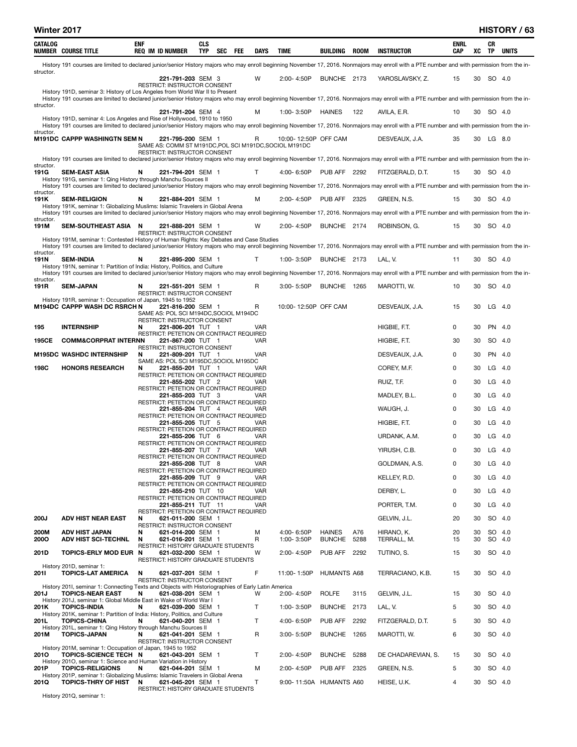| CATALOG NUMBER | COURSE TITLE | ENF REQ | IM | ID NUMBER | CLS TYP | SEC | FEE | DAYS | TIME | BUILDING | ROOM | INSTRUCTOR | ENRL CAP | XC | CR TP | UNITS |
|---|---|---|---|---|---|---|---|---|---|---|---|---|---|---|---|---|

History 191 courses are limited to declared junior/senior History majors who may enroll beginning November 17, 2016. Nonmajors may enroll with a PTE number and with permission from the instructor.

| CATALOG NUMBER | COURSE TITLE | ENF REQ | IM | ID NUMBER | CLS TYP | SEC | FEE | DAYS | TIME | BUILDING | ROOM | INSTRUCTOR | ENRL CAP | XC | CR TP | UNITS |
|---|---|---|---|---|---|---|---|---|---|---|---|---|---|---|---|---|
| | | | | 221-791-203 | SEM | 3 | | W | 2:00- 4:50P | BUNCHE | 2173 | YAROSLAVSKY, Z. | 15 | 30 | SO | 4.0 |

RESTRICT: INSTRUCTOR CONSENT

History 191D, seminar 3: History of Los Angeles from World War II to Present

History 191 courses are limited to declared junior/senior History majors who may enroll beginning November 17, 2016. Nonmajors may enroll with a PTE number and with permission from the instructor.

| CATALOG NUMBER | COURSE TITLE | ENF REQ | IM | ID NUMBER | CLS TYP | SEC | FEE | DAYS | TIME | BUILDING | ROOM | INSTRUCTOR | ENRL CAP | XC | CR TP | UNITS |
|---|---|---|---|---|---|---|---|---|---|---|---|---|---|---|---|---|
| | | | | 221-791-204 | SEM | 4 | | M | 1:00- 3:50P | HAINES | 122 | AVILA, E.R. | 10 | 30 | SO | 4.0 |

History 191D, seminar 4: Los Angeles and Rise of Hollywood, 1910 to 1950

History 191 courses are limited to declared junior/senior History majors who may enroll beginning November 17, 2016. Nonmajors may enroll with a PTE number and with permission from the instructor.

| CATALOG NUMBER | COURSE TITLE | ENF REQ | IM | ID NUMBER | CLS TYP | SEC | FEE | DAYS | TIME | BUILDING | ROOM | INSTRUCTOR | ENRL CAP | XC | CR TP | UNITS |
|---|---|---|---|---|---|---|---|---|---|---|---|---|---|---|---|---|
| M191DC | CAPPP WASHINGTN SEM | N | | 221-795-200 | SEM | 1 | | R | 10:00- 12:50P | OFF CAM | | DESVEAUX, J.A. | 35 | 30 | LG | 8.0 |

SAME AS: COMM ST M191DC,POL SCI M191DC,SOCIOL M191DC
RESTRICT: INSTRUCTOR CONSENT

History 191 courses are limited to declared junior/senior History majors who may enroll beginning November 17, 2016. Nonmajors may enroll with a PTE number and with permission from the instructor.

| CATALOG NUMBER | COURSE TITLE | ENF REQ | IM | ID NUMBER | CLS TYP | SEC | FEE | DAYS | TIME | BUILDING | ROOM | INSTRUCTOR | ENRL CAP | XC | CR TP | UNITS |
|---|---|---|---|---|---|---|---|---|---|---|---|---|---|---|---|---|
| 191G | SEM-EAST ASIA | N | | 221-794-201 | SEM | 1 | | T | 4:00- 6:50P | PUB AFF | 2292 | FITZGERALD, D.T. | 15 | 30 | SO | 4.0 |

History 191G, seminar 1: Qing History through Manchu Sources II

History 191 courses are limited to declared junior/senior History majors who may enroll beginning November 17, 2016. Nonmajors may enroll with a PTE number and with permission from the instructor.

| CATALOG NUMBER | COURSE TITLE | ENF REQ | IM | ID NUMBER | CLS TYP | SEC | FEE | DAYS | TIME | BUILDING | ROOM | INSTRUCTOR | ENRL CAP | XC | CR TP | UNITS |
|---|---|---|---|---|---|---|---|---|---|---|---|---|---|---|---|---|
| 191K | SEM-RELIGION | N | | 221-884-201 | SEM | 1 | | M | 2:00- 4:50P | PUB AFF | 2325 | GREEN, N.S. | 15 | 30 | SO | 4.0 |

History 191K, seminar 1: Globalizing Muslims: Islamic Travelers in Global Arena

History 191 courses are limited to declared junior/senior History majors who may enroll beginning November 17, 2016. Nonmajors may enroll with a PTE number and with permission from the instructor.

| CATALOG NUMBER | COURSE TITLE | ENF REQ | IM | ID NUMBER | CLS TYP | SEC | FEE | DAYS | TIME | BUILDING | ROOM | INSTRUCTOR | ENRL CAP | XC | CR TP | UNITS |
|---|---|---|---|---|---|---|---|---|---|---|---|---|---|---|---|---|
| 191M | SEM-SOUTHEAST ASIA | N | | 221-888-201 | SEM | 1 | | W | 2:00- 4:50P | BUNCHE | 2174 | ROBINSON, G. | 15 | 30 | SO | 4.0 |

RESTRICT: INSTRUCTOR CONSENT

History 191M, seminar 1: Contested History of Human Rights: Key Debates and Case Studies

History 191 courses are limited to declared junior/senior History majors who may enroll beginning November 17, 2016. Nonmajors may enroll with a PTE number and with permission from the instructor.

| CATALOG NUMBER | COURSE TITLE | ENF REQ | IM | ID NUMBER | CLS TYP | SEC | FEE | DAYS | TIME | BUILDING | ROOM | INSTRUCTOR | ENRL CAP | XC | CR TP | UNITS |
|---|---|---|---|---|---|---|---|---|---|---|---|---|---|---|---|---|
| 191N | SEM-INDIA | N | | 221-895-200 | SEM | 1 | | T | 1:00- 3:50P | BUNCHE | 2173 | LAL, V. | 11 | 30 | SO | 4.0 |

History 191N, seminar 1: Partition of India: History, Politics, and Culture

History 191 courses are limited to declared junior/senior History majors who may enroll beginning November 17, 2016. Nonmajors may enroll with a PTE number and with permission from the instructor.

| CATALOG NUMBER | COURSE TITLE | ENF REQ | IM | ID NUMBER | CLS TYP | SEC | FEE | DAYS | TIME | BUILDING | ROOM | INSTRUCTOR | ENRL CAP | XC | CR TP | UNITS |
|---|---|---|---|---|---|---|---|---|---|---|---|---|---|---|---|---|
| 191R | SEM-JAPAN | N | | 221-551-201 | SEM | 1 | | R | 3:00- 5:50P | BUNCHE | 1265 | MAROTTI, W. | 10 | 30 | SO | 4.0 |

RESTRICT: INSTRUCTOR CONSENT

History 191R, seminar 1: Occupation of Japan, 1945 to 1952

| CATALOG NUMBER | COURSE TITLE | ENF REQ | IM | ID NUMBER | CLS TYP | SEC | FEE | DAYS | TIME | BUILDING | ROOM | INSTRUCTOR | ENRL CAP | XC | CR TP | UNITS |
|---|---|---|---|---|---|---|---|---|---|---|---|---|---|---|---|---|
| M194DC | CAPPP WASH DC RSRCH | N | | 221-816-200 | SEM | 1 | | R | 10:00- 12:50P | OFF CAM | | DESVEAUX, J.A. | 15 | 30 | LG | 4.0 |

SAME AS: POL SCI M194DC,SOCIOL M194DC
RESTRICT: INSTRUCTOR CONSENT

| CATALOG NUMBER | COURSE TITLE | ENF REQ | IM | ID NUMBER | CLS TYP | SEC | FEE | DAYS | TIME | BUILDING | ROOM | INSTRUCTOR | ENRL CAP | XC | CR TP | UNITS |
|---|---|---|---|---|---|---|---|---|---|---|---|---|---|---|---|---|
| 195 | INTERNSHIP | N | | 221-806-201 | TUT | 1 | | VAR | | | | HIGBIE, F.T. | 0 | 30 | PN | 4.0 |

RESTRICT: PETETION OR CONTRACT REQUIRED

| CATALOG NUMBER | COURSE TITLE | ENF REQ | IM | ID NUMBER | CLS TYP | SEC | FEE | DAYS | TIME | BUILDING | ROOM | INSTRUCTOR | ENRL CAP | XC | CR TP | UNITS |
|---|---|---|---|---|---|---|---|---|---|---|---|---|---|---|---|---|
| 195CE | COMM&CORPRAT INTERNN | | | 221-867-200 | TUT | 1 | | VAR | | | | HIGBIE, F.T. | 30 | 30 | SO | 4.0 |

RESTRICT: INSTRUCTOR CONSENT

| CATALOG NUMBER | COURSE TITLE | ENF REQ | IM | ID NUMBER | CLS TYP | SEC | FEE | DAYS | TIME | BUILDING | ROOM | INSTRUCTOR | ENRL CAP | XC | CR TP | UNITS |
|---|---|---|---|---|---|---|---|---|---|---|---|---|---|---|---|---|
| M195DC | WASHDC INTERNSHIP | N | | 221-809-201 | TUT | 1 | | VAR | | | | DESVEAUX, J.A. | 0 | 30 | PN | 4.0 |

SAME AS: POL SCI M195DC,SOCIOL M195DC

| CATALOG NUMBER | COURSE TITLE | ENF REQ | IM | ID NUMBER | CLS TYP | SEC | FEE | DAYS | TIME | BUILDING | ROOM | INSTRUCTOR | ENRL CAP | XC | CR TP | UNITS |
|---|---|---|---|---|---|---|---|---|---|---|---|---|---|---|---|---|
| 198C | HONORS RESEARCH | N | | 221-855-201 | TUT | 1 | | VAR | | | | COREY, M.F. | 0 | 30 | LG | 4.0 |
| | | | | 221-855-202 | TUT | 2 | | VAR | | | | RUIZ, T.F. | 0 | 30 | LG | 4.0 |
| | | | | 221-855-203 | TUT | 3 | | VAR | | | | MADLEY, B.L. | 0 | 30 | LG | 4.0 |
| | | | | 221-855-204 | TUT | 4 | | VAR | | | | WAUGH, J. | 0 | 30 | LG | 4.0 |
| | | | | 221-855-205 | TUT | 5 | | VAR | | | | HIGBIE, F.T. | 0 | 30 | LG | 4.0 |
| | | | | 221-855-206 | TUT | 6 | | VAR | | | | URDANK, A.M. | 0 | 30 | LG | 4.0 |
| | | | | 221-855-207 | TUT | 7 | | VAR | | | | YIRUSH, C.B. | 0 | 30 | LG | 4.0 |
| | | | | 221-855-208 | TUT | 8 | | VAR | | | | GOLDMAN, A.S. | 0 | 30 | LG | 4.0 |
| | | | | 221-855-209 | TUT | 9 | | VAR | | | | KELLEY, R.D. | 0 | 30 | LG | 4.0 |
| | | | | 221-855-210 | TUT | 10 | | VAR | | | | DERBY, L. | 0 | 30 | LG | 4.0 |
| | | | | 221-855-211 | TUT | 11 | | VAR | | | | PORTER, T.M. | 0 | 30 | LG | 4.0 |

(Each 198C section: RESTRICT: PETETION OR CONTRACT REQUIRED)

| CATALOG NUMBER | COURSE TITLE | ENF REQ | IM | ID NUMBER | CLS TYP | SEC | FEE | DAYS | TIME | BUILDING | ROOM | INSTRUCTOR | ENRL CAP | XC | CR TP | UNITS |
|---|---|---|---|---|---|---|---|---|---|---|---|---|---|---|---|---|
| 200J | ADV HIST NEAR EAST | N | | 621-011-200 | SEM | 1 | | | | | | GELVIN, J.L. | 20 | 30 | SO | 4.0 |

RESTRICT: INSTRUCTOR CONSENT

| CATALOG NUMBER | COURSE TITLE | ENF REQ | IM | ID NUMBER | CLS TYP | SEC | FEE | DAYS | TIME | BUILDING | ROOM | INSTRUCTOR | ENRL CAP | XC | CR TP | UNITS |
|---|---|---|---|---|---|---|---|---|---|---|---|---|---|---|---|---|
| 200M | ADV HIST JAPAN | N | | 621-014-200 | SEM | 1 | | M | 4:00- 6:50P | HAINES | A76 | HIRANO, K. | 20 | 30 | SO | 4.0 |
| 200O | ADV HIST SCI-TECHNL | N | | 621-016-201 | SEM | 1 | | R | 1:00- 3:50P | BUNCHE | 5288 | TERRALL, M. | 15 | 30 | SO | 4.0 |

RESTRICT: HISTORY GRADUATE STUDENTS

| CATALOG NUMBER | COURSE TITLE | ENF REQ | IM | ID NUMBER | CLS TYP | SEC | FEE | DAYS | TIME | BUILDING | ROOM | INSTRUCTOR | ENRL CAP | XC | CR TP | UNITS |
|---|---|---|---|---|---|---|---|---|---|---|---|---|---|---|---|---|
| 201D | TOPICS-ERLY MOD EUR | N | | 621-032-200 | SEM | 1 | | W | 2:00- 4:50P | PUB AFF | 2292 | TUTINO, S. | 15 | 30 | SO | 4.0 |

RESTRICT: HISTORY GRADUATE STUDENTS

History 201D, seminar 1:

| CATALOG NUMBER | COURSE TITLE | ENF REQ | IM | ID NUMBER | CLS TYP | SEC | FEE | DAYS | TIME | BUILDING | ROOM | INSTRUCTOR | ENRL CAP | XC | CR TP | UNITS |
|---|---|---|---|---|---|---|---|---|---|---|---|---|---|---|---|---|
| 201I | TOPICS-LAT AMERICA | N | | 621-037-201 | SEM | 1 | | F | 11:00- 1:50P | HUMANTS | A68 | TERRACIANO, K.B. | 15 | 30 | SO | 4.0 |

RESTRICT: INSTRUCTOR CONSENT

History 201I, seminar 1: Connecting Texts and Objects with Historiographies of Early Latin America

| CATALOG NUMBER | COURSE TITLE | ENF REQ | IM | ID NUMBER | CLS TYP | SEC | FEE | DAYS | TIME | BUILDING | ROOM | INSTRUCTOR | ENRL CAP | XC | CR TP | UNITS |
|---|---|---|---|---|---|---|---|---|---|---|---|---|---|---|---|---|
| 201J | TOPICS-NEAR EAST | N | | 621-038-201 | SEM | 1 | | W | 2:00- 4:50P | ROLFE | 3115 | GELVIN, J.L. | 15 | 30 | SO | 4.0 |

History 201J, seminar 1: Global Middle East in Wake of World War I

| CATALOG NUMBER | COURSE TITLE | ENF REQ | IM | ID NUMBER | CLS TYP | SEC | FEE | DAYS | TIME | BUILDING | ROOM | INSTRUCTOR | ENRL CAP | XC | CR TP | UNITS |
|---|---|---|---|---|---|---|---|---|---|---|---|---|---|---|---|---|
| 201K | TOPICS-INDIA | N | | 621-039-200 | SEM | 1 | | T | 1:00- 3:50P | BUNCHE | 2173 | LAL, V. | 5 | 30 | SO | 4.0 |

History 201K, seminar 1: Partition of India: History, Politics, and Culture

| CATALOG NUMBER | COURSE TITLE | ENF REQ | IM | ID NUMBER | CLS TYP | SEC | FEE | DAYS | TIME | BUILDING | ROOM | INSTRUCTOR | ENRL CAP | XC | CR TP | UNITS |
|---|---|---|---|---|---|---|---|---|---|---|---|---|---|---|---|---|
| 201L | TOPICS-CHINA | N | | 621-040-201 | SEM | 1 | | T | 4:00- 6:50P | PUB AFF | 2292 | FITZGERALD, D.T. | 5 | 30 | SO | 4.0 |

History 201L, seminar 1: Qing History through Manchu Sources II

| CATALOG NUMBER | COURSE TITLE | ENF REQ | IM | ID NUMBER | CLS TYP | SEC | FEE | DAYS | TIME | BUILDING | ROOM | INSTRUCTOR | ENRL CAP | XC | CR TP | UNITS |
|---|---|---|---|---|---|---|---|---|---|---|---|---|---|---|---|---|
| 201M | TOPICS-JAPAN | N | | 621-041-201 | SEM | 1 | | R | 3:00- 5:50P | BUNCHE | 1265 | MAROTTI, W. | 6 | 30 | SO | 4.0 |

RESTRICT: INSTRUCTOR CONSENT

History 201M, seminar 1: Occupation of Japan, 1945 to 1952

| CATALOG NUMBER | COURSE TITLE | ENF REQ | IM | ID NUMBER | CLS TYP | SEC | FEE | DAYS | TIME | BUILDING | ROOM | INSTRUCTOR | ENRL CAP | XC | CR TP | UNITS |
|---|---|---|---|---|---|---|---|---|---|---|---|---|---|---|---|---|
| 201O | TOPICS-SCIENCE TECH | N | | 621-043-201 | SEM | 1 | | T | 2:00- 4:50P | BUNCHE | 5288 | DE CHADAREVIAN, S. | 15 | 30 | SO | 4.0 |

History 201O, seminar 1: Science and Human Variation in History

| CATALOG NUMBER | COURSE TITLE | ENF REQ | IM | ID NUMBER | CLS TYP | SEC | FEE | DAYS | TIME | BUILDING | ROOM | INSTRUCTOR | ENRL CAP | XC | CR TP | UNITS |
|---|---|---|---|---|---|---|---|---|---|---|---|---|---|---|---|---|
| 201P | TOPICS-RELIGIONS | N | | 621-044-201 | SEM | 1 | | M | 2:00- 4:50P | PUB AFF | 2325 | GREEN, N.S. | 5 | 30 | SO | 4.0 |

History 201P, seminar 1: Globalizing Muslims: Islamic Travelers in Global Arena

| CATALOG NUMBER | COURSE TITLE | ENF REQ | IM | ID NUMBER | CLS TYP | SEC | FEE | DAYS | TIME | BUILDING | ROOM | INSTRUCTOR | ENRL CAP | XC | CR TP | UNITS |
|---|---|---|---|---|---|---|---|---|---|---|---|---|---|---|---|---|
| 201Q | TOPICS-THRY OF HIST | N | | 621-045-201 | SEM | 1 | | T | 9:00- 11:50A | HUMANTS | A60 | HEISE, U.K. | 4 | 30 | SO | 4.0 |

RESTRICT: HISTORY GRADUATE STUDENTS

History 201Q, seminar 1: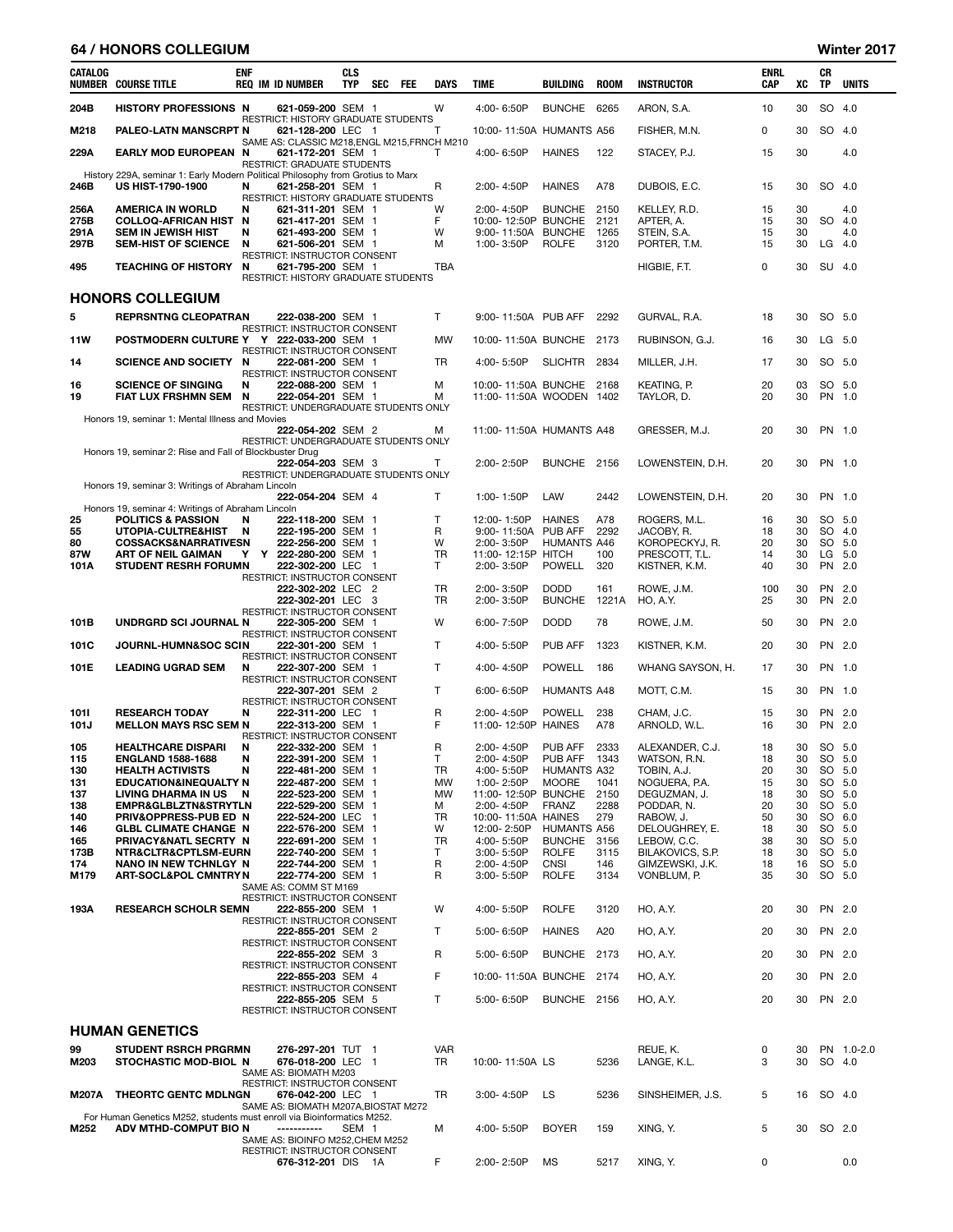## HONORS COLLEGIUM — Winter 2017

| CATALOG NUMBER | COURSE TITLE | ENF REQ | IM | ID NUMBER | CLS TYP | SEC | FEE | DAYS | TIME | BUILDING | ROOM | INSTRUCTOR | ENRL CAP | XC | CR TP | UNITS |
|---|---|---|---|---|---|---|---|---|---|---|---|---|---|---|---|---|
| 204B | HISTORY PROFESSIONS | N | | 621-059-200 | SEM | 1 | | W | 4:00- 6:50P | BUNCHE | 6265 | ARON, S.A. | 10 | 30 | SO | 4.0 |
| | RESTRICT: HISTORY GRADUATE STUDENTS | | | | | | | | | | | | | | | |
| M218 | PALEO-LATN MANSCRPT | N | | 621-128-200 | LEC | 1 | | T | 10:00- 11:50A | HUMANTS | A56 | FISHER, M.N. | 0 | 30 | SO | 4.0 |
| | SAME AS: CLASSIC M218,ENGL M215,FRNCH M210 | | | | | | | | | | | | | | | |
| 229A | EARLY MOD EUROPEAN | N | | 621-172-201 | SEM | 1 | | T | 4:00- 6:50P | HAINES | 122 | STACEY, P.J. | 15 | 30 | | 4.0 |
| | RESTRICT: GRADUATE STUDENTS | | | | | | | | | | | | | | | |
| | History 229A, seminar 1: Early Modern Political Philosophy from Grotius to Marx | | | | | | | | | | | | | | | |
| 246B | US HIST-1790-1900 | N | | 621-258-201 | SEM | 1 | | R | 2:00- 4:50P | HAINES | A78 | DUBOIS, E.C. | 15 | 30 | SO | 4.0 |
| | RESTRICT: HISTORY GRADUATE STUDENTS | | | | | | | | | | | | | | | |
| 256A | AMERICA IN WORLD | N | | 621-311-201 | SEM | 1 | | W | 2:00- 4:50P | BUNCHE | 2150 | KELLEY, R.D. | 15 | 30 | | 4.0 |
| 275B | COLLOQ-AFRICAN HIST | N | | 621-417-201 | SEM | 1 | | F | 10:00- 12:50P | BUNCHE | 2121 | APTER, A. | 15 | 30 | SO | 4.0 |
| 291A | SEM IN JEWISH HIST | N | | 621-493-200 | SEM | 1 | | W | 9:00- 11:50A | BUNCHE | 1265 | STEIN, S.A. | 15 | 30 | | 4.0 |
| 297B | SEM-HIST OF SCIENCE | N | | 621-506-201 | SEM | 1 | | M | 1:00- 3:50P | ROLFE | 3120 | PORTER, T.M. | 15 | 30 | LG | 4.0 |
| | RESTRICT: INSTRUCTOR CONSENT | | | | | | | | | | | | | | | |
| 495 | TEACHING OF HISTORY | N | | 621-795-200 | SEM | 1 | | TBA | | | | HIGBIE, F.T. | 0 | 30 | SU | 4.0 |
| | RESTRICT: HISTORY GRADUATE STUDENTS | | | | | | | | | | | | | | | |

## HONORS COLLEGIUM

| CATALOG NUMBER | COURSE TITLE | ENF REQ | IM | ID NUMBER | CLS TYP | SEC | FEE | DAYS | TIME | BUILDING | ROOM | INSTRUCTOR | ENRL CAP | XC | CR TP | UNITS |
|---|---|---|---|---|---|---|---|---|---|---|---|---|---|---|---|---|
| 5 | REPRSNTNG CLEOPATRA | N | | 222-038-200 | SEM | 1 | | T | 9:00- 11:50A | PUB AFF | 2292 | GURVAL, R.A. | 18 | 30 | SO | 5.0 |
| | RESTRICT: INSTRUCTOR CONSENT | | | | | | | | | | | | | | | |
| 11W | POSTMODERN CULTURE | Y | Y | 222-033-200 | SEM | 1 | | MW | 10:00- 11:50A | BUNCHE | 2173 | RUBINSON, G.J. | 16 | 30 | LG | 5.0 |
| | RESTRICT: INSTRUCTOR CONSENT | | | | | | | | | | | | | | | |
| 14 | SCIENCE AND SOCIETY | N | | 222-081-200 | SEM | 1 | | TR | 4:00- 5:50P | SLICHTR | 2834 | MILLER, J.H. | 17 | 30 | SO | 5.0 |
| | RESTRICT: INSTRUCTOR CONSENT | | | | | | | | | | | | | | | |
| 16 | SCIENCE OF SINGING | N | | 222-088-200 | SEM | 1 | | M | 10:00- 11:50A | BUNCHE | 2168 | KEATING, P. | 20 | 03 | SO | 5.0 |
| 19 | FIAT LUX FRSHMN SEM | N | | 222-054-201 | SEM | 1 | | M | 11:00- 11:50A | WOODEN | 1402 | TAYLOR, D. | 20 | 30 | PN | 1.0 |
| | RESTRICT: UNDERGRADUATE STUDENTS ONLY | | | | | | | | | | | | | | | |
| | Honors 19, seminar 1: Mental Illness and Movies | | | | | | | | | | | | | | | |
| | | | | 222-054-202 | SEM | 2 | | M | 11:00- 11:50A | HUMANTS | A48 | GRESSER, M.J. | 20 | 30 | PN | 1.0 |
| | RESTRICT: UNDERGRADUATE STUDENTS ONLY | | | | | | | | | | | | | | | |
| | Honors 19, seminar 2: Rise and Fall of Blockbuster Drug | | | | | | | | | | | | | | | |
| | | | | 222-054-203 | SEM | 3 | | T | 2:00- 2:50P | BUNCHE | 2156 | LOWENSTEIN, D.H. | 20 | 30 | PN | 1.0 |
| | RESTRICT: UNDERGRADUATE STUDENTS ONLY | | | | | | | | | | | | | | | |
| | Honors 19, seminar 3: Writings of Abraham Lincoln | | | | | | | | | | | | | | | |
| | | | | 222-054-204 | SEM | 4 | | T | 1:00- 1:50P | LAW | 2442 | LOWENSTEIN, D.H. | 20 | 30 | PN | 1.0 |
| | Honors 19, seminar 4: Writings of Abraham Lincoln | | | | | | | | | | | | | | | |
| 25 | POLITICS & PASSION | N | | 222-118-200 | SEM | 1 | | T | 12:00- 1:50P | HAINES | A78 | ROGERS, M.L. | 16 | 30 | SO | 5.0 |
| 55 | UTOPIA-CULTRE&HIST | N | | 222-195-200 | SEM | 1 | | R | 9:00- 11:50A | PUB AFF | 2292 | JACOBY, R. | 18 | 30 | SO | 4.0 |
| 80 | COSSACKS&NARRATIVES | N | | 222-256-200 | SEM | 1 | | W | 2:00- 3:50P | HUMANTS | A46 | KOROPECKYJ, R. | 20 | 30 | SO | 5.0 |
| 87W | ART OF NEIL GAIMAN | Y | Y | 222-280-200 | SEM | 1 | | TR | 11:00- 12:15P | HITCH | 100 | PRESCOTT, T.L. | 14 | 30 | LG | 5.0 |
| 101A | STUDENT RESRH FORUM | N | | 222-302-200 | LEC | 1 | | T | 2:00- 3:50P | POWELL | 320 | KISTNER, K.M. | 40 | 30 | PN | 2.0 |
| | RESTRICT: INSTRUCTOR CONSENT | | | | | | | | | | | | | | | |
| | | | | 222-302-202 | LEC | 2 | | TR | 2:00- 3:50P | DODD | 161 | ROWE, J.M. | 100 | 30 | PN | 2.0 |
| | | | | 222-302-201 | LEC | 3 | | TR | 2:00- 3:50P | BUNCHE | 1221A | HO, A.Y. | 25 | 30 | PN | 2.0 |
| | RESTRICT: INSTRUCTOR CONSENT | | | | | | | | | | | | | | | |
| 101B | UNDRGRD SCI JOURNAL | N | | 222-305-200 | SEM | 1 | | W | 6:00- 7:50P | DODD | 78 | ROWE, J.M. | 50 | 30 | PN | 2.0 |
| | RESTRICT: INSTRUCTOR CONSENT | | | | | | | | | | | | | | | |
| 101C | JOURNL-HUMN&SOC SCI | N | | 222-301-200 | SEM | 1 | | T | 4:00- 5:50P | PUB AFF | 1323 | KISTNER, K.M. | 20 | 30 | PN | 2.0 |
| | RESTRICT: INSTRUCTOR CONSENT | | | | | | | | | | | | | | | |
| 101E | LEADING UGRAD SEM | N | | 222-307-200 | SEM | 1 | | T | 4:00- 4:50P | POWELL | 186 | WHANG SAYSON, H. | 17 | 30 | PN | 1.0 |
| | RESTRICT: INSTRUCTOR CONSENT | | | | | | | | | | | | | | | |
| | | | | 222-307-201 | SEM | 2 | | T | 6:00- 6:50P | HUMANTS | A48 | MOTT, C.M. | 15 | 30 | PN | 1.0 |
| | RESTRICT: INSTRUCTOR CONSENT | | | | | | | | | | | | | | | |
| 101I | RESEARCH TODAY | N | | 222-311-200 | LEC | 1 | | R | 2:00- 4:50P | POWELL | 238 | CHAM, J.C. | 15 | 30 | PN | 2.0 |
| 101J | MELLON MAYS RSC SEM | N | | 222-313-200 | SEM | 1 | | F | 11:00- 12:50P | HAINES | A78 | ARNOLD, W.L. | 16 | 30 | PN | 2.0 |
| | RESTRICT: INSTRUCTOR CONSENT | | | | | | | | | | | | | | | |
| 105 | HEALTHCARE DISPARI | N | | 222-332-200 | SEM | 1 | | R | 2:00- 4:50P | PUB AFF | 2333 | ALEXANDER, C.J. | 18 | 30 | SO | 5.0 |
| 115 | ENGLAND 1588-1688 | N | | 222-391-200 | SEM | 1 | | T | 2:00- 4:50P | PUB AFF | 1343 | WATSON, R.N. | 18 | 30 | SO | 5.0 |
| 130 | HEALTH ACTIVISTS | N | | 222-481-200 | SEM | 1 | | TR | 4:00- 5:50P | HUMANTS | A32 | TOBIN, A.J. | 20 | 30 | SO | 5.0 |
| 131 | EDUCATION&INEQUALTY | N | | 222-487-200 | SEM | 1 | | MW | 1:00- 2:50P | MOORE | 1041 | NOGUERA, P.A. | 15 | 30 | SO | 5.0 |
| 137 | LIVING DHARMA IN US | N | | 222-523-200 | SEM | 1 | | MW | 11:00- 12:50P | BUNCHE | 2150 | DEGUZMAN, J. | 18 | 30 | SO | 5.0 |
| 138 | EMPR&GLBLZTN&STRYTL | N | | 222-529-200 | SEM | 1 | | M | 2:00- 4:50P | FRANZ | 2288 | PODDAR, N. | 20 | 30 | SO | 5.0 |
| 140 | PRIV&OPPRESS-PUB ED | N | | 222-524-200 | LEC | 1 | | TR | 10:00- 11:50A | HAINES | 279 | RABOW, J. | 50 | 30 | SO | 6.0 |
| 146 | GLBL CLIMATE CHANGE | N | | 222-576-200 | SEM | 1 | | W | 12:00- 2:50P | HUMANTS | A56 | DELOUGHREY, E. | 18 | 30 | SO | 5.0 |
| 165 | PRIVACY&NATL SECRTY | N | | 222-691-200 | SEM | 1 | | TR | 4:00- 5:50P | BUNCHE | 3156 | LEBOW, C.C. | 38 | 30 | SO | 5.0 |
| 173B | NTR&CLTR&CPTLSM-EUR | N | | 222-740-200 | SEM | 1 | | T | 3:00- 5:50P | ROLFE | 3115 | BILAKOVICS, S.P. | 18 | 30 | SO | 5.0 |
| 174 | NANO IN NEW TCHNLGY | N | | 222-744-200 | SEM | 1 | | R | 2:00- 4:50P | CNSI | 146 | GIMZEWSKI, J.K. | 18 | 16 | SO | 5.0 |
| M179 | ART-SOCL&POL CMNTRY | N | | 222-774-200 | SEM | 1 | | R | 3:00- 5:50P | ROLFE | 3134 | VONBLUM, P. | 35 | 30 | SO | 5.0 |
| | SAME AS: COMM ST M169 | | | | | | | | | | | | | | | |
| | RESTRICT: INSTRUCTOR CONSENT | | | | | | | | | | | | | | | |
| 193A | RESEARCH SCHOLR SEM | N | | 222-855-200 | SEM | 1 | | W | 4:00- 5:50P | ROLFE | 3120 | HO, A.Y. | 20 | 30 | PN | 2.0 |
| | RESTRICT: INSTRUCTOR CONSENT | | | | | | | | | | | | | | | |
| | | | | 222-855-201 | SEM | 2 | | T | 5:00- 6:50P | HAINES | A20 | HO, A.Y. | 20 | 30 | PN | 2.0 |
| | RESTRICT: INSTRUCTOR CONSENT | | | | | | | | | | | | | | | |
| | | | | 222-855-202 | SEM | 3 | | R | 5:00- 6:50P | BUNCHE | 2173 | HO, A.Y. | 20 | 30 | PN | 2.0 |
| | RESTRICT: INSTRUCTOR CONSENT | | | | | | | | | | | | | | | |
| | | | | 222-855-203 | SEM | 4 | | F | 10:00- 11:50A | BUNCHE | 2174 | HO, A.Y. | 20 | 30 | PN | 2.0 |
| | RESTRICT: INSTRUCTOR CONSENT | | | | | | | | | | | | | | | |
| | | | | 222-855-205 | SEM | 5 | | T | 5:00- 6:50P | BUNCHE | 2156 | HO, A.Y. | 20 | 30 | PN | 2.0 |
| | RESTRICT: INSTRUCTOR CONSENT | | | | | | | | | | | | | | | |

## HUMAN GENETICS

| CATALOG NUMBER | COURSE TITLE | ENF REQ | IM | ID NUMBER | CLS TYP | SEC | FEE | DAYS | TIME | BUILDING | ROOM | INSTRUCTOR | ENRL CAP | XC | CR TP | UNITS |
|---|---|---|---|---|---|---|---|---|---|---|---|---|---|---|---|---|
| 99 | STUDENT RSRCH PRGRM | N | | 276-297-201 | TUT | 1 | | VAR | | | | REUE, K. | 0 | 30 | PN | 1.0-2.0 |
| M203 | STOCHASTIC MOD-BIOL | N | | 676-018-200 | LEC | 1 | | TR | 10:00- 11:50A | LS | 5236 | LANGE, K.L. | 3 | 30 | SO | 4.0 |
| | SAME AS: BIOMATH M203 | | | | | | | | | | | | | | | |
| | RESTRICT: INSTRUCTOR CONSENT | | | | | | | | | | | | | | | |
| M207A | THEORTC GENTC MDLNG | N | | 676-042-200 | LEC | 1 | | TR | 3:00- 4:50P | LS | 5236 | SINSHEIMER, J.S. | 5 | 16 | SO | 4.0 |
| | SAME AS: BIOMATH M207A,BIOSTAT M272 | | | | | | | | | | | | | | | |
| | For Human Genetics M252, students must enroll via Bioinformatics M252. | | | | | | | | | | | | | | | |
| M252 | ADV MTHD-COMPUT BIO | N | | ----------- | SEM | 1 | | M | 4:00- 5:50P | BOYER | 159 | XING, Y. | 5 | 30 | SO | 2.0 |
| | SAME AS: BIOINFO M252,CHEM M252 | | | | | | | | | | | | | | | |
| | RESTRICT: INSTRUCTOR CONSENT | | | | | | | | | | | | | | | |
| | | | | 676-312-201 | DIS | 1A | | F | 2:00- 2:50P | MS | 5217 | XING, Y. | 0 | | | 0.0 |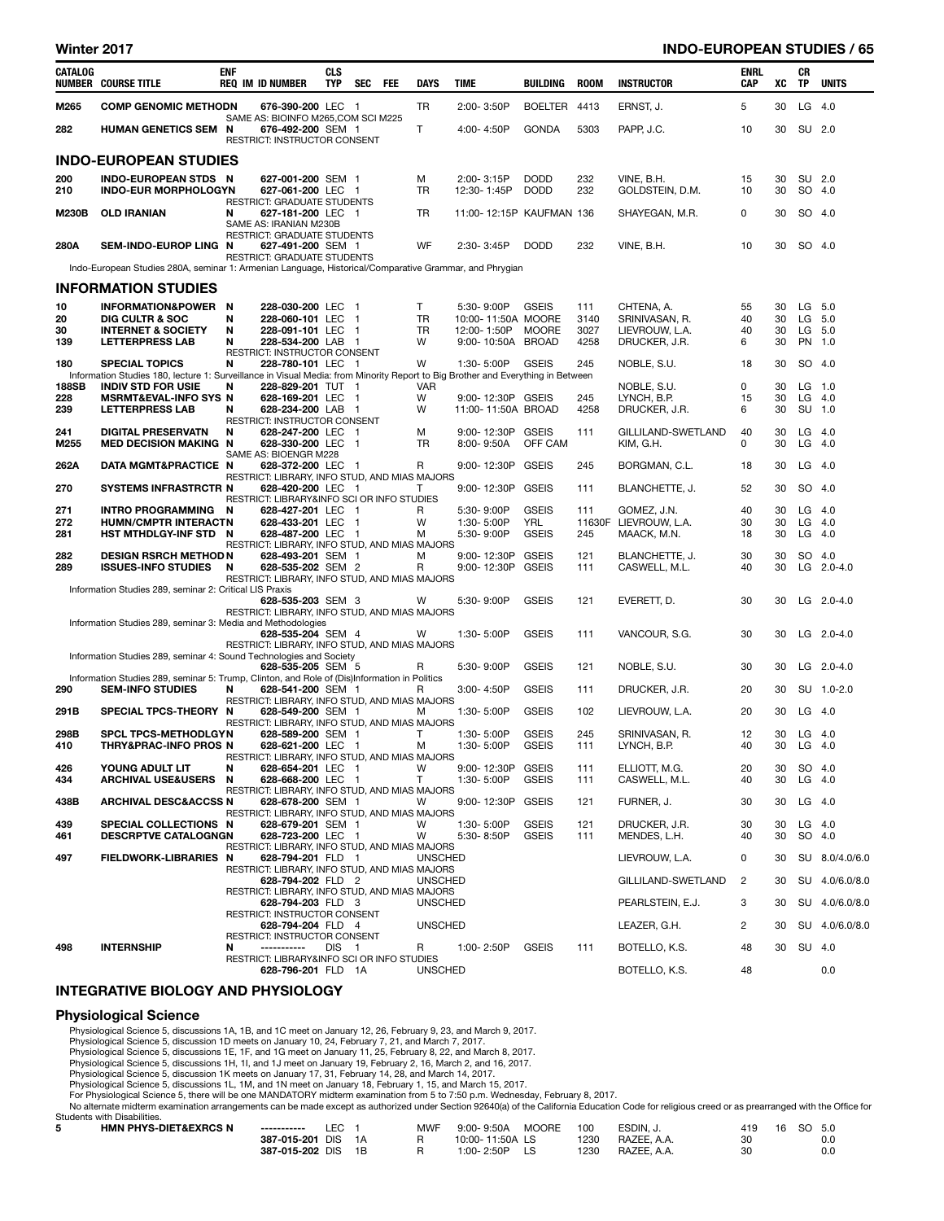| CATALOG NUMBER | COURSE TITLE | ENF REQ | IM | ID NUMBER | CLS TYP | SEC | FEE | DAYS | TIME | BUILDING | ROOM | INSTRUCTOR | ENRL CAP | XC | CR TP | UNITS |
|---|---|---|---|---|---|---|---|---|---|---|---|---|---|---|---|---|
| M265 | COMP GENOMIC METHOD | N | | 676-390-200 | LEC | 1 | | TR | 2:00- 3:50P | BOELTER | 4413 | ERNST, J. | 5 | 30 | LG | 4.0 |
| | SAME AS: BIOINFO M265,COM SCI M225 | | | | | | | | | | | | | | | |
| 282 | HUMAN GENETICS SEM | N | | 676-492-200 | SEM | 1 | | T | 4:00- 4:50P | GONDA | 5303 | PAPP, J.C. | 10 | 30 | SU | 2.0 |
| | RESTRICT: INSTRUCTOR CONSENT | | | | | | | | | | | | | | | |

## INDO-EUROPEAN STUDIES

| CATALOG NUMBER | COURSE TITLE | ENF REQ | IM | ID NUMBER | CLS TYP | SEC | FEE | DAYS | TIME | BUILDING | ROOM | INSTRUCTOR | ENRL CAP | XC | CR TP | UNITS |
|---|---|---|---|---|---|---|---|---|---|---|---|---|---|---|---|---|
| 200 | INDO-EUROPEAN STDS | N | | 627-001-200 | SEM | 1 | | M | 2:00- 3:15P | DODD | 232 | VINE, B.H. | 15 | 30 | SU | 2.0 |
| 210 | INDO-EUR MORPHOLOGY | N | | 627-061-200 | LEC | 1 | | TR | 12:30- 1:45P | DODD | 232 | GOLDSTEIN, D.M. | 10 | 30 | SO | 4.0 |
| | RESTRICT: GRADUATE STUDENTS | | | | | | | | | | | | | | | |
| M230B | OLD IRANIAN | N | | 627-181-200 | LEC | 1 | | TR | 11:00- 12:15P | KAUFMAN | 136 | SHAYEGAN, M.R. | 0 | 30 | SO | 4.0 |
| | SAME AS: IRANIAN M230B | | | | | | | | | | | | | | | |
| | RESTRICT: GRADUATE STUDENTS | | | | | | | | | | | | | | | |
| 280A | SEM-INDO-EUROP LING | N | | 627-491-200 | SEM | 1 | | WF | 2:30- 3:45P | DODD | 232 | VINE, B.H. | 10 | 30 | SO | 4.0 |
| | RESTRICT: GRADUATE STUDENTS | | | | | | | | | | | | | | | |

Indo-European Studies 280A, seminar 1: Armenian Language, Historical/Comparative Grammar, and Phrygian

## INFORMATION STUDIES

| CATALOG NUMBER | COURSE TITLE | ENF REQ | IM | ID NUMBER | CLS TYP | SEC | FEE | DAYS | TIME | BUILDING | ROOM | INSTRUCTOR | ENRL CAP | XC | CR TP | UNITS |
|---|---|---|---|---|---|---|---|---|---|---|---|---|---|---|---|---|
| 10 | INFORMATION&POWER | N | | 228-030-200 | LEC | 1 | | T | 5:30- 9:00P | GSEIS | 111 | CHTENA, A. | 55 | 30 | LG | 5.0 |
| 20 | DIG CULTR & SOC | N | | 228-060-101 | LEC | 1 | | TR | 10:00- 11:50A | MOORE | 3140 | SRINIVASAN, R. | 40 | 30 | LG | 5.0 |
| 30 | INTERNET & SOCIETY | N | | 228-091-101 | LEC | 1 | | TR | 12:00- 1:50P | MOORE | 3027 | LIEVROUW, L.A. | 40 | 30 | LG | 5.0 |
| 139 | LETTERPRESS LAB | N | | 228-534-200 | LAB | 1 | | W | 9:00- 10:50A | BROAD | 4258 | DRUCKER, J.R. | 6 | 30 | PN | 1.0 |
| | RESTRICT: INSTRUCTOR CONSENT | | | | | | | | | | | | | | | |
| 180 | SPECIAL TOPICS | N | | 228-780-101 | LEC | 1 | | W | 1:30- 5:00P | GSEIS | 245 | NOBLE, S.U. | 18 | 30 | SO | 4.0 |
| | Information Studies 180, lecture 1: Surveillance in Visual Media: from Minority Report to Big Brother and Everything in Between | | | | | | | | | | | | | | | |
| 188SB | INDIV STD FOR USIE | N | | 228-829-201 | TUT | 1 | | VAR | | | | NOBLE, S.U. | 0 | 30 | LG | 1.0 |
| 228 | MSRMT&EVAL-INFO SYS | N | | 628-169-201 | LEC | 1 | | W | 9:00- 12:30P | GSEIS | 245 | LYNCH, B.P. | 15 | 30 | LG | 4.0 |
| 239 | LETTERPRESS LAB | N | | 628-234-200 | LAB | 1 | | W | 11:00- 11:50A | BROAD | 4258 | DRUCKER, J.R. | 6 | 30 | SU | 1.0 |
| | RESTRICT: INSTRUCTOR CONSENT | | | | | | | | | | | | | | | |
| 241 | DIGITAL PRESERVATN | N | | 628-247-200 | LEC | 1 | | M | 9:00- 12:30P | GSEIS | 111 | GILLILAND-SWETLAND | 40 | 30 | LG | 4.0 |
| M255 | MED DECISION MAKING | N | | 628-330-200 | LEC | 1 | | TR | 8:00- 9:50A | OFF CAM | | KIM, G.H. | 0 | 30 | LG | 4.0 |
| | SAME AS: BIOENGR M228 | | | | | | | | | | | | | | | |
| 262A | DATA MGMT&PRACTICE | N | | 628-372-200 | LEC | 1 | | R | 9:00- 12:30P | GSEIS | 245 | BORGMAN, C.L. | 18 | 30 | LG | 4.0 |
| | RESTRICT: LIBRARY, INFO STUD, AND MIAS MAJORS | | | | | | | | | | | | | | | |
| 270 | SYSTEMS INFRASTRCTR | N | | 628-420-200 | LEC | 1 | | T | 9:00- 12:30P | GSEIS | 111 | BLANCHETTE, J. | 52 | 30 | SO | 4.0 |
| | RESTRICT: LIBRARY&INFO SCI OR INFO STUDIES | | | | | | | | | | | | | | | |
| 271 | INTRO PROGRAMMING | N | | 628-427-201 | LEC | 1 | | R | 5:30- 9:00P | GSEIS | 111 | GOMEZ, J.N. | 40 | 30 | LG | 4.0 |
| 272 | HUMN/CMPTR INTERACT | N | | 628-433-201 | LEC | 1 | | W | 1:30- 5:00P | YRL | 11630F | LIEVROUW, L.A. | 30 | 30 | LG | 4.0 |
| 281 | HST MTHDLGY-INF STD | N | | 628-487-200 | LEC | 1 | | M | 5:30- 9:00P | GSEIS | 245 | MAACK, M.N. | 18 | 30 | LG | 4.0 |
| | RESTRICT: LIBRARY, INFO STUD, AND MIAS MAJORS | | | | | | | | | | | | | | | |
| 282 | DESIGN RSRCH METHOD | N | | 628-493-201 | SEM | 1 | | M | 9:00- 12:30P | GSEIS | 121 | BLANCHETTE, J. | 30 | 30 | SO | 4.0 |
| 289 | ISSUES-INFO STUDIES | N | | 628-535-202 | SEM | 2 | | R | 9:00- 12:30P | GSEIS | 111 | CASWELL, M.L. | 40 | 30 | LG | 2.0-4.0 |
| | RESTRICT: LIBRARY, INFO STUD, AND MIAS MAJORS | | | | | | | | | | | | | | | |
| | Information Studies 289, seminar 2: Critical LIS Praxis | | | | | | | | | | | | | | | |
| | | | | 628-535-203 | SEM | 3 | | W | 5:30- 9:00P | GSEIS | 121 | EVERETT, D. | 30 | 30 | LG | 2.0-4.0 |
| | RESTRICT: LIBRARY, INFO STUD, AND MIAS MAJORS | | | | | | | | | | | | | | | |
| | Information Studies 289, seminar 3: Media and Methodologies | | | | | | | | | | | | | | | |
| | | | | 628-535-204 | SEM | 4 | | W | 1:30- 5:00P | GSEIS | 111 | VANCOUR, S.G. | 30 | 30 | LG | 2.0-4.0 |
| | RESTRICT: LIBRARY, INFO STUD, AND MIAS MAJORS | | | | | | | | | | | | | | | |
| | Information Studies 289, seminar 4: Sound Technologies and Society | | | | | | | | | | | | | | | |
| | | | | 628-535-205 | SEM | 5 | | R | 5:30- 9:00P | GSEIS | 121 | NOBLE, S.U. | 30 | 30 | LG | 2.0-4.0 |
| | Information Studies 289, seminar 5: Trump, Clinton, and Role of (Dis)Information in Politics | | | | | | | | | | | | | | | |
| 290 | SEM-INFO STUDIES | N | | 628-541-200 | SEM | 1 | | R | 3:00- 4:50P | GSEIS | 111 | DRUCKER, J.R. | 20 | 30 | SU | 1.0-2.0 |
| | RESTRICT: LIBRARY, INFO STUD, AND MIAS MAJORS | | | | | | | | | | | | | | | |
| 291B | SPECIAL TPCS-THEORY | N | | 628-549-200 | SEM | 1 | | M | 1:30- 5:00P | GSEIS | 102 | LIEVROUW, L.A. | 20 | 30 | LG | 4.0 |
| | RESTRICT: LIBRARY, INFO STUD, AND MIAS MAJORS | | | | | | | | | | | | | | | |
| 298B | SPCL TPCS-METHODLGY | N | | 628-589-200 | SEM | 1 | | T | 1:30- 5:00P | GSEIS | 245 | SRINIVASAN, R. | 12 | 30 | LG | 4.0 |
| 410 | THRY&PRAC-INFO PROS | N | | 628-621-200 | LEC | 1 | | M | 1:30- 5:00P | GSEIS | 111 | LYNCH, B.P. | 40 | 30 | LG | 4.0 |
| | RESTRICT: LIBRARY, INFO STUD, AND MIAS MAJORS | | | | | | | | | | | | | | | |
| 426 | YOUNG ADULT LIT | N | | 628-654-201 | LEC | 1 | | W | 9:00- 12:30P | GSEIS | 111 | ELLIOTT, M.G. | 20 | 30 | SO | 4.0 |
| 434 | ARCHIVAL USE&USERS | N | | 628-668-200 | LEC | 1 | | T | 1:30- 5:00P | GSEIS | 111 | CASWELL, M.L. | 40 | 30 | LG | 4.0 |
| | RESTRICT: LIBRARY, INFO STUD, AND MIAS MAJORS | | | | | | | | | | | | | | | |
| 438B | ARCHIVAL DESC&ACCSS | N | | 628-678-200 | SEM | 1 | | W | 9:00- 12:30P | GSEIS | 121 | FURNER, J. | 30 | 30 | LG | 4.0 |
| | RESTRICT: LIBRARY, INFO STUD, AND MIAS MAJORS | | | | | | | | | | | | | | | |
| 439 | SPECIAL COLLECTIONS | N | | 628-679-201 | SEM | 1 | | W | 1:30- 5:00P | GSEIS | 121 | DRUCKER, J.R. | 30 | 30 | LG | 4.0 |
| 461 | DESCRPTVE CATALOGNG | N | | 628-723-200 | LEC | 1 | | W | 5:30- 8:50P | GSEIS | 111 | MENDES, L.H. | 40 | 30 | SO | 4.0 |
| | RESTRICT: LIBRARY, INFO STUD, AND MIAS MAJORS | | | | | | | | | | | | | | | |
| 497 | FIELDWORK-LIBRARIES | N | | 628-794-201 | FLD | 1 | | UNSCHED | | | | LIEVROUW, L.A. | 0 | 30 | SU | 8.0/4.0/6.0 |
| | RESTRICT: LIBRARY, INFO STUD, AND MIAS MAJORS | | | | | | | | | | | | | | | |
| | | | | 628-794-202 | FLD | 2 | | UNSCHED | | | | GILLILAND-SWETLAND | 2 | 30 | SU | 4.0/6.0/8.0 |
| | RESTRICT: LIBRARY, INFO STUD, AND MIAS MAJORS | | | | | | | | | | | | | | | |
| | | | | 628-794-203 | FLD | 3 | | UNSCHED | | | | PEARLSTEIN, E.J. | 3 | 30 | SU | 4.0/6.0/8.0 |
| | RESTRICT: INSTRUCTOR CONSENT | | | | | | | | | | | | | | | |
| | | | | 628-794-204 | FLD | 4 | | UNSCHED | | | | LEAZER, G.H. | 2 | 30 | SU | 4.0/6.0/8.0 |
| | RESTRICT: INSTRUCTOR CONSENT | | | | | | | | | | | | | | | |
| 498 | INTERNSHIP | N | | ----------- | DIS | 1 | | R | 1:00- 2:50P | GSEIS | 111 | BOTELLO, K.S. | 48 | 30 | SU | 4.0 |
| | RESTRICT: LIBRARY&INFO SCI OR INFO STUDIES | | | | | | | | | | | | | | | |
| | | | | 628-796-201 | FLD | 1A | | UNSCHED | | | | BOTELLO, K.S. | 48 | | | 0.0 |

## INTEGRATIVE BIOLOGY AND PHYSIOLOGY

### Physiological Science

Physiological Science 5, discussions 1A, 1B, and 1C meet on January 12, 26, February 9, 23, and March 9, 2017.
Physiological Science 5, discussion 1D meets on January 10, 24, February 7, 21, and March 7, 2017.
Physiological Science 5, discussions 1E, 1F, and 1G meet on January 11, 25, February 8, 22, and March 8, 2017.
Physiological Science 5, discussions 1H, 1I, and 1J meet on January 19, February 2, 16, March 2, and 16, 2017.
Physiological Science 5, discussion 1K meets on January 17, 31, February 14, 28, and March 14, 2017.
Physiological Science 5, discussions 1L, 1M, and 1N meet on January 18, February 1, 15, and March 15, 2017.
For Physiological Science 5, there will be one MANDATORY midterm examination from 5 to 7:50 p.m. Wednesday, February 8, 2017.
No alternate midterm examination arrangements can be made except as authorized under Section 92640(a) of the California Education Code for religious creed or as prearranged with the Office for Students with Disabilities.

| CATALOG NUMBER | COURSE TITLE | ENF REQ | IM | ID NUMBER | CLS TYP | SEC | FEE | DAYS | TIME | BUILDING | ROOM | INSTRUCTOR | ENRL CAP | XC | CR TP | UNITS |
|---|---|---|---|---|---|---|---|---|---|---|---|---|---|---|---|---|
| 5 | HMN PHYS-DIET&EXRCS | N | | ----------- | LEC | 1 | | MWF | 9:00- 9:50A | MOORE | 100 | ESDIN, J. | 419 | 16 | SO | 5.0 |
| | | | | 387-015-201 | DIS | 1A | | R | 10:00- 11:50A | LS | 1230 | RAZEE, A.A. | 30 | | | 0.0 |
| | | | | 387-015-202 | DIS | 1B | | R | 1:00- 2:50P | LS | 1230 | RAZEE, A.A. | 30 | | | 0.0 |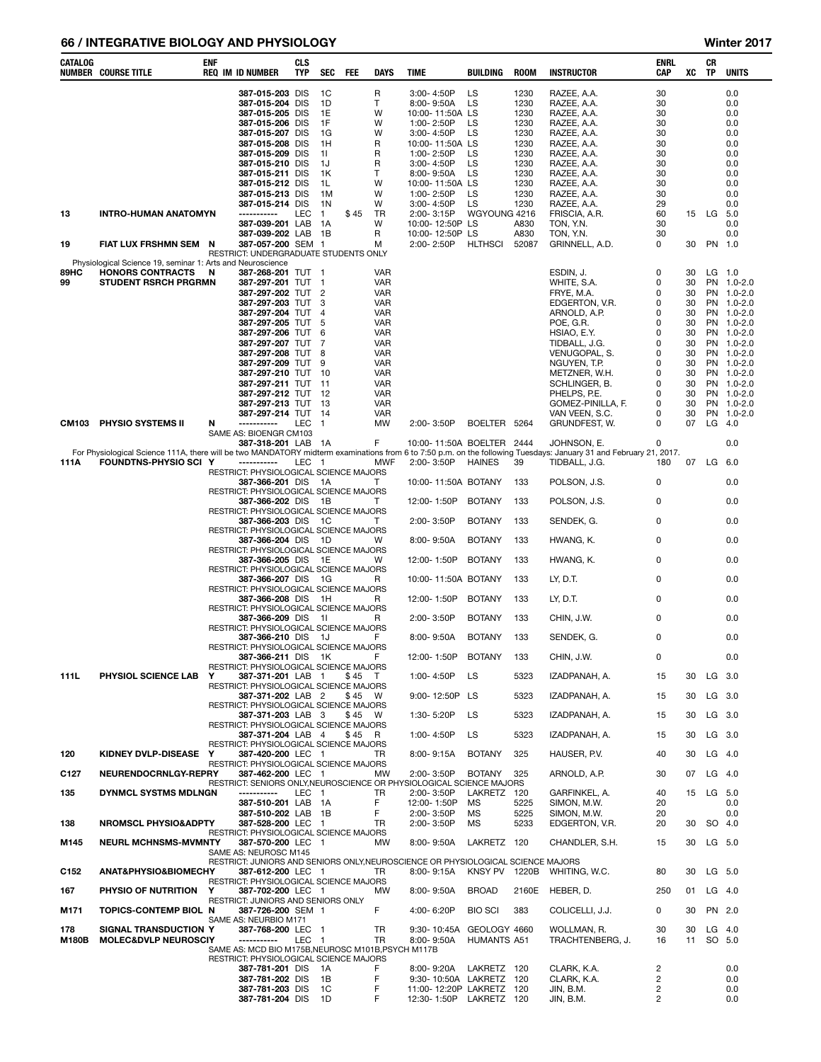## INTEGRATIVE BIOLOGY AND PHYSIOLOGY

| CATALOG NUMBER | COURSE TITLE | ENF REQ | IM | ID NUMBER | CLS TYP | SEC | FEE | DAYS | TIME | BUILDING | ROOM | INSTRUCTOR | ENRL CAP | XC | CR TP | UNITS |
|---|---|---|---|---|---|---|---|---|---|---|---|---|---|---|---|---|
| | | | | 387-015-203 | DIS | 1C | | R | 3:00- 4:50P | LS | 1230 | RAZEE, A.A. | 30 | | | 0.0 |
| | | | | 387-015-204 | DIS | 1D | | T | 8:00- 9:50A | LS | 1230 | RAZEE, A.A. | 30 | | | 0.0 |
| | | | | 387-015-205 | DIS | 1E | | W | 10:00- 11:50A | LS | 1230 | RAZEE, A.A. | 30 | | | 0.0 |
| | | | | 387-015-206 | DIS | 1F | | W | 1:00- 2:50P | LS | 1230 | RAZEE, A.A. | 30 | | | 0.0 |
| | | | | 387-015-207 | DIS | 1G | | W | 3:00- 4:50P | LS | 1230 | RAZEE, A.A. | 30 | | | 0.0 |
| | | | | 387-015-208 | DIS | 1H | | R | 10:00- 11:50A | LS | 1230 | RAZEE, A.A. | 30 | | | 0.0 |
| | | | | 387-015-209 | DIS | 1I | | R | 1:00- 2:50P | LS | 1230 | RAZEE, A.A. | 30 | | | 0.0 |
| | | | | 387-015-210 | DIS | 1J | | R | 3:00- 4:50P | LS | 1230 | RAZEE, A.A. | 30 | | | 0.0 |
| | | | | 387-015-211 | DIS | 1K | | T | 8:00- 9:50A | LS | 1230 | RAZEE, A.A. | 30 | | | 0.0 |
| | | | | 387-015-212 | DIS | 1L | | W | 10:00- 11:50A | LS | 1230 | RAZEE, A.A. | 30 | | | 0.0 |
| | | | | 387-015-213 | DIS | 1M | | W | 1:00- 2:50P | LS | 1230 | RAZEE, A.A. | 30 | | | 0.0 |
| | | | | 387-015-214 | DIS | 1N | | W | 3:00- 4:50P | LS | 1230 | RAZEE, A.A. | 29 | | | 0.0 |
| 13 | INTRO-HUMAN ANATOMYN | | | ----------- | LEC | 1 | $45 | TR | 2:00- 3:15P | WGYOUNG | 4216 | FRISCIA, A.R. | 60 | 15 | LG | 5.0 |
| | | | | 387-039-201 | LAB | 1A | | W | 10:00- 12:50P | LS | A830 | TON, Y.N. | 30 | | | 0.0 |
| | | | | 387-039-202 | LAB | 1B | | R | 10:00- 12:50P | LS | A830 | TON, Y.N. | 30 | | | 0.0 |
| 19 | FIAT LUX FRSHMN SEM | N | | 387-057-200 | SEM | 1 | | M | 2:00- 2:50P | HLTHSCI | 52087 | GRINNELL, A.D. | 0 | 30 | PN | 1.0 |
| | RESTRICT: UNDERGRADUATE STUDENTS ONLY | | | | | | | | | | | | | | | |
| | Physiological Science 19, seminar 1: Arts and Neuroscience | | | | | | | | | | | | | | | |
| 89HC | HONORS CONTRACTS | N | | 387-268-201 | TUT | 1 | | VAR | | | | ESDIN, J. | 0 | 30 | LG | 1.0 |
| 99 | STUDENT RSRCH PRGRMN | | | 387-297-201 | TUT | 1 | | VAR | | | | WHITE, S.A. | 0 | 30 | PN | 1.0-2.0 |
| | | | | 387-297-202 | TUT | 2 | | VAR | | | | FRYE, M.A. | 0 | 30 | PN | 1.0-2.0 |
| | | | | 387-297-203 | TUT | 3 | | VAR | | | | EDGERTON, V.R. | 0 | 30 | PN | 1.0-2.0 |
| | | | | 387-297-204 | TUT | 4 | | VAR | | | | ARNOLD, A.P. | 0 | 30 | PN | 1.0-2.0 |
| | | | | 387-297-205 | TUT | 5 | | VAR | | | | POE, G.R. | 0 | 30 | PN | 1.0-2.0 |
| | | | | 387-297-206 | TUT | 6 | | VAR | | | | HSIAO, E.Y. | 0 | 30 | PN | 1.0-2.0 |
| | | | | 387-297-207 | TUT | 7 | | VAR | | | | TIDBALL, J.G. | 0 | 30 | PN | 1.0-2.0 |
| | | | | 387-297-208 | TUT | 8 | | VAR | | | | VENUGOPAL, S. | 0 | 30 | PN | 1.0-2.0 |
| | | | | 387-297-209 | TUT | 9 | | VAR | | | | NGUYEN, T.P. | 0 | 30 | PN | 1.0-2.0 |
| | | | | 387-297-210 | TUT | 10 | | VAR | | | | METZNER, W.H. | 0 | 30 | PN | 1.0-2.0 |
| | | | | 387-297-211 | TUT | 11 | | VAR | | | | SCHLINGER, B. | 0 | 30 | PN | 1.0-2.0 |
| | | | | 387-297-212 | TUT | 12 | | VAR | | | | PHELPS, P.E. | 0 | 30 | PN | 1.0-2.0 |
| | | | | 387-297-213 | TUT | 13 | | VAR | | | | GOMEZ-PINILLA, F. | 0 | 30 | PN | 1.0-2.0 |
| | | | | 387-297-214 | TUT | 14 | | VAR | | | | VAN VEEN, S.C. | 0 | 30 | PN | 1.0-2.0 |
| CM103 | PHYSIO SYSTEMS II | N | | ----------- | LEC | 1 | | MW | 2:00- 3:50P | BOELTER | 5264 | GRUNDFEST, W. | 0 | 07 | LG | 4.0 |
| | SAME AS: BIOENGR CM103 | | | | | | | | | | | | | | | |
| | | | | 387-318-201 | LAB | 1A | | F | 10:00- 11:50A | BOELTER | 2444 | JOHNSON, E. | 0 | | | 0.0 |
| | For Physiological Science 111A, there will be two MANDATORY midterm examinations from 6 to 7:50 p.m. on the following Tuesdays: January 31 and February 21, 2017. | | | | | | | | | | | | | | | |
| 111A | FOUNDTNS-PHYSIO SCI | Y | | ----------- | LEC | 1 | | MWF | 2:00- 3:50P | HAINES | 39 | TIDBALL, J.G. | 180 | 07 | LG | 6.0 |
| | RESTRICT: PHYSIOLOGICAL SCIENCE MAJORS | | | | | | | | | | | | | | | |
| | | | | 387-366-201 | DIS | 1A | | T | 10:00- 11:50A | BOTANY | 133 | POLSON, J.S. | 0 | | | 0.0 |
| | RESTRICT: PHYSIOLOGICAL SCIENCE MAJORS | | | | | | | | | | | | | | | |
| | | | | 387-366-202 | DIS | 1B | | T | 12:00- 1:50P | BOTANY | 133 | POLSON, J.S. | 0 | | | 0.0 |
| | RESTRICT: PHYSIOLOGICAL SCIENCE MAJORS | | | | | | | | | | | | | | | |
| | | | | 387-366-203 | DIS | 1C | | T | 2:00- 3:50P | BOTANY | 133 | SENDEK, G. | 0 | | | 0.0 |
| | RESTRICT: PHYSIOLOGICAL SCIENCE MAJORS | | | | | | | | | | | | | | | |
| | | | | 387-366-204 | DIS | 1D | | W | 8:00- 9:50A | BOTANY | 133 | HWANG, K. | 0 | | | 0.0 |
| | RESTRICT: PHYSIOLOGICAL SCIENCE MAJORS | | | | | | | | | | | | | | | |
| | | | | 387-366-205 | DIS | 1E | | W | 12:00- 1:50P | BOTANY | 133 | HWANG, K. | 0 | | | 0.0 |
| | RESTRICT: PHYSIOLOGICAL SCIENCE MAJORS | | | | | | | | | | | | | | | |
| | | | | 387-366-207 | DIS | 1G | | R | 10:00- 11:50A | BOTANY | 133 | LY, D.T. | 0 | | | 0.0 |
| | RESTRICT: PHYSIOLOGICAL SCIENCE MAJORS | | | | | | | | | | | | | | | |
| | | | | 387-366-208 | DIS | 1H | | R | 12:00- 1:50P | BOTANY | 133 | LY, D.T. | 0 | | | 0.0 |
| | RESTRICT: PHYSIOLOGICAL SCIENCE MAJORS | | | | | | | | | | | | | | | |
| | | | | 387-366-209 | DIS | 1I | | R | 2:00- 3:50P | BOTANY | 133 | CHIN, J.W. | 0 | | | 0.0 |
| | RESTRICT: PHYSIOLOGICAL SCIENCE MAJORS | | | | | | | | | | | | | | | |
| | | | | 387-366-210 | DIS | 1J | | F | 8:00- 9:50A | BOTANY | 133 | SENDEK, G. | 0 | | | 0.0 |
| | RESTRICT: PHYSIOLOGICAL SCIENCE MAJORS | | | | | | | | | | | | | | | |
| | | | | 387-366-211 | DIS | 1K | | F | 12:00- 1:50P | BOTANY | 133 | CHIN, J.W. | 0 | | | 0.0 |
| | RESTRICT: PHYSIOLOGICAL SCIENCE MAJORS | | | | | | | | | | | | | | | |
| 111L | PHYSIOL SCIENCE LAB | Y | | 387-371-201 | LAB | 1 | $45 | T | 1:00- 4:50P | LS | 5323 | IZADPANAH, A. | 15 | 30 | LG | 3.0 |
| | RESTRICT: PHYSIOLOGICAL SCIENCE MAJORS | | | | | | | | | | | | | | | |
| | | | | 387-371-202 | LAB | 2 | $45 | W | 9:00- 12:50P | LS | 5323 | IZADPANAH, A. | 15 | 30 | LG | 3.0 |
| | RESTRICT: PHYSIOLOGICAL SCIENCE MAJORS | | | | | | | | | | | | | | | |
| | | | | 387-371-203 | LAB | 3 | $45 | W | 1:30- 5:20P | LS | 5323 | IZADPANAH, A. | 15 | 30 | LG | 3.0 |
| | RESTRICT: PHYSIOLOGICAL SCIENCE MAJORS | | | | | | | | | | | | | | | |
| | | | | 387-371-204 | LAB | 4 | $45 | R | 1:00- 4:50P | LS | 5323 | IZADPANAH, A. | 15 | 30 | LG | 3.0 |
| | RESTRICT: PHYSIOLOGICAL SCIENCE MAJORS | | | | | | | | | | | | | | | |
| 120 | KIDNEY DVLP-DISEASE | Y | | 387-420-200 | LEC | 1 | | TR | 8:00- 9:15A | BOTANY | 325 | HAUSER, P.V. | 40 | 30 | LG | 4.0 |
| | RESTRICT: PHYSIOLOGICAL SCIENCE MAJORS | | | | | | | | | | | | | | | |
| C127 | NEURENDOCRNLGY-REPRY | | | 387-462-200 | LEC | 1 | | MW | 2:00- 3:50P | BOTANY | 325 | ARNOLD, A.P. | 30 | 07 | LG | 4.0 |
| | RESTRICT: SENIORS ONLY,NEUROSCIENCE OR PHYSIOLOGICAL SCIENCE MAJORS | | | | | | | | | | | | | | | |
| 135 | DYNMCL SYSTMS MDLNGN | | | ----------- | LEC | 1 | | TR | 2:00- 3:50P | LAKRETZ | 120 | GARFINKEL, A. | 40 | 15 | LG | 5.0 |
| | | | | 387-510-201 | LAB | 1A | | F | 12:00- 1:50P | MS | 5225 | SIMON, M.W. | 20 | | | 0.0 |
| | | | | 387-510-202 | LAB | 1B | | F | 2:00- 3:50P | MS | 5225 | SIMON, M.W. | 20 | | | 0.0 |
| 138 | NROMSCL PHYSIO&ADPTY | | | 387-528-200 | LEC | 1 | | TR | 2:00- 3:50P | MS | 5233 | EDGERTON, V.R. | 20 | 30 | SO | 4.0 |
| | RESTRICT: PHYSIOLOGICAL SCIENCE MAJORS | | | | | | | | | | | | | | | |
| M145 | NEURL MCHNSMS-MVMNTY | | | 387-570-200 | LEC | 1 | | MW | 8:00- 9:50A | LAKRETZ | 120 | CHANDLER, S.H. | 15 | 30 | LG | 5.0 |
| | SAME AS: NEUROSC M145 | | | | | | | | | | | | | | | |
| | RESTRICT: JUNIORS AND SENIORS ONLY,NEUROSCIENCE OR PHYSIOLOGICAL SCIENCE MAJORS | | | | | | | | | | | | | | | |
| C152 | ANAT&PHYSIO&BIOMECHY | | | 387-612-200 | LEC | 1 | | TR | 8:00- 9:15A | KNSY PV | 1220B | WHITING, W.C. | 80 | 30 | LG | 5.0 |
| | RESTRICT: PHYSIOLOGICAL SCIENCE MAJORS | | | | | | | | | | | | | | | |
| 167 | PHYSIO OF NUTRITION | Y | | 387-702-200 | LEC | 1 | | MW | 8:00- 9:50A | BROAD | 2160E | HEBER, D. | 250 | 01 | LG | 4.0 |
| | RESTRICT: JUNIORS AND SENIORS ONLY | | | | | | | | | | | | | | | |
| M171 | TOPICS-CONTEMP BIOL | N | | 387-726-200 | SEM | 1 | | F | 4:00- 6:20P | BIO SCI | 383 | COLICELLI, J.J. | 0 | 30 | PN | 2.0 |
| | SAME AS: NEURBIO M171 | | | | | | | | | | | | | | | |
| 178 | SIGNAL TRANSDUCTION | Y | | 387-768-200 | LEC | 1 | | TR | 9:30- 10:45A | GEOLOGY | 4660 | WOLLMAN, R. | 30 | 30 | LG | 4.0 |
| M180B | MOLEC&DVLP NEUROSCIY | | | ----------- | LEC | 1 | | TR | 8:00- 9:50A | HUMANTS | A51 | TRACHTENBERG, J. | 16 | 11 | SO | 5.0 |
| | SAME AS: MCD BIO M175B,NEUROSC M101B,PSYCH M117B | | | | | | | | | | | | | | | |
| | RESTRICT: PHYSIOLOGICAL SCIENCE MAJORS | | | | | | | | | | | | | | | |
| | | | | 387-781-201 | DIS | 1A | | F | 8:00- 9:20A | LAKRETZ | 120 | CLARK, K.A. | 2 | | | 0.0 |
| | | | | 387-781-202 | DIS | 1B | | F | 9:30- 10:50A | LAKRETZ | 120 | CLARK, K.A. | 2 | | | 0.0 |
| | | | | 387-781-203 | DIS | 1C | | F | 11:00- 12:20P | LAKRETZ | 120 | JIN, B.M. | 2 | | | 0.0 |
| | | | | 387-781-204 | DIS | 1D | | F | 12:30- 1:50P | LAKRETZ | 120 | JIN, B.M. | 2 | | | 0.0 |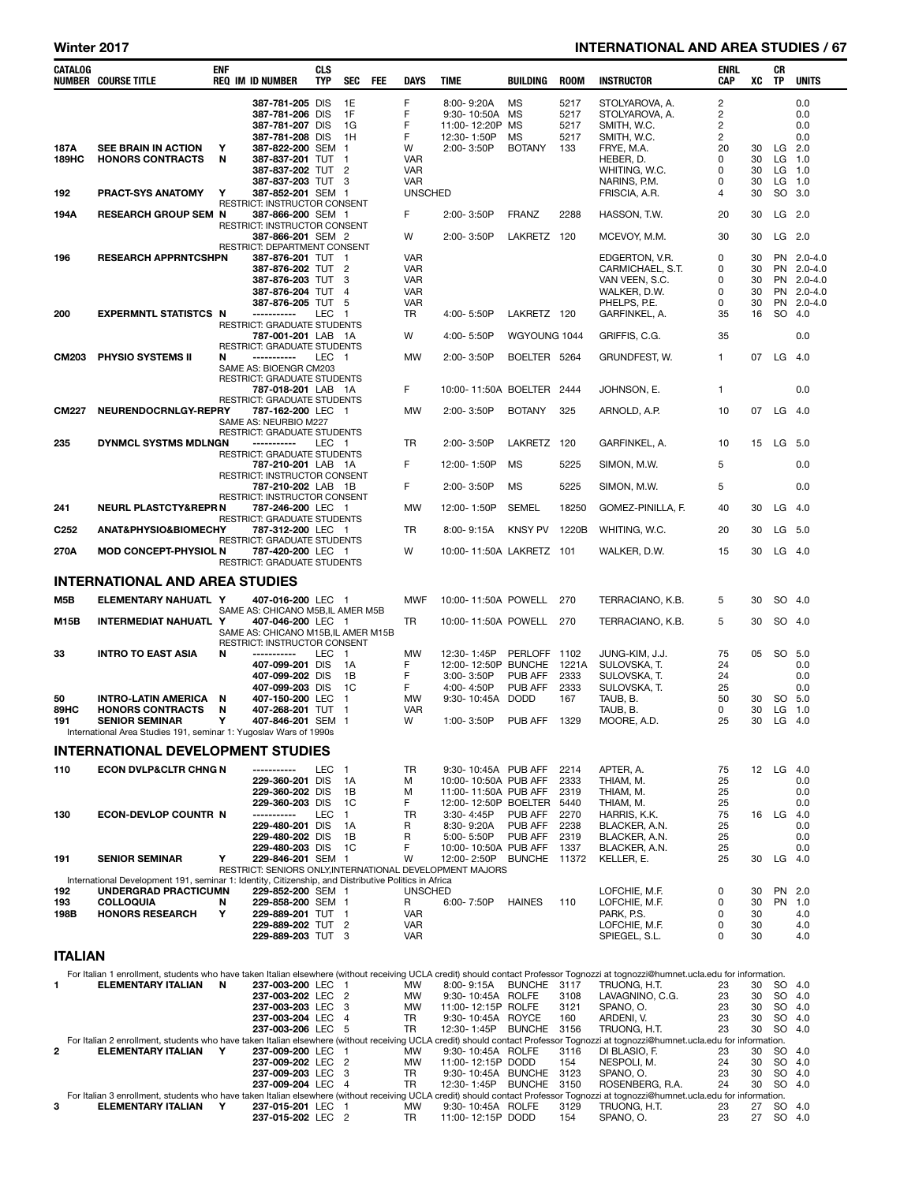| CATALOG NUMBER | COURSE TITLE | ENF REQ | IM | ID NUMBER | CLS TYP | SEC | FEE | DAYS | TIME | BUILDING | ROOM | INSTRUCTOR | ENRL CAP | XC | CR TP | UNITS |
|---|---|---|---|---|---|---|---|---|---|---|---|---|---|---|---|---|
| | | | | 387-781-205 | DIS | 1E | | F | 8:00- 9:20A | MS | 5217 | STOLYAROVA, A. | 2 | | | 0.0 |
| | | | | 387-781-206 | DIS | 1F | | F | 9:30- 10:50A | MS | 5217 | STOLYAROVA, A. | 2 | | | 0.0 |
| | | | | 387-781-207 | DIS | 1G | | F | 11:00- 12:20P | MS | 5217 | SMITH, W.C. | 2 | | | 0.0 |
| | | | | 387-781-208 | DIS | 1H | | F | 12:30- 1:50P | MS | 5217 | SMITH, W.C. | 2 | | | 0.0 |
| 187A | SEE BRAIN IN ACTION | Y | | 387-822-200 | SEM | 1 | | W | 2:00- 3:50P | BOTANY | 133 | FRYE, M.A. | 20 | 30 | LG | 2.0 |
| 189HC | HONORS CONTRACTS | N | | 387-837-201 | TUT | 1 | | VAR | | | | HEBER, D. | 0 | 30 | LG | 1.0 |
| | | | | 387-837-202 | TUT | 2 | | VAR | | | | WHITING, W.C. | 0 | 30 | LG | 1.0 |
| | | | | 387-837-203 | TUT | 3 | | VAR | | | | NARINS, P.M. | 0 | 30 | LG | 1.0 |
| 192 | PRACT-SYS ANATOMY | Y | | 387-852-201 | SEM | 1 | | UNSCHED | | | | FRISCIA, A.R. | 4 | 30 | SO | 3.0 |
| | RESTRICT: INSTRUCTOR CONSENT | | | | | | | | | | | | | | | |
| 194A | RESEARCH GROUP SEM | N | | 387-866-200 | SEM | 1 | | F | 2:00- 3:50P | FRANZ | 2288 | HASSON, T.W. | 20 | 30 | LG | 2.0 |
| | RESTRICT: INSTRUCTOR CONSENT | | | | | | | | | | | | | | | |
| | | | | 387-866-201 | SEM | 2 | | W | 2:00- 3:50P | LAKRETZ | 120 | MCEVOY, M.M. | 30 | 30 | LG | 2.0 |
| | RESTRICT: DEPARTMENT CONSENT | | | | | | | | | | | | | | | |
| 196 | RESEARCH APPRNTCSHP | N | | 387-876-201 | TUT | 1 | | VAR | | | | EDGERTON, V.R. | 0 | 30 | PN | 2.0-4.0 |
| | | | | 387-876-202 | TUT | 2 | | VAR | | | | CARMICHAEL, S.T. | 0 | 30 | PN | 2.0-4.0 |
| | | | | 387-876-203 | TUT | 3 | | VAR | | | | VAN VEEN, S.C. | 0 | 30 | PN | 2.0-4.0 |
| | | | | 387-876-204 | TUT | 4 | | VAR | | | | WALKER, D.W. | 0 | 30 | PN | 2.0-4.0 |
| | | | | 387-876-205 | TUT | 5 | | VAR | | | | PHELPS, P.E. | 0 | 30 | PN | 2.0-4.0 |
| 200 | EXPERMNTL STATISTCS | N | | ----------- | LEC | 1 | | TR | 4:00- 5:50P | LAKRETZ | 120 | GARFINKEL, A. | 35 | 16 | SO | 4.0 |
| | RESTRICT: GRADUATE STUDENTS | | | | | | | | | | | | | | | |
| | | | | 787-001-201 | LAB | 1A | | W | 4:00- 5:50P | WGYOUNG | 1044 | GRIFFIS, C.G. | 35 | | | 0.0 |
| | RESTRICT: GRADUATE STUDENTS | | | | | | | | | | | | | | | |
| CM203 | PHYSIO SYSTEMS II | N | | ----------- | LEC | 1 | | MW | 2:00- 3:50P | BOELTER | 5264 | GRUNDFEST, W. | 1 | 07 | LG | 4.0 |
| | SAME AS: BIOENGR CM203 | | | | | | | | | | | | | | | |
| | RESTRICT: GRADUATE STUDENTS | | | | | | | | | | | | | | | |
| | | | | 787-018-201 | LAB | 1A | | F | 10:00- 11:50A | BOELTER | 2444 | JOHNSON, E. | 1 | | | 0.0 |
| | RESTRICT: GRADUATE STUDENTS | | | | | | | | | | | | | | | |
| CM227 | NEURENDOCRNLGY-REPR | Y | | 787-162-200 | LEC | 1 | | MW | 2:00- 3:50P | BOTANY | 325 | ARNOLD, A.P. | 10 | 07 | LG | 4.0 |
| | SAME AS: NEURBIO M227 | | | | | | | | | | | | | | | |
| | RESTRICT: GRADUATE STUDENTS | | | | | | | | | | | | | | | |
| 235 | DYNMCL SYSTMS MDLNG | N | | ----------- | LEC | 1 | | TR | 2:00- 3:50P | LAKRETZ | 120 | GARFINKEL, A. | 10 | 15 | LG | 5.0 |
| | RESTRICT: GRADUATE STUDENTS | | | | | | | | | | | | | | | |
| | | | | 787-210-201 | LAB | 1A | | F | 12:00- 1:50P | MS | 5225 | SIMON, M.W. | 5 | | | 0.0 |
| | RESTRICT: INSTRUCTOR CONSENT | | | | | | | | | | | | | | | |
| | | | | 787-210-202 | LAB | 1B | | F | 2:00- 3:50P | MS | 5225 | SIMON, M.W. | 5 | | | 0.0 |
| | RESTRICT: INSTRUCTOR CONSENT | | | | | | | | | | | | | | | |
| 241 | NEURL PLASTCTY&REPR | N | | 787-246-200 | LEC | 1 | | MW | 12:00- 1:50P | SEMEL | 18250 | GOMEZ-PINILLA, F. | 40 | 30 | LG | 4.0 |
| | RESTRICT: GRADUATE STUDENTS | | | | | | | | | | | | | | | |
| C252 | ANAT&PHYSIO&BIOMECH | Y | | 787-312-200 | LEC | 1 | | TR | 8:00- 9:15A | KNSY PV | 1220B | WHITING, W.C. | 20 | 30 | LG | 5.0 |
| | RESTRICT: GRADUATE STUDENTS | | | | | | | | | | | | | | | |
| 270A | MOD CONCEPT-PHYSIOL | N | | 787-420-200 | LEC | 1 | | W | 10:00- 11:50A | LAKRETZ | 101 | WALKER, D.W. | 15 | 30 | LG | 4.0 |
| | RESTRICT: GRADUATE STUDENTS | | | | | | | | | | | | | | | |

## INTERNATIONAL AND AREA STUDIES

| CATALOG NUMBER | COURSE TITLE | ENF REQ | IM | ID NUMBER | CLS TYP | SEC | FEE | DAYS | TIME | BUILDING | ROOM | INSTRUCTOR | ENRL CAP | XC | CR TP | UNITS |
|---|---|---|---|---|---|---|---|---|---|---|---|---|---|---|---|---|
| M5B | ELEMENTARY NAHUATL | Y | | 407-016-200 | LEC | 1 | | MWF | 10:00- 11:50A | POWELL | 270 | TERRACIANO, K.B. | 5 | 30 | SO | 4.0 |
| | SAME AS: CHICANO M5B,IL AMER M5B | | | | | | | | | | | | | | | |
| M15B | INTERMEDIAT NAHUATL | Y | | 407-046-200 | LEC | 1 | | TR | 10:00- 11:50A | POWELL | 270 | TERRACIANO, K.B. | 5 | 30 | SO | 4.0 |
| | SAME AS: CHICANO M15B,IL AMER M15B | | | | | | | | | | | | | | | |
| | RESTRICT: INSTRUCTOR CONSENT | | | | | | | | | | | | | | | |
| 33 | INTRO TO EAST ASIA | N | | ----------- | LEC | 1 | | MW | 12:30- 1:45P | PERLOFF | 1102 | JUNG-KIM, J.J. | 75 | 05 | SO | 5.0 |
| | | | | 407-099-201 | DIS | 1A | | F | 12:00- 12:50P | BUNCHE | 1221A | SULOVSKA, T. | 24 | | | 0.0 |
| | | | | 407-099-202 | DIS | 1B | | F | 3:00- 3:50P | PUB AFF | 2333 | SULOVSKA, T. | 24 | | | 0.0 |
| | | | | 407-099-203 | DIS | 1C | | F | 4:00- 4:50P | PUB AFF | 2333 | SULOVSKA, T. | 25 | | | 0.0 |
| 50 | INTRO-LATIN AMERICA | N | | 407-150-200 | LEC | 1 | | MW | 9:30- 10:45A | DODD | 167 | TAUB, B. | 50 | 30 | SO | 5.0 |
| 89HC | HONORS CONTRACTS | N | | 407-268-201 | TUT | 1 | | VAR | | | | TAUB, B. | 0 | 30 | LG | 1.0 |
| 191 | SENIOR SEMINAR | Y | | 407-846-201 | SEM | 1 | | W | 1:00- 3:50P | PUB AFF | 1329 | MOORE, A.D. | 25 | 30 | LG | 4.0 |

International Area Studies 191, seminar 1: Yugoslav Wars of 1990s

## INTERNATIONAL DEVELOPMENT STUDIES

| CATALOG NUMBER | COURSE TITLE | ENF REQ | IM | ID NUMBER | CLS TYP | SEC | FEE | DAYS | TIME | BUILDING | ROOM | INSTRUCTOR | ENRL CAP | XC | CR TP | UNITS |
|---|---|---|---|---|---|---|---|---|---|---|---|---|---|---|---|---|
| 110 | ECON DVLP&CLTR CHNG | N | | ----------- | LEC | 1 | | TR | 9:30- 10:45A | PUB AFF | 2214 | APTER, A. | 75 | 12 | LG | 4.0 |
| | | | | 229-360-201 | DIS | 1A | | M | 10:00- 10:50A | PUB AFF | 2333 | THIAM, M. | 25 | | | 0.0 |
| | | | | 229-360-202 | DIS | 1B | | M | 11:00- 11:50A | PUB AFF | 2319 | THIAM, M. | 25 | | | 0.0 |
| | | | | 229-360-203 | DIS | 1C | | F | 12:00- 12:50P | BOELTER | 5440 | THIAM, M. | 25 | | | 0.0 |
| 130 | ECON-DEVLOP COUNTR | N | | ----------- | LEC | 1 | | TR | 3:30- 4:45P | PUB AFF | 2270 | HARRIS, K.K. | 75 | 16 | LG | 4.0 |
| | | | | 229-480-201 | DIS | 1A | | R | 8:30- 9:20A | PUB AFF | 2238 | BLACKER, A.N. | 25 | | | 0.0 |
| | | | | 229-480-202 | DIS | 1B | | R | 5:00- 5:50P | PUB AFF | 2319 | BLACKER, A.N. | 25 | | | 0.0 |
| | | | | 229-480-203 | DIS | 1C | | F | 10:00- 10:50A | PUB AFF | 1337 | BLACKER, A.N. | 25 | | | 0.0 |
| 191 | SENIOR SEMINAR | Y | | 229-846-201 | SEM | 1 | | W | 12:00- 2:50P | BUNCHE | 11372 | KELLER, E. | 25 | 30 | LG | 4.0 |
| | RESTRICT: SENIORS ONLY,INTERNATIONAL DEVELOPMENT MAJORS | | | | | | | | | | | | | | | |

International Development 191, seminar 1: Identity, Citizenship, and Distributive Politics in Africa

| CATALOG NUMBER | COURSE TITLE | ENF REQ | IM | ID NUMBER | CLS TYP | SEC | FEE | DAYS | TIME | BUILDING | ROOM | INSTRUCTOR | ENRL CAP | XC | CR TP | UNITS |
|---|---|---|---|---|---|---|---|---|---|---|---|---|---|---|---|---|
| 192 | UNDERGRAD PRACTICUM | N | | 229-852-200 | SEM | 1 | | UNSCHED | | | | LOFCHIE, M.F. | 0 | 30 | PN | 2.0 |
| 193 | COLLOQUIA | N | | 229-858-200 | SEM | 1 | | R | 6:00- 7:50P | HAINES | 110 | LOFCHIE, M.F. | 0 | 30 | PN | 1.0 |
| 198B | HONORS RESEARCH | Y | | 229-889-201 | TUT | 1 | | VAR | | | | PARK, P.S. | 0 | 30 | | 4.0 |
| | | | | 229-889-202 | TUT | 2 | | VAR | | | | LOFCHIE, M.F. | 0 | 30 | | 4.0 |
| | | | | 229-889-203 | TUT | 3 | | VAR | | | | SPIEGEL, S.L. | 0 | 30 | | 4.0 |

## ITALIAN

For Italian 1 enrollment, students who have taken Italian elsewhere (without receiving UCLA credit) should contact Professor Tognozzi at tognozzi@humnet.ucla.edu for information.

| CATALOG NUMBER | COURSE TITLE | ENF REQ | IM | ID NUMBER | CLS TYP | SEC | FEE | DAYS | TIME | BUILDING | ROOM | INSTRUCTOR | ENRL CAP | XC | CR TP | UNITS |
|---|---|---|---|---|---|---|---|---|---|---|---|---|---|---|---|---|
| 1 | ELEMENTARY ITALIAN | N | | 237-003-200 | LEC | 1 | | MW | 8:00- 9:15A | BUNCHE | 3117 | TRUONG, H.T. | 23 | 30 | SO | 4.0 |
| | | | | 237-003-202 | LEC | 2 | | MW | 9:30- 10:45A | ROLFE | 3108 | LAVAGNINO, C.G. | 23 | 30 | SO | 4.0 |
| | | | | 237-003-203 | LEC | 3 | | MW | 11:00- 12:15P | ROLFE | 3121 | SPANO, O. | 23 | 30 | SO | 4.0 |
| | | | | 237-003-204 | LEC | 4 | | TR | 9:30- 10:45A | ROYCE | 160 | ARDENI, V. | 23 | 30 | SO | 4.0 |
| | | | | 237-003-206 | LEC | 5 | | TR | 12:30- 1:45P | BUNCHE | 3156 | TRUONG, H.T. | 23 | 30 | SO | 4.0 |

For Italian 2 enrollment, students who have taken Italian elsewhere (without receiving UCLA credit) should contact Professor Tognozzi at tognozzi@humnet.ucla.edu for information.

| CATALOG NUMBER | COURSE TITLE | ENF REQ | IM | ID NUMBER | CLS TYP | SEC | FEE | DAYS | TIME | BUILDING | ROOM | INSTRUCTOR | ENRL CAP | XC | CR TP | UNITS |
|---|---|---|---|---|---|---|---|---|---|---|---|---|---|---|---|---|
| 2 | ELEMENTARY ITALIAN | Y | | 237-009-200 | LEC | 1 | | MW | 9:30- 10:45A | ROLFE | 3116 | DI BLASIO, F. | 23 | 30 | SO | 4.0 |
| | | | | 237-009-202 | LEC | 2 | | MW | 11:00- 12:15P | DODD | 154 | NESPOLI, M. | 24 | 30 | SO | 4.0 |
| | | | | 237-009-203 | LEC | 3 | | TR | 9:30- 10:45A | BUNCHE | 3123 | SPANO, O. | 23 | 30 | SO | 4.0 |
| | | | | 237-009-204 | LEC | 4 | | TR | 12:30- 1:45P | BUNCHE | 3150 | ROSENBERG, R.A. | 24 | 30 | SO | 4.0 |

For Italian 3 enrollment, students who have taken Italian elsewhere (without receiving UCLA credit) should contact Professor Tognozzi at tognozzi@humnet.ucla.edu for information.

| CATALOG NUMBER | COURSE TITLE | ENF REQ | IM | ID NUMBER | CLS TYP | SEC | FEE | DAYS | TIME | BUILDING | ROOM | INSTRUCTOR | ENRL CAP | XC | CR TP | UNITS |
|---|---|---|---|---|---|---|---|---|---|---|---|---|---|---|---|---|
| 3 | ELEMENTARY ITALIAN | Y | | 237-015-201 | LEC | 1 | | MW | 9:30- 10:45A | ROLFE | 3129 | TRUONG, H.T. | 23 | 27 | SO | 4.0 |
| | | | | 237-015-202 | LEC | 2 | | TR | 11:00- 12:15P | DODD | 154 | SPANO, O. | 23 | 27 | SO | 4.0 |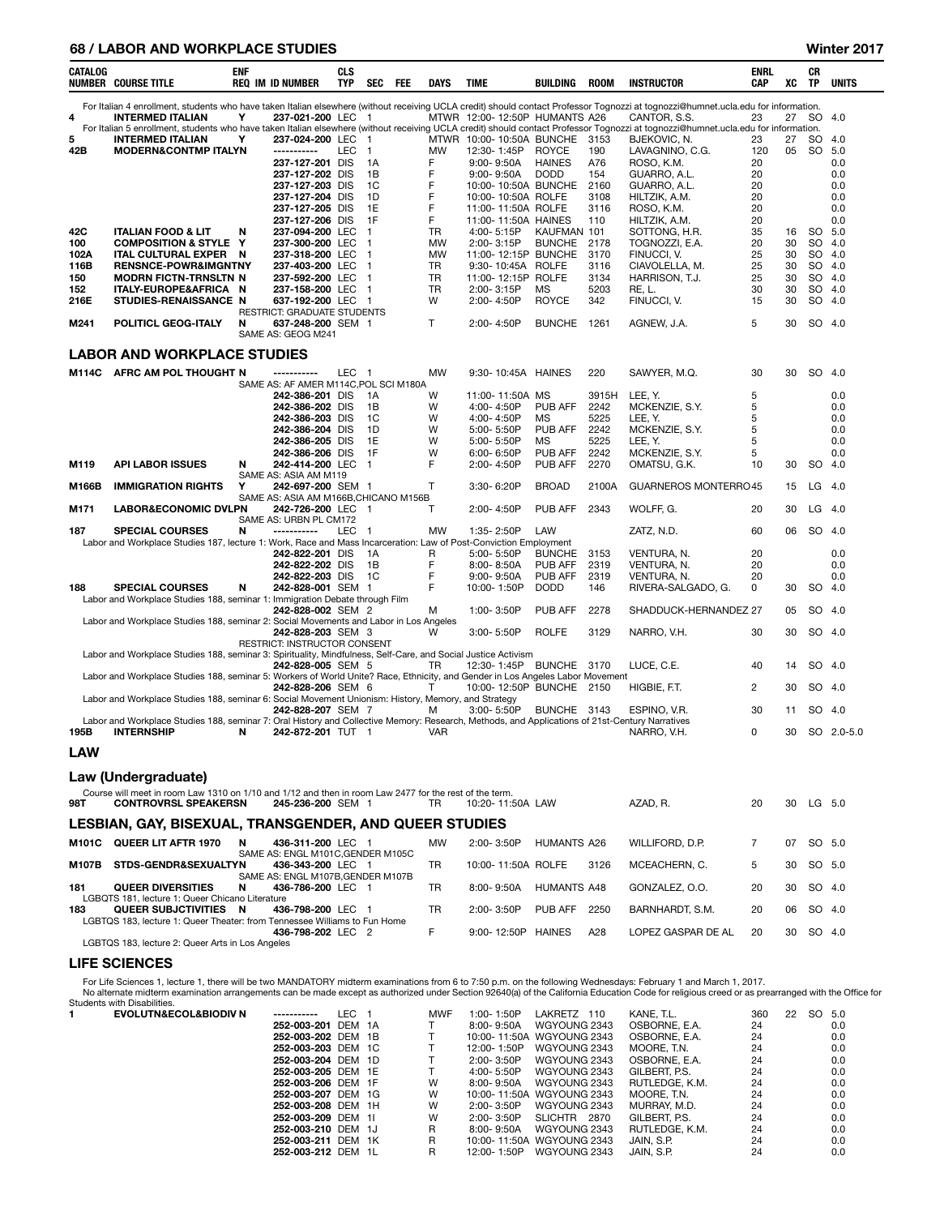| CATALOG NUMBER | COURSE TITLE | ENF REQ | IM | ID NUMBER | CLS TYP | SEC | FEE | DAYS | TIME | BUILDING | ROOM | INSTRUCTOR | ENRL CAP | XC | CR TP | UNITS |
|---|---|---|---|---|---|---|---|---|---|---|---|---|---|---|---|---|
| For Italian 4 enrollment, students who have taken Italian elsewhere (without receiving UCLA credit) should contact Professor Tognozzi at tognozzi@humnet.ucla.edu for information. | | | | | | | | | | | | | | | | |
| 4 | INTERMED ITALIAN | Y | | 237-021-200 | LEC | 1 | | MTWR | 12:00-12:50P | HUMANTS | A26 | CANTOR, S.S. | 23 | 27 | SO | 4.0 |
| For Italian 5 enrollment, students who have taken Italian elsewhere (without receiving UCLA credit) should contact Professor Tognozzi at tognozzi@humnet.ucla.edu for information. | | | | | | | | | | | | | | | | |
| 5 | INTERMED ITALIAN | Y | | 237-024-200 | LEC | 1 | | MTWR | 10:00-10:50A | BUNCHE | 3153 | BJEKOVIC, N. | 23 | 27 | SO | 4.0 |
| 42B | MODERN&CONTMP ITALYN | | | ----------- | LEC | 1 | | MW | 12:30-1:45P | ROYCE | 190 | LAVAGNINO, C.G. | 120 | 05 | SO | 5.0 |
| | | | | 237-127-201 | DIS | 1A | | F | 9:00-9:50A | HAINES | A76 | ROSO, K.M. | 20 | | | 0.0 |
| | | | | 237-127-202 | DIS | 1B | | F | 9:00-9:50A | DODD | 154 | GUARRO, A.L. | 20 | | | 0.0 |
| | | | | 237-127-203 | DIS | 1C | | F | 10:00-10:50A | BUNCHE | 2160 | GUARRO, A.L. | 20 | | | 0.0 |
| | | | | 237-127-204 | DIS | 1D | | F | 10:00-10:50A | ROLFE | 3108 | HILTZIK, A.M. | 20 | | | 0.0 |
| | | | | 237-127-205 | DIS | 1E | | F | 11:00-11:50A | ROLFE | 3116 | ROSO, K.M. | 20 | | | 0.0 |
| | | | | 237-127-206 | DIS | 1F | | F | 11:00-11:50A | HAINES | 110 | HILTZIK, A.M. | 20 | | | 0.0 |
| 42C | ITALIAN FOOD & LIT | N | | 237-094-200 | LEC | 1 | | TR | 4:00-5:15P | KAUFMAN | 101 | SOTTONG, H.R. | 35 | 16 | SO | 5.0 |
| 100 | COMPOSITION & STYLE | Y | | 237-300-200 | LEC | 1 | | MW | 2:00-3:15P | BUNCHE | 2178 | TOGNOZZI, E.A. | 20 | 30 | SO | 4.0 |
| 102A | ITAL CULTURAL EXPER | N | | 237-318-200 | LEC | 1 | | MW | 11:00-12:15P | BUNCHE | 3170 | FINUCCI, V. | 25 | 30 | SO | 4.0 |
| 116B | RENSNCE-POWR&IMGNTNY | | | 237-403-200 | LEC | 1 | | TR | 9:30-10:45A | ROLFE | 3116 | CIAVOLELLA, M. | 25 | 30 | SO | 4.0 |
| 150 | MODRN FICTN-TRNSLTN | N | | 237-592-200 | LEC | 1 | | TR | 11:00-12:15P | ROLFE | 3134 | HARRISON, T.J. | 25 | 30 | SO | 4.0 |
| 152 | ITALY-EUROPE&AFRICA | N | | 237-158-200 | LEC | 1 | | TR | 2:00-3:15P | MS | 5203 | RE, L. | 30 | 30 | SO | 4.0 |
| 216E | STUDIES-RENAISSANCE | N | | 637-192-200 | LEC | 1 | | W | 2:00-4:50P | ROYCE | 342 | FINUCCI, V. | 15 | 30 | SO | 4.0 |
| | RESTRICT: GRADUATE STUDENTS | | | | | | | | | | | | | | | |
| M241 | POLITICL GEOG-ITALY | N | | 637-248-200 | SEM | 1 | | T | 2:00-4:50P | BUNCHE | 1261 | AGNEW, J.A. | 5 | 30 | SO | 4.0 |
| | SAME AS: GEOG M241 | | | | | | | | | | | | | | | |

## LABOR AND WORKPLACE STUDIES

| CATALOG NUMBER | COURSE TITLE | ENF REQ | IM | ID NUMBER | CLS TYP | SEC | FEE | DAYS | TIME | BUILDING | ROOM | INSTRUCTOR | ENRL CAP | XC | CR TP | UNITS |
|---|---|---|---|---|---|---|---|---|---|---|---|---|---|---|---|---|
| M114C | AFRC AM POL THOUGHT | N | | ----------- | LEC | 1 | | MW | 9:30-10:45A | HAINES | 220 | SAWYER, M.Q. | 30 | 30 | SO | 4.0 |
| | SAME AS: AF AMER M114C,POL SCI M180A | | | | | | | | | | | | | | | |
| | | | | 242-386-201 | DIS | 1A | | W | 11:00-11:50A | MS | 3915H | LEE, Y. | 5 | | | 0.0 |
| | | | | 242-386-202 | DIS | 1B | | W | 4:00-4:50P | PUB AFF | 2242 | MCKENZIE, S.Y. | 5 | | | 0.0 |
| | | | | 242-386-203 | DIS | 1C | | W | 4:00-4:50P | MS | 5225 | LEE, Y. | 5 | | | 0.0 |
| | | | | 242-386-204 | DIS | 1D | | W | 5:00-5:50P | PUB AFF | 2242 | MCKENZIE, S.Y. | 5 | | | 0.0 |
| | | | | 242-386-205 | DIS | 1E | | W | 5:00-5:50P | MS | 5225 | LEE, Y. | 5 | | | 0.0 |
| | | | | 242-386-206 | DIS | 1F | | W | 6:00-6:50P | PUB AFF | 2242 | MCKENZIE, S.Y. | 5 | | | 0.0 |
| M119 | API LABOR ISSUES | N | | 242-414-200 | LEC | 1 | | F | 2:00-4:50P | PUB AFF | 2270 | OMATSU, G.K. | 10 | 30 | SO | 4.0 |
| | SAME AS: ASIA AM M119 | | | | | | | | | | | | | | | |
| M166B | IMMIGRATION RIGHTS | Y | | 242-697-200 | SEM | 1 | | T | 3:30-6:20P | BROAD | 2100A | GUARNEROS MONTERRO | 45 | 15 | LG | 4.0 |
| | SAME AS: ASIA AM M166B,CHICANO M156B | | | | | | | | | | | | | | | |
| M171 | LABOR&ECONOMIC DVLPN | | | 242-726-200 | LEC | 1 | | T | 2:00-4:50P | PUB AFF | 2343 | WOLFF, G. | 20 | 30 | LG | 4.0 |
| | SAME AS: URBN PL CM172 | | | | | | | | | | | | | | | |
| 187 | SPECIAL COURSES | N | | ----------- | LEC | 1 | | MW | 1:35-2:50P | LAW | | ZATZ, N.D. | 60 | 06 | SO | 4.0 |
| Labor and Workplace Studies 187, lecture 1: Work, Race and Mass Incarceration: Law of Post-Conviction Employment | | | | | | | | | | | | | | | | |
| | | | | 242-822-201 | DIS | 1A | | R | 5:00-5:50P | BUNCHE | 3153 | VENTURA, N. | 20 | | | 0.0 |
| | | | | 242-822-202 | DIS | 1B | | F | 8:00-8:50A | PUB AFF | 2319 | VENTURA, N. | 20 | | | 0.0 |
| | | | | 242-822-203 | DIS | 1C | | F | 9:00-9:50A | PUB AFF | 2319 | VENTURA, N. | 20 | | | 0.0 |
| 188 | SPECIAL COURSES | N | | 242-828-001 | SEM | 1 | | F | 10:00-1:50P | DODD | 146 | RIVERA-SALGADO, G. | 0 | 30 | SO | 4.0 |
| Labor and Workplace Studies 188, seminar 1: Immigration Debate through Film | | | | | | | | | | | | | | | | |
| | | | | 242-828-002 | SEM | 2 | | M | 1:00-3:50P | PUB AFF | 2278 | SHADDUCK-HERNANDEZ | 27 | 05 | SO | 4.0 |
| Labor and Workplace Studies 188, seminar 2: Social Movements and Labor in Los Angeles | | | | | | | | | | | | | | | | |
| | | | | 242-828-203 | SEM | 3 | | W | 3:00-5:50P | ROLFE | 3129 | NARRO, V.H. | 30 | 30 | SO | 4.0 |
| | RESTRICT: INSTRUCTOR CONSENT | | | | | | | | | | | | | | | |
| Labor and Workplace Studies 188, seminar 3: Spirituality, Mindfulness, Self-Care, and Social Justice Activism | | | | | | | | | | | | | | | | |
| | | | | 242-828-005 | SEM | 5 | | TR | 12:30-1:45P | BUNCHE | 3170 | LUCE, C.E. | 40 | 14 | SO | 4.0 |
| Labor and Workplace Studies 188, seminar 5: Workers of World Unite? Race, Ethnicity, and Gender in Los Angeles Labor Movement | | | | | | | | | | | | | | | | |
| | | | | 242-828-206 | SEM | 6 | | T | 10:00-12:50P | BUNCHE | 2150 | HIGBIE, F.T. | 2 | 30 | SO | 4.0 |
| Labor and Workplace Studies 188, seminar 6: Social Movement Unionism: History, Memory, and Strategy | | | | | | | | | | | | | | | | |
| | | | | 242-828-207 | SEM | 7 | | M | 3:00-5:50P | BUNCHE | 3143 | ESPINO, V.R. | 30 | 11 | SO | 4.0 |
| Labor and Workplace Studies 188, seminar 7: Oral History and Collective Memory: Research, Methods, and Applications of 21st-Century Narratives | | | | | | | | | | | | | | | | |
| 195B | INTERNSHIP | N | | 242-872-201 | TUT | 1 | | VAR | | | | NARRO, V.H. | 0 | 30 | SO | 2.0-5.0 |

## LAW

### Law (Undergraduate)

| CATALOG NUMBER | COURSE TITLE | ENF REQ | IM | ID NUMBER | CLS TYP | SEC | FEE | DAYS | TIME | BUILDING | ROOM | INSTRUCTOR | ENRL CAP | XC | CR TP | UNITS |
|---|---|---|---|---|---|---|---|---|---|---|---|---|---|---|---|---|
| Course will meet in room Law 1310 on 1/10 and 1/12 and then in room Law 2477 for the rest of the term. | | | | | | | | | | | | | | | | |
| 98T | CONTROVRSL SPEAKERSN | | | 245-236-200 | SEM | 1 | | TR | 10:20-11:50A | LAW | | AZAD, R. | 20 | 30 | LG | 5.0 |

## LESBIAN, GAY, BISEXUAL, TRANSGENDER, AND QUEER STUDIES

| CATALOG NUMBER | COURSE TITLE | ENF REQ | IM | ID NUMBER | CLS TYP | SEC | FEE | DAYS | TIME | BUILDING | ROOM | INSTRUCTOR | ENRL CAP | XC | CR TP | UNITS |
|---|---|---|---|---|---|---|---|---|---|---|---|---|---|---|---|---|
| M101C | QUEER LIT AFTR 1970 | N | | 436-311-200 | LEC | 1 | | MW | 2:00-3:50P | HUMANTS | A26 | WILLIFORD, D.P. | 7 | 07 | SO | 5.0 |
| | SAME AS: ENGL M101C,GENDER M105C | | | | | | | | | | | | | | | |
| M107B | STDS-GENDR&SEXUALTYN | | | 436-343-200 | LEC | 1 | | TR | 10:00-11:50A | ROLFE | 3126 | MCEACHERN, C. | 5 | 30 | SO | 5.0 |
| | SAME AS: ENGL M107B,GENDER M107B | | | | | | | | | | | | | | | |
| 181 | QUEER DIVERSITIES | N | | 436-786-200 | LEC | 1 | | TR | 8:00-9:50A | HUMANTS | A48 | GONZALEZ, O.O. | 20 | 30 | SO | 4.0 |
| LGBTQS 181, lecture 1: Queer Chicano Literature | | | | | | | | | | | | | | | | |
| 183 | QUEER SUBJCTIVITIES | N | | 436-798-200 | LEC | 1 | | TR | 2:00-3:50P | PUB AFF | 2250 | BARNHARDT, S.M. | 20 | 06 | SO | 4.0 |
| LGBTQS 183, lecture 1: Queer Theater: from Tennessee Williams to Fun Home | | | | | | | | | | | | | | | | |
| | | | | 436-798-202 | LEC | 2 | | F | 9:00-12:50P | HAINES | A28 | LOPEZ GASPAR DE AL | 20 | 30 | SO | 4.0 |
| LGBTQS 183, lecture 2: Queer Arts in Los Angeles | | | | | | | | | | | | | | | | |

## LIFE SCIENCES

For Life Sciences 1, lecture 1, there will be two MANDATORY midterm examinations from 6 to 7:50 p.m. on the following Wednesdays: February 1 and March 1, 2017.
No alternate midterm examination arrangements can be made except as authorized under Section 92640(a) of the California Education Code for religious creed or as prearranged with the Office for Students with Disabilities.

| CATALOG NUMBER | COURSE TITLE | ENF REQ | IM | ID NUMBER | CLS TYP | SEC | FEE | DAYS | TIME | BUILDING | ROOM | INSTRUCTOR | ENRL CAP | XC | CR TP | UNITS |
|---|---|---|---|---|---|---|---|---|---|---|---|---|---|---|---|---|
| 1 | EVOLUTN&ECOL&BIODIV | N | | ----------- | LEC | 1 | | MWF | 1:00-1:50P | LAKRETZ | 110 | KANE, T.L. | 360 | 22 | SO | 5.0 |
| | | | | 252-003-201 | DEM | 1A | | T | 8:00-9:50A | WGYOUNG | 2343 | OSBORNE, E.A. | 24 | | | 0.0 |
| | | | | 252-003-202 | DEM | 1B | | T | 10:00-11:50A | WGYOUNG | 2343 | OSBORNE, E.A. | 24 | | | 0.0 |
| | | | | 252-003-203 | DEM | 1C | | T | 12:00-1:50P | WGYOUNG | 2343 | MOORE, T.N. | 24 | | | 0.0 |
| | | | | 252-003-204 | DEM | 1D | | T | 2:00-3:50P | WGYOUNG | 2343 | OSBORNE, E.A. | 24 | | | 0.0 |
| | | | | 252-003-205 | DEM | 1E | | T | 4:00-5:50P | WGYOUNG | 2343 | GILBERT, P.S. | 24 | | | 0.0 |
| | | | | 252-003-206 | DEM | 1F | | W | 8:00-9:50A | WGYOUNG | 2343 | RUTLEDGE, K.M. | 24 | | | 0.0 |
| | | | | 252-003-207 | DEM | 1G | | W | 10:00-11:50A | WGYOUNG | 2343 | MOORE, T.N. | 24 | | | 0.0 |
| | | | | 252-003-208 | DEM | 1H | | W | 2:00-3:50P | WGYOUNG | 2343 | MURRAY, M.D. | 24 | | | 0.0 |
| | | | | 252-003-209 | DEM | 1I | | W | 2:00-3:50P | SLICHTR | 2870 | GILBERT, P.S. | 24 | | | 0.0 |
| | | | | 252-003-210 | DEM | 1J | | R | 8:00-9:50A | WGYOUNG | 2343 | RUTLEDGE, K.M. | 24 | | | 0.0 |
| | | | | 252-003-211 | DEM | 1K | | R | 10:00-11:50A | WGYOUNG | 2343 | JAIN, S.P. | 24 | | | 0.0 |
| | | | | 252-003-212 | DEM | 1L | | R | 12:00-1:50P | WGYOUNG | 2343 | JAIN, S.P. | 24 | | | 0.0 |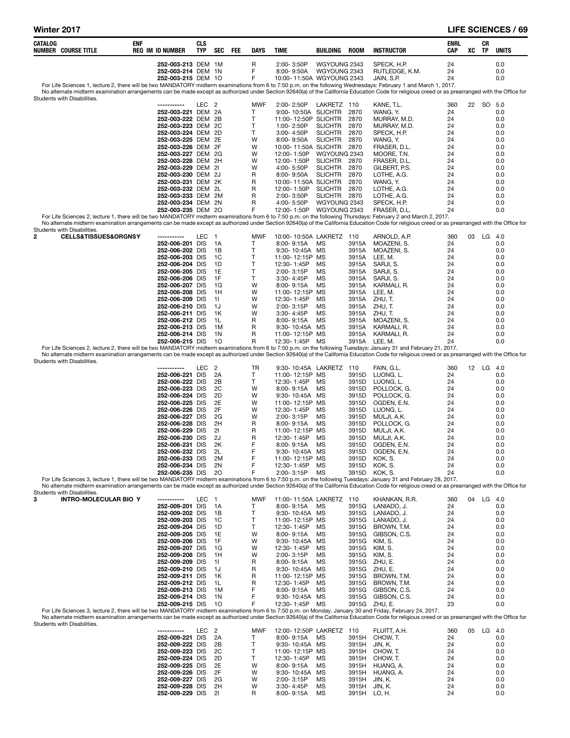| CATALOG NUMBER | COURSE TITLE | ENF REQ | IM | ID NUMBER | CLS TYP | SEC | FEE | DAYS | TIME | BUILDING | ROOM | INSTRUCTOR | ENRL CAP | XC | CR TP | UNITS |
|---|---|---|---|---|---|---|---|---|---|---|---|---|---|---|---|---|
| | | | | 252-003-213 | DEM | 1M | | R | 2:00- 3:50P | WGYOUNG | 2343 | SPECK, H.P. | 24 | | | 0.0 |
| | | | | 252-003-214 | DEM | 1N | | F | 8:00- 9:50A | WGYOUNG | 2343 | RUTLEDGE, K.M. | 24 | | | 0.0 |
| | | | | 252-003-215 | DEM | 1O | | F | 10:00- 11:50A | WGYOUNG | 2343 | JAIN, S.P. | 24 | | | 0.0 |

For Life Sciences 1, lecture 2, there will be two MANDATORY midterm examinations from 6 to 7:50 p.m. on the following Wednesdays: February 1 and March 1, 2017.
No alternate midterm examination arrangements can be made except as authorized under Section 92640(a) of the California Education Code for religious creed or as prearranged with the Office for Students with Disabilities.

| CATALOG NUMBER | COURSE TITLE | ENF REQ | IM | ID NUMBER | CLS TYP | SEC | FEE | DAYS | TIME | BUILDING | ROOM | INSTRUCTOR | ENRL CAP | XC | CR TP | UNITS |
|---|---|---|---|---|---|---|---|---|---|---|---|---|---|---|---|---|
| | | | | ----------- | LEC | 2 | | MWF | 2:00- 2:50P | LAKRETZ | 110 | KANE, T.L. | 360 | 22 | SO | 5.0 |
| | | | | 252-003-221 | DEM | 2A | | T | 9:00- 10:50A | SLICHTR | 2870 | WANG, Y. | 24 | | | 0.0 |
| | | | | 252-003-222 | DEM | 2B | | T | 11:00- 12:50P | SLICHTR | 2870 | MURRAY, M.D. | 24 | | | 0.0 |
| | | | | 252-003-223 | DEM | 2C | | T | 1:00- 2:50P | SLICHTR | 2870 | MURRAY, M.D. | 24 | | | 0.0 |
| | | | | 252-003-224 | DEM | 2D | | T | 3:00- 4:50P | SLICHTR | 2870 | SPECK, H.P. | 24 | | | 0.0 |
| | | | | 252-003-225 | DEM | 2E | | W | 8:00- 9:50A | SLICHTR | 2870 | WANG, Y. | 24 | | | 0.0 |
| | | | | 252-003-226 | DEM | 2F | | W | 10:00- 11:50A | SLICHTR | 2870 | FRASER, D.L. | 24 | | | 0.0 |
| | | | | 252-003-227 | DEM | 2G | | W | 12:00- 1:50P | WGYOUNG | 2343 | MOORE, T.N. | 24 | | | 0.0 |
| | | | | 252-003-228 | DEM | 2H | | W | 12:00- 1:50P | SLICHTR | 2870 | FRASER, D.L. | 24 | | | 0.0 |
| | | | | 252-003-229 | DEM | 2I | | W | 4:00- 5:50P | SLICHTR | 2870 | GILBERT, P.S. | 24 | | | 0.0 |
| | | | | 252-003-230 | DEM | 2J | | R | 8:00- 9:50A | SLICHTR | 2870 | LOTHE, A.G. | 24 | | | 0.0 |
| | | | | 252-003-231 | DEM | 2K | | R | 10:00- 11:50A | SLICHTR | 2870 | WANG, Y. | 24 | | | 0.0 |
| | | | | 252-003-232 | DEM | 2L | | R | 12:00- 1:50P | SLICHTR | 2870 | LOTHE, A.G. | 24 | | | 0.0 |
| | | | | 252-003-233 | DEM | 2M | | R | 2:00- 3:50P | SLICHTR | 2870 | LOTHE, A.G. | 24 | | | 0.0 |
| | | | | 252-003-234 | DEM | 2N | | R | 4:00- 5:50P | WGYOUNG | 2343 | SPECK, H.P. | 24 | | | 0.0 |
| | | | | 252-003-235 | DEM | 2O | | F | 12:00- 1:50P | WGYOUNG | 2343 | FRASER, D.L. | 24 | | | 0.0 |

For Life Sciences 2, lecture 1, there will be two MANDATORY midterm examinations from 6 to 7:50 p.m. on the following Thursdays: February 2 and March 2, 2017.
No alternate midterm examination arrangements can be made except as authorized under Section 92640(a) of the California Education Code for religious creed or as prearranged with the Office for Students with Disabilities.

| CATALOG NUMBER | COURSE TITLE | ENF REQ | IM | ID NUMBER | CLS TYP | SEC | FEE | DAYS | TIME | BUILDING | ROOM | INSTRUCTOR | ENRL CAP | XC | CR TP | UNITS |
|---|---|---|---|---|---|---|---|---|---|---|---|---|---|---|---|---|
| 2 | CELLS&TISSUES&ORGNSY | | | ----------- | LEC | 1 | | MWF | 10:00- 10:50A | LAKRETZ | 110 | ARNOLD, A.P. | 360 | 03 | LG | 4.0 |
| | | | | 252-006-201 | DIS | 1A | | T | 8:00- 9:15A | MS | 3915A | MOAZENI, S. | 24 | | | 0.0 |
| | | | | 252-006-202 | DIS | 1B | | T | 9:30- 10:45A | MS | 3915A | MOAZENI, S. | 24 | | | 0.0 |
| | | | | 252-006-203 | DIS | 1C | | T | 11:00- 12:15P | MS | 3915A | LEE, M. | 24 | | | 0.0 |
| | | | | 252-006-204 | DIS | 1D | | T | 12:30- 1:45P | MS | 3915A | SARJI, S. | 24 | | | 0.0 |
| | | | | 252-006-205 | DIS | 1E | | T | 2:00- 3:15P | MS | 3915A | SARJI, S. | 24 | | | 0.0 |
| | | | | 252-006-206 | DIS | 1F | | T | 3:30- 4:45P | MS | 3915A | SARJI, S. | 24 | | | 0.0 |
| | | | | 252-006-207 | DIS | 1G | | W | 8:00- 9:15A | MS | 3915A | KARMALI, R. | 24 | | | 0.0 |
| | | | | 252-006-208 | DIS | 1H | | W | 11:00- 12:15P | MS | 3915A | LEE, M. | 24 | | | 0.0 |
| | | | | 252-006-209 | DIS | 1I | | W | 12:30- 1:45P | MS | 3915A | ZHU, T. | 24 | | | 0.0 |
| | | | | 252-006-210 | DIS | 1J | | W | 2:00- 3:15P | MS | 3915A | ZHU, T. | 24 | | | 0.0 |
| | | | | 252-006-211 | DIS | 1K | | W | 3:30- 4:45P | MS | 3915A | ZHU, T. | 24 | | | 0.0 |
| | | | | 252-006-212 | DIS | 1L | | R | 8:00- 9:15A | MS | 3915A | MOAZENI, S. | 24 | | | 0.0 |
| | | | | 252-006-213 | DIS | 1M | | R | 9:30- 10:45A | MS | 3915A | KARMALI, R. | 24 | | | 0.0 |
| | | | | 252-006-214 | DIS | 1N | | R | 11:00- 12:15P | MS | 3915A | KARMALI, R. | 24 | | | 0.0 |
| | | | | 252-006-215 | DIS | 1O | | R | 12:30- 1:45P | MS | 3915A | LEE, M. | 24 | | | 0.0 |

For Life Sciences 2, lecture 2, there will be two MANDATORY midterm examinations from 6 to 7:50 p.m. on the following Tuesdays: January 31 and February 21, 2017.
No alternate midterm examination arrangements can be made except as authorized under Section 92640(a) of the California Education Code for religious creed or as prearranged with the Office for Students with Disabilities.

| CATALOG NUMBER | COURSE TITLE | ENF REQ | IM | ID NUMBER | CLS TYP | SEC | FEE | DAYS | TIME | BUILDING | ROOM | INSTRUCTOR | ENRL CAP | XC | CR TP | UNITS |
|---|---|---|---|---|---|---|---|---|---|---|---|---|---|---|---|---|
| | | | | ----------- | LEC | 2 | | TR | 9:30- 10:45A | LAKRETZ | 110 | FAIN, G.L. | 360 | 12 | LG | 4.0 |
| | | | | 252-006-221 | DIS | 2A | | T | 11:00- 12:15P | MS | 3915D | LUONG, L. | 24 | | | 0.0 |
| | | | | 252-006-222 | DIS | 2B | | T | 12:30- 1:45P | MS | 3915D | LUONG, L. | 24 | | | 0.0 |
| | | | | 252-006-223 | DIS | 2C | | W | 8:00- 9:15A | MS | 3915D | POLLOCK, G. | 24 | | | 0.0 |
| | | | | 252-006-224 | DIS | 2D | | W | 9:30- 10:45A | MS | 3915D | POLLOCK, G. | 24 | | | 0.0 |
| | | | | 252-006-225 | DIS | 2E | | W | 11:00- 12:15P | MS | 3915D | OGDEN, E.N. | 24 | | | 0.0 |
| | | | | 252-006-226 | DIS | 2F | | W | 12:30- 1:45P | MS | 3915D | LUONG, L. | 24 | | | 0.0 |
| | | | | 252-006-227 | DIS | 2G | | W | 2:00- 3:15P | MS | 3915D | MULJI, A.K. | 24 | | | 0.0 |
| | | | | 252-006-228 | DIS | 2H | | R | 8:00- 9:15A | MS | 3915D | POLLOCK, G. | 24 | | | 0.0 |
| | | | | 252-006-229 | DIS | 2I | | R | 11:00- 12:15P | MS | 3915D | MULJI, A.K. | 24 | | | 0.0 |
| | | | | 252-006-230 | DIS | 2J | | R | 12:30- 1:45P | MS | 3915D | MULJI, A.K. | 24 | | | 0.0 |
| | | | | 252-006-231 | DIS | 2K | | F | 8:00- 9:15A | MS | 3915D | OGDEN, E.N. | 24 | | | 0.0 |
| | | | | 252-006-232 | DIS | 2L | | F | 9:30- 10:45A | MS | 3915D | OGDEN, E.N. | 24 | | | 0.0 |
| | | | | 252-006-233 | DIS | 2M | | F | 11:00- 12:15P | MS | 3915D | KOK, S. | 24 | | | 0.0 |
| | | | | 252-006-234 | DIS | 2N | | F | 12:30- 1:45P | MS | 3915D | KOK, S. | 24 | | | 0.0 |
| | | | | 252-006-235 | DIS | 2O | | F | 2:00- 3:15P | MS | 3915D | KOK, S. | 24 | | | 0.0 |

For Life Sciences 3, lecture 1, there will be two MANDATORY midterm examinations from 6 to 7:50 p.m. on the following Tuesdays: January 31 and February 28, 2017.
No alternate midterm examination arrangements can be made except as authorized under Section 92640(a) of the California Education Code for religious creed or as prearranged with the Office for Students with Disabilities.

| CATALOG NUMBER | COURSE TITLE | ENF REQ | IM | ID NUMBER | CLS TYP | SEC | FEE | DAYS | TIME | BUILDING | ROOM | INSTRUCTOR | ENRL CAP | XC | CR TP | UNITS |
|---|---|---|---|---|---|---|---|---|---|---|---|---|---|---|---|---|
| 3 | INTRO-MOLECULAR BIO | Y | | ----------- | LEC | 1 | | MWF | 11:00- 11:50A | LAKRETZ | 110 | KHANKAN, R.R. | 360 | 04 | LG | 4.0 |
| | | | | 252-009-201 | DIS | 1A | | T | 8:00- 9:15A | MS | 3915G | LANIADO, J. | 24 | | | 0.0 |
| | | | | 252-009-202 | DIS | 1B | | T | 9:30- 10:45A | MS | 3915G | LANIADO, J. | 24 | | | 0.0 |
| | | | | 252-009-203 | DIS | 1C | | T | 11:00- 12:15P | MS | 3915G | LANIADO, J. | 24 | | | 0.0 |
| | | | | 252-009-204 | DIS | 1D | | T | 12:30- 1:45P | MS | 3915G | BROWN, T.M. | 24 | | | 0.0 |
| | | | | 252-009-205 | DIS | 1E | | W | 8:00- 9:15A | MS | 3915G | GIBSON, C.S. | 24 | | | 0.0 |
| | | | | 252-009-206 | DIS | 1F | | W | 9:30- 10:45A | MS | 3915G | KIM, S. | 24 | | | 0.0 |
| | | | | 252-009-207 | DIS | 1G | | W | 12:30- 1:45P | MS | 3915G | KIM, S. | 24 | | | 0.0 |
| | | | | 252-009-208 | DIS | 1H | | W | 2:00- 3:15P | MS | 3915G | KIM, S. | 24 | | | 0.0 |
| | | | | 252-009-209 | DIS | 1I | | R | 8:00- 9:15A | MS | 3915G | ZHU, E. | 24 | | | 0.0 |
| | | | | 252-009-210 | DIS | 1J | | R | 9:30- 10:45A | MS | 3915G | ZHU, E. | 24 | | | 0.0 |
| | | | | 252-009-211 | DIS | 1K | | R | 11:00- 12:15P | MS | 3915G | BROWN, T.M. | 24 | | | 0.0 |
| | | | | 252-009-212 | DIS | 1L | | R | 12:30- 1:45P | MS | 3915G | BROWN, T.M. | 24 | | | 0.0 |
| | | | | 252-009-213 | DIS | 1M | | F | 8:00- 9:15A | MS | 3915G | GIBSON, C.S. | 24 | | | 0.0 |
| | | | | 252-009-214 | DIS | 1N | | F | 9:30- 10:45A | MS | 3915G | GIBSON, C.S. | 24 | | | 0.0 |
| | | | | 252-009-215 | DIS | 1O | | F | 12:30- 1:45P | MS | 3915G | ZHU, E. | 23 | | | 0.0 |

For Life Sciences 3, lecture 2, there will be two MANDATORY midterm examinations from 6 to 7:50 p.m. on Monday, January 30 and Friday, February 24, 2017.
No alternate midterm examination arrangements can be made except as authorized under Section 92640(a) of the California Education Code for religious creed or as prearranged with the Office for Students with Disabilities.

| CATALOG NUMBER | COURSE TITLE | ENF REQ | IM | ID NUMBER | CLS TYP | SEC | FEE | DAYS | TIME | BUILDING | ROOM | INSTRUCTOR | ENRL CAP | XC | CR TP | UNITS |
|---|---|---|---|---|---|---|---|---|---|---|---|---|---|---|---|---|
| | | | | ----------- | LEC | 2 | | MWF | 12:00- 12:50P | LAKRETZ | 110 | FLUITT, A.H. | 360 | 05 | LG | 4.0 |
| | | | | 252-009-221 | DIS | 2A | | T | 8:00- 9:15A | MS | 3915H | CHOW, T. | 24 | | | 0.0 |
| | | | | 252-009-222 | DIS | 2B | | T | 9:30- 10:45A | MS | 3915H | JIN, K. | 24 | | | 0.0 |
| | | | | 252-009-223 | DIS | 2C | | T | 11:00- 12:15P | MS | 3915H | CHOW, T. | 24 | | | 0.0 |
| | | | | 252-009-224 | DIS | 2D | | T | 12:30- 1:45P | MS | 3915H | CHOW, T. | 24 | | | 0.0 |
| | | | | 252-009-225 | DIS | 2E | | W | 8:00- 9:15A | MS | 3915H | HUANG, A. | 24 | | | 0.0 |
| | | | | 252-009-226 | DIS | 2F | | W | 9:30- 10:45A | MS | 3915H | HUANG, A. | 24 | | | 0.0 |
| | | | | 252-009-227 | DIS | 2G | | W | 2:00- 3:15P | MS | 3915H | JIN, K. | 24 | | | 0.0 |
| | | | | 252-009-228 | DIS | 2H | | W | 3:30- 4:45P | MS | 3915H | JIN, K. | 24 | | | 0.0 |
| | | | | 252-009-229 | DIS | 2I | | R | 8:00- 9:15A | MS | 3915H | LO, H. | 24 | | | 0.0 |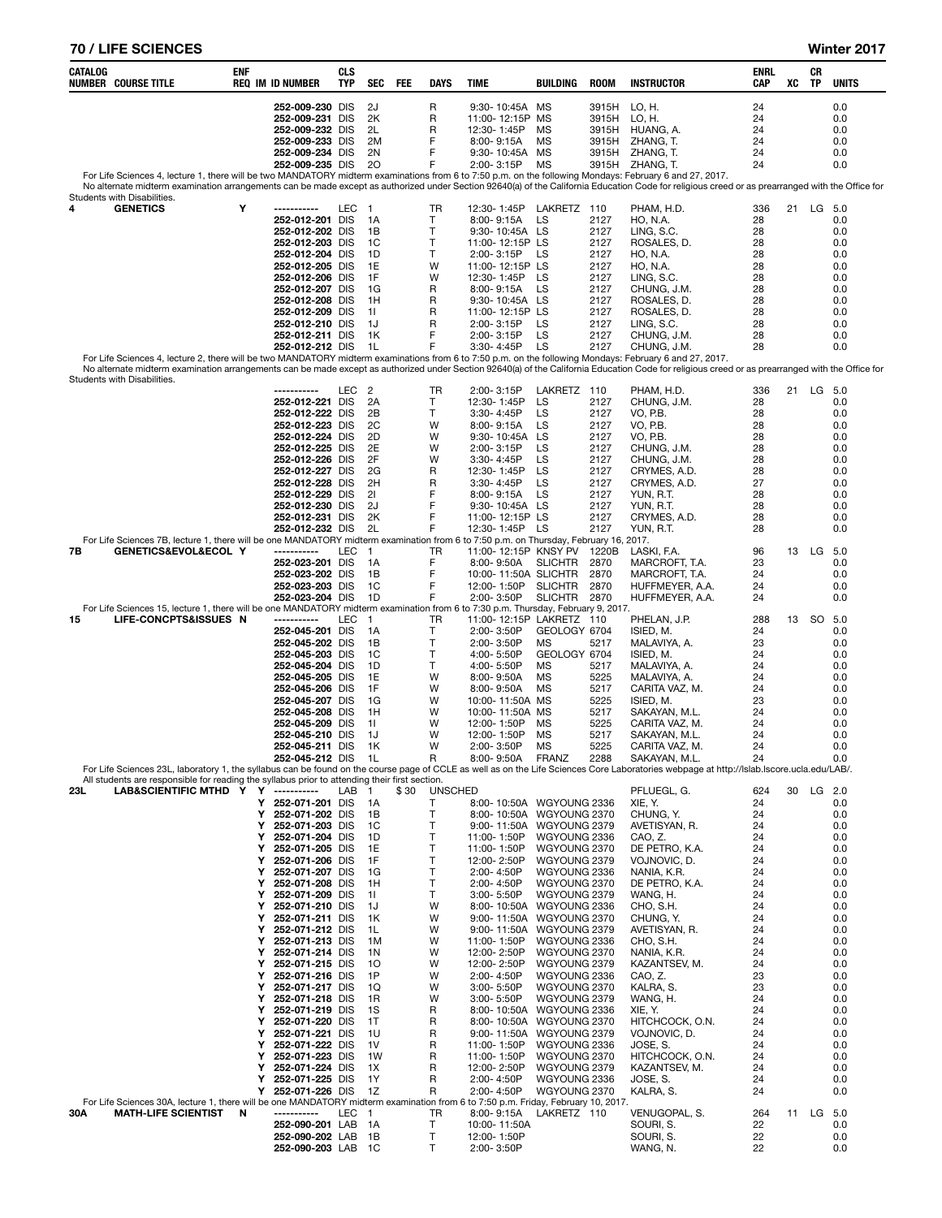| CATALOG NUMBER | COURSE TITLE | ENF REQ | IM | ID NUMBER | CLS TYP | SEC | FEE | DAYS | TIME | BUILDING | ROOM | INSTRUCTOR | ENRL CAP | XC | CR TP | UNITS |
|---|---|---|---|---|---|---|---|---|---|---|---|---|---|---|---|---|
| | | | | 252-009-230 | DIS | 2J | | R | 9:30- 10:45A | MS | 3915H | LO, H. | 24 | | | 0.0 |
| | | | | 252-009-231 | DIS | 2K | | R | 11:00- 12:15P | MS | 3915H | LO, H. | 24 | | | 0.0 |
| | | | | 252-009-232 | DIS | 2L | | R | 12:30- 1:45P | MS | 3915H | HUANG, A. | 24 | | | 0.0 |
| | | | | 252-009-233 | DIS | 2M | | F | 8:00- 9:15A | MS | 3915H | ZHANG, T. | 24 | | | 0.0 |
| | | | | 252-009-234 | DIS | 2N | | F | 9:30- 10:45A | MS | 3915H | ZHANG, T. | 24 | | | 0.0 |
| | | | | 252-009-235 | DIS | 2O | | F | 2:00- 3:15P | MS | 3915H | ZHANG, T. | 24 | | | 0.0 |

For Life Sciences 4, lecture 1, there will be two MANDATORY midterm examinations from 6 to 7:50 p.m. on the following Mondays: February 6 and 27, 2017.
No alternate midterm examination arrangements can be made except as authorized under Section 92640(a) of the California Education Code for religious creed or as prearranged with the Office for Students with Disabilities.

| CATALOG NUMBER | COURSE TITLE | ENF REQ | IM | ID NUMBER | CLS TYP | SEC | FEE | DAYS | TIME | BUILDING | ROOM | INSTRUCTOR | ENRL CAP | XC | CR TP | UNITS |
|---|---|---|---|---|---|---|---|---|---|---|---|---|---|---|---|---|
| 4 | GENETICS | Y | | ----------- | LEC | 1 | | TR | 12:30- 1:45P | LAKRETZ | 110 | PHAM, H.D. | 336 | 21 | LG | 5.0 |
| | | | | 252-012-201 | DIS | 1A | | T | 8:00- 9:15A | LS | 2127 | HO, N.A. | 28 | | | 0.0 |
| | | | | 252-012-202 | DIS | 1B | | T | 9:30- 10:45A | LS | 2127 | LING, S.C. | 28 | | | 0.0 |
| | | | | 252-012-203 | DIS | 1C | | T | 11:00- 12:15P | LS | 2127 | ROSALES, D. | 28 | | | 0.0 |
| | | | | 252-012-204 | DIS | 1D | | T | 2:00- 3:15P | LS | 2127 | HO, N.A. | 28 | | | 0.0 |
| | | | | 252-012-205 | DIS | 1E | | W | 11:00- 12:15P | LS | 2127 | HO, N.A. | 28 | | | 0.0 |
| | | | | 252-012-206 | DIS | 1F | | W | 12:30- 1:45P | LS | 2127 | LING, S.C. | 28 | | | 0.0 |
| | | | | 252-012-207 | DIS | 1G | | R | 8:00- 9:15A | LS | 2127 | CHUNG, J.M. | 28 | | | 0.0 |
| | | | | 252-012-208 | DIS | 1H | | R | 9:30- 10:45A | LS | 2127 | ROSALES, D. | 28 | | | 0.0 |
| | | | | 252-012-209 | DIS | 1I | | R | 11:00- 12:15P | LS | 2127 | ROSALES, D. | 28 | | | 0.0 |
| | | | | 252-012-210 | DIS | 1J | | R | 2:00- 3:15P | LS | 2127 | LING, S.C. | 28 | | | 0.0 |
| | | | | 252-012-211 | DIS | 1K | | F | 2:00- 3:15P | LS | 2127 | CHUNG, J.M. | 28 | | | 0.0 |
| | | | | 252-012-212 | DIS | 1L | | F | 3:30- 4:45P | LS | 2127 | CHUNG, J.M. | 28 | | | 0.0 |

For Life Sciences 4, lecture 2, there will be two MANDATORY midterm examinations from 6 to 7:50 p.m. on the following Mondays: February 6 and 27, 2017.
No alternate midterm examination arrangements can be made except as authorized under Section 92640(a) of the California Education Code for religious creed or as prearranged with the Office for Students with Disabilities.

| CATALOG NUMBER | COURSE TITLE | ENF REQ | IM | ID NUMBER | CLS TYP | SEC | FEE | DAYS | TIME | BUILDING | ROOM | INSTRUCTOR | ENRL CAP | XC | CR TP | UNITS |
|---|---|---|---|---|---|---|---|---|---|---|---|---|---|---|---|---|
| | | | | ----------- | LEC | 2 | | TR | 2:00- 3:15P | LAKRETZ | 110 | PHAM, H.D. | 336 | 21 | LG | 5.0 |
| | | | | 252-012-221 | DIS | 2A | | T | 12:30- 1:45P | LS | 2127 | CHUNG, J.M. | 28 | | | 0.0 |
| | | | | 252-012-222 | DIS | 2B | | T | 3:30- 4:45P | LS | 2127 | VO, P.B. | 28 | | | 0.0 |
| | | | | 252-012-223 | DIS | 2C | | W | 8:00- 9:15A | LS | 2127 | VO, P.B. | 28 | | | 0.0 |
| | | | | 252-012-224 | DIS | 2D | | W | 9:30- 10:45A | LS | 2127 | VO, P.B. | 28 | | | 0.0 |
| | | | | 252-012-225 | DIS | 2E | | W | 2:00- 3:15P | LS | 2127 | CHUNG, J.M. | 28 | | | 0.0 |
| | | | | 252-012-226 | DIS | 2F | | W | 3:30- 4:45P | LS | 2127 | CHUNG, J.M. | 28 | | | 0.0 |
| | | | | 252-012-227 | DIS | 2G | | R | 12:30- 1:45P | LS | 2127 | CRYMES, A.D. | 28 | | | 0.0 |
| | | | | 252-012-228 | DIS | 2H | | R | 3:30- 4:45P | LS | 2127 | CRYMES, A.D. | 27 | | | 0.0 |
| | | | | 252-012-229 | DIS | 2I | | F | 8:00- 9:15A | LS | 2127 | YUN, R.T. | 28 | | | 0.0 |
| | | | | 252-012-230 | DIS | 2J | | F | 9:30- 10:45A | LS | 2127 | YUN, R.T. | 28 | | | 0.0 |
| | | | | 252-012-231 | DIS | 2K | | F | 11:00- 12:15P | LS | 2127 | CRYMES, A.D. | 28 | | | 0.0 |
| | | | | 252-012-232 | DIS | 2L | | F | 12:30- 1:45P | LS | 2127 | YUN, R.T. | 28 | | | 0.0 |

For Life Sciences 7B, lecture 1, there will be one MANDATORY midterm examination from 6 to 7:50 p.m. on Thursday, February 16, 2017.

| CATALOG NUMBER | COURSE TITLE | ENF REQ | IM | ID NUMBER | CLS TYP | SEC | FEE | DAYS | TIME | BUILDING | ROOM | INSTRUCTOR | ENRL CAP | XC | CR TP | UNITS |
|---|---|---|---|---|---|---|---|---|---|---|---|---|---|---|---|---|
| 7B | GENETICS&EVOL&ECOL | Y | | ----------- | LEC | 1 | | TR | 11:00- 12:15P | KNSY PV | 1220B | LASKI, F.A. | 96 | 13 | LG | 5.0 |
| | | | | 252-023-201 | DIS | 1A | | F | 8:00- 9:50A | SLICHTR | 2870 | MARCROFT, T.A. | 23 | | | 0.0 |
| | | | | 252-023-202 | DIS | 1B | | F | 10:00- 11:50A | SLICHTR | 2870 | MARCROFT, T.A. | 24 | | | 0.0 |
| | | | | 252-023-203 | DIS | 1C | | F | 12:00- 1:50P | SLICHTR | 2870 | HUFFMEYER, A.A. | 24 | | | 0.0 |
| | | | | 252-023-204 | DIS | 1D | | F | 2:00- 3:50P | SLICHTR | 2870 | HUFFMEYER, A.A. | 24 | | | 0.0 |

For Life Sciences 15, lecture 1, there will be one MANDATORY midterm examination from 6 to 7:30 p.m. Thursday, February 9, 2017.

| CATALOG NUMBER | COURSE TITLE | ENF REQ | IM | ID NUMBER | CLS TYP | SEC | FEE | DAYS | TIME | BUILDING | ROOM | INSTRUCTOR | ENRL CAP | XC | CR TP | UNITS |
|---|---|---|---|---|---|---|---|---|---|---|---|---|---|---|---|---|
| 15 | LIFE-CONCPTS&ISSUES | N | | ----------- | LEC | 1 | | TR | 11:00- 12:15P | LAKRETZ | 110 | PHELAN, J.P. | 288 | 13 | SO | 5.0 |
| | | | | 252-045-201 | DIS | 1A | | T | 2:00- 3:50P | GEOLOGY | 6704 | ISIED, M. | 24 | | | 0.0 |
| | | | | 252-045-202 | DIS | 1B | | T | 2:00- 3:50P | MS | 5217 | MALAVIYA, A. | 23 | | | 0.0 |
| | | | | 252-045-203 | DIS | 1C | | T | 4:00- 5:50P | GEOLOGY | 6704 | ISIED, M. | 24 | | | 0.0 |
| | | | | 252-045-204 | DIS | 1D | | T | 4:00- 5:50P | MS | 5217 | MALAVIYA, A. | 24 | | | 0.0 |
| | | | | 252-045-205 | DIS | 1E | | W | 8:00- 9:50A | MS | 5225 | MALAVIYA, A. | 24 | | | 0.0 |
| | | | | 252-045-206 | DIS | 1F | | W | 8:00- 9:50A | MS | 5217 | CARITA VAZ, M. | 24 | | | 0.0 |
| | | | | 252-045-207 | DIS | 1G | | W | 10:00- 11:50A | MS | 5225 | ISIED, M. | 23 | | | 0.0 |
| | | | | 252-045-208 | DIS | 1H | | W | 10:00- 11:50A | MS | 5217 | SAKAYAN, M.L. | 24 | | | 0.0 |
| | | | | 252-045-209 | DIS | 1I | | W | 12:00- 1:50P | MS | 5225 | CARITA VAZ, M. | 24 | | | 0.0 |
| | | | | 252-045-210 | DIS | 1J | | W | 12:00- 1:50P | MS | 5217 | SAKAYAN, M.L. | 24 | | | 0.0 |
| | | | | 252-045-211 | DIS | 1K | | W | 2:00- 3:50P | MS | 5225 | CARITA VAZ, M. | 24 | | | 0.0 |
| | | | | 252-045-212 | DIS | 1L | | R | 8:00- 9:50A | FRANZ | 2288 | SAKAYAN, M.L. | 24 | | | 0.0 |

For Life Sciences 23L, laboratory 1, the syllabus can be found on the course page of CCLE as well as on the Life Sciences Core Laboratories webpage at http://lslab.lscore.ucla.edu/LAB/.
All students are responsible for reading the syllabus prior to attending their first section.

| CATALOG NUMBER | COURSE TITLE | ENF REQ | IM | ID NUMBER | CLS TYP | SEC | FEE | DAYS | TIME | BUILDING | ROOM | INSTRUCTOR | ENRL CAP | XC | CR TP | UNITS |
|---|---|---|---|---|---|---|---|---|---|---|---|---|---|---|---|---|
| 23L | LAB&SCIENTIFIC MTHD | Y | Y | ----------- | LAB | 1 | $30 | UNSCHED | | | | PFLUEGL, G. | 624 | 30 | LG | 2.0 |
| | | | Y | 252-071-201 | DIS | 1A | | T | 8:00- 10:50A | WGYOUNG | 2336 | XIE, Y. | 24 | | | 0.0 |
| | | | Y | 252-071-202 | DIS | 1B | | T | 8:00- 10:50A | WGYOUNG | 2370 | CHUNG, Y. | 24 | | | 0.0 |
| | | | Y | 252-071-203 | DIS | 1C | | T | 9:00- 11:50A | WGYOUNG | 2379 | AVETISYAN, R. | 24 | | | 0.0 |
| | | | Y | 252-071-204 | DIS | 1D | | T | 11:00- 1:50P | WGYOUNG | 2336 | CAO, Z. | 24 | | | 0.0 |
| | | | Y | 252-071-205 | DIS | 1E | | T | 11:00- 1:50P | WGYOUNG | 2370 | DE PETRO, K.A. | 24 | | | 0.0 |
| | | | Y | 252-071-206 | DIS | 1F | | T | 12:00- 2:50P | WGYOUNG | 2379 | VOJNOVIC, D. | 24 | | | 0.0 |
| | | | Y | 252-071-207 | DIS | 1G | | T | 2:00- 4:50P | WGYOUNG | 2336 | NANIA, K.R. | 24 | | | 0.0 |
| | | | Y | 252-071-208 | DIS | 1H | | T | 2:00- 4:50P | WGYOUNG | 2370 | DE PETRO, K.A. | 24 | | | 0.0 |
| | | | Y | 252-071-209 | DIS | 1I | | T | 3:00- 5:50P | WGYOUNG | 2379 | WANG, H. | 24 | | | 0.0 |
| | | | Y | 252-071-210 | DIS | 1J | | W | 8:00- 10:50A | WGYOUNG | 2336 | CHO, S.H. | 24 | | | 0.0 |
| | | | Y | 252-071-211 | DIS | 1K | | W | 9:00- 11:50A | WGYOUNG | 2370 | CHUNG, Y. | 24 | | | 0.0 |
| | | | Y | 252-071-212 | DIS | 1L | | W | 9:00- 11:50A | WGYOUNG | 2379 | AVETISYAN, R. | 24 | | | 0.0 |
| | | | Y | 252-071-213 | DIS | 1M | | W | 11:00- 1:50P | WGYOUNG | 2336 | CHO, S.H. | 24 | | | 0.0 |
| | | | Y | 252-071-214 | DIS | 1N | | W | 12:00- 2:50P | WGYOUNG | 2370 | NANIA, K.R. | 24 | | | 0.0 |
| | | | Y | 252-071-215 | DIS | 1O | | W | 12:00- 2:50P | WGYOUNG | 2379 | KAZANTSEV, M. | 24 | | | 0.0 |
| | | | Y | 252-071-216 | DIS | 1P | | W | 2:00- 4:50P | WGYOUNG | 2336 | CAO, Z. | 23 | | | 0.0 |
| | | | Y | 252-071-217 | DIS | 1Q | | W | 3:00- 5:50P | WGYOUNG | 2370 | KALRA, S. | 23 | | | 0.0 |
| | | | Y | 252-071-218 | DIS | 1R | | W | 3:00- 5:50P | WGYOUNG | 2379 | WANG, H. | 24 | | | 0.0 |
| | | | Y | 252-071-219 | DIS | 1S | | R | 8:00- 10:50A | WGYOUNG | 2336 | XIE, Y. | 24 | | | 0.0 |
| | | | Y | 252-071-220 | DIS | 1T | | R | 8:00- 10:50A | WGYOUNG | 2370 | HITCHCOCK, O.N. | 24 | | | 0.0 |
| | | | Y | 252-071-221 | DIS | 1U | | R | 9:00- 11:50A | WGYOUNG | 2379 | VOJNOVIC, D. | 24 | | | 0.0 |
| | | | Y | 252-071-222 | DIS | 1V | | R | 11:00- 1:50P | WGYOUNG | 2336 | JOSE, S. | 24 | | | 0.0 |
| | | | Y | 252-071-223 | DIS | 1W | | R | 11:00- 1:50P | WGYOUNG | 2370 | HITCHCOCK, O.N. | 24 | | | 0.0 |
| | | | Y | 252-071-224 | DIS | 1X | | R | 12:00- 2:50P | WGYOUNG | 2379 | KAZANTSEV, M. | 24 | | | 0.0 |
| | | | Y | 252-071-225 | DIS | 1Y | | R | 2:00- 4:50P | WGYOUNG | 2336 | JOSE, S. | 24 | | | 0.0 |
| | | | Y | 252-071-226 | DIS | 1Z | | R | 2:00- 4:50P | WGYOUNG | 2370 | KALRA, S. | 24 | | | 0.0 |

For Life Sciences 30A, lecture 1, there will be one MANDATORY midterm examination from 6 to 7:30 p.m. Friday, February 10, 2017.

| CATALOG NUMBER | COURSE TITLE | ENF REQ | IM | ID NUMBER | CLS TYP | SEC | FEE | DAYS | TIME | BUILDING | ROOM | INSTRUCTOR | ENRL CAP | XC | CR TP | UNITS |
|---|---|---|---|---|---|---|---|---|---|---|---|---|---|---|---|---|
| 30A | MATH-LIFE SCIENTIST | N | | ----------- | LEC | 1 | | TR | 8:00- 9:15A | LAKRETZ | 110 | VENUGOPAL, S. | 264 | 11 | LG | 5.0 |
| | | | | 252-090-201 | LAB | 1A | | T | 10:00- 11:50A | | | SOURI, S. | 22 | | | 0.0 |
| | | | | 252-090-202 | LAB | 1B | | T | 12:00- 1:50P | | | SOURI, S. | 22 | | | 0.0 |
| | | | | 252-090-203 | LAB | 1C | | T | 2:00- 3:50P | | | WANG, N. | 22 | | | 0.0 |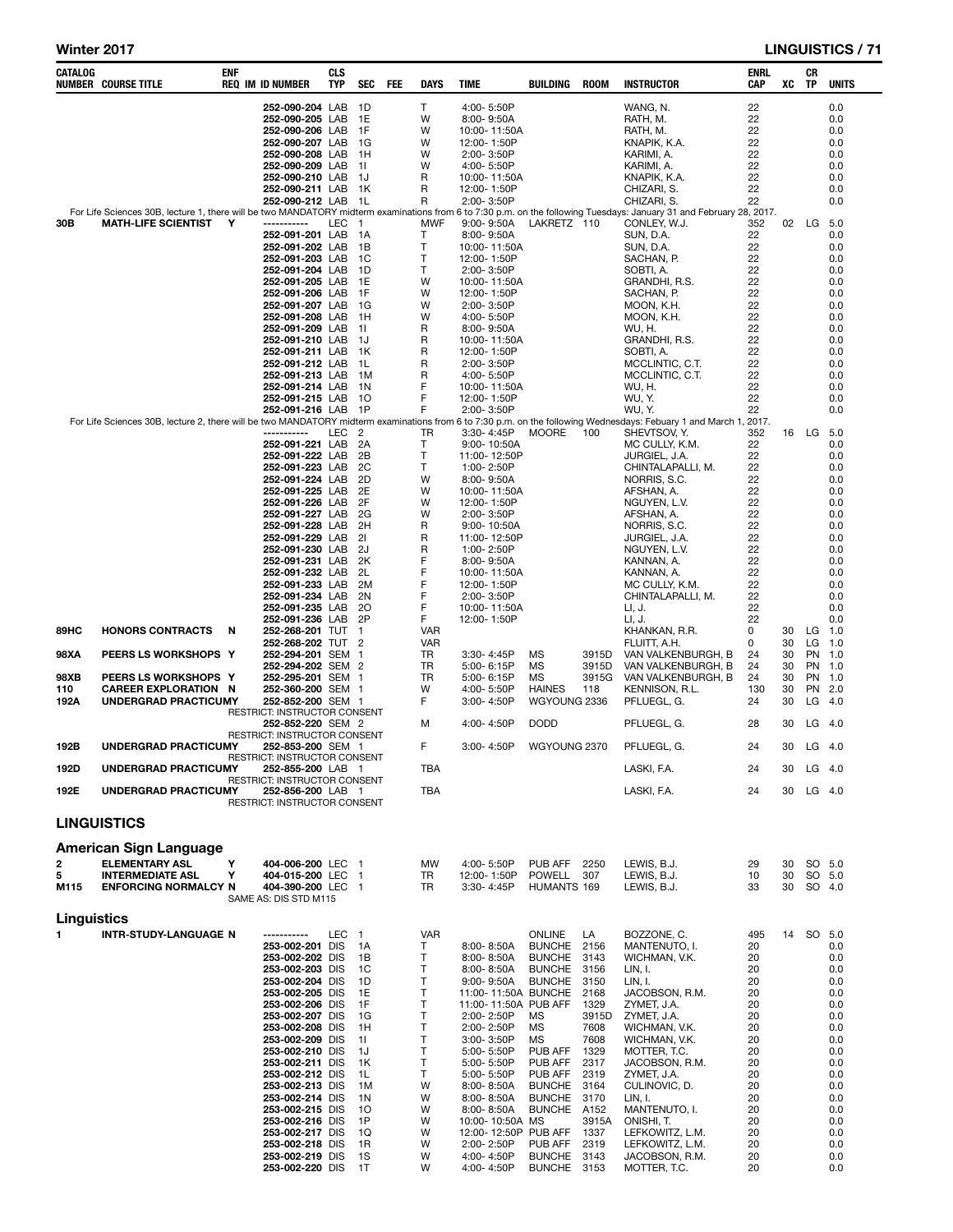| CATALOG NUMBER | COURSE TITLE | ENF REQ | IM | ID NUMBER | CLS TYP | SEC | FEE | DAYS | TIME | BUILDING | ROOM | INSTRUCTOR | ENRL CAP | XC | CR TP | UNITS |
|---|---|---|---|---|---|---|---|---|---|---|---|---|---|---|---|---|
| | | | | 252-090-204 | LAB | 1D | | T | 4:00- 5:50P | | | WANG, N. | 22 | | | 0.0 |
| | | | | 252-090-205 | LAB | 1E | | W | 8:00- 9:50A | | | RATH, M. | 22 | | | 0.0 |
| | | | | 252-090-206 | LAB | 1F | | W | 10:00- 11:50A | | | RATH, M. | 22 | | | 0.0 |
| | | | | 252-090-207 | LAB | 1G | | W | 12:00- 1:50P | | | KNAPIK, K.A. | 22 | | | 0.0 |
| | | | | 252-090-208 | LAB | 1H | | W | 2:00- 3:50P | | | KARIMI, A. | 22 | | | 0.0 |
| | | | | 252-090-209 | LAB | 1I | | W | 4:00- 5:50P | | | KARIMI, A. | 22 | | | 0.0 |
| | | | | 252-090-210 | LAB | 1J | | R | 10:00- 11:50A | | | KNAPIK, K.A. | 22 | | | 0.0 |
| | | | | 252-090-211 | LAB | 1K | | R | 12:00- 1:50P | | | CHIZARI, S. | 22 | | | 0.0 |
| | | | | 252-090-212 | LAB | 1L | | R | 2:00- 3:50P | | | CHIZARI, S. | 22 | | | 0.0 |

For Life Sciences 30B, lecture 1, there will be two MANDATORY midterm examinations from 6 to 7:30 p.m. on the following Tuesdays: January 31 and February 28, 2017.

| CATALOG NUMBER | COURSE TITLE | ENF REQ | IM | ID NUMBER | CLS TYP | SEC | FEE | DAYS | TIME | BUILDING | ROOM | INSTRUCTOR | ENRL CAP | XC | CR TP | UNITS |
|---|---|---|---|---|---|---|---|---|---|---|---|---|---|---|---|---|
| 30B | MATH-LIFE SCIENTIST | Y | | ----------- | LEC | 1 | | MWF | 9:00- 9:50A | LAKRETZ | 110 | CONLEY, W.J. | 352 | 02 | LG | 5.0 |
| | | | | 252-091-201 | LAB | 1A | | T | 8:00- 9:50A | | | SUN, D.A. | 22 | | | 0.0 |
| | | | | 252-091-202 | LAB | 1B | | T | 10:00- 11:50A | | | SUN, D.A. | 22 | | | 0.0 |
| | | | | 252-091-203 | LAB | 1C | | T | 12:00- 1:50P | | | SACHAN, P. | 22 | | | 0.0 |
| | | | | 252-091-204 | LAB | 1D | | T | 2:00- 3:50P | | | SOBTI, A. | 22 | | | 0.0 |
| | | | | 252-091-205 | LAB | 1E | | W | 10:00- 11:50A | | | GRANDHI, R.S. | 22 | | | 0.0 |
| | | | | 252-091-206 | LAB | 1F | | W | 12:00- 1:50P | | | SACHAN, P. | 22 | | | 0.0 |
| | | | | 252-091-207 | LAB | 1G | | W | 2:00- 3:50P | | | MOON, K.H. | 22 | | | 0.0 |
| | | | | 252-091-208 | LAB | 1H | | W | 4:00- 5:50P | | | MOON, K.H. | 22 | | | 0.0 |
| | | | | 252-091-209 | LAB | 1I | | R | 8:00- 9:50A | | | WU, H. | 22 | | | 0.0 |
| | | | | 252-091-210 | LAB | 1J | | R | 10:00- 11:50A | | | GRANDHI, R.S. | 22 | | | 0.0 |
| | | | | 252-091-211 | LAB | 1K | | R | 12:00- 1:50P | | | SOBTI, A. | 22 | | | 0.0 |
| | | | | 252-091-212 | LAB | 1L | | R | 2:00- 3:50P | | | MCCLINTIC, C.T. | 22 | | | 0.0 |
| | | | | 252-091-213 | LAB | 1M | | R | 4:00- 5:50P | | | MCCLINTIC, C.T. | 22 | | | 0.0 |
| | | | | 252-091-214 | LAB | 1N | | F | 10:00- 11:50A | | | WU, H. | 22 | | | 0.0 |
| | | | | 252-091-215 | LAB | 1O | | F | 12:00- 1:50P | | | WU, Y. | 22 | | | 0.0 |
| | | | | 252-091-216 | LAB | 1P | | F | 2:00- 3:50P | | | WU, Y. | 22 | | | 0.0 |

For Life Sciences 30B, lecture 2, there will be two MANDATORY midterm examinations from 6 to 7:30 p.m. on the following Wednesdays: Febuary 1 and March 1, 2017.

| CATALOG NUMBER | COURSE TITLE | ENF REQ | IM | ID NUMBER | CLS TYP | SEC | FEE | DAYS | TIME | BUILDING | ROOM | INSTRUCTOR | ENRL CAP | XC | CR TP | UNITS |
|---|---|---|---|---|---|---|---|---|---|---|---|---|---|---|---|---|
| | | | | ----------- | LEC | 2 | | TR | 3:30- 4:45P | MOORE | 100 | SHEVTSOV, Y. | 352 | 16 | LG | 5.0 |
| | | | | 252-091-221 | LAB | 2A | | T | 9:00- 10:50A | | | MC CULLY, K.M. | 22 | | | 0.0 |
| | | | | 252-091-222 | LAB | 2B | | T | 11:00- 12:50P | | | JURGIEL, J.A. | 22 | | | 0.0 |
| | | | | 252-091-223 | LAB | 2C | | T | 1:00- 2:50P | | | CHINTALAPALLI, M. | 22 | | | 0.0 |
| | | | | 252-091-224 | LAB | 2D | | W | 8:00- 9:50A | | | NORRIS, S.C. | 22 | | | 0.0 |
| | | | | 252-091-225 | LAB | 2E | | W | 10:00- 11:50A | | | AFSHAN, A. | 22 | | | 0.0 |
| | | | | 252-091-226 | LAB | 2F | | W | 12:00- 1:50P | | | NGUYEN, L.V. | 22 | | | 0.0 |
| | | | | 252-091-227 | LAB | 2G | | W | 2:00- 3:50P | | | AFSHAN, A. | 22 | | | 0.0 |
| | | | | 252-091-228 | LAB | 2H | | R | 9:00- 10:50A | | | NORRIS, S.C. | 22 | | | 0.0 |
| | | | | 252-091-229 | LAB | 2I | | R | 11:00- 12:50P | | | JURGIEL, J.A. | 22 | | | 0.0 |
| | | | | 252-091-230 | LAB | 2J | | R | 1:00- 2:50P | | | NGUYEN, L.V. | 22 | | | 0.0 |
| | | | | 252-091-231 | LAB | 2K | | F | 8:00- 9:50A | | | KANNAN, A. | 22 | | | 0.0 |
| | | | | 252-091-232 | LAB | 2L | | F | 10:00- 11:50A | | | KANNAN, A. | 22 | | | 0.0 |
| | | | | 252-091-233 | LAB | 2M | | F | 12:00- 1:50P | | | MC CULLY, K.M. | 22 | | | 0.0 |
| | | | | 252-091-234 | LAB | 2N | | F | 2:00- 3:50P | | | CHINTALAPALLI, M. | 22 | | | 0.0 |
| | | | | 252-091-235 | LAB | 2O | | F | 10:00- 11:50A | | | LI, J. | 22 | | | 0.0 |
| | | | | 252-091-236 | LAB | 2P | | F | 12:00- 1:50P | | | LI, J. | 22 | | | 0.0 |
| 89HC | HONORS CONTRACTS | N | | 252-268-201 | TUT | 1 | | VAR | | | | KHANKAN, R.R. | 0 | 30 | LG | 1.0 |
| | | | | 252-268-202 | TUT | 2 | | VAR | | | | FLUITT, A.H. | 0 | 30 | LG | 1.0 |
| 98XA | PEERS LS WORKSHOPS | Y | | 252-294-201 | SEM | 1 | | TR | 3:30- 4:45P | MS | 3915D | VAN VALKENBURGH, B | 24 | 30 | PN | 1.0 |
| | | | | 252-294-202 | SEM | 2 | | TR | 5:00- 6:15P | MS | 3915D | VAN VALKENBURGH, B | 24 | 30 | PN | 1.0 |
| 98XB | PEERS LS WORKSHOPS | Y | | 252-295-201 | SEM | 1 | | TR | 5:00- 6:15P | MS | 3915G | VAN VALKENBURGH, B | 24 | 30 | PN | 1.0 |
| 110 | CAREER EXPLORATION | N | | 252-360-200 | SEM | 1 | | W | 4:00- 5:50P | HAINES | 118 | KENNISON, R.L. | 130 | 30 | PN | 2.0 |
| 192A | UNDERGRAD PRACTICUM | Y | | 252-852-200 | SEM | 1 | | F | 3:00- 4:50P | WGYOUNG | 2336 | PFLUEGL, G. | 24 | 30 | LG | 4.0 |
| | RESTRICT: INSTRUCTOR CONSENT | | | | | | | | | | | | | | | |
| | | | | 252-852-220 | SEM | 2 | | M | 4:00- 4:50P | DODD | | PFLUEGL, G. | 28 | 30 | LG | 4.0 |
| | RESTRICT: INSTRUCTOR CONSENT | | | | | | | | | | | | | | | |
| 192B | UNDERGRAD PRACTICUM | Y | | 252-853-200 | SEM | 1 | | F | 3:00- 4:50P | WGYOUNG | 2370 | PFLUEGL, G. | 24 | 30 | LG | 4.0 |
| | RESTRICT: INSTRUCTOR CONSENT | | | | | | | | | | | | | | | |
| 192D | UNDERGRAD PRACTICUM | Y | | 252-855-200 | LAB | 1 | | TBA | | | | LASKI, F.A. | 24 | 30 | LG | 4.0 |
| | RESTRICT: INSTRUCTOR CONSENT | | | | | | | | | | | | | | | |
| 192E | UNDERGRAD PRACTICUM | Y | | 252-856-200 | LAB | 1 | | TBA | | | | LASKI, F.A. | 24 | 30 | LG | 4.0 |
| | RESTRICT: INSTRUCTOR CONSENT | | | | | | | | | | | | | | | |

## LINGUISTICS

### American Sign Language

| CATALOG NUMBER | COURSE TITLE | ENF REQ | IM | ID NUMBER | CLS TYP | SEC | FEE | DAYS | TIME | BUILDING | ROOM | INSTRUCTOR | ENRL CAP | XC | CR TP | UNITS |
|---|---|---|---|---|---|---|---|---|---|---|---|---|---|---|---|---|
| 2 | ELEMENTARY ASL | Y | | 404-006-200 | LEC | 1 | | MW | 4:00- 5:50P | PUB AFF | 2250 | LEWIS, B.J. | 29 | 30 | SO | 5.0 |
| 5 | INTERMEDIATE ASL | Y | | 404-015-200 | LEC | 1 | | TR | 12:00- 1:50P | POWELL | 307 | LEWIS, B.J. | 10 | 30 | SO | 5.0 |
| M115 | ENFORCING NORMALCY | N | | 404-390-200 | LEC | 1 | | TR | 3:30- 4:45P | HUMANTS | 169 | LEWIS, B.J. | 33 | 30 | SO | 4.0 |
| | SAME AS: DIS STD M115 | | | | | | | | | | | | | | | |

### Linguistics

| CATALOG NUMBER | COURSE TITLE | ENF REQ | IM | ID NUMBER | CLS TYP | SEC | FEE | DAYS | TIME | BUILDING | ROOM | INSTRUCTOR | ENRL CAP | XC | CR TP | UNITS |
|---|---|---|---|---|---|---|---|---|---|---|---|---|---|---|---|---|
| 1 | INTR-STUDY-LANGUAGE | N | | ----------- | LEC | 1 | | VAR | | ONLINE | LA | BOZZONE, C. | 495 | 14 | SO | 5.0 |
| | | | | 253-002-201 | DIS | 1A | | T | 8:00- 8:50A | BUNCHE | 2156 | MANTENUTO, I. | 20 | | | 0.0 |
| | | | | 253-002-202 | DIS | 1B | | T | 8:00- 8:50A | BUNCHE | 3143 | WICHMAN, V.K. | 20 | | | 0.0 |
| | | | | 253-002-203 | DIS | 1C | | T | 8:00- 8:50A | BUNCHE | 3156 | LIN, I. | 20 | | | 0.0 |
| | | | | 253-002-204 | DIS | 1D | | T | 9:00- 9:50A | BUNCHE | 3150 | LIN, I. | 20 | | | 0.0 |
| | | | | 253-002-205 | DIS | 1E | | T | 11:00- 11:50A | BUNCHE | 2168 | JACOBSON, R.M. | 20 | | | 0.0 |
| | | | | 253-002-206 | DIS | 1F | | T | 11:00- 11:50A | PUB AFF | 1329 | ZYMET, J.A. | 20 | | | 0.0 |
| | | | | 253-002-207 | DIS | 1G | | T | 2:00- 2:50P | MS | 3915D | ZYMET, J.A. | 20 | | | 0.0 |
| | | | | 253-002-208 | DIS | 1H | | T | 2:00- 2:50P | MS | 7608 | WICHMAN, V.K. | 20 | | | 0.0 |
| | | | | 253-002-209 | DIS | 1I | | T | 3:00- 3:50P | MS | 7608 | WICHMAN, V.K. | 20 | | | 0.0 |
| | | | | 253-002-210 | DIS | 1J | | T | 5:00- 5:50P | PUB AFF | 1329 | MOTTER, T.C. | 20 | | | 0.0 |
| | | | | 253-002-211 | DIS | 1K | | T | 5:00- 5:50P | PUB AFF | 2317 | JACOBSON, R.M. | 20 | | | 0.0 |
| | | | | 253-002-212 | DIS | 1L | | T | 5:00- 5:50P | PUB AFF | 2319 | ZYMET, J.A. | 20 | | | 0.0 |
| | | | | 253-002-213 | DIS | 1M | | W | 8:00- 8:50A | BUNCHE | 3164 | CULINOVIC, D. | 20 | | | 0.0 |
| | | | | 253-002-214 | DIS | 1N | | W | 8:00- 8:50A | BUNCHE | 3170 | LIN, I. | 20 | | | 0.0 |
| | | | | 253-002-215 | DIS | 1O | | W | 8:00- 8:50A | BUNCHE | A152 | MANTENUTO, I. | 20 | | | 0.0 |
| | | | | 253-002-216 | DIS | 1P | | W | 10:00- 10:50A | MS | 3915A | ONISHI, T. | 20 | | | 0.0 |
| | | | | 253-002-217 | DIS | 1Q | | W | 12:00- 12:50P | PUB AFF | 1337 | LEFKOWITZ, L.M. | 20 | | | 0.0 |
| | | | | 253-002-218 | DIS | 1R | | W | 2:00- 2:50P | PUB AFF | 2319 | LEFKOWITZ, L.M. | 20 | | | 0.0 |
| | | | | 253-002-219 | DIS | 1S | | W | 4:00- 4:50P | BUNCHE | 3143 | JACOBSON, R.M. | 20 | | | 0.0 |
| | | | | 253-002-220 | DIS | 1T | | W | 4:00- 4:50P | BUNCHE | 3153 | MOTTER, T.C. | 20 | | | 0.0 |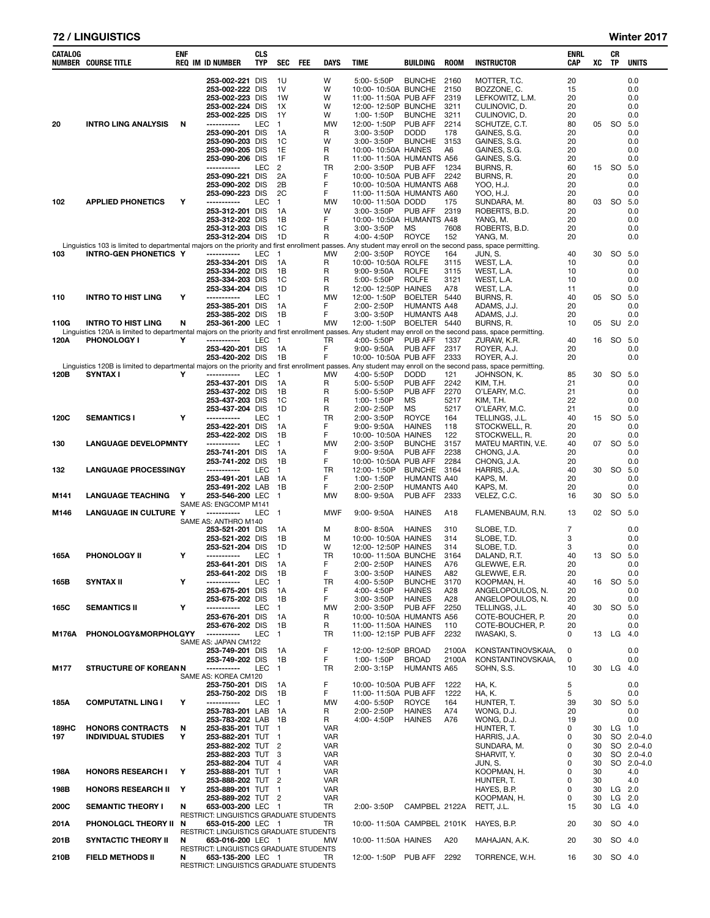## 72 / LINGUISTICS — Winter 2017

| CATALOG NUMBER | COURSE TITLE | ENF REQ | IM | ID NUMBER | CLS TYP | SEC | FEE | DAYS | TIME | BUILDING | ROOM | INSTRUCTOR | ENRL CAP | XC | CR TP | UNITS |
|---|---|---|---|---|---|---|---|---|---|---|---|---|---|---|---|---|
| | | | | 253-002-221 | DIS | 1U | | W | 5:00- 5:50P | BUNCHE | 2160 | MOTTER, T.C. | 20 | | | 0.0 |
| | | | | 253-002-222 | DIS | 1V | | W | 10:00- 10:50A | BUNCHE | 2150 | BOZZONE, C. | 15 | | | 0.0 |
| | | | | 253-002-223 | DIS | 1W | | W | 11:00- 11:50A | PUB AFF | 2319 | LEFKOWITZ, L.M. | 20 | | | 0.0 |
| | | | | 253-002-224 | DIS | 1X | | W | 12:00- 12:50P | BUNCHE | 3211 | CULINOVIC, D. | 20 | | | 0.0 |
| | | | | 253-002-225 | DIS | 1Y | | W | 1:00- 1:50P | BUNCHE | 3211 | CULINOVIC, D. | 20 | | | 0.0 |
| 20 | INTRO LING ANALYSIS | N | | ----------- | LEC | 1 | | MW | 12:00- 1:50P | PUB AFF | 2214 | SCHUTZE, C.T. | 80 | 05 | SO | 5.0 |
| | | | | 253-090-201 | DIS | 1A | | R | 3:00- 3:50P | DODD | 178 | GAINES, S.G. | 20 | | | 0.0 |
| | | | | 253-090-203 | DIS | 1C | | W | 3:00- 3:50P | BUNCHE | 3153 | GAINES, S.G. | 20 | | | 0.0 |
| | | | | 253-090-205 | DIS | 1E | | R | 10:00- 10:50A | HAINES | A6 | GAINES, S.G. | 20 | | | 0.0 |
| | | | | 253-090-206 | DIS | 1F | | R | 11:00- 11:50A | HUMANTS | A56 | GAINES, S.G. | 20 | | | 0.0 |
| | | | | ----------- | LEC | 2 | | TR | 2:00- 3:50P | PUB AFF | 1234 | BURNS, R. | 60 | 15 | SO | 5.0 |
| | | | | 253-090-221 | DIS | 2A | | F | 10:00- 10:50A | PUB AFF | 2242 | BURNS, R. | 20 | | | 0.0 |
| | | | | 253-090-202 | DIS | 2B | | F | 10:00- 10:50A | HUMANTS | A68 | YOO, H.J. | 20 | | | 0.0 |
| | | | | 253-090-223 | DIS | 2C | | F | 11:00- 11:50A | HUMANTS | A60 | YOO, H.J. | 20 | | | 0.0 |
| 102 | APPLIED PHONETICS | Y | | ----------- | LEC | 1 | | MW | 10:00- 11:50A | DODD | 175 | SUNDARA, M. | 80 | 03 | SO | 5.0 |
| | | | | 253-312-201 | DIS | 1A | | W | 3:00- 3:50P | PUB AFF | 2319 | ROBERTS, B.D. | 20 | | | 0.0 |
| | | | | 253-312-202 | DIS | 1B | | F | 10:00- 10:50A | HUMANTS | A48 | YANG, M. | 20 | | | 0.0 |
| | | | | 253-312-203 | DIS | 1C | | R | 3:00- 3:50P | MS | 7608 | ROBERTS, B.D. | 20 | | | 0.0 |
| | | | | 253-312-204 | DIS | 1D | | R | 4:00- 4:50P | ROYCE | 152 | YANG, M. | 20 | | | 0.0 |
| Linguistics 103 is limited to departmental majors on the priority and first enrollment passes. Any student may enroll on the second pass, space permitting. | | | | | | | | | | | | | | | | |
| 103 | INTRO-GEN PHONETICS | Y | | ----------- | LEC | 1 | | MW | 2:00- 3:50P | ROYCE | 164 | JUN, S. | 40 | 30 | SO | 5.0 |
| | | | | 253-334-201 | DIS | 1A | | R | 10:00- 10:50A | ROLFE | 3115 | WEST, L.A. | 10 | | | 0.0 |
| | | | | 253-334-202 | DIS | 1B | | R | 9:00- 9:50A | ROLFE | 3115 | WEST, L.A. | 10 | | | 0.0 |
| | | | | 253-334-203 | DIS | 1C | | R | 5:00- 5:50P | ROLFE | 3121 | WEST, L.A. | 10 | | | 0.0 |
| | | | | 253-334-204 | DIS | 1D | | R | 12:00- 12:50P | HAINES | A78 | WEST, L.A. | 11 | | | 0.0 |
| 110 | INTRO TO HIST LING | Y | | ----------- | LEC | 1 | | MW | 12:00- 1:50P | BOELTER | 5440 | BURNS, R. | 40 | 05 | SO | 5.0 |
| | | | | 253-385-201 | DIS | 1A | | F | 2:00- 2:50P | HUMANTS | A48 | ADAMS, J.J. | 20 | | | 0.0 |
| | | | | 253-385-202 | DIS | 1B | | F | 3:00- 3:50P | HUMANTS | A48 | ADAMS, J.J. | 20 | | | 0.0 |
| 110G | INTRO TO HIST LING | N | | 253-361-200 | LEC | 1 | | MW | 12:00- 1:50P | BOELTER | 5440 | BURNS, R. | 10 | 05 | SU | 2.0 |
| Linguistics 120A is limited to departmental majors on the priority and first enrollment passes. Any student may enroll on the second pass, space permitting. | | | | | | | | | | | | | | | | |
| 120A | PHONOLOGY I | Y | | ----------- | LEC | 1 | | TR | 4:00- 5:50P | PUB AFF | 1337 | ZURAW, K.R. | 40 | 16 | SO | 5.0 |
| | | | | 253-420-201 | DIS | 1A | | F | 9:00- 9:50A | PUB AFF | 2317 | ROYER, A.J. | 20 | | | 0.0 |
| | | | | 253-420-202 | DIS | 1B | | F | 10:00- 10:50A | PUB AFF | 2333 | ROYER, A.J. | 20 | | | 0.0 |
| Linguistics 120B is limited to departmental majors on the priority and first enrollment passes. Any student may enroll on the second pass, space permitting. | | | | | | | | | | | | | | | | |
| 120B | SYNTAX I | Y | | ----------- | LEC | 1 | | MW | 4:00- 5:50P | DODD | 121 | JOHNSON, K. | 85 | 30 | SO | 5.0 |
| | | | | 253-437-201 | DIS | 1A | | R | 5:00- 5:50P | PUB AFF | 2242 | KIM, T.H. | 21 | | | 0.0 |
| | | | | 253-437-202 | DIS | 1B | | R | 5:00- 5:50P | PUB AFF | 2270 | O'LEARY, M.C. | 21 | | | 0.0 |
| | | | | 253-437-203 | DIS | 1C | | R | 1:00- 1:50P | MS | 5217 | KIM, T.H. | 22 | | | 0.0 |
| | | | | 253-437-204 | DIS | 1D | | R | 2:00- 2:50P | MS | 5217 | O'LEARY, M.C. | 21 | | | 0.0 |
| 120C | SEMANTICS I | Y | | ----------- | LEC | 1 | | TR | 2:00- 3:50P | ROYCE | 164 | TELLINGS, J.L. | 40 | 15 | SO | 5.0 |
| | | | | 253-422-201 | DIS | 1A | | F | 9:00- 9:50A | HAINES | 118 | STOCKWELL, R. | 20 | | | 0.0 |
| | | | | 253-422-202 | DIS | 1B | | F | 10:00- 10:50A | HAINES | 122 | STOCKWELL, R. | 20 | | | 0.0 |
| 130 | LANGUAGE DEVELOPMNT | Y | | ----------- | LEC | 1 | | MW | 2:00- 3:50P | BUNCHE | 3157 | MATEU MARTIN, V.E. | 40 | 07 | SO | 5.0 |
| | | | | 253-741-201 | DIS | 1A | | F | 9:00- 9:50A | PUB AFF | 2238 | CHONG, J.A. | 20 | | | 0.0 |
| | | | | 253-741-202 | DIS | 1B | | F | 10:00- 10:50A | PUB AFF | 2284 | CHONG, J.A. | 20 | | | 0.0 |
| 132 | LANGUAGE PROCESSING | Y | | ----------- | LEC | 1 | | TR | 12:00- 1:50P | BUNCHE | 3164 | HARRIS, J.A. | 40 | 30 | SO | 5.0 |
| | | | | 253-491-201 | LAB | 1A | | F | 1:00- 1:50P | HUMANTS | A40 | KAPS, M. | 20 | | | 0.0 |
| | | | | 253-491-202 | LAB | 1B | | F | 2:00- 2:50P | HUMANTS | A40 | KAPS, M. | 20 | | | 0.0 |
| M141 | LANGUAGE TEACHING | Y | | 253-546-200 | LEC | 1 | | MW | 8:00- 9:50A | PUB AFF | 2333 | VELEZ, C.C. | 16 | 30 | SO | 5.0 |
| | SAME AS: ENGCOMP M141 | | | | | | | | | | | | | | | |
| M146 | LANGUAGE IN CULTURE | Y | | ----------- | LEC | 1 | | MWF | 9:00- 9:50A | HAINES | A18 | FLAMENBAUM, R.N. | 13 | 02 | SO | 5.0 |
| | SAME AS: ANTHRO M140 | | | | | | | | | | | | | | | |
| | | | | 253-521-201 | DIS | 1A | | M | 8:00- 8:50A | HAINES | 310 | SLOBE, T.D. | 7 | | | 0.0 |
| | | | | 253-521-202 | DIS | 1B | | M | 10:00- 10:50A | HAINES | 314 | SLOBE, T.D. | 3 | | | 0.0 |
| | | | | 253-521-204 | DIS | 1D | | W | 12:00- 12:50P | HAINES | 314 | SLOBE, T.D. | 3 | | | 0.0 |
| 165A | PHONOLOGY II | Y | | ----------- | LEC | 1 | | TR | 10:00- 11:50A | BUNCHE | 3164 | DALAND, R.T. | 40 | 13 | SO | 5.0 |
| | | | | 253-641-201 | DIS | 1A | | F | 2:00- 2:50P | HAINES | A76 | GLEWWE, E.R. | 20 | | | 0.0 |
| | | | | 253-641-202 | DIS | 1B | | F | 3:00- 3:50P | HAINES | A82 | GLEWWE, E.R. | 20 | | | 0.0 |
| 165B | SYNTAX II | Y | | ----------- | LEC | 1 | | TR | 4:00- 5:50P | BUNCHE | 3170 | KOOPMAN, H. | 40 | 16 | SO | 5.0 |
| | | | | 253-675-201 | DIS | 1A | | F | 4:00- 4:50P | HAINES | A28 | ANGELOPOULOS, N. | 20 | | | 0.0 |
| | | | | 253-675-202 | DIS | 1B | | F | 3:00- 3:50P | HAINES | A28 | ANGELOPOULOS, N. | 20 | | | 0.0 |
| 165C | SEMANTICS II | Y | | ----------- | LEC | 1 | | MW | 2:00- 3:50P | PUB AFF | 2250 | TELLINGS, J.L. | 40 | 30 | SO | 5.0 |
| | | | | 253-676-201 | DIS | 1A | | R | 10:00- 10:50A | HUMANTS | A56 | COTE-BOUCHER, P. | 20 | | | 0.0 |
| | | | | 253-676-202 | DIS | 1B | | R | 11:00- 11:50A | HAINES | 110 | COTE-BOUCHER, P. | 20 | | | 0.0 |
| M176A | PHONOLOGY&MORPHOLGY | Y | | ----------- | LEC | 1 | | TR | 11:00- 12:15P | PUB AFF | 2232 | IWASAKI, S. | 0 | 13 | LG | 4.0 |
| | SAME AS: JAPAN CM122 | | | | | | | | | | | | | | | |
| | | | | 253-749-201 | DIS | 1A | | F | 12:00- 12:50P | BROAD | 2100A | KONSTANTINOVSKAIA, | 0 | | | 0.0 |
| | | | | 253-749-202 | DIS | 1B | | F | 1:00- 1:50P | BROAD | 2100A | KONSTANTINOVSKAIA, | 0 | | | 0.0 |
| M177 | STRUCTURE OF KOREAN | N | | ----------- | LEC | 1 | | TR | 2:00- 3:15P | HUMANTS | A65 | SOHN, S.S. | 10 | 30 | LG | 4.0 |
| | SAME AS: KOREA CM120 | | | | | | | | | | | | | | | |
| | | | | 253-750-201 | DIS | 1A | | F | 10:00- 10:50A | PUB AFF | 1222 | HA, K. | 5 | | | 0.0 |
| | | | | 253-750-202 | DIS | 1B | | F | 11:00- 11:50A | PUB AFF | 1222 | HA, K. | 5 | | | 0.0 |
| 185A | COMPUTATNL LING I | Y | | ----------- | LEC | 1 | | MW | 4:00- 5:50P | ROYCE | 164 | HUNTER, T. | 39 | 30 | SO | 5.0 |
| | | | | 253-783-201 | LAB | 1A | | R | 2:00- 2:50P | HAINES | A74 | WONG, D.J. | 20 | | | 0.0 |
| | | | | 253-783-202 | LAB | 1B | | R | 4:00- 4:50P | HAINES | A76 | WONG, D.J. | 19 | | | 0.0 |
| 189HC | HONORS CONTRACTS | N | | 253-835-201 | TUT | 1 | | VAR | | | | HUNTER, T. | 0 | 30 | LG | 1.0 |
| 197 | INDIVIDUAL STUDIES | Y | | 253-882-201 | TUT | 1 | | VAR | | | | HARRIS, J.A. | 0 | 30 | SO | 2.0-4.0 |
| | | | | 253-882-202 | TUT | 2 | | VAR | | | | SUNDARA, M. | 0 | 30 | SO | 2.0-4.0 |
| | | | | 253-882-203 | TUT | 3 | | VAR | | | | SHARVIT, Y. | 0 | 30 | SO | 2.0-4.0 |
| | | | | 253-882-204 | TUT | 4 | | VAR | | | | JUN, S. | 0 | 30 | SO | 2.0-4.0 |
| 198A | HONORS RESEARCH I | Y | | 253-888-201 | TUT | 1 | | VAR | | | | KOOPMAN, H. | 0 | 30 | | 4.0 |
| | | | | 253-888-202 | TUT | 2 | | VAR | | | | HUNTER, T. | 0 | 30 | | 4.0 |
| 198B | HONORS RESEARCH II | Y | | 253-889-201 | TUT | 1 | | VAR | | | | HAYES, B.P. | 0 | 30 | LG | 2.0 |
| | | | | 253-889-202 | TUT | 2 | | VAR | | | | KOOPMAN, H. | 0 | 30 | LG | 2.0 |
| 200C | SEMANTIC THEORY I | N | | 653-003-200 | LEC | 1 | | TR | 2:00- 3:50P | CAMPBEL | 2122A | RETT, J.L. | 15 | 30 | LG | 4.0 |
| | RESTRICT: LINGUISTICS GRADUATE STUDENTS | | | | | | | | | | | | | | | |
| 201A | PHONOLGCL THEORY II | N | | 653-015-200 | LEC | 1 | | TR | 10:00- 11:50A | CAMPBEL | 2101K | HAYES, B.P. | 20 | 30 | SO | 4.0 |
| | RESTRICT: LINGUISTICS GRADUATE STUDENTS | | | | | | | | | | | | | | | |
| 201B | SYNTACTIC THEORY II | N | | 653-016-200 | LEC | 1 | | MW | 10:00- 11:50A | HAINES | A20 | MAHAJAN, A.K. | 20 | 30 | SO | 4.0 |
| | RESTRICT: LINGUISTICS GRADUATE STUDENTS | | | | | | | | | | | | | | | |
| 210B | FIELD METHODS II | N | | 653-135-200 | LEC | 1 | | TR | 12:00- 1:50P | PUB AFF | 2292 | TORRENCE, W.H. | 16 | 30 | SO | 4.0 |
| | RESTRICT: LINGUISTICS GRADUATE STUDENTS | | | | | | | | | | | | | | | |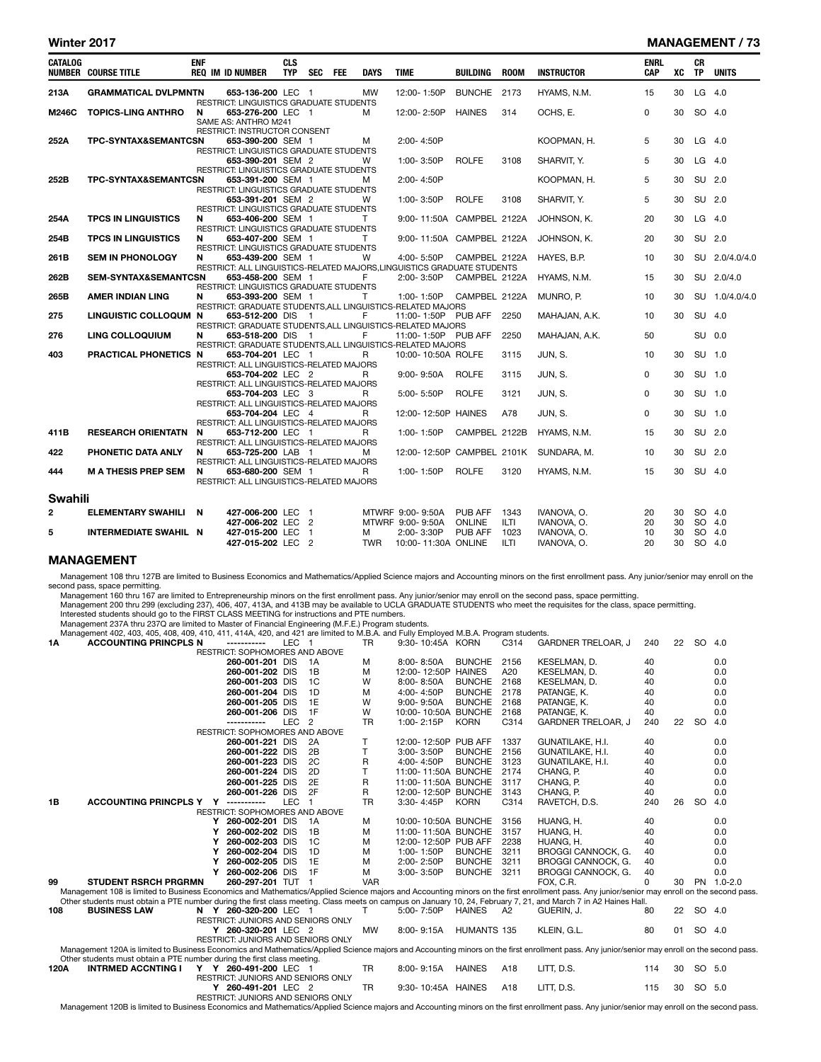| CATALOG NUMBER | COURSE TITLE | ENF REQ | IM | ID NUMBER | CLS TYP | SEC | FEE | DAYS | TIME | BUILDING | ROOM | INSTRUCTOR | ENRL CAP | XC | CR TP | UNITS |
|---|---|---|---|---|---|---|---|---|---|---|---|---|---|---|---|---|
| 213A | GRAMMATICAL DVLPMNTN | | | 653-136-200 | LEC | 1 | | MW | 12:00- 1:50P | BUNCHE | 2173 | HYAMS, N.M. | 15 | 30 | LG | 4.0 |
| | RESTRICT: LINGUISTICS GRADUATE STUDENTS | | | | | | | | | | | | | | | |
| M246C | TOPICS-LING ANTHRO | N | | 653-276-200 | LEC | 1 | | M | 12:00- 2:50P | HAINES | 314 | OCHS, E. | 0 | 30 | SO | 4.0 |
| | SAME AS: ANTHRO M241 | | | | | | | | | | | | | | | |
| | RESTRICT: INSTRUCTOR CONSENT | | | | | | | | | | | | | | | |
| 252A | TPC-SYNTAX&SEMANTCSN | | | 653-390-200 | SEM | 1 | | M | 2:00- 4:50P | | | KOOPMAN, H. | 5 | 30 | LG | 4.0 |
| | RESTRICT: LINGUISTICS GRADUATE STUDENTS | | | | | | | | | | | | | | | |
| | | | | 653-390-201 | SEM | 2 | | W | 1:00- 3:50P | ROLFE | 3108 | SHARVIT, Y. | 5 | 30 | LG | 4.0 |
| | RESTRICT: LINGUISTICS GRADUATE STUDENTS | | | | | | | | | | | | | | | |
| 252B | TPC-SYNTAX&SEMANTCSN | | | 653-391-200 | SEM | 1 | | M | 2:00- 4:50P | | | KOOPMAN, H. | 5 | 30 | SU | 2.0 |
| | RESTRICT: LINGUISTICS GRADUATE STUDENTS | | | | | | | | | | | | | | | |
| | | | | 653-391-201 | SEM | 2 | | W | 1:00- 3:50P | ROLFE | 3108 | SHARVIT, Y. | 5 | 30 | SU | 2.0 |
| | RESTRICT: LINGUISTICS GRADUATE STUDENTS | | | | | | | | | | | | | | | |
| 254A | TPCS IN LINGUISTICS | N | | 653-406-200 | SEM | 1 | | T | 9:00- 11:50A | CAMPBEL | 2122A | JOHNSON, K. | 20 | 30 | LG | 4.0 |
| | RESTRICT: LINGUISTICS GRADUATE STUDENTS | | | | | | | | | | | | | | | |
| 254B | TPCS IN LINGUISTICS | N | | 653-407-200 | SEM | 1 | | T | 9:00- 11:50A | CAMPBEL | 2122A | JOHNSON, K. | 20 | 30 | SU | 2.0 |
| | RESTRICT: LINGUISTICS GRADUATE STUDENTS | | | | | | | | | | | | | | | |
| 261B | SEM IN PHONOLOGY | N | | 653-439-200 | SEM | 1 | | W | 4:00- 5:50P | CAMPBEL | 2122A | HAYES, B.P. | 10 | 30 | SU | 2.0/4.0/4.0 |
| | RESTRICT: ALL LINGUISTICS-RELATED MAJORS,LINGUISTICS GRADUATE STUDENTS | | | | | | | | | | | | | | | |
| 262B | SEM-SYNTAX&SEMANTCSN | | | 653-458-200 | SEM | 1 | | F | 2:00- 3:50P | CAMPBEL | 2122A | HYAMS, N.M. | 15 | 30 | SU | 2.0/4.0 |
| | RESTRICT: LINGUISTICS GRADUATE STUDENTS | | | | | | | | | | | | | | | |
| 265B | AMER INDIAN LING | N | | 653-393-200 | SEM | 1 | | T | 1:00- 1:50P | CAMPBEL | 2122A | MUNRO, P. | 10 | 30 | SU | 1.0/4.0/4.0 |
| | RESTRICT: GRADUATE STUDENTS,ALL LINGUISTICS-RELATED MAJORS | | | | | | | | | | | | | | | |
| 275 | LINGUISTIC COLLOQUM | N | | 653-512-200 | DIS | 1 | | F | 11:00- 1:50P | PUB AFF | 2250 | MAHAJAN, A.K. | 10 | 30 | SU | 4.0 |
| | RESTRICT: GRADUATE STUDENTS,ALL LINGUISTICS-RELATED MAJORS | | | | | | | | | | | | | | | |
| 276 | LING COLLOQUIUM | N | | 653-518-200 | DIS | 1 | | F | 11:00- 1:50P | PUB AFF | 2250 | MAHAJAN, A.K. | 50 | | SU | 0.0 |
| | RESTRICT: GRADUATE STUDENTS,ALL LINGUISTICS-RELATED MAJORS | | | | | | | | | | | | | | | |
| 403 | PRACTICAL PHONETICS | N | | 653-704-201 | LEC | 1 | | R | 10:00- 10:50A | ROLFE | 3115 | JUN, S. | 10 | 30 | SU | 1.0 |
| | RESTRICT: ALL LINGUISTICS-RELATED MAJORS | | | | | | | | | | | | | | | |
| | | | | 653-704-202 | LEC | 2 | | R | 9:00- 9:50A | ROLFE | 3115 | JUN, S. | 0 | 30 | SU | 1.0 |
| | RESTRICT: ALL LINGUISTICS-RELATED MAJORS | | | | | | | | | | | | | | | |
| | | | | 653-704-203 | LEC | 3 | | R | 5:00- 5:50P | ROLFE | 3121 | JUN, S. | 0 | 30 | SU | 1.0 |
| | RESTRICT: ALL LINGUISTICS-RELATED MAJORS | | | | | | | | | | | | | | | |
| | | | | 653-704-204 | LEC | 4 | | R | 12:00- 12:50P | HAINES | A78 | JUN, S. | 0 | 30 | SU | 1.0 |
| | RESTRICT: ALL LINGUISTICS-RELATED MAJORS | | | | | | | | | | | | | | | |
| 411B | RESEARCH ORIENTATN | N | | 653-712-200 | LEC | 1 | | R | 1:00- 1:50P | CAMPBEL | 2122B | HYAMS, N.M. | 15 | 30 | SU | 2.0 |
| | RESTRICT: ALL LINGUISTICS-RELATED MAJORS | | | | | | | | | | | | | | | |
| 422 | PHONETIC DATA ANLY | N | | 653-725-200 | LAB | 1 | | M | 12:00- 12:50P | CAMPBEL | 2101K | SUNDARA, M. | 10 | 30 | SU | 2.0 |
| | RESTRICT: ALL LINGUISTICS-RELATED MAJORS | | | | | | | | | | | | | | | |
| 444 | M A THESIS PREP SEM | N | | 653-680-200 | SEM | 1 | | R | 1:00- 1:50P | ROLFE | 3120 | HYAMS, N.M. | 15 | 30 | SU | 4.0 |
| | RESTRICT: ALL LINGUISTICS-RELATED MAJORS | | | | | | | | | | | | | | | |

## Swahili

| CATALOG NUMBER | COURSE TITLE | ENF REQ | IM | ID NUMBER | CLS TYP | SEC | FEE | DAYS | TIME | BUILDING | ROOM | INSTRUCTOR | ENRL CAP | XC | CR TP | UNITS |
|---|---|---|---|---|---|---|---|---|---|---|---|---|---|---|---|---|
| 2 | ELEMENTARY SWAHILI | N | | 427-006-200 | LEC | 1 | | MTWRF | 9:00- 9:50A | PUB AFF | 1343 | IVANOVA, O. | 20 | 30 | SO | 4.0 |
| | | | | 427-006-202 | LEC | 2 | | MTWRF | 9:00- 9:50A | ONLINE | ILTI | IVANOVA, O. | 20 | 30 | SO | 4.0 |
| 5 | INTERMEDIATE SWAHIL | N | | 427-015-200 | LEC | 1 | | M | 2:00- 3:30P | PUB AFF | 1023 | IVANOVA, O. | 10 | 30 | SO | 4.0 |
| | | | | 427-015-202 | LEC | 2 | | TWR | 10:00- 11:30A | ONLINE | ILTI | IVANOVA, O. | 20 | 30 | SO | 4.0 |

## MANAGEMENT

Management 108 thru 127B are limited to Business Economics and Mathematics/Applied Science majors and Accounting minors on the first enrollment pass. Any junior/senior may enroll on the second pass, space permitting.
Management 160 thru 167 are limited to Entrepreneurship minors on the first enrollment pass. Any junior/senior may enroll on the second pass, space permitting.
Management 200 thru 299 (excluding 237), 406, 407, 413A, and 413B may be available to UCLA GRADUATE STUDENTS who meet the requisites for the class, space permitting.
Interested students should go to the FIRST CLASS MEETING for instructions and PTE numbers.
Management 237A thru 237Q are limited to Master of Financial Engineering (M.F.E.) Program students.
Management 402, 403, 405, 408, 409, 410, 411, 414A, 420, and 421 are limited to M.B.A. and Fully Employed M.B.A. Program students.

| CATALOG NUMBER | COURSE TITLE | ENF REQ | IM | ID NUMBER | CLS TYP | SEC | FEE | DAYS | TIME | BUILDING | ROOM | INSTRUCTOR | ENRL CAP | XC | CR TP | UNITS |
|---|---|---|---|---|---|---|---|---|---|---|---|---|---|---|---|---|
| 1A | ACCOUNTING PRINCPLS | N | | ----------- | LEC | 1 | | TR | 9:30- 10:45A | KORN | C314 | GARDNER TRELOAR, J | 240 | 22 | SO | 4.0 |
| | RESTRICT: SOPHOMORES AND ABOVE | | | | | | | | | | | | | | | |
| | | | | 260-001-201 | DIS | 1A | | M | 8:00- 8:50A | BUNCHE | 2156 | KESELMAN, D. | 40 | | | 0.0 |
| | | | | 260-001-202 | DIS | 1B | | M | 12:00- 12:50P | HAINES | A20 | KESELMAN, D. | 40 | | | 0.0 |
| | | | | 260-001-203 | DIS | 1C | | W | 8:00- 8:50A | BUNCHE | 2168 | KESELMAN, D. | 40 | | | 0.0 |
| | | | | 260-001-204 | DIS | 1D | | M | 4:00- 4:50P | BUNCHE | 2178 | PATANGE, K. | 40 | | | 0.0 |
| | | | | 260-001-205 | DIS | 1E | | W | 9:00- 9:50A | BUNCHE | 2168 | PATANGE, K. | 40 | | | 0.0 |
| | | | | 260-001-206 | DIS | 1F | | W | 10:00- 10:50A | BUNCHE | 2168 | PATANGE, K. | 40 | | | 0.0 |
| | | | | ----------- | LEC | 2 | | TR | 1:00- 2:15P | KORN | C314 | GARDNER TRELOAR, J | 240 | 22 | SO | 4.0 |
| | RESTRICT: SOPHOMORES AND ABOVE | | | | | | | | | | | | | | | |
| | | | | 260-001-221 | DIS | 2A | | T | 12:00- 12:50P | PUB AFF | 1337 | GUNATILAKE, H.I. | 40 | | | 0.0 |
| | | | | 260-001-222 | DIS | 2B | | T | 3:00- 3:50P | BUNCHE | 2156 | GUNATILAKE, H.I. | 40 | | | 0.0 |
| | | | | 260-001-223 | DIS | 2C | | R | 4:00- 4:50P | BUNCHE | 3123 | GUNATILAKE, H.I. | 40 | | | 0.0 |
| | | | | 260-001-224 | DIS | 2D | | T | 11:00- 11:50A | BUNCHE | 2174 | CHANG, P. | 40 | | | 0.0 |
| | | | | 260-001-225 | DIS | 2E | | R | 11:00- 11:50A | BUNCHE | 3117 | CHANG, P. | 40 | | | 0.0 |
| | | | | 260-001-226 | DIS | 2F | | R | 12:00- 12:50P | BUNCHE | 3143 | CHANG, P. | 40 | | | 0.0 |
| 1B | ACCOUNTING PRINCPLS | Y | Y | ----------- | LEC | 1 | | TR | 3:30- 4:45P | KORN | C314 | RAVETCH, D.S. | 240 | 26 | SO | 4.0 |
| | RESTRICT: SOPHOMORES AND ABOVE | | | | | | | | | | | | | | | |
| | | | Y | 260-002-201 | DIS | 1A | | M | 10:00- 10:50A | BUNCHE | 3156 | HUANG, H. | 40 | | | 0.0 |
| | | | Y | 260-002-202 | DIS | 1B | | M | 11:00- 11:50A | BUNCHE | 3157 | HUANG, H. | 40 | | | 0.0 |
| | | | Y | 260-002-203 | DIS | 1C | | M | 12:00- 12:50P | PUB AFF | 2238 | HUANG, H. | 40 | | | 0.0 |
| | | | Y | 260-002-204 | DIS | 1D | | M | 1:00- 1:50P | BUNCHE | 3211 | BROGGI CANNOCK, G. | 40 | | | 0.0 |
| | | | Y | 260-002-205 | DIS | 1E | | M | 2:00- 2:50P | BUNCHE | 3211 | BROGGI CANNOCK, G. | 40 | | | 0.0 |
| | | | Y | 260-002-206 | DIS | 1F | | M | 3:00- 3:50P | BUNCHE | 3211 | BROGGI CANNOCK, G. | 40 | | | 0.0 |
| 99 | STUDENT RSRCH PRGRMN | | | 260-297-201 | TUT | 1 | | VAR | | | | FOX, C.R. | 0 | 30 | PN | 1.0-2.0 |

Management 108 is limited to Business Economics and Mathematics/Applied Science majors and Accounting minors on the first enrollment pass. Any junior/senior may enroll on the second pass. Other students must obtain a PTE number during the first class meeting. Class meets on campus on January 10, 24, February 7, 21, and March 7 in A2 Haines Hall.

| CATALOG NUMBER | COURSE TITLE | ENF REQ | IM | ID NUMBER | CLS TYP | SEC | FEE | DAYS | TIME | BUILDING | ROOM | INSTRUCTOR | ENRL CAP | XC | CR TP | UNITS |
|---|---|---|---|---|---|---|---|---|---|---|---|---|---|---|---|---|
| 108 | BUSINESS LAW | N | Y | 260-320-200 | LEC | 1 | | T | 5:00- 7:50P | HAINES | A2 | GUERIN, J. | 80 | 22 | SO | 4.0 |
| | RESTRICT: JUNIORS AND SENIORS ONLY | | | | | | | | | | | | | | | |
| | | | Y | 260-320-201 | LEC | 2 | | MW | 8:00- 9:15A | HUMANTS | 135 | KLEIN, G.L. | 80 | 01 | SO | 4.0 |
| | RESTRICT: JUNIORS AND SENIORS ONLY | | | | | | | | | | | | | | | |

Management 120A is limited to Business Economics and Mathematics/Applied Science majors and Accounting minors on the first enrollment pass. Any junior/senior may enroll on the second pass. Other students must obtain a PTE number during the first class meeting.

| CATALOG NUMBER | COURSE TITLE | ENF REQ | IM | ID NUMBER | CLS TYP | SEC | FEE | DAYS | TIME | BUILDING | ROOM | INSTRUCTOR | ENRL CAP | XC | CR TP | UNITS |
|---|---|---|---|---|---|---|---|---|---|---|---|---|---|---|---|---|
| 120A | INTRMED ACCNTING I | Y | Y | 260-491-200 | LEC | 1 | | TR | 8:00- 9:15A | HAINES | A18 | LITT, D.S. | 114 | 30 | SO | 5.0 |
| | RESTRICT: JUNIORS AND SENIORS ONLY | | | | | | | | | | | | | | | |
| | | | Y | 260-491-201 | LEC | 2 | | TR | 9:30- 10:45A | HAINES | A18 | LITT, D.S. | 115 | 30 | SO | 5.0 |
| | RESTRICT: JUNIORS AND SENIORS ONLY | | | | | | | | | | | | | | | |

Management 120B is limited to Business Economics and Mathematics/Applied Science majors and Accounting minors on the first enrollment pass. Any junior/senior may enroll on the second pass.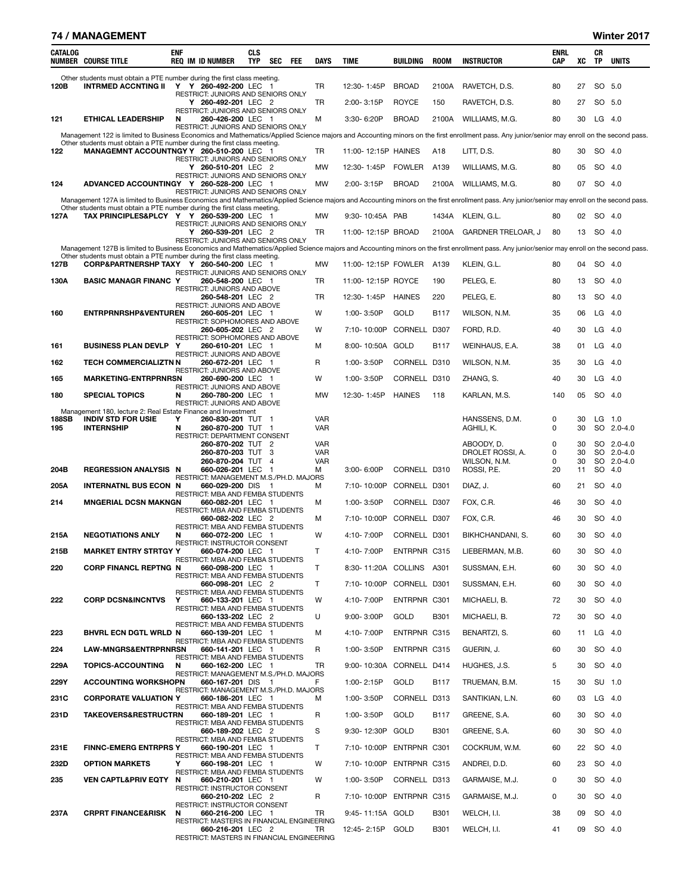## 74 / MANAGEMENT — Winter 2017

| CATALOG NUMBER | COURSE TITLE | ENF REQ | IM | ID NUMBER | CLS TYP | SEC | FEE | DAYS | TIME | BUILDING | ROOM | INSTRUCTOR | ENRL CAP | XC | CR TP | UNITS |
|---|---|---|---|---|---|---|---|---|---|---|---|---|---|---|---|---|
| Other students must obtain a PTE number during the first class meeting. | | | | | | | | | | | | | | | | |
| 120B | INTRMED ACCNTING II | Y | Y | 260-492-200 | LEC | 1 | | TR | 12:30- 1:45P | BROAD | 2100A | RAVETCH, D.S. | 80 | 27 | SO | 5.0 |
| | RESTRICT: JUNIORS AND SENIORS ONLY | | | | | | | | | | | | | | | |
| | | | Y | 260-492-201 | LEC | 2 | | TR | 2:00- 3:15P | ROYCE | 150 | RAVETCH, D.S. | 80 | 27 | SO | 5.0 |
| | RESTRICT: JUNIORS AND SENIORS ONLY | | | | | | | | | | | | | | | |
| 121 | ETHICAL LEADERSHIP | N | | 260-426-200 | LEC | 1 | | M | 3:30- 6:20P | BROAD | 2100A | WILLIAMS, M.G. | 80 | 30 | LG | 4.0 |
| | RESTRICT: JUNIORS AND SENIORS ONLY | | | | | | | | | | | | | | | |
| Management 122 is limited to Business Economics and Mathematics/Applied Science majors and Accounting minors on the first enrollment pass. Any junior/senior may enroll on the second pass. Other students must obtain a PTE number during the first class meeting. | | | | | | | | | | | | | | | | |
| 122 | MANAGEMNT ACCOUNTNG | Y | | 260-510-200 | LEC | 1 | | TR | 11:00- 12:15P | HAINES | A18 | LITT, D.S. | 80 | 30 | SO | 4.0 |
| | RESTRICT: JUNIORS AND SENIORS ONLY | | | | | | | | | | | | | | | |
| | | | Y | 260-510-201 | LEC | 2 | | MW | 12:30- 1:45P | FOWLER | A139 | WILLIAMS, M.G. | 80 | 05 | SO | 4.0 |
| | RESTRICT: JUNIORS AND SENIORS ONLY | | | | | | | | | | | | | | | |
| 124 | ADVANCED ACCOUNTING | Y | | 260-528-200 | LEC | 1 | | MW | 2:00- 3:15P | BROAD | 2100A | WILLIAMS, M.G. | 80 | 07 | SO | 4.0 |
| | RESTRICT: JUNIORS AND SENIORS ONLY | | | | | | | | | | | | | | | |
| Management 127A is limited to Business Economics and Mathematics/Applied Science majors and Accounting minors on the first enrollment pass. Any junior/senior may enroll on the second pass. Other students must obtain a PTE number during the first class meeting. | | | | | | | | | | | | | | | | |
| 127A | TAX PRINCIPLES&PLCY | Y | Y | 260-539-200 | LEC | 1 | | MW | 9:30- 10:45A | PAB | 1434A | KLEIN, G.L. | 80 | 02 | SO | 4.0 |
| | RESTRICT: JUNIORS AND SENIORS ONLY | | | | | | | | | | | | | | | |
| | | | Y | 260-539-201 | LEC | 2 | | TR | 11:00- 12:15P | BROAD | 2100A | GARDNER TRELOAR, J | 80 | 13 | SO | 4.0 |
| | RESTRICT: JUNIORS AND SENIORS ONLY | | | | | | | | | | | | | | | |
| Management 127B is limited to Business Economics and Mathematics/Applied Science majors and Accounting minors on the first enrollment pass. Any junior/senior may enroll on the second pass. Other students must obtain a PTE number during the first class meeting. | | | | | | | | | | | | | | | | |
| 127B | CORP&PARTNERSHP TAXY | Y | | 260-540-200 | LEC | 1 | | MW | 11:00- 12:15P | FOWLER | A139 | KLEIN, G.L. | 80 | 04 | SO | 4.0 |
| | RESTRICT: JUNIORS AND SENIORS ONLY | | | | | | | | | | | | | | | |
| 130A | BASIC MANAGR FINANC | Y | | 260-548-200 | LEC | 1 | | TR | 11:00- 12:15P | ROYCE | 190 | PELEG, E. | 80 | 13 | SO | 4.0 |
| | RESTRICT: JUNIORS AND ABOVE | | | | | | | | | | | | | | | |
| | | | | 260-548-201 | LEC | 2 | | TR | 12:30- 1:45P | HAINES | 220 | PELEG, E. | 80 | 13 | SO | 4.0 |
| | RESTRICT: JUNIORS AND ABOVE | | | | | | | | | | | | | | | |
| 160 | ENTRPRNRSHP&VENTURE | N | | 260-605-201 | LEC | 1 | | W | 1:00- 3:50P | GOLD | B117 | WILSON, N.M. | 35 | 06 | LG | 4.0 |
| | RESTRICT: SOPHOMORES AND ABOVE | | | | | | | | | | | | | | | |
| | | | | 260-605-202 | LEC | 2 | | W | 7:10- 10:00P | CORNELL | D307 | FORD, R.D. | 40 | 30 | LG | 4.0 |
| | RESTRICT: SOPHOMORES AND ABOVE | | | | | | | | | | | | | | | |
| 161 | BUSINESS PLAN DEVLP | Y | | 260-610-201 | LEC | 1 | | M | 8:00- 10:50A | GOLD | B117 | WEINHAUS, E.A. | 38 | 01 | LG | 4.0 |
| | RESTRICT: JUNIORS AND ABOVE | | | | | | | | | | | | | | | |
| 162 | TECH COMMERCIALIZTN | N | | 260-672-201 | LEC | 1 | | R | 1:00- 3:50P | CORNELL | D310 | WILSON, N.M. | 35 | 30 | LG | 4.0 |
| | RESTRICT: JUNIORS AND ABOVE | | | | | | | | | | | | | | | |
| 165 | MARKETING-ENTRPRNR | SN | | 260-690-200 | LEC | 1 | | W | 1:00- 3:50P | CORNELL | D310 | ZHANG, S. | 40 | 30 | LG | 4.0 |
| | RESTRICT: JUNIORS AND ABOVE | | | | | | | | | | | | | | | |
| 180 | SPECIAL TOPICS | N | | 260-780-200 | LEC | 1 | | MW | 12:30- 1:45P | HAINES | 118 | KARLAN, M.S. | 140 | 05 | SO | 4.0 |
| | RESTRICT: JUNIORS AND ABOVE | | | | | | | | | | | | | | | |
| Management 180, lecture 2: Real Estate Finance and Investment | | | | | | | | | | | | | | | | |
| 188SB | INDIV STD FOR USIE | Y | | 260-830-201 | TUT | 1 | | VAR | | | | HANSSENS, D.M. | 0 | 30 | LG | 1.0 |
| 195 | INTERNSHIP | N | | 260-870-200 | TUT | 1 | | VAR | | | | AGHILI, K. | 0 | 30 | SO | 2.0-4.0 |
| | RESTRICT: DEPARTMENT CONSENT | | | | | | | | | | | | | | | |
| | | | | 260-870-202 | TUT | 2 | | VAR | | | | ABOODY, D. | 0 | 30 | SO | 2.0-4.0 |
| | | | | 260-870-203 | TUT | 3 | | VAR | | | | DROLET ROSSI, A. | 0 | 30 | SO | 2.0-4.0 |
| | | | | 260-870-204 | TUT | 4 | | VAR | | | | WILSON, N.M. | 0 | 30 | SO | 2.0-4.0 |
| 204B | REGRESSION ANALYSIS | N | | 660-026-201 | LEC | 1 | | M | 3:00- 6:00P | CORNELL | D310 | ROSSI, P.E. | 20 | 11 | SO | 4.0 |
| | RESTRICT: MANAGEMENT M.S./PH.D. MAJORS | | | | | | | | | | | | | | | |
| 205A | INTERNATNL BUS ECON | N | | 660-029-200 | DIS | 1 | | M | 7:10- 10:00P | CORNELL | D301 | DIAZ, J. | 60 | 21 | SO | 4.0 |
| | RESTRICT: MBA AND FEMBA STUDENTS | | | | | | | | | | | | | | | |
| 214 | MNGERIAL DCSN MAKNG | N | | 660-082-201 | LEC | 1 | | M | 1:00- 3:50P | CORNELL | D307 | FOX, C.R. | 46 | 30 | SO | 4.0 |
| | RESTRICT: MBA AND FEMBA STUDENTS | | | | | | | | | | | | | | | |
| | | | | 660-082-202 | LEC | 2 | | M | 7:10- 10:00P | CORNELL | D307 | FOX, C.R. | 46 | 30 | SO | 4.0 |
| | RESTRICT: MBA AND FEMBA STUDENTS | | | | | | | | | | | | | | | |
| 215A | NEGOTIATIONS ANLY | N | | 660-072-200 | LEC | 1 | | W | 4:10- 7:00P | CORNELL | D301 | BIKHCHANDANI, S. | 60 | 30 | SO | 4.0 |
| | RESTRICT: INSTRUCTOR CONSENT | | | | | | | | | | | | | | | |
| 215B | MARKET ENTRY STRTGY | Y | | 660-074-200 | LEC | 1 | | T | 4:10- 7:00P | ENTRPNR | C315 | LIEBERMAN, M.B. | 60 | 30 | SO | 4.0 |
| | RESTRICT: MBA AND FEMBA STUDENTS | | | | | | | | | | | | | | | |
| 220 | CORP FINANCL REPTNG | N | | 660-098-200 | LEC | 1 | | T | 8:30- 11:20A | COLLINS | A301 | SUSSMAN, E.H. | 60 | 30 | SO | 4.0 |
| | RESTRICT: MBA AND FEMBA STUDENTS | | | | | | | | | | | | | | | |
| | | | | 660-098-201 | LEC | 2 | | T | 7:10- 10:00P | CORNELL | D301 | SUSSMAN, E.H. | 60 | 30 | SO | 4.0 |
| | RESTRICT: MBA AND FEMBA STUDENTS | | | | | | | | | | | | | | | |
| 222 | CORP DCSN&INCNTVS | Y | | 660-133-201 | LEC | 1 | | W | 4:10- 7:00P | ENTRPNR | C301 | MICHAELI, B. | 72 | 30 | SO | 4.0 |
| | RESTRICT: MBA AND FEMBA STUDENTS | | | | | | | | | | | | | | | |
| | | | | 660-133-202 | LEC | 2 | | U | 9:00- 3:00P | GOLD | B301 | MICHAELI, B. | 72 | 30 | SO | 4.0 |
| | RESTRICT: MBA AND FEMBA STUDENTS | | | | | | | | | | | | | | | |
| 223 | BHVRL ECN DGTL WRLD | N | | 660-139-201 | LEC | 1 | | M | 4:10- 7:00P | ENTRPNR | C315 | BENARTZI, S. | 60 | 11 | LG | 4.0 |
| | RESTRICT: MBA AND FEMBA STUDENTS | | | | | | | | | | | | | | | |
| 224 | LAW-MNGRS&ENTRPRNR | SN | | 660-141-201 | LEC | 1 | | R | 1:00- 3:50P | ENTRPNR | C315 | GUERIN, J. | 60 | 30 | SO | 4.0 |
| | RESTRICT: MBA AND FEMBA STUDENTS | | | | | | | | | | | | | | | |
| 229A | TOPICS-ACCOUNTING | N | | 660-162-200 | LEC | 1 | | TR | 9:00- 10:30A | CORNELL | D414 | HUGHES, J.S. | 5 | 30 | SO | 4.0 |
| | RESTRICT: MANAGEMENT M.S./PH.D. MAJORS | | | | | | | | | | | | | | | |
| 229Y | ACCOUNTING WORKSHOP | N | | 660-167-201 | DIS | 1 | | F | 1:00- 2:15P | GOLD | B117 | TRUEMAN, B.M. | 15 | 30 | SU | 1.0 |
| | RESTRICT: MANAGEMENT M.S./PH.D. MAJORS | | | | | | | | | | | | | | | |
| 231C | CORPORATE VALUATION | Y | | 660-186-201 | LEC | 1 | | M | 1:00- 3:50P | CORNELL | D313 | SANTIKIAN, L.N. | 60 | 03 | LG | 4.0 |
| | RESTRICT: MBA AND FEMBA STUDENTS | | | | | | | | | | | | | | | |
| 231D | TAKEOVERS&RESTRUCT | RN | | 660-189-201 | LEC | 1 | | R | 1:00- 3:50P | GOLD | B117 | GREENE, S.A. | 60 | 30 | SO | 4.0 |
| | RESTRICT: MBA AND FEMBA STUDENTS | | | | | | | | | | | | | | | |
| | | | | 660-189-202 | LEC | 2 | | S | 9:30- 12:30P | GOLD | B301 | GREENE, S.A. | 60 | 30 | SO | 4.0 |
| | RESTRICT: MBA AND FEMBA STUDENTS | | | | | | | | | | | | | | | |
| 231E | FINNC-EMERG ENTRPRS | Y | | 660-190-201 | LEC | 1 | | T | 7:10- 10:00P | ENTRPNR | C301 | COCKRUM, W.M. | 60 | 22 | SO | 4.0 |
| | RESTRICT: MBA AND FEMBA STUDENTS | | | | | | | | | | | | | | | |
| 232D | OPTION MARKETS | Y | | 660-198-201 | LEC | 1 | | W | 7:10- 10:00P | ENTRPNR | C315 | ANDREI, D.D. | 60 | 23 | SO | 4.0 |
| | RESTRICT: MBA AND FEMBA STUDENTS | | | | | | | | | | | | | | | |
| 235 | VEN CAPTL&PRIV EQTY | N | | 660-210-201 | LEC | 1 | | W | 1:00- 3:50P | CORNELL | D313 | GARMAISE, M.J. | 0 | 30 | SO | 4.0 |
| | RESTRICT: INSTRUCTOR CONSENT | | | | | | | | | | | | | | | |
| | | | | 660-210-202 | LEC | 2 | | R | 7:10- 10:00P | ENTRPNR | C315 | GARMAISE, M.J. | 0 | 30 | SO | 4.0 |
| | RESTRICT: INSTRUCTOR CONSENT | | | | | | | | | | | | | | | |
| 237A | CRPRT FINANCE&RISK | N | | 660-216-200 | LEC | 1 | | TR | 9:45- 11:15A | GOLD | B301 | WELCH, I.I. | 38 | 09 | SO | 4.0 |
| | RESTRICT: MASTERS IN FINANCIAL ENGINEERING | | | | | | | | | | | | | | | |
| | | | | 660-216-201 | LEC | 2 | | TR | 12:45- 2:15P | GOLD | B301 | WELCH, I.I. | 41 | 09 | SO | 4.0 |
| | RESTRICT: MASTERS IN FINANCIAL ENGINEERING | | | | | | | | | | | | | | | |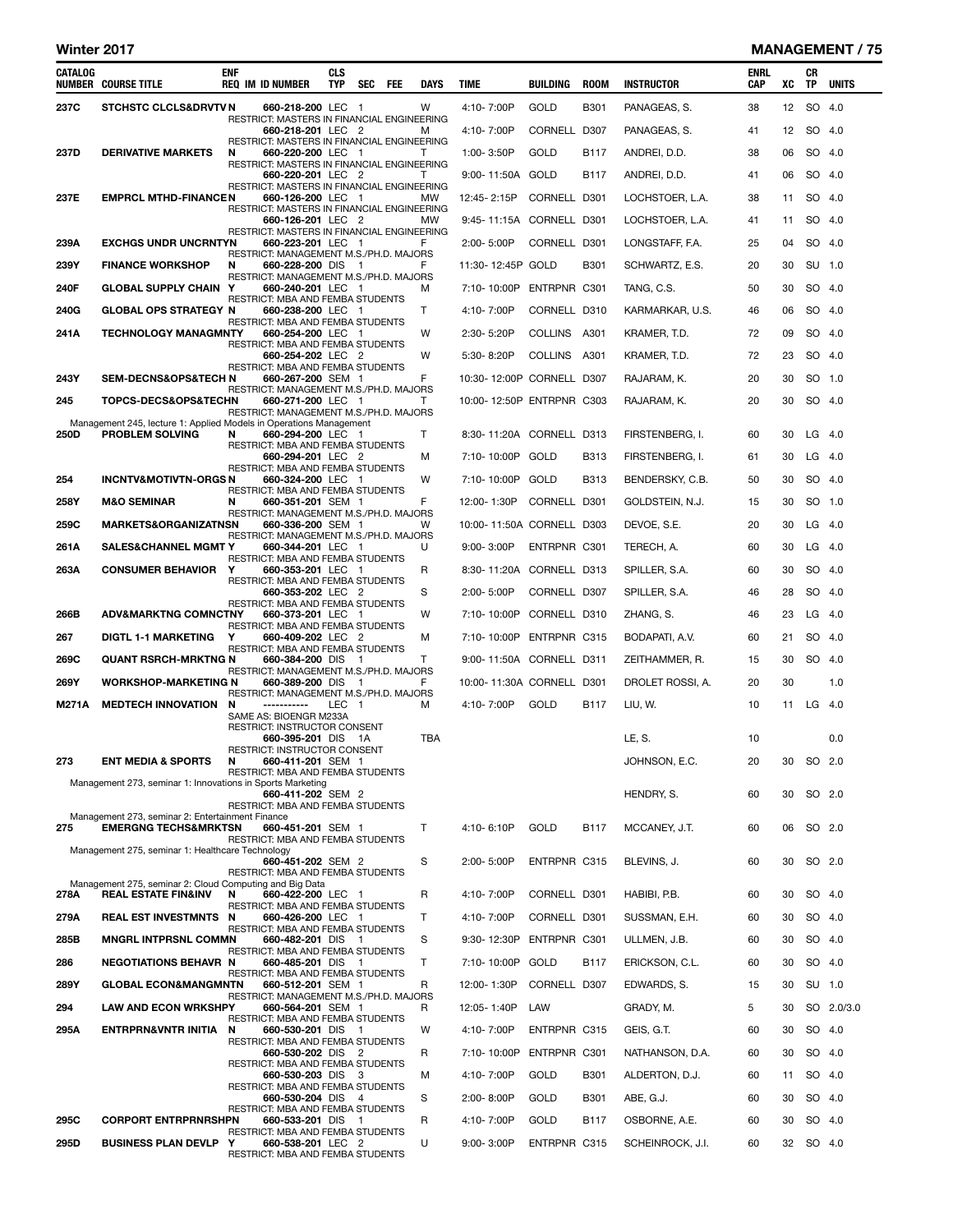# Winter 2017 — MANAGEMENT

| CATALOG NUMBER | COURSE TITLE | ENF REQ | IM | ID NUMBER | CLS TYP | SEC | FEE | DAYS | TIME | BUILDING | ROOM | INSTRUCTOR | ENRL CAP | XC | CR TP | UNITS |
|---|---|---|---|---|---|---|---|---|---|---|---|---|---|---|---|---|
| 237C | STCHSTC CLCLS&DRVTV | N | | 660-218-200 | LEC | 1 | | W | 4:10- 7:00P | GOLD | B301 | PANAGEAS, S. | 38 | 12 | SO | 4.0 |
| | RESTRICT: MASTERS IN FINANCIAL ENGINEERING | | | | | | | | | | | | | | | |
| | | | | 660-218-201 | LEC | 2 | | M | 4:10- 7:00P | CORNELL | D307 | PANAGEAS, S. | 41 | 12 | SO | 4.0 |
| | RESTRICT: MASTERS IN FINANCIAL ENGINEERING | | | | | | | | | | | | | | | |
| 237D | DERIVATIVE MARKETS | N | | 660-220-200 | LEC | 1 | | T | 1:00- 3:50P | GOLD | B117 | ANDREI, D.D. | 38 | 06 | SO | 4.0 |
| | RESTRICT: MASTERS IN FINANCIAL ENGINEERING | | | | | | | | | | | | | | | |
| | | | | 660-220-201 | LEC | 2 | | T | 9:00- 11:50A | GOLD | B117 | ANDREI, D.D. | 41 | 06 | SO | 4.0 |
| | RESTRICT: MASTERS IN FINANCIAL ENGINEERING | | | | | | | | | | | | | | | |
| 237E | EMPRCL MTHD-FINANCE | N | | 660-126-200 | LEC | 1 | | MW | 12:45- 2:15P | CORNELL | D301 | LOCHSTOER, L.A. | 38 | 11 | SO | 4.0 |
| | RESTRICT: MASTERS IN FINANCIAL ENGINEERING | | | | | | | | | | | | | | | |
| | | | | 660-126-201 | LEC | 2 | | MW | 9:45- 11:15A | CORNELL | D301 | LOCHSTOER, L.A. | 41 | 11 | SO | 4.0 |
| | RESTRICT: MASTERS IN FINANCIAL ENGINEERING | | | | | | | | | | | | | | | |
| 239A | EXCHGS UNDR UNCRNTY | N | | 660-223-201 | LEC | 1 | | F | 2:00- 5:00P | CORNELL | D301 | LONGSTAFF, F.A. | 25 | 04 | SO | 4.0 |
| | RESTRICT: MANAGEMENT M.S./PH.D. MAJORS | | | | | | | | | | | | | | | |
| 239Y | FINANCE WORKSHOP | N | | 660-228-200 | DIS | 1 | | F | 11:30- 12:45P | GOLD | B301 | SCHWARTZ, E.S. | 20 | 30 | SU | 1.0 |
| | RESTRICT: MANAGEMENT M.S./PH.D. MAJORS | | | | | | | | | | | | | | | |
| 240F | GLOBAL SUPPLY CHAIN | Y | | 660-240-201 | LEC | 1 | | M | 7:10- 10:00P | ENTRPNR | C301 | TANG, C.S. | 50 | 30 | SO | 4.0 |
| | RESTRICT: MBA AND FEMBA STUDENTS | | | | | | | | | | | | | | | |
| 240G | GLOBAL OPS STRATEGY | N | | 660-238-200 | LEC | 1 | | T | 4:10- 7:00P | CORNELL | D310 | KARMARKAR, U.S. | 46 | 06 | SO | 4.0 |
| | RESTRICT: MBA AND FEMBA STUDENTS | | | | | | | | | | | | | | | |
| 241A | TECHNOLOGY MANAGMNT | Y | | 660-254-200 | LEC | 1 | | W | 2:30- 5:20P | COLLINS | A301 | KRAMER, T.D. | 72 | 09 | SO | 4.0 |
| | RESTRICT: MBA AND FEMBA STUDENTS | | | | | | | | | | | | | | | |
| | | | | 660-254-202 | LEC | 2 | | W | 5:30- 8:20P | COLLINS | A301 | KRAMER, T.D. | 72 | 23 | SO | 4.0 |
| | RESTRICT: MBA AND FEMBA STUDENTS | | | | | | | | | | | | | | | |
| 243Y | SEM-DECNS&OPS&TECH | N | | 660-267-200 | SEM | 1 | | F | 10:30- 12:00P | CORNELL | D307 | RAJARAM, K. | 20 | 30 | SO | 1.0 |
| | RESTRICT: MANAGEMENT M.S./PH.D. MAJORS | | | | | | | | | | | | | | | |
| 245 | TOPCS-DECS&OPS&TECH | N | | 660-271-200 | LEC | 1 | | T | 10:00- 12:50P | ENTRPNR | C303 | RAJARAM, K. | 20 | 30 | SO | 4.0 |
| | RESTRICT: MANAGEMENT M.S./PH.D. MAJORS | | | | | | | | | | | | | | | |
| | Management 245, lecture 1: Applied Models in Operations Management | | | | | | | | | | | | | | | |
| 250D | PROBLEM SOLVING | N | | 660-294-200 | LEC | 1 | | T | 8:30- 11:20A | CORNELL | D313 | FIRSTENBERG, I. | 60 | 30 | LG | 4.0 |
| | RESTRICT: MBA AND FEMBA STUDENTS | | | | | | | | | | | | | | | |
| | | | | 660-294-201 | LEC | 2 | | M | 7:10- 10:00P | GOLD | B313 | FIRSTENBERG, I. | 61 | 30 | LG | 4.0 |
| | RESTRICT: MBA AND FEMBA STUDENTS | | | | | | | | | | | | | | | |
| 254 | INCNTV&MOTIVTN-ORGS | N | | 660-324-200 | LEC | 1 | | W | 7:10- 10:00P | GOLD | B313 | BENDERSKY, C.B. | 50 | 30 | SO | 4.0 |
| | RESTRICT: MBA AND FEMBA STUDENTS | | | | | | | | | | | | | | | |
| 258Y | M&O SEMINAR | N | | 660-351-201 | SEM | 1 | | F | 12:00- 1:30P | CORNELL | D301 | GOLDSTEIN, N.J. | 15 | 30 | SO | 1.0 |
| | RESTRICT: MANAGEMENT M.S./PH.D. MAJORS | | | | | | | | | | | | | | | |
| 259C | MARKETS&ORGANIZATNS | N | | 660-336-200 | SEM | 1 | | W | 10:00- 11:50A | CORNELL | D303 | DEVOE, S.E. | 20 | 30 | LG | 4.0 |
| | RESTRICT: MANAGEMENT M.S./PH.D. MAJORS | | | | | | | | | | | | | | | |
| 261A | SALES&CHANNEL MGMT | Y | | 660-344-201 | LEC | 1 | | U | 9:00- 3:00P | ENTRPNR | C301 | TERECH, A. | 60 | 30 | LG | 4.0 |
| | RESTRICT: MBA AND FEMBA STUDENTS | | | | | | | | | | | | | | | |
| 263A | CONSUMER BEHAVIOR | Y | | 660-353-201 | LEC | 1 | | R | 8:30- 11:20A | CORNELL | D313 | SPILLER, S.A. | 60 | 30 | SO | 4.0 |
| | RESTRICT: MBA AND FEMBA STUDENTS | | | | | | | | | | | | | | | |
| | | | | 660-353-202 | LEC | 2 | | S | 2:00- 5:00P | CORNELL | D307 | SPILLER, S.A. | 46 | 28 | SO | 4.0 |
| | RESTRICT: MBA AND FEMBA STUDENTS | | | | | | | | | | | | | | | |
| 266B | ADV&MARKTNG COMNCTN | Y | | 660-373-201 | LEC | 1 | | W | 7:10- 10:00P | CORNELL | D310 | ZHANG, S. | 46 | 23 | LG | 4.0 |
| | RESTRICT: MBA AND FEMBA STUDENTS | | | | | | | | | | | | | | | |
| 267 | DIGTL 1-1 MARKETING | Y | | 660-409-202 | LEC | 2 | | M | 7:10- 10:00P | ENTRPNR | C315 | BODAPATI, A.V. | 60 | 21 | SO | 4.0 |
| | RESTRICT: MBA AND FEMBA STUDENTS | | | | | | | | | | | | | | | |
| 269C | QUANT RSRCH-MRKTNG | N | | 660-384-200 | DIS | 1 | | T | 9:00- 11:50A | CORNELL | D311 | ZEITHAMMER, R. | 15 | 30 | SO | 4.0 |
| | RESTRICT: MANAGEMENT M.S./PH.D. MAJORS | | | | | | | | | | | | | | | |
| 269Y | WORKSHOP-MARKETING | N | | 660-389-200 | DIS | 1 | | F | 10:00- 11:30A | CORNELL | D301 | DROLET ROSSI, A. | 20 | 30 | | 1.0 |
| | RESTRICT: MANAGEMENT M.S./PH.D. MAJORS | | | | | | | | | | | | | | | |
| M271A | MEDTECH INNOVATION | N | | ----------- | LEC | 1 | | M | 4:10- 7:00P | GOLD | B117 | LIU, W. | 10 | 11 | LG | 4.0 |
| | SAME AS: BIOENGR M233A | | | | | | | | | | | | | | | |
| | RESTRICT: INSTRUCTOR CONSENT | | | | | | | | | | | | | | | |
| | | | | 660-395-201 | DIS | 1A | | TBA | | | | LE, S. | 10 | | | 0.0 |
| | RESTRICT: INSTRUCTOR CONSENT | | | | | | | | | | | | | | | |
| 273 | ENT MEDIA & SPORTS | N | | 660-411-201 | SEM | 1 | | | | | | JOHNSON, E.C. | 20 | 30 | SO | 2.0 |
| | RESTRICT: MBA AND FEMBA STUDENTS | | | | | | | | | | | | | | | |
| | Management 273, seminar 1: Innovations in Sports Marketing | | | | | | | | | | | | | | | |
| | | | | 660-411-202 | SEM | 2 | | | | | | HENDRY, S. | 60 | 30 | SO | 2.0 |
| | RESTRICT: MBA AND FEMBA STUDENTS | | | | | | | | | | | | | | | |
| | Management 273, seminar 2: Entertainment Finance | | | | | | | | | | | | | | | |
| 275 | EMERGNG TECHS&MRKTS | N | | 660-451-201 | SEM | 1 | | T | 4:10- 6:10P | GOLD | B117 | MCCANEY, J.T. | 60 | 06 | SO | 2.0 |
| | RESTRICT: MBA AND FEMBA STUDENTS | | | | | | | | | | | | | | | |
| | Management 275, seminar 1: Healthcare Technology | | | | | | | | | | | | | | | |
| | | | | 660-451-202 | SEM | 2 | | S | 2:00- 5:00P | ENTRPNR | C315 | BLEVINS, J. | 60 | 30 | SO | 2.0 |
| | RESTRICT: MBA AND FEMBA STUDENTS | | | | | | | | | | | | | | | |
| | Management 275, seminar 2: Cloud Computing and Big Data | | | | | | | | | | | | | | | |
| 278A | REAL ESTATE FIN&INV | N | | 660-422-200 | LEC | 1 | | R | 4:10- 7:00P | CORNELL | D301 | HABIBI, P.B. | 60 | 30 | SO | 4.0 |
| | RESTRICT: MBA AND FEMBA STUDENTS | | | | | | | | | | | | | | | |
| 279A | REAL EST INVESTMNTS | N | | 660-426-200 | LEC | 1 | | T | 4:10- 7:00P | CORNELL | D301 | SUSSMAN, E.H. | 60 | 30 | SO | 4.0 |
| | RESTRICT: MBA AND FEMBA STUDENTS | | | | | | | | | | | | | | | |
| 285B | MNGRL INTPRSNL COMMN | | | 660-482-201 | DIS | 1 | | S | 9:30- 12:30P | ENTRPNR | C301 | ULLMEN, J.B. | 60 | 30 | SO | 4.0 |
| | RESTRICT: MBA AND FEMBA STUDENTS | | | | | | | | | | | | | | | |
| 286 | NEGOTIATIONS BEHAVR | N | | 660-485-201 | DIS | 1 | | T | 7:10- 10:00P | GOLD | B117 | ERICKSON, C.L. | 60 | 30 | SO | 4.0 |
| | RESTRICT: MBA AND FEMBA STUDENTS | | | | | | | | | | | | | | | |
| 289Y | GLOBAL ECON&MANGMNT | N | | 660-512-201 | SEM | 1 | | R | 12:00- 1:30P | CORNELL | D307 | EDWARDS, S. | 15 | 30 | SU | 1.0 |
| | RESTRICT: MANAGEMENT M.S./PH.D. MAJORS | | | | | | | | | | | | | | | |
| 294 | LAW AND ECON WRKSHP | Y | | 660-564-201 | SEM | 1 | | R | 12:05- 1:40P | LAW | | GRADY, M. | 5 | 30 | SO | 2.0/3.0 |
| | RESTRICT: MBA AND FEMBA STUDENTS | | | | | | | | | | | | | | | |
| 295A | ENTRPRN&VNTR INITIA | N | | 660-530-201 | DIS | 1 | | W | 4:10- 7:00P | ENTRPNR | C315 | GEIS, G.T. | 60 | 30 | SO | 4.0 |
| | RESTRICT: MBA AND FEMBA STUDENTS | | | | | | | | | | | | | | | |
| | | | | 660-530-202 | DIS | 2 | | R | 7:10- 10:00P | ENTRPNR | C301 | NATHANSON, D.A. | 60 | 30 | SO | 4.0 |
| | RESTRICT: MBA AND FEMBA STUDENTS | | | | | | | | | | | | | | | |
| | | | | 660-530-203 | DIS | 3 | | M | 4:10- 7:00P | GOLD | B301 | ALDERTON, D.J. | 60 | 11 | SO | 4.0 |
| | RESTRICT: MBA AND FEMBA STUDENTS | | | | | | | | | | | | | | | |
| | | | | 660-530-204 | DIS | 4 | | S | 2:00- 8:00P | GOLD | B301 | ABE, G.J. | 60 | 30 | SO | 4.0 |
| | RESTRICT: MBA AND FEMBA STUDENTS | | | | | | | | | | | | | | | |
| 295C | CORPORT ENTRPRNRSHP | N | | 660-533-201 | DIS | 1 | | R | 4:10- 7:00P | GOLD | B117 | OSBORNE, A.E. | 60 | 30 | SO | 4.0 |
| | RESTRICT: MBA AND FEMBA STUDENTS | | | | | | | | | | | | | | | |
| 295D | BUSINESS PLAN DEVLP | Y | | 660-538-201 | LEC | 2 | | U | 9:00- 3:00P | ENTRPNR | C315 | SCHEINROCK, J.I. | 60 | 32 | SO | 4.0 |
| | RESTRICT: MBA AND FEMBA STUDENTS | | | | | | | | | | | | | | | |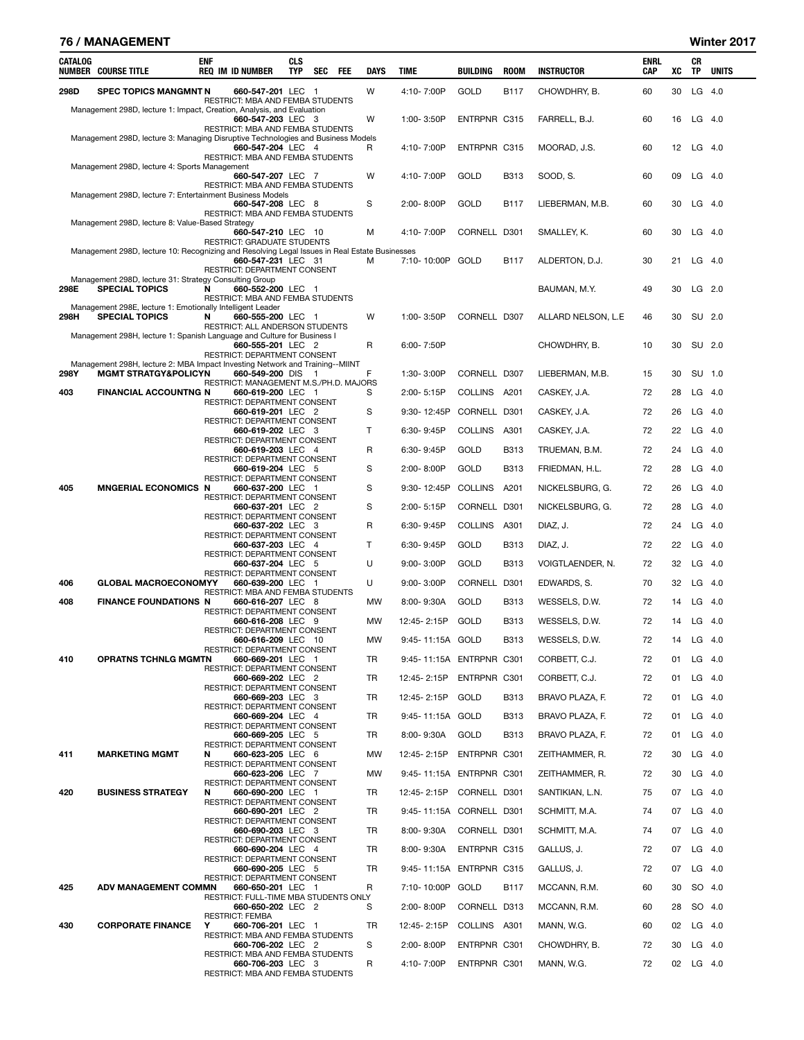## 76 / MANAGEMENT — Winter 2017

| CATALOG NUMBER | COURSE TITLE | ENF REQ | IM | ID NUMBER | CLS TYP | SEC | FEE | DAYS | TIME | BUILDING | ROOM | INSTRUCTOR | ENRL CAP | XC | CR TP | UNITS |
|---|---|---|---|---|---|---|---|---|---|---|---|---|---|---|---|---|
| 298D | SPEC TOPICS MANGMNT | N | | 660-547-201 | LEC | 1 | | W | 4:10- 7:00P | GOLD | B117 | CHOWDHRY, B. | 60 | 30 | LG | 4.0 |
| | RESTRICT: MBA AND FEMBA STUDENTS | | | | | | | | | | | | | | | |
| | Management 298D, lecture 1: Impact, Creation, Analysis, and Evaluation | | | | | | | | | | | | | | | |
| | | | | 660-547-203 | LEC | 3 | | W | 1:00- 3:50P | ENTRPNR | C315 | FARRELL, B.J. | 60 | 16 | LG | 4.0 |
| | RESTRICT: MBA AND FEMBA STUDENTS | | | | | | | | | | | | | | | |
| | Management 298D, lecture 3: Managing Disruptive Technologies and Business Models | | | | | | | | | | | | | | | |
| | | | | 660-547-204 | LEC | 4 | | R | 4:10- 7:00P | ENTRPNR | C315 | MOORAD, J.S. | 60 | 12 | LG | 4.0 |
| | RESTRICT: MBA AND FEMBA STUDENTS | | | | | | | | | | | | | | | |
| | Management 298D, lecture 4: Sports Management | | | | | | | | | | | | | | | |
| | | | | 660-547-207 | LEC | 7 | | W | 4:10- 7:00P | GOLD | B313 | SOOD, S. | 60 | 09 | LG | 4.0 |
| | RESTRICT: MBA AND FEMBA STUDENTS | | | | | | | | | | | | | | | |
| | Management 298D, lecture 7: Entertainment Business Models | | | | | | | | | | | | | | | |
| | | | | 660-547-208 | LEC | 8 | | S | 2:00- 8:00P | GOLD | B117 | LIEBERMAN, M.B. | 60 | 30 | LG | 4.0 |
| | RESTRICT: MBA AND FEMBA STUDENTS | | | | | | | | | | | | | | | |
| | Management 298D, lecture 8: Value-Based Strategy | | | | | | | | | | | | | | | |
| | | | | 660-547-210 | LEC | 10 | | M | 4:10- 7:00P | CORNELL | D301 | SMALLEY, K. | 60 | 30 | LG | 4.0 |
| | RESTRICT: GRADUATE STUDENTS | | | | | | | | | | | | | | | |
| | Management 298D, lecture 10: Recognizing and Resolving Legal Issues in Real Estate Businesses | | | | | | | | | | | | | | | |
| | | | | 660-547-231 | LEC | 31 | | M | 7:10- 10:00P | GOLD | B117 | ALDERTON, D.J. | 30 | 21 | LG | 4.0 |
| | RESTRICT: DEPARTMENT CONSENT | | | | | | | | | | | | | | | |
| | Management 298D, lecture 31: Strategy Consulting Group | | | | | | | | | | | | | | | |
| 298E | SPECIAL TOPICS | N | | 660-552-200 | LEC | 1 | | | | | | BAUMAN, M.Y. | 49 | 30 | LG | 2.0 |
| | RESTRICT: MBA AND FEMBA STUDENTS | | | | | | | | | | | | | | | |
| | Management 298E, lecture 1: Emotionally Intelligent Leader | | | | | | | | | | | | | | | |
| 298H | SPECIAL TOPICS | N | | 660-555-200 | LEC | 1 | | W | 1:00- 3:50P | CORNELL | D307 | ALLARD NELSON, L.E | 46 | 30 | SU | 2.0 |
| | RESTRICT: ALL ANDERSON STUDENTS | | | | | | | | | | | | | | | |
| | Management 298H, lecture 1: Spanish Language and Culture for Business I | | | | | | | | | | | | | | | |
| | | | | 660-555-201 | LEC | 2 | | R | 6:00- 7:50P | | | CHOWDHRY, B. | 10 | 30 | SU | 2.0 |
| | RESTRICT: DEPARTMENT CONSENT | | | | | | | | | | | | | | | |
| | Management 298H, lecture 2: MBA Impact Investing Network and Training--MIINT | | | | | | | | | | | | | | | |
| 298Y | MGMT STRATGY&POLICY | N | | 660-549-200 | DIS | 1 | | F | 1:30- 3:00P | CORNELL | D307 | LIEBERMAN, M.B. | 15 | 30 | SU | 1.0 |
| | RESTRICT: MANAGEMENT M.S./PH.D. MAJORS | | | | | | | | | | | | | | | |
| 403 | FINANCIAL ACCOUNTNG | N | | 660-619-200 | LEC | 1 | | S | 2:00- 5:15P | COLLINS | A201 | CASKEY, J.A. | 72 | 28 | LG | 4.0 |
| | RESTRICT: DEPARTMENT CONSENT | | | | | | | | | | | | | | | |
| | | | | 660-619-201 | LEC | 2 | | S | 9:30- 12:45P | CORNELL | D301 | CASKEY, J.A. | 72 | 26 | LG | 4.0 |
| | RESTRICT: DEPARTMENT CONSENT | | | | | | | | | | | | | | | |
| | | | | 660-619-202 | LEC | 3 | | T | 6:30- 9:45P | COLLINS | A301 | CASKEY, J.A. | 72 | 22 | LG | 4.0 |
| | RESTRICT: DEPARTMENT CONSENT | | | | | | | | | | | | | | | |
| | | | | 660-619-203 | LEC | 4 | | R | 6:30- 9:45P | GOLD | B313 | TRUEMAN, B.M. | 72 | 24 | LG | 4.0 |
| | RESTRICT: DEPARTMENT CONSENT | | | | | | | | | | | | | | | |
| | | | | 660-619-204 | LEC | 5 | | S | 2:00- 8:00P | GOLD | B313 | FRIEDMAN, H.L. | 72 | 28 | LG | 4.0 |
| | RESTRICT: DEPARTMENT CONSENT | | | | | | | | | | | | | | | |
| 405 | MNGERIAL ECONOMICS | N | | 660-637-200 | LEC | 1 | | S | 9:30- 12:45P | COLLINS | A201 | NICKELSBURG, G. | 72 | 26 | LG | 4.0 |
| | RESTRICT: DEPARTMENT CONSENT | | | | | | | | | | | | | | | |
| | | | | 660-637-201 | LEC | 2 | | S | 2:00- 5:15P | CORNELL | D301 | NICKELSBURG, G. | 72 | 28 | LG | 4.0 |
| | RESTRICT: DEPARTMENT CONSENT | | | | | | | | | | | | | | | |
| | | | | 660-637-202 | LEC | 3 | | R | 6:30- 9:45P | COLLINS | A301 | DIAZ, J. | 72 | 24 | LG | 4.0 |
| | RESTRICT: DEPARTMENT CONSENT | | | | | | | | | | | | | | | |
| | | | | 660-637-203 | LEC | 4 | | T | 6:30- 9:45P | GOLD | B313 | DIAZ, J. | 72 | 22 | LG | 4.0 |
| | RESTRICT: DEPARTMENT CONSENT | | | | | | | | | | | | | | | |
| | | | | 660-637-204 | LEC | 5 | | U | 9:00- 3:00P | GOLD | B313 | VOIGTLAENDER, N. | 72 | 32 | LG | 4.0 |
| | RESTRICT: DEPARTMENT CONSENT | | | | | | | | | | | | | | | |
| 406 | GLOBAL MACROECONOMY | Y | | 660-639-200 | LEC | 1 | | U | 9:00- 3:00P | CORNELL | D301 | EDWARDS, S. | 70 | 32 | LG | 4.0 |
| | RESTRICT: MBA AND FEMBA STUDENTS | | | | | | | | | | | | | | | |
| 408 | FINANCE FOUNDATIONS | N | | 660-616-207 | LEC | 8 | | MW | 8:00- 9:30A | GOLD | B313 | WESSELS, D.W. | 72 | 14 | LG | 4.0 |
| | RESTRICT: DEPARTMENT CONSENT | | | | | | | | | | | | | | | |
| | | | | 660-616-208 | LEC | 9 | | MW | 12:45- 2:15P | GOLD | B313 | WESSELS, D.W. | 72 | 14 | LG | 4.0 |
| | RESTRICT: DEPARTMENT CONSENT | | | | | | | | | | | | | | | |
| | | | | 660-616-209 | LEC | 10 | | MW | 9:45- 11:15A | GOLD | B313 | WESSELS, D.W. | 72 | 14 | LG | 4.0 |
| | RESTRICT: DEPARTMENT CONSENT | | | | | | | | | | | | | | | |
| 410 | OPRATNS TCHNLG MGMT | N | | 660-669-201 | LEC | 1 | | TR | 9:45- 11:15A | ENTRPNR | C301 | CORBETT, C.J. | 72 | 01 | LG | 4.0 |
| | RESTRICT: DEPARTMENT CONSENT | | | | | | | | | | | | | | | |
| | | | | 660-669-202 | LEC | 2 | | TR | 12:45- 2:15P | ENTRPNR | C301 | CORBETT, C.J. | 72 | 01 | LG | 4.0 |
| | RESTRICT: DEPARTMENT CONSENT | | | | | | | | | | | | | | | |
| | | | | 660-669-203 | LEC | 3 | | TR | 12:45- 2:15P | GOLD | B313 | BRAVO PLAZA, F. | 72 | 01 | LG | 4.0 |
| | RESTRICT: DEPARTMENT CONSENT | | | | | | | | | | | | | | | |
| | | | | 660-669-204 | LEC | 4 | | TR | 9:45- 11:15A | GOLD | B313 | BRAVO PLAZA, F. | 72 | 01 | LG | 4.0 |
| | RESTRICT: DEPARTMENT CONSENT | | | | | | | | | | | | | | | |
| | | | | 660-669-205 | LEC | 5 | | TR | 8:00- 9:30A | GOLD | B313 | BRAVO PLAZA, F. | 72 | 01 | LG | 4.0 |
| | RESTRICT: DEPARTMENT CONSENT | | | | | | | | | | | | | | | |
| 411 | MARKETING MGMT | N | | 660-623-205 | LEC | 6 | | MW | 12:45- 2:15P | ENTRPNR | C301 | ZEITHAMMER, R. | 72 | 30 | LG | 4.0 |
| | RESTRICT: DEPARTMENT CONSENT | | | | | | | | | | | | | | | |
| | | | | 660-623-206 | LEC | 7 | | MW | 9:45- 11:15A | ENTRPNR | C301 | ZEITHAMMER, R. | 72 | 30 | LG | 4.0 |
| | RESTRICT: DEPARTMENT CONSENT | | | | | | | | | | | | | | | |
| 420 | BUSINESS STRATEGY | N | | 660-690-200 | LEC | 1 | | TR | 12:45- 2:15P | CORNELL | D301 | SANTIKIAN, L.N. | 75 | 07 | LG | 4.0 |
| | RESTRICT: DEPARTMENT CONSENT | | | | | | | | | | | | | | | |
| | | | | 660-690-201 | LEC | 2 | | TR | 9:45- 11:15A | CORNELL | D301 | SCHMITT, M.A. | 74 | 07 | LG | 4.0 |
| | RESTRICT: DEPARTMENT CONSENT | | | | | | | | | | | | | | | |
| | | | | 660-690-203 | LEC | 3 | | TR | 8:00- 9:30A | CORNELL | D301 | SCHMITT, M.A. | 74 | 07 | LG | 4.0 |
| | RESTRICT: DEPARTMENT CONSENT | | | | | | | | | | | | | | | |
| | | | | 660-690-204 | LEC | 4 | | TR | 8:00- 9:30A | ENTRPNR | C315 | GALLUS, J. | 72 | 07 | LG | 4.0 |
| | RESTRICT: DEPARTMENT CONSENT | | | | | | | | | | | | | | | |
| | | | | 660-690-205 | LEC | 5 | | TR | 9:45- 11:15A | ENTRPNR | C315 | GALLUS, J. | 72 | 07 | LG | 4.0 |
| | RESTRICT: DEPARTMENT CONSENT | | | | | | | | | | | | | | | |
| 425 | ADV MANAGEMENT COMM | N | | 660-650-201 | LEC | 1 | | R | 7:10- 10:00P | GOLD | B117 | MCCANN, R.M. | 60 | 30 | SO | 4.0 |
| | RESTRICT: FULL-TIME MBA STUDENTS ONLY | | | | | | | | | | | | | | | |
| | | | | 660-650-202 | LEC | 2 | | S | 2:00- 8:00P | CORNELL | D313 | MCCANN, R.M. | 60 | 28 | SO | 4.0 |
| | RESTRICT: FEMBA | | | | | | | | | | | | | | | |
| 430 | CORPORATE FINANCE | Y | | 660-706-201 | LEC | 1 | | TR | 12:45- 2:15P | COLLINS | A301 | MANN, W.G. | 60 | 02 | LG | 4.0 |
| | RESTRICT: MBA AND FEMBA STUDENTS | | | | | | | | | | | | | | | |
| | | | | 660-706-202 | LEC | 2 | | S | 2:00- 8:00P | ENTRPNR | C301 | CHOWDHRY, B. | 72 | 30 | LG | 4.0 |
| | RESTRICT: MBA AND FEMBA STUDENTS | | | | | | | | | | | | | | | |
| | | | | 660-706-203 | LEC | 3 | | R | 4:10- 7:00P | ENTRPNR | C301 | MANN, W.G. | 72 | 02 | LG | 4.0 |
| | RESTRICT: MBA AND FEMBA STUDENTS | | | | | | | | | | | | | | | |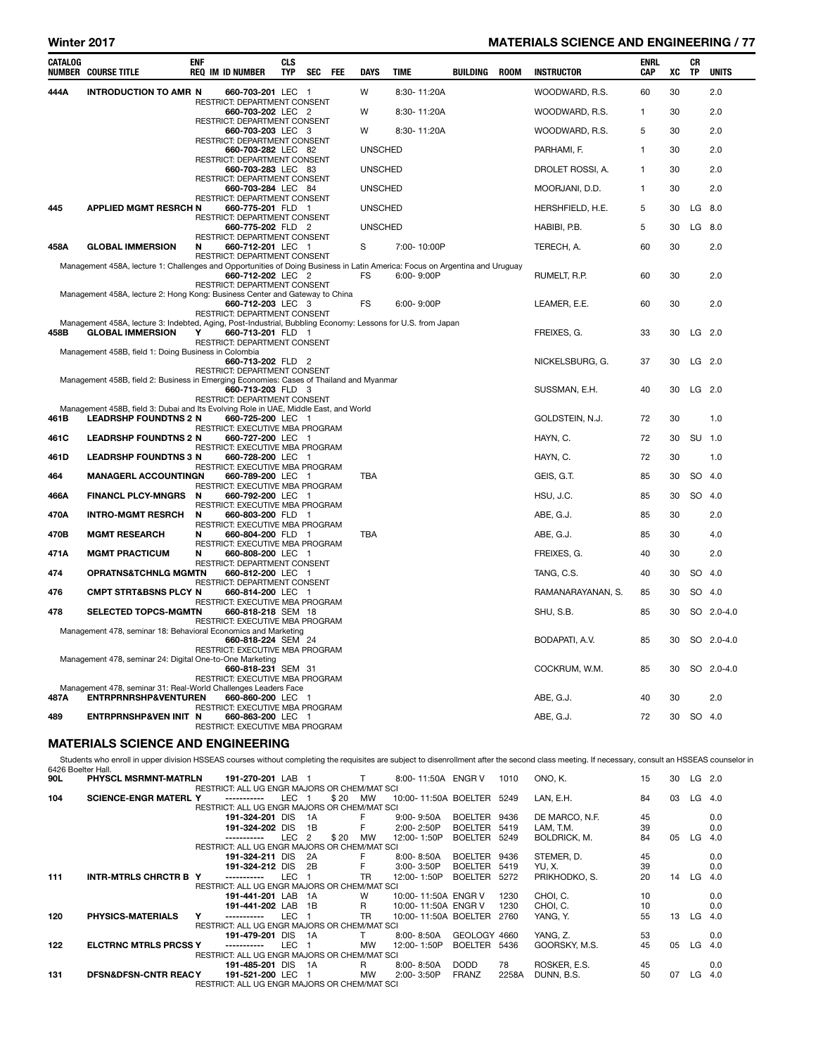| CATALOG NUMBER | COURSE TITLE | ENF REQ | IM | ID NUMBER | CLS TYP | SEC | FEE | DAYS | TIME | BUILDING | ROOM | INSTRUCTOR | ENRL CAP | XC | CR TP | UNITS |
|---|---|---|---|---|---|---|---|---|---|---|---|---|---|---|---|---|
| 444A | INTRODUCTION TO AMR | N | | 660-703-201 | LEC | 1 | | W | 8:30- 11:20A | | | WOODWARD, R.S. | 60 | 30 | | 2.0 |
| | RESTRICT: DEPARTMENT CONSENT | | | | | | | | | | | | | | | |
| | | | | 660-703-202 | LEC | 2 | | W | 8:30- 11:20A | | | WOODWARD, R.S. | 1 | 30 | | 2.0 |
| | RESTRICT: DEPARTMENT CONSENT | | | | | | | | | | | | | | | |
| | | | | 660-703-203 | LEC | 3 | | W | 8:30- 11:20A | | | WOODWARD, R.S. | 5 | 30 | | 2.0 |
| | RESTRICT: DEPARTMENT CONSENT | | | | | | | | | | | | | | | |
| | | | | 660-703-282 | LEC | 82 | | UNSCHED | | | | PARHAMI, F. | 1 | 30 | | 2.0 |
| | RESTRICT: DEPARTMENT CONSENT | | | | | | | | | | | | | | | |
| | | | | 660-703-283 | LEC | 83 | | UNSCHED | | | | DROLET ROSSI, A. | 1 | 30 | | 2.0 |
| | RESTRICT: DEPARTMENT CONSENT | | | | | | | | | | | | | | | |
| | | | | 660-703-284 | LEC | 84 | | UNSCHED | | | | MOORJANI, D.D. | 1 | 30 | | 2.0 |
| | RESTRICT: DEPARTMENT CONSENT | | | | | | | | | | | | | | | |
| 445 | APPLIED MGMT RESRCH | N | | 660-775-201 | FLD | 1 | | UNSCHED | | | | HERSHFIELD, H.E. | 5 | 30 | LG | 8.0 |
| | RESTRICT: DEPARTMENT CONSENT | | | | | | | | | | | | | | | |
| | | | | 660-775-202 | FLD | 2 | | UNSCHED | | | | HABIBI, P.B. | 5 | 30 | LG | 8.0 |
| | RESTRICT: DEPARTMENT CONSENT | | | | | | | | | | | | | | | |
| 458A | GLOBAL IMMERSION | N | | 660-712-201 | LEC | 1 | | S | 7:00- 10:00P | | | TERECH, A. | 60 | 30 | | 2.0 |
| | RESTRICT: DEPARTMENT CONSENT | | | | | | | | | | | | | | | |
| | Management 458A, lecture 1: Challenges and Opportunities of Doing Business in Latin America: Focus on Argentina and Uruguay | | | | | | | | | | | | | | | |
| | | | | 660-712-202 | LEC | 2 | | FS | 6:00- 9:00P | | | RUMELT, R.P. | 60 | 30 | | 2.0 |
| | RESTRICT: DEPARTMENT CONSENT | | | | | | | | | | | | | | | |
| | Management 458A, lecture 2: Hong Kong: Business Center and Gateway to China | | | | | | | | | | | | | | | |
| | | | | 660-712-203 | LEC | 3 | | FS | 6:00- 9:00P | | | LEAMER, E.E. | 60 | 30 | | 2.0 |
| | RESTRICT: DEPARTMENT CONSENT | | | | | | | | | | | | | | | |
| | Management 458A, lecture 3: Indebted, Aging, Post-Industrial, Bubbling Economy: Lessons for U.S. from Japan | | | | | | | | | | | | | | | |
| 458B | GLOBAL IMMERSION | Y | | 660-713-201 | FLD | 1 | | | | | | FREIXES, G. | 33 | 30 | LG | 2.0 |
| | RESTRICT: DEPARTMENT CONSENT | | | | | | | | | | | | | | | |
| | Management 458B, field 1: Doing Business in Colombia | | | | | | | | | | | | | | | |
| | | | | 660-713-202 | FLD | 2 | | | | | | NICKELSBURG, G. | 37 | 30 | LG | 2.0 |
| | RESTRICT: DEPARTMENT CONSENT | | | | | | | | | | | | | | | |
| | Management 458B, field 2: Business in Emerging Economies: Cases of Thailand and Myanmar | | | | | | | | | | | | | | | |
| | | | | 660-713-203 | FLD | 3 | | | | | | SUSSMAN, E.H. | 40 | 30 | LG | 2.0 |
| | RESTRICT: DEPARTMENT CONSENT | | | | | | | | | | | | | | | |
| | Management 458B, field 3: Dubai and Its Evolving Role in UAE, Middle East, and World | | | | | | | | | | | | | | | |
| 461B | LEADRSHP FOUNDTNS 2 | N | | 660-725-200 | LEC | 1 | | | | | | GOLDSTEIN, N.J. | 72 | 30 | | 1.0 |
| | RESTRICT: EXECUTIVE MBA PROGRAM | | | | | | | | | | | | | | | |
| 461C | LEADRSHP FOUNDTNS 2 | N | | 660-727-200 | LEC | 1 | | | | | | HAYN, C. | 72 | 30 | SU | 1.0 |
| | RESTRICT: EXECUTIVE MBA PROGRAM | | | | | | | | | | | | | | | |
| 461D | LEADRSHP FOUNDTNS 3 | N | | 660-728-200 | LEC | 1 | | | | | | HAYN, C. | 72 | 30 | | 1.0 |
| | RESTRICT: EXECUTIVE MBA PROGRAM | | | | | | | | | | | | | | | |
| 464 | MANAGERL ACCOUNTING | N | | 660-789-200 | LEC | 1 | | TBA | | | | GEIS, G.T. | 85 | 30 | SO | 4.0 |
| | RESTRICT: EXECUTIVE MBA PROGRAM | | | | | | | | | | | | | | | |
| 466A | FINANCL PLCY-MNGRS | N | | 660-792-200 | LEC | 1 | | | | | | HSU, J.C. | 85 | 30 | SO | 4.0 |
| | RESTRICT: EXECUTIVE MBA PROGRAM | | | | | | | | | | | | | | | |
| 470A | INTRO-MGMT RESRCH | N | | 660-803-200 | FLD | 1 | | | | | | ABE, G.J. | 85 | 30 | | 2.0 |
| | RESTRICT: EXECUTIVE MBA PROGRAM | | | | | | | | | | | | | | | |
| 470B | MGMT RESEARCH | N | | 660-804-200 | FLD | 1 | | TBA | | | | ABE, G.J. | 85 | 30 | | 4.0 |
| | RESTRICT: EXECUTIVE MBA PROGRAM | | | | | | | | | | | | | | | |
| 471A | MGMT PRACTICUM | N | | 660-808-200 | LEC | 1 | | | | | | FREIXES, G. | 40 | 30 | | 2.0 |
| | RESTRICT: DEPARTMENT CONSENT | | | | | | | | | | | | | | | |
| 474 | OPRATNS&TCHNLG MGMT | N | | 660-812-200 | LEC | 1 | | | | | | TANG, C.S. | 40 | 30 | SO | 4.0 |
| | RESTRICT: DEPARTMENT CONSENT | | | | | | | | | | | | | | | |
| 476 | CMPT STRT&BSNS PLCY | N | | 660-814-200 | LEC | 1 | | | | | | RAMANARAYANAN, S. | 85 | 30 | SO | 4.0 |
| | RESTRICT: EXECUTIVE MBA PROGRAM | | | | | | | | | | | | | | | |
| 478 | SELECTED TOPCS-MGMT | N | | 660-818-218 | SEM | 18 | | | | | | SHU, S.B. | 85 | 30 | SO | 2.0-4.0 |
| | RESTRICT: EXECUTIVE MBA PROGRAM | | | | | | | | | | | | | | | |
| | Management 478, seminar 18: Behavioral Economics and Marketing | | | | | | | | | | | | | | | |
| | | | | 660-818-224 | SEM | 24 | | | | | | BODAPATI, A.V. | 85 | 30 | SO | 2.0-4.0 |
| | RESTRICT: EXECUTIVE MBA PROGRAM | | | | | | | | | | | | | | | |
| | Management 478, seminar 24: Digital One-to-One Marketing | | | | | | | | | | | | | | | |
| | | | | 660-818-231 | SEM | 31 | | | | | | COCKRUM, W.M. | 85 | 30 | SO | 2.0-4.0 |
| | RESTRICT: EXECUTIVE MBA PROGRAM | | | | | | | | | | | | | | | |
| | Management 478, seminar 31: Real-World Challenges Leaders Face | | | | | | | | | | | | | | | |
| 487A | ENTRPRNRSHP&VENTURE | N | | 660-860-200 | LEC | 1 | | | | | | ABE, G.J. | 40 | 30 | | 2.0 |
| | RESTRICT: EXECUTIVE MBA PROGRAM | | | | | | | | | | | | | | | |
| 489 | ENTRPRNSHP&VEN INIT | N | | 660-863-200 | LEC | 1 | | | | | | ABE, G.J. | 72 | 30 | SO | 4.0 |
| | RESTRICT: EXECUTIVE MBA PROGRAM | | | | | | | | | | | | | | | |

## MATERIALS SCIENCE AND ENGINEERING

Students who enroll in upper division HSSEAS courses without completing the requisites are subject to disenrollment after the second class meeting. If necessary, consult an HSSEAS counselor in 6426 Boelter Hall.

| CATALOG NUMBER | COURSE TITLE | ENF REQ | IM | ID NUMBER | CLS TYP | SEC | FEE | DAYS | TIME | BUILDING | ROOM | INSTRUCTOR | ENRL CAP | XC | CR TP | UNITS |
|---|---|---|---|---|---|---|---|---|---|---|---|---|---|---|---|---|
| 90L | PHYSCL MSRMNT-MATRL | N | | 191-270-201 | LAB | 1 | | T | 8:00- 11:50A | ENGR V | 1010 | ONO, K. | 15 | 30 | LG | 2.0 |
| | RESTRICT: ALL UG ENGR MAJORS OR CHEM/MAT SCI | | | | | | | | | | | | | | | |
| 104 | SCIENCE-ENGR MATERL | Y | | ----------- | LEC | 1 | $20 | MW | 10:00- 11:50A | BOELTER | 5249 | LAN, E.H. | 84 | 03 | LG | 4.0 |
| | RESTRICT: ALL UG ENGR MAJORS OR CHEM/MAT SCI | | | | | | | | | | | | | | | |
| | | | | 191-324-201 | DIS | 1A | | F | 9:00- 9:50A | BOELTER | 9436 | DE MARCO, N.F. | 45 | | | 0.0 |
| | | | | 191-324-202 | DIS | 1B | | F | 2:00- 2:50P | BOELTER | 5419 | LAM, T.M. | 39 | | | 0.0 |
| | | | | ----------- | LEC | 2 | $20 | MW | 12:00- 1:50P | BOELTER | 5249 | BOLDRICK, M. | 84 | 05 | LG | 4.0 |
| | RESTRICT: ALL UG ENGR MAJORS OR CHEM/MAT SCI | | | | | | | | | | | | | | | |
| | | | | 191-324-211 | DIS | 2A | | F | 8:00- 8:50A | BOELTER | 9436 | STEMER, D. | 45 | | | 0.0 |
| | | | | 191-324-212 | DIS | 2B | | F | 3:00- 3:50P | BOELTER | 5419 | YU, X. | 39 | | | 0.0 |
| 111 | INTR-MTRLS CHRCTR B | Y | | ----------- | LEC | 1 | | TR | 12:00- 1:50P | BOELTER | 5272 | PRIKHODKO, S. | 20 | 14 | LG | 4.0 |
| | RESTRICT: ALL UG ENGR MAJORS OR CHEM/MAT SCI | | | | | | | | | | | | | | | |
| | | | | 191-441-201 | LAB | 1A | | W | 10:00- 11:50A | ENGR V | 1230 | CHOI, C. | 10 | | | 0.0 |
| | | | | 191-441-202 | LAB | 1B | | R | 10:00- 11:50A | ENGR V | 1230 | CHOI, C. | 10 | | | 0.0 |
| 120 | PHYSICS-MATERIALS | Y | | ----------- | LEC | 1 | | TR | 10:00- 11:50A | BOELTER | 2760 | YANG, Y. | 55 | 13 | LG | 4.0 |
| | RESTRICT: ALL UG ENGR MAJORS OR CHEM/MAT SCI | | | | | | | | | | | | | | | |
| | | | | 191-479-201 | DIS | 1A | | T | 8:00- 8:50A | GEOLOGY | 4660 | YANG, Z. | 53 | | | 0.0 |
| 122 | ELCTRNC MTRLS PRCSS | Y | | ----------- | LEC | 1 | | MW | 12:00- 1:50P | BOELTER | 5436 | GOORSKY, M.S. | 45 | 05 | LG | 4.0 |
| | RESTRICT: ALL UG ENGR MAJORS OR CHEM/MAT SCI | | | | | | | | | | | | | | | |
| | | | | 191-485-201 | DIS | 1A | | R | 8:00- 8:50A | DODD | 78 | ROSKER, E.S. | 45 | | | 0.0 |
| 131 | DFSN&DFSN-CNTR REAC | Y | | 191-521-200 | LEC | 1 | | MW | 2:00- 3:50P | FRANZ | 2258A | DUNN, B.S. | 50 | 07 | LG | 4.0 |
| | RESTRICT: ALL UG ENGR MAJORS OR CHEM/MAT SCI | | | | | | | | | | | | | | | |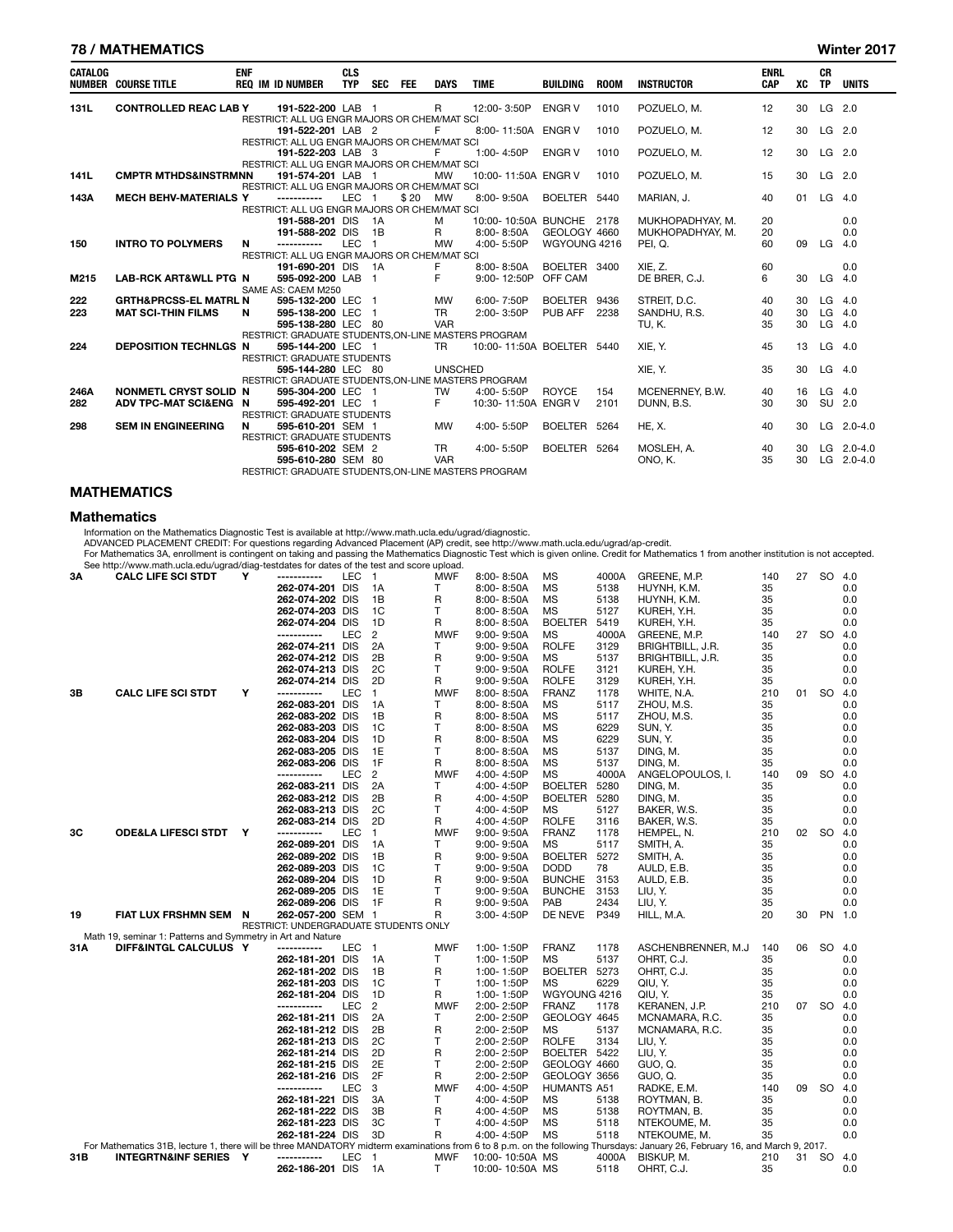| CATALOG NUMBER | COURSE TITLE | ENF REQ | IM | ID NUMBER | CLS TYP | SEC | FEE | DAYS | TIME | BUILDING | ROOM | INSTRUCTOR | ENRL CAP | XC | CR TP | UNITS |
|---|---|---|---|---|---|---|---|---|---|---|---|---|---|---|---|---|
| 131L | CONTROLLED REAC LAB | Y | | 191-522-200 | LAB | 1 | | R | 12:00- 3:50P | ENGR V | 1010 | POZUELO, M. | 12 | 30 | LG | 2.0 |
| | RESTRICT: ALL UG ENGR MAJORS OR CHEM/MAT SCI | | | | | | | | | | | | | | | |
| | | | | 191-522-201 | LAB | 2 | | F | 8:00- 11:50A | ENGR V | 1010 | POZUELO, M. | 12 | 30 | LG | 2.0 |
| | RESTRICT: ALL UG ENGR MAJORS OR CHEM/MAT SCI | | | | | | | | | | | | | | | |
| | | | | 191-522-203 | LAB | 3 | | F | 1:00- 4:50P | ENGR V | 1010 | POZUELO, M. | 12 | 30 | LG | 2.0 |
| | RESTRICT: ALL UG ENGR MAJORS OR CHEM/MAT SCI | | | | | | | | | | | | | | | |
| 141L | CMPTR MTHDS&INSTRMNN | | | 191-574-201 | LAB | 1 | | MW | 10:00- 11:50A | ENGR V | 1010 | POZUELO, M. | 15 | 30 | LG | 2.0 |
| | RESTRICT: ALL UG ENGR MAJORS OR CHEM/MAT SCI | | | | | | | | | | | | | | | |
| 143A | MECH BEHV-MATERIALS | Y | | ----------- | LEC | 1 | $ 20 | MW | 8:00- 9:50A | BOELTER | 5440 | MARIAN, J. | 40 | 01 | LG | 4.0 |
| | RESTRICT: ALL UG ENGR MAJORS OR CHEM/MAT SCI | | | | | | | | | | | | | | | |
| | | | | 191-588-201 | DIS | 1A | | M | 10:00- 10:50A | BUNCHE | 2178 | MUKHOPADHYAY, M. | 20 | | | 0.0 |
| | | | | 191-588-202 | DIS | 1B | | R | 8:00- 8:50A | GEOLOGY | 4660 | MUKHOPADHYAY, M. | 20 | | | 0.0 |
| 150 | INTRO TO POLYMERS | N | | ----------- | LEC | 1 | | MW | 4:00- 5:50P | WGYOUNG | 4216 | PEI, Q. | 60 | 09 | LG | 4.0 |
| | RESTRICT: ALL UG ENGR MAJORS OR CHEM/MAT SCI | | | | | | | | | | | | | | | |
| | | | | 191-690-201 | DIS | 1A | | F | 8:00- 8:50A | BOELTER | 3400 | XIE, Z. | 60 | | | 0.0 |
| M215 | LAB-RCK ART&WLL PTG | N | | 595-092-200 | LAB | 1 | | F | 9:00- 12:50P | OFF CAM | | DE BRER, C.J. | 6 | 30 | LG | 4.0 |
| | SAME AS: CAEM M250 | | | | | | | | | | | | | | | |
| 222 | GRTH&PRCSS-EL MATRL | N | | 595-132-200 | LEC | 1 | | MW | 6:00- 7:50P | BOELTER | 9436 | STREIT, D.C. | 40 | 30 | LG | 4.0 |
| 223 | MAT SCI-THIN FILMS | N | | 595-138-200 | LEC | 1 | | TR | 2:00- 3:50P | PUB AFF | 2238 | SANDHU, R.S. | 40 | 30 | LG | 4.0 |
| | | | | 595-138-280 | LEC | 80 | | VAR | | | | TU, K. | 35 | 30 | LG | 4.0 |
| | RESTRICT: GRADUATE STUDENTS,ON-LINE MASTERS PROGRAM | | | | | | | | | | | | | | | |
| 224 | DEPOSITION TECHNLGS | N | | 595-144-200 | LEC | 1 | | TR | 10:00- 11:50A | BOELTER | 5440 | XIE, Y. | 45 | 13 | LG | 4.0 |
| | RESTRICT: GRADUATE STUDENTS | | | | | | | | | | | | | | | |
| | | | | 595-144-280 | LEC | 80 | | UNSCHED | | | | XIE, Y. | 35 | 30 | LG | 4.0 |
| | RESTRICT: GRADUATE STUDENTS,ON-LINE MASTERS PROGRAM | | | | | | | | | | | | | | | |
| 246A | NONMETL CRYST SOLID | N | | 595-304-200 | LEC | 1 | | TW | 4:00- 5:50P | ROYCE | 154 | MCENERNEY, B.W. | 40 | 16 | LG | 4.0 |
| 282 | ADV TPC-MAT SCI&ENG | N | | 595-492-201 | LEC | 1 | | F | 10:30- 11:50A | ENGR V | 2101 | DUNN, B.S. | 30 | 30 | SU | 2.0 |
| | RESTRICT: GRADUATE STUDENTS | | | | | | | | | | | | | | | |
| 298 | SEM IN ENGINEERING | N | | 595-610-201 | SEM | 1 | | MW | 4:00- 5:50P | BOELTER | 5264 | HE, X. | 40 | 30 | LG | 2.0-4.0 |
| | RESTRICT: GRADUATE STUDENTS | | | | | | | | | | | | | | | |
| | | | | 595-610-202 | SEM | 2 | | TR | 4:00- 5:50P | BOELTER | 5264 | MOSLEH, A. | 40 | 30 | LG | 2.0-4.0 |
| | | | | 595-610-280 | SEM | 80 | | VAR | | | | ONO, K. | 35 | 30 | LG | 2.0-4.0 |
| | RESTRICT: GRADUATE STUDENTS,ON-LINE MASTERS PROGRAM | | | | | | | | | | | | | | | |

## MATHEMATICS

### Mathematics

Information on the Mathematics Diagnostic Test is available at http://www.math.ucla.edu/ugrad/diagnostic.
ADVANCED PLACEMENT CREDIT: For questions regarding Advanced Placement (AP) credit, see http://www.math.ucla.edu/ugrad/ap-credit.
For Mathematics 3A, enrollment is contingent on taking and passing the Mathematics Diagnostic Test which is given online. Credit for Mathematics 1 from another institution is not accepted.
See http://www.math.ucla.edu/ugrad/diag-testdates for dates of the test and score upload.

| CATALOG NUMBER | COURSE TITLE | ENF REQ | IM | ID NUMBER | CLS TYP | SEC | FEE | DAYS | TIME | BUILDING | ROOM | INSTRUCTOR | ENRL CAP | XC | CR TP | UNITS |
|---|---|---|---|---|---|---|---|---|---|---|---|---|---|---|---|---|
| 3A | CALC LIFE SCI STDT | Y | | ----------- | LEC | 1 | | MWF | 8:00- 8:50A | MS | 4000A | GREENE, M.P. | 140 | 27 | SO | 4.0 |
| | | | | 262-074-201 | DIS | 1A | | T | 8:00- 8:50A | MS | 5138 | HUYNH, K.M. | 35 | | | 0.0 |
| | | | | 262-074-202 | DIS | 1B | | R | 8:00- 8:50A | MS | 5138 | HUYNH, K.M. | 35 | | | 0.0 |
| | | | | 262-074-203 | DIS | 1C | | T | 8:00- 8:50A | MS | 5127 | KUREH, Y.H. | 35 | | | 0.0 |
| | | | | 262-074-204 | DIS | 1D | | R | 8:00- 8:50A | BOELTER | 5419 | KUREH, Y.H. | 35 | | | 0.0 |
| | | | | ----------- | LEC | 2 | | MWF | 9:00- 9:50A | MS | 4000A | GREENE, M.P. | 140 | 27 | SO | 4.0 |
| | | | | 262-074-211 | DIS | 2A | | T | 9:00- 9:50A | ROLFE | 3129 | BRIGHTBILL, J.R. | 35 | | | 0.0 |
| | | | | 262-074-212 | DIS | 2B | | R | 9:00- 9:50A | MS | 5137 | BRIGHTBILL, J.R. | 35 | | | 0.0 |
| | | | | 262-074-213 | DIS | 2C | | T | 9:00- 9:50A | ROLFE | 3121 | KUREH, Y.H. | 35 | | | 0.0 |
| | | | | 262-074-214 | DIS | 2D | | R | 9:00- 9:50A | ROLFE | 3129 | KUREH, Y.H. | 35 | | | 0.0 |
| 3B | CALC LIFE SCI STDT | Y | | ----------- | LEC | 1 | | MWF | 8:00- 8:50A | FRANZ | 1178 | WHITE, N.A. | 210 | 01 | SO | 4.0 |
| | | | | 262-083-201 | DIS | 1A | | T | 8:00- 8:50A | MS | 5117 | ZHOU, M.S. | 35 | | | 0.0 |
| | | | | 262-083-202 | DIS | 1B | | R | 8:00- 8:50A | MS | 5117 | ZHOU, M.S. | 35 | | | 0.0 |
| | | | | 262-083-203 | DIS | 1C | | T | 8:00- 8:50A | MS | 6229 | SUN, Y. | 35 | | | 0.0 |
| | | | | 262-083-204 | DIS | 1D | | R | 8:00- 8:50A | MS | 6229 | SUN, Y. | 35 | | | 0.0 |
| | | | | 262-083-205 | DIS | 1E | | T | 8:00- 8:50A | MS | 5137 | DING, M. | 35 | | | 0.0 |
| | | | | 262-083-206 | DIS | 1F | | R | 8:00- 8:50A | MS | 5137 | DING, M. | 35 | | | 0.0 |
| | | | | ----------- | LEC | 2 | | MWF | 4:00- 4:50P | MS | 4000A | ANGELOPOULOS, I. | 140 | 09 | SO | 4.0 |
| | | | | 262-083-211 | DIS | 2A | | T | 4:00- 4:50P | BOELTER | 5280 | DING, M. | 35 | | | 0.0 |
| | | | | 262-083-212 | DIS | 2B | | R | 4:00- 4:50P | BOELTER | 5280 | DING, M. | 35 | | | 0.0 |
| | | | | 262-083-213 | DIS | 2C | | T | 4:00- 4:50P | MS | 5127 | BAKER, W.S. | 35 | | | 0.0 |
| | | | | 262-083-214 | DIS | 2D | | R | 4:00- 4:50P | ROLFE | 3116 | BAKER, W.S. | 35 | | | 0.0 |
| 3C | ODE&LA LIFESCI STDT | Y | | ----------- | LEC | 1 | | MWF | 9:00- 9:50A | FRANZ | 1178 | HEMPEL, N. | 210 | 02 | SO | 4.0 |
| | | | | 262-089-201 | DIS | 1A | | T | 9:00- 9:50A | MS | 5117 | SMITH, A. | 35 | | | 0.0 |
| | | | | 262-089-202 | DIS | 1B | | R | 9:00- 9:50A | BOELTER | 5272 | SMITH, A. | 35 | | | 0.0 |
| | | | | 262-089-203 | DIS | 1C | | T | 9:00- 9:50A | DODD | 78 | AULD, E.B. | 35 | | | 0.0 |
| | | | | 262-089-204 | DIS | 1D | | R | 9:00- 9:50A | BUNCHE | 3153 | AULD, E.B. | 35 | | | 0.0 |
| | | | | 262-089-205 | DIS | 1E | | T | 9:00- 9:50A | BUNCHE | 3153 | LIU, Y. | 35 | | | 0.0 |
| | | | | 262-089-206 | DIS | 1F | | R | 9:00- 9:50A | PAB | 2434 | LIU, Y. | 35 | | | 0.0 |
| 19 | FIAT LUX FRSHMN SEM | N | | 262-057-200 | SEM | 1 | | R | 3:00- 4:50P | DE NEVE | P349 | HILL, M.A. | 20 | 30 | PN | 1.0 |
| | RESTRICT: UNDERGRADUATE STUDENTS ONLY | | | | | | | | | | | | | | | |
| | Math 19, seminar 1: Patterns and Symmetry in Art and Nature | | | | | | | | | | | | | | | |
| 31A | DIFF&INTGL CALCULUS | Y | | ----------- | LEC | 1 | | MWF | 1:00- 1:50P | FRANZ | 1178 | ASCHENBRENNER, M.J | 140 | 06 | SO | 4.0 |
| | | | | 262-181-201 | DIS | 1A | | T | 1:00- 1:50P | MS | 5137 | OHRT, C.J. | 35 | | | 0.0 |
| | | | | 262-181-202 | DIS | 1B | | R | 1:00- 1:50P | BOELTER | 5273 | OHRT, C.J. | 35 | | | 0.0 |
| | | | | 262-181-203 | DIS | 1C | | T | 1:00- 1:50P | MS | 6229 | QIU, Y. | 35 | | | 0.0 |
| | | | | 262-181-204 | DIS | 1D | | R | 1:00- 1:50P | WGYOUNG | 4216 | QIU, Y. | 35 | | | 0.0 |
| | | | | ----------- | LEC | 2 | | MWF | 2:00- 2:50P | FRANZ | 1178 | KERANEN, J.P. | 210 | 07 | SO | 4.0 |
| | | | | 262-181-211 | DIS | 2A | | T | 2:00- 2:50P | GEOLOGY | 4645 | MCNAMARA, R.C. | 35 | | | 0.0 |
| | | | | 262-181-212 | DIS | 2B | | R | 2:00- 2:50P | MS | 5137 | MCNAMARA, R.C. | 35 | | | 0.0 |
| | | | | 262-181-213 | DIS | 2C | | T | 2:00- 2:50P | ROLFE | 3134 | LIU, Y. | 35 | | | 0.0 |
| | | | | 262-181-214 | DIS | 2D | | R | 2:00- 2:50P | BOELTER | 5422 | LIU, Y. | 35 | | | 0.0 |
| | | | | 262-181-215 | DIS | 2E | | T | 2:00- 2:50P | GEOLOGY | 4660 | GUO, Q. | 35 | | | 0.0 |
| | | | | 262-181-216 | DIS | 2F | | R | 2:00- 2:50P | GEOLOGY | 3656 | GUO, Q. | 35 | | | 0.0 |
| | | | | ----------- | LEC | 3 | | MWF | 4:00- 4:50P | HUMANTS | A51 | RADKE, E.M. | 140 | 09 | SO | 4.0 |
| | | | | 262-181-221 | DIS | 3A | | T | 4:00- 4:50P | MS | 5138 | ROYTMAN, B. | 35 | | | 0.0 |
| | | | | 262-181-222 | DIS | 3B | | R | 4:00- 4:50P | MS | 5138 | ROYTMAN, B. | 35 | | | 0.0 |
| | | | | 262-181-223 | DIS | 3C | | T | 4:00- 4:50P | MS | 5118 | NTEKOUME, M. | 35 | | | 0.0 |
| | | | | 262-181-224 | DIS | 3D | | R | 4:00- 4:50P | MS | 5118 | NTEKOUME, M. | 35 | | | 0.0 |
| | For Mathematics 31B, lecture 1, there will be three MANDATORY midterm examinations from 6 to 8 p.m. on the following Thursdays: January 26, February 16, and March 9, 2017. | | | | | | | | | | | | | | | |
| 31B | INTEGRTN&INF SERIES | Y | | ----------- | LEC | 1 | | MWF | 10:00- 10:50A | MS | 4000A | BISKUP, M. | 210 | 31 | SO | 4.0 |
| | | | | 262-186-201 | DIS | 1A | | T | 10:00- 10:50A | MS | 5118 | OHRT, C.J. | 35 | | | 0.0 |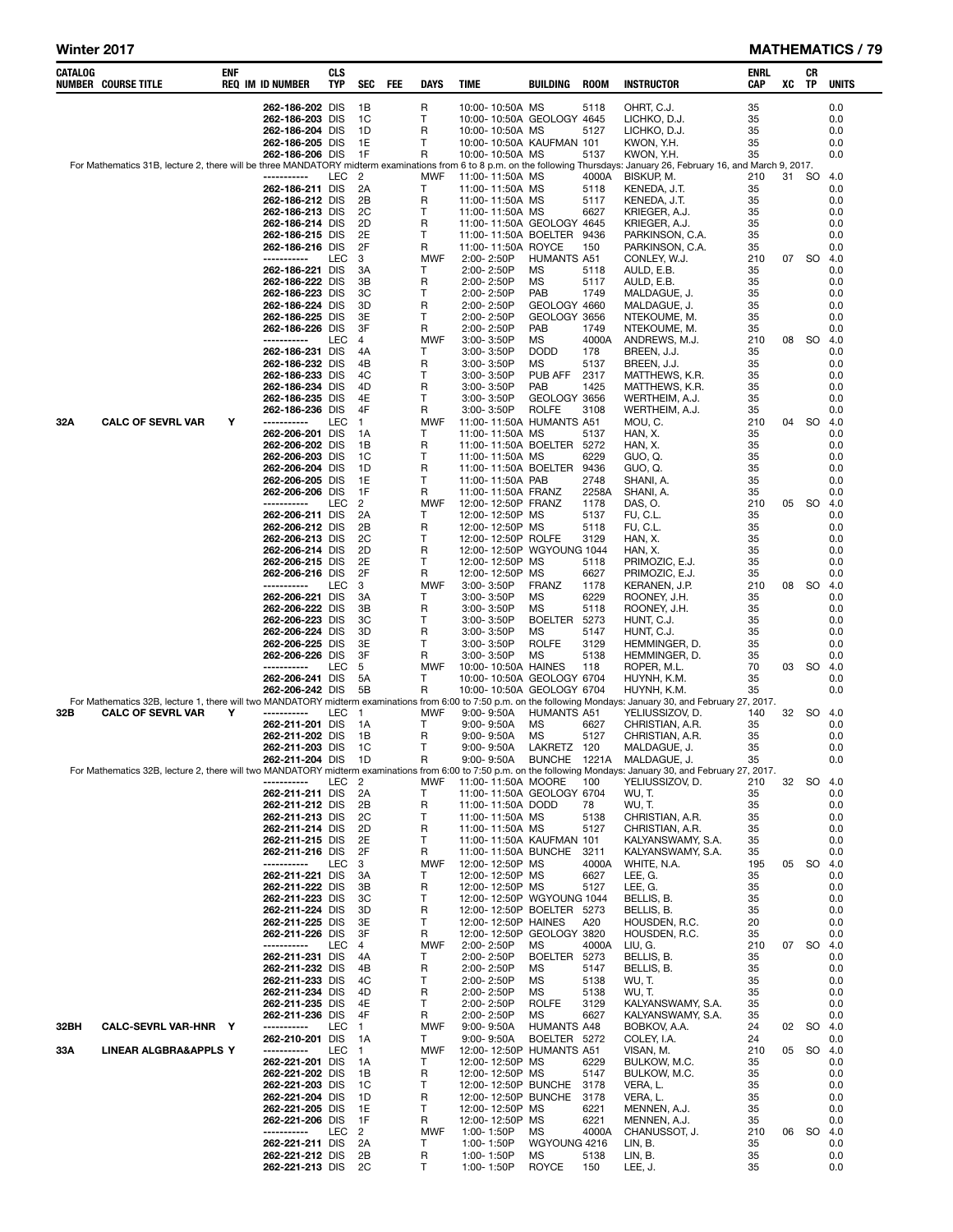## Winter 2017 — MATHEMATICS

| CATALOG NUMBER | COURSE TITLE | ENF REQ | IM | ID NUMBER | CLS TYP | SEC | FEE | DAYS | TIME | BUILDING | ROOM | INSTRUCTOR | ENRL CAP | XC | CR TP | UNITS |
|---|---|---|---|---|---|---|---|---|---|---|---|---|---|---|---|---|
| | | | | 262-186-202 | DIS | 1B | | R | 10:00- 10:50A | MS | 5118 | OHRT, C.J. | 35 | | | 0.0 |
| | | | | 262-186-203 | DIS | 1C | | T | 10:00- 10:50A | GEOLOGY | 4645 | LICHKO, D.J. | 35 | | | 0.0 |
| | | | | 262-186-204 | DIS | 1D | | R | 10:00- 10:50A | MS | 5127 | LICHKO, D.J. | 35 | | | 0.0 |
| | | | | 262-186-205 | DIS | 1E | | T | 10:00- 10:50A | KAUFMAN | 101 | KWON, Y.H. | 35 | | | 0.0 |
| | | | | 262-186-206 | DIS | 1F | | R | 10:00- 10:50A | MS | 5137 | KWON, Y.H. | 35 | | | 0.0 |
| For Mathematics 31B, lecture 2, there will be three MANDATORY midterm examinations from 6 to 8 p.m. on the following Thursdays: January 26, February 16, and March 9, 2017. | | | | | | | | | | | | | | | | |
| | | | | ----------- | LEC | 2 | | MWF | 11:00- 11:50A | MS | 4000A | BISKUP, M. | 210 | 31 | SO | 4.0 |
| | | | | 262-186-211 | DIS | 2A | | T | 11:00- 11:50A | MS | 5118 | KENEDA, J.T. | 35 | | | 0.0 |
| | | | | 262-186-212 | DIS | 2B | | R | 11:00- 11:50A | MS | 5117 | KENEDA, J.T. | 35 | | | 0.0 |
| | | | | 262-186-213 | DIS | 2C | | T | 11:00- 11:50A | MS | 6627 | KRIEGER, A.J. | 35 | | | 0.0 |
| | | | | 262-186-214 | DIS | 2D | | R | 11:00- 11:50A | GEOLOGY | 4645 | KRIEGER, A.J. | 35 | | | 0.0 |
| | | | | 262-186-215 | DIS | 2E | | T | 11:00- 11:50A | BOELTER | 9436 | PARKINSON, C.A. | 35 | | | 0.0 |
| | | | | 262-186-216 | DIS | 2F | | R | 11:00- 11:50A | ROYCE | 150 | PARKINSON, C.A. | 35 | | | 0.0 |
| | | | | ----------- | LEC | 3 | | MWF | 2:00- 2:50P | HUMANTS | A51 | CONLEY, W.J. | 210 | 07 | SO | 4.0 |
| | | | | 262-186-221 | DIS | 3A | | T | 2:00- 2:50P | MS | 5118 | AULD, E.B. | 35 | | | 0.0 |
| | | | | 262-186-222 | DIS | 3B | | R | 2:00- 2:50P | MS | 5117 | AULD, E.B. | 35 | | | 0.0 |
| | | | | 262-186-223 | DIS | 3C | | T | 2:00- 2:50P | PAB | 1749 | MALDAGUE, J. | 35 | | | 0.0 |
| | | | | 262-186-224 | DIS | 3D | | R | 2:00- 2:50P | GEOLOGY | 4660 | MALDAGUE, J. | 35 | | | 0.0 |
| | | | | 262-186-225 | DIS | 3E | | T | 2:00- 2:50P | GEOLOGY | 3656 | NTEKOUME, M. | 35 | | | 0.0 |
| | | | | 262-186-226 | DIS | 3F | | R | 2:00- 2:50P | PAB | 1749 | NTEKOUME, M. | 35 | | | 0.0 |
| | | | | ----------- | LEC | 4 | | MWF | 3:00- 3:50P | MS | 4000A | ANDREWS, M.J. | 210 | 08 | SO | 4.0 |
| | | | | 262-186-231 | DIS | 4A | | T | 3:00- 3:50P | DODD | 178 | BREEN, J.J. | 35 | | | 0.0 |
| | | | | 262-186-232 | DIS | 4B | | R | 3:00- 3:50P | MS | 5137 | BREEN, J.J. | 35 | | | 0.0 |
| | | | | 262-186-233 | DIS | 4C | | T | 3:00- 3:50P | PUB AFF | 2317 | MATTHEWS, K.R. | 35 | | | 0.0 |
| | | | | 262-186-234 | DIS | 4D | | R | 3:00- 3:50P | PAB | 1425 | MATTHEWS, K.R. | 35 | | | 0.0 |
| | | | | 262-186-235 | DIS | 4E | | T | 3:00- 3:50P | GEOLOGY | 3656 | WERTHEIM, A.J. | 35 | | | 0.0 |
| | | | | 262-186-236 | DIS | 4F | | R | 3:00- 3:50P | ROLFE | 3108 | WERTHEIM, A.J. | 35 | | | 0.0 |
| 32A | CALC OF SEVRL VAR | Y | | ----------- | LEC | 1 | | MWF | 11:00- 11:50A | HUMANTS | A51 | MOU, C. | 210 | 04 | SO | 4.0 |
| | | | | 262-206-201 | DIS | 1A | | T | 11:00- 11:50A | MS | 5137 | HAN, X. | 35 | | | 0.0 |
| | | | | 262-206-202 | DIS | 1B | | R | 11:00- 11:50A | BOELTER | 5272 | HAN, X. | 35 | | | 0.0 |
| | | | | 262-206-203 | DIS | 1C | | T | 11:00- 11:50A | MS | 6229 | GUO, Q. | 35 | | | 0.0 |
| | | | | 262-206-204 | DIS | 1D | | R | 11:00- 11:50A | BOELTER | 9436 | GUO, Q. | 35 | | | 0.0 |
| | | | | 262-206-205 | DIS | 1E | | T | 11:00- 11:50A | PAB | 2748 | SHANI, A. | 35 | | | 0.0 |
| | | | | 262-206-206 | DIS | 1F | | R | 11:00- 11:50A | FRANZ | 2258A | SHANI, A. | 35 | | | 0.0 |
| | | | | ----------- | LEC | 2 | | MWF | 12:00- 12:50P | FRANZ | 1178 | DAS, O. | 210 | 05 | SO | 4.0 |
| | | | | 262-206-211 | DIS | 2A | | T | 12:00- 12:50P | MS | 5137 | FU, C.L. | 35 | | | 0.0 |
| | | | | 262-206-212 | DIS | 2B | | R | 12:00- 12:50P | MS | 5118 | FU, C.L. | 35 | | | 0.0 |
| | | | | 262-206-213 | DIS | 2C | | T | 12:00- 12:50P | ROLFE | 3129 | HAN, X. | 35 | | | 0.0 |
| | | | | 262-206-214 | DIS | 2D | | R | 12:00- 12:50P | WGYOUNG | 1044 | HAN, X. | 35 | | | 0.0 |
| | | | | 262-206-215 | DIS | 2E | | T | 12:00- 12:50P | MS | 5118 | PRIMOZIC, E.J. | 35 | | | 0.0 |
| | | | | 262-206-216 | DIS | 2F | | R | 12:00- 12:50P | MS | 6627 | PRIMOZIC, E.J. | 35 | | | 0.0 |
| | | | | ----------- | LEC | 3 | | MWF | 3:00- 3:50P | FRANZ | 1178 | KERANEN, J.P. | 210 | 08 | SO | 4.0 |
| | | | | 262-206-221 | DIS | 3A | | T | 3:00- 3:50P | MS | 6229 | ROONEY, J.H. | 35 | | | 0.0 |
| | | | | 262-206-222 | DIS | 3B | | R | 3:00- 3:50P | MS | 5118 | ROONEY, J.H. | 35 | | | 0.0 |
| | | | | 262-206-223 | DIS | 3C | | T | 3:00- 3:50P | BOELTER | 5273 | HUNT, C.J. | 35 | | | 0.0 |
| | | | | 262-206-224 | DIS | 3D | | R | 3:00- 3:50P | MS | 5147 | HUNT, C.J. | 35 | | | 0.0 |
| | | | | 262-206-225 | DIS | 3E | | T | 3:00- 3:50P | ROLFE | 3129 | HEMMINGER, D. | 35 | | | 0.0 |
| | | | | 262-206-226 | DIS | 3F | | R | 3:00- 3:50P | MS | 5138 | HEMMINGER, D. | 35 | | | 0.0 |
| | | | | ----------- | LEC | 5 | | MWF | 10:00- 10:50A | HAINES | 118 | ROPER, M.L. | 70 | 03 | SO | 4.0 |
| | | | | 262-206-241 | DIS | 5A | | T | 10:00- 10:50A | GEOLOGY | 6704 | HUYNH, K.M. | 35 | | | 0.0 |
| | | | | 262-206-242 | DIS | 5B | | R | 10:00- 10:50A | GEOLOGY | 6704 | HUYNH, K.M. | 35 | | | 0.0 |
| For Mathematics 32B, lecture 1, there will two MANDATORY midterm examinations from 6:00 to 7:50 p.m. on the following Mondays: January 30, and February 27, 2017. | | | | | | | | | | | | | | | | |
| 32B | CALC OF SEVRL VAR | Y | | ----------- | LEC | 1 | | MWF | 9:00- 9:50A | HUMANTS | A51 | YELIUSSIZOV, D. | 140 | 32 | SO | 4.0 |
| | | | | 262-211-201 | DIS | 1A | | T | 9:00- 9:50A | MS | 6627 | CHRISTIAN, A.R. | 35 | | | 0.0 |
| | | | | 262-211-202 | DIS | 1B | | R | 9:00- 9:50A | MS | 5127 | CHRISTIAN, A.R. | 35 | | | 0.0 |
| | | | | 262-211-203 | DIS | 1C | | T | 9:00- 9:50A | LAKRETZ | 120 | MALDAGUE, J. | 35 | | | 0.0 |
| | | | | 262-211-204 | DIS | 1D | | R | 9:00- 9:50A | BUNCHE | 1221A | MALDAGUE, J. | 35 | | | 0.0 |
| For Mathematics 32B, lecture 2, there will two MANDATORY midterm examinations from 6:00 to 7:50 p.m. on the following Mondays: January 30, and February 27, 2017. | | | | | | | | | | | | | | | | |
| | | | | ----------- | LEC | 2 | | MWF | 11:00- 11:50A | MOORE | 100 | YELIUSSIZOV, D. | 210 | 32 | SO | 4.0 |
| | | | | 262-211-211 | DIS | 2A | | T | 11:00- 11:50A | GEOLOGY | 6704 | WU, T. | 35 | | | 0.0 |
| | | | | 262-211-212 | DIS | 2B | | R | 11:00- 11:50A | DODD | 78 | WU, T. | 35 | | | 0.0 |
| | | | | 262-211-213 | DIS | 2C | | T | 11:00- 11:50A | MS | 5138 | CHRISTIAN, A.R. | 35 | | | 0.0 |
| | | | | 262-211-214 | DIS | 2D | | R | 11:00- 11:50A | MS | 5127 | CHRISTIAN, A.R. | 35 | | | 0.0 |
| | | | | 262-211-215 | DIS | 2E | | T | 11:00- 11:50A | KAUFMAN | 101 | KALYANSWAMY, S.A. | 35 | | | 0.0 |
| | | | | 262-211-216 | DIS | 2F | | R | 11:00- 11:50A | BUNCHE | 3211 | KALYANSWAMY, S.A. | 35 | | | 0.0 |
| | | | | ----------- | LEC | 3 | | MWF | 12:00- 12:50P | MS | 4000A | WHITE, N.A. | 195 | 05 | SO | 4.0 |
| | | | | 262-211-221 | DIS | 3A | | T | 12:00- 12:50P | MS | 6627 | LEE, G. | 35 | | | 0.0 |
| | | | | 262-211-222 | DIS | 3B | | R | 12:00- 12:50P | MS | 5127 | LEE, G. | 35 | | | 0.0 |
| | | | | 262-211-223 | DIS | 3C | | T | 12:00- 12:50P | WGYOUNG | 1044 | BELLIS, B. | 35 | | | 0.0 |
| | | | | 262-211-224 | DIS | 3D | | R | 12:00- 12:50P | BOELTER | 5273 | BELLIS, B. | 35 | | | 0.0 |
| | | | | 262-211-225 | DIS | 3E | | T | 12:00- 12:50P | HAINES | A20 | HOUSDEN, R.C. | 20 | | | 0.0 |
| | | | | 262-211-226 | DIS | 3F | | R | 12:00- 12:50P | GEOLOGY | 3820 | HOUSDEN, R.C. | 35 | | | 0.0 |
| | | | | ----------- | LEC | 4 | | MWF | 2:00- 2:50P | MS | 4000A | LIU, G. | 210 | 07 | SO | 4.0 |
| | | | | 262-211-231 | DIS | 4A | | T | 2:00- 2:50P | BOELTER | 5273 | BELLIS, B. | 35 | | | 0.0 |
| | | | | 262-211-232 | DIS | 4B | | R | 2:00- 2:50P | MS | 5147 | BELLIS, B. | 35 | | | 0.0 |
| | | | | 262-211-233 | DIS | 4C | | T | 2:00- 2:50P | MS | 5138 | WU, T. | 35 | | | 0.0 |
| | | | | 262-211-234 | DIS | 4D | | R | 2:00- 2:50P | MS | 5138 | WU, T. | 35 | | | 0.0 |
| | | | | 262-211-235 | DIS | 4E | | T | 2:00- 2:50P | ROLFE | 3129 | KALYANSWAMY, S.A. | 35 | | | 0.0 |
| | | | | 262-211-236 | DIS | 4F | | R | 2:00- 2:50P | MS | 6627 | KALYANSWAMY, S.A. | 35 | | | 0.0 |
| 32BH | CALC-SEVRL VAR-HNR | Y | | ----------- | LEC | 1 | | MWF | 9:00- 9:50A | HUMANTS | A48 | BOBKOV, A.A. | 24 | 02 | SO | 4.0 |
| | | | | 262-210-201 | DIS | 1A | | T | 9:00- 9:50A | BOELTER | 5272 | COLEY, I.A. | 24 | | | 0.0 |
| 33A | LINEAR ALGBRA&APPLS | Y | | ----------- | LEC | 1 | | MWF | 12:00- 12:50P | HUMANTS | A51 | VISAN, M. | 210 | 05 | SO | 4.0 |
| | | | | 262-221-201 | DIS | 1A | | T | 12:00- 12:50P | MS | 6229 | BULKOW, M.C. | 35 | | | 0.0 |
| | | | | 262-221-202 | DIS | 1B | | R | 12:00- 12:50P | MS | 5147 | BULKOW, M.C. | 35 | | | 0.0 |
| | | | | 262-221-203 | DIS | 1C | | T | 12:00- 12:50P | BUNCHE | 3178 | VERA, L. | 35 | | | 0.0 |
| | | | | 262-221-204 | DIS | 1D | | R | 12:00- 12:50P | BUNCHE | 3178 | VERA, L. | 35 | | | 0.0 |
| | | | | 262-221-205 | DIS | 1E | | T | 12:00- 12:50P | MS | 6221 | MENNEN, A.J. | 35 | | | 0.0 |
| | | | | 262-221-206 | DIS | 1F | | R | 12:00- 12:50P | MS | 6221 | MENNEN, A.J. | 35 | | | 0.0 |
| | | | | ----------- | LEC | 2 | | MWF | 1:00- 1:50P | MS | 4000A | CHANUSSOT, J. | 210 | 06 | SO | 4.0 |
| | | | | 262-221-211 | DIS | 2A | | T | 1:00- 1:50P | WGYOUNG | 4216 | LIN, B. | 35 | | | 0.0 |
| | | | | 262-221-212 | DIS | 2B | | R | 1:00- 1:50P | MS | 5138 | LIN, B. | 35 | | | 0.0 |
| | | | | 262-221-213 | DIS | 2C | | T | 1:00- 1:50P | ROYCE | 150 | LEE, J. | 35 | | | 0.0 |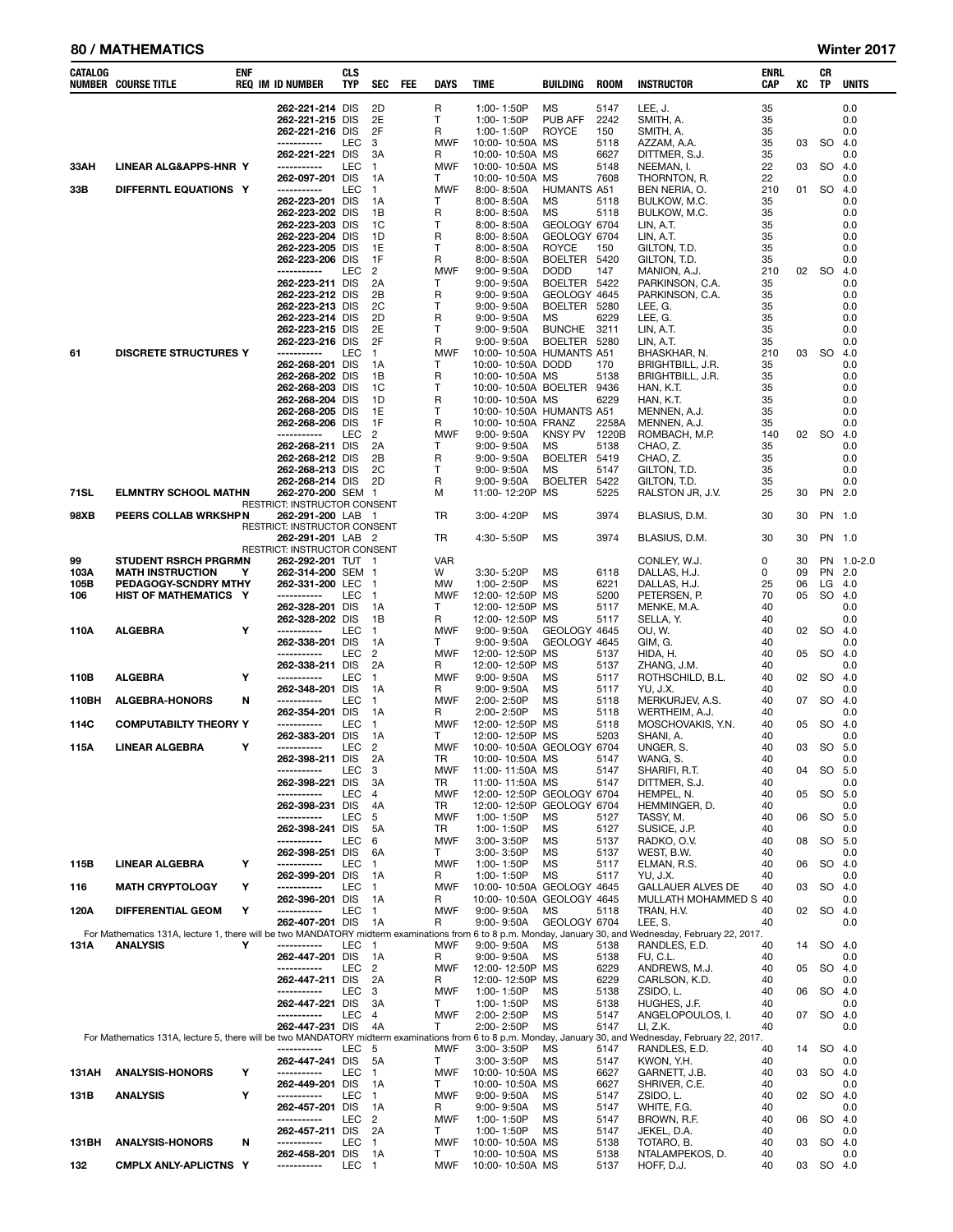## 80 / MATHEMATICS — Winter 2017

| CATALOG NUMBER | COURSE TITLE | ENF REQ | IM | ID NUMBER | CLS TYP | SEC | FEE | DAYS | TIME | BUILDING | ROOM | INSTRUCTOR | ENRL CAP | XC | CR TP | UNITS |
|---|---|---|---|---|---|---|---|---|---|---|---|---|---|---|---|---|
| | | | | 262-221-214 | DIS | 2D | | R | 1:00- 1:50P | MS | 5147 | LEE, J. | 35 | | | 0.0 |
| | | | | 262-221-215 | DIS | 2E | | T | 1:00- 1:50P | PUB AFF | 2242 | SMITH, A. | 35 | | | 0.0 |
| | | | | 262-221-216 | DIS | 2F | | R | 1:00- 1:50P | ROYCE | 150 | SMITH, A. | 35 | | | 0.0 |
| | | | | ----------- | LEC | 3 | | MWF | 10:00- 10:50A | MS | 5118 | AZZAM, A.A. | 35 | 03 | SO | 4.0 |
| | | | | 262-221-221 | DIS | 3A | | R | 10:00- 10:50A | MS | 6627 | DITTMER, S.J. | 35 | | | 0.0 |
| 33AH | LINEAR ALG&APPS-HNR | Y | | ----------- | LEC | 1 | | MWF | 10:00- 10:50A | MS | 5148 | NEEMAN, I. | 22 | 03 | SO | 4.0 |
| | | | | 262-097-201 | DIS | 1A | | T | 10:00- 10:50A | MS | 7608 | THORNTON, R. | 22 | | | 0.0 |
| 33B | DIFFERNTL EQUATIONS | Y | | ----------- | LEC | 1 | | MWF | 8:00- 8:50A | HUMANTS | A51 | BEN NERIA, O. | 210 | 01 | SO | 4.0 |
| | | | | 262-223-201 | DIS | 1A | | T | 8:00- 8:50A | MS | 5118 | BULKOW, M.C. | 35 | | | 0.0 |
| | | | | 262-223-202 | DIS | 1B | | R | 8:00- 8:50A | MS | 5118 | BULKOW, M.C. | 35 | | | 0.0 |
| | | | | 262-223-203 | DIS | 1C | | T | 8:00- 8:50A | GEOLOGY | 6704 | LIN, A.T. | 35 | | | 0.0 |
| | | | | 262-223-204 | DIS | 1D | | R | 8:00- 8:50A | GEOLOGY | 6704 | LIN, A.T. | 35 | | | 0.0 |
| | | | | 262-223-205 | DIS | 1E | | T | 8:00- 8:50A | ROYCE | 150 | GILTON, T.D. | 35 | | | 0.0 |
| | | | | 262-223-206 | DIS | 1F | | R | 8:00- 8:50A | BOELTER | 5420 | GILTON, T.D. | 35 | | | 0.0 |
| | | | | ----------- | LEC | 2 | | MWF | 9:00- 9:50A | DODD | 147 | MANION, A.J. | 210 | 02 | SO | 4.0 |
| | | | | 262-223-211 | DIS | 2A | | T | 9:00- 9:50A | BOELTER | 5422 | PARKINSON, C.A. | 35 | | | 0.0 |
| | | | | 262-223-212 | DIS | 2B | | R | 9:00- 9:50A | GEOLOGY | 4645 | PARKINSON, C.A. | 35 | | | 0.0 |
| | | | | 262-223-213 | DIS | 2C | | T | 9:00- 9:50A | BOELTER | 5280 | LEE, G. | 35 | | | 0.0 |
| | | | | 262-223-214 | DIS | 2D | | R | 9:00- 9:50A | MS | 6229 | LEE, G. | 35 | | | 0.0 |
| | | | | 262-223-215 | DIS | 2E | | T | 9:00- 9:50A | BUNCHE | 3211 | LIN, A.T. | 35 | | | 0.0 |
| | | | | 262-223-216 | DIS | 2F | | R | 9:00- 9:50A | BOELTER | 5280 | LIN, A.T. | 35 | | | 0.0 |
| 61 | DISCRETE STRUCTURES | Y | | ----------- | LEC | 1 | | MWF | 10:00- 10:50A | HUMANTS | A51 | BHASKHAR, N. | 210 | 03 | SO | 4.0 |
| | | | | 262-268-201 | DIS | 1A | | T | 10:00- 10:50A | DODD | 170 | BRIGHTBILL, J.R. | 35 | | | 0.0 |
| | | | | 262-268-202 | DIS | 1B | | R | 10:00- 10:50A | MS | 5138 | BRIGHTBILL, J.R. | 35 | | | 0.0 |
| | | | | 262-268-203 | DIS | 1C | | T | 10:00- 10:50A | BOELTER | 9436 | HAN, K.T. | 35 | | | 0.0 |
| | | | | 262-268-204 | DIS | 1D | | R | 10:00- 10:50A | MS | 6229 | HAN, K.T. | 35 | | | 0.0 |
| | | | | 262-268-205 | DIS | 1E | | T | 10:00- 10:50A | HUMANTS | A51 | MENNEN, A.J. | 35 | | | 0.0 |
| | | | | 262-268-206 | DIS | 1F | | R | 10:00- 10:50A | FRANZ | 2258A | MENNEN, A.J. | 35 | | | 0.0 |
| | | | | ----------- | LEC | 2 | | MWF | 9:00- 9:50A | KNSY PV | 1220B | ROMBACH, M.P. | 140 | 02 | SO | 4.0 |
| | | | | 262-268-211 | DIS | 2A | | T | 9:00- 9:50A | MS | 5138 | CHAO, Z. | 35 | | | 0.0 |
| | | | | 262-268-212 | DIS | 2B | | R | 9:00- 9:50A | BOELTER | 5419 | CHAO, Z. | 35 | | | 0.0 |
| | | | | 262-268-213 | DIS | 2C | | T | 9:00- 9:50A | MS | 5147 | GILTON, T.D. | 35 | | | 0.0 |
| | | | | 262-268-214 | DIS | 2D | | R | 9:00- 9:50A | BOELTER | 5422 | GILTON, T.D. | 35 | | | 0.0 |
| 71SL | ELMNTRY SCHOOL MATHN | | | 262-270-200 | SEM | 1 | | M | 11:00- 12:20P | MS | 5225 | RALSTON JR, J.V. | 25 | 30 | PN | 2.0 |
| | RESTRICT: INSTRUCTOR CONSENT | | | | | | | | | | | | | | | |
| 98XB | PEERS COLLAB WRKSHPN | | | 262-291-200 | LAB | 1 | | TR | 3:00- 4:20P | MS | 3974 | BLASIUS, D.M. | 30 | 30 | PN | 1.0 |
| | RESTRICT: INSTRUCTOR CONSENT | | | | | | | | | | | | | | | |
| | | | | 262-291-201 | LAB | 2 | | TR | 4:30- 5:50P | MS | 3974 | BLASIUS, D.M. | 30 | 30 | PN | 1.0 |
| | RESTRICT: INSTRUCTOR CONSENT | | | | | | | | | | | | | | | |
| 99 | STUDENT RSRCH PRGRMN | | | 262-292-201 | TUT | 1 | | VAR | | | | CONLEY, W.J. | 0 | 30 | PN | 1.0-2.0 |
| 103A | MATH INSTRUCTION | Y | | 262-314-200 | SEM | 1 | | W | 3:30- 5:20P | MS | 6118 | DALLAS, H.J. | 0 | 09 | PN | 2.0 |
| 105B | PEDAGOGY-SCNDRY MTHY | | | 262-331-200 | LEC | 1 | | MW | 1:00- 2:50P | MS | 6221 | DALLAS, H.J. | 25 | 06 | LG | 4.0 |
| 106 | HIST OF MATHEMATICS | Y | | ----------- | LEC | 1 | | MWF | 12:00- 12:50P | MS | 5200 | PETERSEN, P. | 70 | 05 | SO | 4.0 |
| | | | | 262-328-201 | DIS | 1A | | T | 12:00- 12:50P | MS | 5117 | MENKE, M.A. | 40 | | | 0.0 |
| | | | | 262-328-202 | DIS | 1B | | R | 12:00- 12:50P | MS | 5117 | SELLA, Y. | 40 | | | 0.0 |
| 110A | ALGEBRA | Y | | ----------- | LEC | 1 | | MWF | 9:00- 9:50A | GEOLOGY | 4645 | OU, W. | 40 | 02 | SO | 4.0 |
| | | | | 262-338-201 | DIS | 1A | | T | 9:00- 9:50A | GEOLOGY | 4645 | GIM, G. | 40 | | | 0.0 |
| | | | | ----------- | LEC | 2 | | MWF | 12:00- 12:50P | MS | 5137 | HIDA, H. | 40 | 05 | SO | 4.0 |
| | | | | 262-338-211 | DIS | 2A | | R | 12:00- 12:50P | MS | 5137 | ZHANG, J.M. | 40 | | | 0.0 |
| 110B | ALGEBRA | Y | | ----------- | LEC | 1 | | MWF | 9:00- 9:50A | MS | 5117 | ROTHSCHILD, B.L. | 40 | 02 | SO | 4.0 |
| | | | | 262-348-201 | DIS | 1A | | R | 9:00- 9:50A | MS | 5117 | YU, J.X. | 40 | | | 0.0 |
| 110BH | ALGEBRA-HONORS | N | | ----------- | LEC | 1 | | MWF | 2:00- 2:50P | MS | 5118 | MERKURJEV, A.S. | 40 | 07 | SO | 4.0 |
| | | | | 262-354-201 | DIS | 1A | | R | 2:00- 2:50P | MS | 5118 | WERTHEIM, A.J. | 40 | | | 0.0 |
| 114C | COMPUTABILTY THEORY | Y | | ----------- | LEC | 1 | | MWF | 12:00- 12:50P | MS | 5118 | MOSCHOVAKIS, Y.N. | 40 | 05 | SO | 4.0 |
| | | | | 262-383-201 | DIS | 1A | | T | 12:00- 12:50P | MS | 5203 | SHANI, A. | 40 | | | 0.0 |
| 115A | LINEAR ALGEBRA | Y | | ----------- | LEC | 2 | | MWF | 10:00- 10:50A | GEOLOGY | 6704 | UNGER, S. | 40 | 03 | SO | 5.0 |
| | | | | 262-398-211 | DIS | 2A | | TR | 10:00- 10:50A | MS | 5147 | WANG, S. | 40 | | | 0.0 |
| | | | | ----------- | LEC | 3 | | MWF | 11:00- 11:50A | MS | 5147 | SHARIFI, R.T. | 40 | 04 | SO | 5.0 |
| | | | | 262-398-221 | DIS | 3A | | TR | 11:00- 11:50A | MS | 5147 | DITTMER, S.J. | 40 | | | 0.0 |
| | | | | ----------- | LEC | 4 | | MWF | 12:00- 12:50P | GEOLOGY | 6704 | HEMPEL, N. | 40 | 05 | SO | 5.0 |
| | | | | 262-398-231 | DIS | 4A | | TR | 12:00- 12:50P | GEOLOGY | 6704 | HEMMINGER, D. | 40 | | | 0.0 |
| | | | | ----------- | LEC | 5 | | MWF | 1:00- 1:50P | MS | 5127 | TASSY, M. | 40 | 06 | SO | 5.0 |
| | | | | 262-398-241 | DIS | 5A | | TR | 1:00- 1:50P | MS | 5127 | SUSICE, J.P. | 40 | | | 0.0 |
| | | | | ----------- | LEC | 6 | | MWF | 3:00- 3:50P | MS | 5137 | RADKO, O.V. | 40 | 08 | SO | 5.0 |
| | | | | 262-398-251 | DIS | 6A | | T | 3:00- 3:50P | MS | 5137 | WEST, B.W. | 40 | | | 0.0 |
| 115B | LINEAR ALGEBRA | Y | | ----------- | LEC | 1 | | MWF | 1:00- 1:50P | MS | 5117 | ELMAN, R.S. | 40 | 06 | SO | 4.0 |
| | | | | 262-399-201 | DIS | 1A | | R | 1:00- 1:50P | MS | 5117 | YU, J.X. | 40 | | | 0.0 |
| 116 | MATH CRYPTOLOGY | Y | | ----------- | LEC | 1 | | MWF | 10:00- 10:50A | GEOLOGY | 4645 | GALLAUER ALVES DE | 40 | 03 | SO | 4.0 |
| | | | | 262-396-201 | DIS | 1A | | R | 10:00- 10:50A | GEOLOGY | 4645 | MULLATH MOHAMMED S | 40 | | | 0.0 |
| 120A | DIFFERENTIAL GEOM | Y | | ----------- | LEC | 1 | | MWF | 9:00- 9:50A | MS | 5118 | TRAN, H.V. | 40 | 02 | SO | 4.0 |
| | | | | 262-407-201 | DIS | 1A | | R | 9:00- 9:50A | GEOLOGY | 6704 | LEE, S. | 40 | | | 0.0 |
| | For Mathematics 131A, lecture 1, there will be two MANDATORY midterm examinations from 6 to 8 p.m. Monday, January 30, and Wednesday, February 22, 2017. | | | | | | | | | | | | | | | |
| 131A | ANALYSIS | Y | | ----------- | LEC | 1 | | MWF | 9:00- 9:50A | MS | 5138 | RANDLES, E.D. | 40 | 14 | SO | 4.0 |
| | | | | 262-447-201 | DIS | 1A | | R | 9:00- 9:50A | MS | 5138 | FU, C.L. | 40 | | | 0.0 |
| | | | | ----------- | LEC | 2 | | MWF | 12:00- 12:50P | MS | 6229 | ANDREWS, M.J. | 40 | 05 | SO | 4.0 |
| | | | | 262-447-211 | DIS | 2A | | R | 12:00- 12:50P | MS | 6229 | CARLSON, K.D. | 40 | | | 0.0 |
| | | | | ----------- | LEC | 3 | | MWF | 1:00- 1:50P | MS | 5138 | ZSIDO, L. | 40 | 06 | SO | 4.0 |
| | | | | 262-447-221 | DIS | 3A | | T | 1:00- 1:50P | MS | 5138 | HUGHES, J.F. | 40 | | | 0.0 |
| | | | | ----------- | LEC | 4 | | MWF | 2:00- 2:50P | MS | 5147 | ANGELOPOULOS, I. | 40 | 07 | SO | 4.0 |
| | | | | 262-447-231 | DIS | 4A | | T | 2:00- 2:50P | MS | 5147 | LI, Z.K. | 40 | | | 0.0 |
| | For Mathematics 131A, lecture 5, there will be two MANDATORY midterm examinations from 6 to 8 p.m. Monday, January 30, and Wednesday, February 22, 2017. | | | | | | | | | | | | | | | |
| | | | | ----------- | LEC | 5 | | MWF | 3:00- 3:50P | MS | 5147 | RANDLES, E.D. | 40 | 14 | SO | 4.0 |
| | | | | 262-447-241 | DIS | 5A | | T | 3:00- 3:50P | MS | 5147 | KWON, Y.H. | 40 | | | 0.0 |
| 131AH | ANALYSIS-HONORS | Y | | ----------- | LEC | 1 | | MWF | 10:00- 10:50A | MS | 6627 | GARNETT, J.B. | 40 | 03 | SO | 4.0 |
| | | | | 262-449-201 | DIS | 1A | | T | 10:00- 10:50A | MS | 6627 | SHRIVER, C.E. | 40 | | | 0.0 |
| 131B | ANALYSIS | Y | | ----------- | LEC | 1 | | MWF | 9:00- 9:50A | MS | 5147 | ZSIDO, L. | 40 | 02 | SO | 4.0 |
| | | | | 262-457-201 | DIS | 1A | | R | 9:00- 9:50A | MS | 5147 | WHITE, F.G. | 40 | | | 0.0 |
| | | | | ----------- | LEC | 2 | | MWF | 1:00- 1:50P | MS | 5147 | BROWN, R.F. | 40 | 06 | SO | 4.0 |
| | | | | 262-457-211 | DIS | 2A | | T | 1:00- 1:50P | MS | 5147 | JEKEL, D.A. | 40 | | | 0.0 |
| 131BH | ANALYSIS-HONORS | N | | ----------- | LEC | 1 | | MWF | 10:00- 10:50A | MS | 5138 | TOTARO, B. | 40 | 03 | SO | 4.0 |
| | | | | 262-458-201 | DIS | 1A | | T | 10:00- 10:50A | MS | 5138 | NTALAMPEKOS, D. | 40 | | | 0.0 |
| 132 | CMPLX ANLY-APLICTNS | Y | | ----------- | LEC | 1 | | MWF | 10:00- 10:50A | MS | 5137 | HOFF, D.J. | 40 | 03 | SO | 4.0 |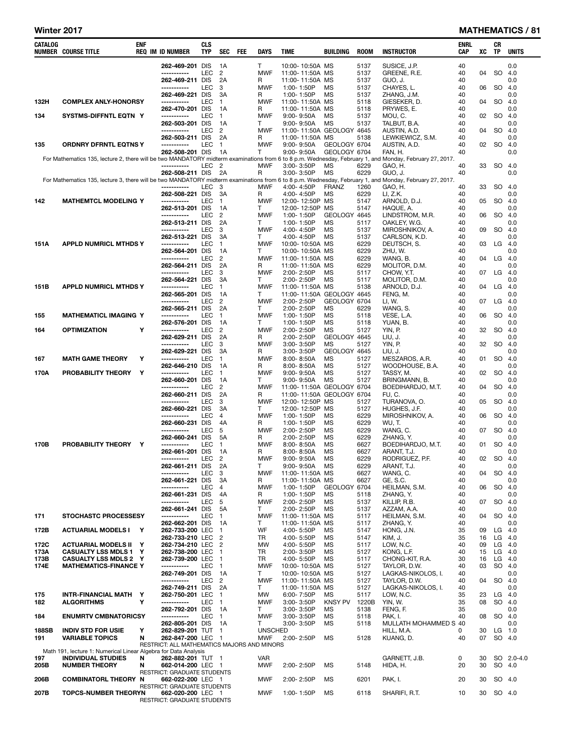| CATALOG NUMBER | COURSE TITLE | ENF REQ | IM | ID NUMBER | CLS TYP | SEC | FEE | DAYS | TIME | BUILDING | ROOM | INSTRUCTOR | ENRL CAP | XC | CR TP | UNITS |
|---|---|---|---|---|---|---|---|---|---|---|---|---|---|---|---|---|
| | | | | 262-469-201 | DIS | 1A | | T | 10:00- 10:50A | MS | 5137 | SUSICE, J.P. | 40 | | | 0.0 |
| | | | | ----------- | LEC | 2 | | MWF | 11:00- 11:50A | MS | 5137 | GREENE, R.E. | 40 | 04 | SO | 4.0 |
| | | | | 262-469-211 | DIS | 2A | | R | 11:00- 11:50A | MS | 5137 | GUO, J. | 40 | | | 0.0 |
| | | | | ----------- | LEC | 3 | | MWF | 1:00- 1:50P | MS | 5137 | CHAYES, L. | 40 | 06 | SO | 4.0 |
| | | | | 262-469-221 | DIS | 3A | | R | 1:00- 1:50P | MS | 5137 | ZHANG, J.M. | 40 | | | 0.0 |
| 132H | COMPLEX ANLY-HONORS | Y | | ----------- | LEC | 1 | | MWF | 11:00- 11:50A | MS | 5118 | GIESEKER, D. | 40 | 04 | SO | 4.0 |
| | | | | 262-470-201 | DIS | 1A | | R | 11:00- 11:50A | MS | 5118 | PRYWES, E. | 40 | | | 0.0 |
| 134 | SYSTMS-DIFFNTL EQTN | Y | | ----------- | LEC | 1 | | MWF | 9:00- 9:50A | MS | 5137 | MOU, C. | 40 | 02 | SO | 4.0 |
| | | | | 262-503-201 | DIS | 1A | | T | 9:00- 9:50A | MS | 5137 | TALBUT, B.A. | 40 | | | 0.0 |
| | | | | ----------- | LEC | 2 | | MWF | 11:00- 11:50A | GEOLOGY | 4645 | AUSTIN, A.D. | 40 | 04 | SO | 4.0 |
| | | | | 262-503-211 | DIS | 2A | | R | 11:00- 11:50A | MS | 5138 | LEWKIEWICZ, S.M. | 40 | | | 0.0 |
| 135 | ORDNRY DFRNTL EQTNS | Y | | ----------- | LEC | 1 | | MWF | 9:00- 9:50A | GEOLOGY | 6704 | AUSTIN, A.D. | 40 | 02 | SO | 4.0 |
| | | | | 262-508-201 | DIS | 1A | | T | 9:00- 9:50A | GEOLOGY | 6704 | FAN, H. | 40 | | | 0.0 |
| For Mathematics 135, lecture 2, there will be two MANDATORY midterm examinations from 6 to 8 p.m. Wednesday, February 1, and Monday, February 27, 2017. | | | | | | | | | | | | | | | | |
| | | | | ----------- | LEC | 2 | | MWF | 3:00- 3:50P | MS | 6229 | GAO, H. | 40 | 33 | SO | 4.0 |
| | | | | 262-508-211 | DIS | 2A | | R | 3:00- 3:50P | MS | 6229 | GUO, J. | 40 | | | 0.0 |
| For Mathematics 135, lecture 3, there will be two MANDATORY midterm examinations from 6 to 8 p.m. Wednesday, February 1, and Monday, February 27, 2017. | | | | | | | | | | | | | | | | |
| | | | | ----------- | LEC | 3 | | MWF | 4:00- 4:50P | FRANZ | 1260 | GAO, H. | 40 | 33 | SO | 4.0 |
| | | | | 262-508-221 | DIS | 3A | | R | 4:00- 4:50P | MS | 6229 | LI, Z.K. | 40 | | | 0.0 |
| 142 | MATHEMTCL MODELING | Y | | ----------- | LEC | 1 | | MWF | 12:00- 12:50P | MS | 5147 | ARNOLD, D.J. | 40 | 05 | SO | 4.0 |
| | | | | 262-513-201 | DIS | 1A | | T | 12:00- 12:50P | MS | 5147 | HAQUE, A. | 40 | | | 0.0 |
| | | | | ----------- | LEC | 2 | | MWF | 1:00- 1:50P | GEOLOGY | 4645 | LINDSTROM, M.R. | 40 | 06 | SO | 4.0 |
| | | | | 262-513-211 | DIS | 2A | | T | 1:00- 1:50P | MS | 5117 | OAKLEY, W.G. | 40 | | | 0.0 |
| | | | | ----------- | LEC | 3 | | MWF | 4:00- 4:50P | MS | 5137 | MIROSHNIKOV, A. | 40 | 09 | SO | 4.0 |
| | | | | 262-513-221 | DIS | 3A | | T | 4:00- 4:50P | MS | 5137 | CARLSON, K.D. | 40 | | | 0.0 |
| 151A | APPLD NUMRICL MTHDS | Y | | ----------- | LEC | 1 | | MWF | 10:00- 10:50A | MS | 6229 | DEUTSCH, S. | 40 | 03 | LG | 4.0 |
| | | | | 262-564-201 | DIS | 1A | | T | 10:00- 10:50A | MS | 6229 | ZHU, W. | 40 | | | 0.0 |
| | | | | ----------- | LEC | 2 | | MWF | 11:00- 11:50A | MS | 6229 | WANG, B. | 40 | 04 | LG | 4.0 |
| | | | | 262-564-211 | DIS | 2A | | R | 11:00- 11:50A | MS | 6229 | MOLITOR, D.M. | 40 | | | 0.0 |
| | | | | ----------- | LEC | 3 | | MWF | 2:00- 2:50P | MS | 5117 | CHOW, Y.T. | 40 | 07 | LG | 4.0 |
| | | | | 262-564-221 | DIS | 3A | | T | 2:00- 2:50P | MS | 5117 | MOLITOR, D.M. | 40 | | | 0.0 |
| 151B | APPLD NUMRICL MTHDS | Y | | ----------- | LEC | 1 | | MWF | 11:00- 11:50A | MS | 5138 | ARNOLD, D.J. | 40 | 04 | LG | 4.0 |
| | | | | 262-565-201 | DIS | 1A | | T | 11:00- 11:50A | GEOLOGY | 4645 | FENG, M. | 40 | | | 0.0 |
| | | | | ----------- | LEC | 2 | | MWF | 2:00- 2:50P | GEOLOGY | 6704 | LI, W. | 40 | 07 | LG | 4.0 |
| | | | | 262-565-211 | DIS | 2A | | T | 2:00- 2:50P | MS | 6229 | WANG, S. | 40 | | | 0.0 |
| 155 | MATHEMATICL IMAGING | Y | | ----------- | LEC | 1 | | MWF | 1:00- 1:50P | MS | 5118 | VESE, L.A. | 40 | 06 | SO | 4.0 |
| | | | | 262-576-201 | DIS | 1A | | T | 1:00- 1:50P | MS | 5118 | YUAN, B. | 40 | | | 0.0 |
| 164 | OPTIMIZATION | Y | | ----------- | LEC | 2 | | MWF | 2:00- 2:50P | MS | 5127 | YIN, P. | 40 | 32 | SO | 4.0 |
| | | | | 262-629-211 | DIS | 2A | | R | 2:00- 2:50P | GEOLOGY | 4645 | LIU, J. | 40 | | | 0.0 |
| | | | | ----------- | LEC | 3 | | MWF | 3:00- 3:50P | MS | 5127 | YIN, P. | 40 | 32 | SO | 4.0 |
| | | | | 262-629-221 | DIS | 3A | | R | 3:00- 3:50P | GEOLOGY | 4645 | LIU, J. | 40 | | | 0.0 |
| 167 | MATH GAME THEORY | Y | | ----------- | LEC | 1 | | MWF | 8:00- 8:50A | MS | 5127 | MESZAROS, A.R. | 40 | 01 | SO | 4.0 |
| | | | | 262-646-210 | DIS | 1A | | R | 8:00- 8:50A | MS | 5127 | WOODHOUSE, B.A. | 40 | | | 0.0 |
| 170A | PROBABILITY THEORY | Y | | ----------- | LEC | 1 | | MWF | 9:00- 9:50A | MS | 5127 | TASSY, M. | 40 | 02 | SO | 4.0 |
| | | | | 262-660-201 | DIS | 1A | | T | 9:00- 9:50A | MS | 5127 | BRINGMANN, B. | 40 | | | 0.0 |
| | | | | ----------- | LEC | 2 | | MWF | 11:00- 11:50A | GEOLOGY | 6704 | BOEDIHARDJO, M.T. | 40 | 04 | SO | 4.0 |
| | | | | 262-660-211 | DIS | 2A | | R | 11:00- 11:50A | GEOLOGY | 6704 | FU, C. | 40 | | | 0.0 |
| | | | | ----------- | LEC | 3 | | MWF | 12:00- 12:50P | MS | 5127 | TURANOVA, O. | 40 | 05 | SO | 4.0 |
| | | | | 262-660-221 | DIS | 3A | | T | 12:00- 12:50P | MS | 5127 | HUGHES, J.F. | 40 | | | 0.0 |
| | | | | ----------- | LEC | 4 | | MWF | 1:00- 1:50P | MS | 6229 | MIROSHNIKOV, A. | 40 | 06 | SO | 4.0 |
| | | | | 262-660-231 | DIS | 4A | | R | 1:00- 1:50P | MS | 6229 | WU, T. | 40 | | | 0.0 |
| | | | | ----------- | LEC | 5 | | MWF | 2:00- 2:50P | MS | 6229 | WANG, C. | 40 | 07 | SO | 4.0 |
| | | | | 262-660-241 | DIS | 5A | | R | 2:00- 2:50P | MS | 6229 | ZHANG, Y. | 40 | | | 0.0 |
| 170B | PROBABILITY THEORY | Y | | ----------- | LEC | 1 | | MWF | 8:00- 8:50A | MS | 6627 | BOEDIHARDJO, M.T. | 40 | 01 | SO | 4.0 |
| | | | | 262-661-201 | DIS | 1A | | R | 8:00- 8:50A | MS | 6627 | ARANT, T.J. | 40 | | | 0.0 |
| | | | | ----------- | LEC | 2 | | MWF | 9:00- 9:50A | MS | 6229 | RODRIGUEZ, P.F. | 40 | 02 | SO | 4.0 |
| | | | | 262-661-211 | DIS | 2A | | T | 9:00- 9:50A | MS | 6229 | ARANT, T.J. | 40 | | | 0.0 |
| | | | | ----------- | LEC | 3 | | MWF | 11:00- 11:50A | MS | 6627 | WANG, C. | 40 | 04 | SO | 4.0 |
| | | | | 262-661-221 | DIS | 3A | | R | 11:00- 11:50A | MS | 6627 | GE, S.C. | 40 | | | 0.0 |
| | | | | ----------- | LEC | 4 | | MWF | 1:00- 1:50P | GEOLOGY | 6704 | HEILMAN, S.M. | 40 | 06 | SO | 4.0 |
| | | | | 262-661-231 | DIS | 4A | | R | 1:00- 1:50P | MS | 5118 | ZHANG, Y. | 40 | | | 0.0 |
| | | | | ----------- | LEC | 5 | | MWF | 2:00- 2:50P | MS | 5137 | KILLIP, R.B. | 40 | 07 | SO | 4.0 |
| | | | | 262-661-241 | DIS | 5A | | T | 2:00- 2:50P | MS | 5137 | AZZAM, A.A. | 40 | | | 0.0 |
| 171 | STOCHASTC PROCESSES | Y | | ----------- | LEC | 1 | | MWF | 11:00- 11:50A | MS | 5117 | HEILMAN, S.M. | 40 | 04 | SO | 4.0 |
| | | | | 262-662-201 | DIS | 1A | | T | 11:00- 11:50A | MS | 5117 | ZHANG, Y. | 40 | | | 0.0 |
| 172B | ACTUARIAL MODELS I | Y | | 262-733-200 | LEC | 1 | | WF | 4:00- 5:50P | MS | 5147 | HONG, J.N. | 35 | 09 | LG | 4.0 |
| | | | | 262-733-210 | LEC | 2 | | TR | 4:00- 5:50P | MS | 5147 | KIM, J. | 35 | 16 | LG | 4.0 |
| 172C | ACTUARIAL MODELS II | Y | | 262-734-210 | LEC | 2 | | MW | 4:00- 5:50P | MS | 5117 | LOW, N.C. | 40 | 09 | LG | 4.0 |
| 173A | CASUALTY LSS MDLS 1 | Y | | 262-738-200 | LEC | 1 | | TR | 2:00- 3:50P | MS | 5127 | KONG, L.F. | 40 | 15 | LG | 4.0 |
| 173B | CASUALTY LSS MDLS 2 | Y | | 262-739-200 | LEC | 1 | | TR | 4:00- 5:50P | MS | 5117 | CHONG-KIT, R.A. | 30 | 16 | LG | 4.0 |
| 174E | MATHEMATICS-FINANCE | Y | | ----------- | LEC | 1 | | MWF | 10:00- 10:50A | MS | 5127 | TAYLOR, D.W. | 40 | 03 | SO | 4.0 |
| | | | | 262-749-201 | DIS | 1A | | T | 10:00- 10:50A | MS | 5127 | LAGKAS-NIKOLOS, I. | 40 | | | 0.0 |
| | | | | ----------- | LEC | 2 | | MWF | 11:00- 11:50A | MS | 5127 | TAYLOR, D.W. | 40 | 04 | SO | 4.0 |
| | | | | 262-749-211 | DIS | 2A | | T | 11:00- 11:50A | MS | 5127 | LAGKAS-NIKOLOS, I. | 40 | | | 0.0 |
| 175 | INTR-FINANCIAL MATH | Y | | 262-750-201 | LEC | 1 | | MW | 6:00- 7:50P | MS | 5117 | LOW, N.C. | 35 | 23 | LG | 4.0 |
| 182 | ALGORITHMS | Y | | ----------- | LEC | 1 | | MWF | 3:00- 3:50P | KNSY PV | 1220B | YIN, W. | 35 | 08 | SO | 4.0 |
| | | | | 262-792-201 | DIS | 1A | | T | 3:00- 3:50P | MS | 5138 | FENG, F. | 35 | | | 0.0 |
| 184 | ENUMRTV CMBNATORICS | Y | | ----------- | LEC | 1 | | MWF | 3:00- 3:50P | MS | 5118 | PAK, I. | 40 | 08 | SO | 4.0 |
| | | | | 262-805-201 | DIS | 1A | | T | 3:00- 3:50P | MS | 5118 | MULLATH MOHAMMED S | 40 | | | 0.0 |
| 188SB | INDIV STD FOR USIE | Y | | 262-829-201 | TUT | 1 | | UNSCHED | | | | HILL, M.A. | 0 | 30 | LG | 1.0 |
| 191 | VARIABLE TOPICS | N | | 262-847-200 | LEC | 1 | | MWF | 2:00- 2:50P | MS | 5128 | KUANG, D. | 40 | 07 | SO | 4.0 |
| | | | | RESTRICT: ALL MATHEMATICS MAJORS AND MINORS | | | | | | | | | | | | |
| Math 191, lecture 1: Numerical Linear Algebra for Data Analysis | | | | | | | | | | | | | | | | |
| 197 | INDIVIDUAL STUDIES | N | | 262-882-201 | TUT | 1 | | VAR | | | | GARNETT, J.B. | 0 | 30 | SO | 2.0-4.0 |
| 205B | NUMBER THEORY | N | | 662-014-200 | LEC | 1 | | MWF | 2:00- 2:50P | MS | 5148 | HIDA, H. | 20 | 30 | SO | 4.0 |
| | | | | RESTRICT: GRADUATE STUDENTS | | | | | | | | | | | | |
| 206B | COMBINATORL THEORY | N | | 662-022-200 | LEC | 1 | | MWF | 2:00- 2:50P | MS | 6201 | PAK, I. | 20 | 30 | SO | 4.0 |
| | | | | RESTRICT: GRADUATE STUDENTS | | | | | | | | | | | | |
| 207B | TOPCS-NUMBER THEORY | N | | 662-020-200 | LEC | 1 | | MWF | 1:00- 1:50P | MS | 6118 | SHARIFI, R.T. | 10 | 30 | SO | 4.0 |
| | | | | RESTRICT: GRADUATE STUDENTS | | | | | | | | | | | | |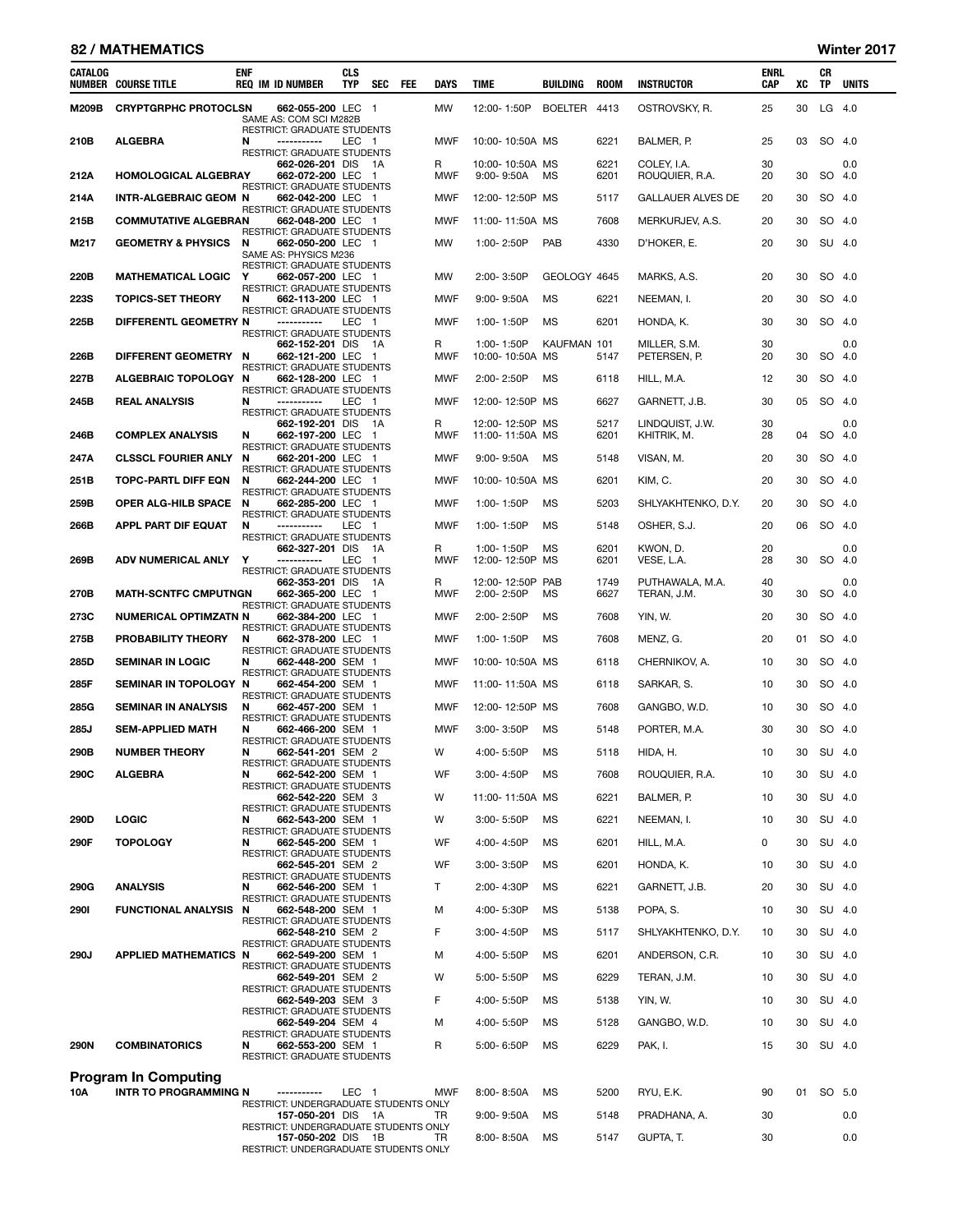## 82 / MATHEMATICS — Winter 2017

| CATALOG NUMBER | COURSE TITLE | ENF REQ | IM | ID NUMBER | CLS TYP | SEC | FEE | DAYS | TIME | BUILDING | ROOM | INSTRUCTOR | ENRL CAP | XC | CR TP | UNITS |
|---|---|---|---|---|---|---|---|---|---|---|---|---|---|---|---|---|
| M209B | CRYPTGRPHC PROTOCLSN | | | 662-055-200 | LEC | 1 | | MW | 12:00- 1:50P | BOELTER | 4413 | OSTROVSKY, R. | 25 | 30 | LG | 4.0 |
| | SAME AS: COM SCI M282B | | | | | | | | | | | | | | | |
| | RESTRICT: GRADUATE STUDENTS | | | | | | | | | | | | | | | |
| 210B | ALGEBRA | N | | ----------- | LEC | 1 | | MWF | 10:00- 10:50A | MS | 6221 | BALMER, P. | 25 | 03 | SO | 4.0 |
| | RESTRICT: GRADUATE STUDENTS | | | | | | | | | | | | | | | |
| | | | | 662-026-201 | DIS | 1A | | R | 10:00- 10:50A | MS | 6221 | COLEY, I.A. | 30 | | | 0.0 |
| 212A | HOMOLOGICAL ALGEBRAY | | | 662-072-200 | LEC | 1 | | MWF | 9:00- 9:50A | MS | 6201 | ROUQUIER, R.A. | 20 | 30 | SO | 4.0 |
| | RESTRICT: GRADUATE STUDENTS | | | | | | | | | | | | | | | |
| 214A | INTR-ALGEBRAIC GEOM | N | | 662-042-200 | LEC | 1 | | MWF | 12:00- 12:50P | MS | 5117 | GALLAUER ALVES DE | 20 | 30 | SO | 4.0 |
| | RESTRICT: GRADUATE STUDENTS | | | | | | | | | | | | | | | |
| 215B | COMMUTATIVE ALGEBRAN | | | 662-048-200 | LEC | 1 | | MWF | 11:00- 11:50A | MS | 7608 | MERKURJEV, A.S. | 20 | 30 | SO | 4.0 |
| | RESTRICT: GRADUATE STUDENTS | | | | | | | | | | | | | | | |
| M217 | GEOMETRY & PHYSICS | N | | 662-050-200 | LEC | 1 | | MW | 1:00- 2:50P | PAB | 4330 | D'HOKER, E. | 20 | 30 | SU | 4.0 |
| | SAME AS: PHYSICS M236 | | | | | | | | | | | | | | | |
| | RESTRICT: GRADUATE STUDENTS | | | | | | | | | | | | | | | |
| 220B | MATHEMATICAL LOGIC | Y | | 662-057-200 | LEC | 1 | | MW | 2:00- 3:50P | GEOLOGY | 4645 | MARKS, A.S. | 20 | 30 | SO | 4.0 |
| | RESTRICT: GRADUATE STUDENTS | | | | | | | | | | | | | | | |
| 223S | TOPICS-SET THEORY | N | | 662-113-200 | LEC | 1 | | MWF | 9:00- 9:50A | MS | 6221 | NEEMAN, I. | 20 | 30 | SO | 4.0 |
| | RESTRICT: GRADUATE STUDENTS | | | | | | | | | | | | | | | |
| 225B | DIFFERENTL GEOMETRY | N | | ----------- | LEC | 1 | | MWF | 1:00- 1:50P | MS | 6201 | HONDA, K. | 30 | 30 | SO | 4.0 |
| | RESTRICT: GRADUATE STUDENTS | | | | | | | | | | | | | | | |
| | | | | 662-152-201 | DIS | 1A | | R | 1:00- 1:50P | KAUFMAN | 101 | MILLER, S.M. | 30 | | | 0.0 |
| 226B | DIFFERENT GEOMETRY | N | | 662-121-200 | LEC | 1 | | MWF | 10:00- 10:50A | MS | 5147 | PETERSEN, P. | 20 | 30 | SO | 4.0 |
| | RESTRICT: GRADUATE STUDENTS | | | | | | | | | | | | | | | |
| 227B | ALGEBRAIC TOPOLOGY | N | | 662-128-200 | LEC | 1 | | MWF | 2:00- 2:50P | MS | 6118 | HILL, M.A. | 12 | 30 | SO | 4.0 |
| | RESTRICT: GRADUATE STUDENTS | | | | | | | | | | | | | | | |
| 245B | REAL ANALYSIS | N | | ----------- | LEC | 1 | | MWF | 12:00- 12:50P | MS | 6627 | GARNETT, J.B. | 30 | 05 | SO | 4.0 |
| | RESTRICT: GRADUATE STUDENTS | | | | | | | | | | | | | | | |
| | | | | 662-192-201 | DIS | 1A | | R | 12:00- 12:50P | MS | 5217 | LINDQUIST, J.W. | 30 | | | 0.0 |
| 246B | COMPLEX ANALYSIS | N | | 662-197-200 | LEC | 1 | | MWF | 11:00- 11:50A | MS | 6201 | KHITRIK, M. | 28 | 04 | SO | 4.0 |
| | RESTRICT: GRADUATE STUDENTS | | | | | | | | | | | | | | | |
| 247A | CLSSCL FOURIER ANLY | N | | 662-201-200 | LEC | 1 | | MWF | 9:00- 9:50A | MS | 5148 | VISAN, M. | 20 | 30 | SO | 4.0 |
| | RESTRICT: GRADUATE STUDENTS | | | | | | | | | | | | | | | |
| 251B | TOPC-PARTL DIFF EQN | N | | 662-244-200 | LEC | 1 | | MWF | 10:00- 10:50A | MS | 6201 | KIM, C. | 20 | 30 | SO | 4.0 |
| | RESTRICT: GRADUATE STUDENTS | | | | | | | | | | | | | | | |
| 259B | OPER ALG-HILB SPACE | N | | 662-285-200 | LEC | 1 | | MWF | 1:00- 1:50P | MS | 5203 | SHLYAKHTENKO, D.Y. | 20 | 30 | SO | 4.0 |
| | RESTRICT: GRADUATE STUDENTS | | | | | | | | | | | | | | | |
| 266B | APPL PART DIF EQUAT | N | | ----------- | LEC | 1 | | MWF | 1:00- 1:50P | MS | 5148 | OSHER, S.J. | 20 | 06 | SO | 4.0 |
| | RESTRICT: GRADUATE STUDENTS | | | | | | | | | | | | | | | |
| | | | | 662-327-201 | DIS | 1A | | R | 1:00- 1:50P | MS | 6201 | KWON, D. | 20 | | | 0.0 |
| 269B | ADV NUMERICAL ANLY | Y | | ----------- | LEC | 1 | | MWF | 12:00- 12:50P | MS | 6201 | VESE, L.A. | 28 | 30 | SO | 4.0 |
| | RESTRICT: GRADUATE STUDENTS | | | | | | | | | | | | | | | |
| | | | | 662-353-201 | DIS | 1A | | R | 12:00- 12:50P | PAB | 1749 | PUTHAWALA, M.A. | 40 | | | 0.0 |
| 270B | MATH-SCNTFC CMPUTNGN | | | 662-365-200 | LEC | 1 | | MWF | 2:00- 2:50P | MS | 6627 | TERAN, J.M. | 30 | 30 | SO | 4.0 |
| | RESTRICT: GRADUATE STUDENTS | | | | | | | | | | | | | | | |
| 273C | NUMERICAL OPTIMZATN | N | | 662-384-200 | LEC | 1 | | MWF | 2:00- 2:50P | MS | 7608 | YIN, W. | 20 | 30 | SO | 4.0 |
| | RESTRICT: GRADUATE STUDENTS | | | | | | | | | | | | | | | |
| 275B | PROBABILITY THEORY | N | | 662-378-200 | LEC | 1 | | MWF | 1:00- 1:50P | MS | 7608 | MENZ, G. | 20 | 01 | SO | 4.0 |
| | RESTRICT: GRADUATE STUDENTS | | | | | | | | | | | | | | | |
| 285D | SEMINAR IN LOGIC | N | | 662-448-200 | SEM | 1 | | MWF | 10:00- 10:50A | MS | 6118 | CHERNIKOV, A. | 10 | 30 | SO | 4.0 |
| | RESTRICT: GRADUATE STUDENTS | | | | | | | | | | | | | | | |
| 285F | SEMINAR IN TOPOLOGY | N | | 662-454-200 | SEM | 1 | | MWF | 11:00- 11:50A | MS | 6118 | SARKAR, S. | 10 | 30 | SO | 4.0 |
| | RESTRICT: GRADUATE STUDENTS | | | | | | | | | | | | | | | |
| 285G | SEMINAR IN ANALYSIS | N | | 662-457-200 | SEM | 1 | | MWF | 12:00- 12:50P | MS | 7608 | GANGBO, W.D. | 10 | 30 | SO | 4.0 |
| | RESTRICT: GRADUATE STUDENTS | | | | | | | | | | | | | | | |
| 285J | SEM-APPLIED MATH | N | | 662-466-200 | SEM | 1 | | MWF | 3:00- 3:50P | MS | 5148 | PORTER, M.A. | 30 | 30 | SO | 4.0 |
| | RESTRICT: GRADUATE STUDENTS | | | | | | | | | | | | | | | |
| 290B | NUMBER THEORY | N | | 662-541-201 | SEM | 2 | | W | 4:00- 5:50P | MS | 5118 | HIDA, H. | 10 | 30 | SU | 4.0 |
| | RESTRICT: GRADUATE STUDENTS | | | | | | | | | | | | | | | |
| 290C | ALGEBRA | N | | 662-542-200 | SEM | 1 | | WF | 3:00- 4:50P | MS | 7608 | ROUQUIER, R.A. | 10 | 30 | SU | 4.0 |
| | RESTRICT: GRADUATE STUDENTS | | | | | | | | | | | | | | | |
| | | | | 662-542-220 | SEM | 3 | | W | 11:00- 11:50A | MS | 6221 | BALMER, P. | 10 | 30 | SU | 4.0 |
| | RESTRICT: GRADUATE STUDENTS | | | | | | | | | | | | | | | |
| 290D | LOGIC | N | | 662-543-200 | SEM | 1 | | W | 3:00- 5:50P | MS | 6221 | NEEMAN, I. | 10 | 30 | SU | 4.0 |
| | RESTRICT: GRADUATE STUDENTS | | | | | | | | | | | | | | | |
| 290F | TOPOLOGY | N | | 662-545-200 | SEM | 1 | | WF | 4:00- 4:50P | MS | 6201 | HILL, M.A. | 0 | 30 | SU | 4.0 |
| | RESTRICT: GRADUATE STUDENTS | | | | | | | | | | | | | | | |
| | | | | 662-545-201 | SEM | 2 | | WF | 3:00- 3:50P | MS | 6201 | HONDA, K. | 10 | 30 | SU | 4.0 |
| | RESTRICT: GRADUATE STUDENTS | | | | | | | | | | | | | | | |
| 290G | ANALYSIS | N | | 662-546-200 | SEM | 1 | | T | 2:00- 4:30P | MS | 6221 | GARNETT, J.B. | 20 | 30 | SU | 4.0 |
| | RESTRICT: GRADUATE STUDENTS | | | | | | | | | | | | | | | |
| 290I | FUNCTIONAL ANALYSIS | N | | 662-548-200 | SEM | 1 | | M | 4:00- 5:30P | MS | 5138 | POPA, S. | 10 | 30 | SU | 4.0 |
| | RESTRICT: GRADUATE STUDENTS | | | | | | | | | | | | | | | |
| | | | | 662-548-210 | SEM | 2 | | F | 3:00- 4:50P | MS | 5117 | SHLYAKHTENKO, D.Y. | 10 | 30 | SU | 4.0 |
| | RESTRICT: GRADUATE STUDENTS | | | | | | | | | | | | | | | |
| 290J | APPLIED MATHEMATICS | N | | 662-549-200 | SEM | 1 | | M | 4:00- 5:50P | MS | 6201 | ANDERSON, C.R. | 10 | 30 | SU | 4.0 |
| | RESTRICT: GRADUATE STUDENTS | | | | | | | | | | | | | | | |
| | | | | 662-549-201 | SEM | 2 | | W | 5:00- 5:50P | MS | 6229 | TERAN, J.M. | 10 | 30 | SU | 4.0 |
| | RESTRICT: GRADUATE STUDENTS | | | | | | | | | | | | | | | |
| | | | | 662-549-203 | SEM | 3 | | F | 4:00- 5:50P | MS | 5138 | YIN, W. | 10 | 30 | SU | 4.0 |
| | RESTRICT: GRADUATE STUDENTS | | | | | | | | | | | | | | | |
| | | | | 662-549-204 | SEM | 4 | | M | 4:00- 5:50P | MS | 5128 | GANGBO, W.D. | 10 | 30 | SU | 4.0 |
| | RESTRICT: GRADUATE STUDENTS | | | | | | | | | | | | | | | |
| 290N | COMBINATORICS | N | | 662-553-200 | SEM | 1 | | R | 5:00- 6:50P | MS | 6229 | PAK, I. | 15 | 30 | SU | 4.0 |
| | RESTRICT: GRADUATE STUDENTS | | | | | | | | | | | | | | | |

## Program In Computing

| CATALOG NUMBER | COURSE TITLE | ENF REQ | IM | ID NUMBER | CLS TYP | SEC | FEE | DAYS | TIME | BUILDING | ROOM | INSTRUCTOR | ENRL CAP | XC | CR TP | UNITS |
|---|---|---|---|---|---|---|---|---|---|---|---|---|---|---|---|---|
| 10A | INTR TO PROGRAMMING | N | | ----------- | LEC | 1 | | MWF | 8:00- 8:50A | MS | 5200 | RYU, E.K. | 90 | 01 | SO | 5.0 |
| | RESTRICT: UNDERGRADUATE STUDENTS ONLY | | | | | | | | | | | | | | | |
| | | | | 157-050-201 | DIS | 1A | | TR | 9:00- 9:50A | MS | 5148 | PRADHANA, A. | 30 | | | 0.0 |
| | RESTRICT: UNDERGRADUATE STUDENTS ONLY | | | | | | | | | | | | | | | |
| | | | | 157-050-202 | DIS | 1B | | TR | 8:00- 8:50A | MS | 5147 | GUPTA, T. | 30 | | | 0.0 |
| | RESTRICT: UNDERGRADUATE STUDENTS ONLY | | | | | | | | | | | | | | | |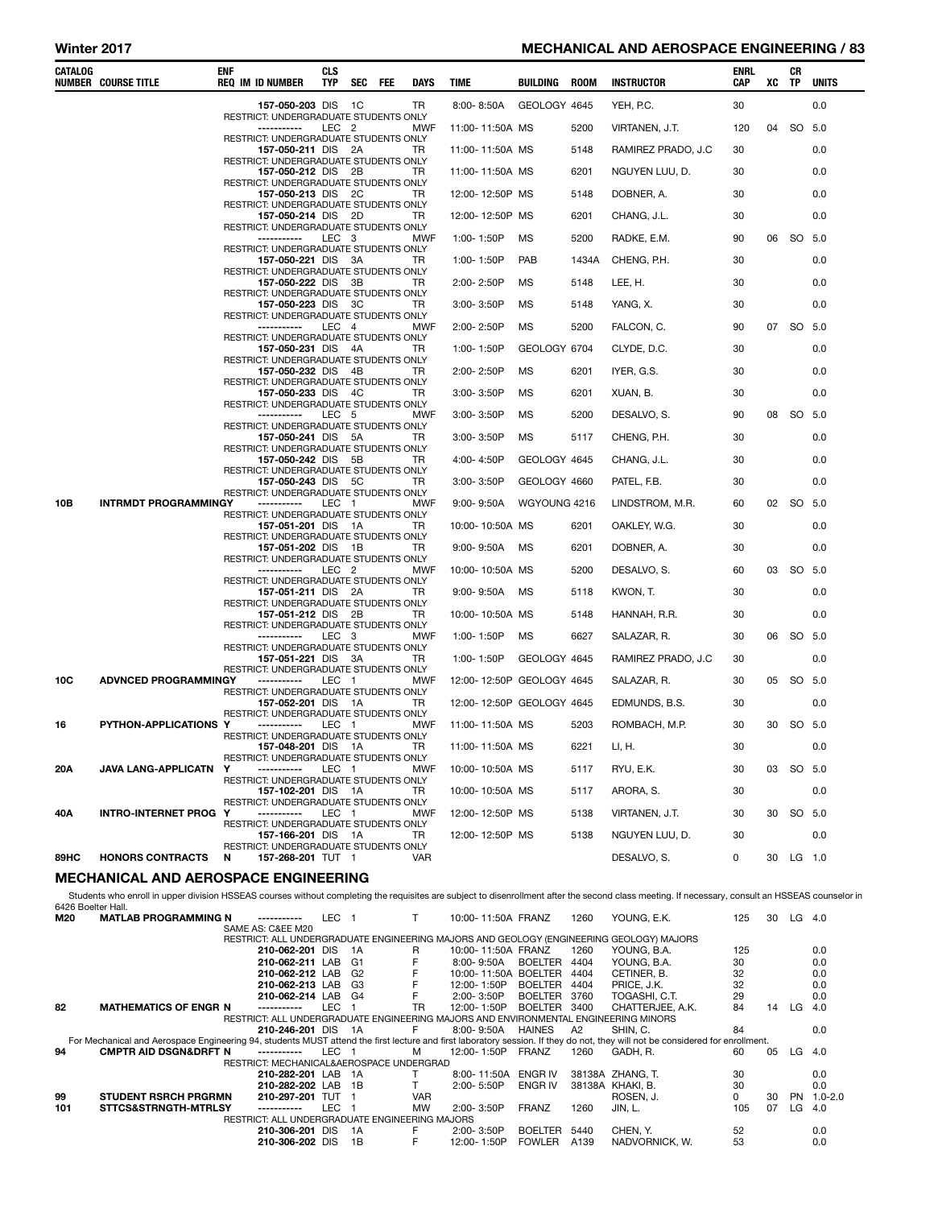| CATALOG NUMBER | COURSE TITLE | ENF REQ | IM | ID NUMBER | CLS TYP | SEC | FEE | DAYS | TIME | BUILDING | ROOM | INSTRUCTOR | ENRL CAP | XC | CR TP | UNITS |
|---|---|---|---|---|---|---|---|---|---|---|---|---|---|---|---|---|
| | | | | 157-050-203 | DIS | 1C | | TR | 8:00- 8:50A | GEOLOGY | 4645 | YEH, P.C. | 30 | | | 0.0 |
| | RESTRICT: UNDERGRADUATE STUDENTS ONLY | | | | | | | | | | | | | | | |
| | | | | ----------- | LEC | 2 | | MWF | 11:00- 11:50A | MS | 5200 | VIRTANEN, J.T. | 120 | 04 | SO | 5.0 |
| | RESTRICT: UNDERGRADUATE STUDENTS ONLY | | | | | | | | | | | | | | | |
| | | | | 157-050-211 | DIS | 2A | | TR | 11:00- 11:50A | MS | 5148 | RAMIREZ PRADO, J.C | 30 | | | 0.0 |
| | RESTRICT: UNDERGRADUATE STUDENTS ONLY | | | | | | | | | | | | | | | |
| | | | | 157-050-212 | DIS | 2B | | TR | 11:00- 11:50A | MS | 6201 | NGUYEN LUU, D. | 30 | | | 0.0 |
| | RESTRICT: UNDERGRADUATE STUDENTS ONLY | | | | | | | | | | | | | | | |
| | | | | 157-050-213 | DIS | 2C | | TR | 12:00- 12:50P | MS | 5148 | DOBNER, A. | 30 | | | 0.0 |
| | RESTRICT: UNDERGRADUATE STUDENTS ONLY | | | | | | | | | | | | | | | |
| | | | | 157-050-214 | DIS | 2D | | TR | 12:00- 12:50P | MS | 6201 | CHANG, J.L. | 30 | | | 0.0 |
| | RESTRICT: UNDERGRADUATE STUDENTS ONLY | | | | | | | | | | | | | | | |
| | | | | ----------- | LEC | 3 | | MWF | 1:00- 1:50P | MS | 5200 | RADKE, E.M. | 90 | 06 | SO | 5.0 |
| | RESTRICT: UNDERGRADUATE STUDENTS ONLY | | | | | | | | | | | | | | | |
| | | | | 157-050-221 | DIS | 3A | | TR | 1:00- 1:50P | PAB | 1434A | CHENG, P.H. | 30 | | | 0.0 |
| | RESTRICT: UNDERGRADUATE STUDENTS ONLY | | | | | | | | | | | | | | | |
| | | | | 157-050-222 | DIS | 3B | | TR | 2:00- 2:50P | MS | 5148 | LEE, H. | 30 | | | 0.0 |
| | RESTRICT: UNDERGRADUATE STUDENTS ONLY | | | | | | | | | | | | | | | |
| | | | | 157-050-223 | DIS | 3C | | TR | 3:00- 3:50P | MS | 5148 | YANG, X. | 30 | | | 0.0 |
| | RESTRICT: UNDERGRADUATE STUDENTS ONLY | | | | | | | | | | | | | | | |
| | | | | ----------- | LEC | 4 | | MWF | 2:00- 2:50P | MS | 5200 | FALCON, C. | 90 | 07 | SO | 5.0 |
| | RESTRICT: UNDERGRADUATE STUDENTS ONLY | | | | | | | | | | | | | | | |
| | | | | 157-050-231 | DIS | 4A | | TR | 1:00- 1:50P | GEOLOGY | 6704 | CLYDE, D.C. | 30 | | | 0.0 |
| | RESTRICT: UNDERGRADUATE STUDENTS ONLY | | | | | | | | | | | | | | | |
| | | | | 157-050-232 | DIS | 4B | | TR | 2:00- 2:50P | MS | 6201 | IYER, G.S. | 30 | | | 0.0 |
| | RESTRICT: UNDERGRADUATE STUDENTS ONLY | | | | | | | | | | | | | | | |
| | | | | 157-050-233 | DIS | 4C | | TR | 3:00- 3:50P | MS | 6201 | XUAN, B. | 30 | | | 0.0 |
| | RESTRICT: UNDERGRADUATE STUDENTS ONLY | | | | | | | | | | | | | | | |
| | | | | ----------- | LEC | 5 | | MWF | 3:00- 3:50P | MS | 5200 | DESALVO, S. | 90 | 08 | SO | 5.0 |
| | RESTRICT: UNDERGRADUATE STUDENTS ONLY | | | | | | | | | | | | | | | |
| | | | | 157-050-241 | DIS | 5A | | TR | 3:00- 3:50P | MS | 5117 | CHENG, P.H. | 30 | | | 0.0 |
| | RESTRICT: UNDERGRADUATE STUDENTS ONLY | | | | | | | | | | | | | | | |
| | | | | 157-050-242 | DIS | 5B | | TR | 4:00- 4:50P | GEOLOGY | 4645 | CHANG, J.L. | 30 | | | 0.0 |
| | RESTRICT: UNDERGRADUATE STUDENTS ONLY | | | | | | | | | | | | | | | |
| | | | | 157-050-243 | DIS | 5C | | TR | 3:00- 3:50P | GEOLOGY | 4660 | PATEL, F.B. | 30 | | | 0.0 |
| | RESTRICT: UNDERGRADUATE STUDENTS ONLY | | | | | | | | | | | | | | | |
| **10B** | **INTRMDT PROGRAMMING** | **Y** | | ----------- | LEC | 1 | | MWF | 9:00- 9:50A | WGYOUNG | 4216 | LINDSTROM, M.R. | 60 | 02 | SO | 5.0 |
| | RESTRICT: UNDERGRADUATE STUDENTS ONLY | | | | | | | | | | | | | | | |
| | | | | 157-051-201 | DIS | 1A | | TR | 10:00- 10:50A | MS | 6201 | OAKLEY, W.G. | 30 | | | 0.0 |
| | RESTRICT: UNDERGRADUATE STUDENTS ONLY | | | | | | | | | | | | | | | |
| | | | | 157-051-202 | DIS | 1B | | TR | 9:00- 9:50A | MS | 6201 | DOBNER, A. | 30 | | | 0.0 |
| | RESTRICT: UNDERGRADUATE STUDENTS ONLY | | | | | | | | | | | | | | | |
| | | | | ----------- | LEC | 2 | | MWF | 10:00- 10:50A | MS | 5200 | DESALVO, S. | 60 | 03 | SO | 5.0 |
| | RESTRICT: UNDERGRADUATE STUDENTS ONLY | | | | | | | | | | | | | | | |
| | | | | 157-051-211 | DIS | 2A | | TR | 9:00- 9:50A | MS | 5118 | KWON, T. | 30 | | | 0.0 |
| | RESTRICT: UNDERGRADUATE STUDENTS ONLY | | | | | | | | | | | | | | | |
| | | | | 157-051-212 | DIS | 2B | | TR | 10:00- 10:50A | MS | 5148 | HANNAH, R.R. | 30 | | | 0.0 |
| | RESTRICT: UNDERGRADUATE STUDENTS ONLY | | | | | | | | | | | | | | | |
| | | | | ----------- | LEC | 3 | | MWF | 1:00- 1:50P | MS | 6627 | SALAZAR, R. | 30 | 06 | SO | 5.0 |
| | RESTRICT: UNDERGRADUATE STUDENTS ONLY | | | | | | | | | | | | | | | |
| | | | | 157-051-221 | DIS | 3A | | TR | 1:00- 1:50P | GEOLOGY | 4645 | RAMIREZ PRADO, J.C | 30 | | | 0.0 |
| | RESTRICT: UNDERGRADUATE STUDENTS ONLY | | | | | | | | | | | | | | | |
| **10C** | **ADVNCED PROGRAMMING** | **Y** | | ----------- | LEC | 1 | | MWF | 12:00- 12:50P | GEOLOGY | 4645 | SALAZAR, R. | 30 | 05 | SO | 5.0 |
| | RESTRICT: UNDERGRADUATE STUDENTS ONLY | | | | | | | | | | | | | | | |
| | | | | 157-052-201 | DIS | 1A | | TR | 12:00- 12:50P | GEOLOGY | 4645 | EDMUNDS, B.S. | 30 | | | 0.0 |
| | RESTRICT: UNDERGRADUATE STUDENTS ONLY | | | | | | | | | | | | | | | |
| **16** | **PYTHON-APPLICATIONS** | **Y** | | ----------- | LEC | 1 | | MWF | 11:00- 11:50A | MS | 5203 | ROMBACH, M.P. | 30 | 30 | SO | 5.0 |
| | RESTRICT: UNDERGRADUATE STUDENTS ONLY | | | | | | | | | | | | | | | |
| | | | | 157-048-201 | DIS | 1A | | TR | 11:00- 11:50A | MS | 6221 | LI, H. | 30 | | | 0.0 |
| | RESTRICT: UNDERGRADUATE STUDENTS ONLY | | | | | | | | | | | | | | | |
| **20A** | **JAVA LANG-APPLICATN** | **Y** | | ----------- | LEC | 1 | | MWF | 10:00- 10:50A | MS | 5117 | RYU, E.K. | 30 | 03 | SO | 5.0 |
| | RESTRICT: UNDERGRADUATE STUDENTS ONLY | | | | | | | | | | | | | | | |
| | | | | 157-102-201 | DIS | 1A | | TR | 10:00- 10:50A | MS | 5117 | ARORA, S. | 30 | | | 0.0 |
| | RESTRICT: UNDERGRADUATE STUDENTS ONLY | | | | | | | | | | | | | | | |
| **40A** | **INTRO-INTERNET PROG** | **Y** | | ----------- | LEC | 1 | | MWF | 12:00- 12:50P | MS | 5138 | VIRTANEN, J.T. | 30 | 30 | SO | 5.0 |
| | RESTRICT: UNDERGRADUATE STUDENTS ONLY | | | | | | | | | | | | | | | |
| | | | | 157-166-201 | DIS | 1A | | TR | 12:00- 12:50P | MS | 5138 | NGUYEN LUU, D. | 30 | | | 0.0 |
| | RESTRICT: UNDERGRADUATE STUDENTS ONLY | | | | | | | | | | | | | | | |
| **89HC** | **HONORS CONTRACTS** | **N** | | 157-268-201 | TUT | 1 | | VAR | | | | DESALVO, S. | 0 | 30 | LG | 1.0 |

## MECHANICAL AND AEROSPACE ENGINEERING

Students who enroll in upper division HSSEAS courses without completing the requisites are subject to disenrollment after the second class meeting. If necessary, consult an HSSEAS counselor in 6426 Boelter Hall.

| CATALOG NUMBER | COURSE TITLE | ENF REQ | IM | ID NUMBER | CLS TYP | SEC | FEE | DAYS | TIME | BUILDING | ROOM | INSTRUCTOR | ENRL CAP | XC | CR TP | UNITS |
|---|---|---|---|---|---|---|---|---|---|---|---|---|---|---|---|---|
| **M20** | **MATLAB PROGRAMMING** | **N** | | ----------- | LEC | 1 | | T | 10:00- 11:50A | FRANZ | 1260 | YOUNG, E.K. | 125 | 30 | LG | 4.0 |
| | SAME AS: C&EE M20 | | | | | | | | | | | | | | | |
| | RESTRICT: ALL UNDERGRADUATE ENGINEERING MAJORS AND GEOLOGY (ENGINEERING GEOLOGY) MAJORS | | | | | | | | | | | | | | | |
| | | | | 210-062-201 | DIS | 1A | | R | 10:00- 11:50A | FRANZ | 1260 | YOUNG, B.A. | 125 | | | 0.0 |
| | | | | 210-062-211 | LAB | G1 | | F | 8:00- 9:50A | BOELTER | 4404 | YOUNG, B.A. | 30 | | | 0.0 |
| | | | | 210-062-212 | LAB | G2 | | F | 10:00- 11:50A | BOELTER | 4404 | CETINER, B. | 32 | | | 0.0 |
| | | | | 210-062-213 | LAB | G3 | | F | 12:00- 1:50P | BOELTER | 4404 | PRICE, J.K. | 32 | | | 0.0 |
| | | | | 210-062-214 | LAB | G4 | | F | 2:00- 3:50P | BOELTER | 3760 | TOGASHI, C.T. | 29 | | | 0.0 |
| **82** | **MATHEMATICS OF ENGR** | **N** | | ----------- | LEC | 1 | | TR | 12:00- 1:50P | BOELTER | 3400 | CHATTERJEE, A.K. | 84 | 14 | LG | 4.0 |
| | RESTRICT: ALL UNDERGRADUATE ENGINEERING MAJORS AND ENVIRONMENTAL ENGINEERING MINORS | | | | | | | | | | | | | | | |
| | | | | 210-246-201 | DIS | 1A | | F | 8:00- 9:50A | HAINES | A2 | SHIN, C. | 84 | | | 0.0 |
| | For Mechanical and Aerospace Engineering 94, students MUST attend the first lecture and first laboratory session. If they do not, they will not be considered for enrollment. | | | | | | | | | | | | | | | |
| **94** | **CMPTR AID DSGN&DRFT** | **N** | | ----------- | LEC | 1 | | M | 12:00- 1:50P | FRANZ | 1260 | GADH, R. | 60 | 05 | LG | 4.0 |
| | RESTRICT: MECHANICAL&AEROSPACE UNDERGRAD | | | | | | | | | | | | | | | |
| | | | | 210-282-201 | LAB | 1A | | T | 8:00- 11:50A | ENGR IV | 38138A | ZHANG, T. | 30 | | | 0.0 |
| | | | | 210-282-202 | LAB | 1B | | T | 2:00- 5:50P | ENGR IV | 38138A | KHAKI, B. | 30 | | | 0.0 |
| **99** | **STUDENT RSRCH PRGRMN** | | | 210-297-201 | TUT | 1 | | VAR | | | | ROSEN, J. | 0 | 30 | PN | 1.0-2.0 |
| **101** | **STTCS&STRNGTH-MTRLSY** | | | ----------- | LEC | 1 | | MW | 2:00- 3:50P | FRANZ | 1260 | JIN, L. | 105 | 07 | LG | 4.0 |
| | RESTRICT: ALL UNDERGRADUATE ENGINEERING MAJORS | | | | | | | | | | | | | | | |
| | | | | 210-306-201 | DIS | 1A | | F | 2:00- 3:50P | BOELTER | 5440 | CHEN, Y. | 52 | | | 0.0 |
| | | | | 210-306-202 | DIS | 1B | | F | 12:00- 1:50P | FOWLER | A139 | NADVORNICK, W. | 53 | | | 0.0 |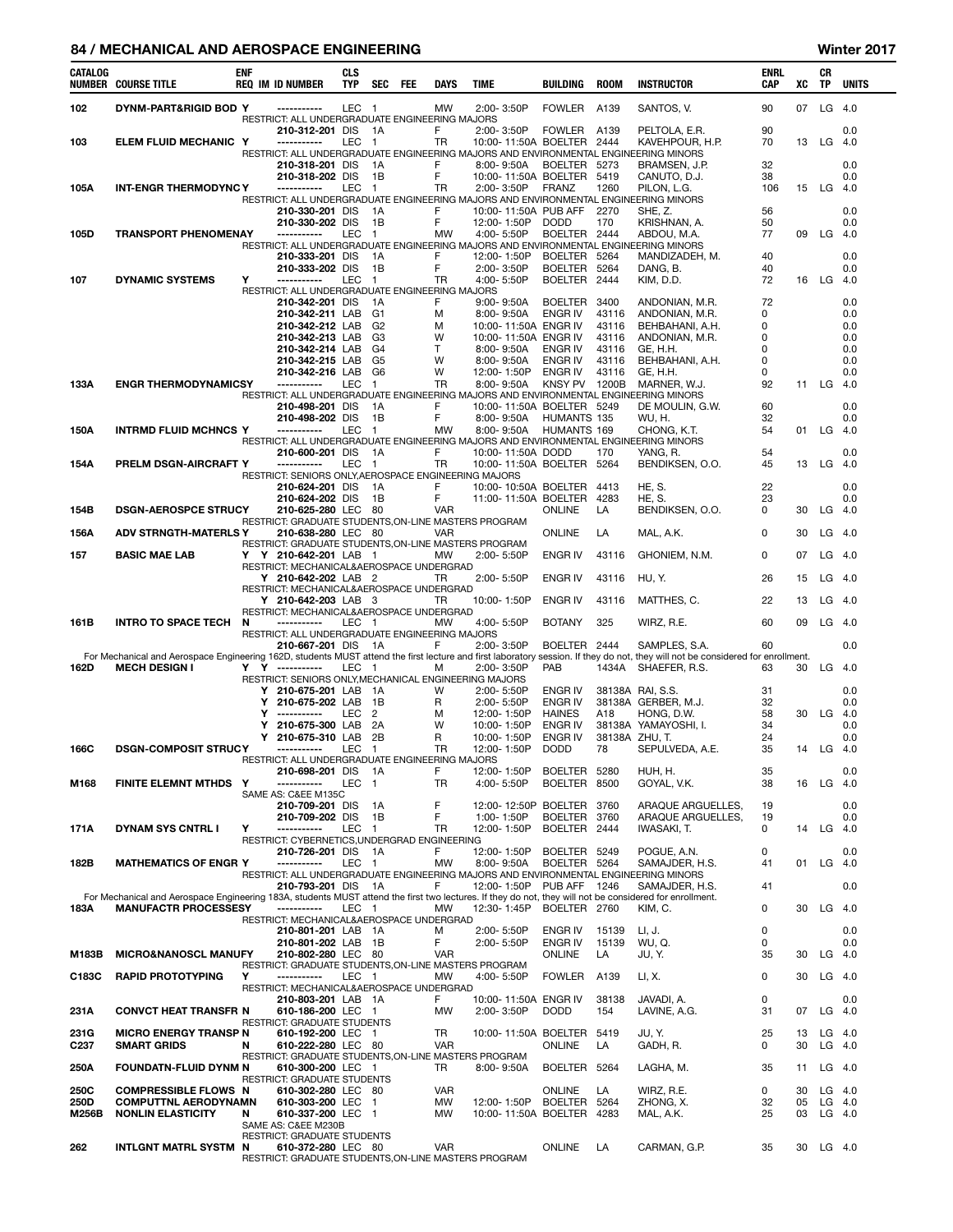## MECHANICAL AND AEROSPACE ENGINEERING — Winter 2017

| CATALOG NUMBER | COURSE TITLE | ENF REQ | IM | ID NUMBER | CLS TYP | SEC | FEE | DAYS | TIME | BUILDING | ROOM | INSTRUCTOR | ENRL CAP | XC | CR TP | UNITS |
|---|---|---|---|---|---|---|---|---|---|---|---|---|---|---|---|---|
| 102 | DYNM-PART&RIGID BOD | Y | | ----------- | LEC | 1 | | MW | 2:00- 3:50P | FOWLER | A139 | SANTOS, V. | 90 | 07 | LG | 4.0 |
| | RESTRICT: ALL UNDERGRADUATE ENGINEERING MAJORS | | | | | | | | | | | | | | | |
| | | | | 210-312-201 | DIS | 1A | | F | 2:00- 3:50P | FOWLER | A139 | PELTOLA, E.R. | 90 | | | 0.0 |
| 103 | ELEM FLUID MECHANIC | Y | | ----------- | LEC | 1 | | TR | 10:00- 11:50A | BOELTER | 2444 | KAVEHPOUR, H.P. | 70 | 13 | LG | 4.0 |
| | RESTRICT: ALL UNDERGRADUATE ENGINEERING MAJORS AND ENVIRONMENTAL ENGINEERING MINORS | | | | | | | | | | | | | | | |
| | | | | 210-318-201 | DIS | 1A | | F | 8:00- 9:50A | BOELTER | 5273 | BRAMSEN, J.P. | 32 | | | 0.0 |
| | | | | 210-318-202 | DIS | 1B | | F | 10:00- 11:50A | BOELTER | 5419 | CANUTO, D.J. | 38 | | | 0.0 |
| 105A | INT-ENGR THERMODYNC | Y | | ----------- | LEC | 1 | | TR | 2:00- 3:50P | FRANZ | 1260 | PILON, L.G. | 106 | 15 | LG | 4.0 |
| | RESTRICT: ALL UNDERGRADUATE ENGINEERING MAJORS AND ENVIRONMENTAL ENGINEERING MINORS | | | | | | | | | | | | | | | |
| | | | | 210-330-201 | DIS | 1A | | F | 10:00- 11:50A | PUB AFF | 2270 | SHE, Z. | 56 | | | 0.0 |
| | | | | 210-330-202 | DIS | 1B | | F | 12:00- 1:50P | DODD | 170 | KRISHNAN, A. | 50 | | | 0.0 |
| 105D | TRANSPORT PHENOMENA | Y | | ----------- | LEC | 1 | | MW | 4:00- 5:50P | BOELTER | 2444 | ABDOU, M.A. | 77 | 09 | LG | 4.0 |
| | RESTRICT: ALL UNDERGRADUATE ENGINEERING MAJORS AND ENVIRONMENTAL ENGINEERING MINORS | | | | | | | | | | | | | | | |
| | | | | 210-333-201 | DIS | 1A | | F | 12:00- 1:50P | BOELTER | 5264 | MANDIZADEH, M. | 40 | | | 0.0 |
| | | | | 210-333-202 | DIS | 1B | | F | 2:00- 3:50P | BOELTER | 5264 | DANG, B. | 40 | | | 0.0 |
| 107 | DYNAMIC SYSTEMS | Y | | ----------- | LEC | 1 | | TR | 4:00- 5:50P | BOELTER | 2444 | KIM, D.D. | 72 | 16 | LG | 4.0 |
| | RESTRICT: ALL UNDERGRADUATE ENGINEERING MAJORS | | | | | | | | | | | | | | | |
| | | | | 210-342-201 | DIS | 1A | | F | 9:00- 9:50A | BOELTER | 3400 | ANDONIAN, M.R. | 72 | | | 0.0 |
| | | | | 210-342-211 | LAB | G1 | | M | 8:00- 9:50A | ENGR IV | 43116 | ANDONIAN, M.R. | 0 | | | 0.0 |
| | | | | 210-342-212 | LAB | G2 | | M | 10:00- 11:50A | ENGR IV | 43116 | BEHBAHANI, A.H. | 0 | | | 0.0 |
| | | | | 210-342-213 | LAB | G3 | | W | 10:00- 11:50A | ENGR IV | 43116 | ANDONIAN, M.R. | 0 | | | 0.0 |
| | | | | 210-342-214 | LAB | G4 | | T | 8:00- 9:50A | ENGR IV | 43116 | GE, H.H. | 0 | | | 0.0 |
| | | | | 210-342-215 | LAB | G5 | | W | 8:00- 9:50A | ENGR IV | 43116 | BEHBAHANI, A.H. | 0 | | | 0.0 |
| | | | | 210-342-216 | LAB | G6 | | W | 12:00- 1:50P | ENGR IV | 43116 | GE, H.H. | 0 | | | 0.0 |
| 133A | ENGR THERMODYNAMICS | Y | | ----------- | LEC | 1 | | TR | 8:00- 9:50A | KNSY PV | 1200B | MARNER, W.J. | 92 | 11 | LG | 4.0 |
| | RESTRICT: ALL UNDERGRADUATE ENGINEERING MAJORS AND ENVIRONMENTAL ENGINEERING MINORS | | | | | | | | | | | | | | | |
| | | | | 210-498-201 | DIS | 1A | | F | 10:00- 11:50A | BOELTER | 5249 | DE MOULIN, G.W. | 60 | | | 0.0 |
| | | | | 210-498-202 | DIS | 1B | | F | 8:00- 9:50A | HUMANTS | 135 | WU, H. | 32 | | | 0.0 |
| 150A | INTRMD FLUID MCHNCS | Y | | ----------- | LEC | 1 | | MW | 8:00- 9:50A | HUMANTS | 169 | CHONG, K.T. | 54 | 01 | LG | 4.0 |
| | RESTRICT: ALL UNDERGRADUATE ENGINEERING MAJORS AND ENVIRONMENTAL ENGINEERING MINORS | | | | | | | | | | | | | | | |
| | | | | 210-600-201 | DIS | 1A | | F | 10:00- 11:50A | DODD | 170 | YANG, R. | 54 | | | 0.0 |
| 154A | PRELM DSGN-AIRCRAFT | Y | | ----------- | LEC | 1 | | TR | 10:00- 11:50A | BOELTER | 5264 | BENDIKSEN, O.O. | 45 | 13 | LG | 4.0 |
| | RESTRICT: SENIORS ONLY,AEROSPACE ENGINEERING MAJORS | | | | | | | | | | | | | | | |
| | | | | 210-624-201 | DIS | 1A | | F | 10:00- 10:50A | BOELTER | 4413 | HE, S. | 22 | | | 0.0 |
| | | | | 210-624-202 | DIS | 1B | | F | 11:00- 11:50A | BOELTER | 4283 | HE, S. | 23 | | | 0.0 |
| 154B | DSGN-AEROSPCE STRUC | Y | | 210-625-280 | LEC | 80 | | VAR | | ONLINE | LA | BENDIKSEN, O.O. | 0 | 30 | LG | 4.0 |
| | RESTRICT: GRADUATE STUDENTS,ON-LINE MASTERS PROGRAM | | | | | | | | | | | | | | | |
| 156A | ADV STRNGTH-MATERLS | Y | | 210-638-280 | LEC | 80 | | VAR | | ONLINE | LA | MAL, A.K. | 0 | 30 | LG | 4.0 |
| | RESTRICT: GRADUATE STUDENTS,ON-LINE MASTERS PROGRAM | | | | | | | | | | | | | | | |
| 157 | BASIC MAE LAB | Y | Y | 210-642-201 | LAB | 1 | | MW | 2:00- 5:50P | ENGR IV | 43116 | GHONIEM, N.M. | 0 | 07 | LG | 4.0 |
| | RESTRICT: MECHANICAL&AEROSPACE UNDERGRAD | | | | | | | | | | | | | | | |
| | | | Y | 210-642-202 | LAB | 2 | | TR | 2:00- 5:50P | ENGR IV | 43116 | HU, Y. | 26 | 15 | LG | 4.0 |
| | RESTRICT: MECHANICAL&AEROSPACE UNDERGRAD | | | | | | | | | | | | | | | |
| | | | Y | 210-642-203 | LAB | 3 | | TR | 10:00- 1:50P | ENGR IV | 43116 | MATTHES, C. | 22 | 13 | LG | 4.0 |
| | RESTRICT: MECHANICAL&AEROSPACE UNDERGRAD | | | | | | | | | | | | | | | |
| 161B | INTRO TO SPACE TECH | N | | ----------- | LEC | 1 | | MW | 4:00- 5:50P | BOTANY | 325 | WIRZ, R.E. | 60 | 09 | LG | 4.0 |
| | RESTRICT: ALL UNDERGRADUATE ENGINEERING MAJORS | | | | | | | | | | | | | | | |
| | | | | 210-667-201 | DIS | 1A | | F | 2:00- 3:50P | BOELTER | 2444 | SAMPLES, S.A. | 60 | | | 0.0 |
| | For Mechanical and Aerospace Engineering 162D, students MUST attend the first lecture and first laboratory session. If they do not, they will not be considered for enrollment. | | | | | | | | | | | | | | | |
| 162D | MECH DESIGN I | Y | Y | ----------- | LEC | 1 | | M | 2:00- 3:50P | PAB | 1434A | SHAEFER, R.S. | 63 | 30 | LG | 4.0 |
| | RESTRICT: SENIORS ONLY,MECHANICAL ENGINEERING MAJORS | | | | | | | | | | | | | | | |
| | | | Y | 210-675-201 | LAB | 1A | | W | 2:00- 5:50P | ENGR IV | 38138A | RAI, S.S. | 31 | | | 0.0 |
| | | | Y | 210-675-202 | LAB | 1B | | R | 2:00- 5:50P | ENGR IV | 38138A | GERBER, M.J. | 32 | | | 0.0 |
| | | | Y | ----------- | LEC | 2 | | M | 12:00- 1:50P | HAINES | A18 | HONG, D.W. | 58 | 30 | LG | 4.0 |
| | | | Y | 210-675-300 | LAB | 2A | | W | 10:00- 1:50P | ENGR IV | 38138A | YAMAYOSHI, I. | 34 | | | 0.0 |
| | | | Y | 210-675-310 | LAB | 2B | | R | 10:00- 1:50P | ENGR IV | 38138A | ZHU, T. | 24 | | | 0.0 |
| 166C | DSGN-COMPOSIT STRUC | Y | | ----------- | LEC | 1 | | TR | 12:00- 1:50P | DODD | 78 | SEPULVEDA, A.E. | 35 | 14 | LG | 4.0 |
| | RESTRICT: ALL UNDERGRADUATE ENGINEERING MAJORS | | | | | | | | | | | | | | | |
| | | | | 210-698-201 | DIS | 1A | | F | 12:00- 1:50P | BOELTER | 5280 | HUH, H. | 35 | | | 0.0 |
| M168 | FINITE ELEMNT MTHDS | Y | | ----------- | LEC | 1 | | TR | 4:00- 5:50P | BOELTER | 8500 | GOYAL, V.K. | 38 | 16 | LG | 4.0 |
| | SAME AS: C&EE M135C | | | | | | | | | | | | | | | |
| | | | | 210-709-201 | DIS | 1A | | F | 12:00- 12:50P | BOELTER | 3760 | ARAQUE ARGUELLES, | 19 | | | 0.0 |
| | | | | 210-709-202 | DIS | 1B | | F | 1:00- 1:50P | BOELTER | 3760 | ARAQUE ARGUELLES, | 19 | | | 0.0 |
| 171A | DYNAM SYS CNTRL I | Y | | ----------- | LEC | 1 | | TR | 12:00- 1:50P | BOELTER | 2444 | IWASAKI, T. | 0 | 14 | LG | 4.0 |
| | RESTRICT: CYBERNETICS,UNDERGRAD ENGINEERING | | | | | | | | | | | | | | | |
| | | | | 210-726-201 | DIS | 1A | | F | 12:00- 1:50P | BOELTER | 5249 | POGUE, A.N. | 0 | | | 0.0 |
| 182B | MATHEMATICS OF ENGR | Y | | ----------- | LEC | 1 | | MW | 8:00- 9:50A | BOELTER | 5264 | SAMAJDER, H.S. | 41 | 01 | LG | 4.0 |
| | RESTRICT: ALL UNDERGRADUATE ENGINEERING MAJORS AND ENVIRONMENTAL ENGINEERING MINORS | | | | | | | | | | | | | | | |
| | | | | 210-793-201 | DIS | 1A | | F | 12:00- 1:50P | PUB AFF | 1246 | SAMAJDER, H.S. | 41 | | | 0.0 |
| | For Mechanical and Aerospace Engineering 183A, students MUST attend the first two lectures. If they do not, they will not be considered for enrollment. | | | | | | | | | | | | | | | |
| 183A | MANUFACTR PROCESSES | Y | | ----------- | LEC | 1 | | MW | 12:30- 1:45P | BOELTER | 2760 | KIM, C. | 0 | 30 | LG | 4.0 |
| | RESTRICT: MECHANICAL&AEROSPACE UNDERGRAD | | | | | | | | | | | | | | | |
| | | | | 210-801-201 | LAB | 1A | | M | 2:00- 5:50P | ENGR IV | 15139 | LI, J. | 0 | | | 0.0 |
| | | | | 210-801-202 | LAB | 1B | | F | 2:00- 5:50P | ENGR IV | 15139 | WU, Q. | 0 | | | 0.0 |
| M183B | MICRO&NANOSCL MANUF | Y | | 210-802-280 | LEC | 80 | | VAR | | ONLINE | LA | JU, Y. | 35 | 30 | LG | 4.0 |
| | RESTRICT: GRADUATE STUDENTS,ON-LINE MASTERS PROGRAM | | | | | | | | | | | | | | | |
| C183C | RAPID PROTOTYPING | Y | | ----------- | LEC | 1 | | MW | 4:00- 5:50P | FOWLER | A139 | LI, X. | 0 | 30 | LG | 4.0 |
| | RESTRICT: MECHANICAL&AEROSPACE UNDERGRAD | | | | | | | | | | | | | | | |
| | | | | 210-803-201 | LAB | 1A | | F | 10:00- 11:50A | ENGR IV | 38138 | JAVADI, A. | 0 | | | 0.0 |
| 231A | CONVCT HEAT TRANSFR | N | | 610-186-200 | LEC | 1 | | MW | 2:00- 3:50P | DODD | 154 | LAVINE, A.G. | 31 | 07 | LG | 4.0 |
| | RESTRICT: GRADUATE STUDENTS | | | | | | | | | | | | | | | |
| 231G | MICRO ENERGY TRANSP | N | | 610-192-200 | LEC | 1 | | TR | 10:00- 11:50A | BOELTER | 5419 | JU, Y. | 25 | 13 | LG | 4.0 |
| C237 | SMART GRIDS | N | | 610-222-280 | LEC | 80 | | VAR | | ONLINE | LA | GADH, R. | 0 | 30 | LG | 4.0 |
| | RESTRICT: GRADUATE STUDENTS,ON-LINE MASTERS PROGRAM | | | | | | | | | | | | | | | |
| 250A | FOUNDATN-FLUID DYNM | N | | 610-300-200 | LEC | 1 | | TR | 8:00- 9:50A | BOELTER | 5264 | LAGHA, M. | 35 | 11 | LG | 4.0 |
| | RESTRICT: GRADUATE STUDENTS | | | | | | | | | | | | | | | |
| 250C | COMPRESSIBLE FLOWS | N | | 610-302-280 | LEC | 80 | | VAR | | ONLINE | LA | WIRZ, R.E. | 0 | 30 | LG | 4.0 |
| 250D | COMPUTTNL AERODYNAM | N | | 610-303-200 | LEC | 1 | | MW | 12:00- 1:50P | BOELTER | 5264 | ZHONG, X. | 32 | 05 | LG | 4.0 |
| M256B | NONLIN ELASTICITY | N | | 610-337-200 | LEC | 1 | | MW | 10:00- 11:50A | BOELTER | 4283 | MAL, A.K. | 25 | 03 | LG | 4.0 |
| | SAME AS: C&EE M230B | | | | | | | | | | | | | | | |
| | RESTRICT: GRADUATE STUDENTS | | | | | | | | | | | | | | | |
| 262 | INTLGNT MATRL SYSTM | N | | 610-372-280 | LEC | 80 | | VAR | | ONLINE | LA | CARMAN, G.P. | 35 | 30 | LG | 4.0 |
| | RESTRICT: GRADUATE STUDENTS,ON-LINE MASTERS PROGRAM | | | | | | | | | | | | | | | |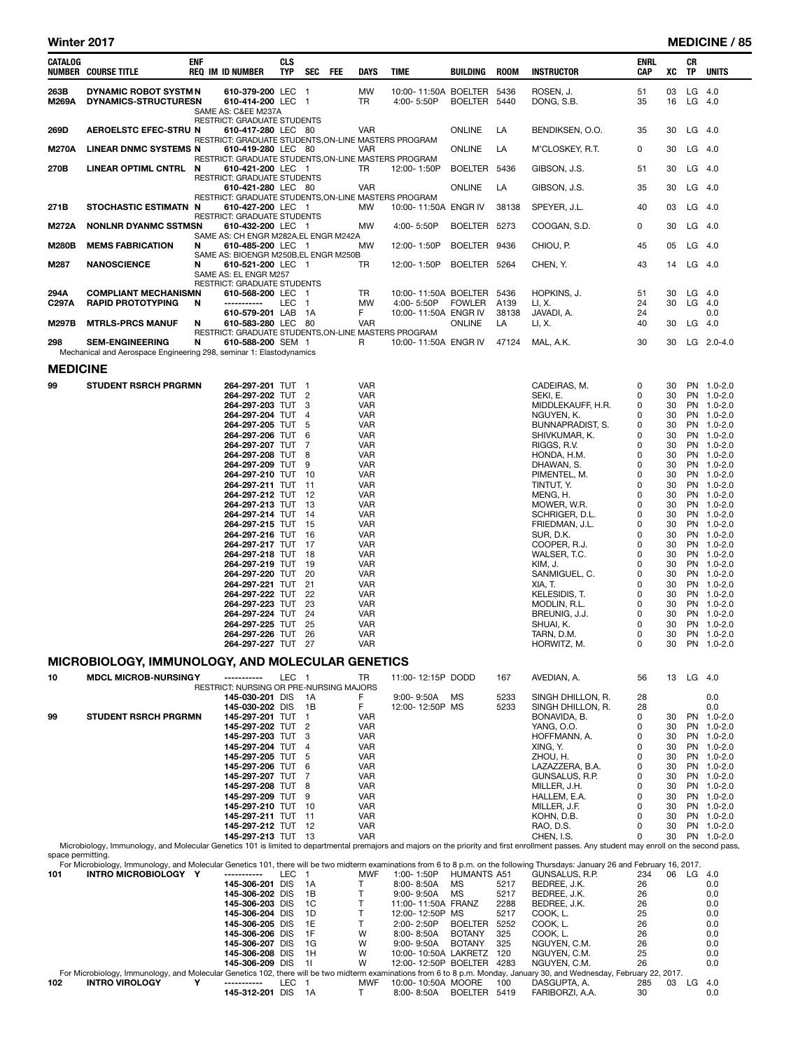| CATALOG NUMBER | COURSE TITLE | ENF REQ | IM | ID NUMBER | CLS TYP | SEC | FEE | DAYS | TIME | BUILDING | ROOM | INSTRUCTOR | ENRL CAP | XC | CR TP | UNITS |
|---|---|---|---|---|---|---|---|---|---|---|---|---|---|---|---|---|
| 263B | DYNAMIC ROBOT SYSTM | N | | 610-379-200 | LEC | 1 | | MW | 10:00- 11:50A | BOELTER | 5436 | ROSEN, J. | 51 | 03 | LG | 4.0 |
| M269A | DYNAMICS-STRUCTURES | N | | 610-414-200 | LEC | 1 | | TR | 4:00- 5:50P | BOELTER | 5440 | DONG, S.B. | 35 | 16 | LG | 4.0 |
| | SAME AS: C&EE M237A | | | | | | | | | | | | | | | |
| | RESTRICT: GRADUATE STUDENTS | | | | | | | | | | | | | | | |
| 269D | AEROELSTC EFEC-STRU | N | | 610-417-280 | LEC | 80 | | VAR | | ONLINE | LA | BENDIKSEN, O.O. | 35 | 30 | LG | 4.0 |
| | RESTRICT: GRADUATE STUDENTS,ON-LINE MASTERS PROGRAM | | | | | | | | | | | | | | | |
| M270A | LINEAR DNMC SYSTEMS | N | | 610-419-280 | LEC | 80 | | VAR | | ONLINE | LA | M'CLOSKEY, R.T. | 0 | 30 | LG | 4.0 |
| | RESTRICT: GRADUATE STUDENTS,ON-LINE MASTERS PROGRAM | | | | | | | | | | | | | | | |
| 270B | LINEAR OPTIML CNTRL | N | | 610-421-200 | LEC | 1 | | TR | 12:00- 1:50P | BOELTER | 5436 | GIBSON, J.S. | 51 | 30 | LG | 4.0 |
| | RESTRICT: GRADUATE STUDENTS | | | | | | | | | | | | | | | |
| | | | | 610-421-280 | LEC | 80 | | VAR | | ONLINE | LA | GIBSON, J.S. | 35 | 30 | LG | 4.0 |
| | RESTRICT: GRADUATE STUDENTS,ON-LINE MASTERS PROGRAM | | | | | | | | | | | | | | | |
| 271B | STOCHASTIC ESTIMATN | N | | 610-427-200 | LEC | 1 | | MW | 10:00- 11:50A | ENGR IV | 38138 | SPEYER, J.L. | 40 | 03 | LG | 4.0 |
| | RESTRICT: GRADUATE STUDENTS | | | | | | | | | | | | | | | |
| M272A | NONLNR DYANMC SSTMS | N | | 610-432-200 | LEC | 1 | | MW | 4:00- 5:50P | BOELTER | 5273 | COOGAN, S.D. | 0 | 30 | LG | 4.0 |
| | SAME AS: CH ENGR M282A,EL ENGR M242A | | | | | | | | | | | | | | | |
| M280B | MEMS FABRICATION | N | | 610-485-200 | LEC | 1 | | MW | 12:00- 1:50P | BOELTER | 9436 | CHIOU, P. | 45 | 05 | LG | 4.0 |
| | SAME AS: BIOENGR M250B,EL ENGR M250B | | | | | | | | | | | | | | | |
| M287 | NANOSCIENCE | N | | 610-521-200 | LEC | 1 | | TR | 12:00- 1:50P | BOELTER | 5264 | CHEN, Y. | 43 | 14 | LG | 4.0 |
| | SAME AS: EL ENGR M257 | | | | | | | | | | | | | | | |
| | RESTRICT: GRADUATE STUDENTS | | | | | | | | | | | | | | | |
| 294A | COMPLIANT MECHANISM | N | | 610-568-200 | LEC | 1 | | TR | 10:00- 11:50A | BOELTER | 5436 | HOPKINS, J. | 51 | 30 | LG | 4.0 |
| C297A | RAPID PROTOTYPING | N | | ----------- | LEC | 1 | | MW | 4:00- 5:50P | FOWLER | A139 | LI, X. | 24 | 30 | LG | 4.0 |
| | | | | 610-579-201 | LAB | 1A | | F | 10:00- 11:50A | ENGR IV | 38138 | JAVADI, A. | 24 | | | 0.0 |
| M297B | MTRLS-PRCS MANUF | N | | 610-583-280 | LEC | 80 | | VAR | | ONLINE | LA | LI, X. | 40 | 30 | LG | 4.0 |
| | RESTRICT: GRADUATE STUDENTS,ON-LINE MASTERS PROGRAM | | | | | | | | | | | | | | | |
| 298 | SEM-ENGINEERING | N | | 610-588-200 | SEM | 1 | | R | 10:00- 11:50A | ENGR IV | 47124 | MAL, A.K. | 30 | 30 | LG | 2.0-4.0 |

Mechanical and Aerospace Engineering 298, seminar 1: Elastodynamics

## MEDICINE

| CATALOG NUMBER | COURSE TITLE | ENF REQ | IM | ID NUMBER | CLS TYP | SEC | FEE | DAYS | TIME | BUILDING | ROOM | INSTRUCTOR | ENRL CAP | XC | CR TP | UNITS |
|---|---|---|---|---|---|---|---|---|---|---|---|---|---|---|---|---|
| 99 | STUDENT RSRCH PRGRM | | | 264-297-201 | TUT | 1 | | VAR | | | | CADEIRAS, M. | 0 | 30 | PN | 1.0-2.0 |
| | | | | 264-297-202 | TUT | 2 | | VAR | | | | SEKI, E. | 0 | 30 | PN | 1.0-2.0 |
| | | | | 264-297-203 | TUT | 3 | | VAR | | | | MIDDLEKAUFF, H.R. | 0 | 30 | PN | 1.0-2.0 |
| | | | | 264-297-204 | TUT | 4 | | VAR | | | | NGUYEN, K. | 0 | 30 | PN | 1.0-2.0 |
| | | | | 264-297-205 | TUT | 5 | | VAR | | | | BUNNAPRADIST, S. | 0 | 30 | PN | 1.0-2.0 |
| | | | | 264-297-206 | TUT | 6 | | VAR | | | | SHIVKUMAR, K. | 0 | 30 | PN | 1.0-2.0 |
| | | | | 264-297-207 | TUT | 7 | | VAR | | | | RIGGS, R.V. | 0 | 30 | PN | 1.0-2.0 |
| | | | | 264-297-208 | TUT | 8 | | VAR | | | | HONDA, H.M. | 0 | 30 | PN | 1.0-2.0 |
| | | | | 264-297-209 | TUT | 9 | | VAR | | | | DHAWAN, S. | 0 | 30 | PN | 1.0-2.0 |
| | | | | 264-297-210 | TUT | 10 | | VAR | | | | PIMENTEL, M. | 0 | 30 | PN | 1.0-2.0 |
| | | | | 264-297-211 | TUT | 11 | | VAR | | | | TINTUT, Y. | 0 | 30 | PN | 1.0-2.0 |
| | | | | 264-297-212 | TUT | 12 | | VAR | | | | MENG, H. | 0 | 30 | PN | 1.0-2.0 |
| | | | | 264-297-213 | TUT | 13 | | VAR | | | | MOWER, W.R. | 0 | 30 | PN | 1.0-2.0 |
| | | | | 264-297-214 | TUT | 14 | | VAR | | | | SCHRIGER, D.L. | 0 | 30 | PN | 1.0-2.0 |
| | | | | 264-297-215 | TUT | 15 | | VAR | | | | FRIEDMAN, J.L. | 0 | 30 | PN | 1.0-2.0 |
| | | | | 264-297-216 | TUT | 16 | | VAR | | | | SUR, D.K. | 0 | 30 | PN | 1.0-2.0 |
| | | | | 264-297-217 | TUT | 17 | | VAR | | | | COOPER, R.J. | 0 | 30 | PN | 1.0-2.0 |
| | | | | 264-297-218 | TUT | 18 | | VAR | | | | WALSER, T.C. | 0 | 30 | PN | 1.0-2.0 |
| | | | | 264-297-219 | TUT | 19 | | VAR | | | | KIM, J. | 0 | 30 | PN | 1.0-2.0 |
| | | | | 264-297-220 | TUT | 20 | | VAR | | | | SANMIGUEL, C. | 0 | 30 | PN | 1.0-2.0 |
| | | | | 264-297-221 | TUT | 21 | | VAR | | | | XIA, T. | 0 | 30 | PN | 1.0-2.0 |
| | | | | 264-297-222 | TUT | 22 | | VAR | | | | KELESIDIS, T. | 0 | 30 | PN | 1.0-2.0 |
| | | | | 264-297-223 | TUT | 23 | | VAR | | | | MODLIN, R.L. | 0 | 30 | PN | 1.0-2.0 |
| | | | | 264-297-224 | TUT | 24 | | VAR | | | | BREUNIG, J.J. | 0 | 30 | PN | 1.0-2.0 |
| | | | | 264-297-225 | TUT | 25 | | VAR | | | | SHUAI, K. | 0 | 30 | PN | 1.0-2.0 |
| | | | | 264-297-226 | TUT | 26 | | VAR | | | | TARN, D.M. | 0 | 30 | PN | 1.0-2.0 |
| | | | | 264-297-227 | TUT | 27 | | VAR | | | | HORWITZ, M. | 0 | 30 | PN | 1.0-2.0 |

## MICROBIOLOGY, IMMUNOLOGY, AND MOLECULAR GENETICS

| CATALOG NUMBER | COURSE TITLE | ENF REQ | IM | ID NUMBER | CLS TYP | SEC | FEE | DAYS | TIME | BUILDING | ROOM | INSTRUCTOR | ENRL CAP | XC | CR TP | UNITS |
|---|---|---|---|---|---|---|---|---|---|---|---|---|---|---|---|---|
| 10 | MDCL MICROB-NURSINGY | | | ----------- | LEC | 1 | | TR | 11:00- 12:15P | DODD | 167 | AVEDIAN, A. | 56 | 13 | LG | 4.0 |
| | RESTRICT: NURSING OR PRE-NURSING MAJORS | | | | | | | | | | | | | | | |
| | | | | 145-030-201 | DIS | 1A | | F | 9:00- 9:50A | MS | 5233 | SINGH DHILLON, R. | 28 | | | 0.0 |
| | | | | 145-030-202 | DIS | 1B | | F | 12:00- 12:50P | MS | 5233 | SINGH DHILLON, R. | 28 | | | 0.0 |
| 99 | STUDENT RSRCH PRGRM | | | 145-297-201 | TUT | 1 | | VAR | | | | BONAVIDA, B. | 0 | 30 | PN | 1.0-2.0 |
| | | | | 145-297-202 | TUT | 2 | | VAR | | | | YANG, O.O. | 0 | 30 | PN | 1.0-2.0 |
| | | | | 145-297-203 | TUT | 3 | | VAR | | | | HOFFMANN, A. | 0 | 30 | PN | 1.0-2.0 |
| | | | | 145-297-204 | TUT | 4 | | VAR | | | | XING, Y. | 0 | 30 | PN | 1.0-2.0 |
| | | | | 145-297-205 | TUT | 5 | | VAR | | | | ZHOU, H. | 0 | 30 | PN | 1.0-2.0 |
| | | | | 145-297-206 | TUT | 6 | | VAR | | | | LAZAZZERA, B.A. | 0 | 30 | PN | 1.0-2.0 |
| | | | | 145-297-207 | TUT | 7 | | VAR | | | | GUNSALUS, R.P. | 0 | 30 | PN | 1.0-2.0 |
| | | | | 145-297-208 | TUT | 8 | | VAR | | | | MILLER, J.H. | 0 | 30 | PN | 1.0-2.0 |
| | | | | 145-297-209 | TUT | 9 | | VAR | | | | HALLEM, E.A. | 0 | 30 | PN | 1.0-2.0 |
| | | | | 145-297-210 | TUT | 10 | | VAR | | | | MILLER, J.F. | 0 | 30 | PN | 1.0-2.0 |
| | | | | 145-297-211 | TUT | 11 | | VAR | | | | KOHN, D.B. | 0 | 30 | PN | 1.0-2.0 |
| | | | | 145-297-212 | TUT | 12 | | VAR | | | | RAO, D.S. | 0 | 30 | PN | 1.0-2.0 |
| | | | | 145-297-213 | TUT | 13 | | VAR | | | | CHEN, I.S. | 0 | 30 | PN | 1.0-2.0 |

Microbiology, Immunology, and Molecular Genetics 101 is limited to departmental premajors and majors on the priority and first enrollment passes. Any student may enroll on the second pass, space permitting.

For Microbiology, Immunology, and Molecular Genetics 101, there will be two midterm examinations from 6 to 8 p.m. on the following Thursdays: January 26 and February 16, 2017.

| CATALOG NUMBER | COURSE TITLE | ENF REQ | IM | ID NUMBER | CLS TYP | SEC | FEE | DAYS | TIME | BUILDING | ROOM | INSTRUCTOR | ENRL CAP | XC | CR TP | UNITS |
|---|---|---|---|---|---|---|---|---|---|---|---|---|---|---|---|---|
| 101 | INTRO MICROBIOLOGY | Y | | ----------- | LEC | 1 | | MWF | 1:00- 1:50P | HUMANTS | A51 | GUNSALUS, R.P. | 234 | 06 | LG | 4.0 |
| | | | | 145-306-201 | DIS | 1A | | T | 8:00- 8:50A | MS | 5217 | BEDREE, J.K. | 26 | | | 0.0 |
| | | | | 145-306-202 | DIS | 1B | | T | 9:00- 9:50A | MS | 5217 | BEDREE, J.K. | 26 | | | 0.0 |
| | | | | 145-306-203 | DIS | 1C | | T | 11:00- 11:50A | FRANZ | 2288 | BEDREE, J.K. | 26 | | | 0.0 |
| | | | | 145-306-204 | DIS | 1D | | T | 12:00- 12:50P | MS | 5217 | COOK, L. | 25 | | | 0.0 |
| | | | | 145-306-205 | DIS | 1E | | T | 2:00- 2:50P | BOELTER | 5252 | COOK, L. | 26 | | | 0.0 |
| | | | | 145-306-206 | DIS | 1F | | W | 8:00- 8:50A | BOTANY | 325 | COOK, L. | 26 | | | 0.0 |
| | | | | 145-306-207 | DIS | 1G | | W | 9:00- 9:50A | BOTANY | 325 | NGUYEN, C.M. | 26 | | | 0.0 |
| | | | | 145-306-208 | DIS | 1H | | W | 10:00- 10:50A | LAKRETZ | 120 | NGUYEN, C.M. | 25 | | | 0.0 |
| | | | | 145-306-209 | DIS | 1I | | W | 12:00- 12:50P | BOELTER | 4283 | NGUYEN, C.M. | 26 | | | 0.0 |

For Microbiology, Immunology, and Molecular Genetics 102, there will be two midterm examinations from 6 to 8 p.m. Monday, January 30, and Wednesday, February 22, 2017.

| CATALOG NUMBER | COURSE TITLE | ENF REQ | IM | ID NUMBER | CLS TYP | SEC | FEE | DAYS | TIME | BUILDING | ROOM | INSTRUCTOR | ENRL CAP | XC | CR TP | UNITS |
|---|---|---|---|---|---|---|---|---|---|---|---|---|---|---|---|---|
| 102 | INTRO VIROLOGY | Y | | ----------- | LEC | 1 | | MWF | 10:00- 10:50A | MOORE | 100 | DASGUPTA, A. | 285 | 03 | LG | 4.0 |
| | | | | 145-312-201 | DIS | 1A | | T | 8:00- 8:50A | BOELTER | 5419 | FARIBORZI, A.A. | 30 | | | 0.0 |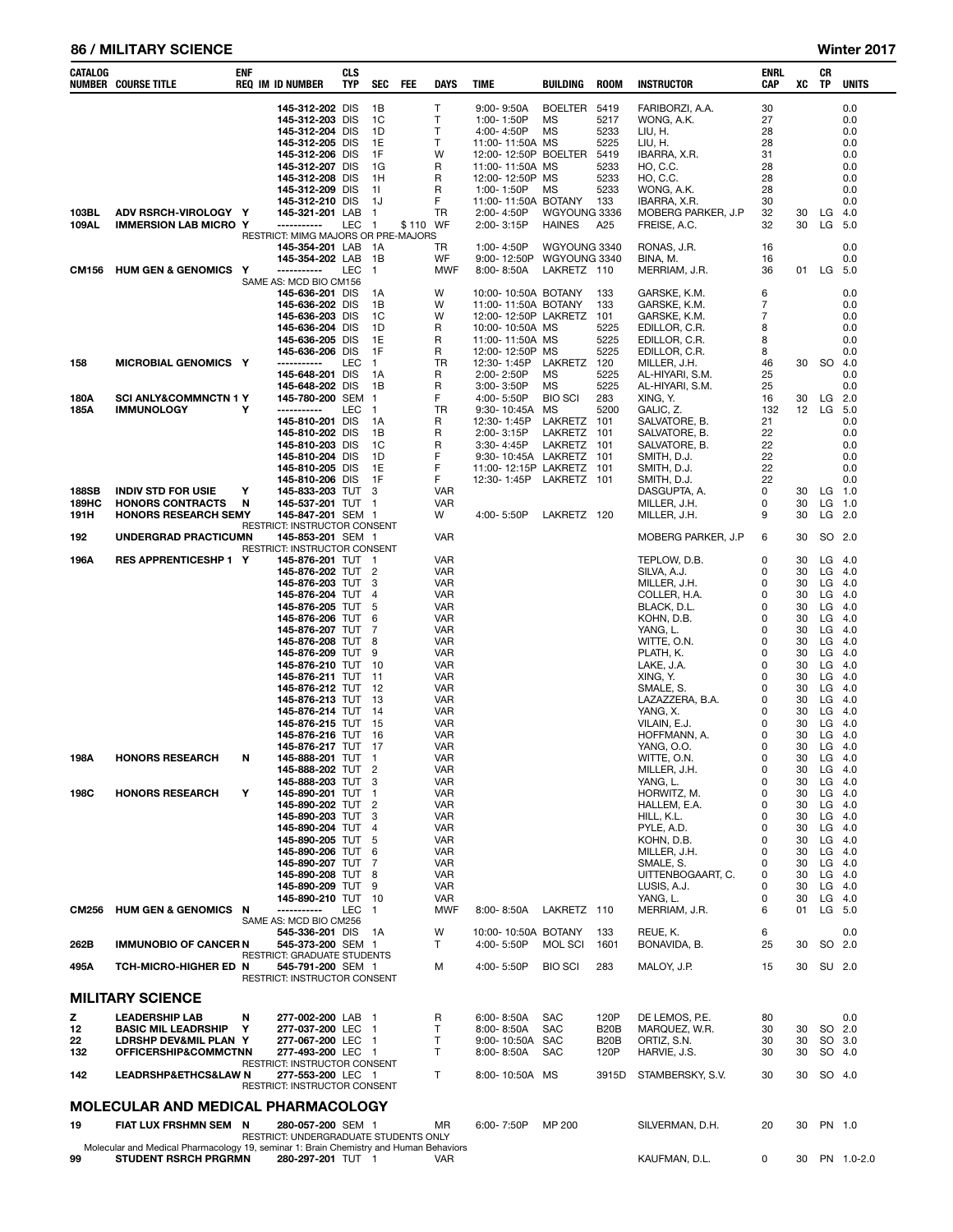| CATALOG NUMBER | COURSE TITLE | ENF REQ | IM | ID NUMBER | CLS TYP | SEC | FEE | DAYS | TIME | BUILDING | ROOM | INSTRUCTOR | ENRL CAP | XC | CR TP | UNITS |
|---|---|---|---|---|---|---|---|---|---|---|---|---|---|---|---|---|
| | | | | 145-312-202 | DIS | 1B | | T | 9:00- 9:50A | BOELTER | 5419 | FARIBORZI, A.A. | 30 | | | 0.0 |
| | | | | 145-312-203 | DIS | 1C | | T | 1:00- 1:50P | MS | 5217 | WONG, A.K. | 27 | | | 0.0 |
| | | | | 145-312-204 | DIS | 1D | | T | 4:00- 4:50P | MS | 5233 | LIU, H. | 28 | | | 0.0 |
| | | | | 145-312-205 | DIS | 1E | | T | 11:00- 11:50A | MS | 5225 | LIU, H. | 28 | | | 0.0 |
| | | | | 145-312-206 | DIS | 1F | | W | 12:00- 12:50P | BOELTER | 5419 | IBARRA, X.R. | 31 | | | 0.0 |
| | | | | 145-312-207 | DIS | 1G | | R | 11:00- 11:50A | MS | 5233 | HO, C.C. | 28 | | | 0.0 |
| | | | | 145-312-208 | DIS | 1H | | R | 12:00- 12:50P | MS | 5233 | HO, C.C. | 28 | | | 0.0 |
| | | | | 145-312-209 | DIS | 1I | | R | 1:00- 1:50P | MS | 5233 | WONG, A.K. | 28 | | | 0.0 |
| | | | | 145-312-210 | DIS | 1J | | F | 11:00- 11:50A | BOTANY | 133 | IBARRA, X.R. | 30 | | | 0.0 |
| 103BL | ADV RSRCH-VIROLOGY | Y | | 145-321-201 | LAB | 1 | | TR | 2:00- 4:50P | WGYOUNG | 3336 | MOBERG PARKER, J.P | 32 | 30 | LG | 4.0 |
| 109AL | IMMERSION LAB MICRO | Y | | ----------- | LEC | 1 | $ 110 | WF | 2:00- 3:15P | HAINES | A25 | FREISE, A.C. | 32 | 30 | LG | 5.0 |
| | RESTRICT: MIMG MAJORS OR PRE-MAJORS | | | | | | | | | | | | | | | |
| | | | | 145-354-201 | LAB | 1A | | TR | 1:00- 4:50P | WGYOUNG | 3340 | RONAS, J.R. | 16 | | | 0.0 |
| | | | | 145-354-202 | LAB | 1B | | WF | 9:00- 12:50P | WGYOUNG | 3340 | BINA, M. | 16 | | | 0.0 |
| CM156 | HUM GEN & GENOMICS | Y | | ----------- | LEC | 1 | | MWF | 8:00- 8:50A | LAKRETZ | 110 | MERRIAM, J.R. | 36 | 01 | LG | 5.0 |
| | SAME AS: MCD BIO CM156 | | | | | | | | | | | | | | | |
| | | | | 145-636-201 | DIS | 1A | | W | 10:00- 10:50A | BOTANY | 133 | GARSKE, K.M. | 6 | | | 0.0 |
| | | | | 145-636-202 | DIS | 1B | | W | 11:00- 11:50A | BOTANY | 133 | GARSKE, K.M. | 7 | | | 0.0 |
| | | | | 145-636-203 | DIS | 1C | | W | 12:00- 12:50P | LAKRETZ | 101 | GARSKE, K.M. | 7 | | | 0.0 |
| | | | | 145-636-204 | DIS | 1D | | R | 10:00- 10:50A | MS | 5225 | EDILLOR, C.R. | 8 | | | 0.0 |
| | | | | 145-636-205 | DIS | 1E | | R | 11:00- 11:50A | MS | 5225 | EDILLOR, C.R. | 8 | | | 0.0 |
| | | | | 145-636-206 | DIS | 1F | | R | 12:00- 12:50P | MS | 5225 | EDILLOR, C.R. | 8 | | | 0.0 |
| 158 | MICROBIAL GENOMICS | Y | | ----------- | LEC | 1 | | TR | 12:30- 1:45P | LAKRETZ | 120 | MILLER, J.H. | 46 | 30 | SO | 4.0 |
| | | | | 145-648-201 | DIS | 1A | | R | 2:00- 2:50P | MS | 5225 | AL-HIYARI, S.M. | 25 | | | 0.0 |
| | | | | 145-648-202 | DIS | 1B | | R | 3:00- 3:50P | MS | 5225 | AL-HIYARI, S.M. | 25 | | | 0.0 |
| 180A | SCI ANLY&COMMNCTN 1 | Y | | 145-780-200 | SEM | 1 | | F | 4:00- 5:50P | BIO SCI | 283 | XING, Y. | 16 | 30 | LG | 2.0 |
| 185A | IMMUNOLOGY | Y | | ----------- | LEC | 1 | | TR | 9:30- 10:45A | MS | 5200 | GALIC, Z. | 132 | 12 | LG | 5.0 |
| | | | | 145-810-201 | DIS | 1A | | R | 12:30- 1:45P | LAKRETZ | 101 | SALVATORE, B. | 21 | | | 0.0 |
| | | | | 145-810-202 | DIS | 1B | | R | 2:00- 3:15P | LAKRETZ | 101 | SALVATORE, B. | 22 | | | 0.0 |
| | | | | 145-810-203 | DIS | 1C | | R | 3:30- 4:45P | LAKRETZ | 101 | SALVATORE, B. | 22 | | | 0.0 |
| | | | | 145-810-204 | DIS | 1D | | F | 9:30- 10:45A | LAKRETZ | 101 | SMITH, D.J. | 22 | | | 0.0 |
| | | | | 145-810-205 | DIS | 1E | | F | 11:00- 12:15P | LAKRETZ | 101 | SMITH, D.J. | 22 | | | 0.0 |
| | | | | 145-810-206 | DIS | 1F | | F | 12:30- 1:45P | LAKRETZ | 101 | SMITH, D.J. | 22 | | | 0.0 |
| 188SB | INDIV STD FOR USIE | Y | | 145-833-203 | TUT | 3 | | VAR | | | | DASGUPTA, A. | 0 | 30 | LG | 1.0 |
| 189HC | HONORS CONTRACTS | N | | 145-537-201 | TUT | 1 | | VAR | | | | MILLER, J.H. | 0 | 30 | LG | 1.0 |
| 191H | HONORS RESEARCH SEM | Y | | 145-847-201 | SEM | 1 | | W | 4:00- 5:50P | LAKRETZ | 120 | MILLER, J.H. | 9 | 30 | LG | 2.0 |
| | RESTRICT: INSTRUCTOR CONSENT | | | | | | | | | | | | | | | |
| 192 | UNDERGRAD PRACTICUM | N | | 145-853-201 | SEM | 1 | | VAR | | | | MOBERG PARKER, J.P | 6 | 30 | SO | 2.0 |
| | RESTRICT: INSTRUCTOR CONSENT | | | | | | | | | | | | | | | |
| 196A | RES APPRENTICESHP 1 | Y | | 145-876-201 | TUT | 1 | | VAR | | | | TEPLOW, D.B. | 0 | 30 | LG | 4.0 |
| | | | | 145-876-202 | TUT | 2 | | VAR | | | | SILVA, A.J. | 0 | 30 | LG | 4.0 |
| | | | | 145-876-203 | TUT | 3 | | VAR | | | | MILLER, J.H. | 0 | 30 | LG | 4.0 |
| | | | | 145-876-204 | TUT | 4 | | VAR | | | | COLLER, H.A. | 0 | 30 | LG | 4.0 |
| | | | | 145-876-205 | TUT | 5 | | VAR | | | | BLACK, D.L. | 0 | 30 | LG | 4.0 |
| | | | | 145-876-206 | TUT | 6 | | VAR | | | | KOHN, D.B. | 0 | 30 | LG | 4.0 |
| | | | | 145-876-207 | TUT | 7 | | VAR | | | | YANG, L. | 0 | 30 | LG | 4.0 |
| | | | | 145-876-208 | TUT | 8 | | VAR | | | | WITTE, O.N. | 0 | 30 | LG | 4.0 |
| | | | | 145-876-209 | TUT | 9 | | VAR | | | | PLATH, K. | 0 | 30 | LG | 4.0 |
| | | | | 145-876-210 | TUT | 10 | | VAR | | | | LAKE, J.A. | 0 | 30 | LG | 4.0 |
| | | | | 145-876-211 | TUT | 11 | | VAR | | | | XING, Y. | 0 | 30 | LG | 4.0 |
| | | | | 145-876-212 | TUT | 12 | | VAR | | | | SMALE, S. | 0 | 30 | LG | 4.0 |
| | | | | 145-876-213 | TUT | 13 | | VAR | | | | LAZAZZERA, B.A. | 0 | 30 | LG | 4.0 |
| | | | | 145-876-214 | TUT | 14 | | VAR | | | | YANG, X. | 0 | 30 | LG | 4.0 |
| | | | | 145-876-215 | TUT | 15 | | VAR | | | | VILAIN, E.J. | 0 | 30 | LG | 4.0 |
| | | | | 145-876-216 | TUT | 16 | | VAR | | | | HOFFMANN, A. | 0 | 30 | LG | 4.0 |
| | | | | 145-876-217 | TUT | 17 | | VAR | | | | YANG, O.O. | 0 | 30 | LG | 4.0 |
| 198A | HONORS RESEARCH | N | | 145-888-201 | TUT | 1 | | VAR | | | | WITTE, O.N. | 0 | 30 | LG | 4.0 |
| | | | | 145-888-202 | TUT | 2 | | VAR | | | | MILLER, J.H. | 0 | 30 | LG | 4.0 |
| | | | | 145-888-203 | TUT | 3 | | VAR | | | | YANG, L. | 0 | 30 | LG | 4.0 |
| 198C | HONORS RESEARCH | Y | | 145-890-201 | TUT | 1 | | VAR | | | | HORWITZ, M. | 0 | 30 | LG | 4.0 |
| | | | | 145-890-202 | TUT | 2 | | VAR | | | | HALLEM, E.A. | 0 | 30 | LG | 4.0 |
| | | | | 145-890-203 | TUT | 3 | | VAR | | | | HILL, K.L. | 0 | 30 | LG | 4.0 |
| | | | | 145-890-204 | TUT | 4 | | VAR | | | | PYLE, A.D. | 0 | 30 | LG | 4.0 |
| | | | | 145-890-205 | TUT | 5 | | VAR | | | | KOHN, D.B. | 0 | 30 | LG | 4.0 |
| | | | | 145-890-206 | TUT | 6 | | VAR | | | | MILLER, J.H. | 0 | 30 | LG | 4.0 |
| | | | | 145-890-207 | TUT | 7 | | VAR | | | | SMALE, S. | 0 | 30 | LG | 4.0 |
| | | | | 145-890-208 | TUT | 8 | | VAR | | | | UITTENBOGAART, C. | 0 | 30 | LG | 4.0 |
| | | | | 145-890-209 | TUT | 9 | | VAR | | | | LUSIS, A.J. | 0 | 30 | LG | 4.0 |
| | | | | 145-890-210 | TUT | 10 | | VAR | | | | YANG, L. | 0 | 30 | LG | 4.0 |
| CM256 | HUM GEN & GENOMICS | N | | ----------- | LEC | 1 | | MWF | 8:00- 8:50A | LAKRETZ | 110 | MERRIAM, J.R. | 6 | 01 | LG | 5.0 |
| | SAME AS: MCD BIO CM256 | | | | | | | | | | | | | | | |
| | | | | 545-336-201 | DIS | 1A | | W | 10:00- 10:50A | BOTANY | 133 | REUE, K. | 6 | | | 0.0 |
| 262B | IMMUNOBIO OF CANCER | N | | 545-373-200 | SEM | 1 | | T | 4:00- 5:50P | MOL SCI | 1601 | BONAVIDA, B. | 25 | 30 | SO | 2.0 |
| | RESTRICT: GRADUATE STUDENTS | | | | | | | | | | | | | | | |
| 495A | TCH-MICRO-HIGHER ED | N | | 545-791-200 | SEM | 1 | | M | 4:00- 5:50P | BIO SCI | 283 | MALOY, J.P. | 15 | 30 | SU | 2.0 |
| | RESTRICT: INSTRUCTOR CONSENT | | | | | | | | | | | | | | | |

## MILITARY SCIENCE

| CATALOG NUMBER | COURSE TITLE | ENF REQ | IM | ID NUMBER | CLS TYP | SEC | FEE | DAYS | TIME | BUILDING | ROOM | INSTRUCTOR | ENRL CAP | XC | CR TP | UNITS |
|---|---|---|---|---|---|---|---|---|---|---|---|---|---|---|---|---|
| Z | LEADERSHIP LAB | N | | 277-002-200 | LAB | 1 | | R | 6:00- 8:50A | SAC | 120P | DE LEMOS, P.E. | 80 | | | 0.0 |
| 12 | BASIC MIL LEADRSHIP | Y | | 277-037-200 | LEC | 1 | | T | 8:00- 8:50A | SAC | B20B | MARQUEZ, W.R. | 30 | 30 | SO | 2.0 |
| 22 | LDRSHP DEV&MIL PLAN | Y | | 277-067-200 | LEC | 1 | | T | 9:00- 10:50A | SAC | B20B | ORTIZ, S.N. | 30 | 30 | SO | 3.0 |
| 132 | OFFICERSHIP&COMMCTN | N | | 277-493-200 | LEC | 1 | | T | 8:00- 8:50A | SAC | 120P | HARVIE, J.S. | 30 | 30 | SO | 4.0 |
| | RESTRICT: INSTRUCTOR CONSENT | | | | | | | | | | | | | | | |
| 142 | LEADRSHP&ETHCS&LAW | N | | 277-553-200 | LEC | 1 | | T | 8:00- 10:50A | MS | 3915D | STAMBERSKY, S.V. | 30 | 30 | SO | 4.0 |
| | RESTRICT: INSTRUCTOR CONSENT | | | | | | | | | | | | | | | |

## MOLECULAR AND MEDICAL PHARMACOLOGY

| CATALOG NUMBER | COURSE TITLE | ENF REQ | IM | ID NUMBER | CLS TYP | SEC | FEE | DAYS | TIME | BUILDING | ROOM | INSTRUCTOR | ENRL CAP | XC | CR TP | UNITS |
|---|---|---|---|---|---|---|---|---|---|---|---|---|---|---|---|---|
| 19 | FIAT LUX FRSHMN SEM | N | | 280-057-200 | SEM | 1 | | MR | 6:00- 7:50P | MP 200 | | SILVERMAN, D.H. | 20 | 30 | PN | 1.0 |
| | RESTRICT: UNDERGRADUATE STUDENTS ONLY | | | | | | | | | | | | | | | |
| | Molecular and Medical Pharmacology 19, seminar 1: Brain Chemistry and Human Behaviors | | | | | | | | | | | | | | | |
| 99 | STUDENT RSRCH PRGRM | N | | 280-297-201 | TUT | 1 | | VAR | | | | KAUFMAN, D.L. | 0 | 30 | PN | 1.0-2.0 |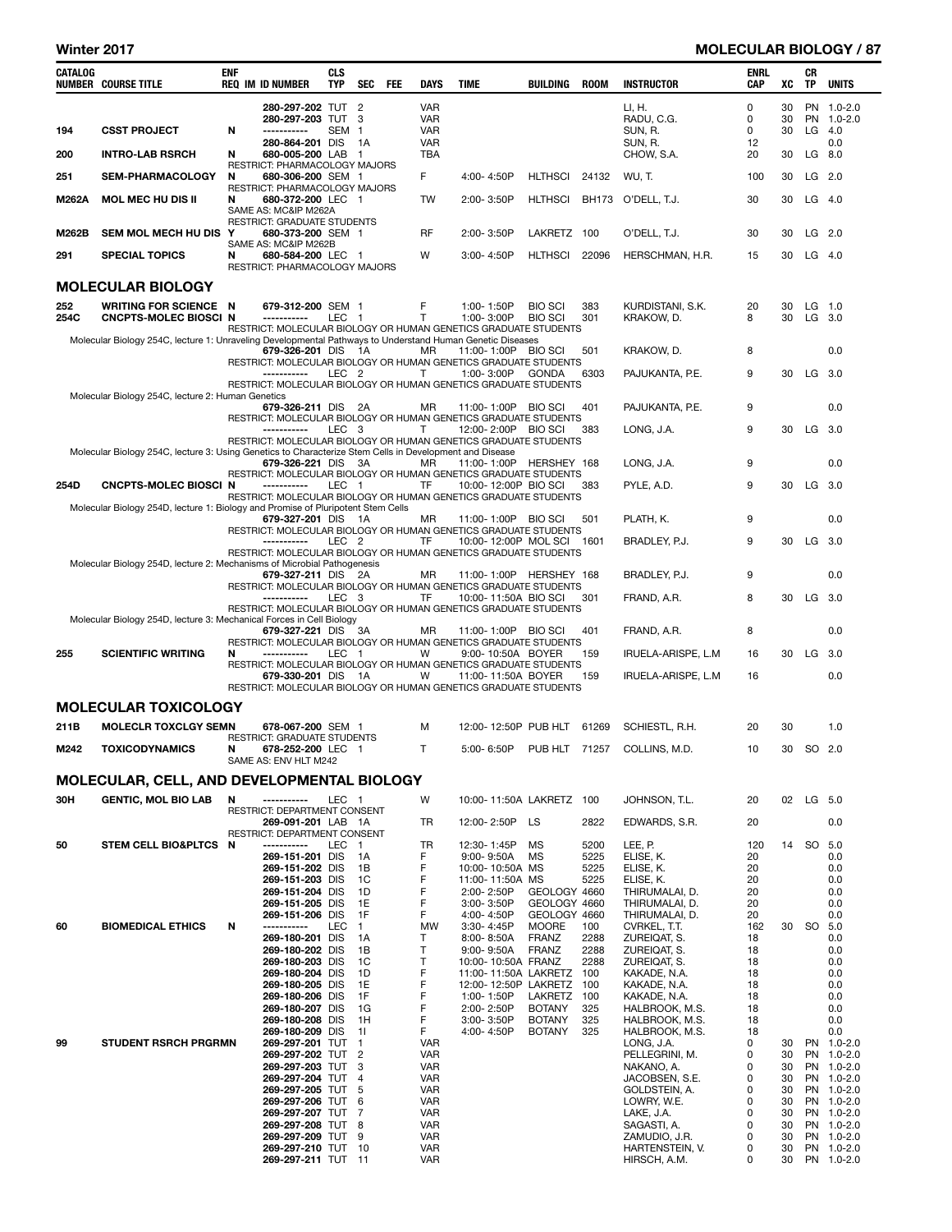| CATALOG NUMBER | COURSE TITLE | ENF REQ | IM | ID NUMBER | CLS TYP | SEC | FEE | DAYS | TIME | BUILDING | ROOM | INSTRUCTOR | ENRL CAP | XC | CR TP | UNITS |
|---|---|---|---|---|---|---|---|---|---|---|---|---|---|---|---|---|
| | | | | 280-297-202 | TUT | 2 | | VAR | | | | LI, H. | 0 | 30 | PN | 1.0-2.0 |
| | | | | 280-297-203 | TUT | 3 | | VAR | | | | RADU, C.G. | 0 | 30 | PN | 1.0-2.0 |
| 194 | CSST PROJECT | N | | ----------- | SEM | 1 | | VAR | | | | SUN, R. | 0 | 30 | LG | 4.0 |
| | | | | 280-864-201 | DIS | 1A | | VAR | | | | SUN, R. | 12 | | | 0.0 |
| 200 | INTRO-LAB RSRCH | N | | 680-005-200 | LAB | 1 | | TBA | | | | CHOW, S.A. | 20 | 30 | LG | 8.0 |
| | RESTRICT: PHARMACOLOGY MAJORS | | | | | | | | | | | | | | | |
| 251 | SEM-PHARMACOLOGY | N | | 680-306-200 | SEM | 1 | | F | 4:00- 4:50P | HLTHSCI | 24132 | WU, T. | 100 | 30 | LG | 2.0 |
| | RESTRICT: PHARMACOLOGY MAJORS | | | | | | | | | | | | | | | |
| M262A | MOL MEC HU DIS II | N | | 680-372-200 | LEC | 1 | | TW | 2:00- 3:50P | HLTHSCI | BH173 | O'DELL, T.J. | 30 | 30 | LG | 4.0 |
| | SAME AS: MC&IP M262A | | | | | | | | | | | | | | | |
| | RESTRICT: GRADUATE STUDENTS | | | | | | | | | | | | | | | |
| M262B | SEM MOL MECH HU DIS | Y | | 680-373-200 | SEM | 1 | | RF | 2:00- 3:50P | LAKRETZ | 100 | O'DELL, T.J. | 30 | 30 | LG | 2.0 |
| | SAME AS: MC&IP M262B | | | | | | | | | | | | | | | |
| 291 | SPECIAL TOPICS | N | | 680-584-200 | LEC | 1 | | W | 3:00- 4:50P | HLTHSCI | 22096 | HERSCHMAN, H.R. | 15 | 30 | LG | 4.0 |
| | RESTRICT: PHARMACOLOGY MAJORS | | | | | | | | | | | | | | | |

## MOLECULAR BIOLOGY

| CATALOG NUMBER | COURSE TITLE | ENF REQ | IM | ID NUMBER | CLS TYP | SEC | FEE | DAYS | TIME | BUILDING | ROOM | INSTRUCTOR | ENRL CAP | XC | CR TP | UNITS |
|---|---|---|---|---|---|---|---|---|---|---|---|---|---|---|---|---|
| 252 | WRITING FOR SCIENCE | N | | 679-312-200 | SEM | 1 | | F | 1:00- 1:50P | BIO SCI | 383 | KURDISTANI, S.K. | 20 | 30 | LG | 1.0 |
| 254C | CNCPTS-MOLEC BIOSCI | N | | ----------- | LEC | 1 | | T | 1:00- 3:00P | BIO SCI | 301 | KRAKOW, D. | 8 | 30 | LG | 3.0 |
| | RESTRICT: MOLECULAR BIOLOGY OR HUMAN GENETICS GRADUATE STUDENTS | | | | | | | | | | | | | | | |
| | Molecular Biology 254C, lecture 1: Unraveling Developmental Pathways to Understand Human Genetic Diseases | | | | | | | | | | | | | | | |
| | | | | 679-326-201 | DIS | 1A | | MR | 11:00- 1:00P | BIO SCI | 501 | KRAKOW, D. | 8 | | | 0.0 |
| | RESTRICT: MOLECULAR BIOLOGY OR HUMAN GENETICS GRADUATE STUDENTS | | | | | | | | | | | | | | | |
| | | | | ----------- | LEC | 2 | | T | 1:00- 3:00P | GONDA | 6303 | PAJUKANTA, P.E. | 9 | 30 | LG | 3.0 |
| | RESTRICT: MOLECULAR BIOLOGY OR HUMAN GENETICS GRADUATE STUDENTS | | | | | | | | | | | | | | | |
| | Molecular Biology 254C, lecture 2: Human Genetics | | | | | | | | | | | | | | | |
| | | | | 679-326-211 | DIS | 2A | | MR | 11:00- 1:00P | BIO SCI | 401 | PAJUKANTA, P.E. | 9 | | | 0.0 |
| | RESTRICT: MOLECULAR BIOLOGY OR HUMAN GENETICS GRADUATE STUDENTS | | | | | | | | | | | | | | | |
| | | | | ----------- | LEC | 3 | | T | 12:00- 2:00P | BIO SCI | 383 | LONG, J.A. | 9 | 30 | LG | 3.0 |
| | RESTRICT: MOLECULAR BIOLOGY OR HUMAN GENETICS GRADUATE STUDENTS | | | | | | | | | | | | | | | |
| | Molecular Biology 254C, lecture 3: Using Genetics to Characterize Stem Cells in Development and Disease | | | | | | | | | | | | | | | |
| | | | | 679-326-221 | DIS | 3A | | MR | 11:00- 1:00P | HERSHEY | 168 | LONG, J.A. | 9 | | | 0.0 |
| | RESTRICT: MOLECULAR BIOLOGY OR HUMAN GENETICS GRADUATE STUDENTS | | | | | | | | | | | | | | | |
| 254D | CNCPTS-MOLEC BIOSCI | N | | ----------- | LEC | 1 | | TF | 10:00- 12:00P | BIO SCI | 383 | PYLE, A.D. | 9 | 30 | LG | 3.0 |
| | RESTRICT: MOLECULAR BIOLOGY OR HUMAN GENETICS GRADUATE STUDENTS | | | | | | | | | | | | | | | |
| | Molecular Biology 254D, lecture 1: Biology and Promise of Pluripotent Stem Cells | | | | | | | | | | | | | | | |
| | | | | 679-327-201 | DIS | 1A | | MR | 11:00- 1:00P | BIO SCI | 501 | PLATH, K. | 9 | | | 0.0 |
| | RESTRICT: MOLECULAR BIOLOGY OR HUMAN GENETICS GRADUATE STUDENTS | | | | | | | | | | | | | | | |
| | | | | ----------- | LEC | 2 | | TF | 10:00- 12:00P | MOL SCI | 1601 | BRADLEY, P.J. | 9 | 30 | LG | 3.0 |
| | RESTRICT: MOLECULAR BIOLOGY OR HUMAN GENETICS GRADUATE STUDENTS | | | | | | | | | | | | | | | |
| | Molecular Biology 254D, lecture 2: Mechanisms of Microbial Pathogenesis | | | | | | | | | | | | | | | |
| | | | | 679-327-211 | DIS | 2A | | MR | 11:00- 1:00P | HERSHEY | 168 | BRADLEY, P.J. | 9 | | | 0.0 |
| | RESTRICT: MOLECULAR BIOLOGY OR HUMAN GENETICS GRADUATE STUDENTS | | | | | | | | | | | | | | | |
| | | | | ----------- | LEC | 3 | | TF | 10:00- 11:50A | BIO SCI | 301 | FRAND, A.R. | 8 | 30 | LG | 3.0 |
| | RESTRICT: MOLECULAR BIOLOGY OR HUMAN GENETICS GRADUATE STUDENTS | | | | | | | | | | | | | | | |
| | Molecular Biology 254D, lecture 3: Mechanical Forces in Cell Biology | | | | | | | | | | | | | | | |
| | | | | 679-327-221 | DIS | 3A | | MR | 11:00- 1:00P | BIO SCI | 401 | FRAND, A.R. | 8 | | | 0.0 |
| | RESTRICT: MOLECULAR BIOLOGY OR HUMAN GENETICS GRADUATE STUDENTS | | | | | | | | | | | | | | | |
| 255 | SCIENTIFIC WRITING | N | | ----------- | LEC | 1 | | W | 9:00- 10:50A | BOYER | 159 | IRUELA-ARISPE, L.M | 16 | 30 | LG | 3.0 |
| | RESTRICT: MOLECULAR BIOLOGY OR HUMAN GENETICS GRADUATE STUDENTS | | | | | | | | | | | | | | | |
| | | | | 679-330-201 | DIS | 1A | | W | 11:00- 11:50A | BOYER | 159 | IRUELA-ARISPE, L.M | 16 | | | 0.0 |
| | RESTRICT: MOLECULAR BIOLOGY OR HUMAN GENETICS GRADUATE STUDENTS | | | | | | | | | | | | | | | |

## MOLECULAR TOXICOLOGY

| CATALOG NUMBER | COURSE TITLE | ENF REQ | IM | ID NUMBER | CLS TYP | SEC | FEE | DAYS | TIME | BUILDING | ROOM | INSTRUCTOR | ENRL CAP | XC | CR TP | UNITS |
|---|---|---|---|---|---|---|---|---|---|---|---|---|---|---|---|---|
| 211B | MOLECLR TOXCLGY SEMN | | | 678-067-200 | SEM | 1 | | M | 12:00- 12:50P | PUB HLT | 61269 | SCHIESTL, R.H. | 20 | 30 | | 1.0 |
| | RESTRICT: GRADUATE STUDENTS | | | | | | | | | | | | | | | |
| M242 | TOXICODYNAMICS | N | | 678-252-200 | LEC | 1 | | T | 5:00- 6:50P | PUB HLT | 71257 | COLLINS, M.D. | 10 | 30 | SO | 2.0 |
| | SAME AS: ENV HLT M242 | | | | | | | | | | | | | | | |

## MOLECULAR, CELL, AND DEVELOPMENTAL BIOLOGY

| CATALOG NUMBER | COURSE TITLE | ENF REQ | IM | ID NUMBER | CLS TYP | SEC | FEE | DAYS | TIME | BUILDING | ROOM | INSTRUCTOR | ENRL CAP | XC | CR TP | UNITS |
|---|---|---|---|---|---|---|---|---|---|---|---|---|---|---|---|---|
| 30H | GENTIC, MOL BIO LAB | N | | ----------- | LEC | 1 | | W | 10:00- 11:50A | LAKRETZ | 100 | JOHNSON, T.L. | 20 | 02 | LG | 5.0 |
| | RESTRICT: DEPARTMENT CONSENT | | | | | | | | | | | | | | | |
| | | | | 269-091-201 | LAB | 1A | | TR | 12:00- 2:50P | LS | 2822 | EDWARDS, S.R. | 20 | | | 0.0 |
| | RESTRICT: DEPARTMENT CONSENT | | | | | | | | | | | | | | | |
| 50 | STEM CELL BIO&PLTCS | N | | ----------- | LEC | 1 | | TR | 12:30- 1:45P | MS | 5200 | LEE, P. | 120 | 14 | SO | 5.0 |
| | | | | 269-151-201 | DIS | 1A | | F | 9:00- 9:50A | MS | 5225 | ELISE, K. | 20 | | | 0.0 |
| | | | | 269-151-202 | DIS | 1B | | F | 10:00- 10:50A | MS | 5225 | ELISE, K. | 20 | | | 0.0 |
| | | | | 269-151-203 | DIS | 1C | | F | 11:00- 11:50A | MS | 5225 | ELISE, K. | 20 | | | 0.0 |
| | | | | 269-151-204 | DIS | 1D | | F | 2:00- 2:50P | GEOLOGY | 4660 | THIRUMALAI, D. | 20 | | | 0.0 |
| | | | | 269-151-205 | DIS | 1E | | F | 3:00- 3:50P | GEOLOGY | 4660 | THIRUMALAI, D. | 20 | | | 0.0 |
| | | | | 269-151-206 | DIS | 1F | | F | 4:00- 4:50P | GEOLOGY | 4660 | THIRUMALAI, D. | 20 | | | 0.0 |
| 60 | BIOMEDICAL ETHICS | N | | ----------- | LEC | 1 | | MW | 3:30- 4:45P | MOORE | 100 | CVRKEL, T.T. | 162 | 30 | SO | 5.0 |
| | | | | 269-180-201 | DIS | 1A | | T | 8:00- 8:50A | FRANZ | 2288 | ZUREIQAT, S. | 18 | | | 0.0 |
| | | | | 269-180-202 | DIS | 1B | | T | 9:00- 9:50A | FRANZ | 2288 | ZUREIQAT, S. | 18 | | | 0.0 |
| | | | | 269-180-203 | DIS | 1C | | T | 10:00- 10:50A | FRANZ | 2288 | ZUREIQAT, S. | 18 | | | 0.0 |
| | | | | 269-180-204 | DIS | 1D | | F | 11:00- 11:50A | LAKRETZ | 100 | KAKADE, N.A. | 18 | | | 0.0 |
| | | | | 269-180-205 | DIS | 1E | | F | 12:00- 12:50P | LAKRETZ | 100 | KAKADE, N.A. | 18 | | | 0.0 |
| | | | | 269-180-206 | DIS | 1F | | F | 1:00- 1:50P | LAKRETZ | 100 | KAKADE, N.A. | 18 | | | 0.0 |
| | | | | 269-180-207 | DIS | 1G | | F | 2:00- 2:50P | BOTANY | 325 | HALBROOK, M.S. | 18 | | | 0.0 |
| | | | | 269-180-208 | DIS | 1H | | F | 3:00- 3:50P | BOTANY | 325 | HALBROOK, M.S. | 18 | | | 0.0 |
| | | | | 269-180-209 | DIS | 1I | | F | 4:00- 4:50P | BOTANY | 325 | HALBROOK, M.S. | 18 | | | 0.0 |
| 99 | STUDENT RSRCH PRGRMN | | | 269-297-201 | TUT | 1 | | VAR | | | | LONG, J.A. | 0 | 30 | PN | 1.0-2.0 |
| | | | | 269-297-202 | TUT | 2 | | VAR | | | | PELLEGRINI, M. | 0 | 30 | PN | 1.0-2.0 |
| | | | | 269-297-203 | TUT | 3 | | VAR | | | | NAKANO, A. | 0 | 30 | PN | 1.0-2.0 |
| | | | | 269-297-204 | TUT | 4 | | VAR | | | | JACOBSEN, S.E. | 0 | 30 | PN | 1.0-2.0 |
| | | | | 269-297-205 | TUT | 5 | | VAR | | | | GOLDSTEIN, A. | 0 | 30 | PN | 1.0-2.0 |
| | | | | 269-297-206 | TUT | 6 | | VAR | | | | LOWRY, W.E. | 0 | 30 | PN | 1.0-2.0 |
| | | | | 269-297-207 | TUT | 7 | | VAR | | | | LAKE, J.A. | 0 | 30 | PN | 1.0-2.0 |
| | | | | 269-297-208 | TUT | 8 | | VAR | | | | SAGASTI, A. | 0 | 30 | PN | 1.0-2.0 |
| | | | | 269-297-209 | TUT | 9 | | VAR | | | | ZAMUDIO, J.R. | 0 | 30 | PN | 1.0-2.0 |
| | | | | 269-297-210 | TUT | 10 | | VAR | | | | HARTENSTEIN, V. | 0 | 30 | PN | 1.0-2.0 |
| | | | | 269-297-211 | TUT | 11 | | VAR | | | | HIRSCH, A.M. | 0 | 30 | PN | 1.0-2.0 |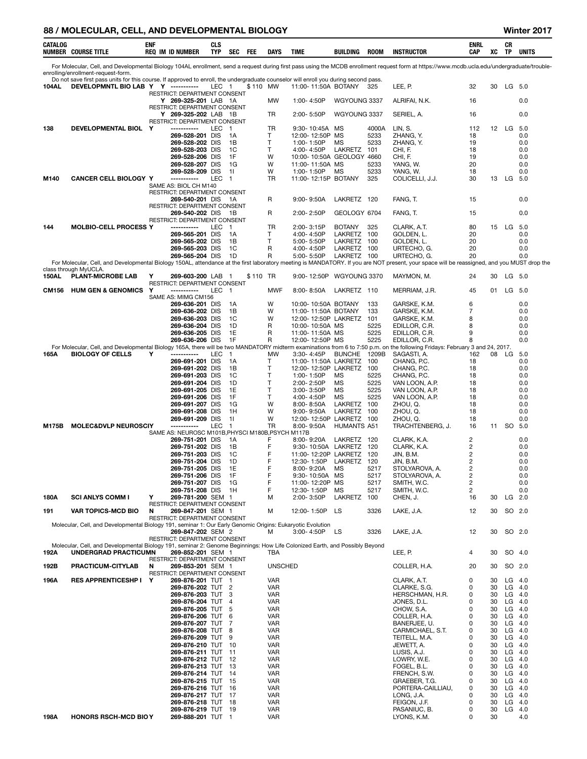## MOLECULAR, CELL, AND DEVELOPMENTAL BIOLOGY

Winter 2017

| CATALOG NUMBER | COURSE TITLE | ENF REQ | IM | ID NUMBER | CLS TYP | SEC | FEE | DAYS | TIME | BUILDING | ROOM | INSTRUCTOR | ENRL CAP | XC | CR TP | UNITS |
|---|---|---|---|---|---|---|---|---|---|---|---|---|---|---|---|---|

For Molecular, Cell, and Developmental Biology 104AL enrollment, send a request during first pass using the MCDB enrollment request form at https://www.mcdb.ucla.edu/undergraduate/trouble-enrolling/enrollment-request-form.
Do not save first pass units for this course. If approved to enroll, the undergraduate counselor will enroll you during second pass.

| CATALOG NUMBER | COURSE TITLE | ENF REQ | IM | ID NUMBER | CLS TYP | SEC | FEE | DAYS | TIME | BUILDING | ROOM | INSTRUCTOR | ENRL CAP | XC | CR TP | UNITS |
|---|---|---|---|---|---|---|---|---|---|---|---|---|---|---|---|---|
| 104AL | DEVELOPMNTL BIO LAB | Y | Y | ----------- | LEC | 1 | $110 | MW | 11:00-11:50A | BOTANY | 325 | LEE, P. | 32 | 30 | LG | 5.0 |
| | RESTRICT: DEPARTMENT CONSENT | | | | | | | | | | | | | | | |
| | | | Y | 269-325-201 | LAB | 1A | | MW | 1:00-4:50P | WGYOUNG | 3337 | ALRIFAI, N.K. | 16 | | | 0.0 |
| | RESTRICT: DEPARTMENT CONSENT | | | | | | | | | | | | | | | |
| | | | Y | 269-325-202 | LAB | 1B | | TR | 2:00-5:50P | WGYOUNG | 3337 | SERIEL, A. | 16 | | | 0.0 |
| | RESTRICT: DEPARTMENT CONSENT | | | | | | | | | | | | | | | |
| 138 | DEVELOPMENTAL BIOL | Y | | ----------- | LEC | 1 | | TR | 9:30-10:45A | MS | 4000A | LIN, S. | 112 | 12 | LG | 5.0 |
| | | | | 269-528-201 | DIS | 1A | | T | 12:00-12:50P | MS | 5233 | ZHANG, Y. | 18 | | | 0.0 |
| | | | | 269-528-202 | DIS | 1B | | T | 1:00-1:50P | MS | 5233 | ZHANG, Y. | 19 | | | 0.0 |
| | | | | 269-528-203 | DIS | 1C | | T | 4:00-4:50P | LAKRETZ | 101 | CHI, F. | 18 | | | 0.0 |
| | | | | 269-528-206 | DIS | 1F | | W | 10:00-10:50A | GEOLOGY | 4660 | CHI, F. | 19 | | | 0.0 |
| | | | | 269-528-207 | DIS | 1G | | W | 11:00-11:50A | MS | 5233 | YANG, W. | 20 | | | 0.0 |
| | | | | 269-528-209 | DIS | 1I | | W | 1:00-1:50P | MS | 5233 | YANG, W. | 18 | | | 0.0 |
| M140 | CANCER CELL BIOLOGY | Y | | ----------- | LEC | 1 | | TR | 11:00-12:15P | BOTANY | 325 | COLICELLI, J.J. | 30 | 13 | LG | 5.0 |
| | SAME AS: BIOL CH M140 | | | | | | | | | | | | | | | |
| | RESTRICT: DEPARTMENT CONSENT | | | | | | | | | | | | | | | |
| | | | | 269-540-201 | DIS | 1A | | R | 9:00-9:50A | LAKRETZ | 120 | FANG, T. | 15 | | | 0.0 |
| | RESTRICT: DEPARTMENT CONSENT | | | | | | | | | | | | | | | |
| | | | | 269-540-202 | DIS | 1B | | R | 2:00-2:50P | GEOLOGY | 6704 | FANG, T. | 15 | | | 0.0 |
| | RESTRICT: DEPARTMENT CONSENT | | | | | | | | | | | | | | | |
| 144 | MOLBIO-CELL PROCESS | Y | | ----------- | LEC | 1 | | TR | 2:00-3:15P | BOTANY | 325 | CLARK, A.T. | 80 | 15 | LG | 5.0 |
| | | | | 269-565-201 | DIS | 1A | | T | 4:00-4:50P | LAKRETZ | 100 | GOLDEN, L. | 20 | | | 0.0 |
| | | | | 269-565-202 | DIS | 1B | | T | 5:00-5:50P | LAKRETZ | 100 | GOLDEN, L. | 20 | | | 0.0 |
| | | | | 269-565-203 | DIS | 1C | | R | 4:00-4:50P | LAKRETZ | 100 | URTECHO, G. | 20 | | | 0.0 |
| | | | | 269-565-204 | DIS | 1D | | R | 5:00-5:50P | LAKRETZ | 100 | URTECHO, G. | 20 | | | 0.0 |

For Molecular, Cell, and Developmental Biology 150AL, attendance at the first laboratory meeting is MANDATORY. If you are NOT present, your space will be reassigned, and you MUST drop the class through MyUCLA.

| CATALOG NUMBER | COURSE TITLE | ENF REQ | IM | ID NUMBER | CLS TYP | SEC | FEE | DAYS | TIME | BUILDING | ROOM | INSTRUCTOR | ENRL CAP | XC | CR TP | UNITS |
|---|---|---|---|---|---|---|---|---|---|---|---|---|---|---|---|---|
| 150AL | PLANT-MICROBE LAB | Y | | 269-603-200 | LAB | 1 | $110 | TR | 9:00-12:50P | WGYOUNG | 3370 | MAYMON, M. | 24 | 30 | LG | 5.0 |
| | RESTRICT: DEPARTMENT CONSENT | | | | | | | | | | | | | | | |
| CM156 | HUM GEN & GENOMICS | Y | | ----------- | LEC | 1 | | MWF | 8:00-8:50A | LAKRETZ | 110 | MERRIAM, J.R. | 45 | 01 | LG | 5.0 |
| | SAME AS: MIMG CM156 | | | | | | | | | | | | | | | |
| | | | | 269-636-201 | DIS | 1A | | W | 10:00-10:50A | BOTANY | 133 | GARSKE, K.M. | 6 | | | 0.0 |
| | | | | 269-636-202 | DIS | 1B | | W | 11:00-11:50A | BOTANY | 133 | GARSKE, K.M. | 7 | | | 0.0 |
| | | | | 269-636-203 | DIS | 1C | | W | 12:00-12:50P | LAKRETZ | 101 | GARSKE, K.M. | 8 | | | 0.0 |
| | | | | 269-636-204 | DIS | 1D | | R | 10:00-10:50A | MS | 5225 | EDILLOR, C.R. | 8 | | | 0.0 |
| | | | | 269-636-205 | DIS | 1E | | R | 11:00-11:50A | MS | 5225 | EDILLOR, C.R. | 9 | | | 0.0 |
| | | | | 269-636-206 | DIS | 1F | | R | 12:00-12:50P | MS | 5225 | EDILLOR, C.R. | 8 | | | 0.0 |

For Molecular, Cell, and Developmental Biology 165A, there will be two MANDATORY midterm examinations from 6 to 7:50 p.m. on the following Fridays: February 3 and 24, 2017.

| CATALOG NUMBER | COURSE TITLE | ENF REQ | IM | ID NUMBER | CLS TYP | SEC | FEE | DAYS | TIME | BUILDING | ROOM | INSTRUCTOR | ENRL CAP | XC | CR TP | UNITS |
|---|---|---|---|---|---|---|---|---|---|---|---|---|---|---|---|---|
| 165A | BIOLOGY OF CELLS | Y | | ----------- | LEC | 1 | | MW | 3:30-4:45P | BUNCHE | 1209B | SAGASTI, A. | 162 | 08 | LG | 5.0 |
| | | | | 269-691-201 | DIS | 1A | | T | 11:00-11:50A | LAKRETZ | 100 | CHANG, P.C. | 18 | | | 0.0 |
| | | | | 269-691-202 | DIS | 1B | | T | 12:00-12:50P | LAKRETZ | 100 | CHANG, P.C. | 18 | | | 0.0 |
| | | | | 269-691-203 | DIS | 1C | | T | 1:00-1:50P | MS | 5225 | CHANG, P.C. | 18 | | | 0.0 |
| | | | | 269-691-204 | DIS | 1D | | T | 2:00-2:50P | MS | 5225 | VAN LOON, A.P. | 18 | | | 0.0 |
| | | | | 269-691-205 | DIS | 1E | | T | 3:00-3:50P | MS | 5225 | VAN LOON, A.P. | 18 | | | 0.0 |
| | | | | 269-691-206 | DIS | 1F | | T | 4:00-4:50P | MS | 5225 | VAN LOON, A.P. | 18 | | | 0.0 |
| | | | | 269-691-207 | DIS | 1G | | W | 8:00-8:50A | LAKRETZ | 100 | ZHOU, Q. | 18 | | | 0.0 |
| | | | | 269-691-208 | DIS | 1H | | W | 9:00-9:50A | LAKRETZ | 100 | ZHOU, Q. | 18 | | | 0.0 |
| | | | | 269-691-209 | DIS | 1I | | W | 12:00-12:50P | LAKRETZ | 100 | ZHOU, Q. | 18 | | | 0.0 |
| M175B | MOLEC&DVLP NEUROSCI | Y | | ----------- | LEC | 1 | | TR | 8:00-9:50A | HUMANTS | A51 | TRACHTENBERG, J. | 16 | 11 | SO | 5.0 |
| | SAME AS: NEUROSC M101B,PHYSCI M180B,PSYCH M117B | | | | | | | | | | | | | | | |
| | | | | 269-751-201 | DIS | 1A | | F | 8:00-9:20A | LAKRETZ | 120 | CLARK, K.A. | 2 | | | 0.0 |
| | | | | 269-751-202 | DIS | 1B | | F | 9:30-10:50A | LAKRETZ | 120 | CLARK, K.A. | 2 | | | 0.0 |
| | | | | 269-751-203 | DIS | 1C | | F | 11:00-12:20P | LAKRETZ | 120 | JIN, B.M. | 2 | | | 0.0 |
| | | | | 269-751-204 | DIS | 1D | | F | 12:30-1:50P | LAKRETZ | 120 | JIN, B.M. | 2 | | | 0.0 |
| | | | | 269-751-205 | DIS | 1E | | F | 8:00-9:20A | MS | 5217 | STOLYAROVA, A. | 2 | | | 0.0 |
| | | | | 269-751-206 | DIS | 1F | | F | 9:30-10:50A | MS | 5217 | STOLYAROVA, A. | 2 | | | 0.0 |
| | | | | 269-751-207 | DIS | 1G | | F | 11:00-12:20P | MS | 5217 | SMITH, W.C. | 2 | | | 0.0 |
| | | | | 269-751-208 | DIS | 1H | | F | 12:30-1:50P | MS | 5217 | SMITH, W.C. | 2 | | | 0.0 |
| 180A | SCI ANLYS COMM I | Y | | 269-781-200 | SEM | 1 | | M | 2:00-3:50P | LAKRETZ | 100 | CHEN, J. | 16 | 30 | LG | 2.0 |
| | RESTRICT: DEPARTMENT CONSENT | | | | | | | | | | | | | | | |
| 191 | VAR TOPICS-MCD BIO | N | | 269-847-201 | SEM | 1 | | M | 12:00-1:50P | LS | 3326 | LAKE, J.A. | 12 | 30 | SO | 2.0 |
| | RESTRICT: DEPARTMENT CONSENT | | | | | | | | | | | | | | | |

Molecular, Cell, and Developmental Biology 191, seminar 1: Our Early Genomic Origins: Eukaryotic Evolution

| CATALOG NUMBER | COURSE TITLE | ENF REQ | IM | ID NUMBER | CLS TYP | SEC | FEE | DAYS | TIME | BUILDING | ROOM | INSTRUCTOR | ENRL CAP | XC | CR TP | UNITS |
|---|---|---|---|---|---|---|---|---|---|---|---|---|---|---|---|---|
| | | | | 269-847-202 | SEM | 2 | | M | 3:00-4:50P | LS | 3326 | LAKE, J.A. | 12 | 30 | SO | 2.0 |
| | RESTRICT: DEPARTMENT CONSENT | | | | | | | | | | | | | | | |

Molecular, Cell, and Developmental Biology 191, seminar 2: Genome Beginnings: How Life Colonized Earth, and Possibly Beyond

| CATALOG NUMBER | COURSE TITLE | ENF REQ | IM | ID NUMBER | CLS TYP | SEC | FEE | DAYS | TIME | BUILDING | ROOM | INSTRUCTOR | ENRL CAP | XC | CR TP | UNITS |
|---|---|---|---|---|---|---|---|---|---|---|---|---|---|---|---|---|
| 192A | UNDERGRAD PRACTICUM | N | | 269-852-201 | SEM | 1 | | TBA | | | | LEE, P. | 4 | 30 | SO | 4.0 |
| | RESTRICT: DEPARTMENT CONSENT | | | | | | | | | | | | | | | |
| 192B | PRACTICUM-CITYLAB | N | | 269-853-201 | SEM | 1 | | UNSCHED | | | | COLLER, H.A. | 20 | 30 | SO | 2.0 |
| | RESTRICT: DEPARTMENT CONSENT | | | | | | | | | | | | | | | |
| 196A | RES APPRENTICESHP I | Y | | 269-876-201 | TUT | 1 | | VAR | | | | CLARK, A.T. | 0 | 30 | LG | 4.0 |
| | | | | 269-876-202 | TUT | 2 | | VAR | | | | CLARKE, S.G. | 0 | 30 | LG | 4.0 |
| | | | | 269-876-203 | TUT | 3 | | VAR | | | | HERSCHMAN, H.R. | 0 | 30 | LG | 4.0 |
| | | | | 269-876-204 | TUT | 4 | | VAR | | | | JONES, D.L. | 0 | 30 | LG | 4.0 |
| | | | | 269-876-205 | TUT | 5 | | VAR | | | | CHOW, S.A. | 0 | 30 | LG | 4.0 |
| | | | | 269-876-206 | TUT | 6 | | VAR | | | | COLLER, H.A. | 0 | 30 | LG | 4.0 |
| | | | | 269-876-207 | TUT | 7 | | VAR | | | | BANERJEE, U. | 0 | 30 | LG | 4.0 |
| | | | | 269-876-208 | TUT | 8 | | VAR | | | | CARMICHAEL, S.T. | 0 | 30 | LG | 4.0 |
| | | | | 269-876-209 | TUT | 9 | | VAR | | | | TEITELL, M.A. | 0 | 30 | LG | 4.0 |
| | | | | 269-876-210 | TUT | 10 | | VAR | | | | JEWETT, A. | 0 | 30 | LG | 4.0 |
| | | | | 269-876-211 | TUT | 11 | | VAR | | | | LUSIS, A.J. | 0 | 30 | LG | 4.0 |
| | | | | 269-876-212 | TUT | 12 | | VAR | | | | LOWRY, W.E. | 0 | 30 | LG | 4.0 |
| | | | | 269-876-213 | TUT | 13 | | VAR | | | | FOGEL, B.L. | 0 | 30 | LG | 4.0 |
| | | | | 269-876-214 | TUT | 14 | | VAR | | | | FRENCH, S.W. | 0 | 30 | LG | 4.0 |
| | | | | 269-876-215 | TUT | 15 | | VAR | | | | GRAEBER, T.G. | 0 | 30 | LG | 4.0 |
| | | | | 269-876-216 | TUT | 16 | | VAR | | | | PORTERA-CAILLIAU, | 0 | 30 | LG | 4.0 |
| | | | | 269-876-217 | TUT | 17 | | VAR | | | | LONG, J.A. | 0 | 30 | LG | 4.0 |
| | | | | 269-876-218 | TUT | 18 | | VAR | | | | FEIGON, J.F. | 0 | 30 | LG | 4.0 |
| | | | | 269-876-219 | TUT | 19 | | VAR | | | | PASANIUC, B. | 0 | 30 | LG | 4.0 |
| 198A | HONORS RSCH-MCD BIO | Y | | 269-888-201 | TUT | 1 | | VAR | | | | LYONS, K.M. | 0 | 30 | | 4.0 |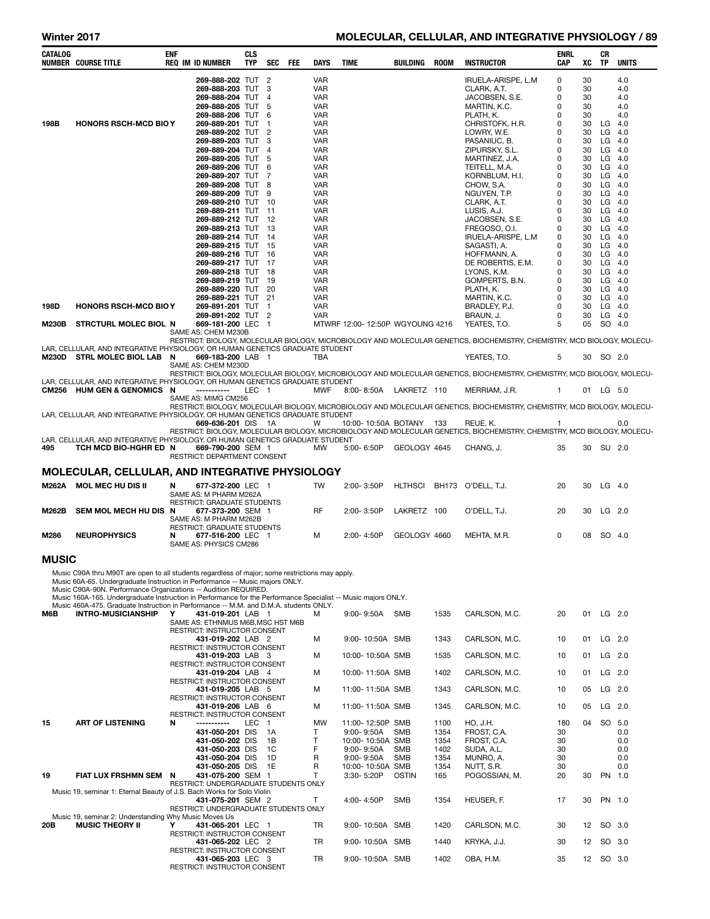| CATALOG NUMBER | COURSE TITLE | ENF REQ | IM | ID NUMBER | CLS TYP | SEC | FEE | DAYS | TIME | BUILDING | ROOM | INSTRUCTOR | ENRL CAP | XC | CR TP | UNITS |
|---|---|---|---|---|---|---|---|---|---|---|---|---|---|---|---|---|
| | | | | 269-888-202 | TUT | 2 | | VAR | | | | IRUELA-ARISPE, L.M | 0 | 30 | | 4.0 |
| | | | | 269-888-203 | TUT | 3 | | VAR | | | | CLARK, A.T. | 0 | 30 | | 4.0 |
| | | | | 269-888-204 | TUT | 4 | | VAR | | | | JACOBSEN, S.E. | 0 | 30 | | 4.0 |
| | | | | 269-888-205 | TUT | 5 | | VAR | | | | MARTIN, K.C. | 0 | 30 | | 4.0 |
| | | | | 269-888-206 | TUT | 6 | | VAR | | | | PLATH, K. | 0 | 30 | | 4.0 |
| 198B | HONORS RSCH-MCD BIO | Y | | 269-889-201 | TUT | 1 | | VAR | | | | CHRISTOFK, H.R. | 0 | 30 | LG | 4.0 |
| | | | | 269-889-202 | TUT | 2 | | VAR | | | | LOWRY, W.E. | 0 | 30 | LG | 4.0 |
| | | | | 269-889-203 | TUT | 3 | | VAR | | | | PASANIUC, B. | 0 | 30 | LG | 4.0 |
| | | | | 269-889-204 | TUT | 4 | | VAR | | | | ZIPURSKY, S.L. | 0 | 30 | LG | 4.0 |
| | | | | 269-889-205 | TUT | 5 | | VAR | | | | MARTINEZ, J.A. | 0 | 30 | LG | 4.0 |
| | | | | 269-889-206 | TUT | 6 | | VAR | | | | TEITELL, M.A. | 0 | 30 | LG | 4.0 |
| | | | | 269-889-207 | TUT | 7 | | VAR | | | | KORNBLUM, H.I. | 0 | 30 | LG | 4.0 |
| | | | | 269-889-208 | TUT | 8 | | VAR | | | | CHOW, S.A. | 0 | 30 | LG | 4.0 |
| | | | | 269-889-209 | TUT | 9 | | VAR | | | | NGUYEN, T.P. | 0 | 30 | LG | 4.0 |
| | | | | 269-889-210 | TUT | 10 | | VAR | | | | CLARK, A.T. | 0 | 30 | LG | 4.0 |
| | | | | 269-889-211 | TUT | 11 | | VAR | | | | LUSIS, A.J. | 0 | 30 | LG | 4.0 |
| | | | | 269-889-212 | TUT | 12 | | VAR | | | | JACOBSEN, S.E. | 0 | 30 | LG | 4.0 |
| | | | | 269-889-213 | TUT | 13 | | VAR | | | | FREGOSO, O.I. | 0 | 30 | LG | 4.0 |
| | | | | 269-889-214 | TUT | 14 | | VAR | | | | IRUELA-ARISPE, L.M | 0 | 30 | LG | 4.0 |
| | | | | 269-889-215 | TUT | 15 | | VAR | | | | SAGASTI, A. | 0 | 30 | LG | 4.0 |
| | | | | 269-889-216 | TUT | 16 | | VAR | | | | HOFFMANN, A. | 0 | 30 | LG | 4.0 |
| | | | | 269-889-217 | TUT | 17 | | VAR | | | | DE ROBERTIS, E.M. | 0 | 30 | LG | 4.0 |
| | | | | 269-889-218 | TUT | 18 | | VAR | | | | LYONS, K.M. | 0 | 30 | LG | 4.0 |
| | | | | 269-889-219 | TUT | 19 | | VAR | | | | GOMPERTS, B.N. | 0 | 30 | LG | 4.0 |
| | | | | 269-889-220 | TUT | 20 | | VAR | | | | PLATH, K. | 0 | 30 | LG | 4.0 |
| | | | | 269-889-221 | TUT | 21 | | VAR | | | | MARTIN, K.C. | 0 | 30 | LG | 4.0 |
| 198D | HONORS RSCH-MCD BIO | Y | | 269-891-201 | TUT | 1 | | VAR | | | | BRADLEY, P.J. | 0 | 30 | LG | 4.0 |
| | | | | 269-891-202 | TUT | 2 | | VAR | | | | BRAUN, J. | 0 | 30 | LG | 4.0 |
| M230B | STRCTURL MOLEC BIOL | N | | 669-181-200 | LEC | 1 | | MTWRF | 12:00- 12:50P | WGYOUNG | 4216 | YEATES, T.O. | 5 | 05 | SO | 4.0 |

SAME AS: CHEM M230B
RESTRICT: BIOLOGY, MOLECULAR BIOLOGY, MICROBIOLOGY AND MOLECULAR GENETICS, BIOCHEMISTRY, CHEMISTRY, MCD BIOLOGY, MOLECULAR, CELLULAR, AND INTEGRATIVE PHYSIOLOGY, OR HUMAN GENETICS GRADUATE STUDENT

| CATALOG NUMBER | COURSE TITLE | ENF REQ | IM | ID NUMBER | CLS TYP | SEC | FEE | DAYS | TIME | BUILDING | ROOM | INSTRUCTOR | ENRL CAP | XC | CR TP | UNITS |
|---|---|---|---|---|---|---|---|---|---|---|---|---|---|---|---|---|
| M230D | STRL MOLEC BIOL LAB | N | | 669-183-200 | LAB | 1 | | TBA | | | | YEATES, T.O. | 5 | 30 | SO | 2.0 |

SAME AS: CHEM M230D
RESTRICT: BIOLOGY, MOLECULAR BIOLOGY, MICROBIOLOGY AND MOLECULAR GENETICS, BIOCHEMISTRY, CHEMISTRY, MCD BIOLOGY, MOLECULAR, CELLULAR, AND INTEGRATIVE PHYSIOLOGY, OR HUMAN GENETICS GRADUATE STUDENT

| CATALOG NUMBER | COURSE TITLE | ENF REQ | IM | ID NUMBER | CLS TYP | SEC | FEE | DAYS | TIME | BUILDING | ROOM | INSTRUCTOR | ENRL CAP | XC | CR TP | UNITS |
|---|---|---|---|---|---|---|---|---|---|---|---|---|---|---|---|---|
| CM256 | HUM GEN & GENOMICS | N | | ----------- | LEC | 1 | | MWF | 8:00- 8:50A | LAKRETZ | 110 | MERRIAM, J.R. | 1 | 01 | LG | 5.0 |

SAME AS: MIMG CM256
RESTRICT: BIOLOGY, MOLECULAR BIOLOGY, MICROBIOLOGY AND MOLECULAR GENETICS, BIOCHEMISTRY, CHEMISTRY, MCD BIOLOGY, MOLECULAR, CELLULAR, AND INTEGRATIVE PHYSIOLOGY, OR HUMAN GENETICS GRADUATE STUDENT

| CATALOG NUMBER | COURSE TITLE | ENF REQ | IM | ID NUMBER | CLS TYP | SEC | FEE | DAYS | TIME | BUILDING | ROOM | INSTRUCTOR | ENRL CAP | XC | CR TP | UNITS |
|---|---|---|---|---|---|---|---|---|---|---|---|---|---|---|---|---|
| | | | | 669-636-201 | DIS | 1A | | W | 10:00- 10:50A | BOTANY | 133 | REUE, K. | 1 | | | 0.0 |

RESTRICT: BIOLOGY, MOLECULAR BIOLOGY, MICROBIOLOGY AND MOLECULAR GENETICS, BIOCHEMISTRY, CHEMISTRY, MCD BIOLOGY, MOLECULAR, CELLULAR, AND INTEGRATIVE PHYSIOLOGY, OR HUMAN GENETICS GRADUATE STUDENT

| CATALOG NUMBER | COURSE TITLE | ENF REQ | IM | ID NUMBER | CLS TYP | SEC | FEE | DAYS | TIME | BUILDING | ROOM | INSTRUCTOR | ENRL CAP | XC | CR TP | UNITS |
|---|---|---|---|---|---|---|---|---|---|---|---|---|---|---|---|---|
| 495 | TCH MCD BIO-HGHR ED | N | | 669-790-200 | SEM | 1 | | MW | 5:00- 6:50P | GEOLOGY | 4645 | CHANG, J. | 35 | 30 | SU | 2.0 |

RESTRICT: DEPARTMENT CONSENT

## MOLECULAR, CELLULAR, AND INTEGRATIVE PHYSIOLOGY

| CATALOG NUMBER | COURSE TITLE | ENF REQ | IM | ID NUMBER | CLS TYP | SEC | FEE | DAYS | TIME | BUILDING | ROOM | INSTRUCTOR | ENRL CAP | XC | CR TP | UNITS |
|---|---|---|---|---|---|---|---|---|---|---|---|---|---|---|---|---|
| M262A | MOL MEC HU DIS II | N | | 677-372-200 | LEC | 1 | | TW | 2:00- 3:50P | HLTHSCI | BH173 | O'DELL, T.J. | 20 | 30 | LG | 4.0 |

SAME AS: M PHARM M262A
RESTRICT: GRADUATE STUDENTS

| CATALOG NUMBER | COURSE TITLE | ENF REQ | IM | ID NUMBER | CLS TYP | SEC | FEE | DAYS | TIME | BUILDING | ROOM | INSTRUCTOR | ENRL CAP | XC | CR TP | UNITS |
|---|---|---|---|---|---|---|---|---|---|---|---|---|---|---|---|---|
| M262B | SEM MOL MECH HU DIS | N | | 677-373-200 | SEM | 1 | | RF | 2:00- 3:50P | LAKRETZ | 100 | O'DELL, T.J. | 20 | 30 | LG | 2.0 |

SAME AS: M PHARM M262B
RESTRICT: GRADUATE STUDENTS

| CATALOG NUMBER | COURSE TITLE | ENF REQ | IM | ID NUMBER | CLS TYP | SEC | FEE | DAYS | TIME | BUILDING | ROOM | INSTRUCTOR | ENRL CAP | XC | CR TP | UNITS |
|---|---|---|---|---|---|---|---|---|---|---|---|---|---|---|---|---|
| M286 | NEUROPHYSICS | N | | 677-516-200 | LEC | 1 | | M | 2:00- 4:50P | GEOLOGY | 4660 | MEHTA, M.R. | 0 | 08 | SO | 4.0 |

SAME AS: PHYSICS CM286

## MUSIC

Music C90A thru M90T are open to all students regardless of major; some restrictions may apply.
Music 60A-65. Undergraduate Instruction in Performance -- Music majors ONLY.
Music C90A-90N. Performance Organizations -- Audition REQUIRED.
Music 160A-165. Undergraduate Instruction in Performance for the Performance Specialist -- Music majors ONLY.
Music 460A-475. Graduate Instruction in Performance -- M.M. and D.M.A. students ONLY.

| CATALOG NUMBER | COURSE TITLE | ENF REQ | IM | ID NUMBER | CLS TYP | SEC | FEE | DAYS | TIME | BUILDING | ROOM | INSTRUCTOR | ENRL CAP | XC | CR TP | UNITS |
|---|---|---|---|---|---|---|---|---|---|---|---|---|---|---|---|---|
| M6B | INTRO-MUSICIANSHIP | Y | | 431-019-201 | LAB | 1 | | M | 9:00- 9:50A | SMB | 1535 | CARLSON, M.C. | 20 | 01 | LG | 2.0 |

SAME AS: ETHNMUS M6B,MSC HST M6B
RESTRICT: INSTRUCTOR CONSENT

| CATALOG NUMBER | COURSE TITLE | ENF REQ | IM | ID NUMBER | CLS TYP | SEC | FEE | DAYS | TIME | BUILDING | ROOM | INSTRUCTOR | ENRL CAP | XC | CR TP | UNITS |
|---|---|---|---|---|---|---|---|---|---|---|---|---|---|---|---|---|
| | | | | 431-019-202 | LAB | 2 | | M | 9:00- 10:50A | SMB | 1343 | CARLSON, M.C. | 10 | 01 | LG | 2.0 |

RESTRICT: INSTRUCTOR CONSENT

| CATALOG NUMBER | COURSE TITLE | ENF REQ | IM | ID NUMBER | CLS TYP | SEC | FEE | DAYS | TIME | BUILDING | ROOM | INSTRUCTOR | ENRL CAP | XC | CR TP | UNITS |
|---|---|---|---|---|---|---|---|---|---|---|---|---|---|---|---|---|
| | | | | 431-019-203 | LAB | 3 | | M | 10:00- 10:50A | SMB | 1535 | CARLSON, M.C. | 10 | 01 | LG | 2.0 |

RESTRICT: INSTRUCTOR CONSENT

| CATALOG NUMBER | COURSE TITLE | ENF REQ | IM | ID NUMBER | CLS TYP | SEC | FEE | DAYS | TIME | BUILDING | ROOM | INSTRUCTOR | ENRL CAP | XC | CR TP | UNITS |
|---|---|---|---|---|---|---|---|---|---|---|---|---|---|---|---|---|
| | | | | 431-019-204 | LAB | 4 | | M | 10:00- 11:50A | SMB | 1402 | CARLSON, M.C. | 10 | 01 | LG | 2.0 |

RESTRICT: INSTRUCTOR CONSENT

| CATALOG NUMBER | COURSE TITLE | ENF REQ | IM | ID NUMBER | CLS TYP | SEC | FEE | DAYS | TIME | BUILDING | ROOM | INSTRUCTOR | ENRL CAP | XC | CR TP | UNITS |
|---|---|---|---|---|---|---|---|---|---|---|---|---|---|---|---|---|
| | | | | 431-019-205 | LAB | 5 | | M | 11:00- 11:50A | SMB | 1343 | CARLSON, M.C. | 10 | 05 | LG | 2.0 |

RESTRICT: INSTRUCTOR CONSENT

| CATALOG NUMBER | COURSE TITLE | ENF REQ | IM | ID NUMBER | CLS TYP | SEC | FEE | DAYS | TIME | BUILDING | ROOM | INSTRUCTOR | ENRL CAP | XC | CR TP | UNITS |
|---|---|---|---|---|---|---|---|---|---|---|---|---|---|---|---|---|
| | | | | 431-019-206 | LAB | 6 | | M | 11:00- 11:50A | SMB | 1345 | CARLSON, M.C. | 10 | 05 | LG | 2.0 |

RESTRICT: INSTRUCTOR CONSENT

| CATALOG NUMBER | COURSE TITLE | ENF REQ | IM | ID NUMBER | CLS TYP | SEC | FEE | DAYS | TIME | BUILDING | ROOM | INSTRUCTOR | ENRL CAP | XC | CR TP | UNITS |
|---|---|---|---|---|---|---|---|---|---|---|---|---|---|---|---|---|
| 15 | ART OF LISTENING | N | | ----------- | LEC | 1 | | MW | 11:00- 12:50P | SMB | 1100 | HO, J.H. | 180 | 04 | SO | 5.0 |
| | | | | 431-050-201 | DIS | 1A | | T | 9:00- 9:50A | SMB | 1354 | FROST, C.A. | 30 | | | 0.0 |
| | | | | 431-050-202 | DIS | 1B | | T | 10:00- 10:50A | SMB | 1354 | FROST, C.A. | 30 | | | 0.0 |
| | | | | 431-050-203 | DIS | 1C | | F | 9:00- 9:50A | SMB | 1402 | SUDA, A.L. | 30 | | | 0.0 |
| | | | | 431-050-204 | DIS | 1D | | R | 9:00- 9:50A | SMB | 1354 | MUNRO, A. | 30 | | | 0.0 |
| | | | | 431-050-205 | DIS | 1E | | R | 10:00- 10:50A | SMB | 1354 | NUTT, S.R. | 30 | | | 0.0 |
| 19 | FIAT LUX FRSHMN SEM | N | | 431-075-200 | SEM | 1 | | T | 3:30- 5:20P | OSTIN | 165 | POGOSSIAN, M. | 20 | 30 | PN | 1.0 |

RESTRICT: UNDERGRADUATE STUDENTS ONLY
Music 19, seminar 1: Eternal Beauty of J.S. Bach Works for Solo Violin

| CATALOG NUMBER | COURSE TITLE | ENF REQ | IM | ID NUMBER | CLS TYP | SEC | FEE | DAYS | TIME | BUILDING | ROOM | INSTRUCTOR | ENRL CAP | XC | CR TP | UNITS |
|---|---|---|---|---|---|---|---|---|---|---|---|---|---|---|---|---|
| | | | | 431-075-201 | SEM | 2 | | T | 4:00- 4:50P | SMB | 1354 | HEUSER, F. | 17 | 30 | PN | 1.0 |

RESTRICT: UNDERGRADUATE STUDENTS ONLY
Music 19, seminar 2: Understanding Why Music Moves Us

| CATALOG NUMBER | COURSE TITLE | ENF REQ | IM | ID NUMBER | CLS TYP | SEC | FEE | DAYS | TIME | BUILDING | ROOM | INSTRUCTOR | ENRL CAP | XC | CR TP | UNITS |
|---|---|---|---|---|---|---|---|---|---|---|---|---|---|---|---|---|
| 20B | MUSIC THEORY II | Y | | 431-065-201 | LEC | 1 | | TR | 9:00- 10:50A | SMB | 1420 | CARLSON, M.C. | 30 | 12 | SO | 3.0 |

RESTRICT: INSTRUCTOR CONSENT

| CATALOG NUMBER | COURSE TITLE | ENF REQ | IM | ID NUMBER | CLS TYP | SEC | FEE | DAYS | TIME | BUILDING | ROOM | INSTRUCTOR | ENRL CAP | XC | CR TP | UNITS |
|---|---|---|---|---|---|---|---|---|---|---|---|---|---|---|---|---|
| | | | | 431-065-202 | LEC | 2 | | TR | 9:00- 10:50A | SMB | 1440 | KRYKA, J.J. | 30 | 12 | SO | 3.0 |

RESTRICT: INSTRUCTOR CONSENT

| CATALOG NUMBER | COURSE TITLE | ENF REQ | IM | ID NUMBER | CLS TYP | SEC | FEE | DAYS | TIME | BUILDING | ROOM | INSTRUCTOR | ENRL CAP | XC | CR TP | UNITS |
|---|---|---|---|---|---|---|---|---|---|---|---|---|---|---|---|---|
| | | | | 431-065-203 | LEC | 3 | | TR | 9:00- 10:50A | SMB | 1402 | OBA, H.M. | 35 | 12 | SO | 3.0 |

RESTRICT: INSTRUCTOR CONSENT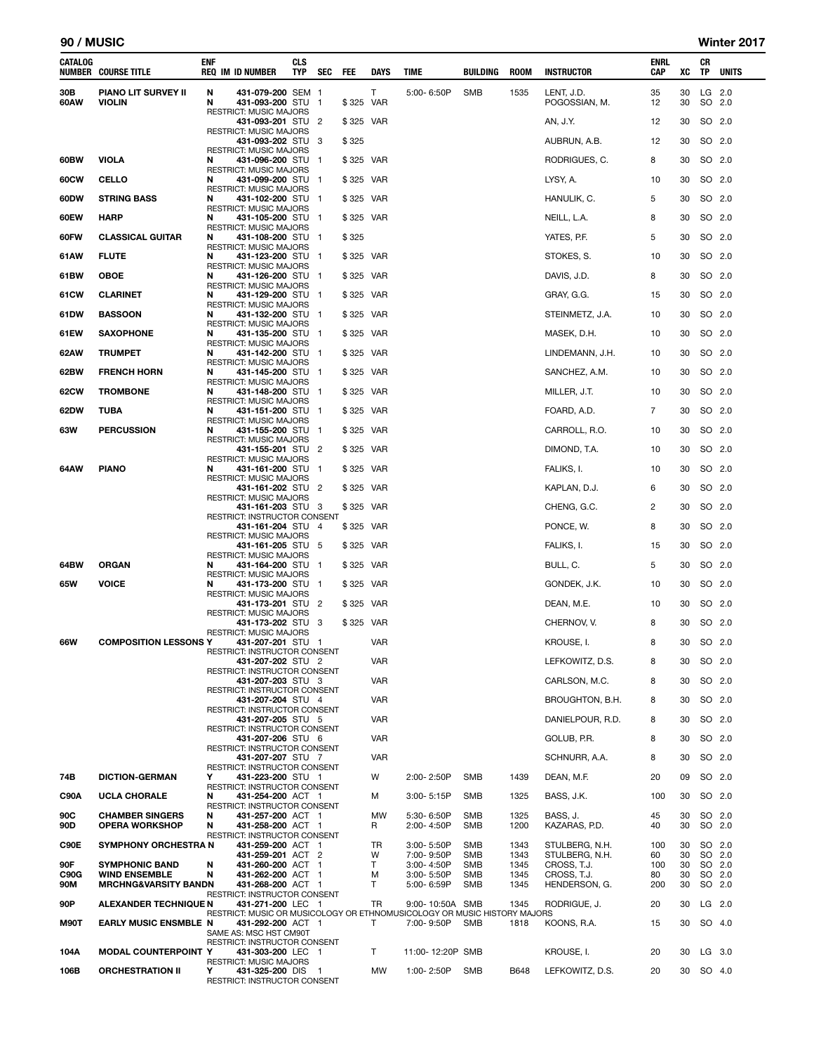## 90 / MUSIC — Winter 2017

| CATALOG NUMBER | COURSE TITLE | ENF REQ | IM | ID NUMBER | CLS TYP | SEC | FEE | DAYS | TIME | BUILDING | ROOM | INSTRUCTOR | ENRL CAP | XC | CR TP | UNITS |
|---|---|---|---|---|---|---|---|---|---|---|---|---|---|---|---|---|
| 30B | PIANO LIT SURVEY II | N | | 431-079-200 | SEM | 1 | | T | 5:00- 6:50P | SMB | 1535 | LENT, J.D. | 35 | 30 | LG | 2.0 |
| 60AW | VIOLIN | N | | 431-093-200 | STU | 1 | $325 | VAR | | | | POGOSSIAN, M. | 12 | 30 | SO | 2.0 |
| | RESTRICT: MUSIC MAJORS | | | | | | | | | | | | | | | |
| | | | | 431-093-201 | STU | 2 | $325 | VAR | | | | AN, J.Y. | 12 | 30 | SO | 2.0 |
| | RESTRICT: MUSIC MAJORS | | | | | | | | | | | | | | | |
| | | | | 431-093-202 | STU | 3 | $325 | | | | | AUBRUN, A.B. | 12 | 30 | SO | 2.0 |
| | RESTRICT: MUSIC MAJORS | | | | | | | | | | | | | | | |
| 60BW | VIOLA | N | | 431-096-200 | STU | 1 | $325 | VAR | | | | RODRIGUES, C. | 8 | 30 | SO | 2.0 |
| | RESTRICT: MUSIC MAJORS | | | | | | | | | | | | | | | |
| 60CW | CELLO | N | | 431-099-200 | STU | 1 | $325 | VAR | | | | LYSY, A. | 10 | 30 | SO | 2.0 |
| | RESTRICT: MUSIC MAJORS | | | | | | | | | | | | | | | |
| 60DW | STRING BASS | N | | 431-102-200 | STU | 1 | $325 | VAR | | | | HANULIK, C. | 5 | 30 | SO | 2.0 |
| | RESTRICT: MUSIC MAJORS | | | | | | | | | | | | | | | |
| 60EW | HARP | N | | 431-105-200 | STU | 1 | $325 | VAR | | | | NEILL, L.A. | 8 | 30 | SO | 2.0 |
| | RESTRICT: MUSIC MAJORS | | | | | | | | | | | | | | | |
| 60FW | CLASSICAL GUITAR | N | | 431-108-200 | STU | 1 | $325 | | | | | YATES, P.F. | 5 | 30 | SO | 2.0 |
| | RESTRICT: MUSIC MAJORS | | | | | | | | | | | | | | | |
| 61AW | FLUTE | N | | 431-123-200 | STU | 1 | $325 | VAR | | | | STOKES, S. | 10 | 30 | SO | 2.0 |
| | RESTRICT: MUSIC MAJORS | | | | | | | | | | | | | | | |
| 61BW | OBOE | N | | 431-126-200 | STU | 1 | $325 | VAR | | | | DAVIS, J.D. | 8 | 30 | SO | 2.0 |
| | RESTRICT: MUSIC MAJORS | | | | | | | | | | | | | | | |
| 61CW | CLARINET | N | | 431-129-200 | STU | 1 | $325 | VAR | | | | GRAY, G.G. | 15 | 30 | SO | 2.0 |
| | RESTRICT: MUSIC MAJORS | | | | | | | | | | | | | | | |
| 61DW | BASSOON | N | | 431-132-200 | STU | 1 | $325 | VAR | | | | STEINMETZ, J.A. | 10 | 30 | SO | 2.0 |
| | RESTRICT: MUSIC MAJORS | | | | | | | | | | | | | | | |
| 61EW | SAXOPHONE | N | | 431-135-200 | STU | 1 | $325 | VAR | | | | MASEK, D.H. | 10 | 30 | SO | 2.0 |
| | RESTRICT: MUSIC MAJORS | | | | | | | | | | | | | | | |
| 62AW | TRUMPET | N | | 431-142-200 | STU | 1 | $325 | VAR | | | | LINDEMANN, J.H. | 10 | 30 | SO | 2.0 |
| | RESTRICT: MUSIC MAJORS | | | | | | | | | | | | | | | |
| 62BW | FRENCH HORN | N | | 431-145-200 | STU | 1 | $325 | VAR | | | | SANCHEZ, A.M. | 10 | 30 | SO | 2.0 |
| | RESTRICT: MUSIC MAJORS | | | | | | | | | | | | | | | |
| 62CW | TROMBONE | N | | 431-148-200 | STU | 1 | $325 | VAR | | | | MILLER, J.T. | 10 | 30 | SO | 2.0 |
| | RESTRICT: MUSIC MAJORS | | | | | | | | | | | | | | | |
| 62DW | TUBA | N | | 431-151-200 | STU | 1 | $325 | VAR | | | | FOARD, A.D. | 7 | 30 | SO | 2.0 |
| | RESTRICT: MUSIC MAJORS | | | | | | | | | | | | | | | |
| 63W | PERCUSSION | N | | 431-155-200 | STU | 1 | $325 | VAR | | | | CARROLL, R.O. | 10 | 30 | SO | 2.0 |
| | RESTRICT: MUSIC MAJORS | | | | | | | | | | | | | | | |
| | | | | 431-155-201 | STU | 2 | $325 | VAR | | | | DIMOND, T.A. | 10 | 30 | SO | 2.0 |
| | RESTRICT: MUSIC MAJORS | | | | | | | | | | | | | | | |
| 64AW | PIANO | N | | 431-161-200 | STU | 1 | $325 | VAR | | | | FALIKS, I. | 10 | 30 | SO | 2.0 |
| | RESTRICT: MUSIC MAJORS | | | | | | | | | | | | | | | |
| | | | | 431-161-202 | STU | 2 | $325 | VAR | | | | KAPLAN, D.J. | 6 | 30 | SO | 2.0 |
| | RESTRICT: MUSIC MAJORS | | | | | | | | | | | | | | | |
| | | | | 431-161-203 | STU | 3 | $325 | VAR | | | | CHENG, G.C. | 2 | 30 | SO | 2.0 |
| | RESTRICT: INSTRUCTOR CONSENT | | | | | | | | | | | | | | | |
| | | | | 431-161-204 | STU | 4 | $325 | VAR | | | | PONCE, W. | 8 | 30 | SO | 2.0 |
| | RESTRICT: MUSIC MAJORS | | | | | | | | | | | | | | | |
| | | | | 431-161-205 | STU | 5 | $325 | VAR | | | | FALIKS, I. | 15 | 30 | SO | 2.0 |
| | RESTRICT: MUSIC MAJORS | | | | | | | | | | | | | | | |
| 64BW | ORGAN | N | | 431-164-200 | STU | 1 | $325 | VAR | | | | BULL, C. | 5 | 30 | SO | 2.0 |
| | RESTRICT: MUSIC MAJORS | | | | | | | | | | | | | | | |
| 65W | VOICE | N | | 431-173-200 | STU | 1 | $325 | VAR | | | | GONDEK, J.K. | 10 | 30 | SO | 2.0 |
| | RESTRICT: MUSIC MAJORS | | | | | | | | | | | | | | | |
| | | | | 431-173-201 | STU | 2 | $325 | VAR | | | | DEAN, M.E. | 10 | 30 | SO | 2.0 |
| | RESTRICT: MUSIC MAJORS | | | | | | | | | | | | | | | |
| | | | | 431-173-202 | STU | 3 | $325 | VAR | | | | CHERNOV, V. | 8 | 30 | SO | 2.0 |
| | RESTRICT: MUSIC MAJORS | | | | | | | | | | | | | | | |
| 66W | COMPOSITION LESSONS | Y | | 431-207-201 | STU | 1 | | VAR | | | | KROUSE, I. | 8 | 30 | SO | 2.0 |
| | RESTRICT: INSTRUCTOR CONSENT | | | | | | | | | | | | | | | |
| | | | | 431-207-202 | STU | 2 | | VAR | | | | LEFKOWITZ, D.S. | 8 | 30 | SO | 2.0 |
| | RESTRICT: INSTRUCTOR CONSENT | | | | | | | | | | | | | | | |
| | | | | 431-207-203 | STU | 3 | | VAR | | | | CARLSON, M.C. | 8 | 30 | SO | 2.0 |
| | RESTRICT: INSTRUCTOR CONSENT | | | | | | | | | | | | | | | |
| | | | | 431-207-204 | STU | 4 | | VAR | | | | BROUGHTON, B.H. | 8 | 30 | SO | 2.0 |
| | RESTRICT: INSTRUCTOR CONSENT | | | | | | | | | | | | | | | |
| | | | | 431-207-205 | STU | 5 | | VAR | | | | DANIELPOUR, R.D. | 8 | 30 | SO | 2.0 |
| | RESTRICT: INSTRUCTOR CONSENT | | | | | | | | | | | | | | | |
| | | | | 431-207-206 | STU | 6 | | VAR | | | | GOLUB, P.R. | 8 | 30 | SO | 2.0 |
| | RESTRICT: INSTRUCTOR CONSENT | | | | | | | | | | | | | | | |
| | | | | 431-207-207 | STU | 7 | | VAR | | | | SCHNURR, A.A. | 8 | 30 | SO | 2.0 |
| | RESTRICT: INSTRUCTOR CONSENT | | | | | | | | | | | | | | | |
| 74B | DICTION-GERMAN | Y | | 431-223-200 | STU | 1 | | W | 2:00- 2:50P | SMB | 1439 | DEAN, M.F. | 20 | 09 | SO | 2.0 |
| | RESTRICT: INSTRUCTOR CONSENT | | | | | | | | | | | | | | | |
| C90A | UCLA CHORALE | N | | 431-254-200 | ACT | 1 | | M | 3:00- 5:15P | SMB | 1325 | BASS, J.K. | 100 | 30 | SO | 2.0 |
| | RESTRICT: INSTRUCTOR CONSENT | | | | | | | | | | | | | | | |
| 90C | CHAMBER SINGERS | N | | 431-257-200 | ACT | 1 | | MW | 5:30- 6:50P | SMB | 1325 | BASS, J. | 45 | 30 | SO | 2.0 |
| 90D | OPERA WORKSHOP | N | | 431-258-200 | ACT | 1 | | R | 2:00- 4:50P | SMB | 1200 | KAZARAS, P.D. | 40 | 30 | SO | 2.0 |
| | RESTRICT: INSTRUCTOR CONSENT | | | | | | | | | | | | | | | |
| C90E | SYMPHONY ORCHESTRA | N | | 431-259-200 | ACT | 1 | | TR | 3:00- 5:50P | SMB | 1343 | STULBERG, N.H. | 100 | 30 | SO | 2.0 |
| | | | | 431-259-201 | ACT | 2 | | W | 7:00- 9:50P | SMB | 1343 | STULBERG, N.H. | 60 | 30 | SO | 2.0 |
| 90F | SYMPHONIC BAND | N | | 431-260-200 | ACT | 1 | | T | 3:00- 4:50P | SMB | 1345 | CROSS, T.J. | 100 | 30 | SO | 2.0 |
| C90G | WIND ENSEMBLE | N | | 431-262-200 | ACT | 1 | | M | 3:00- 5:50P | SMB | 1345 | CROSS, T.J. | 80 | 30 | SO | 2.0 |
| 90M | MRCHNG&VARSITY BAND | N | | 431-268-200 | ACT | 1 | | T | 5:00- 6:59P | SMB | 1345 | HENDERSON, G. | 200 | 30 | SO | 2.0 |
| | RESTRICT: INSTRUCTOR CONSENT | | | | | | | | | | | | | | | |
| 90P | ALEXANDER TECHNIQUE | N | | 431-271-200 | LEC | 1 | | TR | 9:00- 10:50A | SMB | 1345 | RODRIGUE, J. | 20 | 30 | LG | 2.0 |
| | RESTRICT: MUSIC OR MUSICOLOGY OR ETHNOMUSICOLOGY OR MUSIC HISTORY MAJORS | | | | | | | | | | | | | | | |
| M90T | EARLY MUSIC ENSMBLE | N | | 431-292-200 | ACT | 1 | | T | 7:00- 9:50P | SMB | 1818 | KOONS, R.A. | 15 | 30 | SO | 4.0 |
| | SAME AS: MSC HST CM90T | | | | | | | | | | | | | | | |
| | RESTRICT: INSTRUCTOR CONSENT | | | | | | | | | | | | | | | |
| 104A | MODAL COUNTERPOINT | Y | | 431-303-200 | LEC | 1 | | T | 11:00- 12:20P | SMB | | KROUSE, I. | 20 | 30 | LG | 3.0 |
| | RESTRICT: MUSIC MAJORS | | | | | | | | | | | | | | | |
| 106B | ORCHESTRATION II | Y | | 431-325-200 | DIS | 1 | | MW | 1:00- 2:50P | SMB | B648 | LEFKOWITZ, D.S. | 20 | 30 | SO | 4.0 |
| | RESTRICT: INSTRUCTOR CONSENT | | | | | | | | | | | | | | | |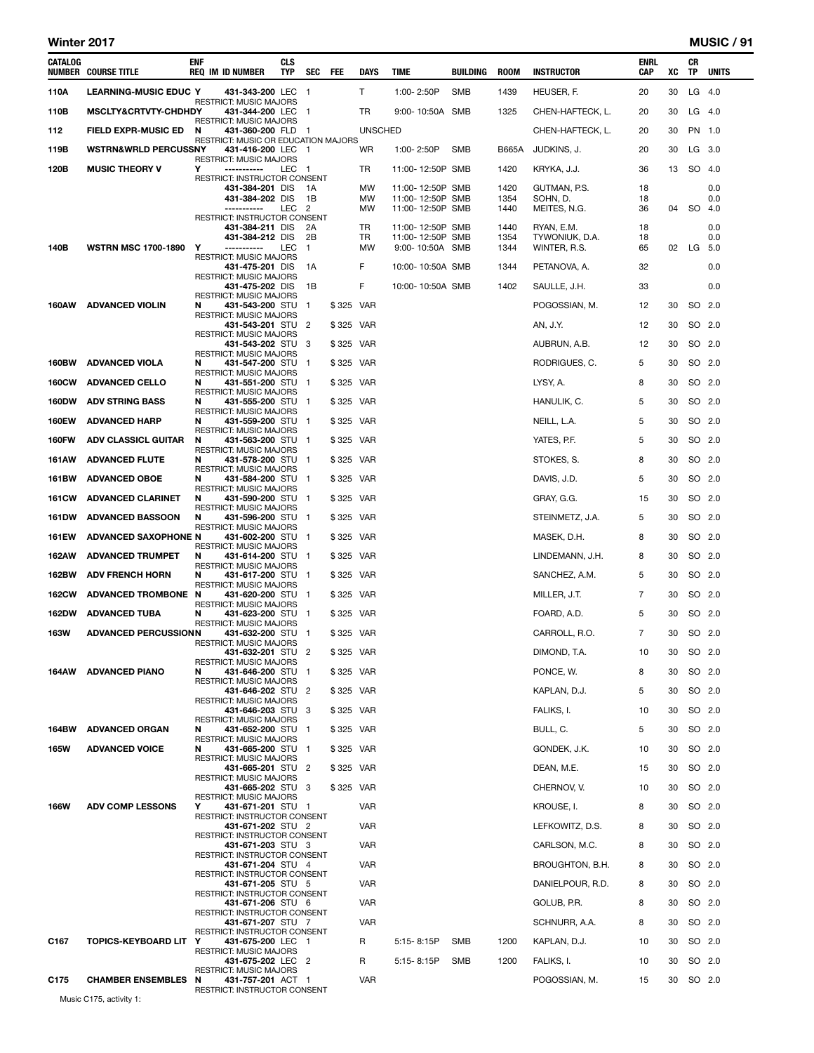| CATALOG NUMBER | COURSE TITLE | ENF REQ | IM ID NUMBER | CLS TYP | SEC | FEE | DAYS | TIME | BUILDING | ROOM | INSTRUCTOR | ENRL CAP | XC | CR TP | UNITS |
|---|---|---|---|---|---|---|---|---|---|---|---|---|---|---|---|
| 110A | LEARNING-MUSIC EDUC | Y | 431-343-200 | LEC | 1 | | T | 1:00- 2:50P | SMB | 1439 | HEUSER, F. | 20 | 30 | LG | 4.0 |
| | | | RESTRICT: MUSIC MAJORS | | | | | | | | | | | | |
| 110B | MSCLTY&CRTVTY-CHDHDY | | 431-344-200 | LEC | 1 | | TR | 9:00- 10:50A | SMB | 1325 | CHEN-HAFTECK, L. | 20 | 30 | LG | 4.0 |
| | | | RESTRICT: MUSIC MAJORS | | | | | | | | | | | | |
| 112 | FIELD EXPR-MUSIC ED | N | 431-360-200 | FLD | 1 | | UNSCHED | | | | CHEN-HAFTECK, L. | 20 | 30 | PN | 1.0 |
| | | | RESTRICT: MUSIC OR EDUCATION MAJORS | | | | | | | | | | | | |
| 119B | WSTRN&WRLD PERCUSSN | Y | 431-416-200 | LEC | 1 | | WR | 1:00- 2:50P | SMB | B665A | JUDKINS, J. | 20 | 30 | LG | 3.0 |
| | | | RESTRICT: MUSIC MAJORS | | | | | | | | | | | | |
| 120B | MUSIC THEORY V | Y | ----------- | LEC | 1 | | TR | 11:00- 12:50P | SMB | 1420 | KRYKA, J.J. | 36 | 13 | SO | 4.0 |
| | | | RESTRICT: INSTRUCTOR CONSENT | | | | | | | | | | | | |
| | | | 431-384-201 | DIS | 1A | | MW | 11:00- 12:50P | SMB | 1420 | GUTMAN, P.S. | 18 | | | 0.0 |
| | | | 431-384-202 | DIS | 1B | | MW | 11:00- 12:50P | SMB | 1354 | SOHN, D. | 18 | | | 0.0 |
| | | | ----------- | LEC | 2 | | MW | 11:00- 12:50P | SMB | 1440 | MEITES, N.G. | 36 | 04 | SO | 4.0 |
| | | | RESTRICT: INSTRUCTOR CONSENT | | | | | | | | | | | | |
| | | | 431-384-211 | DIS | 2A | | TR | 11:00- 12:50P | SMB | 1440 | RYAN, E.M. | 18 | | | 0.0 |
| | | | 431-384-212 | DIS | 2B | | TR | 11:00- 12:50P | SMB | 1354 | TYWONIUK, D.A. | 18 | | | 0.0 |
| 140B | WSTRN MSC 1700-1890 | Y | ----------- | LEC | 1 | | MW | 9:00- 10:50A | SMB | 1344 | WINTER, R.S. | 65 | 02 | LG | 5.0 |
| | | | RESTRICT: MUSIC MAJORS | | | | | | | | | | | | |
| | | | 431-475-201 | DIS | 1A | | F | 10:00- 10:50A | SMB | 1344 | PETANOVA, A. | 32 | | | 0.0 |
| | | | RESTRICT: MUSIC MAJORS | | | | | | | | | | | | |
| | | | 431-475-202 | DIS | 1B | | F | 10:00- 10:50A | SMB | 1402 | SAULLE, J.H. | 33 | | | 0.0 |
| | | | RESTRICT: MUSIC MAJORS | | | | | | | | | | | | |
| 160AW | ADVANCED VIOLIN | N | 431-543-200 | STU | 1 | $ 325 | VAR | | | | POGOSSIAN, M. | 12 | 30 | SO | 2.0 |
| | | | RESTRICT: MUSIC MAJORS | | | | | | | | | | | | |
| | | | 431-543-201 | STU | 2 | $ 325 | VAR | | | | AN, J.Y. | 12 | 30 | SO | 2.0 |
| | | | RESTRICT: MUSIC MAJORS | | | | | | | | | | | | |
| | | | 431-543-202 | STU | 3 | $ 325 | VAR | | | | AUBRUN, A.B. | 12 | 30 | SO | 2.0 |
| | | | RESTRICT: MUSIC MAJORS | | | | | | | | | | | | |
| 160BW | ADVANCED VIOLA | N | 431-547-200 | STU | 1 | $ 325 | VAR | | | | RODRIGUES, C. | 5 | 30 | SO | 2.0 |
| | | | RESTRICT: MUSIC MAJORS | | | | | | | | | | | | |
| 160CW | ADVANCED CELLO | N | 431-551-200 | STU | 1 | $ 325 | VAR | | | | LYSY, A. | 8 | 30 | SO | 2.0 |
| | | | RESTRICT: MUSIC MAJORS | | | | | | | | | | | | |
| 160DW | ADV STRING BASS | N | 431-555-200 | STU | 1 | $ 325 | VAR | | | | HANULIK, C. | 5 | 30 | SO | 2.0 |
| | | | RESTRICT: MUSIC MAJORS | | | | | | | | | | | | |
| 160EW | ADVANCED HARP | N | 431-559-200 | STU | 1 | $ 325 | VAR | | | | NEILL, L.A. | 5 | 30 | SO | 2.0 |
| | | | RESTRICT: MUSIC MAJORS | | | | | | | | | | | | |
| 160FW | ADV CLASSICL GUITAR | N | 431-563-200 | STU | 1 | $ 325 | VAR | | | | YATES, P.F. | 5 | 30 | SO | 2.0 |
| | | | RESTRICT: MUSIC MAJORS | | | | | | | | | | | | |
| 161AW | ADVANCED FLUTE | N | 431-578-200 | STU | 1 | $ 325 | VAR | | | | STOKES, S. | 8 | 30 | SO | 2.0 |
| | | | RESTRICT: MUSIC MAJORS | | | | | | | | | | | | |
| 161BW | ADVANCED OBOE | N | 431-584-200 | STU | 1 | $ 325 | VAR | | | | DAVIS, J.D. | 5 | 30 | SO | 2.0 |
| | | | RESTRICT: MUSIC MAJORS | | | | | | | | | | | | |
| 161CW | ADVANCED CLARINET | N | 431-590-200 | STU | 1 | $ 325 | VAR | | | | GRAY, G.G. | 15 | 30 | SO | 2.0 |
| | | | RESTRICT: MUSIC MAJORS | | | | | | | | | | | | |
| 161DW | ADVANCED BASSOON | N | 431-596-200 | STU | 1 | $ 325 | VAR | | | | STEINMETZ, J.A. | 5 | 30 | SO | 2.0 |
| | | | RESTRICT: MUSIC MAJORS | | | | | | | | | | | | |
| 161EW | ADVANCED SAXOPHONE | N | 431-602-200 | STU | 1 | $ 325 | VAR | | | | MASEK, D.H. | 8 | 30 | SO | 2.0 |
| | | | RESTRICT: MUSIC MAJORS | | | | | | | | | | | | |
| 162AW | ADVANCED TRUMPET | N | 431-614-200 | STU | 1 | $ 325 | VAR | | | | LINDEMANN, J.H. | 8 | 30 | SO | 2.0 |
| | | | RESTRICT: MUSIC MAJORS | | | | | | | | | | | | |
| 162BW | ADV FRENCH HORN | N | 431-617-200 | STU | 1 | $ 325 | VAR | | | | SANCHEZ, A.M. | 5 | 30 | SO | 2.0 |
| | | | RESTRICT: MUSIC MAJORS | | | | | | | | | | | | |
| 162CW | ADVANCED TROMBONE | N | 431-620-200 | STU | 1 | $ 325 | VAR | | | | MILLER, J.T. | 7 | 30 | SO | 2.0 |
| | | | RESTRICT: MUSIC MAJORS | | | | | | | | | | | | |
| 162DW | ADVANCED TUBA | N | 431-623-200 | STU | 1 | $ 325 | VAR | | | | FOARD, A.D. | 5 | 30 | SO | 2.0 |
| | | | RESTRICT: MUSIC MAJORS | | | | | | | | | | | | |
| 163W | ADVANCED PERCUSSION | N | 431-632-200 | STU | 1 | $ 325 | VAR | | | | CARROLL, R.O. | 7 | 30 | SO | 2.0 |
| | | | RESTRICT: MUSIC MAJORS | | | | | | | | | | | | |
| | | | 431-632-201 | STU | 2 | $ 325 | VAR | | | | DIMOND, T.A. | 10 | 30 | SO | 2.0 |
| | | | RESTRICT: MUSIC MAJORS | | | | | | | | | | | | |
| 164AW | ADVANCED PIANO | N | 431-646-200 | STU | 1 | $ 325 | VAR | | | | PONCE, W. | 8 | 30 | SO | 2.0 |
| | | | RESTRICT: MUSIC MAJORS | | | | | | | | | | | | |
| | | | 431-646-202 | STU | 2 | $ 325 | VAR | | | | KAPLAN, D.J. | 5 | 30 | SO | 2.0 |
| | | | RESTRICT: MUSIC MAJORS | | | | | | | | | | | | |
| | | | 431-646-203 | STU | 3 | $ 325 | VAR | | | | FALIKS, I. | 10 | 30 | SO | 2.0 |
| | | | RESTRICT: MUSIC MAJORS | | | | | | | | | | | | |
| 164BW | ADVANCED ORGAN | N | 431-652-200 | STU | 1 | $ 325 | VAR | | | | BULL, C. | 5 | 30 | SO | 2.0 |
| | | | RESTRICT: MUSIC MAJORS | | | | | | | | | | | | |
| 165W | ADVANCED VOICE | N | 431-665-200 | STU | 1 | $ 325 | VAR | | | | GONDEK, J.K. | 10 | 30 | SO | 2.0 |
| | | | RESTRICT: MUSIC MAJORS | | | | | | | | | | | | |
| | | | 431-665-201 | STU | 2 | $ 325 | VAR | | | | DEAN, M.E. | 15 | 30 | SO | 2.0 |
| | | | RESTRICT: MUSIC MAJORS | | | | | | | | | | | | |
| | | | 431-665-202 | STU | 3 | $ 325 | VAR | | | | CHERNOV, V. | 10 | 30 | SO | 2.0 |
| | | | RESTRICT: MUSIC MAJORS | | | | | | | | | | | | |
| 166W | ADV COMP LESSONS | Y | 431-671-201 | STU | 1 | | VAR | | | | KROUSE, I. | 8 | 30 | SO | 2.0 |
| | | | RESTRICT: INSTRUCTOR CONSENT | | | | | | | | | | | | |
| | | | 431-671-202 | STU | 2 | | VAR | | | | LEFKOWITZ, D.S. | 8 | 30 | SO | 2.0 |
| | | | RESTRICT: INSTRUCTOR CONSENT | | | | | | | | | | | | |
| | | | 431-671-203 | STU | 3 | | VAR | | | | CARLSON, M.C. | 8 | 30 | SO | 2.0 |
| | | | RESTRICT: INSTRUCTOR CONSENT | | | | | | | | | | | | |
| | | | 431-671-204 | STU | 4 | | VAR | | | | BROUGHTON, B.H. | 8 | 30 | SO | 2.0 |
| | | | RESTRICT: INSTRUCTOR CONSENT | | | | | | | | | | | | |
| | | | 431-671-205 | STU | 5 | | VAR | | | | DANIELPOUR, R.D. | 8 | 30 | SO | 2.0 |
| | | | RESTRICT: INSTRUCTOR CONSENT | | | | | | | | | | | | |
| | | | 431-671-206 | STU | 6 | | VAR | | | | GOLUB, P.R. | 8 | 30 | SO | 2.0 |
| | | | RESTRICT: INSTRUCTOR CONSENT | | | | | | | | | | | | |
| | | | 431-671-207 | STU | 7 | | VAR | | | | SCHNURR, A.A. | 8 | 30 | SO | 2.0 |
| | | | RESTRICT: INSTRUCTOR CONSENT | | | | | | | | | | | | |
| C167 | TOPICS-KEYBOARD LIT | Y | 431-675-200 | LEC | 1 | | R | 5:15- 8:15P | SMB | 1200 | KAPLAN, D.J. | 10 | 30 | SO | 2.0 |
| | | | RESTRICT: MUSIC MAJORS | | | | | | | | | | | | |
| | | | 431-675-202 | LEC | 2 | | R | 5:15- 8:15P | SMB | 1200 | FALIKS, I. | 10 | 30 | SO | 2.0 |
| | | | RESTRICT: MUSIC MAJORS | | | | | | | | | | | | |
| C175 | CHAMBER ENSEMBLES | N | 431-757-201 | ACT | 1 | | VAR | | | | POGOSSIAN, M. | 15 | 30 | SO | 2.0 |
| | | | RESTRICT: INSTRUCTOR CONSENT | | | | | | | | | | | | |

Music C175, activity 1: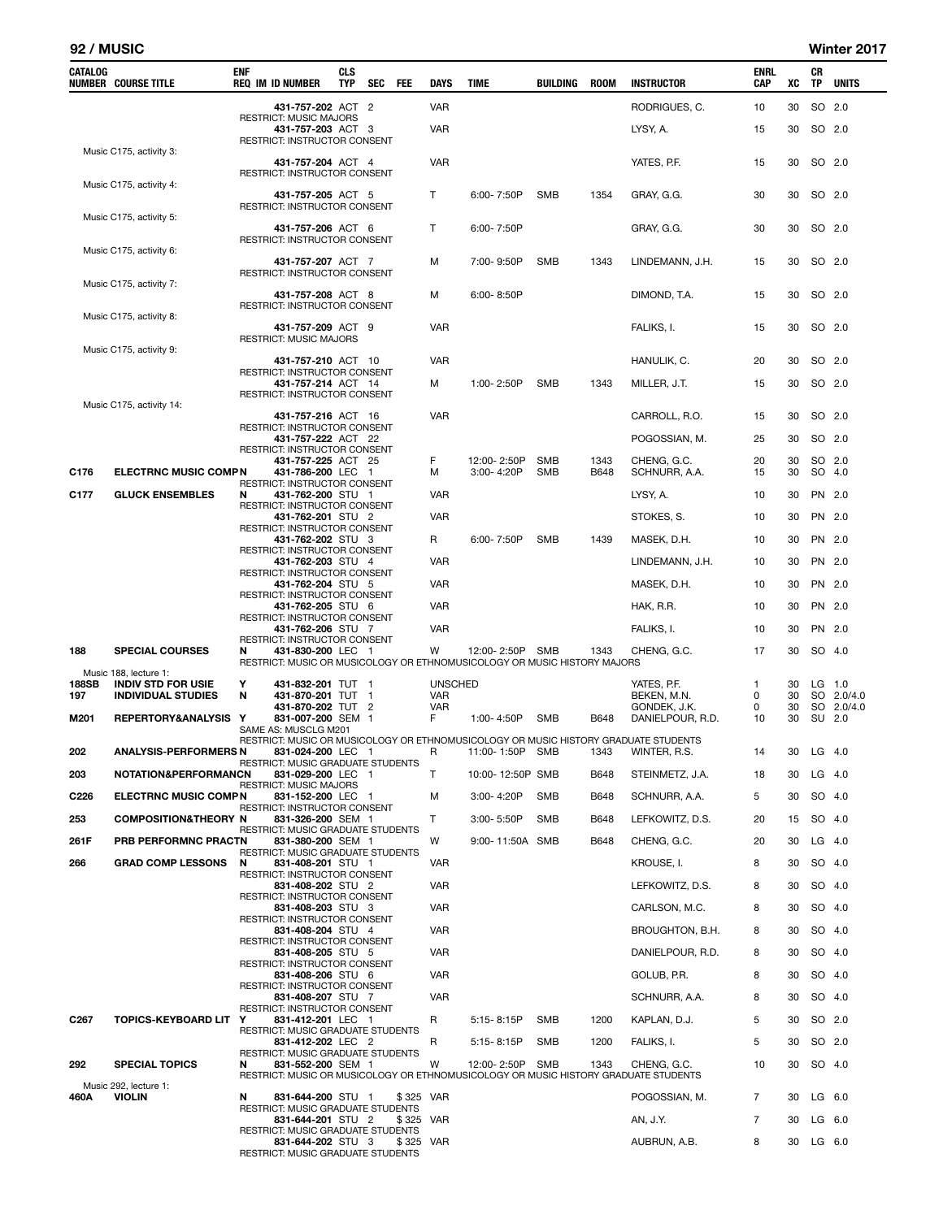| CATALOG NUMBER | COURSE TITLE | ENF REQ | IM | ID NUMBER | CLS TYP | SEC | FEE | DAYS | TIME | BUILDING | ROOM | INSTRUCTOR | ENRL CAP | XC | CR TP | UNITS |
|---|---|---|---|---|---|---|---|---|---|---|---|---|---|---|---|---|
| | | | | 431-757-202 | ACT | 2 | | VAR | | | | RODRIGUES, C. | 10 | 30 | SO | 2.0 |
| | RESTRICT: MUSIC MAJORS | | | | | | | | | | | | | | | |
| | | | | 431-757-203 | ACT | 3 | | VAR | | | | LYSY, A. | 15 | 30 | SO | 2.0 |
| | RESTRICT: INSTRUCTOR CONSENT | | | | | | | | | | | | | | | |
| | Music C175, activity 3: | | | | | | | | | | | | | | | |
| | | | | 431-757-204 | ACT | 4 | | VAR | | | | YATES, P.F. | 15 | 30 | SO | 2.0 |
| | RESTRICT: INSTRUCTOR CONSENT | | | | | | | | | | | | | | | |
| | Music C175, activity 4: | | | | | | | | | | | | | | | |
| | | | | 431-757-205 | ACT | 5 | | T | 6:00- 7:50P | SMB | 1354 | GRAY, G.G. | 30 | 30 | SO | 2.0 |
| | RESTRICT: INSTRUCTOR CONSENT | | | | | | | | | | | | | | | |
| | Music C175, activity 5: | | | | | | | | | | | | | | | |
| | | | | 431-757-206 | ACT | 6 | | T | 6:00- 7:50P | | | GRAY, G.G. | 30 | 30 | SO | 2.0 |
| | RESTRICT: INSTRUCTOR CONSENT | | | | | | | | | | | | | | | |
| | Music C175, activity 6: | | | | | | | | | | | | | | | |
| | | | | 431-757-207 | ACT | 7 | | M | 7:00- 9:50P | SMB | 1343 | LINDEMANN, J.H. | 15 | 30 | SO | 2.0 |
| | RESTRICT: INSTRUCTOR CONSENT | | | | | | | | | | | | | | | |
| | Music C175, activity 7: | | | | | | | | | | | | | | | |
| | | | | 431-757-208 | ACT | 8 | | M | 6:00- 8:50P | | | DIMOND, T.A. | 15 | 30 | SO | 2.0 |
| | RESTRICT: INSTRUCTOR CONSENT | | | | | | | | | | | | | | | |
| | Music C175, activity 8: | | | | | | | | | | | | | | | |
| | | | | 431-757-209 | ACT | 9 | | VAR | | | | FALIKS, I. | 15 | 30 | SO | 2.0 |
| | RESTRICT: MUSIC MAJORS | | | | | | | | | | | | | | | |
| | Music C175, activity 9: | | | | | | | | | | | | | | | |
| | | | | 431-757-210 | ACT | 10 | | VAR | | | | HANULIK, C. | 20 | 30 | SO | 2.0 |
| | RESTRICT: INSTRUCTOR CONSENT | | | | | | | | | | | | | | | |
| | | | | 431-757-214 | ACT | 14 | | M | 1:00- 2:50P | SMB | 1343 | MILLER, J.T. | 15 | 30 | SO | 2.0 |
| | RESTRICT: INSTRUCTOR CONSENT | | | | | | | | | | | | | | | |
| | Music C175, activity 14: | | | | | | | | | | | | | | | |
| | | | | 431-757-216 | ACT | 16 | | VAR | | | | CARROLL, R.O. | 15 | 30 | SO | 2.0 |
| | RESTRICT: INSTRUCTOR CONSENT | | | | | | | | | | | | | | | |
| | | | | 431-757-222 | ACT | 22 | | | | | | POGOSSIAN, M. | 25 | 30 | SO | 2.0 |
| | RESTRICT: INSTRUCTOR CONSENT | | | | | | | | | | | | | | | |
| | | | | 431-757-225 | ACT | 25 | | F | 12:00- 2:50P | SMB | 1343 | CHENG, G.C. | 20 | 30 | SO | 2.0 |
| C176 | ELECTRNC MUSIC COMP | N | | 431-786-200 | LEC | 1 | | M | 3:00- 4:20P | SMB | B648 | SCHNURR, A.A. | 15 | 30 | SO | 4.0 |
| | RESTRICT: INSTRUCTOR CONSENT | | | | | | | | | | | | | | | |
| C177 | GLUCK ENSEMBLES | N | | 431-762-200 | STU | 1 | | VAR | | | | LYSY, A. | 10 | 30 | PN | 2.0 |
| | RESTRICT: INSTRUCTOR CONSENT | | | | | | | | | | | | | | | |
| | | | | 431-762-201 | STU | 2 | | VAR | | | | STOKES, S. | 10 | 30 | PN | 2.0 |
| | RESTRICT: INSTRUCTOR CONSENT | | | | | | | | | | | | | | | |
| | | | | 431-762-202 | STU | 3 | | R | 6:00- 7:50P | SMB | 1439 | MASEK, D.H. | 10 | 30 | PN | 2.0 |
| | RESTRICT: INSTRUCTOR CONSENT | | | | | | | | | | | | | | | |
| | | | | 431-762-203 | STU | 4 | | VAR | | | | LINDEMANN, J.H. | 10 | 30 | PN | 2.0 |
| | RESTRICT: INSTRUCTOR CONSENT | | | | | | | | | | | | | | | |
| | | | | 431-762-204 | STU | 5 | | VAR | | | | MASEK, D.H. | 10 | 30 | PN | 2.0 |
| | RESTRICT: INSTRUCTOR CONSENT | | | | | | | | | | | | | | | |
| | | | | 431-762-205 | STU | 6 | | VAR | | | | HAK, R.R. | 10 | 30 | PN | 2.0 |
| | RESTRICT: INSTRUCTOR CONSENT | | | | | | | | | | | | | | | |
| | | | | 431-762-206 | STU | 7 | | VAR | | | | FALIKS, I. | 10 | 30 | PN | 2.0 |
| | RESTRICT: INSTRUCTOR CONSENT | | | | | | | | | | | | | | | |
| 188 | SPECIAL COURSES | N | | 431-830-200 | LEC | 1 | | W | 12:00- 2:50P | SMB | 1343 | CHENG, G.C. | 17 | 30 | SO | 4.0 |
| | RESTRICT: MUSIC OR MUSICOLOGY OR ETHNOMUSICOLOGY OR MUSIC HISTORY MAJORS | | | | | | | | | | | | | | | |
| | Music 188, lecture 1: | | | | | | | | | | | | | | | |
| 188SB | INDIV STD FOR USIE | Y | | 431-832-201 | TUT | 1 | | UNSCHED | | | | YATES, P.F. | 1 | 30 | LG | 1.0 |
| 197 | INDIVIDUAL STUDIES | N | | 431-870-201 | TUT | 1 | | VAR | | | | BEKEN, M.N. | 0 | 30 | SO | 2.0/4.0 |
| | | | | 431-870-202 | TUT | 2 | | VAR | | | | GONDEK, J.K. | 0 | 30 | SO | 2.0/4.0 |
| M201 | REPERTORY&ANALYSIS | Y | | 831-007-200 | SEM | 1 | | F | 1:00- 4:50P | SMB | B648 | DANIELPOUR, R.D. | 10 | 30 | SU | 2.0 |
| | SAME AS: MUSCLG M201 | | | | | | | | | | | | | | | |
| | RESTRICT: MUSIC OR MUSICOLOGY OR ETHNOMUSICOLOGY OR MUSIC HISTORY GRADUATE STUDENTS | | | | | | | | | | | | | | | |
| 202 | ANALYSIS-PERFORMERS | N | | 831-024-200 | LEC | 1 | | R | 11:00- 1:50P | SMB | 1343 | WINTER, R.S. | 14 | 30 | LG | 4.0 |
| | RESTRICT: MUSIC GRADUATE STUDENTS | | | | | | | | | | | | | | | |
| 203 | NOTATION&PERFORMANC | N | | 831-029-200 | LEC | 1 | | T | 10:00- 12:50P | SMB | B648 | STEINMETZ, J.A. | 18 | 30 | LG | 4.0 |
| | RESTRICT: MUSIC MAJORS | | | | | | | | | | | | | | | |
| C226 | ELECTRNC MUSIC COMP | N | | 831-152-200 | LEC | 1 | | M | 3:00- 4:20P | SMB | B648 | SCHNURR, A.A. | 5 | 30 | SO | 4.0 |
| | RESTRICT: INSTRUCTOR CONSENT | | | | | | | | | | | | | | | |
| 253 | COMPOSITION&THEORY | N | | 831-326-200 | SEM | 1 | | T | 3:00- 5:50P | SMB | B648 | LEFKOWITZ, D.S. | 20 | 15 | SO | 4.0 |
| | RESTRICT: MUSIC GRADUATE STUDENTS | | | | | | | | | | | | | | | |
| 261F | PRB PERFORMNC PRACT | N | | 831-380-200 | SEM | 1 | | W | 9:00- 11:50A | SMB | B648 | CHENG, G.C. | 20 | 30 | LG | 4.0 |
| | RESTRICT: MUSIC GRADUATE STUDENTS | | | | | | | | | | | | | | | |
| 266 | GRAD COMP LESSONS | N | | 831-408-201 | STU | 1 | | VAR | | | | KROUSE, I. | 8 | 30 | SO | 4.0 |
| | RESTRICT: INSTRUCTOR CONSENT | | | | | | | | | | | | | | | |
| | | | | 831-408-202 | STU | 2 | | VAR | | | | LEFKOWITZ, D.S. | 8 | 30 | SO | 4.0 |
| | RESTRICT: INSTRUCTOR CONSENT | | | | | | | | | | | | | | | |
| | | | | 831-408-203 | STU | 3 | | VAR | | | | CARLSON, M.C. | 8 | 30 | SO | 4.0 |
| | RESTRICT: INSTRUCTOR CONSENT | | | | | | | | | | | | | | | |
| | | | | 831-408-204 | STU | 4 | | VAR | | | | BROUGHTON, B.H. | 8 | 30 | SO | 4.0 |
| | RESTRICT: INSTRUCTOR CONSENT | | | | | | | | | | | | | | | |
| | | | | 831-408-205 | STU | 5 | | VAR | | | | DANIELPOUR, R.D. | 8 | 30 | SO | 4.0 |
| | RESTRICT: INSTRUCTOR CONSENT | | | | | | | | | | | | | | | |
| | | | | 831-408-206 | STU | 6 | | VAR | | | | GOLUB, P.R. | 8 | 30 | SO | 4.0 |
| | RESTRICT: INSTRUCTOR CONSENT | | | | | | | | | | | | | | | |
| | | | | 831-408-207 | STU | 7 | | VAR | | | | SCHNURR, A.A. | 8 | 30 | SO | 4.0 |
| | RESTRICT: INSTRUCTOR CONSENT | | | | | | | | | | | | | | | |
| C267 | TOPICS-KEYBOARD LIT | Y | | 831-412-201 | LEC | 1 | | R | 5:15- 8:15P | SMB | 1200 | KAPLAN, D.J. | 5 | 30 | SO | 2.0 |
| | RESTRICT: MUSIC GRADUATE STUDENTS | | | | | | | | | | | | | | | |
| | | | | 831-412-202 | LEC | 2 | | R | 5:15- 8:15P | SMB | 1200 | FALIKS, I. | 5 | 30 | SO | 2.0 |
| | RESTRICT: MUSIC GRADUATE STUDENTS | | | | | | | | | | | | | | | |
| 292 | SPECIAL TOPICS | N | | 831-552-200 | SEM | 1 | | W | 12:00- 2:50P | SMB | 1343 | CHENG, G.C. | 10 | 30 | SO | 4.0 |
| | RESTRICT: MUSIC OR MUSICOLOGY OR ETHNOMUSICOLOGY OR MUSIC HISTORY GRADUATE STUDENTS | | | | | | | | | | | | | | | |
| | Music 292, lecture 1: | | | | | | | | | | | | | | | |
| 460A | VIOLIN | N | | 831-644-200 | STU | 1 | $ 325 | VAR | | | | POGOSSIAN, M. | 7 | 30 | LG | 6.0 |
| | RESTRICT: MUSIC GRADUATE STUDENTS | | | | | | | | | | | | | | | |
| | | | | 831-644-201 | STU | 2 | $ 325 | VAR | | | | AN, J.Y. | 7 | 30 | LG | 6.0 |
| | RESTRICT: MUSIC GRADUATE STUDENTS | | | | | | | | | | | | | | | |
| | | | | 831-644-202 | STU | 3 | $ 325 | VAR | | | | AUBRUN, A.B. | 8 | 30 | LG | 6.0 |
| | RESTRICT: MUSIC GRADUATE STUDENTS | | | | | | | | | | | | | | | |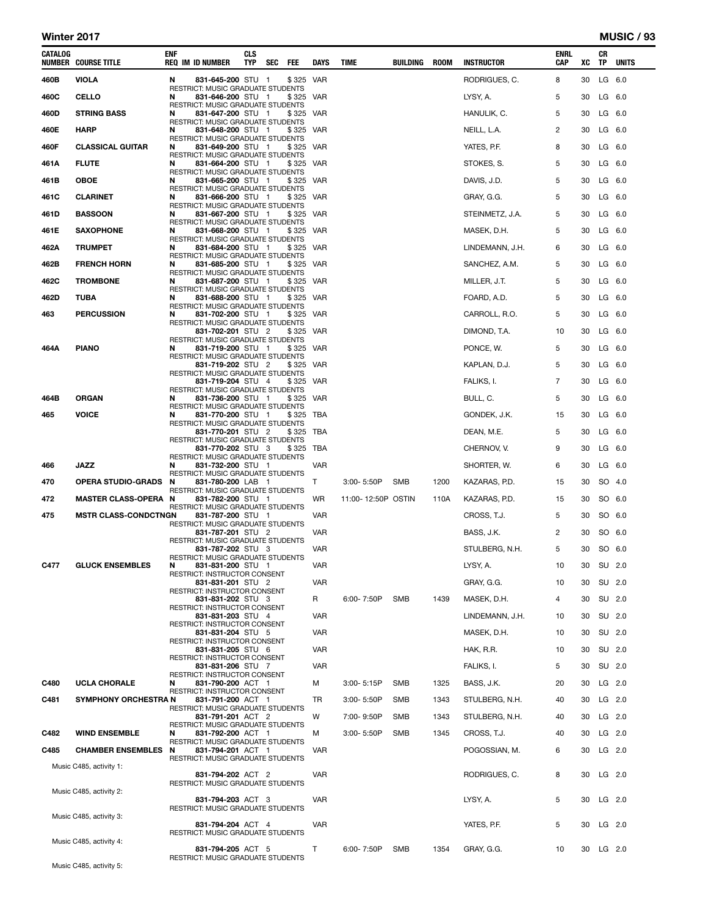## Winter 2017 — MUSIC

| CATALOG NUMBER | COURSE TITLE | ENF REQ | IM ID NUMBER | CLS TYP | SEC | FEE | DAYS | TIME | BUILDING | ROOM | INSTRUCTOR | ENRL CAP | XC | CR TP | UNITS |
|---|---|---|---|---|---|---|---|---|---|---|---|---|---|---|---|
| 460B | VIOLA | N | 831-645-200 | STU | 1 | $325 | VAR | | | | RODRIGUES, C. | 8 | 30 | LG | 6.0 |
| | RESTRICT: MUSIC GRADUATE STUDENTS | | | | | | | | | | | | | | |
| 460C | CELLO | N | 831-646-200 | STU | 1 | $325 | VAR | | | | LYSY, A. | 5 | 30 | LG | 6.0 |
| | RESTRICT: MUSIC GRADUATE STUDENTS | | | | | | | | | | | | | | |
| 460D | STRING BASS | N | 831-647-200 | STU | 1 | $325 | VAR | | | | HANULIK, C. | 5 | 30 | LG | 6.0 |
| | RESTRICT: MUSIC GRADUATE STUDENTS | | | | | | | | | | | | | | |
| 460E | HARP | N | 831-648-200 | STU | 1 | $325 | VAR | | | | NEILL, L.A. | 2 | 30 | LG | 6.0 |
| | RESTRICT: MUSIC GRADUATE STUDENTS | | | | | | | | | | | | | | |
| 460F | CLASSICAL GUITAR | N | 831-649-200 | STU | 1 | $325 | VAR | | | | YATES, P.F. | 8 | 30 | LG | 6.0 |
| | RESTRICT: MUSIC GRADUATE STUDENTS | | | | | | | | | | | | | | |
| 461A | FLUTE | N | 831-664-200 | STU | 1 | $325 | VAR | | | | STOKES, S. | 5 | 30 | LG | 6.0 |
| | RESTRICT: MUSIC GRADUATE STUDENTS | | | | | | | | | | | | | | |
| 461B | OBOE | N | 831-665-200 | STU | 1 | $325 | VAR | | | | DAVIS, J.D. | 5 | 30 | LG | 6.0 |
| | RESTRICT: MUSIC GRADUATE STUDENTS | | | | | | | | | | | | | | |
| 461C | CLARINET | N | 831-666-200 | STU | 1 | $325 | VAR | | | | GRAY, G.G. | 5 | 30 | LG | 6.0 |
| | RESTRICT: MUSIC GRADUATE STUDENTS | | | | | | | | | | | | | | |
| 461D | BASSOON | N | 831-667-200 | STU | 1 | $325 | VAR | | | | STEINMETZ, J.A. | 5 | 30 | LG | 6.0 |
| | RESTRICT: MUSIC GRADUATE STUDENTS | | | | | | | | | | | | | | |
| 461E | SAXOPHONE | N | 831-668-200 | STU | 1 | $325 | VAR | | | | MASEK, D.H. | 5 | 30 | LG | 6.0 |
| | RESTRICT: MUSIC GRADUATE STUDENTS | | | | | | | | | | | | | | |
| 462A | TRUMPET | N | 831-684-200 | STU | 1 | $325 | VAR | | | | LINDEMANN, J.H. | 6 | 30 | LG | 6.0 |
| | RESTRICT: MUSIC GRADUATE STUDENTS | | | | | | | | | | | | | | |
| 462B | FRENCH HORN | N | 831-685-200 | STU | 1 | $325 | VAR | | | | SANCHEZ, A.M. | 5 | 30 | LG | 6.0 |
| | RESTRICT: MUSIC GRADUATE STUDENTS | | | | | | | | | | | | | | |
| 462C | TROMBONE | N | 831-687-200 | STU | 1 | $325 | VAR | | | | MILLER, J.T. | 5 | 30 | LG | 6.0 |
| | RESTRICT: MUSIC GRADUATE STUDENTS | | | | | | | | | | | | | | |
| 462D | TUBA | N | 831-688-200 | STU | 1 | $325 | VAR | | | | FOARD, A.D. | 5 | 30 | LG | 6.0 |
| | RESTRICT: MUSIC GRADUATE STUDENTS | | | | | | | | | | | | | | |
| 463 | PERCUSSION | N | 831-702-200 | STU | 1 | $325 | VAR | | | | CARROLL, R.O. | 5 | 30 | LG | 6.0 |
| | RESTRICT: MUSIC GRADUATE STUDENTS | | | | | | | | | | | | | | |
| | | | 831-702-201 | STU | 2 | $325 | VAR | | | | DIMOND, T.A. | 10 | 30 | LG | 6.0 |
| | RESTRICT: MUSIC GRADUATE STUDENTS | | | | | | | | | | | | | | |
| 464A | PIANO | N | 831-719-200 | STU | 1 | $325 | VAR | | | | PONCE, W. | 5 | 30 | LG | 6.0 |
| | RESTRICT: MUSIC GRADUATE STUDENTS | | | | | | | | | | | | | | |
| | | | 831-719-202 | STU | 2 | $325 | VAR | | | | KAPLAN, D.J. | 5 | 30 | LG | 6.0 |
| | RESTRICT: MUSIC GRADUATE STUDENTS | | | | | | | | | | | | | | |
| | | | 831-719-204 | STU | 4 | $325 | VAR | | | | FALIKS, I. | 7 | 30 | LG | 6.0 |
| | RESTRICT: MUSIC GRADUATE STUDENTS | | | | | | | | | | | | | | |
| 464B | ORGAN | N | 831-736-200 | STU | 1 | $325 | VAR | | | | BULL, C. | 5 | 30 | LG | 6.0 |
| | RESTRICT: MUSIC GRADUATE STUDENTS | | | | | | | | | | | | | | |
| 465 | VOICE | N | 831-770-200 | STU | 1 | $325 | TBA | | | | GONDEK, J.K. | 15 | 30 | LG | 6.0 |
| | RESTRICT: MUSIC GRADUATE STUDENTS | | | | | | | | | | | | | | |
| | | | 831-770-201 | STU | 2 | $325 | TBA | | | | DEAN, M.E. | 5 | 30 | LG | 6.0 |
| | RESTRICT: MUSIC GRADUATE STUDENTS | | | | | | | | | | | | | | |
| | | | 831-770-202 | STU | 3 | $325 | TBA | | | | CHERNOV, V. | 9 | 30 | LG | 6.0 |
| | RESTRICT: MUSIC GRADUATE STUDENTS | | | | | | | | | | | | | | |
| 466 | JAZZ | N | 831-732-200 | STU | 1 | | VAR | | | | SHORTER, W. | 6 | 30 | LG | 6.0 |
| | RESTRICT: MUSIC GRADUATE STUDENTS | | | | | | | | | | | | | | |
| 470 | OPERA STUDIO-GRADS | N | 831-780-200 | LAB | 1 | | T | 3:00- 5:50P | SMB | 1200 | KAZARAS, P.D. | 15 | 30 | SO | 4.0 |
| | RESTRICT: MUSIC GRADUATE STUDENTS | | | | | | | | | | | | | | |
| 472 | MASTER CLASS-OPERA | N | 831-782-200 | STU | 1 | | WR | 11:00- 12:50P | OSTIN | 110A | KAZARAS, P.D. | 15 | 30 | SO | 6.0 |
| | RESTRICT: MUSIC GRADUATE STUDENTS | | | | | | | | | | | | | | |
| 475 | MSTR CLASS-CONDCTNGN | | 831-787-200 | STU | 1 | | VAR | | | | CROSS, T.J. | 5 | 30 | SO | 6.0 |
| | RESTRICT: MUSIC GRADUATE STUDENTS | | | | | | | | | | | | | | |
| | | | 831-787-201 | STU | 2 | | VAR | | | | BASS, J.K. | 2 | 30 | SO | 6.0 |
| | RESTRICT: MUSIC GRADUATE STUDENTS | | | | | | | | | | | | | | |
| | | | 831-787-202 | STU | 3 | | VAR | | | | STULBERG, N.H. | 5 | 30 | SO | 6.0 |
| | RESTRICT: MUSIC GRADUATE STUDENTS | | | | | | | | | | | | | | |
| C477 | GLUCK ENSEMBLES | N | 831-831-200 | STU | 1 | | VAR | | | | LYSY, A. | 10 | 30 | SU | 2.0 |
| | RESTRICT: INSTRUCTOR CONSENT | | | | | | | | | | | | | | |
| | | | 831-831-201 | STU | 2 | | VAR | | | | GRAY, G.G. | 10 | 30 | SU | 2.0 |
| | RESTRICT: INSTRUCTOR CONSENT | | | | | | | | | | | | | | |
| | | | 831-831-202 | STU | 3 | | R | 6:00- 7:50P | SMB | 1439 | MASEK, D.H. | 4 | 30 | SU | 2.0 |
| | RESTRICT: INSTRUCTOR CONSENT | | | | | | | | | | | | | | |
| | | | 831-831-203 | STU | 4 | | VAR | | | | LINDEMANN, J.H. | 10 | 30 | SU | 2.0 |
| | RESTRICT: INSTRUCTOR CONSENT | | | | | | | | | | | | | | |
| | | | 831-831-204 | STU | 5 | | VAR | | | | MASEK, D.H. | 10 | 30 | SU | 2.0 |
| | RESTRICT: INSTRUCTOR CONSENT | | | | | | | | | | | | | | |
| | | | 831-831-205 | STU | 6 | | VAR | | | | HAK, R.R. | 10 | 30 | SU | 2.0 |
| | RESTRICT: INSTRUCTOR CONSENT | | | | | | | | | | | | | | |
| | | | 831-831-206 | STU | 7 | | VAR | | | | FALIKS, I. | 5 | 30 | SU | 2.0 |
| | RESTRICT: INSTRUCTOR CONSENT | | | | | | | | | | | | | | |
| C480 | UCLA CHORALE | N | 831-790-200 | ACT | 1 | | M | 3:00- 5:15P | SMB | 1325 | BASS, J.K. | 20 | 30 | LG | 2.0 |
| | RESTRICT: INSTRUCTOR CONSENT | | | | | | | | | | | | | | |
| C481 | SYMPHONY ORCHESTRA | N | 831-791-200 | ACT | 1 | | TR | 3:00- 5:50P | SMB | 1343 | STULBERG, N.H. | 40 | 30 | LG | 2.0 |
| | RESTRICT: MUSIC GRADUATE STUDENTS | | | | | | | | | | | | | | |
| | | | 831-791-201 | ACT | 2 | | W | 7:00- 9:50P | SMB | 1343 | STULBERG, N.H. | 40 | 30 | LG | 2.0 |
| | RESTRICT: MUSIC GRADUATE STUDENTS | | | | | | | | | | | | | | |
| C482 | WIND ENSEMBLE | N | 831-792-200 | ACT | 1 | | M | 3:00- 5:50P | SMB | 1345 | CROSS, T.J. | 40 | 30 | LG | 2.0 |
| | RESTRICT: MUSIC GRADUATE STUDENTS | | | | | | | | | | | | | | |
| C485 | CHAMBER ENSEMBLES | N | 831-794-201 | ACT | 1 | | VAR | | | | POGOSSIAN, M. | 6 | 30 | LG | 2.0 |
| | RESTRICT: MUSIC GRADUATE STUDENTS | | | | | | | | | | | | | | |
| | Music C485, activity 1: | | | | | | | | | | | | | | |
| | | | 831-794-202 | ACT | 2 | | VAR | | | | RODRIGUES, C. | 8 | 30 | LG | 2.0 |
| | RESTRICT: MUSIC GRADUATE STUDENTS | | | | | | | | | | | | | | |
| | Music C485, activity 2: | | | | | | | | | | | | | | |
| | | | 831-794-203 | ACT | 3 | | VAR | | | | LYSY, A. | 5 | 30 | LG | 2.0 |
| | RESTRICT: MUSIC GRADUATE STUDENTS | | | | | | | | | | | | | | |
| | Music C485, activity 3: | | | | | | | | | | | | | | |
| | | | 831-794-204 | ACT | 4 | | VAR | | | | YATES, P.F. | 5 | 30 | LG | 2.0 |
| | RESTRICT: MUSIC GRADUATE STUDENTS | | | | | | | | | | | | | | |
| | Music C485, activity 4: | | | | | | | | | | | | | | |
| | | | 831-794-205 | ACT | 5 | | T | 6:00- 7:50P | SMB | 1354 | GRAY, G.G. | 10 | 30 | LG | 2.0 |
| | RESTRICT: MUSIC GRADUATE STUDENTS | | | | | | | | | | | | | | |
| | Music C485, activity 5: | | | | | | | | | | | | | | |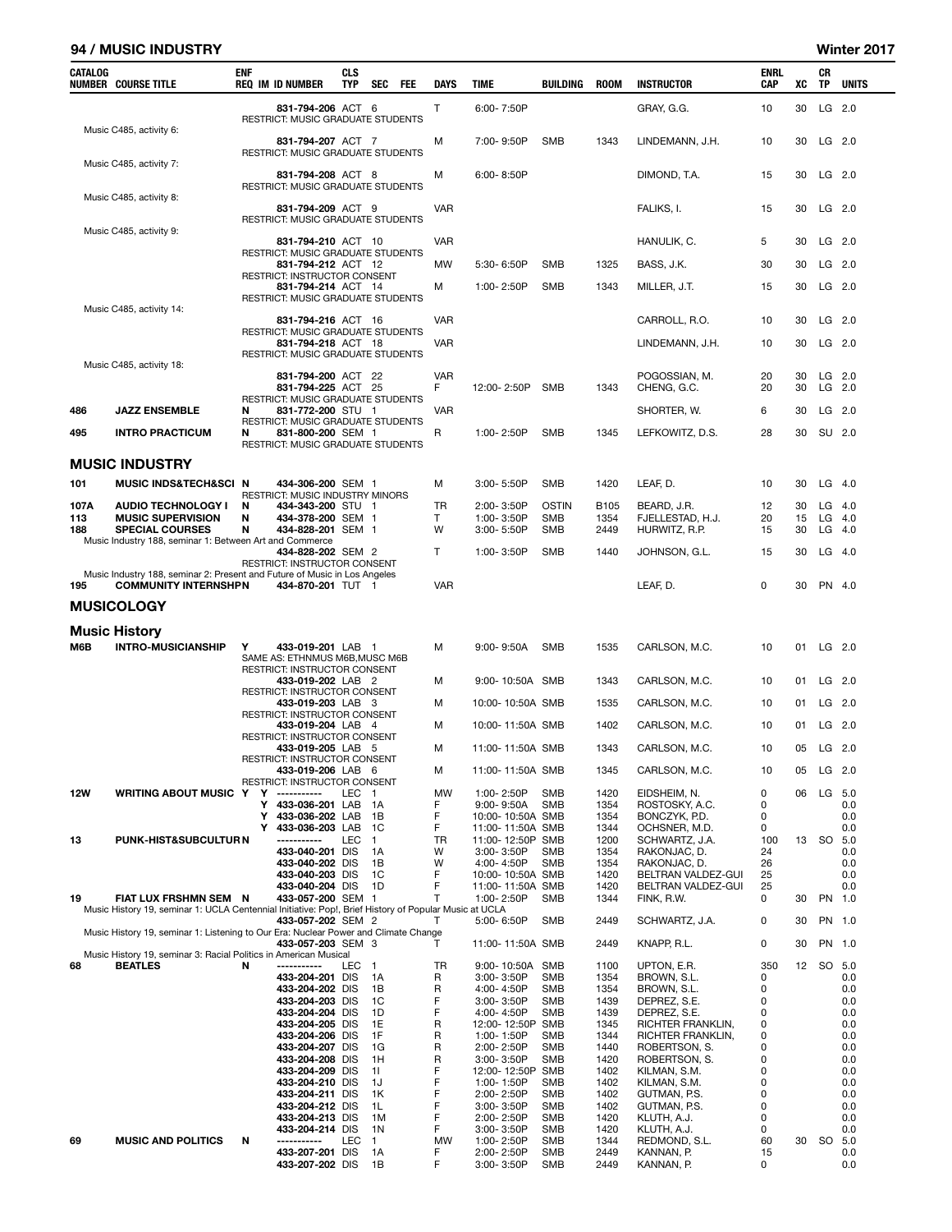| CATALOG NUMBER | COURSE TITLE | ENF REQ | IM | ID NUMBER | CLS TYP | SEC | FEE | DAYS | TIME | BUILDING | ROOM | INSTRUCTOR | ENRL CAP | XC | CR TP | UNITS |
|---|---|---|---|---|---|---|---|---|---|---|---|---|---|---|---|---|
| | | | | 831-794-206 | ACT | 6 | | T | 6:00- 7:50P | | | GRAY, G.G. | 10 | 30 | LG | 2.0 |
| | | | | RESTRICT: MUSIC GRADUATE STUDENTS | | | | | | | | | | | | |
| | Music C485, activity 6: | | | | | | | | | | | | | | | |
| | | | | 831-794-207 | ACT | 7 | | M | 7:00- 9:50P | SMB | 1343 | LINDEMANN, J.H. | 10 | 30 | LG | 2.0 |
| | | | | RESTRICT: MUSIC GRADUATE STUDENTS | | | | | | | | | | | | |
| | Music C485, activity 7: | | | | | | | | | | | | | | | |
| | | | | 831-794-208 | ACT | 8 | | M | 6:00- 8:50P | | | DIMOND, T.A. | 15 | 30 | LG | 2.0 |
| | | | | RESTRICT: MUSIC GRADUATE STUDENTS | | | | | | | | | | | | |
| | Music C485, activity 8: | | | | | | | | | | | | | | | |
| | | | | 831-794-209 | ACT | 9 | | VAR | | | | FALIKS, I. | 15 | 30 | LG | 2.0 |
| | | | | RESTRICT: MUSIC GRADUATE STUDENTS | | | | | | | | | | | | |
| | Music C485, activity 9: | | | | | | | | | | | | | | | |
| | | | | 831-794-210 | ACT | 10 | | VAR | | | | HANULIK, C. | 5 | 30 | LG | 2.0 |
| | | | | RESTRICT: MUSIC GRADUATE STUDENTS | | | | | | | | | | | | |
| | | | | 831-794-212 | ACT | 12 | | MW | 5:30- 6:50P | SMB | 1325 | BASS, J.K. | 30 | 30 | LG | 2.0 |
| | | | | RESTRICT: INSTRUCTOR CONSENT | | | | | | | | | | | | |
| | | | | 831-794-214 | ACT | 14 | | M | 1:00- 2:50P | SMB | 1343 | MILLER, J.T. | 15 | 30 | LG | 2.0 |
| | | | | RESTRICT: MUSIC GRADUATE STUDENTS | | | | | | | | | | | | |
| | Music C485, activity 14: | | | | | | | | | | | | | | | |
| | | | | 831-794-216 | ACT | 16 | | VAR | | | | CARROLL, R.O. | 10 | 30 | LG | 2.0 |
| | | | | RESTRICT: MUSIC GRADUATE STUDENTS | | | | | | | | | | | | |
| | | | | 831-794-218 | ACT | 18 | | VAR | | | | LINDEMANN, J.H. | 10 | 30 | LG | 2.0 |
| | | | | RESTRICT: MUSIC GRADUATE STUDENTS | | | | | | | | | | | | |
| | Music C485, activity 18: | | | | | | | | | | | | | | | |
| | | | | 831-794-200 | ACT | 22 | | VAR | | | | POGOSSIAN, M. | 20 | 30 | LG | 2.0 |
| | | | | 831-794-225 | ACT | 25 | | F | 12:00- 2:50P | SMB | 1343 | CHENG, G.C. | 20 | 30 | LG | 2.0 |
| | | | | RESTRICT: MUSIC GRADUATE STUDENTS | | | | | | | | | | | | |
| 486 | JAZZ ENSEMBLE | N | | 831-772-200 | STU | 1 | | VAR | | | | SHORTER, W. | 6 | 30 | LG | 2.0 |
| | | | | RESTRICT: MUSIC GRADUATE STUDENTS | | | | | | | | | | | | |
| 495 | INTRO PRACTICUM | N | | 831-800-200 | SEM | 1 | | R | 1:00- 2:50P | SMB | 1345 | LEFKOWITZ, D.S. | 28 | 30 | SU | 2.0 |
| | | | | RESTRICT: MUSIC GRADUATE STUDENTS | | | | | | | | | | | | |

## MUSIC INDUSTRY

| CATALOG NUMBER | COURSE TITLE | ENF REQ | IM | ID NUMBER | CLS TYP | SEC | FEE | DAYS | TIME | BUILDING | ROOM | INSTRUCTOR | ENRL CAP | XC | CR TP | UNITS |
|---|---|---|---|---|---|---|---|---|---|---|---|---|---|---|---|---|
| 101 | MUSIC INDS&TECH&SCI | N | | 434-306-200 | SEM | 1 | | M | 3:00- 5:50P | SMB | 1420 | LEAF, D. | 10 | 30 | LG | 4.0 |
| | | | | RESTRICT: MUSIC INDUSTRY MINORS | | | | | | | | | | | | |
| 107A | AUDIO TECHNOLOGY I | N | | 434-343-200 | STU | 1 | | TR | 2:00- 3:50P | OSTIN | B105 | BEARD, J.R. | 12 | 30 | LG | 4.0 |
| 113 | MUSIC SUPERVISION | N | | 434-378-200 | SEM | 1 | | T | 1:00- 3:50P | SMB | 1354 | FJELLESTAD, H.J. | 20 | 15 | LG | 4.0 |
| 188 | SPECIAL COURSES | N | | 434-828-201 | SEM | 1 | | W | 3:00- 5:50P | SMB | 2449 | HURWITZ, R.P. | 15 | 30 | LG | 4.0 |
| | Music Industry 188, seminar 1: Between Art and Commerce | | | | | | | | | | | | | | | |
| | | | | 434-828-202 | SEM | 2 | | T | 1:00- 3:50P | SMB | 1440 | JOHNSON, G.L. | 15 | 30 | LG | 4.0 |
| | | | | RESTRICT: INSTRUCTOR CONSENT | | | | | | | | | | | | |
| | Music Industry 188, seminar 2: Present and Future of Music in Los Angeles | | | | | | | | | | | | | | | |
| 195 | COMMUNITY INTERNSHP | N | | 434-870-201 | TUT | 1 | | VAR | | | | LEAF, D. | 0 | 30 | PN | 4.0 |

## MUSICOLOGY

### Music History

| CATALOG NUMBER | COURSE TITLE | ENF REQ | IM | ID NUMBER | CLS TYP | SEC | FEE | DAYS | TIME | BUILDING | ROOM | INSTRUCTOR | ENRL CAP | XC | CR TP | UNITS |
|---|---|---|---|---|---|---|---|---|---|---|---|---|---|---|---|---|
| M6B | INTRO-MUSICIANSHIP | Y | | 433-019-201 | LAB | 1 | | M | 9:00- 9:50A | SMB | 1535 | CARLSON, M.C. | 10 | 01 | LG | 2.0 |
| | | | | SAME AS: ETHNMUS M6B,MUSC M6B | | | | | | | | | | | | |
| | | | | RESTRICT: INSTRUCTOR CONSENT | | | | | | | | | | | | |
| | | | | 433-019-202 | LAB | 2 | | M | 9:00- 10:50A | SMB | 1343 | CARLSON, M.C. | 10 | 01 | LG | 2.0 |
| | | | | RESTRICT: INSTRUCTOR CONSENT | | | | | | | | | | | | |
| | | | | 433-019-203 | LAB | 3 | | M | 10:00- 10:50A | SMB | 1535 | CARLSON, M.C. | 10 | 01 | LG | 2.0 |
| | | | | RESTRICT: INSTRUCTOR CONSENT | | | | | | | | | | | | |
| | | | | 433-019-204 | LAB | 4 | | M | 10:00- 11:50A | SMB | 1402 | CARLSON, M.C. | 10 | 01 | LG | 2.0 |
| | | | | RESTRICT: INSTRUCTOR CONSENT | | | | | | | | | | | | |
| | | | | 433-019-205 | LAB | 5 | | M | 11:00- 11:50A | SMB | 1343 | CARLSON, M.C. | 10 | 05 | LG | 2.0 |
| | | | | RESTRICT: INSTRUCTOR CONSENT | | | | | | | | | | | | |
| | | | | 433-019-206 | LAB | 6 | | M | 11:00- 11:50A | SMB | 1345 | CARLSON, M.C. | 10 | 05 | LG | 2.0 |
| | | | | RESTRICT: INSTRUCTOR CONSENT | | | | | | | | | | | | |
| 12W | WRITING ABOUT MUSIC | Y | Y | ----------- | LEC | 1 | | MW | 1:00- 2:50P | SMB | 1420 | EIDSHEIM, N. | 0 | 06 | LG | 5.0 |
| | | | Y | 433-036-201 | LAB | 1A | | F | 9:00- 9:50A | SMB | 1354 | ROSTOSKY, A.C. | 0 | | | 0.0 |
| | | | Y | 433-036-202 | LAB | 1B | | F | 10:00- 10:50A | SMB | 1354 | BONCZYK, P.D. | 0 | | | 0.0 |
| | | | Y | 433-036-203 | LAB | 1C | | F | 11:00- 11:50A | SMB | 1344 | OCHSNER, M.D. | 0 | | | 0.0 |
| 13 | PUNK-HIST&SUBCULTUR | N | | ----------- | LEC | 1 | | TR | 11:00- 12:50P | SMB | 1200 | SCHWARTZ, J.A. | 100 | 13 | SO | 5.0 |
| | | | | 433-040-201 | DIS | 1A | | W | 3:00- 3:50P | SMB | 1354 | RAKONJAC, D. | 24 | | | 0.0 |
| | | | | 433-040-202 | DIS | 1B | | W | 4:00- 4:50P | SMB | 1354 | RAKONJAC, D. | 26 | | | 0.0 |
| | | | | 433-040-203 | DIS | 1C | | F | 10:00- 10:50A | SMB | 1420 | BELTRAN VALDEZ-GUI | 25 | | | 0.0 |
| | | | | 433-040-204 | DIS | 1D | | F | 11:00- 11:50A | SMB | 1420 | BELTRAN VALDEZ-GUI | 25 | | | 0.0 |
| 19 | FIAT LUX FRSHMN SEM | N | | 433-057-200 | SEM | 1 | | T | 1:00- 2:50P | SMB | 1344 | FINK, R.W. | 0 | 30 | PN | 1.0 |
| | Music History 19, seminar 1: UCLA Centennial Initiative: Pop!, Brief History of Popular Music at UCLA | | | | | | | | | | | | | | | |
| | | | | 433-057-202 | SEM | 2 | | T | 5:00- 6:50P | SMB | 2449 | SCHWARTZ, J.A. | 0 | 30 | PN | 1.0 |
| | Music History 19, seminar 1: Listening to Our Era: Nuclear Power and Climate Change | | | | | | | | | | | | | | | |
| | | | | 433-057-203 | SEM | 3 | | T | 11:00- 11:50A | SMB | 2449 | KNAPP, R.L. | 0 | 30 | PN | 1.0 |
| | Music History 19, seminar 3: Racial Politics in American Musical | | | | | | | | | | | | | | | |
| 68 | BEATLES | N | | ----------- | LEC | 1 | | TR | 9:00- 10:50A | SMB | 1100 | UPTON, E.R. | 350 | 12 | SO | 5.0 |
| | | | | 433-204-201 | DIS | 1A | | R | 3:00- 3:50P | SMB | 1354 | BROWN, S.L. | 0 | | | 0.0 |
| | | | | 433-204-202 | DIS | 1B | | R | 4:00- 4:50P | SMB | 1354 | BROWN, S.L. | 0 | | | 0.0 |
| | | | | 433-204-203 | DIS | 1C | | F | 3:00- 3:50P | SMB | 1439 | DEPREZ, S.E. | 0 | | | 0.0 |
| | | | | 433-204-204 | DIS | 1D | | F | 4:00- 4:50P | SMB | 1439 | DEPREZ, S.E. | 0 | | | 0.0 |
| | | | | 433-204-205 | DIS | 1E | | R | 12:00- 12:50P | SMB | 1345 | RICHTER FRANKLIN, | 0 | | | 0.0 |
| | | | | 433-204-206 | DIS | 1F | | R | 1:00- 1:50P | SMB | 1344 | RICHTER FRANKLIN, | 0 | | | 0.0 |
| | | | | 433-204-207 | DIS | 1G | | R | 2:00- 2:50P | SMB | 1440 | ROBERTSON, S. | 0 | | | 0.0 |
| | | | | 433-204-208 | DIS | 1H | | R | 3:00- 3:50P | SMB | 1420 | ROBERTSON, S. | 0 | | | 0.0 |
| | | | | 433-204-209 | DIS | 1I | | F | 12:00- 12:50P | SMB | 1402 | KILMAN, S.M. | 0 | | | 0.0 |
| | | | | 433-204-210 | DIS | 1J | | F | 1:00- 1:50P | SMB | 1402 | KILMAN, S.M. | 0 | | | 0.0 |
| | | | | 433-204-211 | DIS | 1K | | F | 2:00- 2:50P | SMB | 1402 | GUTMAN, P.S. | 0 | | | 0.0 |
| | | | | 433-204-212 | DIS | 1L | | F | 3:00- 3:50P | SMB | 1402 | GUTMAN, P.S. | 0 | | | 0.0 |
| | | | | 433-204-213 | DIS | 1M | | F | 2:00- 2:50P | SMB | 1420 | KLUTH, A.J. | 0 | | | 0.0 |
| | | | | 433-204-214 | DIS | 1N | | F | 3:00- 3:50P | SMB | 1420 | KLUTH, A.J. | 0 | | | 0.0 |
| 69 | MUSIC AND POLITICS | N | | ----------- | LEC | 1 | | MW | 1:00- 2:50P | SMB | 1344 | REDMOND, S.L. | 60 | 30 | SO | 5.0 |
| | | | | 433-207-201 | DIS | 1A | | F | 2:00- 2:50P | SMB | 2449 | KANNAN, P. | 15 | | | 0.0 |
| | | | | 433-207-202 | DIS | 1B | | F | 3:00- 3:50P | SMB | 2449 | KANNAN, P. | 0 | | | 0.0 |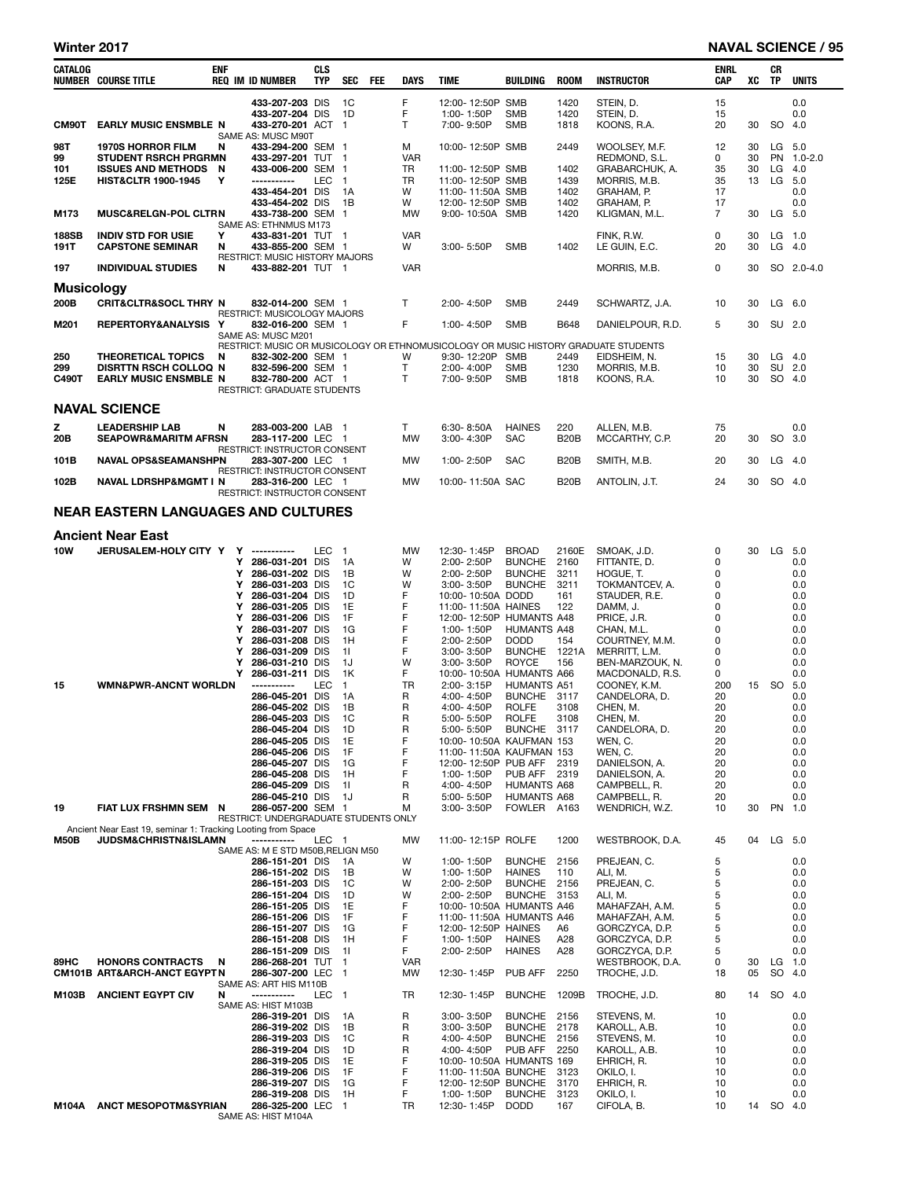| CATALOG NUMBER | COURSE TITLE | ENF REQ | IM | ID NUMBER | CLS TYP | SEC | FEE | DAYS | TIME | BUILDING | ROOM | INSTRUCTOR | ENRL CAP | XC | CR TP | UNITS |
|---|---|---|---|---|---|---|---|---|---|---|---|---|---|---|---|---|
| | | | | 433-207-203 | DIS | 1C | | F | 12:00- 12:50P | SMB | 1420 | STEIN, D. | 15 | | | 0.0 |
| | | | | 433-207-204 | DIS | 1D | | F | 1:00- 1:50P | SMB | 1420 | STEIN, D. | 15 | | | 0.0 |
| CM90T | EARLY MUSIC ENSMBLE | N | | 433-270-201 | ACT | 1 | | T | 7:00- 9:50P | SMB | 1818 | KOONS, R.A. | 20 | 30 | SO | 4.0 |
| | SAME AS: MUSC M90T | | | | | | | | | | | | | | | |
| 98T | 1970S HORROR FILM | N | | 433-294-200 | SEM | 1 | | M | 10:00- 12:50P | SMB | 2449 | WOOLSEY, M.F. | 12 | 30 | LG | 5.0 |
| 99 | STUDENT RSRCH PRGRM | N | | 433-297-201 | TUT | 1 | | VAR | | | | REDMOND, S.L. | 0 | 30 | PN | 1.0-2.0 |
| 101 | ISSUES AND METHODS | N | | 433-006-200 | SEM | 1 | | TR | 11:00- 12:50P | SMB | 1402 | GRABARCHUK, A. | 35 | 30 | LG | 4.0 |
| 125E | HIST&CLTR 1900-1945 | Y | | ----------- | LEC | 1 | | TR | 11:00- 12:50P | SMB | 1439 | MORRIS, M.B. | 35 | 13 | LG | 5.0 |
| | | | | 433-454-201 | DIS | 1A | | W | 11:00- 11:50A | SMB | 1402 | GRAHAM, P. | 17 | | | 0.0 |
| | | | | 433-454-202 | DIS | 1B | | W | 12:00- 12:50P | SMB | 1402 | GRAHAM, P. | 17 | | | 0.0 |
| M173 | MUSC&RELGN-POL CLTR | N | | 433-738-200 | SEM | 1 | | MW | 9:00- 10:50A | SMB | 1420 | KLIGMAN, M.L. | 7 | 30 | LG | 5.0 |
| | SAME AS: ETHNMUS M173 | | | | | | | | | | | | | | | |
| 188SB | INDIV STD FOR USIE | Y | | 433-831-201 | TUT | 1 | | VAR | | | | FINK, R.W. | 0 | 30 | LG | 1.0 |
| 191T | CAPSTONE SEMINAR | N | | 433-855-200 | SEM | 1 | | W | 3:00- 5:50P | SMB | 1402 | LE GUIN, E.C. | 20 | 30 | LG | 4.0 |
| | RESTRICT: MUSIC HISTORY MAJORS | | | | | | | | | | | | | | | |
| 197 | INDIVIDUAL STUDIES | N | | 433-882-201 | TUT | 1 | | VAR | | | | MORRIS, M.B. | 0 | 30 | SO | 2.0-4.0 |

## Musicology

| CATALOG NUMBER | COURSE TITLE | ENF REQ | IM | ID NUMBER | CLS TYP | SEC | FEE | DAYS | TIME | BUILDING | ROOM | INSTRUCTOR | ENRL CAP | XC | CR TP | UNITS |
|---|---|---|---|---|---|---|---|---|---|---|---|---|---|---|---|---|
| 200B | CRIT&CLTR&SOCL THRY | N | | 832-014-200 | SEM | 1 | | T | 2:00- 4:50P | SMB | 2449 | SCHWARTZ, J.A. | 10 | 30 | LG | 6.0 |
| | RESTRICT: MUSICOLOGY MAJORS | | | | | | | | | | | | | | | |
| M201 | REPERTORY&ANALYSIS | Y | | 832-016-200 | SEM | 1 | | F | 1:00- 4:50P | SMB | B648 | DANIELPOUR, R.D. | 5 | 30 | SU | 2.0 |
| | SAME AS: MUSC M201; RESTRICT: MUSIC OR MUSICOLOGY OR ETHNOMUSICOLOGY OR MUSIC HISTORY GRADUATE STUDENTS | | | | | | | | | | | | | | | |
| 250 | THEORETICAL TOPICS | N | | 832-302-200 | SEM | 1 | | W | 9:30- 12:20P | SMB | 2449 | EIDSHEIM, N. | 15 | 30 | LG | 4.0 |
| 299 | DISRTTN RSCH COLLOQ | N | | 832-596-200 | SEM | 1 | | T | 2:00- 4:00P | SMB | 1230 | MORRIS, M.B. | 10 | 30 | SU | 2.0 |
| C490T | EARLY MUSIC ENSMBLE | N | | 832-780-200 | ACT | 1 | | T | 7:00- 9:50P | SMB | 1818 | KOONS, R.A. | 10 | 30 | SO | 4.0 |
| | RESTRICT: GRADUATE STUDENTS | | | | | | | | | | | | | | | |

## NAVAL SCIENCE

| CATALOG NUMBER | COURSE TITLE | ENF REQ | IM | ID NUMBER | CLS TYP | SEC | FEE | DAYS | TIME | BUILDING | ROOM | INSTRUCTOR | ENRL CAP | XC | CR TP | UNITS |
|---|---|---|---|---|---|---|---|---|---|---|---|---|---|---|---|---|
| Z | LEADERSHIP LAB | N | | 283-003-200 | LAB | 1 | | T | 6:30- 8:50A | HAINES | 220 | ALLEN, M.B. | 75 | | | 0.0 |
| 20B | SEAPOWR&MARITM AFRS | N | | 283-117-200 | LEC | 1 | | MW | 3:00- 4:30P | SAC | B20B | MCCARTHY, C.P. | 20 | 30 | SO | 3.0 |
| | RESTRICT: INSTRUCTOR CONSENT | | | | | | | | | | | | | | | |
| 101B | NAVAL OPS&SEAMANSHP | N | | 283-307-200 | LEC | 1 | | MW | 1:00- 2:50P | SAC | B20B | SMITH, M.B. | 20 | 30 | LG | 4.0 |
| | RESTRICT: INSTRUCTOR CONSENT | | | | | | | | | | | | | | | |
| 102B | NAVAL LDRSHP&MGMT I | N | | 283-316-200 | LEC | 1 | | MW | 10:00- 11:50A | SAC | B20B | ANTOLIN, J.T. | 24 | 30 | SO | 4.0 |
| | RESTRICT: INSTRUCTOR CONSENT | | | | | | | | | | | | | | | |

## NEAR EASTERN LANGUAGES AND CULTURES

### Ancient Near East

| CATALOG NUMBER | COURSE TITLE | ENF REQ | IM | ID NUMBER | CLS TYP | SEC | FEE | DAYS | TIME | BUILDING | ROOM | INSTRUCTOR | ENRL CAP | XC | CR TP | UNITS |
|---|---|---|---|---|---|---|---|---|---|---|---|---|---|---|---|---|
| 10W | JERUSALEM-HOLY CITY | Y | Y | ----------- | LEC | 1 | | MW | 12:30- 1:45P | BROAD | 2160E | SMOAK, J.D. | 0 | 30 | LG | 5.0 |
| | | | Y | 286-031-201 | DIS | 1A | | W | 2:00- 2:50P | BUNCHE | 2160 | FITTANTE, D. | 0 | | | 0.0 |
| | | | Y | 286-031-202 | DIS | 1B | | W | 2:00- 2:50P | BUNCHE | 3211 | HOGUE, T. | 0 | | | 0.0 |
| | | | Y | 286-031-203 | DIS | 1C | | W | 3:00- 3:50P | BUNCHE | 3211 | TOKMANTCEV, A. | 0 | | | 0.0 |
| | | | Y | 286-031-204 | DIS | 1D | | F | 10:00- 10:50A | DODD | 161 | STAUDER, R.E. | 0 | | | 0.0 |
| | | | Y | 286-031-205 | DIS | 1E | | F | 11:00- 11:50A | HAINES | 122 | DAMM, J. | 0 | | | 0.0 |
| | | | Y | 286-031-206 | DIS | 1F | | F | 12:00- 12:50P | HUMANTS | A48 | PRICE, J.R. | 0 | | | 0.0 |
| | | | Y | 286-031-207 | DIS | 1G | | F | 1:00- 1:50P | HUMANTS | A48 | CHAN, M.L. | 0 | | | 0.0 |
| | | | Y | 286-031-208 | DIS | 1H | | F | 2:00- 2:50P | DODD | 154 | COURTNEY, M.M. | 0 | | | 0.0 |
| | | | Y | 286-031-209 | DIS | 1I | | F | 3:00- 3:50P | BUNCHE | 1221A | MERRITT, L.M. | 0 | | | 0.0 |
| | | | Y | 286-031-210 | DIS | 1J | | W | 3:00- 3:50P | ROYCE | 156 | BEN-MARZOUK, N. | 0 | | | 0.0 |
| | | | Y | 286-031-211 | DIS | 1K | | F | 10:00- 10:50A | HUMANTS | A66 | MACDONALD, R.S. | 0 | | | 0.0 |
| 15 | WMN&PWR-ANCNT WORLD | N | | ----------- | LEC | 1 | | TR | 2:00- 3:15P | HUMANTS | A51 | COONEY, K.M. | 200 | 15 | SO | 5.0 |
| | | | | 286-045-201 | DIS | 1A | | R | 4:00- 4:50P | BUNCHE | 3117 | CANDELORA, D. | 20 | | | 0.0 |
| | | | | 286-045-202 | DIS | 1B | | R | 4:00- 4:50P | ROLFE | 3108 | CHEN, M. | 20 | | | 0.0 |
| | | | | 286-045-203 | DIS | 1C | | R | 5:00- 5:50P | ROLFE | 3108 | CHEN, M. | 20 | | | 0.0 |
| | | | | 286-045-204 | DIS | 1D | | R | 5:00- 5:50P | BUNCHE | 3117 | CANDELORA, D. | 20 | | | 0.0 |
| | | | | 286-045-205 | DIS | 1E | | F | 10:00- 10:50A | KAUFMAN | 153 | WEN, C. | 20 | | | 0.0 |
| | | | | 286-045-206 | DIS | 1F | | F | 11:00- 11:50A | KAUFMAN | 153 | WEN, C. | 20 | | | 0.0 |
| | | | | 286-045-207 | DIS | 1G | | F | 12:00- 12:50P | PUB AFF | 2319 | DANIELSON, A. | 20 | | | 0.0 |
| | | | | 286-045-208 | DIS | 1H | | F | 1:00- 1:50P | PUB AFF | 2319 | DANIELSON, A. | 20 | | | 0.0 |
| | | | | 286-045-209 | DIS | 1I | | R | 4:00- 4:50P | HUMANTS | A68 | CAMPBELL, R. | 20 | | | 0.0 |
| | | | | 286-045-210 | DIS | 1J | | R | 5:00- 5:50P | HUMANTS | A68 | CAMPBELL, R. | 20 | | | 0.0 |
| 19 | FIAT LUX FRSHMN SEM | N | | 286-057-200 | SEM | 1 | | M | 3:00- 3:50P | FOWLER | A163 | WENDRICH, W.Z. | 10 | 30 | PN | 1.0 |
| | RESTRICT: UNDERGRADUATE STUDENTS ONLY | | | | | | | | | | | | | | | |
| | Ancient Near East 19, seminar 1: Tracking Looting from Space | | | | | | | | | | | | | | | |
| M50B | JUDSM&CHRISTN&ISLAM | N | | ----------- | LEC | 1 | | MW | 11:00- 12:15P | ROLFE | 1200 | WESTBROOK, D.A. | 45 | 04 | LG | 5.0 |
| | SAME AS: M E STD M50B,RELIGN M50 | | | | | | | | | | | | | | | |
| | | | | 286-151-201 | DIS | 1A | | W | 1:00- 1:50P | BUNCHE | 2156 | PREJEAN, C. | 5 | | | 0.0 |
| | | | | 286-151-202 | DIS | 1B | | W | 1:00- 1:50P | HAINES | 110 | ALI, M. | 5 | | | 0.0 |
| | | | | 286-151-203 | DIS | 1C | | W | 2:00- 2:50P | BUNCHE | 2156 | PREJEAN, C. | 5 | | | 0.0 |
| | | | | 286-151-204 | DIS | 1D | | W | 2:00- 2:50P | BUNCHE | 3153 | ALI, M. | 5 | | | 0.0 |
| | | | | 286-151-205 | DIS | 1E | | F | 10:00- 10:50A | HUMANTS | A46 | MAHAFZAH, A.M. | 5 | | | 0.0 |
| | | | | 286-151-206 | DIS | 1F | | F | 11:00- 11:50A | HUMANTS | A46 | MAHAFZAH, A.M. | 5 | | | 0.0 |
| | | | | 286-151-207 | DIS | 1G | | F | 12:00- 12:50P | HAINES | A6 | GORCZYCA, D.P. | 5 | | | 0.0 |
| | | | | 286-151-208 | DIS | 1H | | F | 1:00- 1:50P | HAINES | A28 | GORCZYCA, D.P. | 5 | | | 0.0 |
| | | | | 286-151-209 | DIS | 1I | | F | 2:00- 2:50P | HAINES | A28 | GORCZYCA, D.P. | 5 | | | 0.0 |
| 89HC | HONORS CONTRACTS | N | | 286-268-201 | TUT | 1 | | VAR | | | | WESTBROOK, D.A. | 0 | 30 | LG | 1.0 |
| CM101B | ART&ARCH-ANCT EGYPT | N | | 286-307-200 | LEC | 1 | | MW | 12:30- 1:45P | PUB AFF | 2250 | TROCHE, J.D. | 18 | 05 | SO | 4.0 |
| | SAME AS: ART HIS M110B | | | | | | | | | | | | | | | |
| M103B | ANCIENT EGYPT CIV | N | | ----------- | LEC | 1 | | TR | 12:30- 1:45P | BUNCHE | 1209B | TROCHE, J.D. | 80 | 14 | SO | 4.0 |
| | SAME AS: HIST M103B | | | | | | | | | | | | | | | |
| | | | | 286-319-201 | DIS | 1A | | R | 3:00- 3:50P | BUNCHE | 2156 | STEVENS, M. | 10 | | | 0.0 |
| | | | | 286-319-202 | DIS | 1B | | R | 3:00- 3:50P | BUNCHE | 2178 | KAROLL, A.B. | 10 | | | 0.0 |
| | | | | 286-319-203 | DIS | 1C | | R | 4:00- 4:50P | BUNCHE | 2156 | STEVENS, M. | 10 | | | 0.0 |
| | | | | 286-319-204 | DIS | 1D | | R | 4:00- 4:50P | PUB AFF | 2250 | KAROLL, A.B. | 10 | | | 0.0 |
| | | | | 286-319-205 | DIS | 1E | | F | 10:00- 10:50A | HUMANTS | 169 | EHRICH, R. | 10 | | | 0.0 |
| | | | | 286-319-206 | DIS | 1F | | F | 11:00- 11:50A | BUNCHE | 3123 | OKILO, I. | 10 | | | 0.0 |
| | | | | 286-319-207 | DIS | 1G | | F | 12:00- 12:50P | BUNCHE | 3170 | EHRICH, R. | 10 | | | 0.0 |
| | | | | 286-319-208 | DIS | 1H | | F | 1:00- 1:50P | BUNCHE | 3123 | OKILO, I. | 10 | | | 0.0 |
| M104A | ANCT MESOPOTM&SYRIA | N | | 286-325-200 | LEC | 1 | | TR | 12:30- 1:45P | DODD | 167 | CIFOLA, B. | 10 | 14 | SO | 4.0 |
| | SAME AS: HIST M104A | | | | | | | | | | | | | | | |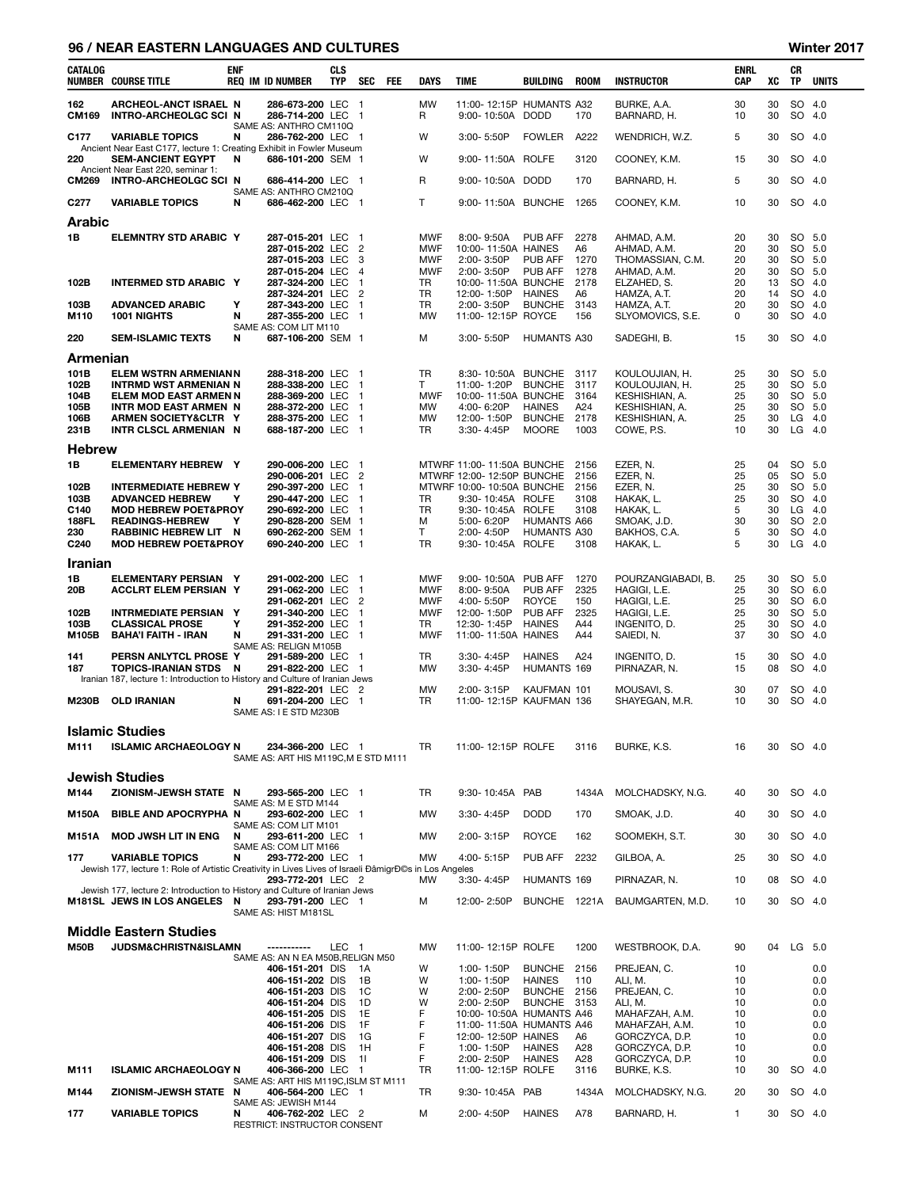## NEAR EASTERN LANGUAGES AND CULTURES — Winter 2017

| CATALOG NUMBER | COURSE TITLE | ENF REQ | IM | ID NUMBER | CLS TYP | SEC | FEE | DAYS | TIME | BUILDING | ROOM | INSTRUCTOR | ENRL CAP | XC | CR TP | UNITS |
|---|---|---|---|---|---|---|---|---|---|---|---|---|---|---|---|---|
| 162 | ARCHEOL-ANCT ISRAEL | N | | 286-673-200 | LEC | 1 | | MW | 11:00- 12:15P | HUMANTS | A32 | BURKE, A.A. | 30 | 30 | SO | 4.0 |
| CM169 | INTRO-ARCHEOLGC SCI | N | | 286-714-200 | LEC | 1 | | R | 9:00- 10:50A | DODD | 170 | BARNARD, H. | 10 | 30 | SO | 4.0 |
| | SAME AS: ANTHRO CM110Q | | | | | | | | | | | | | | | |
| C177 | VARIABLE TOPICS | N | | 286-762-200 | LEC | 1 | | W | 3:00- 5:50P | FOWLER | A222 | WENDRICH, W.Z. | 5 | 30 | SO | 4.0 |
| | Ancient Near East C177, lecture 1: Creating Exhibit in Fowler Museum | | | | | | | | | | | | | | | |
| 220 | SEM-ANCIENT EGYPT | N | | 686-101-200 | SEM | 1 | | W | 9:00- 11:50A | ROLFE | 3120 | COONEY, K.M. | 15 | 30 | SO | 4.0 |
| | Ancient Near East 220, seminar 1: | | | | | | | | | | | | | | | |
| CM269 | INTRO-ARCHEOLGC SCI | N | | 686-414-200 | LEC | 1 | | R | 9:00- 10:50A | DODD | 170 | BARNARD, H. | 5 | 30 | SO | 4.0 |
| | SAME AS: ANTHRO CM210Q | | | | | | | | | | | | | | | |
| C277 | VARIABLE TOPICS | N | | 686-462-200 | LEC | 1 | | T | 9:00- 11:50A | BUNCHE | 1265 | COONEY, K.M. | 10 | 30 | SO | 4.0 |

### Arabic

| CATALOG NUMBER | COURSE TITLE | ENF REQ | IM | ID NUMBER | CLS TYP | SEC | FEE | DAYS | TIME | BUILDING | ROOM | INSTRUCTOR | ENRL CAP | XC | CR TP | UNITS |
|---|---|---|---|---|---|---|---|---|---|---|---|---|---|---|---|---|
| 1B | ELEMNTRY STD ARABIC | Y | | 287-015-201 | LEC | 1 | | MWF | 8:00- 9:50A | PUB AFF | 2278 | AHMAD, A.M. | 20 | 30 | SO | 5.0 |
| | | | | 287-015-202 | LEC | 2 | | MWF | 10:00- 11:50A | HAINES | A6 | AHMAD, A.M. | 20 | 30 | SO | 5.0 |
| | | | | 287-015-203 | LEC | 3 | | MWF | 2:00- 3:50P | PUB AFF | 1270 | THOMASSIAN, C.M. | 20 | 30 | SO | 5.0 |
| | | | | 287-015-204 | LEC | 4 | | MWF | 2:00- 3:50P | PUB AFF | 1278 | AHMAD, A.M. | 20 | 30 | SO | 5.0 |
| 102B | INTERMED STD ARABIC | Y | | 287-324-200 | LEC | 1 | | TR | 10:00- 11:50A | BUNCHE | 2178 | ELZAHED, S. | 20 | 13 | SO | 4.0 |
| | | | | 287-324-201 | LEC | 2 | | TR | 12:00- 1:50P | HAINES | A6 | HAMZA, A.T. | 20 | 14 | SO | 4.0 |
| 103B | ADVANCED ARABIC | Y | | 287-343-200 | LEC | 1 | | TR | 2:00- 3:50P | BUNCHE | 3143 | HAMZA, A.T. | 20 | 30 | SO | 4.0 |
| M110 | 1001 NIGHTS | N | | 287-355-200 | LEC | 1 | | MW | 11:00- 12:15P | ROYCE | 156 | SLYOMOVICS, S.E. | 0 | 30 | SO | 4.0 |
| | SAME AS: COM LIT M110 | | | | | | | | | | | | | | | |
| 220 | SEM-ISLAMIC TEXTS | N | | 687-106-200 | SEM | 1 | | M | 3:00- 5:50P | HUMANTS | A30 | SADEGHI, B. | 15 | 30 | SO | 4.0 |

### Armenian

| CATALOG NUMBER | COURSE TITLE | ENF REQ | IM | ID NUMBER | CLS TYP | SEC | FEE | DAYS | TIME | BUILDING | ROOM | INSTRUCTOR | ENRL CAP | XC | CR TP | UNITS |
|---|---|---|---|---|---|---|---|---|---|---|---|---|---|---|---|---|
| 101B | ELEM WSTRN ARMENIAN | N | | 288-318-200 | LEC | 1 | | TR | 8:30- 10:50A | BUNCHE | 3117 | KOULOUJIAN, H. | 25 | 30 | SO | 5.0 |
| 102B | INTRMD WST ARMENIAN | N | | 288-338-200 | LEC | 1 | | T | 11:00- 1:20P | BUNCHE | 3117 | KOULOUJIAN, H. | 25 | 30 | SO | 5.0 |
| 104B | ELEM MOD EAST ARMEN | N | | 288-369-200 | LEC | 1 | | MWF | 10:00- 11:50A | BUNCHE | 3164 | KESHISHIAN, A. | 25 | 30 | SO | 5.0 |
| 105B | INTR MOD EAST ARMEN | N | | 288-372-200 | LEC | 1 | | MW | 4:00- 6:20P | HAINES | A24 | KESHISHIAN, A. | 25 | 30 | SO | 5.0 |
| 106B | ARMEN SOCIETY&CLTR | Y | | 288-375-200 | LEC | 1 | | MW | 12:00- 1:50P | BUNCHE | 2178 | KESHISHIAN, A. | 25 | 30 | LG | 4.0 |
| 231B | INTR CLSCL ARMENIAN | N | | 688-187-200 | LEC | 1 | | TR | 3:30- 4:45P | MOORE | 1003 | COWE, P.S. | 10 | 30 | LG | 4.0 |

### Hebrew

| CATALOG NUMBER | COURSE TITLE | ENF REQ | IM | ID NUMBER | CLS TYP | SEC | FEE | DAYS | TIME | BUILDING | ROOM | INSTRUCTOR | ENRL CAP | XC | CR TP | UNITS |
|---|---|---|---|---|---|---|---|---|---|---|---|---|---|---|---|---|
| 1B | ELEMENTARY HEBREW | Y | | 290-006-200 | LEC | 1 | | MTWRF | 11:00- 11:50A | BUNCHE | 2156 | EZER, N. | 25 | 04 | SO | 5.0 |
| | | | | 290-006-201 | LEC | 2 | | MTWRF | 12:00- 12:50P | BUNCHE | 2156 | EZER, N. | 25 | 05 | SO | 5.0 |
| 102B | INTERMEDIATE HEBREW | Y | | 290-397-200 | LEC | 1 | | MTWRF | 10:00- 10:50A | BUNCHE | 2156 | EZER, N. | 25 | 30 | SO | 5.0 |
| 103B | ADVANCED HEBREW | Y | | 290-447-200 | LEC | 1 | | TR | 9:30- 10:45A | ROLFE | 3108 | HAKAK, L. | 25 | 30 | SO | 4.0 |
| C140 | MOD HEBREW POET&PROY | | | 290-692-200 | LEC | 1 | | TR | 9:30- 10:45A | ROLFE | 3108 | HAKAK, L. | 5 | 30 | LG | 4.0 |
| 188FL | READINGS-HEBREW | Y | | 290-828-200 | SEM | 1 | | M | 5:00- 6:20P | HUMANTS | A66 | SMOAK, J.D. | 30 | 30 | SO | 2.0 |
| 230 | RABBINIC HEBREW LIT | N | | 690-262-200 | SEM | 1 | | T | 2:00- 4:50P | HUMANTS | A30 | BAKHOS, C.A. | 5 | 30 | SO | 4.0 |
| C240 | MOD HEBREW POET&PROY | | | 690-240-200 | LEC | 1 | | TR | 9:30- 10:45A | ROLFE | 3108 | HAKAK, L. | 5 | 30 | LG | 4.0 |

### Iranian

| CATALOG NUMBER | COURSE TITLE | ENF REQ | IM | ID NUMBER | CLS TYP | SEC | FEE | DAYS | TIME | BUILDING | ROOM | INSTRUCTOR | ENRL CAP | XC | CR TP | UNITS |
|---|---|---|---|---|---|---|---|---|---|---|---|---|---|---|---|---|
| 1B | ELEMENTARY PERSIAN | Y | | 291-002-200 | LEC | 1 | | MWF | 9:00- 10:50A | PUB AFF | 1270 | POURZANGIABADI, B. | 25 | 30 | SO | 5.0 |
| 20B | ACCLRT ELEM PERSIAN | Y | | 291-062-200 | LEC | 1 | | MWF | 8:00- 9:50A | PUB AFF | 2325 | HAGIGI, L.E. | 25 | 30 | SO | 6.0 |
| | | | | 291-062-201 | LEC | 2 | | MWF | 4:00- 5:50P | ROYCE | 150 | HAGIGI, L.E. | 25 | 30 | SO | 6.0 |
| 102B | INTRMEDIATE PERSIAN | Y | | 291-340-200 | LEC | 1 | | MWF | 12:00- 1:50P | PUB AFF | 2325 | HAGIGI, L.E. | 25 | 30 | SO | 5.0 |
| 103B | CLASSICAL PROSE | Y | | 291-352-200 | LEC | 1 | | TR | 12:30- 1:45P | HAINES | A44 | INGENITO, D. | 25 | 30 | SO | 4.0 |
| M105B | BAHA'I FAITH - IRAN | N | | 291-331-200 | LEC | 1 | | MWF | 11:00- 11:50A | HAINES | A44 | SAIEDI, N. | 37 | 30 | SO | 4.0 |
| | SAME AS: RELIGN M105B | | | | | | | | | | | | | | | |
| 141 | PERSN ANLYTCL PROSE | Y | | 291-589-200 | LEC | 1 | | TR | 3:30- 4:45P | HAINES | A24 | INGENITO, D. | 15 | 30 | SO | 4.0 |
| 187 | TOPICS-IRANIAN STDS | N | | 291-822-200 | LEC | 1 | | MW | 3:30- 4:45P | HUMANTS | 169 | PIRNAZAR, N. | 15 | 08 | SO | 4.0 |
| | Iranian 187, lecture 1: Introduction to History and Culture of Iranian Jews | | | | | | | | | | | | | | | |
| | | | | 291-822-201 | LEC | 2 | | MW | 2:00- 3:15P | KAUFMAN | 101 | MOUSAVI, S. | 30 | 07 | SO | 4.0 |
| M230B | OLD IRANIAN | N | | 691-204-200 | LEC | 1 | | TR | 11:00- 12:15P | KAUFMAN | 136 | SHAYEGAN, M.R. | 10 | 30 | SO | 4.0 |
| | SAME AS: I E STD M230B | | | | | | | | | | | | | | | |

### Islamic Studies

| CATALOG NUMBER | COURSE TITLE | ENF REQ | IM | ID NUMBER | CLS TYP | SEC | FEE | DAYS | TIME | BUILDING | ROOM | INSTRUCTOR | ENRL CAP | XC | CR TP | UNITS |
|---|---|---|---|---|---|---|---|---|---|---|---|---|---|---|---|---|
| M111 | ISLAMIC ARCHAEOLOGY | N | | 234-366-200 | LEC | 1 | | TR | 11:00- 12:15P | ROLFE | 3116 | BURKE, K.S. | 16 | 30 | SO | 4.0 |
| | SAME AS: ART HIS M119C,M E STD M111 | | | | | | | | | | | | | | | |

### Jewish Studies

| CATALOG NUMBER | COURSE TITLE | ENF REQ | IM | ID NUMBER | CLS TYP | SEC | FEE | DAYS | TIME | BUILDING | ROOM | INSTRUCTOR | ENRL CAP | XC | CR TP | UNITS |
|---|---|---|---|---|---|---|---|---|---|---|---|---|---|---|---|---|
| M144 | ZIONISM-JEWSH STATE | N | | 293-565-200 | LEC | 1 | | TR | 9:30- 10:45A | PAB | 1434A | MOLCHADSKY, N.G. | 40 | 30 | SO | 4.0 |
| | SAME AS: M E STD M144 | | | | | | | | | | | | | | | |
| M150A | BIBLE AND APOCRYPHA | N | | 293-602-200 | LEC | 1 | | MW | 3:30- 4:45P | DODD | 170 | SMOAK, J.D. | 40 | 30 | SO | 4.0 |
| | SAME AS: COM LIT M101 | | | | | | | | | | | | | | | |
| M151A | MOD JWSH LIT IN ENG | N | | 293-611-200 | LEC | 1 | | MW | 2:00- 3:15P | ROYCE | 162 | SOOMEKH, S.T. | 30 | 30 | SO | 4.0 |
| | SAME AS: COM LIT M166 | | | | | | | | | | | | | | | |
| 177 | VARIABLE TOPICS | N | | 293-772-200 | LEC | 1 | | MW | 4:00- 5:15P | PUB AFF | 2232 | GILBOA, A. | 25 | 30 | SO | 4.0 |
| | Jewish 177, lecture 1: Role of Artistic Creativity in Lives Lives of Israeli ÐâmigrÐ©s in Los Angeles | | | | | | | | | | | | | | | |
| | | | | 293-772-201 | LEC | 2 | | MW | 3:30- 4:45P | HUMANTS | 169 | PIRNAZAR, N. | 10 | 08 | SO | 4.0 |
| | Jewish 177, lecture 2: Introduction to History and Culture of Iranian Jews | | | | | | | | | | | | | | | |
| M181SL | JEWS IN LOS ANGELES | N | | 293-791-200 | LEC | 1 | | M | 12:00- 2:50P | BUNCHE | 1221A | BAUMGARTEN, M.D. | 10 | 30 | SO | 4.0 |
| | SAME AS: HIST M181SL | | | | | | | | | | | | | | | |

### Middle Eastern Studies

| CATALOG NUMBER | COURSE TITLE | ENF REQ | IM | ID NUMBER | CLS TYP | SEC | FEE | DAYS | TIME | BUILDING | ROOM | INSTRUCTOR | ENRL CAP | XC | CR TP | UNITS |
|---|---|---|---|---|---|---|---|---|---|---|---|---|---|---|---|---|
| M50B | JUDSM&CHRISTN&ISLAMN | | | ----------- | LEC | 1 | | MW | 11:00- 12:15P | ROLFE | 1200 | WESTBROOK, D.A. | 90 | 04 | LG | 5.0 |
| | SAME AS: AN N EA M50B,RELIGN M50 | | | | | | | | | | | | | | | |
| | | | | 406-151-201 | DIS | 1A | | W | 1:00- 1:50P | BUNCHE | 2156 | PREJEAN, C. | 10 | | | 0.0 |
| | | | | 406-151-202 | DIS | 1B | | W | 1:00- 1:50P | HAINES | 110 | ALI, M. | 10 | | | 0.0 |
| | | | | 406-151-203 | DIS | 1C | | W | 2:00- 2:50P | BUNCHE | 2156 | PREJEAN, C. | 10 | | | 0.0 |
| | | | | 406-151-204 | DIS | 1D | | W | 2:00- 2:50P | BUNCHE | 3153 | ALI, M. | 10 | | | 0.0 |
| | | | | 406-151-205 | DIS | 1E | | F | 10:00- 10:50A | HUMANTS | A46 | MAHAFZAH, A.M. | 10 | | | 0.0 |
| | | | | 406-151-206 | DIS | 1F | | F | 11:00- 11:50A | HUMANTS | A46 | MAHAFZAH, A.M. | 10 | | | 0.0 |
| | | | | 406-151-207 | DIS | 1G | | F | 12:00- 12:50P | HAINES | A6 | GORCZYCA, D.P. | 10 | | | 0.0 |
| | | | | 406-151-208 | DIS | 1H | | F | 1:00- 1:50P | HAINES | A28 | GORCZYCA, D.P. | 10 | | | 0.0 |
| | | | | 406-151-209 | DIS | 1I | | F | 2:00- 2:50P | HAINES | A28 | GORCZYCA, D.P. | 10 | | | 0.0 |
| M111 | ISLAMIC ARCHAEOLOGY | N | | 406-366-200 | LEC | 1 | | TR | 11:00- 12:15P | ROLFE | 3116 | BURKE, K.S. | 10 | 30 | SO | 4.0 |
| | SAME AS: ART HIS M119C,ISLM ST M111 | | | | | | | | | | | | | | | |
| M144 | ZIONISM-JEWSH STATE | N | | 406-564-200 | LEC | 1 | | TR | 9:30- 10:45A | PAB | 1434A | MOLCHADSKY, N.G. | 20 | 30 | SO | 4.0 |
| | SAME AS: JEWISH M144 | | | | | | | | | | | | | | | |
| 177 | VARIABLE TOPICS | N | | 406-762-202 | LEC | 2 | | M | 2:00- 4:50P | HAINES | A78 | BARNARD, H. | 1 | 30 | SO | 4.0 |
| | RESTRICT: INSTRUCTOR CONSENT | | | | | | | | | | | | | | | |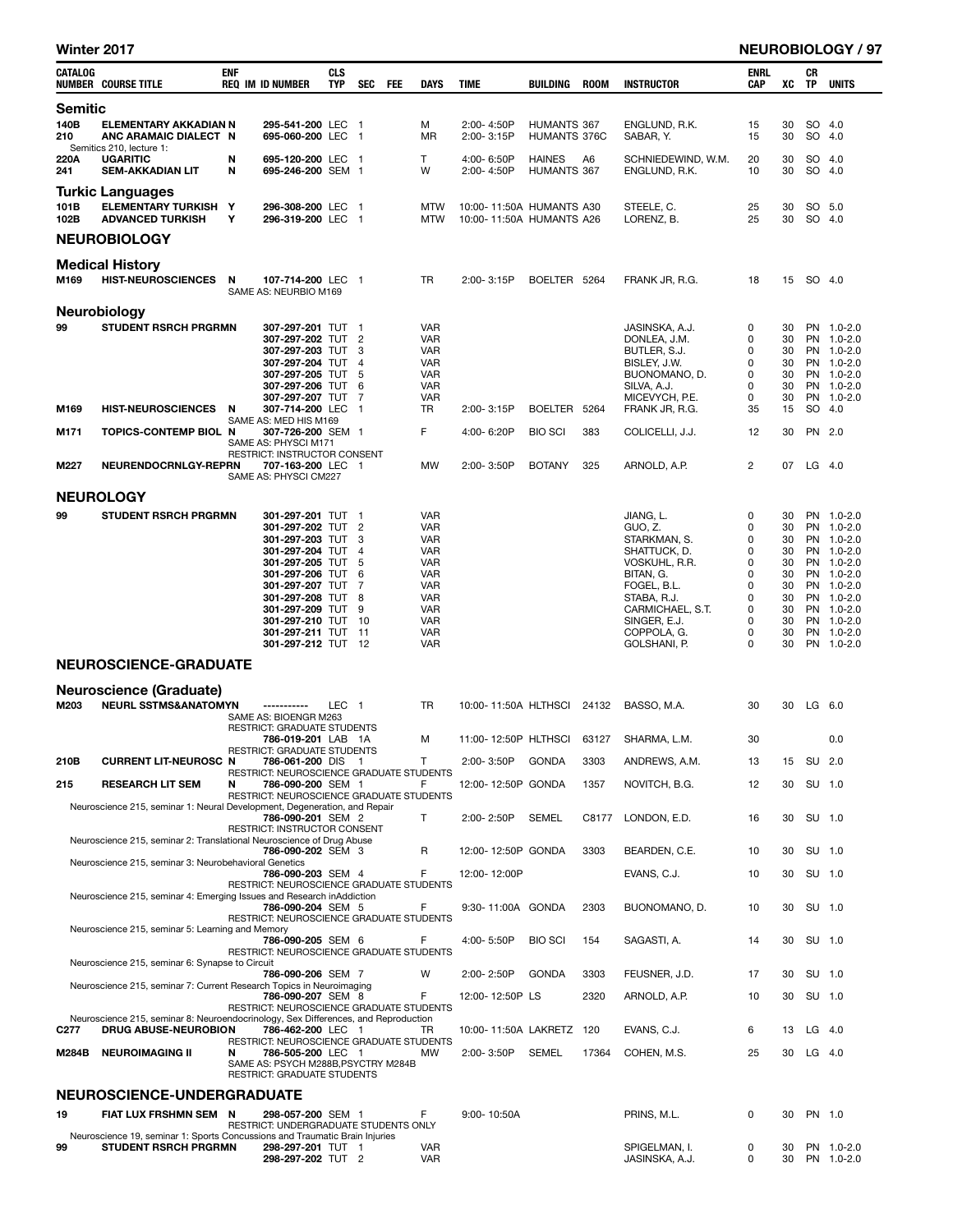| CATALOG NUMBER | COURSE TITLE | ENF REQ | IM | ID NUMBER | CLS TYP | SEC | FEE | DAYS | TIME | BUILDING | ROOM | INSTRUCTOR | ENRL CAP | XC | CR TP | UNITS |
|---|---|---|---|---|---|---|---|---|---|---|---|---|---|---|---|---|

## Semitic

| CATALOG NUMBER | COURSE TITLE | ENF REQ | IM | ID NUMBER | CLS TYP | SEC | FEE | DAYS | TIME | BUILDING | ROOM | INSTRUCTOR | ENRL CAP | XC | CR TP | UNITS |
|---|---|---|---|---|---|---|---|---|---|---|---|---|---|---|---|---|
| 140B | ELEMENTARY AKKADIAN | N | | 295-541-200 | LEC | 1 | | M | 2:00- 4:50P | HUMANTS | 367 | ENGLUND, R.K. | 15 | 30 | SO | 4.0 |
| 210 | ANC ARAMAIC DIALECT | N | | 695-060-200 | LEC | 1 | | MR | 2:00- 3:15P | HUMANTS | 376C | SABAR, Y. | 15 | 30 | SO | 4.0 |
| | Semitics 210, lecture 1: | | | | | | | | | | | | | | | |
| 220A | UGARITIC | N | | 695-120-200 | LEC | 1 | | T | 4:00- 6:50P | HAINES | A6 | SCHNIEDEWIND, W.M. | 20 | 30 | SO | 4.0 |
| 241 | SEM-AKKADIAN LIT | N | | 695-246-200 | SEM | 1 | | W | 2:00- 4:50P | HUMANTS | 367 | ENGLUND, R.K. | 10 | 30 | SO | 4.0 |

## Turkic Languages

| CATALOG NUMBER | COURSE TITLE | ENF REQ | IM | ID NUMBER | CLS TYP | SEC | FEE | DAYS | TIME | BUILDING | ROOM | INSTRUCTOR | ENRL CAP | XC | CR TP | UNITS |
|---|---|---|---|---|---|---|---|---|---|---|---|---|---|---|---|---|
| 101B | ELEMENTARY TURKISH | Y | | 296-308-200 | LEC | 1 | | MTW | 10:00- 11:50A | HUMANTS | A30 | STEELE, C. | 25 | 30 | SO | 5.0 |
| 102B | ADVANCED TURKISH | Y | | 296-319-200 | LEC | 1 | | MTW | 10:00- 11:50A | HUMANTS | A26 | LORENZ, B. | 25 | 30 | SO | 4.0 |

# NEUROBIOLOGY

## Medical History

| CATALOG NUMBER | COURSE TITLE | ENF REQ | IM | ID NUMBER | CLS TYP | SEC | FEE | DAYS | TIME | BUILDING | ROOM | INSTRUCTOR | ENRL CAP | XC | CR TP | UNITS |
|---|---|---|---|---|---|---|---|---|---|---|---|---|---|---|---|---|
| M169 | HIST-NEUROSCIENCES | N | | 107-714-200 | LEC | 1 | | TR | 2:00- 3:15P | BOELTER | 5264 | FRANK JR, R.G. | 18 | 15 | SO | 4.0 |
| | | | | SAME AS: NEURBIO M169 | | | | | | | | | | | | |

## Neurobiology

| CATALOG NUMBER | COURSE TITLE | ENF REQ | IM | ID NUMBER | CLS TYP | SEC | FEE | DAYS | TIME | BUILDING | ROOM | INSTRUCTOR | ENRL CAP | XC | CR TP | UNITS |
|---|---|---|---|---|---|---|---|---|---|---|---|---|---|---|---|---|
| 99 | STUDENT RSRCH PRGRMN | | | 307-297-201 | TUT | 1 | | VAR | | | | JASINSKA, A.J. | 0 | 30 | PN | 1.0-2.0 |
| | | | | 307-297-202 | TUT | 2 | | VAR | | | | DONLEA, J.M. | 0 | 30 | PN | 1.0-2.0 |
| | | | | 307-297-203 | TUT | 3 | | VAR | | | | BUTLER, S.J. | 0 | 30 | PN | 1.0-2.0 |
| | | | | 307-297-204 | TUT | 4 | | VAR | | | | BISLEY, J.W. | 0 | 30 | PN | 1.0-2.0 |
| | | | | 307-297-205 | TUT | 5 | | VAR | | | | BUONOMANO, D. | 0 | 30 | PN | 1.0-2.0 |
| | | | | 307-297-206 | TUT | 6 | | VAR | | | | SILVA, A.J. | 0 | 30 | PN | 1.0-2.0 |
| | | | | 307-297-207 | TUT | 7 | | VAR | | | | MICEVYCH, P.E. | 0 | 30 | PN | 1.0-2.0 |
| M169 | HIST-NEUROSCIENCES | N | | 307-714-200 | LEC | 1 | | TR | 2:00- 3:15P | BOELTER | 5264 | FRANK JR, R.G. | 35 | 15 | SO | 4.0 |
| | | | | SAME AS: MED HIS M169 | | | | | | | | | | | | |
| M171 | TOPICS-CONTEMP BIOL | N | | 307-726-200 | SEM | 1 | | F | 4:00- 6:20P | BIO SCI | 383 | COLICELLI, J.J. | 12 | 30 | PN | 2.0 |
| | | | | SAME AS: PHYSCI M171 | | | | | | | | | | | | |
| | | | | RESTRICT: INSTRUCTOR CONSENT | | | | | | | | | | | | |
| M227 | NEURENDOCRNLGY-REPRN | | | 707-163-200 | LEC | 1 | | MW | 2:00- 3:50P | BOTANY | 325 | ARNOLD, A.P. | 2 | 07 | LG | 4.0 |
| | | | | SAME AS: PHYSCI CM227 | | | | | | | | | | | | |

# NEUROLOGY

| CATALOG NUMBER | COURSE TITLE | ENF REQ | IM | ID NUMBER | CLS TYP | SEC | FEE | DAYS | TIME | BUILDING | ROOM | INSTRUCTOR | ENRL CAP | XC | CR TP | UNITS |
|---|---|---|---|---|---|---|---|---|---|---|---|---|---|---|---|---|
| 99 | STUDENT RSRCH PRGRMN | | | 301-297-201 | TUT | 1 | | VAR | | | | JIANG, L. | 0 | 30 | PN | 1.0-2.0 |
| | | | | 301-297-202 | TUT | 2 | | VAR | | | | GUO, Z. | 0 | 30 | PN | 1.0-2.0 |
| | | | | 301-297-203 | TUT | 3 | | VAR | | | | STARKMAN, S. | 0 | 30 | PN | 1.0-2.0 |
| | | | | 301-297-204 | TUT | 4 | | VAR | | | | SHATTUCK, D. | 0 | 30 | PN | 1.0-2.0 |
| | | | | 301-297-205 | TUT | 5 | | VAR | | | | VOSKUHL, R.R. | 0 | 30 | PN | 1.0-2.0 |
| | | | | 301-297-206 | TUT | 6 | | VAR | | | | BITAN, G. | 0 | 30 | PN | 1.0-2.0 |
| | | | | 301-297-207 | TUT | 7 | | VAR | | | | FOGEL, B.L. | 0 | 30 | PN | 1.0-2.0 |
| | | | | 301-297-208 | TUT | 8 | | VAR | | | | STABA, R.J. | 0 | 30 | PN | 1.0-2.0 |
| | | | | 301-297-209 | TUT | 9 | | VAR | | | | CARMICHAEL, S.T. | 0 | 30 | PN | 1.0-2.0 |
| | | | | 301-297-210 | TUT | 10 | | VAR | | | | SINGER, E.J. | 0 | 30 | PN | 1.0-2.0 |
| | | | | 301-297-211 | TUT | 11 | | VAR | | | | COPPOLA, G. | 0 | 30 | PN | 1.0-2.0 |
| | | | | 301-297-212 | TUT | 12 | | VAR | | | | GOLSHANI, P. | 0 | 30 | PN | 1.0-2.0 |

# NEUROSCIENCE-GRADUATE

## Neuroscience (Graduate)

| CATALOG NUMBER | COURSE TITLE | ENF REQ | IM | ID NUMBER | CLS TYP | SEC | FEE | DAYS | TIME | BUILDING | ROOM | INSTRUCTOR | ENRL CAP | XC | CR TP | UNITS |
|---|---|---|---|---|---|---|---|---|---|---|---|---|---|---|---|---|
| M203 | NEURL SSTMS&ANATOMYN | | | ----------- | LEC | 1 | | TR | 10:00- 11:50A | HLTHSCI | 24132 | BASSO, M.A. | 30 | 30 | LG | 6.0 |
| | | | | SAME AS: BIOENGR M263 | | | | | | | | | | | | |
| | | | | RESTRICT: GRADUATE STUDENTS | | | | | | | | | | | | |
| | | | | 786-019-201 | LAB | 1A | | M | 11:00- 12:50P | HLTHSCI | 63127 | SHARMA, L.M. | 30 | | | 0.0 |
| | | | | RESTRICT: GRADUATE STUDENTS | | | | | | | | | | | | |
| 210B | CURRENT LIT-NEUROSC | N | | 786-061-200 | DIS | 1 | | T | 2:00- 3:50P | GONDA | 3303 | ANDREWS, A.M. | 13 | 15 | SU | 2.0 |
| | | | | RESTRICT: NEUROSCIENCE GRADUATE STUDENTS | | | | | | | | | | | | |
| 215 | RESEARCH LIT SEM | N | | 786-090-200 | SEM | 1 | | F | 12:00- 12:50P | GONDA | 1357 | NOVITCH, B.G. | 12 | 30 | SU | 1.0 |
| | | | | RESTRICT: NEUROSCIENCE GRADUATE STUDENTS | | | | | | | | | | | | |
| | Neuroscience 215, seminar 1: Neural Development, Degeneration, and Repair | | | | | | | | | | | | | | | |
| | | | | 786-090-201 | SEM | 2 | | T | 2:00- 2:50P | SEMEL | C8177 | LONDON, E.D. | 16 | 30 | SU | 1.0 |
| | | | | RESTRICT: INSTRUCTOR CONSENT | | | | | | | | | | | | |
| | Neuroscience 215, seminar 2: Translational Neuroscience of Drug Abuse | | | | | | | | | | | | | | | |
| | | | | 786-090-202 | SEM | 3 | | R | 12:00- 12:50P | GONDA | 3303 | BEARDEN, C.E. | 10 | 30 | SU | 1.0 |
| | Neuroscience 215, seminar 3: Neurobehavioral Genetics | | | | | | | | | | | | | | | |
| | | | | 786-090-203 | SEM | 4 | | F | 12:00- 12:00P | | | EVANS, C.J. | 10 | 30 | SU | 1.0 |
| | | | | RESTRICT: NEUROSCIENCE GRADUATE STUDENTS | | | | | | | | | | | | |
| | Neuroscience 215, seminar 4: Emerging Issues and Research inAddiction | | | | | | | | | | | | | | | |
| | | | | 786-090-204 | SEM | 5 | | F | 9:30- 11:00A | GONDA | 2303 | BUONOMANO, D. | 10 | 30 | SU | 1.0 |
| | | | | RESTRICT: NEUROSCIENCE GRADUATE STUDENTS | | | | | | | | | | | | |
| | Neuroscience 215, seminar 5: Learning and Memory | | | | | | | | | | | | | | | |
| | | | | 786-090-205 | SEM | 6 | | F | 4:00- 5:50P | BIO SCI | 154 | SAGASTI, A. | 14 | 30 | SU | 1.0 |
| | | | | RESTRICT: NEUROSCIENCE GRADUATE STUDENTS | | | | | | | | | | | | |
| | Neuroscience 215, seminar 6: Synapse to Circuit | | | | | | | | | | | | | | | |
| | | | | 786-090-206 | SEM | 7 | | W | 2:00- 2:50P | GONDA | 3303 | FEUSNER, J.D. | 17 | 30 | SU | 1.0 |
| | Neuroscience 215, seminar 7: Current Research Topics in Neuroimaging | | | | | | | | | | | | | | | |
| | | | | 786-090-207 | SEM | 8 | | F | 12:00- 12:50P | LS | 2320 | ARNOLD, A.P. | 10 | 30 | SU | 1.0 |
| | | | | RESTRICT: NEUROSCIENCE GRADUATE STUDENTS | | | | | | | | | | | | |
| | Neuroscience 215, seminar 8: Neuroendocrinology, Sex Differences, and Reproduction | | | | | | | | | | | | | | | |
| C277 | DRUG ABUSE-NEUROBION | | | 786-462-200 | LEC | 1 | | TR | 10:00- 11:50A | LAKRETZ | 120 | EVANS, C.J. | 6 | 13 | LG | 4.0 |
| | | | | RESTRICT: NEUROSCIENCE GRADUATE STUDENTS | | | | | | | | | | | | |
| M284B | NEUROIMAGING II | N | | 786-505-200 | LEC | 1 | | MW | 2:00- 3:50P | SEMEL | 17364 | COHEN, M.S. | 25 | 30 | LG | 4.0 |
| | | | | SAME AS: PSYCH M288B,PSYCTRY M284B | | | | | | | | | | | | |
| | | | | RESTRICT: GRADUATE STUDENTS | | | | | | | | | | | | |

# NEUROSCIENCE-UNDERGRADUATE

| CATALOG NUMBER | COURSE TITLE | ENF REQ | IM | ID NUMBER | CLS TYP | SEC | FEE | DAYS | TIME | BUILDING | ROOM | INSTRUCTOR | ENRL CAP | XC | CR TP | UNITS |
|---|---|---|---|---|---|---|---|---|---|---|---|---|---|---|---|---|
| 19 | FIAT LUX FRSHMN SEM | N | | 298-057-200 | SEM | 1 | | F | 9:00- 10:50A | | | PRINS, M.L. | 0 | 30 | PN | 1.0 |
| | | | | RESTRICT: UNDERGRADUATE STUDENTS ONLY | | | | | | | | | | | | |
| | Neuroscience 19, seminar 1: Sports Concussions and Traumatic Brain Injuries | | | | | | | | | | | | | | | |
| 99 | STUDENT RSRCH PRGRMN | | | 298-297-201 | TUT | 1 | | VAR | | | | SPIGELMAN, I. | 0 | 30 | PN | 1.0-2.0 |
| | | | | 298-297-202 | TUT | 2 | | VAR | | | | JASINSKA, A.J. | 0 | 30 | PN | 1.0-2.0 |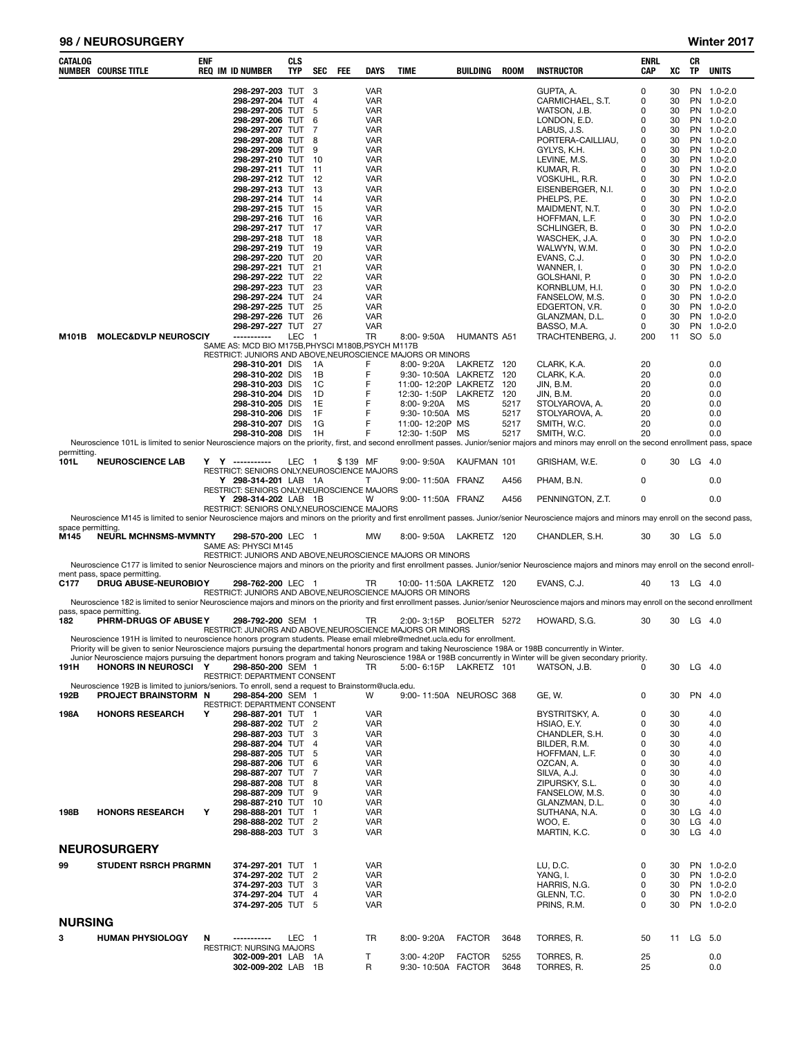| CATALOG NUMBER | COURSE TITLE | ENF REQ | IM | ID NUMBER | CLS TYP | SEC | FEE | DAYS | TIME | BUILDING | ROOM | INSTRUCTOR | ENRL CAP | XC | CR TP | UNITS |
|---|---|---|---|---|---|---|---|---|---|---|---|---|---|---|---|---|
| | | | | 298-297-203 | TUT | 3 | | VAR | | | | GUPTA, A. | 0 | 30 | PN | 1.0-2.0 |
| | | | | 298-297-204 | TUT | 4 | | VAR | | | | CARMICHAEL, S.T. | 0 | 30 | PN | 1.0-2.0 |
| | | | | 298-297-205 | TUT | 5 | | VAR | | | | WATSON, J.B. | 0 | 30 | PN | 1.0-2.0 |
| | | | | 298-297-206 | TUT | 6 | | VAR | | | | LONDON, E.D. | 0 | 30 | PN | 1.0-2.0 |
| | | | | 298-297-207 | TUT | 7 | | VAR | | | | LABUS, J.S. | 0 | 30 | PN | 1.0-2.0 |
| | | | | 298-297-208 | TUT | 8 | | VAR | | | | PORTERA-CAILLIAU, | 0 | 30 | PN | 1.0-2.0 |
| | | | | 298-297-209 | TUT | 9 | | VAR | | | | GYLYS, K.H. | 0 | 30 | PN | 1.0-2.0 |
| | | | | 298-297-210 | TUT | 10 | | VAR | | | | LEVINE, M.S. | 0 | 30 | PN | 1.0-2.0 |
| | | | | 298-297-211 | TUT | 11 | | VAR | | | | KUMAR, R. | 0 | 30 | PN | 1.0-2.0 |
| | | | | 298-297-212 | TUT | 12 | | VAR | | | | VOSKUHL, R.R. | 0 | 30 | PN | 1.0-2.0 |
| | | | | 298-297-213 | TUT | 13 | | VAR | | | | EISENBERGER, N.I. | 0 | 30 | PN | 1.0-2.0 |
| | | | | 298-297-214 | TUT | 14 | | VAR | | | | PHELPS, P.E. | 0 | 30 | PN | 1.0-2.0 |
| | | | | 298-297-215 | TUT | 15 | | VAR | | | | MAIDMENT, N.T. | 0 | 30 | PN | 1.0-2.0 |
| | | | | 298-297-216 | TUT | 16 | | VAR | | | | HOFFMAN, L.F. | 0 | 30 | PN | 1.0-2.0 |
| | | | | 298-297-217 | TUT | 17 | | VAR | | | | SCHLINGER, B. | 0 | 30 | PN | 1.0-2.0 |
| | | | | 298-297-218 | TUT | 18 | | VAR | | | | WASCHEK, J.A. | 0 | 30 | PN | 1.0-2.0 |
| | | | | 298-297-219 | TUT | 19 | | VAR | | | | WALWYN, W.M. | 0 | 30 | PN | 1.0-2.0 |
| | | | | 298-297-220 | TUT | 20 | | VAR | | | | EVANS, C.J. | 0 | 30 | PN | 1.0-2.0 |
| | | | | 298-297-221 | TUT | 21 | | VAR | | | | WANNER, I. | 0 | 30 | PN | 1.0-2.0 |
| | | | | 298-297-222 | TUT | 22 | | VAR | | | | GOLSHANI, P. | 0 | 30 | PN | 1.0-2.0 |
| | | | | 298-297-223 | TUT | 23 | | VAR | | | | KORNBLUM, H.I. | 0 | 30 | PN | 1.0-2.0 |
| | | | | 298-297-224 | TUT | 24 | | VAR | | | | FANSELOW, M.S. | 0 | 30 | PN | 1.0-2.0 |
| | | | | 298-297-225 | TUT | 25 | | VAR | | | | EDGERTON, V.R. | 0 | 30 | PN | 1.0-2.0 |
| | | | | 298-297-226 | TUT | 26 | | VAR | | | | GLANZMAN, D.L. | 0 | 30 | PN | 1.0-2.0 |
| | | | | 298-297-227 | TUT | 27 | | VAR | | | | BASSO, M.A. | 0 | 30 | PN | 1.0-2.0 |
| **M101B** | **MOLEC&DVLP NEUROSCIY** | | | ----------- | LEC | 1 | | TR | 8:00- 9:50A | HUMANTS | A51 | TRACHTENBERG, J. | 200 | 11 | SO | 5.0 |
| | SAME AS: MCD BIO M175B,PHYSCI M180B,PSYCH M117B | | | | | | | | | | | | | | | |
| | RESTRICT: JUNIORS AND ABOVE,NEUROSCIENCE MAJORS OR MINORS | | | | | | | | | | | | | | | |
| | | | | 298-310-201 | DIS | 1A | | F | 8:00- 9:20A | LAKRETZ | 120 | CLARK, K.A. | 20 | | | 0.0 |
| | | | | 298-310-202 | DIS | 1B | | F | 9:30- 10:50A | LAKRETZ | 120 | CLARK, K.A. | 20 | | | 0.0 |
| | | | | 298-310-203 | DIS | 1C | | F | 11:00- 12:20P | LAKRETZ | 120 | JIN, B.M. | 20 | | | 0.0 |
| | | | | 298-310-204 | DIS | 1D | | F | 12:30- 1:50P | LAKRETZ | 120 | JIN, B.M. | 20 | | | 0.0 |
| | | | | 298-310-205 | DIS | 1E | | F | 8:00- 9:20A | MS | 5217 | STOLYAROVA, A. | 20 | | | 0.0 |
| | | | | 298-310-206 | DIS | 1F | | F | 9:30- 10:50A | MS | 5217 | STOLYAROVA, A. | 20 | | | 0.0 |
| | | | | 298-310-207 | DIS | 1G | | F | 11:00- 12:20P | MS | 5217 | SMITH, W.C. | 20 | | | 0.0 |
| | | | | 298-310-208 | DIS | 1H | | F | 12:30- 1:50P | MS | 5217 | SMITH, W.C. | 20 | | | 0.0 |

Neuroscience 101L is limited to senior Neuroscience majors on the priority, first, and second enrollment passes. Junior/senior majors and minors may enroll on the second enrollment pass, space permitting.

| CATALOG NUMBER | COURSE TITLE | ENF REQ | IM | ID NUMBER | CLS TYP | SEC | FEE | DAYS | TIME | BUILDING | ROOM | INSTRUCTOR | ENRL CAP | XC | CR TP | UNITS |
|---|---|---|---|---|---|---|---|---|---|---|---|---|---|---|---|---|
| **101L** | **NEUROSCIENCE LAB** | Y | Y | ----------- | LEC | 1 | $ 139 | MF | 9:00- 9:50A | KAUFMAN | 101 | GRISHAM, W.E. | 0 | 30 | LG | 4.0 |
| | RESTRICT: SENIORS ONLY,NEUROSCIENCE MAJORS | | | | | | | | | | | | | | | |
| | | | Y | 298-314-201 | LAB | 1A | | T | 9:00- 11:50A | FRANZ | A456 | PHAM, B.N. | 0 | | | 0.0 |
| | RESTRICT: SENIORS ONLY,NEUROSCIENCE MAJORS | | | | | | | | | | | | | | | |
| | | | Y | 298-314-202 | LAB | 1B | | W | 9:00- 11:50A | FRANZ | A456 | PENNINGTON, Z.T. | 0 | | | 0.0 |
| | RESTRICT: SENIORS ONLY,NEUROSCIENCE MAJORS | | | | | | | | | | | | | | | |

Neuroscience M145 is limited to senior Neuroscience majors and minors on the priority and first enrollment passes. Junior/senior Neuroscience majors and minors may enroll on the second pass, space permitting.

| CATALOG NUMBER | COURSE TITLE | ENF REQ | IM | ID NUMBER | CLS TYP | SEC | FEE | DAYS | TIME | BUILDING | ROOM | INSTRUCTOR | ENRL CAP | XC | CR TP | UNITS |
|---|---|---|---|---|---|---|---|---|---|---|---|---|---|---|---|---|
| **M145** | **NEURL MCHNSMS-MVMNTY** | | | 298-570-200 | LEC | 1 | | MW | 8:00- 9:50A | LAKRETZ | 120 | CHANDLER, S.H. | 30 | 30 | LG | 5.0 |
| | SAME AS: PHYSCI M145 | | | | | | | | | | | | | | | |
| | RESTRICT: JUNIORS AND ABOVE,NEUROSCIENCE MAJORS OR MINORS | | | | | | | | | | | | | | | |

Neuroscience C177 is limited to senior Neuroscience majors and minors on the priority and first enrollment passes. Junior/senior Neuroscience majors and minors may enroll on the second enrollment pass, space permitting.

| CATALOG NUMBER | COURSE TITLE | ENF REQ | IM | ID NUMBER | CLS TYP | SEC | FEE | DAYS | TIME | BUILDING | ROOM | INSTRUCTOR | ENRL CAP | XC | CR TP | UNITS |
|---|---|---|---|---|---|---|---|---|---|---|---|---|---|---|---|---|
| **C177** | **DRUG ABUSE-NEUROBIOY** | | | 298-762-200 | LEC | 1 | | TR | 10:00- 11:50A | LAKRETZ | 120 | EVANS, C.J. | 40 | 13 | LG | 4.0 |
| | RESTRICT: JUNIORS AND ABOVE,NEUROSCIENCE MAJORS OR MINORS | | | | | | | | | | | | | | | |

Neuroscience 182 is limited to senior Neuroscience majors and minors on the priority and first enrollment passes. Junior/senior Neuroscience majors and minors may enroll on the second enrollment pass, space permitting.

| CATALOG NUMBER | COURSE TITLE | ENF REQ | IM | ID NUMBER | CLS TYP | SEC | FEE | DAYS | TIME | BUILDING | ROOM | INSTRUCTOR | ENRL CAP | XC | CR TP | UNITS |
|---|---|---|---|---|---|---|---|---|---|---|---|---|---|---|---|---|
| **182** | **PHRM-DRUGS OF ABUSEY** | | | 298-792-200 | SEM | 1 | | TR | 2:00- 3:15P | BOELTER | 5272 | HOWARD, S.G. | 30 | 30 | LG | 4.0 |
| | RESTRICT: JUNIORS AND ABOVE,NEUROSCIENCE MAJORS OR MINORS | | | | | | | | | | | | | | | |

Neuroscience 191H is limited to neuroscience honors program students. Please email mlebre@mednet.ucla.edu for enrollment.
Priority will be given to senior Neuroscience majors pursuing the departmental honors program and taking Neuroscience 198A or 198B concurrently in Winter.
Junior Neuroscience majors pursuing the department honors program and taking Neuroscience 198A or 198B concurrently in Winter will be given secondary priority.

| CATALOG NUMBER | COURSE TITLE | ENF REQ | IM | ID NUMBER | CLS TYP | SEC | FEE | DAYS | TIME | BUILDING | ROOM | INSTRUCTOR | ENRL CAP | XC | CR TP | UNITS |
|---|---|---|---|---|---|---|---|---|---|---|---|---|---|---|---|---|
| **191H** | **HONORS IN NEUROSCI** | Y | | 298-850-200 | SEM | 1 | | TR | 5:00- 6:15P | LAKRETZ | 101 | WATSON, J.B. | 0 | 30 | LG | 4.0 |
| | RESTRICT: DEPARTMENT CONSENT | | | | | | | | | | | | | | | |

Neuroscience 192B is limited to juniors/seniors. To enroll, send a request to Brainstorm@ucla.edu.

| CATALOG NUMBER | COURSE TITLE | ENF REQ | IM | ID NUMBER | CLS TYP | SEC | FEE | DAYS | TIME | BUILDING | ROOM | INSTRUCTOR | ENRL CAP | XC | CR TP | UNITS |
|---|---|---|---|---|---|---|---|---|---|---|---|---|---|---|---|---|
| **192B** | **PROJECT BRAINSTORM** | N | | 298-854-200 | SEM | 1 | | W | 9:00- 11:50A | NEUROSC | 368 | GE, W. | 0 | 30 | PN | 4.0 |
| | RESTRICT: DEPARTMENT CONSENT | | | | | | | | | | | | | | | |
| **198A** | **HONORS RESEARCH** | Y | | 298-887-201 | TUT | 1 | | VAR | | | | BYSTRITSKY, A. | 0 | 30 | | 4.0 |
| | | | | 298-887-202 | TUT | 2 | | VAR | | | | HSIAO, E.Y. | 0 | 30 | | 4.0 |
| | | | | 298-887-203 | TUT | 3 | | VAR | | | | CHANDLER, S.H. | 0 | 30 | | 4.0 |
| | | | | 298-887-204 | TUT | 4 | | VAR | | | | BILDER, R.M. | 0 | 30 | | 4.0 |
| | | | | 298-887-205 | TUT | 5 | | VAR | | | | HOFFMAN, L.F. | 0 | 30 | | 4.0 |
| | | | | 298-887-206 | TUT | 6 | | VAR | | | | OZCAN, A. | 0 | 30 | | 4.0 |
| | | | | 298-887-207 | TUT | 7 | | VAR | | | | SILVA, A.J. | 0 | 30 | | 4.0 |
| | | | | 298-887-208 | TUT | 8 | | VAR | | | | ZIPURSKY, S.L. | 0 | 30 | | 4.0 |
| | | | | 298-887-209 | TUT | 9 | | VAR | | | | FANSELOW, M.S. | 0 | 30 | | 4.0 |
| | | | | 298-887-210 | TUT | 10 | | VAR | | | | GLANZMAN, D.L. | 0 | 30 | | 4.0 |
| **198B** | **HONORS RESEARCH** | Y | | 298-888-201 | TUT | 1 | | VAR | | | | SUTHANA, N.A. | 0 | 30 | LG | 4.0 |
| | | | | 298-888-202 | TUT | 2 | | VAR | | | | WOO, E. | 0 | 30 | LG | 4.0 |
| | | | | 298-888-203 | TUT | 3 | | VAR | | | | MARTIN, K.C. | 0 | 30 | LG | 4.0 |

## NEUROSURGERY

| CATALOG NUMBER | COURSE TITLE | ENF REQ | IM | ID NUMBER | CLS TYP | SEC | FEE | DAYS | TIME | BUILDING | ROOM | INSTRUCTOR | ENRL CAP | XC | CR TP | UNITS |
|---|---|---|---|---|---|---|---|---|---|---|---|---|---|---|---|---|
| **99** | **STUDENT RSRCH PRGRMN** | | | 374-297-201 | TUT | 1 | | VAR | | | | LU, D.C. | 0 | 30 | PN | 1.0-2.0 |
| | | | | 374-297-202 | TUT | 2 | | VAR | | | | YANG, I. | 0 | 30 | PN | 1.0-2.0 |
| | | | | 374-297-203 | TUT | 3 | | VAR | | | | HARRIS, N.G. | 0 | 30 | PN | 1.0-2.0 |
| | | | | 374-297-204 | TUT | 4 | | VAR | | | | GLENN, T.C. | 0 | 30 | PN | 1.0-2.0 |
| | | | | 374-297-205 | TUT | 5 | | VAR | | | | PRINS, R.M. | 0 | 30 | PN | 1.0-2.0 |

## NURSING

| CATALOG NUMBER | COURSE TITLE | ENF REQ | IM | ID NUMBER | CLS TYP | SEC | FEE | DAYS | TIME | BUILDING | ROOM | INSTRUCTOR | ENRL CAP | XC | CR TP | UNITS |
|---|---|---|---|---|---|---|---|---|---|---|---|---|---|---|---|---|
| **3** | **HUMAN PHYSIOLOGY** | N | | ----------- | LEC | 1 | | TR | 8:00- 9:20A | FACTOR | 3648 | TORRES, R. | 50 | 11 | LG | 5.0 |
| | RESTRICT: NURSING MAJORS | | | | | | | | | | | | | | | |
| | | | | 302-009-201 | LAB | 1A | | T | 3:00- 4:20P | FACTOR | 5255 | TORRES, R. | 25 | | | 0.0 |
| | | | | 302-009-202 | LAB | 1B | | R | 9:30- 10:50A | FACTOR | 3648 | TORRES, R. | 25 | | | 0.0 |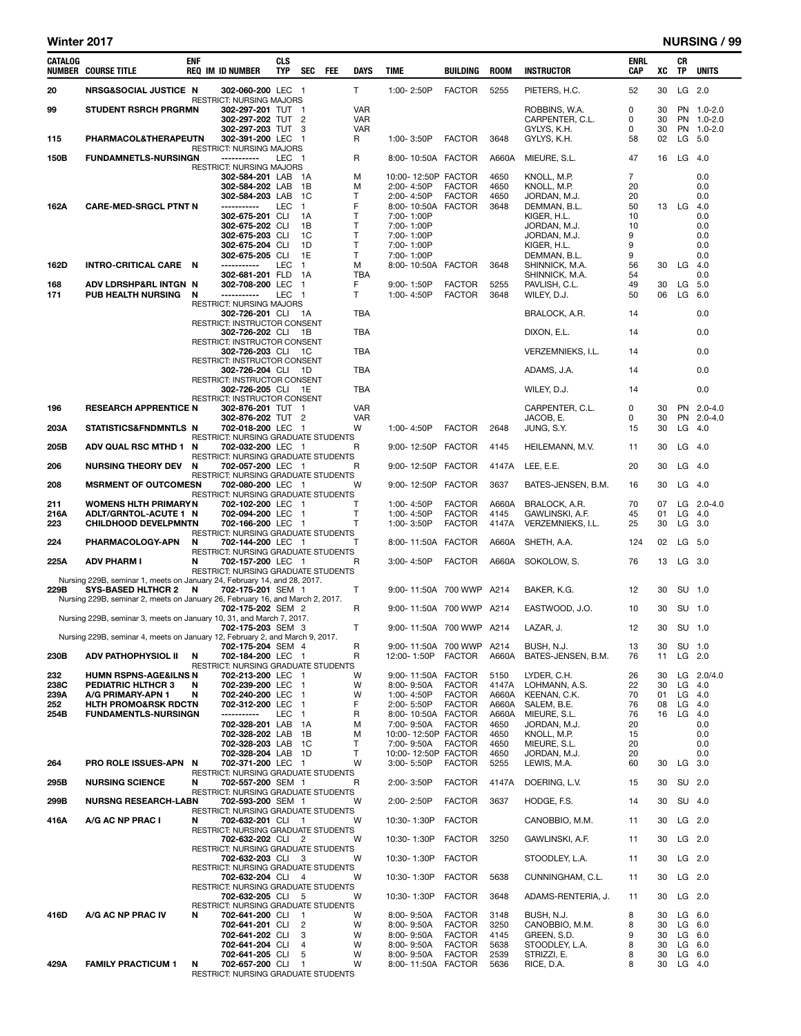## Winter 2017

## NURSING

| CATALOG NUMBER | COURSE TITLE | ENF REQ | IM | ID NUMBER | CLS TYP | SEC | FEE | DAYS | TIME | BUILDING | ROOM | INSTRUCTOR | ENRL CAP | XC | CR TP | UNITS |
|---|---|---|---|---|---|---|---|---|---|---|---|---|---|---|---|---|
| 20 | NRSG&SOCIAL JUSTICE | N | | 302-060-200 | LEC | 1 | | T | 1:00- 2:50P | FACTOR | 5255 | PIETERS, H.C. | 52 | 30 | LG | 2.0 |
| | RESTRICT: NURSING MAJORS | | | | | | | | | | | | | | | |
| 99 | STUDENT RSRCH PRGRM | N | | 302-297-201 | TUT | 1 | | VAR | | | | ROBBINS, W.A. | 0 | 30 | PN | 1.0-2.0 |
| | | | | 302-297-202 | TUT | 2 | | VAR | | | | CARPENTER, C.L. | 0 | 30 | PN | 1.0-2.0 |
| | | | | 302-297-203 | TUT | 3 | | VAR | | | | GYLYS, K.H. | 0 | 30 | PN | 1.0-2.0 |
| 115 | PHARMACOL&THERAPEUT | N | | 302-391-200 | LEC | 1 | | R | 1:00- 3:50P | FACTOR | 3648 | GYLYS, K.H. | 58 | 02 | LG | 5.0 |
| | RESTRICT: NURSING MAJORS | | | | | | | | | | | | | | | |
| 150B | FUNDAMNETLS-NURSING | N | | ----------- | LEC | 1 | | R | 8:00- 10:50A | FACTOR | A660A | MIEURE, S.L. | 47 | 16 | LG | 4.0 |
| | RESTRICT: NURSING MAJORS | | | | | | | | | | | | | | | |
| | | | | 302-584-201 | LAB | 1A | | M | 10:00- 12:50P | FACTOR | 4650 | KNOLL, M.P. | 7 | | | 0.0 |
| | | | | 302-584-202 | LAB | 1B | | M | 2:00- 4:50P | FACTOR | 4650 | KNOLL, M.P. | 20 | | | 0.0 |
| | | | | 302-584-203 | LAB | 1C | | T | 2:00- 4:50P | FACTOR | 4650 | JORDAN, M.J. | 20 | | | 0.0 |
| 162A | CARE-MED-SRGCL PTNT | N | | ----------- | LEC | 1 | | F | 8:00- 10:50A | FACTOR | 3648 | DEMMAN, B.L. | 50 | 13 | LG | 4.0 |
| | | | | 302-675-201 | CLI | 1A | | T | 7:00- 1:00P | | | KIGER, H.L. | 10 | | | 0.0 |
| | | | | 302-675-202 | CLI | 1B | | T | 7:00- 1:00P | | | JORDAN, M.J. | 10 | | | 0.0 |
| | | | | 302-675-203 | CLI | 1C | | T | 7:00- 1:00P | | | JORDAN, M.J. | 9 | | | 0.0 |
| | | | | 302-675-204 | CLI | 1D | | T | 7:00- 1:00P | | | KIGER, H.L. | 9 | | | 0.0 |
| | | | | 302-675-205 | CLI | 1E | | T | 7:00- 1:00P | | | DEMMAN, B.L. | 9 | | | 0.0 |
| 162D | INTRO-CRITICAL CARE | N | | ----------- | LEC | 1 | | M | 8:00- 10:50A | FACTOR | 3648 | SHINNICK, M.A. | 56 | 30 | LG | 4.0 |
| | | | | 302-681-201 | FLD | 1A | | TBA | | | | SHINNICK, M.A. | 54 | | | 0.0 |
| 168 | ADV LDRSHP&RL INTGN | N | | 302-708-200 | LEC | 1 | | F | 9:00- 1:50P | FACTOR | 5255 | PAVLISH, C.L. | 49 | 30 | LG | 5.0 |
| 171 | PUB HEALTH NURSING | N | | ----------- | LEC | 1 | | T | 1:00- 4:50P | FACTOR | 3648 | WILEY, D.J. | 50 | 06 | LG | 6.0 |
| | RESTRICT: NURSING MAJORS | | | | | | | | | | | | | | | |
| | | | | 302-726-201 | CLI | 1A | | TBA | | | | BRALOCK, A.R. | 14 | | | 0.0 |
| | RESTRICT: INSTRUCTOR CONSENT | | | | | | | | | | | | | | | |
| | | | | 302-726-202 | CLI | 1B | | TBA | | | | DIXON, E.L. | 14 | | | 0.0 |
| | RESTRICT: INSTRUCTOR CONSENT | | | | | | | | | | | | | | | |
| | | | | 302-726-203 | CLI | 1C | | TBA | | | | VERZEMNIEKS, I.L. | 14 | | | 0.0 |
| | RESTRICT: INSTRUCTOR CONSENT | | | | | | | | | | | | | | | |
| | | | | 302-726-204 | CLI | 1D | | TBA | | | | ADAMS, J.A. | 14 | | | 0.0 |
| | RESTRICT: INSTRUCTOR CONSENT | | | | | | | | | | | | | | | |
| | | | | 302-726-205 | CLI | 1E | | TBA | | | | WILEY, D.J. | 14 | | | 0.0 |
| | RESTRICT: INSTRUCTOR CONSENT | | | | | | | | | | | | | | | |
| 196 | RESEARCH APPRENTICE | N | | 302-876-201 | TUT | 1 | | VAR | | | | CARPENTER, C.L. | 0 | 30 | PN | 2.0-4.0 |
| | | | | 302-876-202 | TUT | 2 | | VAR | | | | JACOB, E. | 0 | 30 | PN | 2.0-4.0 |
| 203A | STATISTICS&FNDMNTLS | N | | 702-018-200 | LEC | 1 | | W | 1:00- 4:50P | FACTOR | 2648 | JUNG, S.Y. | 15 | 30 | LG | 4.0 |
| | RESTRICT: NURSING GRADUATE STUDENTS | | | | | | | | | | | | | | | |
| 205B | ADV QUAL RSC MTHD 1 | N | | 702-032-200 | LEC | 1 | | R | 9:00- 12:50P | FACTOR | 4145 | HEILEMANN, M.V. | 11 | 30 | LG | 4.0 |
| | RESTRICT: NURSING GRADUATE STUDENTS | | | | | | | | | | | | | | | |
| 206 | NURSING THEORY DEV | N | | 702-057-200 | LEC | 1 | | R | 9:00- 12:50P | FACTOR | 4147A | LEE, E.E. | 20 | 30 | LG | 4.0 |
| | RESTRICT: NURSING GRADUATE STUDENTS | | | | | | | | | | | | | | | |
| 208 | MSRMENT OF OUTCOMES | N | | 702-080-200 | LEC | 1 | | W | 9:00- 12:50P | FACTOR | 3637 | BATES-JENSEN, B.M. | 16 | 30 | LG | 4.0 |
| | RESTRICT: NURSING GRADUATE STUDENTS | | | | | | | | | | | | | | | |
| 211 | WOMENS HLTH PRIMARY | N | | 702-102-200 | LEC | 1 | | T | 1:00- 4:50P | FACTOR | A660A | BRALOCK, A.R. | 70 | 07 | LG | 2.0-4.0 |
| 216A | ADLT/GRNTOL-ACUTE 1 | N | | 702-094-200 | LEC | 1 | | T | 1:00- 4:50P | FACTOR | 4145 | GAWLINSKI, A.F. | 45 | 01 | LG | 4.0 |
| 223 | CHILDHOOD DEVELPMNT | N | | 702-166-200 | LEC | 1 | | T | 1:00- 3:50P | FACTOR | 4147A | VERZEMNIEKS, I.L. | 25 | 30 | LG | 3.0 |
| | RESTRICT: NURSING GRADUATE STUDENTS | | | | | | | | | | | | | | | |
| 224 | PHARMACOLOGY-APN | N | | 702-144-200 | LEC | 1 | | T | 8:00- 11:50A | FACTOR | A660A | SHETH, A.A. | 124 | 02 | LG | 5.0 |
| | RESTRICT: NURSING GRADUATE STUDENTS | | | | | | | | | | | | | | | |
| 225A | ADV PHARM I | N | | 702-157-200 | LEC | 1 | | R | 3:00- 4:50P | FACTOR | A660A | SOKOLOW, S. | 76 | 13 | LG | 3.0 |
| | RESTRICT: NURSING GRADUATE STUDENTS | | | | | | | | | | | | | | | |
| | Nursing 229B, seminar 1, meets on January 24, February 14, and 28, 2017. | | | | | | | | | | | | | | | |
| 229B | SYS-BASED HLTHCR 2 | N | | 702-175-201 | SEM | 1 | | T | 9:00- 11:50A | 700 WWP | A214 | BAKER, K.G. | 12 | 30 | SU | 1.0 |
| | Nursing 229B, seminar 2, meets on January 26, February 16, and March 2, 2017. | | | | | | | | | | | | | | | |
| | | | | 702-175-202 | SEM | 2 | | R | 9:00- 11:50A | 700 WWP | A214 | EASTWOOD, J.O. | 10 | 30 | SU | 1.0 |
| | Nursing 229B, seminar 3, meets on January 10, 31, and March 7, 2017. | | | | | | | | | | | | | | | |
| | | | | 702-175-203 | SEM | 3 | | T | 9:00- 11:50A | 700 WWP | A214 | LAZAR, J. | 12 | 30 | SU | 1.0 |
| | Nursing 229B, seminar 4, meets on January 12, February 2, and March 9, 2017. | | | | | | | | | | | | | | | |
| | | | | 702-175-204 | SEM | 4 | | R | 9:00- 11:50A | 700 WWP | A214 | BUSH, N.J. | 13 | 30 | SU | 1.0 |
| 230B | ADV PATHOPHYSIOL II | N | | 702-184-200 | LEC | 1 | | R | 12:00- 1:50P | FACTOR | A660A | BATES-JENSEN, B.M. | 76 | 11 | LG | 2.0 |
| | RESTRICT: NURSING GRADUATE STUDENTS | | | | | | | | | | | | | | | |
| 232 | HUMN RSPNS-AGE&ILNS | N | | 702-213-200 | LEC | 1 | | W | 9:00- 11:50A | FACTOR | 5150 | LYDER, C.H. | 26 | 30 | LG | 2.0/4.0 |
| 238C | PEDIATRIC HLTHCR 3 | N | | 702-239-200 | LEC | 1 | | W | 8:00- 9:50A | FACTOR | 4147A | LOHMANN, A.S. | 22 | 30 | LG | 4.0 |
| 239A | A/G PRIMARY-APN 1 | N | | 702-240-200 | LEC | 1 | | W | 1:00- 4:50P | FACTOR | A660A | KEENAN, C.K. | 70 | 01 | LG | 4.0 |
| 252 | HLTH PROMO&RSK RDCT | N | | 702-312-200 | LEC | 1 | | F | 2:00- 5:50P | FACTOR | A660A | SALEM, B.E. | 76 | 08 | LG | 4.0 |
| 254B | FUNDAMENTLS-NURSING | N | | ----------- | LEC | 1 | | R | 8:00- 10:50A | FACTOR | A660A | MIEURE, S.L. | 76 | 16 | LG | 4.0 |
| | | | | 702-328-201 | LAB | 1A | | M | 7:00- 9:50A | FACTOR | 4650 | JORDAN, M.J. | 20 | | | 0.0 |
| | | | | 702-328-202 | LAB | 1B | | M | 10:00- 12:50P | FACTOR | 4650 | KNOLL, M.P. | 15 | | | 0.0 |
| | | | | 702-328-203 | LAB | 1C | | T | 7:00- 9:50A | FACTOR | 4650 | MIEURE, S.L. | 20 | | | 0.0 |
| | | | | 702-328-204 | LAB | 1D | | T | 10:00- 12:50P | FACTOR | 4650 | JORDAN, M.J. | 20 | | | 0.0 |
| 264 | PRO ROLE ISSUES-APN | N | | 702-371-200 | LEC | 1 | | W | 3:00- 5:50P | FACTOR | 5255 | LEWIS, M.A. | 60 | 30 | LG | 3.0 |
| | RESTRICT: NURSING GRADUATE STUDENTS | | | | | | | | | | | | | | | |
| 295B | NURSING SCIENCE | N | | 702-557-200 | SEM | 1 | | R | 2:00- 3:50P | FACTOR | 4147A | DOERING, L.V. | 15 | 30 | SU | 2.0 |
| | RESTRICT: NURSING GRADUATE STUDENTS | | | | | | | | | | | | | | | |
| 299B | NURSNG RESEARCH-LAB | N | | 702-593-200 | SEM | 1 | | W | 2:00- 2:50P | FACTOR | 3637 | HODGE, F.S. | 14 | 30 | SU | 4.0 |
| | RESTRICT: NURSING GRADUATE STUDENTS | | | | | | | | | | | | | | | |
| 416A | A/G AC NP PRAC I | N | | 702-632-201 | CLI | 1 | | W | 10:30- 1:30P | FACTOR | | CANOBBIO, M.M. | 11 | 30 | LG | 2.0 |
| | RESTRICT: NURSING GRADUATE STUDENTS | | | | | | | | | | | | | | | |
| | | | | 702-632-202 | CLI | 2 | | W | 10:30- 1:30P | FACTOR | 3250 | GAWLINSKI, A.F. | 11 | 30 | LG | 2.0 |
| | RESTRICT: NURSING GRADUATE STUDENTS | | | | | | | | | | | | | | | |
| | | | | 702-632-203 | CLI | 3 | | W | 10:30- 1:30P | FACTOR | | STOODLEY, L.A. | 11 | 30 | LG | 2.0 |
| | RESTRICT: NURSING GRADUATE STUDENTS | | | | | | | | | | | | | | | |
| | | | | 702-632-204 | CLI | 4 | | W | 10:30- 1:30P | FACTOR | 5638 | CUNNINGHAM, C.L. | 11 | 30 | LG | 2.0 |
| | RESTRICT: NURSING GRADUATE STUDENTS | | | | | | | | | | | | | | | |
| | | | | 702-632-205 | CLI | 5 | | W | 10:30- 1:30P | FACTOR | 3648 | ADAMS-RENTERIA, J. | 11 | 30 | LG | 2.0 |
| | RESTRICT: NURSING GRADUATE STUDENTS | | | | | | | | | | | | | | | |
| 416D | A/G AC NP PRAC IV | N | | 702-641-200 | CLI | 1 | | W | 8:00- 9:50A | FACTOR | 3148 | BUSH, N.J. | 8 | 30 | LG | 6.0 |
| | | | | 702-641-201 | CLI | 2 | | W | 8:00- 9:50A | FACTOR | 3250 | CANOBBIO, M.M. | 8 | 30 | LG | 6.0 |
| | | | | 702-641-202 | CLI | 3 | | W | 8:00- 9:50A | FACTOR | 4145 | GREEN, S.D. | 9 | 30 | LG | 6.0 |
| | | | | 702-641-204 | CLI | 4 | | W | 8:00- 9:50A | FACTOR | 5638 | STOODLEY, L.A. | 8 | 30 | LG | 6.0 |
| | | | | 702-641-205 | CLI | 5 | | W | 8:00- 9:50A | FACTOR | 2539 | STRIZZI, E. | 8 | 30 | LG | 6.0 |
| 429A | FAMILY PRACTICUM 1 | N | | 702-657-200 | CLI | 1 | | W | 8:00- 11:50A | FACTOR | 5636 | RICE, D.A. | 8 | 30 | LG | 4.0 |
| | RESTRICT: NURSING GRADUATE STUDENTS | | | | | | | | | | | | | | | |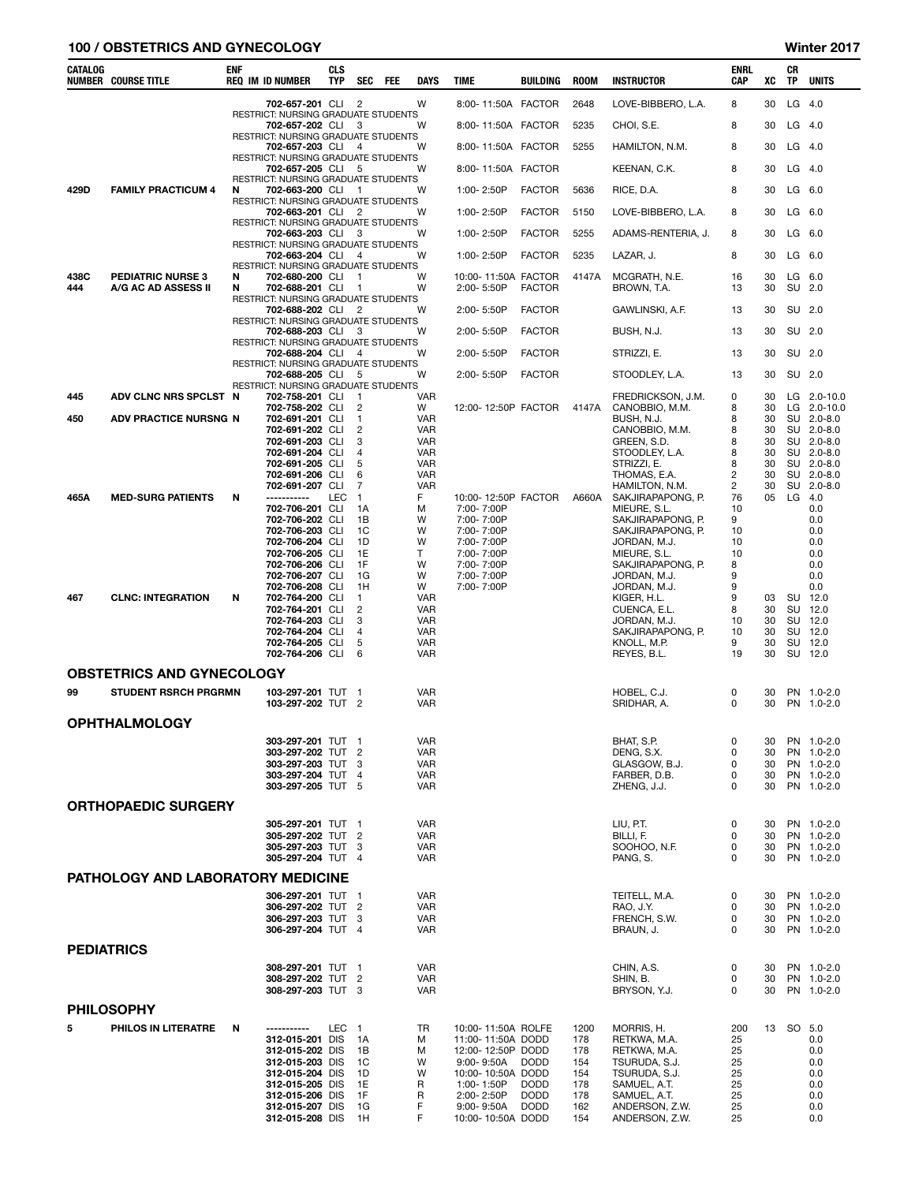| CATALOG NUMBER | COURSE TITLE | ENF REQ | IM | ID NUMBER | CLS TYP | SEC | FEE | DAYS | TIME | BUILDING | ROOM | INSTRUCTOR | ENRL CAP | XC | CR TP | UNITS |
|---|---|---|---|---|---|---|---|---|---|---|---|---|---|---|---|---|
| | | | | 702-657-201 | CLI | 2 | | W | 8:00- 11:50A | FACTOR | 2648 | LOVE-BIBBERO, L.A. | 8 | 30 | LG | 4.0 |
| | RESTRICT: NURSING GRADUATE STUDENTS | | | | | | | | | | | | | | | |
| | | | | 702-657-202 | CLI | 3 | | W | 8:00- 11:50A | FACTOR | 5235 | CHOI, S.E. | 8 | 30 | LG | 4.0 |
| | RESTRICT: NURSING GRADUATE STUDENTS | | | | | | | | | | | | | | | |
| | | | | 702-657-203 | CLI | 4 | | W | 8:00- 11:50A | FACTOR | 5255 | HAMILTON, N.M. | 8 | 30 | LG | 4.0 |
| | RESTRICT: NURSING GRADUATE STUDENTS | | | | | | | | | | | | | | | |
| | | | | 702-657-205 | CLI | 5 | | W | 8:00- 11:50A | FACTOR | | KEENAN, C.K. | 8 | 30 | LG | 4.0 |
| | RESTRICT: NURSING GRADUATE STUDENTS | | | | | | | | | | | | | | | |
| 429D | FAMILY PRACTICUM 4 | N | | 702-663-200 | CLI | 1 | | W | 1:00- 2:50P | FACTOR | 5636 | RICE, D.A. | 8 | 30 | LG | 6.0 |
| | RESTRICT: NURSING GRADUATE STUDENTS | | | | | | | | | | | | | | | |
| | | | | 702-663-201 | CLI | 2 | | W | 1:00- 2:50P | FACTOR | 5150 | LOVE-BIBBERO, L.A. | 8 | 30 | LG | 6.0 |
| | RESTRICT: NURSING GRADUATE STUDENTS | | | | | | | | | | | | | | | |
| | | | | 702-663-203 | CLI | 3 | | W | 1:00- 2:50P | FACTOR | 5255 | ADAMS-RENTERIA, J. | 8 | 30 | LG | 6.0 |
| | RESTRICT: NURSING GRADUATE STUDENTS | | | | | | | | | | | | | | | |
| | | | | 702-663-204 | CLI | 4 | | W | 1:00- 2:50P | FACTOR | 5235 | LAZAR, J. | 8 | 30 | LG | 6.0 |
| | RESTRICT: NURSING GRADUATE STUDENTS | | | | | | | | | | | | | | | |
| 438C | PEDIATRIC NURSE 3 | N | | 702-680-200 | CLI | 1 | | W | 10:00- 11:50A | FACTOR | 4147A | MCGRATH, N.E. | 16 | 30 | LG | 6.0 |
| 444 | A/G AC AD ASSESS II | N | | 702-688-201 | CLI | 1 | | W | 2:00- 5:50P | FACTOR | | BROWN, T.A. | 13 | 30 | SU | 2.0 |
| | RESTRICT: NURSING GRADUATE STUDENTS | | | | | | | | | | | | | | | |
| | | | | 702-688-202 | CLI | 2 | | W | 2:00- 5:50P | FACTOR | | GAWLINSKI, A.F. | 13 | 30 | SU | 2.0 |
| | RESTRICT: NURSING GRADUATE STUDENTS | | | | | | | | | | | | | | | |
| | | | | 702-688-203 | CLI | 3 | | W | 2:00- 5:50P | FACTOR | | BUSH, N.J. | 13 | 30 | SU | 2.0 |
| | RESTRICT: NURSING GRADUATE STUDENTS | | | | | | | | | | | | | | | |
| | | | | 702-688-204 | CLI | 4 | | W | 2:00- 5:50P | FACTOR | | STRIZZI, E. | 13 | 30 | SU | 2.0 |
| | RESTRICT: NURSING GRADUATE STUDENTS | | | | | | | | | | | | | | | |
| | | | | 702-688-205 | CLI | 5 | | W | 2:00- 5:50P | FACTOR | | STOODLEY, L.A. | 13 | 30 | SU | 2.0 |
| | RESTRICT: NURSING GRADUATE STUDENTS | | | | | | | | | | | | | | | |
| 445 | ADV CLNC NRS SPCLST | N | | 702-758-201 | CLI | 1 | | VAR | | | | FREDRICKSON, J.M. | 0 | 30 | LG | 2.0-10.0 |
| | | | | 702-758-202 | CLI | 2 | | W | 12:00- 12:50P | FACTOR | 4147A | CANOBBIO, M.M. | 8 | 30 | LG | 2.0-10.0 |
| 450 | ADV PRACTICE NURSNG | N | | 702-691-201 | CLI | 1 | | VAR | | | | BUSH, N.J. | 8 | 30 | SU | 2.0-8.0 |
| | | | | 702-691-202 | CLI | 2 | | VAR | | | | CANOBBIO, M.M. | 8 | 30 | SU | 2.0-8.0 |
| | | | | 702-691-203 | CLI | 3 | | VAR | | | | GREEN, S.D. | 8 | 30 | SU | 2.0-8.0 |
| | | | | 702-691-204 | CLI | 4 | | VAR | | | | STOODLEY, L.A. | 8 | 30 | SU | 2.0-8.0 |
| | | | | 702-691-205 | CLI | 5 | | VAR | | | | STRIZZI, E. | 8 | 30 | SU | 2.0-8.0 |
| | | | | 702-691-206 | CLI | 6 | | VAR | | | | THOMAS, E.A. | 2 | 30 | SU | 2.0-8.0 |
| | | | | 702-691-207 | CLI | 7 | | VAR | | | | HAMILTON, N.M. | 2 | 30 | SU | 2.0-8.0 |
| 465A | MED-SURG PATIENTS | N | | ----------- | LEC | 1 | | F | 10:00- 12:50P | FACTOR | A660A | SAKJIRAPAPONG, P. | 76 | 05 | LG | 4.0 |
| | | | | 702-706-201 | CLI | 1A | | M | 7:00- 7:00P | | | MIEURE, S.L. | 10 | | | 0.0 |
| | | | | 702-706-202 | CLI | 1B | | W | 7:00- 7:00P | | | SAKJIRAPAPONG, P. | 9 | | | 0.0 |
| | | | | 702-706-203 | CLI | 1C | | W | 7:00- 7:00P | | | SAKJIRAPAPONG, P. | 10 | | | 0.0 |
| | | | | 702-706-204 | CLI | 1D | | W | 7:00- 7:00P | | | JORDAN, M.J. | 10 | | | 0.0 |
| | | | | 702-706-205 | CLI | 1E | | T | 7:00- 7:00P | | | MIEURE, S.L. | 10 | | | 0.0 |
| | | | | 702-706-206 | CLI | 1F | | W | 7:00- 7:00P | | | SAKJIRAPAPONG, P. | 8 | | | 0.0 |
| | | | | 702-706-207 | CLI | 1G | | W | 7:00- 7:00P | | | JORDAN, M.J. | 9 | | | 0.0 |
| | | | | 702-706-208 | CLI | 1H | | W | 7:00- 7:00P | | | JORDAN, M.J. | 9 | | | 0.0 |
| 467 | CLNC: INTEGRATION | N | | 702-764-200 | CLI | 1 | | VAR | | | | KIGER, H.L. | 9 | 03 | SU | 12.0 |
| | | | | 702-764-201 | CLI | 2 | | VAR | | | | CUENCA, E.L. | 8 | 30 | SU | 12.0 |
| | | | | 702-764-203 | CLI | 3 | | VAR | | | | JORDAN, M.J. | 10 | 30 | SU | 12.0 |
| | | | | 702-764-204 | CLI | 4 | | VAR | | | | SAKJIRAPAPONG, P. | 10 | 30 | SU | 12.0 |
| | | | | 702-764-205 | CLI | 5 | | VAR | | | | KNOLL, M.P. | 9 | 30 | SU | 12.0 |
| | | | | 702-764-206 | CLI | 6 | | VAR | | | | REYES, B.L. | 19 | 30 | SU | 12.0 |

## OBSTETRICS AND GYNECOLOGY

| CATALOG NUMBER | COURSE TITLE | ENF REQ | IM | ID NUMBER | CLS TYP | SEC | FEE | DAYS | TIME | BUILDING | ROOM | INSTRUCTOR | ENRL CAP | XC | CR TP | UNITS |
|---|---|---|---|---|---|---|---|---|---|---|---|---|---|---|---|---|
| 99 | STUDENT RSRCH PRGRMN | | | 103-297-201 | TUT | 1 | | VAR | | | | HOBEL, C.J. | 0 | 30 | PN | 1.0-2.0 |
| | | | | 103-297-202 | TUT | 2 | | VAR | | | | SRIDHAR, A. | 0 | 30 | PN | 1.0-2.0 |

## OPHTHALMOLOGY

| CATALOG NUMBER | COURSE TITLE | ENF REQ | IM | ID NUMBER | CLS TYP | SEC | FEE | DAYS | TIME | BUILDING | ROOM | INSTRUCTOR | ENRL CAP | XC | CR TP | UNITS |
|---|---|---|---|---|---|---|---|---|---|---|---|---|---|---|---|---|
| | | | | 303-297-201 | TUT | 1 | | VAR | | | | BHAT, S.P. | 0 | 30 | PN | 1.0-2.0 |
| | | | | 303-297-202 | TUT | 2 | | VAR | | | | DENG, S.X. | 0 | 30 | PN | 1.0-2.0 |
| | | | | 303-297-203 | TUT | 3 | | VAR | | | | GLASGOW, B.J. | 0 | 30 | PN | 1.0-2.0 |
| | | | | 303-297-204 | TUT | 4 | | VAR | | | | FARBER, D.B. | 0 | 30 | PN | 1.0-2.0 |
| | | | | 303-297-205 | TUT | 5 | | VAR | | | | ZHENG, J.J. | 0 | 30 | PN | 1.0-2.0 |

## ORTHOPAEDIC SURGERY

| CATALOG NUMBER | COURSE TITLE | ENF REQ | IM | ID NUMBER | CLS TYP | SEC | FEE | DAYS | TIME | BUILDING | ROOM | INSTRUCTOR | ENRL CAP | XC | CR TP | UNITS |
|---|---|---|---|---|---|---|---|---|---|---|---|---|---|---|---|---|
| | | | | 305-297-201 | TUT | 1 | | VAR | | | | LIU, P.T. | 0 | 30 | PN | 1.0-2.0 |
| | | | | 305-297-202 | TUT | 2 | | VAR | | | | BILLI, F. | 0 | 30 | PN | 1.0-2.0 |
| | | | | 305-297-203 | TUT | 3 | | VAR | | | | SOOHOO, N.F. | 0 | 30 | PN | 1.0-2.0 |
| | | | | 305-297-204 | TUT | 4 | | VAR | | | | PANG, S. | 0 | 30 | PN | 1.0-2.0 |

## PATHOLOGY AND LABORATORY MEDICINE

| CATALOG NUMBER | COURSE TITLE | ENF REQ | IM | ID NUMBER | CLS TYP | SEC | FEE | DAYS | TIME | BUILDING | ROOM | INSTRUCTOR | ENRL CAP | XC | CR TP | UNITS |
|---|---|---|---|---|---|---|---|---|---|---|---|---|---|---|---|---|
| | | | | 306-297-201 | TUT | 1 | | VAR | | | | TEITELL, M.A. | 0 | 30 | PN | 1.0-2.0 |
| | | | | 306-297-202 | TUT | 2 | | VAR | | | | RAO, J.Y. | 0 | 30 | PN | 1.0-2.0 |
| | | | | 306-297-203 | TUT | 3 | | VAR | | | | FRENCH, S.W. | 0 | 30 | PN | 1.0-2.0 |
| | | | | 306-297-204 | TUT | 4 | | VAR | | | | BRAUN, J. | 0 | 30 | PN | 1.0-2.0 |

## PEDIATRICS

| CATALOG NUMBER | COURSE TITLE | ENF REQ | IM | ID NUMBER | CLS TYP | SEC | FEE | DAYS | TIME | BUILDING | ROOM | INSTRUCTOR | ENRL CAP | XC | CR TP | UNITS |
|---|---|---|---|---|---|---|---|---|---|---|---|---|---|---|---|---|
| | | | | 308-297-201 | TUT | 1 | | VAR | | | | CHIN, A.S. | 0 | 30 | PN | 1.0-2.0 |
| | | | | 308-297-202 | TUT | 2 | | VAR | | | | SHIN, B. | 0 | 30 | PN | 1.0-2.0 |
| | | | | 308-297-203 | TUT | 3 | | VAR | | | | BRYSON, Y.J. | 0 | 30 | PN | 1.0-2.0 |

## PHILOSOPHY

| CATALOG NUMBER | COURSE TITLE | ENF REQ | IM | ID NUMBER | CLS TYP | SEC | FEE | DAYS | TIME | BUILDING | ROOM | INSTRUCTOR | ENRL CAP | XC | CR TP | UNITS |
|---|---|---|---|---|---|---|---|---|---|---|---|---|---|---|---|---|
| 5 | PHILOS IN LITERATRE | N | | ----------- | LEC | 1 | | TR | 10:00- 11:50A | ROLFE | 1200 | MORRIS, H. | 200 | 13 | SO | 5.0 |
| | | | | 312-015-201 | DIS | 1A | | M | 11:00- 11:50A | DODD | 178 | RETKWA, M.A. | 25 | | | 0.0 |
| | | | | 312-015-202 | DIS | 1B | | M | 12:00- 12:50P | DODD | 178 | RETKWA, M.A. | 25 | | | 0.0 |
| | | | | 312-015-203 | DIS | 1C | | W | 9:00- 9:50A | DODD | 154 | TSURUDA, S.J. | 25 | | | 0.0 |
| | | | | 312-015-204 | DIS | 1D | | W | 10:00- 10:50A | DODD | 154 | TSURUDA, S.J. | 25 | | | 0.0 |
| | | | | 312-015-205 | DIS | 1E | | R | 1:00- 1:50P | DODD | 178 | SAMUEL, A.T. | 25 | | | 0.0 |
| | | | | 312-015-206 | DIS | 1F | | R | 2:00- 2:50P | DODD | 178 | SAMUEL, A.T. | 25 | | | 0.0 |
| | | | | 312-015-207 | DIS | 1G | | F | 9:00- 9:50A | DODD | 162 | ANDERSON, Z.W. | 25 | | | 0.0 |
| | | | | 312-015-208 | DIS | 1H | | F | 10:00- 10:50A | DODD | 154 | ANDERSON, Z.W. | 25 | | | 0.0 |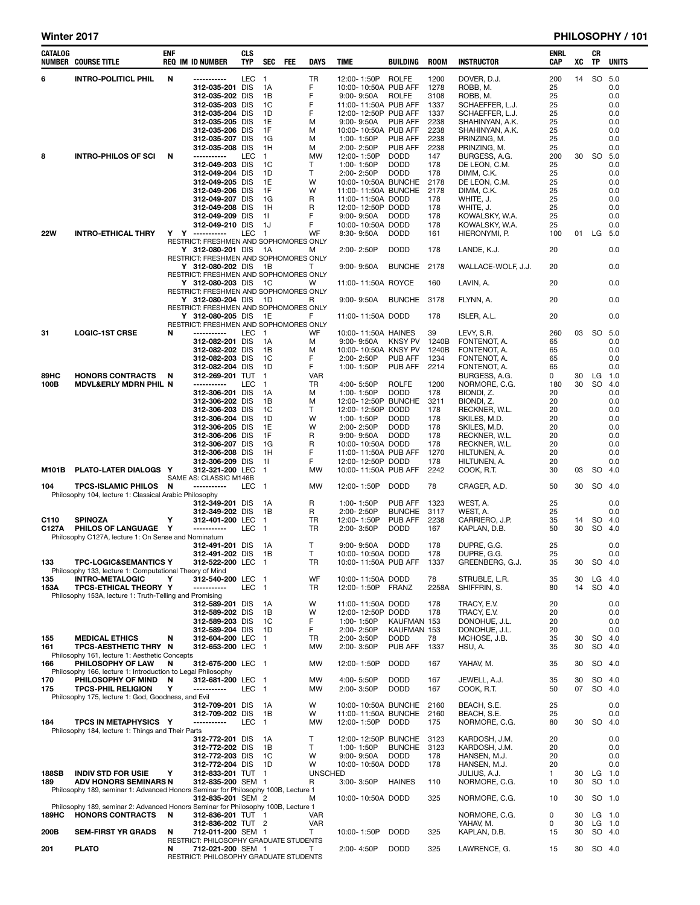| CATALOG NUMBER | COURSE TITLE | ENF REQ | IM | ID NUMBER | CLS TYP | SEC | FEE | DAYS | TIME | BUILDING | ROOM | INSTRUCTOR | ENRL CAP | XC | CR TP | UNITS |
|---|---|---|---|---|---|---|---|---|---|---|---|---|---|---|---|---|
| 6 | INTRO-POLITICL PHIL | N | | ----------- | LEC | 1 | | TR | 12:00- 1:50P | ROLFE | 1200 | DOVER, D.J. | 200 | 14 | SO | 5.0 |
| | | | | 312-035-201 | DIS | 1A | | F | 10:00- 10:50A | PUB AFF | 1278 | ROBB, M. | 25 | | | 0.0 |
| | | | | 312-035-202 | DIS | 1B | | F | 9:00- 9:50A | ROLFE | 3108 | ROBB, M. | 25 | | | 0.0 |
| | | | | 312-035-203 | DIS | 1C | | F | 11:00- 11:50A | PUB AFF | 1337 | SCHAEFFER, L.J. | 25 | | | 0.0 |
| | | | | 312-035-204 | DIS | 1D | | F | 12:00- 12:50P | PUB AFF | 1337 | SCHAEFFER, L.J. | 25 | | | 0.0 |
| | | | | 312-035-205 | DIS | 1E | | M | 9:00- 9:50A | PUB AFF | 2238 | SHAHINYAN, A.K. | 25 | | | 0.0 |
| | | | | 312-035-206 | DIS | 1F | | M | 10:00- 10:50A | PUB AFF | 2238 | SHAHINYAN, A.K. | 25 | | | 0.0 |
| | | | | 312-035-207 | DIS | 1G | | M | 1:00- 1:50P | PUB AFF | 2238 | PRINZING, M. | 25 | | | 0.0 |
| | | | | 312-035-208 | DIS | 1H | | M | 2:00- 2:50P | PUB AFF | 2238 | PRINZING, M. | 25 | | | 0.0 |
| 8 | INTRO-PHILOS OF SCI | N | | ----------- | LEC | 1 | | MW | 12:00- 1:50P | DODD | 147 | BURGESS, A.G. | 200 | 30 | SO | 5.0 |
| | | | | 312-049-203 | DIS | 1C | | T | 1:00- 1:50P | DODD | 178 | DE LEON, C.M. | 25 | | | 0.0 |
| | | | | 312-049-204 | DIS | 1D | | T | 2:00- 2:50P | DODD | 178 | DIMM, C.K. | 25 | | | 0.0 |
| | | | | 312-049-205 | DIS | 1E | | W | 10:00- 10:50A | BUNCHE | 2178 | DE LEON, C.M. | 25 | | | 0.0 |
| | | | | 312-049-206 | DIS | 1F | | W | 11:00- 11:50A | BUNCHE | 2178 | DIMM, C.K. | 25 | | | 0.0 |
| | | | | 312-049-207 | DIS | 1G | | R | 11:00- 11:50A | DODD | 178 | WHITE, J. | 25 | | | 0.0 |
| | | | | 312-049-208 | DIS | 1H | | R | 12:00- 12:50P | DODD | 178 | WHITE, J. | 25 | | | 0.0 |
| | | | | 312-049-209 | DIS | 1I | | F | 9:00- 9:50A | DODD | 178 | KOWALSKY, W.A. | 25 | | | 0.0 |
| | | | | 312-049-210 | DIS | 1J | | F | 10:00- 10:50A | DODD | 178 | KOWALSKY, W.A. | 25 | | | 0.0 |
| 22W | INTRO-ETHICAL THRY | Y | Y | ----------- | LEC | 1 | | WF | 8:30- 9:50A | DODD | 161 | HIERONYMI, P. | 100 | 01 | LG | 5.0 |
| | RESTRICT: FRESHMEN AND SOPHOMORES ONLY | | | | | | | | | | | | | | | |
| | | | Y | 312-080-201 | DIS | 1A | | M | 2:00- 2:50P | DODD | 178 | LANDE, K.J. | 20 | | | 0.0 |
| | RESTRICT: FRESHMEN AND SOPHOMORES ONLY | | | | | | | | | | | | | | | |
| | | | Y | 312-080-202 | DIS | 1B | | T | 9:00- 9:50A | BUNCHE | 2178 | WALLACE-WOLF, J.J. | 20 | | | 0.0 |
| | RESTRICT: FRESHMEN AND SOPHOMORES ONLY | | | | | | | | | | | | | | | |
| | | | Y | 312-080-203 | DIS | 1C | | W | 11:00- 11:50A | ROYCE | 160 | LAVIN, A. | 20 | | | 0.0 |
| | RESTRICT: FRESHMEN AND SOPHOMORES ONLY | | | | | | | | | | | | | | | |
| | | | Y | 312-080-204 | DIS | 1D | | R | 9:00- 9:50A | BUNCHE | 3178 | FLYNN, A. | 20 | | | 0.0 |
| | RESTRICT: FRESHMEN AND SOPHOMORES ONLY | | | | | | | | | | | | | | | |
| | | | Y | 312-080-205 | DIS | 1E | | F | 11:00- 11:50A | DODD | 178 | ISLER, A.L. | 20 | | | 0.0 |
| | RESTRICT: FRESHMEN AND SOPHOMORES ONLY | | | | | | | | | | | | | | | |
| 31 | LOGIC-1ST CRSE | N | | ----------- | LEC | 1 | | WF | 10:00- 11:50A | HAINES | 39 | LEVY, S.R. | 260 | 03 | SO | 5.0 |
| | | | | 312-082-201 | DIS | 1A | | M | 9:00- 9:50A | KNSY PV | 1240B | FONTENOT, A. | 65 | | | 0.0 |
| | | | | 312-082-202 | DIS | 1B | | M | 10:00- 10:50A | KNSY PV | 1240B | FONTENOT, A. | 65 | | | 0.0 |
| | | | | 312-082-203 | DIS | 1C | | F | 2:00- 2:50P | PUB AFF | 1234 | FONTENOT, A. | 65 | | | 0.0 |
| | | | | 312-082-204 | DIS | 1D | | F | 1:00- 1:50P | PUB AFF | 2214 | FONTENOT, A. | 65 | | | 0.0 |
| 89HC | HONORS CONTRACTS | N | | 312-269-201 | TUT | 1 | | VAR | | | | BURGESS, A.G. | 0 | 30 | LG | 1.0 |
| 100B | MDVL&ERLY MDRN PHIL | N | | ----------- | LEC | 1 | | TR | 4:00- 5:50P | ROLFE | 1200 | NORMORE, C.G. | 180 | 30 | SO | 4.0 |
| | | | | 312-306-201 | DIS | 1A | | M | 1:00- 1:50P | DODD | 178 | BIONDI, Z. | 20 | | | 0.0 |
| | | | | 312-306-202 | DIS | 1B | | M | 12:00- 12:50P | BUNCHE | 3211 | BIONDI, Z. | 20 | | | 0.0 |
| | | | | 312-306-203 | DIS | 1C | | T | 12:00- 12:50P | DODD | 178 | RECKNER, W.L. | 20 | | | 0.0 |
| | | | | 312-306-204 | DIS | 1D | | W | 1:00- 1:50P | DODD | 178 | SKILES, M.D. | 20 | | | 0.0 |
| | | | | 312-306-205 | DIS | 1E | | W | 2:00- 2:50P | DODD | 178 | SKILES, M.D. | 20 | | | 0.0 |
| | | | | 312-306-206 | DIS | 1F | | R | 9:00- 9:50A | DODD | 178 | RECKNER, W.L. | 20 | | | 0.0 |
| | | | | 312-306-207 | DIS | 1G | | R | 10:00- 10:50A | DODD | 178 | RECKNER, W.L. | 20 | | | 0.0 |
| | | | | 312-306-208 | DIS | 1H | | F | 11:00- 11:50A | PUB AFF | 1270 | HILTUNEN, A. | 20 | | | 0.0 |
| | | | | 312-306-209 | DIS | 1I | | F | 12:00- 12:50P | DODD | 178 | HILTUNEN, A. | 20 | | | 0.0 |
| M101B | PLATO-LATER DIALOGS | Y | | 312-321-200 | LEC | 1 | | MW | 10:00- 11:50A | PUB AFF | 2242 | COOK, R.T. | 30 | 03 | SO | 4.0 |
| | SAME AS: CLASSIC M146B | | | | | | | | | | | | | | | |
| 104 | TPCS-ISLAMIC PHILOS | N | | ----------- | LEC | 1 | | MW | 12:00- 1:50P | DODD | 78 | CRAGER, A.D. | 50 | 30 | SO | 4.0 |
| | Philosophy 104, lecture 1: Classical Arabic Philosophy | | | | | | | | | | | | | | | |
| | | | | 312-349-201 | DIS | 1A | | R | 1:00- 1:50P | PUB AFF | 1323 | WEST, A. | 25 | | | 0.0 |
| | | | | 312-349-202 | DIS | 1B | | R | 2:00- 2:50P | BUNCHE | 3117 | WEST, A. | 25 | | | 0.0 |
| C110 | SPINOZA | Y | | 312-401-200 | LEC | 1 | | TR | 12:00- 1:50P | PUB AFF | 2238 | CARRIERO, J.P. | 35 | 14 | SO | 4.0 |
| C127A | PHILOS OF LANGUAGE | Y | | ----------- | LEC | 1 | | TR | 2:00- 3:50P | DODD | 167 | KAPLAN, D.B. | 50 | 30 | SO | 4.0 |
| | Philosophy C127A, lecture 1: On Sense and Nominatum | | | | | | | | | | | | | | | |
| | | | | 312-491-201 | DIS | 1A | | T | 9:00- 9:50A | DODD | 178 | DUPRE, G.G. | 25 | | | 0.0 |
| | | | | 312-491-202 | DIS | 1B | | T | 10:00- 10:50A | DODD | 178 | DUPRE, G.G. | 25 | | | 0.0 |
| 133 | TPC-LOGIC&SEMANTICS | Y | | 312-522-200 | LEC | 1 | | TR | 10:00- 11:50A | PUB AFF | 1337 | GREENBERG, G.J. | 35 | 30 | SO | 4.0 |
| | Philosophy 133, lecture 1: Computational Theory of Mind | | | | | | | | | | | | | | | |
| 135 | INTRO-METALOGIC | Y | | 312-540-200 | LEC | 1 | | WF | 10:00- 11:50A | DODD | 78 | STRUBLE, L.R. | 35 | 30 | LG | 4.0 |
| 153A | TPCS-ETHICAL THEORY | Y | | ----------- | LEC | 1 | | TR | 12:00- 1:50P | FRANZ | 2258A | SHIFFRIN, S. | 80 | 14 | SO | 4.0 |
| | Philosophy 153A, lecture 1: Truth-Telling and Promising | | | | | | | | | | | | | | | |
| | | | | 312-589-201 | DIS | 1A | | W | 11:00- 11:50A | DODD | 178 | TRACY, E.V. | 20 | | | 0.0 |
| | | | | 312-589-202 | DIS | 1B | | W | 12:00- 12:50P | DODD | 178 | TRACY, E.V. | 20 | | | 0.0 |
| | | | | 312-589-203 | DIS | 1C | | F | 1:00- 1:50P | KAUFMAN | 153 | DONOHUE, J.L. | 20 | | | 0.0 |
| | | | | 312-589-204 | DIS | 1D | | F | 2:00- 2:50P | KAUFMAN | 153 | DONOHUE, J.L. | 20 | | | 0.0 |
| 155 | MEDICAL ETHICS | N | | 312-604-200 | LEC | 1 | | TR | 2:00- 3:50P | DODD | 78 | MCHOSE, J.B. | 35 | 30 | SO | 4.0 |
| 161 | TPCS-AESTHETIC THRY | N | | 312-653-200 | LEC | 1 | | MW | 2:00- 3:50P | PUB AFF | 1337 | HSU, A. | 35 | 30 | SO | 4.0 |
| | Philosophy 161, lecture 1: Aesthetic Concepts | | | | | | | | | | | | | | | |
| 166 | PHILOSOPHY OF LAW | N | | 312-675-200 | LEC | 1 | | MW | 12:00- 1:50P | DODD | 167 | YAHAV, M. | 35 | 30 | SO | 4.0 |
| | Philosophy 166, lecture 1: Introduction to Legal Philosophy | | | | | | | | | | | | | | | |
| 170 | PHILOSOPHY OF MIND | N | | 312-681-200 | LEC | 1 | | MW | 4:00- 5:50P | DODD | 167 | JEWELL, A.J. | 35 | 30 | SO | 4.0 |
| 175 | TPCS-PHIL RELIGION | Y | | ----------- | LEC | 1 | | MW | 2:00- 3:50P | DODD | 167 | COOK, R.T. | 50 | 07 | SO | 4.0 |
| | Philosophy 175, lecture 1: God, Goodness, and Evil | | | | | | | | | | | | | | | |
| | | | | 312-709-201 | DIS | 1A | | W | 10:00- 10:50A | BUNCHE | 2160 | BEACH, S.E. | 25 | | | 0.0 |
| | | | | 312-709-202 | DIS | 1B | | W | 11:00- 11:50A | BUNCHE | 2160 | BEACH, S.E. | 25 | | | 0.0 |
| 184 | TPCS IN METAPHYSICS | Y | | ----------- | LEC | 1 | | MW | 12:00- 1:50P | DODD | 175 | NORMORE, C.G. | 80 | 30 | SO | 4.0 |
| | Philosophy 184, lecture 1: Things and Their Parts | | | | | | | | | | | | | | | |
| | | | | 312-772-201 | DIS | 1A | | T | 12:00- 12:50P | BUNCHE | 3123 | KARDOSH, J.M. | 20 | | | 0.0 |
| | | | | 312-772-202 | DIS | 1B | | T | 1:00- 1:50P | BUNCHE | 3123 | KARDOSH, J.M. | 20 | | | 0.0 |
| | | | | 312-772-203 | DIS | 1C | | W | 9:00- 9:50A | DODD | 178 | HANSEN, M.J. | 20 | | | 0.0 |
| | | | | 312-772-204 | DIS | 1D | | W | 10:00- 10:50A | DODD | 178 | HANSEN, M.J. | 20 | | | 0.0 |
| 188SB | INDIV STD FOR USIE | Y | | 312-833-201 | TUT | 1 | | UNSCHED | | | | JULIUS, A.J. | 1 | 30 | LG | 1.0 |
| 189 | ADV HONORS SEMINARS | N | | 312-835-200 | SEM | 1 | | R | 3:00- 3:50P | HAINES | 110 | NORMORE, C.G. | 10 | 30 | SO | 1.0 |
| | Philosophy 189, seminar 1: Advanced Honors Seminar for Philosophy 100B, Lecture 1 | | | | | | | | | | | | | | | |
| | | | | 312-835-201 | SEM | 2 | | M | 10:00- 10:50A | DODD | 325 | NORMORE, C.G. | 10 | 30 | SO | 1.0 |
| | Philosophy 189, seminar 2: Advanced Honors Seminar for Philosophy 100B, Lecture 1 | | | | | | | | | | | | | | | |
| 189HC | HONORS CONTRACTS | N | | 312-836-201 | TUT | 1 | | VAR | | | | NORMORE, C.G. | 0 | 30 | LG | 1.0 |
| | | | | 312-836-202 | TUT | 2 | | VAR | | | | YAHAV, M. | 0 | 30 | LG | 1.0 |
| 200B | SEM-FIRST YR GRADS | N | | 712-011-200 | SEM | 1 | | T | 10:00- 1:50P | DODD | 325 | KAPLAN, D.B. | 15 | 30 | SO | 4.0 |
| | RESTRICT: PHILOSOPHY GRADUATE STUDENTS | | | | | | | | | | | | | | | |
| 201 | PLATO | N | | 712-021-200 | SEM | 1 | | T | 2:00- 4:50P | DODD | 325 | LAWRENCE, G. | 15 | 30 | SO | 4.0 |
| | RESTRICT: PHILOSOPHY GRADUATE STUDENTS | | | | | | | | | | | | | | | |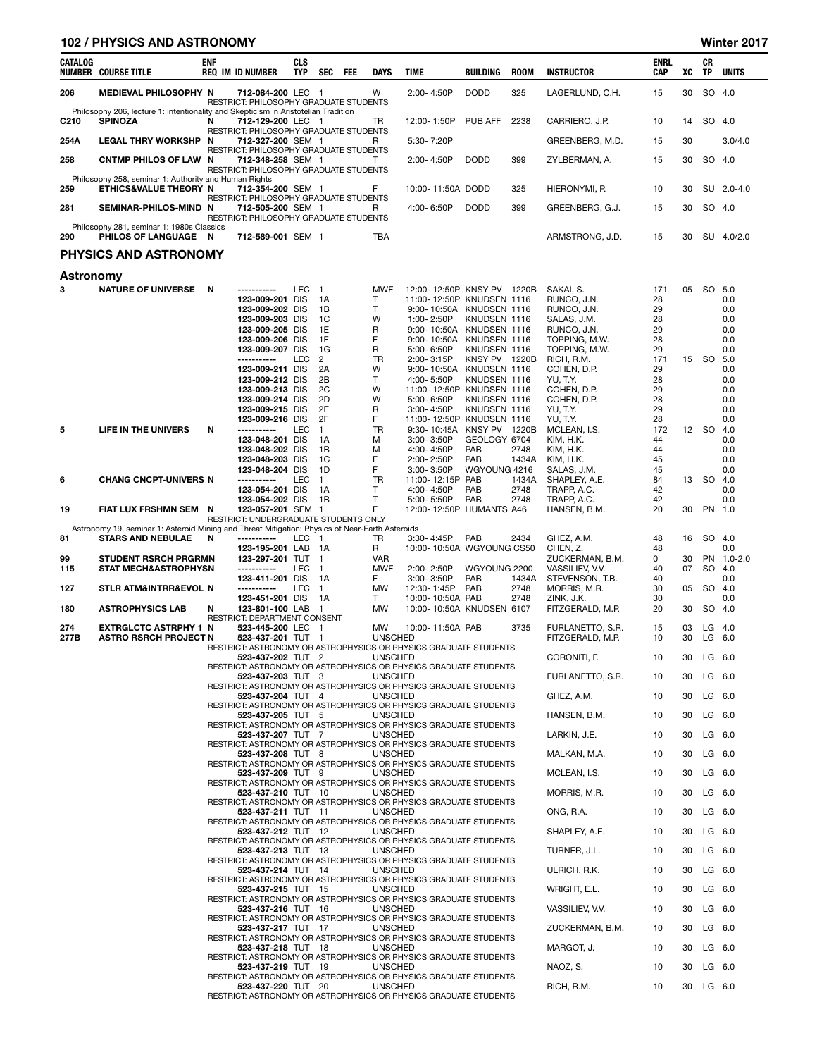| CATALOG NUMBER | COURSE TITLE | ENF REQ | IM ID NUMBER | CLS TYP | SEC | FEE | DAYS | TIME | BUILDING | ROOM | INSTRUCTOR | ENRL CAP | XC | CR TP | UNITS |
|---|---|---|---|---|---|---|---|---|---|---|---|---|---|---|---|
| 206 | MEDIEVAL PHILOSOPHY | N | 712-084-200 | LEC | 1 | | W | 2:00- 4:50P | DODD | 325 | LAGERLUND, C.H. | 15 | 30 | SO | 4.0 |
| | RESTRICT: PHILOSOPHY GRADUATE STUDENTS | | | | | | | | | | | | | | |
| | Philosophy 206, lecture 1: Intentionality and Skepticism in Aristotelian Tradition | | | | | | | | | | | | | | |
| C210 | SPINOZA | N | 712-129-200 | LEC | 1 | | TR | 12:00- 1:50P | PUB AFF | 2238 | CARRIERO, J.P. | 10 | 14 | SO | 4.0 |
| | RESTRICT: PHILOSOPHY GRADUATE STUDENTS | | | | | | | | | | | | | | |
| 254A | LEGAL THRY WORKSHP | N | 712-327-200 | SEM | 1 | | R | 5:30- 7:20P | | | GREENBERG, M.D. | 15 | 30 | | 3.0/4.0 |
| | RESTRICT: PHILOSOPHY GRADUATE STUDENTS | | | | | | | | | | | | | | |
| 258 | CNTMP PHILOS OF LAW | N | 712-348-258 | SEM | 1 | | T | 2:00- 4:50P | DODD | 399 | ZYLBERMAN, A. | 15 | 30 | SO | 4.0 |
| | RESTRICT: PHILOSOPHY GRADUATE STUDENTS | | | | | | | | | | | | | | |
| | Philosophy 258, seminar 1: Authority and Human Rights | | | | | | | | | | | | | | |
| 259 | ETHICS&VALUE THEORY | N | 712-354-200 | SEM | 1 | | F | 10:00- 11:50A | DODD | 325 | HIERONYMI, P. | 10 | 30 | SU | 2.0-4.0 |
| | RESTRICT: PHILOSOPHY GRADUATE STUDENTS | | | | | | | | | | | | | | |
| 281 | SEMINAR-PHILOS-MIND | N | 712-505-200 | SEM | 1 | | R | 4:00- 6:50P | DODD | 399 | GREENBERG, G.J. | 15 | 30 | SO | 4.0 |
| | RESTRICT: PHILOSOPHY GRADUATE STUDENTS | | | | | | | | | | | | | | |
| | Philosophy 281, seminar 1: 1980s Classics | | | | | | | | | | | | | | |
| 290 | PHILOS OF LANGUAGE | N | 712-589-001 | SEM | 1 | | TBA | | | | ARMSTRONG, J.D. | 15 | 30 | SU | 4.0/2.0 |

## PHYSICS AND ASTRONOMY

### Astronomy

| CATALOG NUMBER | COURSE TITLE | ENF REQ | IM ID NUMBER | CLS TYP | SEC | FEE | DAYS | TIME | BUILDING | ROOM | INSTRUCTOR | ENRL CAP | XC | CR TP | UNITS |
|---|---|---|---|---|---|---|---|---|---|---|---|---|---|---|---|
| 3 | NATURE OF UNIVERSE | N | ----------- | LEC | 1 | | MWF | 12:00- 12:50P | KNSY PV | 1220B | SAKAI, S. | 171 | 05 | SO | 5.0 |
| | | | 123-009-201 | DIS | 1A | | T | 11:00- 12:50P | KNUDSEN | 1116 | RUNCO, J.N. | 28 | | | 0.0 |
| | | | 123-009-202 | DIS | 1B | | T | 9:00- 10:50A | KNUDSEN | 1116 | RUNCO, J.N. | 29 | | | 0.0 |
| | | | 123-009-203 | DIS | 1C | | W | 1:00- 2:50P | KNUDSEN | 1116 | SALAS, J.M. | 28 | | | 0.0 |
| | | | 123-009-205 | DIS | 1E | | R | 9:00- 10:50A | KNUDSEN | 1116 | RUNCO, J.N. | 29 | | | 0.0 |
| | | | 123-009-206 | DIS | 1F | | F | 9:00- 10:50A | KNUDSEN | 1116 | TOPPING, M.W. | 28 | | | 0.0 |
| | | | 123-009-207 | DIS | 1G | | R | 5:00- 6:50P | KNUDSEN | 1116 | TOPPING, M.W. | 29 | | | 0.0 |
| | | | ----------- | LEC | 2 | | TR | 2:00- 3:15P | KNSY PV | 1220B | RICH, R.M. | 171 | 15 | SO | 5.0 |
| | | | 123-009-211 | DIS | 2A | | W | 9:00- 10:50A | KNUDSEN | 1116 | COHEN, D.P. | 29 | | | 0.0 |
| | | | 123-009-212 | DIS | 2B | | T | 4:00- 5:50P | KNUDSEN | 1116 | YU, T.Y. | 28 | | | 0.0 |
| | | | 123-009-213 | DIS | 2C | | W | 11:00- 12:50P | KNUDSEN | 1116 | COHEN, D.P. | 29 | | | 0.0 |
| | | | 123-009-214 | DIS | 2D | | W | 5:00- 6:50P | KNUDSEN | 1116 | COHEN, D.P. | 28 | | | 0.0 |
| | | | 123-009-215 | DIS | 2E | | R | 3:00- 4:50P | KNUDSEN | 1116 | YU, T.Y. | 29 | | | 0.0 |
| | | | 123-009-216 | DIS | 2F | | F | 11:00- 12:50P | KNUDSEN | 1116 | YU, T.Y. | 28 | | | 0.0 |
| 5 | LIFE IN THE UNIVERS | N | ----------- | LEC | 1 | | TR | 9:30- 10:45A | KNSY PV | 1220B | MCLEAN, I.S. | 172 | 12 | SO | 4.0 |
| | | | 123-048-201 | DIS | 1A | | M | 3:00- 3:50P | GEOLOGY | 6704 | KIM, H.K. | 44 | | | 0.0 |
| | | | 123-048-202 | DIS | 1B | | M | 4:00- 4:50P | PAB | 2748 | KIM, H.K. | 44 | | | 0.0 |
| | | | 123-048-203 | DIS | 1C | | F | 2:00- 2:50P | PAB | 1434A | KIM, H.K. | 45 | | | 0.0 |
| | | | 123-048-204 | DIS | 1D | | F | 3:00- 3:50P | WGYOUNG | 4216 | SALAS, J.M. | 45 | | | 0.0 |
| 6 | CHANG CNCPT-UNIVERS | N | ----------- | LEC | 1 | | TR | 11:00- 12:15P | PAB | 1434A | SHAPLEY, A.E. | 84 | 13 | SO | 4.0 |
| | | | 123-054-201 | DIS | 1A | | T | 4:00- 4:50P | PAB | 2748 | TRAPP, A.C. | 42 | | | 0.0 |
| | | | 123-054-202 | DIS | 1B | | T | 5:00- 5:50P | PAB | 2748 | TRAPP, A.C. | 42 | | | 0.0 |
| 19 | FIAT LUX FRSHMN SEM | N | 123-057-201 | SEM | 1 | | F | 12:00- 12:50P | HUMANTS | A46 | HANSEN, B.M. | 20 | 30 | PN | 1.0 |
| | RESTRICT: UNDERGRADUATE STUDENTS ONLY | | | | | | | | | | | | | | |
| | Astronomy 19, seminar 1: Asteroid Mining and Threat Mitigation: Physics of Near-Earth Asteroids | | | | | | | | | | | | | | |
| 81 | STARS AND NEBULAE | N | ----------- | LEC | 1 | | TR | 3:30- 4:45P | PAB | 2434 | GHEZ, A.M. | 48 | 16 | SO | 4.0 |
| | | | 123-195-201 | LAB | 1A | | R | 10:00- 10:50A | WGYOUNG | CS50 | CHEN, Z. | 48 | | | 0.0 |
| 99 | STUDENT RSRCH PRGRMN | | 123-297-201 | TUT | 1 | | VAR | | | | ZUCKERMAN, B.M. | 0 | 30 | PN | 1.0-2.0 |
| 115 | STAT MECH&ASTROPHYSN | | ----------- | LEC | 1 | | MWF | 2:00- 2:50P | WGYOUNG | 2200 | VASSILIEV, V.V. | 40 | 07 | SO | 4.0 |
| | | | 123-411-201 | DIS | 1A | | F | 3:00- 3:50P | PAB | 1434A | STEVENSON, T.B. | 40 | | | 0.0 |
| 127 | STLR ATM&INTRR&EVOL | N | ----------- | LEC | 1 | | MW | 12:30- 1:45P | PAB | 2748 | MORRIS, M.R. | 30 | 05 | SO | 4.0 |
| | | | 123-451-201 | DIS | 1A | | T | 10:00- 10:50A | PAB | 2748 | ZINK, J.K. | 30 | | | 0.0 |
| 180 | ASTROPHYSICS LAB | N | 123-801-100 | LAB | 1 | | MW | 10:00- 10:50A | KNUDSEN | 6107 | FITZGERALD, M.P. | 20 | 30 | SO | 4.0 |
| | RESTRICT: DEPARTMENT CONSENT | | | | | | | | | | | | | | |
| 274 | EXTRGLCTC ASTRPHY 1 | N | 523-445-200 | LEC | 1 | | MW | 10:00- 11:50A | PAB | 3735 | FURLANETTO, S.R. | 15 | 03 | LG | 4.0 |
| 277B | ASTRO RSRCH PROJECT | N | 523-437-201 | TUT | 1 | | UNSCHED | | | | FITZGERALD, M.P. | 10 | 30 | LG | 6.0 |
| | RESTRICT: ASTRONOMY OR ASTROPHYSICS OR PHYSICS GRADUATE STUDENTS | | | | | | | | | | | | | | |
| | | | 523-437-202 | TUT | 2 | | UNSCHED | | | | CORONITI, F. | 10 | 30 | LG | 6.0 |
| | RESTRICT: ASTRONOMY OR ASTROPHYSICS OR PHYSICS GRADUATE STUDENTS | | | | | | | | | | | | | | |
| | | | 523-437-203 | TUT | 3 | | UNSCHED | | | | FURLANETTO, S.R. | 10 | 30 | LG | 6.0 |
| | RESTRICT: ASTRONOMY OR ASTROPHYSICS OR PHYSICS GRADUATE STUDENTS | | | | | | | | | | | | | | |
| | | | 523-437-204 | TUT | 4 | | UNSCHED | | | | GHEZ, A.M. | 10 | 30 | LG | 6.0 |
| | RESTRICT: ASTRONOMY OR ASTROPHYSICS OR PHYSICS GRADUATE STUDENTS | | | | | | | | | | | | | | |
| | | | 523-437-205 | TUT | 5 | | UNSCHED | | | | HANSEN, B.M. | 10 | 30 | LG | 6.0 |
| | RESTRICT: ASTRONOMY OR ASTROPHYSICS OR PHYSICS GRADUATE STUDENTS | | | | | | | | | | | | | | |
| | | | 523-437-207 | TUT | 7 | | UNSCHED | | | | LARKIN, J.E. | 10 | 30 | LG | 6.0 |
| | RESTRICT: ASTRONOMY OR ASTROPHYSICS OR PHYSICS GRADUATE STUDENTS | | | | | | | | | | | | | | |
| | | | 523-437-208 | TUT | 8 | | UNSCHED | | | | MALKAN, M.A. | 10 | 30 | LG | 6.0 |
| | RESTRICT: ASTRONOMY OR ASTROPHYSICS OR PHYSICS GRADUATE STUDENTS | | | | | | | | | | | | | | |
| | | | 523-437-209 | TUT | 9 | | UNSCHED | | | | MCLEAN, I.S. | 10 | 30 | LG | 6.0 |
| | RESTRICT: ASTRONOMY OR ASTROPHYSICS OR PHYSICS GRADUATE STUDENTS | | | | | | | | | | | | | | |
| | | | 523-437-210 | TUT | 10 | | UNSCHED | | | | MORRIS, M.R. | 10 | 30 | LG | 6.0 |
| | RESTRICT: ASTRONOMY OR ASTROPHYSICS OR PHYSICS GRADUATE STUDENTS | | | | | | | | | | | | | | |
| | | | 523-437-211 | TUT | 11 | | UNSCHED | | | | ONG, R.A. | 10 | 30 | LG | 6.0 |
| | RESTRICT: ASTRONOMY OR ASTROPHYSICS OR PHYSICS GRADUATE STUDENTS | | | | | | | | | | | | | | |
| | | | 523-437-212 | TUT | 12 | | UNSCHED | | | | SHAPLEY, A.E. | 10 | 30 | LG | 6.0 |
| | RESTRICT: ASTRONOMY OR ASTROPHYSICS OR PHYSICS GRADUATE STUDENTS | | | | | | | | | | | | | | |
| | | | 523-437-213 | TUT | 13 | | UNSCHED | | | | TURNER, J.L. | 10 | 30 | LG | 6.0 |
| | RESTRICT: ASTRONOMY OR ASTROPHYSICS OR PHYSICS GRADUATE STUDENTS | | | | | | | | | | | | | | |
| | | | 523-437-214 | TUT | 14 | | UNSCHED | | | | ULRICH, R.K. | 10 | 30 | LG | 6.0 |
| | RESTRICT: ASTRONOMY OR ASTROPHYSICS OR PHYSICS GRADUATE STUDENTS | | | | | | | | | | | | | | |
| | | | 523-437-215 | TUT | 15 | | UNSCHED | | | | WRIGHT, E.L. | 10 | 30 | LG | 6.0 |
| | RESTRICT: ASTRONOMY OR ASTROPHYSICS OR PHYSICS GRADUATE STUDENTS | | | | | | | | | | | | | | |
| | | | 523-437-216 | TUT | 16 | | UNSCHED | | | | VASSILIEV, V.V. | 10 | 30 | LG | 6.0 |
| | RESTRICT: ASTRONOMY OR ASTROPHYSICS OR PHYSICS GRADUATE STUDENTS | | | | | | | | | | | | | | |
| | | | 523-437-217 | TUT | 17 | | UNSCHED | | | | ZUCKERMAN, B.M. | 10 | 30 | LG | 6.0 |
| | RESTRICT: ASTRONOMY OR ASTROPHYSICS OR PHYSICS GRADUATE STUDENTS | | | | | | | | | | | | | | |
| | | | 523-437-218 | TUT | 18 | | UNSCHED | | | | MARGOT, J. | 10 | 30 | LG | 6.0 |
| | RESTRICT: ASTRONOMY OR ASTROPHYSICS OR PHYSICS GRADUATE STUDENTS | | | | | | | | | | | | | | |
| | | | 523-437-219 | TUT | 19 | | UNSCHED | | | | NAOZ, S. | 10 | 30 | LG | 6.0 |
| | RESTRICT: ASTRONOMY OR ASTROPHYSICS OR PHYSICS GRADUATE STUDENTS | | | | | | | | | | | | | | |
| | | | 523-437-220 | TUT | 20 | | UNSCHED | | | | RICH, R.M. | 10 | 30 | LG | 6.0 |
| | RESTRICT: ASTRONOMY OR ASTROPHYSICS OR PHYSICS GRADUATE STUDENTS | | | | | | | | | | | | | | |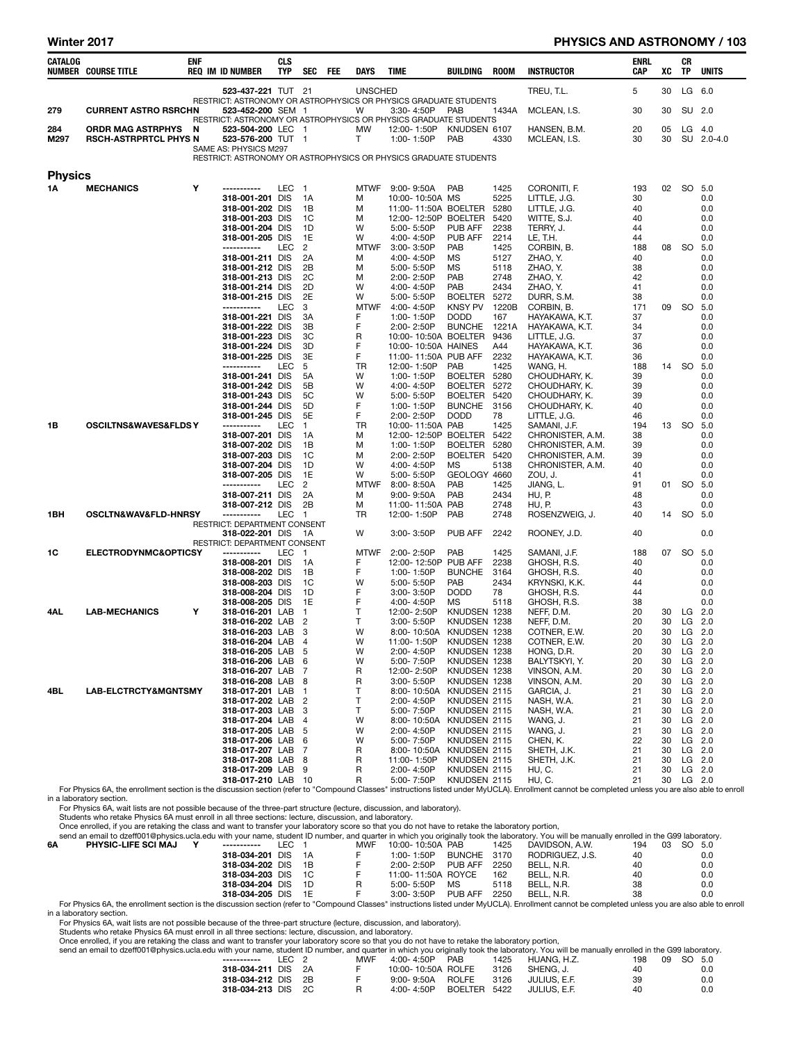| CATALOG NUMBER | COURSE TITLE | ENF REQ | IM | ID NUMBER | CLS TYP | SEC | FEE | DAYS | TIME | BUILDING | ROOM | INSTRUCTOR | ENRL CAP | XC | CR TP | UNITS |
|---|---|---|---|---|---|---|---|---|---|---|---|---|---|---|---|---|
| | | | | 523-437-221 | TUT | 21 | | UNSCHED | | | | TREU, T.L. | 5 | 30 | LG | 6.0 |
| | RESTRICT: ASTRONOMY OR ASTROPHYSICS OR PHYSICS GRADUATE STUDENTS | | | | | | | | | | | | | | | |
| 279 | CURRENT ASTRO RSRCHN | | | 523-452-200 | SEM | 1 | | W | 3:30- 4:50P | PAB | 1434A | MCLEAN, I.S. | 30 | 30 | SU | 2.0 |
| | RESTRICT: ASTRONOMY OR ASTROPHYSICS OR PHYSICS GRADUATE STUDENTS | | | | | | | | | | | | | | | |
| 284 | ORDR MAG ASTRPHYS | N | | 523-504-200 | LEC | 1 | | MW | 12:00- 1:50P | KNUDSEN | 6107 | HANSEN, B.M. | 20 | 05 | LG | 4.0 |
| M297 | RSCH-ASTRPRTCL PHYS | N | | 523-576-200 | TUT | 1 | | T | 1:00- 1:50P | PAB | 4330 | MCLEAN, I.S. | 30 | 30 | SU | 2.0-4.0 |
| | SAME AS: PHYSICS M297 | | | | | | | | | | | | | | | |
| | RESTRICT: ASTRONOMY OR ASTROPHYSICS OR PHYSICS GRADUATE STUDENTS | | | | | | | | | | | | | | | |

## Physics

| CATALOG NUMBER | COURSE TITLE | ENF REQ | IM | ID NUMBER | CLS TYP | SEC | FEE | DAYS | TIME | BUILDING | ROOM | INSTRUCTOR | ENRL CAP | XC | CR TP | UNITS |
|---|---|---|---|---|---|---|---|---|---|---|---|---|---|---|---|---|
| 1A | MECHANICS | Y | | ----------- | LEC | 1 | | MTWF | 9:00- 9:50A | PAB | 1425 | CORONITI, F. | 193 | 02 | SO | 5.0 |
| | | | | 318-001-201 | DIS | 1A | | M | 10:00- 10:50A | MS | 5225 | LITTLE, J.G. | 30 | | | 0.0 |
| | | | | 318-001-202 | DIS | 1B | | M | 11:00- 11:50A | BOELTER | 5280 | LITTLE, J.G. | 40 | | | 0.0 |
| | | | | 318-001-203 | DIS | 1C | | M | 12:00- 12:50P | BOELTER | 5420 | WITTE, S.J. | 40 | | | 0.0 |
| | | | | 318-001-204 | DIS | 1D | | W | 5:00- 5:50P | PUB AFF | 2238 | TERRY, J. | 44 | | | 0.0 |
| | | | | 318-001-205 | DIS | 1E | | W | 4:00- 4:50P | PUB AFF | 2214 | LE, T.H. | 44 | | | 0.0 |
| | | | | ----------- | LEC | 2 | | MTWF | 3:00- 3:50P | PAB | 1425 | CORBIN, B. | 188 | 08 | SO | 5.0 |
| | | | | 318-001-211 | DIS | 2A | | M | 4:00- 4:50P | MS | 5127 | ZHAO, Y. | 40 | | | 0.0 |
| | | | | 318-001-212 | DIS | 2B | | M | 5:00- 5:50P | MS | 5118 | ZHAO, Y. | 38 | | | 0.0 |
| | | | | 318-001-213 | DIS | 2C | | M | 2:00- 2:50P | PAB | 2748 | ZHAO, Y. | 42 | | | 0.0 |
| | | | | 318-001-214 | DIS | 2D | | W | 4:00- 4:50P | PAB | 2434 | ZHAO, Y. | 41 | | | 0.0 |
| | | | | 318-001-215 | DIS | 2E | | W | 5:00- 5:50P | BOELTER | 5272 | DURR, S.M. | 38 | | | 0.0 |
| | | | | ----------- | LEC | 3 | | MTWF | 4:00- 4:50P | KNSY PV | 1220B | CORBIN, B. | 171 | 09 | SO | 5.0 |
| | | | | 318-001-221 | DIS | 3A | | F | 1:00- 1:50P | DODD | 167 | HAYAKAWA, K.T. | 37 | | | 0.0 |
| | | | | 318-001-222 | DIS | 3B | | F | 2:00- 2:50P | BUNCHE | 1221A | HAYAKAWA, K.T. | 34 | | | 0.0 |
| | | | | 318-001-223 | DIS | 3C | | R | 10:00- 10:50A | BOELTER | 9436 | LITTLE, J.G. | 37 | | | 0.0 |
| | | | | 318-001-224 | DIS | 3D | | F | 10:00- 10:50A | HAINES | A44 | HAYAKAWA, K.T. | 36 | | | 0.0 |
| | | | | 318-001-225 | DIS | 3E | | F | 11:00- 11:50A | PUB AFF | 2232 | HAYAKAWA, K.T. | 36 | | | 0.0 |
| | | | | ----------- | LEC | 5 | | TR | 12:00- 1:50P | PAB | 1425 | WANG, H. | 188 | 14 | SO | 5.0 |
| | | | | 318-001-241 | DIS | 5A | | W | 1:00- 1:50P | BOELTER | 5280 | CHOUDHARY, K. | 39 | | | 0.0 |
| | | | | 318-001-242 | DIS | 5B | | W | 4:00- 4:50P | BOELTER | 5272 | CHOUDHARY, K. | 39 | | | 0.0 |
| | | | | 318-001-243 | DIS | 5C | | W | 5:00- 5:50P | BOELTER | 5420 | CHOUDHARY, K. | 39 | | | 0.0 |
| | | | | 318-001-244 | DIS | 5D | | F | 1:00- 1:50P | BUNCHE | 3156 | CHOUDHARY, K. | 40 | | | 0.0 |
| | | | | 318-001-245 | DIS | 5E | | F | 2:00- 2:50P | DODD | 78 | LITTLE, J.G. | 46 | | | 0.0 |
| 1B | OSCILTNS&WAVES&FLDS | Y | | ----------- | LEC | 1 | | TR | 10:00- 11:50A | PAB | 1425 | SAMANI, J.F. | 194 | 13 | SO | 5.0 |
| | | | | 318-007-201 | DIS | 1A | | M | 12:00- 12:50P | BOELTER | 5422 | CHRONISTER, A.M. | 38 | | | 0.0 |
| | | | | 318-007-202 | DIS | 1B | | M | 1:00- 1:50P | BOELTER | 5280 | CHRONISTER, A.M. | 39 | | | 0.0 |
| | | | | 318-007-203 | DIS | 1C | | M | 2:00- 2:50P | BOELTER | 5420 | CHRONISTER, A.M. | 39 | | | 0.0 |
| | | | | 318-007-204 | DIS | 1D | | W | 4:00- 4:50P | MS | 5138 | CHRONISTER, A.M. | 40 | | | 0.0 |
| | | | | 318-007-205 | DIS | 1E | | W | 5:00- 5:50P | GEOLOGY | 4660 | ZOU, J. | 41 | | | 0.0 |
| | | | | ----------- | LEC | 2 | | MTWF | 8:00- 8:50A | PAB | 1425 | JIANG, L. | 91 | 01 | SO | 5.0 |
| | | | | 318-007-211 | DIS | 2A | | M | 9:00- 9:50A | PAB | 2434 | HU, P. | 48 | | | 0.0 |
| | | | | 318-007-212 | DIS | 2B | | M | 11:00- 11:50A | PAB | 2748 | HU, P. | 43 | | | 0.0 |
| 1BH | OSCLTN&WAV&FLD-HNRS | Y | | ----------- | LEC | 1 | | TR | 12:00- 1:50P | PAB | 2748 | ROSENZWEIG, J. | 40 | 14 | SO | 5.0 |
| | RESTRICT: DEPARTMENT CONSENT | | | | | | | | | | | | | | | |
| | | | | 318-022-201 | DIS | 1A | | W | 3:00- 3:50P | PUB AFF | 2242 | ROONEY, J.D. | 40 | | | 0.0 |
| | RESTRICT: DEPARTMENT CONSENT | | | | | | | | | | | | | | | |
| 1C | ELECTRODYNMC&OPTICS | Y | | ----------- | LEC | 1 | | MTWF | 2:00- 2:50P | PAB | 1425 | SAMANI, J.F. | 188 | 07 | SO | 5.0 |
| | | | | 318-008-201 | DIS | 1A | | F | 12:00- 12:50P | PUB AFF | 2238 | GHOSH, R.S. | 40 | | | 0.0 |
| | | | | 318-008-202 | DIS | 1B | | F | 1:00- 1:50P | BUNCHE | 3164 | GHOSH, R.S. | 40 | | | 0.0 |
| | | | | 318-008-203 | DIS | 1C | | W | 5:00- 5:50P | PAB | 2434 | KRYNSKI, K.K. | 44 | | | 0.0 |
| | | | | 318-008-204 | DIS | 1D | | F | 3:00- 3:50P | DODD | 78 | GHOSH, R.S. | 44 | | | 0.0 |
| | | | | 318-008-205 | DIS | 1E | | F | 4:00- 4:50P | MS | 5118 | GHOSH, R.S. | 38 | | | 0.0 |
| 4AL | LAB-MECHANICS | Y | | 318-016-201 | LAB | 1 | | T | 12:00- 2:50P | KNUDSEN | 1238 | NEFF, D.M. | 20 | 30 | LG | 2.0 |
| | | | | 318-016-202 | LAB | 2 | | T | 3:00- 5:50P | KNUDSEN | 1238 | NEFF, D.M. | 20 | 30 | LG | 2.0 |
| | | | | 318-016-203 | LAB | 3 | | W | 8:00- 10:50A | KNUDSEN | 1238 | COTNER, E.W. | 20 | 30 | LG | 2.0 |
| | | | | 318-016-204 | LAB | 4 | | W | 11:00- 1:50P | KNUDSEN | 1238 | COTNER, E.W. | 20 | 30 | LG | 2.0 |
| | | | | 318-016-205 | LAB | 5 | | W | 2:00- 4:50P | KNUDSEN | 1238 | HONG, D.R. | 20 | 30 | LG | 2.0 |
| | | | | 318-016-206 | LAB | 6 | | W | 5:00- 7:50P | KNUDSEN | 1238 | BALYTSKYI, Y. | 20 | 30 | LG | 2.0 |
| | | | | 318-016-207 | LAB | 7 | | R | 12:00- 2:50P | KNUDSEN | 1238 | VINSON, A.M. | 20 | 30 | LG | 2.0 |
| | | | | 318-016-208 | LAB | 8 | | R | 3:00- 5:50P | KNUDSEN | 1238 | VINSON, A.M. | 20 | 30 | LG | 2.0 |
| 4BL | LAB-ELCTRCTY&MGNTSM | Y | | 318-017-201 | LAB | 1 | | T | 8:00- 10:50A | KNUDSEN | 2115 | GARCIA, J. | 21 | 30 | LG | 2.0 |
| | | | | 318-017-202 | LAB | 2 | | T | 2:00- 4:50P | KNUDSEN | 2115 | NASH, W.A. | 21 | 30 | LG | 2.0 |
| | | | | 318-017-203 | LAB | 3 | | T | 5:00- 7:50P | KNUDSEN | 2115 | NASH, W.A. | 21 | 30 | LG | 2.0 |
| | | | | 318-017-204 | LAB | 4 | | W | 8:00- 10:50A | KNUDSEN | 2115 | WANG, J. | 21 | 30 | LG | 2.0 |
| | | | | 318-017-205 | LAB | 5 | | W | 2:00- 4:50P | KNUDSEN | 2115 | WANG, J. | 21 | 30 | LG | 2.0 |
| | | | | 318-017-206 | LAB | 6 | | W | 5:00- 7:50P | KNUDSEN | 2115 | CHEN, K. | 22 | 30 | LG | 2.0 |
| | | | | 318-017-207 | LAB | 7 | | R | 8:00- 10:50A | KNUDSEN | 2115 | SHETH, J.K. | 21 | 30 | LG | 2.0 |
| | | | | 318-017-208 | LAB | 8 | | R | 11:00- 1:50P | KNUDSEN | 2115 | SHETH, J.K. | 21 | 30 | LG | 2.0 |
| | | | | 318-017-209 | LAB | 9 | | R | 2:00- 4:50P | KNUDSEN | 2115 | HU, C. | 21 | 30 | LG | 2.0 |
| | | | | 318-017-210 | LAB | 10 | | R | 5:00- 7:50P | KNUDSEN | 2115 | HU, C. | 21 | 30 | LG | 2.0 |

For Physics 6A, the enrollment section is the discussion section (refer to "Compound Classes" instructions listed under MyUCLA). Enrollment cannot be completed unless you are also able to enroll in a laboratory section.

For Physics 6A, wait lists are not possible because of the three-part structure (lecture, discussion, and laboratory).

Students who retake Physics 6A must enroll in all three sections: lecture, discussion, and laboratory.

Once enrolled, if you are retaking the class and want to transfer your laboratory score so that you do not have to retake the laboratory portion,

send an email to dzeff001@physics.ucla.edu with your name, student ID number, and quarter in which you originally took the laboratory. You will be manually enrolled in the G99 laboratory.

| CATALOG NUMBER | COURSE TITLE | ENF REQ | IM | ID NUMBER | CLS TYP | SEC | FEE | DAYS | TIME | BUILDING | ROOM | INSTRUCTOR | ENRL CAP | XC | CR TP | UNITS |
|---|---|---|---|---|---|---|---|---|---|---|---|---|---|---|---|---|
| 6A | PHYSIC-LIFE SCI MAJ | Y | | ----------- | LEC | 1 | | MWF | 10:00- 10:50A | PAB | 1425 | DAVIDSON, A.W. | 194 | 03 | SO | 5.0 |
| | | | | 318-034-201 | DIS | 1A | | F | 1:00- 1:50P | BUNCHE | 3170 | RODRIGUEZ, J.S. | 40 | | | 0.0 |
| | | | | 318-034-202 | DIS | 1B | | F | 2:00- 2:50P | PUB AFF | 2250 | BELL, N.R. | 40 | | | 0.0 |
| | | | | 318-034-203 | DIS | 1C | | F | 11:00- 11:50A | ROYCE | 162 | BELL, N.R. | 40 | | | 0.0 |
| | | | | 318-034-204 | DIS | 1D | | R | 5:00- 5:50P | MS | 5118 | BELL, N.R. | 38 | | | 0.0 |
| | | | | 318-034-205 | DIS | 1E | | F | 3:00- 3:50P | PUB AFF | 2250 | BELL, N.R. | 38 | | | 0.0 |

For Physics 6A, the enrollment section is the discussion section (refer to "Compound Classes" instructions listed under MyUCLA). Enrollment cannot be completed unless you are also able to enroll in a laboratory section.

For Physics 6A, wait lists are not possible because of the three-part structure (lecture, discussion, and laboratory).

Students who retake Physics 6A must enroll in all three sections: lecture, discussion, and laboratory.

Once enrolled, if you are retaking the class and want to transfer your laboratory score so that you do not have to retake the laboratory portion,

send an email to dzeff001@physics.ucla.edu with your name, student ID number, and quarter in which you originally took the laboratory. You will be manually enrolled in the G99 laboratory.

| CATALOG NUMBER | COURSE TITLE | ENF REQ | IM | ID NUMBER | CLS TYP | SEC | FEE | DAYS | TIME | BUILDING | ROOM | INSTRUCTOR | ENRL CAP | XC | CR TP | UNITS |
|---|---|---|---|---|---|---|---|---|---|---|---|---|---|---|---|---|
| | | | | ----------- | LEC | 2 | | MWF | 4:00- 4:50P | PAB | 1425 | HUANG, H.Z. | 198 | 09 | SO | 5.0 |
| | | | | 318-034-211 | DIS | 2A | | F | 10:00- 10:50A | ROLFE | 3126 | SHENG, J. | 40 | | | 0.0 |
| | | | | 318-034-212 | DIS | 2B | | F | 9:00- 9:50A | ROLFE | 3126 | JULIUS, E.F. | 39 | | | 0.0 |
| | | | | 318-034-213 | DIS | 2C | | R | 4:00- 4:50P | BOELTER | 5422 | JULIUS, E.F. | 40 | | | 0.0 |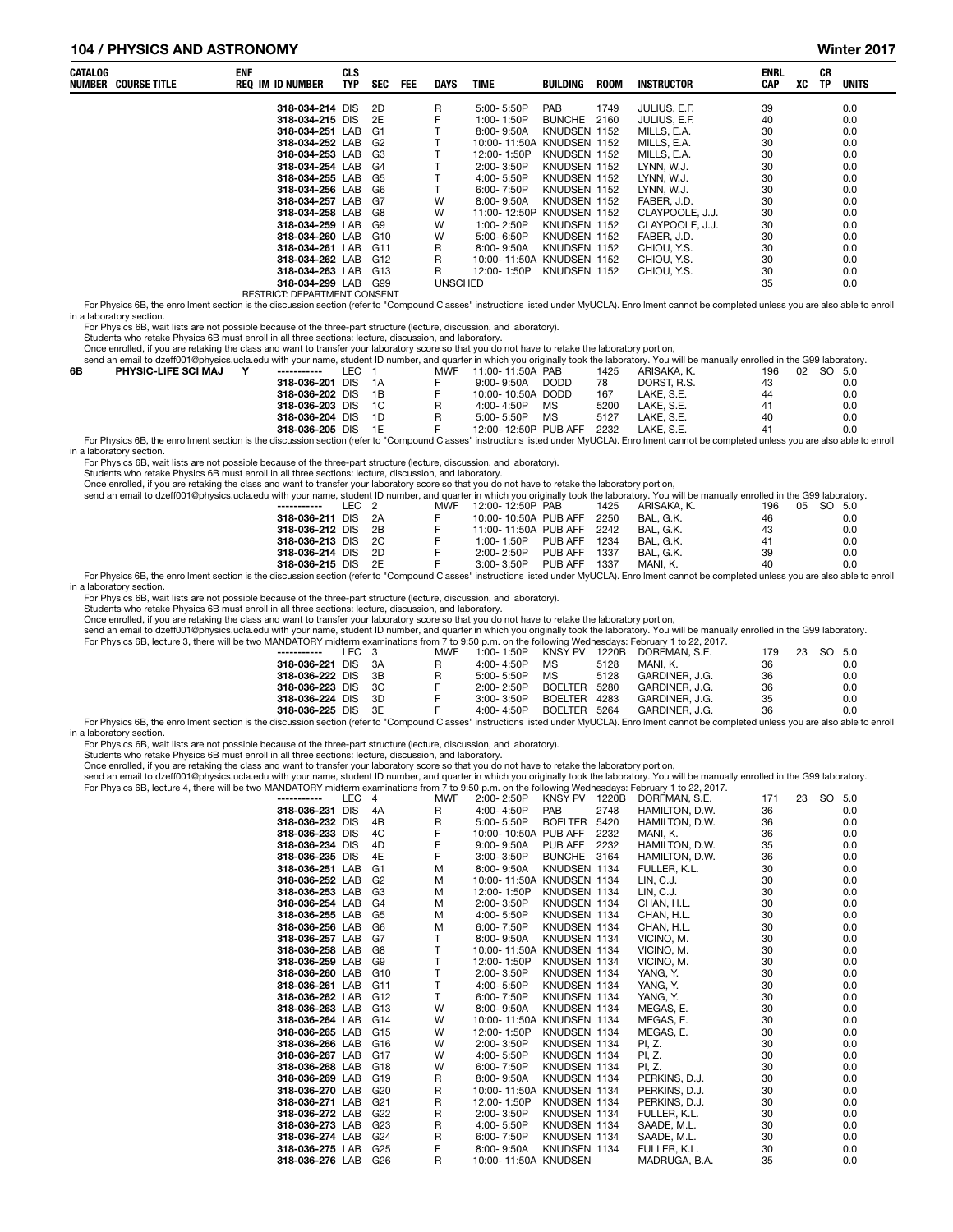| CATALOG NUMBER | COURSE TITLE | ENF REQ | IM | ID NUMBER | CLS TYP | SEC | FEE | DAYS | TIME | BUILDING | ROOM | INSTRUCTOR | ENRL CAP | XC | CR TP | UNITS |
|---|---|---|---|---|---|---|---|---|---|---|---|---|---|---|---|---|
| | | | | 318-034-214 | DIS | 2D | | R | 5:00- 5:50P | PAB | 1749 | JULIUS, E.F. | 39 | | | 0.0 |
| | | | | 318-034-215 | DIS | 2E | | F | 1:00- 1:50P | BUNCHE | 2160 | JULIUS, E.F. | 40 | | | 0.0 |
| | | | | 318-034-251 | LAB | G1 | | T | 8:00- 9:50A | KNUDSEN | 1152 | MILLS, E.A. | 30 | | | 0.0 |
| | | | | 318-034-252 | LAB | G2 | | T | 10:00- 11:50A | KNUDSEN | 1152 | MILLS, E.A. | 30 | | | 0.0 |
| | | | | 318-034-253 | LAB | G3 | | T | 12:00- 1:50P | KNUDSEN | 1152 | MILLS, E.A. | 30 | | | 0.0 |
| | | | | 318-034-254 | LAB | G4 | | T | 2:00- 3:50P | KNUDSEN | 1152 | LYNN, W.J. | 30 | | | 0.0 |
| | | | | 318-034-255 | LAB | G5 | | T | 4:00- 5:50P | KNUDSEN | 1152 | LYNN, W.J. | 30 | | | 0.0 |
| | | | | 318-034-256 | LAB | G6 | | T | 6:00- 7:50P | KNUDSEN | 1152 | LYNN, W.J. | 30 | | | 0.0 |
| | | | | 318-034-257 | LAB | G7 | | W | 8:00- 9:50A | KNUDSEN | 1152 | FABER, J.D. | 30 | | | 0.0 |
| | | | | 318-034-258 | LAB | G8 | | W | 11:00- 12:50P | KNUDSEN | 1152 | CLAYPOOLE, J.J. | 30 | | | 0.0 |
| | | | | 318-034-259 | LAB | G9 | | W | 1:00- 2:50P | KNUDSEN | 1152 | CLAYPOOLE, J.J. | 30 | | | 0.0 |
| | | | | 318-034-260 | LAB | G10 | | W | 5:00- 6:50P | KNUDSEN | 1152 | FABER, J.D. | 30 | | | 0.0 |
| | | | | 318-034-261 | LAB | G11 | | R | 8:00- 9:50A | KNUDSEN | 1152 | CHIOU, Y.S. | 30 | | | 0.0 |
| | | | | 318-034-262 | LAB | G12 | | R | 10:00- 11:50A | KNUDSEN | 1152 | CHIOU, Y.S. | 30 | | | 0.0 |
| | | | | 318-034-263 | LAB | G13 | | R | 12:00- 1:50P | KNUDSEN | 1152 | CHIOU, Y.S. | 30 | | | 0.0 |
| | | | | 318-034-299 | LAB | G99 | | UNSCHED | | | | | 35 | | | 0.0 |

RESTRICT: DEPARTMENT CONSENT

For Physics 6B, the enrollment section is the discussion section (refer to "Compound Classes" instructions listed under MyUCLA). Enrollment cannot be completed unless you are also able to enroll in a laboratory section.
For Physics 6B, wait lists are not possible because of the three-part structure (lecture, discussion, and laboratory).
Students who retake Physics 6B must enroll in all three sections: lecture, discussion, and laboratory.
Once enrolled, if you are retaking the class and want to transfer your laboratory score so that you do not have to retake the laboratory portion,
send an email to dzeff001@physics.ucla.edu with your name, student ID number, and quarter in which you originally took the laboratory. You will be manually enrolled in the G99 laboratory.

| CATALOG NUMBER | COURSE TITLE | ENF REQ | IM | ID NUMBER | CLS TYP | SEC | FEE | DAYS | TIME | BUILDING | ROOM | INSTRUCTOR | ENRL CAP | XC | CR TP | UNITS |
|---|---|---|---|---|---|---|---|---|---|---|---|---|---|---|---|---|
| 6B | PHYSIC-LIFE SCI MAJ | Y | | ----------- | LEC | 1 | | MWF | 11:00- 11:50A | PAB | 1425 | ARISAKA, K. | 196 | 02 | SO | 5.0 |
| | | | | 318-036-201 | DIS | 1A | | F | 9:00- 9:50A | DODD | 78 | DORST, R.S. | 43 | | | 0.0 |
| | | | | 318-036-202 | DIS | 1B | | F | 10:00- 10:50A | DODD | 167 | LAKE, S.E. | 44 | | | 0.0 |
| | | | | 318-036-203 | DIS | 1C | | R | 4:00- 4:50P | MS | 5200 | LAKE, S.E. | 41 | | | 0.0 |
| | | | | 318-036-204 | DIS | 1D | | R | 5:00- 5:50P | MS | 5127 | LAKE, S.E. | 40 | | | 0.0 |
| | | | | 318-036-205 | DIS | 1E | | F | 12:00- 12:50P | PUB AFF | 2232 | LAKE, S.E. | 41 | | | 0.0 |

For Physics 6B, the enrollment section is the discussion section (refer to "Compound Classes" instructions listed under MyUCLA). Enrollment cannot be completed unless you are also able to enroll in a laboratory section.
For Physics 6B, wait lists are not possible because of the three-part structure (lecture, discussion, and laboratory).
Students who retake Physics 6B must enroll in all three sections: lecture, discussion, and laboratory.
Once enrolled, if you are retaking the class and want to transfer your laboratory score so that you do not have to retake the laboratory portion,
send an email to dzeff001@physics.ucla.edu with your name, student ID number, and quarter in which you originally took the laboratory. You will be manually enrolled in the G99 laboratory.

| ID NUMBER | CLS TYP | SEC | DAYS | TIME | BUILDING | ROOM | INSTRUCTOR | ENRL CAP | XC | CR TP | UNITS |
|---|---|---|---|---|---|---|---|---|---|---|---|
| ----------- | LEC | 2 | MWF | 12:00- 12:50P | PAB | 1425 | ARISAKA, K. | 196 | 05 | SO | 5.0 |
| 318-036-211 | DIS | 2A | F | 10:00- 10:50A | PUB AFF | 2250 | BAL, G.K. | 46 | | | 0.0 |
| 318-036-212 | DIS | 2B | F | 11:00- 11:50A | PUB AFF | 2242 | BAL, G.K. | 43 | | | 0.0 |
| 318-036-213 | DIS | 2C | F | 1:00- 1:50P | PUB AFF | 1234 | BAL, G.K. | 41 | | | 0.0 |
| 318-036-214 | DIS | 2D | F | 2:00- 2:50P | PUB AFF | 1337 | BAL, G.K. | 39 | | | 0.0 |
| 318-036-215 | DIS | 2E | F | 3:00- 3:50P | PUB AFF | 1337 | MANI, K. | 40 | | | 0.0 |

For Physics 6B, the enrollment section is the discussion section (refer to "Compound Classes" instructions listed under MyUCLA). Enrollment cannot be completed unless you are also able to enroll in a laboratory section.
For Physics 6B, wait lists are not possible because of the three-part structure (lecture, discussion, and laboratory).
Students who retake Physics 6B must enroll in all three sections: lecture, discussion, and laboratory.
Once enrolled, if you are retaking the class and want to transfer your laboratory score so that you do not have to retake the laboratory portion,
send an email to dzeff001@physics.ucla.edu with your name, student ID number, and quarter in which you originally took the laboratory. You will be manually enrolled in the G99 laboratory.
For Physics 6B, lecture 3, there will be two MANDATORY midterm examinations from 7 to 9:50 p.m. on the following Wednesdays: February 1 to 22, 2017.

| ID NUMBER | CLS TYP | SEC | DAYS | TIME | BUILDING | ROOM | INSTRUCTOR | ENRL CAP | XC | CR TP | UNITS |
|---|---|---|---|---|---|---|---|---|---|---|---|
| ----------- | LEC | 3 | MWF | 1:00- 1:50P | KNSY PV | 1220B | DORFMAN, S.E. | 179 | 23 | SO | 5.0 |
| 318-036-221 | DIS | 3A | R | 4:00- 4:50P | MS | 5128 | MANI, K. | 36 | | | 0.0 |
| 318-036-222 | DIS | 3B | R | 5:00- 5:50P | MS | 5128 | GARDINER, J.G. | 36 | | | 0.0 |
| 318-036-223 | DIS | 3C | F | 2:00- 2:50P | BOELTER | 5280 | GARDINER, J.G. | 36 | | | 0.0 |
| 318-036-224 | DIS | 3D | F | 3:00- 3:50P | BOELTER | 4283 | GARDINER, J.G. | 35 | | | 0.0 |
| 318-036-225 | DIS | 3E | F | 4:00- 4:50P | BOELTER | 5264 | GARDINER, J.G. | 36 | | | 0.0 |

For Physics 6B, the enrollment section is the discussion section (refer to "Compound Classes" instructions listed under MyUCLA). Enrollment cannot be completed unless you are also able to enroll in a laboratory section.
For Physics 6B, wait lists are not possible because of the three-part structure (lecture, discussion, and laboratory).
Students who retake Physics 6B must enroll in all three sections: lecture, discussion, and laboratory.
Once enrolled, if you are retaking the class and want to transfer your laboratory score so that you do not have to retake the laboratory portion,
send an email to dzeff001@physics.ucla.edu with your name, student ID number, and quarter in which you originally took the laboratory. You will be manually enrolled in the G99 laboratory.
For Physics 6B, lecture 4, there will be two MANDATORY midterm examinations from 7 to 9:50 p.m. on the following Wednesdays: February 1 to 22, 2017.

| ID NUMBER | CLS TYP | SEC | DAYS | TIME | BUILDING | ROOM | INSTRUCTOR | ENRL CAP | XC | CR TP | UNITS |
|---|---|---|---|---|---|---|---|---|---|---|---|
| ----------- | LEC | 4 | MWF | 2:00- 2:50P | KNSY PV | 1220B | DORFMAN, S.E. | 171 | 23 | SO | 5.0 |
| 318-036-231 | DIS | 4A | R | 4:00- 4:50P | PAB | 2748 | HAMILTON, D.W. | 36 | | | 0.0 |
| 318-036-232 | DIS | 4B | R | 5:00- 5:50P | BOELTER | 5420 | HAMILTON, D.W. | 36 | | | 0.0 |
| 318-036-233 | DIS | 4C | F | 10:00- 10:50A | PUB AFF | 2232 | MANI, K. | 36 | | | 0.0 |
| 318-036-234 | DIS | 4D | F | 9:00- 9:50A | PUB AFF | 2232 | HAMILTON, D.W. | 35 | | | 0.0 |
| 318-036-235 | DIS | 4E | F | 3:00- 3:50P | BUNCHE | 3164 | HAMILTON, D.W. | 36 | | | 0.0 |
| 318-036-251 | LAB | G1 | M | 8:00- 9:50A | KNUDSEN | 1134 | FULLER, K.L. | 30 | | | 0.0 |
| 318-036-252 | LAB | G2 | M | 10:00- 11:50A | KNUDSEN | 1134 | LIN, C.J. | 30 | | | 0.0 |
| 318-036-253 | LAB | G3 | M | 12:00- 1:50P | KNUDSEN | 1134 | LIN, C.J. | 30 | | | 0.0 |
| 318-036-254 | LAB | G4 | M | 2:00- 3:50P | KNUDSEN | 1134 | CHAN, H.L. | 30 | | | 0.0 |
| 318-036-255 | LAB | G5 | M | 4:00- 5:50P | KNUDSEN | 1134 | CHAN, H.L. | 30 | | | 0.0 |
| 318-036-256 | LAB | G6 | M | 6:00- 7:50P | KNUDSEN | 1134 | CHAN, H.L. | 30 | | | 0.0 |
| 318-036-257 | LAB | G7 | T | 8:00- 9:50A | KNUDSEN | 1134 | VICINO, M. | 30 | | | 0.0 |
| 318-036-258 | LAB | G8 | T | 10:00- 11:50A | KNUDSEN | 1134 | VICINO, M. | 30 | | | 0.0 |
| 318-036-259 | LAB | G9 | T | 12:00- 1:50P | KNUDSEN | 1134 | VICINO, M. | 30 | | | 0.0 |
| 318-036-260 | LAB | G10 | T | 2:00- 3:50P | KNUDSEN | 1134 | YANG, Y. | 30 | | | 0.0 |
| 318-036-261 | LAB | G11 | T | 4:00- 5:50P | KNUDSEN | 1134 | YANG, Y. | 30 | | | 0.0 |
| 318-036-262 | LAB | G12 | T | 6:00- 7:50P | KNUDSEN | 1134 | YANG, Y. | 30 | | | 0.0 |
| 318-036-263 | LAB | G13 | W | 8:00- 9:50A | KNUDSEN | 1134 | MEGAS, E. | 30 | | | 0.0 |
| 318-036-264 | LAB | G14 | W | 10:00- 11:50A | KNUDSEN | 1134 | MEGAS, E. | 30 | | | 0.0 |
| 318-036-265 | LAB | G15 | W | 12:00- 1:50P | KNUDSEN | 1134 | MEGAS, E. | 30 | | | 0.0 |
| 318-036-266 | LAB | G16 | W | 2:00- 3:50P | KNUDSEN | 1134 | PI, Z. | 30 | | | 0.0 |
| 318-036-267 | LAB | G17 | W | 4:00- 5:50P | KNUDSEN | 1134 | PI, Z. | 30 | | | 0.0 |
| 318-036-268 | LAB | G18 | W | 6:00- 7:50P | KNUDSEN | 1134 | PI, Z. | 30 | | | 0.0 |
| 318-036-269 | LAB | G19 | R | 8:00- 9:50A | KNUDSEN | 1134 | PERKINS, D.J. | 30 | | | 0.0 |
| 318-036-270 | LAB | G20 | R | 10:00- 11:50A | KNUDSEN | 1134 | PERKINS, D.J. | 30 | | | 0.0 |
| 318-036-271 | LAB | G21 | R | 12:00- 1:50P | KNUDSEN | 1134 | PERKINS, D.J. | 30 | | | 0.0 |
| 318-036-272 | LAB | G22 | R | 2:00- 3:50P | KNUDSEN | 1134 | FULLER, K.L. | 30 | | | 0.0 |
| 318-036-273 | LAB | G23 | R | 4:00- 5:50P | KNUDSEN | 1134 | SAADE, M.L. | 30 | | | 0.0 |
| 318-036-274 | LAB | G24 | R | 6:00- 7:50P | KNUDSEN | 1134 | SAADE, M.L. | 30 | | | 0.0 |
| 318-036-275 | LAB | G25 | F | 8:00- 9:50A | KNUDSEN | 1134 | FULLER, K.L. | 30 | | | 0.0 |
| 318-036-276 | LAB | G26 | R | 10:00- 11:50A | KNUDSEN | | MADRUGA, B.A. | 35 | | | 0.0 |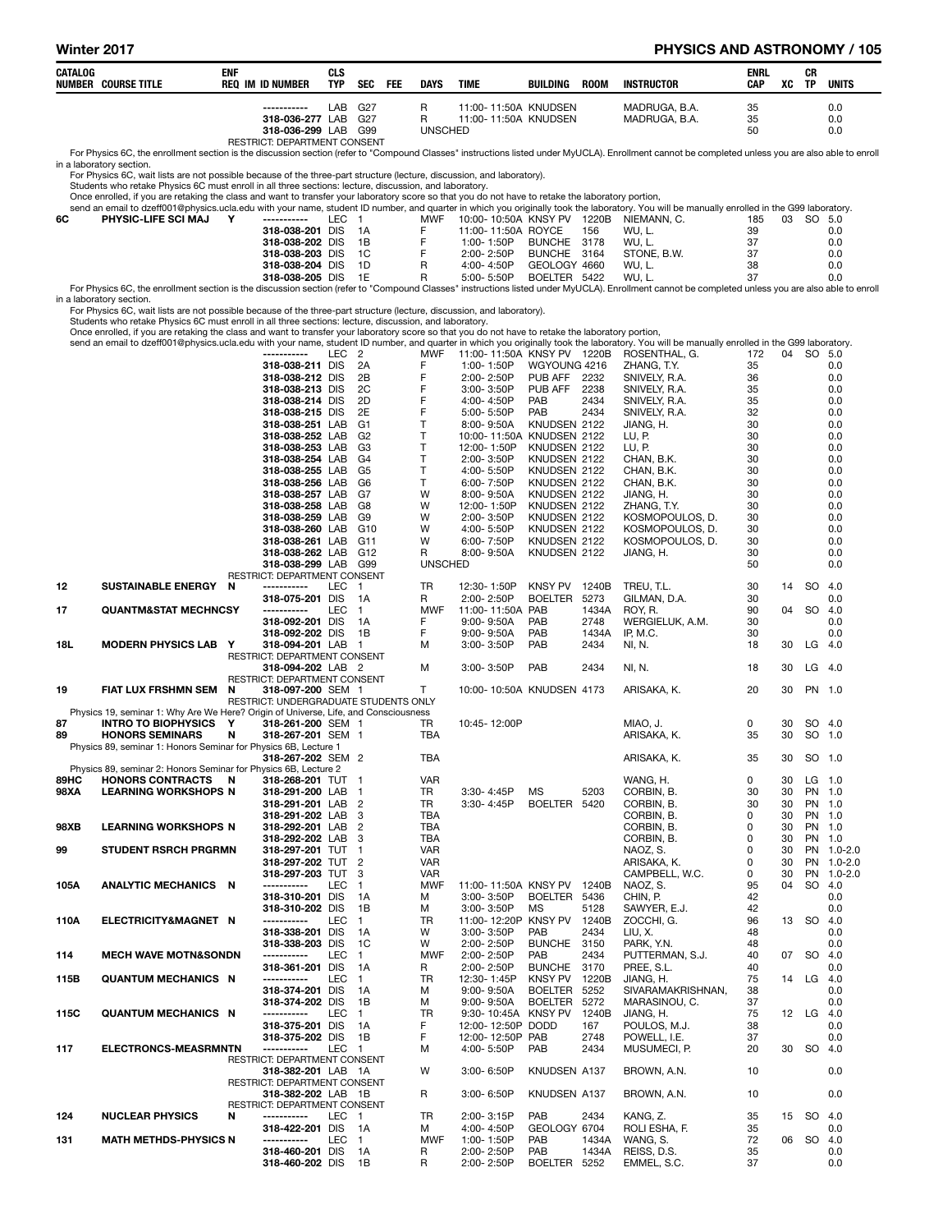| CATALOG NUMBER | COURSE TITLE | ENF REQ | IM | ID NUMBER | CLS TYP | SEC | FEE | DAYS | TIME | BUILDING | ROOM | INSTRUCTOR | ENRL CAP | XC | CR TP | UNITS |
|---|---|---|---|---|---|---|---|---|---|---|---|---|---|---|---|---|
| | | | | ----------- | LAB | G27 | | R | 11:00- 11:50A | KNUDSEN | | MADRUGA, B.A. | 35 | | | 0.0 |
| | | | | 318-036-277 | LAB | G27 | | R | 11:00- 11:50A | KNUDSEN | | MADRUGA, B.A. | 35 | | | 0.0 |
| | | | | 318-036-299 | LAB | G99 | | UNSCHED | | | | | 50 | | | 0.0 |
| | | | | RESTRICT: DEPARTMENT CONSENT | | | | | | | | | | | | |

For Physics 6C, the enrollment section is the discussion section (refer to "Compound Classes" instructions listed under MyUCLA). Enrollment cannot be completed unless you are also able to enroll in a laboratory section.
For Physics 6C, wait lists are not possible because of the three-part structure (lecture, discussion, and laboratory).
Students who retake Physics 6C must enroll in all three sections: lecture, discussion, and laboratory.
Once enrolled, if you are retaking the class and want to transfer your laboratory score so that you do not have to retake the laboratory portion,
send an email to dzeff001@physics.ucla.edu with your name, student ID number, and quarter in which you originally took the laboratory. You will be manually enrolled in the G99 laboratory.

| CATALOG NUMBER | COURSE TITLE | ENF REQ | IM | ID NUMBER | CLS TYP | SEC | FEE | DAYS | TIME | BUILDING | ROOM | INSTRUCTOR | ENRL CAP | XC | CR TP | UNITS |
|---|---|---|---|---|---|---|---|---|---|---|---|---|---|---|---|---|
| 6C | PHYSIC-LIFE SCI MAJ | Y | | ----------- | LEC | 1 | | MWF | 10:00- 10:50A | KNSY PV | 1220B | NIEMANN, C. | 185 | 03 | SO | 5.0 |
| | | | | 318-038-201 | DIS | 1A | | F | 11:00- 11:50A | ROYCE | 156 | WU, L. | 39 | | | 0.0 |
| | | | | 318-038-202 | DIS | 1B | | F | 1:00- 1:50P | BUNCHE | 3178 | WU, L. | 37 | | | 0.0 |
| | | | | 318-038-203 | DIS | 1C | | F | 2:00- 2:50P | BUNCHE | 3164 | STONE, B.W. | 37 | | | 0.0 |
| | | | | 318-038-204 | DIS | 1D | | R | 4:00- 4:50P | GEOLOGY | 4660 | WU, L. | 38 | | | 0.0 |
| | | | | 318-038-205 | DIS | 1E | | R | 5:00- 5:50P | BOELTER | 5422 | WU, L. | 37 | | | 0.0 |

For Physics 6C, the enrollment section is the discussion section (refer to "Compound Classes" instructions listed under MyUCLA). Enrollment cannot be completed unless you are also able to enroll in a laboratory section.
For Physics 6C, wait lists are not possible because of the three-part structure (lecture, discussion, and laboratory).
Students who retake Physics 6C must enroll in all three sections: lecture, discussion, and laboratory.
Once enrolled, if you are retaking the class and want to transfer your laboratory score so that you do not have to retake the laboratory portion,
send an email to dzeff001@physics.ucla.edu with your name, student ID number, and quarter in which you originally took the laboratory. You will be manually enrolled in the G99 laboratory.

| CATALOG NUMBER | COURSE TITLE | ENF REQ | IM | ID NUMBER | CLS TYP | SEC | FEE | DAYS | TIME | BUILDING | ROOM | INSTRUCTOR | ENRL CAP | XC | CR TP | UNITS |
|---|---|---|---|---|---|---|---|---|---|---|---|---|---|---|---|---|
| | | | | ----------- | LEC | 2 | | MWF | 11:00- 11:50A | KNSY PV | 1220B | ROSENTHAL, G. | 172 | 04 | SO | 5.0 |
| | | | | 318-038-211 | DIS | 2A | | F | 1:00- 1:50P | WGYOUNG | 4216 | ZHANG, T.Y. | 35 | | | 0.0 |
| | | | | 318-038-212 | DIS | 2B | | F | 2:00- 2:50P | PUB AFF | 2232 | SNIVELY, R.A. | 36 | | | 0.0 |
| | | | | 318-038-213 | DIS | 2C | | F | 3:00- 3:50P | PUB AFF | 2238 | SNIVELY, R.A. | 35 | | | 0.0 |
| | | | | 318-038-214 | DIS | 2D | | F | 4:00- 4:50P | PAB | 2434 | SNIVELY, R.A. | 35 | | | 0.0 |
| | | | | 318-038-215 | DIS | 2E | | F | 5:00- 5:50P | PAB | 2434 | SNIVELY, R.A. | 32 | | | 0.0 |
| | | | | 318-038-251 | LAB | G1 | | T | 8:00- 9:50A | KNUDSEN | 2122 | JIANG, H. | 30 | | | 0.0 |
| | | | | 318-038-252 | LAB | G2 | | T | 10:00- 11:50A | KNUDSEN | 2122 | LU, P. | 30 | | | 0.0 |
| | | | | 318-038-253 | LAB | G3 | | T | 12:00- 1:50P | KNUDSEN | 2122 | LU, P. | 30 | | | 0.0 |
| | | | | 318-038-254 | LAB | G4 | | T | 2:00- 3:50P | KNUDSEN | 2122 | CHAN, B.K. | 30 | | | 0.0 |
| | | | | 318-038-255 | LAB | G5 | | T | 4:00- 5:50P | KNUDSEN | 2122 | CHAN, B.K. | 30 | | | 0.0 |
| | | | | 318-038-256 | LAB | G6 | | T | 6:00- 7:50P | KNUDSEN | 2122 | CHAN, B.K. | 30 | | | 0.0 |
| | | | | 318-038-257 | LAB | G7 | | W | 8:00- 9:50A | KNUDSEN | 2122 | JIANG, H. | 30 | | | 0.0 |
| | | | | 318-038-258 | LAB | G8 | | W | 12:00- 1:50P | KNUDSEN | 2122 | ZHANG, T.Y. | 30 | | | 0.0 |
| | | | | 318-038-259 | LAB | G9 | | W | 2:00- 3:50P | KNUDSEN | 2122 | KOSMOPOULOS, D. | 30 | | | 0.0 |
| | | | | 318-038-260 | LAB | G10 | | W | 4:00- 5:50P | KNUDSEN | 2122 | KOSMOPOULOS, D. | 30 | | | 0.0 |
| | | | | 318-038-261 | LAB | G11 | | W | 6:00- 7:50P | KNUDSEN | 2122 | KOSMOPOULOS, D. | 30 | | | 0.0 |
| | | | | 318-038-262 | LAB | G12 | | R | 8:00- 9:50A | KNUDSEN | 2122 | JIANG, H. | 30 | | | 0.0 |
| | | | | 318-038-299 | LAB | G99 | | UNSCHED | | | | | 50 | | | 0.0 |
| | | | | RESTRICT: DEPARTMENT CONSENT | | | | | | | | | | | | |
| 12 | SUSTAINABLE ENERGY | N | | ----------- | LEC | 1 | | TR | 12:30- 1:50P | KNSY PV | 1240B | TREU, T.L. | 30 | 14 | SO | 4.0 |
| | | | | 318-075-201 | DIS | 1A | | R | 2:00- 2:50P | BOELTER | 5273 | GILMAN, D.A. | 30 | | | 0.0 |
| 17 | QUANTM&STAT MECHNCSY | | | ----------- | LEC | 1 | | MWF | 11:00- 11:50A | PAB | 1434A | ROY, R. | 90 | 04 | SO | 4.0 |
| | | | | 318-092-201 | DIS | 1A | | F | 9:00- 9:50A | PAB | 2748 | WERGIELUK, A.M. | 30 | | | 0.0 |
| | | | | 318-092-202 | DIS | 1B | | F | 9:00- 9:50A | PAB | 1434A | IP, M.C. | 30 | | | 0.0 |
| 18L | MODERN PHYSICS LAB | Y | | 318-094-201 | LAB | 1 | | M | 3:00- 3:50P | PAB | 2434 | NI, N. | 18 | 30 | LG | 4.0 |
| | | | | RESTRICT: DEPARTMENT CONSENT | | | | | | | | | | | | |
| | | | | 318-094-202 | LAB | 2 | | M | 3:00- 3:50P | PAB | 2434 | NI, N. | 18 | 30 | LG | 4.0 |
| | | | | RESTRICT: DEPARTMENT CONSENT | | | | | | | | | | | | |
| 19 | FIAT LUX FRSHMN SEM | N | | 318-097-200 | SEM | 1 | | T | 10:00- 10:50A | KNUDSEN | 4173 | ARISAKA, K. | 20 | 30 | PN | 1.0 |
| | | | | RESTRICT: UNDERGRADUATE STUDENTS ONLY | | | | | | | | | | | | |

Physics 19, seminar 1: Why Are We Here? Origin of Universe, Life, and Consciousness

| CATALOG NUMBER | COURSE TITLE | ENF REQ | IM | ID NUMBER | CLS TYP | SEC | FEE | DAYS | TIME | BUILDING | ROOM | INSTRUCTOR | ENRL CAP | XC | CR TP | UNITS |
|---|---|---|---|---|---|---|---|---|---|---|---|---|---|---|---|---|
| 87 | INTRO TO BIOPHYSICS | Y | | 318-261-200 | SEM | 1 | | TR | 10:45- 12:00P | | | MIAO, J. | 0 | 30 | SO | 4.0 |
| 89 | HONORS SEMINARS | N | | 318-267-201 | SEM | 1 | | TBA | | | | ARISAKA, K. | 35 | 30 | SO | 1.0 |

Physics 89, seminar 1: Honors Seminar for Physics 6B, Lecture 1

| CATALOG NUMBER | COURSE TITLE | ENF REQ | IM | ID NUMBER | CLS TYP | SEC | FEE | DAYS | TIME | BUILDING | ROOM | INSTRUCTOR | ENRL CAP | XC | CR TP | UNITS |
|---|---|---|---|---|---|---|---|---|---|---|---|---|---|---|---|---|
| | | | | 318-267-202 | SEM | 2 | | TBA | | | | ARISAKA, K. | 35 | 30 | SO | 1.0 |

Physics 89, seminar 2: Honors Seminar for Physics 6B, Lecture 2

| CATALOG NUMBER | COURSE TITLE | ENF REQ | IM | ID NUMBER | CLS TYP | SEC | FEE | DAYS | TIME | BUILDING | ROOM | INSTRUCTOR | ENRL CAP | XC | CR TP | UNITS |
|---|---|---|---|---|---|---|---|---|---|---|---|---|---|---|---|---|
| 89HC | HONORS CONTRACTS | N | | 318-268-201 | TUT | 1 | | VAR | | | | WANG, H. | 0 | 30 | LG | 1.0 |
| 98XA | LEARNING WORKSHOPS | N | | 318-291-200 | LAB | 1 | | TR | 3:30- 4:45P | MS | 5203 | CORBIN, B. | 30 | 30 | PN | 1.0 |
| | | | | 318-291-201 | LAB | 2 | | TR | 3:30- 4:45P | BOELTER | 5420 | CORBIN, B. | 30 | 30 | PN | 1.0 |
| | | | | 318-291-202 | LAB | 3 | | TBA | | | | CORBIN, B. | 0 | 30 | PN | 1.0 |
| 98XB | LEARNING WORKSHOPS | N | | 318-292-201 | LAB | 2 | | TBA | | | | CORBIN, B. | 0 | 30 | PN | 1.0 |
| | | | | 318-292-202 | LAB | 3 | | TBA | | | | CORBIN, B. | 0 | 30 | PN | 1.0 |
| 99 | STUDENT RSRCH PRGRMN | | | 318-297-201 | TUT | 1 | | VAR | | | | NAOZ, S. | 0 | 30 | PN | 1.0-2.0 |
| | | | | 318-297-202 | TUT | 2 | | VAR | | | | ARISAKA, K. | 0 | 30 | PN | 1.0-2.0 |
| | | | | 318-297-203 | TUT | 3 | | VAR | | | | CAMPBELL, W.C. | 0 | 30 | PN | 1.0-2.0 |
| 105A | ANALYTIC MECHANICS | N | | ----------- | LEC | 1 | | MWF | 11:00- 11:50A | KNSY PV | 1240B | NAOZ, S. | 95 | 04 | SO | 4.0 |
| | | | | 318-310-201 | DIS | 1A | | M | 3:00- 3:50P | BOELTER | 5436 | CHIN, P. | 42 | | | 0.0 |
| | | | | 318-310-202 | DIS | 1B | | M | 3:00- 3:50P | MS | 5128 | SAWYER, E.J. | 42 | | | 0.0 |
| 110A | ELECTRICITY&MAGNET | N | | ----------- | LEC | 1 | | TR | 11:00- 12:20P | KNSY PV | 1240B | ZOCCHI, G. | 96 | 13 | SO | 4.0 |
| | | | | 318-338-201 | DIS | 1A | | W | 3:00- 3:50P | PAB | 2434 | LIU, X. | 48 | | | 0.0 |
| | | | | 318-338-203 | DIS | 1C | | W | 2:00- 2:50P | BUNCHE | 3150 | PARK, Y.N. | 48 | | | 0.0 |
| 114 | MECH WAVE MOTN&SONDN | | | ----------- | LEC | 1 | | MWF | 2:00- 2:50P | PAB | 2434 | PUTTERMAN, S.J. | 40 | 07 | SO | 4.0 |
| | | | | 318-361-201 | DIS | 1A | | R | 2:00- 2:50P | BUNCHE | 3170 | PREE, S.L. | 40 | | | 0.0 |
| 115B | QUANTUM MECHANICS | N | | ----------- | LEC | 1 | | TR | 12:30- 1:45P | KNSY PV | 1220B | JIANG, H. | 75 | 14 | LG | 4.0 |
| | | | | 318-374-201 | DIS | 1A | | M | 9:00- 9:50A | BOELTER | 5252 | SIVARAMAKRISHNAN, | 38 | | | 0.0 |
| | | | | 318-374-202 | DIS | 1B | | M | 9:00- 9:50A | BOELTER | 5272 | MARASINOU, C. | 37 | | | 0.0 |
| 115C | QUANTUM MECHANICS | N | | ----------- | LEC | 1 | | TR | 9:30- 10:45A | KNSY PV | 1240B | JIANG, H. | 75 | 12 | LG | 4.0 |
| | | | | 318-375-201 | DIS | 1A | | F | 12:00- 12:50P | DODD | 167 | POULOS, M.J. | 38 | | | 0.0 |
| | | | | 318-375-202 | DIS | 1B | | F | 12:00- 12:50P | PAB | 2748 | POWELL, I.E. | 37 | | | 0.0 |
| 117 | ELECTRONCS-MEASRMNTN | | | ----------- | LEC | 1 | | M | 4:00- 5:50P | PAB | 2434 | MUSUMECI, P. | 20 | 30 | SO | 4.0 |
| | | | | RESTRICT: DEPARTMENT CONSENT | | | | | | | | | | | | |
| | | | | 318-382-201 | LAB | 1A | | W | 3:00- 6:50P | KNUDSEN | A137 | BROWN, A.N. | 10 | | | 0.0 |
| | | | | RESTRICT: DEPARTMENT CONSENT | | | | | | | | | | | | |
| | | | | 318-382-202 | LAB | 1B | | R | 3:00- 6:50P | KNUDSEN | A137 | BROWN, A.N. | 10 | | | 0.0 |
| | | | | RESTRICT: DEPARTMENT CONSENT | | | | | | | | | | | | |
| 124 | NUCLEAR PHYSICS | N | | ----------- | LEC | 1 | | TR | 2:00- 3:15P | PAB | 2434 | KANG, Z. | 35 | 15 | SO | 4.0 |
| | | | | 318-422-201 | DIS | 1A | | M | 4:00- 4:50P | GEOLOGY | 6704 | ROLI ESHA, F. | 35 | | | 0.0 |
| 131 | MATH METHDS-PHYSICS | N | | ----------- | LEC | 1 | | MWF | 1:00- 1:50P | PAB | 1434A | WANG, S. | 72 | 06 | SO | 4.0 |
| | | | | 318-460-201 | DIS | 1A | | R | 2:00- 2:50P | PAB | 1434A | REISS, D.S. | 35 | | | 0.0 |
| | | | | 318-460-202 | DIS | 1B | | R | 2:00- 2:50P | BOELTER | 5252 | EMMEL, S.C. | 37 | | | 0.0 |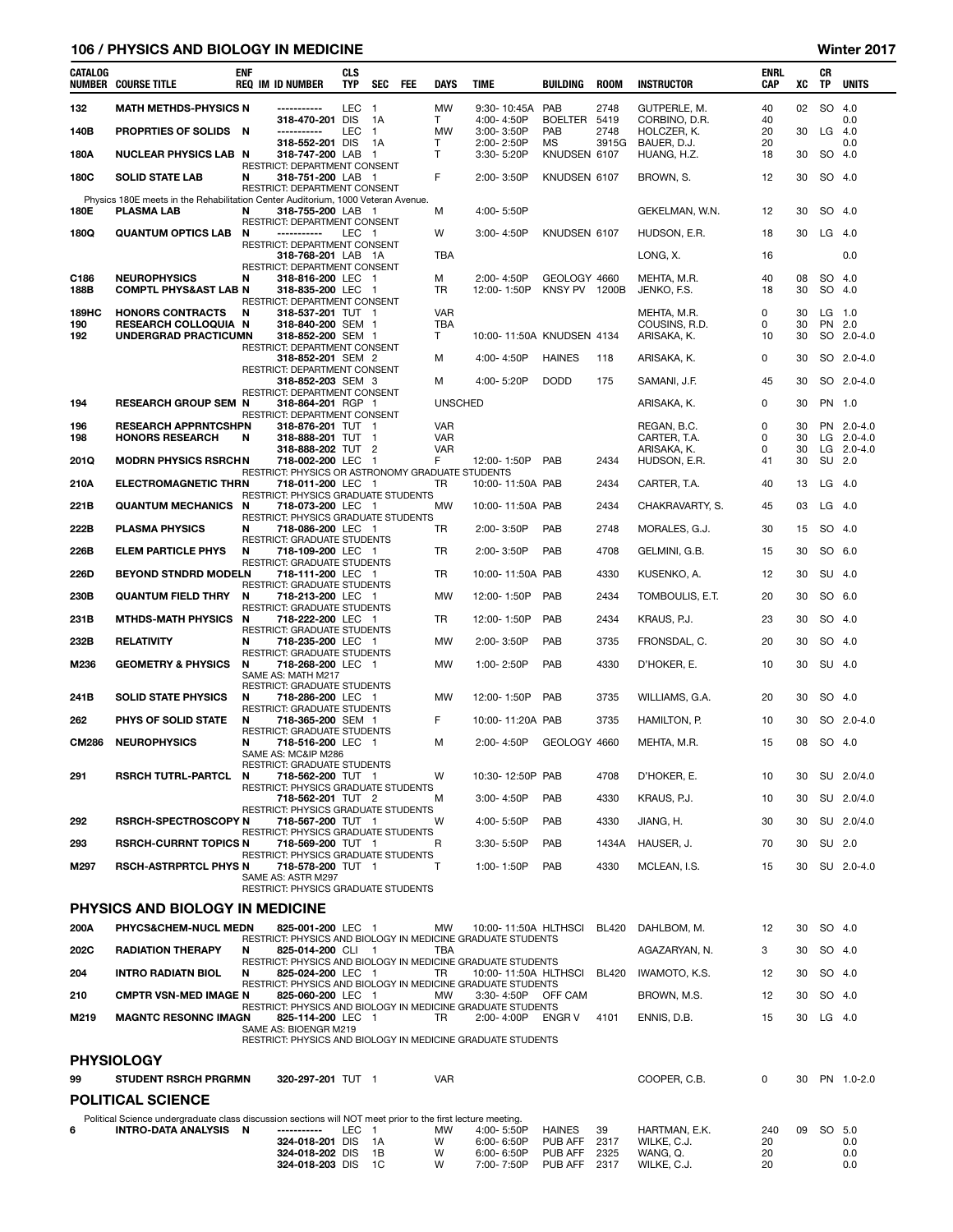| CATALOG NUMBER | COURSE TITLE | ENF REQ | IM | ID NUMBER | CLS TYP | SEC | FEE | DAYS | TIME | BUILDING | ROOM | INSTRUCTOR | ENRL CAP | XC | CR TP | UNITS |
|---|---|---|---|---|---|---|---|---|---|---|---|---|---|---|---|---|
| 132 | MATH METHDS-PHYSICS | N | | ----------- | LEC | 1 | | MW | 9:30- 10:45A | PAB | 2748 | GUTPERLE, M. | 40 | 02 | SO | 4.0 |
| | | | | 318-470-201 | DIS | 1A | | T | 4:00- 4:50P | BOELTER | 5419 | CORBINO, D.R. | 40 | | | 0.0 |
| 140B | PROPRTIES OF SOLIDS | N | | ----------- | LEC | 1 | | MW | 3:00- 3:50P | PAB | 2748 | HOLCZER, K. | 20 | 30 | LG | 4.0 |
| | | | | 318-552-201 | DIS | 1A | | T | 2:00- 2:50P | MS | 3915G | BAUER, D.J. | 20 | | | 0.0 |
| 180A | NUCLEAR PHYSICS LAB | N | | 318-747-200 | LAB | 1 | | T | 3:30- 5:20P | KNUDSEN | 6107 | HUANG, H.Z. | 18 | 30 | SO | 4.0 |
| | RESTRICT: DEPARTMENT CONSENT | | | | | | | | | | | | | | | |
| 180C | SOLID STATE LAB | N | | 318-751-200 | LAB | 1 | | F | 2:00- 3:50P | KNUDSEN | 6107 | BROWN, S. | 12 | 30 | SO | 4.0 |
| | RESTRICT: DEPARTMENT CONSENT | | | | | | | | | | | | | | | |
| | Physics 180E meets in the Rehabilitation Center Auditorium, 1000 Veteran Avenue. | | | | | | | | | | | | | | | |
| 180E | PLASMA LAB | N | | 318-755-200 | LAB | 1 | | M | 4:00- 5:50P | | | GEKELMAN, W.N. | 12 | 30 | SO | 4.0 |
| | RESTRICT: DEPARTMENT CONSENT | | | | | | | | | | | | | | | |
| 180Q | QUANTUM OPTICS LAB | N | | ----------- | LEC | 1 | | W | 3:00- 4:50P | KNUDSEN | 6107 | HUDSON, E.R. | 18 | 30 | LG | 4.0 |
| | RESTRICT: DEPARTMENT CONSENT | | | | | | | | | | | | | | | |
| | | | | 318-768-201 | LAB | 1A | | TBA | | | | LONG, X. | 16 | | | 0.0 |
| | RESTRICT: DEPARTMENT CONSENT | | | | | | | | | | | | | | | |
| C186 | NEUROPHYSICS | N | | 318-816-200 | LEC | 1 | | M | 2:00- 4:50P | GEOLOGY | 4660 | MEHTA, M.R. | 40 | 08 | SO | 4.0 |
| 188B | COMPTL PHYS&AST LAB | N | | 318-835-200 | LEC | 1 | | TR | 12:00- 1:50P | KNSY PV | 1200B | JENKO, F.S. | 18 | 30 | SO | 4.0 |
| | RESTRICT: DEPARTMENT CONSENT | | | | | | | | | | | | | | | |
| 189HC | HONORS CONTRACTS | N | | 318-537-201 | TUT | 1 | | VAR | | | | MEHTA, M.R. | 0 | 30 | LG | 1.0 |
| 190 | RESEARCH COLLOQUIA | N | | 318-840-200 | SEM | 1 | | TBA | | | | COUSINS, R.D. | 0 | 30 | PN | 2.0 |
| 192 | UNDERGRAD PRACTICUM | N | | 318-852-200 | SEM | 1 | | T | 10:00- 11:50A | KNUDSEN | 4134 | ARISAKA, K. | 10 | 30 | SO | 2.0-4.0 |
| | RESTRICT: DEPARTMENT CONSENT | | | | | | | | | | | | | | | |
| | | | | 318-852-201 | SEM | 2 | | M | 4:00- 4:50P | HAINES | 118 | ARISAKA, K. | 0 | 30 | SO | 2.0-4.0 |
| | RESTRICT: DEPARTMENT CONSENT | | | | | | | | | | | | | | | |
| | | | | 318-852-203 | SEM | 3 | | M | 4:00- 5:20P | DODD | 175 | SAMANI, J.F. | 45 | 30 | SO | 2.0-4.0 |
| | RESTRICT: DEPARTMENT CONSENT | | | | | | | | | | | | | | | |
| 194 | RESEARCH GROUP SEM | N | | 318-864-201 | RGP | 1 | | UNSCHED | | | | ARISAKA, K. | 0 | 30 | PN | 1.0 |
| | RESTRICT: DEPARTMENT CONSENT | | | | | | | | | | | | | | | |
| 196 | RESEARCH APPRNTCSHP | N | | 318-876-201 | TUT | 1 | | VAR | | | | REGAN, B.C. | 0 | 30 | PN | 2.0-4.0 |
| 198 | HONORS RESEARCH | N | | 318-888-201 | TUT | 1 | | VAR | | | | CARTER, T.A. | 0 | 30 | LG | 2.0-4.0 |
| | | | | 318-888-202 | TUT | 2 | | VAR | | | | ARISAKA, K. | 0 | 30 | LG | 2.0-4.0 |
| 201Q | MODRN PHYSICS RSRCH | N | | 718-002-200 | LEC | 1 | | F | 12:00- 1:50P | PAB | 2434 | HUDSON, E.R. | 41 | 30 | SU | 2.0 |
| | RESTRICT: PHYSICS OR ASTRONOMY GRADUATE STUDENTS | | | | | | | | | | | | | | | |
| 210A | ELECTROMAGNETIC THR | N | | 718-011-200 | LEC | 1 | | TR | 10:00- 11:50A | PAB | 2434 | CARTER, T.A. | 40 | 13 | LG | 4.0 |
| | RESTRICT: PHYSICS GRADUATE STUDENTS | | | | | | | | | | | | | | | |
| 221B | QUANTUM MECHANICS | N | | 718-073-200 | LEC | 1 | | MW | 10:00- 11:50A | PAB | 2434 | CHAKRAVARTY, S. | 45 | 03 | LG | 4.0 |
| | RESTRICT: PHYSICS GRADUATE STUDENTS | | | | | | | | | | | | | | | |
| 222B | PLASMA PHYSICS | N | | 718-086-200 | LEC | 1 | | TR | 2:00- 3:50P | PAB | 2748 | MORALES, G.J. | 30 | 15 | SO | 4.0 |
| | RESTRICT: GRADUATE STUDENTS | | | | | | | | | | | | | | | |
| 226B | ELEM PARTICLE PHYS | N | | 718-109-200 | LEC | 1 | | TR | 2:00- 3:50P | PAB | 4708 | GELMINI, G.B. | 15 | 30 | SO | 6.0 |
| | RESTRICT: GRADUATE STUDENTS | | | | | | | | | | | | | | | |
| 226D | BEYOND STNDRD MODEL | N | | 718-111-200 | LEC | 1 | | TR | 10:00- 11:50A | PAB | 4330 | KUSENKO, A. | 12 | 30 | SU | 4.0 |
| | RESTRICT: GRADUATE STUDENTS | | | | | | | | | | | | | | | |
| 230B | QUANTUM FIELD THRY | N | | 718-213-200 | LEC | 1 | | MW | 12:00- 1:50P | PAB | 2434 | TOMBOULIS, E.T. | 20 | 30 | SO | 6.0 |
| | RESTRICT: GRADUATE STUDENTS | | | | | | | | | | | | | | | |
| 231B | MTHDS-MATH PHYSICS | N | | 718-222-200 | LEC | 1 | | TR | 12:00- 1:50P | PAB | 2434 | KRAUS, P.J. | 23 | 30 | SO | 4.0 |
| | RESTRICT: GRADUATE STUDENTS | | | | | | | | | | | | | | | |
| 232B | RELATIVITY | N | | 718-235-200 | LEC | 1 | | MW | 2:00- 3:50P | PAB | 3735 | FRONSDAL, C. | 20 | 30 | SO | 4.0 |
| | RESTRICT: GRADUATE STUDENTS | | | | | | | | | | | | | | | |
| M236 | GEOMETRY & PHYSICS | N | | 718-268-200 | LEC | 1 | | MW | 1:00- 2:50P | PAB | 4330 | D'HOKER, E. | 10 | 30 | SU | 4.0 |
| | SAME AS: MATH M217 | | | | | | | | | | | | | | | |
| | RESTRICT: GRADUATE STUDENTS | | | | | | | | | | | | | | | |
| 241B | SOLID STATE PHYSICS | N | | 718-286-200 | LEC | 1 | | MW | 12:00- 1:50P | PAB | 3735 | WILLIAMS, G.A. | 20 | 30 | SO | 4.0 |
| | RESTRICT: GRADUATE STUDENTS | | | | | | | | | | | | | | | |
| 262 | PHYS OF SOLID STATE | N | | 718-365-200 | SEM | 1 | | F | 10:00- 11:20A | PAB | 3735 | HAMILTON, P. | 10 | 30 | SO | 2.0-4.0 |
| | RESTRICT: GRADUATE STUDENTS | | | | | | | | | | | | | | | |
| CM286 | NEUROPHYSICS | N | | 718-516-200 | LEC | 1 | | M | 2:00- 4:50P | GEOLOGY | 4660 | MEHTA, M.R. | 15 | 08 | SO | 4.0 |
| | SAME AS: MC&IP M286 | | | | | | | | | | | | | | | |
| | RESTRICT: GRADUATE STUDENTS | | | | | | | | | | | | | | | |
| 291 | RSRCH TUTRL-PARTCL | N | | 718-562-200 | TUT | 1 | | W | 10:30- 12:50P | PAB | 4708 | D'HOKER, E. | 10 | 30 | SU | 2.0/4.0 |
| | RESTRICT: PHYSICS GRADUATE STUDENTS | | | | | | | | | | | | | | | |
| | | | | 718-562-201 | TUT | 2 | | M | 3:00- 4:50P | PAB | 4330 | KRAUS, P.J. | 10 | 30 | SU | 2.0/4.0 |
| | RESTRICT: PHYSICS GRADUATE STUDENTS | | | | | | | | | | | | | | | |
| 292 | RSRCH-SPECTROSCOPY | N | | 718-567-200 | TUT | 1 | | W | 4:00- 5:50P | PAB | 4330 | JIANG, H. | 30 | 30 | SU | 2.0/4.0 |
| | RESTRICT: PHYSICS GRADUATE STUDENTS | | | | | | | | | | | | | | | |
| 293 | RSRCH-CURRNT TOPICS | N | | 718-569-200 | TUT | 1 | | R | 3:30- 5:50P | PAB | 1434A | HAUSER, J. | 70 | 30 | SU | 2.0 |
| | RESTRICT: PHYSICS GRADUATE STUDENTS | | | | | | | | | | | | | | | |
| M297 | RSCH-ASTRPRTCL PHYS | N | | 718-578-200 | TUT | 1 | | T | 1:00- 1:50P | PAB | 4330 | MCLEAN, I.S. | 15 | 30 | SU | 2.0-4.0 |
| | SAME AS: ASTR M297 | | | | | | | | | | | | | | | |
| | RESTRICT: PHYSICS GRADUATE STUDENTS | | | | | | | | | | | | | | | |

## PHYSICS AND BIOLOGY IN MEDICINE

| CATALOG NUMBER | COURSE TITLE | ENF REQ | IM | ID NUMBER | CLS TYP | SEC | FEE | DAYS | TIME | BUILDING | ROOM | INSTRUCTOR | ENRL CAP | XC | CR TP | UNITS |
|---|---|---|---|---|---|---|---|---|---|---|---|---|---|---|---|---|
| 200A | PHYCS&CHEM-NUCL MED | N | | 825-001-200 | LEC | 1 | | MW | 10:00- 11:50A | HLTHSCI | BL420 | DAHLBOM, M. | 12 | 30 | SO | 4.0 |
| | RESTRICT: PHYSICS AND BIOLOGY IN MEDICINE GRADUATE STUDENTS | | | | | | | | | | | | | | | |
| 202C | RADIATION THERAPY | N | | 825-014-200 | CLI | 1 | | TBA | | | | AGAZARYAN, N. | 3 | 30 | SO | 4.0 |
| | RESTRICT: PHYSICS AND BIOLOGY IN MEDICINE GRADUATE STUDENTS | | | | | | | | | | | | | | | |
| 204 | INTRO RADIATN BIOL | N | | 825-024-200 | LEC | 1 | | TR | 10:00- 11:50A | HLTHSCI | BL420 | IWAMOTO, K.S. | 12 | 30 | SO | 4.0 |
| | RESTRICT: PHYSICS AND BIOLOGY IN MEDICINE GRADUATE STUDENTS | | | | | | | | | | | | | | | |
| 210 | CMPTR VSN-MED IMAGE | N | | 825-060-200 | LEC | 1 | | MW | 3:30- 4:50P | OFF CAM | | BROWN, M.S. | 12 | 30 | SO | 4.0 |
| | RESTRICT: PHYSICS AND BIOLOGY IN MEDICINE GRADUATE STUDENTS | | | | | | | | | | | | | | | |
| M219 | MAGNTC RESONNC IMAG | N | | 825-114-200 | LEC | 1 | | TR | 2:00- 4:00P | ENGR V | 4101 | ENNIS, D.B. | 15 | 30 | LG | 4.0 |
| | SAME AS: BIOENGR M219 | | | | | | | | | | | | | | | |
| | RESTRICT: PHYSICS AND BIOLOGY IN MEDICINE GRADUATE STUDENTS | | | | | | | | | | | | | | | |

## PHYSIOLOGY

| CATALOG NUMBER | COURSE TITLE | ENF REQ | IM | ID NUMBER | CLS TYP | SEC | FEE | DAYS | TIME | BUILDING | ROOM | INSTRUCTOR | ENRL CAP | XC | CR TP | UNITS |
|---|---|---|---|---|---|---|---|---|---|---|---|---|---|---|---|---|
| 99 | STUDENT RSRCH PRGRM | N | | 320-297-201 | TUT | 1 | | VAR | | | | COOPER, C.B. | 0 | 30 | PN | 1.0-2.0 |

## POLITICAL SCIENCE

Political Science undergraduate class discussion sections will NOT meet prior to the first lecture meeting.

| CATALOG NUMBER | COURSE TITLE | ENF REQ | IM | ID NUMBER | CLS TYP | SEC | FEE | DAYS | TIME | BUILDING | ROOM | INSTRUCTOR | ENRL CAP | XC | CR TP | UNITS |
|---|---|---|---|---|---|---|---|---|---|---|---|---|---|---|---|---|
| 6 | INTRO-DATA ANALYSIS | N | | ----------- | LEC | 1 | | MW | 4:00- 5:50P | HAINES | 39 | HARTMAN, E.K. | 240 | 09 | SO | 5.0 |
| | | | | 324-018-201 | DIS | 1A | | W | 6:00- 6:50P | PUB AFF | 2317 | WILKE, C.J. | 20 | | | 0.0 |
| | | | | 324-018-202 | DIS | 1B | | W | 6:00- 6:50P | PUB AFF | 2325 | WANG, Q. | 20 | | | 0.0 |
| | | | | 324-018-203 | DIS | 1C | | W | 7:00- 7:50P | PUB AFF | 2317 | WILKE, C.J. | 20 | | | 0.0 |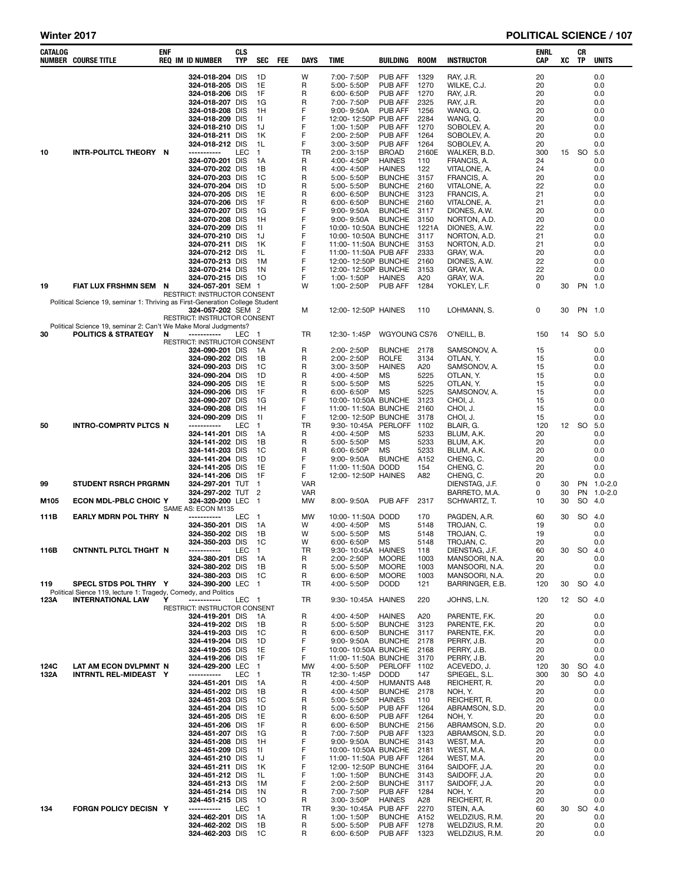# Winter 2017 — POLITICAL SCIENCE

| CATALOG NUMBER | COURSE TITLE | ENF REQ | IM | ID NUMBER | CLS TYP | SEC | FEE | DAYS | TIME | BUILDING | ROOM | INSTRUCTOR | ENRL CAP | XC | CR TP | UNITS |
|---|---|---|---|---|---|---|---|---|---|---|---|---|---|---|---|---|
| | | | | 324-018-204 | DIS | 1D | | W | 7:00- 7:50P | PUB AFF | 1329 | RAY, J.R. | 20 | | | 0.0 |
| | | | | 324-018-205 | DIS | 1E | | R | 5:00- 5:50P | PUB AFF | 1270 | WILKE, C.J. | 20 | | | 0.0 |
| | | | | 324-018-206 | DIS | 1F | | R | 6:00- 6:50P | PUB AFF | 1270 | RAY, J.R. | 20 | | | 0.0 |
| | | | | 324-018-207 | DIS | 1G | | R | 7:00- 7:50P | PUB AFF | 2325 | RAY, J.R. | 20 | | | 0.0 |
| | | | | 324-018-208 | DIS | 1H | | F | 9:00- 9:50A | PUB AFF | 1256 | WANG, Q. | 20 | | | 0.0 |
| | | | | 324-018-209 | DIS | 1I | | F | 12:00- 12:50P | PUB AFF | 2284 | WANG, Q. | 20 | | | 0.0 |
| | | | | 324-018-210 | DIS | 1J | | F | 1:00- 1:50P | PUB AFF | 1270 | SOBOLEV, A. | 20 | | | 0.0 |
| | | | | 324-018-211 | DIS | 1K | | F | 2:00- 2:50P | PUB AFF | 1264 | SOBOLEV, A. | 20 | | | 0.0 |
| | | | | 324-018-212 | DIS | 1L | | F | 3:00- 3:50P | PUB AFF | 1264 | SOBOLEV, A. | 20 | | | 0.0 |
| 10 | INTR-POLITCL THEORY | N | | ----------- | LEC | 1 | | TR | 2:00- 3:15P | BROAD | 2160E | WALKER, B.D. | 300 | 15 | SO | 5.0 |
| | | | | 324-070-201 | DIS | 1A | | R | 4:00- 4:50P | HAINES | 110 | FRANCIS, A. | 24 | | | 0.0 |
| | | | | 324-070-202 | DIS | 1B | | R | 4:00- 4:50P | HAINES | 122 | VITALONE, A. | 24 | | | 0.0 |
| | | | | 324-070-203 | DIS | 1C | | R | 5:00- 5:50P | BUNCHE | 3157 | FRANCIS, A. | 20 | | | 0.0 |
| | | | | 324-070-204 | DIS | 1D | | R | 5:00- 5:50P | BUNCHE | 2160 | VITALONE, A. | 22 | | | 0.0 |
| | | | | 324-070-205 | DIS | 1E | | R | 6:00- 6:50P | BUNCHE | 3123 | FRANCIS, A. | 21 | | | 0.0 |
| | | | | 324-070-206 | DIS | 1F | | R | 6:00- 6:50P | BUNCHE | 2160 | VITALONE, A. | 21 | | | 0.0 |
| | | | | 324-070-207 | DIS | 1G | | F | 9:00- 9:50A | BUNCHE | 3117 | DIONES, A.W. | 20 | | | 0.0 |
| | | | | 324-070-208 | DIS | 1H | | F | 9:00- 9:50A | BUNCHE | 3150 | NORTON, A.D. | 20 | | | 0.0 |
| | | | | 324-070-209 | DIS | 1I | | F | 10:00- 10:50A | BUNCHE | 1221A | DIONES, A.W. | 22 | | | 0.0 |
| | | | | 324-070-210 | DIS | 1J | | F | 10:00- 10:50A | BUNCHE | 3117 | NORTON, A.D. | 21 | | | 0.0 |
| | | | | 324-070-211 | DIS | 1K | | F | 11:00- 11:50A | BUNCHE | 3153 | NORTON, A.D. | 21 | | | 0.0 |
| | | | | 324-070-212 | DIS | 1L | | F | 11:00- 11:50A | PUB AFF | 2333 | GRAY, W.A. | 20 | | | 0.0 |
| | | | | 324-070-213 | DIS | 1M | | F | 12:00- 12:50P | BUNCHE | 2160 | DIONES, A.W. | 22 | | | 0.0 |
| | | | | 324-070-214 | DIS | 1N | | F | 12:00- 12:50P | BUNCHE | 3153 | GRAY, W.A. | 22 | | | 0.0 |
| | | | | 324-070-215 | DIS | 1O | | F | 1:00- 1:50P | HAINES | A20 | GRAY, W.A. | 20 | | | 0.0 |
| 19 | FIAT LUX FRSHMN SEM | N | | 324-057-201 | SEM | 1 | | W | 1:00- 2:50P | PUB AFF | 1284 | YOKLEY, L.F. | 0 | 30 | PN | 1.0 |
| | RESTRICT: INSTRUCTOR CONSENT | | | | | | | | | | | | | | | |
| | Political Science 19, seminar 1: Thriving as First-Generation College Student | | | | | | | | | | | | | | | |
| | | | | 324-057-202 | SEM | 2 | | M | 12:00- 12:50P | HAINES | 110 | LOHMANN, S. | 0 | 30 | PN | 1.0 |
| | RESTRICT: INSTRUCTOR CONSENT | | | | | | | | | | | | | | | |
| | Political Science 19, seminar 2: Can't We Make Moral Judgments? | | | | | | | | | | | | | | | |
| 30 | POLITICS & STRATEGY | N | | ----------- | LEC | 1 | | TR | 12:30- 1:45P | WGYOUNG | CS76 | O'NEILL, B. | 150 | 14 | SO | 5.0 |
| | RESTRICT: INSTRUCTOR CONSENT | | | | | | | | | | | | | | | |
| | | | | 324-090-201 | DIS | 1A | | R | 2:00- 2:50P | BUNCHE | 2178 | SAMSONOV, A. | 15 | | | 0.0 |
| | | | | 324-090-202 | DIS | 1B | | R | 2:00- 2:50P | ROLFE | 3134 | OTLAN, Y. | 15 | | | 0.0 |
| | | | | 324-090-203 | DIS | 1C | | R | 3:00- 3:50P | HAINES | A20 | SAMSONOV, A. | 15 | | | 0.0 |
| | | | | 324-090-204 | DIS | 1D | | R | 4:00- 4:50P | MS | 5225 | OTLAN, Y. | 15 | | | 0.0 |
| | | | | 324-090-205 | DIS | 1E | | R | 5:00- 5:50P | MS | 5225 | OTLAN, Y. | 15 | | | 0.0 |
| | | | | 324-090-206 | DIS | 1F | | R | 6:00- 6:50P | MS | 5225 | SAMSONOV, A. | 15 | | | 0.0 |
| | | | | 324-090-207 | DIS | 1G | | F | 10:00- 10:50A | BUNCHE | 3123 | CHOI, J. | 15 | | | 0.0 |
| | | | | 324-090-208 | DIS | 1H | | F | 11:00- 11:50A | BUNCHE | 2160 | CHOI, J. | 15 | | | 0.0 |
| | | | | 324-090-209 | DIS | 1I | | F | 12:00- 12:50P | BUNCHE | 3178 | CHOI, J. | 15 | | | 0.0 |
| 50 | INTRO-COMPRTV PLTCS | N | | ----------- | LEC | 1 | | TR | 9:30- 10:45A | PERLOFF | 1102 | BLAIR, G. | 120 | 12 | SO | 5.0 |
| | | | | 324-141-201 | DIS | 1A | | R | 4:00- 4:50P | MS | 5233 | BLUM, A.K. | 20 | | | 0.0 |
| | | | | 324-141-202 | DIS | 1B | | R | 5:00- 5:50P | MS | 5233 | BLUM, A.K. | 20 | | | 0.0 |
| | | | | 324-141-203 | DIS | 1C | | R | 6:00- 6:50P | MS | 5233 | BLUM, A.K. | 20 | | | 0.0 |
| | | | | 324-141-204 | DIS | 1D | | F | 9:00- 9:50A | BUNCHE | A152 | CHENG, C. | 20 | | | 0.0 |
| | | | | 324-141-205 | DIS | 1E | | F | 11:00- 11:50A | DODD | 154 | CHENG, C. | 20 | | | 0.0 |
| | | | | 324-141-206 | DIS | 1F | | F | 12:00- 12:50P | HAINES | A82 | CHENG, C. | 20 | | | 0.0 |
| 99 | STUDENT RSRCH PRGRMN | | | 324-297-201 | TUT | 1 | | VAR | | | | DIENSTAG, J.F. | 0 | 30 | PN | 1.0-2.0 |
| | | | | 324-297-202 | TUT | 2 | | VAR | | | | BARRETO, M.A. | 0 | 30 | PN | 1.0-2.0 |
| M105 | ECON MDL-PBLC CHOIC | Y | | 324-320-200 | LEC | 1 | | MW | 8:00- 9:50A | PUB AFF | 2317 | SCHWARTZ, T. | 10 | 30 | SO | 4.0 |
| | SAME AS: ECON M135 | | | | | | | | | | | | | | | |
| 111B | EARLY MDRN POL THRY | N | | ----------- | LEC | 1 | | MW | 10:00- 11:50A | DODD | 170 | PAGDEN, A.R. | 60 | 30 | SO | 4.0 |
| | | | | 324-350-201 | DIS | 1A | | W | 4:00- 4:50P | MS | 5148 | TROJAN, C. | 19 | | | 0.0 |
| | | | | 324-350-202 | DIS | 1B | | W | 5:00- 5:50P | MS | 5148 | TROJAN, C. | 19 | | | 0.0 |
| | | | | 324-350-203 | DIS | 1C | | W | 6:00- 6:50P | MS | 5148 | TROJAN, C. | 20 | | | 0.0 |
| 116B | CNTNNTL PLTCL THGHT | N | | ----------- | LEC | 1 | | TR | 9:30- 10:45A | HAINES | 118 | DIENSTAG, J.F. | 60 | 30 | SO | 4.0 |
| | | | | 324-380-201 | DIS | 1A | | R | 2:00- 2:50P | MOORE | 1003 | MANSOORI, N.A. | 20 | | | 0.0 |
| | | | | 324-380-202 | DIS | 1B | | R | 5:00- 5:50P | MOORE | 1003 | MANSOORI, N.A. | 20 | | | 0.0 |
| | | | | 324-380-203 | DIS | 1C | | R | 6:00- 6:50P | MOORE | 1003 | MANSOORI, N.A. | 20 | | | 0.0 |
| 119 | SPECL STDS POL THRY | Y | | 324-390-200 | LEC | 1 | | TR | 4:00- 5:50P | DODD | 121 | BARRINGER, E.B. | 120 | 30 | SO | 4.0 |
| | Political Sience 119, lecture 1: Tragedy, Comedy, and Politics | | | | | | | | | | | | | | | |
| 123A | INTERNATIONAL LAW | Y | | ----------- | LEC | 1 | | TR | 9:30- 10:45A | HAINES | 220 | JOHNS, L.N. | 120 | 12 | SO | 4.0 |
| | RESTRICT: INSTRUCTOR CONSENT | | | | | | | | | | | | | | | |
| | | | | 324-419-201 | DIS | 1A | | R | 4:00- 4:50P | HAINES | A20 | PARENTE, F.K. | 20 | | | 0.0 |
| | | | | 324-419-202 | DIS | 1B | | R | 5:00- 5:50P | BUNCHE | 3123 | PARENTE, F.K. | 20 | | | 0.0 |
| | | | | 324-419-203 | DIS | 1C | | R | 6:00- 6:50P | BUNCHE | 3117 | PARENTE, F.K. | 20 | | | 0.0 |
| | | | | 324-419-204 | DIS | 1D | | F | 9:00- 9:50A | BUNCHE | 2178 | PERRY, J.B. | 20 | | | 0.0 |
| | | | | 324-419-205 | DIS | 1E | | F | 10:00- 10:50A | BUNCHE | 2168 | PERRY, J.B. | 20 | | | 0.0 |
| | | | | 324-419-206 | DIS | 1F | | F | 11:00- 11:50A | BUNCHE | 3170 | PERRY, J.B. | 20 | | | 0.0 |
| 124C | LAT AM ECON DVLPMNT | N | | 324-429-200 | LEC | 1 | | MW | 4:00- 5:50P | PERLOFF | 1102 | ACEVEDO, J. | 120 | 30 | SO | 4.0 |
| 132A | INTRNTL REL-MIDEAST | Y | | ----------- | LEC | 1 | | TR | 12:30- 1:45P | DODD | 147 | SPIEGEL, S.L. | 300 | 30 | SO | 4.0 |
| | | | | 324-451-201 | DIS | 1A | | R | 4:00- 4:50P | HUMANTS | A48 | REICHERT, R. | 20 | | | 0.0 |
| | | | | 324-451-202 | DIS | 1B | | R | 4:00- 4:50P | BUNCHE | 2178 | NOH, Y. | 20 | | | 0.0 |
| | | | | 324-451-203 | DIS | 1C | | R | 5:00- 5:50P | HAINES | 110 | REICHERT, R. | 20 | | | 0.0 |
| | | | | 324-451-204 | DIS | 1D | | R | 5:00- 5:50P | PUB AFF | 1264 | ABRAMSON, S.D. | 20 | | | 0.0 |
| | | | | 324-451-205 | DIS | 1E | | R | 6:00- 6:50P | PUB AFF | 1264 | NOH, Y. | 20 | | | 0.0 |
| | | | | 324-451-206 | DIS | 1F | | R | 6:00- 6:50P | BUNCHE | 2156 | ABRAMSON, S.D. | 20 | | | 0.0 |
| | | | | 324-451-207 | DIS | 1G | | R | 7:00- 7:50P | PUB AFF | 1323 | ABRAMSON, S.D. | 20 | | | 0.0 |
| | | | | 324-451-208 | DIS | 1H | | F | 9:00- 9:50A | BUNCHE | 3143 | WEST, M.A. | 20 | | | 0.0 |
| | | | | 324-451-209 | DIS | 1I | | F | 10:00- 10:50A | BUNCHE | 2181 | WEST, M.A. | 20 | | | 0.0 |
| | | | | 324-451-210 | DIS | 1J | | F | 11:00- 11:50A | PUB AFF | 1264 | WEST, M.A. | 20 | | | 0.0 |
| | | | | 324-451-211 | DIS | 1K | | F | 12:00- 12:50P | BUNCHE | 3164 | SAIDOFF, J.A. | 20 | | | 0.0 |
| | | | | 324-451-212 | DIS | 1L | | F | 1:00- 1:50P | BUNCHE | 3143 | SAIDOFF, J.A. | 20 | | | 0.0 |
| | | | | 324-451-213 | DIS | 1M | | F | 2:00- 2:50P | BUNCHE | 3117 | SAIDOFF, J.A. | 20 | | | 0.0 |
| | | | | 324-451-214 | DIS | 1N | | R | 7:00- 7:50P | PUB AFF | 1284 | NOH, Y. | 20 | | | 0.0 |
| | | | | 324-451-215 | DIS | 1O | | R | 3:00- 3:50P | HAINES | A28 | REICHERT, R. | 20 | | | 0.0 |
| 134 | FORGN POLICY DECISN | Y | | ----------- | LEC | 1 | | TR | 9:30- 10:45A | PUB AFF | 2270 | STEIN, A.A. | 60 | 30 | SO | 4.0 |
| | | | | 324-462-201 | DIS | 1A | | R | 1:00- 1:50P | BUNCHE | A152 | WELDZIUS, R.M. | 20 | | | 0.0 |
| | | | | 324-462-202 | DIS | 1B | | R | 5:00- 5:50P | PUB AFF | 1278 | WELDZIUS, R.M. | 20 | | | 0.0 |
| | | | | 324-462-203 | DIS | 1C | | R | 6:00- 6:50P | PUB AFF | 1323 | WELDZIUS, R.M. | 20 | | | 0.0 |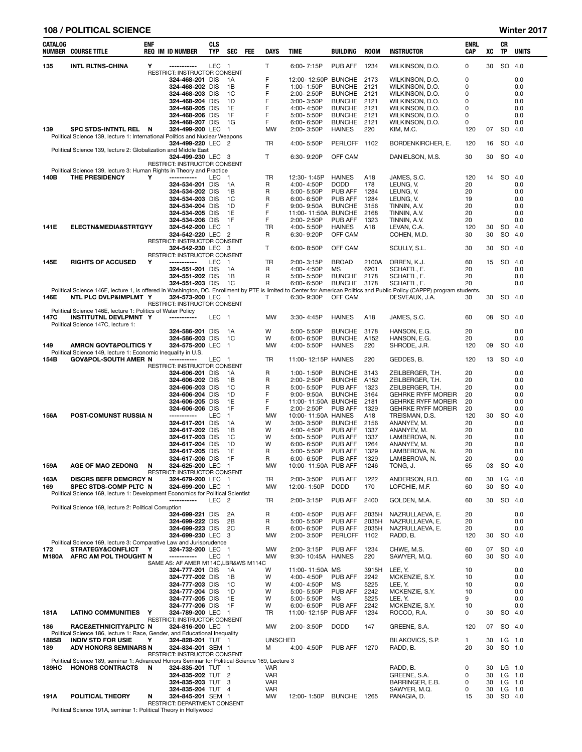## 108 / POLITICAL SCIENCE — Winter 2017

| CATALOG NUMBER | COURSE TITLE | ENF REQ | IM | ID NUMBER | CLS TYP | SEC | FEE | DAYS | TIME | BUILDING | ROOM | INSTRUCTOR | ENRL CAP | XC | CR TP | UNITS |
|---|---|---|---|---|---|---|---|---|---|---|---|---|---|---|---|---|
| 135 | INTL RLTNS-CHINA | Y | | ----------- | LEC | 1 | | T | 6:00- 7:15P | PUB AFF | 1234 | WILKINSON, D.O. | 0 | 30 | SO | 4.0 |
| | RESTRICT: INSTRUCTOR CONSENT | | | | | | | | | | | | | | | |
| | | | | 324-468-201 | DIS | 1A | | F | 12:00- 12:50P | BUNCHE | 2173 | WILKINSON, D.O. | 0 | | | 0.0 |
| | | | | 324-468-202 | DIS | 1B | | F | 1:00- 1:50P | BUNCHE | 2121 | WILKINSON, D.O. | 0 | | | 0.0 |
| | | | | 324-468-203 | DIS | 1C | | F | 2:00- 2:50P | BUNCHE | 2121 | WILKINSON, D.O. | 0 | | | 0.0 |
| | | | | 324-468-204 | DIS | 1D | | F | 3:00- 3:50P | BUNCHE | 2121 | WILKINSON, D.O. | 0 | | | 0.0 |
| | | | | 324-468-205 | DIS | 1E | | F | 4:00- 4:50P | BUNCHE | 2121 | WILKINSON, D.O. | 0 | | | 0.0 |
| | | | | 324-468-206 | DIS | 1F | | F | 5:00- 5:50P | BUNCHE | 2121 | WILKINSON, D.O. | 0 | | | 0.0 |
| | | | | 324-468-207 | DIS | 1G | | F | 6:00- 6:50P | BUNCHE | 2121 | WILKINSON, D.O. | 0 | | | 0.0 |
| 139 | SPC STDS-INTNTL REL | N | | 324-499-200 | LEC | 1 | | MW | 2:00- 3:50P | HAINES | 220 | KIM, M.C. | 120 | 07 | SO | 4.0 |
| | Political Science 139, lecture 1: International Politics and Nuclear Weapons | | | | | | | | | | | | | | | |
| | | | | 324-499-220 | LEC | 2 | | TR | 4:00- 5:50P | PERLOFF | 1102 | BORDENKIRCHER, E. | 120 | 16 | SO | 4.0 |
| | Political Science 139, lecture 2: Globalization and Middle East | | | | | | | | | | | | | | | |
| | | | | 324-499-230 | LEC | 3 | | T | 6:30- 9:20P | OFF CAM | | DANIELSON, M.S. | 30 | 30 | SO | 4.0 |
| | RESTRICT: INSTRUCTOR CONSENT | | | | | | | | | | | | | | | |
| | Political Science 139, lecture 3: Human Rights in Theory and Practice | | | | | | | | | | | | | | | |
| 140B | THE PRESIDENCY | Y | | ----------- | LEC | 1 | | TR | 12:30- 1:45P | HAINES | A18 | JAMES, S.C. | 120 | 14 | SO | 4.0 |
| | | | | 324-534-201 | DIS | 1A | | R | 4:00- 4:50P | DODD | 178 | LEUNG, V. | 20 | | | 0.0 |
| | | | | 324-534-202 | DIS | 1B | | R | 5:00- 5:50P | PUB AFF | 1284 | LEUNG, V. | 20 | | | 0.0 |
| | | | | 324-534-203 | DIS | 1C | | R | 6:00- 6:50P | PUB AFF | 1284 | LEUNG, V. | 19 | | | 0.0 |
| | | | | 324-534-204 | DIS | 1D | | F | 9:00- 9:50A | BUNCHE | 3156 | TINNIN, A.V. | 20 | | | 0.0 |
| | | | | 324-534-205 | DIS | 1E | | F | 11:00- 11:50A | BUNCHE | 2168 | TINNIN, A.V. | 20 | | | 0.0 |
| | | | | 324-534-206 | DIS | 1F | | F | 2:00- 2:50P | PUB AFF | 1323 | TINNIN, A.V. | 20 | | | 0.0 |
| 141E | ELECTN&MEDIA&STRTGYY | | | 324-542-200 | LEC | 1 | | TR | 4:00- 5:50P | HAINES | A18 | LEVAN, C.A. | 120 | 30 | SO | 4.0 |
| | | | | 324-542-220 | LEC | 2 | | R | 6:30- 9:20P | OFF CAM | | COHEN, M.D. | 30 | 30 | SO | 4.0 |
| | RESTRICT: INSTRUCTOR CONSENT | | | | | | | | | | | | | | | |
| | | | | 324-542-230 | LEC | 3 | | T | 6:00- 8:50P | OFF CAM | | SCULLY, S.L. | 30 | 30 | SO | 4.0 |
| | RESTRICT: INSTRUCTOR CONSENT | | | | | | | | | | | | | | | |
| 145E | RIGHTS OF ACCUSED | Y | | ----------- | LEC | 1 | | TR | 2:00- 3:15P | BROAD | 2100A | ORREN, K.J. | 60 | 15 | SO | 4.0 |
| | | | | 324-551-201 | DIS | 1A | | R | 4:00- 4:50P | MS | 6201 | SCHATTL, E. | 20 | | | 0.0 |
| | | | | 324-551-202 | DIS | 1B | | R | 5:00- 5:50P | BUNCHE | 2178 | SCHATTL, E. | 20 | | | 0.0 |
| | | | | 324-551-203 | DIS | 1C | | R | 6:00- 6:50P | BUNCHE | 3178 | SCHATTL, E. | 20 | | | 0.0 |
| | Political Science 146E, lecture 1, is offered in Washington, DC. Enrollment by PTE is limited to Center for American Politics and Public Policy (CAPPP) program students. | | | | | | | | | | | | | | | |
| 146E | NTL PLC DVLP&IMPLMT | Y | | 324-573-200 | LEC | 1 | | T | 6:30- 9:30P | OFF CAM | | DESVEAUX, J.A. | 30 | 30 | SO | 4.0 |
| | RESTRICT: INSTRUCTOR CONSENT | | | | | | | | | | | | | | | |
| | Political Science 146E, lecture 1: Politics of Water Policy | | | | | | | | | | | | | | | |
| 147C | INSTITUTNL DEVLPMNT | Y | | ----------- | LEC | 1 | | MW | 3:30- 4:45P | HAINES | A18 | JAMES, S.C. | 60 | 08 | SO | 4.0 |
| | Political Science 147C, lecture 1: | | | | | | | | | | | | | | | |
| | | | | 324-586-201 | DIS | 1A | | W | 5:00- 5:50P | BUNCHE | 3178 | HANSON, E.G. | 20 | | | 0.0 |
| | | | | 324-586-203 | DIS | 1C | | W | 6:00- 6:50P | BUNCHE | A152 | HANSON, E.G. | 20 | | | 0.0 |
| 149 | AMRCN GOVT&POLITICS | Y | | 324-575-200 | LEC | 1 | | MW | 4:00- 5:50P | HAINES | 220 | SHRODE, J.R. | 120 | 09 | SO | 4.0 |
| | Political Science 149, lecture 1: Economic Inequality in U.S. | | | | | | | | | | | | | | | |
| 154B | GOV&POL-SOUTH AMER | N | | ----------- | LEC | 1 | | TR | 11:00- 12:15P | HAINES | 220 | GEDDES, B. | 120 | 13 | SO | 4.0 |
| | RESTRICT: INSTRUCTOR CONSENT | | | | | | | | | | | | | | | |
| | | | | 324-606-201 | DIS | 1A | | R | 1:00- 1:50P | BUNCHE | 3143 | ZEILBERGER, T.H. | 20 | | | 0.0 |
| | | | | 324-606-202 | DIS | 1B | | R | 2:00- 2:50P | BUNCHE | A152 | ZEILBERGER, T.H. | 20 | | | 0.0 |
| | | | | 324-606-203 | DIS | 1C | | R | 5:00- 5:50P | PUB AFF | 1323 | ZEILBERGER, T.H. | 20 | | | 0.0 |
| | | | | 324-606-204 | DIS | 1D | | F | 9:00- 9:50A | BUNCHE | 3164 | GEHRKE RYFF MOREIR | 20 | | | 0.0 |
| | | | | 324-606-205 | DIS | 1E | | F | 11:00- 11:50A | BUNCHE | 2181 | GEHRKE RYFF MOREIR | 20 | | | 0.0 |
| | | | | 324-606-206 | DIS | 1F | | F | 2:00- 2:50P | PUB AFF | 1329 | GEHRKE RYFF MOREIR | 20 | | | 0.0 |
| 156A | POST-COMUNST RUSSIA | N | | ----------- | LEC | 1 | | MW | 10:00- 11:50A | HAINES | A18 | TREISMAN, D.S. | 120 | 30 | SO | 4.0 |
| | | | | 324-617-201 | DIS | 1A | | W | 3:00- 3:50P | BUNCHE | 2156 | ANANYEV, M. | 20 | | | 0.0 |
| | | | | 324-617-202 | DIS | 1B | | W | 4:00- 4:50P | PUB AFF | 1337 | ANANYEV, M. | 20 | | | 0.0 |
| | | | | 324-617-203 | DIS | 1C | | W | 5:00- 5:50P | PUB AFF | 1337 | LAMBEROVA, N. | 20 | | | 0.0 |
| | | | | 324-617-204 | DIS | 1D | | W | 6:00- 6:50P | PUB AFF | 1264 | ANANYEV, M. | 20 | | | 0.0 |
| | | | | 324-617-205 | DIS | 1E | | R | 5:00- 5:50P | PUB AFF | 1329 | LAMBEROVA, N. | 20 | | | 0.0 |
| | | | | 324-617-206 | DIS | 1F | | R | 6:00- 6:50P | PUB AFF | 1329 | LAMBEROVA, N. | 20 | | | 0.0 |
| 159A | AGE OF MAO ZEDONG | N | | 324-625-200 | LEC | 1 | | MW | 10:00- 11:50A | PUB AFF | 1246 | TONG, J. | 65 | 03 | SO | 4.0 |
| | RESTRICT: INSTRUCTOR CONSENT | | | | | | | | | | | | | | | |
| 163A | DISCRS BEFR DEMCRCY | N | | 324-679-200 | LEC | 1 | | TR | 2:00- 3:50P | PUB AFF | 1222 | ANDERSON, R.D. | 60 | 30 | LG | 4.0 |
| 169 | SPEC STDS-COMP PLTC | N | | 324-699-200 | LEC | 1 | | MW | 12:00- 1:50P | DODD | 170 | LOFCHIE, M.F. | 60 | 30 | SO | 4.0 |
| | Political Science 169, lecture 1: Development Economics for Political Scientist | | | | | | | | | | | | | | | |
| | | | | ----------- | LEC | 2 | | TR | 2:00- 3:15P | PUB AFF | 2400 | GOLDEN, M.A. | 60 | 30 | SO | 4.0 |
| | Political Science 169, lecture 2: Political Corruption | | | | | | | | | | | | | | | |
| | | | | 324-699-221 | DIS | 2A | | R | 4:00- 4:50P | PUB AFF | 2035H | NAZRULLAEVA, E. | 20 | | | 0.0 |
| | | | | 324-699-222 | DIS | 2B | | R | 5:00- 5:50P | PUB AFF | 2035H | NAZRULLAEVA, E. | 20 | | | 0.0 |
| | | | | 324-699-223 | DIS | 2C | | R | 6:00- 6:50P | PUB AFF | 2035H | NAZRULLAEVA, E. | 20 | | | 0.0 |
| | | | | 324-699-230 | LEC | 3 | | MW | 2:00- 3:50P | PERLOFF | 1102 | RADD, B. | 120 | 30 | SO | 4.0 |
| | Political Science 169, lecture 3: Comparative Law and Jurisprudence | | | | | | | | | | | | | | | |
| 172 | STRATEGY&CONFLICT | Y | | 324-732-200 | LEC | 1 | | MW | 2:00- 3:15P | PUB AFF | 1234 | CHWE, M.S. | 60 | 07 | SO | 4.0 |
| M180A | AFRC AM POL THOUGHT | N | | ----------- | LEC | 1 | | MW | 9:30- 10:45A | HAINES | 220 | SAWYER, M.Q. | 60 | 30 | SO | 4.0 |
| | SAME AS: AF AMER M114C,LBR&WS M114C | | | | | | | | | | | | | | | |
| | | | | 324-777-201 | DIS | 1A | | W | 11:00- 11:50A | MS | 3915H | LEE, Y. | 10 | | | 0.0 |
| | | | | 324-777-202 | DIS | 1B | | W | 4:00- 4:50P | PUB AFF | 2242 | MCKENZIE, S.Y. | 10 | | | 0.0 |
| | | | | 324-777-203 | DIS | 1C | | W | 4:00- 4:50P | MS | 5225 | LEE, Y. | 10 | | | 0.0 |
| | | | | 324-777-204 | DIS | 1D | | W | 5:00- 5:50P | PUB AFF | 2242 | MCKENZIE, S.Y. | 10 | | | 0.0 |
| | | | | 324-777-205 | DIS | 1E | | W | 5:00- 5:50P | MS | 5225 | LEE, Y. | 9 | | | 0.0 |
| | | | | 324-777-206 | DIS | 1F | | W | 6:00- 6:50P | PUB AFF | 2242 | MCKENZIE, S.Y. | 10 | | | 0.0 |
| 181A | LATINO COMMUNITIES | Y | | 324-789-200 | LEC | 1 | | TR | 11:00- 12:15P | PUB AFF | 1234 | ROCCO, R.A. | 0 | 30 | SO | 4.0 |
| | RESTRICT: INSTRUCTOR CONSENT | | | | | | | | | | | | | | | |
| 186 | RACE&ETHNICITY&PLTC | N | | 324-816-200 | LEC | 1 | | MW | 2:00- 3:50P | DODD | 147 | GREENE, S.A. | 120 | 07 | SO | 4.0 |
| | Political Science 186, lecture 1: Race, Gender, and Educational Inequality | | | | | | | | | | | | | | | |
| 188SB | INDIV STD FOR USIE | Y | | 324-828-201 | TUT | 1 | | UNSCHED | | | | BILAKOVICS, S.P. | 1 | 30 | LG | 1.0 |
| 189 | ADV HONORS SEMINARS | N | | 324-834-201 | SEM | 1 | | M | 4:00- 4:50P | PUB AFF | 1270 | RADD, B. | 20 | 30 | SO | 1.0 |
| | RESTRICT: INSTRUCTOR CONSENT | | | | | | | | | | | | | | | |
| | Political Science 189, seminar 1: Advanced Honors Seminar for Political Science 169, Lecture 3 | | | | | | | | | | | | | | | |
| 189HC | HONORS CONTRACTS | N | | 324-835-201 | TUT | 1 | | VAR | | | | RADD, B. | 0 | 30 | LG | 1.0 |
| | | | | 324-835-202 | TUT | 2 | | VAR | | | | GREENE, S.A. | 0 | 30 | LG | 1.0 |
| | | | | 324-835-203 | TUT | 3 | | VAR | | | | BARRINGER, E.B. | 0 | 30 | LG | 1.0 |
| | | | | 324-835-204 | TUT | 4 | | VAR | | | | SAWYER, M.Q. | 0 | 30 | LG | 1.0 |
| 191A | POLITICAL THEORY | N | | 324-845-201 | SEM | 1 | | MW | 12:00- 1:50P | BUNCHE | 1265 | PANAGIA, D. | 15 | 30 | SO | 4.0 |
| | RESTRICT: DEPARTMENT CONSENT | | | | | | | | | | | | | | | |
| | Political Science 191A, seminar 1: Political Theory in Hollywood | | | | | | | | | | | | | | | |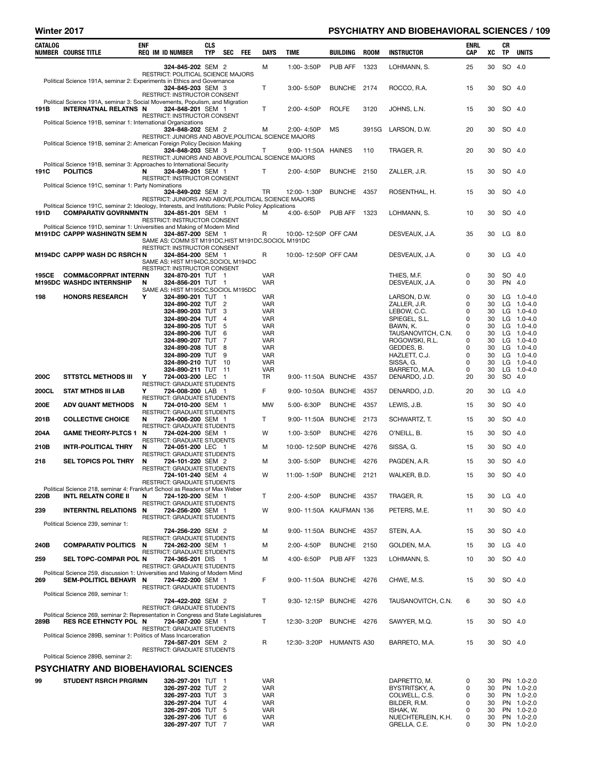| CATALOG NUMBER | COURSE TITLE | ENF REQ | IM | ID NUMBER | CLS TYP | SEC | FEE | DAYS | TIME | BUILDING | ROOM | INSTRUCTOR | ENRL CAP | XC | CR TP | UNITS |
|---|---|---|---|---|---|---|---|---|---|---|---|---|---|---|---|---|
| | | | | 324-845-202 | SEM | 2 | | M | 1:00- 3:50P | PUB AFF | 1323 | LOHMANN, S. | 25 | 30 | SO | 4.0 |
| | RESTRICT: POLITICAL SCIENCE MAJORS | | | | | | | | | | | | | | | |
| | Political Science 191A, seminar 2: Experiments in Ethics and Governance | | | | | | | | | | | | | | | |
| | | | | 324-845-203 | SEM | 3 | | T | 3:00- 5:50P | BUNCHE | 2174 | ROCCO, R.A. | 15 | 30 | SO | 4.0 |
| | RESTRICT: INSTRUCTOR CONSENT | | | | | | | | | | | | | | | |
| | Political Science 191A, seminar 3: Social Movements, Populism, and Migration | | | | | | | | | | | | | | | |
| 191B | INTERNATNAL RELATNS | N | | 324-848-201 | SEM | 1 | | T | 2:00- 4:50P | ROLFE | 3120 | JOHNS, L.N. | 15 | 30 | SO | 4.0 |
| | RESTRICT: INSTRUCTOR CONSENT | | | | | | | | | | | | | | | |
| | Political Science 191B, seminar 1: International Organizations | | | | | | | | | | | | | | | |
| | | | | 324-848-202 | SEM | 2 | | M | 2:00- 4:50P | MS | 3915G | LARSON, D.W. | 20 | 30 | SO | 4.0 |
| | RESTRICT: JUNIORS AND ABOVE,POLITICAL SCIENCE MAJORS | | | | | | | | | | | | | | | |
| | Political Science 191B, seminar 2: American Foreign Policy Decision Making | | | | | | | | | | | | | | | |
| | | | | 324-848-203 | SEM | 3 | | T | 9:00- 11:50A | HAINES | 110 | TRAGER, R. | 20 | 30 | SO | 4.0 |
| | RESTRICT: JUNIORS AND ABOVE,POLITICAL SCIENCE MAJORS | | | | | | | | | | | | | | | |
| | Political Science 191B, seminar 3: Approaches to International Security | | | | | | | | | | | | | | | |
| 191C | POLITICS | N | | 324-849-201 | SEM | 1 | | T | 2:00- 4:50P | BUNCHE | 2150 | ZALLER, J.R. | 15 | 30 | SO | 4.0 |
| | RESTRICT: INSTRUCTOR CONSENT | | | | | | | | | | | | | | | |
| | Political Science 191C, seminar 1: Party Nominations | | | | | | | | | | | | | | | |
| | | | | 324-849-202 | SEM | 2 | | TR | 12:00- 1:30P | BUNCHE | 4357 | ROSENTHAL, H. | 15 | 30 | SO | 4.0 |
| | RESTRICT: JUNIORS AND ABOVE,POLITICAL SCIENCE MAJORS | | | | | | | | | | | | | | | |
| | Political Science 191C, seminar 2: Ideology, Interests, and Institutions: Public Policy Applications | | | | | | | | | | | | | | | |
| 191D | COMPARATIV GOVRNMNTN | | | 324-851-201 | SEM | 1 | | M | 4:00- 6:50P | PUB AFF | 1323 | LOHMANN, S. | 10 | 30 | SO | 4.0 |
| | RESTRICT: INSTRUCTOR CONSENT | | | | | | | | | | | | | | | |
| | Political Science 191D, seminar 1: Universities and Making of Modern Mind | | | | | | | | | | | | | | | |
| M191DC | CAPPP WASHINGTN SEM | N | | 324-857-200 | SEM | 1 | | R | 10:00- 12:50P | OFF CAM | | DESVEAUX, J.A. | 35 | 30 | LG | 8.0 |
| | SAME AS: COMM ST M191DC,HIST M191DC,SOCIOL M191DC | | | | | | | | | | | | | | | |
| | RESTRICT: INSTRUCTOR CONSENT | | | | | | | | | | | | | | | |
| M194DC | CAPPP WASH DC RSRCH | N | | 324-854-200 | SEM | 1 | | R | 10:00- 12:50P | OFF CAM | | DESVEAUX, J.A. | 0 | 30 | LG | 4.0 |
| | SAME AS: HIST M194DC,SOCIOL M194DC | | | | | | | | | | | | | | | |
| | RESTRICT: INSTRUCTOR CONSENT | | | | | | | | | | | | | | | |
| 195CE | COMM&CORPRAT INTERN | N | | 324-870-201 | TUT | 1 | | VAR | | | | THIES, M.F. | 0 | 30 | SO | 4.0 |
| M195DC | WASHDC INTERNSHIP | N | | 324-856-201 | TUT | 1 | | VAR | | | | DESVEAUX, J.A. | 0 | 30 | PN | 4.0 |
| | SAME AS: HIST M195DC,SOCIOL M195DC | | | | | | | | | | | | | | | |
| 198 | HONORS RESEARCH | Y | | 324-890-201 | TUT | 1 | | VAR | | | | LARSON, D.W. | 0 | 30 | LG | 1.0-4.0 |
| | | | | 324-890-202 | TUT | 2 | | VAR | | | | ZALLER, J.R. | 0 | 30 | LG | 1.0-4.0 |
| | | | | 324-890-203 | TUT | 3 | | VAR | | | | LEBOW, C.C. | 0 | 30 | LG | 1.0-4.0 |
| | | | | 324-890-204 | TUT | 4 | | VAR | | | | SPIEGEL, S.L. | 0 | 30 | LG | 1.0-4.0 |
| | | | | 324-890-205 | TUT | 5 | | VAR | | | | BAWN, K. | 0 | 30 | LG | 1.0-4.0 |
| | | | | 324-890-206 | TUT | 6 | | VAR | | | | TAUSANOVITCH, C.N. | 0 | 30 | LG | 1.0-4.0 |
| | | | | 324-890-207 | TUT | 7 | | VAR | | | | ROGOWSKI, R.L. | 0 | 30 | LG | 1.0-4.0 |
| | | | | 324-890-208 | TUT | 8 | | VAR | | | | GEDDES, B. | 0 | 30 | LG | 1.0-4.0 |
| | | | | 324-890-209 | TUT | 9 | | VAR | | | | HAZLETT, C.J. | 0 | 30 | LG | 1.0-4.0 |
| | | | | 324-890-210 | TUT | 10 | | VAR | | | | SISSA, G. | 0 | 30 | LG | 1.0-4.0 |
| | | | | 324-890-211 | TUT | 11 | | VAR | | | | BARRETO, M.A. | 0 | 30 | LG | 1.0-4.0 |
| 200C | STTSTCL METHODS III | Y | | 724-003-200 | LEC | 1 | | TR | 9:00- 11:50A | BUNCHE | 4357 | DENARDO, J.D. | 20 | 30 | SO | 4.0 |
| | RESTRICT: GRADUATE STUDENTS | | | | | | | | | | | | | | | |
| 200CL | STAT MTHDS III LAB | Y | | 724-008-200 | LAB | 1 | | F | 9:00- 10:50A | BUNCHE | 4357 | DENARDO, J.D. | 20 | 30 | LG | 4.0 |
| | RESTRICT: GRADUATE STUDENTS | | | | | | | | | | | | | | | |
| 200E | ADV QUANT METHODS | N | | 724-010-200 | SEM | 1 | | MW | 5:00- 6:30P | BUNCHE | 4357 | LEWIS, J.B. | 15 | 30 | SO | 4.0 |
| | RESTRICT: GRADUATE STUDENTS | | | | | | | | | | | | | | | |
| 201B | COLLECTIVE CHOICE | N | | 724-006-200 | SEM | 1 | | T | 9:00- 11:50A | BUNCHE | 2173 | SCHWARTZ, T. | 15 | 30 | SO | 4.0 |
| | RESTRICT: GRADUATE STUDENTS | | | | | | | | | | | | | | | |
| 204A | GAME THEORY-PLTCS 1 | N | | 724-024-200 | SEM | 1 | | W | 1:00- 3:50P | BUNCHE | 4276 | O'NEILL, B. | 15 | 30 | SO | 4.0 |
| | RESTRICT: GRADUATE STUDENTS | | | | | | | | | | | | | | | |
| 210B | INTR-POLITICAL THRY | N | | 724-051-200 | LEC | 1 | | M | 10:00- 12:50P | BUNCHE | 4276 | SISSA, G. | 15 | 30 | SO | 4.0 |
| | RESTRICT: GRADUATE STUDENTS | | | | | | | | | | | | | | | |
| 218 | SEL TOPICS POL THRY | N | | 724-101-220 | SEM | 2 | | M | 3:00- 5:50P | BUNCHE | 4276 | PAGDEN, A.R. | 15 | 30 | SO | 4.0 |
| | RESTRICT: GRADUATE STUDENTS | | | | | | | | | | | | | | | |
| | | | | 724-101-240 | SEM | 4 | | W | 11:00- 1:50P | BUNCHE | 2121 | WALKER, B.D. | 15 | 30 | SO | 4.0 |
| | RESTRICT: GRADUATE STUDENTS | | | | | | | | | | | | | | | |
| | Political Science 218, seminar 4: Frankfurt School as Readers of Max Weber | | | | | | | | | | | | | | | |
| 220B | INTL RELATN CORE II | N | | 724-120-200 | SEM | 1 | | T | 2:00- 4:50P | BUNCHE | 4357 | TRAGER, R. | 15 | 30 | LG | 4.0 |
| | RESTRICT: GRADUATE STUDENTS | | | | | | | | | | | | | | | |
| 239 | INTERNTNL RELATIONS | N | | 724-256-200 | SEM | 1 | | W | 9:00- 11:50A | KAUFMAN | 136 | PETERS, M.E. | 11 | 30 | SO | 4.0 |
| | RESTRICT: GRADUATE STUDENTS | | | | | | | | | | | | | | | |
| | Political Science 239, seminar 1: | | | | | | | | | | | | | | | |
| | | | | 724-256-220 | SEM | 2 | | M | 9:00- 11:50A | BUNCHE | 4357 | STEIN, A.A. | 15 | 30 | SO | 4.0 |
| | RESTRICT: GRADUATE STUDENTS | | | | | | | | | | | | | | | |
| 240B | COMPARATIV POLITICS | N | | 724-262-200 | SEM | 1 | | M | 2:00- 4:50P | BUNCHE | 2150 | GOLDEN, M.A. | 15 | 30 | LG | 4.0 |
| | RESTRICT: GRADUATE STUDENTS | | | | | | | | | | | | | | | |
| 259 | SEL TOPC-COMPAR POL | N | | 724-365-201 | DIS | 1 | | M | 4:00- 6:50P | PUB AFF | 1323 | LOHMANN, S. | 10 | 30 | SO | 4.0 |
| | RESTRICT: GRADUATE STUDENTS | | | | | | | | | | | | | | | |
| | Political Science 259, discussion 1: Universities and Making of Modern Mind | | | | | | | | | | | | | | | |
| 269 | SEM-POLITICL BEHAVR | N | | 724-422-200 | SEM | 1 | | F | 9:00- 11:50A | BUNCHE | 4276 | CHWE, M.S. | 15 | 30 | SO | 4.0 |
| | RESTRICT: GRADUATE STUDENTS | | | | | | | | | | | | | | | |
| | Political Science 269, seminar 1: | | | | | | | | | | | | | | | |
| | | | | 724-422-202 | SEM | 2 | | T | 9:30- 12:15P | BUNCHE | 4276 | TAUSANOVITCH, C.N. | 6 | 30 | SO | 4.0 |
| | RESTRICT: GRADUATE STUDENTS | | | | | | | | | | | | | | | |
| | Political Science 269, seminar 2: Representation in Congress and State Legislatures | | | | | | | | | | | | | | | |
| 289B | RES RCE ETHNCTY POL | N | | 724-587-200 | SEM | 1 | | T | 12:30- 3:20P | BUNCHE | 4276 | SAWYER, M.Q. | 15 | 30 | SO | 4.0 |
| | RESTRICT: GRADUATE STUDENTS | | | | | | | | | | | | | | | |
| | Political Science 289B, seminar 1: Politics of Mass Incarceration | | | | | | | | | | | | | | | |
| | | | | 724-587-201 | SEM | 2 | | R | 12:30- 3:20P | HUMANTS | A30 | BARRETO, M.A. | 15 | 30 | SO | 4.0 |
| | RESTRICT: GRADUATE STUDENTS | | | | | | | | | | | | | | | |
| | Political Science 289B, seminar 2: | | | | | | | | | | | | | | | |

## PSYCHIATRY AND BIOBEHAVIORAL SCIENCES

| CATALOG NUMBER | COURSE TITLE | ENF REQ | IM | ID NUMBER | CLS TYP | SEC | FEE | DAYS | TIME | BUILDING | ROOM | INSTRUCTOR | ENRL CAP | XC | CR TP | UNITS |
|---|---|---|---|---|---|---|---|---|---|---|---|---|---|---|---|---|
| 99 | STUDENT RSRCH PRGRMN | | | 326-297-201 | TUT | 1 | | VAR | | | | DAPRETTO, M. | 0 | 30 | PN | 1.0-2.0 |
| | | | | 326-297-202 | TUT | 2 | | VAR | | | | BYSTRITSKY, A. | 0 | 30 | PN | 1.0-2.0 |
| | | | | 326-297-203 | TUT | 3 | | VAR | | | | COLWELL, C.S. | 0 | 30 | PN | 1.0-2.0 |
| | | | | 326-297-204 | TUT | 4 | | VAR | | | | BILDER, R.M. | 0 | 30 | PN | 1.0-2.0 |
| | | | | 326-297-205 | TUT | 5 | | VAR | | | | ISHAK, W. | 0 | 30 | PN | 1.0-2.0 |
| | | | | 326-297-206 | TUT | 6 | | VAR | | | | NUECHTERLEIN, K.H. | 0 | 30 | PN | 1.0-2.0 |
| | | | | 326-297-207 | TUT | 7 | | VAR | | | | GRELLA, C.E. | 0 | 30 | PN | 1.0-2.0 |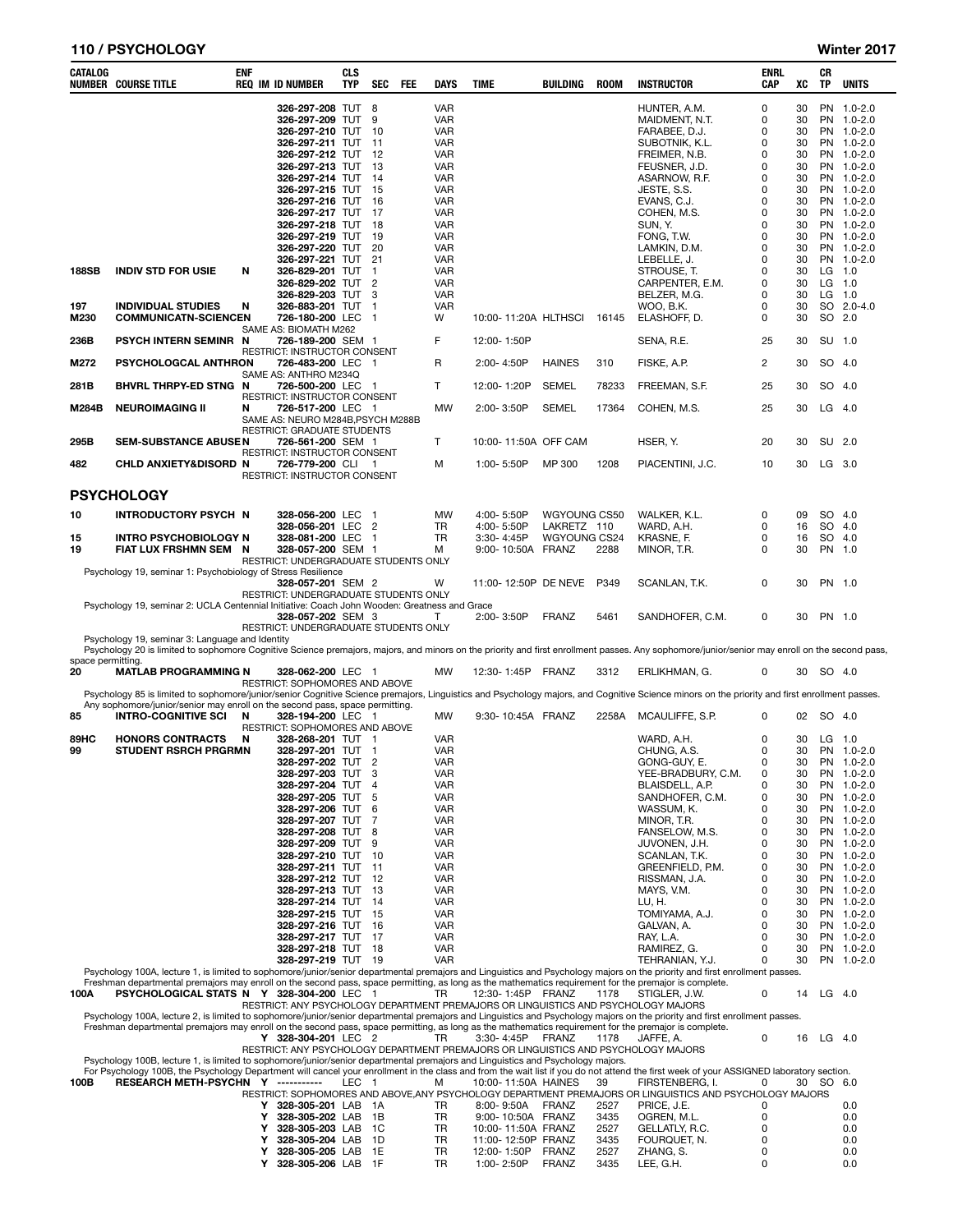| CATALOG NUMBER | COURSE TITLE | ENF REQ | IM | ID NUMBER | CLS TYP | SEC | FEE | DAYS | TIME | BUILDING | ROOM | INSTRUCTOR | ENRL CAP | XC | CR TP | UNITS |
|---|---|---|---|---|---|---|---|---|---|---|---|---|---|---|---|---|
| | | | | 326-297-208 | TUT | 8 | | VAR | | | | HUNTER, A.M. | 0 | 30 | PN | 1.0-2.0 |
| | | | | 326-297-209 | TUT | 9 | | VAR | | | | MAIDMENT, N.T. | 0 | 30 | PN | 1.0-2.0 |
| | | | | 326-297-210 | TUT | 10 | | VAR | | | | FARABEE, D.J. | 0 | 30 | PN | 1.0-2.0 |
| | | | | 326-297-211 | TUT | 11 | | VAR | | | | SUBOTNIK, K.L. | 0 | 30 | PN | 1.0-2.0 |
| | | | | 326-297-212 | TUT | 12 | | VAR | | | | FREIMER, N.B. | 0 | 30 | PN | 1.0-2.0 |
| | | | | 326-297-213 | TUT | 13 | | VAR | | | | FEUSNER, J.D. | 0 | 30 | PN | 1.0-2.0 |
| | | | | 326-297-214 | TUT | 14 | | VAR | | | | ASARNOW, R.F. | 0 | 30 | PN | 1.0-2.0 |
| | | | | 326-297-215 | TUT | 15 | | VAR | | | | JESTE, S.S. | 0 | 30 | PN | 1.0-2.0 |
| | | | | 326-297-216 | TUT | 16 | | VAR | | | | EVANS, C.J. | 0 | 30 | PN | 1.0-2.0 |
| | | | | 326-297-217 | TUT | 17 | | VAR | | | | COHEN, M.S. | 0 | 30 | PN | 1.0-2.0 |
| | | | | 326-297-218 | TUT | 18 | | VAR | | | | SUN, Y. | 0 | 30 | PN | 1.0-2.0 |
| | | | | 326-297-219 | TUT | 19 | | VAR | | | | FONG, T.W. | 0 | 30 | PN | 1.0-2.0 |
| | | | | 326-297-220 | TUT | 20 | | VAR | | | | LAMKIN, D.M. | 0 | 30 | PN | 1.0-2.0 |
| | | | | 326-297-221 | TUT | 21 | | VAR | | | | LEBELLE, J. | 0 | 30 | PN | 1.0-2.0 |
| 188SB | INDIV STD FOR USIE | N | | 326-829-201 | TUT | 1 | | VAR | | | | STROUSE, T. | 0 | 30 | LG | 1.0 |
| | | | | 326-829-202 | TUT | 2 | | VAR | | | | CARPENTER, E.M. | 0 | 30 | LG | 1.0 |
| | | | | 326-829-203 | TUT | 3 | | VAR | | | | BELZER, M.G. | 0 | 30 | LG | 1.0 |
| 197 | INDIVIDUAL STUDIES | N | | 326-883-201 | TUT | 1 | | VAR | | | | WOO, B.K. | 0 | 30 | SO | 2.0-4.0 |
| M230 | COMMUNICATN-SCIENCE | N | | 726-180-200 | LEC | 1 | | W | 10:00-11:20A | HLTHSCI | 16145 | ELASHOFF, D. | 0 | 30 | SO | 2.0 |
| | SAME AS: BIOMATH M262 | | | | | | | | | | | | | | | |
| 236B | PSYCH INTERN SEMINR | N | | 726-189-200 | SEM | 1 | | F | 12:00-1:50P | | | SENA, R.E. | 25 | 30 | SU | 1.0 |
| | RESTRICT: INSTRUCTOR CONSENT | | | | | | | | | | | | | | | |
| M272 | PSYCHOLOGCAL ANTHRO | N | | 726-483-200 | LEC | 1 | | R | 2:00-4:50P | HAINES | 310 | FISKE, A.P. | 2 | 30 | SO | 4.0 |
| | SAME AS: ANTHRO M234Q | | | | | | | | | | | | | | | |
| 281B | BHVRL THRPY-ED STNG | N | | 726-500-200 | LEC | 1 | | T | 12:00-1:20P | SEMEL | 78233 | FREEMAN, S.F. | 25 | 30 | SO | 4.0 |
| | RESTRICT: INSTRUCTOR CONSENT | | | | | | | | | | | | | | | |
| M284B | NEUROIMAGING II | N | | 726-517-200 | LEC | 1 | | MW | 2:00-3:50P | SEMEL | 17364 | COHEN, M.S. | 25 | 30 | LG | 4.0 |
| | SAME AS: NEURO M284B,PSYCH M288B; RESTRICT: GRADUATE STUDENTS | | | | | | | | | | | | | | | |
| 295B | SEM-SUBSTANCE ABUSE | N | | 726-561-200 | SEM | 1 | | T | 10:00-11:50A | OFF CAM | | HSER, Y. | 20 | 30 | SU | 2.0 |
| | RESTRICT: INSTRUCTOR CONSENT | | | | | | | | | | | | | | | |
| 482 | CHLD ANXIETY&DISORD | N | | 726-779-200 | CLI | 1 | | M | 1:00-5:50P | MP 300 | 1208 | PIACENTINI, J.C. | 10 | 30 | LG | 3.0 |
| | RESTRICT: INSTRUCTOR CONSENT | | | | | | | | | | | | | | | |

## PSYCHOLOGY

| CATALOG NUMBER | COURSE TITLE | ENF REQ | IM | ID NUMBER | CLS TYP | SEC | FEE | DAYS | TIME | BUILDING | ROOM | INSTRUCTOR | ENRL CAP | XC | CR TP | UNITS |
|---|---|---|---|---|---|---|---|---|---|---|---|---|---|---|---|---|
| 10 | INTRODUCTORY PSYCH | N | | 328-056-200 | LEC | 1 | | MW | 4:00-5:50P | WGYOUNG | CS50 | WALKER, K.L. | 0 | 09 | SO | 4.0 |
| | | | | 328-056-201 | LEC | 2 | | TR | 4:00-5:50P | LAKRETZ | 110 | WARD, A.H. | 0 | 16 | SO | 4.0 |
| 15 | INTRO PSYCHOBIOLOGY | N | | 328-081-200 | LEC | 1 | | TR | 3:30-4:45P | WGYOUNG | CS24 | KRASNE, F. | 0 | 16 | SO | 4.0 |
| 19 | FIAT LUX FRSHMN SEM | N | | 328-057-200 | SEM | 1 | | M | 9:00-10:50A | FRANZ | 2288 | MINOR, T.R. | 0 | 30 | PN | 1.0 |
| | RESTRICT: UNDERGRADUATE STUDENTS ONLY | | | | | | | | | | | | | | | |
| | Psychology 19, seminar 1: Psychobiology of Stress Resilience | | | | | | | | | | | | | | | |
| | | | | 328-057-201 | SEM | 2 | | W | 11:00-12:50P | DE NEVE | P349 | SCANLAN, T.K. | 0 | 30 | PN | 1.0 |
| | RESTRICT: UNDERGRADUATE STUDENTS ONLY | | | | | | | | | | | | | | | |
| | Psychology 19, seminar 2: UCLA Centennial Initiative: Coach John Wooden: Greatness and Grace | | | | | | | | | | | | | | | |
| | | | | 328-057-202 | SEM | 3 | | T | 2:00-3:50P | FRANZ | 5461 | SANDHOFER, C.M. | 0 | 30 | PN | 1.0 |
| | RESTRICT: UNDERGRADUATE STUDENTS ONLY | | | | | | | | | | | | | | | |
| | Psychology 19, seminar 3: Language and Identity | | | | | | | | | | | | | | | |

Psychology 20 is limited to sophomore Cognitive Science premajors, majors, and minors on the priority and first enrollment passes. Any sophomore/junior/senior may enroll on the second pass, space permitting.

| CATALOG NUMBER | COURSE TITLE | ENF REQ | IM | ID NUMBER | CLS TYP | SEC | FEE | DAYS | TIME | BUILDING | ROOM | INSTRUCTOR | ENRL CAP | XC | CR TP | UNITS |
|---|---|---|---|---|---|---|---|---|---|---|---|---|---|---|---|---|
| 20 | MATLAB PROGRAMMING | N | | 328-062-200 | LEC | 1 | | MW | 12:30-1:45P | FRANZ | 3312 | ERLIKHMAN, G. | 0 | 30 | SO | 4.0 |
| | RESTRICT: SOPHOMORES AND ABOVE | | | | | | | | | | | | | | | |

Psychology 85 is limited to sophomore/junior/senior Cognitive Science premajors, Linguistics and Psychology majors, and Cognitive Science minors on the priority and first enrollment passes. Any sophomore/junior/senior may enroll on the second pass, space permitting.

| CATALOG NUMBER | COURSE TITLE | ENF REQ | IM | ID NUMBER | CLS TYP | SEC | FEE | DAYS | TIME | BUILDING | ROOM | INSTRUCTOR | ENRL CAP | XC | CR TP | UNITS |
|---|---|---|---|---|---|---|---|---|---|---|---|---|---|---|---|---|
| 85 | INTRO-COGNITIVE SCI | N | | 328-194-200 | LEC | 1 | | MW | 9:30-10:45A | FRANZ | 2258A | MCAULIFFE, S.P. | 0 | 02 | SO | 4.0 |
| | RESTRICT: SOPHOMORES AND ABOVE | | | | | | | | | | | | | | | |
| 89HC | HONORS CONTRACTS | N | | 328-268-201 | TUT | 1 | | VAR | | | | WARD, A.H. | 0 | 30 | LG | 1.0 |
| 99 | STUDENT RSRCH PRGRM | N | | 328-297-201 | TUT | 1 | | VAR | | | | CHUNG, A.S. | 0 | 30 | PN | 1.0-2.0 |
| | | | | 328-297-202 | TUT | 2 | | VAR | | | | GONG-GUY, E. | 0 | 30 | PN | 1.0-2.0 |
| | | | | 328-297-203 | TUT | 3 | | VAR | | | | YEE-BRADBURY, C.M. | 0 | 30 | PN | 1.0-2.0 |
| | | | | 328-297-204 | TUT | 4 | | VAR | | | | BLAISDELL, A.P. | 0 | 30 | PN | 1.0-2.0 |
| | | | | 328-297-205 | TUT | 5 | | VAR | | | | SANDHOFER, C.M. | 0 | 30 | PN | 1.0-2.0 |
| | | | | 328-297-206 | TUT | 6 | | VAR | | | | WASSUM, K. | 0 | 30 | PN | 1.0-2.0 |
| | | | | 328-297-207 | TUT | 7 | | VAR | | | | MINOR, T.R. | 0 | 30 | PN | 1.0-2.0 |
| | | | | 328-297-208 | TUT | 8 | | VAR | | | | FANSELOW, M.S. | 0 | 30 | PN | 1.0-2.0 |
| | | | | 328-297-209 | TUT | 9 | | VAR | | | | JUVONEN, J.H. | 0 | 30 | PN | 1.0-2.0 |
| | | | | 328-297-210 | TUT | 10 | | VAR | | | | SCANLAN, T.K. | 0 | 30 | PN | 1.0-2.0 |
| | | | | 328-297-211 | TUT | 11 | | VAR | | | | GREENFIELD, P.M. | 0 | 30 | PN | 1.0-2.0 |
| | | | | 328-297-212 | TUT | 12 | | VAR | | | | RISSMAN, J.A. | 0 | 30 | PN | 1.0-2.0 |
| | | | | 328-297-213 | TUT | 13 | | VAR | | | | MAYS, V.M. | 0 | 30 | PN | 1.0-2.0 |
| | | | | 328-297-214 | TUT | 14 | | VAR | | | | LU, H. | 0 | 30 | PN | 1.0-2.0 |
| | | | | 328-297-215 | TUT | 15 | | VAR | | | | TOMIYAMA, A.J. | 0 | 30 | PN | 1.0-2.0 |
| | | | | 328-297-216 | TUT | 16 | | VAR | | | | GALVAN, A. | 0 | 30 | PN | 1.0-2.0 |
| | | | | 328-297-217 | TUT | 17 | | VAR | | | | RAY, L.A. | 0 | 30 | PN | 1.0-2.0 |
| | | | | 328-297-218 | TUT | 18 | | VAR | | | | RAMIREZ, G. | 0 | 30 | PN | 1.0-2.0 |
| | | | | 328-297-219 | TUT | 19 | | VAR | | | | TEHRANIAN, Y.J. | 0 | 30 | PN | 1.0-2.0 |

Psychology 100A, lecture 1, is limited to sophomore/junior/senior departmental premajors and Linguistics and Psychology majors on the priority and first enrollment passes. Freshman departmental premajors may enroll on the second pass, space permitting, as long as the mathematics requirement for the premajor is complete.

| CATALOG NUMBER | COURSE TITLE | ENF REQ | IM | ID NUMBER | CLS TYP | SEC | FEE | DAYS | TIME | BUILDING | ROOM | INSTRUCTOR | ENRL CAP | XC | CR TP | UNITS |
|---|---|---|---|---|---|---|---|---|---|---|---|---|---|---|---|---|
| 100A | PSYCHOLOGICAL STATS | N | Y | 328-304-200 | LEC | 1 | | TR | 12:30-1:45P | FRANZ | 1178 | STIGLER, J.W. | 0 | 14 | LG | 4.0 |
| | RESTRICT: ANY PSYCHOLOGY DEPARTMENT PREMAJORS OR LINGUISTICS AND PSYCHOLOGY MAJORS | | | | | | | | | | | | | | | |

Psychology 100A, lecture 2, is limited to sophomore/junior/senior departmental premajors and Linguistics and Psychology majors on the priority and first enrollment passes. Freshman departmental premajors may enroll on the second pass, space permitting, as long as the mathematics requirement for the premajor is complete.

| CATALOG NUMBER | COURSE TITLE | ENF REQ | IM | ID NUMBER | CLS TYP | SEC | FEE | DAYS | TIME | BUILDING | ROOM | INSTRUCTOR | ENRL CAP | XC | CR TP | UNITS |
|---|---|---|---|---|---|---|---|---|---|---|---|---|---|---|---|---|
| | | | Y | 328-304-201 | LEC | 2 | | TR | 3:30-4:45P | FRANZ | 1178 | JAFFE, A. | 0 | 16 | LG | 4.0 |
| | RESTRICT: ANY PSYCHOLOGY DEPARTMENT PREMAJORS OR LINGUISTICS AND PSYCHOLOGY MAJORS | | | | | | | | | | | | | | | |

Psychology 100B, lecture 1, is limited to sophomore/junior/senior departmental premajors and Linguistics and Psychology majors.
For Psychology 100B, the Psychology Department will cancel your enrollment in the class and from the wait list if you do not attend the first week of your ASSIGNED laboratory section.

| CATALOG NUMBER | COURSE TITLE | ENF REQ | IM | ID NUMBER | CLS TYP | SEC | FEE | DAYS | TIME | BUILDING | ROOM | INSTRUCTOR | ENRL CAP | XC | CR TP | UNITS |
|---|---|---|---|---|---|---|---|---|---|---|---|---|---|---|---|---|
| 100B | RESEARCH METH-PSYCH | N | Y | ----------- | LEC | 1 | | M | 10:00-11:50A | HAINES | 39 | FIRSTENBERG, I. | 0 | 30 | SO | 6.0 |
| | RESTRICT: SOPHOMORES AND ABOVE,ANY PSYCHOLOGY DEPARTMENT PREMAJORS OR LINGUISTICS AND PSYCHOLOGY MAJORS | | | | | | | | | | | | | | | |
| | | | Y | 328-305-201 | LAB | 1A | | TR | 8:00-9:50A | FRANZ | 2527 | PRICE, J.E. | 0 | | | 0.0 |
| | | | Y | 328-305-202 | LAB | 1B | | TR | 9:00-10:50A | FRANZ | 3435 | OGREN, M.L. | 0 | | | 0.0 |
| | | | Y | 328-305-203 | LAB | 1C | | TR | 10:00-11:50A | FRANZ | 2527 | GELLATLY, R.C. | 0 | | | 0.0 |
| | | | Y | 328-305-204 | LAB | 1D | | TR | 11:00-12:50P | FRANZ | 3435 | FOURQUET, N. | 0 | | | 0.0 |
| | | | Y | 328-305-205 | LAB | 1E | | TR | 12:00-1:50P | FRANZ | 2527 | ZHANG, S. | 0 | | | 0.0 |
| | | | Y | 328-305-206 | LAB | 1F | | TR | 1:00-2:50P | FRANZ | 3435 | LEE, G.H. | 0 | | | 0.0 |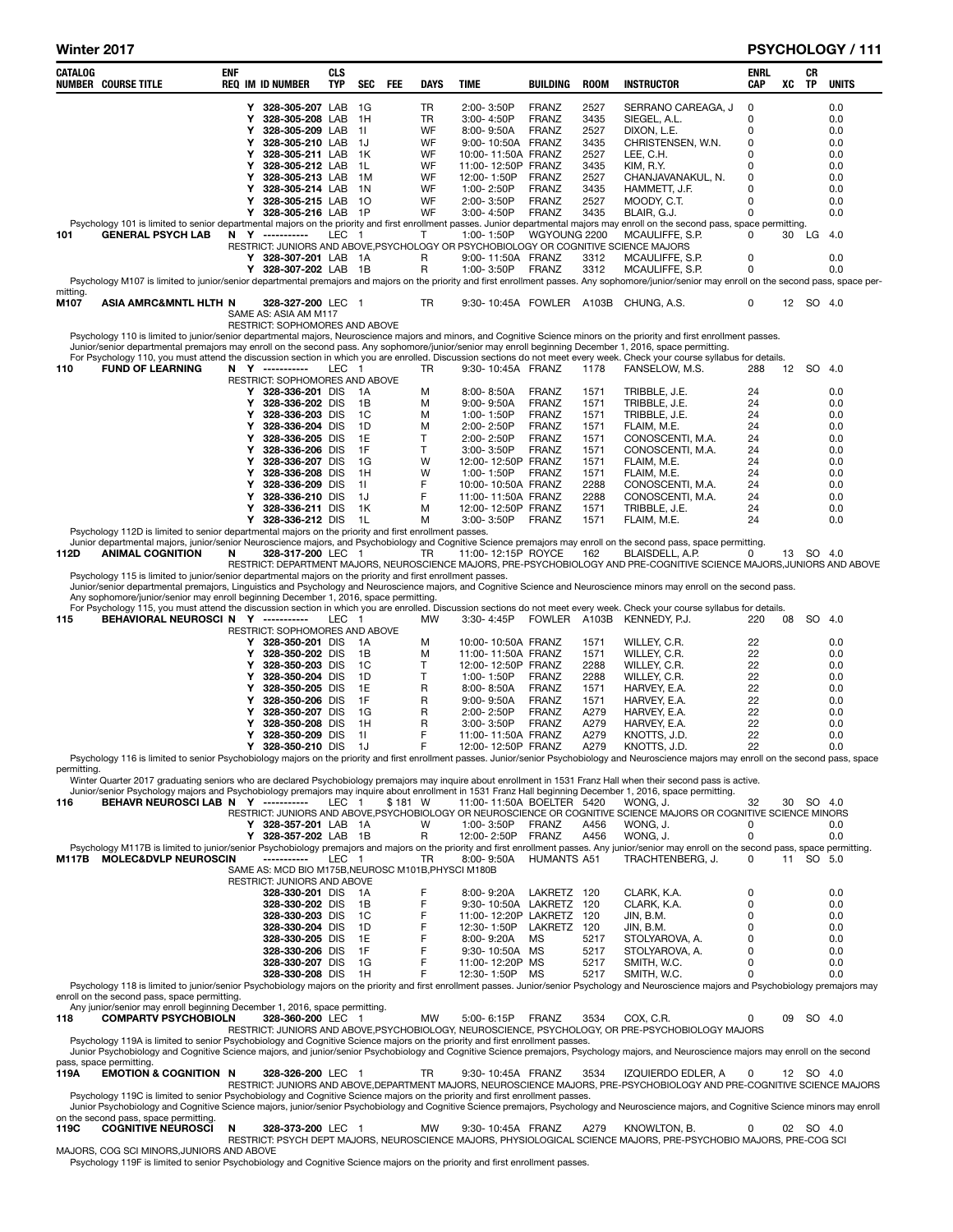| CATALOG NUMBER | COURSE TITLE | ENF REQ | IM | ID NUMBER | CLS TYP | SEC | FEE | DAYS | TIME | BUILDING | ROOM | INSTRUCTOR | ENRL CAP | XC | CR TP | UNITS |
|---|---|---|---|---|---|---|---|---|---|---|---|---|---|---|---|---|
| | | | Y | 328-305-207 | LAB | 1G | | TR | 2:00- 3:50P | FRANZ | 2527 | SERRANO CAREAGA, J | 0 | | | 0.0 |
| | | | Y | 328-305-208 | LAB | 1H | | TR | 3:00- 4:50P | FRANZ | 3435 | SIEGEL, A.L. | 0 | | | 0.0 |
| | | | Y | 328-305-209 | LAB | 1I | | WF | 8:00- 9:50A | FRANZ | 2527 | DIXON, L.E. | 0 | | | 0.0 |
| | | | Y | 328-305-210 | LAB | 1J | | WF | 9:00- 10:50A | FRANZ | 3435 | CHRISTENSEN, W.N. | 0 | | | 0.0 |
| | | | Y | 328-305-211 | LAB | 1K | | WF | 10:00- 11:50A | FRANZ | 2527 | LEE, C.H. | 0 | | | 0.0 |
| | | | Y | 328-305-212 | LAB | 1L | | WF | 11:00- 12:50P | FRANZ | 3435 | KIM, R.Y. | 0 | | | 0.0 |
| | | | Y | 328-305-213 | LAB | 1M | | WF | 12:00- 1:50P | FRANZ | 2527 | CHANJAVANAKUL, N. | 0 | | | 0.0 |
| | | | Y | 328-305-214 | LAB | 1N | | WF | 1:00- 2:50P | FRANZ | 3435 | HAMMETT, J.F. | 0 | | | 0.0 |
| | | | Y | 328-305-215 | LAB | 1O | | WF | 2:00- 3:50P | FRANZ | 2527 | MOODY, C.T. | 0 | | | 0.0 |
| | | | Y | 328-305-216 | LAB | 1P | | WF | 3:00- 4:50P | FRANZ | 3435 | BLAIR, G.J. | 0 | | | 0.0 |

Psychology 101 is limited to senior departmental majors on the priority and first enrollment passes. Junior departmental majors may enroll on the second pass, space permitting.

| CATALOG NUMBER | COURSE TITLE | ENF REQ | IM | ID NUMBER | CLS TYP | SEC | FEE | DAYS | TIME | BUILDING | ROOM | INSTRUCTOR | ENRL CAP | XC | CR TP | UNITS |
|---|---|---|---|---|---|---|---|---|---|---|---|---|---|---|---|---|
| 101 | GENERAL PSYCH LAB | N | Y | ----------- | LEC | 1 | | T | 1:00- 1:50P | WGYOUNG | 2200 | MCAULIFFE, S.P. | 0 | 30 | LG | 4.0 |

RESTRICT: JUNIORS AND ABOVE,PSYCHOLOGY OR PSYCHOBIOLOGY OR COGNITIVE SCIENCE MAJORS

| CATALOG NUMBER | COURSE TITLE | ENF REQ | IM | ID NUMBER | CLS TYP | SEC | FEE | DAYS | TIME | BUILDING | ROOM | INSTRUCTOR | ENRL CAP | XC | CR TP | UNITS |
|---|---|---|---|---|---|---|---|---|---|---|---|---|---|---|---|---|
| | | | Y | 328-307-201 | LAB | 1A | | R | 9:00- 11:50A | FRANZ | 3312 | MCAULIFFE, S.P. | 0 | | | 0.0 |
| | | | Y | 328-307-202 | LAB | 1B | | R | 1:00- 3:50P | FRANZ | 3312 | MCAULIFFE, S.P. | 0 | | | 0.0 |

Psychology M107 is limited to junior/senior departmental premajors and majors on the priority and first enrollment passes. Any sophomore/junior/senior may enroll on the second pass, space permitting.

| CATALOG NUMBER | COURSE TITLE | ENF REQ | IM | ID NUMBER | CLS TYP | SEC | FEE | DAYS | TIME | BUILDING | ROOM | INSTRUCTOR | ENRL CAP | XC | CR TP | UNITS |
|---|---|---|---|---|---|---|---|---|---|---|---|---|---|---|---|---|
| M107 | ASIA AMRC&MNTL HLTH | N | | 328-327-200 | LEC | 1 | | TR | 9:30- 10:45A | FOWLER | A103B | CHUNG, A.S. | 0 | 12 | SO | 4.0 |

SAME AS: ASIA AM M117
RESTRICT: SOPHOMORES AND ABOVE

Psychology 110 is limited to junior/senior departmental majors, Neuroscience majors and minors, and Cognitive Science minors on the priority and first enrollment passes.
Junior/senior departmental premajors may enroll on the second pass. Any sophomore/junior/senior may enroll beginning December 1, 2016, space permitting.
For Psychology 110, you must attend the discussion section in which you are enrolled. Discussion sections do not meet every week. Check your course syllabus for details.

| CATALOG NUMBER | COURSE TITLE | ENF REQ | IM | ID NUMBER | CLS TYP | SEC | FEE | DAYS | TIME | BUILDING | ROOM | INSTRUCTOR | ENRL CAP | XC | CR TP | UNITS |
|---|---|---|---|---|---|---|---|---|---|---|---|---|---|---|---|---|
| 110 | FUND OF LEARNING | N | Y | ----------- | LEC | 1 | | TR | 9:30- 10:45A | FRANZ | 1178 | FANSELOW, M.S. | 288 | 12 | SO | 4.0 |

RESTRICT: SOPHOMORES AND ABOVE

| CATALOG NUMBER | COURSE TITLE | ENF REQ | IM | ID NUMBER | CLS TYP | SEC | FEE | DAYS | TIME | BUILDING | ROOM | INSTRUCTOR | ENRL CAP | XC | CR TP | UNITS |
|---|---|---|---|---|---|---|---|---|---|---|---|---|---|---|---|---|
| | | | Y | 328-336-201 | DIS | 1A | | M | 8:00- 8:50A | FRANZ | 1571 | TRIBBLE, J.E. | 24 | | | 0.0 |
| | | | Y | 328-336-202 | DIS | 1B | | M | 9:00- 9:50A | FRANZ | 1571 | TRIBBLE, J.E. | 24 | | | 0.0 |
| | | | Y | 328-336-203 | DIS | 1C | | M | 1:00- 1:50P | FRANZ | 1571 | TRIBBLE, J.E. | 24 | | | 0.0 |
| | | | Y | 328-336-204 | DIS | 1D | | M | 2:00- 2:50P | FRANZ | 1571 | FLAIM, M.E. | 24 | | | 0.0 |
| | | | Y | 328-336-205 | DIS | 1E | | T | 2:00- 2:50P | FRANZ | 1571 | CONOSCENTI, M.A. | 24 | | | 0.0 |
| | | | Y | 328-336-206 | DIS | 1F | | T | 3:00- 3:50P | FRANZ | 1571 | CONOSCENTI, M.A. | 24 | | | 0.0 |
| | | | Y | 328-336-207 | DIS | 1G | | W | 12:00- 12:50P | FRANZ | 1571 | FLAIM, M.E. | 24 | | | 0.0 |
| | | | Y | 328-336-208 | DIS | 1H | | W | 1:00- 1:50P | FRANZ | 1571 | FLAIM, M.E. | 24 | | | 0.0 |
| | | | Y | 328-336-209 | DIS | 1I | | F | 10:00- 10:50A | FRANZ | 2288 | CONOSCENTI, M.A. | 24 | | | 0.0 |
| | | | Y | 328-336-210 | DIS | 1J | | F | 11:00- 11:50A | FRANZ | 2288 | CONOSCENTI, M.A. | 24 | | | 0.0 |
| | | | Y | 328-336-211 | DIS | 1K | | M | 12:00- 12:50P | FRANZ | 1571 | TRIBBLE, J.E. | 24 | | | 0.0 |
| | | | Y | 328-336-212 | DIS | 1L | | M | 3:00- 3:50P | FRANZ | 1571 | FLAIM, M.E. | 24 | | | 0.0 |

Psychology 112D is limited to senior departmental majors on the priority and first enrollment passes.
Junior departmental majors, junior/senior Neuroscience majors, and Psychobiology and Cognitive Science premajors may enroll on the second pass, space permitting.

| CATALOG NUMBER | COURSE TITLE | ENF REQ | IM | ID NUMBER | CLS TYP | SEC | FEE | DAYS | TIME | BUILDING | ROOM | INSTRUCTOR | ENRL CAP | XC | CR TP | UNITS |
|---|---|---|---|---|---|---|---|---|---|---|---|---|---|---|---|---|
| 112D | ANIMAL COGNITION | N | | 328-317-200 | LEC | 1 | | TR | 11:00- 12:15P | ROYCE | 162 | BLAISDELL, A.P. | 0 | 13 | SO | 4.0 |

RESTRICT: DEPARTMENT MAJORS, NEUROSCIENCE MAJORS, PRE-PSYCHOBIOLOGY AND PRE-COGNITIVE SCIENCE MAJORS,JUNIORS AND ABOVE

Psychology 115 is limited to junior/senior departmental majors on the priority and first enrollment passes.
Junior/senior departmental premajors, Linguistics and Psychology and Neuroscience majors, and Cognitive Science and Neuroscience minors may enroll on the second pass.
Any sophomore/junior/senior may enroll beginning December 1, 2016, space permitting.
For Psychology 115, you must attend the discussion section in which you are enrolled. Discussion sections do not meet every week. Check your course syllabus for details.

| CATALOG NUMBER | COURSE TITLE | ENF REQ | IM | ID NUMBER | CLS TYP | SEC | FEE | DAYS | TIME | BUILDING | ROOM | INSTRUCTOR | ENRL CAP | XC | CR TP | UNITS |
|---|---|---|---|---|---|---|---|---|---|---|---|---|---|---|---|---|
| 115 | BEHAVIORAL NEUROSCI | N | Y | ----------- | LEC | 1 | | MW | 3:30- 4:45P | FOWLER | A103B | KENNEDY, P.J. | 220 | 08 | SO | 4.0 |

RESTRICT: SOPHOMORES AND ABOVE

| CATALOG NUMBER | COURSE TITLE | ENF REQ | IM | ID NUMBER | CLS TYP | SEC | FEE | DAYS | TIME | BUILDING | ROOM | INSTRUCTOR | ENRL CAP | XC | CR TP | UNITS |
|---|---|---|---|---|---|---|---|---|---|---|---|---|---|---|---|---|
| | | | Y | 328-350-201 | DIS | 1A | | M | 10:00- 10:50A | FRANZ | 1571 | WILLEY, C.R. | 22 | | | 0.0 |
| | | | Y | 328-350-202 | DIS | 1B | | M | 11:00- 11:50A | FRANZ | 1571 | WILLEY, C.R. | 22 | | | 0.0 |
| | | | Y | 328-350-203 | DIS | 1C | | T | 12:00- 12:50P | FRANZ | 2288 | WILLEY, C.R. | 22 | | | 0.0 |
| | | | Y | 328-350-204 | DIS | 1D | | T | 1:00- 1:50P | FRANZ | 2288 | WILLEY, C.R. | 22 | | | 0.0 |
| | | | Y | 328-350-205 | DIS | 1E | | R | 8:00- 8:50A | FRANZ | 1571 | HARVEY, E.A. | 22 | | | 0.0 |
| | | | Y | 328-350-206 | DIS | 1F | | R | 9:00- 9:50A | FRANZ | 1571 | HARVEY, E.A. | 22 | | | 0.0 |
| | | | Y | 328-350-207 | DIS | 1G | | R | 2:00- 2:50P | FRANZ | A279 | HARVEY, E.A. | 22 | | | 0.0 |
| | | | Y | 328-350-208 | DIS | 1H | | R | 3:00- 3:50P | FRANZ | A279 | HARVEY, E.A. | 22 | | | 0.0 |
| | | | Y | 328-350-209 | DIS | 1I | | F | 11:00- 11:50A | FRANZ | A279 | KNOTTS, J.D. | 22 | | | 0.0 |
| | | | Y | 328-350-210 | DIS | 1J | | F | 12:00- 12:50P | FRANZ | A279 | KNOTTS, J.D. | 22 | | | 0.0 |

Psychology 116 is limited to senior Psychobiology majors on the priority and first enrollment passes. Junior/senior Psychobiology and Neuroscience majors may enroll on the second pass, space permitting.
Winter Quarter 2017 graduating seniors who are declared Psychobiology premajors may inquire about enrollment in 1531 Franz Hall when their second pass is active.
Junior/senior Psychology majors and Psychobiology premajors may inquire about enrollment in 1531 Franz Hall beginning December 1, 2016, space permitting.

| CATALOG NUMBER | COURSE TITLE | ENF REQ | IM | ID NUMBER | CLS TYP | SEC | FEE | DAYS | TIME | BUILDING | ROOM | INSTRUCTOR | ENRL CAP | XC | CR TP | UNITS |
|---|---|---|---|---|---|---|---|---|---|---|---|---|---|---|---|---|
| 116 | BEHAVR NEUROSCI LAB | N | Y | ----------- | LEC | 1 | $181 | W | 11:00- 11:50A | BOELTER | 5420 | WONG, J. | 32 | 30 | SO | 4.0 |

RESTRICT: JUNIORS AND ABOVE,PSYCHOBIOLOGY OR NEUROSCIENCE OR COGNITIVE SCIENCE MAJORS OR COGNITIVE SCIENCE MINORS

| CATALOG NUMBER | COURSE TITLE | ENF REQ | IM | ID NUMBER | CLS TYP | SEC | FEE | DAYS | TIME | BUILDING | ROOM | INSTRUCTOR | ENRL CAP | XC | CR TP | UNITS |
|---|---|---|---|---|---|---|---|---|---|---|---|---|---|---|---|---|
| | | | Y | 328-357-201 | LAB | 1A | | W | 1:00- 3:50P | FRANZ | A456 | WONG, J. | 0 | | | 0.0 |
| | | | Y | 328-357-202 | LAB | 1B | | R | 12:00- 2:50P | FRANZ | A456 | WONG, J. | 0 | | | 0.0 |

Psychology M117B is limited to junior/senior Psychobiology premajors and majors on the priority and first enrollment passes. Any junior/senior may enroll on the second pass, space permitting.

| CATALOG NUMBER | COURSE TITLE | ENF REQ | IM | ID NUMBER | CLS TYP | SEC | FEE | DAYS | TIME | BUILDING | ROOM | INSTRUCTOR | ENRL CAP | XC | CR TP | UNITS |
|---|---|---|---|---|---|---|---|---|---|---|---|---|---|---|---|---|
| M117B | MOLEC&DVLP NEUROSCIN | | | ----------- | LEC | 1 | | TR | 8:00- 9:50A | HUMANTS | A51 | TRACHTENBERG, J. | 0 | 11 | SO | 5.0 |

SAME AS: MCD BIO M175B,NEUROSC M101B,PHYSCI M180B
RESTRICT: JUNIORS AND ABOVE

| CATALOG NUMBER | COURSE TITLE | ENF REQ | IM | ID NUMBER | CLS TYP | SEC | FEE | DAYS | TIME | BUILDING | ROOM | INSTRUCTOR | ENRL CAP | XC | CR TP | UNITS |
|---|---|---|---|---|---|---|---|---|---|---|---|---|---|---|---|---|
| | | | | 328-330-201 | DIS | 1A | | F | 8:00- 9:20A | LAKRETZ | 120 | CLARK, K.A. | 0 | | | 0.0 |
| | | | | 328-330-202 | DIS | 1B | | F | 9:30- 10:50A | LAKRETZ | 120 | CLARK, K.A. | 0 | | | 0.0 |
| | | | | 328-330-203 | DIS | 1C | | F | 11:00- 12:20P | LAKRETZ | 120 | JIN, B.M. | 0 | | | 0.0 |
| | | | | 328-330-204 | DIS | 1D | | F | 12:30- 1:50P | LAKRETZ | 120 | JIN, B.M. | 0 | | | 0.0 |
| | | | | 328-330-205 | DIS | 1E | | F | 8:00- 9:20A | MS | 5217 | STOLYAROVA, A. | 0 | | | 0.0 |
| | | | | 328-330-206 | DIS | 1F | | F | 9:30- 10:50A | MS | 5217 | STOLYAROVA, A. | 0 | | | 0.0 |
| | | | | 328-330-207 | DIS | 1G | | F | 11:00- 12:20P | MS | 5217 | SMITH, W.C. | 0 | | | 0.0 |
| | | | | 328-330-208 | DIS | 1H | | F | 12:30- 1:50P | MS | 5217 | SMITH, W.C. | 0 | | | 0.0 |

Psychology 118 is limited to junior/senior Psychobiology majors on the priority and first enrollment passes. Junior/senior Psychology and Neuroscience majors and Psychobiology premajors may enroll on the second pass, space permitting.
Any junior/senior may enroll beginning December 1, 2016, space permitting.

| CATALOG NUMBER | COURSE TITLE | ENF REQ | IM | ID NUMBER | CLS TYP | SEC | FEE | DAYS | TIME | BUILDING | ROOM | INSTRUCTOR | ENRL CAP | XC | CR TP | UNITS |
|---|---|---|---|---|---|---|---|---|---|---|---|---|---|---|---|---|
| 118 | COMPARTV PSYCHOBIOLN | | | 328-360-200 | LEC | 1 | | MW | 5:00- 6:15P | FRANZ | 3534 | COX, C.R. | 0 | 09 | SO | 4.0 |

RESTRICT: JUNIORS AND ABOVE,PSYCHOBIOLOGY, NEUROSCIENCE, PSYCHOLOGY, OR PRE-PSYCHOBIOLOGY MAJORS

Psychology 119A is limited to senior Psychobiology and Cognitive Science majors on the priority and first enrollment passes.
Junior Psychobiology and Cognitive Science majors, and junior/senior Psychobiology and Cognitive Science premajors, Psychology majors, and Neuroscience majors may enroll on the second pass, space permitting.

| CATALOG NUMBER | COURSE TITLE | ENF REQ | IM | ID NUMBER | CLS TYP | SEC | FEE | DAYS | TIME | BUILDING | ROOM | INSTRUCTOR | ENRL CAP | XC | CR TP | UNITS |
|---|---|---|---|---|---|---|---|---|---|---|---|---|---|---|---|---|
| 119A | EMOTION & COGNITION | N | | 328-326-200 | LEC | 1 | | TR | 9:30- 10:45A | FRANZ | 3534 | IZQUIERDO EDLER, A | 0 | 12 | SO | 4.0 |

RESTRICT: JUNIORS AND ABOVE,DEPARTMENT MAJORS, NEUROSCIENCE MAJORS, PRE-PSYCHOBIOLOGY AND PRE-COGNITIVE SCIENCE MAJORS

Psychology 119C is limited to senior Psychobiology and Cognitive Science majors on the priority and first enrollment passes.
Junior Psychobiology and Cognitive Science majors, junior/senior Psychobiology and Cognitive Science premajors, Psychology and Neuroscience majors, and Cognitive Science minors may enroll on the second pass, space permitting.

| CATALOG NUMBER | COURSE TITLE | ENF REQ | IM | ID NUMBER | CLS TYP | SEC | FEE | DAYS | TIME | BUILDING | ROOM | INSTRUCTOR | ENRL CAP | XC | CR TP | UNITS |
|---|---|---|---|---|---|---|---|---|---|---|---|---|---|---|---|---|
| 119C | COGNITIVE NEUROSCI | N | | 328-373-200 | LEC | 1 | | MW | 9:30- 10:45A | FRANZ | A279 | KNOWLTON, B. | 0 | 02 | SO | 4.0 |

RESTRICT: PSYCH DEPT MAJORS, NEUROSCIENCE MAJORS, PHYSIOLOGICAL SCIENCE MAJORS, PRE-PSYCHOBIO MAJORS, PRE-COG SCI MAJORS, COG SCI MINORS,JUNIORS AND ABOVE

Psychology 119F is limited to senior Psychobiology and Cognitive Science majors on the priority and first enrollment passes.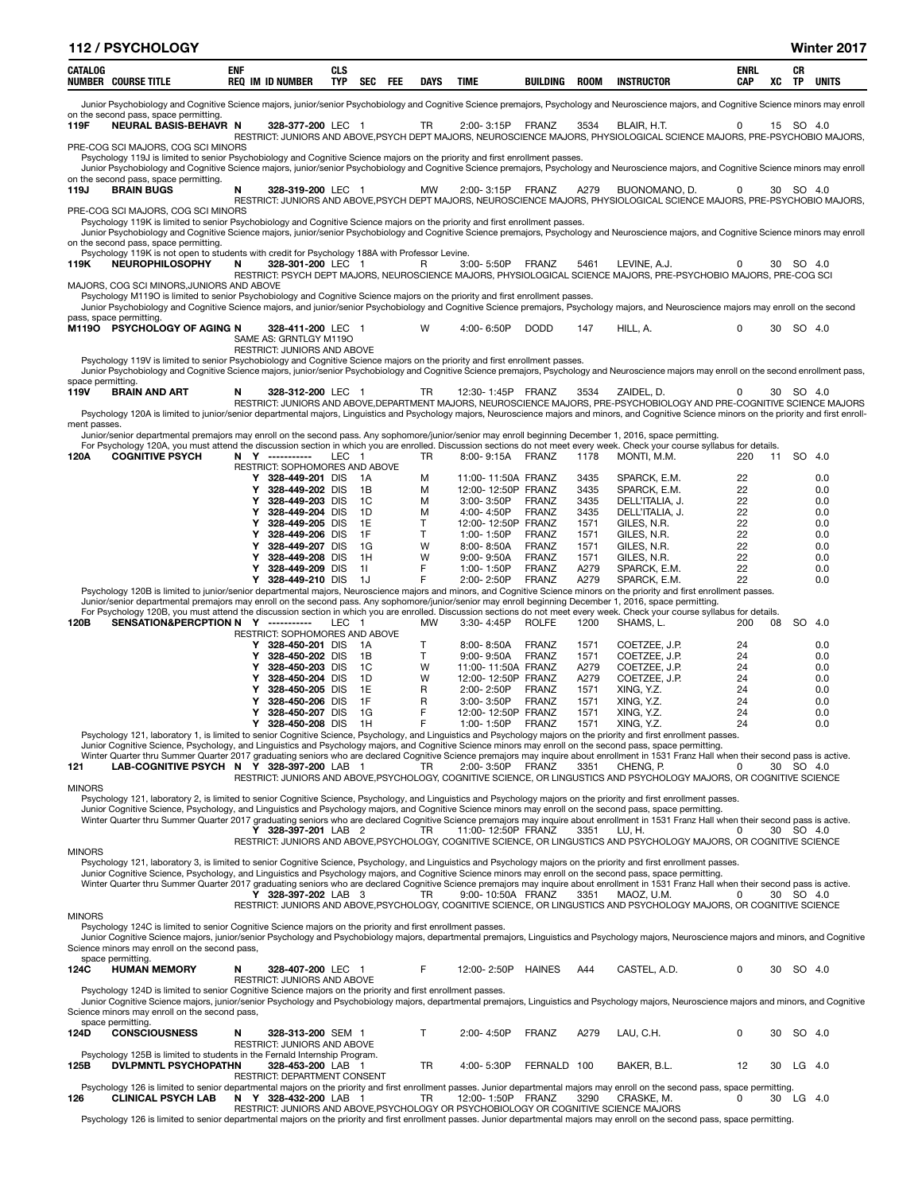| CATALOG NUMBER | COURSE TITLE | ENF REQ | IM | ID NUMBER | CLS TYP | SEC | FEE | DAYS | TIME | BUILDING | ROOM | INSTRUCTOR | ENRL CAP | XC | CR TP | UNITS |
|---|---|---|---|---|---|---|---|---|---|---|---|---|---|---|---|---|

Junior Psychobiology and Cognitive Science majors, junior/senior Psychobiology and Cognitive Science premajors, Psychology and Neuroscience majors, and Cognitive Science minors may enroll on the second pass, space permitting.

| CATALOG NUMBER | COURSE TITLE | ENF REQ | IM | ID NUMBER | CLS TYP | SEC | FEE | DAYS | TIME | BUILDING | ROOM | INSTRUCTOR | ENRL CAP | XC | CR TP | UNITS |
|---|---|---|---|---|---|---|---|---|---|---|---|---|---|---|---|---|
| 119F | NEURAL BASIS-BEHAVR | N | | 328-377-200 | LEC | 1 | | TR | 2:00- 3:15P | FRANZ | 3534 | BLAIR, H.T. | 0 | 15 | SO | 4.0 |

RESTRICT: JUNIORS AND ABOVE,PSYCH DEPT MAJORS, NEUROSCIENCE MAJORS, PHYSIOLOGICAL SCIENCE MAJORS, PRE-PSYCHOBIO MAJORS, PRE-COG SCI MAJORS, COG SCI MINORS

Psychology 119J is limited to senior Psychobiology and Cognitive Science majors on the priority and first enrollment passes.
Junior Psychobiology and Cognitive Science majors, junior/senior Psychobiology and Cognitive Science premajors, Psychology and Neuroscience majors, and Cognitive Science minors may enroll on the second pass, space permitting.

| CATALOG NUMBER | COURSE TITLE | ENF REQ | IM | ID NUMBER | CLS TYP | SEC | FEE | DAYS | TIME | BUILDING | ROOM | INSTRUCTOR | ENRL CAP | XC | CR TP | UNITS |
|---|---|---|---|---|---|---|---|---|---|---|---|---|---|---|---|---|
| 119J | BRAIN BUGS | N | | 328-319-200 | LEC | 1 | | MW | 2:00- 3:15P | FRANZ | A279 | BUONOMANO, D. | 0 | 30 | SO | 4.0 |

RESTRICT: JUNIORS AND ABOVE,PSYCH DEPT MAJORS, NEUROSCIENCE MAJORS, PHYSIOLOGICAL SCIENCE MAJORS, PRE-PSYCHOBIO MAJORS, PRE-COG SCI MAJORS, COG SCI MINORS

Psychology 119K is limited to senior Psychobiology and Cognitive Science majors on the priority and first enrollment passes.
Junior Psychobiology and Cognitive Science majors, junior/senior Psychobiology and Cognitive Science premajors, Psychology and Neuroscience majors, and Cognitive Science minors may enroll on the second pass, space permitting.
Psychology 119K is not open to students with credit for Psychology 188A with Professor Levine.

| CATALOG NUMBER | COURSE TITLE | ENF REQ | IM | ID NUMBER | CLS TYP | SEC | FEE | DAYS | TIME | BUILDING | ROOM | INSTRUCTOR | ENRL CAP | XC | CR TP | UNITS |
|---|---|---|---|---|---|---|---|---|---|---|---|---|---|---|---|---|
| 119K | NEUROPHILOSOPHY | N | | 328-301-200 | LEC | 1 | | R | 3:00- 5:50P | FRANZ | 5461 | LEVINE, A.J. | 0 | 30 | SO | 4.0 |

RESTRICT: PSYCH DEPT MAJORS, NEUROSCIENCE MAJORS, PHYSIOLOGICAL SCIENCE MAJORS, PRE-PSYCHOBIO MAJORS, PRE-COG SCI MAJORS, COG SCI MINORS,JUNIORS AND ABOVE

Psychology M119O is limited to senior Psychobiology and Cognitive Science majors on the priority and first enrollment passes.
Junior Psychobiology and Cognitive Science majors, and junior/senior Psychobiology and Cognitive Science premajors, Psychology majors, and Neuroscience majors may enroll on the second pass, space permitting.

| CATALOG NUMBER | COURSE TITLE | ENF REQ | IM | ID NUMBER | CLS TYP | SEC | FEE | DAYS | TIME | BUILDING | ROOM | INSTRUCTOR | ENRL CAP | XC | CR TP | UNITS |
|---|---|---|---|---|---|---|---|---|---|---|---|---|---|---|---|---|
| M119O | PSYCHOLOGY OF AGING | N | | 328-411-200 | LEC | 1 | | W | 4:00- 6:50P | DODD | 147 | HILL, A. | 0 | 30 | SO | 4.0 |

SAME AS: GRNTLGY M119O
RESTRICT: JUNIORS AND ABOVE

Psychology 119V is limited to senior Psychobiology and Cognitive Science majors on the priority and first enrollment passes.
Junior Psychobiology and Cognitive Science majors, junior/senior Psychobiology and Cognitive Science premajors, Psychology and Neuroscience majors may enroll on the second enrollment pass, space permitting.

| CATALOG NUMBER | COURSE TITLE | ENF REQ | IM | ID NUMBER | CLS TYP | SEC | FEE | DAYS | TIME | BUILDING | ROOM | INSTRUCTOR | ENRL CAP | XC | CR TP | UNITS |
|---|---|---|---|---|---|---|---|---|---|---|---|---|---|---|---|---|
| 119V | BRAIN AND ART | N | | 328-312-200 | LEC | 1 | | TR | 12:30- 1:45P | FRANZ | 3534 | ZAIDEL, D. | 0 | 30 | SO | 4.0 |

RESTRICT: JUNIORS AND ABOVE, DEPARTMENT MAJORS, NEUROSCIENCE MAJORS, PRE-PSYCHOBIOLOGY AND PRE-COGNITIVE SCIENCE MAJORS

Psychology 120A is limited to junior/senior departmental majors, Linguistics and Psychology majors, Neuroscience majors and minors, and Cognitive Science minors on the priority and first enrollment passes.
Junior/senior departmental premajors may enroll on the second pass. Any sophomore/junior/senior may enroll beginning December 1, 2016, space permitting.
For Psychology 120A, you must attend the discussion section in which you are enrolled. Discussion sections do not meet every week. Check your course syllabus for details.

| CATALOG NUMBER | COURSE TITLE | ENF REQ | IM | ID NUMBER | CLS TYP | SEC | FEE | DAYS | TIME | BUILDING | ROOM | INSTRUCTOR | ENRL CAP | XC | CR TP | UNITS |
|---|---|---|---|---|---|---|---|---|---|---|---|---|---|---|---|---|
| 120A | COGNITIVE PSYCH | N | Y | ----------- | LEC | 1 | | TR | 8:00- 9:15A | FRANZ | 1178 | MONTI, M.M. | 220 | 11 | SO | 4.0 |
| | RESTRICT: SOPHOMORES AND ABOVE | | | | | | | | | | | | | | | |
| | | | Y | 328-449-201 | DIS | 1A | | M | 11:00- 11:50A | FRANZ | 3435 | SPARCK, E.M. | 22 | | | 0.0 |
| | | | Y | 328-449-202 | DIS | 1B | | M | 12:00- 12:50P | FRANZ | 3435 | SPARCK, E.M. | 22 | | | 0.0 |
| | | | Y | 328-449-203 | DIS | 1C | | M | 3:00- 3:50P | FRANZ | 3435 | DELL'ITALIA, J. | 22 | | | 0.0 |
| | | | Y | 328-449-204 | DIS | 1D | | M | 4:00- 4:50P | FRANZ | 3435 | DELL'ITALIA, J. | 22 | | | 0.0 |
| | | | Y | 328-449-205 | DIS | 1E | | T | 12:00- 12:50P | FRANZ | 1571 | GILES, N.R. | 22 | | | 0.0 |
| | | | Y | 328-449-206 | DIS | 1F | | T | 1:00- 1:50P | FRANZ | 1571 | GILES, N.R. | 22 | | | 0.0 |
| | | | Y | 328-449-207 | DIS | 1G | | W | 8:00- 8:50A | FRANZ | 1571 | GILES, N.R. | 22 | | | 0.0 |
| | | | Y | 328-449-208 | DIS | 1H | | W | 9:00- 9:50A | FRANZ | 1571 | GILES, N.R. | 22 | | | 0.0 |
| | | | Y | 328-449-209 | DIS | 1I | | F | 1:00- 1:50P | FRANZ | A279 | SPARCK, E.M. | 22 | | | 0.0 |
| | | | Y | 328-449-210 | DIS | 1J | | F | 2:00- 2:50P | FRANZ | A279 | SPARCK, E.M. | 22 | | | 0.0 |

Psychology 120B is limited to junior/senior departmental majors, Neuroscience majors and minors, and Cognitive Science minors on the priority and first enrollment passes.
Junior/senior departmental premajors may enroll on the second pass. Any sophomore/junior/senior may enroll beginning December 1, 2016, space permitting.
For Psychology 120B, you must attend the discussion section in which you are enrolled. Discussion sections do not meet every week. Check your course syllabus for details.

| CATALOG NUMBER | COURSE TITLE | ENF REQ | IM | ID NUMBER | CLS TYP | SEC | FEE | DAYS | TIME | BUILDING | ROOM | INSTRUCTOR | ENRL CAP | XC | CR TP | UNITS |
|---|---|---|---|---|---|---|---|---|---|---|---|---|---|---|---|---|
| 120B | SENSATION&PERCPTION | N | Y | ----------- | LEC | 1 | | MW | 3:30- 4:45P | ROLFE | 1200 | SHAMS, L. | 200 | 08 | SO | 4.0 |
| | RESTRICT: SOPHOMORES AND ABOVE | | | | | | | | | | | | | | | |
| | | | Y | 328-450-201 | DIS | 1A | | T | 8:00- 8:50A | FRANZ | 1571 | COETZEE, J.P. | 24 | | | 0.0 |
| | | | Y | 328-450-202 | DIS | 1B | | T | 9:00- 9:50A | FRANZ | 1571 | COETZEE, J.P. | 24 | | | 0.0 |
| | | | Y | 328-450-203 | DIS | 1C | | W | 11:00- 11:50A | FRANZ | A279 | COETZEE, J.P. | 24 | | | 0.0 |
| | | | Y | 328-450-204 | DIS | 1D | | W | 12:00- 12:50P | FRANZ | A279 | COETZEE, J.P. | 24 | | | 0.0 |
| | | | Y | 328-450-205 | DIS | 1E | | R | 2:00- 2:50P | FRANZ | 1571 | XING, Y.Z. | 24 | | | 0.0 |
| | | | Y | 328-450-206 | DIS | 1F | | R | 3:00- 3:50P | FRANZ | 1571 | XING, Y.Z. | 24 | | | 0.0 |
| | | | Y | 328-450-207 | DIS | 1G | | F | 12:00- 12:50P | FRANZ | 1571 | XING, Y.Z. | 24 | | | 0.0 |
| | | | Y | 328-450-208 | DIS | 1H | | F | 1:00- 1:50P | FRANZ | 1571 | XING, Y.Z. | 24 | | | 0.0 |

Psychology 121, laboratory 1, is limited to senior Cognitive Science, Psychology, and Linguistics and Psychology majors on the priority and first enrollment passes.
Junior Cognitive Science, Psychology, and Linguistics and Psychology majors, and Cognitive Science minors may enroll on the second pass, space permitting.
Winter Quarter thru Summer Quarter 2017 graduating seniors who are declared Cognitive Science premajors may inquire about enrollment in 1531 Franz Hall when their second pass is active.

| CATALOG NUMBER | COURSE TITLE | ENF REQ | IM | ID NUMBER | CLS TYP | SEC | FEE | DAYS | TIME | BUILDING | ROOM | INSTRUCTOR | ENRL CAP | XC | CR TP | UNITS |
|---|---|---|---|---|---|---|---|---|---|---|---|---|---|---|---|---|
| 121 | LAB-COGNITIVE PSYCH | N | Y | 328-397-200 | LAB | 1 | | TR | 2:00- 3:50P | FRANZ | 3351 | CHENG, P. | 0 | 30 | SO | 4.0 |

RESTRICT: JUNIORS AND ABOVE,PSYCHOLOGY, COGNITIVE SCIENCE, OR LINGUISTICS AND PSYCHOLOGY MAJORS, OR COGNITIVE SCIENCE MINORS

Psychology 121, laboratory 2, is limited to senior Cognitive Science, Psychology, and Linguistics and Psychology majors on the priority and first enrollment passes.
Junior Cognitive Science, Psychology, and Linguistics and Psychology majors, and Cognitive Science minors may enroll on the second pass, space permitting.
Winter Quarter thru Summer Quarter 2017 graduating seniors who are declared Cognitive Science premajors may inquire about enrollment in 1531 Franz Hall when their second pass is active.

| CATALOG NUMBER | COURSE TITLE | ENF REQ | IM | ID NUMBER | CLS TYP | SEC | FEE | DAYS | TIME | BUILDING | ROOM | INSTRUCTOR | ENRL CAP | XC | CR TP | UNITS |
|---|---|---|---|---|---|---|---|---|---|---|---|---|---|---|---|---|
| | | | Y | 328-397-201 | LAB | 2 | | TR | 11:00- 12:50P | FRANZ | 3351 | LU, H. | 0 | 30 | SO | 4.0 |

RESTRICT: JUNIORS AND ABOVE,PSYCHOLOGY, COGNITIVE SCIENCE, OR LINGUISTICS AND PSYCHOLOGY MAJORS, OR COGNITIVE SCIENCE MINORS

Psychology 121, laboratory 3, is limited to senior Cognitive Science, Psychology, and Linguistics and Psychology majors on the priority and first enrollment passes.
Junior Cognitive Science, Psychology, and Linguistics and Psychology majors, and Cognitive Science minors may enroll on the second pass, space permitting.
Winter Quarter thru Summer Quarter 2017 graduating seniors who are declared Cognitive Science premajors may inquire about enrollment in 1531 Franz Hall when their second pass is active.

| CATALOG NUMBER | COURSE TITLE | ENF REQ | IM | ID NUMBER | CLS TYP | SEC | FEE | DAYS | TIME | BUILDING | ROOM | INSTRUCTOR | ENRL CAP | XC | CR TP | UNITS |
|---|---|---|---|---|---|---|---|---|---|---|---|---|---|---|---|---|
| | | | Y | 328-397-202 | LAB | 3 | | TR | 9:00- 10:50A | FRANZ | 3351 | MAOZ, U.M. | 0 | 30 | SO | 4.0 |

RESTRICT: JUNIORS AND ABOVE,PSYCHOLOGY, COGNITIVE SCIENCE, OR LINGUISTICS AND PSYCHOLOGY MAJORS, OR COGNITIVE SCIENCE MINORS

Psychology 124C is limited to senior Cognitive Science majors on the priority and first enrollment passes.
Junior Cognitive Science majors, junior/senior Psychology and Psychobiology majors, departmental premajors, Linguistics and Psychology majors, Neuroscience majors and minors, and Cognitive Science minors may enroll on the second pass, space permitting.

| CATALOG NUMBER | COURSE TITLE | ENF REQ | IM | ID NUMBER | CLS TYP | SEC | FEE | DAYS | TIME | BUILDING | ROOM | INSTRUCTOR | ENRL CAP | XC | CR TP | UNITS |
|---|---|---|---|---|---|---|---|---|---|---|---|---|---|---|---|---|
| 124C | HUMAN MEMORY | N | | 328-407-200 | LEC | 1 | | F | 12:00- 2:50P | HAINES | A44 | CASTEL, A.D. | 0 | 30 | SO | 4.0 |

RESTRICT: JUNIORS AND ABOVE

Psychology 124D is limited to senior Cognitive Science majors on the priority and first enrollment passes.
Junior Cognitive Science majors, junior/senior Psychology and Psychobiology majors, departmental premajors, Linguistics and Psychology majors, Neuroscience majors and minors, and Cognitive Science minors may enroll on the second pass, space permitting.

| CATALOG NUMBER | COURSE TITLE | ENF REQ | IM | ID NUMBER | CLS TYP | SEC | FEE | DAYS | TIME | BUILDING | ROOM | INSTRUCTOR | ENRL CAP | XC | CR TP | UNITS |
|---|---|---|---|---|---|---|---|---|---|---|---|---|---|---|---|---|
| 124D | CONSCIOUSNESS | N | | 328-313-200 | SEM | 1 | | T | 2:00- 4:50P | FRANZ | A279 | LAU, C.H. | 0 | 30 | SO | 4.0 |

RESTRICT: JUNIORS AND ABOVE

Psychology 125B is limited to students in the Fernald Internship Program.

| CATALOG NUMBER | COURSE TITLE | ENF REQ | IM | ID NUMBER | CLS TYP | SEC | FEE | DAYS | TIME | BUILDING | ROOM | INSTRUCTOR | ENRL CAP | XC | CR TP | UNITS |
|---|---|---|---|---|---|---|---|---|---|---|---|---|---|---|---|---|
| 125B | DVLPMNTL PSYCHOPATHN | | | 328-453-200 | LAB | 1 | | TR | 4:00- 5:30P | FERNALD | 100 | BAKER, B.L. | 12 | 30 | LG | 4.0 |

RESTRICT: DEPARTMENT CONSENT

Psychology 126 is limited to senior departmental majors on the priority and first enrollment passes. Junior departmental majors may enroll on the second pass, space permitting.

| CATALOG NUMBER | COURSE TITLE | ENF REQ | IM | ID NUMBER | CLS TYP | SEC | FEE | DAYS | TIME | BUILDING | ROOM | INSTRUCTOR | ENRL CAP | XC | CR TP | UNITS |
|---|---|---|---|---|---|---|---|---|---|---|---|---|---|---|---|---|
| 126 | CLINICAL PSYCH LAB | N | Y | 328-432-200 | LAB | 1 | | TR | 12:00- 1:50P | FRANZ | 3290 | CRASKE, M. | 0 | 30 | LG | 4.0 |

RESTRICT: JUNIORS AND ABOVE,PSYCHOLOGY OR PSYCHOBIOLOGY OR COGNITIVE SCIENCE MAJORS

Psychology 126 is limited to senior departmental majors on the priority and first enrollment passes. Junior departmental majors may enroll on the second pass, space permitting.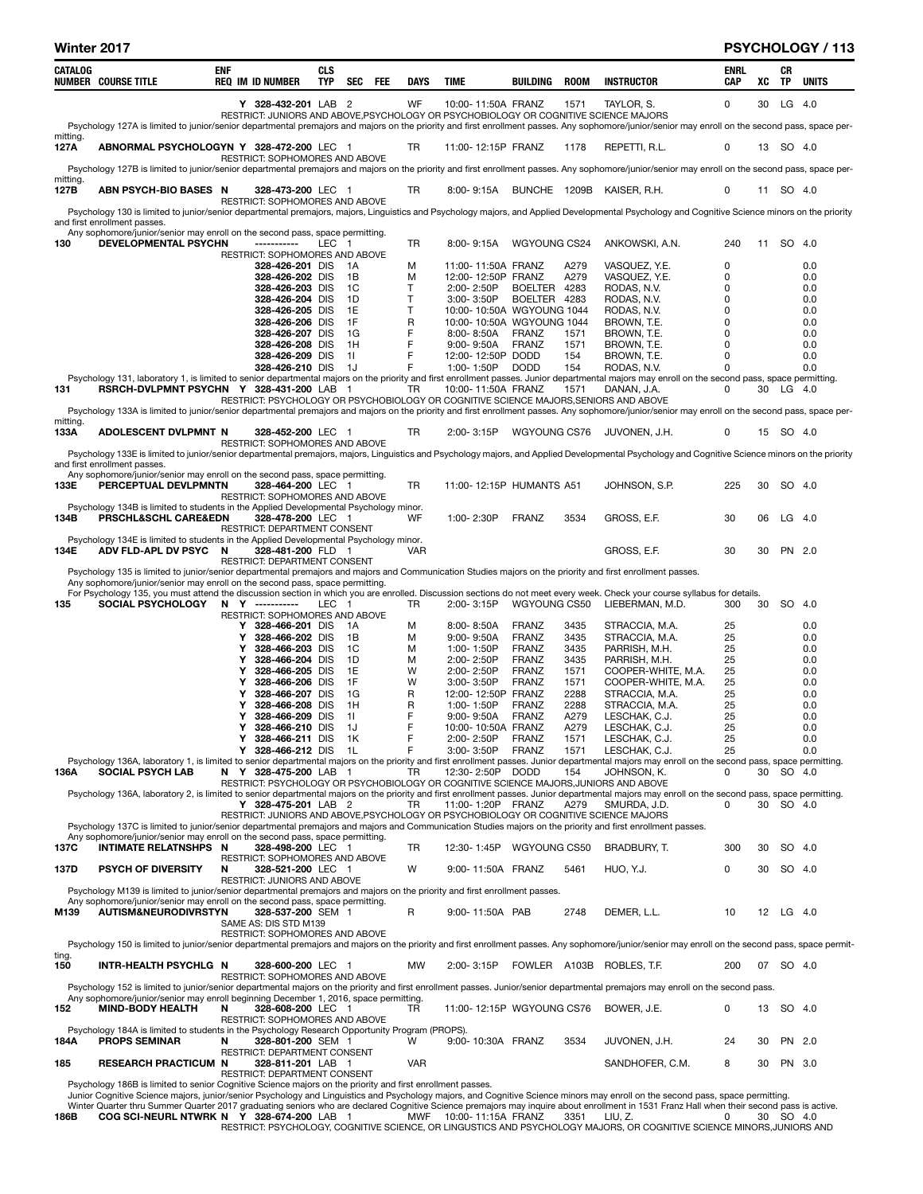| CATALOG NUMBER | COURSE TITLE | ENF | REQ | IM | ID NUMBER | CLS TYP | SEC | FEE | DAYS | TIME | BUILDING | ROOM | INSTRUCTOR | ENRL CAP | XC | CR TP | UNITS |
|---|---|---|---|---|---|---|---|---|---|---|---|---|---|---|---|---|---|
| | | | Y | | 328-432-201 | LAB | 2 | | WF | 10:00-11:50A | FRANZ | 1571 | TAYLOR, S. | 0 | 30 | LG | 4.0 |

RESTRICT: JUNIORS AND ABOVE,PSYCHOLOGY OR PSYCHOBIOLOGY OR COGNITIVE SCIENCE MAJORS

Psychology 127A is limited to junior/senior departmental premajors and majors on the priority and first enrollment passes. Any sophomore/junior/senior may enroll on the second pass, space permitting.

| CATALOG NUMBER | COURSE TITLE | ENF | REQ | IM | ID NUMBER | CLS TYP | SEC | FEE | DAYS | TIME | BUILDING | ROOM | INSTRUCTOR | ENRL CAP | XC | CR TP | UNITS |
|---|---|---|---|---|---|---|---|---|---|---|---|---|---|---|---|---|---|
| 127A | ABNORMAL PSYCHOLOGY | N | Y | | 328-472-200 | LEC | 1 | | TR | 11:00-12:15P | FRANZ | 1178 | REPETTI, R.L. | 0 | 13 | SO | 4.0 |

RESTRICT: SOPHOMORES AND ABOVE

Psychology 127B is limited to junior/senior departmental premajors and majors on the priority and first enrollment passes. Any sophomore/junior/senior may enroll on the second pass, space permitting.

| CATALOG NUMBER | COURSE TITLE | ENF | REQ | IM | ID NUMBER | CLS TYP | SEC | FEE | DAYS | TIME | BUILDING | ROOM | INSTRUCTOR | ENRL CAP | XC | CR TP | UNITS |
|---|---|---|---|---|---|---|---|---|---|---|---|---|---|---|---|---|---|
| 127B | ABN PSYCH-BIO BASES | N | | | 328-473-200 | LEC | 1 | | TR | 8:00-9:15A | BUNCHE | 1209B | KAISER, R.H. | 0 | 11 | SO | 4.0 |

RESTRICT: SOPHOMORES AND ABOVE

Psychology 130 is limited to junior/senior departmental premajors, majors, Linguistics and Psychology majors, and Applied Developmental Psychology and Cognitive Science minors on the priority and first enrollment passes.
Any sophomore/junior/senior may enroll on the second pass, space permitting.

| CATALOG NUMBER | COURSE TITLE | ENF | REQ | IM | ID NUMBER | CLS TYP | SEC | FEE | DAYS | TIME | BUILDING | ROOM | INSTRUCTOR | ENRL CAP | XC | CR TP | UNITS |
|---|---|---|---|---|---|---|---|---|---|---|---|---|---|---|---|---|---|
| 130 | DEVELOPMENTAL PSYCH | N | | | ----------- | LEC | 1 | | TR | 8:00-9:15A | WGYOUNG | CS24 | ANKOWSKI, A.N. | 240 | 11 | SO | 4.0 |
| | RESTRICT: SOPHOMORES AND ABOVE | | | | | | | | | | | | | | | | |
| | | | | | 328-426-201 | DIS | 1A | | M | 11:00-11:50A | FRANZ | A279 | VASQUEZ, Y.E. | 0 | | | 0.0 |
| | | | | | 328-426-202 | DIS | 1B | | M | 12:00-12:50P | FRANZ | A279 | VASQUEZ, Y.E. | 0 | | | 0.0 |
| | | | | | 328-426-203 | DIS | 1C | | T | 2:00-2:50P | BOELTER | 4283 | RODAS, N.V. | 0 | | | 0.0 |
| | | | | | 328-426-204 | DIS | 1D | | T | 3:00-3:50P | BOELTER | 4283 | RODAS, N.V. | 0 | | | 0.0 |
| | | | | | 328-426-205 | DIS | 1E | | T | 10:00-10:50A | WGYOUNG | 1044 | RODAS, N.V. | 0 | | | 0.0 |
| | | | | | 328-426-206 | DIS | 1F | | R | 10:00-10:50A | WGYOUNG | 1044 | BROWN, T.E. | 0 | | | 0.0 |
| | | | | | 328-426-207 | DIS | 1G | | F | 8:00-8:50A | FRANZ | 1571 | BROWN, T.E. | 0 | | | 0.0 |
| | | | | | 328-426-208 | DIS | 1H | | F | 9:00-9:50A | FRANZ | 1571 | BROWN, T.E. | 0 | | | 0.0 |
| | | | | | 328-426-209 | DIS | 1I | | F | 12:00-12:50P | DODD | 154 | BROWN, T.E. | 0 | | | 0.0 |
| | | | | | 328-426-210 | DIS | 1J | | F | 1:00-1:50P | DODD | 154 | RODAS, N.V. | 0 | | | 0.0 |

Psychology 131, laboratory 1, is limited to senior departmental majors on the priority and first enrollment passes. Junior departmental majors may enroll on the second pass, space permitting.

| CATALOG NUMBER | COURSE TITLE | ENF | REQ | IM | ID NUMBER | CLS TYP | SEC | FEE | DAYS | TIME | BUILDING | ROOM | INSTRUCTOR | ENRL CAP | XC | CR TP | UNITS |
|---|---|---|---|---|---|---|---|---|---|---|---|---|---|---|---|---|---|
| 131 | RSRCH-DVLPMNT PSYCH | N | Y | | 328-431-200 | LAB | 1 | | TR | 10:00-11:50A | FRANZ | 1571 | DANAN, J.A. | 0 | 30 | LG | 4.0 |

RESTRICT: PSYCHOLOGY OR PSYCHOBIOLOGY OR COGNITIVE SCIENCE MAJORS,SENIORS AND ABOVE

Psychology 133A is limited to junior/senior departmental premajors and majors on the priority and first enrollment passes. Any sophomore/junior/senior may enroll on the second pass, space permitting.

| CATALOG NUMBER | COURSE TITLE | ENF | REQ | IM | ID NUMBER | CLS TYP | SEC | FEE | DAYS | TIME | BUILDING | ROOM | INSTRUCTOR | ENRL CAP | XC | CR TP | UNITS |
|---|---|---|---|---|---|---|---|---|---|---|---|---|---|---|---|---|---|
| 133A | ADOLESCENT DVLPMNT | N | | | 328-452-200 | LEC | 1 | | TR | 2:00-3:15P | WGYOUNG | CS76 | JUVONEN, J.H. | 0 | 15 | SO | 4.0 |

RESTRICT: SOPHOMORES AND ABOVE

Psychology 133E is limited to junior/senior departmental premajors, majors, Linguistics and Psychology majors, and Applied Developmental Psychology and Cognitive Science minors on the priority and first enrollment passes.
Any sophomore/junior/senior may enroll on the second pass, space permitting.

| CATALOG NUMBER | COURSE TITLE | ENF | REQ | IM | ID NUMBER | CLS TYP | SEC | FEE | DAYS | TIME | BUILDING | ROOM | INSTRUCTOR | ENRL CAP | XC | CR TP | UNITS |
|---|---|---|---|---|---|---|---|---|---|---|---|---|---|---|---|---|---|
| 133E | PERCEPTUAL DEVLPMNT | N | | | 328-464-200 | LEC | 1 | | TR | 11:00-12:15P | HUMANTS | A51 | JOHNSON, S.P. | 225 | 30 | SO | 4.0 |

RESTRICT: SOPHOMORES AND ABOVE

Psychology 134B is limited to students in the Applied Developmental Psychology minor.

| CATALOG NUMBER | COURSE TITLE | ENF | REQ | IM | ID NUMBER | CLS TYP | SEC | FEE | DAYS | TIME | BUILDING | ROOM | INSTRUCTOR | ENRL CAP | XC | CR TP | UNITS |
|---|---|---|---|---|---|---|---|---|---|---|---|---|---|---|---|---|---|
| 134B | PRSCHL&SCHL CARE&EDN | | | | 328-478-200 | LEC | 1 | | WF | 1:00-2:30P | FRANZ | 3534 | GROSS, E.F. | 30 | 06 | LG | 4.0 |

RESTRICT: DEPARTMENT CONSENT

Psychology 134E is limited to students in the Applied Developmental Psychology minor.

| CATALOG NUMBER | COURSE TITLE | ENF | REQ | IM | ID NUMBER | CLS TYP | SEC | FEE | DAYS | TIME | BUILDING | ROOM | INSTRUCTOR | ENRL CAP | XC | CR TP | UNITS |
|---|---|---|---|---|---|---|---|---|---|---|---|---|---|---|---|---|---|
| 134E | ADV FLD-APL DV PSYC | N | | | 328-481-200 | FLD | 1 | | VAR | | | | GROSS, E.F. | 30 | 30 | PN | 2.0 |

RESTRICT: DEPARTMENT CONSENT

Psychology 135 is limited to junior/senior departmental premajors and majors and Communication Studies majors on the priority and first enrollment passes.
Any sophomore/junior/senior may enroll on the second pass, space permitting.
For Psychology 135, you must attend the discussion section in which you are enrolled. Discussion sections do not meet every week. Check your course syllabus for details.

| CATALOG NUMBER | COURSE TITLE | ENF | REQ | IM | ID NUMBER | CLS TYP | SEC | FEE | DAYS | TIME | BUILDING | ROOM | INSTRUCTOR | ENRL CAP | XC | CR TP | UNITS |
|---|---|---|---|---|---|---|---|---|---|---|---|---|---|---|---|---|---|
| 135 | SOCIAL PSYCHOLOGY | N | Y | | ----------- | LEC | 1 | | TR | 2:00-3:15P | WGYOUNG | CS50 | LIEBERMAN, M.D. | 300 | 30 | SO | 4.0 |
| | RESTRICT: SOPHOMORES AND ABOVE | | | | | | | | | | | | | | | | |
| | | | Y | | 328-466-201 | DIS | 1A | | M | 8:00-8:50A | FRANZ | 3435 | STRACCIA, M.A. | 25 | | | 0.0 |
| | | | Y | | 328-466-202 | DIS | 1B | | M | 9:00-9:50A | FRANZ | 3435 | STRACCIA, M.A. | 25 | | | 0.0 |
| | | | Y | | 328-466-203 | DIS | 1C | | M | 1:00-1:50P | FRANZ | 3435 | PARRISH, M.H. | 25 | | | 0.0 |
| | | | Y | | 328-466-204 | DIS | 1D | | M | 2:00-2:50P | FRANZ | 3435 | PARRISH, M.H. | 25 | | | 0.0 |
| | | | Y | | 328-466-205 | DIS | 1E | | W | 2:00-2:50P | FRANZ | 1571 | COOPER-WHITE, M.A. | 25 | | | 0.0 |
| | | | Y | | 328-466-206 | DIS | 1F | | W | 3:00-3:50P | FRANZ | 1571 | COOPER-WHITE, M.A. | 25 | | | 0.0 |
| | | | Y | | 328-466-207 | DIS | 1G | | R | 12:00-12:50P | FRANZ | 2288 | STRACCIA, M.A. | 25 | | | 0.0 |
| | | | Y | | 328-466-208 | DIS | 1H | | R | 1:00-1:50P | FRANZ | 2288 | STRACCIA, M.A. | 25 | | | 0.0 |
| | | | Y | | 328-466-209 | DIS | 1I | | F | 9:00-9:50A | FRANZ | A279 | LESCHAK, C.J. | 25 | | | 0.0 |
| | | | Y | | 328-466-210 | DIS | 1J | | F | 10:00-10:50A | FRANZ | A279 | LESCHAK, C.J. | 25 | | | 0.0 |
| | | | Y | | 328-466-211 | DIS | 1K | | F | 2:00-2:50P | FRANZ | 1571 | LESCHAK, C.J. | 25 | | | 0.0 |
| | | | Y | | 328-466-212 | DIS | 1L | | F | 3:00-3:50P | FRANZ | 1571 | LESCHAK, C.J. | 25 | | | 0.0 |

Psychology 136A, laboratory 1, is limited to senior departmental majors on the priority and first enrollment passes. Junior departmental majors may enroll on the second pass, space permitting.

| CATALOG NUMBER | COURSE TITLE | ENF | REQ | IM | ID NUMBER | CLS TYP | SEC | FEE | DAYS | TIME | BUILDING | ROOM | INSTRUCTOR | ENRL CAP | XC | CR TP | UNITS |
|---|---|---|---|---|---|---|---|---|---|---|---|---|---|---|---|---|---|
| 136A | SOCIAL PSYCH LAB | N | Y | | 328-475-200 | LAB | 1 | | TR | 12:30-2:50P | DODD | 154 | JOHNSON, K. | 0 | 30 | SO | 4.0 |

RESTRICT: PSYCHOLOGY OR PSYCHOBIOLOGY OR COGNITIVE SCIENCE MAJORS,JUNIORS AND ABOVE

Psychology 136A, laboratory 2, is limited to senior departmental majors on the priority and first enrollment passes. Junior departmental majors may enroll on the second pass, space permitting.

| CATALOG NUMBER | COURSE TITLE | ENF | REQ | IM | ID NUMBER | CLS TYP | SEC | FEE | DAYS | TIME | BUILDING | ROOM | INSTRUCTOR | ENRL CAP | XC | CR TP | UNITS |
|---|---|---|---|---|---|---|---|---|---|---|---|---|---|---|---|---|---|
| | | | Y | | 328-475-201 | LAB | 2 | | TR | 11:00-1:20P | FRANZ | A279 | SMURDA, J.D. | 0 | 30 | SO | 4.0 |

RESTRICT: JUNIORS AND ABOVE,PSYCHOLOGY OR PSYCHOBIOLOGY OR COGNITIVE SCIENCE MAJORS

Psychology 137C is limited to junior/senior departmental premajors and majors and Communication Studies majors on the priority and first enrollment passes.
Any sophomore/junior/senior may enroll on the second pass, space permitting.

| CATALOG NUMBER | COURSE TITLE | ENF | REQ | IM | ID NUMBER | CLS TYP | SEC | FEE | DAYS | TIME | BUILDING | ROOM | INSTRUCTOR | ENRL CAP | XC | CR TP | UNITS |
|---|---|---|---|---|---|---|---|---|---|---|---|---|---|---|---|---|---|
| 137C | INTIMATE RELATNSHPS | N | | | 328-498-200 | LEC | 1 | | TR | 12:30-1:45P | WGYOUNG | CS50 | BRADBURY, T. | 300 | 30 | SO | 4.0 |
| | RESTRICT: SOPHOMORES AND ABOVE | | | | | | | | | | | | | | | | |
| 137D | PSYCH OF DIVERSITY | N | | | 328-521-200 | LEC | 1 | | W | 9:00-11:50A | FRANZ | 5461 | HUO, Y.J. | 0 | 30 | SO | 4.0 |

RESTRICT: JUNIORS AND ABOVE

Psychology M139 is limited to junior/senior departmental premajors and majors on the priority and first enrollment passes.
Any sophomore/junior/senior may enroll on the second pass, space permitting.

| CATALOG NUMBER | COURSE TITLE | ENF | REQ | IM | ID NUMBER | CLS TYP | SEC | FEE | DAYS | TIME | BUILDING | ROOM | INSTRUCTOR | ENRL CAP | XC | CR TP | UNITS |
|---|---|---|---|---|---|---|---|---|---|---|---|---|---|---|---|---|---|
| M139 | AUTISM&NEURODIVRSTYN | | | | 328-537-200 | SEM | 1 | | R | 9:00-11:50A | PAB | 2748 | DEMER, L.L. | 10 | 12 | LG | 4.0 |

SAME AS: DIS STD M139
RESTRICT: SOPHOMORES AND ABOVE

Psychology 150 is limited to junior/senior departmental premajors and majors on the priority and first enrollment passes. Any sophomore/junior/senior may enroll on the second pass, space permitting.

| CATALOG NUMBER | COURSE TITLE | ENF | REQ | IM | ID NUMBER | CLS TYP | SEC | FEE | DAYS | TIME | BUILDING | ROOM | INSTRUCTOR | ENRL CAP | XC | CR TP | UNITS |
|---|---|---|---|---|---|---|---|---|---|---|---|---|---|---|---|---|---|
| 150 | INTR-HEALTH PSYCHLG | N | | | 328-600-200 | LEC | 1 | | MW | 2:00-3:15P | FOWLER | A103B | ROBLES, T.F. | 200 | 07 | SO | 4.0 |

RESTRICT: SOPHOMORES AND ABOVE

Psychology 152 is limited to junior/senior departmental premajors and majors on the priority and first enrollment passes. Junior/senior departmental premajors may enroll on the second pass.
Any sophomore/junior/senior may enroll beginning December 1, 2016, space permitting.

| CATALOG NUMBER | COURSE TITLE | ENF | REQ | IM | ID NUMBER | CLS TYP | SEC | FEE | DAYS | TIME | BUILDING | ROOM | INSTRUCTOR | ENRL CAP | XC | CR TP | UNITS |
|---|---|---|---|---|---|---|---|---|---|---|---|---|---|---|---|---|---|
| 152 | MIND-BODY HEALTH | N | | | 328-608-200 | LEC | 1 | | TR | 11:00-12:15P | WGYOUNG | CS76 | BOWER, J.E. | 0 | 13 | SO | 4.0 |

RESTRICT: SOPHOMORES AND ABOVE

Psychology 184A is limited to students in the Psychology Research Opportunity Program (PROPS).

| CATALOG NUMBER | COURSE TITLE | ENF | REQ | IM | ID NUMBER | CLS TYP | SEC | FEE | DAYS | TIME | BUILDING | ROOM | INSTRUCTOR | ENRL CAP | XC | CR TP | UNITS |
|---|---|---|---|---|---|---|---|---|---|---|---|---|---|---|---|---|---|
| 184A | PROPS SEMINAR | N | | | 328-801-200 | SEM | 1 | | W | 9:00-10:30A | FRANZ | 3534 | JUVONEN, J.H. | 24 | 30 | PN | 2.0 |
| | RESTRICT: DEPARTMENT CONSENT | | | | | | | | | | | | | | | | |
| 185 | RESEARCH PRACTICUM | N | | | 328-811-201 | LAB | 1 | | VAR | | | | SANDHOFER, C.M. | 8 | 30 | PN | 3.0 |

RESTRICT: DEPARTMENT CONSENT

Psychology 186B is limited to senior Cognitive Science majors on the priority and first enrollment passes.
Junior Cognitive Science majors, junior/senior Psychology and Linguistics and Psychology majors, and Cognitive Science minors may enroll on the second pass, space permitting.
Winter Quarter thru Summer Quarter 2017 graduating seniors who are declared Cognitive Science premajors may inquire about enrollment in 1531 Franz Hall when their second pass is active.

| CATALOG NUMBER | COURSE TITLE | ENF | REQ | IM | ID NUMBER | CLS TYP | SEC | FEE | DAYS | TIME | BUILDING | ROOM | INSTRUCTOR | ENRL CAP | XC | CR TP | UNITS |
|---|---|---|---|---|---|---|---|---|---|---|---|---|---|---|---|---|---|
| 186B | COG SCI-NEURL NTWRK | N | Y | | 328-674-200 | LAB | 1 | | MWF | 10:00-11:15A | FRANZ | 3351 | LIU, Z. | 0 | 30 | SO | 4.0 |

RESTRICT: PSYCHOLOGY, COGNITIVE SCIENCE, OR LINGUISTICS AND PSYCHOLOGY MAJORS, OR COGNITIVE SCIENCE MINORS,JUNIORS AND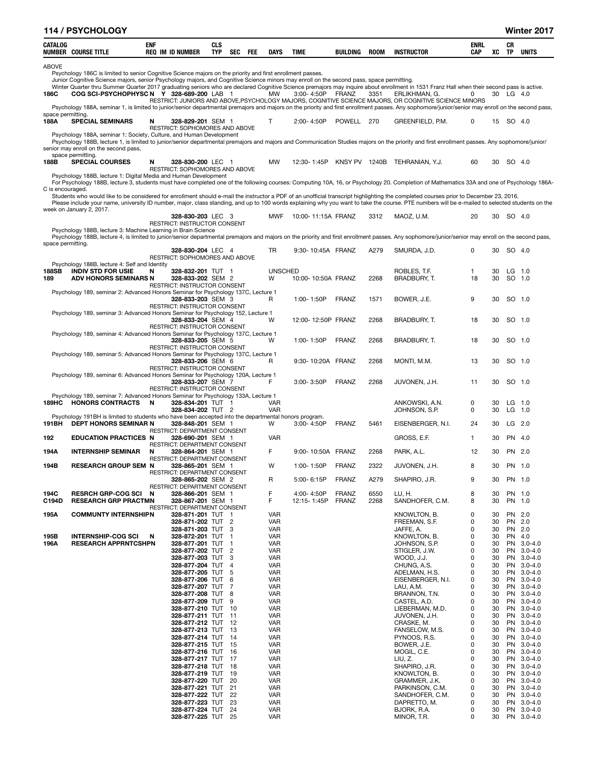## 114 / PSYCHOLOGY — Winter 2017

| CATALOG NUMBER | COURSE TITLE | ENF REQ | IM | ID NUMBER | CLS TYP | SEC | FEE | DAYS | TIME | BUILDING | ROOM | INSTRUCTOR | ENRL CAP | XC | CR TP | UNITS |
|---|---|---|---|---|---|---|---|---|---|---|---|---|---|---|---|---|

ABOVE

Psychology 186C is limited to senior Cognitive Science majors on the priority and first enrollment passes.
Junior Cognitive Science majors, senior Psychology majors, and Cognitive Science minors may enroll on the second pass, space permitting.
Winter Quarter thru Summer Quarter 2017 graduating seniors who are declared Cognitive Science premajors may inquire about enrollment in 1531 Franz Hall when their second pass is active.

| CATALOG NUMBER | COURSE TITLE | ENF REQ | IM | ID NUMBER | CLS TYP | SEC | FEE | DAYS | TIME | BUILDING | ROOM | INSTRUCTOR | ENRL CAP | XC | CR TP | UNITS |
|---|---|---|---|---|---|---|---|---|---|---|---|---|---|---|---|---|
| 186C | COG SCI-PSYCHOPHYSC | N | Y | 328-689-200 | LAB | 1 | | MW | 3:00- 4:50P | FRANZ | 3351 | ERLIKHMAN, G. | 0 | 30 | LG | 4.0 |

RESTRICT: JUNIORS AND ABOVE,PSYCHOLOGY MAJORS, COGNITIVE SCIENCE MAJORS, OR COGNITIVE SCIENCE MINORS

Psychology 188A, seminar 1, is limited to junior/senior departmental premajors and majors on the priority and first enrollment passes. Any sophomore/junior/senior may enroll on the second pass, space permitting.

| CATALOG NUMBER | COURSE TITLE | ENF REQ | IM | ID NUMBER | CLS TYP | SEC | FEE | DAYS | TIME | BUILDING | ROOM | INSTRUCTOR | ENRL CAP | XC | CR TP | UNITS |
|---|---|---|---|---|---|---|---|---|---|---|---|---|---|---|---|---|
| 188A | SPECIAL SEMINARS | N | | 328-829-201 | SEM | 1 | | T | 2:00- 4:50P | POWELL | 270 | GREENFIELD, P.M. | 0 | 15 | SO | 4.0 |

RESTRICT: SOPHOMORES AND ABOVE

Psychology 188A, seminar 1: Society, Culture, and Human Development
Psychology 188B, lecture 1, is limited to junior/senior departmental premajors and majors and Communication Studies majors on the priority and first enrollment passes. Any sophomore/junior/senior may enroll on the second pass, space permitting.

| CATALOG NUMBER | COURSE TITLE | ENF REQ | IM | ID NUMBER | CLS TYP | SEC | FEE | DAYS | TIME | BUILDING | ROOM | INSTRUCTOR | ENRL CAP | XC | CR TP | UNITS |
|---|---|---|---|---|---|---|---|---|---|---|---|---|---|---|---|---|
| 188B | SPECIAL COURSES | N | | 328-830-200 | LEC | 1 | | MW | 12:30- 1:45P | KNSY PV | 1240B | TEHRANIAN, Y.J. | 60 | 30 | SO | 4.0 |

RESTRICT: SOPHOMORES AND ABOVE

Psychology 188B, lecture 1: Digital Media and Human Development
For Psychology 188B, lecture 3, students must have completed one of the following courses: Computing 10A, 16, or Psychology 20. Completion of Mathematics 33A and one of Psychology 186A-C is encouraged.
Students who would like to be considered for enrollment should e-mail the instructor a PDF of an unofficial transcript highlighting the completed courses prior to December 23, 2016.
Please include your name, university ID number, major, class standing, and up to 100 words explaining why you want to take the course. PTE numbers will be e-mailed to selected students on the week on January 2, 2017.

| CATALOG NUMBER | COURSE TITLE | ENF REQ | IM | ID NUMBER | CLS TYP | SEC | FEE | DAYS | TIME | BUILDING | ROOM | INSTRUCTOR | ENRL CAP | XC | CR TP | UNITS |
|---|---|---|---|---|---|---|---|---|---|---|---|---|---|---|---|---|
| | | | | 328-830-203 | LEC | 3 | | MWF | 10:00- 11:15A | FRANZ | 3312 | MAOZ, U.M. | 20 | 30 | SO | 4.0 |

RESTRICT: INSTRUCTOR CONSENT

Psychology 188B, lecture 3: Machine Learning in Brain Science
Psychology 188B, lecture 4, is limited to junior/senior departmental premajors and majors on the priority and first enrollment passes. Any sophomore/junior/senior may enroll on the second pass, space permitting.

| CATALOG NUMBER | COURSE TITLE | ENF REQ | IM | ID NUMBER | CLS TYP | SEC | FEE | DAYS | TIME | BUILDING | ROOM | INSTRUCTOR | ENRL CAP | XC | CR TP | UNITS |
|---|---|---|---|---|---|---|---|---|---|---|---|---|---|---|---|---|
| | | | | 328-830-204 | LEC | 4 | | TR | 9:30- 10:45A | FRANZ | A279 | SMURDA, J.D. | 0 | 30 | SO | 4.0 |

RESTRICT: SOPHOMORES AND ABOVE

Psychology 188B, lecture 4: Self and Identity

| CATALOG NUMBER | COURSE TITLE | ENF REQ | IM | ID NUMBER | CLS TYP | SEC | FEE | DAYS | TIME | BUILDING | ROOM | INSTRUCTOR | ENRL CAP | XC | CR TP | UNITS |
|---|---|---|---|---|---|---|---|---|---|---|---|---|---|---|---|---|
| 188SB | INDIV STD FOR USIE | N | | 328-832-201 | TUT | 1 | | UNSCHED | | | | ROBLES, T.F. | 1 | 30 | LG | 1.0 |
| 189 | ADV HONORS SEMINARS | N | | 328-833-202 | SEM | 2 | | W | 10:00- 10:50A | FRANZ | 2268 | BRADBURY, T. | 18 | 30 | SO | 1.0 |

RESTRICT: INSTRUCTOR CONSENT

Psychology 189, seminar 2: Advanced Honors Seminar for Psychology 137C, Lecture 1

| CATALOG NUMBER | COURSE TITLE | ENF REQ | IM | ID NUMBER | CLS TYP | SEC | FEE | DAYS | TIME | BUILDING | ROOM | INSTRUCTOR | ENRL CAP | XC | CR TP | UNITS |
|---|---|---|---|---|---|---|---|---|---|---|---|---|---|---|---|---|
| | | | | 328-833-203 | SEM | 3 | | R | 1:00- 1:50P | FRANZ | 1571 | BOWER, J.E. | 9 | 30 | SO | 1.0 |

RESTRICT: INSTRUCTOR CONSENT

Psychology 189, seminar 3: Advanced Honors Seminar for Psychology 152, Lecture 1

| CATALOG NUMBER | COURSE TITLE | ENF REQ | IM | ID NUMBER | CLS TYP | SEC | FEE | DAYS | TIME | BUILDING | ROOM | INSTRUCTOR | ENRL CAP | XC | CR TP | UNITS |
|---|---|---|---|---|---|---|---|---|---|---|---|---|---|---|---|---|
| | | | | 328-833-204 | SEM | 4 | | W | 12:00- 12:50P | FRANZ | 2268 | BRADBURY, T. | 18 | 30 | SO | 1.0 |

RESTRICT: INSTRUCTOR CONSENT

Psychology 189, seminar 4: Advanced Honors Seminar for Psychology 137C, Lecture 1

| CATALOG NUMBER | COURSE TITLE | ENF REQ | IM | ID NUMBER | CLS TYP | SEC | FEE | DAYS | TIME | BUILDING | ROOM | INSTRUCTOR | ENRL CAP | XC | CR TP | UNITS |
|---|---|---|---|---|---|---|---|---|---|---|---|---|---|---|---|---|
| | | | | 328-833-205 | SEM | 5 | | W | 1:00- 1:50P | FRANZ | 2268 | BRADBURY, T. | 18 | 30 | SO | 1.0 |

RESTRICT: INSTRUCTOR CONSENT

Psychology 189, seminar 5: Advanced Honors Seminar for Psychology 137C, Lecture 1

| CATALOG NUMBER | COURSE TITLE | ENF REQ | IM | ID NUMBER | CLS TYP | SEC | FEE | DAYS | TIME | BUILDING | ROOM | INSTRUCTOR | ENRL CAP | XC | CR TP | UNITS |
|---|---|---|---|---|---|---|---|---|---|---|---|---|---|---|---|---|
| | | | | 328-833-206 | SEM | 6 | | R | 9:30- 10:20A | FRANZ | 2268 | MONTI, M.M. | 13 | 30 | SO | 1.0 |

RESTRICT: INSTRUCTOR CONSENT

Psychology 189, seminar 6: Advanced Honors Seminar for Psychology 120A, Lecture 1

| CATALOG NUMBER | COURSE TITLE | ENF REQ | IM | ID NUMBER | CLS TYP | SEC | FEE | DAYS | TIME | BUILDING | ROOM | INSTRUCTOR | ENRL CAP | XC | CR TP | UNITS |
|---|---|---|---|---|---|---|---|---|---|---|---|---|---|---|---|---|
| | | | | 328-833-207 | SEM | 7 | | F | 3:00- 3:50P | FRANZ | 2268 | JUVONEN, J.H. | 11 | 30 | SO | 1.0 |

RESTRICT: INSTRUCTOR CONSENT

Psychology 189, seminar 7: Advanced Honors Seminar for Psychology 133A, Lecture 1

| CATALOG NUMBER | COURSE TITLE | ENF REQ | IM | ID NUMBER | CLS TYP | SEC | FEE | DAYS | TIME | BUILDING | ROOM | INSTRUCTOR | ENRL CAP | XC | CR TP | UNITS |
|---|---|---|---|---|---|---|---|---|---|---|---|---|---|---|---|---|
| 189HC | HONORS CONTRACTS | N | | 328-834-201 | TUT | 1 | | VAR | | | | ANKOWSKI, A.N. | 0 | 30 | LG | 1.0 |
| | | | | 328-834-202 | TUT | 2 | | VAR | | | | JOHNSON, S.P. | 0 | 30 | LG | 1.0 |

Psychology 191BH is limited to students who have been accepted into the departmental honors program.

| CATALOG NUMBER | COURSE TITLE | ENF REQ | IM | ID NUMBER | CLS TYP | SEC | FEE | DAYS | TIME | BUILDING | ROOM | INSTRUCTOR | ENRL CAP | XC | CR TP | UNITS |
|---|---|---|---|---|---|---|---|---|---|---|---|---|---|---|---|---|
| 191BH | DEPT HONORS SEMINAR | N | | 328-848-201 | SEM | 1 | | W | 3:00- 4:50P | FRANZ | 5461 | EISENBERGER, N.I. | 24 | 30 | LG | 2.0 |

RESTRICT: DEPARTMENT CONSENT

| CATALOG NUMBER | COURSE TITLE | ENF REQ | IM | ID NUMBER | CLS TYP | SEC | FEE | DAYS | TIME | BUILDING | ROOM | INSTRUCTOR | ENRL CAP | XC | CR TP | UNITS |
|---|---|---|---|---|---|---|---|---|---|---|---|---|---|---|---|---|
| 192 | EDUCATION PRACTICES | N | | 328-690-201 | SEM | 1 | | VAR | | | | GROSS, E.F. | 1 | 30 | PN | 4.0 |

RESTRICT: DEPARTMENT CONSENT

| CATALOG NUMBER | COURSE TITLE | ENF REQ | IM | ID NUMBER | CLS TYP | SEC | FEE | DAYS | TIME | BUILDING | ROOM | INSTRUCTOR | ENRL CAP | XC | CR TP | UNITS |
|---|---|---|---|---|---|---|---|---|---|---|---|---|---|---|---|---|
| 194A | INTERNSHIP SEMINAR | N | | 328-864-201 | SEM | 1 | | F | 9:00- 10:50A | FRANZ | 2268 | PARK, A.L. | 12 | 30 | PN | 2.0 |

RESTRICT: DEPARTMENT CONSENT

| CATALOG NUMBER | COURSE TITLE | ENF REQ | IM | ID NUMBER | CLS TYP | SEC | FEE | DAYS | TIME | BUILDING | ROOM | INSTRUCTOR | ENRL CAP | XC | CR TP | UNITS |
|---|---|---|---|---|---|---|---|---|---|---|---|---|---|---|---|---|
| 194B | RESEARCH GROUP SEM | N | | 328-865-201 | SEM | 1 | | W | 1:00- 1:50P | FRANZ | 2322 | JUVONEN, J.H. | 8 | 30 | PN | 1.0 |

RESTRICT: DEPARTMENT CONSENT

| CATALOG NUMBER | COURSE TITLE | ENF REQ | IM | ID NUMBER | CLS TYP | SEC | FEE | DAYS | TIME | BUILDING | ROOM | INSTRUCTOR | ENRL CAP | XC | CR TP | UNITS |
|---|---|---|---|---|---|---|---|---|---|---|---|---|---|---|---|---|
| | | | | 328-865-202 | SEM | 2 | | R | 5:00- 6:15P | FRANZ | A279 | SHAPIRO, J.R. | 9 | 30 | PN | 1.0 |

RESTRICT: DEPARTMENT CONSENT

| CATALOG NUMBER | COURSE TITLE | ENF REQ | IM | ID NUMBER | CLS TYP | SEC | FEE | DAYS | TIME | BUILDING | ROOM | INSTRUCTOR | ENRL CAP | XC | CR TP | UNITS |
|---|---|---|---|---|---|---|---|---|---|---|---|---|---|---|---|---|
| 194C | RESRCH GRP-COG SCI | N | | 328-866-201 | SEM | 1 | | F | 4:00- 4:50P | FRANZ | 6550 | LU, H. | 8 | 30 | PN | 1.0 |
| C194D | RESEARCH GRP PRACTM | N | | 328-867-201 | SEM | 1 | | F | 12:15- 1:45P | FRANZ | 2268 | SANDHOFER, C.M. | 8 | 30 | PN | 1.0 |

RESTRICT: DEPARTMENT CONSENT

| CATALOG NUMBER | COURSE TITLE | ENF REQ | IM | ID NUMBER | CLS TYP | SEC | FEE | DAYS | TIME | BUILDING | ROOM | INSTRUCTOR | ENRL CAP | XC | CR TP | UNITS |
|---|---|---|---|---|---|---|---|---|---|---|---|---|---|---|---|---|
| 195A | COMMUNTY INTERNSHIP | N | | 328-871-201 | TUT | 1 | | VAR | | | | KNOWLTON, B. | 0 | 30 | PN | 2.0 |
| | | | | 328-871-202 | TUT | 2 | | VAR | | | | FREEMAN, S.F. | 0 | 30 | PN | 2.0 |
| | | | | 328-871-203 | TUT | 3 | | VAR | | | | JAFFE, A. | 0 | 30 | PN | 2.0 |
| 195B | INTERNSHIP-COG SCI | N | | 328-872-201 | TUT | 1 | | VAR | | | | KNOWLTON, B. | 0 | 30 | PN | 4.0 |
| 196A | RESEARCH APPRNTCSHP | N | | 328-877-201 | TUT | 1 | | VAR | | | | JOHNSON, S.P. | 0 | 30 | PN | 3.0-4.0 |
| | | | | 328-877-202 | TUT | 2 | | VAR | | | | STIGLER, J.W. | 0 | 30 | PN | 3.0-4.0 |
| | | | | 328-877-203 | TUT | 3 | | VAR | | | | WOOD, J.J. | 0 | 30 | PN | 3.0-4.0 |
| | | | | 328-877-204 | TUT | 4 | | VAR | | | | CHUNG, A.S. | 0 | 30 | PN | 3.0-4.0 |
| | | | | 328-877-205 | TUT | 5 | | VAR | | | | ADELMAN, H.S. | 0 | 30 | PN | 3.0-4.0 |
| | | | | 328-877-206 | TUT | 6 | | VAR | | | | EISENBERGER, N.I. | 0 | 30 | PN | 3.0-4.0 |
| | | | | 328-877-207 | TUT | 7 | | VAR | | | | LAU, A.M. | 0 | 30 | PN | 3.0-4.0 |
| | | | | 328-877-208 | TUT | 8 | | VAR | | | | BRANNON, T.N. | 0 | 30 | PN | 3.0-4.0 |
| | | | | 328-877-209 | TUT | 9 | | VAR | | | | CASTEL, A.D. | 0 | 30 | PN | 3.0-4.0 |
| | | | | 328-877-210 | TUT | 10 | | VAR | | | | LIEBERMAN, M.D. | 0 | 30 | PN | 3.0-4.0 |
| | | | | 328-877-211 | TUT | 11 | | VAR | | | | JUVONEN, J.H. | 0 | 30 | PN | 3.0-4.0 |
| | | | | 328-877-212 | TUT | 12 | | VAR | | | | CRASKE, M. | 0 | 30 | PN | 3.0-4.0 |
| | | | | 328-877-213 | TUT | 13 | | VAR | | | | FANSELOW, M.S. | 0 | 30 | PN | 3.0-4.0 |
| | | | | 328-877-214 | TUT | 14 | | VAR | | | | PYNOOS, R.S. | 0 | 30 | PN | 3.0-4.0 |
| | | | | 328-877-215 | TUT | 15 | | VAR | | | | BOWER, J.E. | 0 | 30 | PN | 3.0-4.0 |
| | | | | 328-877-216 | TUT | 16 | | VAR | | | | MOGIL, C.E. | 0 | 30 | PN | 3.0-4.0 |
| | | | | 328-877-217 | TUT | 17 | | VAR | | | | LIU, Z. | 0 | 30 | PN | 3.0-4.0 |
| | | | | 328-877-218 | TUT | 18 | | VAR | | | | SHAPIRO, J.R. | 0 | 30 | PN | 3.0-4.0 |
| | | | | 328-877-219 | TUT | 19 | | VAR | | | | KNOWLTON, B. | 0 | 30 | PN | 3.0-4.0 |
| | | | | 328-877-220 | TUT | 20 | | VAR | | | | GRAMMER, J.K. | 0 | 30 | PN | 3.0-4.0 |
| | | | | 328-877-221 | TUT | 21 | | VAR | | | | PARKINSON, C.M. | 0 | 30 | PN | 3.0-4.0 |
| | | | | 328-877-222 | TUT | 22 | | VAR | | | | SANDHOFER, C.M. | 0 | 30 | PN | 3.0-4.0 |
| | | | | 328-877-223 | TUT | 23 | | VAR | | | | DAPRETTO, M. | 0 | 30 | PN | 3.0-4.0 |
| | | | | 328-877-224 | TUT | 24 | | VAR | | | | BJORK, R.A. | 0 | 30 | PN | 3.0-4.0 |
| | | | | 328-877-225 | TUT | 25 | | VAR | | | | MINOR, T.R. | 0 | 30 | PN | 3.0-4.0 |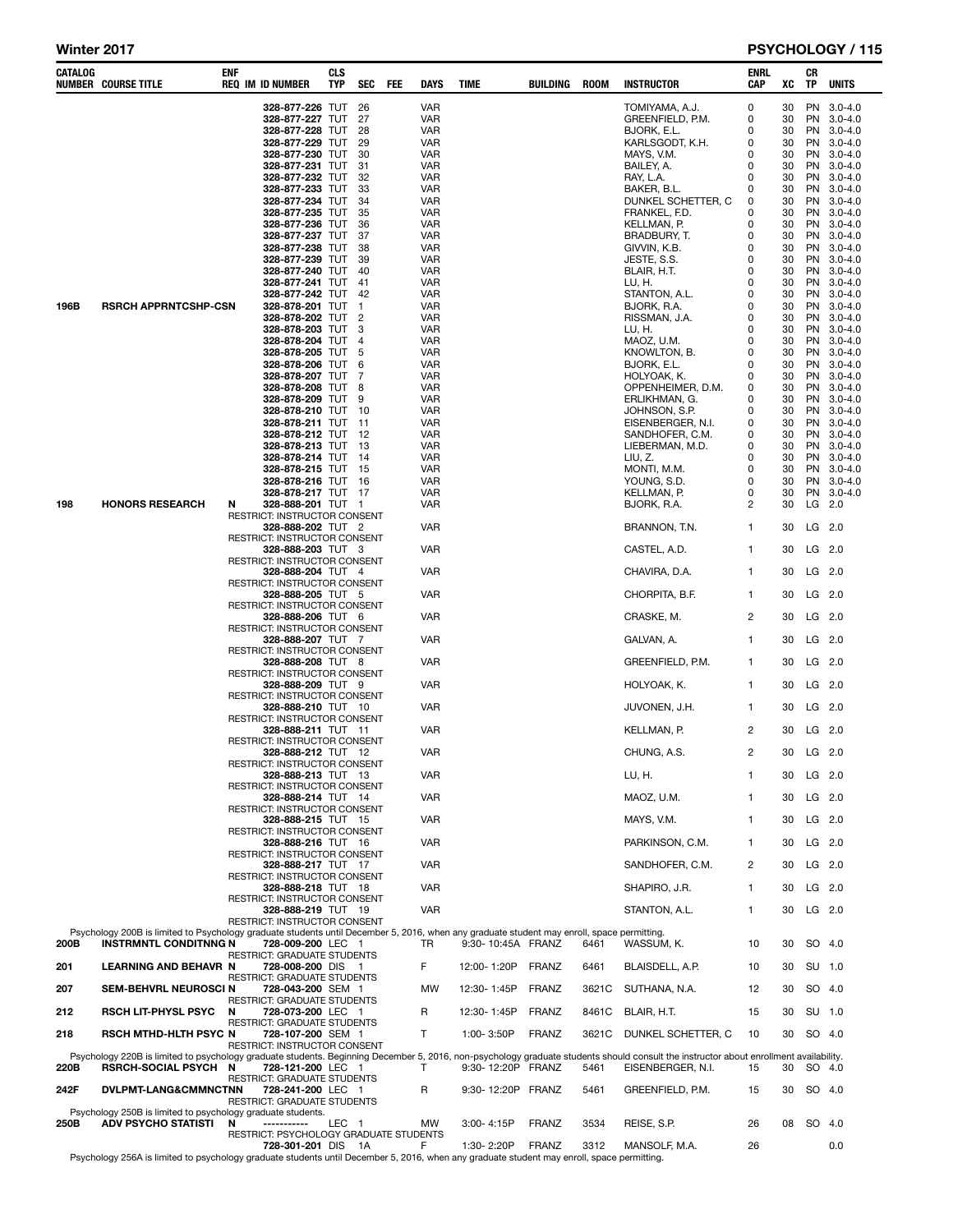| CATALOG NUMBER | COURSE TITLE | ENF REQ | IM | ID NUMBER | CLS TYP | SEC | FEE | DAYS | TIME | BUILDING | ROOM | INSTRUCTOR | ENRL CAP | XC | CR TP | UNITS |
|---|---|---|---|---|---|---|---|---|---|---|---|---|---|---|---|---|
| | | | | 328-877-226 | TUT | 26 | | VAR | | | | TOMIYAMA, A.J. | 0 | 30 | PN | 3.0-4.0 |
| | | | | 328-877-227 | TUT | 27 | | VAR | | | | GREENFIELD, P.M. | 0 | 30 | PN | 3.0-4.0 |
| | | | | 328-877-228 | TUT | 28 | | VAR | | | | BJORK, E.L. | 0 | 30 | PN | 3.0-4.0 |
| | | | | 328-877-229 | TUT | 29 | | VAR | | | | KARLSGODT, K.H. | 0 | 30 | PN | 3.0-4.0 |
| | | | | 328-877-230 | TUT | 30 | | VAR | | | | MAYS, V.M. | 0 | 30 | PN | 3.0-4.0 |
| | | | | 328-877-231 | TUT | 31 | | VAR | | | | BAILEY, A. | 0 | 30 | PN | 3.0-4.0 |
| | | | | 328-877-232 | TUT | 32 | | VAR | | | | RAY, L.A. | 0 | 30 | PN | 3.0-4.0 |
| | | | | 328-877-233 | TUT | 33 | | VAR | | | | BAKER, B.L. | 0 | 30 | PN | 3.0-4.0 |
| | | | | 328-877-234 | TUT | 34 | | VAR | | | | DUNKEL SCHETTER, C | 0 | 30 | PN | 3.0-4.0 |
| | | | | 328-877-235 | TUT | 35 | | VAR | | | | FRANKEL, F.D. | 0 | 30 | PN | 3.0-4.0 |
| | | | | 328-877-236 | TUT | 36 | | VAR | | | | KELLMAN, P. | 0 | 30 | PN | 3.0-4.0 |
| | | | | 328-877-237 | TUT | 37 | | VAR | | | | BRADBURY, T. | 0 | 30 | PN | 3.0-4.0 |
| | | | | 328-877-238 | TUT | 38 | | VAR | | | | GIVVIN, K.B. | 0 | 30 | PN | 3.0-4.0 |
| | | | | 328-877-239 | TUT | 39 | | VAR | | | | JESTE, S.S. | 0 | 30 | PN | 3.0-4.0 |
| | | | | 328-877-240 | TUT | 40 | | VAR | | | | BLAIR, H.T. | 0 | 30 | PN | 3.0-4.0 |
| | | | | 328-877-241 | TUT | 41 | | VAR | | | | LU, H. | 0 | 30 | PN | 3.0-4.0 |
| | | | | 328-877-242 | TUT | 42 | | VAR | | | | STANTON, A.L. | 0 | 30 | PN | 3.0-4.0 |
| 196B | RSRCH APPRNTCSHP-CSN | | | 328-878-201 | TUT | 1 | | VAR | | | | BJORK, R.A. | 0 | 30 | PN | 3.0-4.0 |
| | | | | 328-878-202 | TUT | 2 | | VAR | | | | RISSMAN, J.A. | 0 | 30 | PN | 3.0-4.0 |
| | | | | 328-878-203 | TUT | 3 | | VAR | | | | LU, H. | 0 | 30 | PN | 3.0-4.0 |
| | | | | 328-878-204 | TUT | 4 | | VAR | | | | MAOZ, U.M. | 0 | 30 | PN | 3.0-4.0 |
| | | | | 328-878-205 | TUT | 5 | | VAR | | | | KNOWLTON, B. | 0 | 30 | PN | 3.0-4.0 |
| | | | | 328-878-206 | TUT | 6 | | VAR | | | | BJORK, E.L. | 0 | 30 | PN | 3.0-4.0 |
| | | | | 328-878-207 | TUT | 7 | | VAR | | | | HOLYOAK, K. | 0 | 30 | PN | 3.0-4.0 |
| | | | | 328-878-208 | TUT | 8 | | VAR | | | | OPPENHEIMER, D.M. | 0 | 30 | PN | 3.0-4.0 |
| | | | | 328-878-209 | TUT | 9 | | VAR | | | | ERLIKHMAN, G. | 0 | 30 | PN | 3.0-4.0 |
| | | | | 328-878-210 | TUT | 10 | | VAR | | | | JOHNSON, S.P. | 0 | 30 | PN | 3.0-4.0 |
| | | | | 328-878-211 | TUT | 11 | | VAR | | | | EISENBERGER, N.I. | 0 | 30 | PN | 3.0-4.0 |
| | | | | 328-878-212 | TUT | 12 | | VAR | | | | SANDHOFER, C.M. | 0 | 30 | PN | 3.0-4.0 |
| | | | | 328-878-213 | TUT | 13 | | VAR | | | | LIEBERMAN, M.D. | 0 | 30 | PN | 3.0-4.0 |
| | | | | 328-878-214 | TUT | 14 | | VAR | | | | LIU, Z. | 0 | 30 | PN | 3.0-4.0 |
| | | | | 328-878-215 | TUT | 15 | | VAR | | | | MONTI, M.M. | 0 | 30 | PN | 3.0-4.0 |
| | | | | 328-878-216 | TUT | 16 | | VAR | | | | YOUNG, S.D. | 0 | 30 | PN | 3.0-4.0 |
| | | | | 328-878-217 | TUT | 17 | | VAR | | | | KELLMAN, P. | 0 | 30 | PN | 3.0-4.0 |
| 198 | HONORS RESEARCH | N | | 328-888-201 | TUT | 1 | | VAR | | | | BJORK, R.A. | 2 | 30 | LG | 2.0 |
| | RESTRICT: INSTRUCTOR CONSENT | | | | | | | | | | | | | | | |
| | | | | 328-888-202 | TUT | 2 | | VAR | | | | BRANNON, T.N. | 1 | 30 | LG | 2.0 |
| | RESTRICT: INSTRUCTOR CONSENT | | | | | | | | | | | | | | | |
| | | | | 328-888-203 | TUT | 3 | | VAR | | | | CASTEL, A.D. | 1 | 30 | LG | 2.0 |
| | RESTRICT: INSTRUCTOR CONSENT | | | | | | | | | | | | | | | |
| | | | | 328-888-204 | TUT | 4 | | VAR | | | | CHAVIRA, D.A. | 1 | 30 | LG | 2.0 |
| | RESTRICT: INSTRUCTOR CONSENT | | | | | | | | | | | | | | | |
| | | | | 328-888-205 | TUT | 5 | | VAR | | | | CHORPITA, B.F. | 1 | 30 | LG | 2.0 |
| | RESTRICT: INSTRUCTOR CONSENT | | | | | | | | | | | | | | | |
| | | | | 328-888-206 | TUT | 6 | | VAR | | | | CRASKE, M. | 2 | 30 | LG | 2.0 |
| | RESTRICT: INSTRUCTOR CONSENT | | | | | | | | | | | | | | | |
| | | | | 328-888-207 | TUT | 7 | | VAR | | | | GALVAN, A. | 1 | 30 | LG | 2.0 |
| | RESTRICT: INSTRUCTOR CONSENT | | | | | | | | | | | | | | | |
| | | | | 328-888-208 | TUT | 8 | | VAR | | | | GREENFIELD, P.M. | 1 | 30 | LG | 2.0 |
| | RESTRICT: INSTRUCTOR CONSENT | | | | | | | | | | | | | | | |
| | | | | 328-888-209 | TUT | 9 | | VAR | | | | HOLYOAK, K. | 1 | 30 | LG | 2.0 |
| | RESTRICT: INSTRUCTOR CONSENT | | | | | | | | | | | | | | | |
| | | | | 328-888-210 | TUT | 10 | | VAR | | | | JUVONEN, J.H. | 1 | 30 | LG | 2.0 |
| | RESTRICT: INSTRUCTOR CONSENT | | | | | | | | | | | | | | | |
| | | | | 328-888-211 | TUT | 11 | | VAR | | | | KELLMAN, P. | 2 | 30 | LG | 2.0 |
| | RESTRICT: INSTRUCTOR CONSENT | | | | | | | | | | | | | | | |
| | | | | 328-888-212 | TUT | 12 | | VAR | | | | CHUNG, A.S. | 2 | 30 | LG | 2.0 |
| | RESTRICT: INSTRUCTOR CONSENT | | | | | | | | | | | | | | | |
| | | | | 328-888-213 | TUT | 13 | | VAR | | | | LU, H. | 1 | 30 | LG | 2.0 |
| | RESTRICT: INSTRUCTOR CONSENT | | | | | | | | | | | | | | | |
| | | | | 328-888-214 | TUT | 14 | | VAR | | | | MAOZ, U.M. | 1 | 30 | LG | 2.0 |
| | RESTRICT: INSTRUCTOR CONSENT | | | | | | | | | | | | | | | |
| | | | | 328-888-215 | TUT | 15 | | VAR | | | | MAYS, V.M. | 1 | 30 | LG | 2.0 |
| | RESTRICT: INSTRUCTOR CONSENT | | | | | | | | | | | | | | | |
| | | | | 328-888-216 | TUT | 16 | | VAR | | | | PARKINSON, C.M. | 1 | 30 | LG | 2.0 |
| | RESTRICT: INSTRUCTOR CONSENT | | | | | | | | | | | | | | | |
| | | | | 328-888-217 | TUT | 17 | | VAR | | | | SANDHOFER, C.M. | 2 | 30 | LG | 2.0 |
| | RESTRICT: INSTRUCTOR CONSENT | | | | | | | | | | | | | | | |
| | | | | 328-888-218 | TUT | 18 | | VAR | | | | SHAPIRO, J.R. | 1 | 30 | LG | 2.0 |
| | RESTRICT: INSTRUCTOR CONSENT | | | | | | | | | | | | | | | |
| | | | | 328-888-219 | TUT | 19 | | VAR | | | | STANTON, A.L. | 1 | 30 | LG | 2.0 |
| | RESTRICT: INSTRUCTOR CONSENT | | | | | | | | | | | | | | | |
| Psychology 200B is limited to Psychology graduate students until December 5, 2016, when any graduate student may enroll, space permitting. | | | | | | | | | | | | | | | | |
| 200B | INSTRMNTL CONDITNNG | N | | 728-009-200 | LEC | 1 | | TR | 9:30-10:45A | FRANZ | 6461 | WASSUM, K. | 10 | 30 | SO | 4.0 |
| | RESTRICT: GRADUATE STUDENTS | | | | | | | | | | | | | | | |
| 201 | LEARNING AND BEHAVR | N | | 728-008-200 | DIS | 1 | | F | 12:00-1:20P | FRANZ | 6461 | BLAISDELL, A.P. | 10 | 30 | SU | 1.0 |
| | RESTRICT: GRADUATE STUDENTS | | | | | | | | | | | | | | | |
| 207 | SEM-BEHVRL NEUROSCI | N | | 728-043-200 | SEM | 1 | | MW | 12:30-1:45P | FRANZ | 3621C | SUTHANA, N.A. | 12 | 30 | SO | 4.0 |
| | RESTRICT: GRADUATE STUDENTS | | | | | | | | | | | | | | | |
| 212 | RSCH LIT-PHYSL PSYC | N | | 728-073-200 | LEC | 1 | | R | 12:30-1:45P | FRANZ | 8461C | BLAIR, H.T. | 15 | 30 | SU | 1.0 |
| | RESTRICT: GRADUATE STUDENTS | | | | | | | | | | | | | | | |
| 218 | RSCH MTHD-HLTH PSYC | N | | 728-107-200 | SEM | 1 | | T | 1:00-3:50P | FRANZ | 3621C | DUNKEL SCHETTER, C | 10 | 30 | SO | 4.0 |
| | RESTRICT: INSTRUCTOR CONSENT | | | | | | | | | | | | | | | |
| Psychology 220B is limited to psychology graduate students. Beginning December 5, 2016, non-psychology graduate students should consult the instructor about enrollment availability. | | | | | | | | | | | | | | | | |
| 220B | RSRCH-SOCIAL PSYCH | N | | 728-121-200 | LEC | 1 | | T | 9:30-12:20P | FRANZ | 5461 | EISENBERGER, N.I. | 15 | 30 | SO | 4.0 |
| | RESTRICT: GRADUATE STUDENTS | | | | | | | | | | | | | | | |
| 242F | DVLPMT-LANG&CMMNCTN | N | | 728-241-200 | LEC | 1 | | R | 9:30-12:20P | FRANZ | 5461 | GREENFIELD, P.M. | 15 | 30 | SO | 4.0 |
| | RESTRICT: GRADUATE STUDENTS | | | | | | | | | | | | | | | |
| Psychology 250B is limited to psychology graduate students. | | | | | | | | | | | | | | | | |
| 250B | ADV PSYCHO STATISTI | N | | ----------- | LEC | 1 | | MW | 3:00-4:15P | FRANZ | 3534 | REISE, S.P. | 26 | 08 | SO | 4.0 |
| | RESTRICT: PSYCHOLOGY GRADUATE STUDENTS | | | | | | | | | | | | | | | |
| | | | | 728-301-201 | DIS | 1A | | F | 1:30-2:20P | FRANZ | 3312 | MANSOLF, M.A. | 26 | | | 0.0 |

Psychology 256A is limited to psychology graduate students until December 5, 2016, when any graduate student may enroll, space permitting.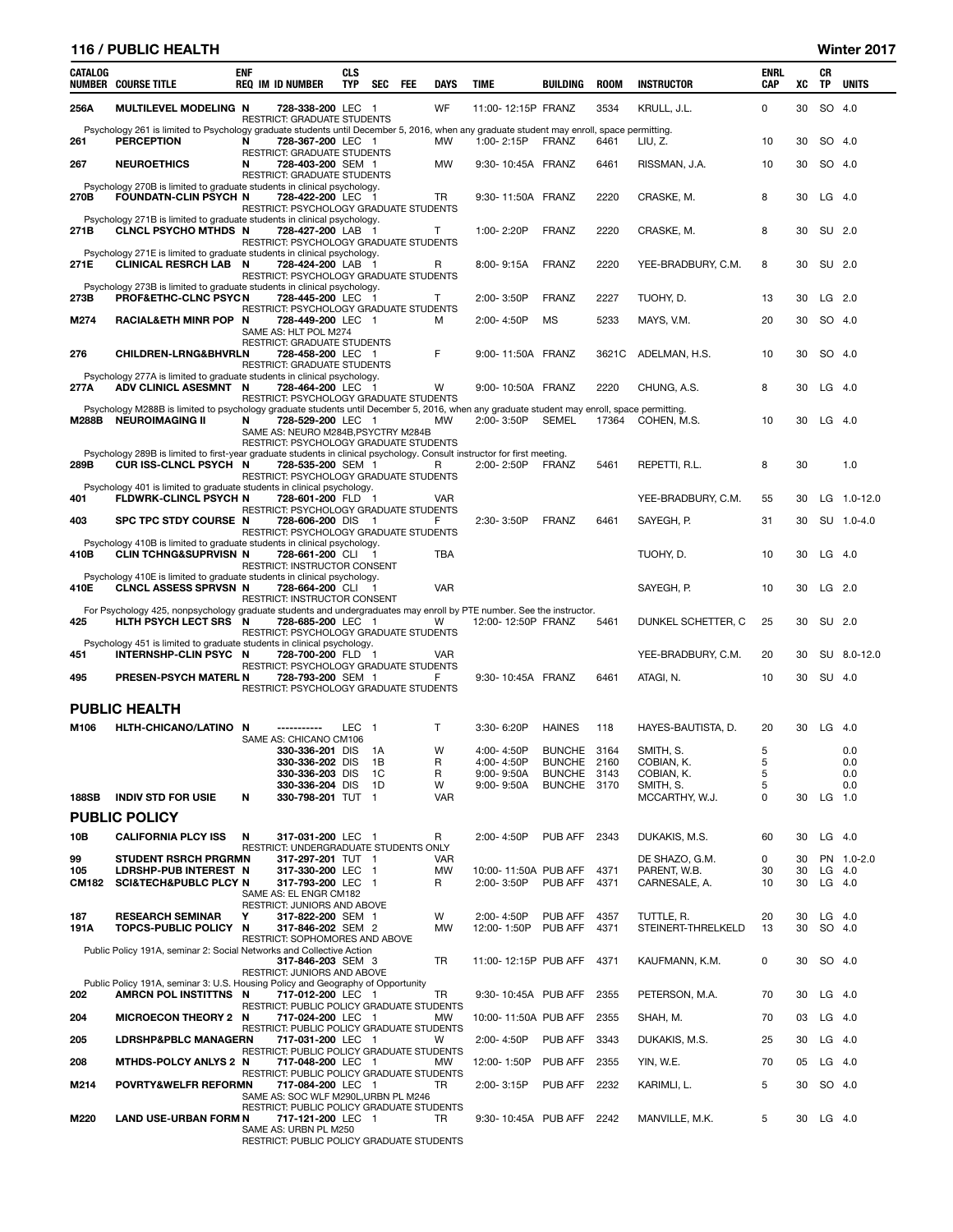| CATALOG NUMBER | COURSE TITLE | ENF REQ | IM | ID NUMBER | CLS TYP | SEC | FEE | DAYS | TIME | BUILDING | ROOM | INSTRUCTOR | ENRL CAP | XC | CR TP | UNITS |
|---|---|---|---|---|---|---|---|---|---|---|---|---|---|---|---|---|
| 256A | MULTILEVEL MODELING | N | | 728-338-200 | LEC | 1 | | WF | 11:00- 12:15P | FRANZ | 3534 | KRULL, J.L. | 0 | 30 | SO | 4.0 |
| | RESTRICT: GRADUATE STUDENTS | | | | | | | | | | | | | | | |
| | Psychology 261 is limited to Psychology graduate students until December 5, 2016, when any graduate student may enroll, space permitting. | | | | | | | | | | | | | | | |
| 261 | PERCEPTION | N | | 728-367-200 | LEC | 1 | | MW | 1:00- 2:15P | FRANZ | 6461 | LIU, Z. | 10 | 30 | SO | 4.0 |
| | RESTRICT: GRADUATE STUDENTS | | | | | | | | | | | | | | | |
| 267 | NEUROETHICS | N | | 728-403-200 | SEM | 1 | | MW | 9:30- 10:45A | FRANZ | 6461 | RISSMAN, J.A. | 10 | 30 | SO | 4.0 |
| | RESTRICT: GRADUATE STUDENTS | | | | | | | | | | | | | | | |
| | Psychology 270B is limited to graduate students in clinical psychology. | | | | | | | | | | | | | | | |
| 270B | FOUNDATN-CLIN PSYCH | N | | 728-422-200 | LEC | 1 | | TR | 9:30- 11:50A | FRANZ | 2220 | CRASKE, M. | 8 | 30 | LG | 4.0 |
| | RESTRICT: PSYCHOLOGY GRADUATE STUDENTS | | | | | | | | | | | | | | | |
| | Psychology 271B is limited to graduate students in clinical psychology. | | | | | | | | | | | | | | | |
| 271B | CLNCL PSYCHO MTHDS | N | | 728-427-200 | LAB | 1 | | T | 1:00- 2:20P | FRANZ | 2220 | CRASKE, M. | 8 | 30 | SU | 2.0 |
| | RESTRICT: PSYCHOLOGY GRADUATE STUDENTS | | | | | | | | | | | | | | | |
| | Psychology 271E is limited to graduate students in clinical psychology. | | | | | | | | | | | | | | | |
| 271E | CLINICAL RESRCH LAB | N | | 728-424-200 | LAB | 1 | | R | 8:00- 9:15A | FRANZ | 2220 | YEE-BRADBURY, C.M. | 8 | 30 | SU | 2.0 |
| | RESTRICT: PSYCHOLOGY GRADUATE STUDENTS | | | | | | | | | | | | | | | |
| | Psychology 273B is limited to graduate students in clinical psychology. | | | | | | | | | | | | | | | |
| 273B | PROF&ETHC-CLNC PSYC | N | | 728-445-200 | LEC | 1 | | T | 2:00- 3:50P | FRANZ | 2227 | TUOHY, D. | 13 | 30 | LG | 2.0 |
| | RESTRICT: PSYCHOLOGY GRADUATE STUDENTS | | | | | | | | | | | | | | | |
| M274 | RACIAL&ETH MINR POP | N | | 728-449-200 | LEC | 1 | | M | 2:00- 4:50P | MS | 5233 | MAYS, V.M. | 20 | 30 | SO | 4.0 |
| | SAME AS: HLT POL M274 | | | | | | | | | | | | | | | |
| | RESTRICT: GRADUATE STUDENTS | | | | | | | | | | | | | | | |
| 276 | CHILDREN-LRNG&BHVRL | N | | 728-458-200 | LEC | 1 | | F | 9:00- 11:50A | FRANZ | 3621C | ADELMAN, H.S. | 10 | 30 | SO | 4.0 |
| | RESTRICT: GRADUATE STUDENTS | | | | | | | | | | | | | | | |
| | Psychology 277A is limited to graduate students in clinical psychology. | | | | | | | | | | | | | | | |
| 277A | ADV CLINICL ASESMNT | N | | 728-464-200 | LEC | 1 | | W | 9:00- 10:50A | FRANZ | 2220 | CHUNG, A.S. | 8 | 30 | LG | 4.0 |
| | RESTRICT: PSYCHOLOGY GRADUATE STUDENTS | | | | | | | | | | | | | | | |
| | Psychology M288B is limited to psychology graduate students until December 5, 2016, when any graduate student may enroll, space permitting. | | | | | | | | | | | | | | | |
| M288B | NEUROIMAGING II | N | | 728-529-200 | LEC | 1 | | MW | 2:00- 3:50P | SEMEL | 17364 | COHEN, M.S. | 10 | 30 | LG | 4.0 |
| | SAME AS: NEURO M284B,PSYCTRY M284B | | | | | | | | | | | | | | | |
| | RESTRICT: PSYCHOLOGY GRADUATE STUDENTS | | | | | | | | | | | | | | | |
| | Psychology 289B is limited to first-year graduate students in clinical psychology. Consult instructor for first meeting. | | | | | | | | | | | | | | | |
| 289B | CUR ISS-CLNCL PSYCH | N | | 728-535-200 | SEM | 1 | | R | 2:00- 2:50P | FRANZ | 5461 | REPETTI, R.L. | 8 | 30 | | 1.0 |
| | RESTRICT: PSYCHOLOGY GRADUATE STUDENTS | | | | | | | | | | | | | | | |
| | Psychology 401 is limited to graduate students in clinical psychology. | | | | | | | | | | | | | | | |
| 401 | FLDWRK-CLINCL PSYCH | N | | 728-601-200 | FLD | 1 | | VAR | | | | YEE-BRADBURY, C.M. | 55 | 30 | LG | 1.0-12.0 |
| | RESTRICT: PSYCHOLOGY GRADUATE STUDENTS | | | | | | | | | | | | | | | |
| 403 | SPC TPC STDY COURSE | N | | 728-606-200 | DIS | 1 | | F | 2:30- 3:50P | FRANZ | 6461 | SAYEGH, P. | 31 | 30 | SU | 1.0-4.0 |
| | RESTRICT: PSYCHOLOGY GRADUATE STUDENTS | | | | | | | | | | | | | | | |
| | Psychology 410B is limited to graduate students in clinical psychology. | | | | | | | | | | | | | | | |
| 410B | CLIN TCHNG&SUPRVSN | N | | 728-661-200 | CLI | 1 | | TBA | | | | TUOHY, D. | 10 | 30 | LG | 4.0 |
| | RESTRICT: INSTRUCTOR CONSENT | | | | | | | | | | | | | | | |
| | Psychology 410E is limited to graduate students in clinical psychology. | | | | | | | | | | | | | | | |
| 410E | CLNCL ASSESS SPRVSN | N | | 728-664-200 | CLI | 1 | | VAR | | | | SAYEGH, P. | 10 | 30 | LG | 2.0 |
| | RESTRICT: INSTRUCTOR CONSENT | | | | | | | | | | | | | | | |
| | For Psychology 425, nonpsychology graduate students and undergraduates may enroll by PTE number. See the instructor. | | | | | | | | | | | | | | | |
| 425 | HLTH PSYCH LECT SRS | N | | 728-685-200 | LEC | 1 | | W | 12:00- 12:50P | FRANZ | 5461 | DUNKEL SCHETTER, C | 25 | 30 | SU | 2.0 |
| | RESTRICT: PSYCHOLOGY GRADUATE STUDENTS | | | | | | | | | | | | | | | |
| | Psychology 451 is limited to graduate students in clinical psychology. | | | | | | | | | | | | | | | |
| 451 | INTERNSHP-CLIN PSYC | N | | 728-700-200 | FLD | 1 | | VAR | | | | YEE-BRADBURY, C.M. | 20 | 30 | SU | 8.0-12.0 |
| | RESTRICT: PSYCHOLOGY GRADUATE STUDENTS | | | | | | | | | | | | | | | |
| 495 | PRESEN-PSYCH MATERL | N | | 728-793-200 | SEM | 1 | | F | 9:30- 10:45A | FRANZ | 6461 | ATAGI, N. | 10 | 30 | SU | 4.0 |
| | RESTRICT: PSYCHOLOGY GRADUATE STUDENTS | | | | | | | | | | | | | | | |

## PUBLIC HEALTH

| CATALOG NUMBER | COURSE TITLE | ENF REQ | IM | ID NUMBER | CLS TYP | SEC | FEE | DAYS | TIME | BUILDING | ROOM | INSTRUCTOR | ENRL CAP | XC | CR TP | UNITS |
|---|---|---|---|---|---|---|---|---|---|---|---|---|---|---|---|---|
| M106 | HLTH-CHICANO/LATINO | N | | ----------- | LEC | 1 | | T | 3:30- 6:20P | HAINES | 118 | HAYES-BAUTISTA, D. | 20 | 30 | LG | 4.0 |
| | SAME AS: CHICANO CM106 | | | | | | | | | | | | | | | |
| | | | | 330-336-201 | DIS | 1A | | W | 4:00- 4:50P | BUNCHE | 3164 | SMITH, S. | 5 | | | 0.0 |
| | | | | 330-336-202 | DIS | 1B | | R | 4:00- 4:50P | BUNCHE | 2160 | COBIAN, K. | 5 | | | 0.0 |
| | | | | 330-336-203 | DIS | 1C | | R | 9:00- 9:50A | BUNCHE | 3143 | COBIAN, K. | 5 | | | 0.0 |
| | | | | 330-336-204 | DIS | 1D | | W | 9:00- 9:50A | BUNCHE | 3170 | SMITH, S. | 5 | | | 0.0 |
| 188SB | INDIV STD FOR USIE | N | | 330-798-201 | TUT | 1 | | VAR | | | | MCCARTHY, W.J. | 0 | 30 | LG | 1.0 |

## PUBLIC POLICY

| CATALOG NUMBER | COURSE TITLE | ENF REQ | IM | ID NUMBER | CLS TYP | SEC | FEE | DAYS | TIME | BUILDING | ROOM | INSTRUCTOR | ENRL CAP | XC | CR TP | UNITS |
|---|---|---|---|---|---|---|---|---|---|---|---|---|---|---|---|---|
| 10B | CALIFORNIA PLCY ISS | N | | 317-031-200 | LEC | 1 | | R | 2:00- 4:50P | PUB AFF | 2343 | DUKAKIS, M.S. | 60 | 30 | LG | 4.0 |
| | RESTRICT: UNDERGRADUATE STUDENTS ONLY | | | | | | | | | | | | | | | |
| 99 | STUDENT RSRCH PRGRM | N | | 317-297-201 | TUT | 1 | | VAR | | | | DE SHAZO, G.M. | 0 | 30 | PN | 1.0-2.0 |
| 105 | LDRSHP-PUB INTEREST | N | | 317-330-200 | LEC | 1 | | MW | 10:00- 11:50A | PUB AFF | 4371 | PARENT, W.B. | 30 | 30 | LG | 4.0 |
| CM182 | SCI&TECH&PUBLC PLCY | N | | 317-793-200 | LEC | 1 | | R | 2:00- 3:50P | PUB AFF | 4371 | CARNESALE, A. | 10 | 30 | LG | 4.0 |
| | SAME AS: EL ENGR CM182 | | | | | | | | | | | | | | | |
| | RESTRICT: JUNIORS AND ABOVE | | | | | | | | | | | | | | | |
| 187 | RESEARCH SEMINAR | Y | | 317-822-200 | SEM | 1 | | W | 2:00- 4:50P | PUB AFF | 4357 | TUTTLE, R. | 20 | 30 | LG | 4.0 |
| 191A | TOPCS-PUBLIC POLICY | N | | 317-846-202 | SEM | 2 | | MW | 12:00- 1:50P | PUB AFF | 4371 | STEINERT-THRELKELD | 13 | 30 | SO | 4.0 |
| | RESTRICT: SOPHOMORES AND ABOVE | | | | | | | | | | | | | | | |
| | Public Policy 191A, seminar 2: Social Networks and Collective Action | | | | | | | | | | | | | | | |
| | | | | 317-846-203 | SEM | 3 | | TR | 11:00- 12:15P | PUB AFF | 4371 | KAUFMANN, K.M. | 0 | 30 | SO | 4.0 |
| | RESTRICT: JUNIORS AND ABOVE | | | | | | | | | | | | | | | |
| | Public Policy 191A, seminar 3: U.S. Housing Policy and Geography of Opportunity | | | | | | | | | | | | | | | |
| 202 | AMRCN POL INSTITTNS | N | | 717-012-200 | LEC | 1 | | TR | 9:30- 10:45A | PUB AFF | 2355 | PETERSON, M.A. | 70 | 30 | LG | 4.0 |
| | RESTRICT: PUBLIC POLICY GRADUATE STUDENTS | | | | | | | | | | | | | | | |
| 204 | MICROECON THEORY 2 | N | | 717-024-200 | LEC | 1 | | MW | 10:00- 11:50A | PUB AFF | 2355 | SHAH, M. | 70 | 03 | LG | 4.0 |
| | RESTRICT: PUBLIC POLICY GRADUATE STUDENTS | | | | | | | | | | | | | | | |
| 205 | LDRSHP&PBLC MANAGER | N | | 717-031-200 | LEC | 1 | | W | 2:00- 4:50P | PUB AFF | 3343 | DUKAKIS, M.S. | 25 | 30 | LG | 4.0 |
| | RESTRICT: PUBLIC POLICY GRADUATE STUDENTS | | | | | | | | | | | | | | | |
| 208 | MTHDS-POLCY ANLYS 2 | N | | 717-048-200 | LEC | 1 | | MW | 12:00- 1:50P | PUB AFF | 2355 | YIN, W.E. | 70 | 05 | LG | 4.0 |
| | RESTRICT: PUBLIC POLICY GRADUATE STUDENTS | | | | | | | | | | | | | | | |
| M214 | POVRTY&WELFR REFORM | N | | 717-084-200 | LEC | 1 | | TR | 2:00- 3:15P | PUB AFF | 2232 | KARIMLI, L. | 5 | 30 | SO | 4.0 |
| | SAME AS: SOC WLF M290L,URBN PL M246 | | | | | | | | | | | | | | | |
| | RESTRICT: PUBLIC POLICY GRADUATE STUDENTS | | | | | | | | | | | | | | | |
| M220 | LAND USE-URBAN FORM | N | | 717-121-200 | LEC | 1 | | TR | 9:30- 10:45A | PUB AFF | 2242 | MANVILLE, M.K. | 5 | 30 | LG | 4.0 |
| | SAME AS: URBN PL M250 | | | | | | | | | | | | | | | |
| | RESTRICT: PUBLIC POLICY GRADUATE STUDENTS | | | | | | | | | | | | | | | |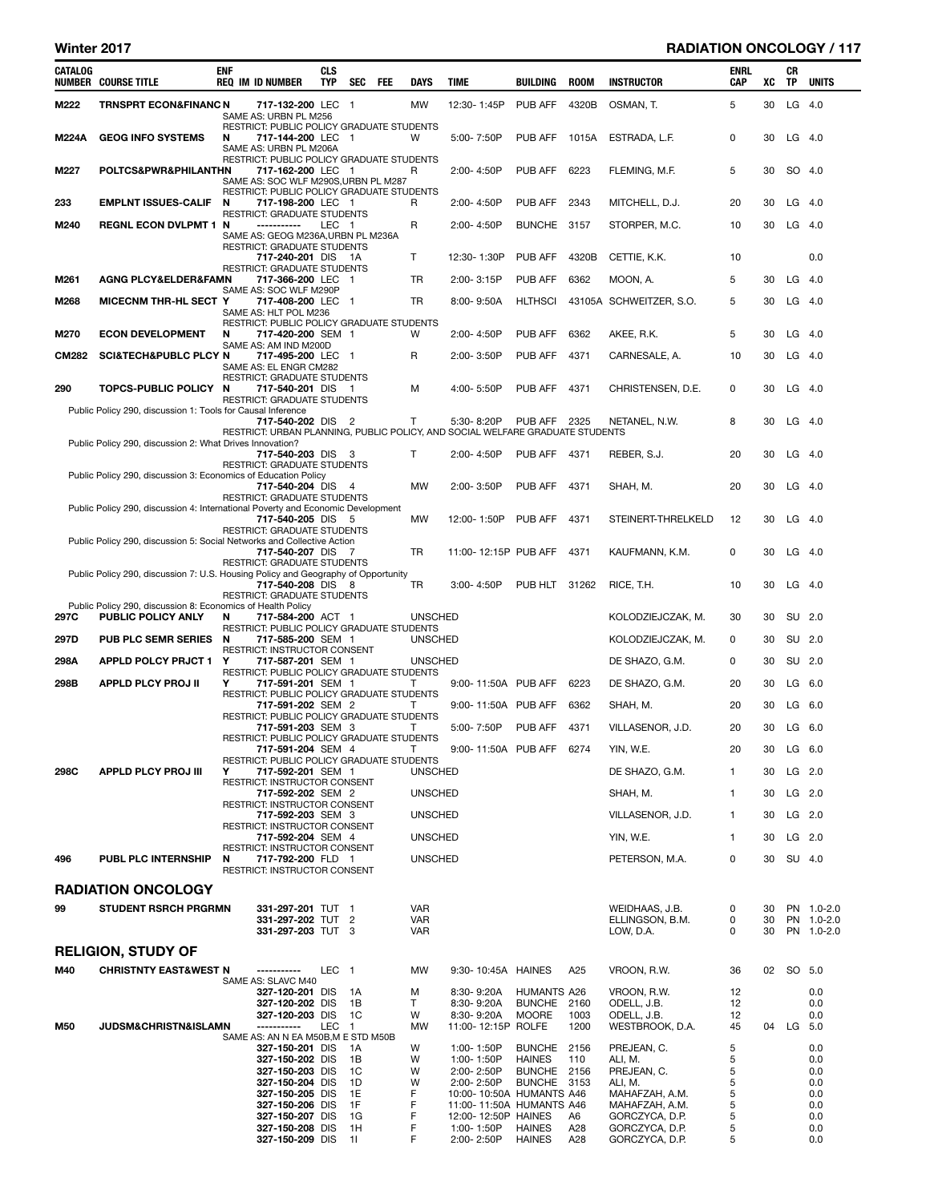| CATALOG NUMBER | COURSE TITLE | ENF REQ | IM ID NUMBER | CLS TYP | SEC | FEE | DAYS | TIME | BUILDING | ROOM | INSTRUCTOR | ENRL CAP | XC | CR TP | UNITS |
|---|---|---|---|---|---|---|---|---|---|---|---|---|---|---|---|
| M222 | TRNSPRT ECON&FINANC | N | 717-132-200 | LEC | 1 | | MW | 12:30- 1:45P | PUB AFF | 4320B | OSMAN, T. | 5 | 30 | LG | 4.0 |
| | SAME AS: URBN PL M256 | | | | | | | | | | | | | | |
| | RESTRICT: PUBLIC POLICY GRADUATE STUDENTS | | | | | | | | | | | | | | |
| M224A | GEOG INFO SYSTEMS | N | 717-144-200 | LEC | 1 | | W | 5:00- 7:50P | PUB AFF | 1015A | ESTRADA, L.F. | 0 | 30 | LG | 4.0 |
| | SAME AS: URBN PL M206A | | | | | | | | | | | | | | |
| | RESTRICT: PUBLIC POLICY GRADUATE STUDENTS | | | | | | | | | | | | | | |
| M227 | POLTCS&PWR&PHILANTH | N | 717-162-200 | LEC | 1 | | R | 2:00- 4:50P | PUB AFF | 6223 | FLEMING, M.F. | 5 | 30 | SO | 4.0 |
| | SAME AS: SOC WLF M290S,URBN PL M287 | | | | | | | | | | | | | | |
| | RESTRICT: PUBLIC POLICY GRADUATE STUDENTS | | | | | | | | | | | | | | |
| 233 | EMPLNT ISSUES-CALIF | N | 717-198-200 | LEC | 1 | | R | 2:00- 4:50P | PUB AFF | 2343 | MITCHELL, D.J. | 20 | 30 | LG | 4.0 |
| | RESTRICT: GRADUATE STUDENTS | | | | | | | | | | | | | | |
| M240 | REGNL ECON DVLPMT 1 | N | ----------- | LEC | 1 | | R | 2:00- 4:50P | BUNCHE | 3157 | STORPER, M.C. | 10 | 30 | LG | 4.0 |
| | SAME AS: GEOG M236A,URBN PL M236A | | | | | | | | | | | | | | |
| | RESTRICT: GRADUATE STUDENTS | | | | | | | | | | | | | | |
| | | | 717-240-201 | DIS | 1A | | T | 12:30- 1:30P | PUB AFF | 4320B | CETTIE, K.K. | 10 | | | 0.0 |
| | RESTRICT: GRADUATE STUDENTS | | | | | | | | | | | | | | |
| M261 | AGNG PLCY&ELDER&FAMN | | 717-366-200 | LEC | 1 | | TR | 2:00- 3:15P | PUB AFF | 6362 | MOON, A. | 5 | 30 | LG | 4.0 |
| | SAME AS: SOC WLF M290P | | | | | | | | | | | | | | |
| M268 | MICECNM THR-HL SECT | Y | 717-408-200 | LEC | 1 | | TR | 8:00- 9:50A | HLTHSCI | 43105A | SCHWEITZER, S.O. | 5 | 30 | LG | 4.0 |
| | SAME AS: HLT POL M236 | | | | | | | | | | | | | | |
| | RESTRICT: PUBLIC POLICY GRADUATE STUDENTS | | | | | | | | | | | | | | |
| M270 | ECON DEVELOPMENT | N | 717-420-200 | SEM | 1 | | W | 2:00- 4:50P | PUB AFF | 6362 | AKEE, R.K. | 5 | 30 | LG | 4.0 |
| | SAME AS: AM IND M200D | | | | | | | | | | | | | | |
| CM282 | SCI&TECH&PUBLC PLCY | N | 717-495-200 | LEC | 1 | | R | 2:00- 3:50P | PUB AFF | 4371 | CARNESALE, A. | 10 | 30 | LG | 4.0 |
| | SAME AS: EL ENGR CM282 | | | | | | | | | | | | | | |
| | RESTRICT: GRADUATE STUDENTS | | | | | | | | | | | | | | |
| 290 | TOPCS-PUBLIC POLICY | N | 717-540-201 | DIS | 1 | | M | 4:00- 5:50P | PUB AFF | 4371 | CHRISTENSEN, D.E. | 0 | 30 | LG | 4.0 |
| | RESTRICT: GRADUATE STUDENTS | | | | | | | | | | | | | | |
| | Public Policy 290, discussion 1: Tools for Causal Inference | | | | | | | | | | | | | | |
| | | | 717-540-202 | DIS | 2 | | T | 5:30- 8:20P | PUB AFF | 2325 | NETANEL, N.W. | 8 | 30 | LG | 4.0 |
| | RESTRICT: URBAN PLANNING, PUBLIC POLICY, AND SOCIAL WELFARE GRADUATE STUDENTS | | | | | | | | | | | | | | |
| | Public Policy 290, discussion 2: What Drives Innovation? | | | | | | | | | | | | | | |
| | | | 717-540-203 | DIS | 3 | | T | 2:00- 4:50P | PUB AFF | 4371 | REBER, S.J. | 20 | 30 | LG | 4.0 |
| | RESTRICT: GRADUATE STUDENTS | | | | | | | | | | | | | | |
| | Public Policy 290, discussion 3: Economics of Education Policy | | | | | | | | | | | | | | |
| | | | 717-540-204 | DIS | 4 | | MW | 2:00- 3:50P | PUB AFF | 4371 | SHAH, M. | 20 | 30 | LG | 4.0 |
| | RESTRICT: GRADUATE STUDENTS | | | | | | | | | | | | | | |
| | Public Policy 290, discussion 4: International Poverty and Economic Development | | | | | | | | | | | | | | |
| | | | 717-540-205 | DIS | 5 | | MW | 12:00- 1:50P | PUB AFF | 4371 | STEINERT-THRELKELD | 12 | 30 | LG | 4.0 |
| | RESTRICT: GRADUATE STUDENTS | | | | | | | | | | | | | | |
| | Public Policy 290, discussion 5: Social Networks and Collective Action | | | | | | | | | | | | | | |
| | | | 717-540-207 | DIS | 7 | | TR | 11:00- 12:15P | PUB AFF | 4371 | KAUFMANN, K.M. | 0 | 30 | LG | 4.0 |
| | RESTRICT: GRADUATE STUDENTS | | | | | | | | | | | | | | |
| | Public Policy 290, discussion 7: U.S. Housing Policy and Geography of Opportunity | | | | | | | | | | | | | | |
| | | | 717-540-208 | DIS | 8 | | TR | 3:00- 4:50P | PUB HLT | 31262 | RICE, T.H. | 10 | 30 | LG | 4.0 |
| | RESTRICT: GRADUATE STUDENTS | | | | | | | | | | | | | | |
| | Public Policy 290, discussion 8: Economics of Health Policy | | | | | | | | | | | | | | |
| 297C | PUBLIC POLICY ANLY | N | 717-584-200 | ACT | 1 | | UNSCHED | | | | KOLODZIEJCZAK, M. | 30 | 30 | SU | 2.0 |
| | RESTRICT: PUBLIC POLICY GRADUATE STUDENTS | | | | | | | | | | | | | | |
| 297D | PUB PLC SEMR SERIES | N | 717-585-200 | SEM | 1 | | UNSCHED | | | | KOLODZIEJCZAK, M. | 0 | 30 | SU | 2.0 |
| | RESTRICT: INSTRUCTOR CONSENT | | | | | | | | | | | | | | |
| 298A | APPLD POLCY PRJCT 1 | Y | 717-587-201 | SEM | 1 | | UNSCHED | | | | DE SHAZO, G.M. | 0 | 30 | SU | 2.0 |
| | RESTRICT: PUBLIC POLICY GRADUATE STUDENTS | | | | | | | | | | | | | | |
| 298B | APPLD PLCY PROJ II | Y | 717-591-201 | SEM | 1 | | T | 9:00- 11:50A | PUB AFF | 6223 | DE SHAZO, G.M. | 20 | 30 | LG | 6.0 |
| | RESTRICT: PUBLIC POLICY GRADUATE STUDENTS | | | | | | | | | | | | | | |
| | | | 717-591-202 | SEM | 2 | | T | 9:00- 11:50A | PUB AFF | 6362 | SHAH, M. | 20 | 30 | LG | 6.0 |
| | RESTRICT: PUBLIC POLICY GRADUATE STUDENTS | | | | | | | | | | | | | | |
| | | | 717-591-203 | SEM | 3 | | T | 5:00- 7:50P | PUB AFF | 4371 | VILLASENOR, J.D. | 20 | 30 | LG | 6.0 |
| | RESTRICT: PUBLIC POLICY GRADUATE STUDENTS | | | | | | | | | | | | | | |
| | | | 717-591-204 | SEM | 4 | | T | 9:00- 11:50A | PUB AFF | 6274 | YIN, W.E. | 20 | 30 | LG | 6.0 |
| | RESTRICT: PUBLIC POLICY GRADUATE STUDENTS | | | | | | | | | | | | | | |
| 298C | APPLD PLCY PROJ III | Y | 717-592-201 | SEM | 1 | | UNSCHED | | | | DE SHAZO, G.M. | 1 | 30 | LG | 2.0 |
| | RESTRICT: INSTRUCTOR CONSENT | | | | | | | | | | | | | | |
| | | | 717-592-202 | SEM | 2 | | UNSCHED | | | | SHAH, M. | 1 | 30 | LG | 2.0 |
| | RESTRICT: INSTRUCTOR CONSENT | | | | | | | | | | | | | | |
| | | | 717-592-203 | SEM | 3 | | UNSCHED | | | | VILLASENOR, J.D. | 1 | 30 | LG | 2.0 |
| | RESTRICT: INSTRUCTOR CONSENT | | | | | | | | | | | | | | |
| | | | 717-592-204 | SEM | 4 | | UNSCHED | | | | YIN, W.E. | 1 | 30 | LG | 2.0 |
| | RESTRICT: INSTRUCTOR CONSENT | | | | | | | | | | | | | | |
| 496 | PUBL PLC INTERNSHIP | N | 717-792-200 | FLD | 1 | | UNSCHED | | | | PETERSON, M.A. | 0 | 30 | SU | 4.0 |
| | RESTRICT: INSTRUCTOR CONSENT | | | | | | | | | | | | | | |

## RADIATION ONCOLOGY

| CATALOG NUMBER | COURSE TITLE | ENF REQ | IM ID NUMBER | CLS TYP | SEC | FEE | DAYS | TIME | BUILDING | ROOM | INSTRUCTOR | ENRL CAP | XC | CR TP | UNITS |
|---|---|---|---|---|---|---|---|---|---|---|---|---|---|---|---|
| 99 | STUDENT RSRCH PRGRM | N | 331-297-201 | TUT | 1 | | VAR | | | | WEIDHAAS, J.B. | 0 | 30 | PN | 1.0-2.0 |
| | | | 331-297-202 | TUT | 2 | | VAR | | | | ELLINGSON, B.M. | 0 | 30 | PN | 1.0-2.0 |
| | | | 331-297-203 | TUT | 3 | | VAR | | | | LOW, D.A. | 0 | 30 | PN | 1.0-2.0 |

## RELIGION, STUDY OF

| CATALOG NUMBER | COURSE TITLE | ENF REQ | IM ID NUMBER | CLS TYP | SEC | FEE | DAYS | TIME | BUILDING | ROOM | INSTRUCTOR | ENRL CAP | XC | CR TP | UNITS |
|---|---|---|---|---|---|---|---|---|---|---|---|---|---|---|---|
| M40 | CHRISTNTY EAST&WEST | N | ----------- | LEC | 1 | | MW | 9:30- 10:45A | HAINES | A25 | VROON, R.W. | 36 | 02 | SO | 5.0 |
| | SAME AS: SLAVC M40 | | | | | | | | | | | | | | |
| | | | 327-120-201 | DIS | 1A | | M | 8:30- 9:20A | HUMANTS | A26 | VROON, R.W. | 12 | | | 0.0 |
| | | | 327-120-202 | DIS | 1B | | T | 8:30- 9:20A | BUNCHE | 2160 | ODELL, J.B. | 12 | | | 0.0 |
| | | | 327-120-203 | DIS | 1C | | W | 8:30- 9:20A | MOORE | 1003 | ODELL, J.B. | 12 | | | 0.0 |
| M50 | JUDSM&CHRISTN&ISLAMN | | ----------- | LEC | 1 | | MW | 11:00- 12:15P | ROLFE | 1200 | WESTBROOK, D.A. | 45 | 04 | LG | 5.0 |
| | SAME AS: AN N EA M50B,M E STD M50B | | | | | | | | | | | | | | |
| | | | 327-150-201 | DIS | 1A | | W | 1:00- 1:50P | BUNCHE | 2156 | PREJEAN, C. | 5 | | | 0.0 |
| | | | 327-150-202 | DIS | 1B | | W | 1:00- 1:50P | HAINES | 110 | ALI, M. | 5 | | | 0.0 |
| | | | 327-150-203 | DIS | 1C | | W | 2:00- 2:50P | BUNCHE | 2156 | PREJEAN, C. | 5 | | | 0.0 |
| | | | 327-150-204 | DIS | 1D | | W | 2:00- 2:50P | BUNCHE | 3153 | ALI, M. | 5 | | | 0.0 |
| | | | 327-150-205 | DIS | 1E | | F | 10:00- 10:50A | HUMANTS | A46 | MAHAFZAH, A.M. | 5 | | | 0.0 |
| | | | 327-150-206 | DIS | 1F | | F | 11:00- 11:50A | HUMANTS | A46 | MAHAFZAH, A.M. | 5 | | | 0.0 |
| | | | 327-150-207 | DIS | 1G | | F | 12:00- 12:50P | HAINES | A6 | GORCZYCA, D.P. | 5 | | | 0.0 |
| | | | 327-150-208 | DIS | 1H | | F | 1:00- 1:50P | HAINES | A28 | GORCZYCA, D.P. | 5 | | | 0.0 |
| | | | 327-150-209 | DIS | 1I | | F | 2:00- 2:50P | HAINES | A28 | GORCZYCA, D.P. | 5 | | | 0.0 |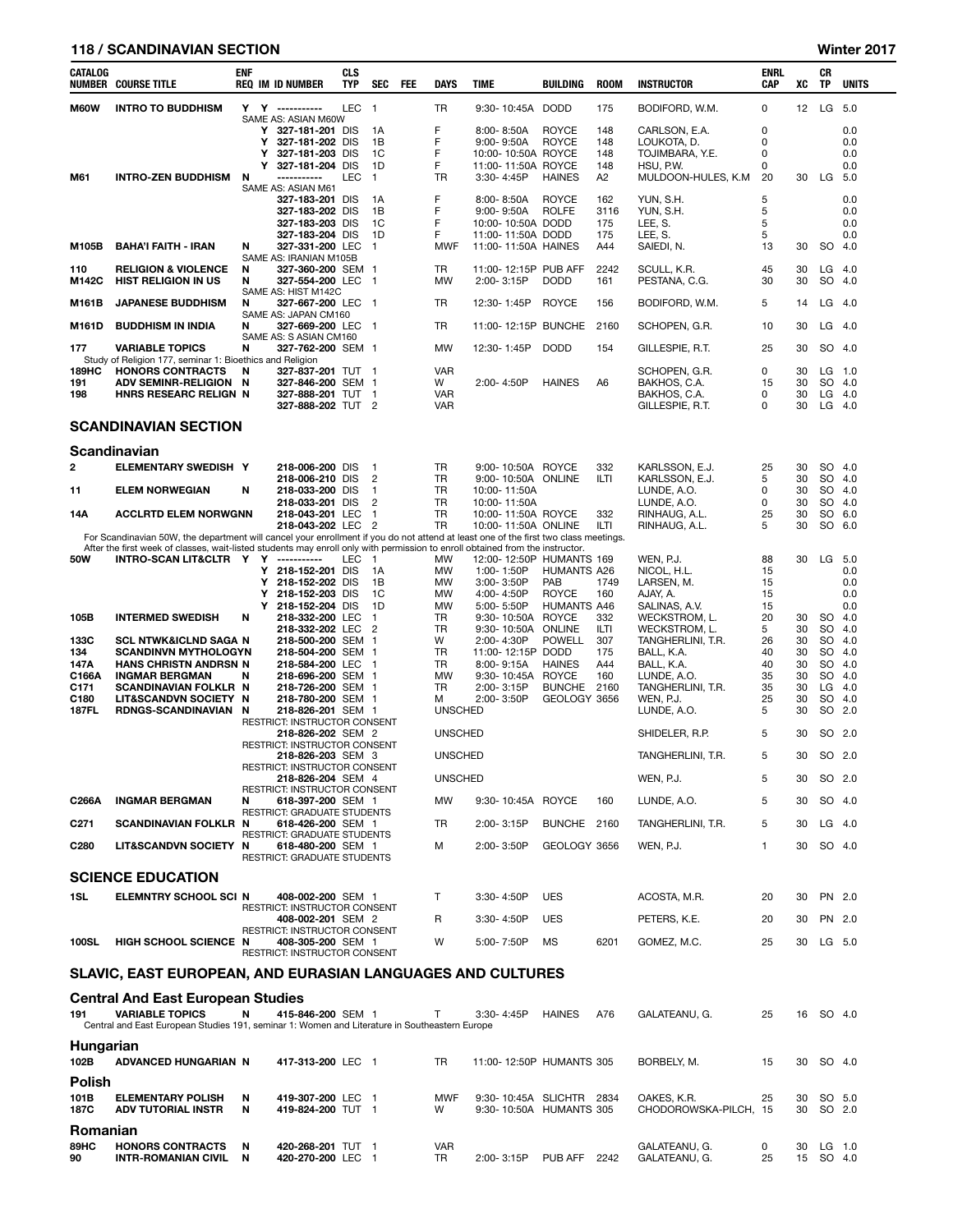| CATALOG NUMBER | COURSE TITLE | ENF REQ | IM | ID NUMBER | CLS TYP | SEC | FEE | DAYS | TIME | BUILDING | ROOM | INSTRUCTOR | ENRL CAP | XC | CR TP | UNITS |
|---|---|---|---|---|---|---|---|---|---|---|---|---|---|---|---|---|
| M60W | INTRO TO BUDDHISM | Y | Y | ----------- | LEC | 1 | | TR | 9:30- 10:45A | DODD | 175 | BODIFORD, W.M. | 0 | 12 | LG | 5.0 |
| | SAME AS: ASIAN M60W | | | | | | | | | | | | | | | |
| | | | Y | 327-181-201 | DIS | 1A | | F | 8:00- 8:50A | ROYCE | 148 | CARLSON, E.A. | 0 | | | 0.0 |
| | | | Y | 327-181-202 | DIS | 1B | | F | 9:00- 9:50A | ROYCE | 148 | LOUKOTA, D. | 0 | | | 0.0 |
| | | | Y | 327-181-203 | DIS | 1C | | F | 10:00- 10:50A | ROYCE | 148 | TOJIMBARA, Y.E. | 0 | | | 0.0 |
| | | | Y | 327-181-204 | DIS | 1D | | F | 11:00- 11:50A | ROYCE | 148 | HSU, P.W. | 0 | | | 0.0 |
| M61 | INTRO-ZEN BUDDHISM | N | | ----------- | LEC | 1 | | TR | 3:30- 4:45P | HAINES | A2 | MULDOON-HULES, K.M | 20 | 30 | LG | 5.0 |
| | SAME AS: ASIAN M61 | | | | | | | | | | | | | | | |
| | | | | 327-183-201 | DIS | 1A | | F | 8:00- 8:50A | ROYCE | 162 | YUN, S.H. | 5 | | | 0.0 |
| | | | | 327-183-202 | DIS | 1B | | F | 9:00- 9:50A | ROLFE | 3116 | YUN, S.H. | 5 | | | 0.0 |
| | | | | 327-183-203 | DIS | 1C | | F | 10:00- 10:50A | DODD | 175 | LEE, S. | 5 | | | 0.0 |
| | | | | 327-183-204 | DIS | 1D | | F | 11:00- 11:50A | DODD | 175 | LEE, S. | 5 | | | 0.0 |
| M105B | BAHA'I FAITH - IRAN | N | | 327-331-200 | LEC | 1 | | MWF | 11:00- 11:50A | HAINES | A44 | SAIEDI, N. | 13 | 30 | SO | 4.0 |
| | SAME AS: IRANIAN M105B | | | | | | | | | | | | | | | |
| 110 | RELIGION & VIOLENCE | N | | 327-360-200 | SEM | 1 | | TR | 11:00- 12:15P | PUB AFF | 2242 | SCULL, K.R. | 45 | 30 | LG | 4.0 |
| M142C | HIST RELIGION IN US | N | | 327-554-200 | LEC | 1 | | MW | 2:00- 3:15P | DODD | 161 | PESTANA, C.G. | 30 | 30 | SO | 4.0 |
| | SAME AS: HIST M142C | | | | | | | | | | | | | | | |
| M161B | JAPANESE BUDDHISM | N | | 327-667-200 | LEC | 1 | | TR | 12:30- 1:45P | ROYCE | 156 | BODIFORD, W.M. | 5 | 14 | LG | 4.0 |
| | SAME AS: JAPAN CM160 | | | | | | | | | | | | | | | |
| M161D | BUDDHISM IN INDIA | N | | 327-669-200 | LEC | 1 | | TR | 11:00- 12:15P | BUNCHE | 2160 | SCHOPEN, G.R. | 10 | 30 | LG | 4.0 |
| | SAME AS: S ASIAN CM160 | | | | | | | | | | | | | | | |
| 177 | VARIABLE TOPICS | N | | 327-762-200 | SEM | 1 | | MW | 12:30- 1:45P | DODD | 154 | GILLESPIE, R.T. | 25 | 30 | SO | 4.0 |
| | Study of Religion 177, seminar 1: Bioethics and Religion | | | | | | | | | | | | | | | |
| 189HC | HONORS CONTRACTS | N | | 327-837-201 | TUT | 1 | | VAR | | | | SCHOPEN, G.R. | 0 | 30 | LG | 1.0 |
| 191 | ADV SEMINR-RELIGION | N | | 327-846-200 | SEM | 1 | | W | 2:00- 4:50P | HAINES | A6 | BAKHOS, C.A. | 15 | 30 | SO | 4.0 |
| 198 | HNRS RESEARC RELIGN | N | | 327-888-201 | TUT | 1 | | VAR | | | | BAKHOS, C.A. | 0 | 30 | LG | 4.0 |
| | | | | 327-888-202 | TUT | 2 | | VAR | | | | GILLESPIE, R.T. | 0 | 30 | LG | 4.0 |

## SCANDINAVIAN SECTION

### Scandinavian

| CATALOG NUMBER | COURSE TITLE | ENF REQ | IM | ID NUMBER | CLS TYP | SEC | FEE | DAYS | TIME | BUILDING | ROOM | INSTRUCTOR | ENRL CAP | XC | CR TP | UNITS |
|---|---|---|---|---|---|---|---|---|---|---|---|---|---|---|---|---|
| 2 | ELEMENTARY SWEDISH | Y | | 218-006-200 | DIS | 1 | | TR | 9:00- 10:50A | ROYCE | 332 | KARLSSON, E.J. | 25 | 30 | SO | 4.0 |
| | | | | 218-006-210 | DIS | 2 | | TR | 9:00- 10:50A | ONLINE | ILTI | KARLSSON, E.J. | 5 | 30 | SO | 4.0 |
| 11 | ELEM NORWEGIAN | N | | 218-033-200 | DIS | 1 | | TR | 10:00- 11:50A | | | LUNDE, A.O. | 0 | 30 | SO | 4.0 |
| | | | | 218-033-201 | DIS | 2 | | TR | 10:00- 11:50A | | | LUNDE, A.O. | 0 | 30 | SO | 4.0 |
| 14A | ACCLRTD ELEM NORWGNN | | | 218-043-201 | LEC | 1 | | TR | 10:00- 11:50A | ROYCE | 332 | RINHAUG, A.L. | 25 | 30 | SO | 6.0 |
| | | | | 218-043-202 | LEC | 2 | | TR | 10:00- 11:50A | ONLINE | ILTI | RINHAUG, A.L. | 5 | 30 | SO | 6.0 |
| | For Scandinavian 50W, the department will cancel your enrollment if you do not attend at least one of the first two class meetings. After the first week of classes, wait-listed students may enroll only with permission to enroll obtained from the instructor. | | | | | | | | | | | | | | | |
| 50W | INTRO-SCAN LIT&CLTR | Y | Y | ----------- | LEC | 1 | | MW | 12:00- 12:50P | HUMANTS | 169 | WEN, P.J. | 88 | 30 | LG | 5.0 |
| | | | Y | 218-152-201 | DIS | 1A | | MW | 1:00- 1:50P | HUMANTS | A26 | NICOL, H.L. | 15 | | | 0.0 |
| | | | Y | 218-152-202 | DIS | 1B | | MW | 3:00- 3:50P | PAB | 1749 | LARSEN, M. | 15 | | | 0.0 |
| | | | Y | 218-152-203 | DIS | 1C | | MW | 4:00- 4:50P | ROYCE | 160 | AJAY, A. | 15 | | | 0.0 |
| | | | Y | 218-152-204 | DIS | 1D | | MW | 5:00- 5:50P | HUMANTS | A46 | SALINAS, A.V. | 15 | | | 0.0 |
| 105B | INTERMED SWEDISH | N | | 218-332-200 | LEC | 1 | | TR | 9:30- 10:50A | ROYCE | 332 | WECKSTROM, L. | 20 | 30 | SO | 4.0 |
| | | | | 218-332-202 | LEC | 2 | | TR | 9:30- 10:50A | ONLINE | ILTI | WECKSTROM, L. | 5 | 30 | SO | 4.0 |
| 133C | SCL NTWK&ICLND SAGA | N | | 218-500-200 | SEM | 1 | | W | 2:00- 4:30P | POWELL | 307 | TANGHERLINI, T.R. | 26 | 30 | SO | 4.0 |
| 134 | SCANDINVN MYTHOLOGY | N | | 218-504-200 | SEM | 1 | | TR | 11:00- 12:15P | DODD | 175 | BALL, K.A. | 40 | 30 | SO | 4.0 |
| 147A | HANS CHRISTN ANDRSN | N | | 218-584-200 | LEC | 1 | | TR | 8:00- 9:15A | HAINES | A44 | BALL, K.A. | 40 | 30 | SO | 4.0 |
| C166A | INGMAR BERGMAN | N | | 218-696-200 | SEM | 1 | | MW | 9:30- 10:45A | ROYCE | 160 | LUNDE, A.O. | 35 | 30 | SO | 4.0 |
| C171 | SCANDINAVIAN FOLKLR | N | | 218-726-200 | SEM | 1 | | TR | 2:00- 3:15P | BUNCHE | 2160 | TANGHERLINI, T.R. | 35 | 30 | LG | 4.0 |
| C180 | LIT&SCANDVN SOCIETY | N | | 218-780-200 | SEM | 1 | | M | 2:00- 3:50P | GEOLOGY | 3656 | WEN, P.J. | 25 | 30 | SO | 4.0 |
| 187FL | RDNGS-SCANDINAVIAN | N | | 218-826-201 | SEM | 1 | | UNSCHED | | | | LUNDE, A.O. | 5 | 30 | SO | 2.0 |
| | RESTRICT: INSTRUCTOR CONSENT | | | | | | | | | | | | | | | |
| | | | | 218-826-202 | SEM | 2 | | UNSCHED | | | | SHIDELER, R.P. | 5 | 30 | SO | 2.0 |
| | RESTRICT: INSTRUCTOR CONSENT | | | | | | | | | | | | | | | |
| | | | | 218-826-203 | SEM | 3 | | UNSCHED | | | | TANGHERLINI, T.R. | 5 | 30 | SO | 2.0 |
| | RESTRICT: INSTRUCTOR CONSENT | | | | | | | | | | | | | | | |
| | | | | 218-826-204 | SEM | 4 | | UNSCHED | | | | WEN, P.J. | 5 | 30 | SO | 2.0 |
| | RESTRICT: INSTRUCTOR CONSENT | | | | | | | | | | | | | | | |
| C266A | INGMAR BERGMAN | N | | 618-397-200 | SEM | 1 | | MW | 9:30- 10:45A | ROYCE | 160 | LUNDE, A.O. | 5 | 30 | SO | 4.0 |
| | RESTRICT: GRADUATE STUDENTS | | | | | | | | | | | | | | | |
| C271 | SCANDINAVIAN FOLKLR | N | | 618-426-200 | SEM | 1 | | TR | 2:00- 3:15P | BUNCHE | 2160 | TANGHERLINI, T.R. | 5 | 30 | LG | 4.0 |
| | RESTRICT: GRADUATE STUDENTS | | | | | | | | | | | | | | | |
| C280 | LIT&SCANDVN SOCIETY | N | | 618-480-200 | SEM | 1 | | M | 2:00- 3:50P | GEOLOGY | 3656 | WEN, P.J. | 1 | 30 | SO | 4.0 |
| | RESTRICT: GRADUATE STUDENTS | | | | | | | | | | | | | | | |

## SCIENCE EDUCATION

| CATALOG NUMBER | COURSE TITLE | ENF REQ | IM | ID NUMBER | CLS TYP | SEC | FEE | DAYS | TIME | BUILDING | ROOM | INSTRUCTOR | ENRL CAP | XC | CR TP | UNITS |
|---|---|---|---|---|---|---|---|---|---|---|---|---|---|---|---|---|
| 1SL | ELEMNTRY SCHOOL SCI | N | | 408-002-200 | SEM | 1 | | T | 3:30- 4:50P | UES | | ACOSTA, M.R. | 20 | 30 | PN | 2.0 |
| | RESTRICT: INSTRUCTOR CONSENT | | | | | | | | | | | | | | | |
| | | | | 408-002-201 | SEM | 2 | | R | 3:30- 4:50P | UES | | PETERS, K.E. | 20 | 30 | PN | 2.0 |
| | RESTRICT: INSTRUCTOR CONSENT | | | | | | | | | | | | | | | |
| 100SL | HIGH SCHOOL SCIENCE | N | | 408-305-200 | SEM | 1 | | W | 5:00- 7:50P | MS | 6201 | GOMEZ, M.C. | 25 | 30 | LG | 5.0 |
| | RESTRICT: INSTRUCTOR CONSENT | | | | | | | | | | | | | | | |

## SLAVIC, EAST EUROPEAN, AND EURASIAN LANGUAGES AND CULTURES

### Central And East European Studies

| CATALOG NUMBER | COURSE TITLE | ENF REQ | IM | ID NUMBER | CLS TYP | SEC | FEE | DAYS | TIME | BUILDING | ROOM | INSTRUCTOR | ENRL CAP | XC | CR TP | UNITS |
|---|---|---|---|---|---|---|---|---|---|---|---|---|---|---|---|---|
| 191 | VARIABLE TOPICS | N | | 415-846-200 | SEM | 1 | | T | 3:30- 4:45P | HAINES | A76 | GALATEANU, G. | 25 | 16 | SO | 4.0 |
| | Central and East European Studies 191, seminar 1: Women and Literature in Southeastern Europe | | | | | | | | | | | | | | | |

### Hungarian

| CATALOG NUMBER | COURSE TITLE | ENF REQ | IM | ID NUMBER | CLS TYP | SEC | FEE | DAYS | TIME | BUILDING | ROOM | INSTRUCTOR | ENRL CAP | XC | CR TP | UNITS |
|---|---|---|---|---|---|---|---|---|---|---|---|---|---|---|---|---|
| 102B | ADVANCED HUNGARIAN | N | | 417-313-200 | LEC | 1 | | TR | 11:00- 12:50P | HUMANTS | 305 | BORBELY, M. | 15 | 30 | SO | 4.0 |

### Polish

| CATALOG NUMBER | COURSE TITLE | ENF REQ | IM | ID NUMBER | CLS TYP | SEC | FEE | DAYS | TIME | BUILDING | ROOM | INSTRUCTOR | ENRL CAP | XC | CR TP | UNITS |
|---|---|---|---|---|---|---|---|---|---|---|---|---|---|---|---|---|
| 101B | ELEMENTARY POLISH | N | | 419-307-200 | LEC | 1 | | MWF | 9:30- 10:45A | SLICHTR | 2834 | OAKES, K.R. | 25 | 30 | SO | 5.0 |
| 187C | ADV TUTORIAL INSTR | N | | 419-824-200 | TUT | 1 | | W | 9:30- 10:50A | HUMANTS | 305 | CHODOROWSKA-PILCH, | 15 | 30 | SO | 2.0 |

### Romanian

| CATALOG NUMBER | COURSE TITLE | ENF REQ | IM | ID NUMBER | CLS TYP | SEC | FEE | DAYS | TIME | BUILDING | ROOM | INSTRUCTOR | ENRL CAP | XC | CR TP | UNITS |
|---|---|---|---|---|---|---|---|---|---|---|---|---|---|---|---|---|
| 89HC | HONORS CONTRACTS | N | | 420-268-201 | TUT | 1 | | VAR | | | | GALATEANU, G. | 0 | 30 | LG | 1.0 |
| 90 | INTR-ROMANIAN CIVIL | N | | 420-270-200 | LEC | 1 | | TR | 2:00- 3:15P | PUB AFF | 2242 | GALATEANU, G. | 25 | 15 | SO | 4.0 |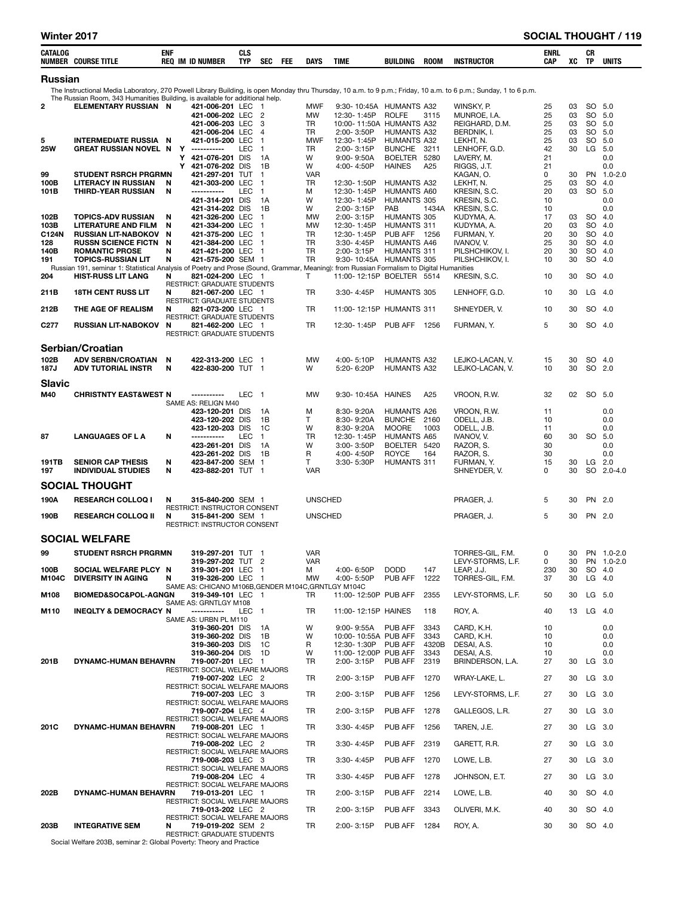| CATALOG NUMBER | COURSE TITLE | ENF REQ | IM | ID NUMBER | CLS TYP | SEC | FEE | DAYS | TIME | BUILDING | ROOM | INSTRUCTOR | ENRL CAP | XC | CR TP | UNITS |
|---|---|---|---|---|---|---|---|---|---|---|---|---|---|---|---|---|

## Russian

The Instructional Media Laboratory, 270 Powell Library Building, is open Monday thru Thursday, 10 a.m. to 9 p.m.; Friday, 10 a.m. to 6 p.m.; Sunday, 1 to 6 p.m.
The Russian Room, 343 Humanities Building, is available for additional help.

| CATALOG NUMBER | COURSE TITLE | ENF REQ | IM | ID NUMBER | CLS TYP | SEC | FEE | DAYS | TIME | BUILDING | ROOM | INSTRUCTOR | ENRL CAP | XC | CR TP | UNITS |
|---|---|---|---|---|---|---|---|---|---|---|---|---|---|---|---|---|
| 2 | ELEMENTARY RUSSIAN | N | | 421-006-201 | LEC | 1 | | MWF | 9:30- 10:45A | HUMANTS | A32 | WINSKY, P. | 25 | 03 | SO | 5.0 |
| | | | | 421-006-202 | LEC | 2 | | MW | 12:30- 1:45P | ROLFE | 3115 | MUNROE, I.A. | 25 | 03 | SO | 5.0 |
| | | | | 421-006-203 | LEC | 3 | | TR | 10:00- 11:50A | HUMANTS | A32 | REIGHARD, D.M. | 25 | 03 | SO | 5.0 |
| | | | | 421-006-204 | LEC | 4 | | TR | 2:00- 3:50P | HUMANTS | A32 | BERDNIK, I. | 25 | 03 | SO | 5.0 |
| 5 | INTERMEDIATE RUSSIA | N | | 421-015-200 | LEC | 1 | | MWF | 12:30- 1:45P | HUMANTS | A32 | LEKHT, N. | 25 | 03 | SO | 5.0 |
| 25W | GREAT RUSSIAN NOVEL | N | Y | ----------- | LEC | 1 | | TR | 2:00- 3:15P | BUNCHE | 3211 | LENHOFF, G.D. | 42 | 30 | LG | 5.0 |
| | | | Y | 421-076-201 | DIS | 1A | | W | 9:00- 9:50A | BOELTER | 5280 | LAVERY, M. | 21 | | | 0.0 |
| | | | Y | 421-076-202 | DIS | 1B | | W | 4:00- 4:50P | HAINES | A25 | RIGGS, J.T. | 21 | | | 0.0 |
| 99 | STUDENT RSRCH PRGRM | N | | 421-297-201 | TUT | 1 | | VAR | | | | KAGAN, O. | 0 | 30 | PN | 1.0-2.0 |
| 100B | LITERACY IN RUSSIAN | N | | 421-303-200 | LEC | 1 | | TR | 12:30- 1:50P | HUMANTS | A32 | LEKHT, N. | 25 | 03 | SO | 4.0 |
| 101B | THIRD-YEAR RUSSIAN | N | | ----------- | LEC | 1 | | M | 12:30- 1:45P | HUMANTS | A60 | KRESIN, S.C. | 20 | 03 | SO | 5.0 |
| | | | | 421-314-201 | DIS | 1A | | W | 12:30- 1:45P | HUMANTS | 305 | KRESIN, S.C. | 10 | | | 0.0 |
| | | | | 421-314-202 | DIS | 1B | | W | 2:00- 3:15P | PAB | 1434A | KRESIN, S.C. | 10 | | | 0.0 |
| 102B | TOPICS-ADV RUSSIAN | N | | 421-326-200 | LEC | 1 | | MW | 2:00- 3:15P | HUMANTS | 305 | KUDYMA, A. | 17 | 03 | SO | 4.0 |
| 103B | LITERATURE AND FILM | N | | 421-334-200 | LEC | 1 | | MW | 12:30- 1:45P | HUMANTS | 311 | KUDYMA, A. | 20 | 03 | SO | 4.0 |
| C124N | RUSSIAN LIT-NABOKOV | N | | 421-375-200 | LEC | 1 | | TR | 12:30- 1:45P | PUB AFF | 1256 | FURMAN, Y. | 20 | 30 | SO | 4.0 |
| 128 | RUSSN SCIENCE FICTN | N | | 421-384-200 | LEC | 1 | | TR | 3:30- 4:45P | HUMANTS | A46 | IVANOV, V. | 25 | 30 | SO | 4.0 |
| 140B | ROMANTIC PROSE | N | | 421-421-200 | LEC | 1 | | TR | 2:00- 3:15P | HUMANTS | 311 | PILSHCHIKOV, I. | 20 | 30 | SO | 4.0 |
| 191 | TOPICS-RUSSIAN LIT | N | | 421-575-200 | SEM | 1 | | TR | 9:30- 10:45A | HUMANTS | 305 | PILSHCHIKOV, I. | 10 | 30 | SO | 4.0 |

Russian 191, seminar 1: Statistical Analysis of Poetry and Prose (Sound, Grammar, Meaning): from Russian Formalism to Digital Humanities

| CATALOG NUMBER | COURSE TITLE | ENF REQ | IM | ID NUMBER | CLS TYP | SEC | FEE | DAYS | TIME | BUILDING | ROOM | INSTRUCTOR | ENRL CAP | XC | CR TP | UNITS |
|---|---|---|---|---|---|---|---|---|---|---|---|---|---|---|---|---|
| 204 | HIST-RUSS LIT LANG | N | | 821-024-200 | LEC | 1 | | T | 11:00- 12:15P | BOELTER | 5514 | KRESIN, S.C. | 10 | 30 | SO | 4.0 |
| | RESTRICT: GRADUATE STUDENTS | | | | | | | | | | | | | | | |
| 211B | 18TH CENT RUSS LIT | N | | 821-067-200 | LEC | 1 | | TR | 3:30- 4:45P | HUMANTS | 305 | LENHOFF, G.D. | 10 | 30 | LG | 4.0 |
| | RESTRICT: GRADUATE STUDENTS | | | | | | | | | | | | | | | |
| 212B | THE AGE OF REALISM | N | | 821-073-200 | LEC | 1 | | TR | 11:00- 12:15P | HUMANTS | 311 | SHNEYDER, V. | 10 | 30 | SO | 4.0 |
| | RESTRICT: GRADUATE STUDENTS | | | | | | | | | | | | | | | |
| C277 | RUSSIAN LIT-NABOKOV | N | | 821-462-200 | LEC | 1 | | TR | 12:30- 1:45P | PUB AFF | 1256 | FURMAN, Y. | 5 | 30 | SO | 4.0 |
| | RESTRICT: GRADUATE STUDENTS | | | | | | | | | | | | | | | |

## Serbian/Croatian

| CATALOG NUMBER | COURSE TITLE | ENF REQ | IM | ID NUMBER | CLS TYP | SEC | FEE | DAYS | TIME | BUILDING | ROOM | INSTRUCTOR | ENRL CAP | XC | CR TP | UNITS |
|---|---|---|---|---|---|---|---|---|---|---|---|---|---|---|---|---|
| 102B | ADV SERBN/CROATIAN | N | | 422-313-200 | LEC | 1 | | MW | 4:00- 5:10P | HUMANTS | A32 | LEJKO-LACAN, V. | 15 | 30 | SO | 4.0 |
| 187J | ADV TUTORIAL INSTR | N | | 422-830-200 | TUT | 1 | | W | 5:20- 6:20P | HUMANTS | A32 | LEJKO-LACAN, V. | 10 | 30 | SO | 2.0 |

## Slavic

| CATALOG NUMBER | COURSE TITLE | ENF REQ | IM | ID NUMBER | CLS TYP | SEC | FEE | DAYS | TIME | BUILDING | ROOM | INSTRUCTOR | ENRL CAP | XC | CR TP | UNITS |
|---|---|---|---|---|---|---|---|---|---|---|---|---|---|---|---|---|
| M40 | CHRISTNTY EAST&WEST | N | | ----------- | LEC | 1 | | MW | 9:30- 10:45A | HAINES | A25 | VROON, R.W. | 32 | 02 | SO | 5.0 |
| | SAME AS: RELIGN M40 | | | | | | | | | | | | | | | |
| | | | | 423-120-201 | DIS | 1A | | M | 8:30- 9:20A | HUMANTS | A26 | VROON, R.W. | 11 | | | 0.0 |
| | | | | 423-120-202 | DIS | 1B | | T | 8:30- 9:20A | BUNCHE | 2160 | ODELL, J.B. | 10 | | | 0.0 |
| | | | | 423-120-203 | DIS | 1C | | W | 8:30- 9:20A | MOORE | 1003 | ODELL, J.B. | 11 | | | 0.0 |
| 87 | LANGUAGES OF L A | N | | ----------- | LEC | 1 | | TR | 12:30- 1:45P | HUMANTS | A65 | IVANOV, V. | 60 | 30 | SO | 5.0 |
| | | | | 423-261-201 | DIS | 1A | | W | 3:00- 3:50P | BOELTER | 5420 | RAZOR, S. | 30 | | | 0.0 |
| | | | | 423-261-202 | DIS | 1B | | R | 4:00- 4:50P | ROYCE | 164 | RAZOR, S. | 30 | | | 0.0 |
| 191TB | SENIOR CAP THESIS | N | | 423-847-200 | SEM | 1 | | T | 3:30- 5:30P | HUMANTS | 311 | FURMAN, Y. | 15 | 30 | LG | 2.0 |
| 197 | INDIVIDUAL STUDIES | N | | 423-882-201 | TUT | 1 | | VAR | | | | SHNEYDER, V. | 0 | 30 | SO | 2.0-4.0 |

## SOCIAL THOUGHT

| CATALOG NUMBER | COURSE TITLE | ENF REQ | IM | ID NUMBER | CLS TYP | SEC | FEE | DAYS | TIME | BUILDING | ROOM | INSTRUCTOR | ENRL CAP | XC | CR TP | UNITS |
|---|---|---|---|---|---|---|---|---|---|---|---|---|---|---|---|---|
| 190A | RESEARCH COLLOQ I | N | | 315-840-200 | SEM | 1 | | UNSCHED | | | | PRAGER, J. | 5 | 30 | PN | 2.0 |
| | RESTRICT: INSTRUCTOR CONSENT | | | | | | | | | | | | | | | |
| 190B | RESEARCH COLLOQ II | N | | 315-841-200 | SEM | 1 | | UNSCHED | | | | PRAGER, J. | 5 | 30 | PN | 2.0 |
| | RESTRICT: INSTRUCTOR CONSENT | | | | | | | | | | | | | | | |

## SOCIAL WELFARE

| CATALOG NUMBER | COURSE TITLE | ENF REQ | IM | ID NUMBER | CLS TYP | SEC | FEE | DAYS | TIME | BUILDING | ROOM | INSTRUCTOR | ENRL CAP | XC | CR TP | UNITS |
|---|---|---|---|---|---|---|---|---|---|---|---|---|---|---|---|---|
| 99 | STUDENT RSRCH PRGRMN | | | 319-297-201 | TUT | 1 | | VAR | | | | TORRES-GIL, F.M. | 0 | 30 | PN | 1.0-2.0 |
| | | | | 319-297-202 | TUT | 2 | | VAR | | | | LEVY-STORMS, L.F. | 0 | 30 | PN | 1.0-2.0 |
| 100B | SOCIAL WELFARE PLCY | N | | 319-301-201 | LEC | 1 | | M | 4:00- 6:50P | DODD | 147 | LEAP, J.J. | 230 | 30 | SO | 4.0 |
| M104C | DIVERSITY IN AGING | N | | 319-326-200 | LEC | 1 | | MW | 4:00- 5:50P | PUB AFF | 1222 | TORRES-GIL, F.M. | 37 | 30 | LG | 4.0 |
| | SAME AS: CHICANO M106B,GENDER M104C,GRNTLGY M104C | | | | | | | | | | | | | | | |
| M108 | BIOMED&SOC&POL-AGNGN | | | 319-349-101 | LEC | 1 | | TR | 11:00- 12:50P | PUB AFF | 2355 | LEVY-STORMS, L.F. | 50 | 30 | LG | 5.0 |
| | SAME AS: GRNTLGY M108 | | | | | | | | | | | | | | | |
| M110 | INEQLTY & DEMOCRACY | N | | ----------- | LEC | 1 | | TR | 11:00- 12:15P | HAINES | 118 | ROY, A. | 40 | 13 | LG | 4.0 |
| | SAME AS: URBN PL M110 | | | | | | | | | | | | | | | |
| | | | | 319-360-201 | DIS | 1A | | W | 9:00- 9:55A | PUB AFF | 3343 | CARD, K.H. | 10 | | | 0.0 |
| | | | | 319-360-202 | DIS | 1B | | W | 10:00- 10:55A | PUB AFF | 3343 | CARD, K.H. | 10 | | | 0.0 |
| | | | | 319-360-203 | DIS | 1C | | R | 12:30- 1:30P | PUB AFF | 4320B | DESAI, A.S. | 10 | | | 0.0 |
| | | | | 319-360-204 | DIS | 1D | | W | 11:00- 12:00P | PUB AFF | 3343 | DESAI, A.S. | 10 | | | 0.0 |
| 201B | DYNAMC-HUMAN BEHAVRN | | | 719-007-201 | LEC | 1 | | TR | 2:00- 3:15P | PUB AFF | 2319 | BRINDERSON, L.A. | 27 | 30 | LG | 3.0 |
| | RESTRICT: SOCIAL WELFARE MAJORS | | | | | | | | | | | | | | | |
| | | | | 719-007-202 | LEC | 2 | | TR | 2:00- 3:15P | PUB AFF | 1270 | WRAY-LAKE, L. | 27 | 30 | LG | 3.0 |
| | RESTRICT: SOCIAL WELFARE MAJORS | | | | | | | | | | | | | | | |
| | | | | 719-007-203 | LEC | 3 | | TR | 2:00- 3:15P | PUB AFF | 1256 | LEVY-STORMS, L.F. | 27 | 30 | LG | 3.0 |
| | RESTRICT: SOCIAL WELFARE MAJORS | | | | | | | | | | | | | | | |
| | | | | 719-007-204 | LEC | 4 | | TR | 2:00- 3:15P | PUB AFF | 1278 | GALLEGOS, L.R. | 27 | 30 | LG | 3.0 |
| | RESTRICT: SOCIAL WELFARE MAJORS | | | | | | | | | | | | | | | |
| 201C | DYNAMC-HUMAN BEHAVRN | | | 719-008-201 | LEC | 1 | | TR | 3:30- 4:45P | PUB AFF | 1256 | TAREN, J.E. | 27 | 30 | LG | 3.0 |
| | RESTRICT: SOCIAL WELFARE MAJORS | | | | | | | | | | | | | | | |
| | | | | 719-008-202 | LEC | 2 | | TR | 3:30- 4:45P | PUB AFF | 2319 | GARETT, R.R. | 27 | 30 | LG | 3.0 |
| | RESTRICT: SOCIAL WELFARE MAJORS | | | | | | | | | | | | | | | |
| | | | | 719-008-203 | LEC | 3 | | TR | 3:30- 4:45P | PUB AFF | 1270 | LOWE, L.B. | 27 | 30 | LG | 3.0 |
| | RESTRICT: SOCIAL WELFARE MAJORS | | | | | | | | | | | | | | | |
| | | | | 719-008-204 | LEC | 4 | | TR | 3:30- 4:45P | PUB AFF | 1278 | JOHNSON, E.T. | 27 | 30 | LG | 3.0 |
| | RESTRICT: SOCIAL WELFARE MAJORS | | | | | | | | | | | | | | | |
| 202B | DYNAMC-HUMAN BEHAVRN | | | 719-013-201 | LEC | 1 | | TR | 2:00- 3:15P | PUB AFF | 2214 | LOWE, L.B. | 40 | 30 | SO | 4.0 |
| | RESTRICT: SOCIAL WELFARE MAJORS | | | | | | | | | | | | | | | |
| | | | | 719-013-202 | LEC | 2 | | TR | 2:00- 3:15P | PUB AFF | 3343 | OLIVERI, M.K. | 40 | 30 | SO | 4.0 |
| | RESTRICT: SOCIAL WELFARE MAJORS | | | | | | | | | | | | | | | |
| 203B | INTEGRATIVE SEM | N | | 719-019-202 | SEM | 2 | | TR | 2:00- 3:15P | PUB AFF | 1284 | ROY, A. | 30 | 30 | SO | 4.0 |
| | RESTRICT: GRADUATE STUDENTS | | | | | | | | | | | | | | | |

Social Welfare 203B, seminar 2: Global Poverty: Theory and Practice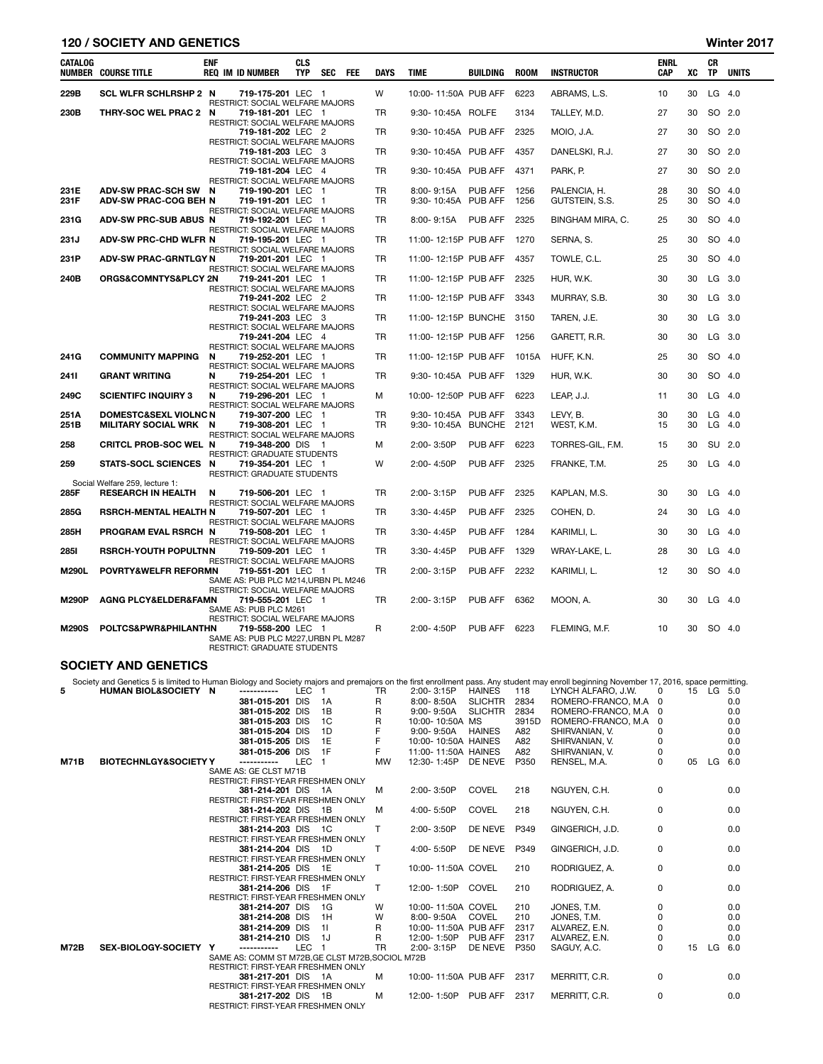| CATALOG NUMBER | COURSE TITLE | ENF REQ | IM | ID NUMBER | CLS TYP | SEC | FEE | DAYS | TIME | BUILDING | ROOM | INSTRUCTOR | ENRL CAP | XC | CR TP | UNITS |
|---|---|---|---|---|---|---|---|---|---|---|---|---|---|---|---|---|
| 229B | SCL WLFR SCHLRSHP 2 | N | | 719-175-201 | LEC | 1 | | W | 10:00- 11:50A | PUB AFF | 6223 | ABRAMS, L.S. | 10 | 30 | LG | 4.0 |
| | RESTRICT: SOCIAL WELFARE MAJORS | | | | | | | | | | | | | | | |
| 230B | THRY-SOC WEL PRAC 2 | N | | 719-181-201 | LEC | 1 | | TR | 9:30- 10:45A | ROLFE | 3134 | TALLEY, M.D. | 27 | 30 | SO | 2.0 |
| | RESTRICT: SOCIAL WELFARE MAJORS | | | | | | | | | | | | | | | |
| | | | | 719-181-202 | LEC | 2 | | TR | 9:30- 10:45A | PUB AFF | 2325 | MOIO, J.A. | 27 | 30 | SO | 2.0 |
| | RESTRICT: SOCIAL WELFARE MAJORS | | | | | | | | | | | | | | | |
| | | | | 719-181-203 | LEC | 3 | | TR | 9:30- 10:45A | PUB AFF | 4357 | DANELSKI, R.J. | 27 | 30 | SO | 2.0 |
| | RESTRICT: SOCIAL WELFARE MAJORS | | | | | | | | | | | | | | | |
| | | | | 719-181-204 | LEC | 4 | | TR | 9:30- 10:45A | PUB AFF | 4371 | PARK, P. | 27 | 30 | SO | 2.0 |
| | RESTRICT: SOCIAL WELFARE MAJORS | | | | | | | | | | | | | | | |
| 231E | ADV-SW PRAC-SCH SW | N | | 719-190-201 | LEC | 1 | | TR | 8:00- 9:15A | PUB AFF | 1256 | PALENCIA, H. | 28 | 30 | SO | 4.0 |
| 231F | ADV-SW PRAC-COG BEH | N | | 719-191-201 | LEC | 1 | | TR | 9:30- 10:45A | PUB AFF | 1256 | GUTSTEIN, S.S. | 25 | 30 | SO | 4.0 |
| | RESTRICT: SOCIAL WELFARE MAJORS | | | | | | | | | | | | | | | |
| 231G | ADV-SW PRC-SUB ABUS | N | | 719-192-201 | LEC | 1 | | TR | 8:00- 9:15A | PUB AFF | 2325 | BINGHAM MIRA, C. | 25 | 30 | SO | 4.0 |
| | RESTRICT: SOCIAL WELFARE MAJORS | | | | | | | | | | | | | | | |
| 231J | ADV-SW PRC-CHD WLFR | N | | 719-195-201 | LEC | 1 | | TR | 11:00- 12:15P | PUB AFF | 1270 | SERNA, S. | 25 | 30 | SO | 4.0 |
| | RESTRICT: SOCIAL WELFARE MAJORS | | | | | | | | | | | | | | | |
| 231P | ADV-SW PRAC-GRNTLGY | N | | 719-201-201 | LEC | 1 | | TR | 11:00- 12:15P | PUB AFF | 4357 | TOWLE, C.L. | 25 | 30 | SO | 4.0 |
| | RESTRICT: SOCIAL WELFARE MAJORS | | | | | | | | | | | | | | | |
| 240B | ORGS&COMNTYS&PLCY 2 | N | | 719-241-201 | LEC | 1 | | TR | 11:00- 12:15P | PUB AFF | 2325 | HUR, W.K. | 30 | 30 | LG | 3.0 |
| | RESTRICT: SOCIAL WELFARE MAJORS | | | | | | | | | | | | | | | |
| | | | | 719-241-202 | LEC | 2 | | TR | 11:00- 12:15P | PUB AFF | 3343 | MURRAY, S.B. | 30 | 30 | LG | 3.0 |
| | RESTRICT: SOCIAL WELFARE MAJORS | | | | | | | | | | | | | | | |
| | | | | 719-241-203 | LEC | 3 | | TR | 11:00- 12:15P | BUNCHE | 3150 | TAREN, J.E. | 30 | 30 | LG | 3.0 |
| | RESTRICT: SOCIAL WELFARE MAJORS | | | | | | | | | | | | | | | |
| | | | | 719-241-204 | LEC | 4 | | TR | 11:00- 12:15P | PUB AFF | 1256 | GARETT, R.R. | 30 | 30 | LG | 3.0 |
| | RESTRICT: SOCIAL WELFARE MAJORS | | | | | | | | | | | | | | | |
| 241G | COMMUNITY MAPPING | N | | 719-252-201 | LEC | 1 | | TR | 11:00- 12:15P | PUB AFF | 1015A | HUFF, K.N. | 25 | 30 | SO | 4.0 |
| | RESTRICT: SOCIAL WELFARE MAJORS | | | | | | | | | | | | | | | |
| 241I | GRANT WRITING | N | | 719-254-201 | LEC | 1 | | TR | 9:30- 10:45A | PUB AFF | 1329 | HUR, W.K. | 30 | 30 | SO | 4.0 |
| | RESTRICT: SOCIAL WELFARE MAJORS | | | | | | | | | | | | | | | |
| 249C | SCIENTIFC INQUIRY 3 | N | | 719-296-201 | LEC | 1 | | M | 10:00- 12:50P | PUB AFF | 6223 | LEAP, J.J. | 11 | 30 | LG | 4.0 |
| | RESTRICT: SOCIAL WELFARE MAJORS | | | | | | | | | | | | | | | |
| 251A | DOMESTC&SEXL VIOLNC | N | | 719-307-200 | LEC | 1 | | TR | 9:30- 10:45A | PUB AFF | 3343 | LEVY, B. | 30 | 30 | LG | 4.0 |
| 251B | MILITARY SOCIAL WRK | N | | 719-308-201 | LEC | 1 | | TR | 9:30- 10:45A | BUNCHE | 2121 | WEST, K.M. | 15 | 30 | LG | 4.0 |
| | RESTRICT: SOCIAL WELFARE MAJORS | | | | | | | | | | | | | | | |
| 258 | CRITCL PROB-SOC WEL | N | | 719-348-200 | DIS | 1 | | M | 2:00- 3:50P | PUB AFF | 6223 | TORRES-GIL, F.M. | 15 | 30 | SU | 2.0 |
| | RESTRICT: GRADUATE STUDENTS | | | | | | | | | | | | | | | |
| 259 | STATS-SOCL SCIENCES | N | | 719-354-201 | LEC | 1 | | W | 2:00- 4:50P | PUB AFF | 2325 | FRANKE, T.M. | 25 | 30 | LG | 4.0 |
| | RESTRICT: GRADUATE STUDENTS | | | | | | | | | | | | | | | |
| | Social Welfare 259, lecture 1: | | | | | | | | | | | | | | | |
| 285F | RESEARCH IN HEALTH | N | | 719-506-201 | LEC | 1 | | TR | 2:00- 3:15P | PUB AFF | 2325 | KAPLAN, M.S. | 30 | 30 | LG | 4.0 |
| | RESTRICT: SOCIAL WELFARE MAJORS | | | | | | | | | | | | | | | |
| 285G | RSRCH-MENTAL HEALTH | N | | 719-507-201 | LEC | 1 | | TR | 3:30- 4:45P | PUB AFF | 2325 | COHEN, D. | 24 | 30 | LG | 4.0 |
| | RESTRICT: SOCIAL WELFARE MAJORS | | | | | | | | | | | | | | | |
| 285H | PROGRAM EVAL RSRCH | N | | 719-508-201 | LEC | 1 | | TR | 3:30- 4:45P | PUB AFF | 1284 | KARIMLI, L. | 30 | 30 | LG | 4.0 |
| | RESTRICT: SOCIAL WELFARE MAJORS | | | | | | | | | | | | | | | |
| 285I | RSRCH-YOUTH POPULTN | N | | 719-509-201 | LEC | 1 | | TR | 3:30- 4:45P | PUB AFF | 1329 | WRAY-LAKE, L. | 28 | 30 | LG | 4.0 |
| | RESTRICT: SOCIAL WELFARE MAJORS | | | | | | | | | | | | | | | |
| M290L | POVRTY&WELFR REFORM | N | | 719-551-201 | LEC | 1 | | TR | 2:00- 3:15P | PUB AFF | 2232 | KARIMLI, L. | 12 | 30 | SO | 4.0 |
| | SAME AS: PUB PLC M214,URBN PL M246 | | | | | | | | | | | | | | | |
| | RESTRICT: SOCIAL WELFARE MAJORS | | | | | | | | | | | | | | | |
| M290P | AGNG PLCY&ELDER&FAM | N | | 719-555-201 | LEC | 1 | | TR | 2:00- 3:15P | PUB AFF | 6362 | MOON, A. | 30 | 30 | LG | 4.0 |
| | SAME AS: PUB PLC M261 | | | | | | | | | | | | | | | |
| | RESTRICT: SOCIAL WELFARE MAJORS | | | | | | | | | | | | | | | |
| M290S | POLTCS&PWR&PHILANTH | N | | 719-558-200 | LEC | 1 | | R | 2:00- 4:50P | PUB AFF | 6223 | FLEMING, M.F. | 10 | 30 | SO | 4.0 |
| | SAME AS: PUB PLC M227,URBN PL M287 | | | | | | | | | | | | | | | |
| | RESTRICT: GRADUATE STUDENTS | | | | | | | | | | | | | | | |

## SOCIETY AND GENETICS

Society and Genetics 5 is limited to Human Biology and Society majors and premajors on the first enrollment pass. Any student may enroll beginning November 17, 2016, space permitting.

| CATALOG NUMBER | COURSE TITLE | ENF REQ | IM | ID NUMBER | CLS TYP | SEC | FEE | DAYS | TIME | BUILDING | ROOM | INSTRUCTOR | ENRL CAP | XC | CR TP | UNITS |
|---|---|---|---|---|---|---|---|---|---|---|---|---|---|---|---|---|
| 5 | HUMAN BIOL&SOCIETY | N | | ----------- | LEC | 1 | | TR | 2:00- 3:15P | HAINES | 118 | LYNCH ALFARO, J.W. | 0 | 15 | LG | 5.0 |
| | | | | 381-015-201 | DIS | 1A | | R | 8:00- 8:50A | SLICHTR | 2834 | ROMERO-FRANCO, M.A | 0 | | | 0.0 |
| | | | | 381-015-202 | DIS | 1B | | R | 9:00- 9:50A | SLICHTR | 2834 | ROMERO-FRANCO, M.A | 0 | | | 0.0 |
| | | | | 381-015-203 | DIS | 1C | | R | 10:00- 10:50A | MS | 3915D | ROMERO-FRANCO, M.A | 0 | | | 0.0 |
| | | | | 381-015-204 | DIS | 1D | | F | 9:00- 9:50A | HAINES | A82 | SHIRVANIAN, V. | 0 | | | 0.0 |
| | | | | 381-015-205 | DIS | 1E | | F | 10:00- 10:50A | HAINES | A82 | SHIRVANIAN, V. | 0 | | | 0.0 |
| | | | | 381-015-206 | DIS | 1F | | F | 11:00- 11:50A | HAINES | A82 | SHIRVANIAN, V. | 0 | | | 0.0 |
| M71B | BIOTECHNLGY&SOCIETY | Y | | ----------- | LEC | 1 | | MW | 12:30- 1:45P | DE NEVE | P350 | RENSEL, M.A. | 0 | 05 | LG | 6.0 |
| | SAME AS: GE CLST M71B | | | | | | | | | | | | | | | |
| | RESTRICT: FIRST-YEAR FRESHMEN ONLY | | | | | | | | | | | | | | | |
| | | | | 381-214-201 | DIS | 1A | | M | 2:00- 3:50P | COVEL | 218 | NGUYEN, C.H. | 0 | | | 0.0 |
| | RESTRICT: FIRST-YEAR FRESHMEN ONLY | | | | | | | | | | | | | | | |
| | | | | 381-214-202 | DIS | 1B | | M | 4:00- 5:50P | COVEL | 218 | NGUYEN, C.H. | 0 | | | 0.0 |
| | RESTRICT: FIRST-YEAR FRESHMEN ONLY | | | | | | | | | | | | | | | |
| | | | | 381-214-203 | DIS | 1C | | T | 2:00- 3:50P | DE NEVE | P349 | GINGERICH, J.D. | 0 | | | 0.0 |
| | RESTRICT: FIRST-YEAR FRESHMEN ONLY | | | | | | | | | | | | | | | |
| | | | | 381-214-204 | DIS | 1D | | T | 4:00- 5:50P | DE NEVE | P349 | GINGERICH, J.D. | 0 | | | 0.0 |
| | RESTRICT: FIRST-YEAR FRESHMEN ONLY | | | | | | | | | | | | | | | |
| | | | | 381-214-205 | DIS | 1E | | T | 10:00- 11:50A | COVEL | 210 | RODRIGUEZ, A. | 0 | | | 0.0 |
| | RESTRICT: FIRST-YEAR FRESHMEN ONLY | | | | | | | | | | | | | | | |
| | | | | 381-214-206 | DIS | 1F | | T | 12:00- 1:50P | COVEL | 210 | RODRIGUEZ, A. | 0 | | | 0.0 |
| | RESTRICT: FIRST-YEAR FRESHMEN ONLY | | | | | | | | | | | | | | | |
| | | | | 381-214-207 | DIS | 1G | | W | 10:00- 11:50A | COVEL | 210 | JONES, T.M. | 0 | | | 0.0 |
| | | | | 381-214-208 | DIS | 1H | | W | 8:00- 9:50A | COVEL | 210 | JONES, T.M. | 0 | | | 0.0 |
| | | | | 381-214-209 | DIS | 1I | | R | 10:00- 11:50A | PUB AFF | 2317 | ALVAREZ, E.N. | 0 | | | 0.0 |
| | | | | 381-214-210 | DIS | 1J | | R | 12:00- 1:50P | PUB AFF | 2317 | ALVAREZ, E.N. | 0 | | | 0.0 |
| M72B | SEX-BIOLOGY-SOCIETY | Y | | ----------- | LEC | 1 | | TR | 2:00- 3:15P | DE NEVE | P350 | SAGUY, A.C. | 0 | 15 | LG | 6.0 |
| | SAME AS: COMM ST M72B,GE CLST M72B,SOCIOL M72B | | | | | | | | | | | | | | | |
| | RESTRICT: FIRST-YEAR FRESHMEN ONLY | | | | | | | | | | | | | | | |
| | | | | 381-217-201 | DIS | 1A | | M | 10:00- 11:50A | PUB AFF | 2317 | MERRITT, C.R. | 0 | | | 0.0 |
| | RESTRICT: FIRST-YEAR FRESHMEN ONLY | | | | | | | | | | | | | | | |
| | | | | 381-217-202 | DIS | 1B | | M | 12:00- 1:50P | PUB AFF | 2317 | MERRITT, C.R. | 0 | | | 0.0 |
| | RESTRICT: FIRST-YEAR FRESHMEN ONLY | | | | | | | | | | | | | | | |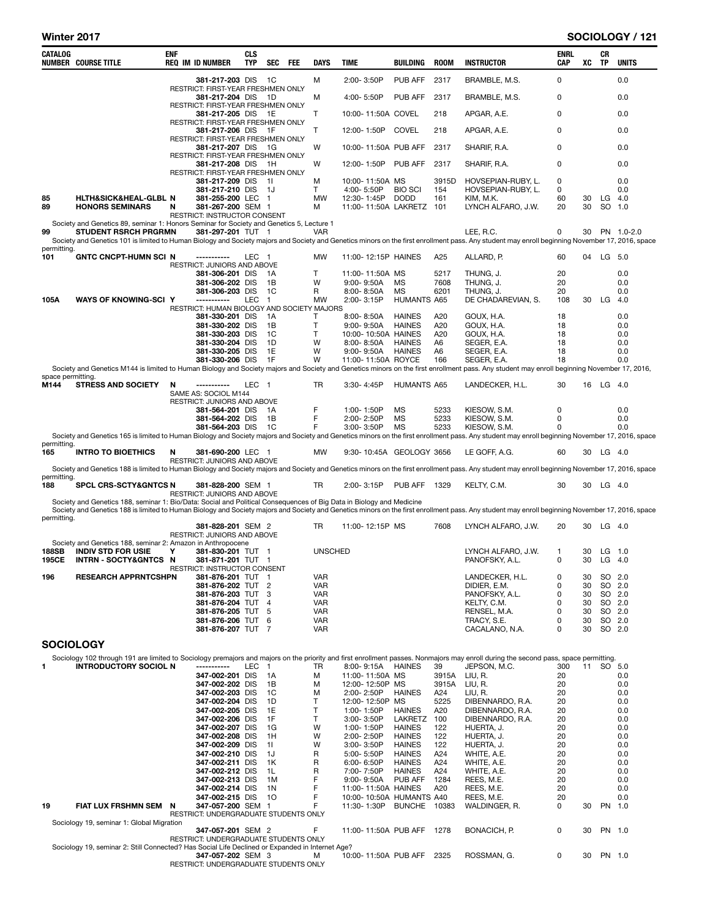| CATALOG NUMBER | COURSE TITLE | ENF REQ | IM | ID NUMBER | CLS TYP | SEC | FEE | DAYS | TIME | BUILDING | ROOM | INSTRUCTOR | ENRL CAP | XC | CR TP | UNITS |
|---|---|---|---|---|---|---|---|---|---|---|---|---|---|---|---|---|
| | | | | 381-217-203 | DIS | 1C | | M | 2:00- 3:50P | PUB AFF | 2317 | BRAMBLE, M.S. | 0 | | | 0.0 |
| | RESTRICT: FIRST-YEAR FRESHMEN ONLY | | | | | | | | | | | | | | | |
| | | | | 381-217-204 | DIS | 1D | | M | 4:00- 5:50P | PUB AFF | 2317 | BRAMBLE, M.S. | 0 | | | 0.0 |
| | RESTRICT: FIRST-YEAR FRESHMEN ONLY | | | | | | | | | | | | | | | |
| | | | | 381-217-205 | DIS | 1E | | T | 10:00- 11:50A | COVEL | 218 | APGAR, A.E. | 0 | | | 0.0 |
| | RESTRICT: FIRST-YEAR FRESHMEN ONLY | | | | | | | | | | | | | | | |
| | | | | 381-217-206 | DIS | 1F | | T | 12:00- 1:50P | COVEL | 218 | APGAR, A.E. | 0 | | | 0.0 |
| | RESTRICT: FIRST-YEAR FRESHMEN ONLY | | | | | | | | | | | | | | | |
| | | | | 381-217-207 | DIS | 1G | | W | 10:00- 11:50A | PUB AFF | 2317 | SHARIF, R.A. | 0 | | | 0.0 |
| | RESTRICT: FIRST-YEAR FRESHMEN ONLY | | | | | | | | | | | | | | | |
| | | | | 381-217-208 | DIS | 1H | | W | 12:00- 1:50P | PUB AFF | 2317 | SHARIF, R.A. | 0 | | | 0.0 |
| | RESTRICT: FIRST-YEAR FRESHMEN ONLY | | | | | | | | | | | | | | | |
| | | | | 381-217-209 | DIS | 1I | | M | 10:00- 11:50A | MS | 3915D | HOVSEPIAN-RUBY, L. | 0 | | | 0.0 |
| | | | | 381-217-210 | DIS | 1J | | T | 4:00- 5:50P | BIO SCI | 154 | HOVSEPIAN-RUBY, L. | 0 | | | 0.0 |
| 85 | HLTH&SICK&HEAL-GLBL | N | | 381-255-200 | LEC | 1 | | MW | 12:30- 1:45P | DODD | 161 | KIM, M.K. | 60 | 30 | LG | 4.0 |
| 89 | HONORS SEMINARS | N | | 381-267-200 | SEM | 1 | | M | 11:00- 11:50A | LAKRETZ | 101 | LYNCH ALFARO, J.W. | 20 | 30 | SO | 1.0 |
| | RESTRICT: INSTRUCTOR CONSENT | | | | | | | | | | | | | | | |
| | Society and Genetics 89, seminar 1: Honors Seminar for Society and Genetics 5, Lecture 1 | | | | | | | | | | | | | | | |
| 99 | STUDENT RSRCH PRGRMN | | | 381-297-201 | TUT | 1 | | VAR | | | | LEE, R.C. | 0 | 30 | PN | 1.0-2.0 |
| | Society and Genetics 101 is limited to Human Biology and Society majors and Society and Genetics minors on the first enrollment pass. Any student may enroll beginning November 17, 2016, space permitting. | | | | | | | | | | | | | | | |
| 101 | GNTC CNCPT-HUMN SCI | N | | ----------- | LEC | 1 | | MW | 11:00- 12:15P | HAINES | A25 | ALLARD, P. | 60 | 04 | LG | 5.0 |
| | RESTRICT: JUNIORS AND ABOVE | | | | | | | | | | | | | | | |
| | | | | 381-306-201 | DIS | 1A | | T | 11:00- 11:50A | MS | 5217 | THUNG, J. | 20 | | | 0.0 |
| | | | | 381-306-202 | DIS | 1B | | W | 9:00- 9:50A | MS | 7608 | THUNG, J. | 20 | | | 0.0 |
| | | | | 381-306-203 | DIS | 1C | | R | 8:00- 8:50A | MS | 6201 | THUNG, J. | 20 | | | 0.0 |
| 105A | WAYS OF KNOWING-SCI | Y | | ----------- | LEC | 1 | | MW | 2:00- 3:15P | HUMANTS | A65 | DE CHADAREVIAN, S. | 108 | 30 | LG | 4.0 |
| | RESTRICT: HUMAN BIOLOGY AND SOCIETY MAJORS | | | | | | | | | | | | | | | |
| | | | | 381-330-201 | DIS | 1A | | T | 8:00- 8:50A | HAINES | A20 | GOUX, H.A. | 18 | | | 0.0 |
| | | | | 381-330-202 | DIS | 1B | | T | 9:00- 9:50A | HAINES | A20 | GOUX, H.A. | 18 | | | 0.0 |
| | | | | 381-330-203 | DIS | 1C | | T | 10:00- 10:50A | HAINES | A20 | GOUX, H.A. | 18 | | | 0.0 |
| | | | | 381-330-204 | DIS | 1D | | W | 8:00- 8:50A | HAINES | A6 | SEGER, E.A. | 18 | | | 0.0 |
| | | | | 381-330-205 | DIS | 1E | | W | 9:00- 9:50A | HAINES | A6 | SEGER, E.A. | 18 | | | 0.0 |
| | | | | 381-330-206 | DIS | 1F | | W | 11:00- 11:50A | ROYCE | 166 | SEGER, E.A. | 18 | | | 0.0 |
| | Society and Genetics M144 is limited to Human Biology and Society majors and Society and Genetics minors on the first enrollment pass. Any student may enroll beginning November 17, 2016, space permitting. | | | | | | | | | | | | | | | |
| M144 | STRESS AND SOCIETY | N | | ----------- | LEC | 1 | | TR | 3:30- 4:45P | HUMANTS | A65 | LANDECKER, H.L. | 30 | 16 | LG | 4.0 |
| | SAME AS: SOCIOL M144 | | | | | | | | | | | | | | | |
| | RESTRICT: JUNIORS AND ABOVE | | | | | | | | | | | | | | | |
| | | | | 381-564-201 | DIS | 1A | | F | 1:00- 1:50P | MS | 5233 | KIESOW, S.M. | 0 | | | 0.0 |
| | | | | 381-564-202 | DIS | 1B | | F | 2:00- 2:50P | MS | 5233 | KIESOW, S.M. | 0 | | | 0.0 |
| | | | | 381-564-203 | DIS | 1C | | F | 3:00- 3:50P | MS | 5233 | KIESOW, S.M. | 0 | | | 0.0 |
| | Society and Genetics 165 is limited to Human Biology and Society majors and Society and Genetics minors on the first enrollment pass. Any student may enroll beginning November 17, 2016, space permitting. | | | | | | | | | | | | | | | |
| 165 | INTRO TO BIOETHICS | N | | 381-690-200 | LEC | 1 | | MW | 9:30- 10:45A | GEOLOGY | 3656 | LE GOFF, A.G. | 60 | 30 | LG | 4.0 |
| | RESTRICT: JUNIORS AND ABOVE | | | | | | | | | | | | | | | |
| | Society and Genetics 188 is limited to Human Biology and Society majors and Society and Genetics minors on the first enrollment pass. Any student may enroll beginning November 17, 2016, space permitting. | | | | | | | | | | | | | | | |
| 188 | SPCL CRS-SCTY&GNTCS | N | | 381-828-200 | SEM | 1 | | TR | 2:00- 3:15P | PUB AFF | 1329 | KELTY, C.M. | 30 | 30 | LG | 4.0 |
| | RESTRICT: JUNIORS AND ABOVE | | | | | | | | | | | | | | | |
| | Society and Genetics 188, seminar 1: Bio/Data: Social and Political Consequences of Big Data in Biology and Medicine | | | | | | | | | | | | | | | |
| | Society and Genetics 188 is limited to Human Biology and Society majors and Society and Genetics minors on the first enrollment pass. Any student may enroll beginning November 17, 2016, space permitting. | | | | | | | | | | | | | | | |
| | | | | 381-828-201 | SEM | 2 | | TR | 11:00- 12:15P | MS | 7608 | LYNCH ALFARO, J.W. | 20 | 30 | LG | 4.0 |
| | RESTRICT: JUNIORS AND ABOVE | | | | | | | | | | | | | | | |
| | Society and Genetics 188, seminar 2: Amazon in Anthropocene | | | | | | | | | | | | | | | |
| 188SB | INDIV STD FOR USIE | Y | | 381-830-201 | TUT | 1 | | UNSCHED | | | | LYNCH ALFARO, J.W. | 1 | 30 | LG | 1.0 |
| 195CE | INTRN - SOCTY&GNTCS | N | | 381-871-201 | TUT | 1 | | | | | | PANOFSKY, A.L. | 0 | 30 | LG | 4.0 |
| | RESTRICT: INSTRUCTOR CONSENT | | | | | | | | | | | | | | | |
| 196 | RESEARCH APPRNTCSHPN | | | 381-876-201 | TUT | 1 | | VAR | | | | LANDECKER, H.L. | 0 | 30 | SO | 2.0 |
| | | | | 381-876-202 | TUT | 2 | | VAR | | | | DIDIER, E.M. | 0 | 30 | SO | 2.0 |
| | | | | 381-876-203 | TUT | 3 | | VAR | | | | PANOFSKY, A.L. | 0 | 30 | SO | 2.0 |
| | | | | 381-876-204 | TUT | 4 | | VAR | | | | KELTY, C.M. | 0 | 30 | SO | 2.0 |
| | | | | 381-876-205 | TUT | 5 | | VAR | | | | RENSEL, M.A. | 0 | 30 | SO | 2.0 |
| | | | | 381-876-206 | TUT | 6 | | VAR | | | | TRACY, S.E. | 0 | 30 | SO | 2.0 |
| | | | | 381-876-207 | TUT | 7 | | VAR | | | | CACALANO, N.A. | 0 | 30 | SO | 2.0 |

## SOCIOLOGY

Sociology 102 through 191 are limited to Sociology premajors and majors on the priority and first enrollment passes. Nonmajors may enroll during the second pass, space permitting.

| CATALOG NUMBER | COURSE TITLE | ENF REQ | IM | ID NUMBER | CLS TYP | SEC | FEE | DAYS | TIME | BUILDING | ROOM | INSTRUCTOR | ENRL CAP | XC | CR TP | UNITS |
|---|---|---|---|---|---|---|---|---|---|---|---|---|---|---|---|---|
| 1 | INTRODUCTORY SOCIOL | N | | ----------- | LEC | 1 | | TR | 8:00- 9:15A | HAINES | 39 | JEPSON, M.C. | 300 | 11 | SO | 5.0 |
| | | | | 347-002-201 | DIS | 1A | | M | 11:00- 11:50A | MS | 3915A | LIU, R. | 20 | | | 0.0 |
| | | | | 347-002-202 | DIS | 1B | | M | 12:00- 12:50P | MS | 3915A | LIU, R. | 20 | | | 0.0 |
| | | | | 347-002-203 | DIS | 1C | | M | 2:00- 2:50P | HAINES | A24 | LIU, R. | 20 | | | 0.0 |
| | | | | 347-002-204 | DIS | 1D | | T | 12:00- 12:50P | MS | 5225 | DIBENNARDO, R.A. | 20 | | | 0.0 |
| | | | | 347-002-205 | DIS | 1E | | T | 1:00- 1:50P | HAINES | A20 | DIBENNARDO, R.A. | 20 | | | 0.0 |
| | | | | 347-002-206 | DIS | 1F | | T | 3:00- 3:50P | LAKRETZ | 100 | DIBENNARDO, R.A. | 20 | | | 0.0 |
| | | | | 347-002-207 | DIS | 1G | | W | 1:00- 1:50P | HAINES | 122 | HUERTA, J. | 20 | | | 0.0 |
| | | | | 347-002-208 | DIS | 1H | | W | 2:00- 2:50P | HAINES | 122 | HUERTA, J. | 20 | | | 0.0 |
| | | | | 347-002-209 | DIS | 1I | | W | 3:00- 3:50P | HAINES | 122 | HUERTA, J. | 20 | | | 0.0 |
| | | | | 347-002-210 | DIS | 1J | | R | 5:00- 5:50P | HAINES | A24 | WHITE, A.E. | 20 | | | 0.0 |
| | | | | 347-002-211 | DIS | 1K | | R | 6:00- 6:50P | HAINES | A24 | WHITE, A.E. | 20 | | | 0.0 |
| | | | | 347-002-212 | DIS | 1L | | R | 7:00- 7:50P | HAINES | A24 | WHITE, A.E. | 20 | | | 0.0 |
| | | | | 347-002-213 | DIS | 1M | | F | 9:00- 9:50A | PUB AFF | 1284 | REES, M.E. | 20 | | | 0.0 |
| | | | | 347-002-214 | DIS | 1N | | F | 11:00- 11:50A | HAINES | A20 | REES, M.E. | 20 | | | 0.0 |
| | | | | 347-002-215 | DIS | 1O | | F | 10:00- 10:50A | HUMANTS | A40 | REES, M.E. | 20 | | | 0.0 |
| 19 | FIAT LUX FRSHMN SEM | N | | 347-057-200 | SEM | 1 | | F | 11:30- 1:30P | BUNCHE | 10383 | WALDINGER, R. | 0 | 30 | PN | 1.0 |
| | RESTRICT: UNDERGRADUATE STUDENTS ONLY | | | | | | | | | | | | | | | |
| | Sociology 19, seminar 1: Global Migration | | | | | | | | | | | | | | | |
| | | | | 347-057-201 | SEM | 2 | | F | 11:00- 11:50A | PUB AFF | 1278 | BONACICH, P. | 0 | 30 | PN | 1.0 |
| | RESTRICT: UNDERGRADUATE STUDENTS ONLY | | | | | | | | | | | | | | | |
| | Sociology 19, seminar 2: Still Connected? Has Social Life Declined or Expanded in Internet Age? | | | | | | | | | | | | | | | |
| | | | | 347-057-202 | SEM | 3 | | M | 10:00- 11:50A | PUB AFF | 2325 | ROSSMAN, G. | 0 | 30 | PN | 1.0 |
| | RESTRICT: UNDERGRADUATE STUDENTS ONLY | | | | | | | | | | | | | | | |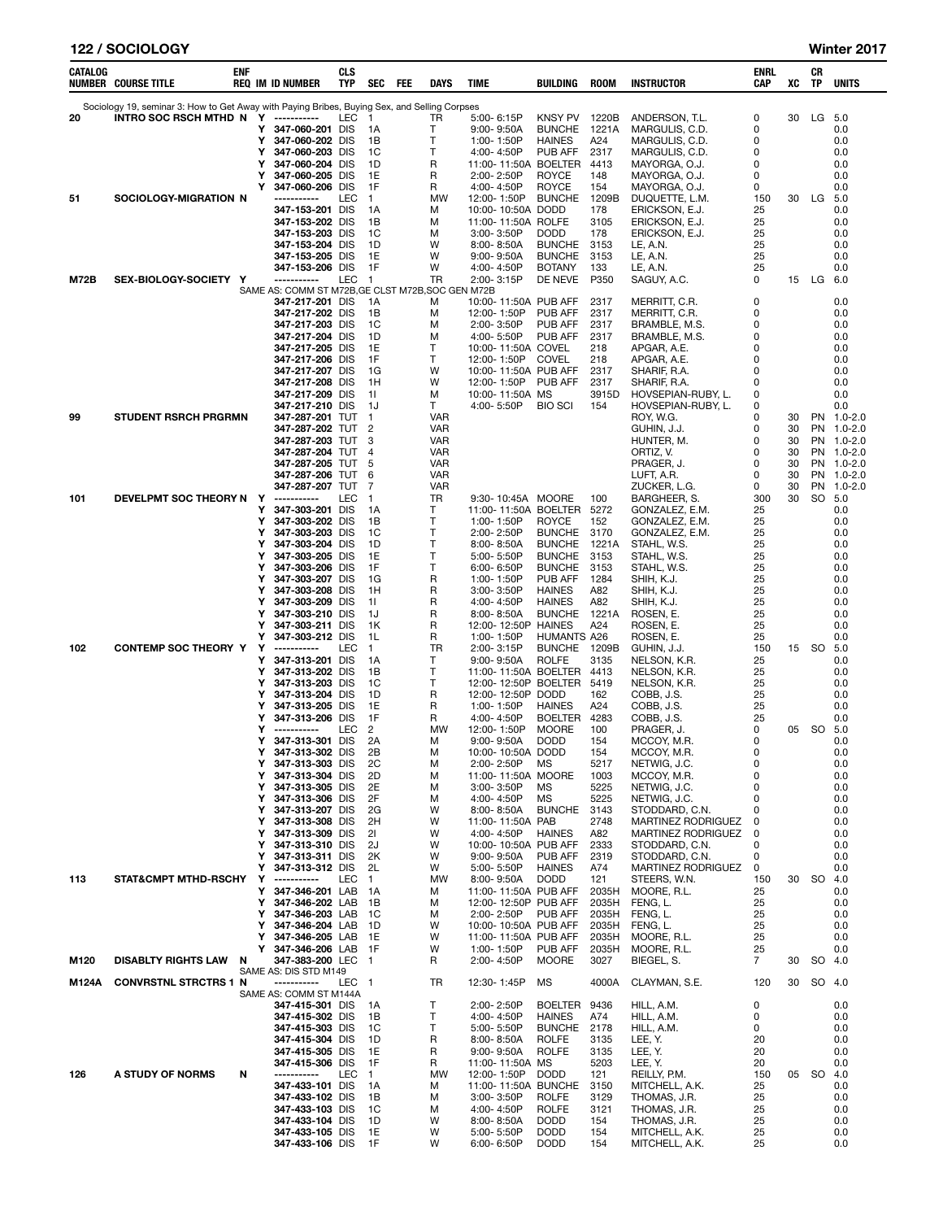## SOCIOLOGY — Winter 2017

| CATALOG NUMBER | COURSE TITLE | ENF REQ | IM | ID NUMBER | CLS TYP | SEC | FEE | DAYS | TIME | BUILDING | ROOM | INSTRUCTOR | ENRL CAP | XC | CR TP | UNITS |
|---|---|---|---|---|---|---|---|---|---|---|---|---|---|---|---|---|
| | Sociology 19, seminar 3: How to Get Away with Paying Bribes, Buying Sex, and Selling Corpses | | | | | | | | | | | | | | | |
| 20 | INTRO SOC RSCH MTHD | N | Y | ----------- | LEC | 1 | | TR | 5:00- 6:15P | KNSY PV | 1220B | ANDERSON, T.L. | 0 | 30 | LG | 5.0 |
| | | | Y | 347-060-201 | DIS | 1A | | T | 9:00- 9:50A | BUNCHE | 1221A | MARGULIS, C.D. | 0 | | | 0.0 |
| | | | Y | 347-060-202 | DIS | 1B | | T | 1:00- 1:50P | HAINES | A24 | MARGULIS, C.D. | 0 | | | 0.0 |
| | | | Y | 347-060-203 | DIS | 1C | | T | 4:00- 4:50P | PUB AFF | 2317 | MARGULIS, C.D. | 0 | | | 0.0 |
| | | | Y | 347-060-204 | DIS | 1D | | R | 11:00- 11:50A | BOELTER | 4413 | MAYORGA, O.J. | 0 | | | 0.0 |
| | | | Y | 347-060-205 | DIS | 1E | | R | 2:00- 2:50P | ROYCE | 148 | MAYORGA, O.J. | 0 | | | 0.0 |
| | | | Y | 347-060-206 | DIS | 1F | | R | 4:00- 4:50P | ROYCE | 154 | MAYORGA, O.J. | 0 | | | 0.0 |
| 51 | SOCIOLOGY-MIGRATION | N | | ----------- | LEC | 1 | | MW | 12:00- 1:50P | BUNCHE | 1209B | DUQUETTE, L.M. | 150 | 30 | LG | 5.0 |
| | | | | 347-153-201 | DIS | 1A | | M | 10:00- 10:50A | DODD | 178 | ERICKSON, E.J. | 25 | | | 0.0 |
| | | | | 347-153-202 | DIS | 1B | | M | 11:00- 11:50A | ROLFE | 3105 | ERICKSON, E.J. | 25 | | | 0.0 |
| | | | | 347-153-203 | DIS | 1C | | M | 3:00- 3:50P | DODD | 178 | ERICKSON, E.J. | 25 | | | 0.0 |
| | | | | 347-153-204 | DIS | 1D | | W | 8:00- 8:50A | BUNCHE | 3153 | LE, A.N. | 25 | | | 0.0 |
| | | | | 347-153-205 | DIS | 1E | | W | 9:00- 9:50A | BUNCHE | 3153 | LE, A.N. | 25 | | | 0.0 |
| | | | | 347-153-206 | DIS | 1F | | W | 4:00- 4:50P | BOTANY | 133 | LE, A.N. | 25 | | | 0.0 |
| M72B | SEX-BIOLOGY-SOCIETY | Y | | ----------- | LEC | 1 | | TR | 2:00- 3:15P | DE NEVE | P350 | SAGUY, A.C. | 0 | 15 | LG | 6.0 |
| | | | | SAME AS: COMM ST M72B,GE CLST M72B,SOC GEN M72B | | | | | | | | | | | | |
| | | | | 347-217-201 | DIS | 1A | | M | 10:00- 11:50A | PUB AFF | 2317 | MERRITT, C.R. | 0 | | | 0.0 |
| | | | | 347-217-202 | DIS | 1B | | M | 12:00- 1:50P | PUB AFF | 2317 | MERRITT, C.R. | 0 | | | 0.0 |
| | | | | 347-217-203 | DIS | 1C | | M | 2:00- 3:50P | PUB AFF | 2317 | BRAMBLE, M.S. | 0 | | | 0.0 |
| | | | | 347-217-204 | DIS | 1D | | M | 4:00- 5:50P | PUB AFF | 2317 | BRAMBLE, M.S. | 0 | | | 0.0 |
| | | | | 347-217-205 | DIS | 1E | | T | 10:00- 11:50A | COVEL | 218 | APGAR, A.E. | 0 | | | 0.0 |
| | | | | 347-217-206 | DIS | 1F | | T | 12:00- 1:50P | COVEL | 218 | APGAR, A.E. | 0 | | | 0.0 |
| | | | | 347-217-207 | DIS | 1G | | W | 10:00- 11:50A | PUB AFF | 2317 | SHARIF, R.A. | 0 | | | 0.0 |
| | | | | 347-217-208 | DIS | 1H | | W | 12:00- 1:50P | PUB AFF | 2317 | SHARIF, R.A. | 0 | | | 0.0 |
| | | | | 347-217-209 | DIS | 1I | | M | 10:00- 11:50A | MS | 3915D | HOVSEPIAN-RUBY, L. | 0 | | | 0.0 |
| | | | | 347-217-210 | DIS | 1J | | T | 4:00- 5:50P | BIO SCI | 154 | HOVSEPIAN-RUBY, L. | 0 | | | 0.0 |
| 99 | STUDENT RSRCH PRGRMN | | | 347-287-201 | TUT | 1 | | VAR | | | | ROY, W.G. | 0 | 30 | PN | 1.0-2.0 |
| | | | | 347-287-202 | TUT | 2 | | VAR | | | | GUHIN, J.J. | 0 | 30 | PN | 1.0-2.0 |
| | | | | 347-287-203 | TUT | 3 | | VAR | | | | HUNTER, M. | 0 | 30 | PN | 1.0-2.0 |
| | | | | 347-287-204 | TUT | 4 | | VAR | | | | ORTIZ, V. | 0 | 30 | PN | 1.0-2.0 |
| | | | | 347-287-205 | TUT | 5 | | VAR | | | | PRAGER, J. | 0 | 30 | PN | 1.0-2.0 |
| | | | | 347-287-206 | TUT | 6 | | VAR | | | | LUFT, A.R. | 0 | 30 | PN | 1.0-2.0 |
| | | | | 347-287-207 | TUT | 7 | | VAR | | | | ZUCKER, L.G. | 0 | 30 | PN | 1.0-2.0 |
| 101 | DEVELPMT SOC THEORY | N | Y | ----------- | LEC | 1 | | TR | 9:30- 10:45A | MOORE | 100 | BARGHEER, S. | 300 | 30 | SO | 5.0 |
| | | | Y | 347-303-201 | DIS | 1A | | T | 11:00- 11:50A | BOELTER | 5272 | GONZALEZ, E.M. | 25 | | | 0.0 |
| | | | Y | 347-303-202 | DIS | 1B | | T | 1:00- 1:50P | ROYCE | 152 | GONZALEZ, E.M. | 25 | | | 0.0 |
| | | | Y | 347-303-203 | DIS | 1C | | T | 2:00- 2:50P | BUNCHE | 3170 | GONZALEZ, E.M. | 25 | | | 0.0 |
| | | | Y | 347-303-204 | DIS | 1D | | T | 8:00- 8:50A | BUNCHE | 1221A | STAHL, W.S. | 25 | | | 0.0 |
| | | | Y | 347-303-205 | DIS | 1E | | T | 5:00- 5:50P | BUNCHE | 3153 | STAHL, W.S. | 25 | | | 0.0 |
| | | | Y | 347-303-206 | DIS | 1F | | T | 6:00- 6:50P | BUNCHE | 3153 | STAHL, W.S. | 25 | | | 0.0 |
| | | | Y | 347-303-207 | DIS | 1G | | R | 1:00- 1:50P | PUB AFF | 1284 | SHIH, K.J. | 25 | | | 0.0 |
| | | | Y | 347-303-208 | DIS | 1H | | R | 3:00- 3:50P | HAINES | A82 | SHIH, K.J. | 25 | | | 0.0 |
| | | | Y | 347-303-209 | DIS | 1I | | R | 4:00- 4:50P | HAINES | A82 | SHIH, K.J. | 25 | | | 0.0 |
| | | | Y | 347-303-210 | DIS | 1J | | R | 8:00- 8:50A | BUNCHE | 1221A | ROSEN, E. | 25 | | | 0.0 |
| | | | Y | 347-303-211 | DIS | 1K | | R | 12:00- 12:50P | HAINES | A24 | ROSEN, E. | 25 | | | 0.0 |
| | | | Y | 347-303-212 | DIS | 1L | | R | 1:00- 1:50P | HUMANTS | A26 | ROSEN, E. | 25 | | | 0.0 |
| 102 | CONTEMP SOC THEORY | Y | Y | ----------- | LEC | 1 | | TR | 2:00- 3:15P | BUNCHE | 1209B | GUHIN, J.J. | 150 | 15 | SO | 5.0 |
| | | | Y | 347-313-201 | DIS | 1A | | T | 9:00- 9:50A | ROLFE | 3135 | NELSON, K.R. | 25 | | | 0.0 |
| | | | Y | 347-313-202 | DIS | 1B | | T | 11:00- 11:50A | BOELTER | 4413 | NELSON, K.R. | 25 | | | 0.0 |
| | | | Y | 347-313-203 | DIS | 1C | | T | 12:00- 12:50P | BOELTER | 5419 | NELSON, K.R. | 25 | | | 0.0 |
| | | | Y | 347-313-204 | DIS | 1D | | R | 12:00- 12:50P | DODD | 162 | COBB, J.S. | 25 | | | 0.0 |
| | | | Y | 347-313-205 | DIS | 1E | | R | 1:00- 1:50P | HAINES | A24 | COBB, J.S. | 25 | | | 0.0 |
| | | | Y | 347-313-206 | DIS | 1F | | R | 4:00- 4:50P | BOELTER | 4283 | COBB, J.S. | 25 | | | 0.0 |
| | | | Y | ----------- | LEC | 2 | | MW | 12:00- 1:50P | MOORE | 100 | PRAGER, J. | 0 | 05 | SO | 5.0 |
| | | | Y | 347-313-301 | DIS | 2A | | M | 9:00- 9:50A | DODD | 154 | MCCOY, M.R. | 0 | | | 0.0 |
| | | | Y | 347-313-302 | DIS | 2B | | M | 10:00- 10:50A | DODD | 154 | MCCOY, M.R. | 0 | | | 0.0 |
| | | | Y | 347-313-303 | DIS | 2C | | M | 2:00- 2:50P | MS | 5217 | NETWIG, J.C. | 0 | | | 0.0 |
| | | | Y | 347-313-304 | DIS | 2D | | M | 11:00- 11:50A | MOORE | 1003 | MCCOY, M.R. | 0 | | | 0.0 |
| | | | Y | 347-313-305 | DIS | 2E | | M | 3:00- 3:50P | MS | 5225 | NETWIG, J.C. | 0 | | | 0.0 |
| | | | Y | 347-313-306 | DIS | 2F | | M | 4:00- 4:50P | MS | 5225 | NETWIG, J.C. | 0 | | | 0.0 |
| | | | Y | 347-313-307 | DIS | 2G | | W | 8:00- 8:50A | BUNCHE | 3143 | STODDARD, C.N. | 0 | | | 0.0 |
| | | | Y | 347-313-308 | DIS | 2H | | W | 11:00- 11:50A | PAB | 2748 | MARTINEZ RODRIGUEZ | 0 | | | 0.0 |
| | | | Y | 347-313-309 | DIS | 2I | | W | 4:00- 4:50P | HAINES | A82 | MARTINEZ RODRIGUEZ | 0 | | | 0.0 |
| | | | Y | 347-313-310 | DIS | 2J | | W | 10:00- 10:50A | PUB AFF | 2333 | STODDARD, C.N. | 0 | | | 0.0 |
| | | | Y | 347-313-311 | DIS | 2K | | W | 9:00- 9:50A | PUB AFF | 2319 | STODDARD, C.N. | 0 | | | 0.0 |
| | | | Y | 347-313-312 | DIS | 2L | | W | 5:00- 5:50P | HAINES | A74 | MARTINEZ RODRIGUEZ | 0 | | | 0.0 |
| 113 | STAT&CMPT MTHD-RSCHY | | Y | ----------- | LEC | 1 | | MW | 8:00- 9:50A | DODD | 121 | STEERS, W.N. | 150 | 30 | SO | 4.0 |
| | | | Y | 347-346-201 | LAB | 1A | | M | 11:00- 11:50A | PUB AFF | 2035H | MOORE, R.L. | 25 | | | 0.0 |
| | | | Y | 347-346-202 | LAB | 1B | | M | 12:00- 12:50P | PUB AFF | 2035H | FENG, L. | 25 | | | 0.0 |
| | | | Y | 347-346-203 | LAB | 1C | | M | 2:00- 2:50P | PUB AFF | 2035H | FENG, L. | 25 | | | 0.0 |
| | | | Y | 347-346-204 | LAB | 1D | | W | 10:00- 10:50A | PUB AFF | 2035H | FENG, L. | 25 | | | 0.0 |
| | | | Y | 347-346-205 | LAB | 1E | | W | 11:00- 11:50A | PUB AFF | 2035H | MOORE, R.L. | 25 | | | 0.0 |
| | | | Y | 347-346-206 | LAB | 1F | | W | 1:00- 1:50P | PUB AFF | 2035H | MOORE, R.L. | 25 | | | 0.0 |
| M120 | DISABLTY RIGHTS LAW | N | | 347-383-200 | LEC | 1 | | R | 2:00- 4:50P | MOORE | 3027 | BIEGEL, S. | 7 | 30 | SO | 4.0 |
| | | | | SAME AS: DIS STD M149 | | | | | | | | | | | | |
| M124A | CONVRSTNL STRCTRS 1 | N | | ----------- | LEC | 1 | | TR | 12:30- 1:45P | MS | 4000A | CLAYMAN, S.E. | 120 | 30 | SO | 4.0 |
| | | | | SAME AS: COMM ST M144A | | | | | | | | | | | | |
| | | | | 347-415-301 | DIS | 1A | | T | 2:00- 2:50P | BOELTER | 9436 | HILL, A.M. | 0 | | | 0.0 |
| | | | | 347-415-302 | DIS | 1B | | T | 4:00- 4:50P | HAINES | A74 | HILL, A.M. | 0 | | | 0.0 |
| | | | | 347-415-303 | DIS | 1C | | T | 5:00- 5:50P | BUNCHE | 2178 | HILL, A.M. | 0 | | | 0.0 |
| | | | | 347-415-304 | DIS | 1D | | R | 8:00- 8:50A | ROLFE | 3135 | LEE, Y. | 20 | | | 0.0 |
| | | | | 347-415-305 | DIS | 1E | | R | 9:00- 9:50A | ROLFE | 3135 | LEE, Y. | 20 | | | 0.0 |
| | | | | 347-415-306 | DIS | 1F | | R | 11:00- 11:50A | MS | 5203 | LEE, Y. | 20 | | | 0.0 |
| 126 | A STUDY OF NORMS | N | | ----------- | LEC | 1 | | MW | 12:00- 1:50P | DODD | 121 | REILLY, P.M. | 150 | 05 | SO | 4.0 |
| | | | | 347-433-101 | DIS | 1A | | M | 11:00- 11:50A | BUNCHE | 3150 | MITCHELL, A.K. | 25 | | | 0.0 |
| | | | | 347-433-102 | DIS | 1B | | M | 3:00- 3:50P | ROLFE | 3129 | THOMAS, J.R. | 25 | | | 0.0 |
| | | | | 347-433-103 | DIS | 1C | | M | 4:00- 4:50P | ROLFE | 3121 | THOMAS, J.R. | 25 | | | 0.0 |
| | | | | 347-433-104 | DIS | 1D | | W | 8:00- 8:50A | DODD | 154 | THOMAS, J.R. | 25 | | | 0.0 |
| | | | | 347-433-105 | DIS | 1E | | W | 5:00- 5:50P | DODD | 154 | MITCHELL, A.K. | 25 | | | 0.0 |
| | | | | 347-433-106 | DIS | 1F | | W | 6:00- 6:50P | DODD | 154 | MITCHELL, A.K. | 25 | | | 0.0 |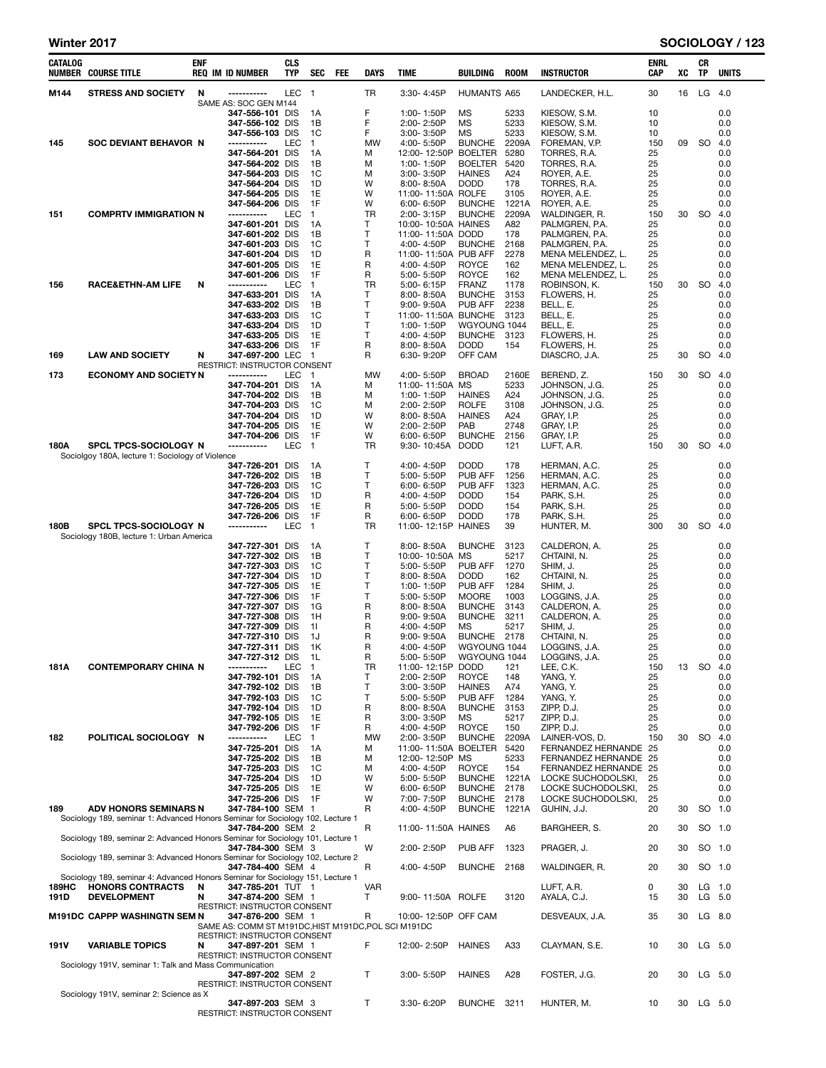## Winter 2017 — SOCIOLOGY

| CATALOG NUMBER | COURSE TITLE | ENF REQ | IM ID NUMBER | CLS TYP | SEC | FEE | DAYS | TIME | BUILDING | ROOM | INSTRUCTOR | ENRL CAP | XC | CR TP | UNITS |
|---|---|---|---|---|---|---|---|---|---|---|---|---|---|---|---|
| M144 | STRESS AND SOCIETY | N | ----------- | LEC | 1 | | TR | 3:30- 4:45P | HUMANTS | A65 | LANDECKER, H.L. | 30 | 16 | LG | 4.0 |
| | SAME AS: SOC GEN M144 | | | | | | | | | | | | | | |
| | | | 347-556-101 | DIS | 1A | | F | 1:00- 1:50P | MS | 5233 | KIESOW, S.M. | 10 | | | 0.0 |
| | | | 347-556-102 | DIS | 1B | | F | 2:00- 2:50P | MS | 5233 | KIESOW, S.M. | 10 | | | 0.0 |
| | | | 347-556-103 | DIS | 1C | | F | 3:00- 3:50P | MS | 5233 | KIESOW, S.M. | 10 | | | 0.0 |
| 145 | SOC DEVIANT BEHAVOR | N | ----------- | LEC | 1 | | MW | 4:00- 5:50P | BUNCHE | 2209A | FOREMAN, V.P. | 150 | 09 | SO | 4.0 |
| | | | 347-564-201 | DIS | 1A | | M | 12:00- 12:50P | BOELTER | 5280 | TORRES, R.A. | 25 | | | 0.0 |
| | | | 347-564-202 | DIS | 1B | | M | 1:00- 1:50P | BOELTER | 5420 | TORRES, R.A. | 25 | | | 0.0 |
| | | | 347-564-203 | DIS | 1C | | M | 3:00- 3:50P | HAINES | A24 | ROYER, A.E. | 25 | | | 0.0 |
| | | | 347-564-204 | DIS | 1D | | W | 8:00- 8:50A | DODD | 178 | TORRES, R.A. | 25 | | | 0.0 |
| | | | 347-564-205 | DIS | 1E | | W | 11:00- 11:50A | ROLFE | 3105 | ROYER, A.E. | 25 | | | 0.0 |
| | | | 347-564-206 | DIS | 1F | | W | 6:00- 6:50P | BUNCHE | 1221A | ROYER, A.E. | 25 | | | 0.0 |
| 151 | COMPRTV IMMIGRATION | N | ----------- | LEC | 1 | | TR | 2:00- 3:15P | BUNCHE | 2209A | WALDINGER, R. | 150 | 30 | SO | 4.0 |
| | | | 347-601-201 | DIS | 1A | | T | 10:00- 10:50A | HAINES | A82 | PALMGREN, P.A. | 25 | | | 0.0 |
| | | | 347-601-202 | DIS | 1B | | T | 11:00- 11:50A | DODD | 178 | PALMGREN, P.A. | 25 | | | 0.0 |
| | | | 347-601-203 | DIS | 1C | | T | 4:00- 4:50P | BUNCHE | 2168 | PALMGREN, P.A. | 25 | | | 0.0 |
| | | | 347-601-204 | DIS | 1D | | R | 11:00- 11:50A | PUB AFF | 2278 | MENA MELENDEZ, L. | 25 | | | 0.0 |
| | | | 347-601-205 | DIS | 1E | | R | 4:00- 4:50P | ROYCE | 162 | MENA MELENDEZ, L. | 25 | | | 0.0 |
| | | | 347-601-206 | DIS | 1F | | R | 5:00- 5:50P | ROYCE | 162 | MENA MELENDEZ, L. | 25 | | | 0.0 |
| 156 | RACE&ETHN-AM LIFE | N | ----------- | LEC | 1 | | TR | 5:00- 6:15P | FRANZ | 1178 | ROBINSON, K. | 150 | 30 | SO | 4.0 |
| | | | 347-633-201 | DIS | 1A | | T | 8:00- 8:50A | BUNCHE | 3153 | FLOWERS, H. | 25 | | | 0.0 |
| | | | 347-633-202 | DIS | 1B | | T | 9:00- 9:50A | PUB AFF | 2238 | BELL, E. | 25 | | | 0.0 |
| | | | 347-633-203 | DIS | 1C | | T | 11:00- 11:50A | BUNCHE | 3123 | BELL, E. | 25 | | | 0.0 |
| | | | 347-633-204 | DIS | 1D | | T | 1:00- 1:50P | WGYOUNG | 1044 | BELL, E. | 25 | | | 0.0 |
| | | | 347-633-205 | DIS | 1E | | T | 4:00- 4:50P | BUNCHE | 3123 | FLOWERS, H. | 25 | | | 0.0 |
| | | | 347-633-206 | DIS | 1F | | R | 8:00- 8:50A | DODD | 154 | FLOWERS, H. | 25 | | | 0.0 |
| 169 | LAW AND SOCIETY | N | 347-697-200 | LEC | 1 | | R | 6:30- 9:20P | OFF CAM | | DIASCRO, J.A. | 25 | 30 | SO | 4.0 |
| | RESTRICT: INSTRUCTOR CONSENT | | | | | | | | | | | | | | |
| 173 | ECONOMY AND SOCIETY | N | ----------- | LEC | 1 | | MW | 4:00- 5:50P | BROAD | 2160E | BEREND, Z. | 150 | 30 | SO | 4.0 |
| | | | 347-704-201 | DIS | 1A | | M | 11:00- 11:50A | MS | 5233 | JOHNSON, J.G. | 25 | | | 0.0 |
| | | | 347-704-202 | DIS | 1B | | M | 1:00- 1:50P | HAINES | A24 | JOHNSON, J.G. | 25 | | | 0.0 |
| | | | 347-704-203 | DIS | 1C | | M | 2:00- 2:50P | ROLFE | 3108 | JOHNSON, J.G. | 25 | | | 0.0 |
| | | | 347-704-204 | DIS | 1D | | W | 8:00- 8:50A | HAINES | A24 | GRAY, I.P. | 25 | | | 0.0 |
| | | | 347-704-205 | DIS | 1E | | W | 2:00- 2:50P | PAB | 2748 | GRAY, I.P. | 25 | | | 0.0 |
| | | | 347-704-206 | DIS | 1F | | W | 6:00- 6:50P | BUNCHE | 2156 | GRAY, I.P. | 25 | | | 0.0 |
| 180A | SPCL TPCS-SOCIOLOGY | N | ----------- | LEC | 1 | | TR | 9:30- 10:45A | DODD | 121 | LUFT, A.R. | 150 | 30 | SO | 4.0 |
| | Sociolgoy 180A, lecture 1: Sociology of Violence | | | | | | | | | | | | | | |
| | | | 347-726-201 | DIS | 1A | | T | 4:00- 4:50P | DODD | 178 | HERMAN, A.C. | 25 | | | 0.0 |
| | | | 347-726-202 | DIS | 1B | | T | 5:00- 5:50P | PUB AFF | 1256 | HERMAN, A.C. | 25 | | | 0.0 |
| | | | 347-726-203 | DIS | 1C | | T | 6:00- 6:50P | PUB AFF | 1323 | HERMAN, A.C. | 25 | | | 0.0 |
| | | | 347-726-204 | DIS | 1D | | R | 4:00- 4:50P | DODD | 154 | PARK, S.H. | 25 | | | 0.0 |
| | | | 347-726-205 | DIS | 1E | | R | 5:00- 5:50P | DODD | 154 | PARK, S.H. | 25 | | | 0.0 |
| | | | 347-726-206 | DIS | 1F | | R | 6:00- 6:50P | DODD | 178 | PARK, S.H. | 25 | | | 0.0 |
| 180B | SPCL TPCS-SOCIOLOGY | N | ----------- | LEC | 1 | | TR | 11:00- 12:15P | HAINES | 39 | HUNTER, M. | 300 | 30 | SO | 4.0 |
| | Sociology 180B, lecture 1: Urban America | | | | | | | | | | | | | | |
| | | | 347-727-301 | DIS | 1A | | T | 8:00- 8:50A | BUNCHE | 3123 | CALDERON, A. | 25 | | | 0.0 |
| | | | 347-727-302 | DIS | 1B | | T | 10:00- 10:50A | MS | 5217 | CHTAINI, N. | 25 | | | 0.0 |
| | | | 347-727-303 | DIS | 1C | | T | 5:00- 5:50P | PUB AFF | 1270 | SHIM, J. | 25 | | | 0.0 |
| | | | 347-727-304 | DIS | 1D | | T | 8:00- 8:50A | DODD | 162 | CHTAINI, N. | 25 | | | 0.0 |
| | | | 347-727-305 | DIS | 1E | | T | 1:00- 1:50P | PUB AFF | 1284 | SHIM, J. | 25 | | | 0.0 |
| | | | 347-727-306 | DIS | 1F | | T | 5:00- 5:50P | MOORE | 1003 | LOGGINS, J.A. | 25 | | | 0.0 |
| | | | 347-727-307 | DIS | 1G | | R | 8:00- 8:50A | BUNCHE | 3143 | CALDERON, A. | 25 | | | 0.0 |
| | | | 347-727-308 | DIS | 1H | | R | 9:00- 9:50A | BUNCHE | 3211 | CALDERON, A. | 25 | | | 0.0 |
| | | | 347-727-309 | DIS | 1I | | R | 4:00- 4:50P | MS | 5217 | SHIM, J. | 25 | | | 0.0 |
| | | | 347-727-310 | DIS | 1J | | R | 9:00- 9:50A | BUNCHE | 2178 | CHTAINI, N. | 25 | | | 0.0 |
| | | | 347-727-311 | DIS | 1K | | R | 4:00- 4:50P | WGYOUNG | 1044 | LOGGINS, J.A. | 25 | | | 0.0 |
| | | | 347-727-312 | DIS | 1L | | R | 5:00- 5:50P | WGYOUNG | 1044 | LOGGINS, J.A. | 25 | | | 0.0 |
| 181A | CONTEMPORARY CHINA | N | ----------- | LEC | 1 | | TR | 11:00- 12:15P | DODD | 121 | LEE, C.K. | 150 | 13 | SO | 4.0 |
| | | | 347-792-101 | DIS | 1A | | T | 2:00- 2:50P | ROYCE | 148 | YANG, Y. | 25 | | | 0.0 |
| | | | 347-792-102 | DIS | 1B | | T | 3:00- 3:50P | HAINES | A74 | YANG, Y. | 25 | | | 0.0 |
| | | | 347-792-103 | DIS | 1C | | T | 5:00- 5:50P | PUB AFF | 1284 | YANG, Y. | 25 | | | 0.0 |
| | | | 347-792-104 | DIS | 1D | | R | 8:00- 8:50A | BUNCHE | 3153 | ZIPP, D.J. | 25 | | | 0.0 |
| | | | 347-792-105 | DIS | 1E | | R | 3:00- 3:50P | MS | 5217 | ZIPP, D.J. | 25 | | | 0.0 |
| | | | 347-792-206 | DIS | 1F | | R | 4:00- 4:50P | ROYCE | 150 | ZIPP, D.J. | 25 | | | 0.0 |
| 182 | POLITICAL SOCIOLOGY | N | ----------- | LEC | 1 | | MW | 2:00- 3:50P | BUNCHE | 2209A | LAINER-VOS, D. | 150 | 30 | SO | 4.0 |
| | | | 347-725-201 | DIS | 1A | | M | 11:00- 11:50A | BOELTER | 5420 | FERNANDEZ HERNANDE | 25 | | | 0.0 |
| | | | 347-725-202 | DIS | 1B | | M | 12:00- 12:50P | MS | 5233 | FERNANDEZ HERNANDE | 25 | | | 0.0 |
| | | | 347-725-203 | DIS | 1C | | M | 4:00- 4:50P | ROYCE | 154 | FERNANDEZ HERNANDE | 25 | | | 0.0 |
| | | | 347-725-204 | DIS | 1D | | W | 5:00- 5:50P | BUNCHE | 1221A | LOCKE SUCHODOLSKI, | 25 | | | 0.0 |
| | | | 347-725-205 | DIS | 1E | | W | 6:00- 6:50P | BUNCHE | 2178 | LOCKE SUCHODOLSKI, | 25 | | | 0.0 |
| | | | 347-725-206 | DIS | 1F | | W | 7:00- 7:50P | BUNCHE | 2178 | LOCKE SUCHODOLSKI, | 25 | | | 0.0 |
| 189 | ADV HONORS SEMINARS | N | 347-784-100 | SEM | 1 | | R | 4:00- 4:50P | BUNCHE | 1221A | GUHIN, J.J. | 20 | 30 | SO | 1.0 |
| | Sociology 189, seminar 1: Advanced Honors Seminar for Sociology 102, Lecture 1 | | | | | | | | | | | | | | |
| | | | 347-784-200 | SEM | 2 | | R | 11:00- 11:50A | HAINES | A6 | BARGHEER, S. | 20 | 30 | SO | 1.0 |
| | Sociology 189, seminar 2: Advanced Honors Seminar for Sociology 101, Lecture 1 | | | | | | | | | | | | | | |
| | | | 347-784-300 | SEM | 3 | | W | 2:00- 2:50P | PUB AFF | 1323 | PRAGER, J. | 20 | 30 | SO | 1.0 |
| | Sociology 189, seminar 3: Advanced Honors Seminar for Sociology 102, Lecture 2 | | | | | | | | | | | | | | |
| | | | 347-784-400 | SEM | 4 | | R | 4:00- 4:50P | BUNCHE | 2168 | WALDINGER, R. | 20 | 30 | SO | 1.0 |
| | Sociology 189, seminar 4: Advanced Honors Seminar for Sociology 151, Lecture 1 | | | | | | | | | | | | | | |
| 189HC | HONORS CONTRACTS | N | 347-785-201 | TUT | 1 | | VAR | | | | LUFT, A.R. | 0 | 30 | LG | 1.0 |
| 191D | DEVELOPMENT | N | 347-874-200 | SEM | 1 | | T | 9:00- 11:50A | ROLFE | 3120 | AYALA, C.J. | 15 | 30 | LG | 5.0 |
| | RESTRICT: INSTRUCTOR CONSENT | | | | | | | | | | | | | | |
| M191DC | CAPPP WASHINGTN SEM | N | 347-876-200 | SEM | 1 | | R | 10:00- 12:50P | OFF CAM | | DESVEAUX, J.A. | 35 | 30 | LG | 8.0 |
| | SAME AS: COMM ST M191DC,HIST M191DC,POL SCI M191DC | | | | | | | | | | | | | | |
| | RESTRICT: INSTRUCTOR CONSENT | | | | | | | | | | | | | | |
| 191V | VARIABLE TOPICS | N | 347-897-201 | SEM | 1 | | F | 12:00- 2:50P | HAINES | A33 | CLAYMAN, S.E. | 10 | 30 | LG | 5.0 |
| | RESTRICT: INSTRUCTOR CONSENT | | | | | | | | | | | | | | |
| | Sociology 191V, seminar 1: Talk and Mass Communication | | | | | | | | | | | | | | |
| | | | 347-897-202 | SEM | 2 | | T | 3:00- 5:50P | HAINES | A28 | FOSTER, J.G. | 20 | 30 | LG | 5.0 |
| | RESTRICT: INSTRUCTOR CONSENT | | | | | | | | | | | | | | |
| | Sociology 191V, seminar 2: Science as X | | | | | | | | | | | | | | |
| | | | 347-897-203 | SEM | 3 | | T | 3:30- 6:20P | BUNCHE | 3211 | HUNTER, M. | 10 | 30 | LG | 5.0 |
| | RESTRICT: INSTRUCTOR CONSENT | | | | | | | | | | | | | | |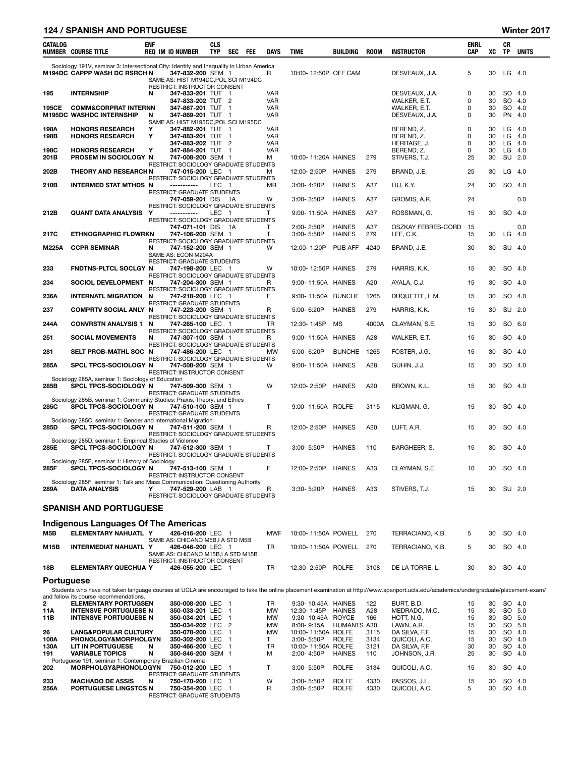| CATALOG NUMBER | COURSE TITLE | ENF REQ | IM | ID NUMBER | CLS TYP | SEC | FEE | DAYS | TIME | BUILDING | ROOM | INSTRUCTOR | ENRL CAP | XC | CR TP | UNITS |
|---|---|---|---|---|---|---|---|---|---|---|---|---|---|---|---|---|
| Sociology 191V, seminar 3: Intersectional City: Identity and Inequality in Urban America | | | | | | | | | | | | | | | | |
| M194DC | CAPPP WASH DC RSRCH | N | | 347-832-200 | SEM | 1 | | R | 10:00- 12:50P | OFF CAM | | DESVEAUX, J.A. | 5 | 30 | LG | 4.0 |
| | SAME AS: HIST M194DC,POL SCI M194DC | | | | | | | | | | | | | | | |
| | RESTRICT: INSTRUCTOR CONSENT | | | | | | | | | | | | | | | |
| 195 | INTERNSHIP | N | | 347-833-201 | TUT | 1 | | VAR | | | | DESVEAUX, J.A. | 0 | 30 | SO | 4.0 |
| | | | | 347-833-202 | TUT | 2 | | VAR | | | | WALKER, E.T. | 0 | 30 | SO | 4.0 |
| 195CE | COMM&CORPRAT INTERN | N | | 347-867-201 | TUT | 1 | | VAR | | | | WALKER, E.T. | 0 | 30 | SO | 4.0 |
| M195DC | WASHDC INTERNSHIP | N | | 347-869-201 | TUT | 1 | | VAR | | | | DESVEAUX, J.A. | 0 | 30 | PN | 4.0 |
| | SAME AS: HIST M195DC,POL SCI M195DC | | | | | | | | | | | | | | | |
| 198A | HONORS RESEARCH | Y | | 347-882-201 | TUT | 1 | | VAR | | | | BEREND, Z. | 0 | 30 | LG | 4.0 |
| 198B | HONORS RESEARCH | Y | | 347-883-201 | TUT | 1 | | VAR | | | | BEREND, Z. | 0 | 30 | LG | 4.0 |
| | | | | 347-883-202 | TUT | 2 | | VAR | | | | HERITAGE, J. | 0 | 30 | LG | 4.0 |
| 198C | HONORS RESEARCH | Y | | 347-884-201 | TUT | 1 | | VAR | | | | BEREND, Z. | 0 | 30 | LG | 4.0 |
| 201B | PROSEM IN SOCIOLOGY | N | | 747-008-200 | SEM | 1 | | M | 10:00- 11:20A | HAINES | 279 | STIVERS, T.J. | 25 | 30 | SU | 2.0 |
| | RESTRICT: SOCIOLOGY GRADUATE STUDENTS | | | | | | | | | | | | | | | |
| 202B | THEORY AND RESEARCH | N | | 747-015-200 | LEC | 1 | | M | 12:00- 2:50P | HAINES | 279 | BRAND, J.E. | 25 | 30 | LG | 4.0 |
| | RESTRICT: SOCIOLOGY GRADUATE STUDENTS | | | | | | | | | | | | | | | |
| 210B | INTERMED STAT MTHDS | N | | ----------- | LEC | 1 | | MR | 3:00- 4:20P | HAINES | A37 | LIU, K.Y. | 24 | 30 | SO | 4.0 |
| | RESTRICT: GRADUATE STUDENTS | | | | | | | | | | | | | | | |
| | | | | 747-059-201 | DIS | 1A | | W | 3:00- 3:50P | HAINES | A37 | GROMIS, A.R. | 24 | | | 0.0 |
| | RESTRICT: SOCIOLOGY GRADUATE STUDENTS | | | | | | | | | | | | | | | |
| 212B | QUANT DATA ANALYSIS | Y | | ----------- | LEC | 1 | | T | 9:00- 11:50A | HAINES | A37 | ROSSMAN, G. | 15 | 30 | SO | 4.0 |
| | RESTRICT: SOCIOLOGY GRADUATE STUDENTS | | | | | | | | | | | | | | | |
| | | | | 747-071-101 | DIS | 1A | | T | 2:00- 2:50P | HAINES | A37 | OSZKAY FEBRES-CORD | 15 | | | 0.0 |
| 217C | ETHNOGRAPHIC FLDWRK | N | | 747-106-200 | SEM | 1 | | T | 3:00- 5:50P | HAINES | 279 | LEE, C.K. | 15 | 30 | LG | 4.0 |
| | RESTRICT: SOCIOLOGY GRADUATE STUDENTS | | | | | | | | | | | | | | | |
| M225A | CCPR SEMINAR | N | | 747-152-200 | SEM | 1 | | W | 12:00- 1:20P | PUB AFF | 4240 | BRAND, J.E. | 30 | 30 | SU | 4.0 |
| | SAME AS: ECON M204A | | | | | | | | | | | | | | | |
| | RESTRICT: GRADUATE STUDENTS | | | | | | | | | | | | | | | |
| 233 | FNDTNS-PLTCL SOCLGY | N | | 747-198-200 | LEC | 1 | | W | 10:00- 12:50P | HAINES | 279 | HARRIS, K.K. | 15 | 30 | SO | 4.0 |
| | RESTRICT: SOCIOLOGY GRADUATE STUDENTS | | | | | | | | | | | | | | | |
| 234 | SOCIOL DEVELOPMENT | N | | 747-204-300 | SEM | 1 | | R | 9:00- 11:50A | HAINES | A20 | AYALA, C.J. | 15 | 30 | SO | 4.0 |
| | RESTRICT: SOCIOLOGY GRADUATE STUDENTS | | | | | | | | | | | | | | | |
| 236A | INTERNATL MIGRATION | N | | 747-218-200 | LEC | 1 | | F | 9:00- 11:50A | BUNCHE | 1265 | DUQUETTE, L.M. | 15 | 30 | SO | 4.0 |
| | RESTRICT: GRADUATE STUDENTS | | | | | | | | | | | | | | | |
| 237 | COMPRTV SOCIAL ANLY | N | | 747-223-200 | SEM | 1 | | R | 5:00- 6:20P | HAINES | 279 | HARRIS, K.K. | 15 | 30 | SU | 2.0 |
| | RESTRICT: SOCIOLOGY GRADUATE STUDENTS | | | | | | | | | | | | | | | |
| 244A | CONVRSTN ANALYSIS 1 | N | | 747-265-100 | LEC | 1 | | TR | 12:30- 1:45P | MS | 4000A | CLAYMAN, S.E. | 15 | 30 | SO | 6.0 |
| | RESTRICT: SOCIOLOGY GRADUATE STUDENTS | | | | | | | | | | | | | | | |
| 251 | SOCIAL MOVEMENTS | N | | 747-307-100 | SEM | 1 | | R | 9:00- 11:50A | HAINES | A28 | WALKER, E.T. | 15 | 30 | SO | 4.0 |
| | RESTRICT: SOCIOLOGY GRADUATE STUDENTS | | | | | | | | | | | | | | | |
| 281 | SELT PROB-MATHL SOC | N | | 747-486-200 | LEC | 1 | | MW | 5:00- 6:20P | BUNCHE | 1265 | FOSTER, J.G. | 15 | 30 | SO | 4.0 |
| | RESTRICT: SOCIOLOGY GRADUATE STUDENTS | | | | | | | | | | | | | | | |
| 285A | SPCL TPCS-SOCIOLOGY | N | | 747-508-200 | SEM | 1 | | W | 9:00- 11:50A | HAINES | A28 | GUHIN, J.J. | 15 | 30 | SO | 4.0 |
| | RESTRICT: INSTRUCTOR CONSENT | | | | | | | | | | | | | | | |
| Sociology 285A, seminar 1: Sociology of Education | | | | | | | | | | | | | | | | |
| 285B | SPCL TPCS-SOCIOLOGY | N | | 747-509-300 | SEM | 1 | | W | 12:00- 2:50P | HAINES | A20 | BROWN, K.L. | 15 | 30 | SO | 4.0 |
| | RESTRICT: GRADUATE STUDENTS | | | | | | | | | | | | | | | |
| Sociology 285B, seminar 1: Community Studies: Praxis, Theory, and Ethics | | | | | | | | | | | | | | | | |
| 285C | SPCL TPCS-SOCIOLOGY | N | | 747-510-100 | SEM | 1 | | T | 9:00- 11:50A | ROLFE | 3115 | KLIGMAN, G. | 15 | 30 | SO | 4.0 |
| | RESTRICT: GRADUATE STUDENTS | | | | | | | | | | | | | | | |
| Sociology 285C, seminar 1: Gender and International Migration | | | | | | | | | | | | | | | | |
| 285D | SPCL TPCS-SOCIOLOGY | N | | 747-511-200 | SEM | 1 | | R | 12:00- 2:50P | HAINES | A20 | LUFT, A.R. | 15 | 30 | SO | 4.0 |
| | RESTRICT: SOCIOLOGY GRADUATE STUDENTS | | | | | | | | | | | | | | | |
| Sociology 285D, seminar 1: Empirical Studies of Violence | | | | | | | | | | | | | | | | |
| 285E | SPCL TPCS-SOCIOLOGY | N | | 747-512-300 | SEM | 1 | | T | 3:00- 5:50P | HAINES | 110 | BARGHEER, S. | 15 | 30 | SO | 4.0 |
| | RESTRICT: SOCIOLOGY GRADUATE STUDENTS | | | | | | | | | | | | | | | |
| Sociology 285E, seminar 1: History of Sociology | | | | | | | | | | | | | | | | |
| 285F | SPCL TPCS-SOCIOLOGY | N | | 747-513-100 | SEM | 1 | | F | 12:00- 2:50P | HAINES | A33 | CLAYMAN, S.E. | 10 | 30 | SO | 4.0 |
| | RESTRICT: INSTRUCTOR CONSENT | | | | | | | | | | | | | | | |
| Sociology 285F, seminar 1: Talk and Mass Communication: Questioning Authority | | | | | | | | | | | | | | | | |
| 289A | DATA ANALYSIS | Y | | 747-529-200 | LAB | 1 | | R | 3:30- 5:20P | HAINES | A33 | STIVERS, T.J. | 15 | 30 | SU | 2.0 |
| | RESTRICT: SOCIOLOGY GRADUATE STUDENTS | | | | | | | | | | | | | | | |

## SPANISH AND PORTUGUESE

### Indigenous Languages Of The Americas

| CATALOG NUMBER | COURSE TITLE | ENF REQ | IM | ID NUMBER | CLS TYP | SEC | FEE | DAYS | TIME | BUILDING | ROOM | INSTRUCTOR | ENRL CAP | XC | CR TP | UNITS |
|---|---|---|---|---|---|---|---|---|---|---|---|---|---|---|---|---|
| M5B | ELEMENTARY NAHUATL | Y | | 426-016-200 | LEC | 1 | | MWF | 10:00- 11:50A | POWELL | 270 | TERRACIANO, K.B. | 5 | 30 | SO | 4.0 |
| | SAME AS: CHICANO M5B,I A STD M5B | | | | | | | | | | | | | | | |
| M15B | INTERMEDIAT NAHUATL | Y | | 426-046-200 | LEC | 1 | | TR | 10:00- 11:50A | POWELL | 270 | TERRACIANO, K.B. | 5 | 30 | SO | 4.0 |
| | SAME AS: CHICANO M15B,I A STD M15B | | | | | | | | | | | | | | | |
| | RESTRICT: INSTRUCTOR CONSENT | | | | | | | | | | | | | | | |
| 18B | ELEMENTARY QUECHUA | Y | | 426-055-200 | LEC | 1 | | TR | 12:30- 2:50P | ROLFE | 3108 | DE LA TORRE, L. | 30 | 30 | SO | 4.0 |

### Portuguese

Students who have not taken language courses at UCLA are encouraged to take the online placement examination at http://www.spanport.ucla.edu/academics/undergraduate/placement-exam/ and follow its course recommendations.

| CATALOG NUMBER | COURSE TITLE | ENF REQ | IM | ID NUMBER | CLS TYP | SEC | FEE | DAYS | TIME | BUILDING | ROOM | INSTRUCTOR | ENRL CAP | XC | CR TP | UNITS |
|---|---|---|---|---|---|---|---|---|---|---|---|---|---|---|---|---|
| 2 | ELEMENTARY PORTUGSE | N | | 350-008-200 | LEC | 1 | | TR | 9:30- 10:45A | HAINES | 122 | BURT, B.D. | 15 | 30 | SO | 4.0 |
| 11A | INTENSVE PORTUGUESE | N | | 350-033-201 | LEC | 1 | | MW | 12:30- 1:45P | HAINES | A28 | MEDRADO, M.C. | 15 | 30 | SO | 5.0 |
| 11B | INTENSVE PORTUGUESE | N | | 350-034-201 | LEC | 1 | | MW | 9:30- 10:45A | ROYCE | 166 | HOTT, N.G. | 15 | 30 | SO | 5.0 |
| | | | | 350-034-202 | LEC | 2 | | MW | 8:00- 9:15A | HUMANTS | A30 | LAWN, A.R. | 15 | 30 | SO | 5.0 |
| 26 | LANG&POPULAR CULTURY | | | 350-078-200 | LEC | 1 | | MW | 10:00- 11:50A | ROLFE | 3115 | DA SILVA, F.F. | 15 | 30 | SO | 4.0 |
| 100A | PHONOLOGY&MORPHOLGY | N | | 350-302-200 | LEC | 1 | | T | 3:00- 5:50P | ROLFE | 3134 | QUICOLI, A.C. | 15 | 30 | SO | 4.0 |
| 130A | LIT IN PORTUGUESE | N | | 350-466-200 | LEC | 1 | | TR | 10:00- 11:50A | ROLFE | 3121 | DA SILVA, F.F. | 30 | 30 | SO | 4.0 |
| 191 | VARIABLE TOPICS | N | | 350-846-200 | SEM | 1 | | M | 2:00- 4:50P | HAINES | 110 | JOHNSON, J.R. | 25 | 30 | SO | 4.0 |
| Portuguese 191, seminar 1: Contemporary Brazilian Cinema | | | | | | | | | | | | | | | | |
| 202 | MORPHOLGY&PHONOLOGY | N | | 750-012-200 | LEC | 1 | | T | 3:00- 5:50P | ROLFE | 3134 | QUICOLI, A.C. | 15 | 30 | SO | 4.0 |
| | RESTRICT: GRADUATE STUDENTS | | | | | | | | | | | | | | | |
| 233 | MACHADO DE ASSIS | N | | 750-170-200 | LEC | 1 | | W | 3:00- 5:50P | ROLFE | 4330 | PASSOS, J.L. | 15 | 30 | SO | 4.0 |
| 256A | PORTUGUESE LINGSTCS | N | | 750-354-200 | LEC | 1 | | R | 3:00- 5:50P | ROLFE | 4330 | QUICOLI, A.C. | 5 | 30 | SO | 4.0 |
| | RESTRICT: GRADUATE STUDENTS | | | | | | | | | | | | | | | |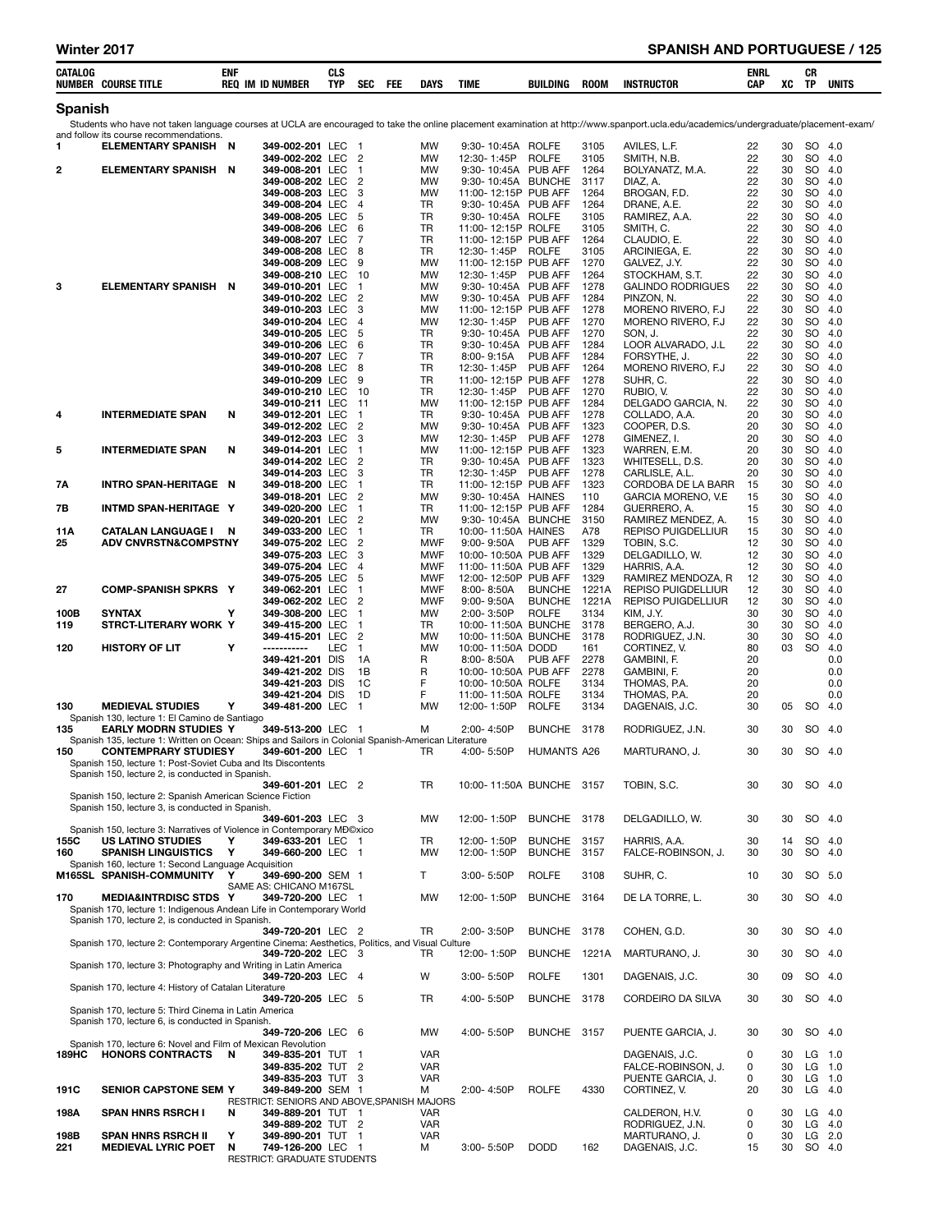## Spanish

Students who have not taken language courses at UCLA are encouraged to take the online placement examination at http://www.spanport.ucla.edu/academics/undergraduate/placement-exam/ and follow its course recommendations.

| CATALOG NUMBER | COURSE TITLE | ENF REQ | IM | ID NUMBER | CLS TYP | SEC | FEE | DAYS | TIME | BUILDING | ROOM | INSTRUCTOR | ENRL CAP | XC | CR TP | UNITS |
|---|---|---|---|---|---|---|---|---|---|---|---|---|---|---|---|---|
| 1 | ELEMENTARY SPANISH | N | | 349-002-201 | LEC | 1 | | MW | 9:30- 10:45A | ROLFE | 3105 | AVILES, L.F. | 22 | 30 | SO | 4.0 |
| | | | | 349-002-202 | LEC | 2 | | MW | 12:30- 1:45P | ROLFE | 3105 | SMITH, N.B. | 22 | 30 | SO | 4.0 |
| 2 | ELEMENTARY SPANISH | N | | 349-008-201 | LEC | 1 | | MW | 9:30- 10:45A | PUB AFF | 1264 | BOLYANATZ, M.A. | 22 | 30 | SO | 4.0 |
| | | | | 349-008-202 | LEC | 2 | | MW | 9:30- 10:45A | BUNCHE | 3117 | DIAZ, A. | 22 | 30 | SO | 4.0 |
| | | | | 349-008-203 | LEC | 3 | | MW | 11:00- 12:15P | PUB AFF | 1264 | BROGAN, F.D. | 22 | 30 | SO | 4.0 |
| | | | | 349-008-204 | LEC | 4 | | TR | 9:30- 10:45A | PUB AFF | 1264 | DRANE, A.E. | 22 | 30 | SO | 4.0 |
| | | | | 349-008-205 | LEC | 5 | | TR | 9:30- 10:45A | ROLFE | 3105 | RAMIREZ, A.A. | 22 | 30 | SO | 4.0 |
| | | | | 349-008-206 | LEC | 6 | | TR | 11:00- 12:15P | ROLFE | 3105 | SMITH, C. | 22 | 30 | SO | 4.0 |
| | | | | 349-008-207 | LEC | 7 | | TR | 11:00- 12:15P | PUB AFF | 1264 | CLAUDIO, E. | 22 | 30 | SO | 4.0 |
| | | | | 349-008-208 | LEC | 8 | | TR | 12:30- 1:45P | ROLFE | 3105 | ARCINIEGA, E. | 22 | 30 | SO | 4.0 |
| | | | | 349-008-209 | LEC | 9 | | MW | 11:00- 12:15P | PUB AFF | 1270 | GALVEZ, J.Y. | 22 | 30 | SO | 4.0 |
| | | | | 349-008-210 | LEC | 10 | | MW | 12:30- 1:45P | PUB AFF | 1264 | STOCKHAM, S.T. | 22 | 30 | SO | 4.0 |
| 3 | ELEMENTARY SPANISH | N | | 349-010-201 | LEC | 1 | | MW | 9:30- 10:45A | PUB AFF | 1278 | GALINDO RODRIGUES | 22 | 30 | SO | 4.0 |
| | | | | 349-010-202 | LEC | 2 | | MW | 9:30- 10:45A | PUB AFF | 1284 | PINZON, N. | 22 | 30 | SO | 4.0 |
| | | | | 349-010-203 | LEC | 3 | | MW | 11:00- 12:15P | PUB AFF | 1278 | MORENO RIVERO, F.J | 22 | 30 | SO | 4.0 |
| | | | | 349-010-204 | LEC | 4 | | MW | 12:30- 1:45P | PUB AFF | 1270 | MORENO RIVERO, F.J | 22 | 30 | SO | 4.0 |
| | | | | 349-010-205 | LEC | 5 | | TR | 9:30- 10:45A | PUB AFF | 1270 | SON, J. | 22 | 30 | SO | 4.0 |
| | | | | 349-010-206 | LEC | 6 | | TR | 9:30- 10:45A | PUB AFF | 1284 | LOOR ALVARADO, J.L | 22 | 30 | SO | 4.0 |
| | | | | 349-010-207 | LEC | 7 | | TR | 8:00- 9:15A | PUB AFF | 1284 | FORSYTHE, J. | 22 | 30 | SO | 4.0 |
| | | | | 349-010-208 | LEC | 8 | | TR | 12:30- 1:45P | PUB AFF | 1264 | MORENO RIVERO, F.J | 22 | 30 | SO | 4.0 |
| | | | | 349-010-209 | LEC | 9 | | TR | 11:00- 12:15P | PUB AFF | 1278 | SUHR, C. | 22 | 30 | SO | 4.0 |
| | | | | 349-010-210 | LEC | 10 | | TR | 12:30- 1:45P | PUB AFF | 1270 | RUBIO, V. | 22 | 30 | SO | 4.0 |
| | | | | 349-010-211 | LEC | 11 | | MW | 11:00- 12:15P | PUB AFF | 1284 | DELGADO GARCIA, N. | 22 | 30 | SO | 4.0 |
| 4 | INTERMEDIATE SPAN | N | | 349-012-201 | LEC | 1 | | TR | 9:30- 10:45A | PUB AFF | 1278 | COLLADO, A.A. | 20 | 30 | SO | 4.0 |
| | | | | 349-012-202 | LEC | 2 | | MW | 9:30- 10:45A | PUB AFF | 1323 | COOPER, D.S. | 20 | 30 | SO | 4.0 |
| | | | | 349-012-203 | LEC | 3 | | MW | 12:30- 1:45P | PUB AFF | 1278 | GIMENEZ, I. | 20 | 30 | SO | 4.0 |
| 5 | INTERMEDIATE SPAN | N | | 349-014-201 | LEC | 1 | | MW | 11:00- 12:15P | PUB AFF | 1323 | WARREN, E.M. | 20 | 30 | SO | 4.0 |
| | | | | 349-014-202 | LEC | 2 | | TR | 9:30- 10:45A | PUB AFF | 1323 | WHITESELL, D.S. | 20 | 30 | SO | 4.0 |
| | | | | 349-014-203 | LEC | 3 | | TR | 12:30- 1:45P | PUB AFF | 1278 | CARLISLE, A.L. | 20 | 30 | SO | 4.0 |
| 7A | INTRO SPAN-HERITAGE | N | | 349-018-200 | LEC | 1 | | TR | 11:00- 12:15P | PUB AFF | 1323 | CORDOBA DE LA BARR | 15 | 30 | SO | 4.0 |
| | | | | 349-018-201 | LEC | 2 | | MW | 9:30- 10:45A | HAINES | 110 | GARCIA MORENO, V.E | 15 | 30 | SO | 4.0 |
| 7B | INTMD SPAN-HERITAGE | Y | | 349-020-200 | LEC | 1 | | TR | 11:00- 12:15P | PUB AFF | 1284 | GUERRERO, A. | 15 | 30 | SO | 4.0 |
| | | | | 349-020-201 | LEC | 2 | | MW | 9:30- 10:45A | BUNCHE | 3150 | RAMIREZ MENDEZ, A. | 15 | 30 | SO | 4.0 |
| 11A | CATALAN LANGUAGE I | N | | 349-033-200 | LEC | 1 | | TR | 10:00- 11:50A | HAINES | A78 | REPISO PUIGDELLIUR | 15 | 30 | SO | 4.0 |
| 25 | ADV CNVRSTN&COMPSTN | Y | | 349-075-202 | LEC | 2 | | MWF | 9:00- 9:50A | PUB AFF | 1329 | TOBIN, S.C. | 12 | 30 | SO | 4.0 |
| | | | | 349-075-203 | LEC | 3 | | MWF | 10:00- 10:50A | PUB AFF | 1329 | DELGADILLO, W. | 12 | 30 | SO | 4.0 |
| | | | | 349-075-204 | LEC | 4 | | MWF | 11:00- 11:50A | PUB AFF | 1329 | HARRIS, A.A. | 12 | 30 | SO | 4.0 |
| | | | | 349-075-205 | LEC | 5 | | MWF | 12:00- 12:50P | PUB AFF | 1329 | RAMIREZ MENDOZA, R | 12 | 30 | SO | 4.0 |
| 27 | COMP-SPANISH SPKRS | Y | | 349-062-201 | LEC | 1 | | MWF | 8:00- 8:50A | BUNCHE | 1221A | REPISO PUIGDELLIUR | 12 | 30 | SO | 4.0 |
| | | | | 349-062-202 | LEC | 2 | | MWF | 9:00- 9:50A | BUNCHE | 1221A | REPISO PUIGDELLIUR | 12 | 30 | SO | 4.0 |
| 100B | SYNTAX | Y | | 349-308-200 | LEC | 1 | | MW | 2:00- 3:50P | ROLFE | 3134 | KIM, J.Y. | 30 | 30 | SO | 4.0 |
| 119 | STRCT-LITERARY WORK | Y | | 349-415-200 | LEC | 1 | | TR | 10:00- 11:50A | BUNCHE | 3178 | BERGERO, A.J. | 30 | 30 | SO | 4.0 |
| | | | | 349-415-201 | LEC | 2 | | MW | 10:00- 11:50A | BUNCHE | 3178 | RODRIGUEZ, J.N. | 30 | 30 | SO | 4.0 |
| 120 | HISTORY OF LIT | Y | | ----------- | LEC | 1 | | MW | 10:00- 11:50A | DODD | 161 | CORTINEZ, V. | 80 | 03 | SO | 4.0 |
| | | | | 349-421-201 | DIS | 1A | | R | 8:00- 8:50A | PUB AFF | 2278 | GAMBINI, F. | 20 | | | 0.0 |
| | | | | 349-421-202 | DIS | 1B | | R | 10:00- 10:50A | PUB AFF | 2278 | GAMBINI, F. | 20 | | | 0.0 |
| | | | | 349-421-203 | DIS | 1C | | F | 10:00- 10:50A | ROLFE | 3134 | THOMAS, P.A. | 20 | | | 0.0 |
| | | | | 349-421-204 | DIS | 1D | | F | 11:00- 11:50A | ROLFE | 3134 | THOMAS, P.A. | 20 | | | 0.0 |
| 130 | MEDIEVAL STUDIES | Y | | 349-481-200 | LEC | 1 | | MW | 12:00- 1:50P | ROLFE | 3134 | DAGENAIS, J.C. | 30 | 05 | SO | 4.0 |
| | Spanish 130, lecture 1: El Camino de Santiago | | | | | | | | | | | | | | | |
| 135 | EARLY MODRN STUDIES | Y | | 349-513-200 | LEC | 1 | | M | 2:00- 4:50P | BUNCHE | 3178 | RODRIGUEZ, J.N. | 30 | 30 | SO | 4.0 |
| | Spanish 135, lecture 1: Written on Ocean: Ships and Sailors in Colonial Spanish-American Literature | | | | | | | | | | | | | | | |
| 150 | CONTEMPRARY STUDIES | Y | | 349-601-200 | LEC | 1 | | TR | 4:00- 5:50P | HUMANTS | A26 | MARTURANO, J. | 30 | 30 | SO | 4.0 |
| | Spanish 150, lecture 1: Post-Soviet Cuba and Its Discontents | | | | | | | | | | | | | | | |
| | Spanish 150, lecture 2, is conducted in Spanish. | | | | | | | | | | | | | | | |
| | | | | 349-601-201 | LEC | 2 | | TR | 10:00- 11:50A | BUNCHE | 3157 | TOBIN, S.C. | 30 | 30 | SO | 4.0 |
| | Spanish 150, lecture 2: Spanish American Science Fiction | | | | | | | | | | | | | | | |
| | Spanish 150, lecture 3, is conducted in Spanish. | | | | | | | | | | | | | | | |
| | | | | 349-601-203 | LEC | 3 | | MW | 12:00- 1:50P | BUNCHE | 3178 | DELGADILLO, W. | 30 | 30 | SO | 4.0 |
| | Spanish 150, lecture 3: Narratives of Violence in Contemporary MÃ©xico | | | | | | | | | | | | | | | |
| 155C | US LATINO STUDIES | Y | | 349-633-201 | LEC | 1 | | TR | 12:00- 1:50P | BUNCHE | 3157 | HARRIS, A.A. | 30 | 14 | SO | 4.0 |
| 160 | SPANISH LINGUISTICS | Y | | 349-660-200 | LEC | 1 | | MW | 12:00- 1:50P | BUNCHE | 3157 | FALCE-ROBINSON, J. | 30 | 30 | SO | 4.0 |
| | Spanish 160, lecture 1: Second Language Acquisition | | | | | | | | | | | | | | | |
| M165SL | SPANISH-COMMUNITY | Y | | 349-690-200 | SEM | 1 | | T | 3:00- 5:50P | ROLFE | 3108 | SUHR, C. | 10 | 30 | SO | 5.0 |
| | | | | SAME AS: CHICANO M167SL | | | | | | | | | | | | |
| 170 | MEDIA&INTRDISC STDS | Y | | 349-720-200 | LEC | 1 | | MW | 12:00- 1:50P | BUNCHE | 3164 | DE LA TORRE, L. | 30 | 30 | SO | 4.0 |
| | Spanish 170, lecture 1: Indigenous Andean Life in Contemporary World | | | | | | | | | | | | | | | |
| | Spanish 170, lecture 2, is conducted in Spanish. | | | | | | | | | | | | | | | |
| | | | | 349-720-201 | LEC | 2 | | TR | 2:00- 3:50P | BUNCHE | 3178 | COHEN, G.D. | 30 | 30 | SO | 4.0 |
| | Spanish 170, lecture 2: Contemporary Argentine Cinema: Aesthetics, Politics, and Visual Culture | | | | | | | | | | | | | | | |
| | | | | 349-720-202 | LEC | 3 | | TR | 12:00- 1:50P | BUNCHE | 1221A | MARTURANO, J. | 30 | 30 | SO | 4.0 |
| | Spanish 170, lecture 3: Photography and Writing in Latin America | | | | | | | | | | | | | | | |
| | | | | 349-720-203 | LEC | 4 | | W | 3:00- 5:50P | ROLFE | 1301 | DAGENAIS, J.C. | 30 | 09 | SO | 4.0 |
| | Spanish 170, lecture 4: History of Catalan Literature | | | | | | | | | | | | | | | |
| | | | | 349-720-205 | LEC | 5 | | TR | 4:00- 5:50P | BUNCHE | 3178 | CORDEIRO DA SILVA | 30 | 30 | SO | 4.0 |
| | Spanish 170, lecture 5: Third Cinema in Latin America | | | | | | | | | | | | | | | |
| | Spanish 170, lecture 6, is conducted in Spanish. | | | | | | | | | | | | | | | |
| | | | | 349-720-206 | LEC | 6 | | MW | 4:00- 5:50P | BUNCHE | 3157 | PUENTE GARCIA, J. | 30 | 30 | SO | 4.0 |
| | Spanish 170, lecture 6: Novel and Film of Mexican Revolution | | | | | | | | | | | | | | | |
| 189HC | HONORS CONTRACTS | N | | 349-835-201 | TUT | 1 | | VAR | | | | DAGENAIS, J.C. | 0 | 30 | LG | 1.0 |
| | | | | 349-835-202 | TUT | 2 | | VAR | | | | FALCE-ROBINSON, J. | 0 | 30 | LG | 1.0 |
| | | | | 349-835-203 | TUT | 3 | | VAR | | | | PUENTE GARCIA, J. | 0 | 30 | LG | 1.0 |
| 191C | SENIOR CAPSTONE SEM | Y | | 349-849-200 | SEM | 1 | | M | 2:00- 4:50P | ROLFE | 4330 | CORTINEZ, V. | 20 | 30 | LG | 4.0 |
| | | | | RESTRICT: SENIORS AND ABOVE,SPANISH MAJORS | | | | | | | | | | | | |
| 198A | SPAN HNRS RSRCH I | N | | 349-889-201 | TUT | 1 | | VAR | | | | CALDERON, H.V. | 0 | 30 | LG | 4.0 |
| | | | | 349-889-202 | TUT | 2 | | VAR | | | | RODRIGUEZ, J.N. | 0 | 30 | LG | 4.0 |
| 198B | SPAN HNRS RSRCH II | Y | | 349-890-201 | TUT | 1 | | VAR | | | | MARTURANO, J. | 0 | 30 | LG | 2.0 |
| 221 | MEDIEVAL LYRIC POET | N | | 749-126-200 | LEC | 1 | | M | 3:00- 5:50P | DODD | 162 | DAGENAIS, J.C. | 15 | 30 | SO | 4.0 |
| | | | | RESTRICT: GRADUATE STUDENTS | | | | | | | | | | | | |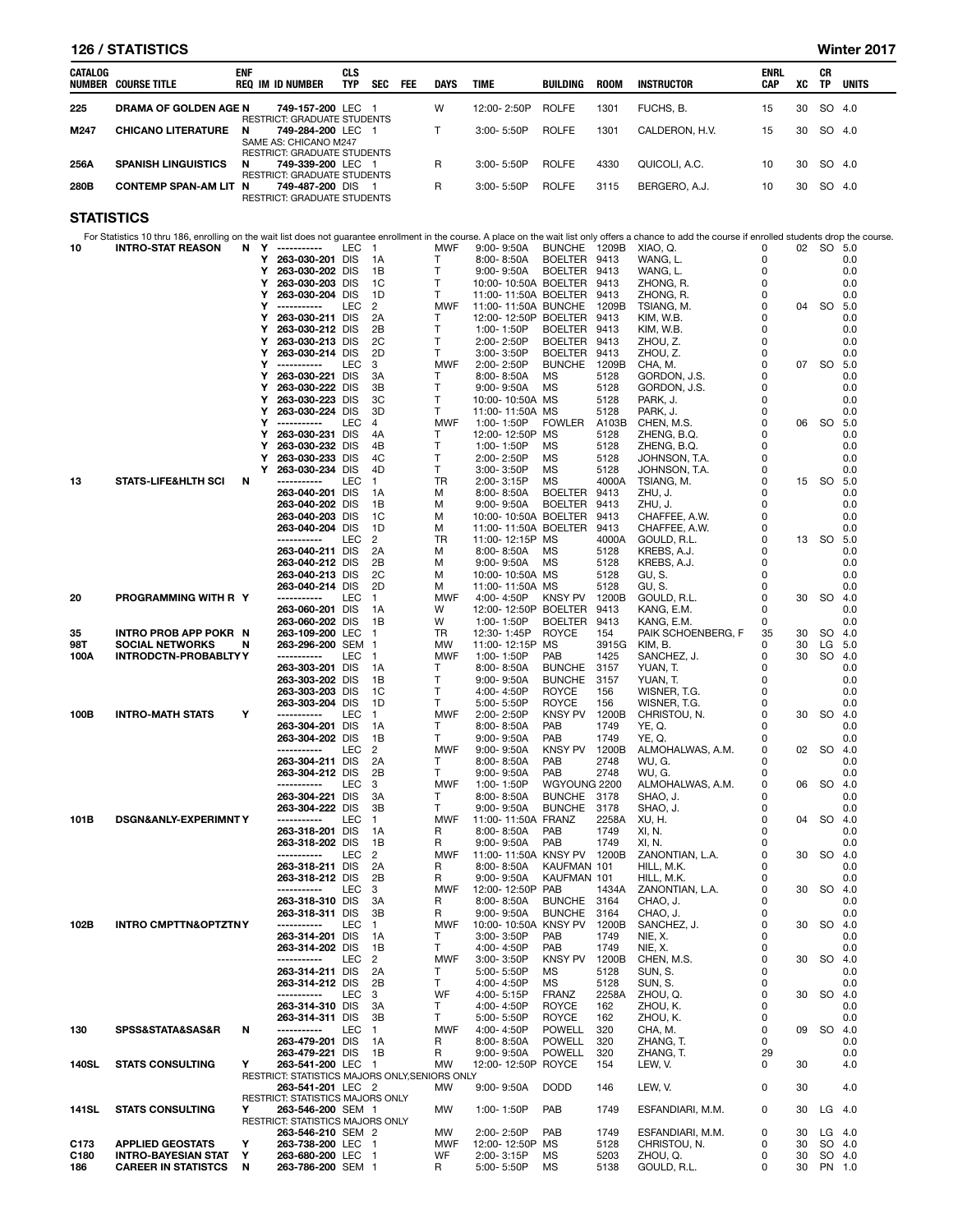| CATALOG NUMBER | COURSE TITLE | ENF REQ | IM | ID NUMBER | CLS TYP | SEC | FEE | DAYS | TIME | BUILDING | ROOM | INSTRUCTOR | ENRL CAP | XC | CR TP | UNITS |
|---|---|---|---|---|---|---|---|---|---|---|---|---|---|---|---|---|
| 225 | DRAMA OF GOLDEN AGE | N | | 749-157-200 | LEC | 1 | | W | 12:00- 2:50P | ROLFE | 1301 | FUCHS, B. | 15 | 30 | SO | 4.0 |
| | RESTRICT: GRADUATE STUDENTS | | | | | | | | | | | | | | | |
| M247 | CHICANO LITERATURE | N | | 749-284-200 | LEC | 1 | | T | 3:00- 5:50P | ROLFE | 1301 | CALDERON, H.V. | 15 | 30 | SO | 4.0 |
| | SAME AS: CHICANO M247 | | | | | | | | | | | | | | | |
| | RESTRICT: GRADUATE STUDENTS | | | | | | | | | | | | | | | |
| 256A | SPANISH LINGUISTICS | N | | 749-339-200 | LEC | 1 | | R | 3:00- 5:50P | ROLFE | 4330 | QUICOLI, A.C. | 10 | 30 | SO | 4.0 |
| | RESTRICT: GRADUATE STUDENTS | | | | | | | | | | | | | | | |
| 280B | CONTEMP SPAN-AM LIT | N | | 749-487-200 | DIS | 1 | | R | 3:00- 5:50P | ROLFE | 3115 | BERGERO, A.J. | 10 | 30 | SO | 4.0 |
| | RESTRICT: GRADUATE STUDENTS | | | | | | | | | | | | | | | |

## STATISTICS

For Statistics 10 thru 186, enrolling on the wait list does not guarantee enrollment in the course. A place on the wait list only offers a chance to add the course if enrolled students drop the course.

| CATALOG NUMBER | COURSE TITLE | ENF REQ | IM | ID NUMBER | CLS TYP | SEC | FEE | DAYS | TIME | BUILDING | ROOM | INSTRUCTOR | ENRL CAP | XC | CR TP | UNITS |
|---|---|---|---|---|---|---|---|---|---|---|---|---|---|---|---|---|
| 10 | INTRO-STAT REASON | N | Y | ----------- | LEC | 1 | | MWF | 9:00- 9:50A | BUNCHE | 1209B | XIAO, Q. | 0 | 02 | SO | 5.0 |
| | | | Y | 263-030-201 | DIS | 1A | | T | 8:00- 8:50A | BOELTER | 9413 | WANG, L. | 0 | | | 0.0 |
| | | | Y | 263-030-202 | DIS | 1B | | T | 9:00- 9:50A | BOELTER | 9413 | WANG, L. | 0 | | | 0.0 |
| | | | Y | 263-030-203 | DIS | 1C | | T | 10:00- 10:50A | BOELTER | 9413 | ZHONG, R. | 0 | | | 0.0 |
| | | | Y | 263-030-204 | DIS | 1D | | T | 11:00- 11:50A | BOELTER | 9413 | ZHONG, R. | 0 | | | 0.0 |
| | | | Y | ----------- | LEC | 2 | | MWF | 11:00- 11:50A | BUNCHE | 1209B | TSIANG, M. | 0 | 04 | SO | 5.0 |
| | | | Y | 263-030-211 | DIS | 2A | | T | 12:00- 12:50P | BOELTER | 9413 | KIM, W.B. | 0 | | | 0.0 |
| | | | Y | 263-030-212 | DIS | 2B | | T | 1:00- 1:50P | BOELTER | 9413 | KIM, W.B. | 0 | | | 0.0 |
| | | | Y | 263-030-213 | DIS | 2C | | T | 2:00- 2:50P | BOELTER | 9413 | ZHOU, Z. | 0 | | | 0.0 |
| | | | Y | 263-030-214 | DIS | 2D | | T | 3:00- 3:50P | BOELTER | 9413 | ZHOU, Z. | 0 | | | 0.0 |
| | | | Y | ----------- | LEC | 3 | | MWF | 2:00- 2:50P | BUNCHE | 1209B | CHA, M. | 0 | 07 | SO | 5.0 |
| | | | Y | 263-030-221 | DIS | 3A | | T | 8:00- 8:50A | MS | 5128 | GORDON, J.S. | 0 | | | 0.0 |
| | | | Y | 263-030-222 | DIS | 3B | | T | 9:00- 9:50A | MS | 5128 | GORDON, J.S. | 0 | | | 0.0 |
| | | | Y | 263-030-223 | DIS | 3C | | T | 10:00- 10:50A | MS | 5128 | PARK, J. | 0 | | | 0.0 |
| | | | Y | 263-030-224 | DIS | 3D | | T | 11:00- 11:50A | MS | 5128 | PARK, J. | 0 | | | 0.0 |
| | | | Y | ----------- | LEC | 4 | | MWF | 1:00- 1:50P | FOWLER | A103B | CHEN, M.S. | 0 | 06 | SO | 5.0 |
| | | | Y | 263-030-231 | DIS | 4A | | T | 12:00- 12:50P | MS | 5128 | ZHENG, B.Q. | 0 | | | 0.0 |
| | | | Y | 263-030-232 | DIS | 4B | | T | 1:00- 1:50P | MS | 5128 | ZHENG, B.Q. | 0 | | | 0.0 |
| | | | Y | 263-030-233 | DIS | 4C | | T | 2:00- 2:50P | MS | 5128 | JOHNSON, T.A. | 0 | | | 0.0 |
| | | | Y | 263-030-234 | DIS | 4D | | T | 3:00- 3:50P | MS | 5128 | JOHNSON, T.A. | 0 | | | 0.0 |
| 13 | STATS-LIFE&HLTH SCI | N | | ----------- | LEC | 1 | | TR | 2:00- 3:15P | MS | 4000A | TSIANG, M. | 0 | 15 | SO | 5.0 |
| | | | | 263-040-201 | DIS | 1A | | M | 8:00- 8:50A | BOELTER | 9413 | ZHU, J. | 0 | | | 0.0 |
| | | | | 263-040-202 | DIS | 1B | | M | 9:00- 9:50A | BOELTER | 9413 | ZHU, J. | 0 | | | 0.0 |
| | | | | 263-040-203 | DIS | 1C | | M | 10:00- 10:50A | BOELTER | 9413 | CHAFFEE, A.W. | 0 | | | 0.0 |
| | | | | 263-040-204 | DIS | 1D | | M | 11:00- 11:50A | BOELTER | 9413 | CHAFFEE, A.W. | 0 | | | 0.0 |
| | | | | ----------- | LEC | 2 | | TR | 11:00- 12:15P | MS | 4000A | GOULD, R.L. | 0 | 13 | SO | 5.0 |
| | | | | 263-040-211 | DIS | 2A | | M | 8:00- 8:50A | MS | 5128 | KREBS, A.J. | 0 | | | 0.0 |
| | | | | 263-040-212 | DIS | 2B | | M | 9:00- 9:50A | MS | 5128 | KREBS, A.J. | 0 | | | 0.0 |
| | | | | 263-040-213 | DIS | 2C | | M | 10:00- 10:50A | MS | 5128 | GU, S. | 0 | | | 0.0 |
| | | | | 263-040-214 | DIS | 2D | | M | 11:00- 11:50A | MS | 5128 | GU, S. | 0 | | | 0.0 |
| 20 | PROGRAMMING WITH R | Y | | ----------- | LEC | 1 | | MWF | 4:00- 4:50P | KNSY PV | 1200B | GOULD, R.L. | 0 | 30 | SO | 4.0 |
| | | | | 263-060-201 | DIS | 1A | | W | 12:00- 12:50P | BOELTER | 9413 | KANG, E.M. | 0 | | | 0.0 |
| | | | | 263-060-202 | DIS | 1B | | W | 1:00- 1:50P | BOELTER | 9413 | KANG, E.M. | 0 | | | 0.0 |
| 35 | INTRO PROB APP POKR | N | | 263-109-200 | LEC | 1 | | TR | 12:30- 1:45P | ROYCE | 154 | PAIK SCHOENBERG, F | 35 | 30 | SO | 4.0 |
| 98T | SOCIAL NETWORKS | N | | 263-296-200 | SEM | 1 | | MW | 11:00- 12:15P | MS | 3915G | KIM, B. | 0 | 30 | LG | 5.0 |
| 100A | INTRODCTN-PROBABLTY | Y | | ----------- | LEC | 1 | | MWF | 1:00- 1:50P | PAB | 1425 | SANCHEZ, J. | 0 | 30 | SO | 4.0 |
| | | | | 263-303-201 | DIS | 1A | | T | 8:00- 8:50A | BUNCHE | 3157 | YUAN, T. | 0 | | | 0.0 |
| | | | | 263-303-202 | DIS | 1B | | T | 9:00- 9:50A | BUNCHE | 3157 | YUAN, T. | 0 | | | 0.0 |
| | | | | 263-303-203 | DIS | 1C | | T | 4:00- 4:50P | ROYCE | 156 | WISNER, T.G. | 0 | | | 0.0 |
| | | | | 263-303-204 | DIS | 1D | | T | 5:00- 5:50P | ROYCE | 156 | WISNER, T.G. | 0 | | | 0.0 |
| 100B | INTRO-MATH STATS | Y | | ----------- | LEC | 1 | | MWF | 2:00- 2:50P | KNSY PV | 1200B | CHRISTOU, N. | 0 | 30 | SO | 4.0 |
| | | | | 263-304-201 | DIS | 1A | | T | 8:00- 8:50A | PAB | 1749 | YE, Q. | 0 | | | 0.0 |
| | | | | 263-304-202 | DIS | 1B | | T | 9:00- 9:50A | PAB | 1749 | YE, Q. | 0 | | | 0.0 |
| | | | | ----------- | LEC | 2 | | MWF | 9:00- 9:50A | KNSY PV | 1200B | ALMOHALWAS, A.M. | 0 | 02 | SO | 4.0 |
| | | | | 263-304-211 | DIS | 2A | | T | 8:00- 8:50A | PAB | 2748 | WU, G. | 0 | | | 0.0 |
| | | | | 263-304-212 | DIS | 2B | | T | 9:00- 9:50A | PAB | 2748 | WU, G. | 0 | | | 0.0 |
| | | | | ----------- | LEC | 3 | | MWF | 1:00- 1:50P | WGYOUNG | 2200 | ALMOHALWAS, A.M. | 0 | 06 | SO | 4.0 |
| | | | | 263-304-221 | DIS | 3A | | T | 8:00- 8:50A | BUNCHE | 3178 | SHAO, J. | 0 | | | 0.0 |
| | | | | 263-304-222 | DIS | 3B | | T | 9:00- 9:50A | BUNCHE | 3178 | SHAO, J. | 0 | | | 0.0 |
| 101B | DSGN&ANLY-EXPERIMNT | Y | | ----------- | LEC | 1 | | MWF | 11:00- 11:50A | FRANZ | 2258A | XU, H. | 0 | 04 | SO | 4.0 |
| | | | | 263-318-201 | DIS | 1A | | R | 8:00- 8:50A | PAB | 1749 | XI, N. | 0 | | | 0.0 |
| | | | | 263-318-202 | DIS | 1B | | R | 9:00- 9:50A | PAB | 1749 | XI, N. | 0 | | | 0.0 |
| | | | | ----------- | LEC | 2 | | MWF | 11:00- 11:50A | KNSY PV | 1200B | ZANONTIAN, L.A. | 0 | 30 | SO | 4.0 |
| | | | | 263-318-211 | DIS | 2A | | R | 8:00- 8:50A | KAUFMAN | 101 | HILL, M.K. | 0 | | | 0.0 |
| | | | | 263-318-212 | DIS | 2B | | R | 9:00- 9:50A | KAUFMAN | 101 | HILL, M.K. | 0 | | | 0.0 |
| | | | | ----------- | LEC | 3 | | MWF | 12:00- 12:50P | PAB | 1434A | ZANONTIAN, L.A. | 0 | 30 | SO | 4.0 |
| | | | | 263-318-310 | DIS | 3A | | R | 8:00- 8:50A | BUNCHE | 3164 | CHAO, J. | 0 | | | 0.0 |
| | | | | 263-318-311 | DIS | 3B | | R | 9:00- 9:50A | BUNCHE | 3164 | CHAO, J. | 0 | | | 0.0 |
| 102B | INTRO CMPTTN&OPTZTN | Y | | ----------- | LEC | 1 | | MWF | 10:00- 10:50A | KNSY PV | 1200B | SANCHEZ, J. | 0 | 30 | SO | 4.0 |
| | | | | 263-314-201 | DIS | 1A | | T | 3:00- 3:50P | PAB | 1749 | NIE, X. | 0 | | | 0.0 |
| | | | | 263-314-202 | DIS | 1B | | T | 4:00- 4:50P | PAB | 1749 | NIE, X. | 0 | | | 0.0 |
| | | | | ----------- | LEC | 2 | | MWF | 3:00- 3:50P | KNSY PV | 1200B | CHEN, M.S. | 0 | 30 | SO | 4.0 |
| | | | | 263-314-211 | DIS | 2A | | T | 5:00- 5:50P | MS | 5128 | SUN, S. | 0 | | | 0.0 |
| | | | | 263-314-212 | DIS | 2B | | T | 4:00- 4:50P | MS | 5128 | SUN, S. | 0 | | | 0.0 |
| | | | | ----------- | LEC | 3 | | WF | 4:00- 5:15P | FRANZ | 2258A | ZHOU, Q. | 0 | 30 | SO | 4.0 |
| | | | | 263-314-310 | DIS | 3A | | T | 4:00- 4:50P | ROYCE | 162 | ZHOU, K. | 0 | | | 0.0 |
| | | | | 263-314-311 | DIS | 3B | | T | 5:00- 5:50P | ROYCE | 162 | ZHOU, K. | 0 | | | 0.0 |
| 130 | SPSS&STATA&SAS&R | N | | ----------- | LEC | 1 | | MWF | 4:00- 4:50P | POWELL | 320 | CHA, M. | 0 | 09 | SO | 4.0 |
| | | | | 263-479-201 | DIS | 1A | | R | 8:00- 8:50A | POWELL | 320 | ZHANG, T. | 0 | | | 0.0 |
| | | | | 263-479-221 | DIS | 1B | | R | 9:00- 9:50A | POWELL | 320 | ZHANG, T. | 29 | | | 0.0 |
| 140SL | STATS CONSULTING | Y | | 263-541-200 | LEC | 1 | | MW | 12:00- 12:50P | ROYCE | 154 | LEW, V. | 0 | 30 | | 4.0 |
| | RESTRICT: STATISTICS MAJORS ONLY,SENIORS ONLY | | | | | | | | | | | | | | | |
| | | | | 263-541-201 | LEC | 2 | | MW | 9:00- 9:50A | DODD | 146 | LEW, V. | 0 | 30 | | 4.0 |
| | RESTRICT: STATISTICS MAJORS ONLY | | | | | | | | | | | | | | | |
| 141SL | STATS CONSULTING | Y | | 263-546-200 | SEM | 1 | | MW | 1:00- 1:50P | PAB | 1749 | ESFANDIARI, M.M. | 0 | 30 | LG | 4.0 |
| | RESTRICT: STATISTICS MAJORS ONLY | | | | | | | | | | | | | | | |
| | | | | 263-546-210 | SEM | 2 | | MW | 2:00- 2:50P | PAB | 1749 | ESFANDIARI, M.M. | 0 | 30 | LG | 4.0 |
| C173 | APPLIED GEOSTATS | Y | | 263-738-200 | LEC | 1 | | MWF | 12:00- 12:50P | MS | 5128 | CHRISTOU, N. | 0 | 30 | SO | 4.0 |
| C180 | INTRO-BAYESIAN STAT | Y | | 263-680-200 | LEC | 1 | | WF | 2:00- 3:15P | MS | 5203 | ZHOU, Q. | 0 | 30 | SO | 4.0 |
| 186 | CAREER IN STATISTCS | N | | 263-786-200 | SEM | 1 | | R | 5:00- 5:50P | MS | 5138 | GOULD, R.L. | 0 | 30 | PN | 1.0 |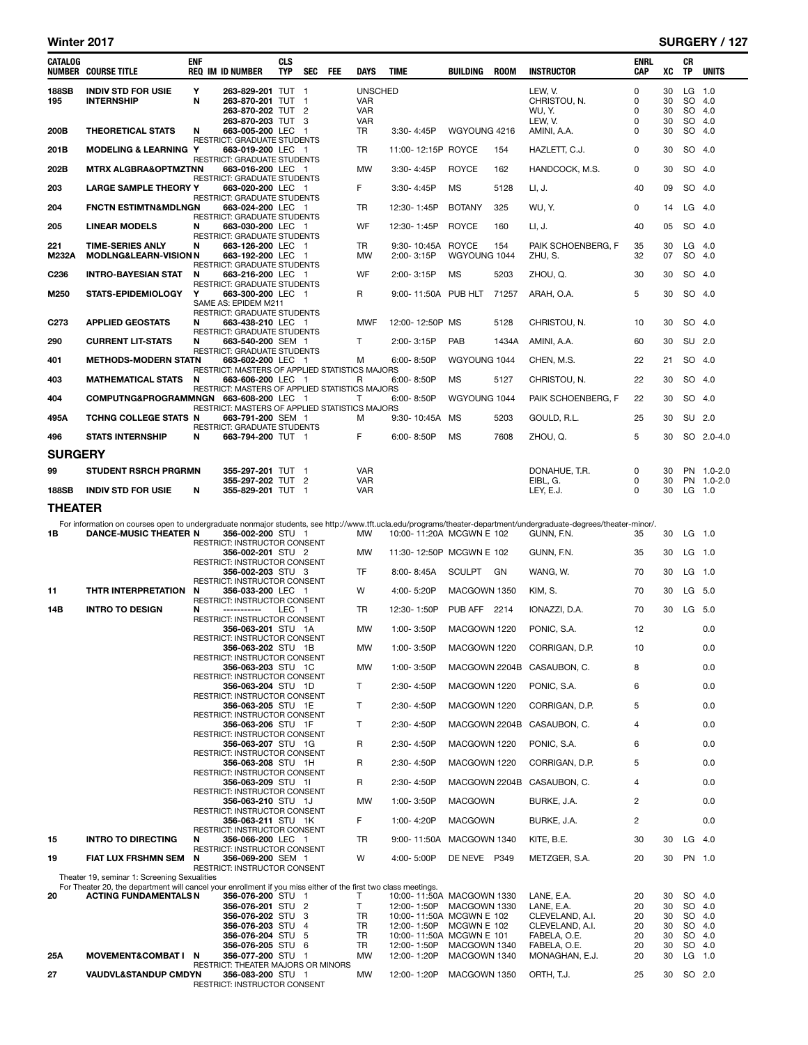| CATALOG NUMBER | COURSE TITLE | ENF REQ | IM | ID NUMBER | CLS TYP | SEC | FEE | DAYS | TIME | BUILDING | ROOM | INSTRUCTOR | ENRL CAP | XC | CR TP | UNITS |
|---|---|---|---|---|---|---|---|---|---|---|---|---|---|---|---|---|
| 188SB | INDIV STD FOR USIE | Y | | 263-829-201 | TUT | 1 | | UNSCHED | | | | LEW, V. | 0 | 30 | LG | 1.0 |
| 195 | INTERNSHIP | N | | 263-870-201 | TUT | 1 | | VAR | | | | CHRISTOU, N. | 0 | 30 | SO | 4.0 |
| | | | | 263-870-202 | TUT | 2 | | VAR | | | | WU, Y. | 0 | 30 | SO | 4.0 |
| | | | | 263-870-203 | TUT | 3 | | VAR | | | | LEW, V. | 0 | 30 | SO | 4.0 |
| 200B | THEORETICAL STATS | N | | 663-005-200 | LEC | 1 | | TR | 3:30- 4:45P | WGYOUNG | 4216 | AMINI, A.A. | 0 | 30 | SO | 4.0 |
| | RESTRICT: GRADUATE STUDENTS | | | | | | | | | | | | | | | |
| 201B | MODELING & LEARNING | Y | | 663-019-200 | LEC | 1 | | TR | 11:00- 12:15P | ROYCE | 154 | HAZLETT, C.J. | 0 | 30 | SO | 4.0 |
| | RESTRICT: GRADUATE STUDENTS | | | | | | | | | | | | | | | |
| 202B | MTRX ALGBRA&OPTMZTN | N | | 663-016-200 | LEC | 1 | | MW | 3:30- 4:45P | ROYCE | 162 | HANDCOCK, M.S. | 0 | 30 | SO | 4.0 |
| | RESTRICT: GRADUATE STUDENTS | | | | | | | | | | | | | | | |
| 203 | LARGE SAMPLE THEORY | Y | | 663-020-200 | LEC | 1 | | F | 3:30- 4:45P | MS | 5128 | LI, J. | 40 | 09 | SO | 4.0 |
| | RESTRICT: GRADUATE STUDENTS | | | | | | | | | | | | | | | |
| 204 | FNCTN ESTIMTN&MDLNG | N | | 663-024-200 | LEC | 1 | | TR | 12:30- 1:45P | BOTANY | 325 | WU, Y. | 0 | 14 | LG | 4.0 |
| | RESTRICT: GRADUATE STUDENTS | | | | | | | | | | | | | | | |
| 205 | LINEAR MODELS | N | | 663-030-200 | LEC | 1 | | WF | 12:30- 1:45P | ROYCE | 160 | LI, J. | 40 | 05 | SO | 4.0 |
| | RESTRICT: GRADUATE STUDENTS | | | | | | | | | | | | | | | |
| 221 | TIME-SERIES ANLY | N | | 663-126-200 | LEC | 1 | | TR | 9:30- 10:45A | ROYCE | 154 | PAIK SCHOENBERG, F | 35 | 30 | LG | 4.0 |
| M232A | MODLNG&LEARN-VISION | N | | 663-192-200 | LEC | 1 | | MW | 2:00- 3:15P | WGYOUNG | 1044 | ZHU, S. | 32 | 07 | SO | 4.0 |
| | RESTRICT: GRADUATE STUDENTS | | | | | | | | | | | | | | | |
| C236 | INTRO-BAYESIAN STAT | N | | 663-216-200 | LEC | 1 | | WF | 2:00- 3:15P | MS | 5203 | ZHOU, Q. | 30 | 30 | SO | 4.0 |
| | RESTRICT: GRADUATE STUDENTS | | | | | | | | | | | | | | | |
| M250 | STATS-EPIDEMIOLOGY | Y | | 663-300-200 | LEC | 1 | | R | 9:00- 11:50A | PUB HLT | 71257 | ARAH, O.A. | 5 | 30 | SO | 4.0 |
| | SAME AS: EPIDEM M211 | | | | | | | | | | | | | | | |
| | RESTRICT: GRADUATE STUDENTS | | | | | | | | | | | | | | | |
| C273 | APPLIED GEOSTATS | N | | 663-438-210 | LEC | 1 | | MWF | 12:00- 12:50P | MS | 5128 | CHRISTOU, N. | 10 | 30 | SO | 4.0 |
| | RESTRICT: GRADUATE STUDENTS | | | | | | | | | | | | | | | |
| 290 | CURRENT LIT-STATS | N | | 663-540-200 | SEM | 1 | | T | 2:00- 3:15P | PAB | 1434A | AMINI, A.A. | 60 | 30 | SU | 2.0 |
| | RESTRICT: GRADUATE STUDENTS | | | | | | | | | | | | | | | |
| 401 | METHODS-MODERN STAT | N | | 663-602-200 | LEC | 1 | | M | 6:00- 8:50P | WGYOUNG | 1044 | CHEN, M.S. | 22 | 21 | SO | 4.0 |
| | RESTRICT: MASTERS OF APPLIED STATISTICS MAJORS | | | | | | | | | | | | | | | |
| 403 | MATHEMATICAL STATS | N | | 663-606-200 | LEC | 1 | | R | 6:00- 8:50P | MS | 5127 | CHRISTOU, N. | 22 | 30 | SO | 4.0 |
| | RESTRICT: MASTERS OF APPLIED STATISTICS MAJORS | | | | | | | | | | | | | | | |
| 404 | COMPUTNG&PROGRAMMNG | N | | 663-608-200 | LEC | 1 | | T | 6:00- 8:50P | WGYOUNG | 1044 | PAIK SCHOENBERG, F | 22 | 30 | SO | 4.0 |
| | RESTRICT: MASTERS OF APPLIED STATISTICS MAJORS | | | | | | | | | | | | | | | |
| 495A | TCHNG COLLEGE STATS | N | | 663-791-200 | SEM | 1 | | M | 9:30- 10:45A | MS | 5203 | GOULD, R.L. | 25 | 30 | SU | 2.0 |
| | RESTRICT: GRADUATE STUDENTS | | | | | | | | | | | | | | | |
| 496 | STATS INTERNSHIP | N | | 663-794-200 | TUT | 1 | | F | 6:00- 8:50P | MS | 7608 | ZHOU, Q. | 5 | 30 | SO | 2.0-4.0 |

## SURGERY

| CATALOG NUMBER | COURSE TITLE | ENF REQ | IM | ID NUMBER | CLS TYP | SEC | FEE | DAYS | TIME | BUILDING | ROOM | INSTRUCTOR | ENRL CAP | XC | CR TP | UNITS |
|---|---|---|---|---|---|---|---|---|---|---|---|---|---|---|---|---|
| 99 | STUDENT RSRCH PRGRM | N | | 355-297-201 | TUT | 1 | | VAR | | | | DONAHUE, T.R. | 0 | 30 | PN | 1.0-2.0 |
| | | | | 355-297-202 | TUT | 2 | | VAR | | | | EIBL, G. | 0 | 30 | PN | 1.0-2.0 |
| 188SB | INDIV STD FOR USIE | N | | 355-829-201 | TUT | 1 | | VAR | | | | LEY, E.J. | 0 | 30 | LG | 1.0 |

## THEATER

For information on courses open to undergraduate nonmajor students, see http://www.tft.ucla.edu/programs/theater-department/undergraduate-degrees/theater-minor/.

| CATALOG NUMBER | COURSE TITLE | ENF REQ | IM | ID NUMBER | CLS TYP | SEC | FEE | DAYS | TIME | BUILDING | ROOM | INSTRUCTOR | ENRL CAP | XC | CR TP | UNITS |
|---|---|---|---|---|---|---|---|---|---|---|---|---|---|---|---|---|
| 1B | DANCE-MUSIC THEATER | N | | 356-002-200 | STU | 1 | | MW | 10:00- 11:20A | MCGWN E | 102 | GUNN, F.N. | 35 | 30 | LG | 1.0 |
| | RESTRICT: INSTRUCTOR CONSENT | | | | | | | | | | | | | | | |
| | | | | 356-002-201 | STU | 2 | | MW | 11:30- 12:50P | MCGWN E | 102 | GUNN, F.N. | 35 | 30 | LG | 1.0 |
| | RESTRICT: INSTRUCTOR CONSENT | | | | | | | | | | | | | | | |
| | | | | 356-002-203 | STU | 3 | | TF | 8:00- 8:45A | SCULPT | GN | WANG, W. | 70 | 30 | LG | 1.0 |
| | RESTRICT: INSTRUCTOR CONSENT | | | | | | | | | | | | | | | |
| 11 | THTR INTERPRETATION | N | | 356-033-200 | LEC | 1 | | W | 4:00- 5:20P | MACGOWN | 1350 | KIM, S. | 70 | 30 | LG | 5.0 |
| | RESTRICT: INSTRUCTOR CONSENT | | | | | | | | | | | | | | | |
| 14B | INTRO TO DESIGN | N | | ----------- | LEC | 1 | | TR | 12:30- 1:50P | PUB AFF | 2214 | IONAZZI, D.A. | 70 | 30 | LG | 5.0 |
| | RESTRICT: INSTRUCTOR CONSENT | | | | | | | | | | | | | | | |
| | | | | 356-063-201 | STU | 1A | | MW | 1:00- 3:50P | MACGOWN | 1220 | PONIC, S.A. | 12 | | | 0.0 |
| | RESTRICT: INSTRUCTOR CONSENT | | | | | | | | | | | | | | | |
| | | | | 356-063-202 | STU | 1B | | MW | 1:00- 3:50P | MACGOWN | 1220 | CORRIGAN, D.P. | 10 | | | 0.0 |
| | RESTRICT: INSTRUCTOR CONSENT | | | | | | | | | | | | | | | |
| | | | | 356-063-203 | STU | 1C | | MW | 1:00- 3:50P | MACGOWN | 2204B | CASAUBON, C. | 8 | | | 0.0 |
| | RESTRICT: INSTRUCTOR CONSENT | | | | | | | | | | | | | | | |
| | | | | 356-063-204 | STU | 1D | | T | 2:30- 4:50P | MACGOWN | 1220 | PONIC, S.A. | 6 | | | 0.0 |
| | RESTRICT: INSTRUCTOR CONSENT | | | | | | | | | | | | | | | |
| | | | | 356-063-205 | STU | 1E | | T | 2:30- 4:50P | MACGOWN | 1220 | CORRIGAN, D.P. | 5 | | | 0.0 |
| | RESTRICT: INSTRUCTOR CONSENT | | | | | | | | | | | | | | | |
| | | | | 356-063-206 | STU | 1F | | T | 2:30- 4:50P | MACGOWN | 2204B | CASAUBON, C. | 4 | | | 0.0 |
| | RESTRICT: INSTRUCTOR CONSENT | | | | | | | | | | | | | | | |
| | | | | 356-063-207 | STU | 1G | | R | 2:30- 4:50P | MACGOWN | 1220 | PONIC, S.A. | 6 | | | 0.0 |
| | RESTRICT: INSTRUCTOR CONSENT | | | | | | | | | | | | | | | |
| | | | | 356-063-208 | STU | 1H | | R | 2:30- 4:50P | MACGOWN | 1220 | CORRIGAN, D.P. | 5 | | | 0.0 |
| | RESTRICT: INSTRUCTOR CONSENT | | | | | | | | | | | | | | | |
| | | | | 356-063-209 | STU | 1I | | R | 2:30- 4:50P | MACGOWN | 2204B | CASAUBON, C. | 4 | | | 0.0 |
| | RESTRICT: INSTRUCTOR CONSENT | | | | | | | | | | | | | | | |
| | | | | 356-063-210 | STU | 1J | | MW | 1:00- 3:50P | MACGOWN | | BURKE, J.A. | 2 | | | 0.0 |
| | RESTRICT: INSTRUCTOR CONSENT | | | | | | | | | | | | | | | |
| | | | | 356-063-211 | STU | 1K | | F | 1:00- 4:20P | MACGOWN | | BURKE, J.A. | 2 | | | 0.0 |
| | RESTRICT: INSTRUCTOR CONSENT | | | | | | | | | | | | | | | |
| 15 | INTRO TO DIRECTING | N | | 356-066-200 | LEC | 1 | | TR | 9:00- 11:50A | MACGOWN | 1340 | KITE, B.E. | 30 | 30 | LG | 4.0 |
| | RESTRICT: INSTRUCTOR CONSENT | | | | | | | | | | | | | | | |
| 19 | FIAT LUX FRSHMN SEM | N | | 356-069-200 | SEM | 1 | | W | 4:00- 5:00P | DE NEVE | P349 | METZGER, S.A. | 20 | 30 | PN | 1.0 |
| | RESTRICT: INSTRUCTOR CONSENT | | | | | | | | | | | | | | | |

Theater 19, seminar 1: Screening Sexualities

For Theater 20, the department will cancel your enrollment if you miss either of the first two class meetings.

| CATALOG NUMBER | COURSE TITLE | ENF REQ | IM | ID NUMBER | CLS TYP | SEC | FEE | DAYS | TIME | BUILDING | ROOM | INSTRUCTOR | ENRL CAP | XC | CR TP | UNITS |
|---|---|---|---|---|---|---|---|---|---|---|---|---|---|---|---|---|
| 20 | ACTING FUNDAMENTALS | N | | 356-076-200 | STU | 1 | | T | 10:00- 11:50A | MACGOWN | 1330 | LANE, E.A. | 20 | 30 | SO | 4.0 |
| | | | | 356-076-201 | STU | 2 | | T | 12:00- 1:50P | MACGOWN | 1330 | LANE, E.A. | 20 | 30 | SO | 4.0 |
| | | | | 356-076-202 | STU | 3 | | TR | 10:00- 11:50A | MCGWN E | 102 | CLEVELAND, A.I. | 20 | 30 | SO | 4.0 |
| | | | | 356-076-203 | STU | 4 | | TR | 12:00- 1:50P | MCGWN E | 102 | CLEVELAND, A.I. | 20 | 30 | SO | 4.0 |
| | | | | 356-076-204 | STU | 5 | | TR | 10:00- 11:50A | MCGWN E | 101 | FABELA, O.E. | 20 | 30 | SO | 4.0 |
| | | | | 356-076-205 | STU | 6 | | TR | 12:00- 1:50P | MACGOWN | 1340 | FABELA, O.E. | 20 | 30 | SO | 4.0 |
| 25A | MOVEMENT&COMBAT I | N | | 356-077-200 | STU | 1 | | MW | 12:00- 1:20P | MACGOWN | 1340 | MONAGHAN, E.J. | 20 | 30 | LG | 1.0 |
| | RESTRICT: THEATER MAJORS OR MINORS | | | | | | | | | | | | | | | |
| 27 | VAUDVL&STANDUP CMDY | N | | 356-083-200 | STU | 1 | | MW | 12:00- 1:20P | MACGOWN | 1350 | ORTH, T.J. | 25 | 30 | SO | 2.0 |
| | RESTRICT: INSTRUCTOR CONSENT | | | | | | | | | | | | | | | |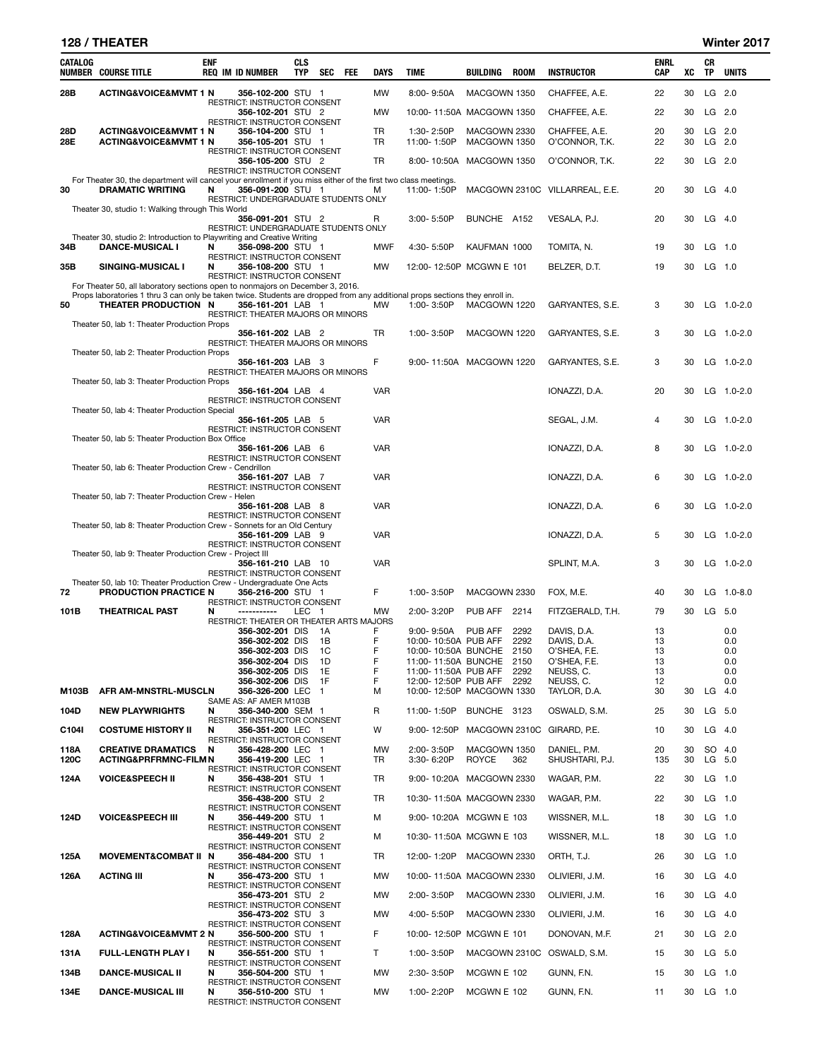## 128 / THEATER — Winter 2017

| CATALOG NUMBER | COURSE TITLE | ENF REQ | IM | ID NUMBER | CLS TYP | SEC | FEE | DAYS | TIME | BUILDING | ROOM | INSTRUCTOR | ENRL CAP | XC | CR TP | UNITS |
|---|---|---|---|---|---|---|---|---|---|---|---|---|---|---|---|---|
| 28B | ACTING&VOICE&MVMT 1 | N | | 356-102-200 | STU | 1 | | MW | 8:00- 9:50A | MACGOWN | 1350 | CHAFFEE, A.E. | 22 | 30 | LG | 2.0 |
| | RESTRICT: INSTRUCTOR CONSENT | | | | | | | | | | | | | | | |
| | | | | 356-102-201 | STU | 2 | | MW | 10:00- 11:50A | MACGOWN | 1350 | CHAFFEE, A.E. | 22 | 30 | LG | 2.0 |
| | RESTRICT: INSTRUCTOR CONSENT | | | | | | | | | | | | | | | |
| 28D | ACTING&VOICE&MVMT 1 | N | | 356-104-200 | STU | 1 | | TR | 1:30- 2:50P | MACGOWN | 2330 | CHAFFEE, A.E. | 20 | 30 | LG | 2.0 |
| 28E | ACTING&VOICE&MVMT 1 | N | | 356-105-201 | STU | 1 | | TR | 11:00- 1:50P | MACGOWN | 1350 | O'CONNOR, T.K. | 22 | 30 | LG | 2.0 |
| | RESTRICT: INSTRUCTOR CONSENT | | | | | | | | | | | | | | | |
| | | | | 356-105-200 | STU | 2 | | TR | 8:00- 10:50A | MACGOWN | 1350 | O'CONNOR, T.K. | 22 | 30 | LG | 2.0 |
| | RESTRICT: INSTRUCTOR CONSENT | | | | | | | | | | | | | | | |
| | For Theater 30, the department will cancel your enrollment if you miss either of the first two class meetings. | | | | | | | | | | | | | | | |
| 30 | DRAMATIC WRITING | N | | 356-091-200 | STU | 1 | | M | 11:00- 1:50P | MACGOWN | 2310C | VILLARREAL, E.E. | 20 | 30 | LG | 4.0 |
| | RESTRICT: UNDERGRADUATE STUDENTS ONLY | | | | | | | | | | | | | | | |
| | Theater 30, studio 1: Walking through This World | | | | | | | | | | | | | | | |
| | | | | 356-091-201 | STU | 2 | | R | 3:00- 5:50P | BUNCHE | A152 | VESALA, P.J. | 20 | 30 | LG | 4.0 |
| | RESTRICT: UNDERGRADUATE STUDENTS ONLY | | | | | | | | | | | | | | | |
| | Theater 30, studio 2: Introduction to Playwriting and Creative Writing | | | | | | | | | | | | | | | |
| 34B | DANCE-MUSICAL I | N | | 356-098-200 | STU | 1 | | MWF | 4:30- 5:50P | KAUFMAN | 1000 | TOMITA, N. | 19 | 30 | LG | 1.0 |
| | RESTRICT: INSTRUCTOR CONSENT | | | | | | | | | | | | | | | |
| 35B | SINGING-MUSICAL I | N | | 356-108-200 | STU | 1 | | MW | 12:00- 12:50P | MCGWN E | 101 | BELZER, D.T. | 19 | 30 | LG | 1.0 |
| | RESTRICT: INSTRUCTOR CONSENT | | | | | | | | | | | | | | | |
| | For Theater 50, all laboratory sections open to nonmajors on December 3, 2016. Props laboratories 1 thru 3 can only be taken twice. Students are dropped from any additional props sections they enroll in. | | | | | | | | | | | | | | | |
| 50 | THEATER PRODUCTION | N | | 356-161-201 | LAB | 1 | | MW | 1:00- 3:50P | MACGOWN | 1220 | GARYANTES, S.E. | 3 | 30 | LG | 1.0-2.0 |
| | RESTRICT: THEATER MAJORS OR MINORS | | | | | | | | | | | | | | | |
| | Theater 50, lab 1: Theater Production Props | | | | | | | | | | | | | | | |
| | | | | 356-161-202 | LAB | 2 | | TR | 1:00- 3:50P | MACGOWN | 1220 | GARYANTES, S.E. | 3 | 30 | LG | 1.0-2.0 |
| | RESTRICT: THEATER MAJORS OR MINORS | | | | | | | | | | | | | | | |
| | Theater 50, lab 2: Theater Production Props | | | | | | | | | | | | | | | |
| | | | | 356-161-203 | LAB | 3 | | F | 9:00- 11:50A | MACGOWN | 1220 | GARYANTES, S.E. | 3 | 30 | LG | 1.0-2.0 |
| | RESTRICT: THEATER MAJORS OR MINORS | | | | | | | | | | | | | | | |
| | Theater 50, lab 3: Theater Production Props | | | | | | | | | | | | | | | |
| | | | | 356-161-204 | LAB | 4 | | VAR | | | | IONAZZI, D.A. | 20 | 30 | LG | 1.0-2.0 |
| | RESTRICT: INSTRUCTOR CONSENT | | | | | | | | | | | | | | | |
| | Theater 50, lab 4: Theater Production Special | | | | | | | | | | | | | | | |
| | | | | 356-161-205 | LAB | 5 | | VAR | | | | SEGAL, J.M. | 4 | 30 | LG | 1.0-2.0 |
| | RESTRICT: INSTRUCTOR CONSENT | | | | | | | | | | | | | | | |
| | Theater 50, lab 5: Theater Production Box Office | | | | | | | | | | | | | | | |
| | | | | 356-161-206 | LAB | 6 | | VAR | | | | IONAZZI, D.A. | 8 | 30 | LG | 1.0-2.0 |
| | RESTRICT: INSTRUCTOR CONSENT | | | | | | | | | | | | | | | |
| | Theater 50, lab 6: Theater Production Crew - Cendrillon | | | | | | | | | | | | | | | |
| | | | | 356-161-207 | LAB | 7 | | VAR | | | | IONAZZI, D.A. | 6 | 30 | LG | 1.0-2.0 |
| | RESTRICT: INSTRUCTOR CONSENT | | | | | | | | | | | | | | | |
| | Theater 50, lab 7: Theater Production Crew - Helen | | | | | | | | | | | | | | | |
| | | | | 356-161-208 | LAB | 8 | | VAR | | | | IONAZZI, D.A. | 6 | 30 | LG | 1.0-2.0 |
| | RESTRICT: INSTRUCTOR CONSENT | | | | | | | | | | | | | | | |
| | Theater 50, lab 8: Theater Production Crew - Sonnets for an Old Century | | | | | | | | | | | | | | | |
| | | | | 356-161-209 | LAB | 9 | | VAR | | | | IONAZZI, D.A. | 5 | 30 | LG | 1.0-2.0 |
| | RESTRICT: INSTRUCTOR CONSENT | | | | | | | | | | | | | | | |
| | Theater 50, lab 9: Theater Production Crew - Project III | | | | | | | | | | | | | | | |
| | | | | 356-161-210 | LAB | 10 | | VAR | | | | SPLINT, M.A. | 3 | 30 | LG | 1.0-2.0 |
| | RESTRICT: INSTRUCTOR CONSENT | | | | | | | | | | | | | | | |
| | Theater 50, lab 10: Theater Production Crew - Undergraduate One Acts | | | | | | | | | | | | | | | |
| 72 | PRODUCTION PRACTICE | N | | 356-216-200 | STU | 1 | | F | 1:00- 3:50P | MACGOWN | 2330 | FOX, M.E. | 40 | 30 | LG | 1.0-8.0 |
| | RESTRICT: INSTRUCTOR CONSENT | | | | | | | | | | | | | | | |
| 101B | THEATRICAL PAST | N | | ----------- | LEC | 1 | | MW | 2:00- 3:20P | PUB AFF | 2214 | FITZGERALD, T.H. | 79 | 30 | LG | 5.0 |
| | RESTRICT: THEATER OR THEATER ARTS MAJORS | | | | | | | | | | | | | | | |
| | | | | 356-302-201 | DIS | 1A | | F | 9:00- 9:50A | PUB AFF | 2292 | DAVIS, D.A. | 13 | | | 0.0 |
| | | | | 356-302-202 | DIS | 1B | | F | 10:00- 10:50A | PUB AFF | 2292 | DAVIS, D.A. | 13 | | | 0.0 |
| | | | | 356-302-203 | DIS | 1C | | F | 10:00- 10:50A | BUNCHE | 2150 | O'SHEA, F.E. | 13 | | | 0.0 |
| | | | | 356-302-204 | DIS | 1D | | F | 11:00- 11:50A | BUNCHE | 2150 | O'SHEA, F.E. | 13 | | | 0.0 |
| | | | | 356-302-205 | DIS | 1E | | F | 11:00- 11:50A | PUB AFF | 2292 | NEUSS, C. | 13 | | | 0.0 |
| | | | | 356-302-206 | DIS | 1F | | F | 12:00- 12:50P | PUB AFF | 2292 | NEUSS, C. | 12 | | | 0.0 |
| M103B | AFR AM-MNSTRL-MUSCL | N | | 356-326-200 | LEC | 1 | | M | 10:00- 12:50P | MACGOWN | 1330 | TAYLOR, D.A. | 30 | 30 | LG | 4.0 |
| | SAME AS: AF AMER M103B | | | | | | | | | | | | | | | |
| 104D | NEW PLAYWRIGHTS | N | | 356-340-200 | SEM | 1 | | R | 11:00- 1:50P | BUNCHE | 3123 | OSWALD, S.M. | 25 | 30 | LG | 5.0 |
| | RESTRICT: INSTRUCTOR CONSENT | | | | | | | | | | | | | | | |
| C104I | COSTUME HISTORY II | N | | 356-351-200 | LEC | 1 | | W | 9:00- 12:50P | MACGOWN | 2310C | GIRARD, P.E. | 10 | 30 | LG | 4.0 |
| | RESTRICT: INSTRUCTOR CONSENT | | | | | | | | | | | | | | | |
| 118A | CREATIVE DRAMATICS | N | | 356-428-200 | LEC | 1 | | MW | 2:00- 3:50P | MACGOWN | 1350 | DANIEL, P.M. | 20 | 30 | SO | 4.0 |
| 120C | ACTING&PRFRMNC-FILM | N | | 356-419-200 | LEC | 1 | | TR | 3:30- 6:20P | ROYCE | 362 | SHUSHTARI, P.J. | 135 | 30 | LG | 5.0 |
| | RESTRICT: INSTRUCTOR CONSENT | | | | | | | | | | | | | | | |
| 124A | VOICE&SPEECH II | N | | 356-438-201 | STU | 1 | | TR | 9:00- 10:20A | MACGOWN | 2330 | WAGAR, P.M. | 22 | 30 | LG | 1.0 |
| | RESTRICT: INSTRUCTOR CONSENT | | | | | | | | | | | | | | | |
| | | | | 356-438-200 | STU | 2 | | TR | 10:30- 11:50A | MACGOWN | 2330 | WAGAR, P.M. | 22 | 30 | LG | 1.0 |
| | RESTRICT: INSTRUCTOR CONSENT | | | | | | | | | | | | | | | |
| 124D | VOICE&SPEECH III | N | | 356-449-200 | STU | 1 | | M | 9:00- 10:20A | MCGWN E | 103 | WISSNER, M.L. | 18 | 30 | LG | 1.0 |
| | RESTRICT: INSTRUCTOR CONSENT | | | | | | | | | | | | | | | |
| | | | | 356-449-201 | STU | 2 | | M | 10:30- 11:50A | MCGWN E | 103 | WISSNER, M.L. | 18 | 30 | LG | 1.0 |
| | RESTRICT: INSTRUCTOR CONSENT | | | | | | | | | | | | | | | |
| 125A | MOVEMENT&COMBAT II | N | | 356-484-200 | STU | 1 | | TR | 12:00- 1:20P | MACGOWN | 2330 | ORTH, T.J. | 26 | 30 | LG | 1.0 |
| | RESTRICT: INSTRUCTOR CONSENT | | | | | | | | | | | | | | | |
| 126A | ACTING III | N | | 356-473-200 | STU | 1 | | MW | 10:00- 11:50A | MACGOWN | 2330 | OLIVIERI, J.M. | 16 | 30 | LG | 4.0 |
| | RESTRICT: INSTRUCTOR CONSENT | | | | | | | | | | | | | | | |
| | | | | 356-473-201 | STU | 2 | | MW | 2:00- 3:50P | MACGOWN | 2330 | OLIVIERI, J.M. | 16 | 30 | LG | 4.0 |
| | RESTRICT: INSTRUCTOR CONSENT | | | | | | | | | | | | | | | |
| | | | | 356-473-202 | STU | 3 | | MW | 4:00- 5:50P | MACGOWN | 2330 | OLIVIERI, J.M. | 16 | 30 | LG | 4.0 |
| | RESTRICT: INSTRUCTOR CONSENT | | | | | | | | | | | | | | | |
| 128A | ACTING&VOICE&MVMT 2 | N | | 356-500-200 | STU | 1 | | F | 10:00- 12:50P | MCGWN E | 101 | DONOVAN, M.F. | 21 | 30 | LG | 2.0 |
| | RESTRICT: INSTRUCTOR CONSENT | | | | | | | | | | | | | | | |
| 131A | FULL-LENGTH PLAY I | N | | 356-551-200 | STU | 1 | | T | 1:00- 3:50P | MACGOWN | 2310C | OSWALD, S.M. | 15 | 30 | LG | 5.0 |
| | RESTRICT: INSTRUCTOR CONSENT | | | | | | | | | | | | | | | |
| 134B | DANCE-MUSICAL II | N | | 356-504-200 | STU | 1 | | MW | 2:30- 3:50P | MCGWN E | 102 | GUNN, F.N. | 15 | 30 | LG | 1.0 |
| | RESTRICT: INSTRUCTOR CONSENT | | | | | | | | | | | | | | | |
| 134E | DANCE-MUSICAL III | N | | 356-510-200 | STU | 1 | | MW | 1:00- 2:20P | MCGWN E | 102 | GUNN, F.N. | 11 | 30 | LG | 1.0 |
| | RESTRICT: INSTRUCTOR CONSENT | | | | | | | | | | | | | | | |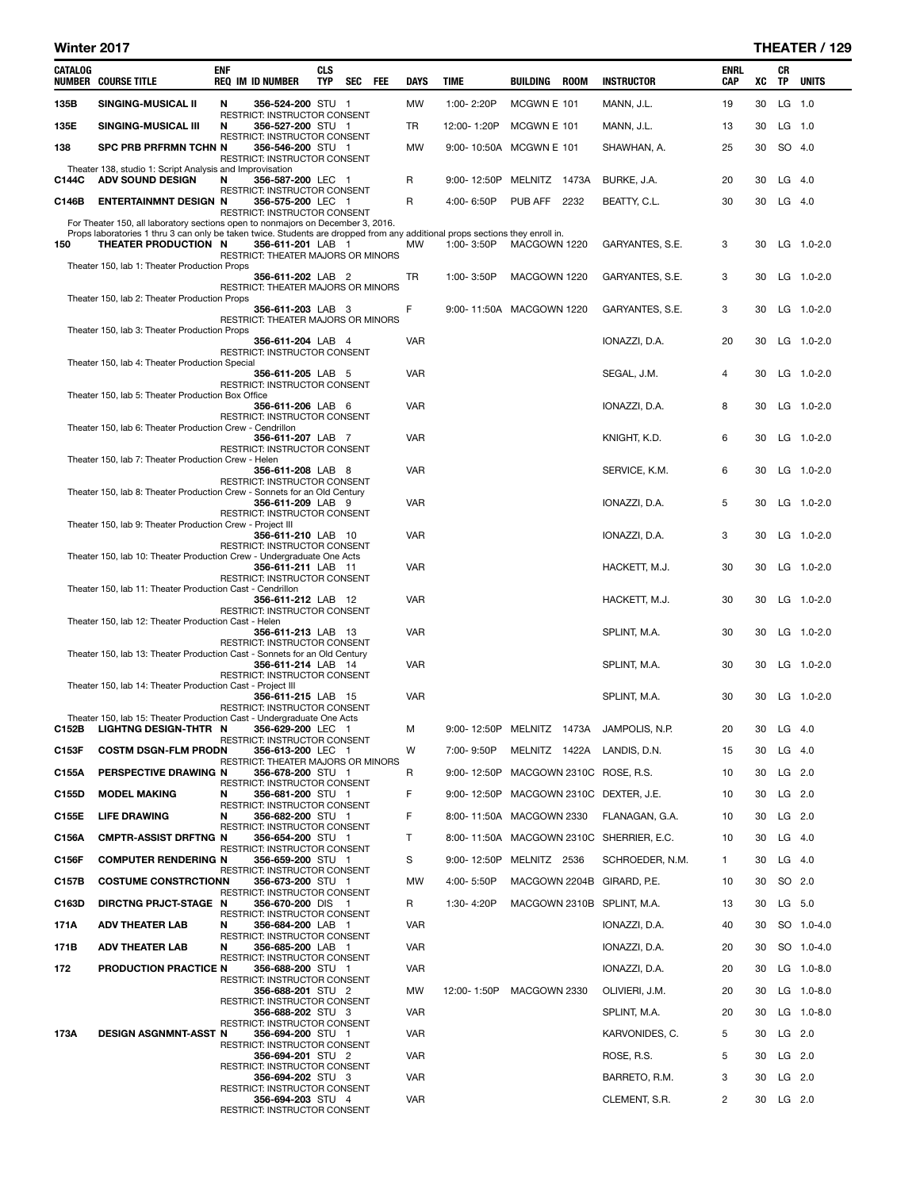## Winter 2017 — THEATER

| CATALOG NUMBER | COURSE TITLE | ENF REQ | IM | ID NUMBER | CLS TYP | SEC | FEE | DAYS | TIME | BUILDING | ROOM | INSTRUCTOR | ENRL CAP | XC | CR TP | UNITS |
|---|---|---|---|---|---|---|---|---|---|---|---|---|---|---|---|---|
| 135B | SINGING-MUSICAL II | N | | 356-524-200 | STU | 1 | | MW | 1:00- 2:20P | MCGWN E | 101 | MANN, J.L. | 19 | 30 | LG | 1.0 |
| | RESTRICT: INSTRUCTOR CONSENT | | | | | | | | | | | | | | | |
| 135E | SINGING-MUSICAL III | N | | 356-527-200 | STU | 1 | | TR | 12:00- 1:20P | MCGWN E | 101 | MANN, J.L. | 13 | 30 | LG | 1.0 |
| | RESTRICT: INSTRUCTOR CONSENT | | | | | | | | | | | | | | | |
| 138 | SPC PRB PRFRMN TCHN | N | | 356-546-200 | STU | 1 | | MW | 9:00- 10:50A | MCGWN E | 101 | SHAWHAN, A. | 25 | 30 | SO | 4.0 |
| | RESTRICT: INSTRUCTOR CONSENT | | | | | | | | | | | | | | | |
| | Theater 138, studio 1: Script Analysis and Improvisation | | | | | | | | | | | | | | | |
| C144C | ADV SOUND DESIGN | N | | 356-587-200 | LEC | 1 | | R | 9:00- 12:50P | MELNITZ | 1473A | BURKE, J.A. | 20 | 30 | LG | 4.0 |
| | RESTRICT: INSTRUCTOR CONSENT | | | | | | | | | | | | | | | |
| C146B | ENTERTAINMNT DESIGN | N | | 356-575-200 | LEC | 1 | | R | 4:00- 6:50P | PUB AFF | 2232 | BEATTY, C.L. | 30 | 30 | LG | 4.0 |
| | RESTRICT: INSTRUCTOR CONSENT | | | | | | | | | | | | | | | |
| | For Theater 150, all laboratory sections open to nonmajors on December 3, 2016. Props laboratories 1 thru 3 can only be taken twice. Students are dropped from any additional props sections they enroll in. | | | | | | | | | | | | | | | |
| 150 | THEATER PRODUCTION | N | | 356-611-201 | LAB | 1 | | MW | 1:00- 3:50P | MACGOWN | 1220 | GARYANTES, S.E. | 3 | 30 | LG | 1.0-2.0 |
| | RESTRICT: THEATER MAJORS OR MINORS | | | | | | | | | | | | | | | |
| | Theater 150, lab 1: Theater Production Props | | | | | | | | | | | | | | | |
| | | | | 356-611-202 | LAB | 2 | | TR | 1:00- 3:50P | MACGOWN | 1220 | GARYANTES, S.E. | 3 | 30 | LG | 1.0-2.0 |
| | RESTRICT: THEATER MAJORS OR MINORS | | | | | | | | | | | | | | | |
| | Theater 150, lab 2: Theater Production Props | | | | | | | | | | | | | | | |
| | | | | 356-611-203 | LAB | 3 | | F | 9:00- 11:50A | MACGOWN | 1220 | GARYANTES, S.E. | 3 | 30 | LG | 1.0-2.0 |
| | RESTRICT: THEATER MAJORS OR MINORS | | | | | | | | | | | | | | | |
| | Theater 150, lab 3: Theater Production Props | | | | | | | | | | | | | | | |
| | | | | 356-611-204 | LAB | 4 | | VAR | | | | IONAZZI, D.A. | 20 | 30 | LG | 1.0-2.0 |
| | RESTRICT: INSTRUCTOR CONSENT | | | | | | | | | | | | | | | |
| | Theater 150, lab 4: Theater Production Special | | | | | | | | | | | | | | | |
| | | | | 356-611-205 | LAB | 5 | | VAR | | | | SEGAL, J.M. | 4 | 30 | LG | 1.0-2.0 |
| | RESTRICT: INSTRUCTOR CONSENT | | | | | | | | | | | | | | | |
| | Theater 150, lab 5: Theater Production Box Office | | | | | | | | | | | | | | | |
| | | | | 356-611-206 | LAB | 6 | | VAR | | | | IONAZZI, D.A. | 8 | 30 | LG | 1.0-2.0 |
| | RESTRICT: INSTRUCTOR CONSENT | | | | | | | | | | | | | | | |
| | Theater 150, lab 6: Theater Production Crew - Cendrillon | | | | | | | | | | | | | | | |
| | | | | 356-611-207 | LAB | 7 | | VAR | | | | KNIGHT, K.D. | 6 | 30 | LG | 1.0-2.0 |
| | RESTRICT: INSTRUCTOR CONSENT | | | | | | | | | | | | | | | |
| | Theater 150, lab 7: Theater Production Crew - Helen | | | | | | | | | | | | | | | |
| | | | | 356-611-208 | LAB | 8 | | VAR | | | | SERVICE, K.M. | 6 | 30 | LG | 1.0-2.0 |
| | RESTRICT: INSTRUCTOR CONSENT | | | | | | | | | | | | | | | |
| | Theater 150, lab 8: Theater Production Crew - Sonnets for an Old Century | | | | | | | | | | | | | | | |
| | | | | 356-611-209 | LAB | 9 | | VAR | | | | IONAZZI, D.A. | 5 | 30 | LG | 1.0-2.0 |
| | RESTRICT: INSTRUCTOR CONSENT | | | | | | | | | | | | | | | |
| | Theater 150, lab 9: Theater Production Crew - Project III | | | | | | | | | | | | | | | |
| | | | | 356-611-210 | LAB | 10 | | VAR | | | | IONAZZI, D.A. | 3 | 30 | LG | 1.0-2.0 |
| | RESTRICT: INSTRUCTOR CONSENT | | | | | | | | | | | | | | | |
| | Theater 150, lab 10: Theater Production Crew - Undergraduate One Acts | | | | | | | | | | | | | | | |
| | | | | 356-611-211 | LAB | 11 | | VAR | | | | HACKETT, M.J. | 30 | 30 | LG | 1.0-2.0 |
| | RESTRICT: INSTRUCTOR CONSENT | | | | | | | | | | | | | | | |
| | Theater 150, lab 11: Theater Production Cast - Cendrillon | | | | | | | | | | | | | | | |
| | | | | 356-611-212 | LAB | 12 | | VAR | | | | HACKETT, M.J. | 30 | 30 | LG | 1.0-2.0 |
| | RESTRICT: INSTRUCTOR CONSENT | | | | | | | | | | | | | | | |
| | Theater 150, lab 12: Theater Production Cast - Helen | | | | | | | | | | | | | | | |
| | | | | 356-611-213 | LAB | 13 | | VAR | | | | SPLINT, M.A. | 30 | 30 | LG | 1.0-2.0 |
| | RESTRICT: INSTRUCTOR CONSENT | | | | | | | | | | | | | | | |
| | Theater 150, lab 13: Theater Production Cast - Sonnets for an Old Century | | | | | | | | | | | | | | | |
| | | | | 356-611-214 | LAB | 14 | | VAR | | | | SPLINT, M.A. | 30 | 30 | LG | 1.0-2.0 |
| | RESTRICT: INSTRUCTOR CONSENT | | | | | | | | | | | | | | | |
| | Theater 150, lab 14: Theater Production Cast - Project III | | | | | | | | | | | | | | | |
| | | | | 356-611-215 | LAB | 15 | | VAR | | | | SPLINT, M.A. | 30 | 30 | LG | 1.0-2.0 |
| | RESTRICT: INSTRUCTOR CONSENT | | | | | | | | | | | | | | | |
| | Theater 150, lab 15: Theater Production Cast - Undergraduate One Acts | | | | | | | | | | | | | | | |
| C152B | LIGHTNG DESIGN-THTR | N | | 356-629-200 | LEC | 1 | | M | 9:00- 12:50P | MELNITZ | 1473A | JAMPOLIS, N.P. | 20 | 30 | LG | 4.0 |
| | RESTRICT: INSTRUCTOR CONSENT | | | | | | | | | | | | | | | |
| C153F | COSTM DSGN-FLM PRODN | | | 356-613-200 | LEC | 1 | | W | 7:00- 9:50P | MELNITZ | 1422A | LANDIS, D.N. | 15 | 30 | LG | 4.0 |
| | RESTRICT: THEATER MAJORS OR MINORS | | | | | | | | | | | | | | | |
| C155A | PERSPECTIVE DRAWING | N | | 356-678-200 | STU | 1 | | R | 9:00- 12:50P | MACGOWN | 2310C | ROSE, R.S. | 10 | 30 | LG | 2.0 |
| | RESTRICT: INSTRUCTOR CONSENT | | | | | | | | | | | | | | | |
| C155D | MODEL MAKING | N | | 356-681-200 | STU | 1 | | F | 9:00- 12:50P | MACGOWN | 2310C | DEXTER, J.E. | 10 | 30 | LG | 2.0 |
| | RESTRICT: INSTRUCTOR CONSENT | | | | | | | | | | | | | | | |
| C155E | LIFE DRAWING | N | | 356-682-200 | STU | 1 | | F | 8:00- 11:50A | MACGOWN | 2330 | FLANAGAN, G.A. | 10 | 30 | LG | 2.0 |
| | RESTRICT: INSTRUCTOR CONSENT | | | | | | | | | | | | | | | |
| C156A | CMPTR-ASSIST DRFTNG | N | | 356-654-200 | STU | 1 | | T | 8:00- 11:50A | MACGOWN | 2310C | SHERRIER, E.C. | 10 | 30 | LG | 4.0 |
| | RESTRICT: INSTRUCTOR CONSENT | | | | | | | | | | | | | | | |
| C156F | COMPUTER RENDERING | N | | 356-659-200 | STU | 1 | | S | 9:00- 12:50P | MELNITZ | 2536 | SCHROEDER, N.M. | 1 | 30 | LG | 4.0 |
| | RESTRICT: INSTRUCTOR CONSENT | | | | | | | | | | | | | | | |
| C157B | COSTUME CONSTRCTION | N | | 356-673-200 | STU | 1 | | MW | 4:00- 5:50P | MACGOWN | 2204B | GIRARD, P.E. | 10 | 30 | SO | 2.0 |
| | RESTRICT: INSTRUCTOR CONSENT | | | | | | | | | | | | | | | |
| C163D | DIRCTNG PRJCT-STAGE | N | | 356-670-200 | DIS | 1 | | R | 1:30- 4:20P | MACGOWN | 2310B | SPLINT, M.A. | 13 | 30 | LG | 5.0 |
| | RESTRICT: INSTRUCTOR CONSENT | | | | | | | | | | | | | | | |
| 171A | ADV THEATER LAB | N | | 356-684-200 | LAB | 1 | | VAR | | | | IONAZZI, D.A. | 40 | 30 | SO | 1.0-4.0 |
| | RESTRICT: INSTRUCTOR CONSENT | | | | | | | | | | | | | | | |
| 171B | ADV THEATER LAB | N | | 356-685-200 | LAB | 1 | | VAR | | | | IONAZZI, D.A. | 20 | 30 | SO | 1.0-4.0 |
| | RESTRICT: INSTRUCTOR CONSENT | | | | | | | | | | | | | | | |
| 172 | PRODUCTION PRACTICE | N | | 356-688-200 | STU | 1 | | VAR | | | | IONAZZI, D.A. | 20 | 30 | LG | 1.0-8.0 |
| | RESTRICT: INSTRUCTOR CONSENT | | | | | | | | | | | | | | | |
| | | | | 356-688-201 | STU | 2 | | MW | 12:00- 1:50P | MACGOWN | 2330 | OLIVIERI, J.M. | 20 | 30 | LG | 1.0-8.0 |
| | RESTRICT: INSTRUCTOR CONSENT | | | | | | | | | | | | | | | |
| | | | | 356-688-202 | STU | 3 | | VAR | | | | SPLINT, M.A. | 20 | 30 | LG | 1.0-8.0 |
| | RESTRICT: INSTRUCTOR CONSENT | | | | | | | | | | | | | | | |
| 173A | DESIGN ASGNMNT-ASST | N | | 356-694-200 | STU | 1 | | VAR | | | | KARVONIDES, C. | 5 | 30 | LG | 2.0 |
| | RESTRICT: INSTRUCTOR CONSENT | | | | | | | | | | | | | | | |
| | | | | 356-694-201 | STU | 2 | | VAR | | | | ROSE, R.S. | 5 | 30 | LG | 2.0 |
| | RESTRICT: INSTRUCTOR CONSENT | | | | | | | | | | | | | | | |
| | | | | 356-694-202 | STU | 3 | | VAR | | | | BARRETO, R.M. | 3 | 30 | LG | 2.0 |
| | RESTRICT: INSTRUCTOR CONSENT | | | | | | | | | | | | | | | |
| | | | | 356-694-203 | STU | 4 | | VAR | | | | CLEMENT, S.R. | 2 | 30 | LG | 2.0 |
| | RESTRICT: INSTRUCTOR CONSENT | | | | | | | | | | | | | | | |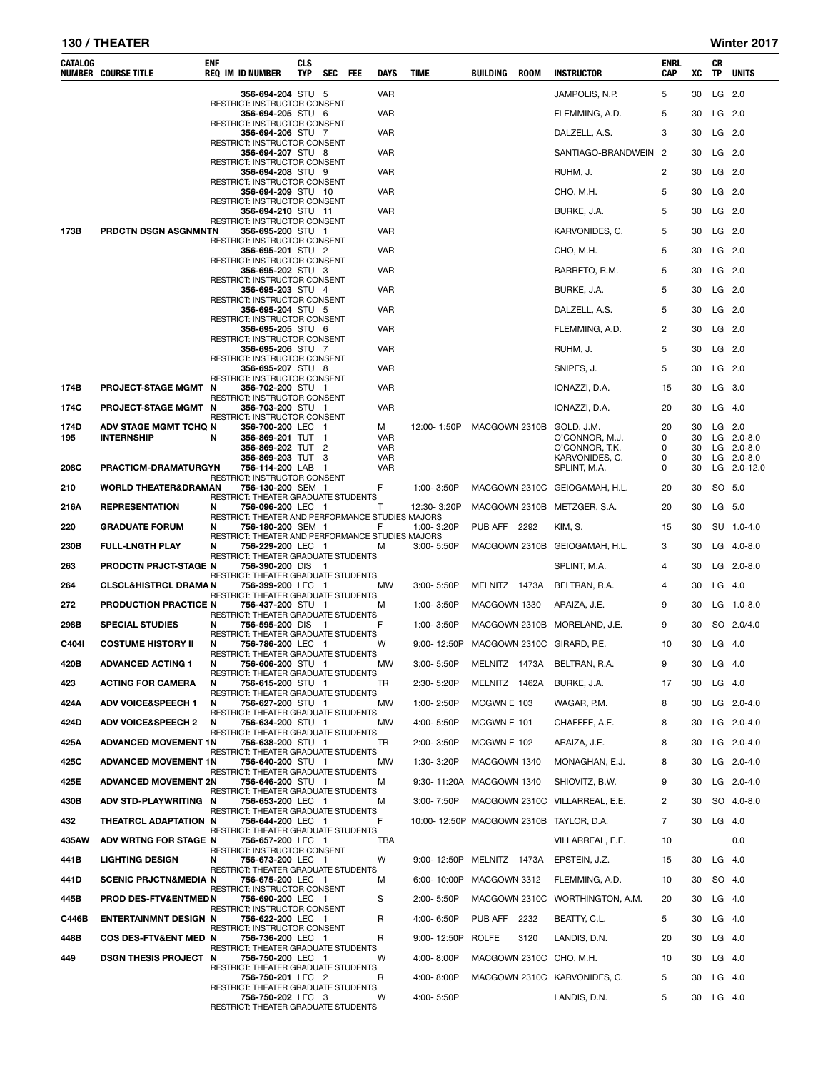# 130 / THEATER — Winter 2017

| CATALOG NUMBER | COURSE TITLE | ENF REQ | IM | ID NUMBER | CLS TYP | SEC | FEE | DAYS | TIME | BUILDING | ROOM | INSTRUCTOR | ENRL CAP | XC | CR TP | UNITS |
|---|---|---|---|---|---|---|---|---|---|---|---|---|---|---|---|---|
| | | | | 356-694-204 | STU | 5 | | VAR | | | | JAMPOLIS, N.P. | 5 | 30 | LG | 2.0 |
| | RESTRICT: INSTRUCTOR CONSENT | | | | | | | | | | | | | | | |
| | | | | 356-694-205 | STU | 6 | | VAR | | | | FLEMMING, A.D. | 5 | 30 | LG | 2.0 |
| | RESTRICT: INSTRUCTOR CONSENT | | | | | | | | | | | | | | | |
| | | | | 356-694-206 | STU | 7 | | VAR | | | | DALZELL, A.S. | 3 | 30 | LG | 2.0 |
| | RESTRICT: INSTRUCTOR CONSENT | | | | | | | | | | | | | | | |
| | | | | 356-694-207 | STU | 8 | | VAR | | | | SANTIAGO-BRANDWEIN | 2 | 30 | LG | 2.0 |
| | RESTRICT: INSTRUCTOR CONSENT | | | | | | | | | | | | | | | |
| | | | | 356-694-208 | STU | 9 | | VAR | | | | RUHM, J. | 2 | 30 | LG | 2.0 |
| | RESTRICT: INSTRUCTOR CONSENT | | | | | | | | | | | | | | | |
| | | | | 356-694-209 | STU | 10 | | VAR | | | | CHO, M.H. | 5 | 30 | LG | 2.0 |
| | RESTRICT: INSTRUCTOR CONSENT | | | | | | | | | | | | | | | |
| | | | | 356-694-210 | STU | 11 | | VAR | | | | BURKE, J.A. | 5 | 30 | LG | 2.0 |
| | RESTRICT: INSTRUCTOR CONSENT | | | | | | | | | | | | | | | |
| 173B | PRDCTN DSGN ASGNMNTN | | | 356-695-200 | STU | 1 | | VAR | | | | KARVONIDES, C. | 5 | 30 | LG | 2.0 |
| | RESTRICT: INSTRUCTOR CONSENT | | | | | | | | | | | | | | | |
| | | | | 356-695-201 | STU | 2 | | VAR | | | | CHO, M.H. | 5 | 30 | LG | 2.0 |
| | RESTRICT: INSTRUCTOR CONSENT | | | | | | | | | | | | | | | |
| | | | | 356-695-202 | STU | 3 | | VAR | | | | BARRETO, R.M. | 5 | 30 | LG | 2.0 |
| | RESTRICT: INSTRUCTOR CONSENT | | | | | | | | | | | | | | | |
| | | | | 356-695-203 | STU | 4 | | VAR | | | | BURKE, J.A. | 5 | 30 | LG | 2.0 |
| | RESTRICT: INSTRUCTOR CONSENT | | | | | | | | | | | | | | | |
| | | | | 356-695-204 | STU | 5 | | VAR | | | | DALZELL, A.S. | 5 | 30 | LG | 2.0 |
| | RESTRICT: INSTRUCTOR CONSENT | | | | | | | | | | | | | | | |
| | | | | 356-695-205 | STU | 6 | | VAR | | | | FLEMMING, A.D. | 2 | 30 | LG | 2.0 |
| | RESTRICT: INSTRUCTOR CONSENT | | | | | | | | | | | | | | | |
| | | | | 356-695-206 | STU | 7 | | VAR | | | | RUHM, J. | 5 | 30 | LG | 2.0 |
| | RESTRICT: INSTRUCTOR CONSENT | | | | | | | | | | | | | | | |
| | | | | 356-695-207 | STU | 8 | | VAR | | | | SNIPES, J. | 5 | 30 | LG | 2.0 |
| | RESTRICT: INSTRUCTOR CONSENT | | | | | | | | | | | | | | | |
| 174B | PROJECT-STAGE MGMT | N | | 356-702-200 | STU | 1 | | VAR | | | | IONAZZI, D.A. | 15 | 30 | LG | 3.0 |
| | RESTRICT: INSTRUCTOR CONSENT | | | | | | | | | | | | | | | |
| 174C | PROJECT-STAGE MGMT | N | | 356-703-200 | STU | 1 | | VAR | | | | IONAZZI, D.A. | 20 | 30 | LG | 4.0 |
| | RESTRICT: INSTRUCTOR CONSENT | | | | | | | | | | | | | | | |
| 174D | ADV STAGE MGMT TCHQ | N | | 356-700-200 | LEC | 1 | | M | 12:00- 1:50P | MACGOWN | 2310B | GOLD, J.M. | 20 | 30 | LG | 2.0 |
| 195 | INTERNSHIP | N | | 356-869-201 | TUT | 1 | | VAR | | | | O'CONNOR, M.J. | 0 | 30 | LG | 2.0-8.0 |
| | | | | 356-869-202 | TUT | 2 | | VAR | | | | O'CONNOR, T.K. | 0 | 30 | LG | 2.0-8.0 |
| | | | | 356-869-203 | TUT | 3 | | VAR | | | | KARVONIDES, C. | 0 | 30 | LG | 2.0-8.0 |
| 208C | PRACTICM-DRAMATURGYN | | | 756-114-200 | LAB | 1 | | VAR | | | | SPLINT, M.A. | 0 | 30 | LG | 2.0-12.0 |
| | RESTRICT: INSTRUCTOR CONSENT | | | | | | | | | | | | | | | |
| 210 | WORLD THEATER&DRAMAN | | | 756-130-200 | SEM | 1 | | F | 1:00- 3:50P | MACGOWN | 2310C | GEIOGAMAH, H.L. | 20 | 30 | SO | 5.0 |
| | RESTRICT: THEATER GRADUATE STUDENTS | | | | | | | | | | | | | | | |
| 216A | REPRESENTATION | N | | 756-096-200 | LEC | 1 | | T | 12:30- 3:20P | MACGOWN | 2310B | METZGER, S.A. | 20 | 30 | LG | 5.0 |
| | RESTRICT: THEATER AND PERFORMANCE STUDIES MAJORS | | | | | | | | | | | | | | | |
| 220 | GRADUATE FORUM | N | | 756-180-200 | SEM | 1 | | F | 1:00- 3:20P | PUB AFF | 2292 | KIM, S. | 15 | 30 | SU | 1.0-4.0 |
| | RESTRICT: THEATER AND PERFORMANCE STUDIES MAJORS | | | | | | | | | | | | | | | |
| 230B | FULL-LNGTH PLAY | N | | 756-229-200 | LEC | 1 | | M | 3:00- 5:50P | MACGOWN | 2310B | GEIOGAMAH, H.L. | 3 | 30 | LG | 4.0-8.0 |
| | RESTRICT: THEATER GRADUATE STUDENTS | | | | | | | | | | | | | | | |
| 263 | PRODCTN PRJCT-STAGE | N | | 756-390-200 | DIS | 1 | | | | | | SPLINT, M.A. | 4 | 30 | LG | 2.0-8.0 |
| | RESTRICT: THEATER GRADUATE STUDENTS | | | | | | | | | | | | | | | |
| 264 | CLSCL&HISTRCL DRAMA | N | | 756-399-200 | LEC | 1 | | MW | 3:00- 5:50P | MELNITZ | 1473A | BELTRAN, R.A. | 4 | 30 | LG | 4.0 |
| | RESTRICT: THEATER GRADUATE STUDENTS | | | | | | | | | | | | | | | |
| 272 | PRODUCTION PRACTICE | N | | 756-437-200 | STU | 1 | | M | 1:00- 3:50P | MACGOWN | 1330 | ARAIZA, J.E. | 9 | 30 | LG | 1.0-8.0 |
| | RESTRICT: THEATER GRADUATE STUDENTS | | | | | | | | | | | | | | | |
| 298B | SPECIAL STUDIES | N | | 756-595-200 | DIS | 1 | | F | 1:00- 3:50P | MACGOWN | 2310B | MORELAND, J.E. | 9 | 30 | SO | 2.0/4.0 |
| | RESTRICT: THEATER GRADUATE STUDENTS | | | | | | | | | | | | | | | |
| C404I | COSTUME HISTORY II | N | | 756-786-200 | LEC | 1 | | W | 9:00- 12:50P | MACGOWN | 2310C | GIRARD, P.E. | 10 | 30 | LG | 4.0 |
| | RESTRICT: THEATER GRADUATE STUDENTS | | | | | | | | | | | | | | | |
| 420B | ADVANCED ACTING 1 | N | | 756-606-200 | STU | 1 | | MW | 3:00- 5:50P | MELNITZ | 1473A | BELTRAN, R.A. | 9 | 30 | LG | 4.0 |
| | RESTRICT: THEATER GRADUATE STUDENTS | | | | | | | | | | | | | | | |
| 423 | ACTING FOR CAMERA | N | | 756-615-200 | STU | 1 | | TR | 2:30- 5:20P | MELNITZ | 1462A | BURKE, J.A. | 17 | 30 | LG | 4.0 |
| | RESTRICT: THEATER GRADUATE STUDENTS | | | | | | | | | | | | | | | |
| 424A | ADV VOICE&SPEECH 1 | N | | 756-627-200 | STU | 1 | | MW | 1:00- 2:50P | MCGWN E | 103 | WAGAR, P.M. | 8 | 30 | LG | 2.0-4.0 |
| | RESTRICT: THEATER GRADUATE STUDENTS | | | | | | | | | | | | | | | |
| 424D | ADV VOICE&SPEECH 2 | N | | 756-634-200 | STU | 1 | | MW | 4:00- 5:50P | MCGWN E | 101 | CHAFFEE, A.E. | 8 | 30 | LG | 2.0-4.0 |
| | RESTRICT: THEATER GRADUATE STUDENTS | | | | | | | | | | | | | | | |
| 425A | ADVANCED MOVEMENT 1 | N | | 756-638-200 | STU | 1 | | TR | 2:00- 3:50P | MCGWN E | 102 | ARAIZA, J.E. | 8 | 30 | LG | 2.0-4.0 |
| | RESTRICT: THEATER GRADUATE STUDENTS | | | | | | | | | | | | | | | |
| 425C | ADVANCED MOVEMENT 1 | N | | 756-640-200 | STU | 1 | | MW | 1:30- 3:20P | MACGOWN | 1340 | MONAGHAN, E.J. | 8 | 30 | LG | 2.0-4.0 |
| | RESTRICT: THEATER GRADUATE STUDENTS | | | | | | | | | | | | | | | |
| 425E | ADVANCED MOVEMENT 2 | N | | 756-646-200 | STU | 1 | | M | 9:30- 11:20A | MACGOWN | 1340 | SHIOVITZ, B.W. | 9 | 30 | LG | 2.0-4.0 |
| | RESTRICT: THEATER GRADUATE STUDENTS | | | | | | | | | | | | | | | |
| 430B | ADV STD-PLAYWRITING | N | | 756-653-200 | LEC | 1 | | M | 3:00- 7:50P | MACGOWN | 2310C | VILLARREAL, E.E. | 2 | 30 | SO | 4.0-8.0 |
| | RESTRICT: THEATER GRADUATE STUDENTS | | | | | | | | | | | | | | | |
| 432 | THEATRCL ADAPTATION | N | | 756-644-200 | LEC | 1 | | F | 10:00- 12:50P | MACGOWN | 2310B | TAYLOR, D.A. | 7 | 30 | LG | 4.0 |
| | RESTRICT: THEATER GRADUATE STUDENTS | | | | | | | | | | | | | | | |
| 435AW | ADV WRTNG FOR STAGE | N | | 756-657-200 | LEC | 1 | | TBA | | | | VILLARREAL, E.E. | 10 | | | 0.0 |
| | RESTRICT: INSTRUCTOR CONSENT | | | | | | | | | | | | | | | |
| 441B | LIGHTING DESIGN | N | | 756-673-200 | LEC | 1 | | W | 9:00- 12:50P | MELNITZ | 1473A | EPSTEIN, J.Z. | 15 | 30 | LG | 4.0 |
| | RESTRICT: THEATER GRADUATE STUDENTS | | | | | | | | | | | | | | | |
| 441D | SCENIC PRJCTN&MEDIA | N | | 756-675-200 | LEC | 1 | | M | 6:00- 10:00P | MACGOWN | 3312 | FLEMMING, A.D. | 10 | 30 | SO | 4.0 |
| | RESTRICT: INSTRUCTOR CONSENT | | | | | | | | | | | | | | | |
| 445B | PROD DES-FTV&ENTMED | N | | 756-690-200 | LEC | 1 | | S | 2:00- 5:50P | MACGOWN | 2310C | WORTHINGTON, A.M. | 20 | 30 | LG | 4.0 |
| | RESTRICT: INSTRUCTOR CONSENT | | | | | | | | | | | | | | | |
| C446B | ENTERTAINMNT DESIGN | N | | 756-622-200 | LEC | 1 | | R | 4:00- 6:50P | PUB AFF | 2232 | BEATTY, C.L. | 5 | 30 | LG | 4.0 |
| | RESTRICT: INSTRUCTOR CONSENT | | | | | | | | | | | | | | | |
| 448B | COS DES-FTV&ENT MED | N | | 756-736-200 | LEC | 1 | | R | 9:00- 12:50P | ROLFE | 3120 | LANDIS, D.N. | 20 | 30 | LG | 4.0 |
| | RESTRICT: THEATER GRADUATE STUDENTS | | | | | | | | | | | | | | | |
| 449 | DSGN THESIS PROJECT | N | | 756-750-200 | LEC | 1 | | W | 4:00- 8:00P | MACGOWN | 2310C | CHO, M.H. | 10 | 30 | LG | 4.0 |
| | RESTRICT: THEATER GRADUATE STUDENTS | | | | | | | | | | | | | | | |
| | | | | 756-750-201 | LEC | 2 | | R | 4:00- 8:00P | MACGOWN | 2310C | KARVONIDES, C. | 5 | 30 | LG | 4.0 |
| | RESTRICT: THEATER GRADUATE STUDENTS | | | | | | | | | | | | | | | |
| | | | | 756-750-202 | LEC | 3 | | W | 4:00- 5:50P | | | LANDIS, D.N. | 5 | 30 | LG | 4.0 |
| | RESTRICT: THEATER GRADUATE STUDENTS | | | | | | | | | | | | | | | |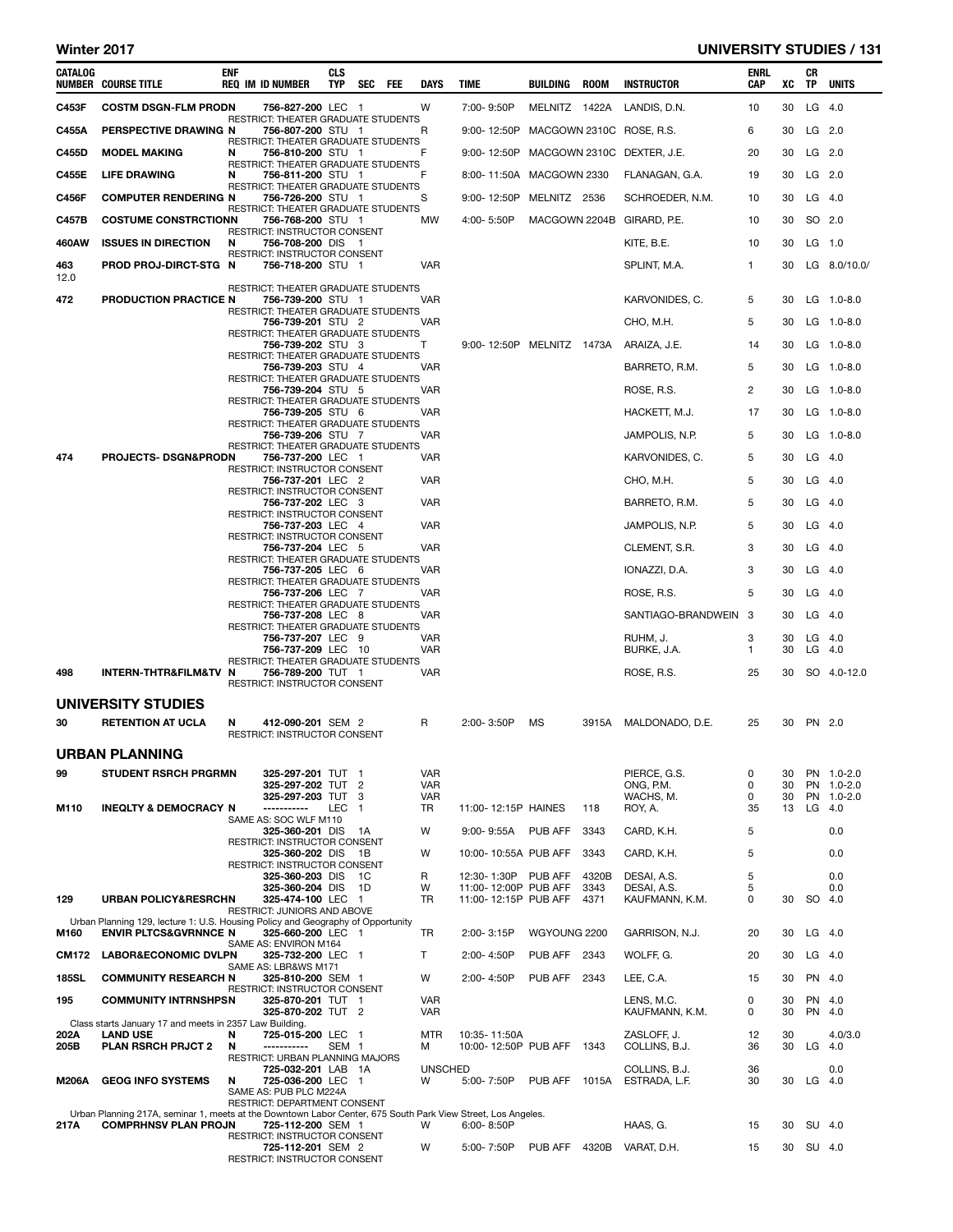| CATALOG NUMBER | COURSE TITLE | ENF REQ | IM | ID NUMBER | CLS TYP | SEC | FEE | DAYS | TIME | BUILDING | ROOM | INSTRUCTOR | ENRL CAP | XC | CR TP | UNITS |
|---|---|---|---|---|---|---|---|---|---|---|---|---|---|---|---|---|
| C453F | COSTM DSGN-FLM PRODN | N | | 756-827-200 | LEC | 1 | | W | 7:00- 9:50P | MELNITZ | 1422A | LANDIS, D.N. | 10 | 30 | LG | 4.0 |
| | RESTRICT: THEATER GRADUATE STUDENTS | | | | | | | | | | | | | | | |
| C455A | PERSPECTIVE DRAWING | N | | 756-807-200 | STU | 1 | | R | 9:00- 12:50P | MACGOWN | 2310C | ROSE, R.S. | 6 | 30 | LG | 2.0 |
| | RESTRICT: THEATER GRADUATE STUDENTS | | | | | | | | | | | | | | | |
| C455D | MODEL MAKING | N | | 756-810-200 | STU | 1 | | F | 9:00- 12:50P | MACGOWN | 2310C | DEXTER, J.E. | 20 | 30 | LG | 2.0 |
| | RESTRICT: THEATER GRADUATE STUDENTS | | | | | | | | | | | | | | | |
| C455E | LIFE DRAWING | N | | 756-811-200 | STU | 1 | | F | 8:00- 11:50A | MACGOWN | 2330 | FLANAGAN, G.A. | 19 | 30 | LG | 2.0 |
| | RESTRICT: THEATER GRADUATE STUDENTS | | | | | | | | | | | | | | | |
| C456F | COMPUTER RENDERING | N | | 756-726-200 | STU | 1 | | S | 9:00- 12:50P | MELNITZ | 2536 | SCHROEDER, N.M. | 10 | 30 | LG | 4.0 |
| | RESTRICT: THEATER GRADUATE STUDENTS | | | | | | | | | | | | | | | |
| C457B | COSTUME CONSTRCTION | N | | 756-768-200 | STU | 1 | | MW | 4:00- 5:50P | MACGOWN | 2204B | GIRARD, P.E. | 10 | 30 | SO | 2.0 |
| | RESTRICT: INSTRUCTOR CONSENT | | | | | | | | | | | | | | | |
| 460AW | ISSUES IN DIRECTION | N | | 756-708-200 | DIS | 1 | | | | | | KITE, B.E. | 10 | 30 | LG | 1.0 |
| | RESTRICT: INSTRUCTOR CONSENT | | | | | | | | | | | | | | | |
| 463 | PROD PROJ-DIRCT-STG | N | | 756-718-200 | STU | 1 | | VAR | | | | SPLINT, M.A. | 1 | 30 | LG | 8.0/10.0/12.0 |
| | RESTRICT: THEATER GRADUATE STUDENTS | | | | | | | | | | | | | | | |
| 472 | PRODUCTION PRACTICE | N | | 756-739-200 | STU | 1 | | VAR | | | | KARVONIDES, C. | 5 | 30 | LG | 1.0-8.0 |
| | RESTRICT: THEATER GRADUATE STUDENTS | | | | | | | | | | | | | | | |
| | | | | 756-739-201 | STU | 2 | | VAR | | | | CHO, M.H. | 5 | 30 | LG | 1.0-8.0 |
| | RESTRICT: THEATER GRADUATE STUDENTS | | | | | | | | | | | | | | | |
| | | | | 756-739-202 | STU | 3 | | T | 9:00- 12:50P | MELNITZ | 1473A | ARAIZA, J.E. | 14 | 30 | LG | 1.0-8.0 |
| | RESTRICT: THEATER GRADUATE STUDENTS | | | | | | | | | | | | | | | |
| | | | | 756-739-203 | STU | 4 | | VAR | | | | BARRETO, R.M. | 5 | 30 | LG | 1.0-8.0 |
| | RESTRICT: THEATER GRADUATE STUDENTS | | | | | | | | | | | | | | | |
| | | | | 756-739-204 | STU | 5 | | VAR | | | | ROSE, R.S. | 2 | 30 | LG | 1.0-8.0 |
| | RESTRICT: THEATER GRADUATE STUDENTS | | | | | | | | | | | | | | | |
| | | | | 756-739-205 | STU | 6 | | VAR | | | | HACKETT, M.J. | 17 | 30 | LG | 1.0-8.0 |
| | RESTRICT: THEATER GRADUATE STUDENTS | | | | | | | | | | | | | | | |
| | | | | 756-739-206 | STU | 7 | | VAR | | | | JAMPOLIS, N.P. | 5 | 30 | LG | 1.0-8.0 |
| | RESTRICT: THEATER GRADUATE STUDENTS | | | | | | | | | | | | | | | |
| 474 | PROJECTS- DSGN&PRODN | | | 756-737-200 | LEC | 1 | | VAR | | | | KARVONIDES, C. | 5 | 30 | LG | 4.0 |
| | RESTRICT: INSTRUCTOR CONSENT | | | | | | | | | | | | | | | |
| | | | | 756-737-201 | LEC | 2 | | VAR | | | | CHO, M.H. | 5 | 30 | LG | 4.0 |
| | RESTRICT: INSTRUCTOR CONSENT | | | | | | | | | | | | | | | |
| | | | | 756-737-202 | LEC | 3 | | VAR | | | | BARRETO, R.M. | 5 | 30 | LG | 4.0 |
| | RESTRICT: INSTRUCTOR CONSENT | | | | | | | | | | | | | | | |
| | | | | 756-737-203 | LEC | 4 | | VAR | | | | JAMPOLIS, N.P. | 5 | 30 | LG | 4.0 |
| | RESTRICT: INSTRUCTOR CONSENT | | | | | | | | | | | | | | | |
| | | | | 756-737-204 | LEC | 5 | | VAR | | | | CLEMENT, S.R. | 3 | 30 | LG | 4.0 |
| | RESTRICT: THEATER GRADUATE STUDENTS | | | | | | | | | | | | | | | |
| | | | | 756-737-205 | LEC | 6 | | VAR | | | | IONAZZI, D.A. | 3 | 30 | LG | 4.0 |
| | RESTRICT: THEATER GRADUATE STUDENTS | | | | | | | | | | | | | | | |
| | | | | 756-737-206 | LEC | 7 | | VAR | | | | ROSE, R.S. | 5 | 30 | LG | 4.0 |
| | RESTRICT: THEATER GRADUATE STUDENTS | | | | | | | | | | | | | | | |
| | | | | 756-737-208 | LEC | 8 | | VAR | | | | SANTIAGO-BRANDWEIN | 3 | 30 | LG | 4.0 |
| | RESTRICT: THEATER GRADUATE STUDENTS | | | | | | | | | | | | | | | |
| | | | | 756-737-207 | LEC | 9 | | VAR | | | | RUHM, J. | 3 | 30 | LG | 4.0 |
| | | | | 756-737-209 | LEC | 10 | | VAR | | | | BURKE, J.A. | 1 | 30 | LG | 4.0 |
| | RESTRICT: THEATER GRADUATE STUDENTS | | | | | | | | | | | | | | | |
| 498 | INTERN-THTR&FILM&TV | N | | 756-789-200 | TUT | 1 | | VAR | | | | ROSE, R.S. | 25 | 30 | SO | 4.0-12.0 |
| | RESTRICT: INSTRUCTOR CONSENT | | | | | | | | | | | | | | | |

## UNIVERSITY STUDIES

| CATALOG NUMBER | COURSE TITLE | ENF REQ | IM | ID NUMBER | CLS TYP | SEC | FEE | DAYS | TIME | BUILDING | ROOM | INSTRUCTOR | ENRL CAP | XC | CR TP | UNITS |
|---|---|---|---|---|---|---|---|---|---|---|---|---|---|---|---|---|
| 30 | RETENTION AT UCLA | N | | 412-090-201 | SEM | 2 | | R | 2:00- 3:50P | MS | 3915A | MALDONADO, D.E. | 25 | 30 | PN | 2.0 |
| | RESTRICT: INSTRUCTOR CONSENT | | | | | | | | | | | | | | | |

## URBAN PLANNING

| CATALOG NUMBER | COURSE TITLE | ENF REQ | IM | ID NUMBER | CLS TYP | SEC | FEE | DAYS | TIME | BUILDING | ROOM | INSTRUCTOR | ENRL CAP | XC | CR TP | UNITS |
|---|---|---|---|---|---|---|---|---|---|---|---|---|---|---|---|---|
| 99 | STUDENT RSRCH PRGRM | N | | 325-297-201 | TUT | 1 | | VAR | | | | PIERCE, G.S. | 0 | 30 | PN | 1.0-2.0 |
| | | | | 325-297-202 | TUT | 2 | | VAR | | | | ONG, P.M. | 0 | 30 | PN | 1.0-2.0 |
| | | | | 325-297-203 | TUT | 3 | | VAR | | | | WACHS, M. | 0 | 30 | PN | 1.0-2.0 |
| M110 | INEQLTY & DEMOCRACY | N | | ----------- | LEC | 1 | | TR | 11:00- 12:15P | HAINES | 118 | ROY, A. | 35 | 13 | LG | 4.0 |
| | SAME AS: SOC WLF M110 | | | | | | | | | | | | | | | |
| | | | | 325-360-201 | DIS | 1A | | W | 9:00- 9:55A | PUB AFF | 3343 | CARD, K.H. | 5 | | | 0.0 |
| | RESTRICT: INSTRUCTOR CONSENT | | | | | | | | | | | | | | | |
| | | | | 325-360-202 | DIS | 1B | | W | 10:00- 10:55A | PUB AFF | 3343 | CARD, K.H. | 5 | | | 0.0 |
| | RESTRICT: INSTRUCTOR CONSENT | | | | | | | | | | | | | | | |
| | | | | 325-360-203 | DIS | 1C | | R | 12:30- 1:30P | PUB AFF | 4320B | DESAI, A.S. | 5 | | | 0.0 |
| | | | | 325-360-204 | DIS | 1D | | W | 11:00- 12:00P | PUB AFF | 3343 | DESAI, A.S. | 5 | | | 0.0 |
| 129 | URBAN POLICY&RESRCH | N | | 325-474-100 | LEC | 1 | | TR | 11:00- 12:15P | PUB AFF | 4371 | KAUFMANN, K.M. | 0 | 30 | SO | 4.0 |
| | RESTRICT: JUNIORS AND ABOVE | | | | | | | | | | | | | | | |
| | Urban Planning 129, lecture 1: U.S. Housing Policy and Geography of Opportunity | | | | | | | | | | | | | | | |
| M160 | ENVIR PLTCS&GVRNNCE | N | | 325-660-200 | LEC | 1 | | TR | 2:00- 3:15P | WGYOUNG | 2200 | GARRISON, N.J. | 20 | 30 | LG | 4.0 |
| | SAME AS: ENVIRON M164 | | | | | | | | | | | | | | | |
| CM172 | LABOR&ECONOMIC DVLP | N | | 325-732-200 | LEC | 1 | | T | 2:00- 4:50P | PUB AFF | 2343 | WOLFF, G. | 20 | 30 | LG | 4.0 |
| | SAME AS: LBR&WS M171 | | | | | | | | | | | | | | | |
| 185SL | COMMUNITY RESEARCH | N | | 325-810-200 | SEM | 1 | | W | 2:00- 4:50P | PUB AFF | 2343 | LEE, C.A. | 15 | 30 | PN | 4.0 |
| | RESTRICT: INSTRUCTOR CONSENT | | | | | | | | | | | | | | | |
| 195 | COMMUNITY INTRNSHPS | N | | 325-870-201 | TUT | 1 | | VAR | | | | LENS, M.C. | 0 | 30 | PN | 4.0 |
| | | | | 325-870-202 | TUT | 2 | | VAR | | | | KAUFMANN, K.M. | 0 | 30 | PN | 4.0 |
| | Class starts January 17 and meets in 2357 Law Building. | | | | | | | | | | | | | | | |
| 202A | LAND USE | N | | 725-015-200 | LEC | 1 | | MTR | 10:35- 11:50A | | | ZASLOFF, J. | 12 | 30 | | 4.0/3.0 |
| 205B | PLAN RSRCH PRJCT 2 | N | | ----------- | SEM | 1 | | M | 10:00- 12:50P | PUB AFF | 1343 | COLLINS, B.J. | 36 | 30 | LG | 4.0 |
| | RESTRICT: URBAN PLANNING MAJORS | | | | | | | | | | | | | | | |
| | | | | 725-032-201 | LAB | 1A | | UNSCHED | | | | COLLINS, B.J. | 36 | | | 0.0 |
| M206A | GEOG INFO SYSTEMS | N | | 725-036-200 | LEC | 1 | | W | 5:00- 7:50P | PUB AFF | 1015A | ESTRADA, L.F. | 30 | 30 | LG | 4.0 |
| | SAME AS: PUB PLC M224A | | | | | | | | | | | | | | | |
| | RESTRICT: DEPARTMENT CONSENT | | | | | | | | | | | | | | | |
| | Urban Planning 217A, seminar 1, meets at the Downtown Labor Center, 675 South Park View Street, Los Angeles. | | | | | | | | | | | | | | | |
| 217A | COMPRHNSV PLAN PROJ | N | | 725-112-200 | SEM | 1 | | W | 6:00- 8:50P | | | HAAS, G. | 15 | 30 | SU | 4.0 |
| | RESTRICT: INSTRUCTOR CONSENT | | | | | | | | | | | | | | | |
| | | | | 725-112-201 | SEM | 2 | | W | 5:00- 7:50P | PUB AFF | 4320B | VARAT, D.H. | 15 | 30 | SU | 4.0 |
| | RESTRICT: INSTRUCTOR CONSENT | | | | | | | | | | | | | | | |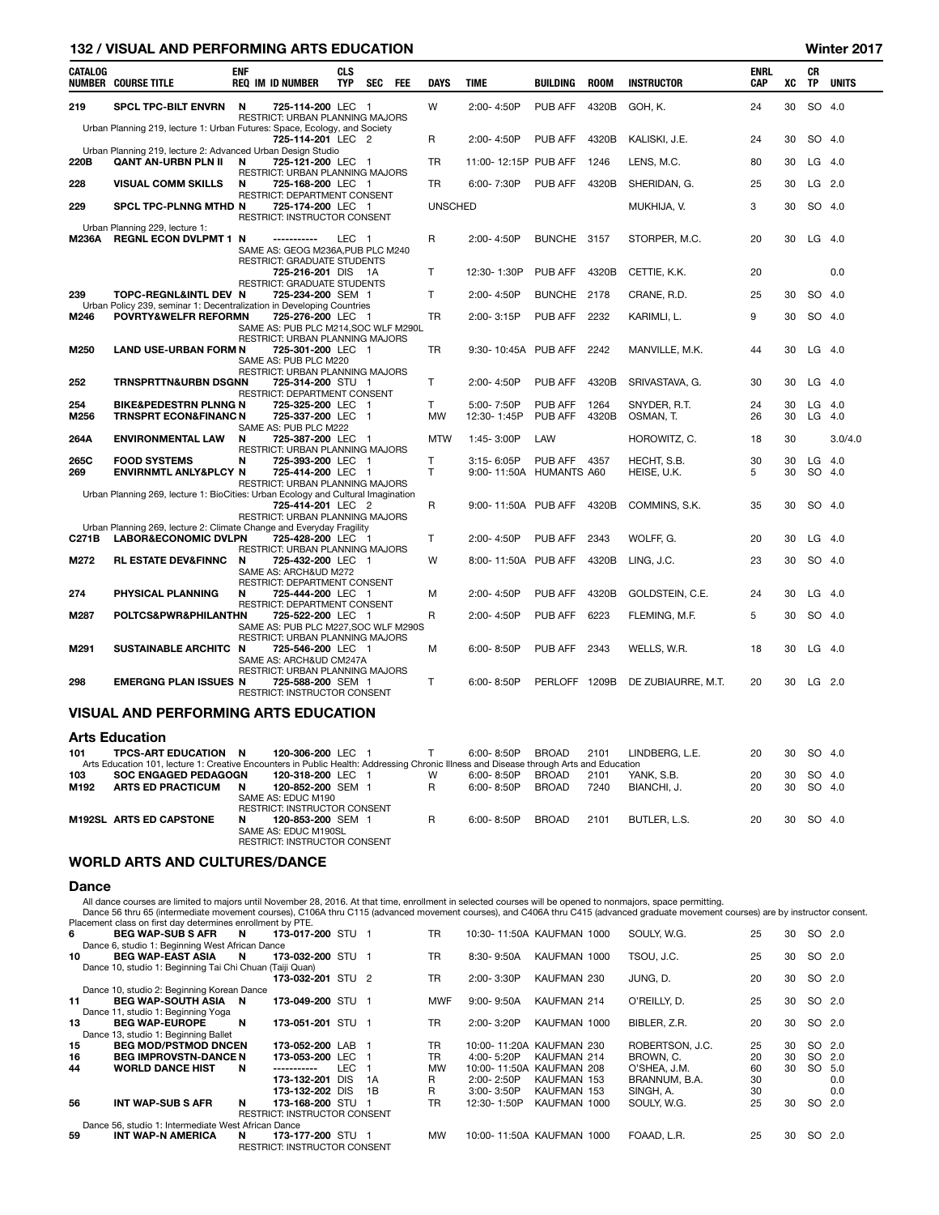| CATALOG NUMBER | COURSE TITLE | ENF REQ | IM | ID NUMBER | CLS TYP | SEC | FEE | DAYS | TIME | BUILDING | ROOM | INSTRUCTOR | ENRL CAP | XC | CR TP | UNITS |
|---|---|---|---|---|---|---|---|---|---|---|---|---|---|---|---|---|
| 219 | SPCL TPC-BILT ENVRN | N | | 725-114-200 | LEC | 1 | | W | 2:00- 4:50P | PUB AFF | 4320B | GOH, K. | 24 | 30 | SO | 4.0 |
| | RESTRICT: URBAN PLANNING MAJORS | | | | | | | | | | | | | | | |
| | Urban Planning 219, lecture 1: Urban Futures: Space, Ecology, and Society | | | | | | | | | | | | | | | |
| | | | | 725-114-201 | LEC | 2 | | R | 2:00- 4:50P | PUB AFF | 4320B | KALISKI, J.E. | 24 | 30 | SO | 4.0 |
| | Urban Planning 219, lecture 2: Advanced Urban Design Studio | | | | | | | | | | | | | | | |
| 220B | QANT AN-URBN PLN II | N | | 725-121-200 | LEC | 1 | | TR | 11:00- 12:15P | PUB AFF | 1246 | LENS, M.C. | 80 | 30 | LG | 4.0 |
| | RESTRICT: URBAN PLANNING MAJORS | | | | | | | | | | | | | | | |
| 228 | VISUAL COMM SKILLS | N | | 725-168-200 | LEC | 1 | | TR | 6:00- 7:30P | PUB AFF | 4320B | SHERIDAN, G. | 25 | 30 | LG | 2.0 |
| | RESTRICT: DEPARTMENT CONSENT | | | | | | | | | | | | | | | |
| 229 | SPCL TPC-PLNNG MTHD | N | | 725-174-200 | LEC | 1 | | UNSCHED | | | | MUKHIJA, V. | 3 | 30 | SO | 4.0 |
| | RESTRICT: INSTRUCTOR CONSENT | | | | | | | | | | | | | | | |
| | Urban Planning 229, lecture 1: | | | | | | | | | | | | | | | |
| M236A | REGNL ECON DVLPMT 1 | N | | ----------- | LEC | 1 | | R | 2:00- 4:50P | BUNCHE | 3157 | STORPER, M.C. | 20 | 30 | LG | 4.0 |
| | SAME AS: GEOG M236A,PUB PLC M240 | | | | | | | | | | | | | | | |
| | RESTRICT: GRADUATE STUDENTS | | | | | | | | | | | | | | | |
| | | | | 725-216-201 | DIS | 1A | | T | 12:30- 1:30P | PUB AFF | 4320B | CETTIE, K.K. | 20 | | | 0.0 |
| | RESTRICT: GRADUATE STUDENTS | | | | | | | | | | | | | | | |
| 239 | TOPC-REGNL&INTL DEV | N | | 725-234-200 | SEM | 1 | | T | 2:00- 4:50P | BUNCHE | 2178 | CRANE, R.D. | 25 | 30 | SO | 4.0 |
| | Urban Policy 239, seminar 1: Decentralization in Developing Countries | | | | | | | | | | | | | | | |
| M246 | POVRTY&WELFR REFORM | N | | 725-276-200 | LEC | 1 | | TR | 2:00- 3:15P | PUB AFF | 2232 | KARIMLI, L. | 9 | 30 | SO | 4.0 |
| | SAME AS: PUB PLC M214,SOC WLF M290L | | | | | | | | | | | | | | | |
| | RESTRICT: URBAN PLANNING MAJORS | | | | | | | | | | | | | | | |
| M250 | LAND USE-URBAN FORM | N | | 725-301-200 | LEC | 1 | | TR | 9:30- 10:45A | PUB AFF | 2242 | MANVILLE, M.K. | 44 | 30 | LG | 4.0 |
| | SAME AS: PUB PLC M220 | | | | | | | | | | | | | | | |
| | RESTRICT: URBAN PLANNING MAJORS | | | | | | | | | | | | | | | |
| 252 | TRNSPRTTN&URBN DSGN | N | | 725-314-200 | STU | 1 | | T | 2:00- 4:50P | PUB AFF | 4320B | SRIVASTAVA, G. | 30 | 30 | LG | 4.0 |
| | RESTRICT: DEPARTMENT CONSENT | | | | | | | | | | | | | | | |
| 254 | BIKE&PEDESTRN PLNNG | N | | 725-325-200 | LEC | 1 | | T | 5:00- 7:50P | PUB AFF | 1264 | SNYDER, R.T. | 24 | 30 | LG | 4.0 |
| M256 | TRNSPRT ECON&FINANC | N | | 725-337-200 | LEC | 1 | | MW | 12:30- 1:45P | PUB AFF | 4320B | OSMAN, T. | 26 | 30 | LG | 4.0 |
| | SAME AS: PUB PLC M222 | | | | | | | | | | | | | | | |
| 264A | ENVIRONMENTAL LAW | N | | 725-387-200 | LEC | 1 | | MTW | 1:45- 3:00P | LAW | | HOROWITZ, C. | 18 | 30 | | 3.0/4.0 |
| | RESTRICT: URBAN PLANNING MAJORS | | | | | | | | | | | | | | | |
| 265C | FOOD SYSTEMS | N | | 725-393-200 | LEC | 1 | | T | 3:15- 6:05P | PUB AFF | 4357 | HECHT, S.B. | 30 | 30 | LG | 4.0 |
| 269 | ENVIRNMTL ANLY&PLCY | N | | 725-414-200 | LEC | 1 | | T | 9:00- 11:50A | HUMANTS | A60 | HEISE, U.K. | 5 | 30 | SO | 4.0 |
| | RESTRICT: URBAN PLANNING MAJORS | | | | | | | | | | | | | | | |
| | Urban Planning 269, lecture 1: BioCities: Urban Ecology and Cultural Imagination | | | | | | | | | | | | | | | |
| | | | | 725-414-201 | LEC | 2 | | R | 9:00- 11:50A | PUB AFF | 4320B | COMMINS, S.K. | 35 | 30 | SO | 4.0 |
| | RESTRICT: URBAN PLANNING MAJORS | | | | | | | | | | | | | | | |
| | Urban Planning 269, lecture 2: Climate Change and Everyday Fragility | | | | | | | | | | | | | | | |
| C271B | LABOR&ECONOMIC DVLP | N | | 725-428-200 | LEC | 1 | | T | 2:00- 4:50P | PUB AFF | 2343 | WOLFF, G. | 20 | 30 | LG | 4.0 |
| | RESTRICT: URBAN PLANNING MAJORS | | | | | | | | | | | | | | | |
| M272 | RL ESTATE DEV&FINNC | N | | 725-432-200 | LEC | 1 | | W | 8:00- 11:50A | PUB AFF | 4320B | LING, J.C. | 23 | 30 | SO | 4.0 |
| | SAME AS: ARCH&UD M272 | | | | | | | | | | | | | | | |
| | RESTRICT: DEPARTMENT CONSENT | | | | | | | | | | | | | | | |
| 274 | PHYSICAL PLANNING | N | | 725-444-200 | LEC | 1 | | M | 2:00- 4:50P | PUB AFF | 4320B | GOLDSTEIN, C.E. | 24 | 30 | LG | 4.0 |
| | RESTRICT: DEPARTMENT CONSENT | | | | | | | | | | | | | | | |
| M287 | POLTCS&PWR&PHILANTH | N | | 725-522-200 | LEC | 1 | | R | 2:00- 4:50P | PUB AFF | 6223 | FLEMING, M.F. | 5 | 30 | SO | 4.0 |
| | SAME AS: PUB PLC M227,SOC WLF M290S | | | | | | | | | | | | | | | |
| | RESTRICT: URBAN PLANNING MAJORS | | | | | | | | | | | | | | | |
| M291 | SUSTAINABLE ARCHITC | N | | 725-546-200 | LEC | 1 | | M | 6:00- 8:50P | PUB AFF | 2343 | WELLS, W.R. | 18 | 30 | LG | 4.0 |
| | SAME AS: ARCH&UD CM247A | | | | | | | | | | | | | | | |
| | RESTRICT: URBAN PLANNING MAJORS | | | | | | | | | | | | | | | |
| 298 | EMERGNG PLAN ISSUES | N | | 725-588-200 | SEM | 1 | | T | 6:00- 8:50P | PERLOFF | 1209B | DE ZUBIAURRE, M.T. | 20 | 30 | LG | 2.0 |
| | RESTRICT: INSTRUCTOR CONSENT | | | | | | | | | | | | | | | |

## VISUAL AND PERFORMING ARTS EDUCATION

### Arts Education

| CATALOG NUMBER | COURSE TITLE | ENF REQ | IM | ID NUMBER | CLS TYP | SEC | FEE | DAYS | TIME | BUILDING | ROOM | INSTRUCTOR | ENRL CAP | XC | CR TP | UNITS |
|---|---|---|---|---|---|---|---|---|---|---|---|---|---|---|---|---|
| 101 | TPCS-ART EDUCATION | N | | 120-306-200 | LEC | 1 | | T | 6:00- 8:50P | BROAD | 2101 | LINDBERG, L.E. | 20 | 30 | SO | 4.0 |
| | Arts Education 101, lecture 1: Creative Encounters in Public Health: Addressing Chronic Illness and Disease through Arts and Education | | | | | | | | | | | | | | | |
| 103 | SOC ENGAGED PEDAGOGN | | | 120-318-200 | LEC | 1 | | W | 6:00- 8:50P | BROAD | 2101 | YANK, S.B. | 20 | 30 | SO | 4.0 |
| M192 | ARTS ED PRACTICUM | N | | 120-852-200 | SEM | 1 | | R | 6:00- 8:50P | BROAD | 7240 | BIANCHI, J. | 20 | 30 | SO | 4.0 |
| | SAME AS: EDUC M190 | | | | | | | | | | | | | | | |
| | RESTRICT: INSTRUCTOR CONSENT | | | | | | | | | | | | | | | |
| M192SL | ARTS ED CAPSTONE | N | | 120-853-200 | SEM | 1 | | R | 6:00- 8:50P | BROAD | 2101 | BUTLER, L.S. | 20 | 30 | SO | 4.0 |
| | SAME AS: EDUC M190SL | | | | | | | | | | | | | | | |
| | RESTRICT: INSTRUCTOR CONSENT | | | | | | | | | | | | | | | |

## WORLD ARTS AND CULTURES/DANCE

### Dance

All dance courses are limited to majors until November 28, 2016. At that time, enrollment in selected courses will be opened to nonmajors, space permitting.
Dance 56 thru 65 (intermediate movement courses), C106A thru C115 (advanced movement courses), and C406A thru C415 (advanced graduate movement courses) are by instructor consent.
Placement class on first day determines enrollment by PTE.

| CATALOG NUMBER | COURSE TITLE | ENF REQ | IM | ID NUMBER | CLS TYP | SEC | FEE | DAYS | TIME | BUILDING | ROOM | INSTRUCTOR | ENRL CAP | XC | CR TP | UNITS |
|---|---|---|---|---|---|---|---|---|---|---|---|---|---|---|---|---|
| 6 | BEG WAP-SUB S AFR | N | | 173-017-200 | STU | 1 | | TR | 10:30- 11:50A | KAUFMAN | 1000 | SOULY, W.G. | 25 | 30 | SO | 2.0 |
| | Dance 6, studio 1: Beginning West African Dance | | | | | | | | | | | | | | | |
| 10 | BEG WAP-EAST ASIA | N | | 173-032-200 | STU | 1 | | TR | 8:30- 9:50A | KAUFMAN | 1000 | TSOU, J.C. | 25 | 30 | SO | 2.0 |
| | Dance 10, studio 1: Beginning Tai Chi Chuan (Taiji Quan) | | | | | | | | | | | | | | | |
| | | | | 173-032-201 | STU | 2 | | TR | 2:00- 3:30P | KAUFMAN | 230 | JUNG, D. | 20 | 30 | SO | 2.0 |
| | Dance 10, studio 2: Beginning Korean Dance | | | | | | | | | | | | | | | |
| 11 | BEG WAP-SOUTH ASIA | N | | 173-049-200 | STU | 1 | | MWF | 9:00- 9:50A | KAUFMAN | 214 | O'REILLY, D. | 25 | 30 | SO | 2.0 |
| | Dance 11, studio 1: Beginning Yoga | | | | | | | | | | | | | | | |
| 13 | BEG WAP-EUROPE | N | | 173-051-201 | STU | 1 | | TR | 2:00- 3:20P | KAUFMAN | 1000 | BIBLER, Z.R. | 20 | 30 | SO | 2.0 |
| | Dance 13, studio 1: Beginning Ballet | | | | | | | | | | | | | | | |
| 15 | BEG MOD/PSTMOD DNC | N | | 173-052-200 | LAB | 1 | | TR | 10:00- 11:20A | KAUFMAN | 230 | ROBERTSON, J.C. | 25 | 30 | SO | 2.0 |
| 16 | BEG IMPROVSTN-DANCE | N | | 173-053-200 | LEC | 1 | | TR | 4:00- 5:20P | KAUFMAN | 214 | BROWN, C. | 20 | 30 | SO | 2.0 |
| 44 | WORLD DANCE HIST | N | | ----------- | LEC | 1 | | MW | 10:00- 11:50A | KAUFMAN | 208 | O'SHEA, J.M. | 60 | 30 | SO | 5.0 |
| | | | | 173-132-201 | DIS | 1A | | R | 2:00- 2:50P | KAUFMAN | 153 | BRANNUM, B.A. | 30 | | | 0.0 |
| | | | | 173-132-202 | DIS | 1B | | R | 3:00- 3:50P | KAUFMAN | 153 | SINGH, A. | 30 | | | 0.0 |
| 56 | INT WAP-SUB S AFR | N | | 173-168-200 | STU | 1 | | TR | 12:30- 1:50P | KAUFMAN | 1000 | SOULY, W.G. | 25 | 30 | SO | 2.0 |
| | RESTRICT: INSTRUCTOR CONSENT | | | | | | | | | | | | | | | |
| | Dance 56, studio 1: Intermediate West African Dance | | | | | | | | | | | | | | | |
| 59 | INT WAP-N AMERICA | N | | 173-177-200 | STU | 1 | | MW | 10:00- 11:50A | KAUFMAN | 1000 | FOAAD, L.R. | 25 | 30 | SO | 2.0 |
| | RESTRICT: INSTRUCTOR CONSENT | | | | | | | | | | | | | | | |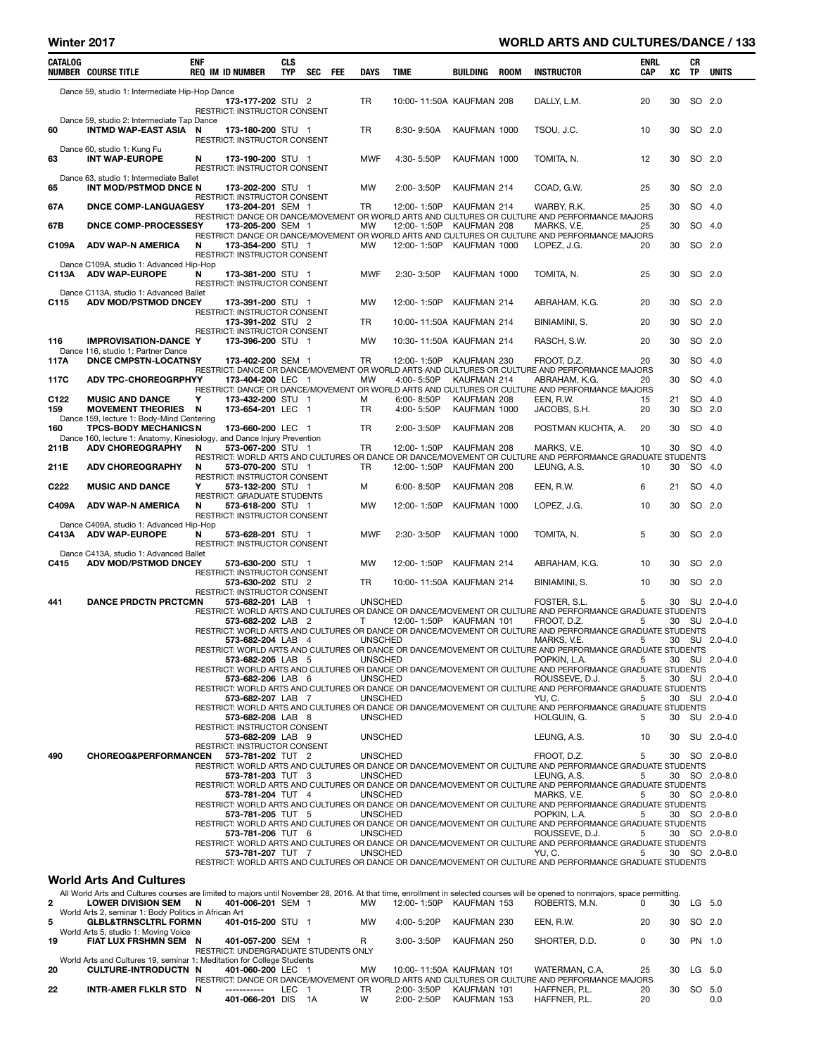## Winter 2017 — WORLD ARTS AND CULTURES/DANCE

| CATALOG NUMBER | COURSE TITLE | ENF REQ | IM | ID NUMBER | CLS TYP | SEC | FEE | DAYS | TIME | BUILDING | ROOM | INSTRUCTOR | ENRL CAP | XC | CR TP | UNITS |
|---|---|---|---|---|---|---|---|---|---|---|---|---|---|---|---|---|
| | Dance 59, studio 1: Intermediate Hip-Hop Dance | | | | | | | | | | | | | | | |
| | | | | 173-177-202 | STU | 2 | | TR | 10:00- 11:50A | KAUFMAN | 208 | DALLY, L.M. | 20 | 30 | SO | 2.0 |
| | RESTRICT: INSTRUCTOR CONSENT | | | | | | | | | | | | | | | |
| | Dance 59, studio 2: Intermediate Tap Dance | | | | | | | | | | | | | | | |
| 60 | INTMD WAP-EAST ASIA | N | | 173-180-200 | STU | 1 | | TR | 8:30- 9:50A | KAUFMAN | 1000 | TSOU, J.C. | 10 | 30 | SO | 2.0 |
| | RESTRICT: INSTRUCTOR CONSENT | | | | | | | | | | | | | | | |
| | Dance 60, studio 1: Kung Fu | | | | | | | | | | | | | | | |
| 63 | INT WAP-EUROPE | N | | 173-190-200 | STU | 1 | | MWF | 4:30- 5:50P | KAUFMAN | 1000 | TOMITA, N. | 12 | 30 | SO | 2.0 |
| | RESTRICT: INSTRUCTOR CONSENT | | | | | | | | | | | | | | | |
| | Dance 63, studio 1: Intermediate Ballet | | | | | | | | | | | | | | | |
| 65 | INT MOD/PSTMOD DNCE | N | | 173-202-200 | STU | 1 | | MW | 2:00- 3:50P | KAUFMAN | 214 | COAD, G.W. | 25 | 30 | SO | 2.0 |
| | RESTRICT: INSTRUCTOR CONSENT | | | | | | | | | | | | | | | |
| 67A | DNCE COMP-LANGUAGES | Y | | 173-204-201 | SEM | 1 | | TR | 12:00- 1:50P | KAUFMAN | 214 | WARBY, R.K. | 25 | 30 | SO | 4.0 |
| | RESTRICT: DANCE OR DANCE/MOVEMENT OR WORLD ARTS AND CULTURES OR CULTURE AND PERFORMANCE MAJORS | | | | | | | | | | | | | | | |
| 67B | DNCE COMP-PROCESSES | Y | | 173-205-200 | SEM | 1 | | MW | 12:00- 1:50P | KAUFMAN | 208 | MARKS, V.E. | 25 | 30 | SO | 4.0 |
| | RESTRICT: DANCE OR DANCE/MOVEMENT OR WORLD ARTS AND CULTURES OR CULTURE AND PERFORMANCE MAJORS | | | | | | | | | | | | | | | |
| C109A | ADV WAP-N AMERICA | N | | 173-354-200 | STU | 1 | | MW | 12:00- 1:50P | KAUFMAN | 1000 | LOPEZ, J.G. | 20 | 30 | SO | 2.0 |
| | RESTRICT: INSTRUCTOR CONSENT | | | | | | | | | | | | | | | |
| | Dance C109A, studio 1: Advanced Hip-Hop | | | | | | | | | | | | | | | |
| C113A | ADV WAP-EUROPE | N | | 173-381-200 | STU | 1 | | MWF | 2:30- 3:50P | KAUFMAN | 1000 | TOMITA, N. | 25 | 30 | SO | 2.0 |
| | RESTRICT: INSTRUCTOR CONSENT | | | | | | | | | | | | | | | |
| | Dance C113A, studio 1: Advanced Ballet | | | | | | | | | | | | | | | |
| C115 | ADV MOD/PSTMOD DNCE | Y | | 173-391-200 | STU | 1 | | MW | 12:00- 1:50P | KAUFMAN | 214 | ABRAHAM, K.G. | 20 | 30 | SO | 2.0 |
| | RESTRICT: INSTRUCTOR CONSENT | | | | | | | | | | | | | | | |
| | | | | 173-391-202 | STU | 2 | | TR | 10:00- 11:50A | KAUFMAN | 214 | BINIAMINI, S. | 20 | 30 | SO | 2.0 |
| | RESTRICT: INSTRUCTOR CONSENT | | | | | | | | | | | | | | | |
| 116 | IMPROVISATION-DANCE | Y | | 173-396-200 | STU | 1 | | MW | 10:30- 11:50A | KAUFMAN | 214 | RASCH, S.W. | 20 | 30 | SO | 2.0 |
| | Dance 116, studio 1: Partner Dance | | | | | | | | | | | | | | | |
| 117A | DNCE CMPSTN-LOCATNS | Y | | 173-402-200 | SEM | 1 | | TR | 12:00- 1:50P | KAUFMAN | 230 | FROOT, D.Z. | 20 | 30 | SO | 4.0 |
| | RESTRICT: DANCE OR DANCE/MOVEMENT OR WORLD ARTS AND CULTURES OR CULTURE AND PERFORMANCE MAJORS | | | | | | | | | | | | | | | |
| 117C | ADV TPC-CHOREOGRPHY | Y | | 173-404-200 | LEC | 1 | | MW | 4:00- 5:50P | KAUFMAN | 214 | ABRAHAM, K.G. | 20 | 30 | SO | 4.0 |
| | RESTRICT: DANCE OR DANCE/MOVEMENT OR WORLD ARTS AND CULTURES OR CULTURE AND PERFORMANCE MAJORS | | | | | | | | | | | | | | | |
| C122 | MUSIC AND DANCE | Y | | 173-432-200 | STU | 1 | | M | 6:00- 8:50P | KAUFMAN | 208 | EEN, R.W. | 15 | 21 | SO | 4.0 |
| 159 | MOVEMENT THEORIES | N | | 173-654-201 | LEC | 1 | | TR | 4:00- 5:50P | KAUFMAN | 1000 | JACOBS, S.H. | 20 | 30 | SO | 2.0 |
| | Dance 159, lecture 1: Body-Mind Centering | | | | | | | | | | | | | | | |
| 160 | TPCS-BODY MECHANICS | N | | 173-660-200 | LEC | 1 | | TR | 2:00- 3:50P | KAUFMAN | 208 | POSTMAN KUCHTA, A. | 20 | 30 | SO | 4.0 |
| | Dance 160, lecture 1: Anatomy, Kinesiology, and Dance Injury Prevention | | | | | | | | | | | | | | | |
| 211B | ADV CHOREOGRAPHY | N | | 573-067-200 | STU | 1 | | TR | 12:00- 1:50P | KAUFMAN | 208 | MARKS, V.E. | 10 | 30 | SO | 4.0 |
| | RESTRICT: WORLD ARTS AND CULTURES OR DANCE OR DANCE/MOVEMENT OR CULTURE AND PERFORMANCE GRADUATE STUDENTS | | | | | | | | | | | | | | | |
| 211E | ADV CHOREOGRAPHY | N | | 573-070-200 | STU | 1 | | TR | 12:00- 1:50P | KAUFMAN | 200 | LEUNG, A.S. | 10 | 30 | SO | 4.0 |
| | RESTRICT: INSTRUCTOR CONSENT | | | | | | | | | | | | | | | |
| C222 | MUSIC AND DANCE | Y | | 573-132-200 | STU | 1 | | M | 6:00- 8:50P | KAUFMAN | 208 | EEN, R.W. | 6 | 21 | SO | 4.0 |
| | RESTRICT: GRADUATE STUDENTS | | | | | | | | | | | | | | | |
| C409A | ADV WAP-N AMERICA | N | | 573-618-200 | STU | 1 | | MW | 12:00- 1:50P | KAUFMAN | 1000 | LOPEZ, J.G. | 10 | 30 | SO | 2.0 |
| | RESTRICT: INSTRUCTOR CONSENT | | | | | | | | | | | | | | | |
| | Dance C409A, studio 1: Advanced Hip-Hop | | | | | | | | | | | | | | | |
| C413A | ADV WAP-EUROPE | N | | 573-628-201 | STU | 1 | | MWF | 2:30- 3:50P | KAUFMAN | 1000 | TOMITA, N. | 5 | 30 | SO | 2.0 |
| | RESTRICT: INSTRUCTOR CONSENT | | | | | | | | | | | | | | | |
| | Dance C413A, studio 1: Advanced Ballet | | | | | | | | | | | | | | | |
| C415 | ADV MOD/PSTMOD DNCE | Y | | 573-630-200 | STU | 1 | | MW | 12:00- 1:50P | KAUFMAN | 214 | ABRAHAM, K.G. | 10 | 30 | SO | 2.0 |
| | RESTRICT: INSTRUCTOR CONSENT | | | | | | | | | | | | | | | |
| | | | | 573-630-202 | STU | 2 | | TR | 10:00- 11:50A | KAUFMAN | 214 | BINIAMINI, S. | 10 | 30 | SO | 2.0 |
| | RESTRICT: INSTRUCTOR CONSENT | | | | | | | | | | | | | | | |
| 441 | DANCE PRDCTN PRCTCM | N | | 573-682-201 | LAB | 1 | | UNSCHED | | | | FOSTER, S.L. | 5 | 30 | SU | 2.0-4.0 |
| | RESTRICT: WORLD ARTS AND CULTURES OR DANCE OR DANCE/MOVEMENT OR CULTURE AND PERFORMANCE GRADUATE STUDENTS | | | | | | | | | | | | | | | |
| | | | | 573-682-202 | LAB | 2 | | T | 12:00- 1:50P | KAUFMAN | 101 | FROOT, D.Z. | 5 | 30 | SU | 2.0-4.0 |
| | RESTRICT: WORLD ARTS AND CULTURES OR DANCE OR DANCE/MOVEMENT OR CULTURE AND PERFORMANCE GRADUATE STUDENTS | | | | | | | | | | | | | | | |
| | | | | 573-682-204 | LAB | 4 | | UNSCHED | | | | MARKS, V.E. | 5 | 30 | SU | 2.0-4.0 |
| | RESTRICT: WORLD ARTS AND CULTURES OR DANCE OR DANCE/MOVEMENT OR CULTURE AND PERFORMANCE GRADUATE STUDENTS | | | | | | | | | | | | | | | |
| | | | | 573-682-205 | LAB | 5 | | UNSCHED | | | | POPKIN, L.A. | 5 | 30 | SU | 2.0-4.0 |
| | RESTRICT: WORLD ARTS AND CULTURES OR DANCE OR DANCE/MOVEMENT OR CULTURE AND PERFORMANCE GRADUATE STUDENTS | | | | | | | | | | | | | | | |
| | | | | 573-682-206 | LAB | 6 | | UNSCHED | | | | ROUSSEVE, D.J. | 5 | 30 | SU | 2.0-4.0 |
| | RESTRICT: WORLD ARTS AND CULTURES OR DANCE OR DANCE/MOVEMENT OR CULTURE AND PERFORMANCE GRADUATE STUDENTS | | | | | | | | | | | | | | | |
| | | | | 573-682-207 | LAB | 7 | | UNSCHED | | | | YU, C. | 5 | 30 | SU | 2.0-4.0 |
| | RESTRICT: WORLD ARTS AND CULTURES OR DANCE OR DANCE/MOVEMENT OR CULTURE AND PERFORMANCE GRADUATE STUDENTS | | | | | | | | | | | | | | | |
| | | | | 573-682-208 | LAB | 8 | | UNSCHED | | | | HOLGUIN, G. | 5 | 30 | SU | 2.0-4.0 |
| | RESTRICT: INSTRUCTOR CONSENT | | | | | | | | | | | | | | | |
| | | | | 573-682-209 | LAB | 9 | | UNSCHED | | | | LEUNG, A.S. | 10 | 30 | SU | 2.0-4.0 |
| | RESTRICT: INSTRUCTOR CONSENT | | | | | | | | | | | | | | | |
| 490 | CHOREOG&PERFORMANCE | N | | 573-781-202 | TUT | 2 | | UNSCHED | | | | FROOT, D.Z. | 5 | 30 | SO | 2.0-8.0 |
| | RESTRICT: WORLD ARTS AND CULTURES OR DANCE OR DANCE/MOVEMENT OR CULTURE AND PERFORMANCE GRADUATE STUDENTS | | | | | | | | | | | | | | | |
| | | | | 573-781-203 | TUT | 3 | | UNSCHED | | | | LEUNG, A.S. | 5 | 30 | SO | 2.0-8.0 |
| | RESTRICT: WORLD ARTS AND CULTURES OR DANCE OR DANCE/MOVEMENT OR CULTURE AND PERFORMANCE GRADUATE STUDENTS | | | | | | | | | | | | | | | |
| | | | | 573-781-204 | TUT | 4 | | UNSCHED | | | | MARKS, V.E. | 5 | 30 | SO | 2.0-8.0 |
| | RESTRICT: WORLD ARTS AND CULTURES OR DANCE OR DANCE/MOVEMENT OR CULTURE AND PERFORMANCE GRADUATE STUDENTS | | | | | | | | | | | | | | | |
| | | | | 573-781-205 | TUT | 5 | | UNSCHED | | | | POPKIN, L.A. | 5 | 30 | SO | 2.0-8.0 |
| | RESTRICT: WORLD ARTS AND CULTURES OR DANCE OR DANCE/MOVEMENT OR CULTURE AND PERFORMANCE GRADUATE STUDENTS | | | | | | | | | | | | | | | |
| | | | | 573-781-206 | TUT | 6 | | UNSCHED | | | | ROUSSEVE, D.J. | 5 | 30 | SO | 2.0-8.0 |
| | RESTRICT: WORLD ARTS AND CULTURES OR DANCE OR DANCE/MOVEMENT OR CULTURE AND PERFORMANCE GRADUATE STUDENTS | | | | | | | | | | | | | | | |
| | | | | 573-781-207 | TUT | 7 | | UNSCHED | | | | YU, C. | 5 | 30 | SO | 2.0-8.0 |
| | RESTRICT: WORLD ARTS AND CULTURES OR DANCE OR DANCE/MOVEMENT OR CULTURE AND PERFORMANCE GRADUATE STUDENTS | | | | | | | | | | | | | | | |

### World Arts And Cultures

All World Arts and Cultures courses are limited to majors until November 28, 2016. At that time, enrollment in selected courses will be opened to nonmajors, space permitting.

| CATALOG NUMBER | COURSE TITLE | ENF REQ | IM | ID NUMBER | CLS TYP | SEC | FEE | DAYS | TIME | BUILDING | ROOM | INSTRUCTOR | ENRL CAP | XC | CR TP | UNITS |
|---|---|---|---|---|---|---|---|---|---|---|---|---|---|---|---|---|
| 2 | LOWER DIVISION SEM | N | | 401-006-201 | SEM | 1 | | MW | 12:00- 1:50P | KAUFMAN | 153 | ROBERTS, M.N. | 0 | 30 | LG | 5.0 |
| | World Arts 2, seminar 1: Body Politics in African Art | | | | | | | | | | | | | | | |
| 5 | GLBL&TRNSCLTRL FORM | N | | 401-015-200 | STU | 1 | | MW | 4:00- 5:20P | KAUFMAN | 230 | EEN, R.W. | 20 | 30 | SO | 2.0 |
| | World Arts 5, studio 1: Moving Voice | | | | | | | | | | | | | | | |
| 19 | FIAT LUX FRSHMN SEM | N | | 401-057-200 | SEM | 1 | | R | 3:00- 3:50P | KAUFMAN | 250 | SHORTER, D.D. | 0 | 30 | PN | 1.0 |
| | RESTRICT: UNDERGRADUATE STUDENTS ONLY | | | | | | | | | | | | | | | |
| | World Arts and Cultures 19, seminar 1: Meditation for College Students | | | | | | | | | | | | | | | |
| 20 | CULTURE-INTRODUCTN | N | | 401-060-200 | LEC | 1 | | MW | 10:00- 11:50A | KAUFMAN | 101 | WATERMAN, C.A. | 25 | 30 | LG | 5.0 |
| | RESTRICT: DANCE OR DANCE/MOVEMENT OR WORLD ARTS AND CULTURES OR CULTURE AND PERFORMANCE MAJORS | | | | | | | | | | | | | | | |
| 22 | INTR-AMER FLKLR STD | N | | ----------- | LEC | 1 | | TR | 2:00- 3:50P | KAUFMAN | 101 | HAFFNER, P.L. | 20 | 30 | SO | 5.0 |
| | | | | 401-066-201 | DIS | 1A | | W | 2:00- 2:50P | KAUFMAN | 153 | HAFFNER, P.L. | 20 | | | 0.0 |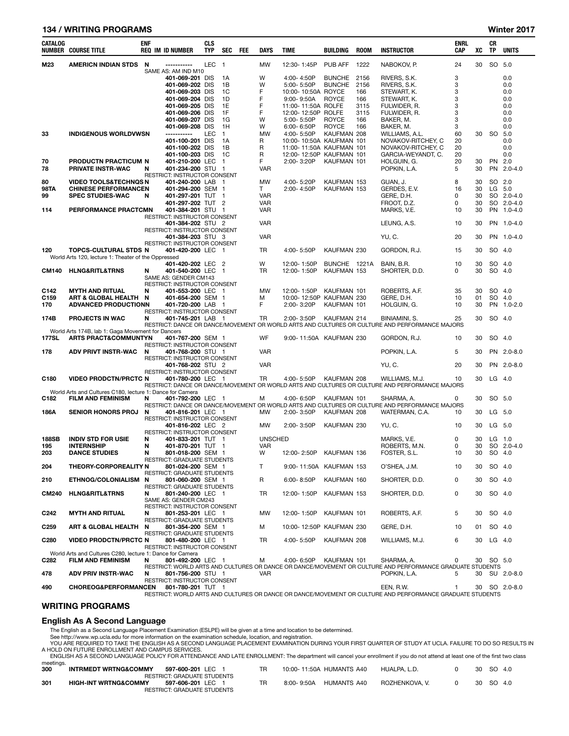| CATALOG NUMBER | COURSE TITLE | ENF REQ | IM | ID NUMBER | CLS TYP | SEC | FEE | DAYS | TIME | BUILDING | ROOM | INSTRUCTOR | ENRL CAP | XC | CR TP | UNITS |
|---|---|---|---|---|---|---|---|---|---|---|---|---|---|---|---|---|
| M23 | AMERICN INDIAN STDS | N | | ----------- | LEC | 1 | | MW | 12:30- 1:45P | PUB AFF | 1222 | NABOKOV, P. | 24 | 30 | SO | 5.0 |
| | SAME AS: AM IND M10 | | | | | | | | | | | | | | | |
| | | | | 401-069-201 | DIS | 1A | | W | 4:00- 4:50P | BUNCHE | 2156 | RIVERS, S.K. | 3 | | | 0.0 |
| | | | | 401-069-202 | DIS | 1B | | W | 5:00- 5:50P | BUNCHE | 2156 | RIVERS, S.K. | 3 | | | 0.0 |
| | | | | 401-069-203 | DIS | 1C | | F | 10:00- 10:50A | ROYCE | 166 | STEWART, K. | 3 | | | 0.0 |
| | | | | 401-069-204 | DIS | 1D | | F | 9:00- 9:50A | ROYCE | 166 | STEWART, K. | 3 | | | 0.0 |
| | | | | 401-069-205 | DIS | 1E | | F | 11:00- 11:50A | ROLFE | 3115 | FULWIDER, R. | 3 | | | 0.0 |
| | | | | 401-069-206 | DIS | 1F | | F | 12:00- 12:50P | ROLFE | 3115 | FULWIDER, R. | 3 | | | 0.0 |
| | | | | 401-069-207 | DIS | 1G | | W | 5:00- 5:50P | ROYCE | 166 | BAKER, M. | 3 | | | 0.0 |
| | | | | 401-069-208 | DIS | 1H | | W | 6:00- 6:50P | ROYCE | 166 | BAKER, M. | 3 | | | 0.0 |
| 33 | INDIGENOUS WORLDVWSN | | | ----------- | LEC | 1 | | MW | 4:00- 5:50P | KAUFMAN | 208 | WILLIAMS, A.L. | 60 | 30 | SO | 5.0 |
| | | | | 401-100-201 | DIS | 1A | | R | 10:00- 10:50A | KAUFMAN | 101 | NOVAKOV-RITCHEY, C | 20 | | | 0.0 |
| | | | | 401-100-202 | DIS | 1B | | R | 11:00- 11:50A | KAUFMAN | 101 | NOVAKOV-RITCHEY, C | 20 | | | 0.0 |
| | | | | 401-100-203 | DIS | 1C | | R | 12:00- 12:50P | KAUFMAN | 101 | GARCIA-WEYANDT, C. | 20 | | | 0.0 |
| 70 | PRODUCTN PRACTICUM | N | | 401-210-200 | LEC | 1 | | F | 2:00- 3:20P | KAUFMAN | 101 | HOLGUIN, G. | 20 | 30 | PN | 2.0 |
| 78 | PRIVATE INSTR-WAC | N | | 401-234-200 | STU | 1 | | VAR | | | | POPKIN, L.A. | 5 | 30 | PN | 2.0-4.0 |
| | RESTRICT: INSTRUCTOR CONSENT | | | | | | | | | | | | | | | |
| 80 | VIDEO TOOLS&TECHNQS | N | | 401-240-200 | LAB | 1 | | MW | 4:00- 5:20P | KAUFMAN | 153 | GUAN, J. | 8 | 30 | SO | 2.0 |
| 98TA | CHINESE PERFORMANCE | N | | 401-294-200 | SEM | 1 | | T | 2:00- 4:50P | KAUFMAN | 153 | GERDES, E.V. | 16 | 30 | LG | 5.0 |
| 99 | SPEC STUDIES-WAC | N | | 401-297-201 | TUT | 1 | | VAR | | | | GERE, D.H. | 0 | 30 | SO | 2.0-4.0 |
| | | | | 401-297-202 | TUT | 2 | | VAR | | | | FROOT, D.Z. | 0 | 30 | SO | 2.0-4.0 |
| 114 | PERFORMANCE PRACTCM | N | | 401-384-201 | STU | 1 | | VAR | | | | MARKS, V.E. | 10 | 30 | PN | 1.0-4.0 |
| | RESTRICT: INSTRUCTOR CONSENT | | | | | | | | | | | | | | | |
| | | | | 401-384-202 | STU | 2 | | VAR | | | | LEUNG, A.S. | 10 | 30 | PN | 1.0-4.0 |
| | RESTRICT: INSTRUCTOR CONSENT | | | | | | | | | | | | | | | |
| | | | | 401-384-203 | STU | 3 | | VAR | | | | YU, C. | 20 | 30 | PN | 1.0-4.0 |
| | RESTRICT: INSTRUCTOR CONSENT | | | | | | | | | | | | | | | |
| 120 | TOPCS-CULTURAL STDS | N | | 401-420-200 | LEC | 1 | | TR | 4:00- 5:50P | KAUFMAN | 230 | GORDON, R.J. | 15 | 30 | SO | 4.0 |
| | World Arts 120, lecture 1: Theater of the Oppressed | | | | | | | | | | | | | | | |
| | | | | 401-420-202 | LEC | 2 | | W | 12:00- 1:50P | BUNCHE | 1221A | BAIN, B.R. | 10 | 30 | SO | 4.0 |
| CM140 | HLNG&RITL&TRNS | N | | 401-540-200 | LEC | 1 | | TR | 12:00- 1:50P | KAUFMAN | 153 | SHORTER, D.D. | 0 | 30 | SO | 4.0 |
| | SAME AS: GENDER CM143 | | | | | | | | | | | | | | | |
| | RESTRICT: INSTRUCTOR CONSENT | | | | | | | | | | | | | | | |
| C142 | MYTH AND RITUAL | N | | 401-553-200 | LEC | 1 | | MW | 12:00- 1:50P | KAUFMAN | 101 | ROBERTS, A.F. | 35 | 30 | SO | 4.0 |
| C159 | ART & GLOBAL HEALTH | N | | 401-654-200 | SEM | 1 | | M | 10:00- 12:50P | KAUFMAN | 230 | GERE, D.H. | 10 | 01 | SO | 4.0 |
| 170 | ADVANCED PRODUCTION | N | | 401-720-200 | LAB | 1 | | F | 2:00- 3:20P | KAUFMAN | 101 | HOLGUIN, G. | 10 | 30 | PN | 1.0-2.0 |
| | RESTRICT: INSTRUCTOR CONSENT | | | | | | | | | | | | | | | |
| 174B | PROJECTS IN WAC | N | | 401-745-201 | LAB | 1 | | TR | 2:00- 3:50P | KAUFMAN | 214 | BINIAMINI, S. | 25 | 30 | SO | 4.0 |
| | RESTRICT: DANCE OR DANCE/MOVEMENT OR WORLD ARTS AND CULTURES OR CULTURE AND PERFORMANCE MAJORS | | | | | | | | | | | | | | | |
| | World Arts 174B, lab 1: Gaga Movement for Dancers | | | | | | | | | | | | | | | |
| 177SL | ARTS PRACT&COMMUNTY | N | | 401-767-200 | SEM | 1 | | WF | 9:00- 11:50A | KAUFMAN | 230 | GORDON, R.J. | 10 | 30 | SO | 4.0 |
| | RESTRICT: INSTRUCTOR CONSENT | | | | | | | | | | | | | | | |
| 178 | ADV PRIVT INSTR-WAC | N | | 401-768-200 | STU | 1 | | VAR | | | | POPKIN, L.A. | 5 | 30 | PN | 2.0-8.0 |
| | RESTRICT: INSTRUCTOR CONSENT | | | | | | | | | | | | | | | |
| | | | | 401-768-202 | STU | 2 | | VAR | | | | YU, C. | 20 | 30 | PN | 2.0-8.0 |
| | RESTRICT: INSTRUCTOR CONSENT | | | | | | | | | | | | | | | |
| C180 | VIDEO PRODCTN/PRCTC | N | | 401-780-200 | LEC | 1 | | TR | 4:00- 5:50P | KAUFMAN | 208 | WILLIAMS, M.J. | 10 | 30 | LG | 4.0 |
| | RESTRICT: DANCE OR DANCE/MOVEMENT OR WORLD ARTS AND CULTURES OR CULTURE AND PERFORMANCE MAJORS | | | | | | | | | | | | | | | |
| | World Arts and Cultures C180, lecture 1: Dance for Camera | | | | | | | | | | | | | | | |
| C182 | FILM AND FEMINISM | N | | 401-792-200 | LEC | 1 | | M | 4:00- 6:50P | KAUFMAN | 101 | SHARMA, A. | 0 | 30 | SO | 5.0 |
| | RESTRICT: DANCE OR DANCE/MOVEMENT OR WORLD ARTS AND CULTURES OR CULTURE AND PERFORMANCE MAJORS | | | | | | | | | | | | | | | |
| 186A | SENIOR HONORS PROJ | N | | 401-816-201 | LEC | 1 | | MW | 2:00- 3:50P | KAUFMAN | 208 | WATERMAN, C.A. | 10 | 30 | LG | 5.0 |
| | RESTRICT: INSTRUCTOR CONSENT | | | | | | | | | | | | | | | |
| | | | | 401-816-202 | LEC | 2 | | MW | 2:00- 3:50P | KAUFMAN | 230 | YU, C. | 10 | 30 | LG | 5.0 |
| | RESTRICT: INSTRUCTOR CONSENT | | | | | | | | | | | | | | | |
| 188SB | INDIV STD FOR USIE | N | | 401-833-201 | TUT | 1 | | UNSCHED | | | | MARKS, V.E. | 0 | 30 | LG | 1.0 |
| 195 | INTERNSHIP | N | | 401-870-201 | TUT | 1 | | VAR | | | | ROBERTS, M.N. | 0 | 30 | SO | 2.0-4.0 |
| 203 | DANCE STUDIES | N | | 801-018-200 | SEM | 1 | | W | 12:00- 2:50P | KAUFMAN | 136 | FOSTER, S.L. | 10 | 30 | SO | 4.0 |
| | RESTRICT: GRADUATE STUDENTS | | | | | | | | | | | | | | | |
| 204 | THEORY-CORPOREALITY | N | | 801-024-200 | SEM | 1 | | T | 9:00- 11:50A | KAUFMAN | 153 | O'SHEA, J.M. | 10 | 30 | SO | 4.0 |
| | RESTRICT: GRADUATE STUDENTS | | | | | | | | | | | | | | | |
| 210 | ETHNOG/COLONIALISM | N | | 801-060-200 | SEM | 1 | | R | 6:00- 8:50P | KAUFMAN | 160 | SHORTER, D.D. | 0 | 30 | SO | 4.0 |
| | RESTRICT: GRADUATE STUDENTS | | | | | | | | | | | | | | | |
| CM240 | HLNG&RITL&TRNS | N | | 801-240-200 | LEC | 1 | | TR | 12:00- 1:50P | KAUFMAN | 153 | SHORTER, D.D. | 0 | 30 | SO | 4.0 |
| | SAME AS: GENDER CM243 | | | | | | | | | | | | | | | |
| | RESTRICT: INSTRUCTOR CONSENT | | | | | | | | | | | | | | | |
| C242 | MYTH AND RITUAL | N | | 801-253-201 | LEC | 1 | | MW | 12:00- 1:50P | KAUFMAN | 101 | ROBERTS, A.F. | 5 | 30 | SO | 4.0 |
| | RESTRICT: GRADUATE STUDENTS | | | | | | | | | | | | | | | |
| C259 | ART & GLOBAL HEALTH | N | | 801-354-200 | SEM | 1 | | M | 10:00- 12:50P | KAUFMAN | 230 | GERE, D.H. | 10 | 01 | SO | 4.0 |
| | RESTRICT: GRADUATE STUDENTS | | | | | | | | | | | | | | | |
| C280 | VIDEO PRODCTN/PRCTC | N | | 801-480-200 | LEC | 1 | | TR | 4:00- 5:50P | KAUFMAN | 208 | WILLIAMS, M.J. | 6 | 30 | LG | 4.0 |
| | RESTRICT: INSTRUCTOR CONSENT | | | | | | | | | | | | | | | |
| | World Arts and Cultures C280, lecture 1: Dance for Camera | | | | | | | | | | | | | | | |
| C282 | FILM AND FEMINISM | N | | 801-492-200 | LEC | 1 | | M | 4:00- 6:50P | KAUFMAN | 101 | SHARMA, A. | 0 | 30 | SO | 5.0 |
| | RESTRICT: WORLD ARTS AND CULTURES OR DANCE OR DANCE/MOVEMENT OR CULTURE AND PERFORMANCE GRADUATE STUDENTS | | | | | | | | | | | | | | | |
| 478 | ADV PRIV INSTR-WAC | N | | 801-756-200 | STU | 1 | | VAR | | | | POPKIN, L.A. | 5 | 30 | SU | 2.0-8.0 |
| | RESTRICT: INSTRUCTOR CONSENT | | | | | | | | | | | | | | | |
| 490 | CHOREOG&PERFORMANCE | N | | 801-780-201 | TUT | 1 | | | | | | EEN, R.W. | 1 | 30 | SO | 2.0-8.0 |
| | RESTRICT: WORLD ARTS AND CULTURES OR DANCE OR DANCE/MOVEMENT OR CULTURE AND PERFORMANCE GRADUATE STUDENTS | | | | | | | | | | | | | | | |

## WRITING PROGRAMS

### English As A Second Language

The English as a Second Language Placement Examination (ESLPE) will be given at a time and location to be determined.

See http://www.wp.ucla.edu for more information on the examination schedule, location, and registration.

YOU ARE REQUIRED TO TAKE THE ENGLISH AS A SECOND LANGUAGE PLACEMENT EXAMINATION DURING YOUR FIRST QUARTER OF STUDY AT UCLA. FAILURE TO DO SO RESULTS IN A HOLD ON FUTURE ENROLLMENT AND CAMPUS SERVICES.

ENGLISH AS A SECOND LANGUAGE POLICY FOR ATTENDANCE AND LATE ENROLLMENT: The department will cancel your enrollment if you do not attend at least one of the first two class meetings.

| CATALOG NUMBER | COURSE TITLE | ENF REQ | IM | ID NUMBER | CLS TYP | SEC | FEE | DAYS | TIME | BUILDING | ROOM | INSTRUCTOR | ENRL CAP | XC | CR TP | UNITS |
|---|---|---|---|---|---|---|---|---|---|---|---|---|---|---|---|---|
| 300 | INTRMEDT WRTNG&COMMY | | | 597-600-201 | LEC | 1 | | TR | 10:00- 11:50A | HUMANTS | A40 | HUALPA, L.D. | 0 | 30 | SO | 4.0 |
| | RESTRICT: GRADUATE STUDENTS | | | | | | | | | | | | | | | |
| 301 | HIGH-INT WRTNG&COMMY | | | 597-606-201 | LEC | 1 | | TR | 8:00- 9:50A | HUMANTS | A40 | ROZHENKOVA, V. | 0 | 30 | SO | 4.0 |
| | RESTRICT: GRADUATE STUDENTS | | | | | | | | | | | | | | | |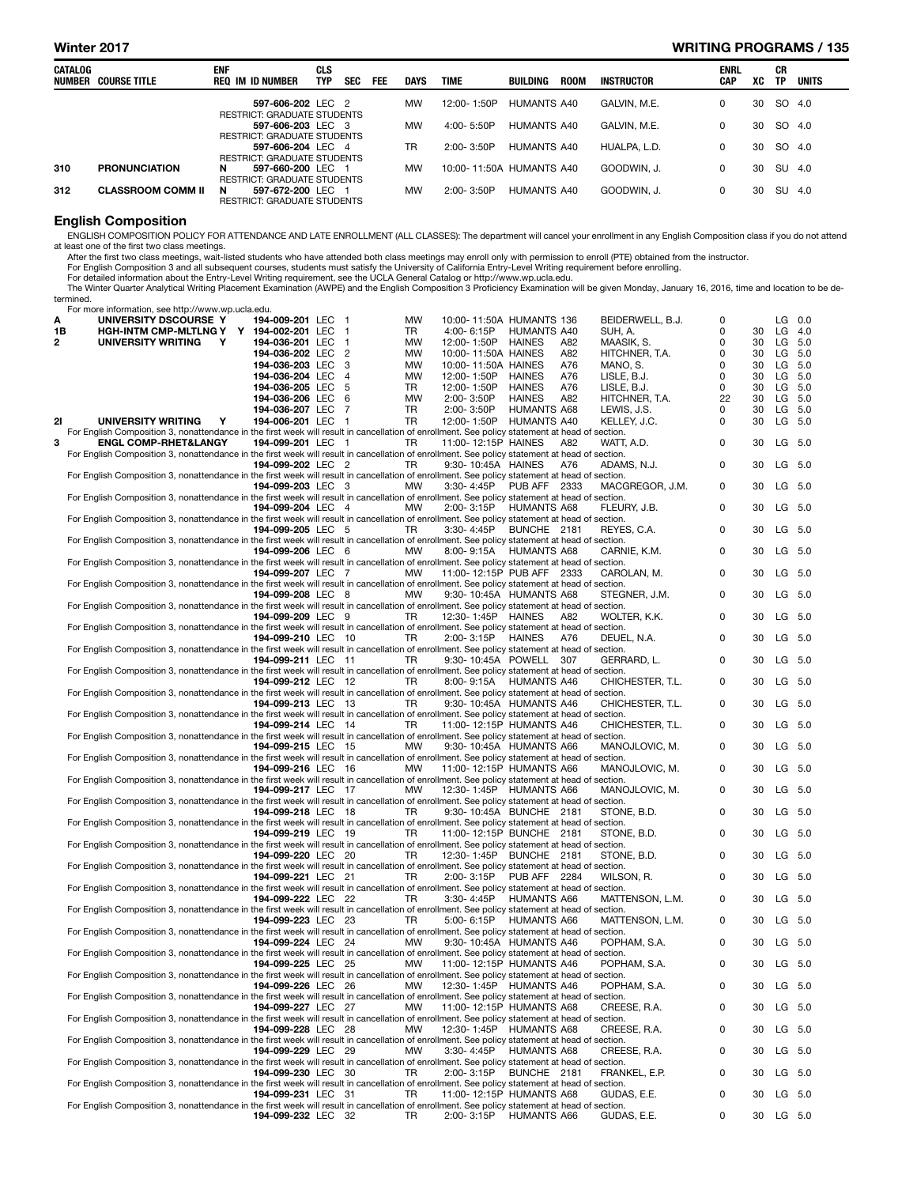| CATALOG NUMBER | COURSE TITLE | ENF REQ | IM | ID NUMBER | CLS TYP | SEC | FEE | DAYS | TIME | BUILDING | ROOM | INSTRUCTOR | ENRL CAP | XC | CR TP | UNITS |
|---|---|---|---|---|---|---|---|---|---|---|---|---|---|---|---|---|
| | | | | 597-606-202 | LEC | 2 | | MW | 12:00- 1:50P | HUMANTS | A40 | GALVIN, M.E. | 0 | 30 | SO | 4.0 |
| | RESTRICT: GRADUATE STUDENTS | | | | | | | | | | | | | | | |
| | | | | 597-606-203 | LEC | 3 | | MW | 4:00- 5:50P | HUMANTS | A40 | GALVIN, M.E. | 0 | 30 | SO | 4.0 |
| | RESTRICT: GRADUATE STUDENTS | | | | | | | | | | | | | | | |
| | | | | 597-606-204 | LEC | 4 | | TR | 2:00- 3:50P | HUMANTS | A40 | HUALPA, L.D. | 0 | 30 | SO | 4.0 |
| | RESTRICT: GRADUATE STUDENTS | | | | | | | | | | | | | | | |
| 310 | PRONUNCIATION | N | | 597-660-200 | LEC | 1 | | MW | 10:00- 11:50A | HUMANTS | A40 | GOODWIN, J. | 0 | 30 | SU | 4.0 |
| | RESTRICT: GRADUATE STUDENTS | | | | | | | | | | | | | | | |
| 312 | CLASSROOM COMM II | N | | 597-672-200 | LEC | 1 | | MW | 2:00- 3:50P | HUMANTS | A40 | GOODWIN, J. | 0 | 30 | SU | 4.0 |
| | RESTRICT: GRADUATE STUDENTS | | | | | | | | | | | | | | | |

## English Composition

ENGLISH COMPOSITION POLICY FOR ATTENDANCE AND LATE ENROLLMENT (ALL CLASSES): The department will cancel your enrollment in any English Composition class if you do not attend at least one of the first two class meetings.

After the first two class meetings, wait-listed students who have attended both class meetings may enroll only with permission to enroll (PTE) obtained from the instructor.

For English Composition 3 and all subsequent courses, students must satisfy the University of California Entry-Level Writing requirement before enrolling.

For detailed information about the Entry-Level Writing requirement, see the UCLA General Catalog or http://www.wp.ucla.edu.

The Winter Quarter Analytical Writing Placement Examination (AWPE) and the English Composition 3 Proficiency Examination will be given Monday, January 16, 2016, time and location to be determined.

For more information, see http://www.wp.ucla.edu.

| CATALOG NUMBER | COURSE TITLE | ENF REQ | IM | ID NUMBER | CLS TYP | SEC | FEE | DAYS | TIME | BUILDING | ROOM | INSTRUCTOR | ENRL CAP | XC | CR TP | UNITS |
|---|---|---|---|---|---|---|---|---|---|---|---|---|---|---|---|---|
| A | UNIVERSITY DSCOURSE | Y | | 194-009-201 | LEC | 1 | | MW | 10:00- 11:50A | HUMANTS | 136 | BEIDERWELL, B.J. | 0 | | LG | 0.0 |
| 1B | HGH-INTM CMP-MLTLNG | Y | Y | 194-002-201 | LEC | 1 | | TR | 4:00- 6:15P | HUMANTS | A40 | SUH, A. | 0 | 30 | LG | 4.0 |
| 2 | UNIVERSITY WRITING | Y | | 194-036-201 | LEC | 1 | | MW | 12:00- 1:50P | HAINES | A82 | MAASIK, S. | 0 | 30 | LG | 5.0 |
| | | | | 194-036-202 | LEC | 2 | | MW | 10:00- 11:50A | HAINES | A82 | HITCHNER, T.A. | 0 | 30 | LG | 5.0 |
| | | | | 194-036-203 | LEC | 3 | | MW | 10:00- 11:50A | HAINES | A76 | MANO, S. | 0 | 30 | LG | 5.0 |
| | | | | 194-036-204 | LEC | 4 | | MW | 12:00- 1:50P | HAINES | A76 | LISLE, B.J. | 0 | 30 | LG | 5.0 |
| | | | | 194-036-205 | LEC | 5 | | TR | 12:00- 1:50P | HAINES | A76 | LISLE, B.J. | 0 | 30 | LG | 5.0 |
| | | | | 194-036-206 | LEC | 6 | | MW | 2:00- 3:50P | HAINES | A82 | HITCHNER, T.A. | 22 | 30 | LG | 5.0 |
| | | | | 194-036-207 | LEC | 7 | | TR | 2:00- 3:50P | HUMANTS | A68 | LEWIS, J.S. | 0 | 30 | LG | 5.0 |
| 2I | UNIVERSITY WRITING | Y | | 194-006-201 | LEC | 1 | | TR | 12:00- 1:50P | HUMANTS | A40 | KELLEY, J.C. | 0 | 30 | LG | 5.0 |
| | For English Composition 3, nonattendance in the first week will result in cancellation of enrollment. See policy statement at head of section. | | | | | | | | | | | | | | | |
| 3 | ENGL COMP-RHET&LANGY | | | 194-099-201 | LEC | 1 | | TR | 11:00- 12:15P | HAINES | A82 | WATT, A.D. | 0 | 30 | LG | 5.0 |
| | For English Composition 3, nonattendance in the first week will result in cancellation of enrollment. See policy statement at head of section. | | | | | | | | | | | | | | | |
| | | | | 194-099-202 | LEC | 2 | | TR | 9:30- 10:45A | HAINES | A76 | ADAMS, N.J. | 0 | 30 | LG | 5.0 |
| | For English Composition 3, nonattendance in the first week will result in cancellation of enrollment. See policy statement at head of section. | | | | | | | | | | | | | | | |
| | | | | 194-099-203 | LEC | 3 | | MW | 3:30- 4:45P | PUB AFF | 2333 | MACGREGOR, J.M. | 0 | 30 | LG | 5.0 |
| | For English Composition 3, nonattendance in the first week will result in cancellation of enrollment. See policy statement at head of section. | | | | | | | | | | | | | | | |
| | | | | 194-099-204 | LEC | 4 | | MW | 2:00- 3:15P | HUMANTS | A68 | FLEURY, J.B. | 0 | 30 | LG | 5.0 |
| | For English Composition 3, nonattendance in the first week will result in cancellation of enrollment. See policy statement at head of section. | | | | | | | | | | | | | | | |
| | | | | 194-099-205 | LEC | 5 | | TR | 3:30- 4:45P | BUNCHE | 2181 | REYES, C.A. | 0 | 30 | LG | 5.0 |
| | For English Composition 3, nonattendance in the first week will result in cancellation of enrollment. See policy statement at head of section. | | | | | | | | | | | | | | | |
| | | | | 194-099-206 | LEC | 6 | | MW | 8:00- 9:15A | HUMANTS | A68 | CARNIE, K.M. | 0 | 30 | LG | 5.0 |
| | For English Composition 3, nonattendance in the first week will result in cancellation of enrollment. See policy statement at head of section. | | | | | | | | | | | | | | | |
| | | | | 194-099-207 | LEC | 7 | | MW | 11:00- 12:15P | PUB AFF | 2333 | CAROLAN, M. | 0 | 30 | LG | 5.0 |
| | For English Composition 3, nonattendance in the first week will result in cancellation of enrollment. See policy statement at head of section. | | | | | | | | | | | | | | | |
| | | | | 194-099-208 | LEC | 8 | | MW | 9:30- 10:45A | HUMANTS | A68 | STEGNER, J.M. | 0 | 30 | LG | 5.0 |
| | For English Composition 3, nonattendance in the first week will result in cancellation of enrollment. See policy statement at head of section. | | | | | | | | | | | | | | | |
| | | | | 194-099-209 | LEC | 9 | | TR | 12:30- 1:45P | HAINES | A82 | WOLTER, K.K. | 0 | 30 | LG | 5.0 |
| | For English Composition 3, nonattendance in the first week will result in cancellation of enrollment. See policy statement at head of section. | | | | | | | | | | | | | | | |
| | | | | 194-099-210 | LEC | 10 | | TR | 2:00- 3:15P | HAINES | A76 | DEUEL, N.A. | 0 | 30 | LG | 5.0 |
| | For English Composition 3, nonattendance in the first week will result in cancellation of enrollment. See policy statement at head of section. | | | | | | | | | | | | | | | |
| | | | | 194-099-211 | LEC | 11 | | TR | 9:30- 10:45A | POWELL | 307 | GERRARD, L. | 0 | 30 | LG | 5.0 |
| | For English Composition 3, nonattendance in the first week will result in cancellation of enrollment. See policy statement at head of section. | | | | | | | | | | | | | | | |
| | | | | 194-099-212 | LEC | 12 | | TR | 8:00- 9:15A | HUMANTS | A46 | CHICHESTER, T.L. | 0 | 30 | LG | 5.0 |
| | For English Composition 3, nonattendance in the first week will result in cancellation of enrollment. See policy statement at head of section. | | | | | | | | | | | | | | | |
| | | | | 194-099-213 | LEC | 13 | | TR | 9:30- 10:45A | HUMANTS | A46 | CHICHESTER, T.L. | 0 | 30 | LG | 5.0 |
| | For English Composition 3, nonattendance in the first week will result in cancellation of enrollment. See policy statement at head of section. | | | | | | | | | | | | | | | |
| | | | | 194-099-214 | LEC | 14 | | TR | 11:00- 12:15P | HUMANTS | A46 | CHICHESTER, T.L. | 0 | 30 | LG | 5.0 |
| | For English Composition 3, nonattendance in the first week will result in cancellation of enrollment. See policy statement at head of section. | | | | | | | | | | | | | | | |
| | | | | 194-099-215 | LEC | 15 | | MW | 9:30- 10:45A | HUMANTS | A66 | MANOJLOVIC, M. | 0 | 30 | LG | 5.0 |
| | For English Composition 3, nonattendance in the first week will result in cancellation of enrollment. See policy statement at head of section. | | | | | | | | | | | | | | | |
| | | | | 194-099-216 | LEC | 16 | | MW | 11:00- 12:15P | HUMANTS | A66 | MANOJLOVIC, M. | 0 | 30 | LG | 5.0 |
| | For English Composition 3, nonattendance in the first week will result in cancellation of enrollment. See policy statement at head of section. | | | | | | | | | | | | | | | |
| | | | | 194-099-217 | LEC | 17 | | MW | 12:30- 1:45P | HUMANTS | A66 | MANOJLOVIC, M. | 0 | 30 | LG | 5.0 |
| | For English Composition 3, nonattendance in the first week will result in cancellation of enrollment. See policy statement at head of section. | | | | | | | | | | | | | | | |
| | | | | 194-099-218 | LEC | 18 | | TR | 9:30- 10:45A | BUNCHE | 2181 | STONE, B.D. | 0 | 30 | LG | 5.0 |
| | For English Composition 3, nonattendance in the first week will result in cancellation of enrollment. See policy statement at head of section. | | | | | | | | | | | | | | | |
| | | | | 194-099-219 | LEC | 19 | | TR | 11:00- 12:15P | BUNCHE | 2181 | STONE, B.D. | 0 | 30 | LG | 5.0 |
| | For English Composition 3, nonattendance in the first week will result in cancellation of enrollment. See policy statement at head of section. | | | | | | | | | | | | | | | |
| | | | | 194-099-220 | LEC | 20 | | TR | 12:30- 1:45P | BUNCHE | 2181 | STONE, B.D. | 0 | 30 | LG | 5.0 |
| | For English Composition 3, nonattendance in the first week will result in cancellation of enrollment. See policy statement at head of section. | | | | | | | | | | | | | | | |
| | | | | 194-099-221 | LEC | 21 | | TR | 2:00- 3:15P | PUB AFF | 2284 | WILSON, R. | 0 | 30 | LG | 5.0 |
| | For English Composition 3, nonattendance in the first week will result in cancellation of enrollment. See policy statement at head of section. | | | | | | | | | | | | | | | |
| | | | | 194-099-222 | LEC | 22 | | TR | 3:30- 4:45P | HUMANTS | A66 | MATTENSON, L.M. | 0 | 30 | LG | 5.0 |
| | For English Composition 3, nonattendance in the first week will result in cancellation of enrollment. See policy statement at head of section. | | | | | | | | | | | | | | | |
| | | | | 194-099-223 | LEC | 23 | | TR | 5:00- 6:15P | HUMANTS | A66 | MATTENSON, L.M. | 0 | 30 | LG | 5.0 |
| | For English Composition 3, nonattendance in the first week will result in cancellation of enrollment. See policy statement at head of section. | | | | | | | | | | | | | | | |
| | | | | 194-099-224 | LEC | 24 | | MW | 9:30- 10:45A | HUMANTS | A46 | POPHAM, S.A. | 0 | 30 | LG | 5.0 |
| | For English Composition 3, nonattendance in the first week will result in cancellation of enrollment. See policy statement at head of section. | | | | | | | | | | | | | | | |
| | | | | 194-099-225 | LEC | 25 | | MW | 11:00- 12:15P | HUMANTS | A46 | POPHAM, S.A. | 0 | 30 | LG | 5.0 |
| | For English Composition 3, nonattendance in the first week will result in cancellation of enrollment. See policy statement at head of section. | | | | | | | | | | | | | | | |
| | | | | 194-099-226 | LEC | 26 | | MW | 12:30- 1:45P | HUMANTS | A46 | POPHAM, S.A. | 0 | 30 | LG | 5.0 |
| | For English Composition 3, nonattendance in the first week will result in cancellation of enrollment. See policy statement at head of section. | | | | | | | | | | | | | | | |
| | | | | 194-099-227 | LEC | 27 | | MW | 11:00- 12:15P | HUMANTS | A68 | CREESE, R.A. | 0 | 30 | LG | 5.0 |
| | For English Composition 3, nonattendance in the first week will result in cancellation of enrollment. See policy statement at head of section. | | | | | | | | | | | | | | | |
| | | | | 194-099-228 | LEC | 28 | | MW | 12:30- 1:45P | HUMANTS | A68 | CREESE, R.A. | 0 | 30 | LG | 5.0 |
| | For English Composition 3, nonattendance in the first week will result in cancellation of enrollment. See policy statement at head of section. | | | | | | | | | | | | | | | |
| | | | | 194-099-229 | LEC | 29 | | MW | 3:30- 4:45P | HUMANTS | A68 | CREESE, R.A. | 0 | 30 | LG | 5.0 |
| | For English Composition 3, nonattendance in the first week will result in cancellation of enrollment. See policy statement at head of section. | | | | | | | | | | | | | | | |
| | | | | 194-099-230 | LEC | 30 | | TR | 2:00- 3:15P | BUNCHE | 2181 | FRANKEL, E.P. | 0 | 30 | LG | 5.0 |
| | For English Composition 3, nonattendance in the first week will result in cancellation of enrollment. See policy statement at head of section. | | | | | | | | | | | | | | | |
| | | | | 194-099-231 | LEC | 31 | | TR | 11:00- 12:15P | HUMANTS | A68 | GUDAS, E.E. | 0 | 30 | LG | 5.0 |
| | For English Composition 3, nonattendance in the first week will result in cancellation of enrollment. See policy statement at head of section. | | | | | | | | | | | | | | | |
| | | | | 194-099-232 | LEC | 32 | | TR | 2:00- 3:15P | HUMANTS | A66 | GUDAS, E.E. | 0 | 30 | LG | 5.0 |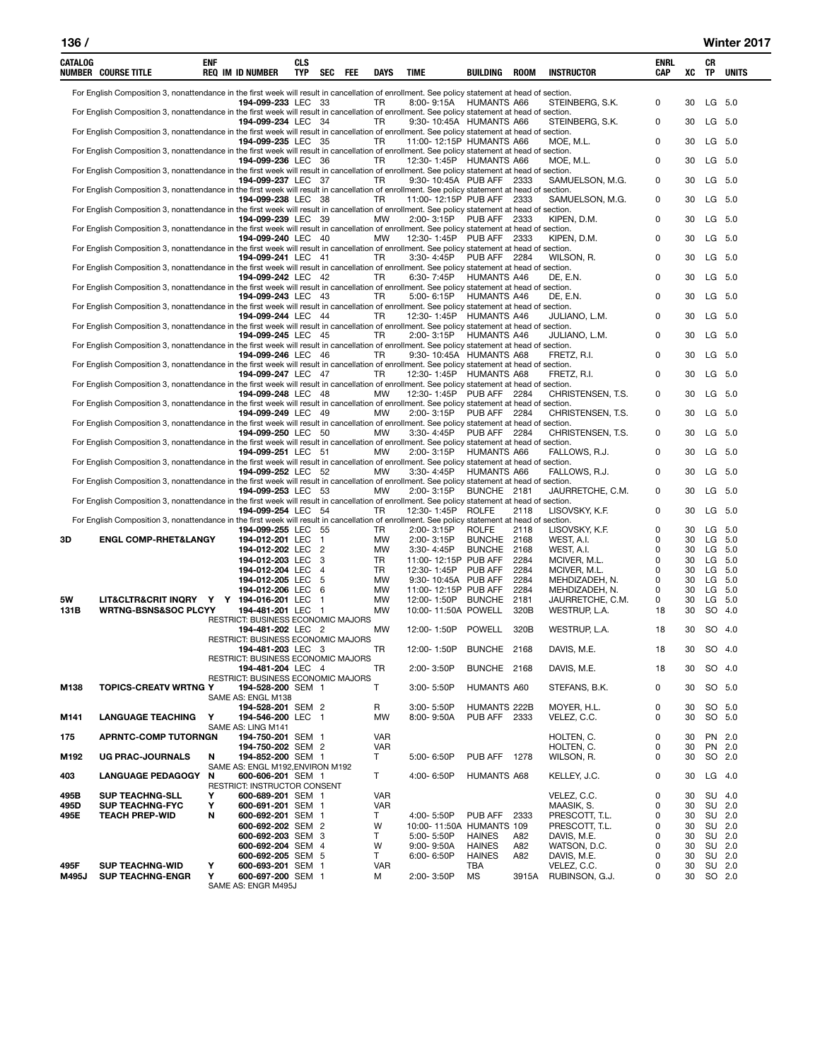| CATALOG NUMBER | COURSE TITLE | ENF REQ | IM | ID NUMBER | CLS TYP | SEC | FEE | DAYS | TIME | BUILDING | ROOM | INSTRUCTOR | ENRL CAP | XC | CR TP | UNITS |
|---|---|---|---|---|---|---|---|---|---|---|---|---|---|---|---|---|
| For English Composition 3, nonattendance in the first week will result in cancellation of enrollment. See policy statement at head of section. | | | | | | | | | | | | | | | | |
| | | | | 194-099-233 | LEC | 33 | | TR | 8:00- 9:15A | HUMANTS | A66 | STEINBERG, S.K. | 0 | 30 | LG | 5.0 |
| For English Composition 3, nonattendance in the first week will result in cancellation of enrollment. See policy statement at head of section. | | | | | | | | | | | | | | | | |
| | | | | 194-099-234 | LEC | 34 | | TR | 9:30- 10:45A | HUMANTS | A66 | STEINBERG, S.K. | 0 | 30 | LG | 5.0 |
| For English Composition 3, nonattendance in the first week will result in cancellation of enrollment. See policy statement at head of section. | | | | | | | | | | | | | | | | |
| | | | | 194-099-235 | LEC | 35 | | TR | 11:00- 12:15P | HUMANTS | A66 | MOE, M.L. | 0 | 30 | LG | 5.0 |
| For English Composition 3, nonattendance in the first week will result in cancellation of enrollment. See policy statement at head of section. | | | | | | | | | | | | | | | | |
| | | | | 194-099-236 | LEC | 36 | | TR | 12:30- 1:45P | HUMANTS | A66 | MOE, M.L. | 0 | 30 | LG | 5.0 |
| For English Composition 3, nonattendance in the first week will result in cancellation of enrollment. See policy statement at head of section. | | | | | | | | | | | | | | | | |
| | | | | 194-099-237 | LEC | 37 | | TR | 9:30- 10:45A | PUB AFF | 2333 | SAMUELSON, M.G. | 0 | 30 | LG | 5.0 |
| For English Composition 3, nonattendance in the first week will result in cancellation of enrollment. See policy statement at head of section. | | | | | | | | | | | | | | | | |
| | | | | 194-099-238 | LEC | 38 | | TR | 11:00- 12:15P | PUB AFF | 2333 | SAMUELSON, M.G. | 0 | 30 | LG | 5.0 |
| For English Composition 3, nonattendance in the first week will result in cancellation of enrollment. See policy statement at head of section. | | | | | | | | | | | | | | | | |
| | | | | 194-099-239 | LEC | 39 | | MW | 2:00- 3:15P | PUB AFF | 2333 | KIPEN, D.M. | 0 | 30 | LG | 5.0 |
| For English Composition 3, nonattendance in the first week will result in cancellation of enrollment. See policy statement at head of section. | | | | | | | | | | | | | | | | |
| | | | | 194-099-240 | LEC | 40 | | MW | 12:30- 1:45P | PUB AFF | 2333 | KIPEN, D.M. | 0 | 30 | LG | 5.0 |
| For English Composition 3, nonattendance in the first week will result in cancellation of enrollment. See policy statement at head of section. | | | | | | | | | | | | | | | | |
| | | | | 194-099-241 | LEC | 41 | | TR | 3:30- 4:45P | PUB AFF | 2284 | WILSON, R. | 0 | 30 | LG | 5.0 |
| For English Composition 3, nonattendance in the first week will result in cancellation of enrollment. See policy statement at head of section. | | | | | | | | | | | | | | | | |
| | | | | 194-099-242 | LEC | 42 | | TR | 6:30- 7:45P | HUMANTS | A46 | DE, E.N. | 0 | 30 | LG | 5.0 |
| For English Composition 3, nonattendance in the first week will result in cancellation of enrollment. See policy statement at head of section. | | | | | | | | | | | | | | | | |
| | | | | 194-099-243 | LEC | 43 | | TR | 5:00- 6:15P | HUMANTS | A46 | DE, E.N. | 0 | 30 | LG | 5.0 |
| For English Composition 3, nonattendance in the first week will result in cancellation of enrollment. See policy statement at head of section. | | | | | | | | | | | | | | | | |
| | | | | 194-099-244 | LEC | 44 | | TR | 12:30- 1:45P | HUMANTS | A46 | JULIANO, L.M. | 0 | 30 | LG | 5.0 |
| For English Composition 3, nonattendance in the first week will result in cancellation of enrollment. See policy statement at head of section. | | | | | | | | | | | | | | | | |
| | | | | 194-099-245 | LEC | 45 | | TR | 2:00- 3:15P | HUMANTS | A46 | JULIANO, L.M. | 0 | 30 | LG | 5.0 |
| For English Composition 3, nonattendance in the first week will result in cancellation of enrollment. See policy statement at head of section. | | | | | | | | | | | | | | | | |
| | | | | 194-099-246 | LEC | 46 | | TR | 9:30- 10:45A | HUMANTS | A68 | FRETZ, R.I. | 0 | 30 | LG | 5.0 |
| For English Composition 3, nonattendance in the first week will result in cancellation of enrollment. See policy statement at head of section. | | | | | | | | | | | | | | | | |
| | | | | 194-099-247 | LEC | 47 | | TR | 12:30- 1:45P | HUMANTS | A68 | FRETZ, R.I. | 0 | 30 | LG | 5.0 |
| For English Composition 3, nonattendance in the first week will result in cancellation of enrollment. See policy statement at head of section. | | | | | | | | | | | | | | | | |
| | | | | 194-099-248 | LEC | 48 | | MW | 12:30- 1:45P | PUB AFF | 2284 | CHRISTENSEN, T.S. | 0 | 30 | LG | 5.0 |
| For English Composition 3, nonattendance in the first week will result in cancellation of enrollment. See policy statement at head of section. | | | | | | | | | | | | | | | | |
| | | | | 194-099-249 | LEC | 49 | | MW | 2:00- 3:15P | PUB AFF | 2284 | CHRISTENSEN, T.S. | 0 | 30 | LG | 5.0 |
| For English Composition 3, nonattendance in the first week will result in cancellation of enrollment. See policy statement at head of section. | | | | | | | | | | | | | | | | |
| | | | | 194-099-250 | LEC | 50 | | MW | 3:30- 4:45P | PUB AFF | 2284 | CHRISTENSEN, T.S. | 0 | 30 | LG | 5.0 |
| For English Composition 3, nonattendance in the first week will result in cancellation of enrollment. See policy statement at head of section. | | | | | | | | | | | | | | | | |
| | | | | 194-099-251 | LEC | 51 | | MW | 2:00- 3:15P | HUMANTS | A66 | FALLOWS, R.J. | 0 | 30 | LG | 5.0 |
| For English Composition 3, nonattendance in the first week will result in cancellation of enrollment. See policy statement at head of section. | | | | | | | | | | | | | | | | |
| | | | | 194-099-252 | LEC | 52 | | MW | 3:30- 4:45P | HUMANTS | A66 | FALLOWS, R.J. | 0 | 30 | LG | 5.0 |
| For English Composition 3, nonattendance in the first week will result in cancellation of enrollment. See policy statement at head of section. | | | | | | | | | | | | | | | | |
| | | | | 194-099-253 | LEC | 53 | | MW | 2:00- 3:15P | BUNCHE | 2181 | JAURRETCHE, C.M. | 0 | 30 | LG | 5.0 |
| For English Composition 3, nonattendance in the first week will result in cancellation of enrollment. See policy statement at head of section. | | | | | | | | | | | | | | | | |
| | | | | 194-099-254 | LEC | 54 | | TR | 12:30- 1:45P | ROLFE | 2118 | LISOVSKY, K.F. | 0 | 30 | LG | 5.0 |
| For English Composition 3, nonattendance in the first week will result in cancellation of enrollment. See policy statement at head of section. | | | | | | | | | | | | | | | | |
| | | | | 194-099-255 | LEC | 55 | | TR | 2:00- 3:15P | ROLFE | 2118 | LISOVSKY, K.F. | 0 | 30 | LG | 5.0 |
| 3D | ENGL COMP-RHET&LANGY | | | 194-012-201 | LEC | 1 | | MW | 2:00- 3:15P | BUNCHE | 2168 | WEST, A.I. | 0 | 30 | LG | 5.0 |
| | | | | 194-012-202 | LEC | 2 | | MW | 3:30- 4:45P | BUNCHE | 2168 | WEST, A.I. | 0 | 30 | LG | 5.0 |
| | | | | 194-012-203 | LEC | 3 | | TR | 11:00- 12:15P | PUB AFF | 2284 | MCIVER, M.L. | 0 | 30 | LG | 5.0 |
| | | | | 194-012-204 | LEC | 4 | | TR | 12:30- 1:45P | PUB AFF | 2284 | MCIVER, M.L. | 0 | 30 | LG | 5.0 |
| | | | | 194-012-205 | LEC | 5 | | MW | 9:30- 10:45A | PUB AFF | 2284 | MEHDIZADEH, N. | 0 | 30 | LG | 5.0 |
| | | | | 194-012-206 | LEC | 6 | | MW | 11:00- 12:15P | PUB AFF | 2284 | MEHDIZADEH, N. | 0 | 30 | LG | 5.0 |
| 5W | LIT&CLTR&CRIT INQRY | Y | Y | 194-016-201 | LEC | 1 | | MW | 12:00- 1:50P | BUNCHE | 2181 | JAURRETCHE, C.M. | 0 | 30 | LG | 5.0 |
| 131B | WRTNG-BSNS&SOC PLCYY | | | 194-481-201 | LEC | 1 | | MW | 10:00- 11:50A | POWELL | 320B | WESTRUP, L.A. | 18 | 30 | SO | 4.0 |
| | RESTRICT: BUSINESS ECONOMIC MAJORS | | | | | | | | | | | | | | | |
| | | | | 194-481-202 | LEC | 2 | | MW | 12:00- 1:50P | POWELL | 320B | WESTRUP, L.A. | 18 | 30 | SO | 4.0 |
| | RESTRICT: BUSINESS ECONOMIC MAJORS | | | | | | | | | | | | | | | |
| | | | | 194-481-203 | LEC | 3 | | TR | 12:00- 1:50P | BUNCHE | 2168 | DAVIS, M.E. | 18 | 30 | SO | 4.0 |
| | RESTRICT: BUSINESS ECONOMIC MAJORS | | | | | | | | | | | | | | | |
| | | | | 194-481-204 | LEC | 4 | | TR | 2:00- 3:50P | BUNCHE | 2168 | DAVIS, M.E. | 18 | 30 | SO | 4.0 |
| | RESTRICT: BUSINESS ECONOMIC MAJORS | | | | | | | | | | | | | | | |
| M138 | TOPICS-CREATV WRTNG | Y | | 194-528-200 | SEM | 1 | | T | 3:00- 5:50P | HUMANTS | A60 | STEFANS, B.K. | 0 | 30 | SO | 5.0 |
| | SAME AS: ENGL M138 | | | | | | | | | | | | | | | |
| | | | | 194-528-201 | SEM | 2 | | R | 3:00- 5:50P | HUMANTS | 222B | MOYER, H.L. | 0 | 30 | SO | 5.0 |
| M141 | LANGUAGE TEACHING | Y | | 194-546-200 | LEC | 1 | | MW | 8:00- 9:50A | PUB AFF | 2333 | VELEZ, C.C. | 0 | 30 | SO | 5.0 |
| | SAME AS: LING M141 | | | | | | | | | | | | | | | |
| 175 | APRNTC-COMP TUTORNGN | | | 194-750-201 | SEM | 1 | | VAR | | | | HOLTEN, C. | 0 | 30 | PN | 2.0 |
| | | | | 194-750-202 | SEM | 2 | | VAR | | | | HOLTEN, C. | 0 | 30 | PN | 2.0 |
| M192 | UG PRAC-JOURNALS | N | | 194-852-200 | SEM | 1 | | T | 5:00- 6:50P | PUB AFF | 1278 | WILSON, R. | 0 | 30 | SO | 2.0 |
| | SAME AS: ENGL M192,ENVIRON M192 | | | | | | | | | | | | | | | |
| 403 | LANGUAGE PEDAGOGY | N | | 600-606-201 | SEM | 1 | | T | 4:00- 6:50P | HUMANTS | A68 | KELLEY, J.C. | 0 | 30 | LG | 4.0 |
| | RESTRICT: INSTRUCTOR CONSENT | | | | | | | | | | | | | | | |
| 495B | SUP TEACHNG-SLL | Y | | 600-689-201 | SEM | 1 | | VAR | | | | VELEZ, C.C. | 0 | 30 | SU | 4.0 |
| 495D | SUP TEACHNG-FYC | Y | | 600-691-201 | SEM | 1 | | VAR | | | | MAASIK, S. | 0 | 30 | SU | 2.0 |
| 495E | TEACH PREP-WID | N | | 600-692-201 | SEM | 1 | | T | 4:00- 5:50P | PUB AFF | 2333 | PRESCOTT, T.L. | 0 | 30 | SU | 2.0 |
| | | | | 600-692-202 | SEM | 2 | | W | 10:00- 11:50A | HUMANTS | 109 | PRESCOTT, T.L. | 0 | 30 | SU | 2.0 |
| | | | | 600-692-203 | SEM | 3 | | T | 5:00- 5:50P | HAINES | A82 | DAVIS, M.E. | 0 | 30 | SU | 2.0 |
| | | | | 600-692-204 | SEM | 4 | | W | 9:00- 9:50A | HAINES | A82 | WATSON, D.C. | 0 | 30 | SU | 2.0 |
| | | | | 600-692-205 | SEM | 5 | | T | 6:00- 6:50P | HAINES | A82 | DAVIS, M.E. | 0 | 30 | SU | 2.0 |
| 495F | SUP TEACHNG-WID | Y | | 600-693-201 | SEM | 1 | | VAR | | TBA | | VELEZ, C.C. | 0 | 30 | SU | 2.0 |
| M495J | SUP TEACHNG-ENGR | Y | | 600-697-200 | SEM | 1 | | M | 2:00- 3:50P | MS | 3915A | RUBINSON, G.J. | 0 | 30 | SO | 2.0 |
| | SAME AS: ENGR M495J | | | | | | | | | | | | | | | |